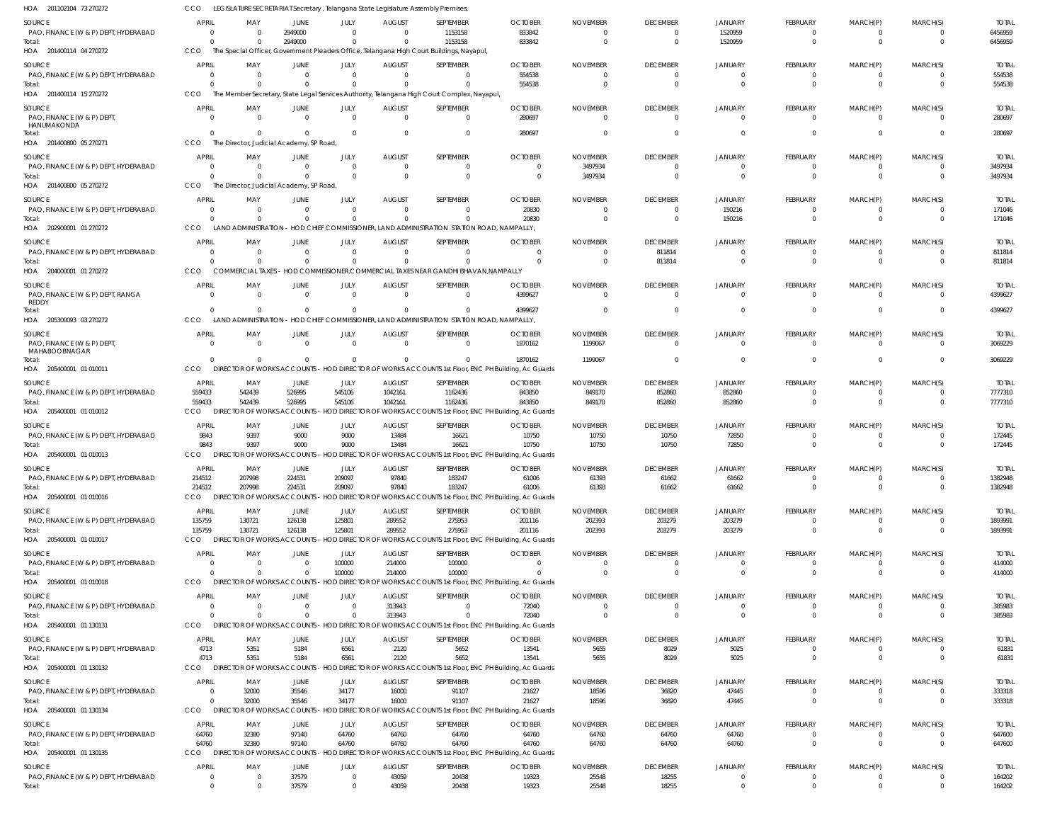HOA 201102104 73 270272 CCO LEGISLATURE SECRETARIAT Secretary, Telangana State Legislature Assembly Premises,

| SOURCE | APRIL | MAY | JUNE | JULY | AUGUST | SEPTEMBER | OCTOBER | NOVEMBER | DECEMBER | JANUARY | FEBRUARY | MARCH(P) | MARCH(S) | TOTAL |
|---|---|---|---|---|---|---|---|---|---|---|---|---|---|---|
| PAO, FINANCE (W & P) DEPT, HYDERABAD | 0 | 0 | 2949000 | 0 | 0 | 1153158 | 833842 | 0 | 0 | 1520959 | 0 | 0 | 0 | 6456959 |
| Total: | 0 | 0 | 2949000 | 0 | 0 | 1153158 | 833842 | 0 | 0 | 1520959 | 0 | 0 | 0 | 6456959 |

HOA 201400114 04 270272 CCO The Special Officer, Government Pleaders Office, Telangana High Court Buildings, Nayapul,

| SOURCE | APRIL | MAY | JUNE | JULY | AUGUST | SEPTEMBER | OCTOBER | NOVEMBER | DECEMBER | JANUARY | FEBRUARY | MARCH(P) | MARCH(S) | TOTAL |
|---|---|---|---|---|---|---|---|---|---|---|---|---|---|---|
| PAO, FINANCE (W & P) DEPT, HYDERABAD | 0 | 0 | 0 | 0 | 0 | 0 | 554538 | 0 | 0 | 0 | 0 | 0 | 0 | 554538 |
| Total: | 0 | 0 | 0 | 0 | 0 | 0 | 554538 | 0 | 0 | 0 | 0 | 0 | 0 | 554538 |

HOA 201400114 15 270272 CCO The Member Secretary, State Legal Services Authority, Telangana High Court Complex, Nayapul,

| SOURCE | APRIL | MAY | JUNE | JULY | AUGUST | SEPTEMBER | OCTOBER | NOVEMBER | DECEMBER | JANUARY | FEBRUARY | MARCH(P) | MARCH(S) | TOTAL |
|---|---|---|---|---|---|---|---|---|---|---|---|---|---|---|
| PAO, FINANCE (W & P) DEPT, HANUMAKONDA | 0 | 0 | 0 | 0 | 0 | 0 | 280697 | 0 | 0 | 0 | 0 | 0 | 0 | 280697 |
| Total: | 0 | 0 | 0 | 0 | 0 | 0 | 280697 | 0 | 0 | 0 | 0 | 0 | 0 | 280697 |

HOA 201400800 05 270271 CCO The Director, Judicial Academy, SP Road,

| SOURCE | APRIL | MAY | JUNE | JULY | AUGUST | SEPTEMBER | OCTOBER | NOVEMBER | DECEMBER | JANUARY | FEBRUARY | MARCH(P) | MARCH(S) | TOTAL |
|---|---|---|---|---|---|---|---|---|---|---|---|---|---|---|
| PAO, FINANCE (W & P) DEPT, HYDERABAD | 0 | 0 | 0 | 0 | 0 | 0 | 0 | 3497934 | 0 | 0 | 0 | 0 | 0 | 3497934 |
| Total: | 0 | 0 | 0 | 0 | 0 | 0 | 0 | 3497934 | 0 | 0 | 0 | 0 | 0 | 3497934 |

HOA 201400800 05 270272 CCO The Director, Judicial Academy, SP Road,

| SOURCE | APRIL | MAY | JUNE | JULY | AUGUST | SEPTEMBER | OCTOBER | NOVEMBER | DECEMBER | JANUARY | FEBRUARY | MARCH(P) | MARCH(S) | TOTAL |
|---|---|---|---|---|---|---|---|---|---|---|---|---|---|---|
| PAO, FINANCE (W & P) DEPT, HYDERABAD | 0 | 0 | 0 | 0 | 0 | 0 | 20830 | 0 | 0 | 150216 | 0 | 0 | 0 | 171046 |
| Total: | 0 | 0 | 0 | 0 | 0 | 0 | 20830 | 0 | 0 | 150216 | 0 | 0 | 0 | 171046 |

HOA 202900001 01 270272 CCO LAND ADMINISTRATION - HOD CHIEF COMMISSIONER, LAND ADMINISTRATION STATION ROAD, NAMPALLY,

| SOURCE | APRIL | MAY | JUNE | JULY | AUGUST | SEPTEMBER | OCTOBER | NOVEMBER | DECEMBER | JANUARY | FEBRUARY | MARCH(P) | MARCH(S) | TOTAL |
|---|---|---|---|---|---|---|---|---|---|---|---|---|---|---|
| PAO, FINANCE (W & P) DEPT, HYDERABAD | 0 | 0 | 0 | 0 | 0 | 0 | 0 | 0 | 811814 | 0 | 0 | 0 | 0 | 811814 |
| Total: | 0 | 0 | 0 | 0 | 0 | 0 | 0 | 0 | 811814 | 0 | 0 | 0 | 0 | 811814 |

HOA 204000001 01 270272 CCO COMMERCIAL TAXES - HOD COMMISSIONER,COMMERCIAL TAXES NEAR GANDHI BHAVAN,NAMPALLY

| SOURCE | APRIL | MAY | JUNE | JULY | AUGUST | SEPTEMBER | OCTOBER | NOVEMBER | DECEMBER | JANUARY | FEBRUARY | MARCH(P) | MARCH(S) | TOTAL |
|---|---|---|---|---|---|---|---|---|---|---|---|---|---|---|
| PAO, FINANCE (W & P) DEPT, RANGA REDDY | 0 | 0 | 0 | 0 | 0 | 0 | 4399627 | 0 | 0 | 0 | 0 | 0 | 0 | 4399627 |
| Total: | 0 | 0 | 0 | 0 | 0 | 0 | 4399627 | 0 | 0 | 0 | 0 | 0 | 0 | 4399627 |

HOA 205300093 03 270272 CCO LAND ADMINISTRATION - HOD CHIEF COMMISSIONER, LAND ADMINISTRATION STATION ROAD, NAMPALLY,

| SOURCE | APRIL | MAY | JUNE | JULY | AUGUST | SEPTEMBER | OCTOBER | NOVEMBER | DECEMBER | JANUARY | FEBRUARY | MARCH(P) | MARCH(S) | TOTAL |
|---|---|---|---|---|---|---|---|---|---|---|---|---|---|---|
| PAO, FINANCE (W & P) DEPT, MAHABOOBNAGAR | 0 | 0 | 0 | 0 | 0 | 0 | 1870162 | 1199067 | 0 | 0 | 0 | 0 | 0 | 3069229 |
| Total: | 0 | 0 | 0 | 0 | 0 | 0 | 1870162 | 1199067 | 0 | 0 | 0 | 0 | 0 | 3069229 |

HOA 205400001 01 010011 CCO DIRECTOR OF WORKS ACCOUNTS - HOD DIRECTOR OF WORKS ACCOUNTS 1st Floor, ENC PH Building, Ac Guards

| SOURCE | APRIL | MAY | JUNE | JULY | AUGUST | SEPTEMBER | OCTOBER | NOVEMBER | DECEMBER | JANUARY | FEBRUARY | MARCH(P) | MARCH(S) | TOTAL |
|---|---|---|---|---|---|---|---|---|---|---|---|---|---|---|
| PAO, FINANCE (W & P) DEPT, HYDERABAD | 559433 | 542439 | 526995 | 545106 | 1042161 | 1162436 | 843850 | 849170 | 852860 | 852860 | 0 | 0 | 0 | 7777310 |
| Total: | 559433 | 542439 | 526995 | 545106 | 1042161 | 1162436 | 843850 | 849170 | 852860 | 852860 | 0 | 0 | 0 | 7777310 |

HOA 205400001 01 010012 CCO DIRECTOR OF WORKS ACCOUNTS - HOD DIRECTOR OF WORKS ACCOUNTS 1st Floor, ENC PH Building, Ac Guards

| SOURCE | APRIL | MAY | JUNE | JULY | AUGUST | SEPTEMBER | OCTOBER | NOVEMBER | DECEMBER | JANUARY | FEBRUARY | MARCH(P) | MARCH(S) | TOTAL |
|---|---|---|---|---|---|---|---|---|---|---|---|---|---|---|
| PAO, FINANCE (W & P) DEPT, HYDERABAD | 9843 | 9397 | 9000 | 9000 | 13484 | 16621 | 10750 | 10750 | 10750 | 72850 | 0 | 0 | 0 | 172445 |
| Total: | 9843 | 9397 | 9000 | 9000 | 13484 | 16621 | 10750 | 10750 | 10750 | 72850 | 0 | 0 | 0 | 172445 |

HOA 205400001 01 010013 CCO DIRECTOR OF WORKS ACCOUNTS - HOD DIRECTOR OF WORKS ACCOUNTS 1st Floor, ENC PH Building, Ac Guards

| SOURCE | APRIL | MAY | JUNE | JULY | AUGUST | SEPTEMBER | OCTOBER | NOVEMBER | DECEMBER | JANUARY | FEBRUARY | MARCH(P) | MARCH(S) | TOTAL |
|---|---|---|---|---|---|---|---|---|---|---|---|---|---|---|
| PAO, FINANCE (W & P) DEPT, HYDERABAD | 214512 | 207998 | 224531 | 209097 | 97840 | 183247 | 61006 | 61393 | 61662 | 61662 | 0 | 0 | 0 | 1382948 |
| Total: | 214512 | 207998 | 224531 | 209097 | 97840 | 183247 | 61006 | 61393 | 61662 | 61662 | 0 | 0 | 0 | 1382948 |

HOA 205400001 01 010016 CCO DIRECTOR OF WORKS ACCOUNTS - HOD DIRECTOR OF WORKS ACCOUNTS 1st Floor, ENC PH Building, Ac Guards

| SOURCE | APRIL | MAY | JUNE | JULY | AUGUST | SEPTEMBER | OCTOBER | NOVEMBER | DECEMBER | JANUARY | FEBRUARY | MARCH(P) | MARCH(S) | TOTAL |
|---|---|---|---|---|---|---|---|---|---|---|---|---|---|---|
| PAO, FINANCE (W & P) DEPT, HYDERABAD | 135759 | 130721 | 126138 | 125801 | 289552 | 275953 | 201116 | 202393 | 203279 | 203279 | 0 | 0 | 0 | 1893991 |
| Total: | 135759 | 130721 | 126138 | 125801 | 289552 | 275953 | 201116 | 202393 | 203279 | 203279 | 0 | 0 | 0 | 1893991 |

HOA 205400001 01 010017 CCO DIRECTOR OF WORKS ACCOUNTS - HOD DIRECTOR OF WORKS ACCOUNTS 1st Floor, ENC PH Building, Ac Guards

| SOURCE | APRIL | MAY | JUNE | JULY | AUGUST | SEPTEMBER | OCTOBER | NOVEMBER | DECEMBER | JANUARY | FEBRUARY | MARCH(P) | MARCH(S) | TOTAL |
|---|---|---|---|---|---|---|---|---|---|---|---|---|---|---|
| PAO, FINANCE (W & P) DEPT, HYDERABAD | 0 | 0 | 0 | 100000 | 214000 | 100000 | 0 | 0 | 0 | 0 | 0 | 0 | 0 | 414000 |
| Total: | 0 | 0 | 0 | 100000 | 214000 | 100000 | 0 | 0 | 0 | 0 | 0 | 0 | 0 | 414000 |

HOA 205400001 01 010018 CCO DIRECTOR OF WORKS ACCOUNTS - HOD DIRECTOR OF WORKS ACCOUNTS 1st Floor, ENC PH Building, Ac Guards

| SOURCE | APRIL | MAY | JUNE | JULY | AUGUST | SEPTEMBER | OCTOBER | NOVEMBER | DECEMBER | JANUARY | FEBRUARY | MARCH(P) | MARCH(S) | TOTAL |
|---|---|---|---|---|---|---|---|---|---|---|---|---|---|---|
| PAO, FINANCE (W & P) DEPT, HYDERABAD | 0 | 0 | 0 | 0 | 313943 | 0 | 72040 | 0 | 0 | 0 | 0 | 0 | 0 | 385983 |
| Total: | 0 | 0 | 0 | 0 | 313943 | 0 | 72040 | 0 | 0 | 0 | 0 | 0 | 0 | 385983 |

HOA 205400001 01 130131 CCO DIRECTOR OF WORKS ACCOUNTS - HOD DIRECTOR OF WORKS ACCOUNTS 1st Floor, ENC PH Building, Ac Guards

| SOURCE | APRIL | MAY | JUNE | JULY | AUGUST | SEPTEMBER | OCTOBER | NOVEMBER | DECEMBER | JANUARY | FEBRUARY | MARCH(P) | MARCH(S) | TOTAL |
|---|---|---|---|---|---|---|---|---|---|---|---|---|---|---|
| PAO, FINANCE (W & P) DEPT, HYDERABAD | 4713 | 5351 | 5184 | 6561 | 2120 | 5652 | 13541 | 5655 | 8029 | 5025 | 0 | 0 | 0 | 61831 |
| Total: | 4713 | 5351 | 5184 | 6561 | 2120 | 5652 | 13541 | 5655 | 8029 | 5025 | 0 | 0 | 0 | 61831 |

HOA 205400001 01 130132 CCO DIRECTOR OF WORKS ACCOUNTS - HOD DIRECTOR OF WORKS ACCOUNTS 1st Floor, ENC PH Building, Ac Guards

| SOURCE | APRIL | MAY | JUNE | JULY | AUGUST | SEPTEMBER | OCTOBER | NOVEMBER | DECEMBER | JANUARY | FEBRUARY | MARCH(P) | MARCH(S) | TOTAL |
|---|---|---|---|---|---|---|---|---|---|---|---|---|---|---|
| PAO, FINANCE (W & P) DEPT, HYDERABAD | 0 | 32000 | 35546 | 34177 | 16000 | 91107 | 21627 | 18596 | 36820 | 47445 | 0 | 0 | 0 | 333318 |
| Total: | 0 | 32000 | 35546 | 34177 | 16000 | 91107 | 21627 | 18596 | 36820 | 47445 | 0 | 0 | 0 | 333318 |

HOA 205400001 01 130134 CCO DIRECTOR OF WORKS ACCOUNTS - HOD DIRECTOR OF WORKS ACCOUNTS 1st Floor, ENC PH Building, Ac Guards

| SOURCE | APRIL | MAY | JUNE | JULY | AUGUST | SEPTEMBER | OCTOBER | NOVEMBER | DECEMBER | JANUARY | FEBRUARY | MARCH(P) | MARCH(S) | TOTAL |
|---|---|---|---|---|---|---|---|---|---|---|---|---|---|---|
| PAO, FINANCE (W & P) DEPT, HYDERABAD | 64760 | 32380 | 97140 | 64760 | 64760 | 64760 | 64760 | 64760 | 64760 | 64760 | 0 | 0 | 0 | 647600 |
| Total: | 64760 | 32380 | 97140 | 64760 | 64760 | 64760 | 64760 | 64760 | 64760 | 64760 | 0 | 0 | 0 | 647600 |

HOA 205400001 01 130135 CCO DIRECTOR OF WORKS ACCOUNTS - HOD DIRECTOR OF WORKS ACCOUNTS 1st Floor, ENC PH Building, Ac Guards

| SOURCE | APRIL | MAY | JUNE | JULY | AUGUST | SEPTEMBER | OCTOBER | NOVEMBER | DECEMBER | JANUARY | FEBRUARY | MARCH(P) | MARCH(S) | TOTAL |
|---|---|---|---|---|---|---|---|---|---|---|---|---|---|---|
| PAO, FINANCE (W & P) DEPT, HYDERABAD | 0 | 0 | 37579 | 0 | 43059 | 20438 | 19323 | 25548 | 18255 | 0 | 0 | 0 | 0 | 164202 |
| Total: | 0 | 0 | 37579 | 0 | 43059 | 20438 | 19323 | 25548 | 18255 | 0 | 0 | 0 | 0 | 164202 |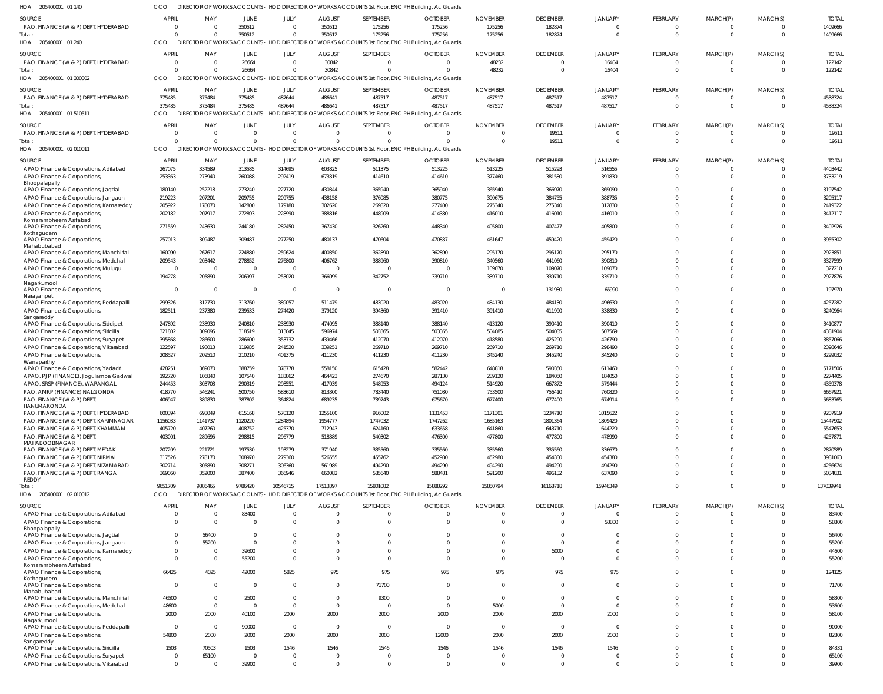HOA 205400001 01 140 CCO DIRECTOR OF WORKS ACCOUNTS - HOD DIRECTOR OF WORKS ACCOUNTS 1st Floor, ENC PH Building, Ac Guards

| SOURCE | APRIL | MAY | JUNE | JULY | AUGUST | SEPTEMBER | OCTOBER | NOVEMBER | DECEMBER | JANUARY | FEBRUARY | MARCH(P) | MARCH(S) | TOTAL |
|---|---|---|---|---|---|---|---|---|---|---|---|---|---|---|
| PAO, FINANCE (W & P) DEPT, HYDERABAD | 0 | 0 | 350512 | 0 | 350512 | 175256 | 175256 | 175256 | 182874 | 0 | 0 | 0 | 0 | 1409666 |
| Total: | 0 | 0 | 350512 | 0 | 350512 | 175256 | 175256 | 175256 | 182874 | 0 | 0 | 0 | 0 | 1409666 |

HOA 205400001 01 240 CCO DIRECTOR OF WORKS ACCOUNTS - HOD DIRECTOR OF WORKS ACCOUNTS 1st Floor, ENC PH Building, Ac Guards

| SOURCE | APRIL | MAY | JUNE | JULY | AUGUST | SEPTEMBER | OCTOBER | NOVEMBER | DECEMBER | JANUARY | FEBRUARY | MARCH(P) | MARCH(S) | TOTAL |
|---|---|---|---|---|---|---|---|---|---|---|---|---|---|---|
| PAO, FINANCE (W & P) DEPT, HYDERABAD | 0 | 0 | 26664 | 0 | 30842 | 0 | 0 | 48232 | 0 | 16404 | 0 | 0 | 0 | 122142 |
| Total: | 0 | 0 | 26664 | 0 | 30842 | 0 | 0 | 48232 | 0 | 16404 | 0 | 0 | 0 | 122142 |

HOA 205400001 01 300302 CCO DIRECTOR OF WORKS ACCOUNTS - HOD DIRECTOR OF WORKS ACCOUNTS 1st Floor, ENC PH Building, Ac Guards

| SOURCE | APRIL | MAY | JUNE | JULY | AUGUST | SEPTEMBER | OCTOBER | NOVEMBER | DECEMBER | JANUARY | FEBRUARY | MARCH(P) | MARCH(S) | TOTAL |
|---|---|---|---|---|---|---|---|---|---|---|---|---|---|---|
| PAO, FINANCE (W & P) DEPT, HYDERABAD | 375485 | 375484 | 375485 | 487644 | 486641 | 487517 | 487517 | 487517 | 487517 | 487517 | 0 | 0 | 0 | 4538324 |
| Total: | 375485 | 375484 | 375485 | 487644 | 486641 | 487517 | 487517 | 487517 | 487517 | 487517 | 0 | 0 | 0 | 4538324 |

HOA 205400001 01 510511 CCO DIRECTOR OF WORKS ACCOUNTS - HOD DIRECTOR OF WORKS ACCOUNTS 1st Floor, ENC PH Building, Ac Guards

| SOURCE | APRIL | MAY | JUNE | JULY | AUGUST | SEPTEMBER | OCTOBER | NOVEMBER | DECEMBER | JANUARY | FEBRUARY | MARCH(P) | MARCH(S) | TOTAL |
|---|---|---|---|---|---|---|---|---|---|---|---|---|---|---|
| PAO, FINANCE (W & P) DEPT, HYDERABAD | 0 | 0 | 0 | 0 | 0 | 0 | 0 | 0 | 19511 | 0 | 0 | 0 | 0 | 19511 |
| Total: | 0 | 0 | 0 | 0 | 0 | 0 | 0 | 0 | 19511 | 0 | 0 | 0 | 0 | 19511 |

HOA 205400001 02 010011 CCO DIRECTOR OF WORKS ACCOUNTS - HOD DIRECTOR OF WORKS ACCOUNTS 1st Floor, ENC PH Building, Ac Guards

| SOURCE | APRIL | MAY | JUNE | JULY | AUGUST | SEPTEMBER | OCTOBER | NOVEMBER | DECEMBER | JANUARY | FEBRUARY | MARCH(P) | MARCH(S) | TOTAL |
|---|---|---|---|---|---|---|---|---|---|---|---|---|---|---|
| APAO Finance & Corporations, Adilabad | 267075 | 334589 | 313585 | 314695 | 603825 | 511375 | 513225 | 513225 | 515293 | 516555 | 0 | 0 | 0 | 4403442 |
| APAO Finance & Corporations, Bhoopalapally | 253363 | 273940 | 260088 | 292419 | 673319 | 414610 | 414610 | 377460 | 381580 | 391830 | 0 | 0 | 0 | 3733219 |
| APAO Finance & Corporations, Jagtial | 180140 | 252218 | 273240 | 227720 | 430344 | 365940 | 365940 | 365940 | 366970 | 369090 | 0 | 0 | 0 | 3197542 |
| APAO Finance & Corporations, Jangaon | 219223 | 207201 | 209755 | 209755 | 438158 | 376085 | 380775 | 390675 | 384755 | 388735 | 0 | 0 | 0 | 3205117 |
| APAO Finance & Corporations, Kamareddy | 205922 | 178070 | 142800 | 179180 | 302620 | 269820 | 277400 | 275340 | 275340 | 312830 | 0 | 0 | 0 | 2419322 |
| APAO Finance & Corporations, Komarambheem Asifabad | 202182 | 207917 | 272893 | 228990 | 388816 | 448909 | 414380 | 416010 | 416010 | 416010 | 0 | 0 | 0 | 3412117 |
| APAO Finance & Corporations, Kothagudem | 271559 | 243630 | 244180 | 282450 | 367430 | 326260 | 448340 | 405800 | 407477 | 405800 | 0 | 0 | 0 | 3402926 |
| APAO Finance & Corporations, Mahabubabad | 257013 | 309487 | 309487 | 277250 | 480137 | 470604 | 470837 | 461647 | 459420 | 459420 | 0 | 0 | 0 | 3955302 |
| APAO Finance & Corporations, Manchirial | 160090 | 267617 | 224880 | 259624 | 400350 | 362890 | 362890 | 295170 | 295170 | 295170 | 0 | 0 | 0 | 2923851 |
| APAO Finance & Corporations, Medchal | 209543 | 203442 | 278852 | 276800 | 406762 | 388960 | 390810 | 340560 | 441060 | 390810 | 0 | 0 | 0 | 3327599 |
| APAO Finance & Corporations, Mulugu | 0 | 0 | 0 | 0 | 0 | 0 | 0 | 109070 | 109070 | 109070 | 0 | 0 | 0 | 327210 |
| APAO Finance & Corporations, Nagarkurnool | 194278 | 205890 | 206997 | 253020 | 366099 | 342752 | 339710 | 339710 | 339710 | 339710 | 0 | 0 | 0 | 2927876 |
| APAO Finance & Corporations, Narayanpet | 0 | 0 | 0 | 0 | 0 | 0 | 0 | 0 | 131980 | 65990 | 0 | 0 | 0 | 197970 |
| APAO Finance & Corporations, Peddapalli | 299326 | 312730 | 313760 | 389057 | 511479 | 483020 | 483020 | 484130 | 484130 | 496630 | 0 | 0 | 0 | 4257282 |
| APAO Finance & Corporations, Sangareddy | 182511 | 237380 | 239533 | 274420 | 379120 | 394360 | 391410 | 391410 | 411990 | 338830 | 0 | 0 | 0 | 3240964 |
| APAO Finance & Corporations, Siddipet | 247892 | 238930 | 240810 | 238930 | 474095 | 388140 | 388140 | 413120 | 390410 | 390410 | 0 | 0 | 0 | 3410877 |
| APAO Finance & Corporations, Siricilla | 321802 | 309095 | 318519 | 313045 | 596974 | 503365 | 503365 | 504085 | 504085 | 507569 | 0 | 0 | 0 | 4381904 |
| APAO Finance & Corporations, Suryapet | 395868 | 286600 | 286600 | 353732 | 439466 | 412070 | 412070 | 418580 | 425290 | 426790 | 0 | 0 | 0 | 3857066 |
| APAO Finance & Corporations, Vikarabad | 122597 | 198013 | 119935 | 241520 | 339251 | 269710 | 269710 | 269710 | 269710 | 298490 | 0 | 0 | 0 | 2398646 |
| APAO Finance & Corporations, Wanaparthy | 208527 | 209510 | 210210 | 401375 | 411230 | 411230 | 411230 | 345240 | 345240 | 345240 | 0 | 0 | 0 | 3299032 |
| APAO Finance & Corporations, Yadadri | 428251 | 369070 | 388759 | 378778 | 558150 | 615428 | 582442 | 648818 | 590350 | 611460 | 0 | 0 | 0 | 5171506 |
| APAO, PJP (FINANCE), Jogulamba Gadwal | 192720 | 106840 | 107540 | 183862 | 464423 | 274670 | 287130 | 289120 | 184050 | 184050 | 0 | 0 | 0 | 2274405 |
| APAO, SRSP (FINANCE), WARANGAL | 244453 | 303703 | 290319 | 298551 | 417039 | 548953 | 494124 | 514920 | 667872 | 579444 | 0 | 0 | 0 | 4359378 |
| PAO, AMRP (FINANCE) NALGONDA | 418770 | 546241 | 500750 | 583610 | 813300 | 783440 | 751080 | 753500 | 756410 | 760820 | 0 | 0 | 0 | 6667921 |
| PAO, FINANCE (W & P) DEPT, HANUMAKONDA | 406947 | 389830 | 387802 | 364824 | 689235 | 739743 | 675670 | 677400 | 677400 | 674914 | 0 | 0 | 0 | 5683765 |
| PAO, FINANCE (W & P) DEPT, HYDERABAD | 600394 | 698049 | 615168 | 570120 | 1255100 | 916002 | 1131453 | 1171301 | 1234710 | 1015622 | 0 | 0 | 0 | 9207919 |
| PAO, FINANCE (W & P) DEPT, KARIMNAGAR | 1156033 | 1141737 | 1120220 | 1284894 | 1954777 | 1747032 | 1747262 | 1685163 | 1801364 | 1809420 | 0 | 0 | 0 | 15447902 |
| PAO, FINANCE (W & P) DEPT, KHAMMAM | 405720 | 407260 | 408752 | 425370 | 712943 | 624160 | 633658 | 641860 | 643710 | 644220 | 0 | 0 | 0 | 5547653 |
| PAO, FINANCE (W & P) DEPT, MAHABOOBNAGAR | 403001 | 289695 | 298815 | 296779 | 518389 | 540302 | 476300 | 477800 | 477800 | 478990 | 0 | 0 | 0 | 4257871 |
| PAO, FINANCE (W & P) DEPT, MEDAK | 207209 | 221721 | 197530 | 193279 | 371940 | 335560 | 335560 | 335560 | 335560 | 336670 | 0 | 0 | 0 | 2870589 |
| PAO, FINANCE (W & P) DEPT, NIRMAL | 317526 | 278170 | 308970 | 279360 | 526555 | 455762 | 452980 | 452980 | 454380 | 454380 | 0 | 0 | 0 | 3981063 |
| PAO, FINANCE (W & P) DEPT, NIZAMABAD | 302714 | 305890 | 308271 | 306360 | 561989 | 494290 | 494290 | 494290 | 494290 | 494290 | 0 | 0 | 0 | 4256674 |
| PAO, FINANCE (W & P) DEPT, RANGA REDDY | 369060 | 352000 | 387400 | 366946 | 660082 | 585640 | 588481 | 591200 | 496132 | 637090 | 0 | 0 | 0 | 5034031 |
| Total: | 9651709 | 9886465 | 9786420 | 10546715 | 17513397 | 15801082 | 15888292 | 15850794 | 16168718 | 15946349 | 0 | 0 | 0 | 137039941 |

HOA 205400001 02 010012 CCO DIRECTOR OF WORKS ACCOUNTS - HOD DIRECTOR OF WORKS ACCOUNTS 1st Floor, ENC PH Building, Ac Guards

| SOURCE | APRIL | MAY | JUNE | JULY | AUGUST | SEPTEMBER | OCTOBER | NOVEMBER | DECEMBER | JANUARY | FEBRUARY | MARCH(P) | MARCH(S) | TOTAL |
|---|---|---|---|---|---|---|---|---|---|---|---|---|---|---|
| APAO Finance & Corporations, Adilabad | 0 | 0 | 83400 | 0 | 0 | 0 | 0 | 0 | 0 | 0 | 0 | 0 | 0 | 83400 |
| APAO Finance & Corporations, Bhoopalapally | 0 | 0 | 0 | 0 | 0 | 0 | 0 | 0 | 0 | 58800 | 0 | 0 | 0 | 58800 |
| APAO Finance & Corporations, Jagtial | 0 | 56400 | 0 | 0 | 0 | 0 | 0 | 0 | 0 | 0 | 0 | 0 | 0 | 56400 |
| APAO Finance & Corporations, Jangaon | 0 | 55200 | 0 | 0 | 0 | 0 | 0 | 0 | 0 | 0 | 0 | 0 | 0 | 55200 |
| APAO Finance & Corporations, Kamareddy | 0 | 0 | 39600 | 0 | 0 | 0 | 0 | 0 | 5000 | 0 | 0 | 0 | 0 | 44600 |
| APAO Finance & Corporations, Komarambheem Asifabad | 0 | 0 | 55200 | 0 | 0 | 0 | 0 | 0 | 0 | 0 | 0 | 0 | 0 | 55200 |
| APAO Finance & Corporations, Kothagudem | 66425 | 4025 | 42000 | 5825 | 975 | 975 | 975 | 975 | 975 | 975 | 0 | 0 | 0 | 124125 |
| APAO Finance & Corporations, Mahabubabad | 0 | 0 | 0 | 0 | 0 | 71700 | 0 | 0 | 0 | 0 | 0 | 0 | 0 | 71700 |
| APAO Finance & Corporations, Manchirial | 46500 | 0 | 2500 | 0 | 0 | 9300 | 0 | 0 | 0 | 0 | 0 | 0 | 0 | 58300 |
| APAO Finance & Corporations, Medchal | 48600 | 0 | 0 | 0 | 0 | 0 | 0 | 5000 | 0 | 0 | 0 | 0 | 0 | 53600 |
| APAO Finance & Corporations, Nagarkurnool | 2000 | 2000 | 40100 | 2000 | 2000 | 2000 | 2000 | 2000 | 2000 | 2000 | 0 | 0 | 0 | 58100 |
| APAO Finance & Corporations, Peddapalli | 0 | 0 | 90000 | 0 | 0 | 0 | 0 | 0 | 0 | 0 | 0 | 0 | 0 | 90000 |
| APAO Finance & Corporations, Sangareddy | 54800 | 2000 | 2000 | 2000 | 2000 | 2000 | 12000 | 2000 | 2000 | 2000 | 0 | 0 | 0 | 82800 |
| APAO Finance & Corporations, Siricilla | 1503 | 70503 | 1503 | 1546 | 1546 | 1546 | 1546 | 1546 | 1546 | 1546 | 0 | 0 | 0 | 84331 |
| APAO Finance & Corporations, Suryapet | 0 | 65100 | 0 | 0 | 0 | 0 | 0 | 0 | 0 | 0 | 0 | 0 | 0 | 65100 |
| APAO Finance & Corporations, Vikarabad | 0 | 0 | 39900 | 0 | 0 | 0 | 0 | 0 | 0 | 0 | 0 | 0 | 0 | 39900 |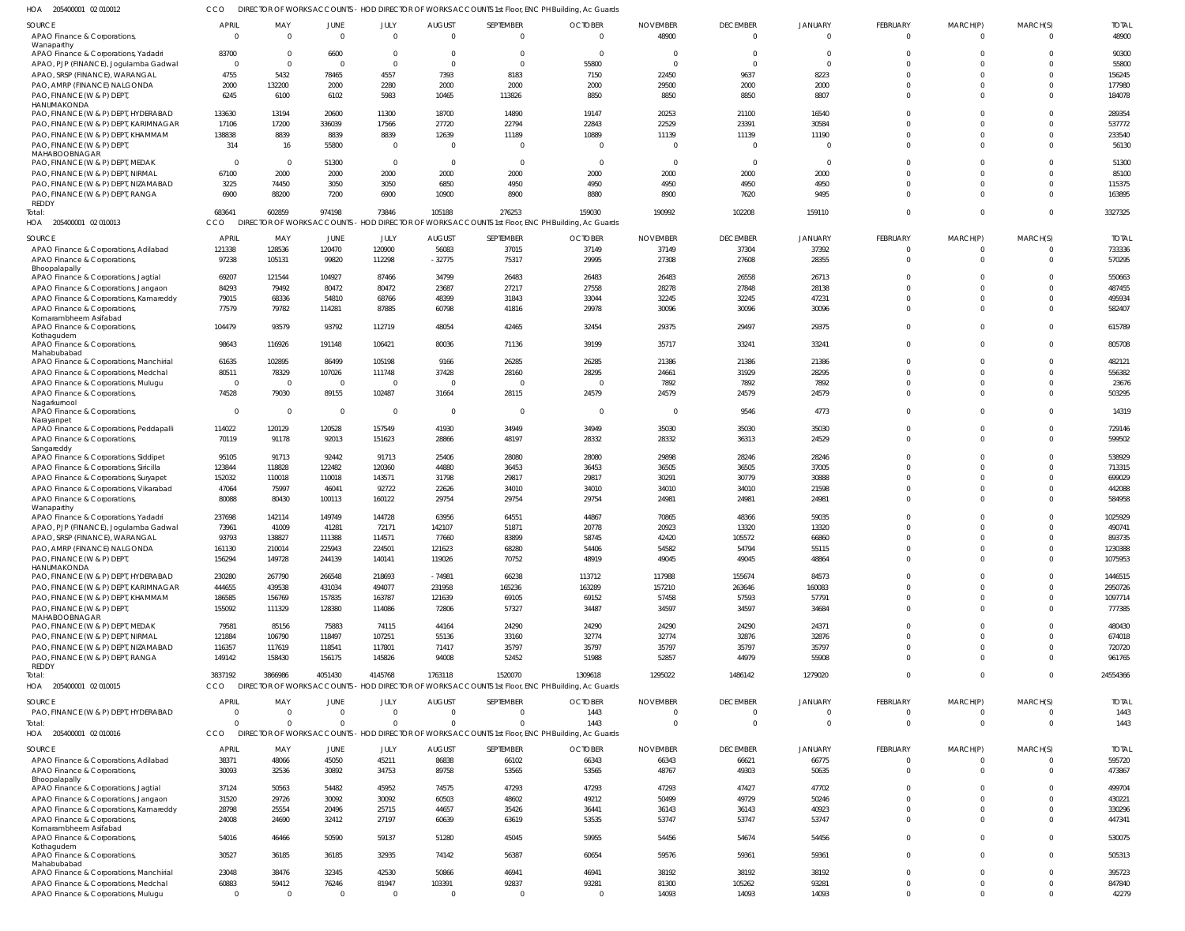HOA 205400001 02 010012 CCO DIRECTOR OF WORKS ACCOUNTS - HOD DIRECTOR OF WORKS ACCOUNTS 1st Floor, ENC PH Building, Ac Guards

| SOURCE | APRIL | MAY | JUNE | JULY | AUGUST | SEPTEMBER | OCTOBER | NOVEMBER | DECEMBER | JANUARY | FEBRUARY | MARCH(P) | MARCH(S) | TOTAL |
|---|---|---|---|---|---|---|---|---|---|---|---|---|---|---|
| APAO Finance & Corporations, Wanaparthy | 0 | 0 | 0 | 0 | 0 | 0 | 0 | 48900 | 0 | 0 | 0 | 0 | 0 | 48900 |
| APAO Finance & Corporations, Yadadri | 83700 | 0 | 6600 | 0 | 0 | 0 | 0 | 0 | 0 | 0 | 0 | 0 | 0 | 90300 |
| APAO, PJP (FINANCE), Jogulamba Gadwal | 0 | 0 | 0 | 0 | 0 | 0 | 55800 | 0 | 0 | 0 | 0 | 0 | 0 | 55800 |
| APAO, SRSP (FINANCE), WARANGAL | 4755 | 5432 | 78465 | 4557 | 7393 | 8183 | 7150 | 22450 | 9637 | 8223 | 0 | 0 | 0 | 156245 |
| PAO, AMRP (FINANCE) NALGONDA | 2000 | 132200 | 2000 | 2280 | 2000 | 2000 | 2000 | 29500 | 2000 | 2000 | 0 | 0 | 0 | 177980 |
| PAO, FINANCE (W & P) DEPT, HANUMAKONDA | 6245 | 6100 | 6102 | 5983 | 10465 | 113826 | 8850 | 8850 | 8850 | 8807 | 0 | 0 | 0 | 184078 |
| PAO, FINANCE (W & P) DEPT, HYDERABAD | 133630 | 13194 | 20600 | 11300 | 18700 | 14890 | 19147 | 20253 | 21100 | 16540 | 0 | 0 | 0 | 289354 |
| PAO, FINANCE (W & P) DEPT, KARIMNAGAR | 17106 | 17200 | 336039 | 17566 | 27720 | 22794 | 22843 | 22529 | 23391 | 30584 | 0 | 0 | 0 | 537772 |
| PAO, FINANCE (W & P) DEPT, KHAMMAM | 138838 | 8839 | 8839 | 8839 | 12639 | 11189 | 10889 | 11139 | 11139 | 11190 | 0 | 0 | 0 | 233540 |
| PAO, FINANCE (W & P) DEPT, MAHABOOBNAGAR | 314 | 16 | 55800 | 0 | 0 | 0 | 0 | 0 | 0 | 0 | 0 | 0 | 0 | 56130 |
| PAO, FINANCE (W & P) DEPT, MEDAK | 0 | 0 | 51300 | 0 | 0 | 0 | 0 | 0 | 0 | 0 | 0 | 0 | 0 | 51300 |
| PAO, FINANCE (W & P) DEPT, NIRMAL | 67100 | 2000 | 2000 | 2000 | 2000 | 2000 | 2000 | 2000 | 2000 | 2000 | 0 | 0 | 0 | 85100 |
| PAO, FINANCE (W & P) DEPT, NIZAMABAD | 3225 | 74450 | 3050 | 3050 | 6850 | 4950 | 4950 | 4950 | 4950 | 4950 | 0 | 0 | 0 | 115375 |
| PAO, FINANCE (W & P) DEPT, RANGA REDDY | 6900 | 88200 | 7200 | 6900 | 10900 | 8900 | 8880 | 8900 | 7620 | 9495 | 0 | 0 | 0 | 163895 |
| Total: | 683641 | 602859 | 974198 | 73846 | 105188 | 276253 | 159030 | 190992 | 102208 | 159110 | 0 | 0 | 0 | 3327325 |

HOA 205400001 02 010013 CCO DIRECTOR OF WORKS ACCOUNTS - HOD DIRECTOR OF WORKS ACCOUNTS 1st Floor, ENC PH Building, Ac Guards

| SOURCE | APRIL | MAY | JUNE | JULY | AUGUST | SEPTEMBER | OCTOBER | NOVEMBER | DECEMBER | JANUARY | FEBRUARY | MARCH(P) | MARCH(S) | TOTAL |
|---|---|---|---|---|---|---|---|---|---|---|---|---|---|---|
| APAO Finance & Corporations, Adilabad | 121338 | 128536 | 120470 | 120900 | 56083 | 37015 | 37149 | 37149 | 37304 | 37392 | 0 | 0 | 0 | 733336 |
| APAO Finance & Corporations, Bhoopalapally | 97238 | 105131 | 99820 | 112298 | -32775 | 75317 | 29995 | 27308 | 27608 | 28355 | 0 | 0 | 0 | 570295 |
| APAO Finance & Corporations, Jagtial | 69207 | 121544 | 104927 | 87466 | 34799 | 26483 | 26483 | 26483 | 26558 | 26713 | 0 | 0 | 0 | 550663 |
| APAO Finance & Corporations, Jangaon | 84293 | 79492 | 80472 | 80472 | 23687 | 27217 | 27558 | 28278 | 27848 | 28138 | 0 | 0 | 0 | 487455 |
| APAO Finance & Corporations, Kamareddy | 79015 | 68336 | 54810 | 68766 | 48399 | 31843 | 33044 | 32245 | 32245 | 47231 | 0 | 0 | 0 | 495934 |
| APAO Finance & Corporations, Komarambheem Asifabad | 77579 | 79782 | 114281 | 87885 | 60798 | 41816 | 29978 | 30096 | 30096 | 30096 | 0 | 0 | 0 | 582407 |
| APAO Finance & Corporations, Kothagudem | 104479 | 93579 | 93792 | 112719 | 48054 | 42465 | 32454 | 29375 | 29497 | 29375 | 0 | 0 | 0 | 615789 |
| APAO Finance & Corporations, Mahabubabad | 98643 | 116926 | 191148 | 106421 | 80036 | 71136 | 39199 | 35717 | 33241 | 33241 | 0 | 0 | 0 | 805708 |
| APAO Finance & Corporations, Manchirial | 61635 | 102895 | 86499 | 105198 | 9166 | 26285 | 26285 | 21386 | 21386 | 21386 | 0 | 0 | 0 | 482121 |
| APAO Finance & Corporations, Medchal | 80511 | 78329 | 107026 | 111748 | 37428 | 28160 | 28295 | 24661 | 31929 | 28295 | 0 | 0 | 0 | 556382 |
| APAO Finance & Corporations, Mulugu | 0 | 0 | 0 | 0 | 0 | 0 | 0 | 7892 | 7892 | 7892 | 0 | 0 | 0 | 23676 |
| APAO Finance & Corporations, Nagarkurnool | 74528 | 79030 | 89155 | 102487 | 31664 | 28115 | 24579 | 24579 | 24579 | 24579 | 0 | 0 | 0 | 503295 |
| APAO Finance & Corporations, Narayanpet | 0 | 0 | 0 | 0 | 0 | 0 | 0 | 0 | 9546 | 4773 | 0 | 0 | 0 | 14319 |
| APAO Finance & Corporations, Peddapalli | 114022 | 120129 | 120528 | 157549 | 41930 | 34949 | 34949 | 35030 | 35030 | 35030 | 0 | 0 | 0 | 729146 |
| APAO Finance & Corporations, Sangareddy | 70119 | 91178 | 92013 | 151623 | 28866 | 48197 | 28332 | 28332 | 36313 | 24529 | 0 | 0 | 0 | 599502 |
| APAO Finance & Corporations, Siddipet | 95105 | 91713 | 92442 | 91713 | 25406 | 28080 | 28080 | 29898 | 28246 | 28246 | 0 | 0 | 0 | 538929 |
| APAO Finance & Corporations, Siricilla | 123844 | 118828 | 122482 | 120360 | 44880 | 36453 | 36453 | 36505 | 36505 | 37005 | 0 | 0 | 0 | 713315 |
| APAO Finance & Corporations, Suryapet | 152032 | 110018 | 110018 | 143571 | 31798 | 29817 | 29817 | 30291 | 30779 | 30888 | 0 | 0 | 0 | 699029 |
| APAO Finance & Corporations, Vikarabad | 47064 | 75997 | 46041 | 92722 | 22626 | 34010 | 34010 | 34010 | 34010 | 21598 | 0 | 0 | 0 | 442088 |
| APAO Finance & Corporations, Wanaparthy | 80088 | 80430 | 100113 | 160122 | 29754 | 29754 | 29754 | 24981 | 24981 | 24981 | 0 | 0 | 0 | 584958 |
| APAO Finance & Corporations, Yadadri | 237698 | 142114 | 149749 | 144728 | 63956 | 64551 | 44867 | 70865 | 48366 | 59035 | 0 | 0 | 0 | 1025929 |
| APAO, PJP (FINANCE), Jogulamba Gadwal | 73961 | 41009 | 41281 | 72171 | 142107 | 51871 | 20778 | 20923 | 13320 | 13320 | 0 | 0 | 0 | 490741 |
| APAO, SRSP (FINANCE), WARANGAL | 93793 | 138827 | 111388 | 114571 | 77660 | 83899 | 58745 | 42420 | 105572 | 66860 | 0 | 0 | 0 | 893735 |
| PAO, AMRP (FINANCE) NALGONDA | 161130 | 210014 | 225943 | 224501 | 121623 | 68280 | 54406 | 54582 | 54794 | 55115 | 0 | 0 | 0 | 1230388 |
| PAO, FINANCE (W & P) DEPT, HANUMAKONDA | 156294 | 149728 | 244139 | 140141 | 119026 | 70752 | 48919 | 49045 | 49045 | 48864 | 0 | 0 | 0 | 1075953 |
| PAO, FINANCE (W & P) DEPT, HYDERABAD | 230280 | 267790 | 266548 | 218693 | -74981 | 66238 | 113712 | 117988 | 155674 | 84573 | 0 | 0 | 0 | 1446515 |
| PAO, FINANCE (W & P) DEPT, KARIMNAGAR | 444655 | 439538 | 431034 | 494077 | 231958 | 165236 | 163289 | 157210 | 263646 | 160083 | 0 | 0 | 0 | 2950726 |
| PAO, FINANCE (W & P) DEPT, KHAMMAM | 186585 | 156769 | 157835 | 163787 | 121639 | 69105 | 69152 | 57458 | 57593 | 57791 | 0 | 0 | 0 | 1097714 |
| PAO, FINANCE (W & P) DEPT, MAHABOOBNAGAR | 155092 | 111329 | 128380 | 114086 | 72806 | 57327 | 34487 | 34597 | 34597 | 34684 | 0 | 0 | 0 | 777385 |
| PAO, FINANCE (W & P) DEPT, MEDAK | 79581 | 85156 | 75883 | 74115 | 44164 | 24290 | 24290 | 24290 | 24290 | 24371 | 0 | 0 | 0 | 480430 |
| PAO, FINANCE (W & P) DEPT, NIRMAL | 121884 | 106790 | 118497 | 107251 | 55136 | 33160 | 32774 | 32774 | 32876 | 32876 | 0 | 0 | 0 | 674018 |
| PAO, FINANCE (W & P) DEPT, NIZAMABAD | 116357 | 117619 | 118541 | 117801 | 71417 | 35797 | 35797 | 35797 | 35797 | 35797 | 0 | 0 | 0 | 720720 |
| PAO, FINANCE (W & P) DEPT, RANGA REDDY | 149142 | 158430 | 156175 | 145826 | 94008 | 52452 | 51988 | 52857 | 44979 | 55908 | 0 | 0 | 0 | 961765 |
| Total: | 3837192 | 3866986 | 4051430 | 4145768 | 1763118 | 1520070 | 1309618 | 1295022 | 1486142 | 1279020 | 0 | 0 | 0 | 24554366 |

HOA 205400001 02 010015 CCO DIRECTOR OF WORKS ACCOUNTS - HOD DIRECTOR OF WORKS ACCOUNTS 1st Floor, ENC PH Building, Ac Guards

| SOURCE | APRIL | MAY | JUNE | JULY | AUGUST | SEPTEMBER | OCTOBER | NOVEMBER | DECEMBER | JANUARY | FEBRUARY | MARCH(P) | MARCH(S) | TOTAL |
|---|---|---|---|---|---|---|---|---|---|---|---|---|---|---|
| PAO, FINANCE (W & P) DEPT, HYDERABAD | 0 | 0 | 0 | 0 | 0 | 0 | 1443 | 0 | 0 | 0 | 0 | 0 | 0 | 1443 |
| Total: | 0 | 0 | 0 | 0 | 0 | 0 | 1443 | 0 | 0 | 0 | 0 | 0 | 0 | 1443 |

HOA 205400001 02 010016 CCO DIRECTOR OF WORKS ACCOUNTS - HOD DIRECTOR OF WORKS ACCOUNTS 1st Floor, ENC PH Building, Ac Guards

| SOURCE | APRIL | MAY | JUNE | JULY | AUGUST | SEPTEMBER | OCTOBER | NOVEMBER | DECEMBER | JANUARY | FEBRUARY | MARCH(P) | MARCH(S) | TOTAL |
|---|---|---|---|---|---|---|---|---|---|---|---|---|---|---|
| APAO Finance & Corporations, Adilabad | 38371 | 48066 | 45050 | 45211 | 86838 | 66102 | 66343 | 66343 | 66621 | 66775 | 0 | 0 | 0 | 595720 |
| APAO Finance & Corporations, Bhoopalapally | 30093 | 32536 | 30892 | 34753 | 89758 | 53565 | 53565 | 48767 | 49303 | 50635 | 0 | 0 | 0 | 473867 |
| APAO Finance & Corporations, Jagtial | 37124 | 50563 | 54482 | 45952 | 74575 | 47293 | 47293 | 47293 | 47427 | 47702 | 0 | 0 | 0 | 499704 |
| APAO Finance & Corporations, Jangaon | 31520 | 29726 | 30092 | 30092 | 60503 | 48602 | 49212 | 50499 | 49729 | 50246 | 0 | 0 | 0 | 430221 |
| APAO Finance & Corporations, Kamareddy | 28798 | 25554 | 20496 | 25715 | 44657 | 35426 | 36441 | 36143 | 36143 | 40923 | 0 | 0 | 0 | 330296 |
| APAO Finance & Corporations, Komarambheem Asifabad | 24008 | 24690 | 32412 | 27197 | 60639 | 63619 | 53535 | 53747 | 53747 | 53747 | 0 | 0 | 0 | 447341 |
| APAO Finance & Corporations, Kothagudem | 54016 | 46466 | 50590 | 59137 | 51280 | 45045 | 59955 | 54456 | 54674 | 54456 | 0 | 0 | 0 | 530075 |
| APAO Finance & Corporations, Mahabubabad | 30527 | 36185 | 36185 | 32935 | 74142 | 56387 | 60654 | 59576 | 59361 | 59361 | 0 | 0 | 0 | 505313 |
| APAO Finance & Corporations, Manchirial | 23048 | 38476 | 32345 | 42530 | 50866 | 46941 | 46941 | 38192 | 38192 | 38192 | 0 | 0 | 0 | 395723 |
| APAO Finance & Corporations, Medchal | 60883 | 59412 | 76246 | 81947 | 103391 | 92837 | 93281 | 81300 | 105262 | 93281 | 0 | 0 | 0 | 847840 |
| APAO Finance & Corporations, Mulugu | 0 | 0 | 0 | 0 | 0 | 0 | 0 | 14093 | 14093 | 14093 | 0 | 0 | 0 | 42279 |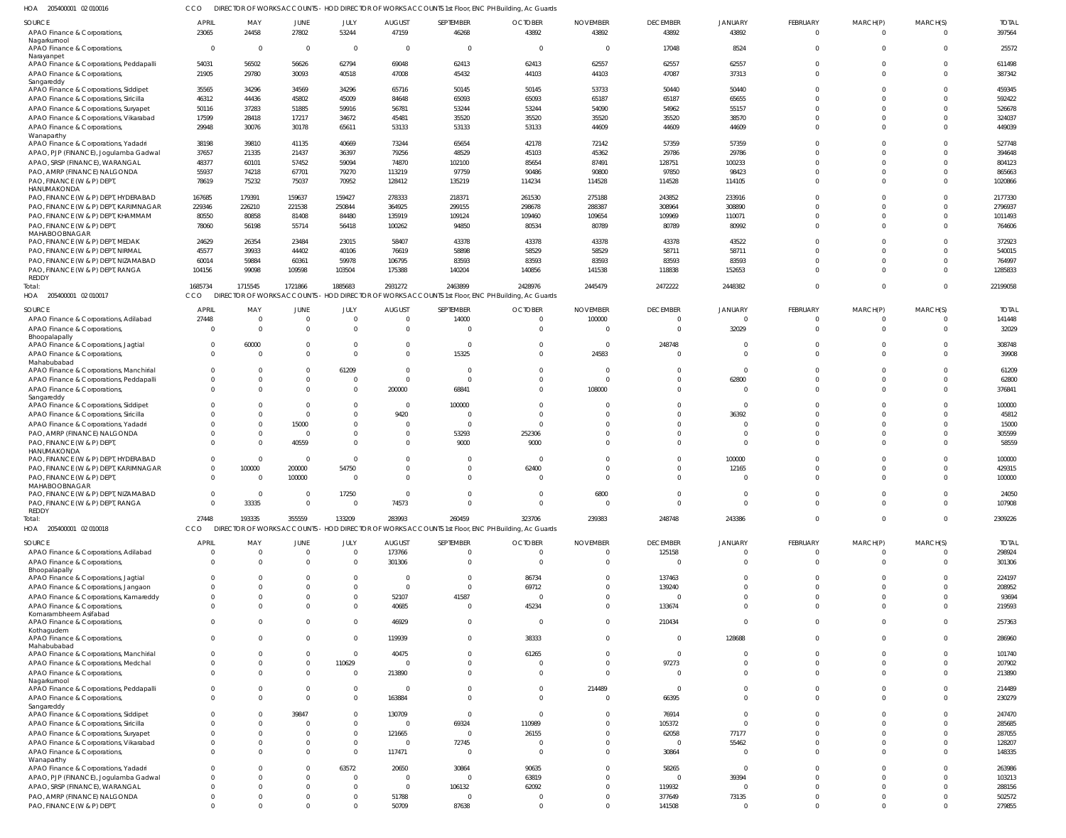HOA 205400001 02 010016 CCO DIRECTOR OF WORKS ACCOUNTS - HOD DIRECTOR OF WORKS ACCOUNTS 1st Floor, ENC PH Building, Ac Guards

| SOURCE | APRIL | MAY | JUNE | JULY | AUGUST | SEPTEMBER | OCTOBER | NOVEMBER | DECEMBER | JANUARY | FEBRUARY | MARCH(P) | MARCH(S) | TOTAL |
|---|---|---|---|---|---|---|---|---|---|---|---|---|---|---|
| APAO Finance & Corporations, Nagarkurnool | 23065 | 24458 | 27802 | 53244 | 47159 | 46268 | 43892 | 43892 | 43892 | 43892 | 0 | 0 | 0 | 397564 |
| APAO Finance & Corporations, Narayanpet | 0 | 0 | 0 | 0 | 0 | 0 | 0 | 0 | 17048 | 8524 | 0 | 0 | 0 | 25572 |
| APAO Finance & Corporations, Peddapalli | 54031 | 56502 | 56626 | 62794 | 69048 | 62413 | 62413 | 62557 | 62557 | 62557 | 0 | 0 | 0 | 611498 |
| APAO Finance & Corporations, Sangareddy | 21905 | 29780 | 30093 | 40518 | 47008 | 45432 | 44103 | 44103 | 47087 | 37313 | 0 | 0 | 0 | 387342 |
| APAO Finance & Corporations, Siddipet | 35565 | 34296 | 34569 | 34296 | 65716 | 50145 | 50145 | 53733 | 50440 | 50440 | 0 | 0 | 0 | 459345 |
| APAO Finance & Corporations, Siricilla | 46312 | 44436 | 45802 | 45009 | 84648 | 65093 | 65093 | 65187 | 65187 | 65655 | 0 | 0 | 0 | 592422 |
| APAO Finance & Corporations, Suryapet | 50116 | 37283 | 51885 | 59916 | 56781 | 53244 | 53244 | 54090 | 54962 | 55157 | 0 | 0 | 0 | 526678 |
| APAO Finance & Corporations, Vikarabad | 17599 | 28418 | 17217 | 34672 | 45481 | 35520 | 35520 | 35520 | 35520 | 38570 | 0 | 0 | 0 | 324037 |
| APAO Finance & Corporations, Wanaparthy | 29948 | 30076 | 30178 | 65611 | 53133 | 53133 | 53133 | 44609 | 44609 | 44609 | 0 | 0 | 0 | 449039 |
| APAO Finance & Corporations, Yadadri | 38198 | 39810 | 41135 | 40669 | 73244 | 65654 | 42178 | 72142 | 57359 | 57359 | 0 | 0 | 0 | 527748 |
| APAO, PJP (FINANCE), Jogulamba Gadwal | 37657 | 21335 | 21437 | 36397 | 79256 | 48529 | 45103 | 45362 | 29786 | 29786 | 0 | 0 | 0 | 394648 |
| APAO, SRSP (FINANCE), WARANGAL | 48377 | 60101 | 57452 | 59094 | 74870 | 102100 | 85654 | 87491 | 128751 | 100233 | 0 | 0 | 0 | 804123 |
| PAO, AMRP (FINANCE) NALGONDA | 55937 | 74218 | 67701 | 79270 | 113219 | 97759 | 90486 | 90800 | 97850 | 98423 | 0 | 0 | 0 | 865663 |
| PAO, FINANCE (W & P) DEPT, HANUMAKONDA | 78619 | 75232 | 75037 | 70952 | 128412 | 135219 | 114234 | 114528 | 114528 | 114105 | 0 | 0 | 0 | 1020866 |
| PAO, FINANCE (W & P) DEPT, HYDERABAD | 167685 | 179391 | 159637 | 159427 | 278333 | 218371 | 261530 | 275188 | 243852 | 233916 | 0 | 0 | 0 | 2177330 |
| PAO, FINANCE (W & P) DEPT, KARIMNAGAR | 229346 | 226210 | 221538 | 250844 | 364925 | 299155 | 298678 | 288387 | 308964 | 308890 | 0 | 0 | 0 | 2796937 |
| PAO, FINANCE (W & P) DEPT, KHAMMAM | 80550 | 80858 | 81408 | 84480 | 135919 | 109124 | 109460 | 109654 | 109969 | 110071 | 0 | 0 | 0 | 1011493 |
| PAO, FINANCE (W & P) DEPT, MAHABOOBNAGAR | 78060 | 56198 | 55714 | 56418 | 100262 | 94850 | 80534 | 80789 | 80789 | 80992 | 0 | 0 | 0 | 764606 |
| PAO, FINANCE (W & P) DEPT, MEDAK | 24629 | 26354 | 23484 | 23015 | 58407 | 43378 | 43378 | 43378 | 43378 | 43522 | 0 | 0 | 0 | 372923 |
| PAO, FINANCE (W & P) DEPT, NIRMAL | 45577 | 39933 | 44402 | 40106 | 76619 | 58898 | 58529 | 58529 | 58711 | 58711 | 0 | 0 | 0 | 540015 |
| PAO, FINANCE (W & P) DEPT, NIZAMABAD | 60014 | 59884 | 60361 | 59978 | 106795 | 83593 | 83593 | 83593 | 83593 | 83593 | 0 | 0 | 0 | 764997 |
| PAO, FINANCE (W & P) DEPT, RANGA REDDY | 104156 | 99098 | 109598 | 103504 | 175388 | 140204 | 140856 | 141538 | 118838 | 152653 | 0 | 0 | 0 | 1285833 |
| Total: | 1685734 | 1715545 | 1721866 | 1885683 | 2931272 | 2463899 | 2428976 | 2445479 | 2472222 | 2448382 | 0 | 0 | 0 | 22199058 |

HOA 205400001 02 010017 CCO DIRECTOR OF WORKS ACCOUNTS - HOD DIRECTOR OF WORKS ACCOUNTS 1st Floor, ENC PH Building, Ac Guards

| SOURCE | APRIL | MAY | JUNE | JULY | AUGUST | SEPTEMBER | OCTOBER | NOVEMBER | DECEMBER | JANUARY | FEBRUARY | MARCH(P) | MARCH(S) | TOTAL |
|---|---|---|---|---|---|---|---|---|---|---|---|---|---|---|
| APAO Finance & Corporations, Adilabad | 27448 | 0 | 0 | 0 | 0 | 14000 | 0 | 100000 | 0 | 0 | 0 | 0 | 0 | 141448 |
| APAO Finance & Corporations, Bhoopalapally | 0 | 0 | 0 | 0 | 0 | 0 | 0 | 0 | 0 | 32029 | 0 | 0 | 0 | 32029 |
| APAO Finance & Corporations, Jagtial | 0 | 60000 | 0 | 0 | 0 | 0 | 0 | 0 | 248748 | 0 | 0 | 0 | 0 | 308748 |
| APAO Finance & Corporations, Mahabubabad | 0 | 0 | 0 | 0 | 0 | 15325 | 0 | 24583 | 0 | 0 | 0 | 0 | 0 | 39908 |
| APAO Finance & Corporations, Manchirial | 0 | 0 | 0 | 61209 | 0 | 0 | 0 | 0 | 0 | 0 | 0 | 0 | 0 | 61209 |
| APAO Finance & Corporations, Peddapalli | 0 | 0 | 0 | 0 | 0 | 0 | 0 | 0 | 0 | 62800 | 0 | 0 | 0 | 62800 |
| APAO Finance & Corporations, Sangareddy | 0 | 0 | 0 | 0 | 200000 | 68841 | 0 | 108000 | 0 | 0 | 0 | 0 | 0 | 376841 |
| APAO Finance & Corporations, Siddipet | 0 | 0 | 0 | 0 | 0 | 100000 | 0 | 0 | 0 | 0 | 0 | 0 | 0 | 100000 |
| APAO Finance & Corporations, Siricilla | 0 | 0 | 0 | 0 | 9420 | 0 | 0 | 0 | 0 | 36392 | 0 | 0 | 0 | 45812 |
| APAO Finance & Corporations, Yadadri | 0 | 0 | 15000 | 0 | 0 | 0 | 0 | 0 | 0 | 0 | 0 | 0 | 0 | 15000 |
| PAO, AMRP (FINANCE) NALGONDA | 0 | 0 | 0 | 0 | 0 | 53293 | 252306 | 0 | 0 | 0 | 0 | 0 | 0 | 305599 |
| PAO, FINANCE (W & P) DEPT, HANUMAKONDA | 0 | 0 | 40559 | 0 | 0 | 9000 | 9000 | 0 | 0 | 0 | 0 | 0 | 0 | 58559 |
| PAO, FINANCE (W & P) DEPT, HYDERABAD | 0 | 0 | 0 | 0 | 0 | 0 | 0 | 0 | 0 | 100000 | 0 | 0 | 0 | 100000 |
| PAO, FINANCE (W & P) DEPT, KARIMNAGAR | 0 | 100000 | 200000 | 54750 | 0 | 0 | 62400 | 0 | 0 | 12165 | 0 | 0 | 0 | 429315 |
| PAO, FINANCE (W & P) DEPT, MAHABOOBNAGAR | 0 | 0 | 100000 | 0 | 0 | 0 | 0 | 0 | 0 | 0 | 0 | 0 | 0 | 100000 |
| PAO, FINANCE (W & P) DEPT, NIZAMABAD | 0 | 0 | 0 | 17250 | 0 | 0 | 0 | 6800 | 0 | 0 | 0 | 0 | 0 | 24050 |
| PAO, FINANCE (W & P) DEPT, RANGA REDDY | 0 | 33335 | 0 | 0 | 74573 | 0 | 0 | 0 | 0 | 0 | 0 | 0 | 0 | 107908 |
| Total: | 27448 | 193335 | 355559 | 133209 | 283993 | 260459 | 323706 | 239383 | 248748 | 243386 | 0 | 0 | 0 | 2309226 |

HOA 205400001 02 010018 CCO DIRECTOR OF WORKS ACCOUNTS - HOD DIRECTOR OF WORKS ACCOUNTS 1st Floor, ENC PH Building, Ac Guards

| SOURCE | APRIL | MAY | JUNE | JULY | AUGUST | SEPTEMBER | OCTOBER | NOVEMBER | DECEMBER | JANUARY | FEBRUARY | MARCH(P) | MARCH(S) | TOTAL |
|---|---|---|---|---|---|---|---|---|---|---|---|---|---|---|
| APAO Finance & Corporations, Adilabad | 0 | 0 | 0 | 0 | 173766 | 0 | 0 | 0 | 125158 | 0 | 0 | 0 | 0 | 298924 |
| APAO Finance & Corporations, Bhoopalapally | 0 | 0 | 0 | 0 | 301306 | 0 | 0 | 0 | 0 | 0 | 0 | 0 | 0 | 301306 |
| APAO Finance & Corporations, Jagtial | 0 | 0 | 0 | 0 | 0 | 0 | 86734 | 0 | 137463 | 0 | 0 | 0 | 0 | 224197 |
| APAO Finance & Corporations, Jangaon | 0 | 0 | 0 | 0 | 0 | 0 | 69712 | 0 | 139240 | 0 | 0 | 0 | 0 | 208952 |
| APAO Finance & Corporations, Kamareddy | 0 | 0 | 0 | 0 | 52107 | 41587 | 0 | 0 | 0 | 0 | 0 | 0 | 0 | 93694 |
| APAO Finance & Corporations, Komarambheem Asifabad | 0 | 0 | 0 | 0 | 40685 | 0 | 45234 | 0 | 133674 | 0 | 0 | 0 | 0 | 219593 |
| APAO Finance & Corporations, Kothagudem | 0 | 0 | 0 | 0 | 46929 | 0 | 0 | 0 | 210434 | 0 | 0 | 0 | 0 | 257363 |
| APAO Finance & Corporations, Mahabubabad | 0 | 0 | 0 | 0 | 119939 | 0 | 38333 | 0 | 0 | 128688 | 0 | 0 | 0 | 286960 |
| APAO Finance & Corporations, Manchirial | 0 | 0 | 0 | 0 | 40475 | 0 | 61265 | 0 | 0 | 0 | 0 | 0 | 0 | 101740 |
| APAO Finance & Corporations, Medchal | 0 | 0 | 0 | 110629 | 0 | 0 | 0 | 0 | 97273 | 0 | 0 | 0 | 0 | 207902 |
| APAO Finance & Corporations, Nagarkurnool | 0 | 0 | 0 | 0 | 213890 | 0 | 0 | 0 | 0 | 0 | 0 | 0 | 0 | 213890 |
| APAO Finance & Corporations, Peddapalli | 0 | 0 | 0 | 0 | 0 | 0 | 0 | 214489 | 0 | 0 | 0 | 0 | 0 | 214489 |
| APAO Finance & Corporations, Sangareddy | 0 | 0 | 0 | 0 | 163884 | 0 | 0 | 0 | 66395 | 0 | 0 | 0 | 0 | 230279 |
| APAO Finance & Corporations, Siddipet | 0 | 0 | 39847 | 0 | 130709 | 0 | 0 | 0 | 76914 | 0 | 0 | 0 | 0 | 247470 |
| APAO Finance & Corporations, Siricilla | 0 | 0 | 0 | 0 | 0 | 69324 | 110989 | 0 | 105372 | 0 | 0 | 0 | 0 | 285685 |
| APAO Finance & Corporations, Suryapet | 0 | 0 | 0 | 0 | 121665 | 0 | 26155 | 0 | 62058 | 77177 | 0 | 0 | 0 | 287055 |
| APAO Finance & Corporations, Vikarabad | 0 | 0 | 0 | 0 | 0 | 72745 | 0 | 0 | 0 | 55462 | 0 | 0 | 0 | 128207 |
| APAO Finance & Corporations, Wanaparthy | 0 | 0 | 0 | 0 | 117471 | 0 | 0 | 0 | 30864 | 0 | 0 | 0 | 0 | 148335 |
| APAO Finance & Corporations, Yadadri | 0 | 0 | 0 | 63572 | 20650 | 30864 | 90635 | 0 | 58265 | 0 | 0 | 0 | 0 | 263986 |
| APAO, PJP (FINANCE), Jogulamba Gadwal | 0 | 0 | 0 | 0 | 0 | 0 | 63819 | 0 | 0 | 39394 | 0 | 0 | 0 | 103213 |
| APAO, SRSP (FINANCE), WARANGAL | 0 | 0 | 0 | 0 | 0 | 106132 | 62092 | 0 | 119932 | 0 | 0 | 0 | 0 | 288156 |
| PAO, AMRP (FINANCE) NALGONDA | 0 | 0 | 0 | 0 | 51788 | 0 | 0 | 0 | 377649 | 73135 | 0 | 0 | 0 | 502572 |
| PAO, FINANCE (W & P) DEPT, | 0 | 0 | 0 | 0 | 50709 | 87638 | 0 | 0 | 141508 | 0 | 0 | 0 | 0 | 279855 |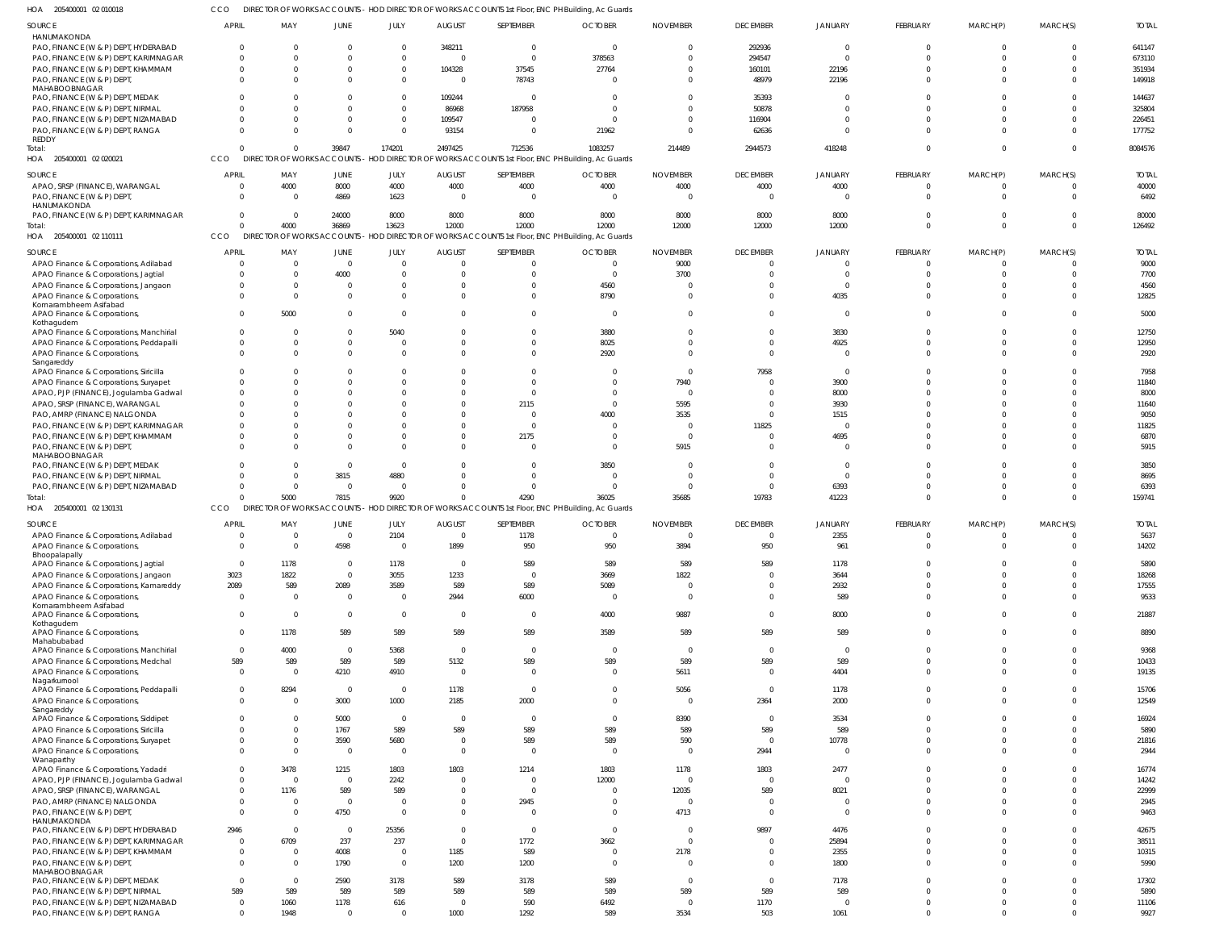HOA 205400001 02 010018 CCO DIRECTOR OF WORKS ACCOUNTS - HOD DIRECTOR OF WORKS ACCOUNTS 1st Floor, ENC PH Building, Ac Guards

| SOURCE | APRIL | MAY | JUNE | JULY | AUGUST | SEPTEMBER | OCTOBER | NOVEMBER | DECEMBER | JANUARY | FEBRUARY | MARCH(P) | MARCH(S) | TOTAL |
|---|---|---|---|---|---|---|---|---|---|---|---|---|---|---|
| HANUMAKONDA | | | | | | | | | | | | | | |
| PAO, FINANCE (W & P) DEPT, HYDERABAD | 0 | 0 | 0 | 0 | 348211 | 0 | 0 | 0 | 292936 | 0 | 0 | 0 | 0 | 641147 |
| PAO, FINANCE (W & P) DEPT, KARIMNAGAR | 0 | 0 | 0 | 0 | 0 | 0 | 378563 | 0 | 294547 | 0 | 0 | 0 | 0 | 673110 |
| PAO, FINANCE (W & P) DEPT, KHAMMAM | 0 | 0 | 0 | 0 | 104328 | 37545 | 27764 | 0 | 160101 | 22196 | 0 | 0 | 0 | 351934 |
| PAO, FINANCE (W & P) DEPT, MAHABOOBNAGAR | 0 | 0 | 0 | 0 | 0 | 78743 | 0 | 0 | 48979 | 22196 | 0 | 0 | 0 | 149918 |
| PAO, FINANCE (W & P) DEPT, MEDAK | 0 | 0 | 0 | 0 | 109244 | 0 | 0 | 0 | 35393 | 0 | 0 | 0 | 0 | 144637 |
| PAO, FINANCE (W & P) DEPT, NIRMAL | 0 | 0 | 0 | 0 | 86968 | 187958 | 0 | 0 | 50878 | 0 | 0 | 0 | 0 | 325804 |
| PAO, FINANCE (W & P) DEPT, NIZAMABAD | 0 | 0 | 0 | 0 | 109547 | 0 | 0 | 0 | 116904 | 0 | 0 | 0 | 0 | 226451 |
| PAO, FINANCE (W & P) DEPT, RANGA REDDY | 0 | 0 | 0 | 0 | 93154 | 0 | 21962 | 0 | 62636 | 0 | 0 | 0 | 0 | 177752 |
| Total: | 0 | 0 | 39847 | 174201 | 2497425 | 712536 | 1083257 | 214489 | 2944573 | 418248 | 0 | 0 | 0 | 8084576 |

HOA 205400001 02 020021 CCO DIRECTOR OF WORKS ACCOUNTS - HOD DIRECTOR OF WORKS ACCOUNTS 1st Floor, ENC PH Building, Ac Guards

| SOURCE | APRIL | MAY | JUNE | JULY | AUGUST | SEPTEMBER | OCTOBER | NOVEMBER | DECEMBER | JANUARY | FEBRUARY | MARCH(P) | MARCH(S) | TOTAL |
|---|---|---|---|---|---|---|---|---|---|---|---|---|---|---|
| APAO, SRSP (FINANCE), WARANGAL | 0 | 4000 | 8000 | 4000 | 4000 | 4000 | 4000 | 4000 | 4000 | 4000 | 0 | 0 | 0 | 40000 |
| PAO, FINANCE (W & P) DEPT, HANUMAKONDA | 0 | 0 | 4869 | 1623 | 0 | 0 | 0 | 0 | 0 | 0 | 0 | 0 | 0 | 6492 |
| PAO, FINANCE (W & P) DEPT, KARIMNAGAR | 0 | 0 | 24000 | 8000 | 8000 | 8000 | 8000 | 8000 | 8000 | 8000 | 0 | 0 | 0 | 80000 |
| Total: | 0 | 4000 | 36869 | 13623 | 12000 | 12000 | 12000 | 12000 | 12000 | 12000 | 0 | 0 | 0 | 126492 |

HOA 205400001 02 110111 CCO DIRECTOR OF WORKS ACCOUNTS - HOD DIRECTOR OF WORKS ACCOUNTS 1st Floor, ENC PH Building, Ac Guards

| SOURCE | APRIL | MAY | JUNE | JULY | AUGUST | SEPTEMBER | OCTOBER | NOVEMBER | DECEMBER | JANUARY | FEBRUARY | MARCH(P) | MARCH(S) | TOTAL |
|---|---|---|---|---|---|---|---|---|---|---|---|---|---|---|
| APAO Finance & Corporations, Adilabad | 0 | 0 | 0 | 0 | 0 | 0 | 0 | 9000 | 0 | 0 | 0 | 0 | 0 | 9000 |
| APAO Finance & Corporations, Jagtial | 0 | 0 | 4000 | 0 | 0 | 0 | 0 | 3700 | 0 | 0 | 0 | 0 | 0 | 7700 |
| APAO Finance & Corporations, Jangaon | 0 | 0 | 0 | 0 | 0 | 0 | 4560 | 0 | 0 | 0 | 0 | 0 | 0 | 4560 |
| APAO Finance & Corporations, Komarambheem Asifabad | 0 | 0 | 0 | 0 | 0 | 0 | 8790 | 0 | 0 | 4035 | 0 | 0 | 0 | 12825 |
| APAO Finance & Corporations, Kothagudem | 0 | 5000 | 0 | 0 | 0 | 0 | 0 | 0 | 0 | 0 | 0 | 0 | 0 | 5000 |
| APAO Finance & Corporations, Manchirial | 0 | 0 | 0 | 5040 | 0 | 0 | 3880 | 0 | 0 | 3830 | 0 | 0 | 0 | 12750 |
| APAO Finance & Corporations, Peddapalli | 0 | 0 | 0 | 0 | 0 | 0 | 8025 | 0 | 0 | 4925 | 0 | 0 | 0 | 12950 |
| APAO Finance & Corporations, Sangareddy | 0 | 0 | 0 | 0 | 0 | 0 | 2920 | 0 | 0 | 0 | 0 | 0 | 0 | 2920 |
| APAO Finance & Corporations, Siricilla | 0 | 0 | 0 | 0 | 0 | 0 | 0 | 0 | 7958 | 0 | 0 | 0 | 0 | 7958 |
| APAO Finance & Corporations, Suryapet | 0 | 0 | 0 | 0 | 0 | 0 | 0 | 7940 | 0 | 3900 | 0 | 0 | 0 | 11840 |
| APAO, PJP (FINANCE), Jogulamba Gadwal | 0 | 0 | 0 | 0 | 0 | 0 | 0 | 0 | 0 | 8000 | 0 | 0 | 0 | 8000 |
| APAO, SRSP (FINANCE), WARANGAL | 0 | 0 | 0 | 0 | 0 | 2115 | 0 | 5595 | 0 | 3930 | 0 | 0 | 0 | 11640 |
| PAO, AMRP (FINANCE) NALGONDA | 0 | 0 | 0 | 0 | 0 | 0 | 4000 | 3535 | 0 | 1515 | 0 | 0 | 0 | 9050 |
| PAO, FINANCE (W & P) DEPT, KARIMNAGAR | 0 | 0 | 0 | 0 | 0 | 0 | 0 | 0 | 11825 | 0 | 0 | 0 | 0 | 11825 |
| PAO, FINANCE (W & P) DEPT, KHAMMAM | 0 | 0 | 0 | 0 | 0 | 2175 | 0 | 0 | 0 | 4695 | 0 | 0 | 0 | 6870 |
| PAO, FINANCE (W & P) DEPT, MAHABOOBNAGAR | 0 | 0 | 0 | 0 | 0 | 0 | 0 | 5915 | 0 | 0 | 0 | 0 | 0 | 5915 |
| PAO, FINANCE (W & P) DEPT, MEDAK | 0 | 0 | 0 | 0 | 0 | 0 | 3850 | 0 | 0 | 0 | 0 | 0 | 0 | 3850 |
| PAO, FINANCE (W & P) DEPT, NIRMAL | 0 | 0 | 3815 | 4880 | 0 | 0 | 0 | 0 | 0 | 0 | 0 | 0 | 0 | 8695 |
| PAO, FINANCE (W & P) DEPT, NIZAMABAD | 0 | 0 | 0 | 0 | 0 | 0 | 0 | 0 | 0 | 6393 | 0 | 0 | 0 | 6393 |
| Total: | 0 | 5000 | 7815 | 9920 | 0 | 4290 | 36025 | 35685 | 19783 | 41223 | 0 | 0 | 0 | 159741 |

HOA 205400001 02 130131 CCO DIRECTOR OF WORKS ACCOUNTS - HOD DIRECTOR OF WORKS ACCOUNTS 1st Floor, ENC PH Building, Ac Guards

| SOURCE | APRIL | MAY | JUNE | JULY | AUGUST | SEPTEMBER | OCTOBER | NOVEMBER | DECEMBER | JANUARY | FEBRUARY | MARCH(P) | MARCH(S) | TOTAL |
|---|---|---|---|---|---|---|---|---|---|---|---|---|---|---|
| APAO Finance & Corporations, Adilabad | 0 | 0 | 0 | 2104 | 0 | 1178 | 0 | 0 | 0 | 2355 | 0 | 0 | 0 | 5637 |
| APAO Finance & Corporations, Bhoopalapally | 0 | 0 | 4598 | 0 | 1899 | 950 | 950 | 3894 | 950 | 961 | 0 | 0 | 0 | 14202 |
| APAO Finance & Corporations, Jagtial | 0 | 1178 | 0 | 1178 | 0 | 589 | 589 | 589 | 589 | 1178 | 0 | 0 | 0 | 5890 |
| APAO Finance & Corporations, Jangaon | 3023 | 1822 | 0 | 3055 | 1233 | 0 | 3669 | 1822 | 0 | 3644 | 0 | 0 | 0 | 18268 |
| APAO Finance & Corporations, Kamareddy | 2089 | 589 | 2089 | 3589 | 589 | 589 | 5089 | 0 | 0 | 2932 | 0 | 0 | 0 | 17555 |
| APAO Finance & Corporations, Komarambheem Asifabad | 0 | 0 | 0 | 0 | 2944 | 6000 | 0 | 0 | 0 | 589 | 0 | 0 | 0 | 9533 |
| APAO Finance & Corporations, Kothagudem | 0 | 0 | 0 | 0 | 0 | 0 | 4000 | 9887 | 0 | 8000 | 0 | 0 | 0 | 21887 |
| APAO Finance & Corporations, Mahabubabad | 0 | 1178 | 589 | 589 | 589 | 589 | 3589 | 589 | 589 | 589 | 0 | 0 | 0 | 8890 |
| APAO Finance & Corporations, Manchirial | 0 | 4000 | 0 | 5368 | 0 | 0 | 0 | 0 | 0 | 0 | 0 | 0 | 0 | 9368 |
| APAO Finance & Corporations, Medchal | 589 | 589 | 589 | 589 | 5132 | 589 | 589 | 589 | 589 | 589 | 0 | 0 | 0 | 10433 |
| APAO Finance & Corporations, Nagarkurnool | 0 | 0 | 4210 | 4910 | 0 | 0 | 0 | 5611 | 0 | 4404 | 0 | 0 | 0 | 19135 |
| APAO Finance & Corporations, Peddapalli | 0 | 8294 | 0 | 0 | 1178 | 0 | 0 | 5056 | 0 | 1178 | 0 | 0 | 0 | 15706 |
| APAO Finance & Corporations, Sangareddy | 0 | 0 | 3000 | 1000 | 2185 | 2000 | 0 | 0 | 2364 | 2000 | 0 | 0 | 0 | 12549 |
| APAO Finance & Corporations, Siddipet | 0 | 0 | 5000 | 0 | 0 | 0 | 0 | 8390 | 0 | 3534 | 0 | 0 | 0 | 16924 |
| APAO Finance & Corporations, Siricilla | 0 | 0 | 1767 | 589 | 589 | 589 | 589 | 589 | 589 | 589 | 0 | 0 | 0 | 5890 |
| APAO Finance & Corporations, Suryapet | 0 | 0 | 3590 | 5680 | 0 | 589 | 589 | 590 | 0 | 10778 | 0 | 0 | 0 | 21816 |
| APAO Finance & Corporations, Wanaparthy | 0 | 0 | 0 | 0 | 0 | 0 | 0 | 0 | 2944 | 0 | 0 | 0 | 0 | 2944 |
| APAO Finance & Corporations, Yadadri | 0 | 3478 | 1215 | 1803 | 1803 | 1214 | 1803 | 1178 | 1803 | 2477 | 0 | 0 | 0 | 16774 |
| APAO, PJP (FINANCE), Jogulamba Gadwal | 0 | 0 | 0 | 2242 | 0 | 0 | 12000 | 0 | 0 | 0 | 0 | 0 | 0 | 14242 |
| APAO, SRSP (FINANCE), WARANGAL | 0 | 1176 | 589 | 589 | 0 | 0 | 0 | 12035 | 589 | 8021 | 0 | 0 | 0 | 22999 |
| PAO, AMRP (FINANCE) NALGONDA | 0 | 0 | 0 | 0 | 0 | 2945 | 0 | 0 | 0 | 0 | 0 | 0 | 0 | 2945 |
| PAO, FINANCE (W & P) DEPT, HANUMAKONDA | 0 | 0 | 4750 | 0 | 0 | 0 | 0 | 4713 | 0 | 0 | 0 | 0 | 0 | 9463 |
| PAO, FINANCE (W & P) DEPT, HYDERABAD | 2946 | 0 | 0 | 25356 | 0 | 0 | 0 | 0 | 9897 | 4476 | 0 | 0 | 0 | 42675 |
| PAO, FINANCE (W & P) DEPT, KARIMNAGAR | 0 | 6709 | 237 | 237 | 0 | 1772 | 3662 | 0 | 0 | 25894 | 0 | 0 | 0 | 38511 |
| PAO, FINANCE (W & P) DEPT, KHAMMAM | 0 | 0 | 4008 | 0 | 1185 | 589 | 0 | 2178 | 0 | 2355 | 0 | 0 | 0 | 10315 |
| PAO, FINANCE (W & P) DEPT, MAHABOOBNAGAR | 0 | 0 | 1790 | 0 | 1200 | 1200 | 0 | 0 | 0 | 1800 | 0 | 0 | 0 | 5990 |
| PAO, FINANCE (W & P) DEPT, MEDAK | 0 | 0 | 2590 | 3178 | 589 | 3178 | 589 | 0 | 0 | 7178 | 0 | 0 | 0 | 17302 |
| PAO, FINANCE (W & P) DEPT, NIRMAL | 589 | 589 | 589 | 589 | 589 | 589 | 589 | 589 | 589 | 589 | 0 | 0 | 0 | 5890 |
| PAO, FINANCE (W & P) DEPT, NIZAMABAD | 0 | 1060 | 1178 | 616 | 0 | 590 | 6492 | 0 | 1170 | 0 | 0 | 0 | 0 | 11106 |
| PAO, FINANCE (W & P) DEPT, RANGA | 0 | 1948 | 0 | 0 | 1000 | 1292 | 589 | 3534 | 503 | 1061 | 0 | 0 | 0 | 9927 |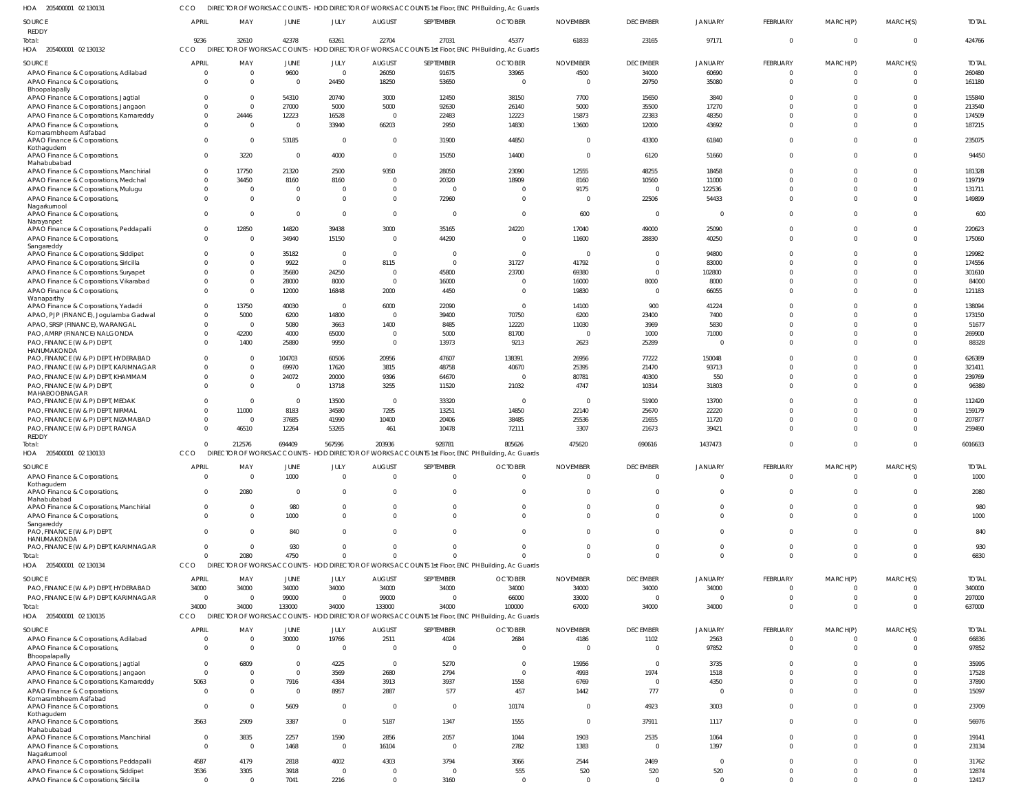HOA 205400001 02 130131 CCO DIRECTOR OF WORKS ACCOUNTS - HOD DIRECTOR OF WORKS ACCOUNTS 1st Floor, ENC PH Building, Ac Guards

| SOURCE | APRIL | MAY | JUNE | JULY | AUGUST | SEPTEMBER | OCTOBER | NOVEMBER | DECEMBER | JANUARY | FEBRUARY | MARCH(P) | MARCH(S) | TOTAL |
|---|---|---|---|---|---|---|---|---|---|---|---|---|---|---|
| REDDY | | | | | | | | | | | | | | |
| Total: | 9236 | 32610 | 42378 | 63261 | 22704 | 27031 | 45377 | 61833 | 23165 | 97171 | 0 | 0 | 0 | 424766 |

HOA 205400001 02 130132 CCO DIRECTOR OF WORKS ACCOUNTS - HOD DIRECTOR OF WORKS ACCOUNTS 1st Floor, ENC PH Building, Ac Guards

| SOURCE | APRIL | MAY | JUNE | JULY | AUGUST | SEPTEMBER | OCTOBER | NOVEMBER | DECEMBER | JANUARY | FEBRUARY | MARCH(P) | MARCH(S) | TOTAL |
|---|---|---|---|---|---|---|---|---|---|---|---|---|---|---|
| APAO Finance & Corporations, Adilabad | 0 | 0 | 9600 | 0 | 26050 | 91675 | 33965 | 4500 | 34000 | 60690 | 0 | 0 | 0 | 260480 |
| APAO Finance & Corporations, Bhoopalapally | 0 | 0 | 0 | 24450 | 18250 | 53650 | 0 | 0 | 29750 | 35080 | 0 | 0 | 0 | 161180 |
| APAO Finance & Corporations, Jagtial | 0 | 0 | 54310 | 20740 | 3000 | 12450 | 38150 | 7700 | 15650 | 3840 | 0 | 0 | 0 | 155840 |
| APAO Finance & Corporations, Jangaon | 0 | 0 | 27000 | 5000 | 5000 | 92630 | 26140 | 5000 | 35500 | 17270 | 0 | 0 | 0 | 213540 |
| APAO Finance & Corporations, Kamareddy | 0 | 24446 | 12223 | 16528 | 0 | 22483 | 12223 | 15873 | 22383 | 48350 | 0 | 0 | 0 | 174509 |
| APAO Finance & Corporations, Komarambheem Asifabad | 0 | 0 | 0 | 33940 | 66203 | 2950 | 14830 | 13600 | 12000 | 43692 | 0 | 0 | 0 | 187215 |
| APAO Finance & Corporations, Kothagudem | 0 | 0 | 53185 | 0 | 0 | 31900 | 44850 | 0 | 43300 | 61840 | 0 | 0 | 0 | 235075 |
| APAO Finance & Corporations, Mahabubabad | 0 | 3220 | 0 | 4000 | 0 | 15050 | 14400 | 0 | 6120 | 51660 | 0 | 0 | 0 | 94450 |
| APAO Finance & Corporations, Manchirial | 0 | 17750 | 21320 | 2500 | 9350 | 28050 | 23090 | 12555 | 48255 | 18458 | 0 | 0 | 0 | 181328 |
| APAO Finance & Corporations, Medchal | 0 | 34450 | 8160 | 8160 | 0 | 20320 | 18909 | 8160 | 10560 | 11000 | 0 | 0 | 0 | 119719 |
| APAO Finance & Corporations, Mulugu | 0 | 0 | 0 | 0 | 0 | 0 | 0 | 9175 | 0 | 122536 | 0 | 0 | 0 | 131711 |
| APAO Finance & Corporations, Nagarkurnool | 0 | 0 | 0 | 0 | 0 | 72960 | 0 | 0 | 22506 | 54433 | 0 | 0 | 0 | 149899 |
| APAO Finance & Corporations, Narayanpet | 0 | 0 | 0 | 0 | 0 | 0 | 0 | 600 | 0 | 0 | 0 | 0 | 0 | 600 |
| APAO Finance & Corporations, Peddapalli | 0 | 12850 | 14820 | 39438 | 3000 | 35165 | 24220 | 17040 | 49000 | 25090 | 0 | 0 | 0 | 220623 |
| APAO Finance & Corporations, Sangareddy | 0 | 0 | 34940 | 15150 | 0 | 44290 | 0 | 11600 | 28830 | 40250 | 0 | 0 | 0 | 175060 |
| APAO Finance & Corporations, Siddipet | 0 | 0 | 35182 | 0 | 0 | 0 | 0 | 0 | 0 | 94800 | 0 | 0 | 0 | 129982 |
| APAO Finance & Corporations, Siricilla | 0 | 0 | 9922 | 0 | 8115 | 0 | 31727 | 41792 | 0 | 83000 | 0 | 0 | 0 | 174556 |
| APAO Finance & Corporations, Suryapet | 0 | 0 | 35680 | 24250 | 0 | 45800 | 23700 | 69380 | 0 | 102800 | 0 | 0 | 0 | 301610 |
| APAO Finance & Corporations, Vikarabad | 0 | 0 | 28000 | 8000 | 0 | 16000 | 0 | 16000 | 8000 | 8000 | 0 | 0 | 0 | 84000 |
| APAO Finance & Corporations, Wanaparthy | 0 | 0 | 12000 | 16848 | 2000 | 4450 | 0 | 19830 | 0 | 66055 | 0 | 0 | 0 | 121183 |
| APAO Finance & Corporations, Yadadri | 0 | 13750 | 40030 | 0 | 6000 | 22090 | 0 | 14100 | 900 | 41224 | 0 | 0 | 0 | 138094 |
| APAO, PJP (FINANCE), Jogulamba Gadwal | 0 | 5000 | 6200 | 14800 | 0 | 39400 | 70750 | 6200 | 23400 | 7400 | 0 | 0 | 0 | 173150 |
| APAO, SRSP (FINANCE), WARANGAL | 0 | 0 | 5080 | 3663 | 1400 | 8485 | 12220 | 11030 | 3969 | 5830 | 0 | 0 | 0 | 51677 |
| PAO, AMRP (FINANCE) NALGONDA | 0 | 42200 | 4000 | 65000 | 0 | 5000 | 81700 | 0 | 1000 | 71000 | 0 | 0 | 0 | 269900 |
| PAO, FINANCE (W & P) DEPT, HANUMAKONDA | 0 | 1400 | 25880 | 9950 | 0 | 13973 | 9213 | 2623 | 25289 | 0 | 0 | 0 | 0 | 88328 |
| PAO, FINANCE (W & P) DEPT, HYDERABAD | 0 | 0 | 104703 | 60506 | 20956 | 47607 | 138391 | 26956 | 77222 | 150048 | 0 | 0 | 0 | 626389 |
| PAO, FINANCE (W & P) DEPT, KARIMNAGAR | 0 | 0 | 69970 | 17620 | 3815 | 48758 | 40670 | 25395 | 21470 | 93713 | 0 | 0 | 0 | 321411 |
| PAO, FINANCE (W & P) DEPT, KHAMMAM | 0 | 0 | 24072 | 20000 | 9396 | 64670 | 0 | 80781 | 40300 | 550 | 0 | 0 | 0 | 239769 |
| PAO, FINANCE (W & P) DEPT, MAHABOOBNAGAR | 0 | 0 | 0 | 13718 | 3255 | 11520 | 21032 | 4747 | 10314 | 31803 | 0 | 0 | 0 | 96389 |
| PAO, FINANCE (W & P) DEPT, MEDAK | 0 | 0 | 0 | 13500 | 0 | 33320 | 0 | 0 | 51900 | 13700 | 0 | 0 | 0 | 112420 |
| PAO, FINANCE (W & P) DEPT, NIRMAL | 0 | 11000 | 8183 | 34580 | 7285 | 13251 | 14850 | 22140 | 25670 | 22220 | 0 | 0 | 0 | 159179 |
| PAO, FINANCE (W & P) DEPT, NIZAMABAD | 0 | 0 | 37685 | 41990 | 10400 | 20406 | 38485 | 25536 | 21655 | 11720 | 0 | 0 | 0 | 207877 |
| PAO, FINANCE (W & P) DEPT, RANGA REDDY | 0 | 46510 | 12264 | 53265 | 461 | 10478 | 72111 | 3307 | 21673 | 39421 | 0 | 0 | 0 | 259490 |
| Total: | 0 | 212576 | 694409 | 567596 | 203936 | 928781 | 805626 | 475620 | 690616 | 1437473 | 0 | 0 | 0 | 6016633 |

HOA 205400001 02 130133 CCO DIRECTOR OF WORKS ACCOUNTS - HOD DIRECTOR OF WORKS ACCOUNTS 1st Floor, ENC PH Building, Ac Guards

| SOURCE | APRIL | MAY | JUNE | JULY | AUGUST | SEPTEMBER | OCTOBER | NOVEMBER | DECEMBER | JANUARY | FEBRUARY | MARCH(P) | MARCH(S) | TOTAL |
|---|---|---|---|---|---|---|---|---|---|---|---|---|---|---|
| APAO Finance & Corporations, Kothagudem | 0 | 0 | 1000 | 0 | 0 | 0 | 0 | 0 | 0 | 0 | 0 | 0 | 0 | 1000 |
| APAO Finance & Corporations, Mahabubabad | 0 | 2080 | 0 | 0 | 0 | 0 | 0 | 0 | 0 | 0 | 0 | 0 | 0 | 2080 |
| APAO Finance & Corporations, Manchirial | 0 | 0 | 980 | 0 | 0 | 0 | 0 | 0 | 0 | 0 | 0 | 0 | 0 | 980 |
| APAO Finance & Corporations, Sangareddy | 0 | 0 | 1000 | 0 | 0 | 0 | 0 | 0 | 0 | 0 | 0 | 0 | 0 | 1000 |
| PAO, FINANCE (W & P) DEPT, HANUMAKONDA | 0 | 0 | 840 | 0 | 0 | 0 | 0 | 0 | 0 | 0 | 0 | 0 | 0 | 840 |
| PAO, FINANCE (W & P) DEPT, KARIMNAGAR | 0 | 0 | 930 | 0 | 0 | 0 | 0 | 0 | 0 | 0 | 0 | 0 | 0 | 930 |
| Total: | 0 | 2080 | 4750 | 0 | 0 | 0 | 0 | 0 | 0 | 0 | 0 | 0 | 0 | 6830 |

HOA 205400001 02 130134 CCO DIRECTOR OF WORKS ACCOUNTS - HOD DIRECTOR OF WORKS ACCOUNTS 1st Floor, ENC PH Building, Ac Guards

| SOURCE | APRIL | MAY | JUNE | JULY | AUGUST | SEPTEMBER | OCTOBER | NOVEMBER | DECEMBER | JANUARY | FEBRUARY | MARCH(P) | MARCH(S) | TOTAL |
|---|---|---|---|---|---|---|---|---|---|---|---|---|---|---|
| PAO, FINANCE (W & P) DEPT, HYDERABAD | 34000 | 34000 | 34000 | 34000 | 34000 | 34000 | 34000 | 34000 | 34000 | 34000 | 0 | 0 | 0 | 340000 |
| PAO, FINANCE (W & P) DEPT, KARIMNAGAR | 0 | 0 | 99000 | 0 | 99000 | 0 | 66000 | 33000 | 0 | 0 | 0 | 0 | 0 | 297000 |
| Total: | 34000 | 34000 | 133000 | 34000 | 133000 | 34000 | 100000 | 67000 | 34000 | 34000 | 0 | 0 | 0 | 637000 |

HOA 205400001 02 130135 CCO DIRECTOR OF WORKS ACCOUNTS - HOD DIRECTOR OF WORKS ACCOUNTS 1st Floor, ENC PH Building, Ac Guards

| SOURCE | APRIL | MAY | JUNE | JULY | AUGUST | SEPTEMBER | OCTOBER | NOVEMBER | DECEMBER | JANUARY | FEBRUARY | MARCH(P) | MARCH(S) | TOTAL |
|---|---|---|---|---|---|---|---|---|---|---|---|---|---|---|
| APAO Finance & Corporations, Adilabad | 0 | 0 | 30000 | 19766 | 2511 | 4024 | 2684 | 4186 | 1102 | 2563 | 0 | 0 | 0 | 66836 |
| APAO Finance & Corporations, Bhoopalapally | 0 | 0 | 0 | 0 | 0 | 0 | 0 | 0 | 0 | 97852 | 0 | 0 | 0 | 97852 |
| APAO Finance & Corporations, Jagtial | 0 | 6809 | 0 | 4225 | 0 | 5270 | 0 | 15956 | 0 | 3735 | 0 | 0 | 0 | 35995 |
| APAO Finance & Corporations, Jangaon | 0 | 0 | 0 | 3569 | 2680 | 2794 | 0 | 4993 | 1974 | 1518 | 0 | 0 | 0 | 17528 |
| APAO Finance & Corporations, Kamareddy | 5063 | 0 | 7916 | 4384 | 3913 | 3937 | 1558 | 6769 | 0 | 4350 | 0 | 0 | 0 | 37890 |
| APAO Finance & Corporations, Komarambheem Asifabad | 0 | 0 | 0 | 8957 | 2887 | 577 | 457 | 1442 | 777 | 0 | 0 | 0 | 0 | 15097 |
| APAO Finance & Corporations, Kothagudem | 0 | 0 | 5609 | 0 | 0 | 0 | 10174 | 0 | 4923 | 3003 | 0 | 0 | 0 | 23709 |
| APAO Finance & Corporations, Mahabubabad | 3563 | 2909 | 3387 | 0 | 5187 | 1347 | 1555 | 0 | 37911 | 1117 | 0 | 0 | 0 | 56976 |
| APAO Finance & Corporations, Manchirial | 0 | 3835 | 2257 | 1590 | 2856 | 2057 | 1044 | 1903 | 2535 | 1064 | 0 | 0 | 0 | 19141 |
| APAO Finance & Corporations, Nagarkurnool | 0 | 0 | 1468 | 0 | 16104 | 0 | 2782 | 1383 | 0 | 1397 | 0 | 0 | 0 | 23134 |
| APAO Finance & Corporations, Peddapalli | 4587 | 4179 | 2818 | 4002 | 4303 | 3794 | 3066 | 2544 | 2469 | 0 | 0 | 0 | 0 | 31762 |
| APAO Finance & Corporations, Siddipet | 3536 | 3305 | 3918 | 0 | 0 | 0 | 555 | 520 | 520 | 520 | 0 | 0 | 0 | 12874 |
| APAO Finance & Corporations, Siricilla | 0 | 0 | 7041 | 2216 | 0 | 3160 | 0 | 0 | 0 | 0 | 0 | 0 | 0 | 12417 |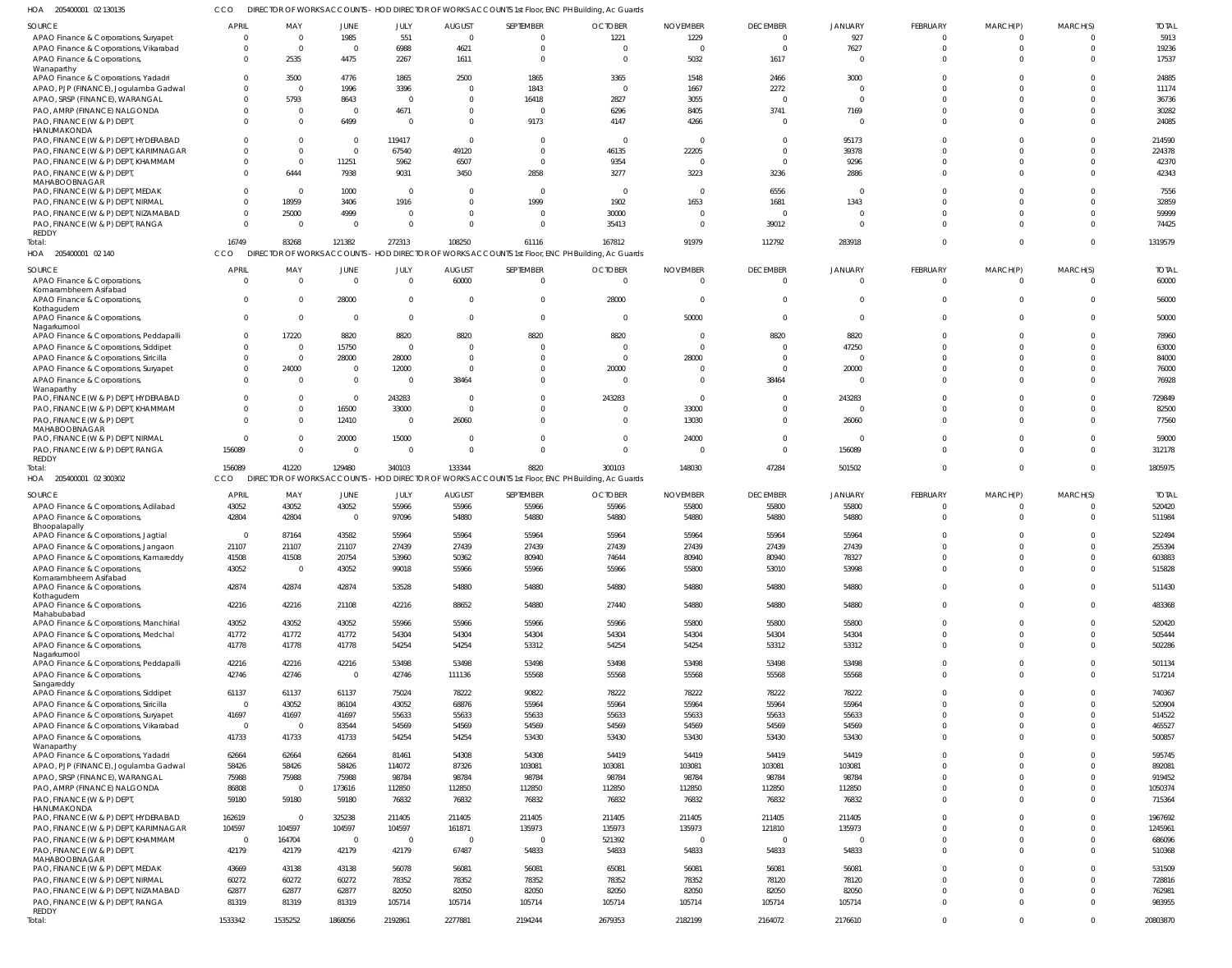HOA 205400001 02 130135 CCO DIRECTOR OF WORKS ACCOUNTS - HOD DIRECTOR OF WORKS ACCOUNTS 1st Floor, ENC PH Building, Ac Guards

| SOURCE | APRIL | MAY | JUNE | JULY | AUGUST | SEPTEMBER | OCTOBER | NOVEMBER | DECEMBER | JANUARY | FEBRUARY | MARCH(P) | MARCH(S) | TOTAL |
|---|---|---|---|---|---|---|---|---|---|---|---|---|---|---|
| APAO Finance & Corporations, Suryapet | 0 | 0 | 1985 | 551 | 0 | 0 | 1221 | 1229 | 0 | 927 | 0 | 0 | 0 | 5913 |
| APAO Finance & Corporations, Vikarabad | 0 | 0 | 0 | 6988 | 4621 | 0 | 0 | 0 | 0 | 7627 | 0 | 0 | 0 | 19236 |
| APAO Finance & Corporations, Wanaparthy | 0 | 2535 | 4475 | 2267 | 1611 | 0 | 0 | 5032 | 1617 | 0 | 0 | 0 | 0 | 17537 |
| APAO Finance & Corporations, Yadadri | 0 | 3500 | 4776 | 1865 | 2500 | 1865 | 3365 | 1548 | 2466 | 3000 | 0 | 0 | 0 | 24885 |
| APAO, PJP (FINANCE), Jogulamba Gadwal | 0 | 0 | 1996 | 3396 | 0 | 1843 | 0 | 1667 | 2272 | 0 | 0 | 0 | 0 | 11174 |
| APAO, SRSP (FINANCE), WARANGAL | 0 | 5793 | 8643 | 0 | 0 | 16418 | 2827 | 3055 | 0 | 0 | 0 | 0 | 0 | 36736 |
| PAO, AMRP (FINANCE) NALGONDA | 0 | 0 | 0 | 4671 | 0 | 0 | 6296 | 8405 | 3741 | 7169 | 0 | 0 | 0 | 30282 |
| PAO, FINANCE (W & P) DEPT, HANUMAKONDA | 0 | 0 | 6499 | 0 | 0 | 9173 | 4147 | 4266 | 0 | 0 | 0 | 0 | 0 | 24085 |
| PAO, FINANCE (W & P) DEPT, HYDERABAD | 0 | 0 | 0 | 119417 | 0 | 0 | 0 | 0 | 0 | 95173 | 0 | 0 | 0 | 214590 |
| PAO, FINANCE (W & P) DEPT, KARIMNAGAR | 0 | 0 | 0 | 67540 | 49120 | 0 | 46135 | 22205 | 0 | 39378 | 0 | 0 | 0 | 224378 |
| PAO, FINANCE (W & P) DEPT, KHAMMAM | 0 | 0 | 11251 | 5962 | 6507 | 0 | 9354 | 0 | 0 | 9296 | 0 | 0 | 0 | 42370 |
| PAO, FINANCE (W & P) DEPT, MAHABOOBNAGAR | 0 | 6444 | 7938 | 9031 | 3450 | 2858 | 3277 | 3223 | 3236 | 2886 | 0 | 0 | 0 | 42343 |
| PAO, FINANCE (W & P) DEPT, MEDAK | 0 | 0 | 1000 | 0 | 0 | 0 | 0 | 0 | 6556 | 0 | 0 | 0 | 0 | 7556 |
| PAO, FINANCE (W & P) DEPT, NIRMAL | 0 | 18959 | 3406 | 1916 | 0 | 1999 | 1902 | 1653 | 1681 | 1343 | 0 | 0 | 0 | 32859 |
| PAO, FINANCE (W & P) DEPT, NIZAMABAD | 0 | 25000 | 4999 | 0 | 0 | 0 | 30000 | 0 | 0 | 0 | 0 | 0 | 0 | 59999 |
| PAO, FINANCE (W & P) DEPT, RANGA REDDY | 0 | 0 | 0 | 0 | 0 | 0 | 35413 | 0 | 39012 | 0 | 0 | 0 | 0 | 74425 |
| Total: | 16749 | 83268 | 121382 | 272313 | 108250 | 61116 | 167812 | 91979 | 112792 | 283918 | 0 | 0 | 0 | 1319579 |

HOA 205400001 02 140 CCO DIRECTOR OF WORKS ACCOUNTS - HOD DIRECTOR OF WORKS ACCOUNTS 1st Floor, ENC PH Building, Ac Guards

| SOURCE | APRIL | MAY | JUNE | JULY | AUGUST | SEPTEMBER | OCTOBER | NOVEMBER | DECEMBER | JANUARY | FEBRUARY | MARCH(P) | MARCH(S) | TOTAL |
|---|---|---|---|---|---|---|---|---|---|---|---|---|---|---|
| APAO Finance & Corporations, Komarambheem Asifabad | 0 | 0 | 0 | 0 | 60000 | 0 | 0 | 0 | 0 | 0 | 0 | 0 | 0 | 60000 |
| APAO Finance & Corporations, Kothagudem | 0 | 0 | 28000 | 0 | 0 | 0 | 28000 | 0 | 0 | 0 | 0 | 0 | 0 | 56000 |
| APAO Finance & Corporations, Nagarkurnool | 0 | 0 | 0 | 0 | 0 | 0 | 0 | 50000 | 0 | 0 | 0 | 0 | 0 | 50000 |
| APAO Finance & Corporations, Peddapalli | 0 | 17220 | 8820 | 8820 | 8820 | 8820 | 8820 | 0 | 8820 | 8820 | 0 | 0 | 0 | 78960 |
| APAO Finance & Corporations, Siddipet | 0 | 0 | 15750 | 0 | 0 | 0 | 0 | 0 | 0 | 47250 | 0 | 0 | 0 | 63000 |
| APAO Finance & Corporations, Siricilla | 0 | 0 | 28000 | 28000 | 0 | 0 | 0 | 28000 | 0 | 0 | 0 | 0 | 0 | 84000 |
| APAO Finance & Corporations, Suryapet | 0 | 24000 | 0 | 12000 | 0 | 0 | 20000 | 0 | 0 | 20000 | 0 | 0 | 0 | 76000 |
| APAO Finance & Corporations, Wanaparthy | 0 | 0 | 0 | 0 | 38464 | 0 | 0 | 0 | 38464 | 0 | 0 | 0 | 0 | 76928 |
| PAO, FINANCE (W & P) DEPT, HYDERABAD | 0 | 0 | 0 | 243283 | 0 | 0 | 243283 | 0 | 0 | 243283 | 0 | 0 | 0 | 729849 |
| PAO, FINANCE (W & P) DEPT, KHAMMAM | 0 | 0 | 16500 | 33000 | 0 | 0 | 0 | 33000 | 0 | 0 | 0 | 0 | 0 | 82500 |
| PAO, FINANCE (W & P) DEPT, MAHABOOBNAGAR | 0 | 0 | 12410 | 0 | 26060 | 0 | 0 | 13030 | 0 | 26060 | 0 | 0 | 0 | 77560 |
| PAO, FINANCE (W & P) DEPT, NIRMAL | 0 | 0 | 20000 | 15000 | 0 | 0 | 0 | 24000 | 0 | 0 | 0 | 0 | 0 | 59000 |
| PAO, FINANCE (W & P) DEPT, RANGA REDDY | 156089 | 0 | 0 | 0 | 0 | 0 | 0 | 0 | 0 | 156089 | 0 | 0 | 0 | 312178 |
| Total: | 156089 | 41220 | 129480 | 340103 | 133344 | 8820 | 300103 | 148030 | 47284 | 501502 | 0 | 0 | 0 | 1805975 |

HOA 205400001 02 300302 CCO DIRECTOR OF WORKS ACCOUNTS - HOD DIRECTOR OF WORKS ACCOUNTS 1st Floor, ENC PH Building, Ac Guards

| SOURCE | APRIL | MAY | JUNE | JULY | AUGUST | SEPTEMBER | OCTOBER | NOVEMBER | DECEMBER | JANUARY | FEBRUARY | MARCH(P) | MARCH(S) | TOTAL |
|---|---|---|---|---|---|---|---|---|---|---|---|---|---|---|
| APAO Finance & Corporations, Adilabad | 43052 | 43052 | 43052 | 55966 | 55966 | 55966 | 55966 | 55800 | 55800 | 55800 | 0 | 0 | 0 | 520420 |
| APAO Finance & Corporations, Bhoopalpally | 42804 | 42804 | 0 | 97096 | 54880 | 54880 | 54880 | 54880 | 54880 | 54880 | 0 | 0 | 0 | 511984 |
| APAO Finance & Corporations, Jagtial | 0 | 87164 | 43582 | 55964 | 55964 | 55964 | 55964 | 55964 | 55964 | 55964 | 0 | 0 | 0 | 522494 |
| APAO Finance & Corporations, Jangaon | 21107 | 21107 | 21107 | 27439 | 27439 | 27439 | 27439 | 27439 | 27439 | 27439 | 0 | 0 | 0 | 255394 |
| APAO Finance & Corporations, Kamareddy | 41508 | 41508 | 20754 | 53960 | 50362 | 80940 | 74644 | 80940 | 80940 | 78327 | 0 | 0 | 0 | 603883 |
| APAO Finance & Corporations, Komarambheem Asifabad | 43052 | 0 | 43052 | 99018 | 55966 | 55966 | 55966 | 55800 | 53010 | 53998 | 0 | 0 | 0 | 515828 |
| APAO Finance & Corporations, Kothagudem | 42874 | 42874 | 42874 | 53528 | 54880 | 54880 | 54880 | 54880 | 54880 | 54880 | 0 | 0 | 0 | 511430 |
| APAO Finance & Corporations, Mahabubabad | 42216 | 42216 | 21108 | 42216 | 88652 | 54880 | 27440 | 54880 | 54880 | 54880 | 0 | 0 | 0 | 483368 |
| APAO Finance & Corporations, Manchirial | 43052 | 43052 | 43052 | 55966 | 55966 | 55966 | 55966 | 55800 | 55800 | 55800 | 0 | 0 | 0 | 520420 |
| APAO Finance & Corporations, Medchal | 41772 | 41772 | 41772 | 54304 | 54304 | 54304 | 54304 | 54304 | 54304 | 54304 | 0 | 0 | 0 | 505444 |
| APAO Finance & Corporations, Nagarkurnool | 41778 | 41778 | 41778 | 54254 | 54254 | 53312 | 54254 | 54254 | 53312 | 53312 | 0 | 0 | 0 | 502286 |
| APAO Finance & Corporations, Peddapalli | 42216 | 42216 | 42216 | 53498 | 53498 | 53498 | 53498 | 53498 | 53498 | 53498 | 0 | 0 | 0 | 501134 |
| APAO Finance & Corporations, Sangareddy | 42746 | 42746 | 0 | 42746 | 111136 | 55568 | 55568 | 55568 | 55568 | 55568 | 0 | 0 | 0 | 517214 |
| APAO Finance & Corporations, Siddipet | 61137 | 61137 | 61137 | 75024 | 78222 | 90822 | 78222 | 78222 | 78222 | 78222 | 0 | 0 | 0 | 740367 |
| APAO Finance & Corporations, Siricilla | 0 | 43052 | 86104 | 43052 | 68876 | 55964 | 55964 | 55964 | 55964 | 55964 | 0 | 0 | 0 | 520904 |
| APAO Finance & Corporations, Suryapet | 41697 | 41697 | 41697 | 55633 | 55633 | 55633 | 55633 | 55633 | 55633 | 55633 | 0 | 0 | 0 | 514522 |
| APAO Finance & Corporations, Vikarabad | 0 | 0 | 83544 | 54569 | 54569 | 54569 | 54569 | 54569 | 54569 | 54569 | 0 | 0 | 0 | 465527 |
| APAO Finance & Corporations, Wanaparthy | 41733 | 41733 | 41733 | 54254 | 54254 | 53430 | 53430 | 53430 | 53430 | 53430 | 0 | 0 | 0 | 500857 |
| APAO Finance & Corporations, Yadadri | 62664 | 62664 | 62664 | 81461 | 54308 | 54308 | 54419 | 54419 | 54419 | 54419 | 0 | 0 | 0 | 595745 |
| APAO, PJP (FINANCE), Jogulamba Gadwal | 58426 | 58426 | 58426 | 114072 | 87326 | 103081 | 103081 | 103081 | 103081 | 103081 | 0 | 0 | 0 | 892081 |
| APAO, SRSP (FINANCE), WARANGAL | 75988 | 75988 | 75988 | 98784 | 98784 | 98784 | 98784 | 98784 | 98784 | 98784 | 0 | 0 | 0 | 919452 |
| PAO, AMRP (FINANCE) NALGONDA | 86808 | 0 | 173616 | 112850 | 112850 | 112850 | 112850 | 112850 | 112850 | 112850 | 0 | 0 | 0 | 1050374 |
| PAO, FINANCE (W & P) DEPT, HANUMAKONDA | 59180 | 59180 | 59180 | 76832 | 76832 | 76832 | 76832 | 76832 | 76832 | 76832 | 0 | 0 | 0 | 715364 |
| PAO, FINANCE (W & P) DEPT, HYDERABAD | 162619 | 0 | 325238 | 211405 | 211405 | 211405 | 211405 | 211405 | 211405 | 211405 | 0 | 0 | 0 | 1967692 |
| PAO, FINANCE (W & P) DEPT, KARIMNAGAR | 104597 | 104597 | 104597 | 104597 | 161871 | 135973 | 135973 | 135973 | 121810 | 135973 | 0 | 0 | 0 | 1245961 |
| PAO, FINANCE (W & P) DEPT, KHAMMAM | 0 | 164704 | 0 | 0 | 0 | 0 | 521392 | 0 | 0 | 0 | 0 | 0 | 0 | 686096 |
| PAO, FINANCE (W & P) DEPT, MAHABOOBNAGAR | 42179 | 42179 | 42179 | 42179 | 67487 | 54833 | 54833 | 54833 | 54833 | 54833 | 0 | 0 | 0 | 510368 |
| PAO, FINANCE (W & P) DEPT, MEDAK | 43669 | 43138 | 43138 | 56078 | 56081 | 56081 | 65081 | 56081 | 56081 | 56081 | 0 | 0 | 0 | 531509 |
| PAO, FINANCE (W & P) DEPT, NIRMAL | 60272 | 60272 | 60272 | 78352 | 78352 | 78352 | 78352 | 78352 | 78120 | 78120 | 0 | 0 | 0 | 728816 |
| PAO, FINANCE (W & P) DEPT, NIZAMABAD | 62877 | 62877 | 62877 | 82050 | 82050 | 82050 | 82050 | 82050 | 82050 | 82050 | 0 | 0 | 0 | 762981 |
| PAO, FINANCE (W & P) DEPT, RANGA REDDY | 81319 | 81319 | 81319 | 105714 | 105714 | 105714 | 105714 | 105714 | 105714 | 105714 | 0 | 0 | 0 | 983955 |
| Total: | 1533342 | 1535252 | 1868056 | 2192861 | 2277881 | 2194244 | 2679353 | 2182199 | 2164072 | 2176610 | 0 | 0 | 0 | 20803870 |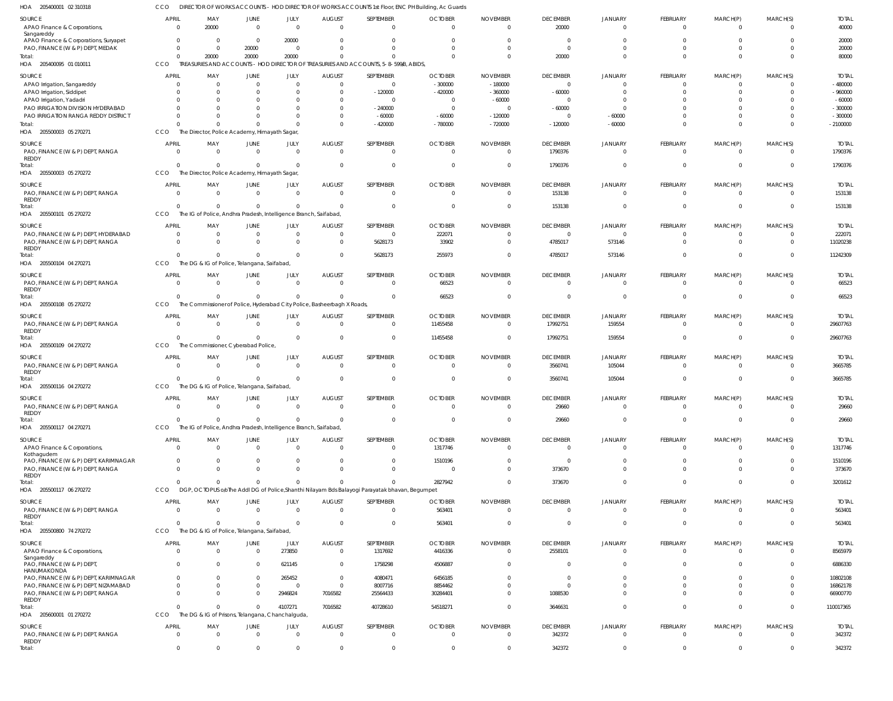HOA 205400001 02 310318 CCO DIRECTOR OF WORKS ACCOUNTS - HOD DIRECTOR OF WORKS ACCOUNTS 1st Floor, ENC PH Building, Ac Guards

| SOURCE | APRIL | MAY | JUNE | JULY | AUGUST | SEPTEMBER | OCTOBER | NOVEMBER | DECEMBER | JANUARY | FEBRUARY | MARCH(P) | MARCH(S) | TOTAL |
|---|---|---|---|---|---|---|---|---|---|---|---|---|---|---|
| APAO Finance & Corporations, Sangareddy | 0 | 20000 | 0 | 0 | 0 | 0 | 0 | 0 | 20000 | 0 | 0 | 0 | 0 | 40000 |
| APAO Finance & Corporations, Suryapet | 0 | 0 | 0 | 20000 | 0 | 0 | 0 | 0 | 0 | 0 | 0 | 0 | 0 | 20000 |
| PAO, FINANCE (W & P) DEPT, MEDAK | 0 | 0 | 20000 | 0 | 0 | 0 | 0 | 0 | 0 | 0 | 0 | 0 | 0 | 20000 |
| Total: | 0 | 20000 | 20000 | 20000 | 0 | 0 | 0 | 0 | 20000 | 0 | 0 | 0 | 0 | 80000 |

HOA 205400095 01 010011 CCO TREASURIES AND ACCOUNTS - HOD DIRECTOR OF TREASURIES AND ACCOUNTS, 5-8-599B, ABIDS,

| SOURCE | APRIL | MAY | JUNE | JULY | AUGUST | SEPTEMBER | OCTOBER | NOVEMBER | DECEMBER | JANUARY | FEBRUARY | MARCH(P) | MARCH(S) | TOTAL |
|---|---|---|---|---|---|---|---|---|---|---|---|---|---|---|
| APAO Irrigation, Sangareddy | 0 | 0 | 0 | 0 | 0 | 0 | -300000 | -180000 | 0 | 0 | 0 | 0 | 0 | -480000 |
| APAO Irrigation, Siddipet | 0 | 0 | 0 | 0 | 0 | -120000 | -420000 | -360000 | -60000 | 0 | 0 | 0 | 0 | -960000 |
| APAO Irrigation, Yadadri | 0 | 0 | 0 | 0 | 0 | 0 | 0 | -60000 | 0 | 0 | 0 | 0 | 0 | -60000 |
| PAO IRRIGATION DIVISION HYDERABAD | 0 | 0 | 0 | 0 | 0 | -240000 | 0 | 0 | -60000 | 0 | 0 | 0 | 0 | -300000 |
| PAO IRRIGATION RANGA REDDY DISTRICT | 0 | 0 | 0 | 0 | 0 | -60000 | -60000 | -120000 | 0 | -60000 | 0 | 0 | 0 | -300000 |
| Total: | 0 | 0 | 0 | 0 | 0 | -420000 | -780000 | -720000 | -120000 | -60000 | 0 | 0 | 0 | -2100000 |

HOA 205500003 05 270271 CCO The Director, Police Academy, Himayath Sagar,

| SOURCE | APRIL | MAY | JUNE | JULY | AUGUST | SEPTEMBER | OCTOBER | NOVEMBER | DECEMBER | JANUARY | FEBRUARY | MARCH(P) | MARCH(S) | TOTAL |
|---|---|---|---|---|---|---|---|---|---|---|---|---|---|---|
| PAO, FINANCE (W & P) DEPT, RANGA REDDY | 0 | 0 | 0 | 0 | 0 | 0 | 0 | 0 | 1790376 | 0 | 0 | 0 | 0 | 1790376 |
| Total: | 0 | 0 | 0 | 0 | 0 | 0 | 0 | 0 | 1790376 | 0 | 0 | 0 | 0 | 1790376 |

HOA 205500003 05 270272 CCO The Director, Police Academy, Himayath Sagar,

| SOURCE | APRIL | MAY | JUNE | JULY | AUGUST | SEPTEMBER | OCTOBER | NOVEMBER | DECEMBER | JANUARY | FEBRUARY | MARCH(P) | MARCH(S) | TOTAL |
|---|---|---|---|---|---|---|---|---|---|---|---|---|---|---|
| PAO, FINANCE (W & P) DEPT, RANGA REDDY | 0 | 0 | 0 | 0 | 0 | 0 | 0 | 0 | 153138 | 0 | 0 | 0 | 0 | 153138 |
| Total: | 0 | 0 | 0 | 0 | 0 | 0 | 0 | 0 | 153138 | 0 | 0 | 0 | 0 | 153138 |

HOA 205500101 05 270272 CCO The IG of Police, Andhra Pradesh, Intelligence Branch, Saifabad,

| SOURCE | APRIL | MAY | JUNE | JULY | AUGUST | SEPTEMBER | OCTOBER | NOVEMBER | DECEMBER | JANUARY | FEBRUARY | MARCH(P) | MARCH(S) | TOTAL |
|---|---|---|---|---|---|---|---|---|---|---|---|---|---|---|
| PAO, FINANCE (W & P) DEPT, HYDERABAD | 0 | 0 | 0 | 0 | 0 | 0 | 222071 | 0 | 0 | 0 | 0 | 0 | 0 | 222071 |
| PAO, FINANCE (W & P) DEPT, RANGA REDDY | 0 | 0 | 0 | 0 | 0 | 5628173 | 33902 | 0 | 4785017 | 573146 | 0 | 0 | 0 | 11020238 |
| Total: | 0 | 0 | 0 | 0 | 0 | 5628173 | 255973 | 0 | 4785017 | 573146 | 0 | 0 | 0 | 11242309 |

HOA 205500104 04 270271 CCO The DG & IG of Police, Telangana, Saifabad,

| SOURCE | APRIL | MAY | JUNE | JULY | AUGUST | SEPTEMBER | OCTOBER | NOVEMBER | DECEMBER | JANUARY | FEBRUARY | MARCH(P) | MARCH(S) | TOTAL |
|---|---|---|---|---|---|---|---|---|---|---|---|---|---|---|
| PAO, FINANCE (W & P) DEPT, RANGA REDDY | 0 | 0 | 0 | 0 | 0 | 0 | 66523 | 0 | 0 | 0 | 0 | 0 | 0 | 66523 |
| Total: | 0 | 0 | 0 | 0 | 0 | 0 | 66523 | 0 | 0 | 0 | 0 | 0 | 0 | 66523 |

HOA 205500108 05 270272 CCO The Commissioner of Police, Hyderabad City Police, Basheerbagh X Roads,

| SOURCE | APRIL | MAY | JUNE | JULY | AUGUST | SEPTEMBER | OCTOBER | NOVEMBER | DECEMBER | JANUARY | FEBRUARY | MARCH(P) | MARCH(S) | TOTAL |
|---|---|---|---|---|---|---|---|---|---|---|---|---|---|---|
| PAO, FINANCE (W & P) DEPT, RANGA REDDY | 0 | 0 | 0 | 0 | 0 | 0 | 11455458 | 0 | 17992751 | 159554 | 0 | 0 | 0 | 29607763 |
| Total: | 0 | 0 | 0 | 0 | 0 | 0 | 11455458 | 0 | 17992751 | 159554 | 0 | 0 | 0 | 29607763 |

HOA 205500109 04 270272 CCO The Commissioner, Cyberabad Police,

| SOURCE | APRIL | MAY | JUNE | JULY | AUGUST | SEPTEMBER | OCTOBER | NOVEMBER | DECEMBER | JANUARY | FEBRUARY | MARCH(P) | MARCH(S) | TOTAL |
|---|---|---|---|---|---|---|---|---|---|---|---|---|---|---|
| PAO, FINANCE (W & P) DEPT, RANGA REDDY | 0 | 0 | 0 | 0 | 0 | 0 | 0 | 0 | 3560741 | 105044 | 0 | 0 | 0 | 3665785 |
| Total: | 0 | 0 | 0 | 0 | 0 | 0 | 0 | 0 | 3560741 | 105044 | 0 | 0 | 0 | 3665785 |

HOA 205500116 04 270272 CCO The DG & IG of Police, Telangana, Saifabad,

| SOURCE | APRIL | MAY | JUNE | JULY | AUGUST | SEPTEMBER | OCTOBER | NOVEMBER | DECEMBER | JANUARY | FEBRUARY | MARCH(P) | MARCH(S) | TOTAL |
|---|---|---|---|---|---|---|---|---|---|---|---|---|---|---|
| PAO, FINANCE (W & P) DEPT, RANGA REDDY | 0 | 0 | 0 | 0 | 0 | 0 | 0 | 0 | 29660 | 0 | 0 | 0 | 0 | 29660 |
| Total: | 0 | 0 | 0 | 0 | 0 | 0 | 0 | 0 | 29660 | 0 | 0 | 0 | 0 | 29660 |

HOA 205500117 04 270271 CCO The IG of Police, Andhra Pradesh, Intelligence Branch, Saifabad,

| SOURCE | APRIL | MAY | JUNE | JULY | AUGUST | SEPTEMBER | OCTOBER | NOVEMBER | DECEMBER | JANUARY | FEBRUARY | MARCH(P) | MARCH(S) | TOTAL |
|---|---|---|---|---|---|---|---|---|---|---|---|---|---|---|
| APAO Finance & Corporations, Kothagudem | 0 | 0 | 0 | 0 | 0 | 0 | 1317746 | 0 | 0 | 0 | 0 | 0 | 0 | 1317746 |
| PAO, FINANCE (W & P) DEPT, KARIMNAGAR | 0 | 0 | 0 | 0 | 0 | 0 | 1510196 | 0 | 0 | 0 | 0 | 0 | 0 | 1510196 |
| PAO, FINANCE (W & P) DEPT, RANGA REDDY | 0 | 0 | 0 | 0 | 0 | 0 | 0 | 0 | 373670 | 0 | 0 | 0 | 0 | 373670 |
| Total: | 0 | 0 | 0 | 0 | 0 | 0 | 2827942 | 0 | 373670 | 0 | 0 | 0 | 0 | 3201612 |

HOA 205500117 06 270272 CCO DGP, OCTOPUS o/o The Addl DG of Police,Shanthi Nilayam Bds Balayogi Parayatak bhavan, Begumpet

| SOURCE | APRIL | MAY | JUNE | JULY | AUGUST | SEPTEMBER | OCTOBER | NOVEMBER | DECEMBER | JANUARY | FEBRUARY | MARCH(P) | MARCH(S) | TOTAL |
|---|---|---|---|---|---|---|---|---|---|---|---|---|---|---|
| PAO, FINANCE (W & P) DEPT, RANGA REDDY | 0 | 0 | 0 | 0 | 0 | 0 | 563401 | 0 | 0 | 0 | 0 | 0 | 0 | 563401 |
| Total: | 0 | 0 | 0 | 0 | 0 | 0 | 563401 | 0 | 0 | 0 | 0 | 0 | 0 | 563401 |

HOA 205500800 74 270272 CCO The DG & IG of Police, Telangana, Saifabad,

| SOURCE | APRIL | MAY | JUNE | JULY | AUGUST | SEPTEMBER | OCTOBER | NOVEMBER | DECEMBER | JANUARY | FEBRUARY | MARCH(P) | MARCH(S) | TOTAL |
|---|---|---|---|---|---|---|---|---|---|---|---|---|---|---|
| APAO Finance & Corporations, Sangareddy | 0 | 0 | 0 | 273850 | 0 | 1317692 | 4416336 | 0 | 2558101 | 0 | 0 | 0 | 0 | 8565979 |
| PAO, FINANCE (W & P) DEPT, HANUMAKONDA | 0 | 0 | 0 | 621145 | 0 | 1758298 | 4506887 | 0 | 0 | 0 | 0 | 0 | 0 | 6886330 |
| PAO, FINANCE (W & P) DEPT, KARIMNAGAR | 0 | 0 | 0 | 265452 | 0 | 4080471 | 6456185 | 0 | 0 | 0 | 0 | 0 | 0 | 10802108 |
| PAO, FINANCE (W & P) DEPT, NIZAMABAD | 0 | 0 | 0 | 0 | 0 | 8007716 | 8854462 | 0 | 0 | 0 | 0 | 0 | 0 | 16862178 |
| PAO, FINANCE (W & P) DEPT, RANGA REDDY | 0 | 0 | 0 | 2946824 | 7016582 | 25564433 | 30284401 | 0 | 1088530 | 0 | 0 | 0 | 0 | 66900770 |
| Total: | 0 | 0 | 0 | 4107271 | 7016582 | 40728610 | 54518271 | 0 | 3646631 | 0 | 0 | 0 | 0 | 110017365 |

HOA 205600001 01 270272 CCO The DG & IG of Prisons, Telangana, Chanchalguda,

| SOURCE | APRIL | MAY | JUNE | JULY | AUGUST | SEPTEMBER | OCTOBER | NOVEMBER | DECEMBER | JANUARY | FEBRUARY | MARCH(P) | MARCH(S) | TOTAL |
|---|---|---|---|---|---|---|---|---|---|---|---|---|---|---|
| PAO, FINANCE (W & P) DEPT, RANGA REDDY | 0 | 0 | 0 | 0 | 0 | 0 | 0 | 0 | 342372 | 0 | 0 | 0 | 0 | 342372 |
| Total: | 0 | 0 | 0 | 0 | 0 | 0 | 0 | 0 | 342372 | 0 | 0 | 0 | 0 | 342372 |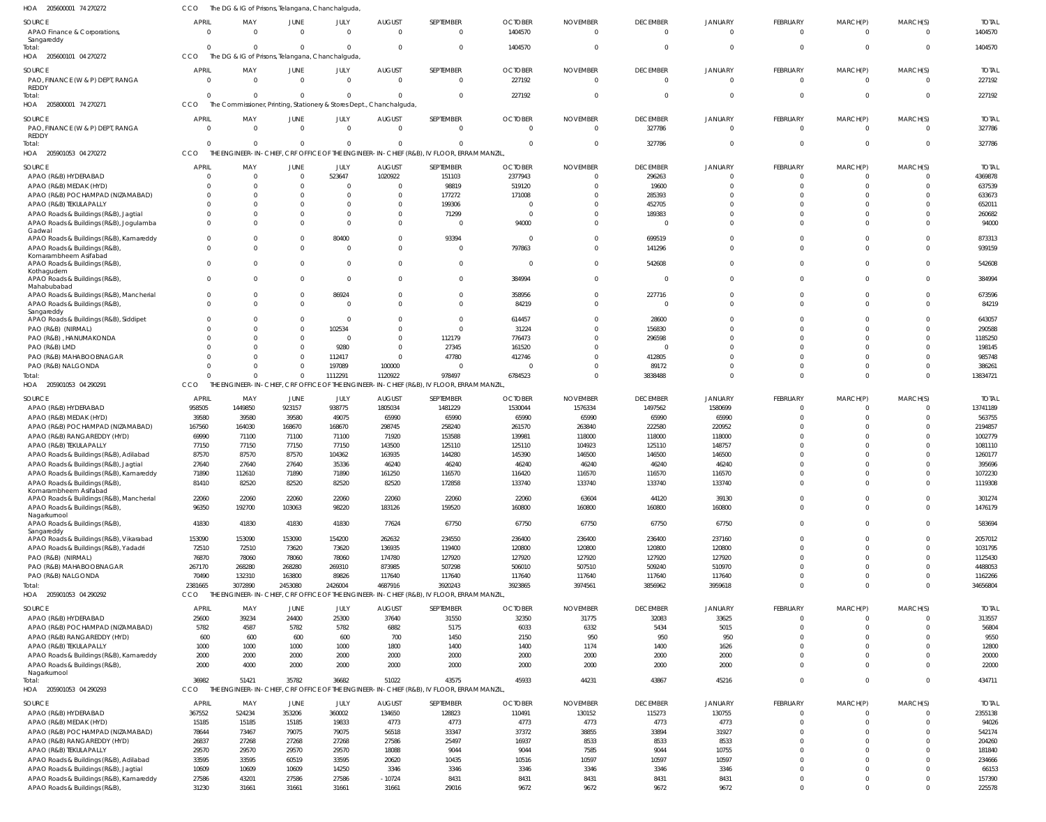HOA 205600001 74 270272 CCO The DG & IG of Prisons, Telangana, Chanchalguda,

| SOURCE | APRIL | MAY | JUNE | JULY | AUGUST | SEPTEMBER | OCTOBER | NOVEMBER | DECEMBER | JANUARY | FEBRUARY | MARCH(P) | MARCH(S) | TOTAL |
|---|---|---|---|---|---|---|---|---|---|---|---|---|---|---|
| APAO Finance & Corporations, Sangareddy | 0 | 0 | 0 | 0 | 0 | 0 | 1404570 | 0 | 0 | 0 | 0 | 0 | 0 | 1404570 |
| Total: | 0 | 0 | 0 | 0 | 0 | 0 | 1404570 | 0 | 0 | 0 | 0 | 0 | 0 | 1404570 |

HOA 205600101 04 270272 CCO The DG & IG of Prisons, Telangana, Chanchalguda,

| SOURCE | APRIL | MAY | JUNE | JULY | AUGUST | SEPTEMBER | OCTOBER | NOVEMBER | DECEMBER | JANUARY | FEBRUARY | MARCH(P) | MARCH(S) | TOTAL |
|---|---|---|---|---|---|---|---|---|---|---|---|---|---|---|
| PAO, FINANCE (W & P) DEPT, RANGA REDDY | 0 | 0 | 0 | 0 | 0 | 0 | 227192 | 0 | 0 | 0 | 0 | 0 | 0 | 227192 |
| Total: | 0 | 0 | 0 | 0 | 0 | 0 | 227192 | 0 | 0 | 0 | 0 | 0 | 0 | 227192 |

HOA 205800001 74 270271 CCO The Commissioner, Printing, Stationery & Stores Dept., Chanchalguda,

| SOURCE | APRIL | MAY | JUNE | JULY | AUGUST | SEPTEMBER | OCTOBER | NOVEMBER | DECEMBER | JANUARY | FEBRUARY | MARCH(P) | MARCH(S) | TOTAL |
|---|---|---|---|---|---|---|---|---|---|---|---|---|---|---|
| PAO, FINANCE (W & P) DEPT, RANGA REDDY | 0 | 0 | 0 | 0 | 0 | 0 | 0 | 0 | 327786 | 0 | 0 | 0 | 0 | 327786 |
| Total: | 0 | 0 | 0 | 0 | 0 | 0 | 0 | 0 | 327786 | 0 | 0 | 0 | 0 | 327786 |

HOA 205901053 04 270272 CCO THE ENGINEER-IN-CHIEF, CRF OFFICE OF THE ENGINEER-IN-CHIEF (R&B), IV FLOOR, ERRAM MANZIL,

| SOURCE | APRIL | MAY | JUNE | JULY | AUGUST | SEPTEMBER | OCTOBER | NOVEMBER | DECEMBER | JANUARY | FEBRUARY | MARCH(P) | MARCH(S) | TOTAL |
|---|---|---|---|---|---|---|---|---|---|---|---|---|---|---|
| APAO (R&B) HYDERABAD | 0 | 0 | 0 | 523647 | 1020922 | 151103 | 2377943 | 0 | 296263 | 0 | 0 | 0 | 0 | 4369878 |
| APAO (R&B) MEDAK (HYD) | 0 | 0 | 0 | 0 | 0 | 98819 | 519120 | 0 | 19600 | 0 | 0 | 0 | 0 | 637539 |
| APAO (R&B) POCHAMPAD (NIZAMABAD) | 0 | 0 | 0 | 0 | 0 | 177272 | 171008 | 0 | 285393 | 0 | 0 | 0 | 0 | 633673 |
| APAO (R&B) TEKULAPALLY | 0 | 0 | 0 | 0 | 0 | 199306 | 0 | 0 | 452705 | 0 | 0 | 0 | 0 | 652011 |
| APAO Roads & Buildings (R&B), Jagtial | 0 | 0 | 0 | 0 | 0 | 71299 | 0 | 0 | 189383 | 0 | 0 | 0 | 0 | 260682 |
| APAO Roads & Buildings (R&B), Jogulamba Gadwal | 0 | 0 | 0 | 0 | 0 | 0 | 94000 | 0 | 0 | 0 | 0 | 0 | 0 | 94000 |
| APAO Roads & Buildings (R&B), Kamareddy | 0 | 0 | 0 | 80400 | 0 | 93394 | 0 | 0 | 699519 | 0 | 0 | 0 | 0 | 873313 |
| APAO Roads & Buildings (R&B), Komarambheem Asifabad | 0 | 0 | 0 | 0 | 0 | 0 | 797863 | 0 | 141296 | 0 | 0 | 0 | 0 | 939159 |
| APAO Roads & Buildings (R&B), Kothagudem | 0 | 0 | 0 | 0 | 0 | 0 | 0 | 0 | 542608 | 0 | 0 | 0 | 0 | 542608 |
| APAO Roads & Buildings (R&B), Mahabubabad | 0 | 0 | 0 | 0 | 0 | 0 | 384994 | 0 | 0 | 0 | 0 | 0 | 0 | 384994 |
| APAO Roads & Buildings (R&B), Mancherial | 0 | 0 | 0 | 86924 | 0 | 0 | 358956 | 0 | 227716 | 0 | 0 | 0 | 0 | 673596 |
| APAO Roads & Buildings (R&B), Sangareddy | 0 | 0 | 0 | 0 | 0 | 0 | 84219 | 0 | 0 | 0 | 0 | 0 | 0 | 84219 |
| APAO Roads & Buildings (R&B), Siddipet | 0 | 0 | 0 | 0 | 0 | 0 | 614457 | 0 | 28600 | 0 | 0 | 0 | 0 | 643057 |
| PAO (R&B) (NIRMAL) | 0 | 0 | 0 | 102534 | 0 | 0 | 31224 | 0 | 156830 | 0 | 0 | 0 | 0 | 290588 |
| PAO (R&B), HANUMAKONDA | 0 | 0 | 0 | 0 | 0 | 112179 | 776473 | 0 | 296598 | 0 | 0 | 0 | 0 | 1185250 |
| PAO (R&B) LMD | 0 | 0 | 0 | 9280 | 0 | 27345 | 161520 | 0 | 0 | 0 | 0 | 0 | 0 | 198145 |
| PAO (R&B) MAHABOOBNAGAR | 0 | 0 | 0 | 112417 | 0 | 47780 | 412746 | 0 | 412805 | 0 | 0 | 0 | 0 | 985748 |
| PAO (R&B) NALGONDA | 0 | 0 | 0 | 197089 | 100000 | 0 | 0 | 0 | 89172 | 0 | 0 | 0 | 0 | 386261 |
| Total: | 0 | 0 | 0 | 1112291 | 1120922 | 978497 | 6784523 | 0 | 3838488 | 0 | 0 | 0 | 0 | 13834721 |

HOA 205901053 04 290291 CCO THE ENGINEER-IN-CHIEF, CRF OFFICE OF THE ENGINEER-IN-CHIEF (R&B), IV FLOOR, ERRAM MANZIL,

| SOURCE | APRIL | MAY | JUNE | JULY | AUGUST | SEPTEMBER | OCTOBER | NOVEMBER | DECEMBER | JANUARY | FEBRUARY | MARCH(P) | MARCH(S) | TOTAL |
|---|---|---|---|---|---|---|---|---|---|---|---|---|---|---|
| APAO (R&B) HYDERABAD | 958505 | 1449850 | 923157 | 938775 | 1805034 | 1481229 | 1530044 | 1576334 | 1497562 | 1580699 | 0 | 0 | 0 | 13741189 |
| APAO (R&B) MEDAK (HYD) | 39580 | 39580 | 39580 | 49075 | 65990 | 65990 | 65990 | 65990 | 65990 | 65990 | 0 | 0 | 0 | 563755 |
| APAO (R&B) POCHAMPAD (NIZAMABAD) | 167560 | 164030 | 168670 | 168670 | 298745 | 258240 | 261570 | 263840 | 222580 | 220952 | 0 | 0 | 0 | 2194857 |
| APAO (R&B) RANGAREDDY (HYD) | 69990 | 71100 | 71100 | 71100 | 71920 | 153588 | 139981 | 118000 | 118000 | 118000 | 0 | 0 | 0 | 1002779 |
| APAO (R&B) TEKULAPALLY | 77150 | 77150 | 77150 | 77150 | 143500 | 125110 | 125110 | 104923 | 125110 | 148757 | 0 | 0 | 0 | 1081110 |
| APAO Roads & Buildings (R&B), Adilabad | 87570 | 87570 | 87570 | 104362 | 163935 | 144280 | 145390 | 146500 | 146500 | 146500 | 0 | 0 | 0 | 1260177 |
| APAO Roads & Buildings (R&B), Jagtial | 27640 | 27640 | 27640 | 35336 | 46240 | 46240 | 46240 | 46240 | 46240 | 46240 | 0 | 0 | 0 | 395696 |
| APAO Roads & Buildings (R&B), Kamareddy | 71890 | 112610 | 71890 | 71890 | 161250 | 116570 | 116420 | 116570 | 116570 | 116570 | 0 | 0 | 0 | 1072230 |
| APAO Roads & Buildings (R&B), Komarambheem Asifabad | 81410 | 82520 | 82520 | 82520 | 82520 | 172858 | 133740 | 133740 | 133740 | 133740 | 0 | 0 | 0 | 1119308 |
| APAO Roads & Buildings (R&B), Mancherial | 22060 | 22060 | 22060 | 22060 | 22060 | 22060 | 22060 | 63604 | 44120 | 39130 | 0 | 0 | 0 | 301274 |
| APAO Roads & Buildings (R&B), Nagarkurnool | 96350 | 192700 | 103063 | 98220 | 183126 | 159520 | 160800 | 160800 | 160800 | 160800 | 0 | 0 | 0 | 1476179 |
| APAO Roads & Buildings (R&B), Sangareddy | 41830 | 41830 | 41830 | 41830 | 77624 | 67750 | 67750 | 67750 | 67750 | 67750 | 0 | 0 | 0 | 583694 |
| APAO Roads & Buildings (R&B), Vikarabad | 153090 | 153090 | 153090 | 154200 | 262632 | 234550 | 236400 | 236400 | 236400 | 237160 | 0 | 0 | 0 | 2057012 |
| APAO Roads & Buildings (R&B), Yadadri | 72510 | 72510 | 73620 | 73620 | 136935 | 119400 | 120800 | 120800 | 120800 | 120800 | 0 | 0 | 0 | 1031795 |
| PAO (R&B) (NIRMAL) | 76870 | 78060 | 78060 | 78060 | 174780 | 127920 | 127920 | 127920 | 127920 | 127920 | 0 | 0 | 0 | 1125430 |
| PAO (R&B) MAHABOOBNAGAR | 267170 | 268280 | 268280 | 269310 | 873985 | 507298 | 506010 | 507510 | 509240 | 510970 | 0 | 0 | 0 | 4488053 |
| PAO (R&B) NALGONDA | 70490 | 132310 | 163800 | 89826 | 117640 | 117640 | 117640 | 117640 | 117640 | 117640 | 0 | 0 | 0 | 1162266 |
| Total: | 2381665 | 3072890 | 2453080 | 2426004 | 4687916 | 3920243 | 3923865 | 3974561 | 3856962 | 3959618 | 0 | 0 | 0 | 34656804 |

HOA 205901053 04 290292 CCO THE ENGINEER-IN-CHIEF, CRF OFFICE OF THE ENGINEER-IN-CHIEF (R&B), IV FLOOR, ERRAM MANZIL,

| SOURCE | APRIL | MAY | JUNE | JULY | AUGUST | SEPTEMBER | OCTOBER | NOVEMBER | DECEMBER | JANUARY | FEBRUARY | MARCH(P) | MARCH(S) | TOTAL |
|---|---|---|---|---|---|---|---|---|---|---|---|---|---|---|
| APAO (R&B) HYDERABAD | 25600 | 39234 | 24400 | 25300 | 37640 | 31550 | 32350 | 31775 | 32083 | 33625 | 0 | 0 | 0 | 313557 |
| APAO (R&B) POCHAMPAD (NIZAMABAD) | 5782 | 4587 | 5782 | 5782 | 6882 | 5175 | 6033 | 6332 | 5434 | 5015 | 0 | 0 | 0 | 56804 |
| APAO (R&B) RANGAREDDY (HYD) | 600 | 600 | 600 | 600 | 700 | 1450 | 2150 | 950 | 950 | 950 | 0 | 0 | 0 | 9550 |
| APAO (R&B) TEKULAPALLY | 1000 | 1000 | 1000 | 1000 | 1800 | 1400 | 1400 | 1174 | 1400 | 1626 | 0 | 0 | 0 | 12800 |
| APAO Roads & Buildings (R&B), Kamareddy | 2000 | 2000 | 2000 | 2000 | 2000 | 2000 | 2000 | 2000 | 2000 | 2000 | 0 | 0 | 0 | 20000 |
| APAO Roads & Buildings (R&B), Nagarkurnool | 2000 | 4000 | 2000 | 2000 | 2000 | 2000 | 2000 | 2000 | 2000 | 2000 | 0 | 0 | 0 | 22000 |
| Total: | 36982 | 51421 | 35782 | 36682 | 51022 | 43575 | 45933 | 44231 | 43867 | 45216 | 0 | 0 | 0 | 434711 |

HOA 205901053 04 290293 CCO THE ENGINEER-IN-CHIEF, CRF OFFICE OF THE ENGINEER-IN-CHIEF (R&B), IV FLOOR, ERRAM MANZIL,

| SOURCE | APRIL | MAY | JUNE | JULY | AUGUST | SEPTEMBER | OCTOBER | NOVEMBER | DECEMBER | JANUARY | FEBRUARY | MARCH(P) | MARCH(S) | TOTAL |
|---|---|---|---|---|---|---|---|---|---|---|---|---|---|---|
| APAO (R&B) HYDERABAD | 367552 | 524234 | 353206 | 360002 | 134650 | 128823 | 110491 | 130152 | 115273 | 130755 | 0 | 0 | 0 | 2355138 |
| APAO (R&B) MEDAK (HYD) | 15185 | 15185 | 15185 | 19833 | 4773 | 4773 | 4773 | 4773 | 4773 | 4773 | 0 | 0 | 0 | 94026 |
| APAO (R&B) POCHAMPAD (NIZAMABAD) | 78644 | 73467 | 79075 | 79075 | 56518 | 33347 | 37372 | 38855 | 33894 | 31927 | 0 | 0 | 0 | 542174 |
| APAO (R&B) RANGAREDDY (HYD) | 26837 | 27268 | 27268 | 27268 | 27586 | 25497 | 16937 | 8533 | 8533 | 8533 | 0 | 0 | 0 | 204260 |
| APAO (R&B) TEKULAPALLY | 29570 | 29570 | 29570 | 29570 | 18088 | 9044 | 9044 | 7585 | 9044 | 10755 | 0 | 0 | 0 | 181840 |
| APAO Roads & Buildings (R&B), Adilabad | 33595 | 33595 | 60519 | 33595 | 20620 | 10435 | 10516 | 10597 | 10597 | 10597 | 0 | 0 | 0 | 234666 |
| APAO Roads & Buildings (R&B), Jagtial | 10609 | 10609 | 10609 | 14250 | 3346 | 3346 | 3346 | 3346 | 3346 | 3346 | 0 | 0 | 0 | 66153 |
| APAO Roads & Buildings (R&B), Kamareddy | 27586 | 43201 | 27586 | 27586 | -10724 | 8431 | 8431 | 8431 | 8431 | 8431 | 0 | 0 | 0 | 157390 |
| APAO Roads & Buildings (R&B), | 31230 | 31661 | 31661 | 31661 | 31661 | 29016 | 9672 | 9672 | 9672 | 9672 | 0 | 0 | 0 | 225578 |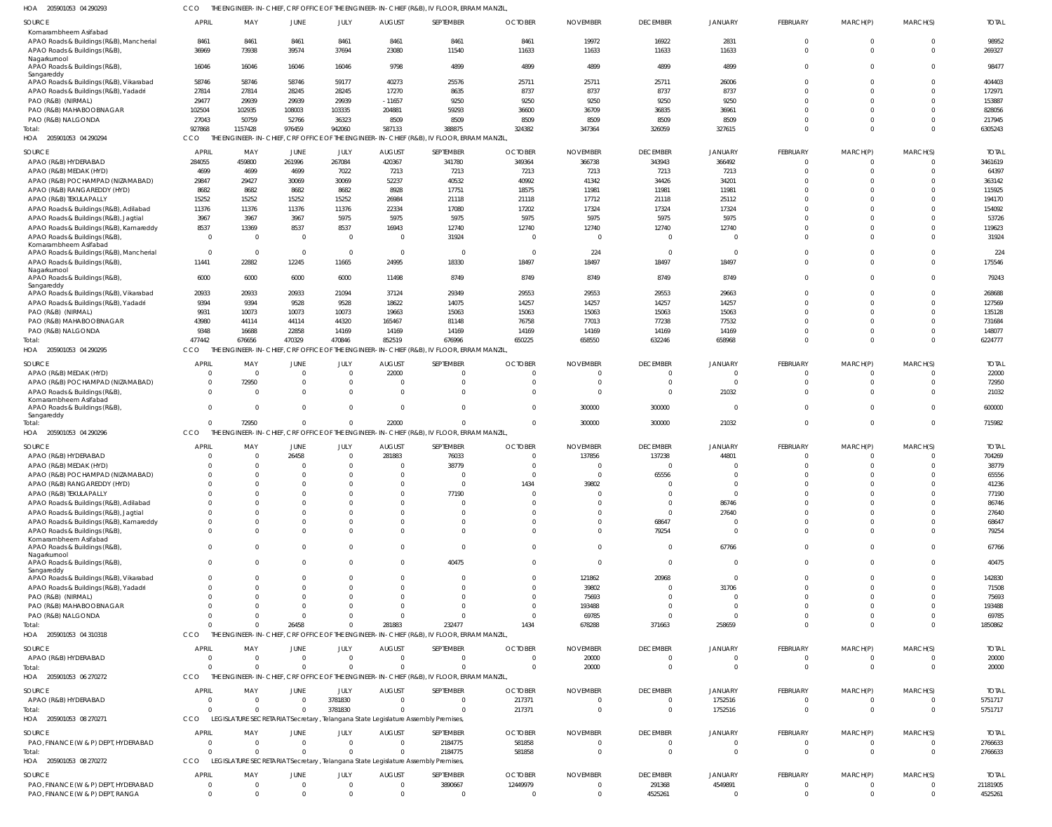HOA 205901053 04 290293 CCO THE ENGINEER-IN-CHIEF, CRF OFFICE OF THE ENGINEER-IN-CHIEF (R&B), IV FLOOR, ERRAM MANZIL,

| SOURCE | APRIL | MAY | JUNE | JULY | AUGUST | SEPTEMBER | OCTOBER | NOVEMBER | DECEMBER | JANUARY | FEBRUARY | MARCH(P) | MARCH(S) | TOTAL |
|---|---|---|---|---|---|---|---|---|---|---|---|---|---|---|
| Komarambheem Asifabad | | | | | | | | | | | | | | |
| APAO Roads & Buildings (R&B), Mancherial | 8461 | 8461 | 8461 | 8461 | 8461 | 8461 | 8461 | 19972 | 16922 | 2831 | 0 | 0 | 0 | 98952 |
| APAO Roads & Buildings (R&B), Nagarkurnool | 36969 | 73938 | 39574 | 37694 | 23080 | 11540 | 11633 | 11633 | 11633 | 11633 | 0 | 0 | 0 | 269327 |
| APAO Roads & Buildings (R&B), Sangareddy | 16046 | 16046 | 16046 | 16046 | 9798 | 4899 | 4899 | 4899 | 4899 | 4899 | 0 | 0 | 0 | 98477 |
| APAO Roads & Buildings (R&B), Vikarabad | 58746 | 58746 | 58746 | 59177 | 40273 | 25576 | 25711 | 25711 | 25711 | 26006 | 0 | 0 | 0 | 404403 |
| APAO Roads & Buildings (R&B), Yadadri | 27814 | 27814 | 28245 | 28245 | 17270 | 8635 | 8737 | 8737 | 8737 | 8737 | 0 | 0 | 0 | 172971 |
| PAO (R&B) (NIRMAL) | 29477 | 29939 | 29939 | 29939 | -11657 | 9250 | 9250 | 9250 | 9250 | 9250 | 0 | 0 | 0 | 153887 |
| PAO (R&B) MAHABOOBNAGAR | 102504 | 102935 | 108003 | 103335 | 204881 | 59293 | 36600 | 36709 | 36835 | 36961 | 0 | 0 | 0 | 828056 |
| PAO (R&B) NALGONDA | 27043 | 50759 | 52766 | 36323 | 8509 | 8509 | 8509 | 8509 | 8509 | 8509 | 0 | 0 | 0 | 217945 |
| Total: | 927868 | 1157428 | 976459 | 942060 | 587133 | 388875 | 324382 | 347364 | 326059 | 327615 | 0 | 0 | 0 | 6305243 |

HOA 205901053 04 290294 CCO THE ENGINEER-IN-CHIEF, CRF OFFICE OF THE ENGINEER-IN-CHIEF (R&B), IV FLOOR, ERRAM MANZIL,

| SOURCE | APRIL | MAY | JUNE | JULY | AUGUST | SEPTEMBER | OCTOBER | NOVEMBER | DECEMBER | JANUARY | FEBRUARY | MARCH(P) | MARCH(S) | TOTAL |
|---|---|---|---|---|---|---|---|---|---|---|---|---|---|---|
| APAO (R&B) HYDERABAD | 284055 | 459800 | 261996 | 267084 | 420367 | 341780 | 349364 | 366738 | 343943 | 366492 | 0 | 0 | 0 | 3461619 |
| APAO (R&B) MEDAK (HYD) | 4699 | 4699 | 4699 | 7022 | 7213 | 7213 | 7213 | 7213 | 7213 | 7213 | 0 | 0 | 0 | 64397 |
| APAO (R&B) POCHAMPAD (NIZAMABAD) | 29847 | 29427 | 30069 | 30069 | 52237 | 40532 | 40992 | 41342 | 34426 | 34201 | 0 | 0 | 0 | 363142 |
| APAO (R&B) RANGAREDDY (HYD) | 8682 | 8682 | 8682 | 8682 | 8928 | 17751 | 18575 | 11981 | 11981 | 11981 | 0 | 0 | 0 | 115925 |
| APAO (R&B) TEKULAPALLY | 15252 | 15252 | 15252 | 15252 | 26984 | 21118 | 21118 | 17712 | 21118 | 25112 | 0 | 0 | 0 | 194170 |
| APAO Roads & Buildings (R&B), Adilabad | 11376 | 11376 | 11376 | 11376 | 22334 | 17080 | 17202 | 17324 | 17324 | 17324 | 0 | 0 | 0 | 154092 |
| APAO Roads & Buildings (R&B), Jagtial | 3967 | 3967 | 3967 | 5975 | 5975 | 5975 | 5975 | 5975 | 5975 | 5975 | 0 | 0 | 0 | 53726 |
| APAO Roads & Buildings (R&B), Kamareddy | 8537 | 13369 | 8537 | 8537 | 16943 | 12740 | 12740 | 12740 | 12740 | 12740 | 0 | 0 | 0 | 119623 |
| APAO Roads & Buildings (R&B), Komarambheem Asifabad | 0 | 0 | 0 | 0 | 0 | 31924 | 0 | 0 | 0 | 0 | 0 | 0 | 0 | 31924 |
| APAO Roads & Buildings (R&B), Mancherial | 0 | 0 | 0 | 0 | 0 | 0 | 0 | 224 | 0 | 0 | 0 | 0 | 0 | 224 |
| APAO Roads & Buildings (R&B), Nagarkurnool | 11441 | 22882 | 12245 | 11665 | 24995 | 18330 | 18497 | 18497 | 18497 | 18497 | 0 | 0 | 0 | 175546 |
| APAO Roads & Buildings (R&B), Sangareddy | 6000 | 6000 | 6000 | 6000 | 11498 | 8749 | 8749 | 8749 | 8749 | 8749 | 0 | 0 | 0 | 79243 |
| APAO Roads & Buildings (R&B), Vikarabad | 20933 | 20933 | 20933 | 21094 | 37124 | 29349 | 29553 | 29553 | 29553 | 29663 | 0 | 0 | 0 | 268688 |
| APAO Roads & Buildings (R&B), Yadadri | 9394 | 9394 | 9528 | 9528 | 18622 | 14075 | 14257 | 14257 | 14257 | 14257 | 0 | 0 | 0 | 127569 |
| PAO (R&B) (NIRMAL) | 9931 | 10073 | 10073 | 10073 | 19663 | 15063 | 15063 | 15063 | 15063 | 15063 | 0 | 0 | 0 | 135128 |
| PAO (R&B) MAHABOOBNAGAR | 43980 | 44114 | 44114 | 44320 | 165467 | 81148 | 76758 | 77013 | 77238 | 77532 | 0 | 0 | 0 | 731684 |
| PAO (R&B) NALGONDA | 9348 | 16688 | 22858 | 14169 | 14169 | 14169 | 14169 | 14169 | 14169 | 14169 | 0 | 0 | 0 | 148077 |
| Total: | 477442 | 676656 | 470329 | 470846 | 852519 | 676996 | 650225 | 658550 | 632246 | 658968 | 0 | 0 | 0 | 6224777 |

HOA 205901053 04 290295 CCO THE ENGINEER-IN-CHIEF, CRF OFFICE OF THE ENGINEER-IN-CHIEF (R&B), IV FLOOR, ERRAM MANZIL,

| SOURCE | APRIL | MAY | JUNE | JULY | AUGUST | SEPTEMBER | OCTOBER | NOVEMBER | DECEMBER | JANUARY | FEBRUARY | MARCH(P) | MARCH(S) | TOTAL |
|---|---|---|---|---|---|---|---|---|---|---|---|---|---|---|
| APAO (R&B) MEDAK (HYD) | 0 | 0 | 0 | 0 | 22000 | 0 | 0 | 0 | 0 | 0 | 0 | 0 | 0 | 22000 |
| APAO (R&B) POCHAMPAD (NIZAMABAD) | 0 | 72950 | 0 | 0 | 0 | 0 | 0 | 0 | 0 | 0 | 0 | 0 | 0 | 72950 |
| APAO Roads & Buildings (R&B), Komarambheem Asifabad | 0 | 0 | 0 | 0 | 0 | 0 | 0 | 0 | 0 | 21032 | 0 | 0 | 0 | 21032 |
| APAO Roads & Buildings (R&B), Sangareddy | 0 | 0 | 0 | 0 | 0 | 0 | 0 | 300000 | 300000 | 0 | 0 | 0 | 0 | 600000 |
| Total: | 0 | 72950 | 0 | 0 | 22000 | 0 | 0 | 300000 | 300000 | 21032 | 0 | 0 | 0 | 715982 |

HOA 205901053 04 290296 CCO THE ENGINEER-IN-CHIEF, CRF OFFICE OF THE ENGINEER-IN-CHIEF (R&B), IV FLOOR, ERRAM MANZIL,

| SOURCE | APRIL | MAY | JUNE | JULY | AUGUST | SEPTEMBER | OCTOBER | NOVEMBER | DECEMBER | JANUARY | FEBRUARY | MARCH(P) | MARCH(S) | TOTAL |
|---|---|---|---|---|---|---|---|---|---|---|---|---|---|---|
| APAO (R&B) HYDERABAD | 0 | 0 | 26458 | 0 | 281883 | 76033 | 0 | 137856 | 137238 | 44801 | 0 | 0 | 0 | 704269 |
| APAO (R&B) MEDAK (HYD) | 0 | 0 | 0 | 0 | 0 | 38779 | 0 | 0 | 0 | 0 | 0 | 0 | 0 | 38779 |
| APAO (R&B) POCHAMPAD (NIZAMABAD) | 0 | 0 | 0 | 0 | 0 | 0 | 0 | 0 | 65556 | 0 | 0 | 0 | 0 | 65556 |
| APAO (R&B) RANGAREDDY (HYD) | 0 | 0 | 0 | 0 | 0 | 0 | 1434 | 39802 | 0 | 0 | 0 | 0 | 0 | 41236 |
| APAO (R&B) TEKULAPALLY | 0 | 0 | 0 | 0 | 0 | 77190 | 0 | 0 | 0 | 0 | 0 | 0 | 0 | 77190 |
| APAO Roads & Buildings (R&B), Adilabad | 0 | 0 | 0 | 0 | 0 | 0 | 0 | 0 | 0 | 86746 | 0 | 0 | 0 | 86746 |
| APAO Roads & Buildings (R&B), Jagtial | 0 | 0 | 0 | 0 | 0 | 0 | 0 | 0 | 0 | 27640 | 0 | 0 | 0 | 27640 |
| APAO Roads & Buildings (R&B), Kamareddy | 0 | 0 | 0 | 0 | 0 | 0 | 0 | 0 | 68647 | 0 | 0 | 0 | 0 | 68647 |
| APAO Roads & Buildings (R&B), Komarambheem Asifabad | 0 | 0 | 0 | 0 | 0 | 0 | 0 | 0 | 79254 | 0 | 0 | 0 | 0 | 79254 |
| APAO Roads & Buildings (R&B), Nagarkurnool | 0 | 0 | 0 | 0 | 0 | 0 | 0 | 0 | 0 | 67766 | 0 | 0 | 0 | 67766 |
| APAO Roads & Buildings (R&B), Sangareddy | 0 | 0 | 0 | 0 | 0 | 40475 | 0 | 0 | 0 | 0 | 0 | 0 | 0 | 40475 |
| APAO Roads & Buildings (R&B), Vikarabad | 0 | 0 | 0 | 0 | 0 | 0 | 0 | 121862 | 20968 | 0 | 0 | 0 | 0 | 142830 |
| APAO Roads & Buildings (R&B), Yadadri | 0 | 0 | 0 | 0 | 0 | 0 | 0 | 39802 | 0 | 31706 | 0 | 0 | 0 | 71508 |
| PAO (R&B) (NIRMAL) | 0 | 0 | 0 | 0 | 0 | 0 | 0 | 75693 | 0 | 0 | 0 | 0 | 0 | 75693 |
| PAO (R&B) MAHABOOBNAGAR | 0 | 0 | 0 | 0 | 0 | 0 | 0 | 193488 | 0 | 0 | 0 | 0 | 0 | 193488 |
| PAO (R&B) NALGONDA | 0 | 0 | 0 | 0 | 0 | 0 | 0 | 69785 | 0 | 0 | 0 | 0 | 0 | 69785 |
| Total: | 0 | 0 | 26458 | 0 | 281883 | 232477 | 1434 | 678288 | 371663 | 258659 | 0 | 0 | 0 | 1850862 |

HOA 205901053 04 310318 CCO THE ENGINEER-IN-CHIEF, CRF OFFICE OF THE ENGINEER-IN-CHIEF (R&B), IV FLOOR, ERRAM MANZIL,

| SOURCE | APRIL | MAY | JUNE | JULY | AUGUST | SEPTEMBER | OCTOBER | NOVEMBER | DECEMBER | JANUARY | FEBRUARY | MARCH(P) | MARCH(S) | TOTAL |
|---|---|---|---|---|---|---|---|---|---|---|---|---|---|---|
| APAO (R&B) HYDERABAD | 0 | 0 | 0 | 0 | 0 | 0 | 0 | 20000 | 0 | 0 | 0 | 0 | 0 | 20000 |
| Total: | 0 | 0 | 0 | 0 | 0 | 0 | 0 | 20000 | 0 | 0 | 0 | 0 | 0 | 20000 |

HOA 205901053 06 270272 CCO THE ENGINEER-IN-CHIEF, CRF OFFICE OF THE ENGINEER-IN-CHIEF (R&B), IV FLOOR, ERRAM MANZIL,

| SOURCE | APRIL | MAY | JUNE | JULY | AUGUST | SEPTEMBER | OCTOBER | NOVEMBER | DECEMBER | JANUARY | FEBRUARY | MARCH(P) | MARCH(S) | TOTAL |
|---|---|---|---|---|---|---|---|---|---|---|---|---|---|---|
| APAO (R&B) HYDERABAD | 0 | 0 | 0 | 3781830 | 0 | 0 | 217371 | 0 | 0 | 1752516 | 0 | 0 | 0 | 5751717 |
| Total: | 0 | 0 | 0 | 3781830 | 0 | 0 | 217371 | 0 | 0 | 1752516 | 0 | 0 | 0 | 5751717 |

HOA 205901053 08 270271 CCO LEGISLATURE SECRETARIAT Secretary, Telangana State Legislature Assembly Premises,

| SOURCE | APRIL | MAY | JUNE | JULY | AUGUST | SEPTEMBER | OCTOBER | NOVEMBER | DECEMBER | JANUARY | FEBRUARY | MARCH(P) | MARCH(S) | TOTAL |
|---|---|---|---|---|---|---|---|---|---|---|---|---|---|---|
| PAO, FINANCE (W & P) DEPT, HYDERABAD | 0 | 0 | 0 | 0 | 0 | 2184775 | 581858 | 0 | 0 | 0 | 0 | 0 | 0 | 2766633 |
| Total: | 0 | 0 | 0 | 0 | 0 | 2184775 | 581858 | 0 | 0 | 0 | 0 | 0 | 0 | 2766633 |

HOA 205901053 08 270272 CCO LEGISLATURE SECRETARIAT Secretary, Telangana State Legislature Assembly Premises,

| SOURCE | APRIL | MAY | JUNE | JULY | AUGUST | SEPTEMBER | OCTOBER | NOVEMBER | DECEMBER | JANUARY | FEBRUARY | MARCH(P) | MARCH(S) | TOTAL |
|---|---|---|---|---|---|---|---|---|---|---|---|---|---|---|
| PAO, FINANCE (W & P) DEPT, HYDERABAD | 0 | 0 | 0 | 0 | 0 | 3890667 | 12449979 | 0 | 291368 | 4549891 | 0 | 0 | 0 | 21181905 |
| PAO, FINANCE (W & P) DEPT, RANGA | 0 | 0 | 0 | 0 | 0 | 0 | 0 | 0 | 4525261 | 0 | 0 | 0 | 0 | 4525261 |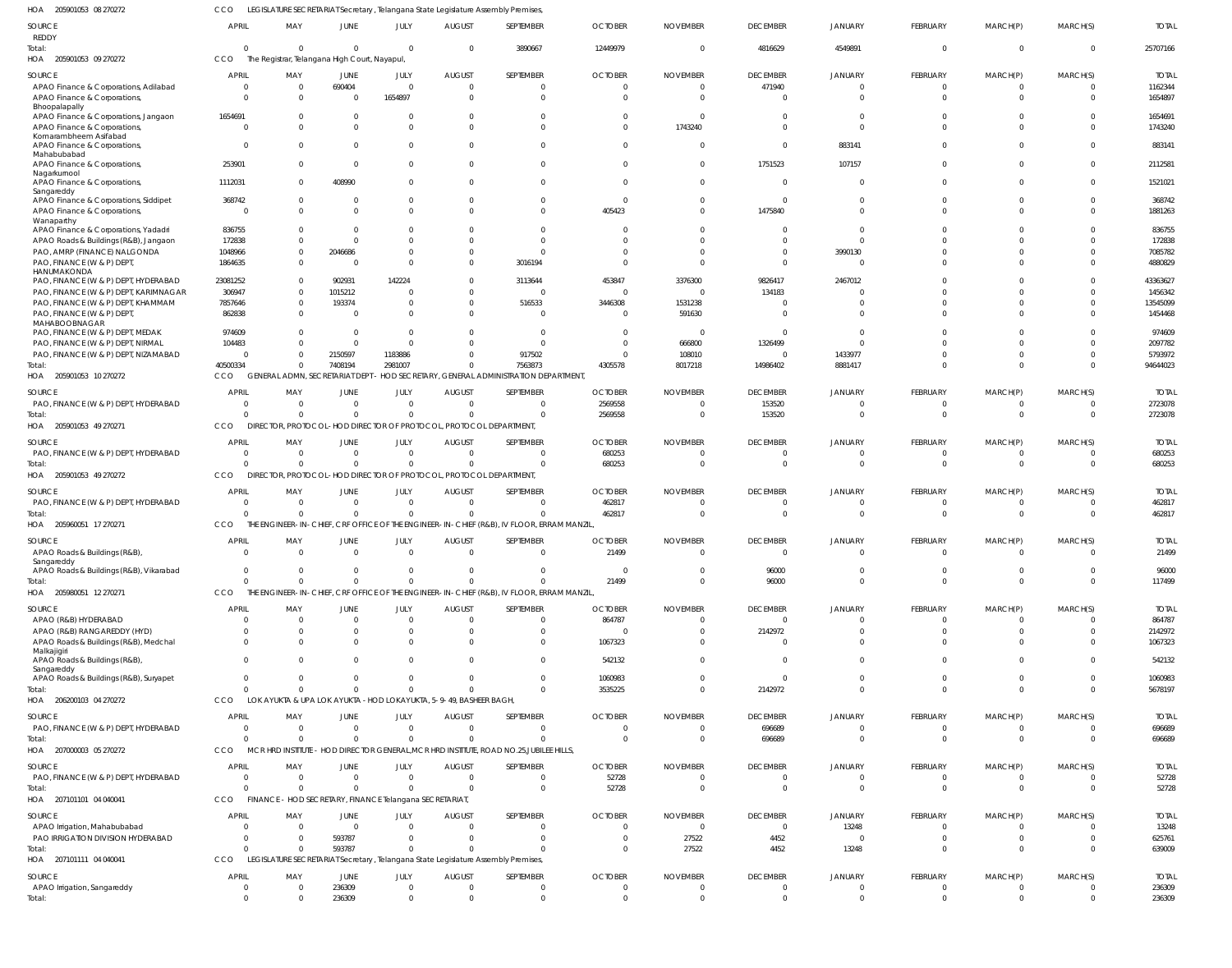HOA 205901053 08 270272 CCO LEGISLATURE SECRETARIAT Secretary, Telangana State Legislature Assembly Premises,

| SOURCE | APRIL | MAY | JUNE | JULY | AUGUST | SEPTEMBER | OCTOBER | NOVEMBER | DECEMBER | JANUARY | FEBRUARY | MARCH(P) | MARCH(S) | TOTAL |
|---|---|---|---|---|---|---|---|---|---|---|---|---|---|---|
| REDDY | | | | | | | | | | | | | | |
| Total: | 0 | 0 | 0 | 0 | 0 | 3890667 | 12449979 | 0 | 4816629 | 4549891 | 0 | 0 | 0 | 25707166 |

HOA 205901053 09 270272 CCO The Registrar, Telangana High Court, Nayapul,

| SOURCE | APRIL | MAY | JUNE | JULY | AUGUST | SEPTEMBER | OCTOBER | NOVEMBER | DECEMBER | JANUARY | FEBRUARY | MARCH(P) | MARCH(S) | TOTAL |
|---|---|---|---|---|---|---|---|---|---|---|---|---|---|---|
| APAO Finance & Corporations, Adilabad | 0 | 0 | 690404 | 0 | 0 | 0 | 0 | 0 | 471940 | 0 | 0 | 0 | 0 | 1162344 |
| APAO Finance & Corporations, Bhoopalapally | 0 | 0 | 0 | 1654897 | 0 | 0 | 0 | 0 | 0 | 0 | 0 | 0 | 0 | 1654897 |
| APAO Finance & Corporations, Jangaon | 1654691 | 0 | 0 | 0 | 0 | 0 | 0 | 0 | 0 | 0 | 0 | 0 | 0 | 1654691 |
| APAO Finance & Corporations, Komarambheem Asifabad | 0 | 0 | 0 | 0 | 0 | 0 | 0 | 1743240 | 0 | 0 | 0 | 0 | 0 | 1743240 |
| APAO Finance & Corporations, Mahabubabad | 0 | 0 | 0 | 0 | 0 | 0 | 0 | 0 | 0 | 883141 | 0 | 0 | 0 | 883141 |
| APAO Finance & Corporations, Nagarkurnool | 253901 | 0 | 0 | 0 | 0 | 0 | 0 | 0 | 1751523 | 107157 | 0 | 0 | 0 | 2112581 |
| APAO Finance & Corporations, Sangareddy | 1112031 | 0 | 408990 | 0 | 0 | 0 | 0 | 0 | 0 | 0 | 0 | 0 | 0 | 1521021 |
| APAO Finance & Corporations, Siddipet | 368742 | 0 | 0 | 0 | 0 | 0 | 0 | 0 | 0 | 0 | 0 | 0 | 0 | 368742 |
| APAO Finance & Corporations, Wanaparthy | 0 | 0 | 0 | 0 | 0 | 0 | 405423 | 0 | 1475840 | 0 | 0 | 0 | 0 | 1881263 |
| APAO Finance & Corporations, Yadadri | 836755 | 0 | 0 | 0 | 0 | 0 | 0 | 0 | 0 | 0 | 0 | 0 | 0 | 836755 |
| APAO Roads & Buildings (R&B), Jangaon | 172838 | 0 | 0 | 0 | 0 | 0 | 0 | 0 | 0 | 0 | 0 | 0 | 0 | 172838 |
| PAO, AMRP (FINANCE) NALGONDA | 1048966 | 0 | 2046686 | 0 | 0 | 0 | 0 | 0 | 0 | 3990130 | 0 | 0 | 0 | 7085782 |
| PAO, FINANCE (W & P) DEPT, HANUMAKONDA | 1864635 | 0 | 0 | 0 | 0 | 3016194 | 0 | 0 | 0 | 0 | 0 | 0 | 0 | 4880829 |
| PAO, FINANCE (W & P) DEPT, HYDERABAD | 23081252 | 0 | 902931 | 142224 | 0 | 3113644 | 453847 | 3376300 | 9826417 | 2467012 | 0 | 0 | 0 | 43363627 |
| PAO, FINANCE (W & P) DEPT, KARIMNAGAR | 306947 | 0 | 1015212 | 0 | 0 | 0 | 0 | 0 | 134183 | 0 | 0 | 0 | 0 | 1456342 |
| PAO, FINANCE (W & P) DEPT, KHAMMAM | 7857646 | 0 | 193374 | 0 | 0 | 516533 | 3446308 | 1531238 | 0 | 0 | 0 | 0 | 0 | 13545099 |
| PAO, FINANCE (W & P) DEPT, MAHABOOBNAGAR | 862838 | 0 | 0 | 0 | 0 | 0 | 0 | 591630 | 0 | 0 | 0 | 0 | 0 | 1454468 |
| PAO, FINANCE (W & P) DEPT, MEDAK | 974609 | 0 | 0 | 0 | 0 | 0 | 0 | 0 | 0 | 0 | 0 | 0 | 0 | 974609 |
| PAO, FINANCE (W & P) DEPT, NIRMAL | 104483 | 0 | 0 | 0 | 0 | 0 | 0 | 666800 | 1326499 | 0 | 0 | 0 | 0 | 2097782 |
| PAO, FINANCE (W & P) DEPT, NIZAMABAD | 0 | 0 | 2150597 | 1183886 | 0 | 917502 | 0 | 108010 | 0 | 1433977 | 0 | 0 | 0 | 5793972 |
| Total: | 40500334 | 0 | 7408194 | 2981007 | 0 | 7563873 | 4305578 | 8017218 | 14986402 | 8881417 | 0 | 0 | 0 | 94644023 |

HOA 205901053 10 270272 CCO GENERAL ADMN, SECRETARIAT DEPT - HOD SECRETARY, GENERAL ADMINISTRATION DEPARTMENT,

| SOURCE | APRIL | MAY | JUNE | JULY | AUGUST | SEPTEMBER | OCTOBER | NOVEMBER | DECEMBER | JANUARY | FEBRUARY | MARCH(P) | MARCH(S) | TOTAL |
|---|---|---|---|---|---|---|---|---|---|---|---|---|---|---|
| PAO, FINANCE (W & P) DEPT, HYDERABAD | 0 | 0 | 0 | 0 | 0 | 0 | 2569558 | 0 | 153520 | 0 | 0 | 0 | 0 | 2723078 |
| Total: | 0 | 0 | 0 | 0 | 0 | 0 | 2569558 | 0 | 153520 | 0 | 0 | 0 | 0 | 2723078 |

HOA 205901053 49 270271 CCO DIRECTOR, PROTOCOL- HOD DIRECTOR OF PROTOCOL, PROTOCOL DEPARTMENT,

| SOURCE | APRIL | MAY | JUNE | JULY | AUGUST | SEPTEMBER | OCTOBER | NOVEMBER | DECEMBER | JANUARY | FEBRUARY | MARCH(P) | MARCH(S) | TOTAL |
|---|---|---|---|---|---|---|---|---|---|---|---|---|---|---|
| PAO, FINANCE (W & P) DEPT, HYDERABAD | 0 | 0 | 0 | 0 | 0 | 0 | 680253 | 0 | 0 | 0 | 0 | 0 | 0 | 680253 |
| Total: | 0 | 0 | 0 | 0 | 0 | 0 | 680253 | 0 | 0 | 0 | 0 | 0 | 0 | 680253 |

HOA 205901053 49 270272 CCO DIRECTOR, PROTOCOL- HOD DIRECTOR OF PROTOCOL, PROTOCOL DEPARTMENT,

| SOURCE | APRIL | MAY | JUNE | JULY | AUGUST | SEPTEMBER | OCTOBER | NOVEMBER | DECEMBER | JANUARY | FEBRUARY | MARCH(P) | MARCH(S) | TOTAL |
|---|---|---|---|---|---|---|---|---|---|---|---|---|---|---|
| PAO, FINANCE (W & P) DEPT, HYDERABAD | 0 | 0 | 0 | 0 | 0 | 0 | 462817 | 0 | 0 | 0 | 0 | 0 | 0 | 462817 |
| Total: | 0 | 0 | 0 | 0 | 0 | 0 | 462817 | 0 | 0 | 0 | 0 | 0 | 0 | 462817 |

HOA 205960051 17 270271 CCO THE ENGINEER-IN-CHIEF, CRF OFFICE OF THE ENGINEER-IN-CHIEF (R&B), IV FLOOR, ERRAM MANZIL,

| SOURCE | APRIL | MAY | JUNE | JULY | AUGUST | SEPTEMBER | OCTOBER | NOVEMBER | DECEMBER | JANUARY | FEBRUARY | MARCH(P) | MARCH(S) | TOTAL |
|---|---|---|---|---|---|---|---|---|---|---|---|---|---|---|
| APAO Roads & Buildings (R&B), Sangareddy | 0 | 0 | 0 | 0 | 0 | 0 | 21499 | 0 | 0 | 0 | 0 | 0 | 0 | 21499 |
| APAO Roads & Buildings (R&B), Vikarabad | 0 | 0 | 0 | 0 | 0 | 0 | 0 | 0 | 96000 | 0 | 0 | 0 | 0 | 96000 |
| Total: | 0 | 0 | 0 | 0 | 0 | 0 | 21499 | 0 | 96000 | 0 | 0 | 0 | 0 | 117499 |

HOA 205980051 12 270271 CCO THE ENGINEER-IN-CHIEF, CRF OFFICE OF THE ENGINEER-IN-CHIEF (R&B), IV FLOOR, ERRAM MANZIL,

| SOURCE | APRIL | MAY | JUNE | JULY | AUGUST | SEPTEMBER | OCTOBER | NOVEMBER | DECEMBER | JANUARY | FEBRUARY | MARCH(P) | MARCH(S) | TOTAL |
|---|---|---|---|---|---|---|---|---|---|---|---|---|---|---|
| APAO (R&B) HYDERABAD | 0 | 0 | 0 | 0 | 0 | 0 | 864787 | 0 | 0 | 0 | 0 | 0 | 0 | 864787 |
| APAO (R&B) RANGAREDDY (HYD) | 0 | 0 | 0 | 0 | 0 | 0 | 0 | 0 | 2142972 | 0 | 0 | 0 | 0 | 2142972 |
| APAO Roads & Buildings (R&B), Medchal Malkajigiri | 0 | 0 | 0 | 0 | 0 | 0 | 1067323 | 0 | 0 | 0 | 0 | 0 | 0 | 1067323 |
| APAO Roads & Buildings (R&B), Sangareddy | 0 | 0 | 0 | 0 | 0 | 0 | 542132 | 0 | 0 | 0 | 0 | 0 | 0 | 542132 |
| APAO Roads & Buildings (R&B), Suryapet | 0 | 0 | 0 | 0 | 0 | 0 | 1060983 | 0 | 0 | 0 | 0 | 0 | 0 | 1060983 |
| Total: | 0 | 0 | 0 | 0 | 0 | 0 | 3535225 | 0 | 2142972 | 0 | 0 | 0 | 0 | 5678197 |

HOA 206200103 04 270272 CCO LOKAYUKTA & UPA LOKAYUKTA - HOD LOKAYUKTA, 5-9-49, BASHEER BAGH,

| SOURCE | APRIL | MAY | JUNE | JULY | AUGUST | SEPTEMBER | OCTOBER | NOVEMBER | DECEMBER | JANUARY | FEBRUARY | MARCH(P) | MARCH(S) | TOTAL |
|---|---|---|---|---|---|---|---|---|---|---|---|---|---|---|
| PAO, FINANCE (W & P) DEPT, HYDERABAD | 0 | 0 | 0 | 0 | 0 | 0 | 0 | 0 | 696689 | 0 | 0 | 0 | 0 | 696689 |
| Total: | 0 | 0 | 0 | 0 | 0 | 0 | 0 | 0 | 696689 | 0 | 0 | 0 | 0 | 696689 |

HOA 207000003 05 270272 CCO MCR HRD INSTITUTE - HOD DIRECTOR GENERAL,MCR HRD INSTITUTE, ROAD NO.25,JUBILEE HILLS,

| SOURCE | APRIL | MAY | JUNE | JULY | AUGUST | SEPTEMBER | OCTOBER | NOVEMBER | DECEMBER | JANUARY | FEBRUARY | MARCH(P) | MARCH(S) | TOTAL |
|---|---|---|---|---|---|---|---|---|---|---|---|---|---|---|
| PAO, FINANCE (W & P) DEPT, HYDERABAD | 0 | 0 | 0 | 0 | 0 | 0 | 52728 | 0 | 0 | 0 | 0 | 0 | 0 | 52728 |
| Total: | 0 | 0 | 0 | 0 | 0 | 0 | 52728 | 0 | 0 | 0 | 0 | 0 | 0 | 52728 |

HOA 207101101 04 040041 CCO FINANCE - HOD SECRETARY, FINANCE Telangana SECRETARIAT,

| SOURCE | APRIL | MAY | JUNE | JULY | AUGUST | SEPTEMBER | OCTOBER | NOVEMBER | DECEMBER | JANUARY | FEBRUARY | MARCH(P) | MARCH(S) | TOTAL |
|---|---|---|---|---|---|---|---|---|---|---|---|---|---|---|
| APAO Irrigation, Mahabubabad | 0 | 0 | 0 | 0 | 0 | 0 | 0 | 0 | 0 | 13248 | 0 | 0 | 0 | 13248 |
| PAO IRRIGATION DIVISION HYDERABAD | 0 | 0 | 593787 | 0 | 0 | 0 | 0 | 27522 | 4452 | 0 | 0 | 0 | 0 | 625761 |
| Total: | 0 | 0 | 593787 | 0 | 0 | 0 | 0 | 27522 | 4452 | 13248 | 0 | 0 | 0 | 639009 |

HOA 207101111 04 040041 CCO LEGISLATURE SECRETARIAT Secretary, Telangana State Legislature Assembly Premises,

| SOURCE | APRIL | MAY | JUNE | JULY | AUGUST | SEPTEMBER | OCTOBER | NOVEMBER | DECEMBER | JANUARY | FEBRUARY | MARCH(P) | MARCH(S) | TOTAL |
|---|---|---|---|---|---|---|---|---|---|---|---|---|---|---|
| APAO Irrigation, Sangareddy | 0 | 0 | 236309 | 0 | 0 | 0 | 0 | 0 | 0 | 0 | 0 | 0 | 0 | 236309 |
| Total: | 0 | 0 | 236309 | 0 | 0 | 0 | 0 | 0 | 0 | 0 | 0 | 0 | 0 | 236309 |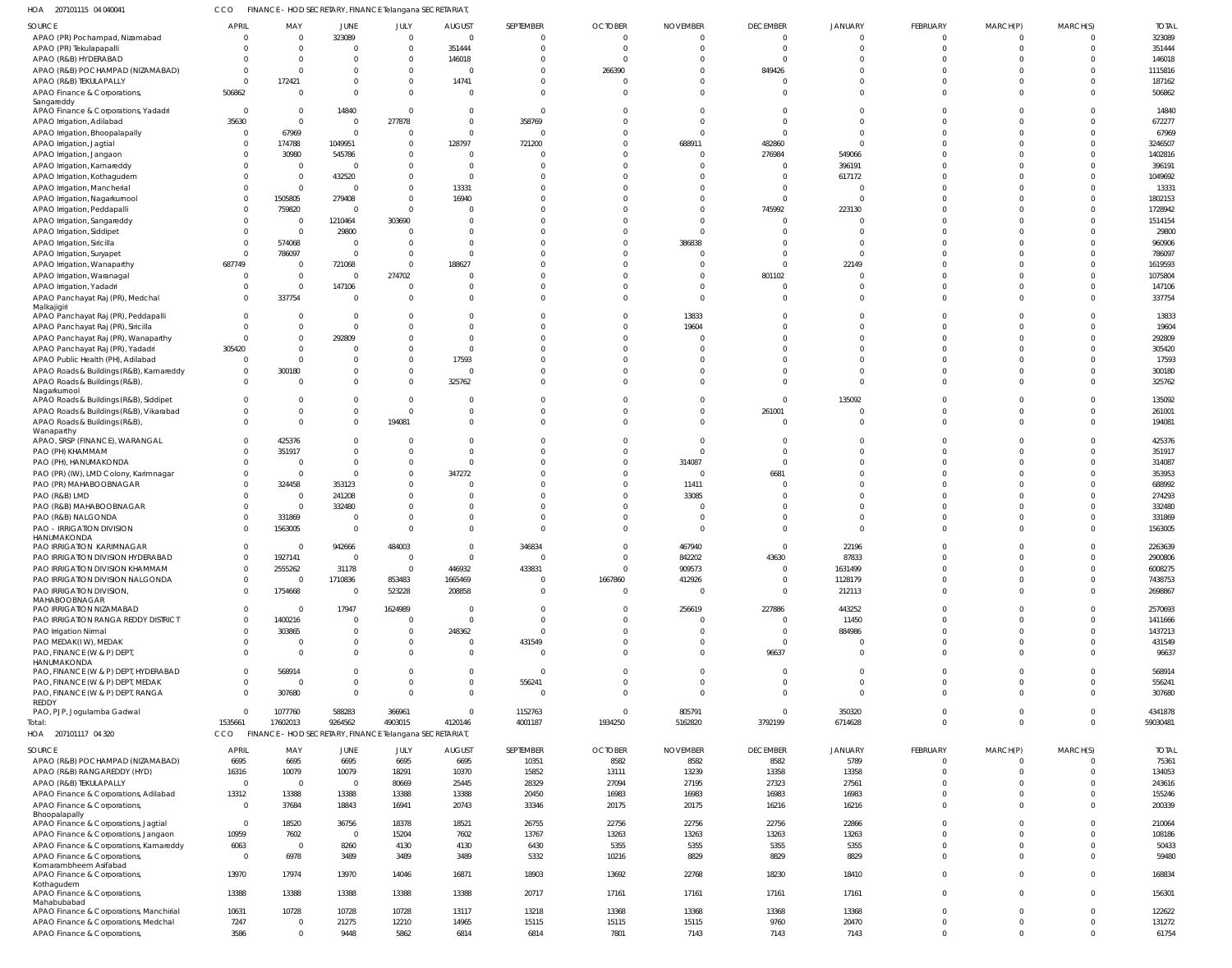HOA 207101115 04 040041 CCO FINANCE - HOD SECRETARY, FINANCE Telangana SECRETARIAT,

| SOURCE | APRIL | MAY | JUNE | JULY | AUGUST | SEPTEMBER | OCTOBER | NOVEMBER | DECEMBER | JANUARY | FEBRUARY | MARCH(P) | MARCH(S) | TOTAL |
|---|---|---|---|---|---|---|---|---|---|---|---|---|---|---|
| APAO (PR) Pochampad, Nizamabad | 0 | 0 | 323089 | 0 | 0 | 0 | 0 | 0 | 0 | 0 | 0 | 0 | 0 | 323089 |
| APAO (PR) Tekulapapalli | 0 | 0 | 0 | 0 | 351444 | 0 | 0 | 0 | 0 | 0 | 0 | 0 | 0 | 351444 |
| APAO (R&B) HYDERABAD | 0 | 0 | 0 | 0 | 146018 | 0 | 0 | 0 | 0 | 0 | 0 | 0 | 0 | 146018 |
| APAO (R&B) POCHAMPAD (NIZAMABAD) | 0 | 0 | 0 | 0 | 0 | 0 | 266390 | 0 | 849426 | 0 | 0 | 0 | 0 | 1115816 |
| APAO (R&B) TEKULAPALLY | 0 | 172421 | 0 | 0 | 14741 | 0 | 0 | 0 | 0 | 0 | 0 | 0 | 0 | 187162 |
| APAO Finance & Corporations, Sangareddy | 506862 | 0 | 0 | 0 | 0 | 0 | 0 | 0 | 0 | 0 | 0 | 0 | 0 | 506862 |
| APAO Finance & Corporations, Yadadri | 0 | 0 | 14840 | 0 | 0 | 0 | 0 | 0 | 0 | 0 | 0 | 0 | 0 | 14840 |
| APAO Irrigation, Adilabad | 35630 | 0 | 0 | 277878 | 0 | 358769 | 0 | 0 | 0 | 0 | 0 | 0 | 0 | 672277 |
| APAO Irrigation, Bhoopalapally | 0 | 67969 | 0 | 0 | 0 | 0 | 0 | 0 | 0 | 0 | 0 | 0 | 0 | 67969 |
| APAO Irrigation, Jagtial | 0 | 174788 | 1049951 | 0 | 128797 | 721200 | 0 | 688911 | 482860 | 0 | 0 | 0 | 0 | 3246507 |
| APAO Irrigation, Jangaon | 0 | 30980 | 545786 | 0 | 0 | 0 | 0 | 0 | 276984 | 549066 | 0 | 0 | 0 | 1402816 |
| APAO Irrigation, Kamareddy | 0 | 0 | 0 | 0 | 0 | 0 | 0 | 0 | 0 | 396191 | 0 | 0 | 0 | 396191 |
| APAO Irrigation, Kothagudem | 0 | 0 | 432520 | 0 | 0 | 0 | 0 | 0 | 0 | 617172 | 0 | 0 | 0 | 1049692 |
| APAO Irrigation, Mancherial | 0 | 0 | 0 | 0 | 13331 | 0 | 0 | 0 | 0 | 0 | 0 | 0 | 0 | 13331 |
| APAO Irrigation, Nagarkurnool | 0 | 1505805 | 279408 | 0 | 16940 | 0 | 0 | 0 | 0 | 0 | 0 | 0 | 0 | 1802153 |
| APAO Irrigation, Peddapalli | 0 | 759820 | 0 | 0 | 0 | 0 | 0 | 0 | 745992 | 223130 | 0 | 0 | 0 | 1728942 |
| APAO Irrigation, Sangareddy | 0 | 0 | 1210464 | 303690 | 0 | 0 | 0 | 0 | 0 | 0 | 0 | 0 | 0 | 1514154 |
| APAO Irrigation, Siddipet | 0 | 0 | 29800 | 0 | 0 | 0 | 0 | 0 | 0 | 0 | 0 | 0 | 0 | 29800 |
| APAO Irrigation, Siricilla | 0 | 574068 | 0 | 0 | 0 | 0 | 0 | 386838 | 0 | 0 | 0 | 0 | 0 | 960906 |
| APAO Irrigation, Suryapet | 0 | 786097 | 0 | 0 | 0 | 0 | 0 | 0 | 0 | 0 | 0 | 0 | 0 | 786097 |
| APAO Irrigation, Wanaparthy | 687749 | 0 | 721068 | 0 | 188627 | 0 | 0 | 0 | 0 | 22149 | 0 | 0 | 0 | 1619593 |
| APAO Irrigation, Waranagal | 0 | 0 | 0 | 274702 | 0 | 0 | 0 | 0 | 801102 | 0 | 0 | 0 | 0 | 1075804 |
| APAO Irrigation, Yadadri | 0 | 0 | 147106 | 0 | 0 | 0 | 0 | 0 | 0 | 0 | 0 | 0 | 0 | 147106 |
| APAO Panchayat Raj (PR), Medchal Malkajigiri | 0 | 337754 | 0 | 0 | 0 | 0 | 0 | 0 | 0 | 0 | 0 | 0 | 0 | 337754 |
| APAO Panchayat Raj (PR), Peddapalli | 0 | 0 | 0 | 0 | 0 | 0 | 0 | 13833 | 0 | 0 | 0 | 0 | 0 | 13833 |
| APAO Panchayat Raj (PR), Siricilla | 0 | 0 | 0 | 0 | 0 | 0 | 0 | 19604 | 0 | 0 | 0 | 0 | 0 | 19604 |
| APAO Panchayat Raj (PR), Wanaparthy | 0 | 0 | 292809 | 0 | 0 | 0 | 0 | 0 | 0 | 0 | 0 | 0 | 0 | 292809 |
| APAO Panchayat Raj (PR), Yadadri | 305420 | 0 | 0 | 0 | 0 | 0 | 0 | 0 | 0 | 0 | 0 | 0 | 0 | 305420 |
| APAO Public Health (PH), Adilabad | 0 | 0 | 0 | 0 | 17593 | 0 | 0 | 0 | 0 | 0 | 0 | 0 | 0 | 17593 |
| APAO Roads & Buildings (R&B), Kamareddy | 0 | 300180 | 0 | 0 | 0 | 0 | 0 | 0 | 0 | 0 | 0 | 0 | 0 | 300180 |
| APAO Roads & Buildings (R&B), Nagarkurnool | 0 | 0 | 0 | 0 | 325762 | 0 | 0 | 0 | 0 | 0 | 0 | 0 | 0 | 325762 |
| APAO Roads & Buildings (R&B), Siddipet | 0 | 0 | 0 | 0 | 0 | 0 | 0 | 0 | 0 | 135092 | 0 | 0 | 0 | 135092 |
| APAO Roads & Buildings (R&B), Vikarabad | 0 | 0 | 0 | 0 | 0 | 0 | 0 | 0 | 261001 | 0 | 0 | 0 | 0 | 261001 |
| APAO Roads & Buildings (R&B), Wanaparthy | 0 | 0 | 0 | 194081 | 0 | 0 | 0 | 0 | 0 | 0 | 0 | 0 | 0 | 194081 |
| APAO, SRSP (FINANCE), WARANGAL | 0 | 425376 | 0 | 0 | 0 | 0 | 0 | 0 | 0 | 0 | 0 | 0 | 0 | 425376 |
| PAO (PH) KHAMMAM | 0 | 351917 | 0 | 0 | 0 | 0 | 0 | 0 | 0 | 0 | 0 | 0 | 0 | 351917 |
| PAO (PH), HANUMAKONDA | 0 | 0 | 0 | 0 | 0 | 0 | 0 | 314087 | 0 | 0 | 0 | 0 | 0 | 314087 |
| PAO (PR) (IW), LMD Colony, Karimnagar | 0 | 0 | 0 | 0 | 347272 | 0 | 0 | 0 | 6681 | 0 | 0 | 0 | 0 | 353953 |
| PAO (PR) MAHABOOBNAGAR | 0 | 324458 | 353123 | 0 | 0 | 0 | 0 | 11411 | 0 | 0 | 0 | 0 | 0 | 688992 |
| PAO (R&B) LMD | 0 | 0 | 241208 | 0 | 0 | 0 | 0 | 33085 | 0 | 0 | 0 | 0 | 0 | 274293 |
| PAO (R&B) MAHABOOBNAGAR | 0 | 0 | 332480 | 0 | 0 | 0 | 0 | 0 | 0 | 0 | 0 | 0 | 0 | 332480 |
| PAO (R&B) NALGONDA | 0 | 331869 | 0 | 0 | 0 | 0 | 0 | 0 | 0 | 0 | 0 | 0 | 0 | 331869 |
| PAO - IRRIGATION DIVISION HANUMAKONDA | 0 | 1563005 | 0 | 0 | 0 | 0 | 0 | 0 | 0 | 0 | 0 | 0 | 0 | 1563005 |
| PAO IRRIGATION KARIMNAGAR | 0 | 0 | 942666 | 484003 | 0 | 346834 | 0 | 467940 | 0 | 22196 | 0 | 0 | 0 | 2263639 |
| PAO IRRIGATION DIVISION HYDERABAD | 0 | 1927141 | 0 | 0 | 0 | 0 | 0 | 842202 | 43630 | 87833 | 0 | 0 | 0 | 2900806 |
| PAO IRRIGATION DIVISION KHAMMAM | 0 | 2555262 | 31178 | 0 | 446932 | 433831 | 0 | 909573 | 0 | 1631499 | 0 | 0 | 0 | 6008275 |
| PAO IRRIGATION DIVISION NALGONDA | 0 | 0 | 1710836 | 853483 | 1665469 | 0 | 1667860 | 412926 | 0 | 1128179 | 0 | 0 | 0 | 7438753 |
| PAO IRRIGATION DIVISION, MAHABOOBNAGAR | 0 | 1754668 | 0 | 523228 | 208858 | 0 | 0 | 0 | 0 | 212113 | 0 | 0 | 0 | 2698867 |
| PAO IRRIGATION NIZAMABAD | 0 | 0 | 17947 | 1624989 | 0 | 0 | 0 | 256619 | 227886 | 443252 | 0 | 0 | 0 | 2570693 |
| PAO IRRIGATION RANGA REDDY DISTRICT | 0 | 1400216 | 0 | 0 | 0 | 0 | 0 | 0 | 0 | 11450 | 0 | 0 | 0 | 1411666 |
| PAO Irrigation Nirmal | 0 | 303865 | 0 | 0 | 248362 | 0 | 0 | 0 | 0 | 884986 | 0 | 0 | 0 | 1437213 |
| PAO MEDAK(IW), MEDAK | 0 | 0 | 0 | 0 | 0 | 431549 | 0 | 0 | 0 | 0 | 0 | 0 | 0 | 431549 |
| PAO, FINANCE (W & P) DEPT, HANUMAKONDA | 0 | 0 | 0 | 0 | 0 | 0 | 0 | 0 | 96637 | 0 | 0 | 0 | 0 | 96637 |
| PAO, FINANCE (W & P) DEPT, HYDERABAD | 0 | 568914 | 0 | 0 | 0 | 0 | 0 | 0 | 0 | 0 | 0 | 0 | 0 | 568914 |
| PAO, FINANCE (W & P) DEPT, MEDAK | 0 | 0 | 0 | 0 | 0 | 556241 | 0 | 0 | 0 | 0 | 0 | 0 | 0 | 556241 |
| PAO, FINANCE (W & P) DEPT, RANGA REDDY | 0 | 307680 | 0 | 0 | 0 | 0 | 0 | 0 | 0 | 0 | 0 | 0 | 0 | 307680 |
| PAO, PJP, Jogulamba Gadwal | 0 | 1077760 | 588283 | 366961 | 0 | 1152763 | 0 | 805791 | 0 | 350320 | 0 | 0 | 0 | 4341878 |
| Total: | 1535661 | 17602013 | 9264562 | 4903015 | 4120146 | 4001187 | 1934250 | 5162820 | 3792199 | 6714628 | 0 | 0 | 0 | 59030481 |

HOA 207101117 04 320 CCO FINANCE - HOD SECRETARY, FINANCE Telangana SECRETARIAT,

| SOURCE | APRIL | MAY | JUNE | JULY | AUGUST | SEPTEMBER | OCTOBER | NOVEMBER | DECEMBER | JANUARY | FEBRUARY | MARCH(P) | MARCH(S) | TOTAL |
|---|---|---|---|---|---|---|---|---|---|---|---|---|---|---|
| APAO (R&B) POCHAMPAD (NIZAMABAD) | 6695 | 6695 | 6695 | 6695 | 6695 | 10351 | 8582 | 8582 | 8582 | 5789 | 0 | 0 | 0 | 75361 |
| APAO (R&B) RANGAREDDY (HYD) | 16316 | 10079 | 10079 | 18291 | 10370 | 15852 | 13111 | 13239 | 13358 | 13358 | 0 | 0 | 0 | 134053 |
| APAO (R&B) TEKULAPALLY | 0 | 0 | 0 | 80669 | 25445 | 28329 | 27094 | 27195 | 27323 | 27561 | 0 | 0 | 0 | 243616 |
| APAO Finance & Corporations, Adilabad | 13312 | 13388 | 13388 | 13388 | 13388 | 20450 | 16983 | 16983 | 16983 | 16983 | 0 | 0 | 0 | 155246 |
| APAO Finance & Corporations, Bhoopalapally | 0 | 37684 | 18843 | 16941 | 20743 | 33346 | 20175 | 20175 | 16216 | 16216 | 0 | 0 | 0 | 200339 |
| APAO Finance & Corporations, Jagtial | 0 | 18520 | 36756 | 18378 | 18521 | 26755 | 22756 | 22756 | 22756 | 22866 | 0 | 0 | 0 | 210064 |
| APAO Finance & Corporations, Jangaon | 10959 | 7602 | 0 | 15204 | 7602 | 13767 | 13263 | 13263 | 13263 | 13263 | 0 | 0 | 0 | 108186 |
| APAO Finance & Corporations, Kamareddy | 6063 | 0 | 8260 | 4130 | 4130 | 6430 | 5355 | 5355 | 5355 | 5355 | 0 | 0 | 0 | 50433 |
| APAO Finance & Corporations, Komarambheem Asifabad | 0 | 6978 | 3489 | 3489 | 3489 | 5332 | 10216 | 8829 | 8829 | 8829 | 0 | 0 | 0 | 59480 |
| APAO Finance & Corporations, Kothagudem | 13970 | 17974 | 13970 | 14046 | 16871 | 18903 | 13692 | 22768 | 18230 | 18410 | 0 | 0 | 0 | 168834 |
| APAO Finance & Corporations, Mahabubabad | 13388 | 13388 | 13388 | 13388 | 13388 | 20717 | 17161 | 17161 | 17161 | 17161 | 0 | 0 | 0 | 156301 |
| APAO Finance & Corporations, Manchirial | 10631 | 10728 | 10728 | 10728 | 13117 | 13218 | 13368 | 13368 | 13368 | 13368 | 0 | 0 | 0 | 122622 |
| APAO Finance & Corporations, Medchal | 7247 | 0 | 21275 | 12210 | 14965 | 15115 | 15115 | 15115 | 9760 | 20470 | 0 | 0 | 0 | 131272 |
| APAO Finance & Corporations, | 3586 | 0 | 9448 | 5862 | 6814 | 6814 | 7801 | 7143 | 7143 | 7143 | 0 | 0 | 0 | 61754 |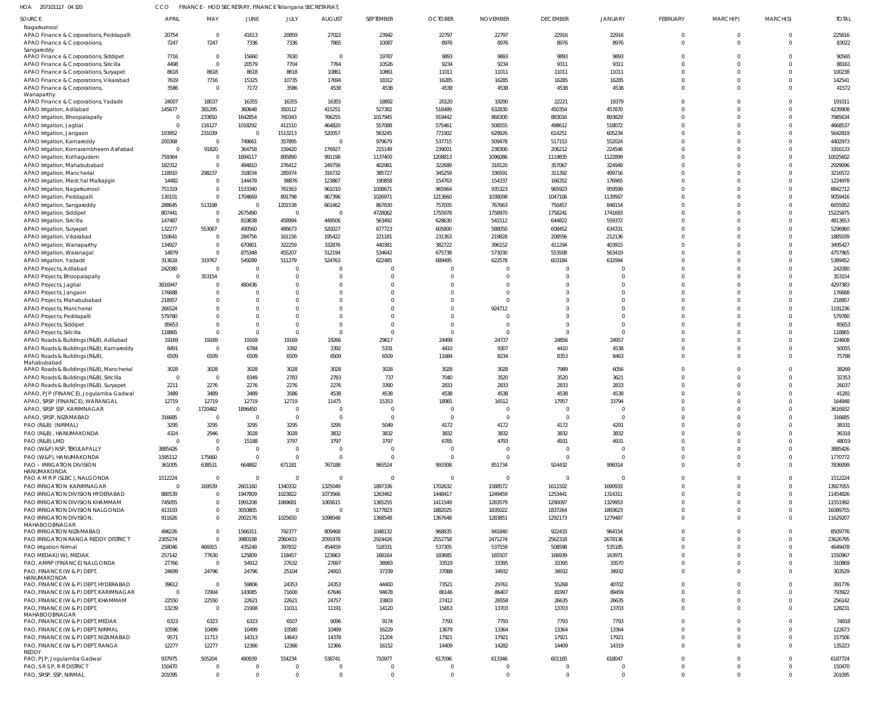HOA 207101117 04 320 | CCO | FINANCE - HOD SECRETARY, FINANCE Telangana SECRETARIAT,

| SOURCE | APRIL | MAY | JUNE | JULY | AUGUST | SEPTEMBER | OCTOBER | NOVEMBER | DECEMBER | JANUARY | FEBRUARY | MARCH(P) | MARCH(S) | TOTAL |
|---|---|---|---|---|---|---|---|---|---|---|---|---|---|---|
| Nagarkurnool | | | | | | | | | | | | | | |
| APAO Finance & Corporations, Peddapalli | 20754 | 0 | 41613 | 20859 | 27022 | 23942 | 22797 | 22797 | 22916 | 22916 | 0 | 0 | 0 | 225616 |
| APAO Finance & Corporations, Sangareddy | 7247 | 7247 | 7336 | 7336 | 7865 | 10087 | 8976 | 8976 | 8976 | 8976 | 0 | 0 | 0 | 83022 |
| APAO Finance & Corporations, Siddipet | 7716 | 0 | 15660 | 7830 | 0 | 19787 | 9893 | 9893 | 9893 | 9893 | 0 | 0 | 0 | 90565 |
| APAO Finance & Corporations, Siricilla | 4498 | 0 | 20579 | 7704 | 7764 | 10526 | 9234 | 9234 | 9311 | 9311 | 0 | 0 | 0 | 88161 |
| APAO Finance & Corporations, Suryapet | 8618 | 8618 | 8618 | 8618 | 10861 | 10861 | 11011 | 11011 | 11011 | 11011 | 0 | 0 | 0 | 100238 |
| APAO Finance & Corporations, Vikarabad | 7619 | 7716 | 15325 | 10735 | 17694 | 18312 | 16285 | 16285 | 16285 | 16285 | 0 | 0 | 0 | 142541 |
| APAO Finance & Corporations, Wanaparthy | 3586 | 0 | 7172 | 3586 | 4538 | 4538 | 4538 | 4538 | 4538 | 4538 | 0 | 0 | 0 | 41572 |
| APAO Finance & Corporations, Yadadri | 24007 | 18037 | 16355 | 16355 | 16355 | 18892 | 20120 | 19290 | 22221 | 19379 | 0 | 0 | 0 | 191011 |
| APAO Irrigation, Adilabad | 145677 | 381295 | 360648 | 350112 | 415251 | 527382 | 518489 | 632830 | 450354 | 457870 | 0 | 0 | 0 | 4239908 |
| APAO Irrigation, Bhoopalapally | 0 | 233650 | 1642854 | 760343 | 766255 | 1017945 | 919442 | 868300 | 883016 | 893829 | 0 | 0 | 0 | 7985634 |
| APAO Irrigation, Jagtial | 0 | 116127 | 1018292 | 411510 | 464820 | 557088 | 575461 | 508555 | 498612 | 518072 | 0 | 0 | 0 | 4668537 |
| APAO Irrigation, Jangaon | 193952 | 231039 | 0 | 1513213 | 520057 | 563245 | 771902 | 629926 | 614251 | 605234 | 0 | 0 | 0 | 5642819 |
| APAO Irrigation, Kamareddy | 200368 | 0 | 748661 | 357895 | 0 | 979679 | 537715 | 509478 | 517153 | 552024 | 0 | 0 | 0 | 4402973 |
| APAO Irrigation, Komarambheem Asifabad | 0 | 91820 | 364758 | 159420 | 176927 | 215149 | 239001 | 238300 | 206212 | 224546 | 0 | 0 | 0 | 1916133 |
| APAO Irrigation, Kothagudem | 759364 | 0 | 1694117 | 895890 | 991198 | 1137400 | 1208813 | 1096086 | 1119835 | 1122899 | 0 | 0 | 0 | 10025602 |
| APAO Irrigation, Mahabubabad | 182312 | 0 | 494810 | 276412 | 249756 | 402981 | 322689 | 318120 | 357067 | 324949 | 0 | 0 | 0 | 2929096 |
| APAO Irrigation, Mancherial | 118910 | 298237 | 318034 | 285974 | 316732 | 385727 | 345259 | 336591 | 311392 | 499716 | 0 | 0 | 0 | 3216572 |
| APAO Irrigation, Medchal Malkajigiri | 14482 | 0 | 144478 | 98876 | 123867 | 190858 | 154763 | 154337 | 166352 | 176965 | 0 | 0 | 0 | 1224978 |
| APAO Irrigation, Nagarkurnool | 751319 | 0 | 1533340 | 761563 | 961010 | 1008671 | 965964 | 935323 | 965923 | 959599 | 0 | 0 | 0 | 8842712 |
| APAO Irrigation, Peddapalli | 130151 | 0 | 1704669 | 891798 | 867396 | 1026971 | 1213660 | 1038098 | 1047106 | 1139567 | 0 | 0 | 0 | 9059416 |
| APAO Irrigation, Sangareddy | 288645 | 513198 | 0 | 1201538 | 661462 | 867830 | 757005 | 767663 | 750457 | 848154 | 0 | 0 | 0 | 6655952 |
| APAO Irrigation, Siddipet | 807441 | 0 | 2675490 | 0 | 0 | 4728062 | 1755978 | 1758970 | 1758241 | 1741693 | 0 | 0 | 0 | 15225875 |
| APAO Irrigation, Siricilla | 147487 | 0 | 819838 | 458994 | 449506 | 563492 | 628630 | 541512 | 644822 | 559372 | 0 | 0 | 0 | 4813653 |
| APAO Irrigation, Suryapet | 132277 | 553067 | 490560 | 486673 | 520027 | 677723 | 605800 | 588050 | 608452 | 634331 | 0 | 0 | 0 | 5296960 |
| APAO Irrigation, Vikarabad | 150641 | 0 | 284756 | 161156 | 195422 | 221181 | 231363 | 219828 | 208556 | 212136 | 0 | 0 | 0 | 1885039 |
| APAO Irrigation, Wanaparthy | 134927 | 0 | 670901 | 322259 | 332876 | 440381 | 382722 | 396152 | 411294 | 403915 | 0 | 0 | 0 | 3495427 |
| APAO Irrigation, Waranagal | 14879 | 0 | 875348 | 455207 | 512194 | 534642 | 675738 | 573030 | 553508 | 563419 | 0 | 0 | 0 | 4757965 |
| APAO Irrigation, Yadadri | 313618 | 319767 | 549289 | 511279 | 524763 | 622485 | 689495 | 622578 | 603184 | 632994 | 0 | 0 | 0 | 5389452 |
| APAO Projects, Adilabad | 242080 | 0 | 0 | 0 | 0 | 0 | 0 | 0 | 0 | 0 | 0 | 0 | 0 | 242080 |
| APAO Projects, Bhoopalapally | 0 | 353154 | 0 | 0 | 0 | 0 | 0 | 0 | 0 | 0 | 0 | 0 | 0 | 353154 |
| APAO Projects, Jagtial | 3816947 | 0 | 480436 | 0 | 0 | 0 | 0 | 0 | 0 | 0 | 0 | 0 | 0 | 4297383 |
| APAO Projects, Jangaon | 176688 | 0 | 0 | 0 | 0 | 0 | 0 | 0 | 0 | 0 | 0 | 0 | 0 | 176688 |
| APAO Projects, Mahabubabad | 218957 | 0 | 0 | 0 | 0 | 0 | 0 | 0 | 0 | 0 | 0 | 0 | 0 | 218957 |
| APAO Projects, Mancherial | 266524 | 0 | 0 | 0 | 0 | 0 | 0 | 924712 | 0 | 0 | 0 | 0 | 0 | 1191236 |
| APAO Projects, Peddapalli | 579780 | 0 | 0 | 0 | 0 | 0 | 0 | 0 | 0 | 0 | 0 | 0 | 0 | 579780 |
| APAO Projects, Siddipet | 85653 | 0 | 0 | 0 | 0 | 0 | 0 | 0 | 0 | 0 | 0 | 0 | 0 | 85653 |
| APAO Projects, Siricilla | 118865 | 0 | 0 | 0 | 0 | 0 | 0 | 0 | 0 | 0 | 0 | 0 | 0 | 118865 |
| APAO Roads & Buildings (R&B), Adilabad | 19169 | 19169 | 19169 | 19169 | 19266 | 29617 | 24499 | 24737 | 24856 | 24957 | 0 | 0 | 0 | 224608 |
| APAO Roads & Buildings (R&B), Kamareddy | 8491 | 0 | 6784 | 3392 | 3392 | 5331 | 4410 | 9307 | 4410 | 4538 | 0 | 0 | 0 | 50055 |
| APAO Roads & Buildings (R&B), Mahabubabad | 6509 | 6509 | 6509 | 6509 | 6509 | 6509 | 11684 | 8234 | 8353 | 8463 | 0 | 0 | 0 | 75788 |
| APAO Roads & Buildings (R&B), Mancherial | 3028 | 3028 | 3028 | 3028 | 3028 | 3028 | 3028 | 3028 | 7989 | 6056 | 0 | 0 | 0 | 38269 |
| APAO Roads & Buildings (R&B), Siricilla | 0 | 0 | 8349 | 2783 | 2783 | 737 | 7040 | 3520 | 3520 | 3621 | 0 | 0 | 0 | 32353 |
| APAO Roads & Buildings (R&B), Suryapet | 2211 | 2276 | 2276 | 2276 | 2276 | 3390 | 2833 | 2833 | 2833 | 2833 | 0 | 0 | 0 | 26037 |
| APAO, PJP (FINANCE), Jogulamba Gadwal | 3489 | 3489 | 3489 | 3586 | 4538 | 4538 | 4538 | 4538 | 4538 | 4538 | 0 | 0 | 0 | 41281 |
| APAO, SRSP (FINANCE), WARANGAL | 12719 | 12719 | 12719 | 12719 | 11475 | 15353 | 18981 | 16512 | 17957 | 33794 | 0 | 0 | 0 | 164948 |
| APAO, SRSP SSP, KARIMNAGAR | 0 | 1720482 | 1896450 | 0 | 0 | 0 | 0 | 0 | 0 | 0 | 0 | 0 | 0 | 3616932 |
| APAO, SRSP, NIZAMABAD | 316685 | 0 | 0 | 0 | 0 | 0 | 0 | 0 | 0 | 0 | 0 | 0 | 0 | 316685 |
| PAO (R&B) (NIRMAL) | 3295 | 3295 | 3295 | 3295 | 3295 | 5049 | 4172 | 4172 | 4172 | 4291 | 0 | 0 | 0 | 38331 |
| PAO (R&B), HANUMAKONDA | 4324 | 2946 | 3028 | 3028 | 3832 | 3832 | 3832 | 3832 | 3832 | 3832 | 0 | 0 | 0 | 36318 |
| PAO (R&B) LMD | 0 | 0 | 15188 | 3797 | 3797 | 3797 | 6785 | 4793 | 4931 | 4931 | 0 | 0 | 0 | 48019 |
| PAO (W&P) NSP, TEKULAPALLY | 3885426 | 0 | 0 | 0 | 0 | 0 | 0 | 0 | 0 | 0 | 0 | 0 | 0 | 3885426 |
| PAO (W&P), HANUMAKONDA | 1595112 | 175660 | 0 | 0 | 0 | 0 | 0 | 0 | 0 | 0 | 0 | 0 | 0 | 1770772 |
| PAO - IRRIGATION DIVISION HANUMAKONDA | 361005 | 638531 | 664882 | 671181 | 767188 | 965524 | 993308 | 851734 | 924432 | 998314 | 0 | 0 | 0 | 7836099 |
| PAO A M R P (SLBC), NALGONDA | 1512224 | 0 | 0 | 0 | 0 | 0 | 0 | 0 | 0 | 0 | 0 | 0 | 0 | 1512224 |
| PAO IRRIGATION KARIMNAGAR | 0 | 169539 | 2601160 | 1340332 | 1325049 | 1897336 | 1702632 | 1588572 | 1611502 | 1690933 | 0 | 0 | 0 | 13927055 |
| PAO IRRIGATION DIVISION HYDERABAD | 880539 | 0 | 1947809 | 1023822 | 1073566 | 1263462 | 1448417 | 1249459 | 1253441 | 1314311 | 0 | 0 | 0 | 11454826 |
| PAO IRRIGATION DIVISION KHAMMAM | 745055 | 0 | 1991208 | 1069681 | 1065615 | 1365255 | 1411549 | 1283579 | 1290097 | 1329953 | 0 | 0 | 0 | 11551992 |
| PAO IRRIGATION DIVISION NALGONDA | 413193 | 0 | 3050805 | 0 | 0 | 5177823 | 1882025 | 1835022 | 1837264 | 1893623 | 0 | 0 | 0 | 16089755 |
| PAO IRRIGATION DIVISION, MAHABOOBNAGAR | 911626 | 0 | 2002176 | 1025650 | 1098048 | 1368548 | 1367648 | 1283851 | 1292173 | 1279487 | 0 | 0 | 0 | 11629207 |
| PAO IRRIGATION NIZAMABAD | 496226 | 0 | 1566311 | 792377 | 809468 | 1048132 | 968835 | 941840 | 922433 | 964154 | 0 | 0 | 0 | 8509776 |
| PAO IRRIGATION RANGA REDDY DISTRICT | 2305274 | 0 | 3980198 | 2060433 | 2091978 | 2924426 | 2552758 | 2471274 | 2562318 | 2678136 | 0 | 0 | 0 | 23626795 |
| PAO Irrigation Nirmal | 258046 | 466915 | 435248 | 397832 | 454459 | 518331 | 537305 | 537559 | 508598 | 535185 | 0 | 0 | 0 | 4649478 |
| PAO MEDAK(IW), MEDAK | 257142 | 77630 | 125809 | 118457 | 123663 | 168164 | 183685 | 165507 | 166939 | 163971 | 0 | 0 | 0 | 1550967 |
| PAO, AMRP (FINANCE) NALGONDA | 27766 | 0 | 54912 | 27632 | 27697 | 38983 | 33519 | 33395 | 33395 | 33570 | 0 | 0 | 0 | 310869 |
| PAO, FINANCE (W & P) DEPT, HANUMAKONDA | 24699 | 24796 | 24796 | 25104 | 24910 | 37339 | 37089 | 34932 | 34932 | 34932 | 0 | 0 | 0 | 303529 |
| PAO, FINANCE (W & P) DEPT, HYDERABAD | 39612 | 0 | 59806 | 24353 | 24353 | 44400 | 73521 | 29761 | 55268 | 40702 | 0 | 0 | 0 | 391776 |
| PAO, FINANCE (W & P) DEPT, KARIMNAGAR | 0 | 72904 | 143085 | 71600 | 67646 | 94678 | 86146 | 86407 | 81997 | 89459 | 0 | 0 | 0 | 793922 |
| PAO, FINANCE (W & P) DEPT, KHAMMAM | 22550 | 22550 | 22621 | 22621 | 24757 | 33803 | 27412 | 26558 | 26635 | 26635 | 0 | 0 | 0 | 256142 |
| PAO, FINANCE (W & P) DEPT, MAHABOOBNAGAR | 13239 | 0 | 21908 | 11011 | 11191 | 14120 | 15653 | 13703 | 13703 | 13703 | 0 | 0 | 0 | 128231 |
| PAO, FINANCE (W & P) DEPT, MEDAK | 6323 | 6323 | 6323 | 6507 | 9096 | 9174 | 7793 | 7793 | 7793 | 7793 | 0 | 0 | 0 | 74918 |
| PAO, FINANCE (W & P) DEPT, NIRMAL | 10596 | 10499 | 10499 | 10580 | 10499 | 16229 | 13679 | 13364 | 13364 | 13364 | 0 | 0 | 0 | 122673 |
| PAO, FINANCE (W & P) DEPT, NIZAMABAD | 9571 | 11713 | 14313 | 14643 | 14378 | 21204 | 17921 | 17921 | 17921 | 17921 | 0 | 0 | 0 | 157506 |
| PAO, FINANCE (W & P) DEPT, RANGA REDDY | 12277 | 12277 | 12366 | 12366 | 12366 | 16152 | 14409 | 14282 | 14409 | 14319 | 0 | 0 | 0 | 135223 |
| PAO, PJP, Jogulamba Gadwal | 937975 | 505204 | 490939 | 554234 | 538741 | 710977 | 617096 | 613346 | 601165 | 618047 | 0 | 0 | 0 | 6187724 |
| PAO, S R S P, R R DISTRICT | 150470 | 0 | 0 | 0 | 0 | 0 | 0 | 0 | 0 | 0 | 0 | 0 | 0 | 150470 |
| PAO, SRSP, SSP, NIRMAL | 201095 | 0 | 0 | 0 | 0 | 0 | 0 | 0 | 0 | 0 | 0 | 0 | 0 | 201095 |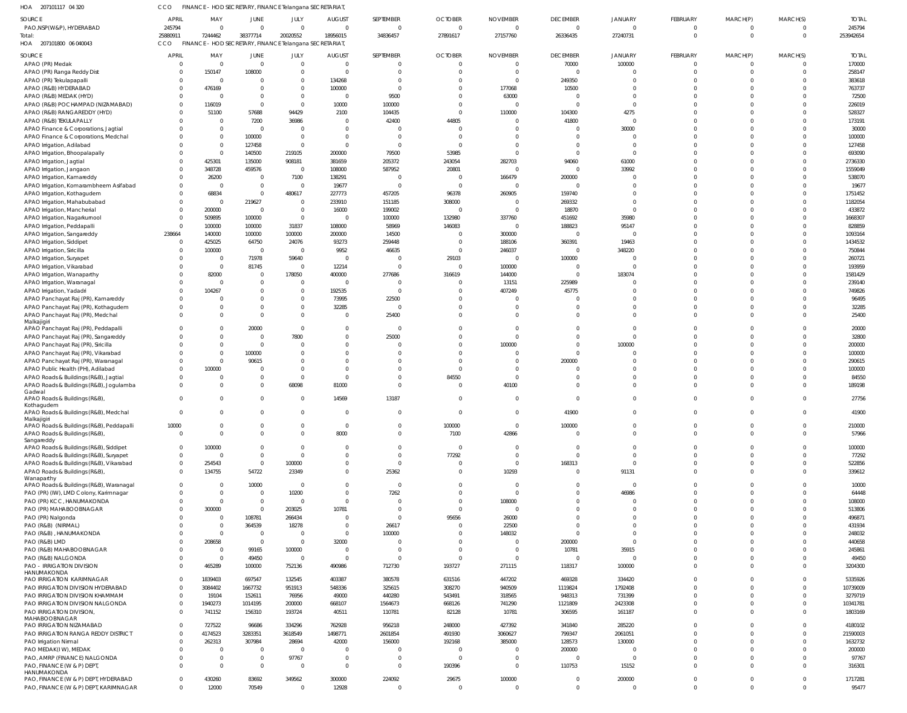HOA 207101117 04 320 CCO FINANCE - HOD SECRETARY, FINANCE Telangana SECRETARIAT,

| SOURCE | APRIL | MAY | JUNE | JULY | AUGUST | SEPTEMBER | OCTOBER | NOVEMBER | DECEMBER | JANUARY | FEBRUARY | MARCH(P) | MARCH(S) | TOTAL |
|---|---|---|---|---|---|---|---|---|---|---|---|---|---|---|
| PAO,NSP(W&P), HYDERABAD | 245794 | 0 | 0 | 0 | 0 | 0 | 0 | 0 | 0 | 0 | 0 | 0 | 0 | 245794 |
| Total: | 25880911 | 7244462 | 38377714 | 20020552 | 18956015 | 34836457 | 27891617 | 27157760 | 26336435 | 27240731 | 0 | 0 | 0 | 253942654 |

HOA 207101800 06 040043 CCO FINANCE - HOD SECRETARY, FINANCE Telangana SECRETARIAT,

| SOURCE | APRIL | MAY | JUNE | JULY | AUGUST | SEPTEMBER | OCTOBER | NOVEMBER | DECEMBER | JANUARY | FEBRUARY | MARCH(P) | MARCH(S) | TOTAL |
|---|---|---|---|---|---|---|---|---|---|---|---|---|---|---|
| APAO (PR) Medak | 0 | 0 | 0 | 0 | 0 | 0 | 0 | 0 | 70000 | 100000 | 0 | 0 | 0 | 170000 |
| APAO (PR) Ranga Reddy Dist | 0 | 150147 | 108000 | 0 | 0 | 0 | 0 | 0 | 0 | 0 | 0 | 0 | 0 | 258147 |
| APAO (PR) Tekulapapalli | 0 | 0 | 0 | 0 | 134268 | 0 | 0 | 0 | 249350 | 0 | 0 | 0 | 0 | 383618 |
| APAO (R&B) HYDERABAD | 0 | 476169 | 0 | 0 | 100000 | 0 | 0 | 177068 | 10500 | 0 | 0 | 0 | 0 | 763737 |
| APAO (R&B) MEDAK (HYD) | 0 | 0 | 0 | 0 | 0 | 9500 | 0 | 63000 | 0 | 0 | 0 | 0 | 0 | 72500 |
| APAO (R&B) POCHAMPAD (NIZAMABAD) | 0 | 116019 | 0 | 0 | 10000 | 100000 | 0 | 0 | 0 | 0 | 0 | 0 | 0 | 226019 |
| APAO (R&B) RANGAREDDY (HYD) | 0 | 51100 | 57688 | 94429 | 2100 | 104435 | 0 | 110000 | 104300 | 4275 | 0 | 0 | 0 | 528327 |
| APAO (R&B) TEKULAPALLY | 0 | 0 | 7200 | 36986 | 0 | 42400 | 44805 | 0 | 41800 | 0 | 0 | 0 | 0 | 173191 |
| APAO Finance & Corporations, Jagtial | 0 | 0 | 0 | 0 | 0 | 0 | 0 | 0 | 0 | 30000 | 0 | 0 | 0 | 30000 |
| APAO Finance & Corporations, Medchal | 0 | 0 | 100000 | 0 | 0 | 0 | 0 | 0 | 0 | 0 | 0 | 0 | 0 | 100000 |
| APAO Irrigation, Adilabad | 0 | 0 | 127458 | 0 | 0 | 0 | 0 | 0 | 0 | 0 | 0 | 0 | 0 | 127458 |
| APAO Irrigation, Bhoopalapally | 0 | 0 | 140500 | 219105 | 200000 | 79500 | 53985 | 0 | 0 | 0 | 0 | 0 | 0 | 693090 |
| APAO Irrigation, Jagtial | 0 | 425301 | 135000 | 908181 | 381659 | 205372 | 243054 | 282703 | 94060 | 61000 | 0 | 0 | 0 | 2736330 |
| APAO Irrigation, Jangaon | 0 | 348728 | 459576 | 0 | 108000 | 587952 | 20801 | 0 | 0 | 33992 | 0 | 0 | 0 | 1559049 |
| APAO Irrigation, Kamareddy | 0 | 26200 | 0 | 7100 | 138291 | 0 | 0 | 166479 | 200000 | 0 | 0 | 0 | 0 | 538070 |
| APAO Irrigation, Komarambheem Asifabad | 0 | 0 | 0 | 0 | 19677 | 0 | 0 | 0 | 0 | 0 | 0 | 0 | 0 | 19677 |
| APAO Irrigation, Kothagudem | 0 | 68834 | 0 | 480617 | 227773 | 457205 | 96378 | 260905 | 159740 | 0 | 0 | 0 | 0 | 1751452 |
| APAO Irrigation, Mahabubabad | 0 | 0 | 219627 | 0 | 233910 | 151185 | 308000 | 0 | 269332 | 0 | 0 | 0 | 0 | 1182054 |
| APAO Irrigation, Mancherial | 0 | 200000 | 0 | 0 | 16000 | 199002 | 0 | 0 | 18870 | 0 | 0 | 0 | 0 | 433872 |
| APAO Irrigation, Nagarkurnool | 0 | 509895 | 100000 | 0 | 0 | 100000 | 132980 | 337760 | 451692 | 35980 | 0 | 0 | 0 | 1668307 |
| APAO Irrigation, Peddapalli | 0 | 100000 | 100000 | 31837 | 108000 | 58969 | 146083 | 0 | 188823 | 95147 | 0 | 0 | 0 | 828859 |
| APAO Irrigation, Sangareddy | 238664 | 140000 | 100000 | 100000 | 200000 | 14500 | 0 | 300000 | 0 | 0 | 0 | 0 | 0 | 1093164 |
| APAO Irrigation, Siddipet | 0 | 425025 | 64750 | 24076 | 93273 | 259448 | 0 | 188106 | 360391 | 19463 | 0 | 0 | 0 | 1434532 |
| APAO Irrigation, Siricilla | 0 | 100000 | 0 | 0 | 9952 | 46635 | 0 | 246037 | 0 | 348220 | 0 | 0 | 0 | 750844 |
| APAO Irrigation, Suryapet | 0 | 0 | 71978 | 59640 | 0 | 0 | 29103 | 0 | 100000 | 0 | 0 | 0 | 0 | 260721 |
| APAO Irrigation, Vikarabad | 0 | 0 | 81745 | 0 | 12214 | 0 | 0 | 100000 | 0 | 0 | 0 | 0 | 0 | 193959 |
| APAO Irrigation, Wanaparthy | 0 | 82000 | 0 | 178050 | 400000 | 277686 | 316619 | 144000 | 0 | 183074 | 0 | 0 | 0 | 1581429 |
| APAO Irrigation, Waranagal | 0 | 0 | 0 | 0 | 0 | 0 | 0 | 13151 | 225989 | 0 | 0 | 0 | 0 | 239140 |
| APAO Irrigation, Yadadri | 0 | 104267 | 0 | 0 | 192535 | 0 | 0 | 407249 | 45775 | 0 | 0 | 0 | 0 | 749826 |
| APAO Panchayat Raj (PR), Kamareddy | 0 | 0 | 0 | 0 | 73995 | 22500 | 0 | 0 | 0 | 0 | 0 | 0 | 0 | 96495 |
| APAO Panchayat Raj (PR), Kothagudem | 0 | 0 | 0 | 0 | 32285 | 0 | 0 | 0 | 0 | 0 | 0 | 0 | 0 | 32285 |
| APAO Panchayat Raj (PR), Medchal Malkajigiri | 0 | 0 | 0 | 0 | 0 | 25400 | 0 | 0 | 0 | 0 | 0 | 0 | 0 | 25400 |
| APAO Panchayat Raj (PR), Peddapalli | 0 | 0 | 20000 | 0 | 0 | 0 | 0 | 0 | 0 | 0 | 0 | 0 | 0 | 20000 |
| APAO Panchayat Raj (PR), Sangareddy | 0 | 0 | 0 | 7800 | 0 | 25000 | 0 | 0 | 0 | 0 | 0 | 0 | 0 | 32800 |
| APAO Panchayat Raj (PR), Siricilla | 0 | 0 | 0 | 0 | 0 | 0 | 0 | 100000 | 0 | 100000 | 0 | 0 | 0 | 200000 |
| APAO Panchayat Raj (PR), Vikarabad | 0 | 0 | 100000 | 0 | 0 | 0 | 0 | 0 | 0 | 0 | 0 | 0 | 0 | 100000 |
| APAO Panchayat Raj (PR), Waranagal | 0 | 0 | 90615 | 0 | 0 | 0 | 0 | 0 | 200000 | 0 | 0 | 0 | 0 | 290615 |
| APAO Public Health (PH), Adilabad | 0 | 100000 | 0 | 0 | 0 | 0 | 0 | 0 | 0 | 0 | 0 | 0 | 0 | 100000 |
| APAO Roads & Buildings (R&B), Jagtial | 0 | 0 | 0 | 0 | 0 | 0 | 84550 | 0 | 0 | 0 | 0 | 0 | 0 | 84550 |
| APAO Roads & Buildings (R&B), Jogulamba Gadwal | 0 | 0 | 0 | 68098 | 81000 | 0 | 0 | 40100 | 0 | 0 | 0 | 0 | 0 | 189198 |
| APAO Roads & Buildings (R&B), Kothagudem | 0 | 0 | 0 | 0 | 14569 | 13187 | 0 | 0 | 0 | 0 | 0 | 0 | 0 | 27756 |
| APAO Roads & Buildings (R&B), Medchal Malkajigiri | 0 | 0 | 0 | 0 | 0 | 0 | 0 | 0 | 41900 | 0 | 0 | 0 | 0 | 41900 |
| APAO Roads & Buildings (R&B), Peddapalli | 10000 | 0 | 0 | 0 | 0 | 0 | 100000 | 0 | 100000 | 0 | 0 | 0 | 0 | 210000 |
| APAO Roads & Buildings (R&B), Sangareddy | 0 | 0 | 0 | 0 | 8000 | 0 | 7100 | 42866 | 0 | 0 | 0 | 0 | 0 | 57966 |
| APAO Roads & Buildings (R&B), Siddipet | 0 | 100000 | 0 | 0 | 0 | 0 | 0 | 0 | 0 | 0 | 0 | 0 | 0 | 100000 |
| APAO Roads & Buildings (R&B), Suryapet | 0 | 0 | 0 | 0 | 0 | 0 | 77292 | 0 | 0 | 0 | 0 | 0 | 0 | 77292 |
| APAO Roads & Buildings (R&B), Vikarabad | 0 | 254543 | 0 | 100000 | 0 | 0 | 0 | 0 | 168313 | 0 | 0 | 0 | 0 | 522856 |
| APAO Roads & Buildings (R&B), Wanaparthy | 0 | 134755 | 54722 | 23349 | 0 | 25362 | 0 | 10293 | 0 | 91131 | 0 | 0 | 0 | 339612 |
| APAO Roads & Buildings (R&B), Waranagal | 0 | 0 | 10000 | 0 | 0 | 0 | 0 | 0 | 0 | 0 | 0 | 0 | 0 | 10000 |
| PAO (PR) (IW), LMD Colony, Karimnagar | 0 | 0 | 0 | 10200 | 0 | 7262 | 0 | 0 | 0 | 46986 | 0 | 0 | 0 | 64448 |
| PAO (PR) KCC, HANUMAKONDA | 0 | 0 | 0 | 0 | 0 | 0 | 0 | 108000 | 0 | 0 | 0 | 0 | 0 | 108000 |
| PAO (PR) MAHABOOBNAGAR | 0 | 300000 | 0 | 203025 | 10781 | 0 | 0 | 0 | 0 | 0 | 0 | 0 | 0 | 513806 |
| PAO (PR) Nalgonda | 0 | 0 | 108781 | 266434 | 0 | 0 | 95656 | 26000 | 0 | 0 | 0 | 0 | 0 | 496871 |
| PAO (R&B) (NIRMAL) | 0 | 0 | 364539 | 18278 | 0 | 26617 | 0 | 22500 | 0 | 0 | 0 | 0 | 0 | 431934 |
| PAO (R&B), HANUMAKONDA | 0 | 0 | 0 | 0 | 0 | 100000 | 0 | 148032 | 0 | 0 | 0 | 0 | 0 | 248032 |
| PAO (R&B) LMD | 0 | 208658 | 0 | 0 | 32000 | 0 | 0 | 0 | 200000 | 0 | 0 | 0 | 0 | 440658 |
| PAO (R&B) MAHABOOBNAGAR | 0 | 0 | 99165 | 100000 | 0 | 0 | 0 | 0 | 10781 | 35915 | 0 | 0 | 0 | 245861 |
| PAO (R&B) NALGONDA | 0 | 0 | 49450 | 0 | 0 | 0 | 0 | 0 | 0 | 0 | 0 | 0 | 0 | 49450 |
| PAO - IRRIGATION DIVISION HANUMAKONDA | 0 | 465289 | 100000 | 752136 | 490986 | 712730 | 193727 | 271115 | 118317 | 100000 | 0 | 0 | 0 | 3204300 |
| PAO IRRIGATION KARIMNAGAR | 0 | 1839403 | 697547 | 132545 | 403387 | 380578 | 631516 | 447202 | 469328 | 334420 | 0 | 0 | 0 | 5335926 |
| PAO IRRIGATION DIVISION HYDERABAD | 0 | 3084402 | 1667732 | 951913 | 548336 | 325615 | 308270 | 940509 | 1119824 | 1792408 | 0 | 0 | 0 | 10739009 |
| PAO IRRIGATION DIVISION KHAMMAM | 0 | 19104 | 152611 | 76956 | 49000 | 440280 | 543491 | 318565 | 948313 | 731399 | 0 | 0 | 0 | 3279719 |
| PAO IRRIGATION DIVISION NALGONDA | 0 | 1940273 | 1014195 | 200000 | 668107 | 1564673 | 668126 | 741290 | 1121809 | 2423308 | 0 | 0 | 0 | 10341781 |
| PAO IRRIGATION DIVISION, MAHABOOBNAGAR | 0 | 741152 | 156310 | 193724 | 40511 | 110781 | 82128 | 10781 | 306595 | 161187 | 0 | 0 | 0 | 1803169 |
| PAO IRRIGATION NIZAMABAD | 0 | 727522 | 96686 | 334296 | 762928 | 956218 | 248000 | 427392 | 341840 | 285220 | 0 | 0 | 0 | 4180102 |
| PAO IRRIGATION RANGA REDDY DISTRICT | 0 | 4174523 | 3283351 | 3618549 | 1498771 | 2601854 | 491930 | 3060627 | 799347 | 2061051 | 0 | 0 | 0 | 21590003 |
| PAO Irrigation Nirmal | 0 | 262313 | 307984 | 28694 | 42000 | 156000 | 192168 | 385000 | 128573 | 130000 | 0 | 0 | 0 | 1632732 |
| PAO MEDAK(IW), MEDAK | 0 | 0 | 0 | 0 | 0 | 0 | 0 | 0 | 200000 | 0 | 0 | 0 | 0 | 200000 |
| PAO, AMRP (FINANCE) NALGONDA | 0 | 0 | 0 | 97767 | 0 | 0 | 0 | 0 | 0 | 0 | 0 | 0 | 0 | 97767 |
| PAO, FINANCE (W & P) DEPT, HANUMAKONDA | 0 | 0 | 0 | 0 | 0 | 0 | 190396 | 0 | 110753 | 15152 | 0 | 0 | 0 | 316301 |
| PAO, FINANCE (W & P) DEPT, HYDERABAD | 0 | 430260 | 83692 | 349562 | 300000 | 224092 | 29675 | 100000 | 0 | 200000 | 0 | 0 | 0 | 1717281 |
| PAO, FINANCE (W & P) DEPT, KARIMNAGAR | 0 | 12000 | 70549 | 0 | 12928 | 0 | 0 | 0 | 0 | 0 | 0 | 0 | 0 | 95477 |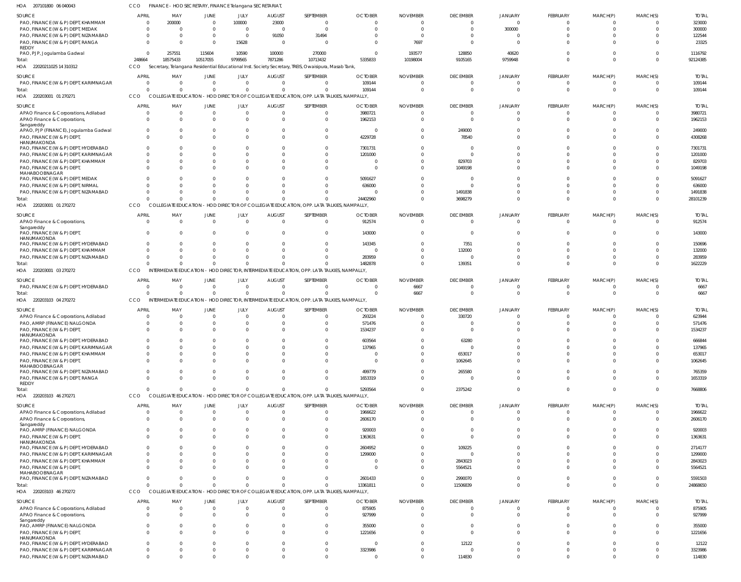HOA 207101800 06 040043 CCO FINANCE - HOD SECRETARY, FINANCE Telangana SECRETARIAT,

| SOURCE | APRIL | MAY | JUNE | JULY | AUGUST | SEPTEMBER | OCTOBER | NOVEMBER | DECEMBER | JANUARY | FEBRUARY | MARCH(P) | MARCH(S) | TOTAL |
|---|---|---|---|---|---|---|---|---|---|---|---|---|---|---|
| PAO, FINANCE (W & P) DEPT, KHAMMAM | 0 | 200000 | 0 | 100000 | 23000 | 0 | 0 | 0 | 0 | 0 | 0 | 0 | 0 | 323000 |
| PAO, FINANCE (W & P) DEPT, MEDAK | 0 | 0 | 0 | 0 | 0 | 0 | 0 | 0 | 0 | 300000 | 0 | 0 | 0 | 300000 |
| PAO, FINANCE (W & P) DEPT, NIZAMABAD | 0 | 0 | 0 | 0 | 91050 | 31494 | 0 | 0 | 0 | 0 | 0 | 0 | 0 | 122544 |
| PAO, FINANCE (W & P) DEPT, RANGA REDDY | 0 | 0 | 0 | 15628 | 0 | 0 | 0 | 7697 | 0 | 0 | 0 | 0 | 0 | 23325 |
| PAO, PJP, Jogulamba Gadwal | 0 | 257551 | 115604 | 10590 | 100000 | 270000 | 0 | 193577 | 128850 | 40620 | 0 | 0 | 0 | 1116792 |
| Total: | 248664 | 18575433 | 10517055 | 9799565 | 7871286 | 10713432 | 5335833 | 10198004 | 9105165 | 9759948 | 0 | 0 | 0 | 92124385 |

HOA 220202111025 14 310312 CCO Secretary, Telangana Residential Educational Inst. Society Secretary, TREIS, Owaisipura, Masab Tank,

| SOURCE | APRIL | MAY | JUNE | JULY | AUGUST | SEPTEMBER | OCTOBER | NOVEMBER | DECEMBER | JANUARY | FEBRUARY | MARCH(P) | MARCH(S) | TOTAL |
|---|---|---|---|---|---|---|---|---|---|---|---|---|---|---|
| PAO, FINANCE (W & P) DEPT, KARIMNAGAR | 0 | 0 | 0 | 0 | 0 | 0 | 109144 | 0 | 0 | 0 | 0 | 0 | 0 | 109144 |
| Total: | 0 | 0 | 0 | 0 | 0 | 0 | 109144 | 0 | 0 | 0 | 0 | 0 | 0 | 109144 |

HOA 220203001 01 270271 CCO COLLEGIATE EDUCATION - HOD DIRECTOR OF COLLEGIATE EDUCATION, OPP. LATA TALKIES, NAMPALLY,

| SOURCE | APRIL | MAY | JUNE | JULY | AUGUST | SEPTEMBER | OCTOBER | NOVEMBER | DECEMBER | JANUARY | FEBRUARY | MARCH(P) | MARCH(S) | TOTAL |
|---|---|---|---|---|---|---|---|---|---|---|---|---|---|---|
| APAO Finance & Corporations, Adilabad | 0 | 0 | 0 | 0 | 0 | 0 | 3980721 | 0 | 0 | 0 | 0 | 0 | 0 | 3980721 |
| APAO Finance & Corporations, Sangareddy | 0 | 0 | 0 | 0 | 0 | 0 | 1962153 | 0 | 0 | 0 | 0 | 0 | 0 | 1962153 |
| APAO, PJP (FINANCE), Jogulamba Gadwal | 0 | 0 | 0 | 0 | 0 | 0 | 0 | 0 | 249000 | 0 | 0 | 0 | 0 | 249000 |
| PAO, FINANCE (W & P) DEPT, HANUMAKONDA | 0 | 0 | 0 | 0 | 0 | 0 | 4229728 | 0 | 78540 | 0 | 0 | 0 | 0 | 4308268 |
| PAO, FINANCE (W & P) DEPT, HYDERABAD | 0 | 0 | 0 | 0 | 0 | 0 | 7301731 | 0 | 0 | 0 | 0 | 0 | 0 | 7301731 |
| PAO, FINANCE (W & P) DEPT, KARIMNAGAR | 0 | 0 | 0 | 0 | 0 | 0 | 1201000 | 0 | 0 | 0 | 0 | 0 | 0 | 1201000 |
| PAO, FINANCE (W & P) DEPT, KHAMMAM | 0 | 0 | 0 | 0 | 0 | 0 | 0 | 0 | 829703 | 0 | 0 | 0 | 0 | 829703 |
| PAO, FINANCE (W & P) DEPT, MAHABOOBNAGAR | 0 | 0 | 0 | 0 | 0 | 0 | 0 | 0 | 1049198 | 0 | 0 | 0 | 0 | 1049198 |
| PAO, FINANCE (W & P) DEPT, MEDAK | 0 | 0 | 0 | 0 | 0 | 0 | 5091627 | 0 | 0 | 0 | 0 | 0 | 0 | 5091627 |
| PAO, FINANCE (W & P) DEPT, NIRMAL | 0 | 0 | 0 | 0 | 0 | 0 | 636000 | 0 | 0 | 0 | 0 | 0 | 0 | 636000 |
| PAO, FINANCE (W & P) DEPT, NIZAMABAD | 0 | 0 | 0 | 0 | 0 | 0 | 0 | 0 | 1491838 | 0 | 0 | 0 | 0 | 1491838 |
| Total: | 0 | 0 | 0 | 0 | 0 | 0 | 24402960 | 0 | 3698279 | 0 | 0 | 0 | 0 | 28101239 |

HOA 220203001 01 270272 CCO COLLEGIATE EDUCATION - HOD DIRECTOR OF COLLEGIATE EDUCATION, OPP. LATA TALKIES, NAMPALLY,

| SOURCE | APRIL | MAY | JUNE | JULY | AUGUST | SEPTEMBER | OCTOBER | NOVEMBER | DECEMBER | JANUARY | FEBRUARY | MARCH(P) | MARCH(S) | TOTAL |
|---|---|---|---|---|---|---|---|---|---|---|---|---|---|---|
| APAO Finance & Corporations, Sangareddy | 0 | 0 | 0 | 0 | 0 | 0 | 912574 | 0 | 0 | 0 | 0 | 0 | 0 | 912574 |
| PAO, FINANCE (W & P) DEPT, HANUMAKONDA | 0 | 0 | 0 | 0 | 0 | 0 | 143000 | 0 | 0 | 0 | 0 | 0 | 0 | 143000 |
| PAO, FINANCE (W & P) DEPT, HYDERABAD | 0 | 0 | 0 | 0 | 0 | 0 | 143345 | 0 | 7351 | 0 | 0 | 0 | 0 | 150696 |
| PAO, FINANCE (W & P) DEPT, KHAMMAM | 0 | 0 | 0 | 0 | 0 | 0 | 0 | 0 | 132000 | 0 | 0 | 0 | 0 | 132000 |
| PAO, FINANCE (W & P) DEPT, NIZAMABAD | 0 | 0 | 0 | 0 | 0 | 0 | 283959 | 0 | 0 | 0 | 0 | 0 | 0 | 283959 |
| Total: | 0 | 0 | 0 | 0 | 0 | 0 | 1482878 | 0 | 139351 | 0 | 0 | 0 | 0 | 1622229 |

HOA 220203001 03 270272 CCO INTERMEDIATE EDUCATION - HOD DIRECTOR, INTERMEDIATE EDUCATION, OPP. LATA TALKIES, NAMPALLY,

| SOURCE | APRIL | MAY | JUNE | JULY | AUGUST | SEPTEMBER | OCTOBER | NOVEMBER | DECEMBER | JANUARY | FEBRUARY | MARCH(P) | MARCH(S) | TOTAL |
|---|---|---|---|---|---|---|---|---|---|---|---|---|---|---|
| PAO, FINANCE (W & P) DEPT, HYDERABAD | 0 | 0 | 0 | 0 | 0 | 0 | 0 | 6667 | 0 | 0 | 0 | 0 | 0 | 6667 |
| Total: | 0 | 0 | 0 | 0 | 0 | 0 | 0 | 6667 | 0 | 0 | 0 | 0 | 0 | 6667 |

HOA 220203103 04 270272 CCO INTERMEDIATE EDUCATION - HOD DIRECTOR, INTERMEDIATE EDUCATION, OPP. LATA TALKIES, NAMPALLY,

| SOURCE | APRIL | MAY | JUNE | JULY | AUGUST | SEPTEMBER | OCTOBER | NOVEMBER | DECEMBER | JANUARY | FEBRUARY | MARCH(P) | MARCH(S) | TOTAL |
|---|---|---|---|---|---|---|---|---|---|---|---|---|---|---|
| APAO Finance & Corporations, Adilabad | 0 | 0 | 0 | 0 | 0 | 0 | 293224 | 0 | 330720 | 0 | 0 | 0 | 0 | 623944 |
| PAO, AMRP (FINANCE) NALGONDA | 0 | 0 | 0 | 0 | 0 | 0 | 571476 | 0 | 0 | 0 | 0 | 0 | 0 | 571476 |
| PAO, FINANCE (W & P) DEPT, HANUMAKONDA | 0 | 0 | 0 | 0 | 0 | 0 | 1534237 | 0 | 0 | 0 | 0 | 0 | 0 | 1534237 |
| PAO, FINANCE (W & P) DEPT, HYDERABAD | 0 | 0 | 0 | 0 | 0 | 0 | 603564 | 0 | 63280 | 0 | 0 | 0 | 0 | 666844 |
| PAO, FINANCE (W & P) DEPT, KARIMNAGAR | 0 | 0 | 0 | 0 | 0 | 0 | 137965 | 0 | 0 | 0 | 0 | 0 | 0 | 137965 |
| PAO, FINANCE (W & P) DEPT, KHAMMAM | 0 | 0 | 0 | 0 | 0 | 0 | 0 | 0 | 653017 | 0 | 0 | 0 | 0 | 653017 |
| PAO, FINANCE (W & P) DEPT, MAHABOOBNAGAR | 0 | 0 | 0 | 0 | 0 | 0 | 0 | 0 | 1062645 | 0 | 0 | 0 | 0 | 1062645 |
| PAO, FINANCE (W & P) DEPT, NIZAMABAD | 0 | 0 | 0 | 0 | 0 | 0 | 499779 | 0 | 265580 | 0 | 0 | 0 | 0 | 765359 |
| PAO, FINANCE (W & P) DEPT, RANGA REDDY | 0 | 0 | 0 | 0 | 0 | 0 | 1653319 | 0 | 0 | 0 | 0 | 0 | 0 | 1653319 |
| Total: | 0 | 0 | 0 | 0 | 0 | 0 | 5293564 | 0 | 2375242 | 0 | 0 | 0 | 0 | 7668806 |

HOA 220203103 46 270271 CCO COLLEGIATE EDUCATION - HOD DIRECTOR OF COLLEGIATE EDUCATION, OPP. LATA TALKIES, NAMPALLY,

| SOURCE | APRIL | MAY | JUNE | JULY | AUGUST | SEPTEMBER | OCTOBER | NOVEMBER | DECEMBER | JANUARY | FEBRUARY | MARCH(P) | MARCH(S) | TOTAL |
|---|---|---|---|---|---|---|---|---|---|---|---|---|---|---|
| APAO Finance & Corporations, Adilabad | 0 | 0 | 0 | 0 | 0 | 0 | 1966622 | 0 | 0 | 0 | 0 | 0 | 0 | 1966622 |
| APAO Finance & Corporations, Sangareddy | 0 | 0 | 0 | 0 | 0 | 0 | 2606170 | 0 | 0 | 0 | 0 | 0 | 0 | 2606170 |
| PAO, AMRP (FINANCE) NALGONDA | 0 | 0 | 0 | 0 | 0 | 0 | 920003 | 0 | 0 | 0 | 0 | 0 | 0 | 920003 |
| PAO, FINANCE (W & P) DEPT, HANUMAKONDA | 0 | 0 | 0 | 0 | 0 | 0 | 1363631 | 0 | 0 | 0 | 0 | 0 | 0 | 1363631 |
| PAO, FINANCE (W & P) DEPT, HYDERABAD | 0 | 0 | 0 | 0 | 0 | 0 | 2604952 | 0 | 109225 | 0 | 0 | 0 | 0 | 2714177 |
| PAO, FINANCE (W & P) DEPT, KARIMNAGAR | 0 | 0 | 0 | 0 | 0 | 0 | 1299000 | 0 | 0 | 0 | 0 | 0 | 0 | 1299000 |
| PAO, FINANCE (W & P) DEPT, KHAMMAM | 0 | 0 | 0 | 0 | 0 | 0 | 0 | 0 | 2843023 | 0 | 0 | 0 | 0 | 2843023 |
| PAO, FINANCE (W & P) DEPT, MAHABOOBNAGAR | 0 | 0 | 0 | 0 | 0 | 0 | 0 | 0 | 5564521 | 0 | 0 | 0 | 0 | 5564521 |
| PAO, FINANCE (W & P) DEPT, NIZAMABAD | 0 | 0 | 0 | 0 | 0 | 0 | 2601433 | 0 | 2990070 | 0 | 0 | 0 | 0 | 5591503 |
| Total: | 0 | 0 | 0 | 0 | 0 | 0 | 13361811 | 0 | 11506839 | 0 | 0 | 0 | 0 | 24868650 |

HOA 220203103 46 270272 CCO COLLEGIATE EDUCATION - HOD DIRECTOR OF COLLEGIATE EDUCATION, OPP. LATA TALKIES, NAMPALLY,

| SOURCE | APRIL | MAY | JUNE | JULY | AUGUST | SEPTEMBER | OCTOBER | NOVEMBER | DECEMBER | JANUARY | FEBRUARY | MARCH(P) | MARCH(S) | TOTAL |
|---|---|---|---|---|---|---|---|---|---|---|---|---|---|---|
| APAO Finance & Corporations, Adilabad | 0 | 0 | 0 | 0 | 0 | 0 | 875905 | 0 | 0 | 0 | 0 | 0 | 0 | 875905 |
| APAO Finance & Corporations, Sangareddy | 0 | 0 | 0 | 0 | 0 | 0 | 927999 | 0 | 0 | 0 | 0 | 0 | 0 | 927999 |
| PAO, AMRP (FINANCE) NALGONDA | 0 | 0 | 0 | 0 | 0 | 0 | 355000 | 0 | 0 | 0 | 0 | 0 | 0 | 355000 |
| PAO, FINANCE (W & P) DEPT, HANUMAKONDA | 0 | 0 | 0 | 0 | 0 | 0 | 1221656 | 0 | 0 | 0 | 0 | 0 | 0 | 1221656 |
| PAO, FINANCE (W & P) DEPT, HYDERABAD | 0 | 0 | 0 | 0 | 0 | 0 | 0 | 0 | 12122 | 0 | 0 | 0 | 0 | 12122 |
| PAO, FINANCE (W & P) DEPT, KARIMNAGAR | 0 | 0 | 0 | 0 | 0 | 0 | 3323986 | 0 | 0 | 0 | 0 | 0 | 0 | 3323986 |
| PAO, FINANCE (W & P) DEPT, NIZAMABAD | 0 | 0 | 0 | 0 | 0 | 0 | 0 | 0 | 114830 | 0 | 0 | 0 | 0 | 114830 |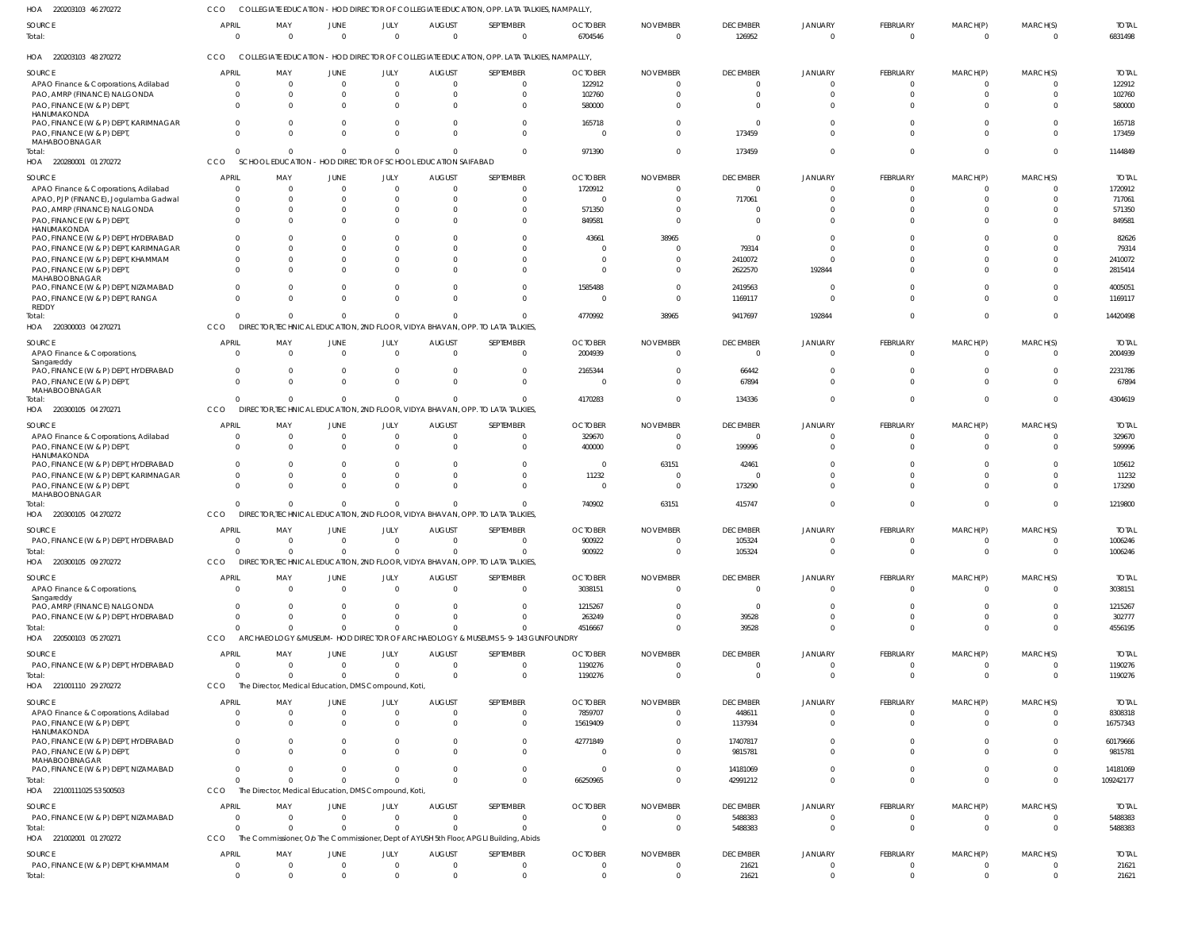HOA 220203103 46 270272 CCO COLLEGIATE EDUCATION - HOD DIRECTOR OF COLLEGIATE EDUCATION, OPP. LATA TALKIES, NAMPALLY,

| SOURCE | APRIL | MAY | JUNE | JULY | AUGUST | SEPTEMBER | OCTOBER | NOVEMBER | DECEMBER | JANUARY | FEBRUARY | MARCH(P) | MARCH(S) | TOTAL |
|---|---|---|---|---|---|---|---|---|---|---|---|---|---|---|
| Total: | 0 | 0 | 0 | 0 | 0 | 0 | 6704546 | 0 | 126952 | 0 | 0 | 0 | 0 | 6831498 |

HOA 220203103 48 270272 CCO COLLEGIATE EDUCATION - HOD DIRECTOR OF COLLEGIATE EDUCATION, OPP. LATA TALKIES, NAMPALLY,

| SOURCE | APRIL | MAY | JUNE | JULY | AUGUST | SEPTEMBER | OCTOBER | NOVEMBER | DECEMBER | JANUARY | FEBRUARY | MARCH(P) | MARCH(S) | TOTAL |
|---|---|---|---|---|---|---|---|---|---|---|---|---|---|---|
| APAO Finance & Corporations, Adilabad | 0 | 0 | 0 | 0 | 0 | 0 | 122912 | 0 | 0 | 0 | 0 | 0 | 0 | 122912 |
| PAO, AMRP (FINANCE) NALGONDA | 0 | 0 | 0 | 0 | 0 | 0 | 102760 | 0 | 0 | 0 | 0 | 0 | 0 | 102760 |
| PAO, FINANCE (W & P) DEPT, HANUMAKONDA | 0 | 0 | 0 | 0 | 0 | 0 | 580000 | 0 | 0 | 0 | 0 | 0 | 0 | 580000 |
| PAO, FINANCE (W & P) DEPT, KARIMNAGAR | 0 | 0 | 0 | 0 | 0 | 0 | 165718 | 0 | 0 | 0 | 0 | 0 | 0 | 165718 |
| PAO, FINANCE (W & P) DEPT, MAHABOOBNAGAR | 0 | 0 | 0 | 0 | 0 | 0 | 0 | 0 | 173459 | 0 | 0 | 0 | 0 | 173459 |
| Total: | 0 | 0 | 0 | 0 | 0 | 0 | 971390 | 0 | 173459 | 0 | 0 | 0 | 0 | 1144849 |

HOA 220280001 01 270272 CCO SCHOOL EDUCATION - HOD DIRECTOR OF SCHOOL EDUCATION SAIFABAD

| SOURCE | APRIL | MAY | JUNE | JULY | AUGUST | SEPTEMBER | OCTOBER | NOVEMBER | DECEMBER | JANUARY | FEBRUARY | MARCH(P) | MARCH(S) | TOTAL |
|---|---|---|---|---|---|---|---|---|---|---|---|---|---|---|
| APAO Finance & Corporations, Adilabad | 0 | 0 | 0 | 0 | 0 | 0 | 1720912 | 0 | 0 | 0 | 0 | 0 | 0 | 1720912 |
| APAO, PJP (FINANCE), Jogulamba Gadwal | 0 | 0 | 0 | 0 | 0 | 0 | 0 | 0 | 717061 | 0 | 0 | 0 | 0 | 717061 |
| PAO, AMRP (FINANCE) NALGONDA | 0 | 0 | 0 | 0 | 0 | 0 | 571350 | 0 | 0 | 0 | 0 | 0 | 0 | 571350 |
| PAO, FINANCE (W & P) DEPT, HANUMAKONDA | 0 | 0 | 0 | 0 | 0 | 0 | 849581 | 0 | 0 | 0 | 0 | 0 | 0 | 849581 |
| PAO, FINANCE (W & P) DEPT, HYDERABAD | 0 | 0 | 0 | 0 | 0 | 0 | 43661 | 38965 | 0 | 0 | 0 | 0 | 0 | 82626 |
| PAO, FINANCE (W & P) DEPT, KARIMNAGAR | 0 | 0 | 0 | 0 | 0 | 0 | 0 | 0 | 79314 | 0 | 0 | 0 | 0 | 79314 |
| PAO, FINANCE (W & P) DEPT, KHAMMAM | 0 | 0 | 0 | 0 | 0 | 0 | 0 | 0 | 2410072 | 0 | 0 | 0 | 0 | 2410072 |
| PAO, FINANCE (W & P) DEPT, MAHABOOBNAGAR | 0 | 0 | 0 | 0 | 0 | 0 | 0 | 0 | 2622570 | 192844 | 0 | 0 | 0 | 2815414 |
| PAO, FINANCE (W & P) DEPT, NIZAMABAD | 0 | 0 | 0 | 0 | 0 | 0 | 1585488 | 0 | 2419563 | 0 | 0 | 0 | 0 | 4005051 |
| PAO, FINANCE (W & P) DEPT, RANGA REDDY | 0 | 0 | 0 | 0 | 0 | 0 | 0 | 0 | 1169117 | 0 | 0 | 0 | 0 | 1169117 |
| Total: | 0 | 0 | 0 | 0 | 0 | 0 | 4770992 | 38965 | 9417697 | 192844 | 0 | 0 | 0 | 14420498 |

HOA 220300003 04 270271 CCO DIRECTOR,TECHNICAL EDUCATION, 2ND FLOOR, VIDYA BHAVAN, OPP. TO LATA TALKIES,

| SOURCE | APRIL | MAY | JUNE | JULY | AUGUST | SEPTEMBER | OCTOBER | NOVEMBER | DECEMBER | JANUARY | FEBRUARY | MARCH(P) | MARCH(S) | TOTAL |
|---|---|---|---|---|---|---|---|---|---|---|---|---|---|---|
| APAO Finance & Corporations, Sangareddy | 0 | 0 | 0 | 0 | 0 | 0 | 2004939 | 0 | 0 | 0 | 0 | 0 | 0 | 2004939 |
| PAO, FINANCE (W & P) DEPT, HYDERABAD | 0 | 0 | 0 | 0 | 0 | 0 | 2165344 | 0 | 66442 | 0 | 0 | 0 | 0 | 2231786 |
| PAO, FINANCE (W & P) DEPT, MAHABOOBNAGAR | 0 | 0 | 0 | 0 | 0 | 0 | 0 | 0 | 67894 | 0 | 0 | 0 | 0 | 67894 |
| Total: | 0 | 0 | 0 | 0 | 0 | 0 | 4170283 | 0 | 134336 | 0 | 0 | 0 | 0 | 4304619 |

HOA 220300105 04 270271 CCO DIRECTOR,TECHNICAL EDUCATION, 2ND FLOOR, VIDYA BHAVAN, OPP. TO LATA TALKIES,

| SOURCE | APRIL | MAY | JUNE | JULY | AUGUST | SEPTEMBER | OCTOBER | NOVEMBER | DECEMBER | JANUARY | FEBRUARY | MARCH(P) | MARCH(S) | TOTAL |
|---|---|---|---|---|---|---|---|---|---|---|---|---|---|---|
| APAO Finance & Corporations, Adilabad | 0 | 0 | 0 | 0 | 0 | 0 | 329670 | 0 | 0 | 0 | 0 | 0 | 0 | 329670 |
| PAO, FINANCE (W & P) DEPT, HANUMAKONDA | 0 | 0 | 0 | 0 | 0 | 0 | 400000 | 0 | 199996 | 0 | 0 | 0 | 0 | 599996 |
| PAO, FINANCE (W & P) DEPT, HYDERABAD | 0 | 0 | 0 | 0 | 0 | 0 | 0 | 63151 | 42461 | 0 | 0 | 0 | 0 | 105612 |
| PAO, FINANCE (W & P) DEPT, KARIMNAGAR | 0 | 0 | 0 | 0 | 0 | 0 | 11232 | 0 | 0 | 0 | 0 | 0 | 0 | 11232 |
| PAO, FINANCE (W & P) DEPT, MAHABOOBNAGAR | 0 | 0 | 0 | 0 | 0 | 0 | 0 | 0 | 173290 | 0 | 0 | 0 | 0 | 173290 |
| Total: | 0 | 0 | 0 | 0 | 0 | 0 | 740902 | 63151 | 415747 | 0 | 0 | 0 | 0 | 1219800 |

HOA 220300105 04 270272 CCO DIRECTOR,TECHNICAL EDUCATION, 2ND FLOOR, VIDYA BHAVAN, OPP. TO LATA TALKIES,

| SOURCE | APRIL | MAY | JUNE | JULY | AUGUST | SEPTEMBER | OCTOBER | NOVEMBER | DECEMBER | JANUARY | FEBRUARY | MARCH(P) | MARCH(S) | TOTAL |
|---|---|---|---|---|---|---|---|---|---|---|---|---|---|---|
| PAO, FINANCE (W & P) DEPT, HYDERABAD | 0 | 0 | 0 | 0 | 0 | 0 | 900922 | 0 | 105324 | 0 | 0 | 0 | 0 | 1006246 |
| Total: | 0 | 0 | 0 | 0 | 0 | 0 | 900922 | 0 | 105324 | 0 | 0 | 0 | 0 | 1006246 |

HOA 220300105 09 270272 CCO DIRECTOR,TECHNICAL EDUCATION, 2ND FLOOR, VIDYA BHAVAN, OPP. TO LATA TALKIES,

| SOURCE | APRIL | MAY | JUNE | JULY | AUGUST | SEPTEMBER | OCTOBER | NOVEMBER | DECEMBER | JANUARY | FEBRUARY | MARCH(P) | MARCH(S) | TOTAL |
|---|---|---|---|---|---|---|---|---|---|---|---|---|---|---|
| APAO Finance & Corporations, Sangareddy | 0 | 0 | 0 | 0 | 0 | 0 | 3038151 | 0 | 0 | 0 | 0 | 0 | 0 | 3038151 |
| PAO, AMRP (FINANCE) NALGONDA | 0 | 0 | 0 | 0 | 0 | 0 | 1215267 | 0 | 0 | 0 | 0 | 0 | 0 | 1215267 |
| PAO, FINANCE (W & P) DEPT, HYDERABAD | 0 | 0 | 0 | 0 | 0 | 0 | 263249 | 0 | 39528 | 0 | 0 | 0 | 0 | 302777 |
| Total: | 0 | 0 | 0 | 0 | 0 | 0 | 4516667 | 0 | 39528 | 0 | 0 | 0 | 0 | 4556195 |

HOA 220500103 05 270271 CCO ARCHAEOLOGY & MUSEUM - HOD DIRECTOR OF ARCHAEOLOGY & MUSEUMS 5-9-143 GUNFOUNDRY

| SOURCE | APRIL | MAY | JUNE | JULY | AUGUST | SEPTEMBER | OCTOBER | NOVEMBER | DECEMBER | JANUARY | FEBRUARY | MARCH(P) | MARCH(S) | TOTAL |
|---|---|---|---|---|---|---|---|---|---|---|---|---|---|---|
| PAO, FINANCE (W & P) DEPT, HYDERABAD | 0 | 0 | 0 | 0 | 0 | 0 | 1190276 | 0 | 0 | 0 | 0 | 0 | 0 | 1190276 |
| Total: | 0 | 0 | 0 | 0 | 0 | 0 | 1190276 | 0 | 0 | 0 | 0 | 0 | 0 | 1190276 |

HOA 221001110 29 270272 CCO The Director, Medical Education, DMS Compound, Koti,

| SOURCE | APRIL | MAY | JUNE | JULY | AUGUST | SEPTEMBER | OCTOBER | NOVEMBER | DECEMBER | JANUARY | FEBRUARY | MARCH(P) | MARCH(S) | TOTAL |
|---|---|---|---|---|---|---|---|---|---|---|---|---|---|---|
| APAO Finance & Corporations, Adilabad | 0 | 0 | 0 | 0 | 0 | 0 | 7859707 | 0 | 448611 | 0 | 0 | 0 | 0 | 8308318 |
| PAO, FINANCE (W & P) DEPT, HANUMAKONDA | 0 | 0 | 0 | 0 | 0 | 0 | 15619409 | 0 | 1137934 | 0 | 0 | 0 | 0 | 16757343 |
| PAO, FINANCE (W & P) DEPT, HYDERABAD | 0 | 0 | 0 | 0 | 0 | 0 | 42771849 | 0 | 17407817 | 0 | 0 | 0 | 0 | 60179666 |
| PAO, FINANCE (W & P) DEPT, MAHABOOBNAGAR | 0 | 0 | 0 | 0 | 0 | 0 | 0 | 0 | 9815781 | 0 | 0 | 0 | 0 | 9815781 |
| PAO, FINANCE (W & P) DEPT, NIZAMABAD | 0 | 0 | 0 | 0 | 0 | 0 | 0 | 0 | 14181069 | 0 | 0 | 0 | 0 | 14181069 |
| Total: | 0 | 0 | 0 | 0 | 0 | 0 | 66250965 | 0 | 42991212 | 0 | 0 | 0 | 0 | 109242177 |

HOA 22100111025 53 500503 CCO The Director, Medical Education, DMS Compound, Koti,

| SOURCE | APRIL | MAY | JUNE | JULY | AUGUST | SEPTEMBER | OCTOBER | NOVEMBER | DECEMBER | JANUARY | FEBRUARY | MARCH(P) | MARCH(S) | TOTAL |
|---|---|---|---|---|---|---|---|---|---|---|---|---|---|---|
| PAO, FINANCE (W & P) DEPT, NIZAMABAD | 0 | 0 | 0 | 0 | 0 | 0 | 0 | 0 | 5488383 | 0 | 0 | 0 | 0 | 5488383 |
| Total: | 0 | 0 | 0 | 0 | 0 | 0 | 0 | 0 | 5488383 | 0 | 0 | 0 | 0 | 5488383 |

HOA 221002001 01 270272 CCO The Commissioner, O/o The Commissioner, Dept of AYUSH 5th Floor, APGLI Building, Abids

| SOURCE | APRIL | MAY | JUNE | JULY | AUGUST | SEPTEMBER | OCTOBER | NOVEMBER | DECEMBER | JANUARY | FEBRUARY | MARCH(P) | MARCH(S) | TOTAL |
|---|---|---|---|---|---|---|---|---|---|---|---|---|---|---|
| PAO, FINANCE (W & P) DEPT, KHAMMAM | 0 | 0 | 0 | 0 | 0 | 0 | 0 | 0 | 21621 | 0 | 0 | 0 | 0 | 21621 |
| Total: | 0 | 0 | 0 | 0 | 0 | 0 | 0 | 0 | 21621 | 0 | 0 | 0 | 0 | 21621 |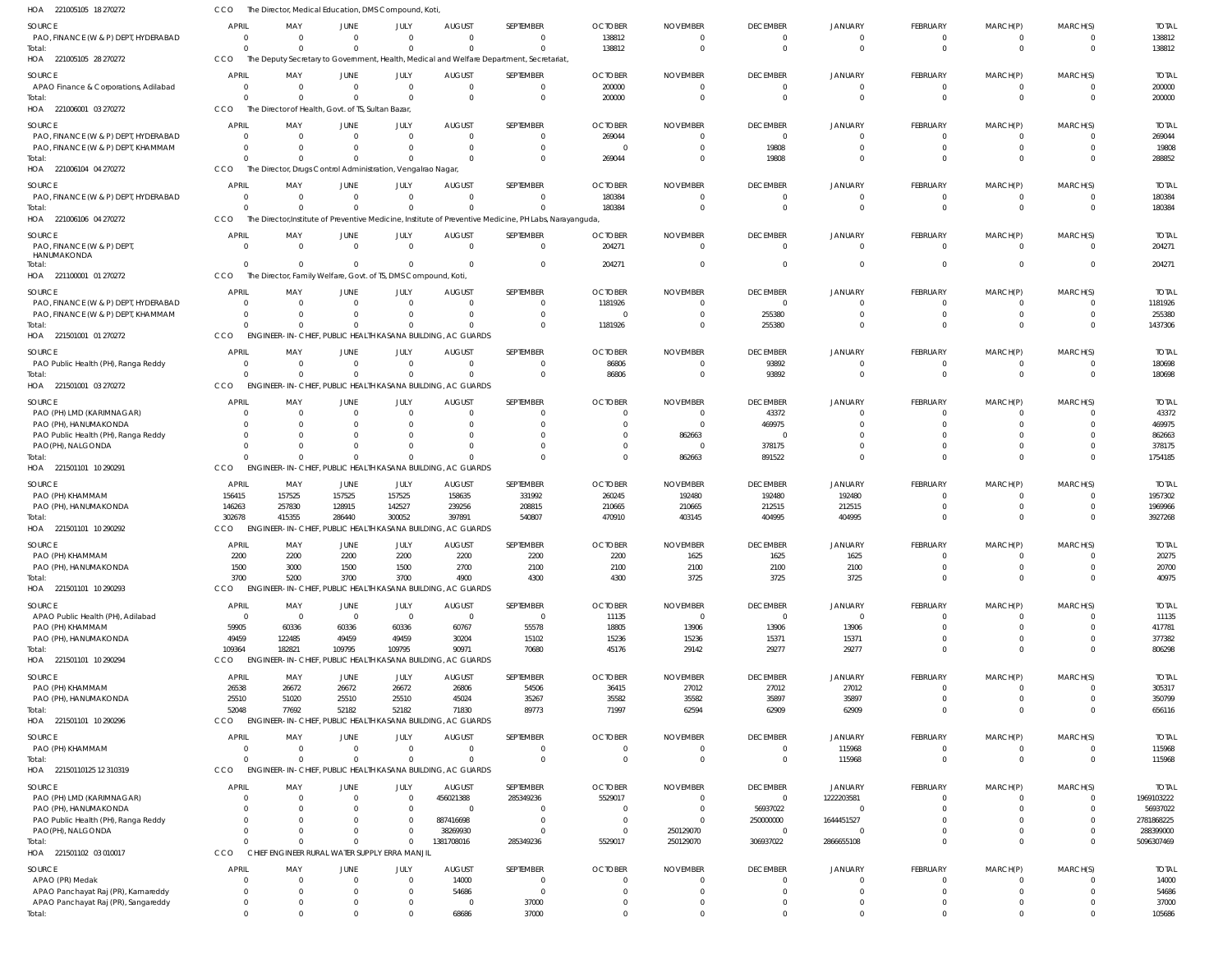HOA 221005105 18 270272 CCO The Director, Medical Education, DMS Compound, Koti,

| SOURCE | APRIL | MAY | JUNE | JULY | AUGUST | SEPTEMBER | OCTOBER | NOVEMBER | DECEMBER | JANUARY | FEBRUARY | MARCH(P) | MARCH(S) | TOTAL |
|---|---|---|---|---|---|---|---|---|---|---|---|---|---|---|
| PAO, FINANCE (W & P) DEPT, HYDERABAD | 0 | 0 | 0 | 0 | 0 | 0 | 138812 | 0 | 0 | 0 | 0 | 0 | 0 | 138812 |
| Total: | 0 | 0 | 0 | 0 | 0 | 0 | 138812 | 0 | 0 | 0 | 0 | 0 | 0 | 138812 |

HOA 221005105 28 270272 CCO The Deputy Secretary to Government, Health, Medical and Welfare Department, Secretariat,

| SOURCE | APRIL | MAY | JUNE | JULY | AUGUST | SEPTEMBER | OCTOBER | NOVEMBER | DECEMBER | JANUARY | FEBRUARY | MARCH(P) | MARCH(S) | TOTAL |
|---|---|---|---|---|---|---|---|---|---|---|---|---|---|---|
| APAO Finance & Corporations, Adilabad | 0 | 0 | 0 | 0 | 0 | 0 | 200000 | 0 | 0 | 0 | 0 | 0 | 0 | 200000 |
| Total: | 0 | 0 | 0 | 0 | 0 | 0 | 200000 | 0 | 0 | 0 | 0 | 0 | 0 | 200000 |

HOA 221006001 03 270272 CCO The Director of Health, Govt. of TS, Sultan Bazar,

| SOURCE | APRIL | MAY | JUNE | JULY | AUGUST | SEPTEMBER | OCTOBER | NOVEMBER | DECEMBER | JANUARY | FEBRUARY | MARCH(P) | MARCH(S) | TOTAL |
|---|---|---|---|---|---|---|---|---|---|---|---|---|---|---|
| PAO, FINANCE (W & P) DEPT, HYDERABAD | 0 | 0 | 0 | 0 | 0 | 0 | 269044 | 0 | 0 | 0 | 0 | 0 | 0 | 269044 |
| PAO, FINANCE (W & P) DEPT, KHAMMAM | 0 | 0 | 0 | 0 | 0 | 0 | 0 | 0 | 19808 | 0 | 0 | 0 | 0 | 19808 |
| Total: | 0 | 0 | 0 | 0 | 0 | 0 | 269044 | 0 | 19808 | 0 | 0 | 0 | 0 | 288852 |

HOA 221006104 04 270272 CCO The Director, Drugs Control Administration, Vengalrao Nagar,

| SOURCE | APRIL | MAY | JUNE | JULY | AUGUST | SEPTEMBER | OCTOBER | NOVEMBER | DECEMBER | JANUARY | FEBRUARY | MARCH(P) | MARCH(S) | TOTAL |
|---|---|---|---|---|---|---|---|---|---|---|---|---|---|---|
| PAO, FINANCE (W & P) DEPT, HYDERABAD | 0 | 0 | 0 | 0 | 0 | 0 | 180384 | 0 | 0 | 0 | 0 | 0 | 0 | 180384 |
| Total: | 0 | 0 | 0 | 0 | 0 | 0 | 180384 | 0 | 0 | 0 | 0 | 0 | 0 | 180384 |

HOA 221006106 04 270272 CCO The Director,Institute of Preventive Medicine, Institute of Preventive Medicine, PH Labs, Narayanguda,

| SOURCE | APRIL | MAY | JUNE | JULY | AUGUST | SEPTEMBER | OCTOBER | NOVEMBER | DECEMBER | JANUARY | FEBRUARY | MARCH(P) | MARCH(S) | TOTAL |
|---|---|---|---|---|---|---|---|---|---|---|---|---|---|---|
| PAO, FINANCE (W & P) DEPT, HANUMAKONDA | 0 | 0 | 0 | 0 | 0 | 0 | 204271 | 0 | 0 | 0 | 0 | 0 | 0 | 204271 |
| Total: | 0 | 0 | 0 | 0 | 0 | 0 | 204271 | 0 | 0 | 0 | 0 | 0 | 0 | 204271 |

HOA 221100001 01 270272 CCO The Director, Family Welfare, Govt. of TS, DMS Compound, Koti,

| SOURCE | APRIL | MAY | JUNE | JULY | AUGUST | SEPTEMBER | OCTOBER | NOVEMBER | DECEMBER | JANUARY | FEBRUARY | MARCH(P) | MARCH(S) | TOTAL |
|---|---|---|---|---|---|---|---|---|---|---|---|---|---|---|
| PAO, FINANCE (W & P) DEPT, HYDERABAD | 0 | 0 | 0 | 0 | 0 | 0 | 1181926 | 0 | 0 | 0 | 0 | 0 | 0 | 1181926 |
| PAO, FINANCE (W & P) DEPT, KHAMMAM | 0 | 0 | 0 | 0 | 0 | 0 | 0 | 0 | 255380 | 0 | 0 | 0 | 0 | 255380 |
| Total: | 0 | 0 | 0 | 0 | 0 | 0 | 1181926 | 0 | 255380 | 0 | 0 | 0 | 0 | 1437306 |

HOA 221501001 01 270272 CCO ENGINEER-IN-CHIEF, PUBLIC HEALTH KASANA BUILDING, AC GUARDS

| SOURCE | APRIL | MAY | JUNE | JULY | AUGUST | SEPTEMBER | OCTOBER | NOVEMBER | DECEMBER | JANUARY | FEBRUARY | MARCH(P) | MARCH(S) | TOTAL |
|---|---|---|---|---|---|---|---|---|---|---|---|---|---|---|
| PAO Public Health (PH), Ranga Reddy | 0 | 0 | 0 | 0 | 0 | 0 | 86806 | 0 | 93892 | 0 | 0 | 0 | 0 | 180698 |
| Total: | 0 | 0 | 0 | 0 | 0 | 0 | 86806 | 0 | 93892 | 0 | 0 | 0 | 0 | 180698 |

HOA 221501001 03 270272 CCO ENGINEER-IN-CHIEF, PUBLIC HEALTH KASANA BUILDING, AC GUARDS

| SOURCE | APRIL | MAY | JUNE | JULY | AUGUST | SEPTEMBER | OCTOBER | NOVEMBER | DECEMBER | JANUARY | FEBRUARY | MARCH(P) | MARCH(S) | TOTAL |
|---|---|---|---|---|---|---|---|---|---|---|---|---|---|---|
| PAO (PH) LMD (KARIMNAGAR) | 0 | 0 | 0 | 0 | 0 | 0 | 0 | 0 | 43372 | 0 | 0 | 0 | 0 | 43372 |
| PAO (PH), HANUMAKONDA | 0 | 0 | 0 | 0 | 0 | 0 | 0 | 0 | 469975 | 0 | 0 | 0 | 0 | 469975 |
| PAO Public Health (PH), Ranga Reddy | 0 | 0 | 0 | 0 | 0 | 0 | 0 | 862663 | 0 | 0 | 0 | 0 | 0 | 862663 |
| PAO(PH), NALGONDA | 0 | 0 | 0 | 0 | 0 | 0 | 0 | 0 | 378175 | 0 | 0 | 0 | 0 | 378175 |
| Total: | 0 | 0 | 0 | 0 | 0 | 0 | 0 | 862663 | 891522 | 0 | 0 | 0 | 0 | 1754185 |

HOA 221501101 10 290291 CCO ENGINEER-IN-CHIEF, PUBLIC HEALTH KASANA BUILDING, AC GUARDS

| SOURCE | APRIL | MAY | JUNE | JULY | AUGUST | SEPTEMBER | OCTOBER | NOVEMBER | DECEMBER | JANUARY | FEBRUARY | MARCH(P) | MARCH(S) | TOTAL |
|---|---|---|---|---|---|---|---|---|---|---|---|---|---|---|
| PAO (PH) KHAMMAM | 156415 | 157525 | 157525 | 157525 | 158635 | 331992 | 260245 | 192480 | 192480 | 192480 | 0 | 0 | 0 | 1957302 |
| PAO (PH), HANUMAKONDA | 146263 | 257830 | 128915 | 142527 | 239256 | 208815 | 210665 | 210665 | 212515 | 212515 | 0 | 0 | 0 | 1969966 |
| Total: | 302678 | 415355 | 286440 | 300052 | 397891 | 540807 | 470910 | 403145 | 404995 | 404995 | 0 | 0 | 0 | 3927268 |

HOA 221501101 10 290292 CCO ENGINEER-IN-CHIEF, PUBLIC HEALTH KASANA BUILDING, AC GUARDS

| SOURCE | APRIL | MAY | JUNE | JULY | AUGUST | SEPTEMBER | OCTOBER | NOVEMBER | DECEMBER | JANUARY | FEBRUARY | MARCH(P) | MARCH(S) | TOTAL |
|---|---|---|---|---|---|---|---|---|---|---|---|---|---|---|
| PAO (PH) KHAMMAM | 2200 | 2200 | 2200 | 2200 | 2200 | 2200 | 2200 | 1625 | 1625 | 1625 | 0 | 0 | 0 | 20275 |
| PAO (PH), HANUMAKONDA | 1500 | 3000 | 1500 | 1500 | 2700 | 2100 | 2100 | 2100 | 2100 | 2100 | 0 | 0 | 0 | 20700 |
| Total: | 3700 | 5200 | 3700 | 3700 | 4900 | 4300 | 4300 | 3725 | 3725 | 3725 | 0 | 0 | 0 | 40975 |

HOA 221501101 10 290293 CCO ENGINEER-IN-CHIEF, PUBLIC HEALTH KASANA BUILDING, AC GUARDS

| SOURCE | APRIL | MAY | JUNE | JULY | AUGUST | SEPTEMBER | OCTOBER | NOVEMBER | DECEMBER | JANUARY | FEBRUARY | MARCH(P) | MARCH(S) | TOTAL |
|---|---|---|---|---|---|---|---|---|---|---|---|---|---|---|
| APAO Public Health (PH), Adilabad | 0 | 0 | 0 | 0 | 0 | 0 | 11135 | 0 | 0 | 0 | 0 | 0 | 0 | 11135 |
| PAO (PH) KHAMMAM | 59905 | 60336 | 60336 | 60336 | 60767 | 55578 | 18805 | 13906 | 13906 | 13906 | 0 | 0 | 0 | 417781 |
| PAO (PH), HANUMAKONDA | 49459 | 122485 | 49459 | 49459 | 30204 | 15102 | 15236 | 15236 | 15371 | 15371 | 0 | 0 | 0 | 377382 |
| Total: | 109364 | 182821 | 109795 | 109795 | 90971 | 70680 | 45176 | 29142 | 29277 | 29277 | 0 | 0 | 0 | 806298 |

HOA 221501101 10 290294 CCO ENGINEER-IN-CHIEF, PUBLIC HEALTH KASANA BUILDING, AC GUARDS

| SOURCE | APRIL | MAY | JUNE | JULY | AUGUST | SEPTEMBER | OCTOBER | NOVEMBER | DECEMBER | JANUARY | FEBRUARY | MARCH(P) | MARCH(S) | TOTAL |
|---|---|---|---|---|---|---|---|---|---|---|---|---|---|---|
| PAO (PH) KHAMMAM | 26538 | 26672 | 26672 | 26672 | 26806 | 54506 | 36415 | 27012 | 27012 | 27012 | 0 | 0 | 0 | 305317 |
| PAO (PH), HANUMAKONDA | 25510 | 51020 | 25510 | 25510 | 45024 | 35267 | 35582 | 35582 | 35897 | 35897 | 0 | 0 | 0 | 350799 |
| Total: | 52048 | 77692 | 52182 | 52182 | 71830 | 89773 | 71997 | 62594 | 62909 | 62909 | 0 | 0 | 0 | 656116 |

HOA 221501101 10 290296 CCO ENGINEER-IN-CHIEF, PUBLIC HEALTH KASANA BUILDING, AC GUARDS

| SOURCE | APRIL | MAY | JUNE | JULY | AUGUST | SEPTEMBER | OCTOBER | NOVEMBER | DECEMBER | JANUARY | FEBRUARY | MARCH(P) | MARCH(S) | TOTAL |
|---|---|---|---|---|---|---|---|---|---|---|---|---|---|---|
| PAO (PH) KHAMMAM | 0 | 0 | 0 | 0 | 0 | 0 | 0 | 0 | 0 | 115968 | 0 | 0 | 0 | 115968 |
| Total: | 0 | 0 | 0 | 0 | 0 | 0 | 0 | 0 | 0 | 115968 | 0 | 0 | 0 | 115968 |

HOA 221501101 25 12 310319 CCO ENGINEER-IN-CHIEF, PUBLIC HEALTH KASANA BUILDING, AC GUARDS

| SOURCE | APRIL | MAY | JUNE | JULY | AUGUST | SEPTEMBER | OCTOBER | NOVEMBER | DECEMBER | JANUARY | FEBRUARY | MARCH(P) | MARCH(S) | TOTAL |
|---|---|---|---|---|---|---|---|---|---|---|---|---|---|---|
| PAO (PH) LMD (KARIMNAGAR) | 0 | 0 | 0 | 0 | 456021388 | 285349236 | 5529017 | 0 | 0 | 1222203581 | 0 | 0 | 0 | 1969103222 |
| PAO (PH), HANUMAKONDA | 0 | 0 | 0 | 0 | 0 | 0 | 0 | 0 | 56937022 | 0 | 0 | 0 | 0 | 56937022 |
| PAO Public Health (PH), Ranga Reddy | 0 | 0 | 0 | 0 | 887416698 | 0 | 0 | 0 | 250000000 | 1644451527 | 0 | 0 | 0 | 2781868225 |
| PAO(PH), NALGONDA | 0 | 0 | 0 | 0 | 38269930 | 0 | 0 | 250129070 | 0 | 0 | 0 | 0 | 0 | 288399000 |
| Total: | 0 | 0 | 0 | 0 | 1381708016 | 285349236 | 5529017 | 250129070 | 306937022 | 2866655108 | 0 | 0 | 0 | 5096307469 |

HOA 221501102 03 010017 CCO CHIEF ENGINEER RURAL WATER SUPPLY ERRA MANJIL

| SOURCE | APRIL | MAY | JUNE | JULY | AUGUST | SEPTEMBER | OCTOBER | NOVEMBER | DECEMBER | JANUARY | FEBRUARY | MARCH(P) | MARCH(S) | TOTAL |
|---|---|---|---|---|---|---|---|---|---|---|---|---|---|---|
| APAO (PR) Medak | 0 | 0 | 0 | 0 | 14000 | 0 | 0 | 0 | 0 | 0 | 0 | 0 | 0 | 14000 |
| APAO Panchayat Raj (PR), Kamareddy | 0 | 0 | 0 | 0 | 54686 | 0 | 0 | 0 | 0 | 0 | 0 | 0 | 0 | 54686 |
| APAO Panchayat Raj (PR), Sangareddy | 0 | 0 | 0 | 0 | 0 | 37000 | 0 | 0 | 0 | 0 | 0 | 0 | 0 | 37000 |
| Total: | 0 | 0 | 0 | 0 | 68686 | 37000 | 0 | 0 | 0 | 0 | 0 | 0 | 0 | 105686 |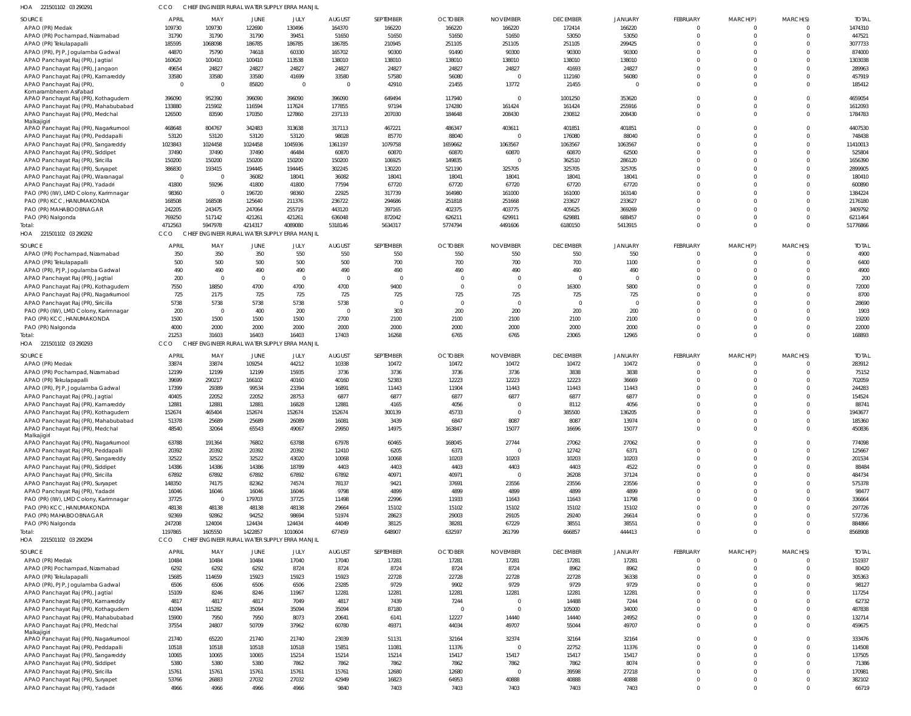HOA 221501102 03 290291 CCO CHIEF ENGINEER RURAL WATER SUPPLY ERRA MANJIL

| SOURCE | APRIL | MAY | JUNE | JULY | AUGUST | SEPTEMBER | OCTOBER | NOVEMBER | DECEMBER | JANUARY | FEBRUARY | MARCH(P) | MARCH(S) | TOTAL |
|---|---|---|---|---|---|---|---|---|---|---|---|---|---|---|
| APAO (PR) Medak | 109730 | 109730 | 122690 | 130496 | 164370 | 166220 | 166220 | 166220 | 172414 | 166220 | 0 | 0 | 0 | 1474310 |
| APAO (PR) Pochampad, Nizamabad | 31790 | 31790 | 31790 | 39451 | 51650 | 51650 | 51650 | 51650 | 53050 | 53050 | 0 | 0 | 0 | 447521 |
| APAO (PR) Tekulapapalli | 185595 | 1068098 | 186785 | 186785 | 186785 | 210945 | 251105 | 251105 | 251105 | 299425 | 0 | 0 | 0 | 3077733 |
| APAO (PR), PJP, Jogulamba Gadwal | 44870 | 75790 | 74618 | 60330 | 165702 | 90300 | 91490 | 90300 | 90300 | 90300 | 0 | 0 | 0 | 874000 |
| APAO Panchayat Raj (PR), Jagtial | 160620 | 100410 | 100410 | 113538 | 138010 | 138010 | 138010 | 138010 | 138010 | 138010 | 0 | 0 | 0 | 1303038 |
| APAO Panchayat Raj (PR), Jangaon | 49654 | 24827 | 24827 | 24827 | 24827 | 24827 | 24827 | 24827 | 41693 | 24827 | 0 | 0 | 0 | 289963 |
| APAO Panchayat Raj (PR), Kamareddy | 33580 | 33580 | 33580 | 41699 | 33580 | 57580 | 56080 | 0 | 112160 | 56080 | 0 | 0 | 0 | 457919 |
| APAO Panchayat Raj (PR), Komarambheem Asifabad | 0 | 0 | 85820 | 0 | 0 | 42910 | 21455 | 13772 | 21455 | 0 | 0 | 0 | 0 | 185412 |
| APAO Panchayat Raj (PR), Kothagudem | 396090 | 952390 | 396090 | 396090 | 396090 | 649494 | 117940 | 0 | 1001250 | 353620 | 0 | 0 | 0 | 4659054 |
| APAO Panchayat Raj (PR), Mahabubabad | 133880 | 215902 | 116594 | 117624 | 177855 | 97194 | 174280 | 161424 | 161424 | 255916 | 0 | 0 | 0 | 1612093 |
| APAO Panchayat Raj (PR), Medchal Malkajigiri | 126500 | 83590 | 170350 | 127860 | 237133 | 207030 | 184648 | 208430 | 230812 | 208430 | 0 | 0 | 0 | 1784783 |
| APAO Panchayat Raj (PR), Nagarkurnool | 468648 | 804767 | 342483 | 313638 | 317113 | 467221 | 486347 | 403611 | 401851 | 401851 | 0 | 0 | 0 | 4407530 |
| APAO Panchayat Raj (PR), Peddapalli | 53120 | 53120 | 53120 | 53120 | 98028 | 85770 | 88040 | 0 | 176080 | 88040 | 0 | 0 | 0 | 748438 |
| APAO Panchayat Raj (PR), Sangareddy | 1023843 | 1024458 | 1024458 | 1045936 | 1361197 | 1079758 | 1659662 | 1063567 | 1063567 | 1063567 | 0 | 0 | 0 | 11410013 |
| APAO Panchayat Raj (PR), Siddipet | 37490 | 37490 | 37490 | 46484 | 60870 | 60870 | 60870 | 60870 | 60870 | 62500 | 0 | 0 | 0 | 525804 |
| APAO Panchayat Raj (PR), Siricilla | 150200 | 150200 | 150200 | 150200 | 150200 | 106925 | 149835 | 0 | 362510 | 286120 | 0 | 0 | 0 | 1656390 |
| APAO Panchayat Raj (PR), Suryapet | 386830 | 193415 | 194445 | 194445 | 302245 | 130220 | 521190 | 325705 | 325705 | 325705 | 0 | 0 | 0 | 2899905 |
| APAO Panchayat Raj (PR), Waranagal | 0 | 0 | 36082 | 18041 | 36082 | 18041 | 18041 | 18041 | 18041 | 18041 | 0 | 0 | 0 | 180410 |
| APAO Panchayat Raj (PR), Yadadri | 41800 | 59296 | 41800 | 41800 | 77594 | 67720 | 67720 | 67720 | 67720 | 67720 | 0 | 0 | 0 | 600890 |
| PAO (PR) (IW), LMD Colony, Karimnagar | 98360 | 0 | 196720 | 98360 | 22925 | 317739 | 164980 | 161000 | 161000 | 163140 | 0 | 0 | 0 | 1384224 |
| PAO (PR) KCC, HANUMAKONDA | 168508 | 168508 | 125640 | 211376 | 236722 | 294686 | 251818 | 251668 | 233627 | 233627 | 0 | 0 | 0 | 2176180 |
| PAO (PR) MAHABOOBNAGAR | 242205 | 243475 | 247064 | 255719 | 443120 | 397165 | 402375 | 403775 | 405625 | 369269 | 0 | 0 | 0 | 3409792 |
| PAO (PR) Nalgonda | 769250 | 517142 | 421261 | 421261 | 636048 | 872042 | 626211 | 629911 | 629881 | 688457 | 0 | 0 | 0 | 6211464 |
| Total: | 4712563 | 5947978 | 4214317 | 4089080 | 5318146 | 5634317 | 5774794 | 4491606 | 6180150 | 5413915 | 0 | 0 | 0 | 51776866 |

HOA 221501102 03 290292 CCO CHIEF ENGINEER RURAL WATER SUPPLY ERRA MANJIL

| SOURCE | APRIL | MAY | JUNE | JULY | AUGUST | SEPTEMBER | OCTOBER | NOVEMBER | DECEMBER | JANUARY | FEBRUARY | MARCH(P) | MARCH(S) | TOTAL |
|---|---|---|---|---|---|---|---|---|---|---|---|---|---|---|
| APAO (PR) Pochampad, Nizamabad | 350 | 350 | 350 | 550 | 550 | 550 | 550 | 550 | 550 | 550 | 0 | 0 | 0 | 4900 |
| APAO (PR) Tekulapapalli | 500 | 500 | 500 | 500 | 500 | 700 | 700 | 700 | 700 | 1100 | 0 | 0 | 0 | 6400 |
| APAO (PR), PJP, Jogulamba Gadwal | 490 | 490 | 490 | 490 | 490 | 490 | 490 | 490 | 490 | 490 | 0 | 0 | 0 | 4900 |
| APAO Panchayat Raj (PR), Jagtial | 200 | 0 | 0 | 0 | 0 | 0 | 0 | 0 | 0 | 0 | 0 | 0 | 0 | 200 |
| APAO Panchayat Raj (PR), Kothagudem | 7550 | 18850 | 4700 | 4700 | 4700 | 9400 | 0 | 0 | 16300 | 5800 | 0 | 0 | 0 | 72000 |
| APAO Panchayat Raj (PR), Nagarkurnool | 725 | 2175 | 725 | 725 | 725 | 725 | 725 | 725 | 725 | 725 | 0 | 0 | 0 | 8700 |
| APAO Panchayat Raj (PR), Siricilla | 5738 | 5738 | 5738 | 5738 | 5738 | 0 | 0 | 0 | 0 | 0 | 0 | 0 | 0 | 28690 |
| PAO (PR) (IW), LMD Colony, Karimnagar | 200 | 0 | 400 | 200 | 0 | 303 | 200 | 200 | 200 | 200 | 0 | 0 | 0 | 1903 |
| PAO (PR) KCC, HANUMAKONDA | 1500 | 1500 | 1500 | 1500 | 2700 | 2100 | 2100 | 2100 | 2100 | 2100 | 0 | 0 | 0 | 19200 |
| PAO (PR) Nalgonda | 4000 | 2000 | 2000 | 2000 | 2000 | 2000 | 2000 | 2000 | 2000 | 2000 | 0 | 0 | 0 | 22000 |
| Total: | 21253 | 31603 | 16403 | 16403 | 17403 | 16268 | 6765 | 6765 | 23065 | 12965 | 0 | 0 | 0 | 168893 |

HOA 221501102 03 290293 CCO CHIEF ENGINEER RURAL WATER SUPPLY ERRA MANJIL

| SOURCE | APRIL | MAY | JUNE | JULY | AUGUST | SEPTEMBER | OCTOBER | NOVEMBER | DECEMBER | JANUARY | FEBRUARY | MARCH(P) | MARCH(S) | TOTAL |
|---|---|---|---|---|---|---|---|---|---|---|---|---|---|---|
| APAO (PR) Medak | 33874 | 33874 | 109254 | 44212 | 10338 | 10472 | 10472 | 10472 | 10472 | 10472 | 0 | 0 | 0 | 283912 |
| APAO (PR) Pochampad, Nizamabad | 12199 | 12199 | 12199 | 15935 | 3736 | 3736 | 3736 | 3736 | 3838 | 3838 | 0 | 0 | 0 | 75152 |
| APAO (PR) Tekulapapalli | 39699 | 290217 | 166102 | 40160 | 40160 | 52383 | 12223 | 12223 | 12223 | 36669 | 0 | 0 | 0 | 702059 |
| APAO (PR), PJP, Jogulamba Gadwal | 17399 | 29389 | 99534 | 23394 | 16891 | 11443 | 11904 | 11443 | 11443 | 11443 | 0 | 0 | 0 | 244283 |
| APAO Panchayat Raj (PR), Jagtial | 40405 | 22052 | 22052 | 28753 | 6877 | 6877 | 6877 | 6877 | 6877 | 6877 | 0 | 0 | 0 | 154524 |
| APAO Panchayat Raj (PR), Kamareddy | 12881 | 12881 | 12881 | 16828 | 12881 | 4165 | 4056 | 0 | 8112 | 4056 | 0 | 0 | 0 | 88741 |
| APAO Panchayat Raj (PR), Kothagudem | 152674 | 465404 | 152674 | 152674 | 152674 | 300139 | 45733 | 0 | 385500 | 136205 | 0 | 0 | 0 | 1943677 |
| APAO Panchayat Raj (PR), Mahabubabad | 51378 | 25689 | 25689 | 26089 | 16081 | 3439 | 6847 | 8087 | 8087 | 13974 | 0 | 0 | 0 | 185360 |
| APAO Panchayat Raj (PR), Medchal Malkajigiri | 48540 | 32064 | 65543 | 49067 | 29950 | 14975 | 163847 | 15077 | 16696 | 15077 | 0 | 0 | 0 | 450836 |
| APAO Panchayat Raj (PR), Nagarkurnool | 63788 | 191364 | 76802 | 63788 | 67978 | 60465 | 168045 | 27744 | 27062 | 27062 | 0 | 0 | 0 | 774098 |
| APAO Panchayat Raj (PR), Peddapalli | 20392 | 20392 | 20392 | 20392 | 12410 | 6205 | 6371 | 0 | 12742 | 6371 | 0 | 0 | 0 | 125667 |
| APAO Panchayat Raj (PR), Sangareddy | 32522 | 32522 | 32522 | 43020 | 10068 | 10068 | 10203 | 10203 | 10203 | 10203 | 0 | 0 | 0 | 201534 |
| APAO Panchayat Raj (PR), Siddipet | 14386 | 14386 | 14386 | 18789 | 4403 | 4403 | 4403 | 4403 | 4403 | 4522 | 0 | 0 | 0 | 88484 |
| APAO Panchayat Raj (PR), Siricilla | 67892 | 67892 | 67892 | 67892 | 67892 | 40971 | 40971 | 0 | 26208 | 37124 | 0 | 0 | 0 | 484734 |
| APAO Panchayat Raj (PR), Suryapet | 148350 | 74175 | 82362 | 74574 | 78137 | 9421 | 37691 | 23556 | 23556 | 23556 | 0 | 0 | 0 | 575378 |
| APAO Panchayat Raj (PR), Yadadri | 16046 | 16046 | 16046 | 16046 | 9798 | 4899 | 4899 | 4899 | 4899 | 4899 | 0 | 0 | 0 | 98477 |
| PAO (PR) (IW), LMD Colony, Karimnagar | 37725 | 0 | 179703 | 37725 | 11498 | 22996 | 11933 | 11643 | 11643 | 11798 | 0 | 0 | 0 | 336664 |
| PAO (PR) KCC, HANUMAKONDA | 48138 | 48138 | 48138 | 48138 | 29664 | 15102 | 15102 | 15102 | 15102 | 15102 | 0 | 0 | 0 | 297726 |
| PAO (PR) MAHABOOBNAGAR | 92369 | 92862 | 94252 | 98694 | 51974 | 28623 | 29003 | 29105 | 29240 | 26614 | 0 | 0 | 0 | 572736 |
| PAO (PR) Nalgonda | 247208 | 124004 | 124434 | 124434 | 44049 | 38125 | 38281 | 67229 | 38551 | 38551 | 0 | 0 | 0 | 884866 |
| Total: | 1197865 | 1605550 | 1422857 | 1010604 | 677459 | 648907 | 632597 | 261799 | 666857 | 444413 | 0 | 0 | 0 | 8568908 |

HOA 221501102 03 290294 CCO CHIEF ENGINEER RURAL WATER SUPPLY ERRA MANJIL

| SOURCE | APRIL | MAY | JUNE | JULY | AUGUST | SEPTEMBER | OCTOBER | NOVEMBER | DECEMBER | JANUARY | FEBRUARY | MARCH(P) | MARCH(S) | TOTAL |
|---|---|---|---|---|---|---|---|---|---|---|---|---|---|---|
| APAO (PR) Medak | 10484 | 10484 | 10484 | 17040 | 17040 | 17281 | 17281 | 17281 | 17281 | 17281 | 0 | 0 | 0 | 151937 |
| APAO (PR) Pochampad, Nizamabad | 6292 | 6292 | 6292 | 8724 | 8724 | 8724 | 8724 | 8724 | 8962 | 8962 | 0 | 0 | 0 | 80420 |
| APAO (PR) Tekulapapalli | 15685 | 114659 | 15923 | 15923 | 15923 | 22728 | 22728 | 22728 | 22728 | 36338 | 0 | 0 | 0 | 305363 |
| APAO (PR), PJP, Jogulamba Gadwal | 6506 | 6506 | 6506 | 6506 | 23285 | 9729 | 9902 | 9729 | 9729 | 9729 | 0 | 0 | 0 | 98127 |
| APAO Panchayat Raj (PR), Jagtial | 15109 | 8246 | 8246 | 11967 | 12281 | 12281 | 12281 | 12281 | 12281 | 12281 | 0 | 0 | 0 | 117254 |
| APAO Panchayat Raj (PR), Kamareddy | 4817 | 4817 | 4817 | 7049 | 4817 | 7439 | 7244 | 0 | 14488 | 7244 | 0 | 0 | 0 | 62732 |
| APAO Panchayat Raj (PR), Kothagudem | 41094 | 115282 | 35094 | 35094 | 35094 | 87180 | 0 | 0 | 105000 | 34000 | 0 | 0 | 0 | 487838 |
| APAO Panchayat Raj (PR), Mahabubabad | 15900 | 7950 | 7950 | 8073 | 20641 | 6141 | 12227 | 14440 | 14440 | 24952 | 0 | 0 | 0 | 132714 |
| APAO Panchayat Raj (PR), Medchal Malkajigiri | 37554 | 24807 | 50709 | 37962 | 60780 | 49371 | 44034 | 49707 | 55044 | 49707 | 0 | 0 | 0 | 459675 |
| APAO Panchayat Raj (PR), Nagarkurnool | 21740 | 65220 | 21740 | 21740 | 23039 | 51131 | 32164 | 32374 | 32164 | 32164 | 0 | 0 | 0 | 333476 |
| APAO Panchayat Raj (PR), Peddapalli | 10518 | 10518 | 10518 | 10518 | 15851 | 11081 | 11376 | 0 | 22752 | 11376 | 0 | 0 | 0 | 114508 |
| APAO Panchayat Raj (PR), Sangareddy | 10065 | 10065 | 10065 | 15214 | 15214 | 15214 | 15417 | 15417 | 15417 | 15417 | 0 | 0 | 0 | 137505 |
| APAO Panchayat Raj (PR), Siddipet | 5380 | 5380 | 5380 | 7862 | 7862 | 7862 | 7862 | 7862 | 7862 | 8074 | 0 | 0 | 0 | 71386 |
| APAO Panchayat Raj (PR), Siricilla | 15761 | 15761 | 15761 | 15761 | 15761 | 12680 | 12680 | 0 | 39598 | 27218 | 0 | 0 | 0 | 170981 |
| APAO Panchayat Raj (PR), Suryapet | 53766 | 26883 | 27032 | 27032 | 42949 | 16823 | 64953 | 40888 | 40888 | 40888 | 0 | 0 | 0 | 382102 |
| APAO Panchayat Raj (PR), Yadadri | 4966 | 4966 | 4966 | 4966 | 9840 | 7403 | 7403 | 7403 | 7403 | 7403 | 0 | 0 | 0 | 66719 |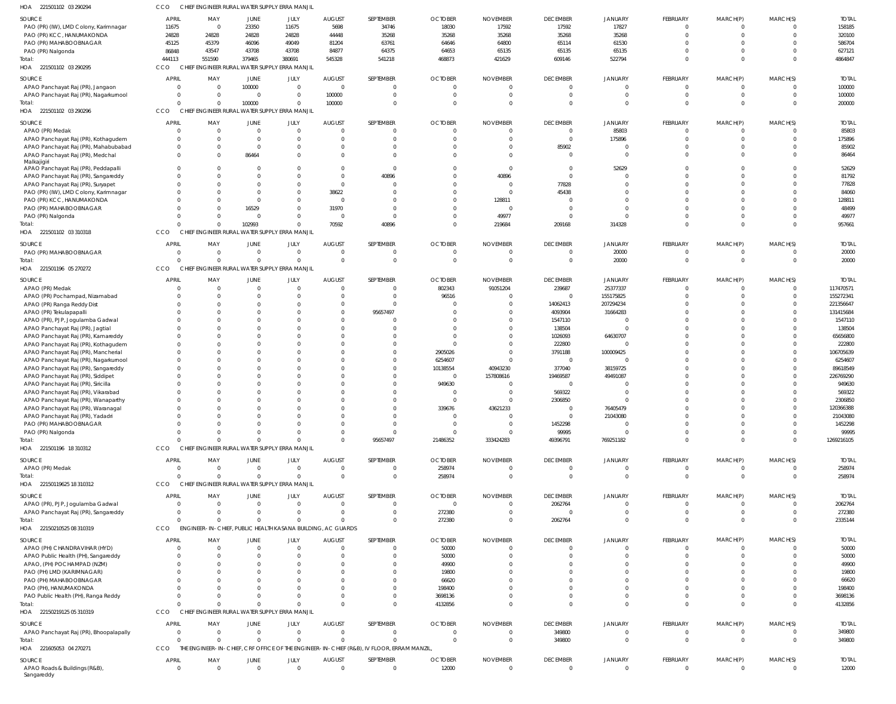HOA 221501102 03 290294 CCO CHIEF ENGINEER RURAL WATER SUPPLY ERRA MANJIL

| SOURCE | APRIL | MAY | JUNE | JULY | AUGUST | SEPTEMBER | OCTOBER | NOVEMBER | DECEMBER | JANUARY | FEBRUARY | MARCH(P) | MARCH(S) | TOTAL |
|---|---|---|---|---|---|---|---|---|---|---|---|---|---|---|
| PAO (PR) (IW), LMD Colony, Karimnagar | 11675 | 0 | 23350 | 11675 | 5698 | 34746 | 18030 | 17592 | 17592 | 17827 | 0 | 0 | 0 | 158185 |
| PAO (PR) KCC, HANUMAKONDA | 24828 | 24828 | 24828 | 24828 | 44448 | 35268 | 35268 | 35268 | 35268 | 35268 | 0 | 0 | 0 | 320100 |
| PAO (PR) MAHABOOBNAGAR | 45125 | 45379 | 46096 | 49049 | 81204 | 63761 | 64646 | 64800 | 65114 | 61530 | 0 | 0 | 0 | 586704 |
| PAO (PR) Nalgonda | 86848 | 43547 | 43708 | 43708 | 84877 | 64375 | 64653 | 65135 | 65135 | 65135 | 0 | 0 | 0 | 627121 |
| Total: | 444113 | 551590 | 379465 | 380691 | 545328 | 541218 | 468873 | 421629 | 609146 | 522794 | 0 | 0 | 0 | 4864847 |

HOA 221501102 03 290295 CCO CHIEF ENGINEER RURAL WATER SUPPLY ERRA MANJIL

| SOURCE | APRIL | MAY | JUNE | JULY | AUGUST | SEPTEMBER | OCTOBER | NOVEMBER | DECEMBER | JANUARY | FEBRUARY | MARCH(P) | MARCH(S) | TOTAL |
|---|---|---|---|---|---|---|---|---|---|---|---|---|---|---|
| APAO Panchayat Raj (PR), Jangaon | 0 | 0 | 100000 | 0 | 0 | 0 | 0 | 0 | 0 | 0 | 0 | 0 | 0 | 100000 |
| APAO Panchayat Raj (PR), Nagarkurnool | 0 | 0 | 0 | 0 | 100000 | 0 | 0 | 0 | 0 | 0 | 0 | 0 | 0 | 100000 |
| Total: | 0 | 0 | 100000 | 0 | 100000 | 0 | 0 | 0 | 0 | 0 | 0 | 0 | 0 | 200000 |

HOA 221501102 03 290296 CCO CHIEF ENGINEER RURAL WATER SUPPLY ERRA MANJIL

| SOURCE | APRIL | MAY | JUNE | JULY | AUGUST | SEPTEMBER | OCTOBER | NOVEMBER | DECEMBER | JANUARY | FEBRUARY | MARCH(P) | MARCH(S) | TOTAL |
|---|---|---|---|---|---|---|---|---|---|---|---|---|---|---|
| APAO (PR) Medak | 0 | 0 | 0 | 0 | 0 | 0 | 0 | 0 | 0 | 85803 | 0 | 0 | 0 | 85803 |
| APAO Panchayat Raj (PR), Kothagudem | 0 | 0 | 0 | 0 | 0 | 0 | 0 | 0 | 0 | 175896 | 0 | 0 | 0 | 175896 |
| APAO Panchayat Raj (PR), Mahabubabad | 0 | 0 | 0 | 0 | 0 | 0 | 0 | 0 | 85902 | 0 | 0 | 0 | 0 | 85902 |
| APAO Panchayat Raj (PR), Medchal Malkajigiri | 0 | 0 | 86464 | 0 | 0 | 0 | 0 | 0 | 0 | 0 | 0 | 0 | 0 | 86464 |
| APAO Panchayat Raj (PR), Peddapalli | 0 | 0 | 0 | 0 | 0 | 0 | 0 | 0 | 0 | 52629 | 0 | 0 | 0 | 52629 |
| APAO Panchayat Raj (PR), Sangareddy | 0 | 0 | 0 | 0 | 0 | 40896 | 0 | 40896 | 0 | 0 | 0 | 0 | 0 | 81792 |
| APAO Panchayat Raj (PR), Suryapet | 0 | 0 | 0 | 0 | 0 | 0 | 0 | 0 | 77828 | 0 | 0 | 0 | 0 | 77828 |
| PAO (PR) (IW), LMD Colony, Karimnagar | 0 | 0 | 0 | 0 | 38622 | 0 | 0 | 0 | 45438 | 0 | 0 | 0 | 0 | 84060 |
| PAO (PR) KCC, HANUMAKONDA | 0 | 0 | 0 | 0 | 0 | 0 | 0 | 128811 | 0 | 0 | 0 | 0 | 0 | 128811 |
| PAO (PR) MAHABOOBNAGAR | 0 | 0 | 16529 | 0 | 31970 | 0 | 0 | 0 | 0 | 0 | 0 | 0 | 0 | 48499 |
| PAO (PR) Nalgonda | 0 | 0 | 0 | 0 | 0 | 0 | 0 | 49977 | 0 | 0 | 0 | 0 | 0 | 49977 |
| Total: | 0 | 0 | 102993 | 0 | 70592 | 40896 | 0 | 219684 | 209168 | 314328 | 0 | 0 | 0 | 957661 |

HOA 221501102 03 310318 CCO CHIEF ENGINEER RURAL WATER SUPPLY ERRA MANJIL

| SOURCE | APRIL | MAY | JUNE | JULY | AUGUST | SEPTEMBER | OCTOBER | NOVEMBER | DECEMBER | JANUARY | FEBRUARY | MARCH(P) | MARCH(S) | TOTAL |
|---|---|---|---|---|---|---|---|---|---|---|---|---|---|---|
| PAO (PR) MAHABOOBNAGAR | 0 | 0 | 0 | 0 | 0 | 0 | 0 | 0 | 0 | 20000 | 0 | 0 | 0 | 20000 |
| Total: | 0 | 0 | 0 | 0 | 0 | 0 | 0 | 0 | 0 | 20000 | 0 | 0 | 0 | 20000 |

HOA 221501196 05 270272 CCO CHIEF ENGINEER RURAL WATER SUPPLY ERRA MANJIL

| SOURCE | APRIL | MAY | JUNE | JULY | AUGUST | SEPTEMBER | OCTOBER | NOVEMBER | DECEMBER | JANUARY | FEBRUARY | MARCH(P) | MARCH(S) | TOTAL |
|---|---|---|---|---|---|---|---|---|---|---|---|---|---|---|
| APAO (PR) Medak | 0 | 0 | 0 | 0 | 0 | 0 | 802343 | 91051204 | 239687 | 25377337 | 0 | 0 | 0 | 117470571 |
| APAO (PR) Pochampad, Nizamabad | 0 | 0 | 0 | 0 | 0 | 0 | 96516 | 0 | 0 | 155175825 | 0 | 0 | 0 | 155272341 |
| APAO (PR) Ranga Reddy Dist | 0 | 0 | 0 | 0 | 0 | 0 | 0 | 0 | 14062413 | 207294234 | 0 | 0 | 0 | 221356647 |
| APAO (PR) Tekulapapalli | 0 | 0 | 0 | 0 | 0 | 95657497 | 0 | 0 | 4093904 | 31664283 | 0 | 0 | 0 | 131415684 |
| APAO (PR), PJP, Jogulamba Gadwal | 0 | 0 | 0 | 0 | 0 | 0 | 0 | 0 | 1547110 | 0 | 0 | 0 | 0 | 1547110 |
| APAO Panchayat Raj (PR), Jagtial | 0 | 0 | 0 | 0 | 0 | 0 | 0 | 0 | 138504 | 0 | 0 | 0 | 0 | 138504 |
| APAO Panchayat Raj (PR), Kamareddy | 0 | 0 | 0 | 0 | 0 | 0 | 0 | 0 | 1026093 | 64630707 | 0 | 0 | 0 | 65656800 |
| APAO Panchayat Raj (PR), Kothagudem | 0 | 0 | 0 | 0 | 0 | 0 | 0 | 0 | 222800 | 0 | 0 | 0 | 0 | 222800 |
| APAO Panchayat Raj (PR), Mancherial | 0 | 0 | 0 | 0 | 0 | 0 | 2905026 | 0 | 3791188 | 100009425 | 0 | 0 | 0 | 106705639 |
| APAO Panchayat Raj (PR), Nagarkurnool | 0 | 0 | 0 | 0 | 0 | 0 | 6254607 | 0 | 0 | 0 | 0 | 0 | 0 | 6254607 |
| APAO Panchayat Raj (PR), Sangareddy | 0 | 0 | 0 | 0 | 0 | 0 | 10138554 | 40943230 | 377040 | 38159725 | 0 | 0 | 0 | 89618549 |
| APAO Panchayat Raj (PR), Siddipet | 0 | 0 | 0 | 0 | 0 | 0 | 0 | 157808616 | 19469587 | 49491087 | 0 | 0 | 0 | 226769290 |
| APAO Panchayat Raj (PR), Siricilla | 0 | 0 | 0 | 0 | 0 | 0 | 949630 | 0 | 0 | 0 | 0 | 0 | 0 | 949630 |
| APAO Panchayat Raj (PR), Vikarabad | 0 | 0 | 0 | 0 | 0 | 0 | 0 | 0 | 569322 | 0 | 0 | 0 | 0 | 569322 |
| APAO Panchayat Raj (PR), Wanaparthy | 0 | 0 | 0 | 0 | 0 | 0 | 0 | 0 | 2306850 | 0 | 0 | 0 | 0 | 2306850 |
| APAO Panchayat Raj (PR), Waranagal | 0 | 0 | 0 | 0 | 0 | 0 | 339676 | 43621233 | 0 | 76405479 | 0 | 0 | 0 | 120366388 |
| APAO Panchayat Raj (PR), Yadadri | 0 | 0 | 0 | 0 | 0 | 0 | 0 | 0 | 0 | 21043080 | 0 | 0 | 0 | 21043080 |
| PAO (PR) MAHABOOBNAGAR | 0 | 0 | 0 | 0 | 0 | 0 | 0 | 0 | 1452298 | 0 | 0 | 0 | 0 | 1452298 |
| PAO (PR) Nalgonda | 0 | 0 | 0 | 0 | 0 | 0 | 0 | 0 | 99995 | 0 | 0 | 0 | 0 | 99995 |
| Total: | 0 | 0 | 0 | 0 | 0 | 95657497 | 21486352 | 333424283 | 49396791 | 769251182 | 0 | 0 | 0 | 1269216105 |

HOA 221501196 18 310312 CCO CHIEF ENGINEER RURAL WATER SUPPLY ERRA MANJIL

| SOURCE | APRIL | MAY | JUNE | JULY | AUGUST | SEPTEMBER | OCTOBER | NOVEMBER | DECEMBER | JANUARY | FEBRUARY | MARCH(P) | MARCH(S) | TOTAL |
|---|---|---|---|---|---|---|---|---|---|---|---|---|---|---|
| APAO (PR) Medak | 0 | 0 | 0 | 0 | 0 | 0 | 258974 | 0 | 0 | 0 | 0 | 0 | 0 | 258974 |
| Total: | 0 | 0 | 0 | 0 | 0 | 0 | 258974 | 0 | 0 | 0 | 0 | 0 | 0 | 258974 |

HOA 22150119625 18 310312 CCO CHIEF ENGINEER RURAL WATER SUPPLY ERRA MANJIL

| SOURCE | APRIL | MAY | JUNE | JULY | AUGUST | SEPTEMBER | OCTOBER | NOVEMBER | DECEMBER | JANUARY | FEBRUARY | MARCH(P) | MARCH(S) | TOTAL |
|---|---|---|---|---|---|---|---|---|---|---|---|---|---|---|
| APAO (PR), PJP, Jogulamba Gadwal | 0 | 0 | 0 | 0 | 0 | 0 | 0 | 0 | 2062764 | 0 | 0 | 0 | 0 | 2062764 |
| APAO Panchayat Raj (PR), Sangareddy | 0 | 0 | 0 | 0 | 0 | 0 | 272380 | 0 | 0 | 0 | 0 | 0 | 0 | 272380 |
| Total: | 0 | 0 | 0 | 0 | 0 | 0 | 272380 | 0 | 2062764 | 0 | 0 | 0 | 0 | 2335144 |

HOA 22150210525 08 310319 CCO ENGINEER-IN-CHIEF, PUBLIC HEALTH KASANA BUILDING, AC GUARDS

| SOURCE | APRIL | MAY | JUNE | JULY | AUGUST | SEPTEMBER | OCTOBER | NOVEMBER | DECEMBER | JANUARY | FEBRUARY | MARCH(P) | MARCH(S) | TOTAL |
|---|---|---|---|---|---|---|---|---|---|---|---|---|---|---|
| APAO (PH) CHANDRAVIHAR (HYD) | 0 | 0 | 0 | 0 | 0 | 0 | 50000 | 0 | 0 | 0 | 0 | 0 | 0 | 50000 |
| APAO Public Health (PH), Sangareddy | 0 | 0 | 0 | 0 | 0 | 0 | 50000 | 0 | 0 | 0 | 0 | 0 | 0 | 50000 |
| APAO, (PH) POCHAMPAD (NZM) | 0 | 0 | 0 | 0 | 0 | 0 | 49900 | 0 | 0 | 0 | 0 | 0 | 0 | 49900 |
| PAO (PH) LMD (KARIMNAGAR) | 0 | 0 | 0 | 0 | 0 | 0 | 19800 | 0 | 0 | 0 | 0 | 0 | 0 | 19800 |
| PAO (PH) MAHABOOBNAGAR | 0 | 0 | 0 | 0 | 0 | 0 | 66620 | 0 | 0 | 0 | 0 | 0 | 0 | 66620 |
| PAO (PH), HANUMAKONDA | 0 | 0 | 0 | 0 | 0 | 0 | 198400 | 0 | 0 | 0 | 0 | 0 | 0 | 198400 |
| PAO Public Health (PH), Ranga Reddy | 0 | 0 | 0 | 0 | 0 | 0 | 3698136 | 0 | 0 | 0 | 0 | 0 | 0 | 3698136 |
| Total: | 0 | 0 | 0 | 0 | 0 | 0 | 4132856 | 0 | 0 | 0 | 0 | 0 | 0 | 4132856 |

HOA 22150219125 05 310319 CCO CHIEF ENGINEER RURAL WATER SUPPLY ERRA MANJIL

| SOURCE | APRIL | MAY | JUNE | JULY | AUGUST | SEPTEMBER | OCTOBER | NOVEMBER | DECEMBER | JANUARY | FEBRUARY | MARCH(P) | MARCH(S) | TOTAL |
|---|---|---|---|---|---|---|---|---|---|---|---|---|---|---|
| APAO Panchayat Raj (PR), Bhoopalapally | 0 | 0 | 0 | 0 | 0 | 0 | 0 | 0 | 349800 | 0 | 0 | 0 | 0 | 349800 |
| Total: | 0 | 0 | 0 | 0 | 0 | 0 | 0 | 0 | 349800 | 0 | 0 | 0 | 0 | 349800 |

HOA 221605053 04 270271 CCO THE ENGINEER-IN-CHIEF, CRF OFFICE OF THE ENGINEER-IN-CHIEF (R&B), IV FLOOR, ERRAM MANZIL,

| SOURCE | APRIL | MAY | JUNE | JULY | AUGUST | SEPTEMBER | OCTOBER | NOVEMBER | DECEMBER | JANUARY | FEBRUARY | MARCH(P) | MARCH(S) | TOTAL |
|---|---|---|---|---|---|---|---|---|---|---|---|---|---|---|
| APAO Roads & Buildings (R&B), Sangareddy | 0 | 0 | 0 | 0 | 0 | 0 | 12000 | 0 | 0 | 0 | 0 | 0 | 0 | 12000 |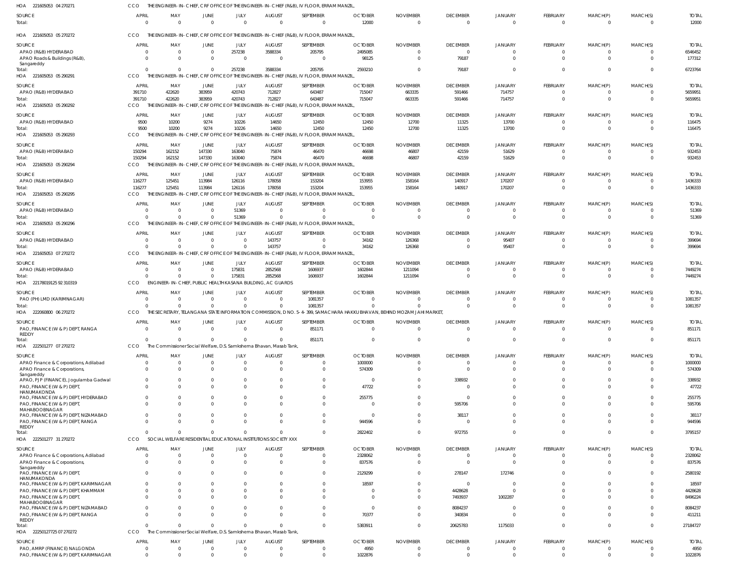HOA 221605053 04 270271 CCO THE ENGINEER-IN-CHIEF, CRF OFFICE OF THE ENGINEER-IN-CHIEF (R&B), IV FLOOR, ERRAM MANZIL,

| SOURCE | APRIL | MAY | JUNE | JULY | AUGUST | SEPTEMBER | OCTOBER | NOVEMBER | DECEMBER | JANUARY | FEBRUARY | MARCH(P) | MARCH(S) | TOTAL |
|---|---|---|---|---|---|---|---|---|---|---|---|---|---|---|
| Total: | 0 | 0 | 0 | 0 | 0 | 0 | 12000 | 0 | 0 | 0 | 0 | 0 | 0 | 12000 |

HOA 221605053 05 270272 CCO THE ENGINEER-IN-CHIEF, CRF OFFICE OF THE ENGINEER-IN-CHIEF (R&B), IV FLOOR, ERRAM MANZIL,

| SOURCE | APRIL | MAY | JUNE | JULY | AUGUST | SEPTEMBER | OCTOBER | NOVEMBER | DECEMBER | JANUARY | FEBRUARY | MARCH(P) | MARCH(S) | TOTAL |
|---|---|---|---|---|---|---|---|---|---|---|---|---|---|---|
| APAO (R&B) HYDERABAD | 0 | 0 | 0 | 257238 | 3588334 | 205795 | 2495085 | 0 | 0 | 0 | 0 | 0 | 0 | 6546452 |
| APAO Roads & Buildings (R&B), Sangareddy | 0 | 0 | 0 | 0 | 0 | 0 | 98125 | 0 | 79187 | 0 | 0 | 0 | 0 | 177312 |
| Total: | 0 | 0 | 0 | 257238 | 3588334 | 205795 | 2593210 | 0 | 79187 | 0 | 0 | 0 | 0 | 6723764 |

HOA 221605053 05 290291 CCO THE ENGINEER-IN-CHIEF, CRF OFFICE OF THE ENGINEER-IN-CHIEF (R&B), IV FLOOR, ERRAM MANZIL,

| SOURCE | APRIL | MAY | JUNE | JULY | AUGUST | SEPTEMBER | OCTOBER | NOVEMBER | DECEMBER | JANUARY | FEBRUARY | MARCH(P) | MARCH(S) | TOTAL |
|---|---|---|---|---|---|---|---|---|---|---|---|---|---|---|
| APAO (R&B) HYDERABAD | 391710 | 422620 | 383959 | 420743 | 712827 | 643487 | 715047 | 663335 | 591466 | 714757 | 0 | 0 | 0 | 5659951 |
| Total: | 391710 | 422620 | 383959 | 420743 | 712827 | 643487 | 715047 | 663335 | 591466 | 714757 | 0 | 0 | 0 | 5659951 |

HOA 221605053 05 290292 CCO THE ENGINEER-IN-CHIEF, CRF OFFICE OF THE ENGINEER-IN-CHIEF (R&B), IV FLOOR, ERRAM MANZIL,

| SOURCE | APRIL | MAY | JUNE | JULY | AUGUST | SEPTEMBER | OCTOBER | NOVEMBER | DECEMBER | JANUARY | FEBRUARY | MARCH(P) | MARCH(S) | TOTAL |
|---|---|---|---|---|---|---|---|---|---|---|---|---|---|---|
| APAO (R&B) HYDERABAD | 9500 | 10200 | 9274 | 10226 | 14650 | 12450 | 12450 | 12700 | 11325 | 13700 | 0 | 0 | 0 | 116475 |
| Total: | 9500 | 10200 | 9274 | 10226 | 14650 | 12450 | 12450 | 12700 | 11325 | 13700 | 0 | 0 | 0 | 116475 |

HOA 221605053 05 290293 CCO THE ENGINEER-IN-CHIEF, CRF OFFICE OF THE ENGINEER-IN-CHIEF (R&B), IV FLOOR, ERRAM MANZIL,

| SOURCE | APRIL | MAY | JUNE | JULY | AUGUST | SEPTEMBER | OCTOBER | NOVEMBER | DECEMBER | JANUARY | FEBRUARY | MARCH(P) | MARCH(S) | TOTAL |
|---|---|---|---|---|---|---|---|---|---|---|---|---|---|---|
| APAO (R&B) HYDERABAD | 150294 | 162152 | 147330 | 163040 | 75874 | 46470 | 46698 | 46807 | 42159 | 51629 | 0 | 0 | 0 | 932453 |
| Total: | 150294 | 162152 | 147330 | 163040 | 75874 | 46470 | 46698 | 46807 | 42159 | 51629 | 0 | 0 | 0 | 932453 |

HOA 221605053 05 290294 CCO THE ENGINEER-IN-CHIEF, CRF OFFICE OF THE ENGINEER-IN-CHIEF (R&B), IV FLOOR, ERRAM MANZIL,

| SOURCE | APRIL | MAY | JUNE | JULY | AUGUST | SEPTEMBER | OCTOBER | NOVEMBER | DECEMBER | JANUARY | FEBRUARY | MARCH(P) | MARCH(S) | TOTAL |
|---|---|---|---|---|---|---|---|---|---|---|---|---|---|---|
| APAO (R&B) HYDERABAD | 116277 | 125451 | 113984 | 126116 | 178058 | 153204 | 153955 | 158164 | 140917 | 170207 | 0 | 0 | 0 | 1436333 |
| Total: | 116277 | 125451 | 113984 | 126116 | 178058 | 153204 | 153955 | 158164 | 140917 | 170207 | 0 | 0 | 0 | 1436333 |

HOA 221605053 05 290295 CCO THE ENGINEER-IN-CHIEF, CRF OFFICE OF THE ENGINEER-IN-CHIEF (R&B), IV FLOOR, ERRAM MANZIL,

| SOURCE | APRIL | MAY | JUNE | JULY | AUGUST | SEPTEMBER | OCTOBER | NOVEMBER | DECEMBER | JANUARY | FEBRUARY | MARCH(P) | MARCH(S) | TOTAL |
|---|---|---|---|---|---|---|---|---|---|---|---|---|---|---|
| APAO (R&B) HYDERABAD | 0 | 0 | 0 | 51369 | 0 | 0 | 0 | 0 | 0 | 0 | 0 | 0 | 0 | 51369 |
| Total: | 0 | 0 | 0 | 51369 | 0 | 0 | 0 | 0 | 0 | 0 | 0 | 0 | 0 | 51369 |

HOA 221605053 05 290296 CCO THE ENGINEER-IN-CHIEF, CRF OFFICE OF THE ENGINEER-IN-CHIEF (R&B), IV FLOOR, ERRAM MANZIL,

| SOURCE | APRIL | MAY | JUNE | JULY | AUGUST | SEPTEMBER | OCTOBER | NOVEMBER | DECEMBER | JANUARY | FEBRUARY | MARCH(P) | MARCH(S) | TOTAL |
|---|---|---|---|---|---|---|---|---|---|---|---|---|---|---|
| APAO (R&B) HYDERABAD | 0 | 0 | 0 | 0 | 143757 | 0 | 34162 | 126368 | 0 | 95407 | 0 | 0 | 0 | 399694 |
| Total: | 0 | 0 | 0 | 0 | 143757 | 0 | 34162 | 126368 | 0 | 95407 | 0 | 0 | 0 | 399694 |

HOA 221605053 07 270272 CCO THE ENGINEER-IN-CHIEF, CRF OFFICE OF THE ENGINEER-IN-CHIEF (R&B), IV FLOOR, ERRAM MANZIL,

| SOURCE | APRIL | MAY | JUNE | JULY | AUGUST | SEPTEMBER | OCTOBER | NOVEMBER | DECEMBER | JANUARY | FEBRUARY | MARCH(P) | MARCH(S) | TOTAL |
|---|---|---|---|---|---|---|---|---|---|---|---|---|---|---|
| APAO (R&B) HYDERABAD | 0 | 0 | 0 | 175831 | 2852568 | 1606937 | 1602844 | 1211094 | 0 | 0 | 0 | 0 | 0 | 7449274 |
| Total: | 0 | 0 | 0 | 175831 | 2852568 | 1606937 | 1602844 | 1211094 | 0 | 0 | 0 | 0 | 0 | 7449274 |

HOA 22178019125 92 310319 CCO ENGINEER-IN-CHIEF, PUBLIC HEALTH KASANA BUILDING, AC GUARDS

| SOURCE | APRIL | MAY | JUNE | JULY | AUGUST | SEPTEMBER | OCTOBER | NOVEMBER | DECEMBER | JANUARY | FEBRUARY | MARCH(P) | MARCH(S) | TOTAL |
|---|---|---|---|---|---|---|---|---|---|---|---|---|---|---|
| PAO (PH) LMD (KARIMNAGAR) | 0 | 0 | 0 | 0 | 0 | 1081357 | 0 | 0 | 0 | 0 | 0 | 0 | 0 | 1081357 |
| Total: | 0 | 0 | 0 | 0 | 0 | 1081357 | 0 | 0 | 0 | 0 | 0 | 0 | 0 | 1081357 |

HOA 222060800 06 270272 CCO THE SECRETARY, TELANGANA STATE INFORMATION COMMISSION, D NO. 5-4-399, SAMACHARA HAKKU BHAVAN, BEHIND MOZAM JAHI MARKET,

| SOURCE | APRIL | MAY | JUNE | JULY | AUGUST | SEPTEMBER | OCTOBER | NOVEMBER | DECEMBER | JANUARY | FEBRUARY | MARCH(P) | MARCH(S) | TOTAL |
|---|---|---|---|---|---|---|---|---|---|---|---|---|---|---|
| PAO, FINANCE (W & P) DEPT, RANGA REDDY | 0 | 0 | 0 | 0 | 0 | 851171 | 0 | 0 | 0 | 0 | 0 | 0 | 0 | 851171 |
| Total: | 0 | 0 | 0 | 0 | 0 | 851171 | 0 | 0 | 0 | 0 | 0 | 0 | 0 | 851171 |

HOA 222501277 07 270272 CCO The Commissioner Social Welfare, D.S. Samkshema Bhavan, Masab Tank,

| SOURCE | APRIL | MAY | JUNE | JULY | AUGUST | SEPTEMBER | OCTOBER | NOVEMBER | DECEMBER | JANUARY | FEBRUARY | MARCH(P) | MARCH(S) | TOTAL |
|---|---|---|---|---|---|---|---|---|---|---|---|---|---|---|
| APAO Finance & Corporations, Adilabad | 0 | 0 | 0 | 0 | 0 | 0 | 1000000 | 0 | 0 | 0 | 0 | 0 | 0 | 1000000 |
| APAO Finance & Corporations, Sangareddy | 0 | 0 | 0 | 0 | 0 | 0 | 574309 | 0 | 0 | 0 | 0 | 0 | 0 | 574309 |
| APAO, PJP (FINANCE), Jogulamba Gadwal | 0 | 0 | 0 | 0 | 0 | 0 | 0 | 0 | 338932 | 0 | 0 | 0 | 0 | 338932 |
| PAO, FINANCE (W & P) DEPT, HANUMAKONDA | 0 | 0 | 0 | 0 | 0 | 0 | 47722 | 0 | 0 | 0 | 0 | 0 | 0 | 47722 |
| PAO, FINANCE (W & P) DEPT, HYDERABAD | 0 | 0 | 0 | 0 | 0 | 0 | 255775 | 0 | 0 | 0 | 0 | 0 | 0 | 255775 |
| PAO, FINANCE (W & P) DEPT, MAHABOOBNAGAR | 0 | 0 | 0 | 0 | 0 | 0 | 0 | 0 | 595706 | 0 | 0 | 0 | 0 | 595706 |
| PAO, FINANCE (W & P) DEPT, NIZAMABAD | 0 | 0 | 0 | 0 | 0 | 0 | 0 | 0 | 38117 | 0 | 0 | 0 | 0 | 38117 |
| PAO, FINANCE (W & P) DEPT, RANGA REDDY | 0 | 0 | 0 | 0 | 0 | 0 | 944596 | 0 | 0 | 0 | 0 | 0 | 0 | 944596 |
| Total: | 0 | 0 | 0 | 0 | 0 | 0 | 2822402 | 0 | 972755 | 0 | 0 | 0 | 0 | 3795157 |

HOA 222501277 31 270272 CCO SOCIAL WELFARE RESIDENTIAL EDUCATIONAL INSTITUTIONS SOCIETY XXX

| SOURCE | APRIL | MAY | JUNE | JULY | AUGUST | SEPTEMBER | OCTOBER | NOVEMBER | DECEMBER | JANUARY | FEBRUARY | MARCH(P) | MARCH(S) | TOTAL |
|---|---|---|---|---|---|---|---|---|---|---|---|---|---|---|
| APAO Finance & Corporations, Adilabad | 0 | 0 | 0 | 0 | 0 | 0 | 2328062 | 0 | 0 | 0 | 0 | 0 | 0 | 2328062 |
| APAO Finance & Corporations, Sangareddy | 0 | 0 | 0 | 0 | 0 | 0 | 837576 | 0 | 0 | 0 | 0 | 0 | 0 | 837576 |
| PAO, FINANCE (W & P) DEPT, HANUMAKONDA | 0 | 0 | 0 | 0 | 0 | 0 | 2129299 | 0 | 278147 | 172746 | 0 | 0 | 0 | 2580192 |
| PAO, FINANCE (W & P) DEPT, KARIMNAGAR | 0 | 0 | 0 | 0 | 0 | 0 | 18597 | 0 | 0 | 0 | 0 | 0 | 0 | 18597 |
| PAO, FINANCE (W & P) DEPT, KHAMMAM | 0 | 0 | 0 | 0 | 0 | 0 | 0 | 0 | 4428628 | 0 | 0 | 0 | 0 | 4428628 |
| PAO, FINANCE (W & P) DEPT, MAHABOOBNAGAR | 0 | 0 | 0 | 0 | 0 | 0 | 0 | 0 | 7493937 | 1002287 | 0 | 0 | 0 | 8496224 |
| PAO, FINANCE (W & P) DEPT, NIZAMABAD | 0 | 0 | 0 | 0 | 0 | 0 | 0 | 0 | 8084237 | 0 | 0 | 0 | 0 | 8084237 |
| PAO, FINANCE (W & P) DEPT, RANGA REDDY | 0 | 0 | 0 | 0 | 0 | 0 | 70377 | 0 | 340834 | 0 | 0 | 0 | 0 | 411211 |
| Total: | 0 | 0 | 0 | 0 | 0 | 0 | 5383911 | 0 | 20625783 | 1175033 | 0 | 0 | 0 | 27184727 |

HOA 22250127725 07 270272 CCO The Commissioner Social Welfare, D.S. Samkshema Bhavan, Masab Tank,

| SOURCE | APRIL | MAY | JUNE | JULY | AUGUST | SEPTEMBER | OCTOBER | NOVEMBER | DECEMBER | JANUARY | FEBRUARY | MARCH(P) | MARCH(S) | TOTAL |
|---|---|---|---|---|---|---|---|---|---|---|---|---|---|---|
| PAO, AMRP (FINANCE) NALGONDA | 0 | 0 | 0 | 0 | 0 | 0 | 4950 | 0 | 0 | 0 | 0 | 0 | 0 | 4950 |
| PAO, FINANCE (W & P) DEPT, KARIMNAGAR | 0 | 0 | 0 | 0 | 0 | 0 | 1022876 | 0 | 0 | 0 | 0 | 0 | 0 | 1022876 |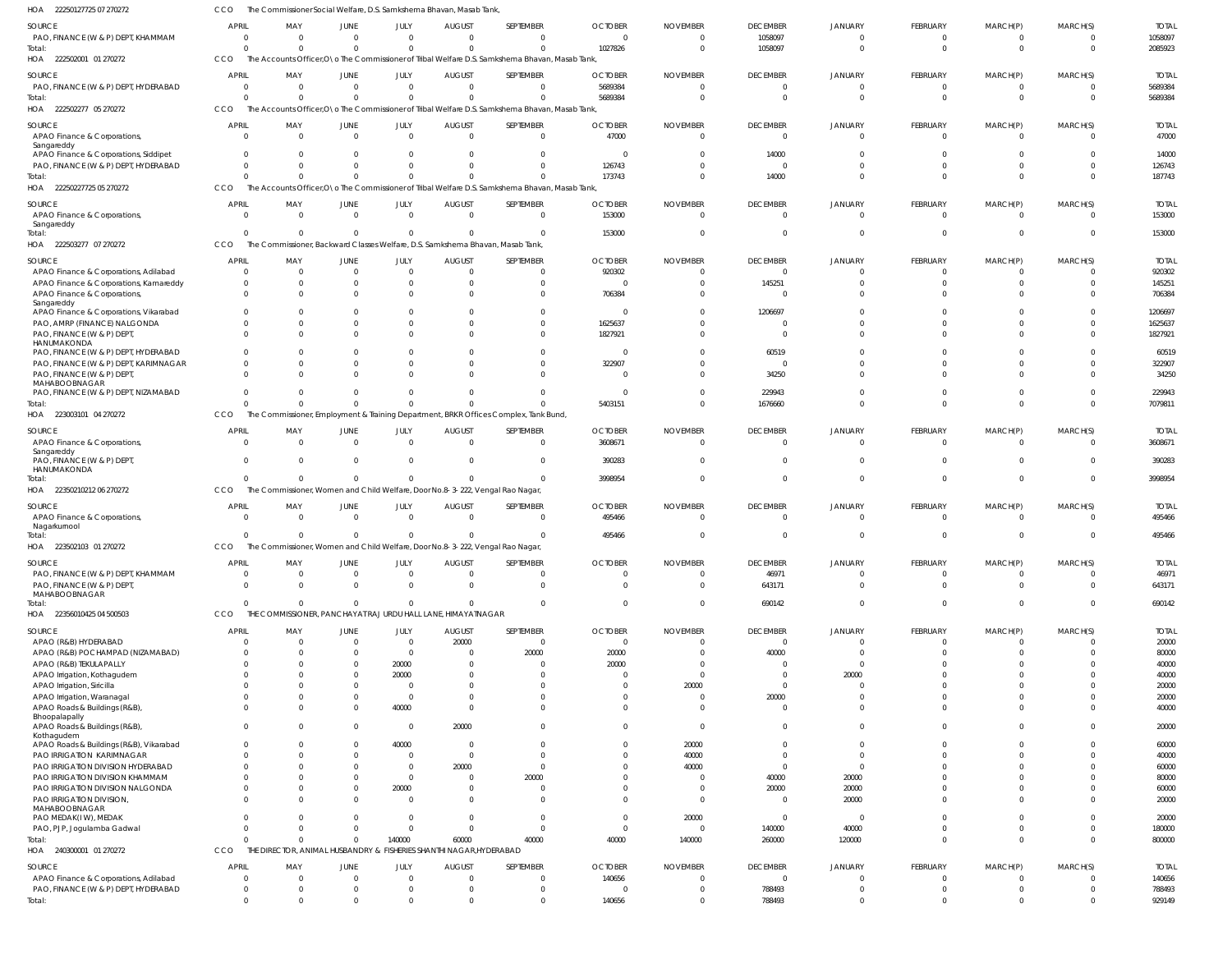HOA 22250127725 07 270272 CCO The Commissioner Social Welfare, D.S. Samkshema Bhavan, Masab Tank,

| SOURCE | APRIL | MAY | JUNE | JULY | AUGUST | SEPTEMBER | OCTOBER | NOVEMBER | DECEMBER | JANUARY | FEBRUARY | MARCH(P) | MARCH(S) | TOTAL |
|---|---|---|---|---|---|---|---|---|---|---|---|---|---|---|
| PAO, FINANCE (W & P) DEPT, KHAMMAM | 0 | 0 | 0 | 0 | 0 | 0 | 0 | 0 | 1058097 | 0 | 0 | 0 | 0 | 1058097 |
| Total: | 0 | 0 | 0 | 0 | 0 | 0 | 1027826 | 0 | 1058097 | 0 | 0 | 0 | 0 | 2085923 |

HOA 222502001 01 270272 CCO The Accounts Officer,O\o The Commissioner of Tribal Welfare D.S. Samkshema Bhavan, Masab Tank,

| SOURCE | APRIL | MAY | JUNE | JULY | AUGUST | SEPTEMBER | OCTOBER | NOVEMBER | DECEMBER | JANUARY | FEBRUARY | MARCH(P) | MARCH(S) | TOTAL |
|---|---|---|---|---|---|---|---|---|---|---|---|---|---|---|
| PAO, FINANCE (W & P) DEPT, HYDERABAD | 0 | 0 | 0 | 0 | 0 | 0 | 5689384 | 0 | 0 | 0 | 0 | 0 | 0 | 5689384 |
| Total: | 0 | 0 | 0 | 0 | 0 | 0 | 5689384 | 0 | 0 | 0 | 0 | 0 | 0 | 5689384 |

HOA 222502277 05 270272 CCO The Accounts Officer,O\o The Commissioner of Tribal Welfare D.S. Samkshema Bhavan, Masab Tank,

| SOURCE | APRIL | MAY | JUNE | JULY | AUGUST | SEPTEMBER | OCTOBER | NOVEMBER | DECEMBER | JANUARY | FEBRUARY | MARCH(P) | MARCH(S) | TOTAL |
|---|---|---|---|---|---|---|---|---|---|---|---|---|---|---|
| APAO Finance & Corporations, Sangareddy | 0 | 0 | 0 | 0 | 0 | 0 | 47000 | 0 | 0 | 0 | 0 | 0 | 0 | 47000 |
| APAO Finance & Corporations, Siddipet | 0 | 0 | 0 | 0 | 0 | 0 | 0 | 0 | 14000 | 0 | 0 | 0 | 0 | 14000 |
| PAO, FINANCE (W & P) DEPT, HYDERABAD | 0 | 0 | 0 | 0 | 0 | 0 | 126743 | 0 | 0 | 0 | 0 | 0 | 0 | 126743 |
| Total: | 0 | 0 | 0 | 0 | 0 | 0 | 173743 | 0 | 14000 | 0 | 0 | 0 | 0 | 187743 |

HOA 22250227725 05 270272 CCO The Accounts Officer,O\o The Commissioner of Tribal Welfare D.S. Samkshema Bhavan, Masab Tank,

| SOURCE | APRIL | MAY | JUNE | JULY | AUGUST | SEPTEMBER | OCTOBER | NOVEMBER | DECEMBER | JANUARY | FEBRUARY | MARCH(P) | MARCH(S) | TOTAL |
|---|---|---|---|---|---|---|---|---|---|---|---|---|---|---|
| APAO Finance & Corporations, Sangareddy | 0 | 0 | 0 | 0 | 0 | 0 | 153000 | 0 | 0 | 0 | 0 | 0 | 0 | 153000 |
| Total: | 0 | 0 | 0 | 0 | 0 | 0 | 153000 | 0 | 0 | 0 | 0 | 0 | 0 | 153000 |

HOA 222503277 07 270272 CCO The Commissioner, Backward Classes Welfare, D.S. Samkshema Bhavan, Masab Tank,

| SOURCE | APRIL | MAY | JUNE | JULY | AUGUST | SEPTEMBER | OCTOBER | NOVEMBER | DECEMBER | JANUARY | FEBRUARY | MARCH(P) | MARCH(S) | TOTAL |
|---|---|---|---|---|---|---|---|---|---|---|---|---|---|---|
| APAO Finance & Corporations, Adilabad | 0 | 0 | 0 | 0 | 0 | 0 | 920302 | 0 | 0 | 0 | 0 | 0 | 0 | 920302 |
| APAO Finance & Corporations, Kamareddy | 0 | 0 | 0 | 0 | 0 | 0 | 0 | 0 | 145251 | 0 | 0 | 0 | 0 | 145251 |
| APAO Finance & Corporations, Sangareddy | 0 | 0 | 0 | 0 | 0 | 0 | 706384 | 0 | 0 | 0 | 0 | 0 | 0 | 706384 |
| APAO Finance & Corporations, Vikarabad | 0 | 0 | 0 | 0 | 0 | 0 | 0 | 0 | 1206697 | 0 | 0 | 0 | 0 | 1206697 |
| PAO, AMRP (FINANCE) NALGONDA | 0 | 0 | 0 | 0 | 0 | 0 | 1625637 | 0 | 0 | 0 | 0 | 0 | 0 | 1625637 |
| PAO, FINANCE (W & P) DEPT, HANUMAKONDA | 0 | 0 | 0 | 0 | 0 | 0 | 1827921 | 0 | 0 | 0 | 0 | 0 | 0 | 1827921 |
| PAO, FINANCE (W & P) DEPT, HYDERABAD | 0 | 0 | 0 | 0 | 0 | 0 | 0 | 0 | 60519 | 0 | 0 | 0 | 0 | 60519 |
| PAO, FINANCE (W & P) DEPT, KARIMNAGAR | 0 | 0 | 0 | 0 | 0 | 0 | 322907 | 0 | 0 | 0 | 0 | 0 | 0 | 322907 |
| PAO, FINANCE (W & P) DEPT, MAHABOOBNAGAR | 0 | 0 | 0 | 0 | 0 | 0 | 0 | 0 | 34250 | 0 | 0 | 0 | 0 | 34250 |
| PAO, FINANCE (W & P) DEPT, NIZAMABAD | 0 | 0 | 0 | 0 | 0 | 0 | 0 | 0 | 229943 | 0 | 0 | 0 | 0 | 229943 |
| Total: | 0 | 0 | 0 | 0 | 0 | 0 | 5403151 | 0 | 1676660 | 0 | 0 | 0 | 0 | 7079811 |

HOA 223003101 04 270272 CCO The Commissioner, Employment & Training Department, BRKR Offices Complex, Tank Bund,

| SOURCE | APRIL | MAY | JUNE | JULY | AUGUST | SEPTEMBER | OCTOBER | NOVEMBER | DECEMBER | JANUARY | FEBRUARY | MARCH(P) | MARCH(S) | TOTAL |
|---|---|---|---|---|---|---|---|---|---|---|---|---|---|---|
| APAO Finance & Corporations, Sangareddy | 0 | 0 | 0 | 0 | 0 | 0 | 3608671 | 0 | 0 | 0 | 0 | 0 | 0 | 3608671 |
| PAO, FINANCE (W & P) DEPT, HANUMAKONDA | 0 | 0 | 0 | 0 | 0 | 0 | 390283 | 0 | 0 | 0 | 0 | 0 | 0 | 390283 |
| Total: | 0 | 0 | 0 | 0 | 0 | 0 | 3998954 | 0 | 0 | 0 | 0 | 0 | 0 | 3998954 |

HOA 223502102 12 06 270272 CCO The Commissioner, Women and Child Welfare, Door No.8-3-222, Vengal Rao Nagar,

| SOURCE | APRIL | MAY | JUNE | JULY | AUGUST | SEPTEMBER | OCTOBER | NOVEMBER | DECEMBER | JANUARY | FEBRUARY | MARCH(P) | MARCH(S) | TOTAL |
|---|---|---|---|---|---|---|---|---|---|---|---|---|---|---|
| APAO Finance & Corporations, Nagarkurnool | 0 | 0 | 0 | 0 | 0 | 0 | 495466 | 0 | 0 | 0 | 0 | 0 | 0 | 495466 |
| Total: | 0 | 0 | 0 | 0 | 0 | 0 | 495466 | 0 | 0 | 0 | 0 | 0 | 0 | 495466 |

HOA 223502103 01 270272 CCO The Commissioner, Women and Child Welfare, Door No.8-3-222, Vengal Rao Nagar,

| SOURCE | APRIL | MAY | JUNE | JULY | AUGUST | SEPTEMBER | OCTOBER | NOVEMBER | DECEMBER | JANUARY | FEBRUARY | MARCH(P) | MARCH(S) | TOTAL |
|---|---|---|---|---|---|---|---|---|---|---|---|---|---|---|
| PAO, FINANCE (W & P) DEPT, KHAMMAM | 0 | 0 | 0 | 0 | 0 | 0 | 0 | 0 | 46971 | 0 | 0 | 0 | 0 | 46971 |
| PAO, FINANCE (W & P) DEPT, MAHABOOBNAGAR | 0 | 0 | 0 | 0 | 0 | 0 | 0 | 0 | 643171 | 0 | 0 | 0 | 0 | 643171 |
| Total: | 0 | 0 | 0 | 0 | 0 | 0 | 0 | 0 | 690142 | 0 | 0 | 0 | 0 | 690142 |

HOA 223560104 25 04 500503 CCO THE COMMISSIONER, PANCHAYAT RAJ URDU HALL LANE, HIMAYATNAGAR

| SOURCE | APRIL | MAY | JUNE | JULY | AUGUST | SEPTEMBER | OCTOBER | NOVEMBER | DECEMBER | JANUARY | FEBRUARY | MARCH(P) | MARCH(S) | TOTAL |
|---|---|---|---|---|---|---|---|---|---|---|---|---|---|---|
| APAO (R&B) HYDERABAD | 0 | 0 | 0 | 0 | 20000 | 0 | 0 | 0 | 0 | 0 | 0 | 0 | 0 | 20000 |
| APAO (R&B) POCHAMPAD (NIZAMABAD) | 0 | 0 | 0 | 0 | 0 | 20000 | 20000 | 0 | 40000 | 0 | 0 | 0 | 0 | 80000 |
| APAO (R&B) TEKULAPALLY | 0 | 0 | 0 | 20000 | 0 | 0 | 20000 | 0 | 0 | 0 | 0 | 0 | 0 | 40000 |
| APAO Irrigation, Kothagudem | 0 | 0 | 0 | 20000 | 0 | 0 | 0 | 0 | 0 | 20000 | 0 | 0 | 0 | 40000 |
| APAO Irrigation, Siricilla | 0 | 0 | 0 | 0 | 0 | 0 | 0 | 20000 | 0 | 0 | 0 | 0 | 0 | 20000 |
| APAO Irrigation, Waranagal | 0 | 0 | 0 | 0 | 0 | 0 | 0 | 0 | 20000 | 0 | 0 | 0 | 0 | 20000 |
| APAO Roads & Buildings (R&B), Bhoopalapally | 0 | 0 | 0 | 40000 | 0 | 0 | 0 | 0 | 0 | 0 | 0 | 0 | 0 | 40000 |
| APAO Roads & Buildings (R&B), Kothagudem | 0 | 0 | 0 | 0 | 20000 | 0 | 0 | 0 | 0 | 0 | 0 | 0 | 0 | 20000 |
| APAO Roads & Buildings (R&B), Vikarabad | 0 | 0 | 0 | 40000 | 0 | 0 | 0 | 20000 | 0 | 0 | 0 | 0 | 0 | 60000 |
| PAO IRRIGATION KARIMNAGAR | 0 | 0 | 0 | 0 | 0 | 0 | 0 | 40000 | 0 | 0 | 0 | 0 | 0 | 40000 |
| PAO IRRIGATION DIVISION HYDERABAD | 0 | 0 | 0 | 0 | 20000 | 0 | 0 | 40000 | 0 | 0 | 0 | 0 | 0 | 60000 |
| PAO IRRIGATION DIVISION KHAMMAM | 0 | 0 | 0 | 0 | 0 | 20000 | 0 | 0 | 40000 | 20000 | 0 | 0 | 0 | 80000 |
| PAO IRRIGATION DIVISION NALGONDA | 0 | 0 | 0 | 20000 | 0 | 0 | 0 | 0 | 20000 | 20000 | 0 | 0 | 0 | 60000 |
| PAO IRRIGATION DIVISION, MAHABOOBNAGAR | 0 | 0 | 0 | 0 | 0 | 0 | 0 | 0 | 0 | 20000 | 0 | 0 | 0 | 20000 |
| PAO MEDAK(IW), MEDAK | 0 | 0 | 0 | 0 | 0 | 0 | 0 | 20000 | 0 | 0 | 0 | 0 | 0 | 20000 |
| PAO, PJP, Jogulamba Gadwal | 0 | 0 | 0 | 0 | 0 | 0 | 0 | 0 | 140000 | 40000 | 0 | 0 | 0 | 180000 |
| Total: | 0 | 0 | 0 | 140000 | 60000 | 40000 | 40000 | 140000 | 260000 | 120000 | 0 | 0 | 0 | 800000 |

HOA 240300001 01 270272 CCO THE DIRECTOR, ANIMAL HUSBANDRY & FISHERIES SHANTHI NAGAR,HYDERABAD

| SOURCE | APRIL | MAY | JUNE | JULY | AUGUST | SEPTEMBER | OCTOBER | NOVEMBER | DECEMBER | JANUARY | FEBRUARY | MARCH(P) | MARCH(S) | TOTAL |
|---|---|---|---|---|---|---|---|---|---|---|---|---|---|---|
| APAO Finance & Corporations, Adilabad | 0 | 0 | 0 | 0 | 0 | 0 | 140656 | 0 | 0 | 0 | 0 | 0 | 0 | 140656 |
| PAO, FINANCE (W & P) DEPT, HYDERABAD | 0 | 0 | 0 | 0 | 0 | 0 | 0 | 0 | 788493 | 0 | 0 | 0 | 0 | 788493 |
| Total: | 0 | 0 | 0 | 0 | 0 | 0 | 140656 | 0 | 788493 | 0 | 0 | 0 | 0 | 929149 |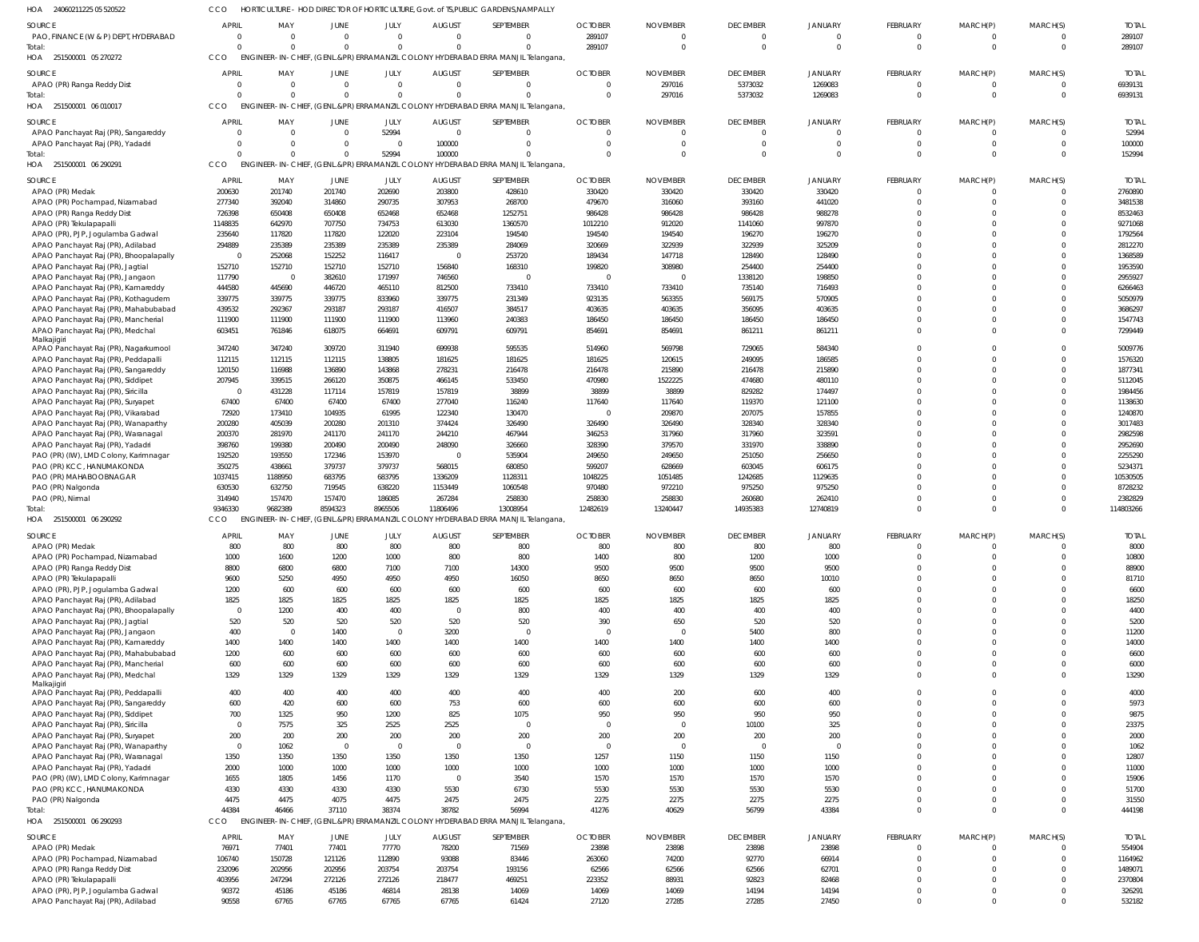HOA 24060211225 05 520522 CCO HORTICULTURE - HOD DIRECTOR OF HORTICULTURE, Govt. of TS,PUBLIC GARDENS,NAMPALLY

| SOURCE | APRIL | MAY | JUNE | JULY | AUGUST | SEPTEMBER | OCTOBER | NOVEMBER | DECEMBER | JANUARY | FEBRUARY | MARCH(P) | MARCH(S) | TOTAL |
|---|---|---|---|---|---|---|---|---|---|---|---|---|---|---|
| PAO, FINANCE (W & P) DEPT, HYDERABAD | 0 | 0 | 0 | 0 | 0 | 0 | 289107 | 0 | 0 | 0 | 0 | 0 | 0 | 289107 |
| Total: | 0 | 0 | 0 | 0 | 0 | 0 | 289107 | 0 | 0 | 0 | 0 | 0 | 0 | 289107 |

HOA 251500001 05 270272 CCO ENGINEER-IN-CHIEF, (GENL.&PR) ERRAMANZIL COLONY HYDERABAD ERRA MANJIL Telangana,

| SOURCE | APRIL | MAY | JUNE | JULY | AUGUST | SEPTEMBER | OCTOBER | NOVEMBER | DECEMBER | JANUARY | FEBRUARY | MARCH(P) | MARCH(S) | TOTAL |
|---|---|---|---|---|---|---|---|---|---|---|---|---|---|---|
| APAO (PR) Ranga Reddy Dist | 0 | 0 | 0 | 0 | 0 | 0 | 0 | 297016 | 5373032 | 1269083 | 0 | 0 | 0 | 6939131 |
| Total: | 0 | 0 | 0 | 0 | 0 | 0 | 0 | 297016 | 5373032 | 1269083 | 0 | 0 | 0 | 6939131 |

HOA 251500001 06 010017 CCO ENGINEER-IN-CHIEF, (GENL.&PR) ERRAMANZIL COLONY HYDERABAD ERRA MANJIL Telangana,

| SOURCE | APRIL | MAY | JUNE | JULY | AUGUST | SEPTEMBER | OCTOBER | NOVEMBER | DECEMBER | JANUARY | FEBRUARY | MARCH(P) | MARCH(S) | TOTAL |
|---|---|---|---|---|---|---|---|---|---|---|---|---|---|---|
| APAO Panchayat Raj (PR), Sangareddy | 0 | 0 | 0 | 52994 | 0 | 0 | 0 | 0 | 0 | 0 | 0 | 0 | 0 | 52994 |
| APAO Panchayat Raj (PR), Yadadri | 0 | 0 | 0 | 0 | 100000 | 0 | 0 | 0 | 0 | 0 | 0 | 0 | 0 | 100000 |
| Total: | 0 | 0 | 0 | 52994 | 100000 | 0 | 0 | 0 | 0 | 0 | 0 | 0 | 0 | 152994 |

HOA 251500001 06 290291 CCO ENGINEER-IN-CHIEF, (GENL.&PR) ERRAMANZIL COLONY HYDERABAD ERRA MANJIL Telangana,

| SOURCE | APRIL | MAY | JUNE | JULY | AUGUST | SEPTEMBER | OCTOBER | NOVEMBER | DECEMBER | JANUARY | FEBRUARY | MARCH(P) | MARCH(S) | TOTAL |
|---|---|---|---|---|---|---|---|---|---|---|---|---|---|---|
| APAO (PR) Medak | 200630 | 201740 | 201740 | 202690 | 203800 | 428610 | 330420 | 330420 | 330420 | 330420 | 0 | 0 | 0 | 2760890 |
| APAO (PR) Pochampad, Nizamabad | 277340 | 392040 | 314860 | 290735 | 307953 | 268700 | 479670 | 316060 | 393160 | 441020 | 0 | 0 | 0 | 3481538 |
| APAO (PR) Ranga Reddy Dist | 726398 | 650408 | 650408 | 652468 | 652468 | 1252751 | 986428 | 986428 | 986428 | 988278 | 0 | 0 | 0 | 8532463 |
| APAO (PR) Tekulapapalli | 1148835 | 642970 | 707750 | 734753 | 613030 | 1360570 | 1012210 | 912020 | 1141060 | 997870 | 0 | 0 | 0 | 9271068 |
| APAO (PR), PJP, Jogulamba Gadwal | 235640 | 117820 | 117820 | 122020 | 223104 | 194540 | 194540 | 194540 | 196270 | 196270 | 0 | 0 | 0 | 1792564 |
| APAO Panchayat Raj (PR), Adilabad | 294889 | 235389 | 235389 | 235389 | 235389 | 284069 | 320669 | 322939 | 322939 | 325209 | 0 | 0 | 0 | 2812270 |
| APAO Panchayat Raj (PR), Bhoopalapally | 0 | 252068 | 152252 | 116417 | 0 | 253720 | 189434 | 147718 | 128490 | 128490 | 0 | 0 | 0 | 1368589 |
| APAO Panchayat Raj (PR), Jagtial | 152710 | 152710 | 152710 | 152710 | 156840 | 168310 | 199820 | 308980 | 254400 | 254400 | 0 | 0 | 0 | 1953590 |
| APAO Panchayat Raj (PR), Jangaon | 117790 | 0 | 382610 | 171997 | 746560 | 0 | 0 | 0 | 1338120 | 198850 | 0 | 0 | 0 | 2955927 |
| APAO Panchayat Raj (PR), Kamareddy | 444580 | 445690 | 446720 | 465110 | 812500 | 733410 | 733410 | 733410 | 735140 | 716493 | 0 | 0 | 0 | 6266463 |
| APAO Panchayat Raj (PR), Kothagudem | 339775 | 339775 | 339775 | 833960 | 339775 | 231349 | 923135 | 563355 | 569175 | 570905 | 0 | 0 | 0 | 5050979 |
| APAO Panchayat Raj (PR), Mahabubabad | 439532 | 292367 | 293187 | 293187 | 416507 | 384517 | 403635 | 403635 | 356095 | 403635 | 0 | 0 | 0 | 3686297 |
| APAO Panchayat Raj (PR), Mancherial | 111900 | 111900 | 111900 | 111900 | 113960 | 240383 | 186450 | 186450 | 186450 | 186450 | 0 | 0 | 0 | 1547743 |
| APAO Panchayat Raj (PR), Medchal Malkajigiri | 603451 | 761846 | 618075 | 664691 | 609791 | 609791 | 854691 | 854691 | 861211 | 861211 | 0 | 0 | 0 | 7299449 |
| APAO Panchayat Raj (PR), Nagarkurnool | 347240 | 347240 | 309720 | 311940 | 699938 | 595535 | 514960 | 569798 | 729065 | 584340 | 0 | 0 | 0 | 5009776 |
| APAO Panchayat Raj (PR), Peddapalli | 112115 | 112115 | 112115 | 138805 | 181625 | 181625 | 181625 | 120615 | 249095 | 186585 | 0 | 0 | 0 | 1576320 |
| APAO Panchayat Raj (PR), Sangareddy | 120150 | 116988 | 136890 | 143868 | 278231 | 216478 | 216478 | 215890 | 216478 | 215890 | 0 | 0 | 0 | 1877341 |
| APAO Panchayat Raj (PR), Siddipet | 207945 | 339515 | 266120 | 350875 | 466145 | 533450 | 470980 | 1522225 | 474680 | 480110 | 0 | 0 | 0 | 5112045 |
| APAO Panchayat Raj (PR), Siricilla | 0 | 431228 | 117114 | 157819 | 157819 | 38899 | 38899 | 38899 | 829282 | 174497 | 0 | 0 | 0 | 1984456 |
| APAO Panchayat Raj (PR), Suryapet | 67400 | 67400 | 67400 | 67400 | 277040 | 116240 | 117640 | 117640 | 119370 | 121100 | 0 | 0 | 0 | 1138630 |
| APAO Panchayat Raj (PR), Vikarabad | 72920 | 173410 | 104935 | 61995 | 122340 | 130470 | 0 | 209870 | 207075 | 157855 | 0 | 0 | 0 | 1240870 |
| APAO Panchayat Raj (PR), Wanaparthy | 200280 | 405039 | 200280 | 201310 | 374424 | 326490 | 326490 | 326490 | 328340 | 328340 | 0 | 0 | 0 | 3017483 |
| APAO Panchayat Raj (PR), Waranagal | 200370 | 281970 | 241170 | 241170 | 244210 | 467944 | 346253 | 317960 | 317960 | 323591 | 0 | 0 | 0 | 2982598 |
| APAO Panchayat Raj (PR), Yadadri | 398760 | 199380 | 200490 | 200490 | 248090 | 326660 | 328390 | 379570 | 331970 | 338890 | 0 | 0 | 0 | 2952690 |
| PAO (PR) (IW), LMD Colony, Karimnagar | 192520 | 193550 | 172346 | 153970 | 0 | 535904 | 249650 | 249650 | 251050 | 256650 | 0 | 0 | 0 | 2255290 |
| PAO (PR) KCC, HANUMAKONDA | 350275 | 438661 | 379737 | 379737 | 568015 | 680850 | 599207 | 628669 | 603045 | 606175 | 0 | 0 | 0 | 5234371 |
| PAO (PR) MAHABOOBNAGAR | 1037415 | 1188950 | 683795 | 683795 | 1336209 | 1128311 | 1048225 | 1051485 | 1242685 | 1129635 | 0 | 0 | 0 | 10530505 |
| PAO (PR) Nalgonda | 630530 | 632750 | 719545 | 638220 | 1153449 | 1060548 | 970480 | 972210 | 975250 | 975250 | 0 | 0 | 0 | 8728232 |
| PAO (PR), Nirmal | 314940 | 157470 | 157470 | 186085 | 267284 | 258830 | 258830 | 258830 | 260680 | 262410 | 0 | 0 | 0 | 2382829 |
| Total: | 9346330 | 9682389 | 8594323 | 8965506 | 11806496 | 13008954 | 12482619 | 13240447 | 14935383 | 12740819 | 0 | 0 | 0 | 114803266 |

HOA 251500001 06 290292 CCO ENGINEER-IN-CHIEF, (GENL.&PR) ERRAMANZIL COLONY HYDERABAD ERRA MANJIL Telangana,

| SOURCE | APRIL | MAY | JUNE | JULY | AUGUST | SEPTEMBER | OCTOBER | NOVEMBER | DECEMBER | JANUARY | FEBRUARY | MARCH(P) | MARCH(S) | TOTAL |
|---|---|---|---|---|---|---|---|---|---|---|---|---|---|---|
| APAO (PR) Medak | 800 | 800 | 800 | 800 | 800 | 800 | 800 | 800 | 800 | 800 | 0 | 0 | 0 | 8000 |
| APAO (PR) Pochampad, Nizamabad | 1000 | 1600 | 1200 | 1000 | 800 | 800 | 1400 | 800 | 1200 | 1000 | 0 | 0 | 0 | 10800 |
| APAO (PR) Ranga Reddy Dist | 8800 | 6800 | 6800 | 7100 | 7100 | 14300 | 9500 | 9500 | 9500 | 9500 | 0 | 0 | 0 | 88900 |
| APAO (PR) Tekulapapalli | 9600 | 5250 | 4950 | 4950 | 4950 | 16050 | 8650 | 8650 | 8650 | 10010 | 0 | 0 | 0 | 81710 |
| APAO (PR), PJP, Jogulamba Gadwal | 1200 | 600 | 600 | 600 | 600 | 600 | 600 | 600 | 600 | 600 | 0 | 0 | 0 | 6600 |
| APAO Panchayat Raj (PR), Adilabad | 1825 | 1825 | 1825 | 1825 | 1825 | 1825 | 1825 | 1825 | 1825 | 1825 | 0 | 0 | 0 | 18250 |
| APAO Panchayat Raj (PR), Bhoopalapally | 0 | 1200 | 400 | 400 | 0 | 800 | 400 | 400 | 400 | 400 | 0 | 0 | 0 | 4400 |
| APAO Panchayat Raj (PR), Jagtial | 520 | 520 | 520 | 520 | 520 | 520 | 390 | 650 | 520 | 520 | 0 | 0 | 0 | 5200 |
| APAO Panchayat Raj (PR), Jangaon | 400 | 0 | 1400 | 0 | 3200 | 0 | 0 | 0 | 5400 | 800 | 0 | 0 | 0 | 11200 |
| APAO Panchayat Raj (PR), Kamareddy | 1400 | 1400 | 1400 | 1400 | 1400 | 1400 | 1400 | 1400 | 1400 | 1400 | 0 | 0 | 0 | 14000 |
| APAO Panchayat Raj (PR), Mahabubabad | 1200 | 600 | 600 | 600 | 600 | 600 | 600 | 600 | 600 | 600 | 0 | 0 | 0 | 6600 |
| APAO Panchayat Raj (PR), Mancherial | 600 | 600 | 600 | 600 | 600 | 600 | 600 | 600 | 600 | 600 | 0 | 0 | 0 | 6000 |
| APAO Panchayat Raj (PR), Medchal Malkajigiri | 1329 | 1329 | 1329 | 1329 | 1329 | 1329 | 1329 | 1329 | 1329 | 1329 | 0 | 0 | 0 | 13290 |
| APAO Panchayat Raj (PR), Peddapalli | 400 | 400 | 400 | 400 | 400 | 400 | 400 | 200 | 600 | 400 | 0 | 0 | 0 | 4000 |
| APAO Panchayat Raj (PR), Sangareddy | 600 | 420 | 600 | 600 | 753 | 600 | 600 | 600 | 600 | 600 | 0 | 0 | 0 | 5973 |
| APAO Panchayat Raj (PR), Siddipet | 700 | 1325 | 950 | 1200 | 825 | 1075 | 950 | 950 | 950 | 950 | 0 | 0 | 0 | 9875 |
| APAO Panchayat Raj (PR), Siricilla | 0 | 7575 | 325 | 2525 | 2525 | 0 | 0 | 0 | 10100 | 325 | 0 | 0 | 0 | 23375 |
| APAO Panchayat Raj (PR), Suryapet | 200 | 200 | 200 | 200 | 200 | 200 | 200 | 200 | 200 | 200 | 0 | 0 | 0 | 2000 |
| APAO Panchayat Raj (PR), Wanaparthy | 0 | 1062 | 0 | 0 | 0 | 0 | 0 | 0 | 0 | 0 | 0 | 0 | 0 | 1062 |
| APAO Panchayat Raj (PR), Waranagal | 1350 | 1350 | 1350 | 1350 | 1350 | 1350 | 1257 | 1150 | 1150 | 1150 | 0 | 0 | 0 | 12807 |
| APAO Panchayat Raj (PR), Yadadri | 2000 | 1000 | 1000 | 1000 | 1000 | 1000 | 1000 | 1000 | 1000 | 1000 | 0 | 0 | 0 | 11000 |
| PAO (PR) (IW), LMD Colony, Karimnagar | 1655 | 1805 | 1456 | 1170 | 0 | 3540 | 1570 | 1570 | 1570 | 1570 | 0 | 0 | 0 | 15906 |
| PAO (PR) KCC, HANUMAKONDA | 4330 | 4330 | 4330 | 4330 | 5530 | 6730 | 5530 | 5530 | 5530 | 5530 | 0 | 0 | 0 | 51700 |
| PAO (PR) Nalgonda | 4475 | 4475 | 4075 | 4475 | 2475 | 2475 | 2275 | 2275 | 2275 | 2275 | 0 | 0 | 0 | 31550 |
| Total: | 44384 | 46466 | 37110 | 38374 | 38782 | 56994 | 41276 | 40629 | 56799 | 43384 | 0 | 0 | 0 | 444198 |

HOA 251500001 06 290293 CCO ENGINEER-IN-CHIEF, (GENL.&PR) ERRAMANZIL COLONY HYDERABAD ERRA MANJIL Telangana,

| SOURCE | APRIL | MAY | JUNE | JULY | AUGUST | SEPTEMBER | OCTOBER | NOVEMBER | DECEMBER | JANUARY | FEBRUARY | MARCH(P) | MARCH(S) | TOTAL |
|---|---|---|---|---|---|---|---|---|---|---|---|---|---|---|
| APAO (PR) Medak | 76971 | 77401 | 77401 | 77770 | 78200 | 71569 | 23898 | 23898 | 23898 | 23898 | 0 | 0 | 0 | 554904 |
| APAO (PR) Pochampad, Nizamabad | 106740 | 150728 | 121126 | 112890 | 93088 | 83446 | 263060 | 74200 | 92770 | 66914 | 0 | 0 | 0 | 1164962 |
| APAO (PR) Ranga Reddy Dist | 232096 | 202956 | 202956 | 203754 | 203754 | 193156 | 62566 | 62566 | 62566 | 62701 | 0 | 0 | 0 | 1489071 |
| APAO (PR) Tekulapapalli | 403956 | 247294 | 272126 | 272126 | 218477 | 469251 | 223352 | 88931 | 92823 | 82468 | 0 | 0 | 0 | 2370804 |
| APAO (PR), PJP, Jogulamba Gadwal | 90372 | 45186 | 45186 | 46814 | 28138 | 14069 | 14069 | 14069 | 14194 | 14194 | 0 | 0 | 0 | 326291 |
| APAO Panchayat Raj (PR), Adilabad | 90558 | 67765 | 67765 | 67765 | 67765 | 61424 | 27120 | 27285 | 27285 | 27450 | 0 | 0 | 0 | 532182 |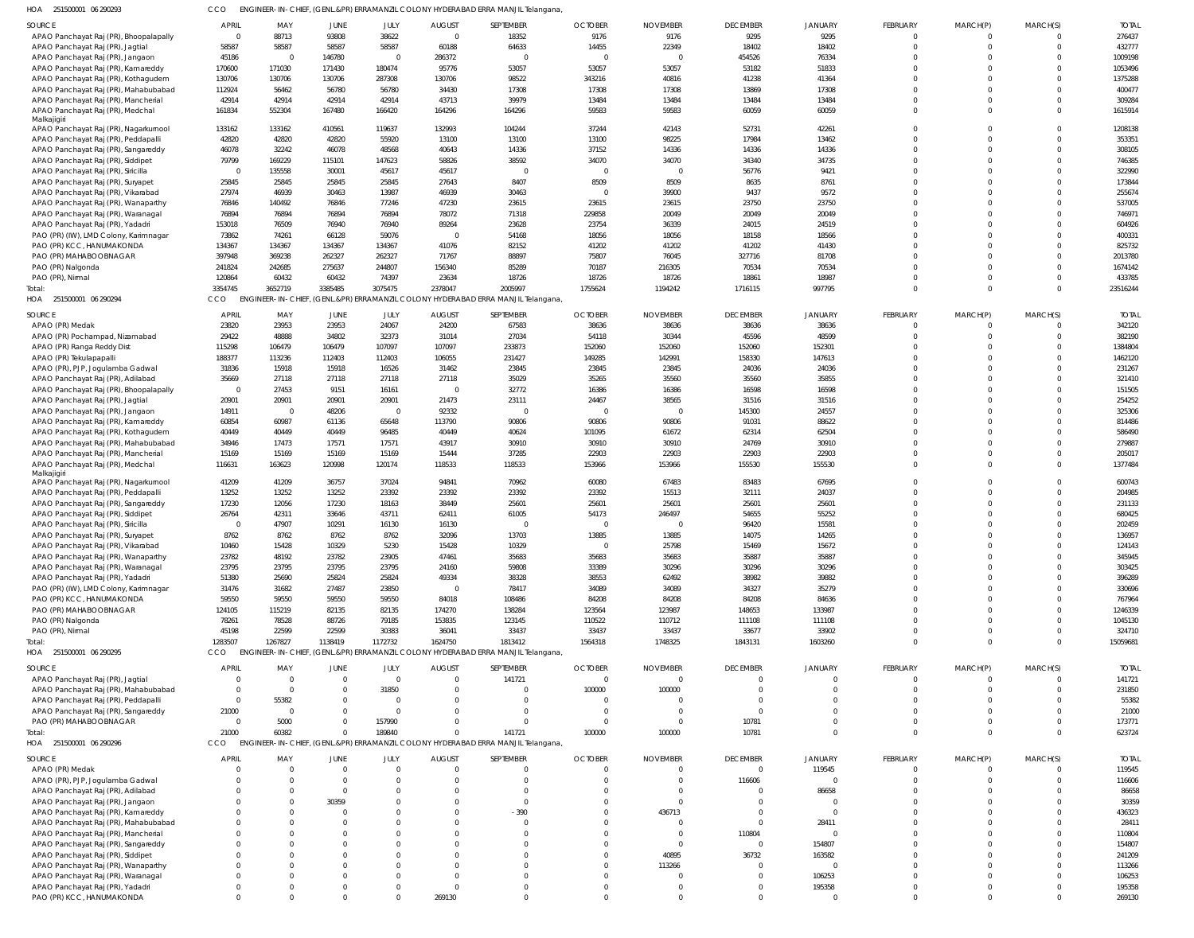HOA 251500001 06 290293 CCO ENGINEER- IN- CHIEF, (GENL.&PR) ERRAMANZIL COLONY HYDERABAD ERRA MANJIL Telangana,

| SOURCE | APRIL | MAY | JUNE | JULY | AUGUST | SEPTEMBER | OCTOBER | NOVEMBER | DECEMBER | JANUARY | FEBRUARY | MARCH(P) | MARCH(S) | TOTAL |
|---|---|---|---|---|---|---|---|---|---|---|---|---|---|---|
| APAO Panchayat Raj (PR), Bhoopalapally | 0 | 88713 | 93808 | 38622 | 0 | 18352 | 9176 | 9176 | 9295 | 9295 | 0 | 0 | 0 | 276437 |
| APAO Panchayat Raj (PR), Jagtial | 58587 | 58587 | 58587 | 58587 | 60188 | 64633 | 14455 | 22349 | 18402 | 18402 | 0 | 0 | 0 | 432777 |
| APAO Panchayat Raj (PR), Jangaon | 45186 | 0 | 146780 | 0 | 286372 | 0 | 0 | 0 | 454526 | 76334 | 0 | 0 | 0 | 1009198 |
| APAO Panchayat Raj (PR), Kamareddy | 170600 | 171030 | 171430 | 180474 | 95776 | 53057 | 53057 | 53057 | 53182 | 51833 | 0 | 0 | 0 | 1053496 |
| APAO Panchayat Raj (PR), Kothagudem | 130706 | 130706 | 130706 | 287308 | 130706 | 98522 | 343216 | 40816 | 41238 | 41364 | 0 | 0 | 0 | 1375288 |
| APAO Panchayat Raj (PR), Mahabubabad | 112924 | 56462 | 56780 | 56780 | 34430 | 17308 | 17308 | 17308 | 13869 | 17308 | 0 | 0 | 0 | 400477 |
| APAO Panchayat Raj (PR), Mancherial | 42914 | 42914 | 42914 | 42914 | 43713 | 39979 | 13484 | 13484 | 13484 | 13484 | 0 | 0 | 0 | 309284 |
| APAO Panchayat Raj (PR), Medchal Malkajigiri | 161834 | 552304 | 167480 | 166420 | 164296 | 164296 | 59583 | 59583 | 60059 | 60059 | 0 | 0 | 0 | 1615914 |
| APAO Panchayat Raj (PR), Nagarkurnool | 133162 | 133162 | 410561 | 119637 | 132993 | 104244 | 37244 | 42143 | 52731 | 42261 | 0 | 0 | 0 | 1208138 |
| APAO Panchayat Raj (PR), Peddapalli | 42820 | 42820 | 42820 | 55920 | 13100 | 13100 | 13100 | 98225 | 17984 | 13462 | 0 | 0 | 0 | 353351 |
| APAO Panchayat Raj (PR), Sangareddy | 46078 | 32242 | 46078 | 48568 | 40643 | 14336 | 37152 | 14336 | 14336 | 14336 | 0 | 0 | 0 | 308105 |
| APAO Panchayat Raj (PR), Siddipet | 79799 | 169229 | 115101 | 147623 | 58826 | 38592 | 34070 | 34070 | 34340 | 34735 | 0 | 0 | 0 | 746385 |
| APAO Panchayat Raj (PR), Siricilla | 0 | 135558 | 30001 | 45617 | 45617 | 0 | 0 | 0 | 56776 | 9421 | 0 | 0 | 0 | 322990 |
| APAO Panchayat Raj (PR), Suryapet | 25845 | 25845 | 25845 | 25845 | 27643 | 8407 | 8509 | 8509 | 8635 | 8761 | 0 | 0 | 0 | 173844 |
| APAO Panchayat Raj (PR), Vikarabad | 27974 | 46939 | 30463 | 13987 | 46939 | 30463 | 0 | 39900 | 9437 | 9572 | 0 | 0 | 0 | 255674 |
| APAO Panchayat Raj (PR), Wanaparthy | 76846 | 140492 | 76846 | 77246 | 47230 | 23615 | 23615 | 23615 | 23750 | 23750 | 0 | 0 | 0 | 537005 |
| APAO Panchayat Raj (PR), Waranagal | 76894 | 76894 | 76894 | 76894 | 78072 | 71318 | 229858 | 20049 | 20049 | 20049 | 0 | 0 | 0 | 746971 |
| APAO Panchayat Raj (PR), Yadadri | 153018 | 76509 | 76940 | 76940 | 89264 | 23628 | 23754 | 36339 | 24015 | 24519 | 0 | 0 | 0 | 604926 |
| PAO (PR) (IW), LMD Colony, Karimnagar | 73862 | 74261 | 66128 | 59076 | 0 | 54168 | 18056 | 18056 | 18158 | 18566 | 0 | 0 | 0 | 400331 |
| PAO (PR) KCC, HANUMAKONDA | 134367 | 134367 | 134367 | 134367 | 41076 | 82152 | 41202 | 41202 | 41202 | 41430 | 0 | 0 | 0 | 825732 |
| PAO (PR) MAHABOOBNAGAR | 397948 | 369238 | 262327 | 262327 | 71767 | 88897 | 75807 | 76045 | 327716 | 81708 | 0 | 0 | 0 | 2013780 |
| PAO (PR) Nalgonda | 241824 | 242685 | 275637 | 244807 | 156340 | 85289 | 70187 | 216305 | 70534 | 70534 | 0 | 0 | 0 | 1674142 |
| PAO (PR), Nirmal | 120864 | 60432 | 60432 | 74397 | 23634 | 18726 | 18726 | 18726 | 18861 | 18987 | 0 | 0 | 0 | 433785 |
| Total: | 3354745 | 3652719 | 3385485 | 3075475 | 2378047 | 2005997 | 1755624 | 1194242 | 1716115 | 997795 | 0 | 0 | 0 | 23516244 |

HOA 251500001 06 290294 CCO ENGINEER- IN- CHIEF, (GENL.&PR) ERRAMANZIL COLONY HYDERABAD ERRA MANJIL Telangana,

| SOURCE | APRIL | MAY | JUNE | JULY | AUGUST | SEPTEMBER | OCTOBER | NOVEMBER | DECEMBER | JANUARY | FEBRUARY | MARCH(P) | MARCH(S) | TOTAL |
|---|---|---|---|---|---|---|---|---|---|---|---|---|---|---|
| APAO (PR) Medak | 23820 | 23953 | 23953 | 24067 | 24200 | 67583 | 38636 | 38636 | 38636 | 38636 | 0 | 0 | 0 | 342120 |
| APAO (PR) Pochampad, Nizamabad | 29422 | 48888 | 34802 | 32373 | 31014 | 27034 | 54118 | 30344 | 45596 | 48599 | 0 | 0 | 0 | 382190 |
| APAO (PR) Ranga Reddy Dist | 115298 | 106479 | 106479 | 107097 | 107097 | 233873 | 152060 | 152060 | 152060 | 152301 | 0 | 0 | 0 | 1384804 |
| APAO (PR) Tekulapapalli | 188377 | 113236 | 112403 | 112403 | 106055 | 231427 | 149285 | 142991 | 158330 | 147613 | 0 | 0 | 0 | 1462120 |
| APAO (PR), PJP, Jogulamba Gadwal | 31836 | 15918 | 15918 | 16526 | 31462 | 23845 | 23845 | 23845 | 24036 | 24036 | 0 | 0 | 0 | 231267 |
| APAO Panchayat Raj (PR), Adilabad | 35669 | 27118 | 27118 | 27118 | 27118 | 35029 | 35265 | 35560 | 35560 | 35855 | 0 | 0 | 0 | 321410 |
| APAO Panchayat Raj (PR), Bhoopalapally | 0 | 27453 | 9151 | 16161 | 0 | 32772 | 16386 | 16386 | 16598 | 16598 | 0 | 0 | 0 | 151505 |
| APAO Panchayat Raj (PR), Jagtial | 20901 | 20901 | 20901 | 20901 | 21473 | 23111 | 24467 | 38565 | 31516 | 31516 | 0 | 0 | 0 | 254252 |
| APAO Panchayat Raj (PR), Jangaon | 14911 | 0 | 48206 | 0 | 92332 | 0 | 0 | 0 | 145300 | 24557 | 0 | 0 | 0 | 325306 |
| APAO Panchayat Raj (PR), Kamareddy | 60854 | 60987 | 61136 | 65648 | 113790 | 90806 | 90806 | 90806 | 91031 | 88622 | 0 | 0 | 0 | 814486 |
| APAO Panchayat Raj (PR), Kothagudem | 40449 | 40449 | 40449 | 96485 | 40449 | 40624 | 101095 | 61672 | 62314 | 62504 | 0 | 0 | 0 | 586490 |
| APAO Panchayat Raj (PR), Mahabubabad | 34946 | 17473 | 17571 | 17571 | 43917 | 30910 | 30910 | 30910 | 24769 | 30910 | 0 | 0 | 0 | 279887 |
| APAO Panchayat Raj (PR), Mancherial | 15169 | 15169 | 15169 | 15169 | 15444 | 37285 | 22903 | 22903 | 22903 | 22903 | 0 | 0 | 0 | 205017 |
| APAO Panchayat Raj (PR), Medchal Malkajigiri | 116631 | 163623 | 120998 | 120174 | 118533 | 118533 | 153966 | 153966 | 155530 | 155530 | 0 | 0 | 0 | 1377484 |
| APAO Panchayat Raj (PR), Nagarkurnool | 41209 | 41209 | 36757 | 37024 | 94841 | 70962 | 60080 | 67483 | 83483 | 67695 | 0 | 0 | 0 | 600743 |
| APAO Panchayat Raj (PR), Peddapalli | 13252 | 13252 | 13252 | 23392 | 23392 | 23392 | 23392 | 15513 | 32111 | 24037 | 0 | 0 | 0 | 204985 |
| APAO Panchayat Raj (PR), Sangareddy | 17230 | 12056 | 17230 | 18163 | 38449 | 25601 | 25601 | 25601 | 25601 | 25601 | 0 | 0 | 0 | 231133 |
| APAO Panchayat Raj (PR), Siddipet | 26764 | 42311 | 33646 | 43711 | 62411 | 61005 | 54173 | 246497 | 54655 | 55252 | 0 | 0 | 0 | 680425 |
| APAO Panchayat Raj (PR), Siricilla | 0 | 47907 | 10291 | 16130 | 16130 | 0 | 0 | 0 | 96420 | 15581 | 0 | 0 | 0 | 202459 |
| APAO Panchayat Raj (PR), Suryapet | 8762 | 8762 | 8762 | 8762 | 32096 | 13703 | 13885 | 13885 | 14075 | 14265 | 0 | 0 | 0 | 136957 |
| APAO Panchayat Raj (PR), Vikarabad | 10460 | 15428 | 10329 | 5230 | 15428 | 10329 | 0 | 25798 | 15469 | 15672 | 0 | 0 | 0 | 124143 |
| APAO Panchayat Raj (PR), Wanaparthy | 23782 | 48192 | 23782 | 23905 | 47461 | 35683 | 35683 | 35683 | 35887 | 35887 | 0 | 0 | 0 | 345945 |
| APAO Panchayat Raj (PR), Waranagal | 23795 | 23795 | 23795 | 23795 | 24160 | 59808 | 33389 | 30296 | 30296 | 30296 | 0 | 0 | 0 | 303425 |
| APAO Panchayat Raj (PR), Yadadri | 51380 | 25690 | 25824 | 25824 | 49334 | 38328 | 38553 | 62492 | 38982 | 39882 | 0 | 0 | 0 | 396289 |
| PAO (PR) (IW), LMD Colony, Karimnagar | 31476 | 31682 | 27487 | 23850 | 0 | 78417 | 34089 | 34089 | 34327 | 35279 | 0 | 0 | 0 | 330696 |
| PAO (PR) KCC, HANUMAKONDA | 59550 | 59550 | 59550 | 59550 | 84018 | 108486 | 84208 | 84208 | 84208 | 84636 | 0 | 0 | 0 | 767964 |
| PAO (PR) MAHABOOBNAGAR | 124105 | 115219 | 82135 | 82135 | 174270 | 138284 | 123564 | 123987 | 148653 | 133987 | 0 | 0 | 0 | 1246339 |
| PAO (PR) Nalgonda | 78261 | 78528 | 88726 | 79185 | 153835 | 123145 | 110522 | 110712 | 111108 | 111108 | 0 | 0 | 0 | 1045130 |
| PAO (PR), Nirmal | 45198 | 22599 | 22599 | 30383 | 36041 | 33437 | 33437 | 33437 | 33677 | 33902 | 0 | 0 | 0 | 324710 |
| Total: | 1283507 | 1267827 | 1138419 | 1172732 | 1624750 | 1813412 | 1564318 | 1748325 | 1843131 | 1603260 | 0 | 0 | 0 | 15059681 |

HOA 251500001 06 290295 CCO ENGINEER- IN- CHIEF, (GENL.&PR) ERRAMANZIL COLONY HYDERABAD ERRA MANJIL Telangana,

| SOURCE | APRIL | MAY | JUNE | JULY | AUGUST | SEPTEMBER | OCTOBER | NOVEMBER | DECEMBER | JANUARY | FEBRUARY | MARCH(P) | MARCH(S) | TOTAL |
|---|---|---|---|---|---|---|---|---|---|---|---|---|---|---|
| APAO Panchayat Raj (PR), Jagtial | 0 | 0 | 0 | 0 | 0 | 141721 | 0 | 0 | 0 | 0 | 0 | 0 | 0 | 141721 |
| APAO Panchayat Raj (PR), Mahabubabad | 0 | 0 | 0 | 31850 | 0 | 0 | 100000 | 100000 | 0 | 0 | 0 | 0 | 0 | 231850 |
| APAO Panchayat Raj (PR), Peddapalli | 0 | 55382 | 0 | 0 | 0 | 0 | 0 | 0 | 0 | 0 | 0 | 0 | 0 | 55382 |
| APAO Panchayat Raj (PR), Sangareddy | 21000 | 0 | 0 | 0 | 0 | 0 | 0 | 0 | 0 | 0 | 0 | 0 | 0 | 21000 |
| PAO (PR) MAHABOOBNAGAR | 0 | 5000 | 0 | 157990 | 0 | 0 | 0 | 0 | 10781 | 0 | 0 | 0 | 0 | 173771 |
| Total: | 21000 | 60382 | 0 | 189840 | 0 | 141721 | 100000 | 100000 | 10781 | 0 | 0 | 0 | 0 | 623724 |

HOA 251500001 06 290296 CCO ENGINEER- IN- CHIEF, (GENL.&PR) ERRAMANZIL COLONY HYDERABAD ERRA MANJIL Telangana,

| SOURCE | APRIL | MAY | JUNE | JULY | AUGUST | SEPTEMBER | OCTOBER | NOVEMBER | DECEMBER | JANUARY | FEBRUARY | MARCH(P) | MARCH(S) | TOTAL |
|---|---|---|---|---|---|---|---|---|---|---|---|---|---|---|
| APAO (PR) Medak | 0 | 0 | 0 | 0 | 0 | 0 | 0 | 0 | 0 | 119545 | 0 | 0 | 0 | 119545 |
| APAO (PR), PJP, Jogulamba Gadwal | 0 | 0 | 0 | 0 | 0 | 0 | 0 | 0 | 116606 | 0 | 0 | 0 | 0 | 116606 |
| APAO Panchayat Raj (PR), Adilabad | 0 | 0 | 0 | 0 | 0 | 0 | 0 | 0 | 0 | 86658 | 0 | 0 | 0 | 86658 |
| APAO Panchayat Raj (PR), Jangaon | 0 | 0 | 30359 | 0 | 0 | 0 | 0 | 0 | 0 | 0 | 0 | 0 | 0 | 30359 |
| APAO Panchayat Raj (PR), Kamareddy | 0 | 0 | 0 | 0 | 0 | -390 | 0 | 436713 | 0 | 0 | 0 | 0 | 0 | 436323 |
| APAO Panchayat Raj (PR), Mahabubabad | 0 | 0 | 0 | 0 | 0 | 0 | 0 | 0 | 0 | 28411 | 0 | 0 | 0 | 28411 |
| APAO Panchayat Raj (PR), Mancherial | 0 | 0 | 0 | 0 | 0 | 0 | 0 | 0 | 110804 | 0 | 0 | 0 | 0 | 110804 |
| APAO Panchayat Raj (PR), Sangareddy | 0 | 0 | 0 | 0 | 0 | 0 | 0 | 0 | 0 | 154807 | 0 | 0 | 0 | 154807 |
| APAO Panchayat Raj (PR), Siddipet | 0 | 0 | 0 | 0 | 0 | 0 | 0 | 40895 | 36732 | 163582 | 0 | 0 | 0 | 241209 |
| APAO Panchayat Raj (PR), Wanaparthy | 0 | 0 | 0 | 0 | 0 | 0 | 0 | 113266 | 0 | 0 | 0 | 0 | 0 | 113266 |
| APAO Panchayat Raj (PR), Waranagal | 0 | 0 | 0 | 0 | 0 | 0 | 0 | 0 | 0 | 106253 | 0 | 0 | 0 | 106253 |
| APAO Panchayat Raj (PR), Yadadri | 0 | 0 | 0 | 0 | 0 | 0 | 0 | 0 | 0 | 195358 | 0 | 0 | 0 | 195358 |
| PAO (PR) KCC, HANUMAKONDA | 0 | 0 | 0 | 0 | 269130 | 0 | 0 | 0 | 0 | 0 | 0 | 0 | 0 | 269130 |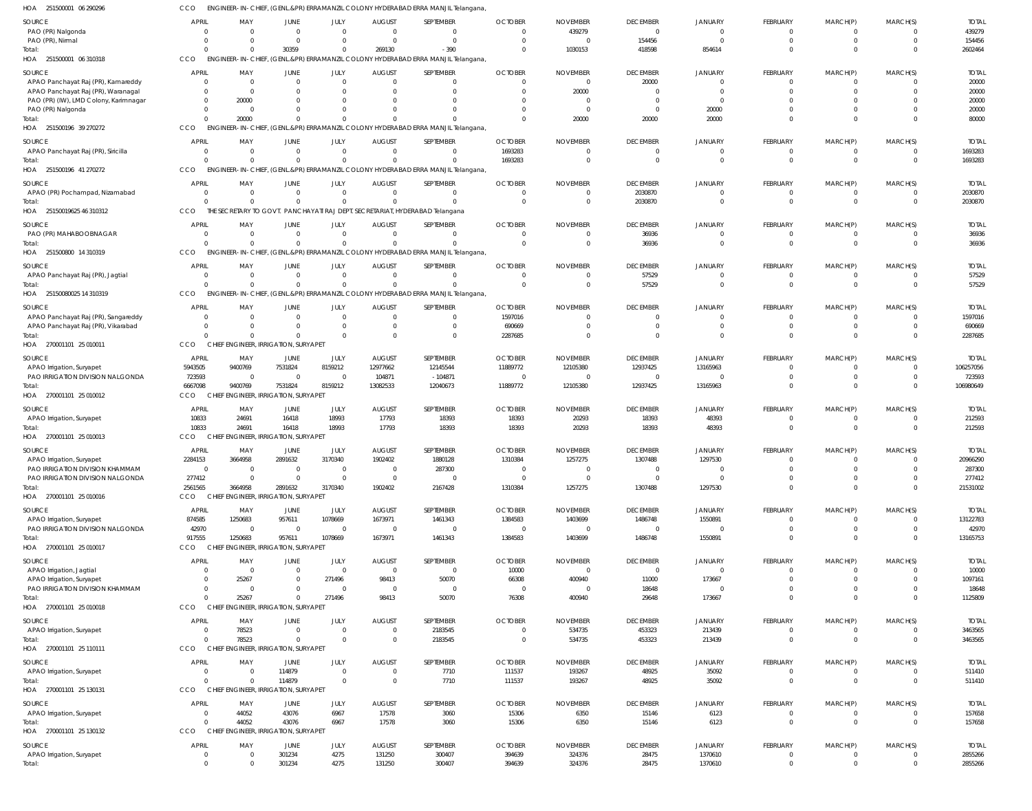HOA 251500001 06 290296 CCO ENGINEER-IN-CHIEF, (GENL.&PR) ERRAMANZIL COLONY HYDERABAD ERRA MANJIL Telangana,

| SOURCE | APRIL | MAY | JUNE | JULY | AUGUST | SEPTEMBER | OCTOBER | NOVEMBER | DECEMBER | JANUARY | FEBRUARY | MARCH(P) | MARCH(S) | TOTAL |
|---|---|---|---|---|---|---|---|---|---|---|---|---|---|---|
| PAO (PR) Nalgonda | 0 | 0 | 0 | 0 | 0 | 0 | 0 | 439279 | 0 | 0 | 0 | 0 | 0 | 439279 |
| PAO (PR), Nirmal | 0 | 0 | 0 | 0 | 0 | 0 | 0 | 0 | 154456 | 0 | 0 | 0 | 0 | 154456 |
| Total: | 0 | 0 | 30359 | 0 | 269130 | -390 | 0 | 1030153 | 418598 | 854614 | 0 | 0 | 0 | 2602464 |

HOA 251500001 06 310318 CCO ENGINEER-IN-CHIEF, (GENL.&PR) ERRAMANZIL COLONY HYDERABAD ERRA MANJIL Telangana,

| SOURCE | APRIL | MAY | JUNE | JULY | AUGUST | SEPTEMBER | OCTOBER | NOVEMBER | DECEMBER | JANUARY | FEBRUARY | MARCH(P) | MARCH(S) | TOTAL |
|---|---|---|---|---|---|---|---|---|---|---|---|---|---|---|
| APAO Panchayat Raj (PR), Kamareddy | 0 | 0 | 0 | 0 | 0 | 0 | 0 | 0 | 20000 | 0 | 0 | 0 | 0 | 20000 |
| APAO Panchayat Raj (PR), Waranagal | 0 | 0 | 0 | 0 | 0 | 0 | 0 | 20000 | 0 | 0 | 0 | 0 | 0 | 20000 |
| PAO (PR) (IW), LMD Colony, Karimnagar | 0 | 20000 | 0 | 0 | 0 | 0 | 0 | 0 | 0 | 0 | 0 | 0 | 0 | 20000 |
| PAO (PR) Nalgonda | 0 | 0 | 0 | 0 | 0 | 0 | 0 | 0 | 0 | 20000 | 0 | 0 | 0 | 20000 |
| Total: | 0 | 20000 | 0 | 0 | 0 | 0 | 0 | 20000 | 20000 | 20000 | 0 | 0 | 0 | 80000 |

HOA 251500196 39 270272 CCO ENGINEER-IN-CHIEF, (GENL.&PR) ERRAMANZIL COLONY HYDERABAD ERRA MANJIL Telangana,

| SOURCE | APRIL | MAY | JUNE | JULY | AUGUST | SEPTEMBER | OCTOBER | NOVEMBER | DECEMBER | JANUARY | FEBRUARY | MARCH(P) | MARCH(S) | TOTAL |
|---|---|---|---|---|---|---|---|---|---|---|---|---|---|---|
| APAO Panchayat Raj (PR), Siricilla | 0 | 0 | 0 | 0 | 0 | 0 | 1693283 | 0 | 0 | 0 | 0 | 0 | 0 | 1693283 |
| Total: | 0 | 0 | 0 | 0 | 0 | 0 | 1693283 | 0 | 0 | 0 | 0 | 0 | 0 | 1693283 |

HOA 251500196 41 270272 CCO ENGINEER-IN-CHIEF, (GENL.&PR) ERRAMANZIL COLONY HYDERABAD ERRA MANJIL Telangana,

| SOURCE | APRIL | MAY | JUNE | JULY | AUGUST | SEPTEMBER | OCTOBER | NOVEMBER | DECEMBER | JANUARY | FEBRUARY | MARCH(P) | MARCH(S) | TOTAL |
|---|---|---|---|---|---|---|---|---|---|---|---|---|---|---|
| APAO (PR) Pochampad, Nizamabad | 0 | 0 | 0 | 0 | 0 | 0 | 0 | 0 | 2030870 | 0 | 0 | 0 | 0 | 2030870 |
| Total: | 0 | 0 | 0 | 0 | 0 | 0 | 0 | 0 | 2030870 | 0 | 0 | 0 | 0 | 2030870 |

HOA 25150019625 46 310312 CCO THE SECRETARY TO GOVT. PANCHAYATI RAJ DEPT. SECRETARIAT, HYDERABAD Telangana

| SOURCE | APRIL | MAY | JUNE | JULY | AUGUST | SEPTEMBER | OCTOBER | NOVEMBER | DECEMBER | JANUARY | FEBRUARY | MARCH(P) | MARCH(S) | TOTAL |
|---|---|---|---|---|---|---|---|---|---|---|---|---|---|---|
| PAO (PR) MAHABOOBNAGAR | 0 | 0 | 0 | 0 | 0 | 0 | 0 | 0 | 36936 | 0 | 0 | 0 | 0 | 36936 |
| Total: | 0 | 0 | 0 | 0 | 0 | 0 | 0 | 0 | 36936 | 0 | 0 | 0 | 0 | 36936 |

HOA 251500800 14 310319 CCO ENGINEER-IN-CHIEF, (GENL.&PR) ERRAMANZIL COLONY HYDERABAD ERRA MANJIL Telangana,

| SOURCE | APRIL | MAY | JUNE | JULY | AUGUST | SEPTEMBER | OCTOBER | NOVEMBER | DECEMBER | JANUARY | FEBRUARY | MARCH(P) | MARCH(S) | TOTAL |
|---|---|---|---|---|---|---|---|---|---|---|---|---|---|---|
| APAO Panchayat Raj (PR), Jagtial | 0 | 0 | 0 | 0 | 0 | 0 | 0 | 0 | 57529 | 0 | 0 | 0 | 0 | 57529 |
| Total: | 0 | 0 | 0 | 0 | 0 | 0 | 0 | 0 | 57529 | 0 | 0 | 0 | 0 | 57529 |

HOA 25150080025 14 310319 CCO ENGINEER-IN-CHIEF, (GENL.&PR) ERRAMANZIL COLONY HYDERABAD ERRA MANJIL Telangana,

| SOURCE | APRIL | MAY | JUNE | JULY | AUGUST | SEPTEMBER | OCTOBER | NOVEMBER | DECEMBER | JANUARY | FEBRUARY | MARCH(P) | MARCH(S) | TOTAL |
|---|---|---|---|---|---|---|---|---|---|---|---|---|---|---|
| APAO Panchayat Raj (PR), Sangareddy | 0 | 0 | 0 | 0 | 0 | 0 | 1597016 | 0 | 0 | 0 | 0 | 0 | 0 | 1597016 |
| APAO Panchayat Raj (PR), Vikarabad | 0 | 0 | 0 | 0 | 0 | 0 | 690669 | 0 | 0 | 0 | 0 | 0 | 0 | 690669 |
| Total: | 0 | 0 | 0 | 0 | 0 | 0 | 2287685 | 0 | 0 | 0 | 0 | 0 | 0 | 2287685 |

HOA 270001101 25 010011 CCO CHIEF ENGINEER, IRRIGATION, SURYAPET

| SOURCE | APRIL | MAY | JUNE | JULY | AUGUST | SEPTEMBER | OCTOBER | NOVEMBER | DECEMBER | JANUARY | FEBRUARY | MARCH(P) | MARCH(S) | TOTAL |
|---|---|---|---|---|---|---|---|---|---|---|---|---|---|---|
| APAO Irrigation, Suryapet | 5943505 | 9400769 | 7531824 | 8159212 | 12977662 | 12145544 | 11889772 | 12105380 | 12937425 | 13165963 | 0 | 0 | 0 | 106257056 |
| PAO IRRIGATION DIVISION NALGONDA | 723593 | 0 | 0 | 0 | 104871 | -104871 | 0 | 0 | 0 | 0 | 0 | 0 | 0 | 723593 |
| Total: | 6667098 | 9400769 | 7531824 | 8159212 | 13082533 | 12040673 | 11889772 | 12105380 | 12937425 | 13165963 | 0 | 0 | 0 | 106980649 |

HOA 270001101 25 010012 CCO CHIEF ENGINEER, IRRIGATION, SURYAPET

| SOURCE | APRIL | MAY | JUNE | JULY | AUGUST | SEPTEMBER | OCTOBER | NOVEMBER | DECEMBER | JANUARY | FEBRUARY | MARCH(P) | MARCH(S) | TOTAL |
|---|---|---|---|---|---|---|---|---|---|---|---|---|---|---|
| APAO Irrigation, Suryapet | 10833 | 24691 | 16418 | 18993 | 17793 | 18393 | 18393 | 20293 | 18393 | 48393 | 0 | 0 | 0 | 212593 |
| Total: | 10833 | 24691 | 16418 | 18993 | 17793 | 18393 | 18393 | 20293 | 18393 | 48393 | 0 | 0 | 0 | 212593 |

HOA 270001101 25 010013 CCO CHIEF ENGINEER, IRRIGATION, SURYAPET

| SOURCE | APRIL | MAY | JUNE | JULY | AUGUST | SEPTEMBER | OCTOBER | NOVEMBER | DECEMBER | JANUARY | FEBRUARY | MARCH(P) | MARCH(S) | TOTAL |
|---|---|---|---|---|---|---|---|---|---|---|---|---|---|---|
| APAO Irrigation, Suryapet | 2284153 | 3664958 | 2891632 | 3170340 | 1902402 | 1880128 | 1310384 | 1257275 | 1307488 | 1297530 | 0 | 0 | 0 | 20966290 |
| PAO IRRIGATION DIVISION KHAMMAM | 0 | 0 | 0 | 0 | 0 | 287300 | 0 | 0 | 0 | 0 | 0 | 0 | 0 | 287300 |
| PAO IRRIGATION DIVISION NALGONDA | 277412 | 0 | 0 | 0 | 0 | 0 | 0 | 0 | 0 | 0 | 0 | 0 | 0 | 277412 |
| Total: | 2561565 | 3664958 | 2891632 | 3170340 | 1902402 | 2167428 | 1310384 | 1257275 | 1307488 | 1297530 | 0 | 0 | 0 | 21531002 |

HOA 270001101 25 010016 CCO CHIEF ENGINEER, IRRIGATION, SURYAPET

| SOURCE | APRIL | MAY | JUNE | JULY | AUGUST | SEPTEMBER | OCTOBER | NOVEMBER | DECEMBER | JANUARY | FEBRUARY | MARCH(P) | MARCH(S) | TOTAL |
|---|---|---|---|---|---|---|---|---|---|---|---|---|---|---|
| APAO Irrigation, Suryapet | 874585 | 1250683 | 957611 | 1078669 | 1673971 | 1461343 | 1384583 | 1403699 | 1486748 | 1550891 | 0 | 0 | 0 | 13122783 |
| PAO IRRIGATION DIVISION NALGONDA | 42970 | 0 | 0 | 0 | 0 | 0 | 0 | 0 | 0 | 0 | 0 | 0 | 0 | 42970 |
| Total: | 917555 | 1250683 | 957611 | 1078669 | 1673971 | 1461343 | 1384583 | 1403699 | 1486748 | 1550891 | 0 | 0 | 0 | 13165753 |

HOA 270001101 25 010017 CCO CHIEF ENGINEER, IRRIGATION, SURYAPET

| SOURCE | APRIL | MAY | JUNE | JULY | AUGUST | SEPTEMBER | OCTOBER | NOVEMBER | DECEMBER | JANUARY | FEBRUARY | MARCH(P) | MARCH(S) | TOTAL |
|---|---|---|---|---|---|---|---|---|---|---|---|---|---|---|
| APAO Irrigation, Jagtial | 0 | 0 | 0 | 0 | 0 | 0 | 10000 | 0 | 0 | 0 | 0 | 0 | 0 | 10000 |
| APAO Irrigation, Suryapet | 0 | 25267 | 0 | 271496 | 98413 | 50070 | 66308 | 400940 | 11000 | 173667 | 0 | 0 | 0 | 1097161 |
| PAO IRRIGATION DIVISION KHAMMAM | 0 | 0 | 0 | 0 | 0 | 0 | 0 | 0 | 18648 | 0 | 0 | 0 | 0 | 18648 |
| Total: | 0 | 25267 | 0 | 271496 | 98413 | 50070 | 76308 | 400940 | 29648 | 173667 | 0 | 0 | 0 | 1125809 |

HOA 270001101 25 010018 CCO CHIEF ENGINEER, IRRIGATION, SURYAPET

| SOURCE | APRIL | MAY | JUNE | JULY | AUGUST | SEPTEMBER | OCTOBER | NOVEMBER | DECEMBER | JANUARY | FEBRUARY | MARCH(P) | MARCH(S) | TOTAL |
|---|---|---|---|---|---|---|---|---|---|---|---|---|---|---|
| APAO Irrigation, Suryapet | 0 | 78523 | 0 | 0 | 0 | 2183545 | 0 | 534735 | 453323 | 213439 | 0 | 0 | 0 | 3463565 |
| Total: | 0 | 78523 | 0 | 0 | 0 | 2183545 | 0 | 534735 | 453323 | 213439 | 0 | 0 | 0 | 3463565 |

HOA 270001101 25 110111 CCO CHIEF ENGINEER, IRRIGATION, SURYAPET

| SOURCE | APRIL | MAY | JUNE | JULY | AUGUST | SEPTEMBER | OCTOBER | NOVEMBER | DECEMBER | JANUARY | FEBRUARY | MARCH(P) | MARCH(S) | TOTAL |
|---|---|---|---|---|---|---|---|---|---|---|---|---|---|---|
| APAO Irrigation, Suryapet | 0 | 0 | 114879 | 0 | 0 | 7710 | 111537 | 193267 | 48925 | 35092 | 0 | 0 | 0 | 511410 |
| Total: | 0 | 0 | 114879 | 0 | 0 | 7710 | 111537 | 193267 | 48925 | 35092 | 0 | 0 | 0 | 511410 |

HOA 270001101 25 130131 CCO CHIEF ENGINEER, IRRIGATION, SURYAPET

| SOURCE | APRIL | MAY | JUNE | JULY | AUGUST | SEPTEMBER | OCTOBER | NOVEMBER | DECEMBER | JANUARY | FEBRUARY | MARCH(P) | MARCH(S) | TOTAL |
|---|---|---|---|---|---|---|---|---|---|---|---|---|---|---|
| APAO Irrigation, Suryapet | 0 | 44052 | 43076 | 6967 | 17578 | 3060 | 15306 | 6350 | 15146 | 6123 | 0 | 0 | 0 | 157658 |
| Total: | 0 | 44052 | 43076 | 6967 | 17578 | 3060 | 15306 | 6350 | 15146 | 6123 | 0 | 0 | 0 | 157658 |

HOA 270001101 25 130132 CCO CHIEF ENGINEER, IRRIGATION, SURYAPET

| SOURCE | APRIL | MAY | JUNE | JULY | AUGUST | SEPTEMBER | OCTOBER | NOVEMBER | DECEMBER | JANUARY | FEBRUARY | MARCH(P) | MARCH(S) | TOTAL |
|---|---|---|---|---|---|---|---|---|---|---|---|---|---|---|
| APAO Irrigation, Suryapet | 0 | 0 | 301234 | 4275 | 131250 | 300407 | 394639 | 324376 | 28475 | 1370610 | 0 | 0 | 0 | 2855266 |
| Total: | 0 | 0 | 301234 | 4275 | 131250 | 300407 | 394639 | 324376 | 28475 | 1370610 | 0 | 0 | 0 | 2855266 |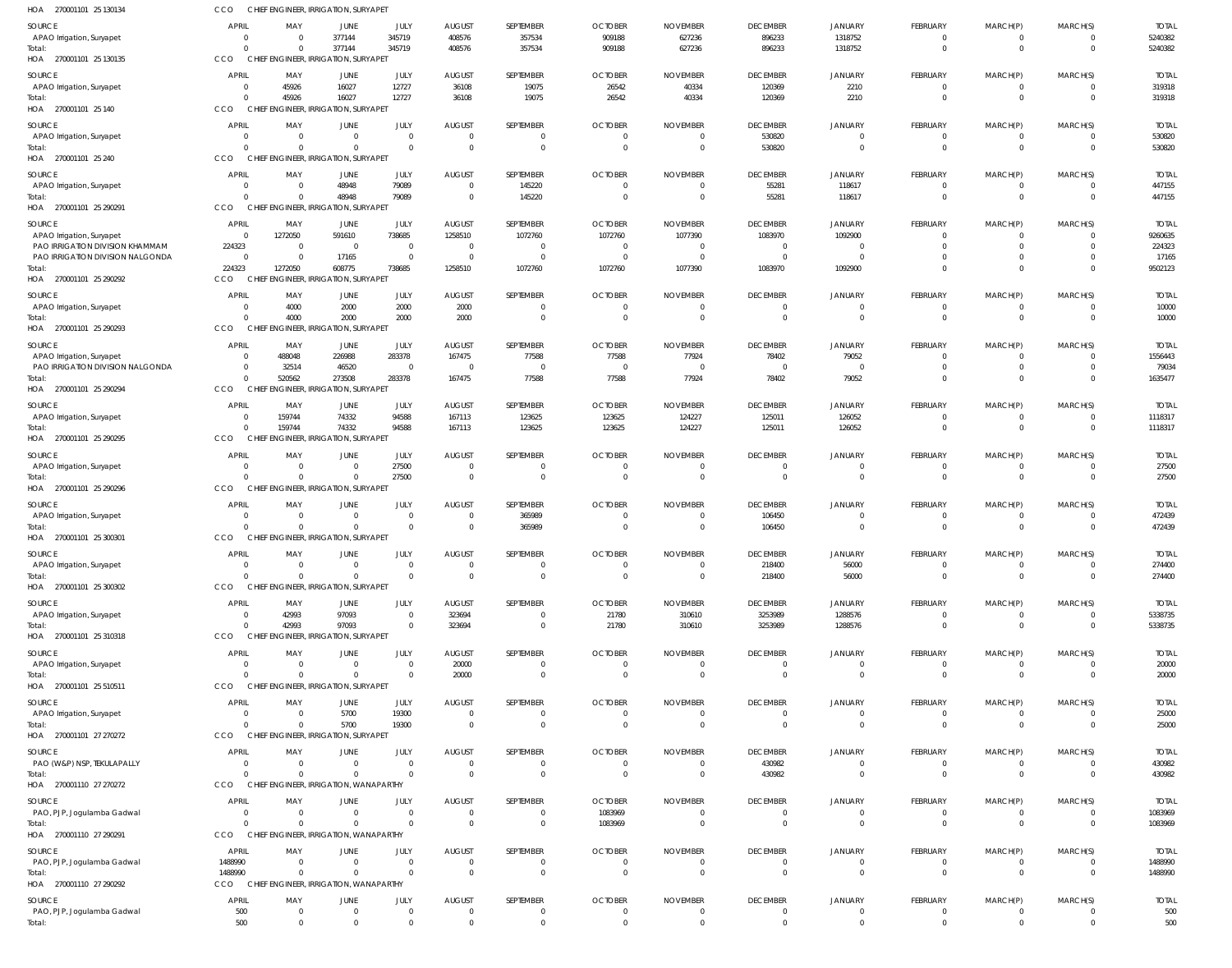HOA 270001101 25 130134 CCO CHIEF ENGINEER, IRRIGATION, SURYAPET

| SOURCE | APRIL | MAY | JUNE | JULY | AUGUST | SEPTEMBER | OCTOBER | NOVEMBER | DECEMBER | JANUARY | FEBRUARY | MARCH(P) | MARCH(S) | TOTAL |
|---|---|---|---|---|---|---|---|---|---|---|---|---|---|---|
| APAO Irrigation, Suryapet | 0 | 0 | 377144 | 345719 | 408576 | 357534 | 909188 | 627236 | 896233 | 1318752 | 0 | 0 | 0 | 5240382 |
| Total: | 0 | 0 | 377144 | 345719 | 408576 | 357534 | 909188 | 627236 | 896233 | 1318752 | 0 | 0 | 0 | 5240382 |

HOA 270001101 25 130135 CCO CHIEF ENGINEER, IRRIGATION, SURYAPET

| SOURCE | APRIL | MAY | JUNE | JULY | AUGUST | SEPTEMBER | OCTOBER | NOVEMBER | DECEMBER | JANUARY | FEBRUARY | MARCH(P) | MARCH(S) | TOTAL |
|---|---|---|---|---|---|---|---|---|---|---|---|---|---|---|
| APAO Irrigation, Suryapet | 0 | 45926 | 16027 | 12727 | 36108 | 19075 | 26542 | 40334 | 120369 | 2210 | 0 | 0 | 0 | 319318 |
| Total: | 0 | 45926 | 16027 | 12727 | 36108 | 19075 | 26542 | 40334 | 120369 | 2210 | 0 | 0 | 0 | 319318 |

HOA 270001101 25 140 CCO CHIEF ENGINEER, IRRIGATION, SURYAPET

| SOURCE | APRIL | MAY | JUNE | JULY | AUGUST | SEPTEMBER | OCTOBER | NOVEMBER | DECEMBER | JANUARY | FEBRUARY | MARCH(P) | MARCH(S) | TOTAL |
|---|---|---|---|---|---|---|---|---|---|---|---|---|---|---|
| APAO Irrigation, Suryapet | 0 | 0 | 0 | 0 | 0 | 0 | 0 | 0 | 530820 | 0 | 0 | 0 | 0 | 530820 |
| Total: | 0 | 0 | 0 | 0 | 0 | 0 | 0 | 0 | 530820 | 0 | 0 | 0 | 0 | 530820 |

HOA 270001101 25 240 CCO CHIEF ENGINEER, IRRIGATION, SURYAPET

| SOURCE | APRIL | MAY | JUNE | JULY | AUGUST | SEPTEMBER | OCTOBER | NOVEMBER | DECEMBER | JANUARY | FEBRUARY | MARCH(P) | MARCH(S) | TOTAL |
|---|---|---|---|---|---|---|---|---|---|---|---|---|---|---|
| APAO Irrigation, Suryapet | 0 | 0 | 48948 | 79089 | 0 | 145220 | 0 | 0 | 55281 | 118617 | 0 | 0 | 0 | 447155 |
| Total: | 0 | 0 | 48948 | 79089 | 0 | 145220 | 0 | 0 | 55281 | 118617 | 0 | 0 | 0 | 447155 |

HOA 270001101 25 290291 CCO CHIEF ENGINEER, IRRIGATION, SURYAPET

| SOURCE | APRIL | MAY | JUNE | JULY | AUGUST | SEPTEMBER | OCTOBER | NOVEMBER | DECEMBER | JANUARY | FEBRUARY | MARCH(P) | MARCH(S) | TOTAL |
|---|---|---|---|---|---|---|---|---|---|---|---|---|---|---|
| APAO Irrigation, Suryapet | 0 | 1272050 | 591610 | 738685 | 1258510 | 1072760 | 1072760 | 1077390 | 1083970 | 1092900 | 0 | 0 | 0 | 9260635 |
| PAO IRRIGATION DIVISION KHAMMAM | 224323 | 0 | 0 | 0 | 0 | 0 | 0 | 0 | 0 | 0 | 0 | 0 | 0 | 224323 |
| PAO IRRIGATION DIVISION NALGONDA | 0 | 0 | 17165 | 0 | 0 | 0 | 0 | 0 | 0 | 0 | 0 | 0 | 0 | 17165 |
| Total: | 224323 | 1272050 | 608775 | 738685 | 1258510 | 1072760 | 1072760 | 1077390 | 1083970 | 1092900 | 0 | 0 | 0 | 9502123 |

HOA 270001101 25 290292 CCO CHIEF ENGINEER, IRRIGATION, SURYAPET

| SOURCE | APRIL | MAY | JUNE | JULY | AUGUST | SEPTEMBER | OCTOBER | NOVEMBER | DECEMBER | JANUARY | FEBRUARY | MARCH(P) | MARCH(S) | TOTAL |
|---|---|---|---|---|---|---|---|---|---|---|---|---|---|---|
| APAO Irrigation, Suryapet | 0 | 4000 | 2000 | 2000 | 2000 | 0 | 0 | 0 | 0 | 0 | 0 | 0 | 0 | 10000 |
| Total: | 0 | 4000 | 2000 | 2000 | 2000 | 0 | 0 | 0 | 0 | 0 | 0 | 0 | 0 | 10000 |

HOA 270001101 25 290293 CCO CHIEF ENGINEER, IRRIGATION, SURYAPET

| SOURCE | APRIL | MAY | JUNE | JULY | AUGUST | SEPTEMBER | OCTOBER | NOVEMBER | DECEMBER | JANUARY | FEBRUARY | MARCH(P) | MARCH(S) | TOTAL |
|---|---|---|---|---|---|---|---|---|---|---|---|---|---|---|
| APAO Irrigation, Suryapet | 0 | 488048 | 226988 | 283378 | 167475 | 77588 | 77588 | 77924 | 78402 | 79052 | 0 | 0 | 0 | 1556443 |
| PAO IRRIGATION DIVISION NALGONDA | 0 | 32514 | 46520 | 0 | 0 | 0 | 0 | 0 | 0 | 0 | 0 | 0 | 0 | 79034 |
| Total: | 0 | 520562 | 273508 | 283378 | 167475 | 77588 | 77588 | 77924 | 78402 | 79052 | 0 | 0 | 0 | 1635477 |

HOA 270001101 25 290294 CCO CHIEF ENGINEER, IRRIGATION, SURYAPET

| SOURCE | APRIL | MAY | JUNE | JULY | AUGUST | SEPTEMBER | OCTOBER | NOVEMBER | DECEMBER | JANUARY | FEBRUARY | MARCH(P) | MARCH(S) | TOTAL |
|---|---|---|---|---|---|---|---|---|---|---|---|---|---|---|
| APAO Irrigation, Suryapet | 0 | 159744 | 74332 | 94588 | 167113 | 123625 | 123625 | 124227 | 125011 | 126052 | 0 | 0 | 0 | 1118317 |
| Total: | 0 | 159744 | 74332 | 94588 | 167113 | 123625 | 123625 | 124227 | 125011 | 126052 | 0 | 0 | 0 | 1118317 |

HOA 270001101 25 290295 CCO CHIEF ENGINEER, IRRIGATION, SURYAPET

| SOURCE | APRIL | MAY | JUNE | JULY | AUGUST | SEPTEMBER | OCTOBER | NOVEMBER | DECEMBER | JANUARY | FEBRUARY | MARCH(P) | MARCH(S) | TOTAL |
|---|---|---|---|---|---|---|---|---|---|---|---|---|---|---|
| APAO Irrigation, Suryapet | 0 | 0 | 0 | 27500 | 0 | 0 | 0 | 0 | 0 | 0 | 0 | 0 | 0 | 27500 |
| Total: | 0 | 0 | 0 | 27500 | 0 | 0 | 0 | 0 | 0 | 0 | 0 | 0 | 0 | 27500 |

HOA 270001101 25 290296 CCO CHIEF ENGINEER, IRRIGATION, SURYAPET

| SOURCE | APRIL | MAY | JUNE | JULY | AUGUST | SEPTEMBER | OCTOBER | NOVEMBER | DECEMBER | JANUARY | FEBRUARY | MARCH(P) | MARCH(S) | TOTAL |
|---|---|---|---|---|---|---|---|---|---|---|---|---|---|---|
| APAO Irrigation, Suryapet | 0 | 0 | 0 | 0 | 0 | 365989 | 0 | 0 | 106450 | 0 | 0 | 0 | 0 | 472439 |
| Total: | 0 | 0 | 0 | 0 | 0 | 365989 | 0 | 0 | 106450 | 0 | 0 | 0 | 0 | 472439 |

HOA 270001101 25 300301 CCO CHIEF ENGINEER, IRRIGATION, SURYAPET

| SOURCE | APRIL | MAY | JUNE | JULY | AUGUST | SEPTEMBER | OCTOBER | NOVEMBER | DECEMBER | JANUARY | FEBRUARY | MARCH(P) | MARCH(S) | TOTAL |
|---|---|---|---|---|---|---|---|---|---|---|---|---|---|---|
| APAO Irrigation, Suryapet | 0 | 0 | 0 | 0 | 0 | 0 | 0 | 0 | 218400 | 56000 | 0 | 0 | 0 | 274400 |
| Total: | 0 | 0 | 0 | 0 | 0 | 0 | 0 | 0 | 218400 | 56000 | 0 | 0 | 0 | 274400 |

HOA 270001101 25 300302 CCO CHIEF ENGINEER, IRRIGATION, SURYAPET

| SOURCE | APRIL | MAY | JUNE | JULY | AUGUST | SEPTEMBER | OCTOBER | NOVEMBER | DECEMBER | JANUARY | FEBRUARY | MARCH(P) | MARCH(S) | TOTAL |
|---|---|---|---|---|---|---|---|---|---|---|---|---|---|---|
| APAO Irrigation, Suryapet | 0 | 42993 | 97093 | 0 | 323694 | 0 | 21780 | 310610 | 3253989 | 1288576 | 0 | 0 | 0 | 5338735 |
| Total: | 0 | 42993 | 97093 | 0 | 323694 | 0 | 21780 | 310610 | 3253989 | 1288576 | 0 | 0 | 0 | 5338735 |

HOA 270001101 25 310318 CCO CHIEF ENGINEER, IRRIGATION, SURYAPET

| SOURCE | APRIL | MAY | JUNE | JULY | AUGUST | SEPTEMBER | OCTOBER | NOVEMBER | DECEMBER | JANUARY | FEBRUARY | MARCH(P) | MARCH(S) | TOTAL |
|---|---|---|---|---|---|---|---|---|---|---|---|---|---|---|
| APAO Irrigation, Suryapet | 0 | 0 | 0 | 0 | 20000 | 0 | 0 | 0 | 0 | 0 | 0 | 0 | 0 | 20000 |
| Total: | 0 | 0 | 0 | 0 | 20000 | 0 | 0 | 0 | 0 | 0 | 0 | 0 | 0 | 20000 |

HOA 270001101 25 510511 CCO CHIEF ENGINEER, IRRIGATION, SURYAPET

| SOURCE | APRIL | MAY | JUNE | JULY | AUGUST | SEPTEMBER | OCTOBER | NOVEMBER | DECEMBER | JANUARY | FEBRUARY | MARCH(P) | MARCH(S) | TOTAL |
|---|---|---|---|---|---|---|---|---|---|---|---|---|---|---|
| APAO Irrigation, Suryapet | 0 | 0 | 5700 | 19300 | 0 | 0 | 0 | 0 | 0 | 0 | 0 | 0 | 0 | 25000 |
| Total: | 0 | 0 | 5700 | 19300 | 0 | 0 | 0 | 0 | 0 | 0 | 0 | 0 | 0 | 25000 |

HOA 270001101 27 270272 CCO CHIEF ENGINEER, IRRIGATION, SURYAPET

| SOURCE | APRIL | MAY | JUNE | JULY | AUGUST | SEPTEMBER | OCTOBER | NOVEMBER | DECEMBER | JANUARY | FEBRUARY | MARCH(P) | MARCH(S) | TOTAL |
|---|---|---|---|---|---|---|---|---|---|---|---|---|---|---|
| PAO (W&P) NSP, TEKULAPALLY | 0 | 0 | 0 | 0 | 0 | 0 | 0 | 0 | 430982 | 0 | 0 | 0 | 0 | 430982 |
| Total: | 0 | 0 | 0 | 0 | 0 | 0 | 0 | 0 | 430982 | 0 | 0 | 0 | 0 | 430982 |

HOA 270001110 27 270272 CCO CHIEF ENGINEER, IRRIGATION, WANAPARTHY

| SOURCE | APRIL | MAY | JUNE | JULY | AUGUST | SEPTEMBER | OCTOBER | NOVEMBER | DECEMBER | JANUARY | FEBRUARY | MARCH(P) | MARCH(S) | TOTAL |
|---|---|---|---|---|---|---|---|---|---|---|---|---|---|---|
| PAO, PJP, Jogulamba Gadwal | 0 | 0 | 0 | 0 | 0 | 0 | 1083969 | 0 | 0 | 0 | 0 | 0 | 0 | 1083969 |
| Total: | 0 | 0 | 0 | 0 | 0 | 0 | 1083969 | 0 | 0 | 0 | 0 | 0 | 0 | 1083969 |

HOA 270001110 27 290291 CCO CHIEF ENGINEER, IRRIGATION, WANAPARTHY

| SOURCE | APRIL | MAY | JUNE | JULY | AUGUST | SEPTEMBER | OCTOBER | NOVEMBER | DECEMBER | JANUARY | FEBRUARY | MARCH(P) | MARCH(S) | TOTAL |
|---|---|---|---|---|---|---|---|---|---|---|---|---|---|---|
| PAO, PJP, Jogulamba Gadwal | 1488990 | 0 | 0 | 0 | 0 | 0 | 0 | 0 | 0 | 0 | 0 | 0 | 0 | 1488990 |
| Total: | 1488990 | 0 | 0 | 0 | 0 | 0 | 0 | 0 | 0 | 0 | 0 | 0 | 0 | 1488990 |

HOA 270001110 27 290292 CCO CHIEF ENGINEER, IRRIGATION, WANAPARTHY

| SOURCE | APRIL | MAY | JUNE | JULY | AUGUST | SEPTEMBER | OCTOBER | NOVEMBER | DECEMBER | JANUARY | FEBRUARY | MARCH(P) | MARCH(S) | TOTAL |
|---|---|---|---|---|---|---|---|---|---|---|---|---|---|---|
| PAO, PJP, Jogulamba Gadwal | 500 | 0 | 0 | 0 | 0 | 0 | 0 | 0 | 0 | 0 | 0 | 0 | 0 | 500 |
| Total: | 500 | 0 | 0 | 0 | 0 | 0 | 0 | 0 | 0 | 0 | 0 | 0 | 0 | 500 |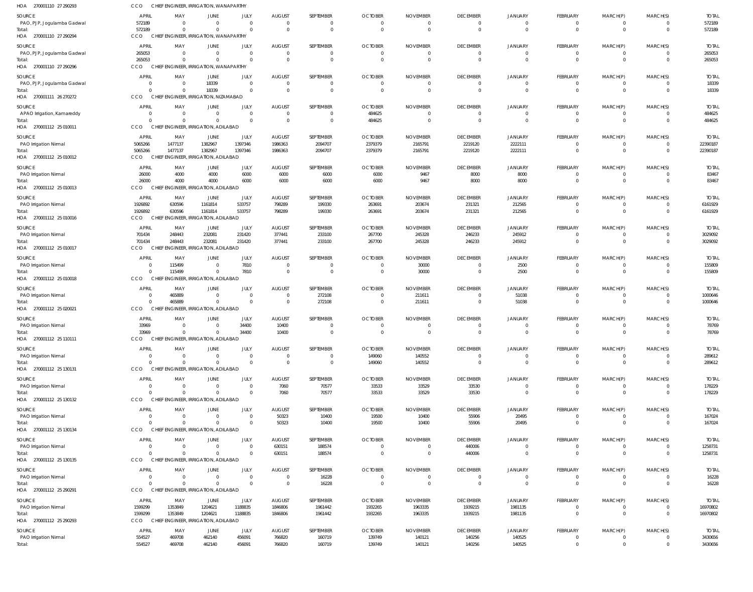HOA 270001110 27 290293 CCO CHIEF ENGINEER, IRRIGATION, WANAPARTHY

| SOURCE | APRIL | MAY | JUNE | JULY | AUGUST | SEPTEMBER | OCTOBER | NOVEMBER | DECEMBER | JANUARY | FEBRUARY | MARCH(P) | MARCH(S) | TOTAL |
|---|---|---|---|---|---|---|---|---|---|---|---|---|---|---|
| PAO, PJP, Jogulamba Gadwal | 572189 | 0 | 0 | 0 | 0 | 0 | 0 | 0 | 0 | 0 | 0 | 0 | 0 | 572189 |
| Total: | 572189 | 0 | 0 | 0 | 0 | 0 | 0 | 0 | 0 | 0 | 0 | 0 | 0 | 572189 |

HOA 270001110 27 290294 CCO CHIEF ENGINEER, IRRIGATION, WANAPARTHY

| SOURCE | APRIL | MAY | JUNE | JULY | AUGUST | SEPTEMBER | OCTOBER | NOVEMBER | DECEMBER | JANUARY | FEBRUARY | MARCH(P) | MARCH(S) | TOTAL |
|---|---|---|---|---|---|---|---|---|---|---|---|---|---|---|
| PAO, PJP, Jogulamba Gadwal | 265053 | 0 | 0 | 0 | 0 | 0 | 0 | 0 | 0 | 0 | 0 | 0 | 0 | 265053 |
| Total: | 265053 | 0 | 0 | 0 | 0 | 0 | 0 | 0 | 0 | 0 | 0 | 0 | 0 | 265053 |

HOA 270001110 27 290296 CCO CHIEF ENGINEER, IRRIGATION, WANAPARTHY

| SOURCE | APRIL | MAY | JUNE | JULY | AUGUST | SEPTEMBER | OCTOBER | NOVEMBER | DECEMBER | JANUARY | FEBRUARY | MARCH(P) | MARCH(S) | TOTAL |
|---|---|---|---|---|---|---|---|---|---|---|---|---|---|---|
| PAO, PJP, Jogulamba Gadwal | 0 | 0 | 18339 | 0 | 0 | 0 | 0 | 0 | 0 | 0 | 0 | 0 | 0 | 18339 |
| Total: | 0 | 0 | 18339 | 0 | 0 | 0 | 0 | 0 | 0 | 0 | 0 | 0 | 0 | 18339 |

HOA 270001111 26 270272 CCO CHIEF ENGINEER, IRRIGATION, NIZAMABAD

| SOURCE | APRIL | MAY | JUNE | JULY | AUGUST | SEPTEMBER | OCTOBER | NOVEMBER | DECEMBER | JANUARY | FEBRUARY | MARCH(P) | MARCH(S) | TOTAL |
|---|---|---|---|---|---|---|---|---|---|---|---|---|---|---|
| APAO Irrigation, Kamareddy | 0 | 0 | 0 | 0 | 0 | 0 | 484625 | 0 | 0 | 0 | 0 | 0 | 0 | 484625 |
| Total: | 0 | 0 | 0 | 0 | 0 | 0 | 484625 | 0 | 0 | 0 | 0 | 0 | 0 | 484625 |

HOA 270001112 25 010011 CCO CHIEF ENGINEER, IRRIGATION, ADILABAD

| SOURCE | APRIL | MAY | JUNE | JULY | AUGUST | SEPTEMBER | OCTOBER | NOVEMBER | DECEMBER | JANUARY | FEBRUARY | MARCH(P) | MARCH(S) | TOTAL |
|---|---|---|---|---|---|---|---|---|---|---|---|---|---|---|
| PAO Irrigation Nirmal | 5065266 | 1477137 | 1382967 | 1397346 | 1986363 | 2094707 | 2379379 | 2165791 | 2219120 | 2222111 | 0 | 0 | 0 | 22390187 |
| Total: | 5065266 | 1477137 | 1382967 | 1397346 | 1986363 | 2094707 | 2379379 | 2165791 | 2219120 | 2222111 | 0 | 0 | 0 | 22390187 |

HOA 270001112 25 010012 CCO CHIEF ENGINEER, IRRIGATION, ADILABAD

| SOURCE | APRIL | MAY | JUNE | JULY | AUGUST | SEPTEMBER | OCTOBER | NOVEMBER | DECEMBER | JANUARY | FEBRUARY | MARCH(P) | MARCH(S) | TOTAL |
|---|---|---|---|---|---|---|---|---|---|---|---|---|---|---|
| PAO Irrigation Nirmal | 26000 | 4000 | 4000 | 6000 | 6000 | 6000 | 6000 | 9467 | 8000 | 8000 | 0 | 0 | 0 | 83467 |
| Total: | 26000 | 4000 | 4000 | 6000 | 6000 | 6000 | 6000 | 9467 | 8000 | 8000 | 0 | 0 | 0 | 83467 |

HOA 270001112 25 010013 CCO CHIEF ENGINEER, IRRIGATION, ADILABAD

| SOURCE | APRIL | MAY | JUNE | JULY | AUGUST | SEPTEMBER | OCTOBER | NOVEMBER | DECEMBER | JANUARY | FEBRUARY | MARCH(P) | MARCH(S) | TOTAL |
|---|---|---|---|---|---|---|---|---|---|---|---|---|---|---|
| PAO Irrigation Nirmal | 1926892 | 630596 | 1161814 | 533757 | 798289 | 199330 | 263691 | 203674 | 231321 | 212565 | 0 | 0 | 0 | 6161929 |
| Total: | 1926892 | 630596 | 1161814 | 533757 | 798289 | 199330 | 263691 | 203674 | 231321 | 212565 | 0 | 0 | 0 | 6161929 |

HOA 270001112 25 010016 CCO CHIEF ENGINEER, IRRIGATION, ADILABAD

| SOURCE | APRIL | MAY | JUNE | JULY | AUGUST | SEPTEMBER | OCTOBER | NOVEMBER | DECEMBER | JANUARY | FEBRUARY | MARCH(P) | MARCH(S) | TOTAL |
|---|---|---|---|---|---|---|---|---|---|---|---|---|---|---|
| PAO Irrigation Nirmal | 701434 | 248443 | 232081 | 231420 | 377441 | 233100 | 267700 | 245328 | 246233 | 245912 | 0 | 0 | 0 | 3029092 |
| Total: | 701434 | 248443 | 232081 | 231420 | 377441 | 233100 | 267700 | 245328 | 246233 | 245912 | 0 | 0 | 0 | 3029092 |

HOA 270001112 25 010017 CCO CHIEF ENGINEER, IRRIGATION, ADILABAD

| SOURCE | APRIL | MAY | JUNE | JULY | AUGUST | SEPTEMBER | OCTOBER | NOVEMBER | DECEMBER | JANUARY | FEBRUARY | MARCH(P) | MARCH(S) | TOTAL |
|---|---|---|---|---|---|---|---|---|---|---|---|---|---|---|
| PAO Irrigation Nirmal | 0 | 115499 | 0 | 7810 | 0 | 0 | 0 | 30000 | 0 | 2500 | 0 | 0 | 0 | 155809 |
| Total: | 0 | 115499 | 0 | 7810 | 0 | 0 | 0 | 30000 | 0 | 2500 | 0 | 0 | 0 | 155809 |

HOA 270001112 25 010018 CCO CHIEF ENGINEER, IRRIGATION, ADILABAD

| SOURCE | APRIL | MAY | JUNE | JULY | AUGUST | SEPTEMBER | OCTOBER | NOVEMBER | DECEMBER | JANUARY | FEBRUARY | MARCH(P) | MARCH(S) | TOTAL |
|---|---|---|---|---|---|---|---|---|---|---|---|---|---|---|
| PAO Irrigation Nirmal | 0 | 465889 | 0 | 0 | 0 | 272108 | 0 | 211611 | 0 | 51038 | 0 | 0 | 0 | 1000646 |
| Total: | 0 | 465889 | 0 | 0 | 0 | 272108 | 0 | 211611 | 0 | 51038 | 0 | 0 | 0 | 1000646 |

HOA 270001112 25 020021 CCO CHIEF ENGINEER, IRRIGATION, ADILABAD

| SOURCE | APRIL | MAY | JUNE | JULY | AUGUST | SEPTEMBER | OCTOBER | NOVEMBER | DECEMBER | JANUARY | FEBRUARY | MARCH(P) | MARCH(S) | TOTAL |
|---|---|---|---|---|---|---|---|---|---|---|---|---|---|---|
| PAO Irrigation Nirmal | 33969 | 0 | 0 | 34400 | 10400 | 0 | 0 | 0 | 0 | 0 | 0 | 0 | 0 | 78769 |
| Total: | 33969 | 0 | 0 | 34400 | 10400 | 0 | 0 | 0 | 0 | 0 | 0 | 0 | 0 | 78769 |

HOA 270001112 25 110111 CCO CHIEF ENGINEER, IRRIGATION, ADILABAD

| SOURCE | APRIL | MAY | JUNE | JULY | AUGUST | SEPTEMBER | OCTOBER | NOVEMBER | DECEMBER | JANUARY | FEBRUARY | MARCH(P) | MARCH(S) | TOTAL |
|---|---|---|---|---|---|---|---|---|---|---|---|---|---|---|
| PAO Irrigation Nirmal | 0 | 0 | 0 | 0 | 0 | 0 | 149060 | 140552 | 0 | 0 | 0 | 0 | 0 | 289612 |
| Total: | 0 | 0 | 0 | 0 | 0 | 0 | 149060 | 140552 | 0 | 0 | 0 | 0 | 0 | 289612 |

HOA 270001112 25 130131 CCO CHIEF ENGINEER, IRRIGATION, ADILABAD

| SOURCE | APRIL | MAY | JUNE | JULY | AUGUST | SEPTEMBER | OCTOBER | NOVEMBER | DECEMBER | JANUARY | FEBRUARY | MARCH(P) | MARCH(S) | TOTAL |
|---|---|---|---|---|---|---|---|---|---|---|---|---|---|---|
| PAO Irrigation Nirmal | 0 | 0 | 0 | 0 | 7060 | 70577 | 33533 | 33529 | 33530 | 0 | 0 | 0 | 0 | 178229 |
| Total: | 0 | 0 | 0 | 0 | 7060 | 70577 | 33533 | 33529 | 33530 | 0 | 0 | 0 | 0 | 178229 |

HOA 270001112 25 130132 CCO CHIEF ENGINEER, IRRIGATION, ADILABAD

| SOURCE | APRIL | MAY | JUNE | JULY | AUGUST | SEPTEMBER | OCTOBER | NOVEMBER | DECEMBER | JANUARY | FEBRUARY | MARCH(P) | MARCH(S) | TOTAL |
|---|---|---|---|---|---|---|---|---|---|---|---|---|---|---|
| PAO Irrigation Nirmal | 0 | 0 | 0 | 0 | 50323 | 10400 | 19500 | 10400 | 55906 | 20495 | 0 | 0 | 0 | 167024 |
| Total: | 0 | 0 | 0 | 0 | 50323 | 10400 | 19500 | 10400 | 55906 | 20495 | 0 | 0 | 0 | 167024 |

HOA 270001112 25 130134 CCO CHIEF ENGINEER, IRRIGATION, ADILABAD

| SOURCE | APRIL | MAY | JUNE | JULY | AUGUST | SEPTEMBER | OCTOBER | NOVEMBER | DECEMBER | JANUARY | FEBRUARY | MARCH(P) | MARCH(S) | TOTAL |
|---|---|---|---|---|---|---|---|---|---|---|---|---|---|---|
| PAO Irrigation Nirmal | 0 | 0 | 0 | 0 | 630151 | 188574 | 0 | 0 | 440006 | 0 | 0 | 0 | 0 | 1258731 |
| Total: | 0 | 0 | 0 | 0 | 630151 | 188574 | 0 | 0 | 440006 | 0 | 0 | 0 | 0 | 1258731 |

HOA 270001112 25 130135 CCO CHIEF ENGINEER, IRRIGATION, ADILABAD

| SOURCE | APRIL | MAY | JUNE | JULY | AUGUST | SEPTEMBER | OCTOBER | NOVEMBER | DECEMBER | JANUARY | FEBRUARY | MARCH(P) | MARCH(S) | TOTAL |
|---|---|---|---|---|---|---|---|---|---|---|---|---|---|---|
| PAO Irrigation Nirmal | 0 | 0 | 0 | 0 | 0 | 16228 | 0 | 0 | 0 | 0 | 0 | 0 | 0 | 16228 |
| Total: | 0 | 0 | 0 | 0 | 0 | 16228 | 0 | 0 | 0 | 0 | 0 | 0 | 0 | 16228 |

HOA 270001112 25 290291 CCO CHIEF ENGINEER, IRRIGATION, ADILABAD

| SOURCE | APRIL | MAY | JUNE | JULY | AUGUST | SEPTEMBER | OCTOBER | NOVEMBER | DECEMBER | JANUARY | FEBRUARY | MARCH(P) | MARCH(S) | TOTAL |
|---|---|---|---|---|---|---|---|---|---|---|---|---|---|---|
| PAO Irrigation Nirmal | 1599299 | 1353849 | 1204621 | 1188835 | 1846806 | 1961442 | 1932265 | 1963335 | 1939215 | 1981135 | 0 | 0 | 0 | 16970802 |
| Total: | 1599299 | 1353849 | 1204621 | 1188835 | 1846806 | 1961442 | 1932265 | 1963335 | 1939215 | 1981135 | 0 | 0 | 0 | 16970802 |

HOA 270001112 25 290293 CCO CHIEF ENGINEER, IRRIGATION, ADILABAD

| SOURCE | APRIL | MAY | JUNE | JULY | AUGUST | SEPTEMBER | OCTOBER | NOVEMBER | DECEMBER | JANUARY | FEBRUARY | MARCH(P) | MARCH(S) | TOTAL |
|---|---|---|---|---|---|---|---|---|---|---|---|---|---|---|
| PAO Irrigation Nirmal | 554527 | 469708 | 462140 | 456091 | 766820 | 160719 | 139749 | 140121 | 140256 | 140525 | 0 | 0 | 0 | 3430656 |
| Total: | 554527 | 469708 | 462140 | 456091 | 766820 | 160719 | 139749 | 140121 | 140256 | 140525 | 0 | 0 | 0 | 3430656 |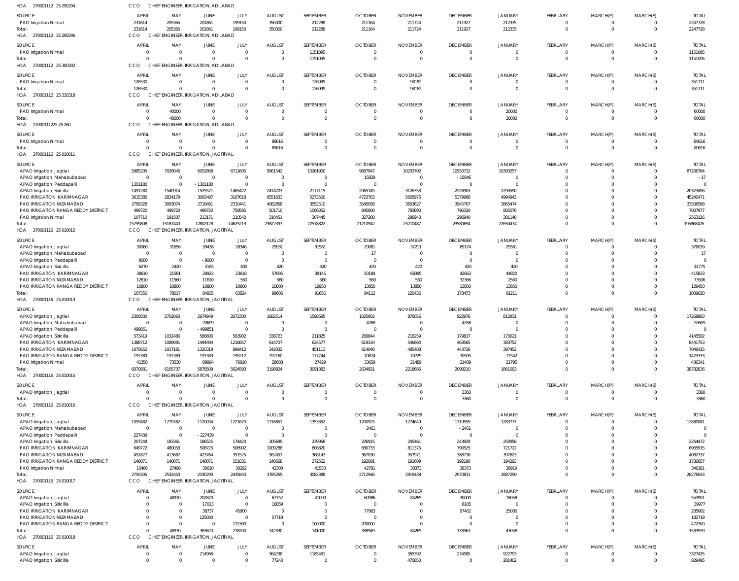HOA 270001112 25 290294 CCO CHIEF ENGINEER, IRRIGATION, ADILABAD

| SOURCE | APRIL | MAY | JUNE | JULY | AUGUST | SEPTEMBER | OCTOBER | NOVEMBER | DECEMBER | JANUARY | FEBRUARY | MARCH(P) | MARCH(S) | TOTAL |
|---|---|---|---|---|---|---|---|---|---|---|---|---|---|---|
| PAO Irrigation Nirmal | 231614 | 205365 | 201861 | 199150 | 350300 | 212288 | 211164 | 211724 | 211927 | 212335 | 0 | 0 | 0 | 2247728 |
| Total: | 231614 | 205365 | 201861 | 199150 | 350300 | 212288 | 211164 | 211724 | 211927 | 212335 | 0 | 0 | 0 | 2247728 |

HOA 270001112 25 290296 CCO CHIEF ENGINEER, IRRIGATION, ADILABAD

| SOURCE | APRIL | MAY | JUNE | JULY | AUGUST | SEPTEMBER | OCTOBER | NOVEMBER | DECEMBER | JANUARY | FEBRUARY | MARCH(P) | MARCH(S) | TOTAL |
|---|---|---|---|---|---|---|---|---|---|---|---|---|---|---|
| PAO Irrigation Nirmal | 0 | 0 | 0 | 0 | 0 | 1151095 | 0 | 0 | 0 | 0 | 0 | 0 | 0 | 1151095 |
| Total: | 0 | 0 | 0 | 0 | 0 | 1151095 | 0 | 0 | 0 | 0 | 0 | 0 | 0 | 1151095 |

HOA 270001112 25 300302 CCO CHIEF ENGINEER, IRRIGATION, ADILABAD

| SOURCE | APRIL | MAY | JUNE | JULY | AUGUST | SEPTEMBER | OCTOBER | NOVEMBER | DECEMBER | JANUARY | FEBRUARY | MARCH(P) | MARCH(S) | TOTAL |
|---|---|---|---|---|---|---|---|---|---|---|---|---|---|---|
| PAO Irrigation Nirmal | 126530 | 0 | 0 | 0 | 0 | 126999 | 0 | 98182 | 0 | 0 | 0 | 0 | 0 | 351711 |
| Total: | 126530 | 0 | 0 | 0 | 0 | 126999 | 0 | 98182 | 0 | 0 | 0 | 0 | 0 | 351711 |

HOA 270001112 25 310318 CCO CHIEF ENGINEER, IRRIGATION, ADILABAD

| SOURCE | APRIL | MAY | JUNE | JULY | AUGUST | SEPTEMBER | OCTOBER | NOVEMBER | DECEMBER | JANUARY | FEBRUARY | MARCH(P) | MARCH(S) | TOTAL |
|---|---|---|---|---|---|---|---|---|---|---|---|---|---|---|
| PAO Irrigation Nirmal | 0 | 40000 | 0 | 0 | 0 | 0 | 0 | 0 | 0 | 20000 | 0 | 0 | 0 | 60000 |
| Total: | 0 | 40000 | 0 | 0 | 0 | 0 | 0 | 0 | 0 | 20000 | 0 | 0 | 0 | 60000 |

HOA 27000111225 25 260 CCO CHIEF ENGINEER, IRRIGATION, ADILABAD

| SOURCE | APRIL | MAY | JUNE | JULY | AUGUST | SEPTEMBER | OCTOBER | NOVEMBER | DECEMBER | JANUARY | FEBRUARY | MARCH(P) | MARCH(S) | TOTAL |
|---|---|---|---|---|---|---|---|---|---|---|---|---|---|---|
| PAO Irrigation Nirmal | 0 | 0 | 0 | 0 | 89616 | 0 | 0 | 0 | 0 | 0 | 0 | 0 | 0 | 89616 |
| Total: | 0 | 0 | 0 | 0 | 89616 | 0 | 0 | 0 | 0 | 0 | 0 | 0 | 0 | 89616 |

HOA 270001116 25 010011 CCO CHIEF ENGINEER, IRRIGATION, JAGITYAL

| SOURCE | APRIL | MAY | JUNE | JULY | AUGUST | SEPTEMBER | OCTOBER | NOVEMBER | DECEMBER | JANUARY | FEBRUARY | MARCH(P) | MARCH(S) | TOTAL |
|---|---|---|---|---|---|---|---|---|---|---|---|---|---|---|
| APAO Irrigation, Jagtial | 5985205 | 7028046 | 6052868 | 6711605 | 9961542 | 10261900 | 9687947 | 10233702 | 10950712 | 10393257 | 0 | 0 | 0 | 87266784 |
| APAO Irrigation, Mahabubabad | 0 | 0 | 0 | 0 | 0 | 0 | 15829 | 0 | -15846 | 0 | 0 | 0 | 0 | -17 |
| APAO Irrigation, Peddapalli | 1301180 | 0 | -1301180 | 0 | 0 | 0 | 0 | 0 | 0 | 0 | 0 | 0 | 0 | 0 |
| APAO Irrigation, Siricilla | 1491280 | 1540914 | 1525571 | 1465422 | 2414203 | 2177115 | 2065145 | 3126353 | 2226903 | 2290590 | 0 | 0 | 0 | 20323496 |
| PAO IRRIGATION KARIMNAGAR | 3615385 | 2834179 | 3093487 | 3167618 | 6551633 | 5273500 | 4723783 | 5605975 | 5379968 | 4994943 | 0 | 0 | 0 | 45240471 |
| PAO IRRIGATION NIZAMABAD | 2799328 | 3093074 | 2718491 | 2310441 | 4082858 | 3552510 | 3545058 | 3653627 | 3945707 | 3865474 | 0 | 0 | 0 | 33566568 |
| PAO IRRIGATION RANGA REDDY DISTRICT | 499720 | 499720 | 499720 | 759585 | 501710 | 1006352 | 845900 | 793890 | 796310 | 805070 | 0 | 0 | 0 | 7007977 |
| PAO Irrigation Nirmal | 107710 | 191507 | 213171 | 210542 | 310451 | 307445 | 327280 | 296940 | 296940 | 301140 | 0 | 0 | 0 | 2563126 |
| Total: | 15799808 | 15187440 | 12802128 | 14625213 | 23822397 | 22578822 | 21210942 | 23710487 | 23580694 | 22650474 | 0 | 0 | 0 | 195968405 |

HOA 270001116 25 010012 CCO CHIEF ENGINEER, IRRIGATION, JAGITYAL

| SOURCE | APRIL | MAY | JUNE | JULY | AUGUST | SEPTEMBER | OCTOBER | NOVEMBER | DECEMBER | JANUARY | FEBRUARY | MARCH(P) | MARCH(S) | TOTAL |
|---|---|---|---|---|---|---|---|---|---|---|---|---|---|---|
| APAO Irrigation, Jagtial | 30060 | 31656 | 39438 | 28346 | 29931 | 31581 | 29081 | 37211 | 89174 | 29561 | 0 | 0 | 0 | 376039 |
| APAO Irrigation, Mahabubabad | 0 | 0 | 0 | 0 | 0 | 0 | 17 | 0 | 0 | 0 | 0 | 0 | 0 | 17 |
| APAO Irrigation, Peddapalli | 9000 | 0 | -9000 | 0 | 0 | 0 | 0 | 0 | 0 | 0 | 0 | 0 | 0 | 0 |
| APAO Irrigation, Siricilla | 6270 | 2420 | 3165 | 400 | 420 | 420 | 420 | 420 | 420 | 420 | 0 | 0 | 0 | 14775 |
| PAO IRRIGATION KARIMNAGAR | 38610 | 21581 | 28922 | 23618 | 57895 | 39145 | 50184 | 68395 | 42663 | 44820 | 0 | 0 | 0 | 415833 |
| PAO IRRIGATION NIZAMABAD | 12610 | 11560 | 11610 | 560 | 560 | 560 | 560 | 560 | 32366 | 2560 | 0 | 0 | 0 | 73506 |
| PAO IRRIGATION RANGA REDDY DISTRICT | 10800 | 10800 | 10800 | 10900 | 10800 | 19950 | 13850 | 13850 | 13850 | 13850 | 0 | 0 | 0 | 129450 |
| Total: | 107350 | 78017 | 84935 | 63824 | 99606 | 91656 | 94112 | 120436 | 178473 | 91211 | 0 | 0 | 0 | 1009620 |

HOA 270001116 25 010013 CCO CHIEF ENGINEER, IRRIGATION, JAGITYAL

| SOURCE | APRIL | MAY | JUNE | JULY | AUGUST | SEPTEMBER | OCTOBER | NOVEMBER | DECEMBER | JANUARY | FEBRUARY | MARCH(P) | MARCH(S) | TOTAL |
|---|---|---|---|---|---|---|---|---|---|---|---|---|---|---|
| APAO Irrigation, Jagtial | 2300500 | 2702060 | 2674949 | 2672300 | 1682514 | 1598695 | 1025902 | 876056 | 922976 | 812931 | 0 | 0 | 0 | 17268883 |
| APAO Irrigation, Mahabubabad | 0 | 0 | 20609 | 0 | 0 | 0 | 4268 | 0 | -4268 | 0 | 0 | 0 | 0 | 20609 |
| APAO Irrigation, Peddapalli | 499851 | 0 | -499851 | 0 | 0 | 0 | 0 | 0 | 0 | 0 | 0 | 0 | 0 | 0 |
| APAO Irrigation, Siricilla | 573419 | 1032486 | 586606 | 563902 | 338723 | 211825 | 266844 | 218259 | 179817 | 173621 | 0 | 0 | 0 | 4145502 |
| PAO IRRIGATION KARIMNAGAR | 1388712 | 1089091 | 1494494 | 1216857 | 614707 | 624577 | 619334 | 546664 | 463565 | 383752 | 0 | 0 | 0 | 8441753 |
| PAO IRRIGATION NIZAMABAD | 1075652 | 1017181 | 1320319 | 899412 | 342032 | 451113 | 614040 | 485488 | 443726 | 397452 | 0 | 0 | 0 | 7046415 |
| PAO IRRIGATION RANGA REDDY DISTRICT | 191389 | 191389 | 191389 | 195212 | 192160 | 177744 | 70874 | 70729 | 70905 | 71542 | 0 | 0 | 0 | 1423333 |
| PAO Irrigation Nirmal | 41358 | 73530 | 89994 | 76910 | 28688 | 27429 | 33659 | 21489 | 21489 | 21795 | 0 | 0 | 0 | 436341 |
| Total: | 6070881 | 6105737 | 5878509 | 5624593 | 3198824 | 3091383 | 2634921 | 2218685 | 2098210 | 1861093 | 0 | 0 | 0 | 38782836 |

HOA 270001116 25 010015 CCO CHIEF ENGINEER, IRRIGATION, JAGITYAL

| SOURCE | APRIL | MAY | JUNE | JULY | AUGUST | SEPTEMBER | OCTOBER | NOVEMBER | DECEMBER | JANUARY | FEBRUARY | MARCH(P) | MARCH(S) | TOTAL |
|---|---|---|---|---|---|---|---|---|---|---|---|---|---|---|
| APAO Irrigation, Jagtial | 0 | 0 | 0 | 0 | 0 | 0 | 0 | 0 | 3360 | 0 | 0 | 0 | 0 | 3360 |
| Total: | 0 | 0 | 0 | 0 | 0 | 0 | 0 | 0 | 3360 | 0 | 0 | 0 | 0 | 3360 |

HOA 270001116 25 010016 CCO CHIEF ENGINEER, IRRIGATION, JAGITYAL

| SOURCE | APRIL | MAY | JUNE | JULY | AUGUST | SEPTEMBER | OCTOBER | NOVEMBER | DECEMBER | JANUARY | FEBRUARY | MARCH(P) | MARCH(S) | TOTAL |
|---|---|---|---|---|---|---|---|---|---|---|---|---|---|---|
| APAO Irrigation, Jagtial | 1059482 | 1279782 | 1120034 | 1221670 | 1716851 | 1353352 | 1200925 | 1274649 | 1319559 | 1283777 | 0 | 0 | 0 | 12830081 |
| APAO Irrigation, Mahabubabad | 0 | 0 | 0 | 0 | 0 | 0 | 2461 | 0 | -2461 | 0 | 0 | 0 | 0 | 0 |
| APAO Irrigation, Peddapalli | 227439 | 0 | -227439 | 0 | 0 | 0 | 0 | 0 | 0 | 0 | 0 | 0 | 0 | 0 |
| APAO Irrigation, Siricilla | 207248 | 183361 | 186525 | 174420 | 305699 | 239958 | 226915 | 245461 | 243929 | 250956 | 0 | 0 | 0 | 2264472 |
| PAO IRRIGATION KARIMNAGAR | 649772 | 480053 | 508725 | 506902 | 1009288 | 806820 | 680733 | 811375 | 790525 | 721722 | 0 | 0 | 0 | 6965915 |
| PAO IRRIGATION NIZAMABAD | 451827 | 413687 | 423764 | 351525 | 562451 | 368143 | 367030 | 357971 | 388716 | 397623 | 0 | 0 | 0 | 4082737 |
| PAO IRRIGATION RANGA REDDY DISTRICT | 148071 | 148071 | 148071 | 151031 | 148668 | 272562 | 192091 | 191609 | 192190 | 194293 | 0 | 0 | 0 | 1786657 |
| PAO Irrigation Nirmal | 15466 | 27496 | 30610 | 30292 | 42308 | 41553 | 42791 | 38373 | 38373 | 38919 | 0 | 0 | 0 | 346181 |
| Total: | 2759305 | 2532450 | 2190290 | 2435840 | 3785265 | 3082388 | 2712946 | 2919438 | 2970831 | 2887290 | 0 | 0 | 0 | 28276043 |

HOA 270001116 25 010017 CCO CHIEF ENGINEER, IRRIGATION, JAGITYAL

| SOURCE | APRIL | MAY | JUNE | JULY | AUGUST | SEPTEMBER | OCTOBER | NOVEMBER | DECEMBER | JANUARY | FEBRUARY | MARCH(P) | MARCH(S) | TOTAL |
|---|---|---|---|---|---|---|---|---|---|---|---|---|---|---|
| APAO Irrigation, Jagtial | 0 | 48970 | 202870 | 0 | 67752 | 41000 | 60986 | 84265 | 30000 | 18058 | 0 | 0 | 0 | 553901 |
| APAO Irrigation, Siricilla | 0 | 0 | 17013 | 0 | 16859 | 0 | 0 | 0 | 6105 | 0 | 0 | 0 | 0 | 39977 |
| PAO IRRIGATION KARIMNAGAR | 0 | 0 | 38737 | 45900 | 0 | 0 | 77963 | 0 | 97462 | 25000 | 0 | 0 | 0 | 285062 |
| PAO IRRIGATION NIZAMABAD | 0 | 0 | 125000 | 0 | 57719 | 0 | 0 | 0 | 0 | 0 | 0 | 0 | 0 | 182719 |
| PAO IRRIGATION RANGA REDDY DISTRICT | 0 | 0 | 0 | 172300 | 0 | 100000 | 200000 | 0 | 0 | 0 | 0 | 0 | 0 | 472300 |
| Total: | 0 | 48970 | 383620 | 218200 | 142330 | 141000 | 338949 | 84265 | 133567 | 43058 | 0 | 0 | 0 | 1533959 |

HOA 270001116 25 010018 CCO CHIEF ENGINEER, IRRIGATION, JAGITYAL

| SOURCE | APRIL | MAY | JUNE | JULY | AUGUST | SEPTEMBER | OCTOBER | NOVEMBER | DECEMBER | JANUARY | FEBRUARY | MARCH(P) | MARCH(S) | TOTAL |
|---|---|---|---|---|---|---|---|---|---|---|---|---|---|---|
| APAO Irrigation, Jagtial | 0 | 0 | 214966 | 0 | 364238 | 1185461 | 0 | 365392 | 274585 | 922793 | 0 | 0 | 0 | 3327435 |
| APAO Irrigation, Siricilla | 0 | 0 | 0 | 0 | 77243 | 0 | 0 | 470850 | 0 | 281402 | 0 | 0 | 0 | 829495 |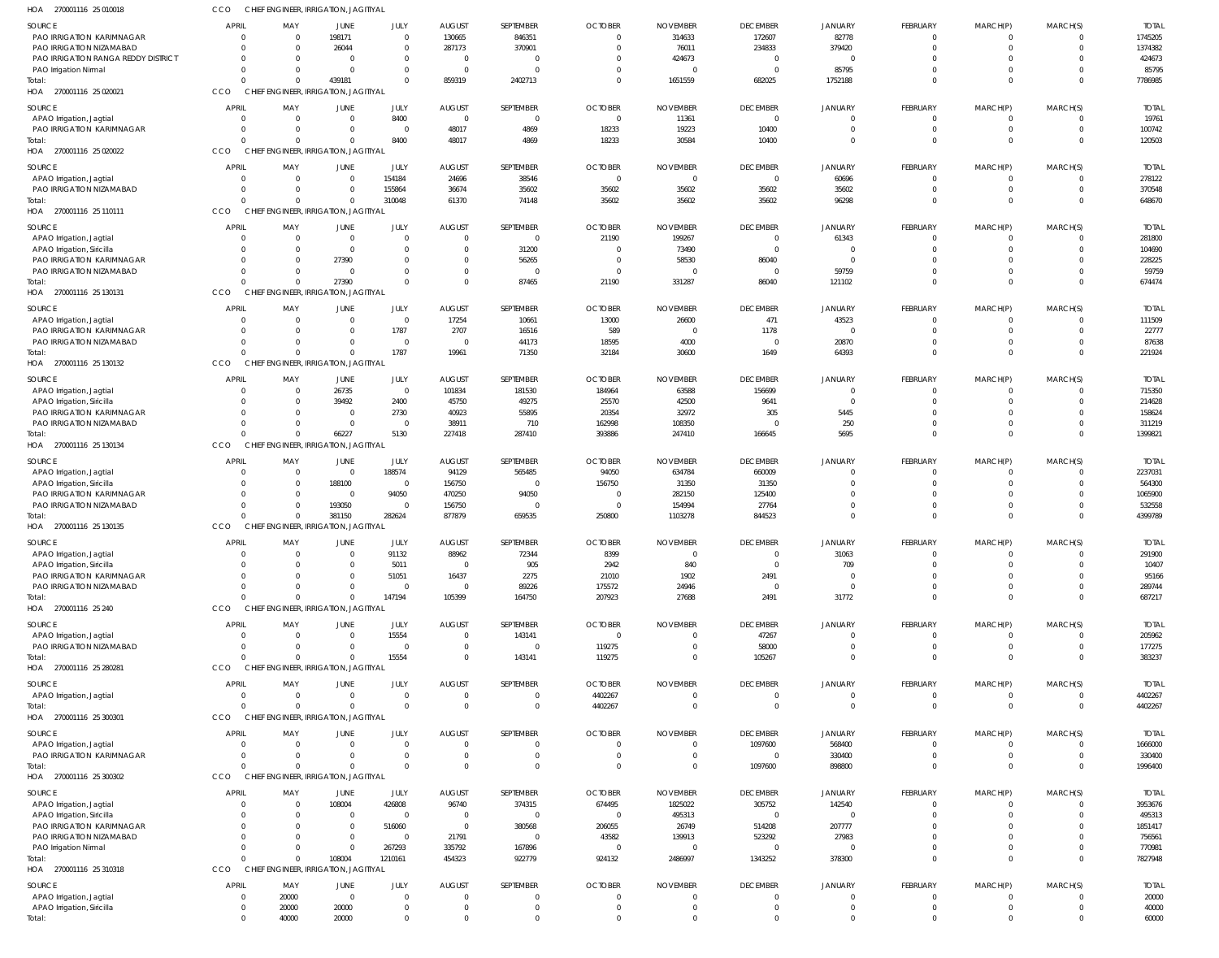HOA 270001116 25 010018 CCO CHIEF ENGINEER, IRRIGATION, JAGITIYAL

| SOURCE | APRIL | MAY | JUNE | JULY | AUGUST | SEPTEMBER | OCTOBER | NOVEMBER | DECEMBER | JANUARY | FEBRUARY | MARCH(P) | MARCH(S) | TOTAL |
|---|---|---|---|---|---|---|---|---|---|---|---|---|---|---|
| PAO IRRIGATION KARIMNAGAR | 0 | 0 | 198171 | 0 | 130665 | 846351 | 0 | 314633 | 172607 | 82778 | 0 | 0 | 0 | 1745205 |
| PAO IRRIGATION NIZAMABAD | 0 | 0 | 26044 | 0 | 287173 | 370901 | 0 | 76011 | 234833 | 379420 | 0 | 0 | 0 | 1374382 |
| PAO IRRIGATION RANGA REDDY DISTRICT | 0 | 0 | 0 | 0 | 0 | 0 | 0 | 424673 | 0 | 0 | 0 | 0 | 0 | 424673 |
| PAO Irrigation Nirmal | 0 | 0 | 0 | 0 | 0 | 0 | 0 | 0 | 0 | 85795 | 0 | 0 | 0 | 85795 |
| Total: | 0 | 0 | 439181 | 0 | 859319 | 2402713 | 0 | 1651559 | 682025 | 1752188 | 0 | 0 | 0 | 7786985 |

HOA 270001116 25 020021 CCO CHIEF ENGINEER, IRRIGATION, JAGITIYAL

| SOURCE | APRIL | MAY | JUNE | JULY | AUGUST | SEPTEMBER | OCTOBER | NOVEMBER | DECEMBER | JANUARY | FEBRUARY | MARCH(P) | MARCH(S) | TOTAL |
|---|---|---|---|---|---|---|---|---|---|---|---|---|---|---|
| APAO Irrigation, Jagtial | 0 | 0 | 0 | 8400 | 0 | 0 | 0 | 11361 | 0 | 0 | 0 | 0 | 0 | 19761 |
| PAO IRRIGATION KARIMNAGAR | 0 | 0 | 0 | 0 | 48017 | 4869 | 18233 | 19223 | 10400 | 0 | 0 | 0 | 0 | 100742 |
| Total: | 0 | 0 | 0 | 8400 | 48017 | 4869 | 18233 | 30584 | 10400 | 0 | 0 | 0 | 0 | 120503 |

HOA 270001116 25 020022 CCO CHIEF ENGINEER, IRRIGATION, JAGITIYAL

| SOURCE | APRIL | MAY | JUNE | JULY | AUGUST | SEPTEMBER | OCTOBER | NOVEMBER | DECEMBER | JANUARY | FEBRUARY | MARCH(P) | MARCH(S) | TOTAL |
|---|---|---|---|---|---|---|---|---|---|---|---|---|---|---|
| APAO Irrigation, Jagtial | 0 | 0 | 0 | 154184 | 24696 | 38546 | 0 | 0 | 0 | 60696 | 0 | 0 | 0 | 278122 |
| PAO IRRIGATION NIZAMABAD | 0 | 0 | 0 | 155864 | 36674 | 35602 | 35602 | 35602 | 35602 | 35602 | 0 | 0 | 0 | 370548 |
| Total: | 0 | 0 | 0 | 310048 | 61370 | 74148 | 35602 | 35602 | 35602 | 96298 | 0 | 0 | 0 | 648670 |

HOA 270001116 25 110111 CCO CHIEF ENGINEER, IRRIGATION, JAGITIYAL

| SOURCE | APRIL | MAY | JUNE | JULY | AUGUST | SEPTEMBER | OCTOBER | NOVEMBER | DECEMBER | JANUARY | FEBRUARY | MARCH(P) | MARCH(S) | TOTAL |
|---|---|---|---|---|---|---|---|---|---|---|---|---|---|---|
| APAO Irrigation, Jagtial | 0 | 0 | 0 | 0 | 0 | 0 | 21190 | 199267 | 0 | 61343 | 0 | 0 | 0 | 281800 |
| APAO Irrigation, Siricilla | 0 | 0 | 0 | 0 | 0 | 31200 | 0 | 73490 | 0 | 0 | 0 | 0 | 0 | 104690 |
| PAO IRRIGATION KARIMNAGAR | 0 | 0 | 27390 | 0 | 0 | 56265 | 0 | 58530 | 86040 | 0 | 0 | 0 | 0 | 228225 |
| PAO IRRIGATION NIZAMABAD | 0 | 0 | 0 | 0 | 0 | 0 | 0 | 0 | 0 | 59759 | 0 | 0 | 0 | 59759 |
| Total: | 0 | 0 | 27390 | 0 | 0 | 87465 | 21190 | 331287 | 86040 | 121102 | 0 | 0 | 0 | 674474 |

HOA 270001116 25 130131 CCO CHIEF ENGINEER, IRRIGATION, JAGITIYAL

| SOURCE | APRIL | MAY | JUNE | JULY | AUGUST | SEPTEMBER | OCTOBER | NOVEMBER | DECEMBER | JANUARY | FEBRUARY | MARCH(P) | MARCH(S) | TOTAL |
|---|---|---|---|---|---|---|---|---|---|---|---|---|---|---|
| APAO Irrigation, Jagtial | 0 | 0 | 0 | 0 | 17254 | 10661 | 13000 | 26600 | 471 | 43523 | 0 | 0 | 0 | 111509 |
| PAO IRRIGATION KARIMNAGAR | 0 | 0 | 0 | 1787 | 2707 | 16516 | 589 | 0 | 1178 | 0 | 0 | 0 | 0 | 22777 |
| PAO IRRIGATION NIZAMABAD | 0 | 0 | 0 | 0 | 0 | 44173 | 18595 | 4000 | 0 | 20870 | 0 | 0 | 0 | 87638 |
| Total: | 0 | 0 | 0 | 1787 | 19961 | 71350 | 32184 | 30600 | 1649 | 64393 | 0 | 0 | 0 | 221924 |

HOA 270001116 25 130132 CCO CHIEF ENGINEER, IRRIGATION, JAGITIYAL

| SOURCE | APRIL | MAY | JUNE | JULY | AUGUST | SEPTEMBER | OCTOBER | NOVEMBER | DECEMBER | JANUARY | FEBRUARY | MARCH(P) | MARCH(S) | TOTAL |
|---|---|---|---|---|---|---|---|---|---|---|---|---|---|---|
| APAO Irrigation, Jagtial | 0 | 0 | 26735 | 0 | 101834 | 181530 | 184964 | 63588 | 156699 | 0 | 0 | 0 | 0 | 715350 |
| APAO Irrigation, Siricilla | 0 | 0 | 39492 | 2400 | 45750 | 49275 | 25570 | 42500 | 9641 | 0 | 0 | 0 | 0 | 214628 |
| PAO IRRIGATION KARIMNAGAR | 0 | 0 | 0 | 2730 | 40923 | 55895 | 20354 | 32972 | 305 | 5445 | 0 | 0 | 0 | 158624 |
| PAO IRRIGATION NIZAMABAD | 0 | 0 | 0 | 0 | 38911 | 710 | 162998 | 108350 | 0 | 250 | 0 | 0 | 0 | 311219 |
| Total: | 0 | 0 | 66227 | 5130 | 227418 | 287410 | 393886 | 247410 | 166645 | 5695 | 0 | 0 | 0 | 1399821 |

HOA 270001116 25 130134 CCO CHIEF ENGINEER, IRRIGATION, JAGITIYAL

| SOURCE | APRIL | MAY | JUNE | JULY | AUGUST | SEPTEMBER | OCTOBER | NOVEMBER | DECEMBER | JANUARY | FEBRUARY | MARCH(P) | MARCH(S) | TOTAL |
|---|---|---|---|---|---|---|---|---|---|---|---|---|---|---|
| APAO Irrigation, Jagtial | 0 | 0 | 0 | 188574 | 94129 | 565485 | 94050 | 634784 | 660009 | 0 | 0 | 0 | 0 | 2237031 |
| APAO Irrigation, Siricilla | 0 | 0 | 188100 | 0 | 156750 | 0 | 156750 | 31350 | 31350 | 0 | 0 | 0 | 0 | 564300 |
| PAO IRRIGATION KARIMNAGAR | 0 | 0 | 0 | 94050 | 470250 | 94050 | 0 | 282150 | 125400 | 0 | 0 | 0 | 0 | 1065900 |
| PAO IRRIGATION NIZAMABAD | 0 | 0 | 193050 | 0 | 156750 | 0 | 0 | 154994 | 27764 | 0 | 0 | 0 | 0 | 532558 |
| Total: | 0 | 0 | 381150 | 282624 | 877879 | 659535 | 250800 | 1103278 | 844523 | 0 | 0 | 0 | 0 | 4399789 |

HOA 270001116 25 130135 CCO CHIEF ENGINEER, IRRIGATION, JAGITIYAL

| SOURCE | APRIL | MAY | JUNE | JULY | AUGUST | SEPTEMBER | OCTOBER | NOVEMBER | DECEMBER | JANUARY | FEBRUARY | MARCH(P) | MARCH(S) | TOTAL |
|---|---|---|---|---|---|---|---|---|---|---|---|---|---|---|
| APAO Irrigation, Jagtial | 0 | 0 | 0 | 91132 | 88962 | 72344 | 8399 | 0 | 0 | 31063 | 0 | 0 | 0 | 291900 |
| APAO Irrigation, Siricilla | 0 | 0 | 0 | 5011 | 0 | 905 | 2942 | 840 | 0 | 709 | 0 | 0 | 0 | 10407 |
| PAO IRRIGATION KARIMNAGAR | 0 | 0 | 0 | 51051 | 16437 | 2275 | 21010 | 1902 | 2491 | 0 | 0 | 0 | 0 | 95166 |
| PAO IRRIGATION NIZAMABAD | 0 | 0 | 0 | 0 | 0 | 89226 | 175572 | 24946 | 0 | 0 | 0 | 0 | 0 | 289744 |
| Total: | 0 | 0 | 0 | 147194 | 105399 | 164750 | 207923 | 27688 | 2491 | 31772 | 0 | 0 | 0 | 687217 |

HOA 270001116 25 240 CCO CHIEF ENGINEER, IRRIGATION, JAGITIYAL

| SOURCE | APRIL | MAY | JUNE | JULY | AUGUST | SEPTEMBER | OCTOBER | NOVEMBER | DECEMBER | JANUARY | FEBRUARY | MARCH(P) | MARCH(S) | TOTAL |
|---|---|---|---|---|---|---|---|---|---|---|---|---|---|---|
| APAO Irrigation, Jagtial | 0 | 0 | 0 | 15554 | 0 | 143141 | 0 | 0 | 47267 | 0 | 0 | 0 | 0 | 205962 |
| PAO IRRIGATION NIZAMABAD | 0 | 0 | 0 | 0 | 0 | 0 | 119275 | 0 | 58000 | 0 | 0 | 0 | 0 | 177275 |
| Total: | 0 | 0 | 0 | 15554 | 0 | 143141 | 119275 | 0 | 105267 | 0 | 0 | 0 | 0 | 383237 |

HOA 270001116 25 280281 CCO CHIEF ENGINEER, IRRIGATION, JAGITIYAL

| SOURCE | APRIL | MAY | JUNE | JULY | AUGUST | SEPTEMBER | OCTOBER | NOVEMBER | DECEMBER | JANUARY | FEBRUARY | MARCH(P) | MARCH(S) | TOTAL |
|---|---|---|---|---|---|---|---|---|---|---|---|---|---|---|
| APAO Irrigation, Jagtial | 0 | 0 | 0 | 0 | 0 | 0 | 4402267 | 0 | 0 | 0 | 0 | 0 | 0 | 4402267 |
| Total: | 0 | 0 | 0 | 0 | 0 | 0 | 4402267 | 0 | 0 | 0 | 0 | 0 | 0 | 4402267 |

HOA 270001116 25 300301 CCO CHIEF ENGINEER, IRRIGATION, JAGITIYAL

| SOURCE | APRIL | MAY | JUNE | JULY | AUGUST | SEPTEMBER | OCTOBER | NOVEMBER | DECEMBER | JANUARY | FEBRUARY | MARCH(P) | MARCH(S) | TOTAL |
|---|---|---|---|---|---|---|---|---|---|---|---|---|---|---|
| APAO Irrigation, Jagtial | 0 | 0 | 0 | 0 | 0 | 0 | 0 | 0 | 1097600 | 568400 | 0 | 0 | 0 | 1666000 |
| PAO IRRIGATION KARIMNAGAR | 0 | 0 | 0 | 0 | 0 | 0 | 0 | 0 | 0 | 330400 | 0 | 0 | 0 | 330400 |
| Total: | 0 | 0 | 0 | 0 | 0 | 0 | 0 | 0 | 1097600 | 898800 | 0 | 0 | 0 | 1996400 |

HOA 270001116 25 300302 CCO CHIEF ENGINEER, IRRIGATION, JAGITIYAL

| SOURCE | APRIL | MAY | JUNE | JULY | AUGUST | SEPTEMBER | OCTOBER | NOVEMBER | DECEMBER | JANUARY | FEBRUARY | MARCH(P) | MARCH(S) | TOTAL |
|---|---|---|---|---|---|---|---|---|---|---|---|---|---|---|
| APAO Irrigation, Jagtial | 0 | 0 | 108004 | 426808 | 96740 | 374315 | 674495 | 1825022 | 305752 | 142540 | 0 | 0 | 0 | 3953676 |
| APAO Irrigation, Siricilla | 0 | 0 | 0 | 0 | 0 | 0 | 0 | 495313 | 0 | 0 | 0 | 0 | 0 | 495313 |
| PAO IRRIGATION KARIMNAGAR | 0 | 0 | 0 | 516060 | 0 | 380568 | 206055 | 26749 | 514208 | 207777 | 0 | 0 | 0 | 1851417 |
| PAO IRRIGATION NIZAMABAD | 0 | 0 | 0 | 0 | 21791 | 0 | 43582 | 139913 | 523292 | 27983 | 0 | 0 | 0 | 756561 |
| PAO Irrigation Nirmal | 0 | 0 | 0 | 267293 | 335792 | 167896 | 0 | 0 | 0 | 0 | 0 | 0 | 0 | 770981 |
| Total: | 0 | 0 | 108004 | 1210161 | 454323 | 922779 | 924132 | 2486997 | 1343252 | 378300 | 0 | 0 | 0 | 7827948 |

HOA 270001116 25 310318 CCO CHIEF ENGINEER, IRRIGATION, JAGITIYAL

| SOURCE | APRIL | MAY | JUNE | JULY | AUGUST | SEPTEMBER | OCTOBER | NOVEMBER | DECEMBER | JANUARY | FEBRUARY | MARCH(P) | MARCH(S) | TOTAL |
|---|---|---|---|---|---|---|---|---|---|---|---|---|---|---|
| APAO Irrigation, Jagtial | 0 | 20000 | 0 | 0 | 0 | 0 | 0 | 0 | 0 | 0 | 0 | 0 | 0 | 20000 |
| APAO Irrigation, Siricilla | 0 | 20000 | 20000 | 0 | 0 | 0 | 0 | 0 | 0 | 0 | 0 | 0 | 0 | 40000 |
| Total: | 0 | 40000 | 20000 | 0 | 0 | 0 | 0 | 0 | 0 | 0 | 0 | 0 | 0 | 60000 |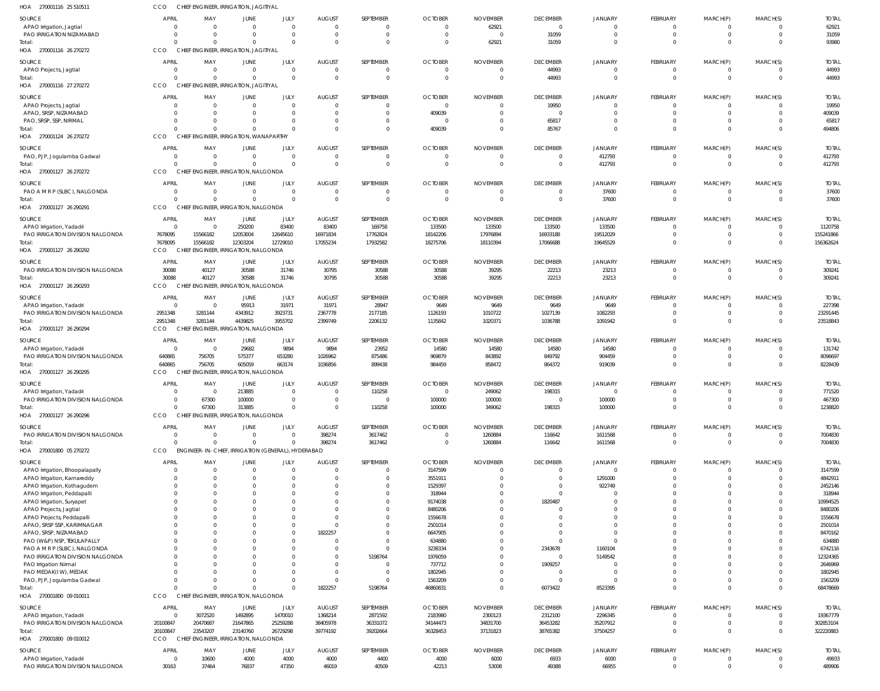HOA 270001116 25 510511 CCO CHIEF ENGINEER, IRRIGATION, JAGITIYAL

| SOURCE | APRIL | MAY | JUNE | JULY | AUGUST | SEPTEMBER | OCTOBER | NOVEMBER | DECEMBER | JANUARY | FEBRUARY | MARCH(P) | MARCH(S) | TOTAL |
|---|---|---|---|---|---|---|---|---|---|---|---|---|---|---|
| APAO Irrigation, Jagtial | 0 | 0 | 0 | 0 | 0 | 0 | 0 | 62921 | 0 | 0 | 0 | 0 | 0 | 62921 |
| PAO IRRIGATION NIZAMABAD | 0 | 0 | 0 | 0 | 0 | 0 | 0 | 0 | 31059 | 0 | 0 | 0 | 0 | 31059 |
| Total: | 0 | 0 | 0 | 0 | 0 | 0 | 0 | 62921 | 31059 | 0 | 0 | 0 | 0 | 93980 |

HOA 270001116 26 270272 CCO CHIEF ENGINEER, IRRIGATION, JAGITIYAL

| SOURCE | APRIL | MAY | JUNE | JULY | AUGUST | SEPTEMBER | OCTOBER | NOVEMBER | DECEMBER | JANUARY | FEBRUARY | MARCH(P) | MARCH(S) | TOTAL |
|---|---|---|---|---|---|---|---|---|---|---|---|---|---|---|
| APAO Projects, Jagtial | 0 | 0 | 0 | 0 | 0 | 0 | 0 | 0 | 44993 | 0 | 0 | 0 | 0 | 44993 |
| Total: | 0 | 0 | 0 | 0 | 0 | 0 | 0 | 0 | 44993 | 0 | 0 | 0 | 0 | 44993 |

HOA 270001116 27 270272 CCO CHIEF ENGINEER, IRRIGATION, JAGITIYAL

| SOURCE | APRIL | MAY | JUNE | JULY | AUGUST | SEPTEMBER | OCTOBER | NOVEMBER | DECEMBER | JANUARY | FEBRUARY | MARCH(P) | MARCH(S) | TOTAL |
|---|---|---|---|---|---|---|---|---|---|---|---|---|---|---|
| APAO Projects, Jagtial | 0 | 0 | 0 | 0 | 0 | 0 | 0 | 0 | 19950 | 0 | 0 | 0 | 0 | 19950 |
| APAO, SRSP, NIZAMABAD | 0 | 0 | 0 | 0 | 0 | 0 | 409039 | 0 | 0 | 0 | 0 | 0 | 0 | 409039 |
| PAO, SRSP, SSP, NIRMAL | 0 | 0 | 0 | 0 | 0 | 0 | 0 | 0 | 65817 | 0 | 0 | 0 | 0 | 65817 |
| Total: | 0 | 0 | 0 | 0 | 0 | 0 | 409039 | 0 | 85767 | 0 | 0 | 0 | 0 | 494806 |

HOA 270001124 26 270272 CCO CHIEF ENGINEER, IRRIGATION, WANAPARTHY

| SOURCE | APRIL | MAY | JUNE | JULY | AUGUST | SEPTEMBER | OCTOBER | NOVEMBER | DECEMBER | JANUARY | FEBRUARY | MARCH(P) | MARCH(S) | TOTAL |
|---|---|---|---|---|---|---|---|---|---|---|---|---|---|---|
| PAO, PJP, Jogulamba Gadwal | 0 | 0 | 0 | 0 | 0 | 0 | 0 | 0 | 0 | 412793 | 0 | 0 | 0 | 412793 |
| Total: | 0 | 0 | 0 | 0 | 0 | 0 | 0 | 0 | 0 | 412793 | 0 | 0 | 0 | 412793 |

HOA 270001127 26 270272 CCO CHIEF ENGINEER, IRRIGATION, NALGONDA

| SOURCE | APRIL | MAY | JUNE | JULY | AUGUST | SEPTEMBER | OCTOBER | NOVEMBER | DECEMBER | JANUARY | FEBRUARY | MARCH(P) | MARCH(S) | TOTAL |
|---|---|---|---|---|---|---|---|---|---|---|---|---|---|---|
| PAO A M R P (SLBC), NALGONDA | 0 | 0 | 0 | 0 | 0 | 0 | 0 | 0 | 0 | 37600 | 0 | 0 | 0 | 37600 |
| Total: | 0 | 0 | 0 | 0 | 0 | 0 | 0 | 0 | 0 | 37600 | 0 | 0 | 0 | 37600 |

HOA 270001127 26 290291 CCO CHIEF ENGINEER, IRRIGATION, NALGONDA

| SOURCE | APRIL | MAY | JUNE | JULY | AUGUST | SEPTEMBER | OCTOBER | NOVEMBER | DECEMBER | JANUARY | FEBRUARY | MARCH(P) | MARCH(S) | TOTAL |
|---|---|---|---|---|---|---|---|---|---|---|---|---|---|---|
| APAO Irrigation, Yadadri | 0 | 0 | 250200 | 83400 | 83400 | 169758 | 133500 | 133500 | 133500 | 133500 | 0 | 0 | 0 | 1120758 |
| PAO IRRIGATION DIVISION NALGONDA | 7678095 | 15566182 | 12053004 | 12645610 | 16971834 | 17762824 | 18142206 | 17976894 | 16933188 | 19512029 | 0 | 0 | 0 | 155241866 |
| Total: | 7678095 | 15566182 | 12303204 | 12729010 | 17055234 | 17932582 | 18275706 | 18110394 | 17066688 | 19645529 | 0 | 0 | 0 | 156362624 |

HOA 270001127 26 290292 CCO CHIEF ENGINEER, IRRIGATION, NALGONDA

| SOURCE | APRIL | MAY | JUNE | JULY | AUGUST | SEPTEMBER | OCTOBER | NOVEMBER | DECEMBER | JANUARY | FEBRUARY | MARCH(P) | MARCH(S) | TOTAL |
|---|---|---|---|---|---|---|---|---|---|---|---|---|---|---|
| PAO IRRIGATION DIVISION NALGONDA | 30088 | 40127 | 30588 | 31746 | 30795 | 30588 | 30588 | 39295 | 22213 | 23213 | 0 | 0 | 0 | 309241 |
| Total: | 30088 | 40127 | 30588 | 31746 | 30795 | 30588 | 30588 | 39295 | 22213 | 23213 | 0 | 0 | 0 | 309241 |

HOA 270001127 26 290293 CCO CHIEF ENGINEER, IRRIGATION, NALGONDA

| SOURCE | APRIL | MAY | JUNE | JULY | AUGUST | SEPTEMBER | OCTOBER | NOVEMBER | DECEMBER | JANUARY | FEBRUARY | MARCH(P) | MARCH(S) | TOTAL |
|---|---|---|---|---|---|---|---|---|---|---|---|---|---|---|
| APAO Irrigation, Yadadri | 0 | 0 | 95913 | 31971 | 31971 | 28947 | 9649 | 9649 | 9649 | 9649 | 0 | 0 | 0 | 227398 |
| PAO IRRIGATION DIVISION NALGONDA | 2951348 | 3281144 | 4343912 | 3923731 | 2367778 | 2177185 | 1126193 | 1010722 | 1027139 | 1082293 | 0 | 0 | 0 | 23291445 |
| Total: | 2951348 | 3281144 | 4439825 | 3955702 | 2399749 | 2206132 | 1135842 | 1020371 | 1036788 | 1091942 | 0 | 0 | 0 | 23518843 |

HOA 270001127 26 290294 CCO CHIEF ENGINEER, IRRIGATION, NALGONDA

| SOURCE | APRIL | MAY | JUNE | JULY | AUGUST | SEPTEMBER | OCTOBER | NOVEMBER | DECEMBER | JANUARY | FEBRUARY | MARCH(P) | MARCH(S) | TOTAL |
|---|---|---|---|---|---|---|---|---|---|---|---|---|---|---|
| APAO Irrigation, Yadadri | 0 | 0 | 29682 | 9894 | 9894 | 23952 | 14580 | 14580 | 14580 | 14580 | 0 | 0 | 0 | 131742 |
| PAO IRRIGATION DIVISION NALGONDA | 640865 | 756705 | 575377 | 653280 | 1026962 | 875486 | 969879 | 843892 | 849792 | 904459 | 0 | 0 | 0 | 8096697 |
| Total: | 640865 | 756705 | 605059 | 663174 | 1036856 | 899438 | 984459 | 858472 | 864372 | 919039 | 0 | 0 | 0 | 8228439 |

HOA 270001127 26 290295 CCO CHIEF ENGINEER, IRRIGATION, NALGONDA

| SOURCE | APRIL | MAY | JUNE | JULY | AUGUST | SEPTEMBER | OCTOBER | NOVEMBER | DECEMBER | JANUARY | FEBRUARY | MARCH(P) | MARCH(S) | TOTAL |
|---|---|---|---|---|---|---|---|---|---|---|---|---|---|---|
| APAO Irrigation, Yadadri | 0 | 0 | 213885 | 0 | 0 | 110258 | 0 | 249062 | 198315 | 0 | 0 | 0 | 0 | 771520 |
| PAO IRRIGATION DIVISION NALGONDA | 0 | 67300 | 100000 | 0 | 0 | 0 | 100000 | 100000 | 0 | 100000 | 0 | 0 | 0 | 467300 |
| Total: | 0 | 67300 | 313885 | 0 | 0 | 110258 | 100000 | 349062 | 198315 | 100000 | 0 | 0 | 0 | 1238820 |

HOA 270001127 26 290296 CCO CHIEF ENGINEER, IRRIGATION, NALGONDA

| SOURCE | APRIL | MAY | JUNE | JULY | AUGUST | SEPTEMBER | OCTOBER | NOVEMBER | DECEMBER | JANUARY | FEBRUARY | MARCH(P) | MARCH(S) | TOTAL |
|---|---|---|---|---|---|---|---|---|---|---|---|---|---|---|
| PAO IRRIGATION DIVISION NALGONDA | 0 | 0 | 0 | 0 | 398274 | 3617462 | 0 | 1260884 | 116642 | 1611568 | 0 | 0 | 0 | 7004830 |
| Total: | 0 | 0 | 0 | 0 | 398274 | 3617462 | 0 | 1260884 | 116642 | 1611568 | 0 | 0 | 0 | 7004830 |

HOA 270001800 05 270272 CCO ENGINEER- IN- CHIEF, IRRIGATION (GENERAL), HYDERABAD

| SOURCE | APRIL | MAY | JUNE | JULY | AUGUST | SEPTEMBER | OCTOBER | NOVEMBER | DECEMBER | JANUARY | FEBRUARY | MARCH(P) | MARCH(S) | TOTAL |
|---|---|---|---|---|---|---|---|---|---|---|---|---|---|---|
| APAO Irrigation, Bhoopalapally | 0 | 0 | 0 | 0 | 0 | 0 | 3147599 | 0 | 0 | 0 | 0 | 0 | 0 | 3147599 |
| APAO Irrigation, Kamareddy | 0 | 0 | 0 | 0 | 0 | 0 | 3551911 | 0 | 0 | 1291000 | 0 | 0 | 0 | 4842911 |
| APAO Irrigation, Kothagudem | 0 | 0 | 0 | 0 | 0 | 0 | 1529397 | 0 | 0 | 922749 | 0 | 0 | 0 | 2452146 |
| APAO Irrigation, Peddapalli | 0 | 0 | 0 | 0 | 0 | 0 | 318944 | 0 | 0 | 0 | 0 | 0 | 0 | 318944 |
| APAO Irrigation, Suryapet | 0 | 0 | 0 | 0 | 0 | 0 | 9174038 | 0 | 1820487 | 0 | 0 | 0 | 0 | 10994525 |
| APAO Projects, Jagtial | 0 | 0 | 0 | 0 | 0 | 0 | 8480206 | 0 | 0 | 0 | 0 | 0 | 0 | 8480206 |
| APAO Projects, Peddapalli | 0 | 0 | 0 | 0 | 0 | 0 | 1556678 | 0 | 0 | 0 | 0 | 0 | 0 | 1556678 |
| APAO, SRSP SSP, KARIMNAGAR | 0 | 0 | 0 | 0 | 0 | 0 | 2501014 | 0 | 0 | 0 | 0 | 0 | 0 | 2501014 |
| APAO, SRSP, NIZAMABAD | 0 | 0 | 0 | 0 | 1822257 | 0 | 6647905 | 0 | 0 | 0 | 0 | 0 | 0 | 8470162 |
| PAO (W&P) NSP, TEKULAPALLY | 0 | 0 | 0 | 0 | 0 | 0 | 634880 | 0 | 0 | 0 | 0 | 0 | 0 | 634880 |
| PAO A M R P (SLBC), NALGONDA | 0 | 0 | 0 | 0 | 0 | 0 | 3238334 | 0 | 2343678 | 1160104 | 0 | 0 | 0 | 6742116 |
| PAO IRRIGATION DIVISION NALGONDA | 0 | 0 | 0 | 0 | 0 | 5198764 | 1976059 | 0 | 0 | 5149542 | 0 | 0 | 0 | 12324365 |
| PAO Irrigation Nirmal | 0 | 0 | 0 | 0 | 0 | 0 | 737712 | 0 | 1909257 | 0 | 0 | 0 | 0 | 2646969 |
| PAO MEDAK(IW), MEDAK | 0 | 0 | 0 | 0 | 0 | 0 | 1802945 | 0 | 0 | 0 | 0 | 0 | 0 | 1802945 |
| PAO, PJP, Jogulamba Gadwal | 0 | 0 | 0 | 0 | 0 | 0 | 1563209 | 0 | 0 | 0 | 0 | 0 | 0 | 1563209 |
| Total: | 0 | 0 | 0 | 0 | 1822257 | 5198764 | 46860831 | 0 | 6073422 | 8523395 | 0 | 0 | 0 | 68478669 |

HOA 270001800 09 010011 CCO CHIEF ENGINEER, IRRIGATION, NALGONDA

| SOURCE | APRIL | MAY | JUNE | JULY | AUGUST | SEPTEMBER | OCTOBER | NOVEMBER | DECEMBER | JANUARY | FEBRUARY | MARCH(P) | MARCH(S) | TOTAL |
|---|---|---|---|---|---|---|---|---|---|---|---|---|---|---|
| APAO Irrigation, Yadadri | 0 | 3072520 | 1492895 | 1470010 | 1368214 | 2871592 | 2183980 | 2300123 | 2312100 | 2296345 | 0 | 0 | 0 | 19367779 |
| PAO IRRIGATION DIVISION NALGONDA | 20100847 | 20470687 | 21647865 | 25259288 | 38405978 | 36331072 | 34144473 | 34831700 | 36453282 | 35207912 | 0 | 0 | 0 | 302853104 |
| Total: | 20100847 | 23543207 | 23140760 | 26729298 | 39774192 | 39202664 | 36328453 | 37131823 | 38765382 | 37504257 | 0 | 0 | 0 | 322220883 |

HOA 270001800 09 010012 CCO CHIEF ENGINEER, IRRIGATION, NALGONDA

| SOURCE | APRIL | MAY | JUNE | JULY | AUGUST | SEPTEMBER | OCTOBER | NOVEMBER | DECEMBER | JANUARY | FEBRUARY | MARCH(P) | MARCH(S) | TOTAL |
|---|---|---|---|---|---|---|---|---|---|---|---|---|---|---|
| APAO Irrigation, Yadadri | 0 | 10600 | 4000 | 4000 | 4000 | 4400 | 4000 | 6000 | 6933 | 6000 | 0 | 0 | 0 | 49933 |
| PAO IRRIGATION DIVISION NALGONDA | 30163 | 37464 | 76837 | 47350 | 46019 | 40509 | 42213 | 53008 | 49388 | 66955 | 0 | 0 | 0 | 489906 |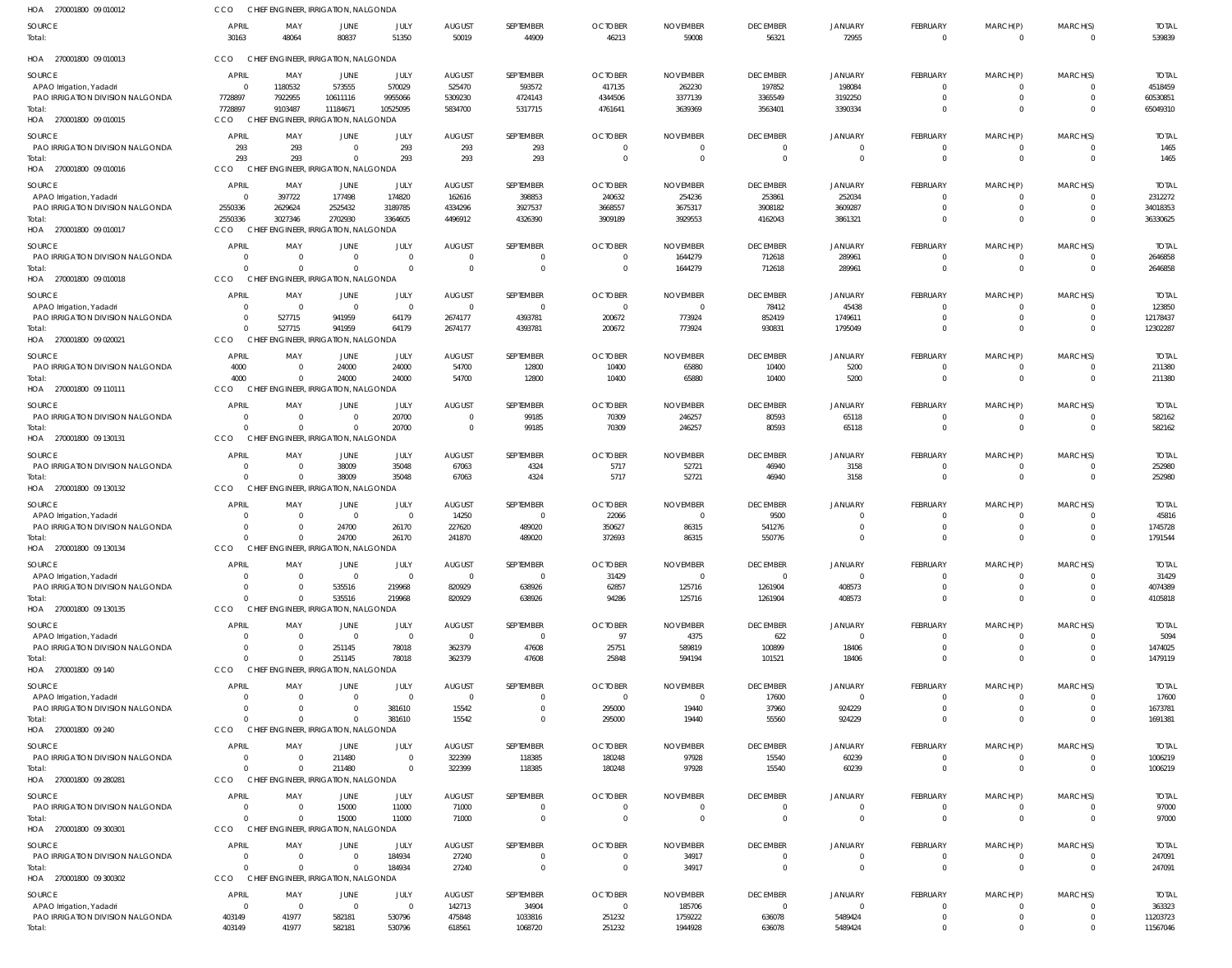HOA 270001800 09 010012 CCO CHIEF ENGINEER, IRRIGATION, NALGONDA

| SOURCE | APRIL | MAY | JUNE | JULY | AUGUST | SEPTEMBER | OCTOBER | NOVEMBER | DECEMBER | JANUARY | FEBRUARY | MARCH(P) | MARCH(S) | TOTAL |
|---|---|---|---|---|---|---|---|---|---|---|---|---|---|---|
| Total: | 30163 | 48064 | 80837 | 51350 | 50019 | 44909 | 46213 | 59008 | 56321 | 72955 | 0 | 0 | 0 | 539839 |

HOA 270001800 09 010013 CCO CHIEF ENGINEER, IRRIGATION, NALGONDA

| SOURCE | APRIL | MAY | JUNE | JULY | AUGUST | SEPTEMBER | OCTOBER | NOVEMBER | DECEMBER | JANUARY | FEBRUARY | MARCH(P) | MARCH(S) | TOTAL |
|---|---|---|---|---|---|---|---|---|---|---|---|---|---|---|
| APAO Irrigation, Yadadri | 0 | 1180532 | 573555 | 570029 | 525470 | 593572 | 417135 | 262230 | 197852 | 198084 | 0 | 0 | 0 | 4518459 |
| PAO IRRIGATION DIVISION NALGONDA | 7728897 | 7922955 | 10611116 | 9955066 | 5309230 | 4724143 | 4344506 | 3377139 | 3365549 | 3192250 | 0 | 0 | 0 | 60530851 |
| Total: | 7728897 | 9103487 | 11184671 | 10525095 | 5834700 | 5317715 | 4761641 | 3639369 | 3563401 | 3390334 | 0 | 0 | 0 | 65049310 |

HOA 270001800 09 010015 CCO CHIEF ENGINEER, IRRIGATION, NALGONDA

| SOURCE | APRIL | MAY | JUNE | JULY | AUGUST | SEPTEMBER | OCTOBER | NOVEMBER | DECEMBER | JANUARY | FEBRUARY | MARCH(P) | MARCH(S) | TOTAL |
|---|---|---|---|---|---|---|---|---|---|---|---|---|---|---|
| PAO IRRIGATION DIVISION NALGONDA | 293 | 293 | 0 | 293 | 293 | 293 | 0 | 0 | 0 | 0 | 0 | 0 | 0 | 1465 |
| Total: | 293 | 293 | 0 | 293 | 293 | 293 | 0 | 0 | 0 | 0 | 0 | 0 | 0 | 1465 |

HOA 270001800 09 010016 CCO CHIEF ENGINEER, IRRIGATION, NALGONDA

| SOURCE | APRIL | MAY | JUNE | JULY | AUGUST | SEPTEMBER | OCTOBER | NOVEMBER | DECEMBER | JANUARY | FEBRUARY | MARCH(P) | MARCH(S) | TOTAL |
|---|---|---|---|---|---|---|---|---|---|---|---|---|---|---|
| APAO Irrigation, Yadadri | 0 | 397722 | 177498 | 174820 | 162616 | 398853 | 240632 | 254236 | 253861 | 252034 | 0 | 0 | 0 | 2312272 |
| PAO IRRIGATION DIVISION NALGONDA | 2550336 | 2629624 | 2525432 | 3189785 | 4334296 | 3927537 | 3668557 | 3675317 | 3908182 | 3609287 | 0 | 0 | 0 | 34018353 |
| Total: | 2550336 | 3027346 | 2702930 | 3364605 | 4496912 | 4326390 | 3909189 | 3929553 | 4162043 | 3861321 | 0 | 0 | 0 | 36330625 |

HOA 270001800 09 010017 CCO CHIEF ENGINEER, IRRIGATION, NALGONDA

| SOURCE | APRIL | MAY | JUNE | JULY | AUGUST | SEPTEMBER | OCTOBER | NOVEMBER | DECEMBER | JANUARY | FEBRUARY | MARCH(P) | MARCH(S) | TOTAL |
|---|---|---|---|---|---|---|---|---|---|---|---|---|---|---|
| PAO IRRIGATION DIVISION NALGONDA | 0 | 0 | 0 | 0 | 0 | 0 | 0 | 1644279 | 712618 | 289961 | 0 | 0 | 0 | 2646858 |
| Total: | 0 | 0 | 0 | 0 | 0 | 0 | 0 | 1644279 | 712618 | 289961 | 0 | 0 | 0 | 2646858 |

HOA 270001800 09 010018 CCO CHIEF ENGINEER, IRRIGATION, NALGONDA

| SOURCE | APRIL | MAY | JUNE | JULY | AUGUST | SEPTEMBER | OCTOBER | NOVEMBER | DECEMBER | JANUARY | FEBRUARY | MARCH(P) | MARCH(S) | TOTAL |
|---|---|---|---|---|---|---|---|---|---|---|---|---|---|---|
| APAO Irrigation, Yadadri | 0 | 0 | 0 | 0 | 0 | 0 | 0 | 0 | 78412 | 45438 | 0 | 0 | 0 | 123850 |
| PAO IRRIGATION DIVISION NALGONDA | 0 | 527715 | 941959 | 64179 | 2674177 | 4393781 | 200672 | 773924 | 852419 | 1749611 | 0 | 0 | 0 | 12178437 |
| Total: | 0 | 527715 | 941959 | 64179 | 2674177 | 4393781 | 200672 | 773924 | 930831 | 1795049 | 0 | 0 | 0 | 12302287 |

HOA 270001800 09 020021 CCO CHIEF ENGINEER, IRRIGATION, NALGONDA

| SOURCE | APRIL | MAY | JUNE | JULY | AUGUST | SEPTEMBER | OCTOBER | NOVEMBER | DECEMBER | JANUARY | FEBRUARY | MARCH(P) | MARCH(S) | TOTAL |
|---|---|---|---|---|---|---|---|---|---|---|---|---|---|---|
| PAO IRRIGATION DIVISION NALGONDA | 4000 | 0 | 24000 | 24000 | 54700 | 12800 | 10400 | 65880 | 10400 | 5200 | 0 | 0 | 0 | 211380 |
| Total: | 4000 | 0 | 24000 | 24000 | 54700 | 12800 | 10400 | 65880 | 10400 | 5200 | 0 | 0 | 0 | 211380 |

HOA 270001800 09 110111 CCO CHIEF ENGINEER, IRRIGATION, NALGONDA

| SOURCE | APRIL | MAY | JUNE | JULY | AUGUST | SEPTEMBER | OCTOBER | NOVEMBER | DECEMBER | JANUARY | FEBRUARY | MARCH(P) | MARCH(S) | TOTAL |
|---|---|---|---|---|---|---|---|---|---|---|---|---|---|---|
| PAO IRRIGATION DIVISION NALGONDA | 0 | 0 | 0 | 20700 | 0 | 99185 | 70309 | 246257 | 80593 | 65118 | 0 | 0 | 0 | 582162 |
| Total: | 0 | 0 | 0 | 20700 | 0 | 99185 | 70309 | 246257 | 80593 | 65118 | 0 | 0 | 0 | 582162 |

HOA 270001800 09 130131 CCO CHIEF ENGINEER, IRRIGATION, NALGONDA

| SOURCE | APRIL | MAY | JUNE | JULY | AUGUST | SEPTEMBER | OCTOBER | NOVEMBER | DECEMBER | JANUARY | FEBRUARY | MARCH(P) | MARCH(S) | TOTAL |
|---|---|---|---|---|---|---|---|---|---|---|---|---|---|---|
| PAO IRRIGATION DIVISION NALGONDA | 0 | 0 | 38009 | 35048 | 67063 | 4324 | 5717 | 52721 | 46940 | 3158 | 0 | 0 | 0 | 252980 |
| Total: | 0 | 0 | 38009 | 35048 | 67063 | 4324 | 5717 | 52721 | 46940 | 3158 | 0 | 0 | 0 | 252980 |

HOA 270001800 09 130132 CCO CHIEF ENGINEER, IRRIGATION, NALGONDA

| SOURCE | APRIL | MAY | JUNE | JULY | AUGUST | SEPTEMBER | OCTOBER | NOVEMBER | DECEMBER | JANUARY | FEBRUARY | MARCH(P) | MARCH(S) | TOTAL |
|---|---|---|---|---|---|---|---|---|---|---|---|---|---|---|
| APAO Irrigation, Yadadri | 0 | 0 | 0 | 0 | 14250 | 0 | 22066 | 0 | 9500 | 0 | 0 | 0 | 0 | 45816 |
| PAO IRRIGATION DIVISION NALGONDA | 0 | 0 | 24700 | 26170 | 227620 | 489020 | 350627 | 86315 | 541276 | 0 | 0 | 0 | 0 | 1745728 |
| Total: | 0 | 0 | 24700 | 26170 | 241870 | 489020 | 372693 | 86315 | 550776 | 0 | 0 | 0 | 0 | 1791544 |

HOA 270001800 09 130134 CCO CHIEF ENGINEER, IRRIGATION, NALGONDA

| SOURCE | APRIL | MAY | JUNE | JULY | AUGUST | SEPTEMBER | OCTOBER | NOVEMBER | DECEMBER | JANUARY | FEBRUARY | MARCH(P) | MARCH(S) | TOTAL |
|---|---|---|---|---|---|---|---|---|---|---|---|---|---|---|
| APAO Irrigation, Yadadri | 0 | 0 | 0 | 0 | 0 | 0 | 31429 | 0 | 0 | 0 | 0 | 0 | 0 | 31429 |
| PAO IRRIGATION DIVISION NALGONDA | 0 | 0 | 535516 | 219968 | 820929 | 638926 | 62857 | 125716 | 1261904 | 408573 | 0 | 0 | 0 | 4074389 |
| Total: | 0 | 0 | 535516 | 219968 | 820929 | 638926 | 94286 | 125716 | 1261904 | 408573 | 0 | 0 | 0 | 4105818 |

HOA 270001800 09 130135 CCO CHIEF ENGINEER, IRRIGATION, NALGONDA

| SOURCE | APRIL | MAY | JUNE | JULY | AUGUST | SEPTEMBER | OCTOBER | NOVEMBER | DECEMBER | JANUARY | FEBRUARY | MARCH(P) | MARCH(S) | TOTAL |
|---|---|---|---|---|---|---|---|---|---|---|---|---|---|---|
| APAO Irrigation, Yadadri | 0 | 0 | 0 | 0 | 0 | 0 | 97 | 4375 | 622 | 0 | 0 | 0 | 0 | 5094 |
| PAO IRRIGATION DIVISION NALGONDA | 0 | 0 | 251145 | 78018 | 362379 | 47608 | 25751 | 589819 | 100899 | 18406 | 0 | 0 | 0 | 1474025 |
| Total: | 0 | 0 | 251145 | 78018 | 362379 | 47608 | 25848 | 594194 | 101521 | 18406 | 0 | 0 | 0 | 1479119 |

HOA 270001800 09 140 CCO CHIEF ENGINEER, IRRIGATION, NALGONDA

| SOURCE | APRIL | MAY | JUNE | JULY | AUGUST | SEPTEMBER | OCTOBER | NOVEMBER | DECEMBER | JANUARY | FEBRUARY | MARCH(P) | MARCH(S) | TOTAL |
|---|---|---|---|---|---|---|---|---|---|---|---|---|---|---|
| APAO Irrigation, Yadadri | 0 | 0 | 0 | 0 | 0 | 0 | 0 | 0 | 17600 | 0 | 0 | 0 | 0 | 17600 |
| PAO IRRIGATION DIVISION NALGONDA | 0 | 0 | 0 | 381610 | 15542 | 0 | 295000 | 19440 | 37960 | 924229 | 0 | 0 | 0 | 1673781 |
| Total: | 0 | 0 | 0 | 381610 | 15542 | 0 | 295000 | 19440 | 55560 | 924229 | 0 | 0 | 0 | 1691381 |

HOA 270001800 09 240 CCO CHIEF ENGINEER, IRRIGATION, NALGONDA

| SOURCE | APRIL | MAY | JUNE | JULY | AUGUST | SEPTEMBER | OCTOBER | NOVEMBER | DECEMBER | JANUARY | FEBRUARY | MARCH(P) | MARCH(S) | TOTAL |
|---|---|---|---|---|---|---|---|---|---|---|---|---|---|---|
| PAO IRRIGATION DIVISION NALGONDA | 0 | 0 | 211480 | 0 | 322399 | 118385 | 180248 | 97928 | 15540 | 60239 | 0 | 0 | 0 | 1006219 |
| Total: | 0 | 0 | 211480 | 0 | 322399 | 118385 | 180248 | 97928 | 15540 | 60239 | 0 | 0 | 0 | 1006219 |

HOA 270001800 09 280281 CCO CHIEF ENGINEER, IRRIGATION, NALGONDA

| SOURCE | APRIL | MAY | JUNE | JULY | AUGUST | SEPTEMBER | OCTOBER | NOVEMBER | DECEMBER | JANUARY | FEBRUARY | MARCH(P) | MARCH(S) | TOTAL |
|---|---|---|---|---|---|---|---|---|---|---|---|---|---|---|
| PAO IRRIGATION DIVISION NALGONDA | 0 | 0 | 15000 | 11000 | 71000 | 0 | 0 | 0 | 0 | 0 | 0 | 0 | 0 | 97000 |
| Total: | 0 | 0 | 15000 | 11000 | 71000 | 0 | 0 | 0 | 0 | 0 | 0 | 0 | 0 | 97000 |

HOA 270001800 09 300301 CCO CHIEF ENGINEER, IRRIGATION, NALGONDA

| SOURCE | APRIL | MAY | JUNE | JULY | AUGUST | SEPTEMBER | OCTOBER | NOVEMBER | DECEMBER | JANUARY | FEBRUARY | MARCH(P) | MARCH(S) | TOTAL |
|---|---|---|---|---|---|---|---|---|---|---|---|---|---|---|
| PAO IRRIGATION DIVISION NALGONDA | 0 | 0 | 0 | 184934 | 27240 | 0 | 0 | 34917 | 0 | 0 | 0 | 0 | 0 | 247091 |
| Total: | 0 | 0 | 0 | 184934 | 27240 | 0 | 0 | 34917 | 0 | 0 | 0 | 0 | 0 | 247091 |

HOA 270001800 09 300302 CCO CHIEF ENGINEER, IRRIGATION, NALGONDA

| SOURCE | APRIL | MAY | JUNE | JULY | AUGUST | SEPTEMBER | OCTOBER | NOVEMBER | DECEMBER | JANUARY | FEBRUARY | MARCH(P) | MARCH(S) | TOTAL |
|---|---|---|---|---|---|---|---|---|---|---|---|---|---|---|
| APAO Irrigation, Yadadri | 0 | 0 | 0 | 0 | 142713 | 34904 | 0 | 185706 | 0 | 0 | 0 | 0 | 0 | 363323 |
| PAO IRRIGATION DIVISION NALGONDA | 403149 | 41977 | 582181 | 530796 | 475848 | 1033816 | 251232 | 1759222 | 636078 | 5489424 | 0 | 0 | 0 | 11203723 |
| Total: | 403149 | 41977 | 582181 | 530796 | 618561 | 1068720 | 251232 | 1944928 | 636078 | 5489424 | 0 | 0 | 0 | 11567046 |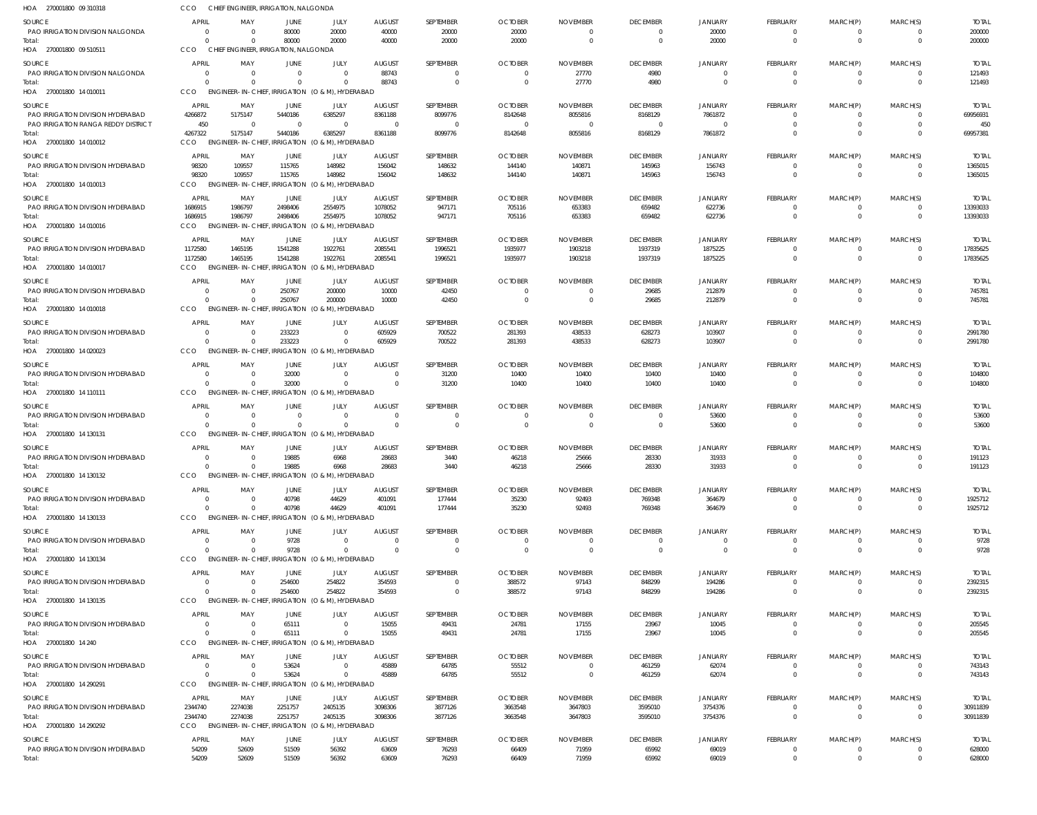HOA 270001800 09 310318 | CCO CHIEF ENGINEER, IRRIGATION, NALGONDA

| SOURCE | APRIL | MAY | JUNE | JULY | AUGUST | SEPTEMBER | OCTOBER | NOVEMBER | DECEMBER | JANUARY | FEBRUARY | MARCH(P) | MARCH(S) | TOTAL |
|---|---|---|---|---|---|---|---|---|---|---|---|---|---|---|
| PAO IRRIGATION DIVISION NALGONDA | 0 | 0 | 80000 | 20000 | 40000 | 20000 | 20000 | 0 | 0 | 20000 | 0 | 0 | 0 | 200000 |
| Total: | 0 | 0 | 80000 | 20000 | 40000 | 20000 | 20000 | 0 | 0 | 20000 | 0 | 0 | 0 | 200000 |

HOA 270001800 09 510511 | CCO CHIEF ENGINEER, IRRIGATION, NALGONDA

| SOURCE | APRIL | MAY | JUNE | JULY | AUGUST | SEPTEMBER | OCTOBER | NOVEMBER | DECEMBER | JANUARY | FEBRUARY | MARCH(P) | MARCH(S) | TOTAL |
|---|---|---|---|---|---|---|---|---|---|---|---|---|---|---|
| PAO IRRIGATION DIVISION NALGONDA | 0 | 0 | 0 | 0 | 88743 | 0 | 0 | 27770 | 4980 | 0 | 0 | 0 | 0 | 121493 |
| Total: | 0 | 0 | 0 | 0 | 88743 | 0 | 0 | 27770 | 4980 | 0 | 0 | 0 | 0 | 121493 |

HOA 270001800 14 010011 | CCO ENGINEER-IN-CHIEF, IRRIGATION (O & M), HYDERABAD

| SOURCE | APRIL | MAY | JUNE | JULY | AUGUST | SEPTEMBER | OCTOBER | NOVEMBER | DECEMBER | JANUARY | FEBRUARY | MARCH(P) | MARCH(S) | TOTAL |
|---|---|---|---|---|---|---|---|---|---|---|---|---|---|---|
| PAO IRRIGATION DIVISION HYDERABAD | 4266872 | 5175147 | 5440186 | 6385297 | 8361188 | 8099776 | 8142648 | 8055816 | 8168129 | 7861872 | 0 | 0 | 0 | 69956931 |
| PAO IRRIGATION RANGA REDDY DISTRICT | 450 | 0 | 0 | 0 | 0 | 0 | 0 | 0 | 0 | 0 | 0 | 0 | 0 | 450 |
| Total: | 4267322 | 5175147 | 5440186 | 6385297 | 8361188 | 8099776 | 8142648 | 8055816 | 8168129 | 7861872 | 0 | 0 | 0 | 69957381 |

HOA 270001800 14 010012 | CCO ENGINEER-IN-CHIEF, IRRIGATION (O & M), HYDERABAD

| SOURCE | APRIL | MAY | JUNE | JULY | AUGUST | SEPTEMBER | OCTOBER | NOVEMBER | DECEMBER | JANUARY | FEBRUARY | MARCH(P) | MARCH(S) | TOTAL |
|---|---|---|---|---|---|---|---|---|---|---|---|---|---|---|
| PAO IRRIGATION DIVISION HYDERABAD | 98320 | 109557 | 115765 | 148982 | 156042 | 148632 | 144140 | 140871 | 145963 | 156743 | 0 | 0 | 0 | 1365015 |
| Total: | 98320 | 109557 | 115765 | 148982 | 156042 | 148632 | 144140 | 140871 | 145963 | 156743 | 0 | 0 | 0 | 1365015 |

HOA 270001800 14 010013 | CCO ENGINEER-IN-CHIEF, IRRIGATION (O & M), HYDERABAD

| SOURCE | APRIL | MAY | JUNE | JULY | AUGUST | SEPTEMBER | OCTOBER | NOVEMBER | DECEMBER | JANUARY | FEBRUARY | MARCH(P) | MARCH(S) | TOTAL |
|---|---|---|---|---|---|---|---|---|---|---|---|---|---|---|
| PAO IRRIGATION DIVISION HYDERABAD | 1686915 | 1986797 | 2498406 | 2554975 | 1078052 | 947171 | 705116 | 653383 | 659482 | 622736 | 0 | 0 | 0 | 13393033 |
| Total: | 1686915 | 1986797 | 2498406 | 2554975 | 1078052 | 947171 | 705116 | 653383 | 659482 | 622736 | 0 | 0 | 0 | 13393033 |

HOA 270001800 14 010016 | CCO ENGINEER-IN-CHIEF, IRRIGATION (O & M), HYDERABAD

| SOURCE | APRIL | MAY | JUNE | JULY | AUGUST | SEPTEMBER | OCTOBER | NOVEMBER | DECEMBER | JANUARY | FEBRUARY | MARCH(P) | MARCH(S) | TOTAL |
|---|---|---|---|---|---|---|---|---|---|---|---|---|---|---|
| PAO IRRIGATION DIVISION HYDERABAD | 1172580 | 1465195 | 1541288 | 1922761 | 2085541 | 1996521 | 1935977 | 1903218 | 1937319 | 1875225 | 0 | 0 | 0 | 17835625 |
| Total: | 1172580 | 1465195 | 1541288 | 1922761 | 2085541 | 1996521 | 1935977 | 1903218 | 1937319 | 1875225 | 0 | 0 | 0 | 17835625 |

HOA 270001800 14 010017 | CCO ENGINEER-IN-CHIEF, IRRIGATION (O & M), HYDERABAD

| SOURCE | APRIL | MAY | JUNE | JULY | AUGUST | SEPTEMBER | OCTOBER | NOVEMBER | DECEMBER | JANUARY | FEBRUARY | MARCH(P) | MARCH(S) | TOTAL |
|---|---|---|---|---|---|---|---|---|---|---|---|---|---|---|
| PAO IRRIGATION DIVISION HYDERABAD | 0 | 0 | 250767 | 200000 | 10000 | 42450 | 0 | 0 | 29685 | 212879 | 0 | 0 | 0 | 745781 |
| Total: | 0 | 0 | 250767 | 200000 | 10000 | 42450 | 0 | 0 | 29685 | 212879 | 0 | 0 | 0 | 745781 |

HOA 270001800 14 010018 | CCO ENGINEER-IN-CHIEF, IRRIGATION (O & M), HYDERABAD

| SOURCE | APRIL | MAY | JUNE | JULY | AUGUST | SEPTEMBER | OCTOBER | NOVEMBER | DECEMBER | JANUARY | FEBRUARY | MARCH(P) | MARCH(S) | TOTAL |
|---|---|---|---|---|---|---|---|---|---|---|---|---|---|---|
| PAO IRRIGATION DIVISION HYDERABAD | 0 | 0 | 233223 | 0 | 605929 | 700522 | 281393 | 438533 | 628273 | 103907 | 0 | 0 | 0 | 2991780 |
| Total: | 0 | 0 | 233223 | 0 | 605929 | 700522 | 281393 | 438533 | 628273 | 103907 | 0 | 0 | 0 | 2991780 |

HOA 270001800 14 020023 | CCO ENGINEER-IN-CHIEF, IRRIGATION (O & M), HYDERABAD

| SOURCE | APRIL | MAY | JUNE | JULY | AUGUST | SEPTEMBER | OCTOBER | NOVEMBER | DECEMBER | JANUARY | FEBRUARY | MARCH(P) | MARCH(S) | TOTAL |
|---|---|---|---|---|---|---|---|---|---|---|---|---|---|---|
| PAO IRRIGATION DIVISION HYDERABAD | 0 | 0 | 32000 | 0 | 0 | 31200 | 10400 | 10400 | 10400 | 10400 | 0 | 0 | 0 | 104800 |
| Total: | 0 | 0 | 32000 | 0 | 0 | 31200 | 10400 | 10400 | 10400 | 10400 | 0 | 0 | 0 | 104800 |

HOA 270001800 14 110111 | CCO ENGINEER-IN-CHIEF, IRRIGATION (O & M), HYDERABAD

| SOURCE | APRIL | MAY | JUNE | JULY | AUGUST | SEPTEMBER | OCTOBER | NOVEMBER | DECEMBER | JANUARY | FEBRUARY | MARCH(P) | MARCH(S) | TOTAL |
|---|---|---|---|---|---|---|---|---|---|---|---|---|---|---|
| PAO IRRIGATION DIVISION HYDERABAD | 0 | 0 | 0 | 0 | 0 | 0 | 0 | 0 | 0 | 53600 | 0 | 0 | 0 | 53600 |
| Total: | 0 | 0 | 0 | 0 | 0 | 0 | 0 | 0 | 0 | 53600 | 0 | 0 | 0 | 53600 |

HOA 270001800 14 130131 | CCO ENGINEER-IN-CHIEF, IRRIGATION (O & M), HYDERABAD

| SOURCE | APRIL | MAY | JUNE | JULY | AUGUST | SEPTEMBER | OCTOBER | NOVEMBER | DECEMBER | JANUARY | FEBRUARY | MARCH(P) | MARCH(S) | TOTAL |
|---|---|---|---|---|---|---|---|---|---|---|---|---|---|---|
| PAO IRRIGATION DIVISION HYDERABAD | 0 | 0 | 19885 | 6968 | 28683 | 3440 | 46218 | 25666 | 28330 | 31933 | 0 | 0 | 0 | 191123 |
| Total: | 0 | 0 | 19885 | 6968 | 28683 | 3440 | 46218 | 25666 | 28330 | 31933 | 0 | 0 | 0 | 191123 |

HOA 270001800 14 130132 | CCO ENGINEER-IN-CHIEF, IRRIGATION (O & M), HYDERABAD

| SOURCE | APRIL | MAY | JUNE | JULY | AUGUST | SEPTEMBER | OCTOBER | NOVEMBER | DECEMBER | JANUARY | FEBRUARY | MARCH(P) | MARCH(S) | TOTAL |
|---|---|---|---|---|---|---|---|---|---|---|---|---|---|---|
| PAO IRRIGATION DIVISION HYDERABAD | 0 | 0 | 40798 | 44629 | 401091 | 177444 | 35230 | 92493 | 769348 | 364679 | 0 | 0 | 0 | 1925712 |
| Total: | 0 | 0 | 40798 | 44629 | 401091 | 177444 | 35230 | 92493 | 769348 | 364679 | 0 | 0 | 0 | 1925712 |

HOA 270001800 14 130133 | CCO ENGINEER-IN-CHIEF, IRRIGATION (O & M), HYDERABAD

| SOURCE | APRIL | MAY | JUNE | JULY | AUGUST | SEPTEMBER | OCTOBER | NOVEMBER | DECEMBER | JANUARY | FEBRUARY | MARCH(P) | MARCH(S) | TOTAL |
|---|---|---|---|---|---|---|---|---|---|---|---|---|---|---|
| PAO IRRIGATION DIVISION HYDERABAD | 0 | 0 | 9728 | 0 | 0 | 0 | 0 | 0 | 0 | 0 | 0 | 0 | 0 | 9728 |
| Total: | 0 | 0 | 9728 | 0 | 0 | 0 | 0 | 0 | 0 | 0 | 0 | 0 | 0 | 9728 |

HOA 270001800 14 130134 | CCO ENGINEER-IN-CHIEF, IRRIGATION (O & M), HYDERABAD

| SOURCE | APRIL | MAY | JUNE | JULY | AUGUST | SEPTEMBER | OCTOBER | NOVEMBER | DECEMBER | JANUARY | FEBRUARY | MARCH(P) | MARCH(S) | TOTAL |
|---|---|---|---|---|---|---|---|---|---|---|---|---|---|---|
| PAO IRRIGATION DIVISION HYDERABAD | 0 | 0 | 254600 | 254822 | 354593 | 0 | 388572 | 97143 | 848299 | 194286 | 0 | 0 | 0 | 2392315 |
| Total: | 0 | 0 | 254600 | 254822 | 354593 | 0 | 388572 | 97143 | 848299 | 194286 | 0 | 0 | 0 | 2392315 |

HOA 270001800 14 130135 | CCO ENGINEER-IN-CHIEF, IRRIGATION (O & M), HYDERABAD

| SOURCE | APRIL | MAY | JUNE | JULY | AUGUST | SEPTEMBER | OCTOBER | NOVEMBER | DECEMBER | JANUARY | FEBRUARY | MARCH(P) | MARCH(S) | TOTAL |
|---|---|---|---|---|---|---|---|---|---|---|---|---|---|---|
| PAO IRRIGATION DIVISION HYDERABAD | 0 | 0 | 65111 | 0 | 15055 | 49431 | 24781 | 17155 | 23967 | 10045 | 0 | 0 | 0 | 205545 |
| Total: | 0 | 0 | 65111 | 0 | 15055 | 49431 | 24781 | 17155 | 23967 | 10045 | 0 | 0 | 0 | 205545 |

HOA 270001800 14 240 | CCO ENGINEER-IN-CHIEF, IRRIGATION (O & M), HYDERABAD

| SOURCE | APRIL | MAY | JUNE | JULY | AUGUST | SEPTEMBER | OCTOBER | NOVEMBER | DECEMBER | JANUARY | FEBRUARY | MARCH(P) | MARCH(S) | TOTAL |
|---|---|---|---|---|---|---|---|---|---|---|---|---|---|---|
| PAO IRRIGATION DIVISION HYDERABAD | 0 | 0 | 53624 | 0 | 45889 | 64785 | 55512 | 0 | 461259 | 62074 | 0 | 0 | 0 | 743143 |
| Total: | 0 | 0 | 53624 | 0 | 45889 | 64785 | 55512 | 0 | 461259 | 62074 | 0 | 0 | 0 | 743143 |

HOA 270001800 14 290291 | CCO ENGINEER-IN-CHIEF, IRRIGATION (O & M), HYDERABAD

| SOURCE | APRIL | MAY | JUNE | JULY | AUGUST | SEPTEMBER | OCTOBER | NOVEMBER | DECEMBER | JANUARY | FEBRUARY | MARCH(P) | MARCH(S) | TOTAL |
|---|---|---|---|---|---|---|---|---|---|---|---|---|---|---|
| PAO IRRIGATION DIVISION HYDERABAD | 2344740 | 2274038 | 2251757 | 2405135 | 3098306 | 3877126 | 3663548 | 3647803 | 3595010 | 3754376 | 0 | 0 | 0 | 30911839 |
| Total: | 2344740 | 2274038 | 2251757 | 2405135 | 3098306 | 3877126 | 3663548 | 3647803 | 3595010 | 3754376 | 0 | 0 | 0 | 30911839 |

HOA 270001800 14 290292 | CCO ENGINEER-IN-CHIEF, IRRIGATION (O & M), HYDERABAD

| SOURCE | APRIL | MAY | JUNE | JULY | AUGUST | SEPTEMBER | OCTOBER | NOVEMBER | DECEMBER | JANUARY | FEBRUARY | MARCH(P) | MARCH(S) | TOTAL |
|---|---|---|---|---|---|---|---|---|---|---|---|---|---|---|
| PAO IRRIGATION DIVISION HYDERABAD | 54209 | 52609 | 51509 | 56392 | 63609 | 76293 | 66409 | 71959 | 65992 | 69019 | 0 | 0 | 0 | 628000 |
| Total: | 54209 | 52609 | 51509 | 56392 | 63609 | 76293 | 66409 | 71959 | 65992 | 69019 | 0 | 0 | 0 | 628000 |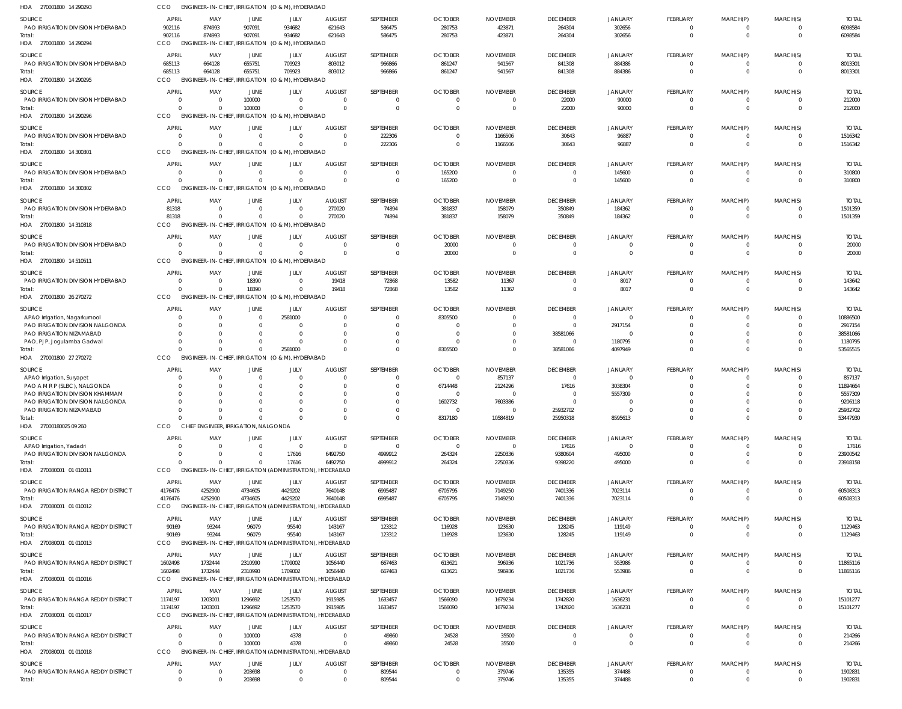HOA 270001800 14 290293 CCO ENGINEER-IN-CHIEF, IRRIGATION (O & M), HYDERABAD

| SOURCE | APRIL | MAY | JUNE | JULY | AUGUST | SEPTEMBER | OCTOBER | NOVEMBER | DECEMBER | JANUARY | FEBRUARY | MARCH(P) | MARCH(S) | TOTAL |
|---|---|---|---|---|---|---|---|---|---|---|---|---|---|---|
| PAO IRRIGATION DIVISION HYDERABAD | 902116 | 874993 | 907091 | 934682 | 621643 | 586475 | 280753 | 423871 | 264304 | 302656 | 0 | 0 | 0 | 6098584 |
| Total: | 902116 | 874993 | 907091 | 934682 | 621643 | 586475 | 280753 | 423871 | 264304 | 302656 | 0 | 0 | 0 | 6098584 |

HOA 270001800 14 290294 CCO ENGINEER-IN-CHIEF, IRRIGATION (O & M), HYDERABAD

| SOURCE | APRIL | MAY | JUNE | JULY | AUGUST | SEPTEMBER | OCTOBER | NOVEMBER | DECEMBER | JANUARY | FEBRUARY | MARCH(P) | MARCH(S) | TOTAL |
|---|---|---|---|---|---|---|---|---|---|---|---|---|---|---|
| PAO IRRIGATION DIVISION HYDERABAD | 685113 | 664128 | 655751 | 709923 | 803012 | 966866 | 861247 | 941567 | 841308 | 884386 | 0 | 0 | 0 | 8013301 |
| Total: | 685113 | 664128 | 655751 | 709923 | 803012 | 966866 | 861247 | 941567 | 841308 | 884386 | 0 | 0 | 0 | 8013301 |

HOA 270001800 14 290295 CCO ENGINEER-IN-CHIEF, IRRIGATION (O & M), HYDERABAD

| SOURCE | APRIL | MAY | JUNE | JULY | AUGUST | SEPTEMBER | OCTOBER | NOVEMBER | DECEMBER | JANUARY | FEBRUARY | MARCH(P) | MARCH(S) | TOTAL |
|---|---|---|---|---|---|---|---|---|---|---|---|---|---|---|
| PAO IRRIGATION DIVISION HYDERABAD | 0 | 0 | 100000 | 0 | 0 | 0 | 0 | 0 | 22000 | 90000 | 0 | 0 | 0 | 212000 |
| Total: | 0 | 0 | 100000 | 0 | 0 | 0 | 0 | 0 | 22000 | 90000 | 0 | 0 | 0 | 212000 |

HOA 270001800 14 290296 CCO ENGINEER-IN-CHIEF, IRRIGATION (O & M), HYDERABAD

| SOURCE | APRIL | MAY | JUNE | JULY | AUGUST | SEPTEMBER | OCTOBER | NOVEMBER | DECEMBER | JANUARY | FEBRUARY | MARCH(P) | MARCH(S) | TOTAL |
|---|---|---|---|---|---|---|---|---|---|---|---|---|---|---|
| PAO IRRIGATION DIVISION HYDERABAD | 0 | 0 | 0 | 0 | 0 | 222306 | 0 | 1166506 | 30643 | 96887 | 0 | 0 | 0 | 1516342 |
| Total: | 0 | 0 | 0 | 0 | 0 | 222306 | 0 | 1166506 | 30643 | 96887 | 0 | 0 | 0 | 1516342 |

HOA 270001800 14 300301 CCO ENGINEER-IN-CHIEF, IRRIGATION (O & M), HYDERABAD

| SOURCE | APRIL | MAY | JUNE | JULY | AUGUST | SEPTEMBER | OCTOBER | NOVEMBER | DECEMBER | JANUARY | FEBRUARY | MARCH(P) | MARCH(S) | TOTAL |
|---|---|---|---|---|---|---|---|---|---|---|---|---|---|---|
| PAO IRRIGATION DIVISION HYDERABAD | 0 | 0 | 0 | 0 | 0 | 0 | 165200 | 0 | 0 | 145600 | 0 | 0 | 0 | 310800 |
| Total: | 0 | 0 | 0 | 0 | 0 | 0 | 165200 | 0 | 0 | 145600 | 0 | 0 | 0 | 310800 |

HOA 270001800 14 300302 CCO ENGINEER-IN-CHIEF, IRRIGATION (O & M), HYDERABAD

| SOURCE | APRIL | MAY | JUNE | JULY | AUGUST | SEPTEMBER | OCTOBER | NOVEMBER | DECEMBER | JANUARY | FEBRUARY | MARCH(P) | MARCH(S) | TOTAL |
|---|---|---|---|---|---|---|---|---|---|---|---|---|---|---|
| PAO IRRIGATION DIVISION HYDERABAD | 81318 | 0 | 0 | 0 | 270020 | 74894 | 381837 | 158079 | 350849 | 184362 | 0 | 0 | 0 | 1501359 |
| Total: | 81318 | 0 | 0 | 0 | 270020 | 74894 | 381837 | 158079 | 350849 | 184362 | 0 | 0 | 0 | 1501359 |

HOA 270001800 14 310318 CCO ENGINEER-IN-CHIEF, IRRIGATION (O & M), HYDERABAD

| SOURCE | APRIL | MAY | JUNE | JULY | AUGUST | SEPTEMBER | OCTOBER | NOVEMBER | DECEMBER | JANUARY | FEBRUARY | MARCH(P) | MARCH(S) | TOTAL |
|---|---|---|---|---|---|---|---|---|---|---|---|---|---|---|
| PAO IRRIGATION DIVISION HYDERABAD | 0 | 0 | 0 | 0 | 0 | 0 | 20000 | 0 | 0 | 0 | 0 | 0 | 0 | 20000 |
| Total: | 0 | 0 | 0 | 0 | 0 | 0 | 20000 | 0 | 0 | 0 | 0 | 0 | 0 | 20000 |

HOA 270001800 14 510511 CCO ENGINEER-IN-CHIEF, IRRIGATION (O & M), HYDERABAD

| SOURCE | APRIL | MAY | JUNE | JULY | AUGUST | SEPTEMBER | OCTOBER | NOVEMBER | DECEMBER | JANUARY | FEBRUARY | MARCH(P) | MARCH(S) | TOTAL |
|---|---|---|---|---|---|---|---|---|---|---|---|---|---|---|
| PAO IRRIGATION DIVISION HYDERABAD | 0 | 0 | 18390 | 0 | 19418 | 72868 | 13582 | 11367 | 0 | 8017 | 0 | 0 | 0 | 143642 |
| Total: | 0 | 0 | 18390 | 0 | 19418 | 72868 | 13582 | 11367 | 0 | 8017 | 0 | 0 | 0 | 143642 |

HOA 270001800 26 270272 CCO ENGINEER-IN-CHIEF, IRRIGATION (O & M), HYDERABAD

| SOURCE | APRIL | MAY | JUNE | JULY | AUGUST | SEPTEMBER | OCTOBER | NOVEMBER | DECEMBER | JANUARY | FEBRUARY | MARCH(P) | MARCH(S) | TOTAL |
|---|---|---|---|---|---|---|---|---|---|---|---|---|---|---|
| APAO Irrigation, Nagarkurnool | 0 | 0 | 0 | 2581000 | 0 | 0 | 8305500 | 0 | 0 | 0 | 0 | 0 | 0 | 10886500 |
| PAO IRRIGATION DIVISION NALGONDA | 0 | 0 | 0 | 0 | 0 | 0 | 0 | 0 | 0 | 2917154 | 0 | 0 | 0 | 2917154 |
| PAO IRRIGATION NIZAMABAD | 0 | 0 | 0 | 0 | 0 | 0 | 0 | 0 | 38581066 | 0 | 0 | 0 | 0 | 38581066 |
| PAO, PJP, Jogulamba Gadwal | 0 | 0 | 0 | 0 | 0 | 0 | 0 | 0 | 0 | 1180795 | 0 | 0 | 0 | 1180795 |
| Total: | 0 | 0 | 0 | 2581000 | 0 | 0 | 8305500 | 0 | 38581066 | 4097949 | 0 | 0 | 0 | 53565515 |

HOA 270001800 27 270272 CCO ENGINEER-IN-CHIEF, IRRIGATION (O & M), HYDERABAD

| SOURCE | APRIL | MAY | JUNE | JULY | AUGUST | SEPTEMBER | OCTOBER | NOVEMBER | DECEMBER | JANUARY | FEBRUARY | MARCH(P) | MARCH(S) | TOTAL |
|---|---|---|---|---|---|---|---|---|---|---|---|---|---|---|
| APAO Irrigation, Suryapet | 0 | 0 | 0 | 0 | 0 | 0 | 0 | 857137 | 0 | 0 | 0 | 0 | 0 | 857137 |
| PAO A M R P (SLBC), NALGONDA | 0 | 0 | 0 | 0 | 0 | 0 | 6714448 | 2124296 | 17616 | 3038304 | 0 | 0 | 0 | 11894664 |
| PAO IRRIGATION DIVISION KHAMMAM | 0 | 0 | 0 | 0 | 0 | 0 | 0 | 0 | 0 | 5557309 | 0 | 0 | 0 | 5557309 |
| PAO IRRIGATION DIVISION NALGONDA | 0 | 0 | 0 | 0 | 0 | 0 | 1602732 | 7603386 | 0 | 0 | 0 | 0 | 0 | 9206118 |
| PAO IRRIGATION NIZAMABAD | 0 | 0 | 0 | 0 | 0 | 0 | 0 | 0 | 25932702 | 0 | 0 | 0 | 0 | 25932702 |
| Total: | 0 | 0 | 0 | 0 | 0 | 0 | 8317180 | 10584819 | 25950318 | 8595613 | 0 | 0 | 0 | 53447930 |

HOA 27000180025 09 260 CCO CHIEF ENGINEER, IRRIGATION, NALGONDA

| SOURCE | APRIL | MAY | JUNE | JULY | AUGUST | SEPTEMBER | OCTOBER | NOVEMBER | DECEMBER | JANUARY | FEBRUARY | MARCH(P) | MARCH(S) | TOTAL |
|---|---|---|---|---|---|---|---|---|---|---|---|---|---|---|
| APAO Irrigation, Yadadri | 0 | 0 | 0 | 0 | 0 | 0 | 0 | 0 | 17616 | 0 | 0 | 0 | 0 | 17616 |
| PAO IRRIGATION DIVISION NALGONDA | 0 | 0 | 0 | 17616 | 6492750 | 4999912 | 264324 | 2250336 | 9380604 | 495000 | 0 | 0 | 0 | 23900542 |
| Total: | 0 | 0 | 0 | 17616 | 6492750 | 4999912 | 264324 | 2250336 | 9398220 | 495000 | 0 | 0 | 0 | 23918158 |

HOA 270080001 01 010011 CCO ENGINEER-IN-CHIEF, IRRIGATION (ADMINISTRATION), HYDERABAD

| SOURCE | APRIL | MAY | JUNE | JULY | AUGUST | SEPTEMBER | OCTOBER | NOVEMBER | DECEMBER | JANUARY | FEBRUARY | MARCH(P) | MARCH(S) | TOTAL |
|---|---|---|---|---|---|---|---|---|---|---|---|---|---|---|
| PAO IRRIGATION RANGA REDDY DISTRICT | 4176476 | 4252900 | 4734605 | 4429202 | 7640148 | 6995487 | 6705795 | 7149250 | 7401336 | 7023114 | 0 | 0 | 0 | 60508313 |
| Total: | 4176476 | 4252900 | 4734605 | 4429202 | 7640148 | 6995487 | 6705795 | 7149250 | 7401336 | 7023114 | 0 | 0 | 0 | 60508313 |

HOA 270080001 01 010012 CCO ENGINEER-IN-CHIEF, IRRIGATION (ADMINISTRATION), HYDERABAD

| SOURCE | APRIL | MAY | JUNE | JULY | AUGUST | SEPTEMBER | OCTOBER | NOVEMBER | DECEMBER | JANUARY | FEBRUARY | MARCH(P) | MARCH(S) | TOTAL |
|---|---|---|---|---|---|---|---|---|---|---|---|---|---|---|
| PAO IRRIGATION RANGA REDDY DISTRICT | 90169 | 93244 | 96079 | 95540 | 143167 | 123312 | 116928 | 123630 | 128245 | 119149 | 0 | 0 | 0 | 1129463 |
| Total: | 90169 | 93244 | 96079 | 95540 | 143167 | 123312 | 116928 | 123630 | 128245 | 119149 | 0 | 0 | 0 | 1129463 |

HOA 270080001 01 010013 CCO ENGINEER-IN-CHIEF, IRRIGATION (ADMINISTRATION), HYDERABAD

| SOURCE | APRIL | MAY | JUNE | JULY | AUGUST | SEPTEMBER | OCTOBER | NOVEMBER | DECEMBER | JANUARY | FEBRUARY | MARCH(P) | MARCH(S) | TOTAL |
|---|---|---|---|---|---|---|---|---|---|---|---|---|---|---|
| PAO IRRIGATION RANGA REDDY DISTRICT | 1602498 | 1732444 | 2310990 | 1709002 | 1056440 | 667463 | 613621 | 596936 | 1021736 | 553986 | 0 | 0 | 0 | 11865116 |
| Total: | 1602498 | 1732444 | 2310990 | 1709002 | 1056440 | 667463 | 613621 | 596936 | 1021736 | 553986 | 0 | 0 | 0 | 11865116 |

HOA 270080001 01 010016 CCO ENGINEER-IN-CHIEF, IRRIGATION (ADMINISTRATION), HYDERABAD

| SOURCE | APRIL | MAY | JUNE | JULY | AUGUST | SEPTEMBER | OCTOBER | NOVEMBER | DECEMBER | JANUARY | FEBRUARY | MARCH(P) | MARCH(S) | TOTAL |
|---|---|---|---|---|---|---|---|---|---|---|---|---|---|---|
| PAO IRRIGATION RANGA REDDY DISTRICT | 1174197 | 1203001 | 1296692 | 1253570 | 1915985 | 1633457 | 1566090 | 1679234 | 1742820 | 1636231 | 0 | 0 | 0 | 15101277 |
| Total: | 1174197 | 1203001 | 1296692 | 1253570 | 1915985 | 1633457 | 1566090 | 1679234 | 1742820 | 1636231 | 0 | 0 | 0 | 15101277 |

HOA 270080001 01 010017 CCO ENGINEER-IN-CHIEF, IRRIGATION (ADMINISTRATION), HYDERABAD

| SOURCE | APRIL | MAY | JUNE | JULY | AUGUST | SEPTEMBER | OCTOBER | NOVEMBER | DECEMBER | JANUARY | FEBRUARY | MARCH(P) | MARCH(S) | TOTAL |
|---|---|---|---|---|---|---|---|---|---|---|---|---|---|---|
| PAO IRRIGATION RANGA REDDY DISTRICT | 0 | 0 | 100000 | 4378 | 0 | 49860 | 24528 | 35500 | 0 | 0 | 0 | 0 | 0 | 214266 |
| Total: | 0 | 0 | 100000 | 4378 | 0 | 49860 | 24528 | 35500 | 0 | 0 | 0 | 0 | 0 | 214266 |

HOA 270080001 01 010018 CCO ENGINEER-IN-CHIEF, IRRIGATION (ADMINISTRATION), HYDERABAD

| SOURCE | APRIL | MAY | JUNE | JULY | AUGUST | SEPTEMBER | OCTOBER | NOVEMBER | DECEMBER | JANUARY | FEBRUARY | MARCH(P) | MARCH(S) | TOTAL |
|---|---|---|---|---|---|---|---|---|---|---|---|---|---|---|
| PAO IRRIGATION RANGA REDDY DISTRICT | 0 | 0 | 203698 | 0 | 0 | 809544 | 0 | 379746 | 135355 | 374488 | 0 | 0 | 0 | 1902831 |
| Total: | 0 | 0 | 203698 | 0 | 0 | 809544 | 0 | 379746 | 135355 | 374488 | 0 | 0 | 0 | 1902831 |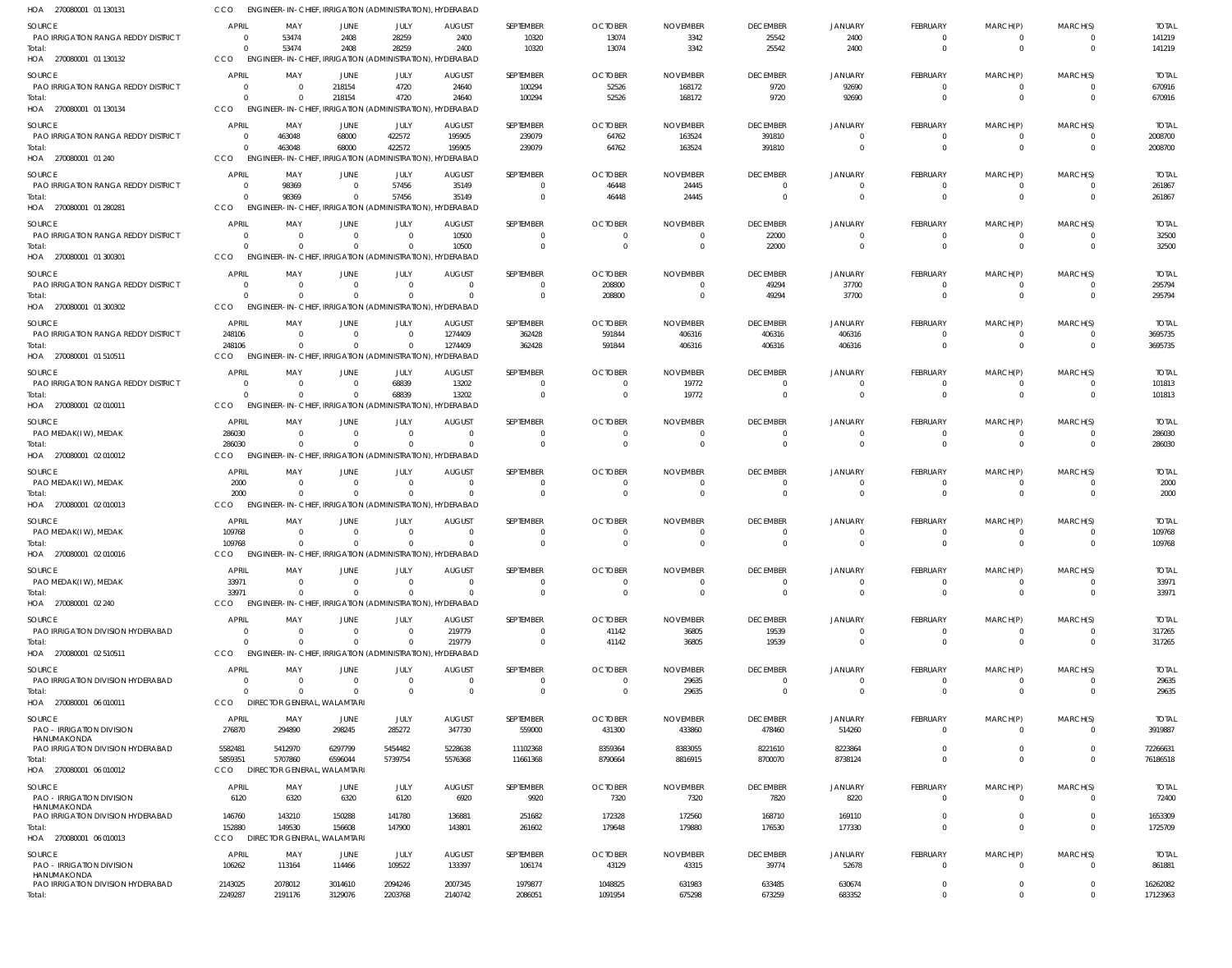HOA 270080001 01 130131 CCO ENGINEER- IN- CHIEF, IRRIGATION (ADMINISTRATION), HYDERABAD

| SOURCE | APRIL | MAY | JUNE | JULY | AUGUST | SEPTEMBER | OCTOBER | NOVEMBER | DECEMBER | JANUARY | FEBRUARY | MARCH(P) | MARCH(S) | TOTAL |
|---|---|---|---|---|---|---|---|---|---|---|---|---|---|---|
| PAO IRRIGATION RANGA REDDY DISTRICT | 0 | 53474 | 2408 | 28259 | 2400 | 10320 | 13074 | 3342 | 25542 | 2400 | 0 | 0 | 0 | 141219 |
| Total: | 0 | 53474 | 2408 | 28259 | 2400 | 10320 | 13074 | 3342 | 25542 | 2400 | 0 | 0 | 0 | 141219 |

HOA 270080001 01 130132 CCO ENGINEER- IN- CHIEF, IRRIGATION (ADMINISTRATION), HYDERABAD

| SOURCE | APRIL | MAY | JUNE | JULY | AUGUST | SEPTEMBER | OCTOBER | NOVEMBER | DECEMBER | JANUARY | FEBRUARY | MARCH(P) | MARCH(S) | TOTAL |
|---|---|---|---|---|---|---|---|---|---|---|---|---|---|---|
| PAO IRRIGATION RANGA REDDY DISTRICT | 0 | 0 | 218154 | 4720 | 24640 | 100294 | 52526 | 168172 | 9720 | 92690 | 0 | 0 | 0 | 670916 |
| Total: | 0 | 0 | 218154 | 4720 | 24640 | 100294 | 52526 | 168172 | 9720 | 92690 | 0 | 0 | 0 | 670916 |

HOA 270080001 01 130134 CCO ENGINEER- IN- CHIEF, IRRIGATION (ADMINISTRATION), HYDERABAD

| SOURCE | APRIL | MAY | JUNE | JULY | AUGUST | SEPTEMBER | OCTOBER | NOVEMBER | DECEMBER | JANUARY | FEBRUARY | MARCH(P) | MARCH(S) | TOTAL |
|---|---|---|---|---|---|---|---|---|---|---|---|---|---|---|
| PAO IRRIGATION RANGA REDDY DISTRICT | 0 | 463048 | 68000 | 422572 | 195905 | 239079 | 64762 | 163524 | 391810 | 0 | 0 | 0 | 0 | 2008700 |
| Total: | 0 | 463048 | 68000 | 422572 | 195905 | 239079 | 64762 | 163524 | 391810 | 0 | 0 | 0 | 0 | 2008700 |

HOA 270080001 01 240 CCO ENGINEER- IN- CHIEF, IRRIGATION (ADMINISTRATION), HYDERABAD

| SOURCE | APRIL | MAY | JUNE | JULY | AUGUST | SEPTEMBER | OCTOBER | NOVEMBER | DECEMBER | JANUARY | FEBRUARY | MARCH(P) | MARCH(S) | TOTAL |
|---|---|---|---|---|---|---|---|---|---|---|---|---|---|---|
| PAO IRRIGATION RANGA REDDY DISTRICT | 0 | 98369 | 0 | 57456 | 35149 | 0 | 46448 | 24445 | 0 | 0 | 0 | 0 | 0 | 261867 |
| Total: | 0 | 98369 | 0 | 57456 | 35149 | 0 | 46448 | 24445 | 0 | 0 | 0 | 0 | 0 | 261867 |

HOA 270080001 01 280281 CCO ENGINEER- IN- CHIEF, IRRIGATION (ADMINISTRATION), HYDERABAD

| SOURCE | APRIL | MAY | JUNE | JULY | AUGUST | SEPTEMBER | OCTOBER | NOVEMBER | DECEMBER | JANUARY | FEBRUARY | MARCH(P) | MARCH(S) | TOTAL |
|---|---|---|---|---|---|---|---|---|---|---|---|---|---|---|
| PAO IRRIGATION RANGA REDDY DISTRICT | 0 | 0 | 0 | 0 | 10500 | 0 | 0 | 0 | 22000 | 0 | 0 | 0 | 0 | 32500 |
| Total: | 0 | 0 | 0 | 0 | 10500 | 0 | 0 | 0 | 22000 | 0 | 0 | 0 | 0 | 32500 |

HOA 270080001 01 300301 CCO ENGINEER- IN- CHIEF, IRRIGATION (ADMINISTRATION), HYDERABAD

| SOURCE | APRIL | MAY | JUNE | JULY | AUGUST | SEPTEMBER | OCTOBER | NOVEMBER | DECEMBER | JANUARY | FEBRUARY | MARCH(P) | MARCH(S) | TOTAL |
|---|---|---|---|---|---|---|---|---|---|---|---|---|---|---|
| PAO IRRIGATION RANGA REDDY DISTRICT | 0 | 0 | 0 | 0 | 0 | 0 | 208800 | 0 | 49294 | 37700 | 0 | 0 | 0 | 295794 |
| Total: | 0 | 0 | 0 | 0 | 0 | 0 | 208800 | 0 | 49294 | 37700 | 0 | 0 | 0 | 295794 |

HOA 270080001 01 300302 CCO ENGINEER- IN- CHIEF, IRRIGATION (ADMINISTRATION), HYDERABAD

| SOURCE | APRIL | MAY | JUNE | JULY | AUGUST | SEPTEMBER | OCTOBER | NOVEMBER | DECEMBER | JANUARY | FEBRUARY | MARCH(P) | MARCH(S) | TOTAL |
|---|---|---|---|---|---|---|---|---|---|---|---|---|---|---|
| PAO IRRIGATION RANGA REDDY DISTRICT | 248106 | 0 | 0 | 0 | 1274409 | 362428 | 591844 | 406316 | 406316 | 406316 | 0 | 0 | 0 | 3695735 |
| Total: | 248106 | 0 | 0 | 0 | 1274409 | 362428 | 591844 | 406316 | 406316 | 406316 | 0 | 0 | 0 | 3695735 |

HOA 270080001 01 510511 CCO ENGINEER- IN- CHIEF, IRRIGATION (ADMINISTRATION), HYDERABAD

| SOURCE | APRIL | MAY | JUNE | JULY | AUGUST | SEPTEMBER | OCTOBER | NOVEMBER | DECEMBER | JANUARY | FEBRUARY | MARCH(P) | MARCH(S) | TOTAL |
|---|---|---|---|---|---|---|---|---|---|---|---|---|---|---|
| PAO IRRIGATION RANGA REDDY DISTRICT | 0 | 0 | 0 | 68839 | 13202 | 0 | 0 | 19772 | 0 | 0 | 0 | 0 | 0 | 101813 |
| Total: | 0 | 0 | 0 | 68839 | 13202 | 0 | 0 | 19772 | 0 | 0 | 0 | 0 | 0 | 101813 |

HOA 270080001 02 010011 CCO ENGINEER- IN- CHIEF, IRRIGATION (ADMINISTRATION), HYDERABAD

| SOURCE | APRIL | MAY | JUNE | JULY | AUGUST | SEPTEMBER | OCTOBER | NOVEMBER | DECEMBER | JANUARY | FEBRUARY | MARCH(P) | MARCH(S) | TOTAL |
|---|---|---|---|---|---|---|---|---|---|---|---|---|---|---|
| PAO MEDAK(IW), MEDAK | 286030 | 0 | 0 | 0 | 0 | 0 | 0 | 0 | 0 | 0 | 0 | 0 | 0 | 286030 |
| Total: | 286030 | 0 | 0 | 0 | 0 | 0 | 0 | 0 | 0 | 0 | 0 | 0 | 0 | 286030 |

HOA 270080001 02 010012 CCO ENGINEER- IN- CHIEF, IRRIGATION (ADMINISTRATION), HYDERABAD

| SOURCE | APRIL | MAY | JUNE | JULY | AUGUST | SEPTEMBER | OCTOBER | NOVEMBER | DECEMBER | JANUARY | FEBRUARY | MARCH(P) | MARCH(S) | TOTAL |
|---|---|---|---|---|---|---|---|---|---|---|---|---|---|---|
| PAO MEDAK(IW), MEDAK | 2000 | 0 | 0 | 0 | 0 | 0 | 0 | 0 | 0 | 0 | 0 | 0 | 0 | 2000 |
| Total: | 2000 | 0 | 0 | 0 | 0 | 0 | 0 | 0 | 0 | 0 | 0 | 0 | 0 | 2000 |

HOA 270080001 02 010013 CCO ENGINEER- IN- CHIEF, IRRIGATION (ADMINISTRATION), HYDERABAD

| SOURCE | APRIL | MAY | JUNE | JULY | AUGUST | SEPTEMBER | OCTOBER | NOVEMBER | DECEMBER | JANUARY | FEBRUARY | MARCH(P) | MARCH(S) | TOTAL |
|---|---|---|---|---|---|---|---|---|---|---|---|---|---|---|
| PAO MEDAK(IW), MEDAK | 109768 | 0 | 0 | 0 | 0 | 0 | 0 | 0 | 0 | 0 | 0 | 0 | 0 | 109768 |
| Total: | 109768 | 0 | 0 | 0 | 0 | 0 | 0 | 0 | 0 | 0 | 0 | 0 | 0 | 109768 |

HOA 270080001 02 010016 CCO ENGINEER- IN- CHIEF, IRRIGATION (ADMINISTRATION), HYDERABAD

| SOURCE | APRIL | MAY | JUNE | JULY | AUGUST | SEPTEMBER | OCTOBER | NOVEMBER | DECEMBER | JANUARY | FEBRUARY | MARCH(P) | MARCH(S) | TOTAL |
|---|---|---|---|---|---|---|---|---|---|---|---|---|---|---|
| PAO MEDAK(IW), MEDAK | 33971 | 0 | 0 | 0 | 0 | 0 | 0 | 0 | 0 | 0 | 0 | 0 | 0 | 33971 |
| Total: | 33971 | 0 | 0 | 0 | 0 | 0 | 0 | 0 | 0 | 0 | 0 | 0 | 0 | 33971 |

HOA 270080001 02 240 CCO ENGINEER- IN- CHIEF, IRRIGATION (ADMINISTRATION), HYDERABAD

| SOURCE | APRIL | MAY | JUNE | JULY | AUGUST | SEPTEMBER | OCTOBER | NOVEMBER | DECEMBER | JANUARY | FEBRUARY | MARCH(P) | MARCH(S) | TOTAL |
|---|---|---|---|---|---|---|---|---|---|---|---|---|---|---|
| PAO IRRIGATION DIVISION HYDERABAD | 0 | 0 | 0 | 0 | 219779 | 0 | 41142 | 36805 | 19539 | 0 | 0 | 0 | 0 | 317265 |
| Total: | 0 | 0 | 0 | 0 | 219779 | 0 | 41142 | 36805 | 19539 | 0 | 0 | 0 | 0 | 317265 |

HOA 270080001 02 510511 CCO ENGINEER- IN- CHIEF, IRRIGATION (ADMINISTRATION), HYDERABAD

| SOURCE | APRIL | MAY | JUNE | JULY | AUGUST | SEPTEMBER | OCTOBER | NOVEMBER | DECEMBER | JANUARY | FEBRUARY | MARCH(P) | MARCH(S) | TOTAL |
|---|---|---|---|---|---|---|---|---|---|---|---|---|---|---|
| PAO IRRIGATION DIVISION HYDERABAD | 0 | 0 | 0 | 0 | 0 | 0 | 0 | 29635 | 0 | 0 | 0 | 0 | 0 | 29635 |
| Total: | 0 | 0 | 0 | 0 | 0 | 0 | 0 | 29635 | 0 | 0 | 0 | 0 | 0 | 29635 |

HOA 270080001 06 010011 CCO DIRECTOR GENERAL, WALAMTARI

| SOURCE | APRIL | MAY | JUNE | JULY | AUGUST | SEPTEMBER | OCTOBER | NOVEMBER | DECEMBER | JANUARY | FEBRUARY | MARCH(P) | MARCH(S) | TOTAL |
|---|---|---|---|---|---|---|---|---|---|---|---|---|---|---|
| PAO - IRRIGATION DIVISION HANUMAKONDA | 276870 | 294890 | 298245 | 285272 | 347730 | 559000 | 431300 | 433860 | 478460 | 514260 | 0 | 0 | 0 | 3919887 |
| PAO IRRIGATION DIVISION HYDERABAD | 5582481 | 5412970 | 6297799 | 5454482 | 5228638 | 11102368 | 8359364 | 8383055 | 8221610 | 8223864 | 0 | 0 | 0 | 72266631 |
| Total: | 5859351 | 5707860 | 6596044 | 5739754 | 5576368 | 11661368 | 8790664 | 8816915 | 8700070 | 8738124 | 0 | 0 | 0 | 76186518 |

HOA 270080001 06 010012 CCO DIRECTOR GENERAL, WALAMTARI

| SOURCE | APRIL | MAY | JUNE | JULY | AUGUST | SEPTEMBER | OCTOBER | NOVEMBER | DECEMBER | JANUARY | FEBRUARY | MARCH(P) | MARCH(S) | TOTAL |
|---|---|---|---|---|---|---|---|---|---|---|---|---|---|---|
| PAO - IRRIGATION DIVISION HANUMAKONDA | 6120 | 6320 | 6320 | 6120 | 6920 | 9920 | 7320 | 7320 | 7820 | 8220 | 0 | 0 | 0 | 72400 |
| PAO IRRIGATION DIVISION HYDERABAD | 146760 | 143210 | 150288 | 141780 | 136881 | 251682 | 172328 | 172560 | 168710 | 169110 | 0 | 0 | 0 | 1653309 |
| Total: | 152880 | 149530 | 156608 | 147900 | 143801 | 261602 | 179648 | 179880 | 176530 | 177330 | 0 | 0 | 0 | 1725709 |

HOA 270080001 06 010013 CCO DIRECTOR GENERAL, WALAMTARI

| SOURCE | APRIL | MAY | JUNE | JULY | AUGUST | SEPTEMBER | OCTOBER | NOVEMBER | DECEMBER | JANUARY | FEBRUARY | MARCH(P) | MARCH(S) | TOTAL |
|---|---|---|---|---|---|---|---|---|---|---|---|---|---|---|
| PAO - IRRIGATION DIVISION HANUMAKONDA | 106262 | 113164 | 114466 | 109522 | 133397 | 106174 | 43129 | 43315 | 39774 | 52678 | 0 | 0 | 0 | 861881 |
| PAO IRRIGATION DIVISION HYDERABAD | 2143025 | 2078012 | 3014610 | 2094246 | 2007345 | 1979877 | 1048825 | 631983 | 633485 | 630674 | 0 | 0 | 0 | 16262082 |
| Total: | 2249287 | 2191176 | 3129076 | 2203768 | 2140742 | 2086051 | 1091954 | 675298 | 673259 | 683352 | 0 | 0 | 0 | 17123963 |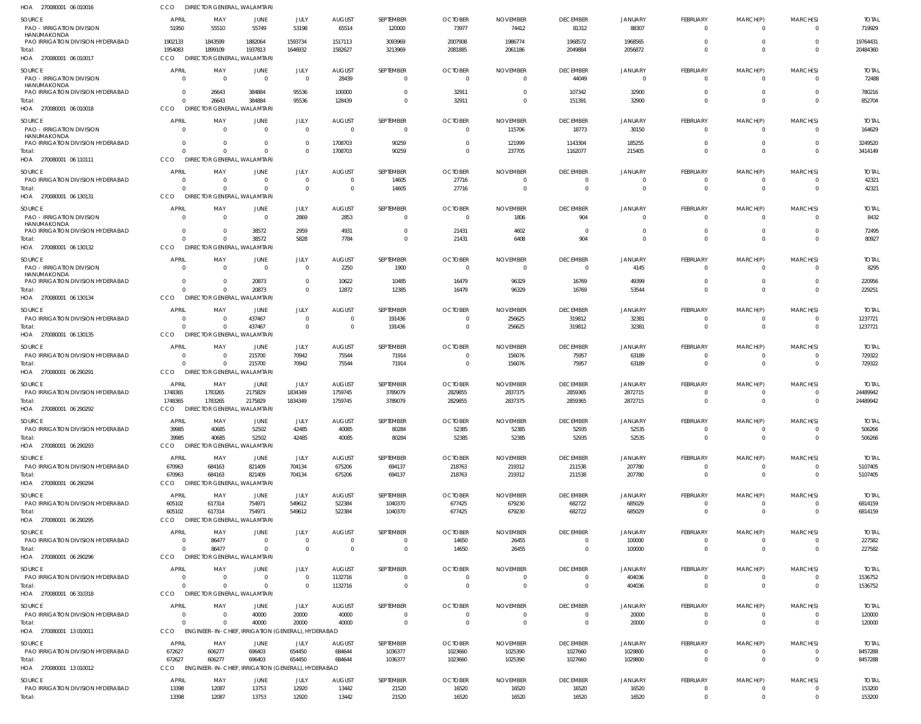HOA 270080001 06 010016 CCO DIRECTOR GENERAL, WALAMTARI

| SOURCE | APRIL | MAY | JUNE | JULY | AUGUST | SEPTEMBER | OCTOBER | NOVEMBER | DECEMBER | JANUARY | FEBRUARY | MARCH(P) | MARCH(S) | TOTAL |
|---|---|---|---|---|---|---|---|---|---|---|---|---|---|---|
| PAO - IRRIGATION DIVISION HANUMAKONDA | 51950 | 55510 | 55749 | 53198 | 65514 | 120000 | 73977 | 74412 | 81312 | 88307 | 0 | 0 | 0 | 719929 |
| PAO IRRIGATION DIVISION HYDERABAD | 1902133 | 1843599 | 1882064 | 1593734 | 1517113 | 3093969 | 2007908 | 1986774 | 1968572 | 1968565 | 0 | 0 | 0 | 19764431 |
| Total: | 1954083 | 1899109 | 1937813 | 1646932 | 1582627 | 3213969 | 2081885 | 2061186 | 2049884 | 2056872 | 0 | 0 | 0 | 20484360 |

HOA 270080001 06 010017 CCO DIRECTOR GENERAL, WALAMTARI

| SOURCE | APRIL | MAY | JUNE | JULY | AUGUST | SEPTEMBER | OCTOBER | NOVEMBER | DECEMBER | JANUARY | FEBRUARY | MARCH(P) | MARCH(S) | TOTAL |
|---|---|---|---|---|---|---|---|---|---|---|---|---|---|---|
| PAO - IRRIGATION DIVISION HANUMAKONDA | 0 | 0 | 0 | 0 | 28439 | 0 | 0 | 0 | 44049 | 0 | 0 | 0 | 0 | 72488 |
| PAO IRRIGATION DIVISION HYDERABAD | 0 | 26643 | 384884 | 95536 | 100000 | 0 | 32911 | 0 | 107342 | 32900 | 0 | 0 | 0 | 780216 |
| Total: | 0 | 26643 | 384884 | 95536 | 128439 | 0 | 32911 | 0 | 151391 | 32900 | 0 | 0 | 0 | 852704 |

HOA 270080001 06 010018 CCO DIRECTOR GENERAL, WALAMTARI

| SOURCE | APRIL | MAY | JUNE | JULY | AUGUST | SEPTEMBER | OCTOBER | NOVEMBER | DECEMBER | JANUARY | FEBRUARY | MARCH(P) | MARCH(S) | TOTAL |
|---|---|---|---|---|---|---|---|---|---|---|---|---|---|---|
| PAO - IRRIGATION DIVISION HANUMAKONDA | 0 | 0 | 0 | 0 | 0 | 0 | 0 | 115706 | 18773 | 30150 | 0 | 0 | 0 | 164629 |
| PAO IRRIGATION DIVISION HYDERABAD | 0 | 0 | 0 | 0 | 1708703 | 90259 | 0 | 121999 | 1143304 | 185255 | 0 | 0 | 0 | 3249520 |
| Total: | 0 | 0 | 0 | 0 | 1708703 | 90259 | 0 | 237705 | 1162077 | 215405 | 0 | 0 | 0 | 3414149 |

HOA 270080001 06 110111 CCO DIRECTOR GENERAL, WALAMTARI

| SOURCE | APRIL | MAY | JUNE | JULY | AUGUST | SEPTEMBER | OCTOBER | NOVEMBER | DECEMBER | JANUARY | FEBRUARY | MARCH(P) | MARCH(S) | TOTAL |
|---|---|---|---|---|---|---|---|---|---|---|---|---|---|---|
| PAO IRRIGATION DIVISION HYDERABAD | 0 | 0 | 0 | 0 | 0 | 14605 | 27716 | 0 | 0 | 0 | 0 | 0 | 0 | 42321 |
| Total: | 0 | 0 | 0 | 0 | 0 | 14605 | 27716 | 0 | 0 | 0 | 0 | 0 | 0 | 42321 |

HOA 270080001 06 130131 CCO DIRECTOR GENERAL, WALAMTARI

| SOURCE | APRIL | MAY | JUNE | JULY | AUGUST | SEPTEMBER | OCTOBER | NOVEMBER | DECEMBER | JANUARY | FEBRUARY | MARCH(P) | MARCH(S) | TOTAL |
|---|---|---|---|---|---|---|---|---|---|---|---|---|---|---|
| PAO - IRRIGATION DIVISION HANUMAKONDA | 0 | 0 | 0 | 2869 | 2853 | 0 | 0 | 1806 | 904 | 0 | 0 | 0 | 0 | 8432 |
| PAO IRRIGATION DIVISION HYDERABAD | 0 | 0 | 38572 | 2959 | 4931 | 0 | 21431 | 4602 | 0 | 0 | 0 | 0 | 0 | 72495 |
| Total: | 0 | 0 | 38572 | 5828 | 7784 | 0 | 21431 | 6408 | 904 | 0 | 0 | 0 | 0 | 80927 |

HOA 270080001 06 130132 CCO DIRECTOR GENERAL, WALAMTARI

| SOURCE | APRIL | MAY | JUNE | JULY | AUGUST | SEPTEMBER | OCTOBER | NOVEMBER | DECEMBER | JANUARY | FEBRUARY | MARCH(P) | MARCH(S) | TOTAL |
|---|---|---|---|---|---|---|---|---|---|---|---|---|---|---|
| PAO - IRRIGATION DIVISION HANUMAKONDA | 0 | 0 | 0 | 0 | 2250 | 1900 | 0 | 0 | 0 | 4145 | 0 | 0 | 0 | 8295 |
| PAO IRRIGATION DIVISION HYDERABAD | 0 | 0 | 20873 | 0 | 10622 | 10485 | 16479 | 96329 | 16769 | 49399 | 0 | 0 | 0 | 220956 |
| Total: | 0 | 0 | 20873 | 0 | 12872 | 12385 | 16479 | 96329 | 16769 | 53544 | 0 | 0 | 0 | 229251 |

HOA 270080001 06 130134 CCO DIRECTOR GENERAL, WALAMTARI

| SOURCE | APRIL | MAY | JUNE | JULY | AUGUST | SEPTEMBER | OCTOBER | NOVEMBER | DECEMBER | JANUARY | FEBRUARY | MARCH(P) | MARCH(S) | TOTAL |
|---|---|---|---|---|---|---|---|---|---|---|---|---|---|---|
| PAO IRRIGATION DIVISION HYDERABAD | 0 | 0 | 437467 | 0 | 0 | 191436 | 0 | 256625 | 319812 | 32381 | 0 | 0 | 0 | 1237721 |
| Total: | 0 | 0 | 437467 | 0 | 0 | 191436 | 0 | 256625 | 319812 | 32381 | 0 | 0 | 0 | 1237721 |

HOA 270080001 06 130135 CCO DIRECTOR GENERAL, WALAMTARI

| SOURCE | APRIL | MAY | JUNE | JULY | AUGUST | SEPTEMBER | OCTOBER | NOVEMBER | DECEMBER | JANUARY | FEBRUARY | MARCH(P) | MARCH(S) | TOTAL |
|---|---|---|---|---|---|---|---|---|---|---|---|---|---|---|
| PAO IRRIGATION DIVISION HYDERABAD | 0 | 0 | 215700 | 70942 | 75544 | 71914 | 0 | 156076 | 75957 | 63189 | 0 | 0 | 0 | 729322 |
| Total: | 0 | 0 | 215700 | 70942 | 75544 | 71914 | 0 | 156076 | 75957 | 63189 | 0 | 0 | 0 | 729322 |

HOA 270080001 06 290291 CCO DIRECTOR GENERAL, WALAMTARI

| SOURCE | APRIL | MAY | JUNE | JULY | AUGUST | SEPTEMBER | OCTOBER | NOVEMBER | DECEMBER | JANUARY | FEBRUARY | MARCH(P) | MARCH(S) | TOTAL |
|---|---|---|---|---|---|---|---|---|---|---|---|---|---|---|
| PAO IRRIGATION DIVISION HYDERABAD | 1748365 | 1783265 | 2175829 | 1834349 | 1759745 | 3789079 | 2829855 | 2837375 | 2859365 | 2872715 | 0 | 0 | 0 | 24489942 |
| Total: | 1748365 | 1783265 | 2175829 | 1834349 | 1759745 | 3789079 | 2829855 | 2837375 | 2859365 | 2872715 | 0 | 0 | 0 | 24489942 |

HOA 270080001 06 290292 CCO DIRECTOR GENERAL, WALAMTARI

| SOURCE | APRIL | MAY | JUNE | JULY | AUGUST | SEPTEMBER | OCTOBER | NOVEMBER | DECEMBER | JANUARY | FEBRUARY | MARCH(P) | MARCH(S) | TOTAL |
|---|---|---|---|---|---|---|---|---|---|---|---|---|---|---|
| PAO IRRIGATION DIVISION HYDERABAD | 39985 | 40685 | 52502 | 42485 | 40085 | 80284 | 52385 | 52385 | 52935 | 52535 | 0 | 0 | 0 | 506266 |
| Total: | 39985 | 40685 | 52502 | 42485 | 40085 | 80284 | 52385 | 52385 | 52935 | 52535 | 0 | 0 | 0 | 506266 |

HOA 270080001 06 290293 CCO DIRECTOR GENERAL, WALAMTARI

| SOURCE | APRIL | MAY | JUNE | JULY | AUGUST | SEPTEMBER | OCTOBER | NOVEMBER | DECEMBER | JANUARY | FEBRUARY | MARCH(P) | MARCH(S) | TOTAL |
|---|---|---|---|---|---|---|---|---|---|---|---|---|---|---|
| PAO IRRIGATION DIVISION HYDERABAD | 670963 | 684163 | 821409 | 704134 | 675206 | 694137 | 218763 | 219312 | 211538 | 207780 | 0 | 0 | 0 | 5107405 |
| Total: | 670963 | 684163 | 821409 | 704134 | 675206 | 694137 | 218763 | 219312 | 211538 | 207780 | 0 | 0 | 0 | 5107405 |

HOA 270080001 06 290294 CCO DIRECTOR GENERAL, WALAMTARI

| SOURCE | APRIL | MAY | JUNE | JULY | AUGUST | SEPTEMBER | OCTOBER | NOVEMBER | DECEMBER | JANUARY | FEBRUARY | MARCH(P) | MARCH(S) | TOTAL |
|---|---|---|---|---|---|---|---|---|---|---|---|---|---|---|
| PAO IRRIGATION DIVISION HYDERABAD | 605102 | 617314 | 754971 | 549612 | 522384 | 1040370 | 677425 | 679230 | 682722 | 685029 | 0 | 0 | 0 | 6814159 |
| Total: | 605102 | 617314 | 754971 | 549612 | 522384 | 1040370 | 677425 | 679230 | 682722 | 685029 | 0 | 0 | 0 | 6814159 |

HOA 270080001 06 290295 CCO DIRECTOR GENERAL, WALAMTARI

| SOURCE | APRIL | MAY | JUNE | JULY | AUGUST | SEPTEMBER | OCTOBER | NOVEMBER | DECEMBER | JANUARY | FEBRUARY | MARCH(P) | MARCH(S) | TOTAL |
|---|---|---|---|---|---|---|---|---|---|---|---|---|---|---|
| PAO IRRIGATION DIVISION HYDERABAD | 0 | 86477 | 0 | 0 | 0 | 0 | 14650 | 26455 | 0 | 100000 | 0 | 0 | 0 | 227582 |
| Total: | 0 | 86477 | 0 | 0 | 0 | 0 | 14650 | 26455 | 0 | 100000 | 0 | 0 | 0 | 227582 |

HOA 270080001 06 290296 CCO DIRECTOR GENERAL, WALAMTARI

| SOURCE | APRIL | MAY | JUNE | JULY | AUGUST | SEPTEMBER | OCTOBER | NOVEMBER | DECEMBER | JANUARY | FEBRUARY | MARCH(P) | MARCH(S) | TOTAL |
|---|---|---|---|---|---|---|---|---|---|---|---|---|---|---|
| PAO IRRIGATION DIVISION HYDERABAD | 0 | 0 | 0 | 0 | 1132716 | 0 | 0 | 0 | 0 | 404036 | 0 | 0 | 0 | 1536752 |
| Total: | 0 | 0 | 0 | 0 | 1132716 | 0 | 0 | 0 | 0 | 404036 | 0 | 0 | 0 | 1536752 |

HOA 270080001 06 310318 CCO DIRECTOR GENERAL, WALAMTARI

| SOURCE | APRIL | MAY | JUNE | JULY | AUGUST | SEPTEMBER | OCTOBER | NOVEMBER | DECEMBER | JANUARY | FEBRUARY | MARCH(P) | MARCH(S) | TOTAL |
|---|---|---|---|---|---|---|---|---|---|---|---|---|---|---|
| PAO IRRIGATION DIVISION HYDERABAD | 0 | 0 | 40000 | 20000 | 40000 | 0 | 0 | 0 | 0 | 20000 | 0 | 0 | 0 | 120000 |
| Total: | 0 | 0 | 40000 | 20000 | 40000 | 0 | 0 | 0 | 0 | 20000 | 0 | 0 | 0 | 120000 |

HOA 270080001 13 010011 CCO ENGINEER-IN-CHIEF, IRRIGATION (GENERAL), HYDERABAD

| SOURCE | APRIL | MAY | JUNE | JULY | AUGUST | SEPTEMBER | OCTOBER | NOVEMBER | DECEMBER | JANUARY | FEBRUARY | MARCH(P) | MARCH(S) | TOTAL |
|---|---|---|---|---|---|---|---|---|---|---|---|---|---|---|
| PAO IRRIGATION DIVISION HYDERABAD | 672627 | 606277 | 696403 | 654450 | 684644 | 1036377 | 1023660 | 1025390 | 1027660 | 1029800 | 0 | 0 | 0 | 8457288 |
| Total: | 672627 | 606277 | 696403 | 654450 | 684644 | 1036377 | 1023660 | 1025390 | 1027660 | 1029800 | 0 | 0 | 0 | 8457288 |

HOA 270080001 13 010012 CCO ENGINEER-IN-CHIEF, IRRIGATION (GENERAL), HYDERABAD

| SOURCE | APRIL | MAY | JUNE | JULY | AUGUST | SEPTEMBER | OCTOBER | NOVEMBER | DECEMBER | JANUARY | FEBRUARY | MARCH(P) | MARCH(S) | TOTAL |
|---|---|---|---|---|---|---|---|---|---|---|---|---|---|---|
| PAO IRRIGATION DIVISION HYDERABAD | 13398 | 12087 | 13753 | 12920 | 13442 | 21520 | 16520 | 16520 | 16520 | 16520 | 0 | 0 | 0 | 153200 |
| Total: | 13398 | 12087 | 13753 | 12920 | 13442 | 21520 | 16520 | 16520 | 16520 | 16520 | 0 | 0 | 0 | 153200 |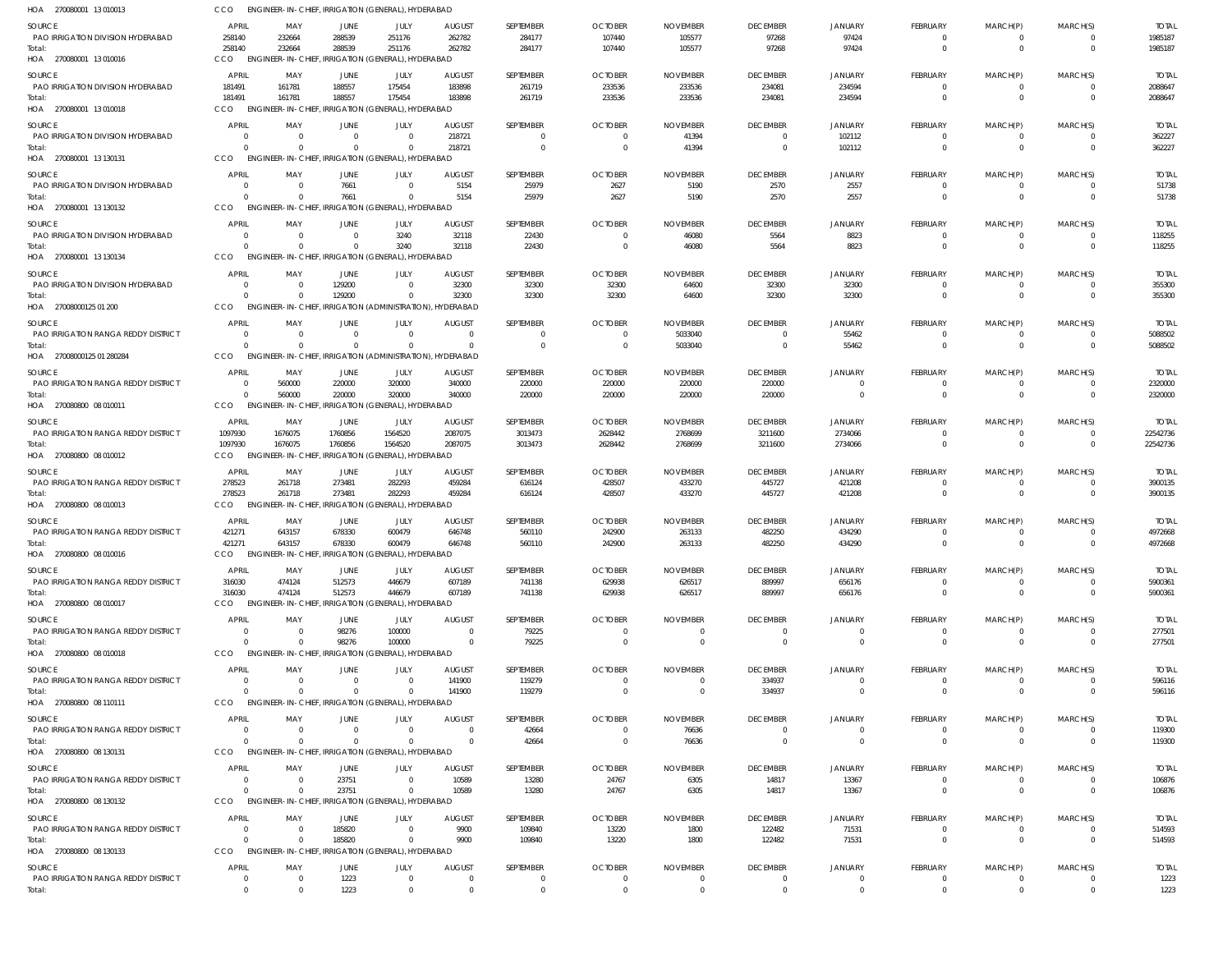HOA 270080001 13 010013 CCO ENGINEER-IN-CHIEF, IRRIGATION (GENERAL), HYDERABAD

| SOURCE | APRIL | MAY | JUNE | JULY | AUGUST | SEPTEMBER | OCTOBER | NOVEMBER | DECEMBER | JANUARY | FEBRUARY | MARCH(P) | MARCH(S) | TOTAL |
|---|---|---|---|---|---|---|---|---|---|---|---|---|---|---|
| PAO IRRIGATION DIVISION HYDERABAD | 258140 | 232664 | 288539 | 251176 | 262782 | 284177 | 107440 | 105577 | 97268 | 97424 | 0 | 0 | 0 | 1985187 |
| Total: | 258140 | 232664 | 288539 | 251176 | 262782 | 284177 | 107440 | 105577 | 97268 | 97424 | 0 | 0 | 0 | 1985187 |

HOA 270080001 13 010016 CCO ENGINEER-IN-CHIEF, IRRIGATION (GENERAL), HYDERABAD

| SOURCE | APRIL | MAY | JUNE | JULY | AUGUST | SEPTEMBER | OCTOBER | NOVEMBER | DECEMBER | JANUARY | FEBRUARY | MARCH(P) | MARCH(S) | TOTAL |
|---|---|---|---|---|---|---|---|---|---|---|---|---|---|---|
| PAO IRRIGATION DIVISION HYDERABAD | 181491 | 161781 | 188557 | 175454 | 183898 | 261719 | 233536 | 233536 | 234081 | 234594 | 0 | 0 | 0 | 2088647 |
| Total: | 181491 | 161781 | 188557 | 175454 | 183898 | 261719 | 233536 | 233536 | 234081 | 234594 | 0 | 0 | 0 | 2088647 |

HOA 270080001 13 010018 CCO ENGINEER-IN-CHIEF, IRRIGATION (GENERAL), HYDERABAD

| SOURCE | APRIL | MAY | JUNE | JULY | AUGUST | SEPTEMBER | OCTOBER | NOVEMBER | DECEMBER | JANUARY | FEBRUARY | MARCH(P) | MARCH(S) | TOTAL |
|---|---|---|---|---|---|---|---|---|---|---|---|---|---|---|
| PAO IRRIGATION DIVISION HYDERABAD | 0 | 0 | 0 | 0 | 218721 | 0 | 0 | 41394 | 0 | 102112 | 0 | 0 | 0 | 362227 |
| Total: | 0 | 0 | 0 | 0 | 218721 | 0 | 0 | 41394 | 0 | 102112 | 0 | 0 | 0 | 362227 |

HOA 270080001 13 130131 CCO ENGINEER-IN-CHIEF, IRRIGATION (GENERAL), HYDERABAD

| SOURCE | APRIL | MAY | JUNE | JULY | AUGUST | SEPTEMBER | OCTOBER | NOVEMBER | DECEMBER | JANUARY | FEBRUARY | MARCH(P) | MARCH(S) | TOTAL |
|---|---|---|---|---|---|---|---|---|---|---|---|---|---|---|
| PAO IRRIGATION DIVISION HYDERABAD | 0 | 0 | 7661 | 0 | 5154 | 25979 | 2627 | 5190 | 2570 | 2557 | 0 | 0 | 0 | 51738 |
| Total: | 0 | 0 | 7661 | 0 | 5154 | 25979 | 2627 | 5190 | 2570 | 2557 | 0 | 0 | 0 | 51738 |

HOA 270080001 13 130132 CCO ENGINEER-IN-CHIEF, IRRIGATION (GENERAL), HYDERABAD

| SOURCE | APRIL | MAY | JUNE | JULY | AUGUST | SEPTEMBER | OCTOBER | NOVEMBER | DECEMBER | JANUARY | FEBRUARY | MARCH(P) | MARCH(S) | TOTAL |
|---|---|---|---|---|---|---|---|---|---|---|---|---|---|---|
| PAO IRRIGATION DIVISION HYDERABAD | 0 | 0 | 0 | 3240 | 32118 | 22430 | 0 | 46080 | 5564 | 8823 | 0 | 0 | 0 | 118255 |
| Total: | 0 | 0 | 0 | 3240 | 32118 | 22430 | 0 | 46080 | 5564 | 8823 | 0 | 0 | 0 | 118255 |

HOA 270080001 13 130134 CCO ENGINEER-IN-CHIEF, IRRIGATION (GENERAL), HYDERABAD

| SOURCE | APRIL | MAY | JUNE | JULY | AUGUST | SEPTEMBER | OCTOBER | NOVEMBER | DECEMBER | JANUARY | FEBRUARY | MARCH(P) | MARCH(S) | TOTAL |
|---|---|---|---|---|---|---|---|---|---|---|---|---|---|---|
| PAO IRRIGATION DIVISION HYDERABAD | 0 | 0 | 129200 | 0 | 32300 | 32300 | 32300 | 64600 | 32300 | 32300 | 0 | 0 | 0 | 355300 |
| Total: | 0 | 0 | 129200 | 0 | 32300 | 32300 | 32300 | 64600 | 32300 | 32300 | 0 | 0 | 0 | 355300 |

HOA 27008000125 01 200 CCO ENGINEER-IN-CHIEF, IRRIGATION (ADMINISTRATION), HYDERABAD

| SOURCE | APRIL | MAY | JUNE | JULY | AUGUST | SEPTEMBER | OCTOBER | NOVEMBER | DECEMBER | JANUARY | FEBRUARY | MARCH(P) | MARCH(S) | TOTAL |
|---|---|---|---|---|---|---|---|---|---|---|---|---|---|---|
| PAO IRRIGATION RANGA REDDY DISTRICT | 0 | 0 | 0 | 0 | 0 | 0 | 0 | 5033040 | 0 | 55462 | 0 | 0 | 0 | 5088502 |
| Total: | 0 | 0 | 0 | 0 | 0 | 0 | 0 | 5033040 | 0 | 55462 | 0 | 0 | 0 | 5088502 |

HOA 27008000125 01 280284 CCO ENGINEER-IN-CHIEF, IRRIGATION (ADMINISTRATION), HYDERABAD

| SOURCE | APRIL | MAY | JUNE | JULY | AUGUST | SEPTEMBER | OCTOBER | NOVEMBER | DECEMBER | JANUARY | FEBRUARY | MARCH(P) | MARCH(S) | TOTAL |
|---|---|---|---|---|---|---|---|---|---|---|---|---|---|---|
| PAO IRRIGATION RANGA REDDY DISTRICT | 0 | 560000 | 220000 | 320000 | 340000 | 220000 | 220000 | 220000 | 220000 | 0 | 0 | 0 | 0 | 2320000 |
| Total: | 0 | 560000 | 220000 | 320000 | 340000 | 220000 | 220000 | 220000 | 220000 | 0 | 0 | 0 | 0 | 2320000 |

HOA 270080800 08 010011 CCO ENGINEER-IN-CHIEF, IRRIGATION (GENERAL), HYDERABAD

| SOURCE | APRIL | MAY | JUNE | JULY | AUGUST | SEPTEMBER | OCTOBER | NOVEMBER | DECEMBER | JANUARY | FEBRUARY | MARCH(P) | MARCH(S) | TOTAL |
|---|---|---|---|---|---|---|---|---|---|---|---|---|---|---|
| PAO IRRIGATION RANGA REDDY DISTRICT | 1097930 | 1676075 | 1760856 | 1564520 | 2087075 | 3013473 | 2628442 | 2768699 | 3211600 | 2734066 | 0 | 0 | 0 | 22542736 |
| Total: | 1097930 | 1676075 | 1760856 | 1564520 | 2087075 | 3013473 | 2628442 | 2768699 | 3211600 | 2734066 | 0 | 0 | 0 | 22542736 |

HOA 270080800 08 010012 CCO ENGINEER-IN-CHIEF, IRRIGATION (GENERAL), HYDERABAD

| SOURCE | APRIL | MAY | JUNE | JULY | AUGUST | SEPTEMBER | OCTOBER | NOVEMBER | DECEMBER | JANUARY | FEBRUARY | MARCH(P) | MARCH(S) | TOTAL |
|---|---|---|---|---|---|---|---|---|---|---|---|---|---|---|
| PAO IRRIGATION RANGA REDDY DISTRICT | 278523 | 261718 | 273481 | 282293 | 459284 | 616124 | 428507 | 433270 | 445727 | 421208 | 0 | 0 | 0 | 3900135 |
| Total: | 278523 | 261718 | 273481 | 282293 | 459284 | 616124 | 428507 | 433270 | 445727 | 421208 | 0 | 0 | 0 | 3900135 |

HOA 270080800 08 010013 CCO ENGINEER-IN-CHIEF, IRRIGATION (GENERAL), HYDERABAD

| SOURCE | APRIL | MAY | JUNE | JULY | AUGUST | SEPTEMBER | OCTOBER | NOVEMBER | DECEMBER | JANUARY | FEBRUARY | MARCH(P) | MARCH(S) | TOTAL |
|---|---|---|---|---|---|---|---|---|---|---|---|---|---|---|
| PAO IRRIGATION RANGA REDDY DISTRICT | 421271 | 643157 | 678330 | 600479 | 646748 | 560110 | 242900 | 263133 | 482250 | 434290 | 0 | 0 | 0 | 4972668 |
| Total: | 421271 | 643157 | 678330 | 600479 | 646748 | 560110 | 242900 | 263133 | 482250 | 434290 | 0 | 0 | 0 | 4972668 |

HOA 270080800 08 010016 CCO ENGINEER-IN-CHIEF, IRRIGATION (GENERAL), HYDERABAD

| SOURCE | APRIL | MAY | JUNE | JULY | AUGUST | SEPTEMBER | OCTOBER | NOVEMBER | DECEMBER | JANUARY | FEBRUARY | MARCH(P) | MARCH(S) | TOTAL |
|---|---|---|---|---|---|---|---|---|---|---|---|---|---|---|
| PAO IRRIGATION RANGA REDDY DISTRICT | 316030 | 474124 | 512573 | 446679 | 607189 | 741138 | 629938 | 626517 | 889997 | 656176 | 0 | 0 | 0 | 5900361 |
| Total: | 316030 | 474124 | 512573 | 446679 | 607189 | 741138 | 629938 | 626517 | 889997 | 656176 | 0 | 0 | 0 | 5900361 |

HOA 270080800 08 010017 CCO ENGINEER-IN-CHIEF, IRRIGATION (GENERAL), HYDERABAD

| SOURCE | APRIL | MAY | JUNE | JULY | AUGUST | SEPTEMBER | OCTOBER | NOVEMBER | DECEMBER | JANUARY | FEBRUARY | MARCH(P) | MARCH(S) | TOTAL |
|---|---|---|---|---|---|---|---|---|---|---|---|---|---|---|
| PAO IRRIGATION RANGA REDDY DISTRICT | 0 | 0 | 98276 | 100000 | 0 | 79225 | 0 | 0 | 0 | 0 | 0 | 0 | 0 | 277501 |
| Total: | 0 | 0 | 98276 | 100000 | 0 | 79225 | 0 | 0 | 0 | 0 | 0 | 0 | 0 | 277501 |

HOA 270080800 08 010018 CCO ENGINEER-IN-CHIEF, IRRIGATION (GENERAL), HYDERABAD

| SOURCE | APRIL | MAY | JUNE | JULY | AUGUST | SEPTEMBER | OCTOBER | NOVEMBER | DECEMBER | JANUARY | FEBRUARY | MARCH(P) | MARCH(S) | TOTAL |
|---|---|---|---|---|---|---|---|---|---|---|---|---|---|---|
| PAO IRRIGATION RANGA REDDY DISTRICT | 0 | 0 | 0 | 0 | 141900 | 119279 | 0 | 0 | 334937 | 0 | 0 | 0 | 0 | 596116 |
| Total: | 0 | 0 | 0 | 0 | 141900 | 119279 | 0 | 0 | 334937 | 0 | 0 | 0 | 0 | 596116 |

HOA 270080800 08 110111 CCO ENGINEER-IN-CHIEF, IRRIGATION (GENERAL), HYDERABAD

| SOURCE | APRIL | MAY | JUNE | JULY | AUGUST | SEPTEMBER | OCTOBER | NOVEMBER | DECEMBER | JANUARY | FEBRUARY | MARCH(P) | MARCH(S) | TOTAL |
|---|---|---|---|---|---|---|---|---|---|---|---|---|---|---|
| PAO IRRIGATION RANGA REDDY DISTRICT | 0 | 0 | 0 | 0 | 0 | 42664 | 0 | 76636 | 0 | 0 | 0 | 0 | 0 | 119300 |
| Total: | 0 | 0 | 0 | 0 | 0 | 42664 | 0 | 76636 | 0 | 0 | 0 | 0 | 0 | 119300 |

HOA 270080800 08 130131 CCO ENGINEER-IN-CHIEF, IRRIGATION (GENERAL), HYDERABAD

| SOURCE | APRIL | MAY | JUNE | JULY | AUGUST | SEPTEMBER | OCTOBER | NOVEMBER | DECEMBER | JANUARY | FEBRUARY | MARCH(P) | MARCH(S) | TOTAL |
|---|---|---|---|---|---|---|---|---|---|---|---|---|---|---|
| PAO IRRIGATION RANGA REDDY DISTRICT | 0 | 0 | 23751 | 0 | 10589 | 13280 | 24767 | 6305 | 14817 | 13367 | 0 | 0 | 0 | 106876 |
| Total: | 0 | 0 | 23751 | 0 | 10589 | 13280 | 24767 | 6305 | 14817 | 13367 | 0 | 0 | 0 | 106876 |

HOA 270080800 08 130132 CCO ENGINEER-IN-CHIEF, IRRIGATION (GENERAL), HYDERABAD

| SOURCE | APRIL | MAY | JUNE | JULY | AUGUST | SEPTEMBER | OCTOBER | NOVEMBER | DECEMBER | JANUARY | FEBRUARY | MARCH(P) | MARCH(S) | TOTAL |
|---|---|---|---|---|---|---|---|---|---|---|---|---|---|---|
| PAO IRRIGATION RANGA REDDY DISTRICT | 0 | 0 | 185820 | 0 | 9900 | 109840 | 13220 | 1800 | 122482 | 71531 | 0 | 0 | 0 | 514593 |
| Total: | 0 | 0 | 185820 | 0 | 9900 | 109840 | 13220 | 1800 | 122482 | 71531 | 0 | 0 | 0 | 514593 |

HOA 270080800 08 130133 CCO ENGINEER-IN-CHIEF, IRRIGATION (GENERAL), HYDERABAD

| SOURCE | APRIL | MAY | JUNE | JULY | AUGUST | SEPTEMBER | OCTOBER | NOVEMBER | DECEMBER | JANUARY | FEBRUARY | MARCH(P) | MARCH(S) | TOTAL |
|---|---|---|---|---|---|---|---|---|---|---|---|---|---|---|
| PAO IRRIGATION RANGA REDDY DISTRICT | 0 | 0 | 1223 | 0 | 0 | 0 | 0 | 0 | 0 | 0 | 0 | 0 | 0 | 1223 |
| Total: | 0 | 0 | 1223 | 0 | 0 | 0 | 0 | 0 | 0 | 0 | 0 | 0 | 0 | 1223 |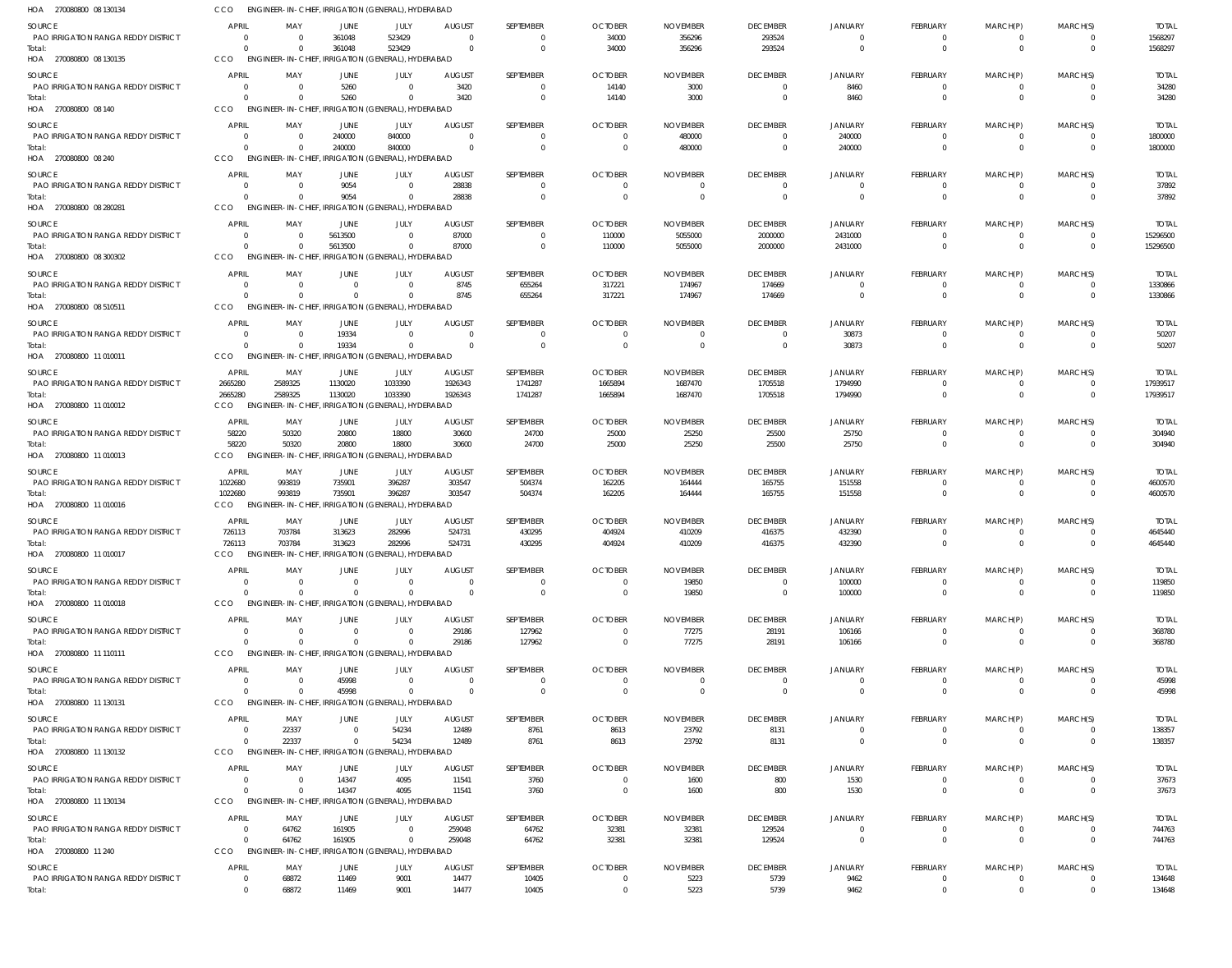HOA 270080800 08 130134 CCO ENGINEER-IN-CHIEF, IRRIGATION (GENERAL), HYDERABAD

| SOURCE | APRIL | MAY | JUNE | JULY | AUGUST | SEPTEMBER | OCTOBER | NOVEMBER | DECEMBER | JANUARY | FEBRUARY | MARCH(P) | MARCH(S) | TOTAL |
|---|---|---|---|---|---|---|---|---|---|---|---|---|---|---|
| PAO IRRIGATION RANGA REDDY DISTRICT | 0 | 0 | 361048 | 523429 | 0 | 0 | 34000 | 356296 | 293524 | 0 | 0 | 0 | 0 | 1568297 |
| Total: | 0 | 0 | 361048 | 523429 | 0 | 0 | 34000 | 356296 | 293524 | 0 | 0 | 0 | 0 | 1568297 |

HOA 270080800 08 130135 CCO ENGINEER-IN-CHIEF, IRRIGATION (GENERAL), HYDERABAD

| SOURCE | APRIL | MAY | JUNE | JULY | AUGUST | SEPTEMBER | OCTOBER | NOVEMBER | DECEMBER | JANUARY | FEBRUARY | MARCH(P) | MARCH(S) | TOTAL |
|---|---|---|---|---|---|---|---|---|---|---|---|---|---|---|
| PAO IRRIGATION RANGA REDDY DISTRICT | 0 | 0 | 5260 | 0 | 3420 | 0 | 14140 | 3000 | 0 | 8460 | 0 | 0 | 0 | 34280 |
| Total: | 0 | 0 | 5260 | 0 | 3420 | 0 | 14140 | 3000 | 0 | 8460 | 0 | 0 | 0 | 34280 |

HOA 270080800 08 140 CCO ENGINEER-IN-CHIEF, IRRIGATION (GENERAL), HYDERABAD

| SOURCE | APRIL | MAY | JUNE | JULY | AUGUST | SEPTEMBER | OCTOBER | NOVEMBER | DECEMBER | JANUARY | FEBRUARY | MARCH(P) | MARCH(S) | TOTAL |
|---|---|---|---|---|---|---|---|---|---|---|---|---|---|---|
| PAO IRRIGATION RANGA REDDY DISTRICT | 0 | 0 | 240000 | 840000 | 0 | 0 | 0 | 480000 | 0 | 240000 | 0 | 0 | 0 | 1800000 |
| Total: | 0 | 0 | 240000 | 840000 | 0 | 0 | 0 | 480000 | 0 | 240000 | 0 | 0 | 0 | 1800000 |

HOA 270080800 08 240 CCO ENGINEER-IN-CHIEF, IRRIGATION (GENERAL), HYDERABAD

| SOURCE | APRIL | MAY | JUNE | JULY | AUGUST | SEPTEMBER | OCTOBER | NOVEMBER | DECEMBER | JANUARY | FEBRUARY | MARCH(P) | MARCH(S) | TOTAL |
|---|---|---|---|---|---|---|---|---|---|---|---|---|---|---|
| PAO IRRIGATION RANGA REDDY DISTRICT | 0 | 0 | 9054 | 0 | 28838 | 0 | 0 | 0 | 0 | 0 | 0 | 0 | 0 | 37892 |
| Total: | 0 | 0 | 9054 | 0 | 28838 | 0 | 0 | 0 | 0 | 0 | 0 | 0 | 0 | 37892 |

HOA 270080800 08 280281 CCO ENGINEER-IN-CHIEF, IRRIGATION (GENERAL), HYDERABAD

| SOURCE | APRIL | MAY | JUNE | JULY | AUGUST | SEPTEMBER | OCTOBER | NOVEMBER | DECEMBER | JANUARY | FEBRUARY | MARCH(P) | MARCH(S) | TOTAL |
|---|---|---|---|---|---|---|---|---|---|---|---|---|---|---|
| PAO IRRIGATION RANGA REDDY DISTRICT | 0 | 0 | 5613500 | 0 | 87000 | 0 | 110000 | 5055000 | 2000000 | 2431000 | 0 | 0 | 0 | 15296500 |
| Total: | 0 | 0 | 5613500 | 0 | 87000 | 0 | 110000 | 5055000 | 2000000 | 2431000 | 0 | 0 | 0 | 15296500 |

HOA 270080800 08 300302 CCO ENGINEER-IN-CHIEF, IRRIGATION (GENERAL), HYDERABAD

| SOURCE | APRIL | MAY | JUNE | JULY | AUGUST | SEPTEMBER | OCTOBER | NOVEMBER | DECEMBER | JANUARY | FEBRUARY | MARCH(P) | MARCH(S) | TOTAL |
|---|---|---|---|---|---|---|---|---|---|---|---|---|---|---|
| PAO IRRIGATION RANGA REDDY DISTRICT | 0 | 0 | 0 | 0 | 8745 | 655264 | 317221 | 174967 | 174669 | 0 | 0 | 0 | 0 | 1330866 |
| Total: | 0 | 0 | 0 | 0 | 8745 | 655264 | 317221 | 174967 | 174669 | 0 | 0 | 0 | 0 | 1330866 |

HOA 270080800 08 510511 CCO ENGINEER-IN-CHIEF, IRRIGATION (GENERAL), HYDERABAD

| SOURCE | APRIL | MAY | JUNE | JULY | AUGUST | SEPTEMBER | OCTOBER | NOVEMBER | DECEMBER | JANUARY | FEBRUARY | MARCH(P) | MARCH(S) | TOTAL |
|---|---|---|---|---|---|---|---|---|---|---|---|---|---|---|
| PAO IRRIGATION RANGA REDDY DISTRICT | 0 | 0 | 19334 | 0 | 0 | 0 | 0 | 0 | 0 | 30873 | 0 | 0 | 0 | 50207 |
| Total: | 0 | 0 | 19334 | 0 | 0 | 0 | 0 | 0 | 0 | 30873 | 0 | 0 | 0 | 50207 |

HOA 270080800 11 010011 CCO ENGINEER-IN-CHIEF, IRRIGATION (GENERAL), HYDERABAD

| SOURCE | APRIL | MAY | JUNE | JULY | AUGUST | SEPTEMBER | OCTOBER | NOVEMBER | DECEMBER | JANUARY | FEBRUARY | MARCH(P) | MARCH(S) | TOTAL |
|---|---|---|---|---|---|---|---|---|---|---|---|---|---|---|
| PAO IRRIGATION RANGA REDDY DISTRICT | 2665280 | 2589325 | 1130020 | 1033390 | 1926343 | 1741287 | 1665894 | 1687470 | 1705518 | 1794990 | 0 | 0 | 0 | 17939517 |
| Total: | 2665280 | 2589325 | 1130020 | 1033390 | 1926343 | 1741287 | 1665894 | 1687470 | 1705518 | 1794990 | 0 | 0 | 0 | 17939517 |

HOA 270080800 11 010012 CCO ENGINEER-IN-CHIEF, IRRIGATION (GENERAL), HYDERABAD

| SOURCE | APRIL | MAY | JUNE | JULY | AUGUST | SEPTEMBER | OCTOBER | NOVEMBER | DECEMBER | JANUARY | FEBRUARY | MARCH(P) | MARCH(S) | TOTAL |
|---|---|---|---|---|---|---|---|---|---|---|---|---|---|---|
| PAO IRRIGATION RANGA REDDY DISTRICT | 58220 | 50320 | 20800 | 18800 | 30600 | 24700 | 25000 | 25250 | 25500 | 25750 | 0 | 0 | 0 | 304940 |
| Total: | 58220 | 50320 | 20800 | 18800 | 30600 | 24700 | 25000 | 25250 | 25500 | 25750 | 0 | 0 | 0 | 304940 |

HOA 270080800 11 010013 CCO ENGINEER-IN-CHIEF, IRRIGATION (GENERAL), HYDERABAD

| SOURCE | APRIL | MAY | JUNE | JULY | AUGUST | SEPTEMBER | OCTOBER | NOVEMBER | DECEMBER | JANUARY | FEBRUARY | MARCH(P) | MARCH(S) | TOTAL |
|---|---|---|---|---|---|---|---|---|---|---|---|---|---|---|
| PAO IRRIGATION RANGA REDDY DISTRICT | 1022680 | 993819 | 735901 | 396287 | 303547 | 504374 | 162205 | 164444 | 165755 | 151558 | 0 | 0 | 0 | 4600570 |
| Total: | 1022680 | 993819 | 735901 | 396287 | 303547 | 504374 | 162205 | 164444 | 165755 | 151558 | 0 | 0 | 0 | 4600570 |

HOA 270080800 11 010016 CCO ENGINEER-IN-CHIEF, IRRIGATION (GENERAL), HYDERABAD

| SOURCE | APRIL | MAY | JUNE | JULY | AUGUST | SEPTEMBER | OCTOBER | NOVEMBER | DECEMBER | JANUARY | FEBRUARY | MARCH(P) | MARCH(S) | TOTAL |
|---|---|---|---|---|---|---|---|---|---|---|---|---|---|---|
| PAO IRRIGATION RANGA REDDY DISTRICT | 726113 | 703784 | 313623 | 282996 | 524731 | 430295 | 404924 | 410209 | 416375 | 432390 | 0 | 0 | 0 | 4645440 |
| Total: | 726113 | 703784 | 313623 | 282996 | 524731 | 430295 | 404924 | 410209 | 416375 | 432390 | 0 | 0 | 0 | 4645440 |

HOA 270080800 11 010017 CCO ENGINEER-IN-CHIEF, IRRIGATION (GENERAL), HYDERABAD

| SOURCE | APRIL | MAY | JUNE | JULY | AUGUST | SEPTEMBER | OCTOBER | NOVEMBER | DECEMBER | JANUARY | FEBRUARY | MARCH(P) | MARCH(S) | TOTAL |
|---|---|---|---|---|---|---|---|---|---|---|---|---|---|---|
| PAO IRRIGATION RANGA REDDY DISTRICT | 0 | 0 | 0 | 0 | 0 | 0 | 0 | 19850 | 0 | 100000 | 0 | 0 | 0 | 119850 |
| Total: | 0 | 0 | 0 | 0 | 0 | 0 | 0 | 19850 | 0 | 100000 | 0 | 0 | 0 | 119850 |

HOA 270080800 11 010018 CCO ENGINEER-IN-CHIEF, IRRIGATION (GENERAL), HYDERABAD

| SOURCE | APRIL | MAY | JUNE | JULY | AUGUST | SEPTEMBER | OCTOBER | NOVEMBER | DECEMBER | JANUARY | FEBRUARY | MARCH(P) | MARCH(S) | TOTAL |
|---|---|---|---|---|---|---|---|---|---|---|---|---|---|---|
| PAO IRRIGATION RANGA REDDY DISTRICT | 0 | 0 | 0 | 0 | 29186 | 127962 | 0 | 77275 | 28191 | 106166 | 0 | 0 | 0 | 368780 |
| Total: | 0 | 0 | 0 | 0 | 29186 | 127962 | 0 | 77275 | 28191 | 106166 | 0 | 0 | 0 | 368780 |

HOA 270080800 11 110111 CCO ENGINEER-IN-CHIEF, IRRIGATION (GENERAL), HYDERABAD

| SOURCE | APRIL | MAY | JUNE | JULY | AUGUST | SEPTEMBER | OCTOBER | NOVEMBER | DECEMBER | JANUARY | FEBRUARY | MARCH(P) | MARCH(S) | TOTAL |
|---|---|---|---|---|---|---|---|---|---|---|---|---|---|---|
| PAO IRRIGATION RANGA REDDY DISTRICT | 0 | 0 | 45998 | 0 | 0 | 0 | 0 | 0 | 0 | 0 | 0 | 0 | 0 | 45998 |
| Total: | 0 | 0 | 45998 | 0 | 0 | 0 | 0 | 0 | 0 | 0 | 0 | 0 | 0 | 45998 |

HOA 270080800 11 130131 CCO ENGINEER-IN-CHIEF, IRRIGATION (GENERAL), HYDERABAD

| SOURCE | APRIL | MAY | JUNE | JULY | AUGUST | SEPTEMBER | OCTOBER | NOVEMBER | DECEMBER | JANUARY | FEBRUARY | MARCH(P) | MARCH(S) | TOTAL |
|---|---|---|---|---|---|---|---|---|---|---|---|---|---|---|
| PAO IRRIGATION RANGA REDDY DISTRICT | 0 | 22337 | 0 | 54234 | 12489 | 8761 | 8613 | 23792 | 8131 | 0 | 0 | 0 | 0 | 138357 |
| Total: | 0 | 22337 | 0 | 54234 | 12489 | 8761 | 8613 | 23792 | 8131 | 0 | 0 | 0 | 0 | 138357 |

HOA 270080800 11 130132 CCO ENGINEER-IN-CHIEF, IRRIGATION (GENERAL), HYDERABAD

| SOURCE | APRIL | MAY | JUNE | JULY | AUGUST | SEPTEMBER | OCTOBER | NOVEMBER | DECEMBER | JANUARY | FEBRUARY | MARCH(P) | MARCH(S) | TOTAL |
|---|---|---|---|---|---|---|---|---|---|---|---|---|---|---|
| PAO IRRIGATION RANGA REDDY DISTRICT | 0 | 0 | 14347 | 4095 | 11541 | 3760 | 0 | 1600 | 800 | 1530 | 0 | 0 | 0 | 37673 |
| Total: | 0 | 0 | 14347 | 4095 | 11541 | 3760 | 0 | 1600 | 800 | 1530 | 0 | 0 | 0 | 37673 |

HOA 270080800 11 130134 CCO ENGINEER-IN-CHIEF, IRRIGATION (GENERAL), HYDERABAD

| SOURCE | APRIL | MAY | JUNE | JULY | AUGUST | SEPTEMBER | OCTOBER | NOVEMBER | DECEMBER | JANUARY | FEBRUARY | MARCH(P) | MARCH(S) | TOTAL |
|---|---|---|---|---|---|---|---|---|---|---|---|---|---|---|
| PAO IRRIGATION RANGA REDDY DISTRICT | 0 | 64762 | 161905 | 0 | 259048 | 64762 | 32381 | 32381 | 129524 | 0 | 0 | 0 | 0 | 744763 |
| Total: | 0 | 64762 | 161905 | 0 | 259048 | 64762 | 32381 | 32381 | 129524 | 0 | 0 | 0 | 0 | 744763 |

HOA 270080800 11 240 CCO ENGINEER-IN-CHIEF, IRRIGATION (GENERAL), HYDERABAD

| SOURCE | APRIL | MAY | JUNE | JULY | AUGUST | SEPTEMBER | OCTOBER | NOVEMBER | DECEMBER | JANUARY | FEBRUARY | MARCH(P) | MARCH(S) | TOTAL |
|---|---|---|---|---|---|---|---|---|---|---|---|---|---|---|
| PAO IRRIGATION RANGA REDDY DISTRICT | 0 | 68872 | 11469 | 9001 | 14477 | 10405 | 0 | 5223 | 5739 | 9462 | 0 | 0 | 0 | 134648 |
| Total: | 0 | 68872 | 11469 | 9001 | 14477 | 10405 | 0 | 5223 | 5739 | 9462 | 0 | 0 | 0 | 134648 |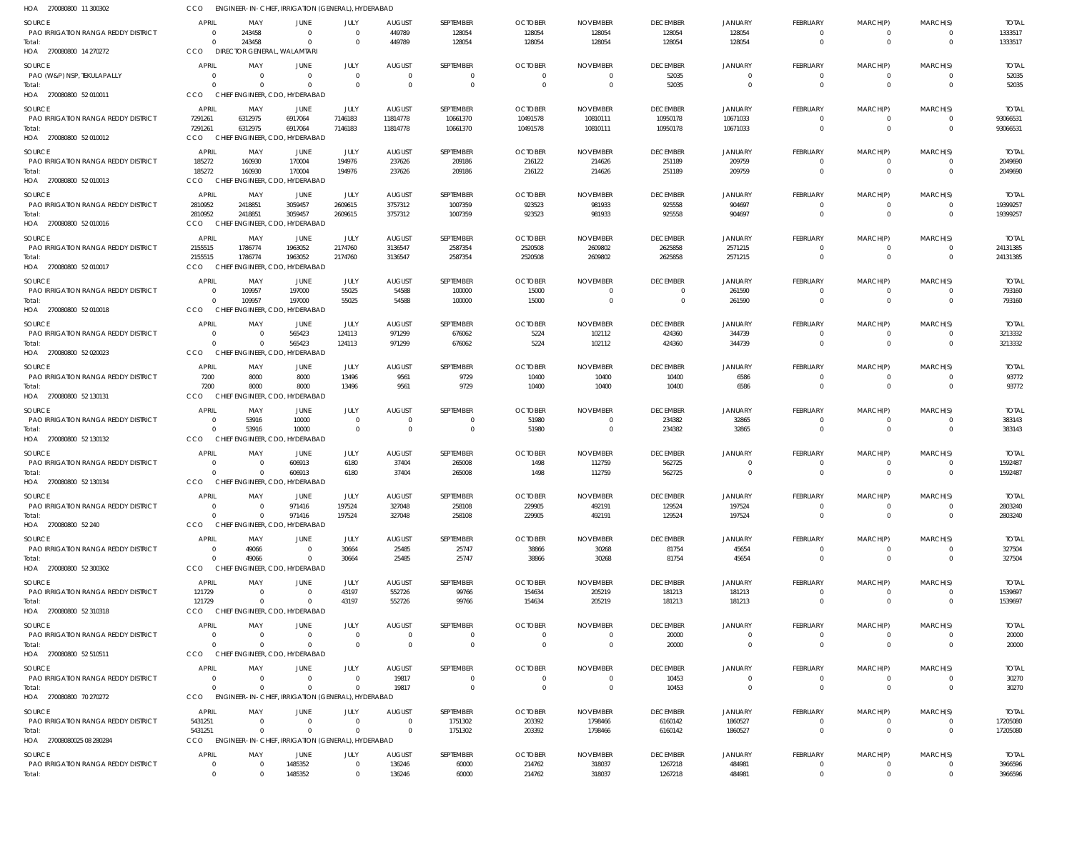HOA 270080800 11 300302 CCO ENGINEER-IN-CHIEF, IRRIGATION (GENERAL), HYDERABAD

| SOURCE | APRIL | MAY | JUNE | JULY | AUGUST | SEPTEMBER | OCTOBER | NOVEMBER | DECEMBER | JANUARY | FEBRUARY | MARCH(P) | MARCH(S) | TOTAL |
|---|---|---|---|---|---|---|---|---|---|---|---|---|---|---|
| PAO IRRIGATION RANGA REDDY DISTRICT | 0 | 243458 | 0 | 0 | 449789 | 128054 | 128054 | 128054 | 128054 | 128054 | 0 | 0 | 0 | 1333517 |
| Total: | 0 | 243458 | 0 | 0 | 449789 | 128054 | 128054 | 128054 | 128054 | 128054 | 0 | 0 | 0 | 1333517 |

HOA 270080800 14 270272 CCO DIRECTOR GENERAL, WALAMTARI

| SOURCE | APRIL | MAY | JUNE | JULY | AUGUST | SEPTEMBER | OCTOBER | NOVEMBER | DECEMBER | JANUARY | FEBRUARY | MARCH(P) | MARCH(S) | TOTAL |
|---|---|---|---|---|---|---|---|---|---|---|---|---|---|---|
| PAO (W&P) NSP, TEKULAPALLY | 0 | 0 | 0 | 0 | 0 | 0 | 0 | 0 | 52035 | 0 | 0 | 0 | 0 | 52035 |
| Total: | 0 | 0 | 0 | 0 | 0 | 0 | 0 | 0 | 52035 | 0 | 0 | 0 | 0 | 52035 |

HOA 270080800 52 010011 CCO CHIEF ENGINEER, CDO, HYDERABAD

| SOURCE | APRIL | MAY | JUNE | JULY | AUGUST | SEPTEMBER | OCTOBER | NOVEMBER | DECEMBER | JANUARY | FEBRUARY | MARCH(P) | MARCH(S) | TOTAL |
|---|---|---|---|---|---|---|---|---|---|---|---|---|---|---|
| PAO IRRIGATION RANGA REDDY DISTRICT | 7291261 | 6312975 | 6917064 | 7146183 | 11814778 | 10661370 | 10491578 | 10810111 | 10950178 | 10671033 | 0 | 0 | 0 | 93066531 |
| Total: | 7291261 | 6312975 | 6917064 | 7146183 | 11814778 | 10661370 | 10491578 | 10810111 | 10950178 | 10671033 | 0 | 0 | 0 | 93066531 |

HOA 270080800 52 010012 CCO CHIEF ENGINEER, CDO, HYDERABAD

| SOURCE | APRIL | MAY | JUNE | JULY | AUGUST | SEPTEMBER | OCTOBER | NOVEMBER | DECEMBER | JANUARY | FEBRUARY | MARCH(P) | MARCH(S) | TOTAL |
|---|---|---|---|---|---|---|---|---|---|---|---|---|---|---|
| PAO IRRIGATION RANGA REDDY DISTRICT | 185272 | 160930 | 170004 | 194976 | 237626 | 209186 | 216122 | 214626 | 251189 | 209759 | 0 | 0 | 0 | 2049690 |
| Total: | 185272 | 160930 | 170004 | 194976 | 237626 | 209186 | 216122 | 214626 | 251189 | 209759 | 0 | 0 | 0 | 2049690 |

HOA 270080800 52 010013 CCO CHIEF ENGINEER, CDO, HYDERABAD

| SOURCE | APRIL | MAY | JUNE | JULY | AUGUST | SEPTEMBER | OCTOBER | NOVEMBER | DECEMBER | JANUARY | FEBRUARY | MARCH(P) | MARCH(S) | TOTAL |
|---|---|---|---|---|---|---|---|---|---|---|---|---|---|---|
| PAO IRRIGATION RANGA REDDY DISTRICT | 2810952 | 2418851 | 3059457 | 2609615 | 3757312 | 1007359 | 923523 | 981933 | 925558 | 904697 | 0 | 0 | 0 | 19399257 |
| Total: | 2810952 | 2418851 | 3059457 | 2609615 | 3757312 | 1007359 | 923523 | 981933 | 925558 | 904697 | 0 | 0 | 0 | 19399257 |

HOA 270080800 52 010016 CCO CHIEF ENGINEER, CDO, HYDERABAD

| SOURCE | APRIL | MAY | JUNE | JULY | AUGUST | SEPTEMBER | OCTOBER | NOVEMBER | DECEMBER | JANUARY | FEBRUARY | MARCH(P) | MARCH(S) | TOTAL |
|---|---|---|---|---|---|---|---|---|---|---|---|---|---|---|
| PAO IRRIGATION RANGA REDDY DISTRICT | 2155515 | 1786774 | 1963052 | 2174760 | 3136547 | 2587354 | 2520508 | 2609802 | 2625858 | 2571215 | 0 | 0 | 0 | 24131385 |
| Total: | 2155515 | 1786774 | 1963052 | 2174760 | 3136547 | 2587354 | 2520508 | 2609802 | 2625858 | 2571215 | 0 | 0 | 0 | 24131385 |

HOA 270080800 52 010017 CCO CHIEF ENGINEER, CDO, HYDERABAD

| SOURCE | APRIL | MAY | JUNE | JULY | AUGUST | SEPTEMBER | OCTOBER | NOVEMBER | DECEMBER | JANUARY | FEBRUARY | MARCH(P) | MARCH(S) | TOTAL |
|---|---|---|---|---|---|---|---|---|---|---|---|---|---|---|
| PAO IRRIGATION RANGA REDDY DISTRICT | 0 | 109957 | 197000 | 55025 | 54588 | 100000 | 15000 | 0 | 0 | 261590 | 0 | 0 | 0 | 793160 |
| Total: | 0 | 109957 | 197000 | 55025 | 54588 | 100000 | 15000 | 0 | 0 | 261590 | 0 | 0 | 0 | 793160 |

HOA 270080800 52 010018 CCO CHIEF ENGINEER, CDO, HYDERABAD

| SOURCE | APRIL | MAY | JUNE | JULY | AUGUST | SEPTEMBER | OCTOBER | NOVEMBER | DECEMBER | JANUARY | FEBRUARY | MARCH(P) | MARCH(S) | TOTAL |
|---|---|---|---|---|---|---|---|---|---|---|---|---|---|---|
| PAO IRRIGATION RANGA REDDY DISTRICT | 0 | 0 | 565423 | 124113 | 971299 | 676062 | 5224 | 102112 | 424360 | 344739 | 0 | 0 | 0 | 3213332 |
| Total: | 0 | 0 | 565423 | 124113 | 971299 | 676062 | 5224 | 102112 | 424360 | 344739 | 0 | 0 | 0 | 3213332 |

HOA 270080800 52 020023 CCO CHIEF ENGINEER, CDO, HYDERABAD

| SOURCE | APRIL | MAY | JUNE | JULY | AUGUST | SEPTEMBER | OCTOBER | NOVEMBER | DECEMBER | JANUARY | FEBRUARY | MARCH(P) | MARCH(S) | TOTAL |
|---|---|---|---|---|---|---|---|---|---|---|---|---|---|---|
| PAO IRRIGATION RANGA REDDY DISTRICT | 7200 | 8000 | 8000 | 13496 | 9561 | 9729 | 10400 | 10400 | 10400 | 6586 | 0 | 0 | 0 | 93772 |
| Total: | 7200 | 8000 | 8000 | 13496 | 9561 | 9729 | 10400 | 10400 | 10400 | 6586 | 0 | 0 | 0 | 93772 |

HOA 270080800 52 130131 CCO CHIEF ENGINEER, CDO, HYDERABAD

| SOURCE | APRIL | MAY | JUNE | JULY | AUGUST | SEPTEMBER | OCTOBER | NOVEMBER | DECEMBER | JANUARY | FEBRUARY | MARCH(P) | MARCH(S) | TOTAL |
|---|---|---|---|---|---|---|---|---|---|---|---|---|---|---|
| PAO IRRIGATION RANGA REDDY DISTRICT | 0 | 53916 | 10000 | 0 | 0 | 0 | 51980 | 0 | 234382 | 32865 | 0 | 0 | 0 | 383143 |
| Total: | 0 | 53916 | 10000 | 0 | 0 | 0 | 51980 | 0 | 234382 | 32865 | 0 | 0 | 0 | 383143 |

HOA 270080800 52 130132 CCO CHIEF ENGINEER, CDO, HYDERABAD

| SOURCE | APRIL | MAY | JUNE | JULY | AUGUST | SEPTEMBER | OCTOBER | NOVEMBER | DECEMBER | JANUARY | FEBRUARY | MARCH(P) | MARCH(S) | TOTAL |
|---|---|---|---|---|---|---|---|---|---|---|---|---|---|---|
| PAO IRRIGATION RANGA REDDY DISTRICT | 0 | 0 | 606913 | 6180 | 37404 | 265008 | 1498 | 112759 | 562725 | 0 | 0 | 0 | 0 | 1592487 |
| Total: | 0 | 0 | 606913 | 6180 | 37404 | 265008 | 1498 | 112759 | 562725 | 0 | 0 | 0 | 0 | 1592487 |

HOA 270080800 52 130134 CCO CHIEF ENGINEER, CDO, HYDERABAD

| SOURCE | APRIL | MAY | JUNE | JULY | AUGUST | SEPTEMBER | OCTOBER | NOVEMBER | DECEMBER | JANUARY | FEBRUARY | MARCH(P) | MARCH(S) | TOTAL |
|---|---|---|---|---|---|---|---|---|---|---|---|---|---|---|
| PAO IRRIGATION RANGA REDDY DISTRICT | 0 | 0 | 971416 | 197524 | 327048 | 258108 | 229905 | 492191 | 129524 | 197524 | 0 | 0 | 0 | 2803240 |
| Total: | 0 | 0 | 971416 | 197524 | 327048 | 258108 | 229905 | 492191 | 129524 | 197524 | 0 | 0 | 0 | 2803240 |

HOA 270080800 52 240 CCO CHIEF ENGINEER, CDO, HYDERABAD

| SOURCE | APRIL | MAY | JUNE | JULY | AUGUST | SEPTEMBER | OCTOBER | NOVEMBER | DECEMBER | JANUARY | FEBRUARY | MARCH(P) | MARCH(S) | TOTAL |
|---|---|---|---|---|---|---|---|---|---|---|---|---|---|---|
| PAO IRRIGATION RANGA REDDY DISTRICT | 0 | 49066 | 0 | 30664 | 25485 | 25747 | 38866 | 30268 | 81754 | 45654 | 0 | 0 | 0 | 327504 |
| Total: | 0 | 49066 | 0 | 30664 | 25485 | 25747 | 38866 | 30268 | 81754 | 45654 | 0 | 0 | 0 | 327504 |

HOA 270080800 52 300302 CCO CHIEF ENGINEER, CDO, HYDERABAD

| SOURCE | APRIL | MAY | JUNE | JULY | AUGUST | SEPTEMBER | OCTOBER | NOVEMBER | DECEMBER | JANUARY | FEBRUARY | MARCH(P) | MARCH(S) | TOTAL |
|---|---|---|---|---|---|---|---|---|---|---|---|---|---|---|
| PAO IRRIGATION RANGA REDDY DISTRICT | 121729 | 0 | 0 | 43197 | 552726 | 99766 | 154634 | 205219 | 181213 | 181213 | 0 | 0 | 0 | 1539697 |
| Total: | 121729 | 0 | 0 | 43197 | 552726 | 99766 | 154634 | 205219 | 181213 | 181213 | 0 | 0 | 0 | 1539697 |

HOA 270080800 52 310318 CCO CHIEF ENGINEER, CDO, HYDERABAD

| SOURCE | APRIL | MAY | JUNE | JULY | AUGUST | SEPTEMBER | OCTOBER | NOVEMBER | DECEMBER | JANUARY | FEBRUARY | MARCH(P) | MARCH(S) | TOTAL |
|---|---|---|---|---|---|---|---|---|---|---|---|---|---|---|
| PAO IRRIGATION RANGA REDDY DISTRICT | 0 | 0 | 0 | 0 | 0 | 0 | 0 | 0 | 20000 | 0 | 0 | 0 | 0 | 20000 |
| Total: | 0 | 0 | 0 | 0 | 0 | 0 | 0 | 0 | 20000 | 0 | 0 | 0 | 0 | 20000 |

HOA 270080800 52 510511 CCO CHIEF ENGINEER, CDO, HYDERABAD

| SOURCE | APRIL | MAY | JUNE | JULY | AUGUST | SEPTEMBER | OCTOBER | NOVEMBER | DECEMBER | JANUARY | FEBRUARY | MARCH(P) | MARCH(S) | TOTAL |
|---|---|---|---|---|---|---|---|---|---|---|---|---|---|---|
| PAO IRRIGATION RANGA REDDY DISTRICT | 0 | 0 | 0 | 0 | 19817 | 0 | 0 | 0 | 10453 | 0 | 0 | 0 | 0 | 30270 |
| Total: | 0 | 0 | 0 | 0 | 19817 | 0 | 0 | 0 | 10453 | 0 | 0 | 0 | 0 | 30270 |

HOA 270080800 70 270272 CCO ENGINEER-IN-CHIEF, IRRIGATION (GENERAL), HYDERABAD

| SOURCE | APRIL | MAY | JUNE | JULY | AUGUST | SEPTEMBER | OCTOBER | NOVEMBER | DECEMBER | JANUARY | FEBRUARY | MARCH(P) | MARCH(S) | TOTAL |
|---|---|---|---|---|---|---|---|---|---|---|---|---|---|---|
| PAO IRRIGATION RANGA REDDY DISTRICT | 5431251 | 0 | 0 | 0 | 0 | 1751302 | 203392 | 1798466 | 6160142 | 1860527 | 0 | 0 | 0 | 17205080 |
| Total: | 5431251 | 0 | 0 | 0 | 0 | 1751302 | 203392 | 1798466 | 6160142 | 1860527 | 0 | 0 | 0 | 17205080 |

HOA 27008080025 08 280284 CCO ENGINEER-IN-CHIEF, IRRIGATION (GENERAL), HYDERABAD

| SOURCE | APRIL | MAY | JUNE | JULY | AUGUST | SEPTEMBER | OCTOBER | NOVEMBER | DECEMBER | JANUARY | FEBRUARY | MARCH(P) | MARCH(S) | TOTAL |
|---|---|---|---|---|---|---|---|---|---|---|---|---|---|---|
| PAO IRRIGATION RANGA REDDY DISTRICT | 0 | 0 | 1485352 | 0 | 136246 | 60000 | 214762 | 318037 | 1267218 | 484981 | 0 | 0 | 0 | 3966596 |
| Total: | 0 | 0 | 1485352 | 0 | 136246 | 60000 | 214762 | 318037 | 1267218 | 484981 | 0 | 0 | 0 | 3966596 |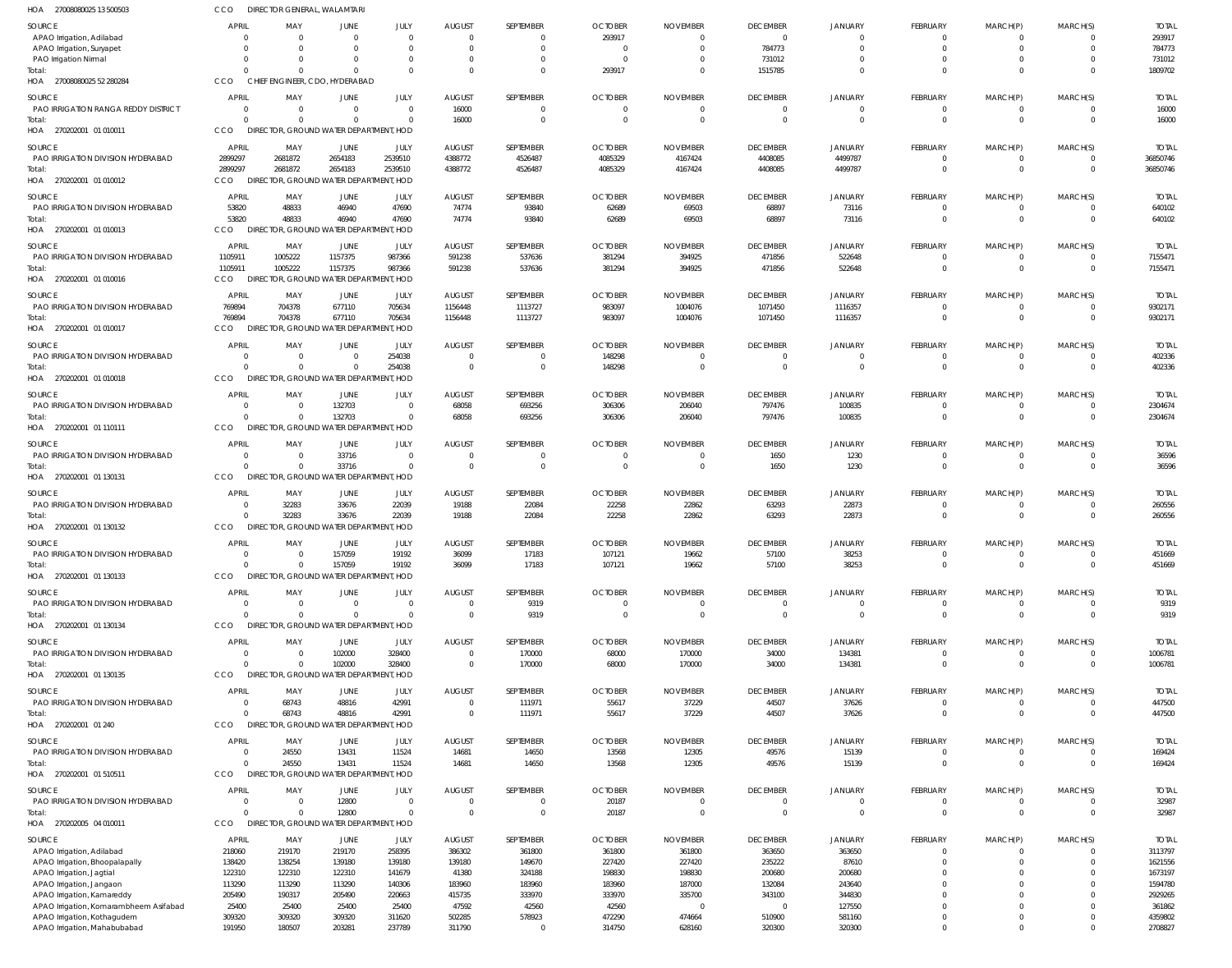HOA 27008080025 13 500503 CCO DIRECTOR GENERAL, WALAMTARI

| SOURCE | APRIL | MAY | JUNE | JULY | AUGUST | SEPTEMBER | OCTOBER | NOVEMBER | DECEMBER | JANUARY | FEBRUARY | MARCH(P) | MARCH(S) | TOTAL |
|---|---|---|---|---|---|---|---|---|---|---|---|---|---|---|
| APAO Irrigation, Adilabad | 0 | 0 | 0 | 0 | 0 | 0 | 293917 | 0 | 0 | 0 | 0 | 0 | 0 | 293917 |
| APAO Irrigation, Suryapet | 0 | 0 | 0 | 0 | 0 | 0 | 0 | 0 | 784773 | 0 | 0 | 0 | 0 | 784773 |
| PAO Irrigation Nirmal | 0 | 0 | 0 | 0 | 0 | 0 | 0 | 0 | 731012 | 0 | 0 | 0 | 0 | 731012 |
| Total: | 0 | 0 | 0 | 0 | 0 | 0 | 293917 | 0 | 1515785 | 0 | 0 | 0 | 0 | 1809702 |

HOA 27008080025 52 280284 CCO CHIEF ENGINEER, CDO, HYDERABAD

| SOURCE | APRIL | MAY | JUNE | JULY | AUGUST | SEPTEMBER | OCTOBER | NOVEMBER | DECEMBER | JANUARY | FEBRUARY | MARCH(P) | MARCH(S) | TOTAL |
|---|---|---|---|---|---|---|---|---|---|---|---|---|---|---|
| PAO IRRIGATION RANGA REDDY DISTRICT | 0 | 0 | 0 | 0 | 16000 | 0 | 0 | 0 | 0 | 0 | 0 | 0 | 0 | 16000 |
| Total: | 0 | 0 | 0 | 0 | 16000 | 0 | 0 | 0 | 0 | 0 | 0 | 0 | 0 | 16000 |

HOA 270202001 01 010011 CCO DIRECTOR, GROUND WATER DEPARTMENT, HOD

| SOURCE | APRIL | MAY | JUNE | JULY | AUGUST | SEPTEMBER | OCTOBER | NOVEMBER | DECEMBER | JANUARY | FEBRUARY | MARCH(P) | MARCH(S) | TOTAL |
|---|---|---|---|---|---|---|---|---|---|---|---|---|---|---|
| PAO IRRIGATION DIVISION HYDERABAD | 2899297 | 2681872 | 2654183 | 2539510 | 4388772 | 4526487 | 4085329 | 4167424 | 4408085 | 4499787 | 0 | 0 | 0 | 36850746 |
| Total: | 2899297 | 2681872 | 2654183 | 2539510 | 4388772 | 4526487 | 4085329 | 4167424 | 4408085 | 4499787 | 0 | 0 | 0 | 36850746 |

HOA 270202001 01 010012 CCO DIRECTOR, GROUND WATER DEPARTMENT, HOD

| SOURCE | APRIL | MAY | JUNE | JULY | AUGUST | SEPTEMBER | OCTOBER | NOVEMBER | DECEMBER | JANUARY | FEBRUARY | MARCH(P) | MARCH(S) | TOTAL |
|---|---|---|---|---|---|---|---|---|---|---|---|---|---|---|
| PAO IRRIGATION DIVISION HYDERABAD | 53820 | 48833 | 46940 | 47690 | 74774 | 93840 | 62689 | 69503 | 68897 | 73116 | 0 | 0 | 0 | 640102 |
| Total: | 53820 | 48833 | 46940 | 47690 | 74774 | 93840 | 62689 | 69503 | 68897 | 73116 | 0 | 0 | 0 | 640102 |

HOA 270202001 01 010013 CCO DIRECTOR, GROUND WATER DEPARTMENT, HOD

| SOURCE | APRIL | MAY | JUNE | JULY | AUGUST | SEPTEMBER | OCTOBER | NOVEMBER | DECEMBER | JANUARY | FEBRUARY | MARCH(P) | MARCH(S) | TOTAL |
|---|---|---|---|---|---|---|---|---|---|---|---|---|---|---|
| PAO IRRIGATION DIVISION HYDERABAD | 1105911 | 1005222 | 1157375 | 987366 | 591238 | 537636 | 381294 | 394925 | 471856 | 522648 | 0 | 0 | 0 | 7155471 |
| Total: | 1105911 | 1005222 | 1157375 | 987366 | 591238 | 537636 | 381294 | 394925 | 471856 | 522648 | 0 | 0 | 0 | 7155471 |

HOA 270202001 01 010016 CCO DIRECTOR, GROUND WATER DEPARTMENT, HOD

| SOURCE | APRIL | MAY | JUNE | JULY | AUGUST | SEPTEMBER | OCTOBER | NOVEMBER | DECEMBER | JANUARY | FEBRUARY | MARCH(P) | MARCH(S) | TOTAL |
|---|---|---|---|---|---|---|---|---|---|---|---|---|---|---|
| PAO IRRIGATION DIVISION HYDERABAD | 769894 | 704378 | 677110 | 705634 | 1156448 | 1113727 | 983097 | 1004076 | 1071450 | 1116357 | 0 | 0 | 0 | 9302171 |
| Total: | 769894 | 704378 | 677110 | 705634 | 1156448 | 1113727 | 983097 | 1004076 | 1071450 | 1116357 | 0 | 0 | 0 | 9302171 |

HOA 270202001 01 010017 CCO DIRECTOR, GROUND WATER DEPARTMENT, HOD

| SOURCE | APRIL | MAY | JUNE | JULY | AUGUST | SEPTEMBER | OCTOBER | NOVEMBER | DECEMBER | JANUARY | FEBRUARY | MARCH(P) | MARCH(S) | TOTAL |
|---|---|---|---|---|---|---|---|---|---|---|---|---|---|---|
| PAO IRRIGATION DIVISION HYDERABAD | 0 | 0 | 0 | 254038 | 0 | 0 | 148298 | 0 | 0 | 0 | 0 | 0 | 0 | 402336 |
| Total: | 0 | 0 | 0 | 254038 | 0 | 0 | 148298 | 0 | 0 | 0 | 0 | 0 | 0 | 402336 |

HOA 270202001 01 010018 CCO DIRECTOR, GROUND WATER DEPARTMENT, HOD

| SOURCE | APRIL | MAY | JUNE | JULY | AUGUST | SEPTEMBER | OCTOBER | NOVEMBER | DECEMBER | JANUARY | FEBRUARY | MARCH(P) | MARCH(S) | TOTAL |
|---|---|---|---|---|---|---|---|---|---|---|---|---|---|---|
| PAO IRRIGATION DIVISION HYDERABAD | 0 | 0 | 132703 | 0 | 68058 | 693256 | 306306 | 206040 | 797476 | 100835 | 0 | 0 | 0 | 2304674 |
| Total: | 0 | 0 | 132703 | 0 | 68058 | 693256 | 306306 | 206040 | 797476 | 100835 | 0 | 0 | 0 | 2304674 |

HOA 270202001 01 110111 CCO DIRECTOR, GROUND WATER DEPARTMENT, HOD

| SOURCE | APRIL | MAY | JUNE | JULY | AUGUST | SEPTEMBER | OCTOBER | NOVEMBER | DECEMBER | JANUARY | FEBRUARY | MARCH(P) | MARCH(S) | TOTAL |
|---|---|---|---|---|---|---|---|---|---|---|---|---|---|---|
| PAO IRRIGATION DIVISION HYDERABAD | 0 | 0 | 33716 | 0 | 0 | 0 | 0 | 0 | 1650 | 1230 | 0 | 0 | 0 | 36596 |
| Total: | 0 | 0 | 33716 | 0 | 0 | 0 | 0 | 0 | 1650 | 1230 | 0 | 0 | 0 | 36596 |

HOA 270202001 01 130131 CCO DIRECTOR, GROUND WATER DEPARTMENT, HOD

| SOURCE | APRIL | MAY | JUNE | JULY | AUGUST | SEPTEMBER | OCTOBER | NOVEMBER | DECEMBER | JANUARY | FEBRUARY | MARCH(P) | MARCH(S) | TOTAL |
|---|---|---|---|---|---|---|---|---|---|---|---|---|---|---|
| PAO IRRIGATION DIVISION HYDERABAD | 0 | 32283 | 33676 | 22039 | 19188 | 22084 | 22258 | 22862 | 63293 | 22873 | 0 | 0 | 0 | 260556 |
| Total: | 0 | 32283 | 33676 | 22039 | 19188 | 22084 | 22258 | 22862 | 63293 | 22873 | 0 | 0 | 0 | 260556 |

HOA 270202001 01 130132 CCO DIRECTOR, GROUND WATER DEPARTMENT, HOD

| SOURCE | APRIL | MAY | JUNE | JULY | AUGUST | SEPTEMBER | OCTOBER | NOVEMBER | DECEMBER | JANUARY | FEBRUARY | MARCH(P) | MARCH(S) | TOTAL |
|---|---|---|---|---|---|---|---|---|---|---|---|---|---|---|
| PAO IRRIGATION DIVISION HYDERABAD | 0 | 0 | 157059 | 19192 | 36099 | 17183 | 107121 | 19662 | 57100 | 38253 | 0 | 0 | 0 | 451669 |
| Total: | 0 | 0 | 157059 | 19192 | 36099 | 17183 | 107121 | 19662 | 57100 | 38253 | 0 | 0 | 0 | 451669 |

HOA 270202001 01 130133 CCO DIRECTOR, GROUND WATER DEPARTMENT, HOD

| SOURCE | APRIL | MAY | JUNE | JULY | AUGUST | SEPTEMBER | OCTOBER | NOVEMBER | DECEMBER | JANUARY | FEBRUARY | MARCH(P) | MARCH(S) | TOTAL |
|---|---|---|---|---|---|---|---|---|---|---|---|---|---|---|
| PAO IRRIGATION DIVISION HYDERABAD | 0 | 0 | 0 | 0 | 0 | 9319 | 0 | 0 | 0 | 0 | 0 | 0 | 0 | 9319 |
| Total: | 0 | 0 | 0 | 0 | 0 | 9319 | 0 | 0 | 0 | 0 | 0 | 0 | 0 | 9319 |

HOA 270202001 01 130134 CCO DIRECTOR, GROUND WATER DEPARTMENT, HOD

| SOURCE | APRIL | MAY | JUNE | JULY | AUGUST | SEPTEMBER | OCTOBER | NOVEMBER | DECEMBER | JANUARY | FEBRUARY | MARCH(P) | MARCH(S) | TOTAL |
|---|---|---|---|---|---|---|---|---|---|---|---|---|---|---|
| PAO IRRIGATION DIVISION HYDERABAD | 0 | 0 | 102000 | 328400 | 0 | 170000 | 68000 | 170000 | 34000 | 134381 | 0 | 0 | 0 | 1006781 |
| Total: | 0 | 0 | 102000 | 328400 | 0 | 170000 | 68000 | 170000 | 34000 | 134381 | 0 | 0 | 0 | 1006781 |

HOA 270202001 01 130135 CCO DIRECTOR, GROUND WATER DEPARTMENT, HOD

| SOURCE | APRIL | MAY | JUNE | JULY | AUGUST | SEPTEMBER | OCTOBER | NOVEMBER | DECEMBER | JANUARY | FEBRUARY | MARCH(P) | MARCH(S) | TOTAL |
|---|---|---|---|---|---|---|---|---|---|---|---|---|---|---|
| PAO IRRIGATION DIVISION HYDERABAD | 0 | 68743 | 48816 | 42991 | 0 | 111971 | 55617 | 37229 | 44507 | 37626 | 0 | 0 | 0 | 447500 |
| Total: | 0 | 68743 | 48816 | 42991 | 0 | 111971 | 55617 | 37229 | 44507 | 37626 | 0 | 0 | 0 | 447500 |

HOA 270202001 01 240 CCO DIRECTOR, GROUND WATER DEPARTMENT, HOD

| SOURCE | APRIL | MAY | JUNE | JULY | AUGUST | SEPTEMBER | OCTOBER | NOVEMBER | DECEMBER | JANUARY | FEBRUARY | MARCH(P) | MARCH(S) | TOTAL |
|---|---|---|---|---|---|---|---|---|---|---|---|---|---|---|
| PAO IRRIGATION DIVISION HYDERABAD | 0 | 24550 | 13431 | 11524 | 14681 | 14650 | 13568 | 12305 | 49576 | 15139 | 0 | 0 | 0 | 169424 |
| Total: | 0 | 24550 | 13431 | 11524 | 14681 | 14650 | 13568 | 12305 | 49576 | 15139 | 0 | 0 | 0 | 169424 |

HOA 270202001 01 510511 CCO DIRECTOR, GROUND WATER DEPARTMENT, HOD

| SOURCE | APRIL | MAY | JUNE | JULY | AUGUST | SEPTEMBER | OCTOBER | NOVEMBER | DECEMBER | JANUARY | FEBRUARY | MARCH(P) | MARCH(S) | TOTAL |
|---|---|---|---|---|---|---|---|---|---|---|---|---|---|---|
| PAO IRRIGATION DIVISION HYDERABAD | 0 | 0 | 12800 | 0 | 0 | 0 | 20187 | 0 | 0 | 0 | 0 | 0 | 0 | 32987 |
| Total: | 0 | 0 | 12800 | 0 | 0 | 0 | 20187 | 0 | 0 | 0 | 0 | 0 | 0 | 32987 |

HOA 270202005 04 010011 CCO DIRECTOR, GROUND WATER DEPARTMENT, HOD

| SOURCE | APRIL | MAY | JUNE | JULY | AUGUST | SEPTEMBER | OCTOBER | NOVEMBER | DECEMBER | JANUARY | FEBRUARY | MARCH(P) | MARCH(S) | TOTAL |
|---|---|---|---|---|---|---|---|---|---|---|---|---|---|---|
| APAO Irrigation, Adilabad | 218060 | 219170 | 219170 | 258395 | 386302 | 361800 | 361800 | 361800 | 363650 | 363650 | 0 | 0 | 0 | 3113797 |
| APAO Irrigation, Bhoopalapally | 138420 | 138254 | 139180 | 139180 | 139180 | 149670 | 227420 | 227420 | 235222 | 87610 | 0 | 0 | 0 | 1621556 |
| APAO Irrigation, Jagtial | 122310 | 122310 | 122310 | 141679 | 41380 | 324188 | 198830 | 198830 | 200680 | 200680 | 0 | 0 | 0 | 1673197 |
| APAO Irrigation, Jangaon | 113290 | 113290 | 113290 | 140306 | 183960 | 183960 | 183960 | 187000 | 132084 | 243640 | 0 | 0 | 0 | 1594780 |
| APAO Irrigation, Kamareddy | 205490 | 190317 | 205490 | 220663 | 415735 | 333970 | 333970 | 335700 | 343100 | 344830 | 0 | 0 | 0 | 2929265 |
| APAO Irrigation, Komarambheem Asifabad | 25400 | 25400 | 25400 | 25400 | 47592 | 42560 | 42560 | 0 | 0 | 127550 | 0 | 0 | 0 | 361862 |
| APAO Irrigation, Kothagudem | 309320 | 309320 | 309320 | 311620 | 502285 | 578923 | 472290 | 474664 | 510900 | 581160 | 0 | 0 | 0 | 4359802 |
| APAO Irrigation, Mahabubabad | 191950 | 180507 | 203281 | 237789 | 311790 | 0 | 314750 | 628160 | 320300 | 320300 | 0 | 0 | 0 | 2708827 |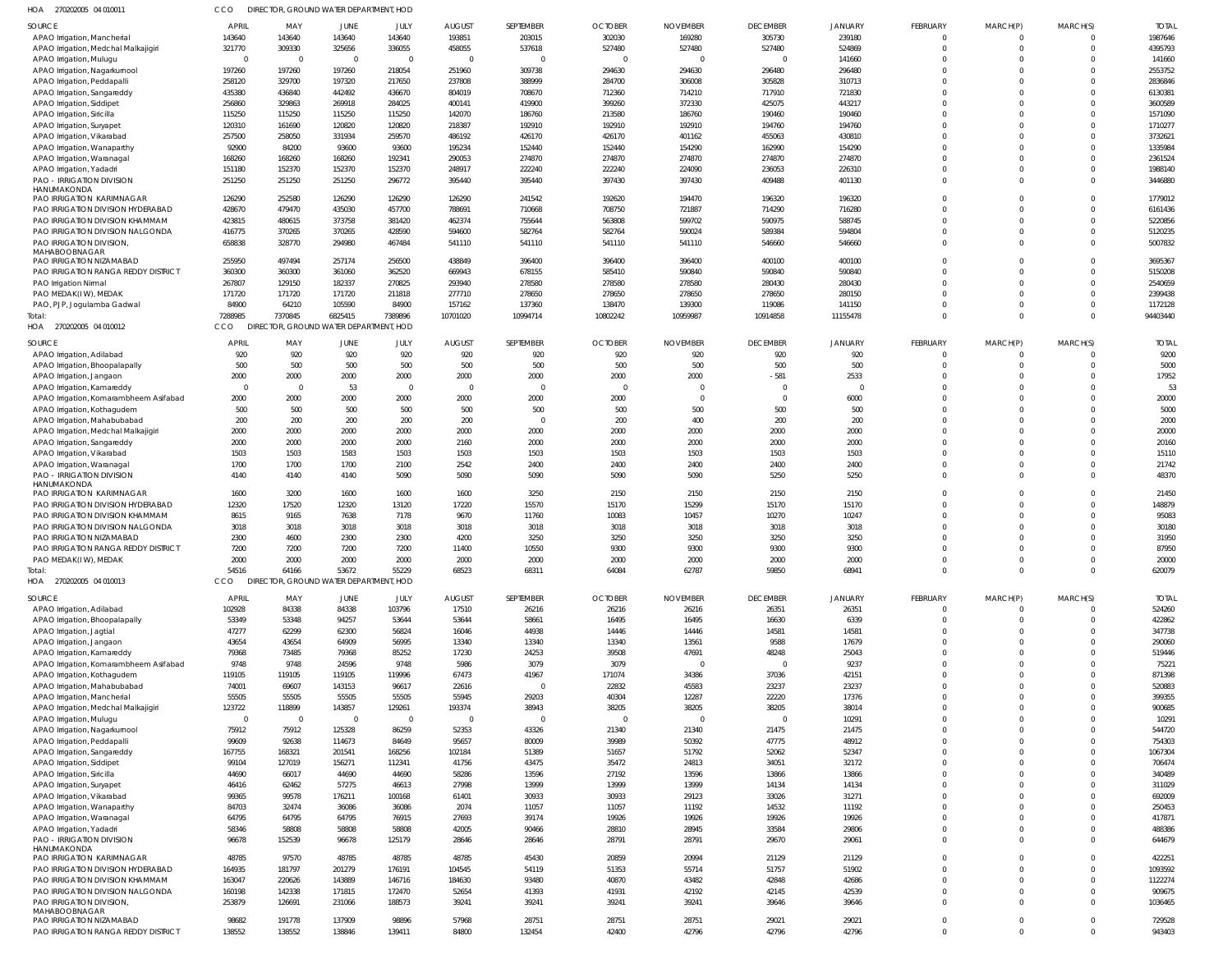HOA 270202005 04 010011 CCO DIRECTOR, GROUND WATER DEPARTMENT, HOD

| SOURCE | APRIL | MAY | JUNE | JULY | AUGUST | SEPTEMBER | OCTOBER | NOVEMBER | DECEMBER | JANUARY | FEBRUARY | MARCH(P) | MARCH(S) | TOTAL |
|---|---|---|---|---|---|---|---|---|---|---|---|---|---|---|
| APAO Irrigation, Mancherial | 143640 | 143640 | 143640 | 143640 | 193851 | 203015 | 302030 | 169280 | 305730 | 239180 | 0 | 0 | 0 | 1987646 |
| APAO Irrigation, Medchal Malkajigiri | 321770 | 309330 | 325656 | 336055 | 458055 | 537618 | 527480 | 527480 | 527480 | 524869 | 0 | 0 | 0 | 4395793 |
| APAO Irrigation, Mulugu | 0 | 0 | 0 | 0 | 0 | 0 | 0 | 0 | 0 | 141660 | 0 | 0 | 0 | 141660 |
| APAO Irrigation, Nagarkurnool | 197260 | 197260 | 197260 | 218054 | 251960 | 309738 | 294630 | 294630 | 296480 | 296480 | 0 | 0 | 0 | 2553752 |
| APAO Irrigation, Peddapalli | 258120 | 329700 | 197320 | 217650 | 237808 | 388999 | 284700 | 306008 | 305828 | 310713 | 0 | 0 | 0 | 2836846 |
| APAO Irrigation, Sangareddy | 435380 | 436840 | 442492 | 436670 | 804019 | 708670 | 712360 | 714210 | 717910 | 721830 | 0 | 0 | 0 | 6130381 |
| APAO Irrigation, Siddipet | 256860 | 329863 | 269918 | 284025 | 400141 | 419900 | 399260 | 372330 | 425075 | 443217 | 0 | 0 | 0 | 3600589 |
| APAO Irrigation, Siricilla | 115250 | 115250 | 115250 | 115250 | 142070 | 186760 | 213580 | 186760 | 190460 | 190460 | 0 | 0 | 0 | 1571090 |
| APAO Irrigation, Suryapet | 120310 | 161690 | 120820 | 120820 | 218387 | 192910 | 192910 | 192910 | 194760 | 194760 | 0 | 0 | 0 | 1710277 |
| APAO Irrigation, Vikarabad | 257500 | 258050 | 331934 | 259570 | 486192 | 426170 | 426170 | 401162 | 455063 | 430810 | 0 | 0 | 0 | 3732621 |
| APAO Irrigation, Wanaparthy | 92900 | 84200 | 93600 | 93600 | 195234 | 152440 | 152440 | 154290 | 162990 | 154290 | 0 | 0 | 0 | 1335984 |
| APAO Irrigation, Waranagal | 168260 | 168260 | 168260 | 192341 | 290053 | 274870 | 274870 | 274870 | 274870 | 274870 | 0 | 0 | 0 | 2361524 |
| APAO Irrigation, Yadadri | 151180 | 152370 | 152370 | 152370 | 248917 | 222240 | 222240 | 224090 | 236053 | 226310 | 0 | 0 | 0 | 1988140 |
| PAO - IRRIGATION DIVISION HANUMAKONDA | 251250 | 251250 | 251250 | 296772 | 395440 | 395440 | 397430 | 397430 | 409488 | 401130 | 0 | 0 | 0 | 3446880 |
| PAO IRRIGATION KARIMNAGAR | 126290 | 252580 | 126290 | 126290 | 126290 | 241542 | 192620 | 194470 | 196320 | 196320 | 0 | 0 | 0 | 1779012 |
| PAO IRRIGATION DIVISION HYDERABAD | 428670 | 479470 | 435030 | 457700 | 788691 | 710668 | 708750 | 721887 | 714290 | 716280 | 0 | 0 | 0 | 6161436 |
| PAO IRRIGATION DIVISION KHAMMAM | 423815 | 480615 | 373758 | 381420 | 462374 | 755644 | 563808 | 599702 | 590975 | 588745 | 0 | 0 | 0 | 5220856 |
| PAO IRRIGATION DIVISION NALGONDA | 416775 | 370265 | 370265 | 428590 | 594600 | 582764 | 582764 | 590024 | 589384 | 594804 | 0 | 0 | 0 | 5120235 |
| PAO IRRIGATION DIVISION, MAHABOOBNAGAR | 658838 | 328770 | 294980 | 467484 | 541110 | 541110 | 541110 | 541110 | 546660 | 546660 | 0 | 0 | 0 | 5007832 |
| PAO IRRIGATION NIZAMABAD | 255950 | 497494 | 257174 | 256500 | 438849 | 396400 | 396400 | 396400 | 400100 | 400100 | 0 | 0 | 0 | 3695367 |
| PAO IRRIGATION RANGA REDDY DISTRICT | 360300 | 360300 | 361060 | 362520 | 669943 | 678155 | 585410 | 590840 | 590840 | 590840 | 0 | 0 | 0 | 5150208 |
| PAO Irrigation Nirmal | 267807 | 129150 | 182337 | 270825 | 293940 | 278580 | 278580 | 278580 | 280430 | 280430 | 0 | 0 | 0 | 2540659 |
| PAO MEDAK(IW), MEDAK | 171720 | 171720 | 171720 | 211818 | 277710 | 278650 | 278650 | 278650 | 278650 | 280150 | 0 | 0 | 0 | 2399438 |
| PAO, PJP, Jogulamba Gadwal | 84900 | 64210 | 105590 | 84900 | 157162 | 137360 | 138470 | 139300 | 119086 | 141150 | 0 | 0 | 0 | 1172128 |
| Total: | 7288985 | 7370845 | 6825415 | 7389896 | 10701020 | 10994714 | 10802242 | 10959987 | 10914858 | 11155478 | 0 | 0 | 0 | 94403440 |

HOA 270202005 04 010012 CCO DIRECTOR, GROUND WATER DEPARTMENT, HOD

| SOURCE | APRIL | MAY | JUNE | JULY | AUGUST | SEPTEMBER | OCTOBER | NOVEMBER | DECEMBER | JANUARY | FEBRUARY | MARCH(P) | MARCH(S) | TOTAL |
|---|---|---|---|---|---|---|---|---|---|---|---|---|---|---|
| APAO Irrigation, Adilabad | 920 | 920 | 920 | 920 | 920 | 920 | 920 | 920 | 920 | 920 | 0 | 0 | 0 | 9200 |
| APAO Irrigation, Bhoopalapally | 500 | 500 | 500 | 500 | 500 | 500 | 500 | 500 | 500 | 500 | 0 | 0 | 0 | 5000 |
| APAO Irrigation, Jangaon | 2000 | 2000 | 2000 | 2000 | 2000 | 2000 | 2000 | 2000 | -581 | 2533 | 0 | 0 | 0 | 17952 |
| APAO Irrigation, Kamareddy | 0 | 0 | 53 | 0 | 0 | 0 | 0 | 0 | 0 | 0 | 0 | 0 | 0 | 53 |
| APAO Irrigation, Komarambheem Asifabad | 2000 | 2000 | 2000 | 2000 | 2000 | 2000 | 2000 | 0 | 0 | 6000 | 0 | 0 | 0 | 20000 |
| APAO Irrigation, Kothagudem | 500 | 500 | 500 | 500 | 500 | 500 | 500 | 500 | 500 | 500 | 0 | 0 | 0 | 5000 |
| APAO Irrigation, Mahabubabad | 200 | 200 | 200 | 200 | 200 | 0 | 200 | 400 | 200 | 200 | 0 | 0 | 0 | 2000 |
| APAO Irrigation, Medchal Malkajigiri | 2000 | 2000 | 2000 | 2000 | 2000 | 2000 | 2000 | 2000 | 2000 | 2000 | 0 | 0 | 0 | 20000 |
| APAO Irrigation, Sangareddy | 2000 | 2000 | 2000 | 2000 | 2160 | 2000 | 2000 | 2000 | 2000 | 2000 | 0 | 0 | 0 | 20160 |
| APAO Irrigation, Vikarabad | 1503 | 1503 | 1583 | 1503 | 1503 | 1503 | 1503 | 1503 | 1503 | 1503 | 0 | 0 | 0 | 15110 |
| APAO Irrigation, Waranagal | 1700 | 1700 | 1700 | 2100 | 2542 | 2400 | 2400 | 2400 | 2400 | 2400 | 0 | 0 | 0 | 21742 |
| PAO - IRRIGATION DIVISION HANUMAKONDA | 4140 | 4140 | 4140 | 5090 | 5090 | 5090 | 5090 | 5090 | 5250 | 5250 | 0 | 0 | 0 | 48370 |
| PAO IRRIGATION KARIMNAGAR | 1600 | 3200 | 1600 | 1600 | 1600 | 3250 | 2150 | 2150 | 2150 | 2150 | 0 | 0 | 0 | 21450 |
| PAO IRRIGATION DIVISION HYDERABAD | 12320 | 17520 | 12320 | 13120 | 17220 | 15570 | 15170 | 15299 | 15170 | 15170 | 0 | 0 | 0 | 148879 |
| PAO IRRIGATION DIVISION KHAMMAM | 8615 | 9165 | 7638 | 7178 | 9670 | 11760 | 10083 | 10457 | 10270 | 10247 | 0 | 0 | 0 | 95083 |
| PAO IRRIGATION DIVISION NALGONDA | 3018 | 3018 | 3018 | 3018 | 3018 | 3018 | 3018 | 3018 | 3018 | 3018 | 0 | 0 | 0 | 30180 |
| PAO IRRIGATION NIZAMABAD | 2300 | 4600 | 2300 | 2300 | 4200 | 3250 | 3250 | 3250 | 3250 | 3250 | 0 | 0 | 0 | 31950 |
| PAO IRRIGATION RANGA REDDY DISTRICT | 7200 | 7200 | 7200 | 7200 | 11400 | 10550 | 9300 | 9300 | 9300 | 9300 | 0 | 0 | 0 | 87950 |
| PAO MEDAK(IW), MEDAK | 2000 | 2000 | 2000 | 2000 | 2000 | 2000 | 2000 | 2000 | 2000 | 2000 | 0 | 0 | 0 | 20000 |
| Total: | 54516 | 64166 | 53672 | 55229 | 68523 | 68311 | 64084 | 62787 | 59850 | 68941 | 0 | 0 | 0 | 620079 |

HOA 270202005 04 010013 CCO DIRECTOR, GROUND WATER DEPARTMENT, HOD

| SOURCE | APRIL | MAY | JUNE | JULY | AUGUST | SEPTEMBER | OCTOBER | NOVEMBER | DECEMBER | JANUARY | FEBRUARY | MARCH(P) | MARCH(S) | TOTAL |
|---|---|---|---|---|---|---|---|---|---|---|---|---|---|---|
| APAO Irrigation, Adilabad | 102928 | 84338 | 84338 | 103796 | 17510 | 26216 | 26216 | 26216 | 26351 | 26351 | 0 | 0 | 0 | 524260 |
| APAO Irrigation, Bhoopalapally | 53349 | 53348 | 94257 | 53644 | 53644 | 58661 | 16495 | 16495 | 16630 | 6339 | 0 | 0 | 0 | 422862 |
| APAO Irrigation, Jagtial | 47277 | 62299 | 62300 | 56824 | 16046 | 44938 | 14446 | 14446 | 14581 | 14581 | 0 | 0 | 0 | 347738 |
| APAO Irrigation, Jangaon | 43654 | 43654 | 64909 | 56995 | 13340 | 13340 | 13340 | 13561 | 9588 | 17679 | 0 | 0 | 0 | 290060 |
| APAO Irrigation, Kamareddy | 79368 | 73485 | 79368 | 85252 | 17230 | 24253 | 39508 | 47691 | 48248 | 25043 | 0 | 0 | 0 | 519446 |
| APAO Irrigation, Komarambheem Asifabad | 9748 | 9748 | 24596 | 9748 | 5986 | 3079 | 3079 | 0 | 0 | 9237 | 0 | 0 | 0 | 75221 |
| APAO Irrigation, Kothagudem | 119105 | 119105 | 119105 | 119996 | 67473 | 41967 | 171074 | 34386 | 37036 | 42151 | 0 | 0 | 0 | 871398 |
| APAO Irrigation, Mahabubabad | 74001 | 69607 | 143153 | 96617 | 22616 | 0 | 22832 | 45583 | 23237 | 23237 | 0 | 0 | 0 | 520883 |
| APAO Irrigation, Mancherial | 55505 | 55505 | 55505 | 55505 | 55945 | 29203 | 40304 | 12287 | 22220 | 17376 | 0 | 0 | 0 | 399355 |
| APAO Irrigation, Medchal Malkajigiri | 123722 | 118899 | 143857 | 129261 | 193374 | 38943 | 38205 | 38205 | 38205 | 38014 | 0 | 0 | 0 | 900685 |
| APAO Irrigation, Mulugu | 0 | 0 | 0 | 0 | 0 | 0 | 0 | 0 | 0 | 10291 | 0 | 0 | 0 | 10291 |
| APAO Irrigation, Nagarkurnool | 75912 | 75912 | 125328 | 86259 | 52353 | 43326 | 21340 | 21340 | 21475 | 21475 | 0 | 0 | 0 | 544720 |
| APAO Irrigation, Peddapalli | 99609 | 92638 | 114673 | 84649 | 95657 | 80009 | 39989 | 50392 | 47775 | 48912 | 0 | 0 | 0 | 754303 |
| APAO Irrigation, Sangareddy | 167755 | 168321 | 201541 | 168256 | 102184 | 51389 | 51657 | 51792 | 52062 | 52347 | 0 | 0 | 0 | 1067304 |
| APAO Irrigation, Siddipet | 99104 | 127019 | 156271 | 112341 | 41756 | 43475 | 35472 | 24813 | 34051 | 32172 | 0 | 0 | 0 | 706474 |
| APAO Irrigation, Siricilla | 44690 | 66017 | 44690 | 44690 | 58286 | 13596 | 27192 | 13596 | 13866 | 13866 | 0 | 0 | 0 | 340489 |
| APAO Irrigation, Suryapet | 46416 | 62462 | 57275 | 46613 | 27998 | 13999 | 13999 | 13999 | 14134 | 14134 | 0 | 0 | 0 | 311029 |
| APAO Irrigation, Vikarabad | 99365 | 99578 | 176211 | 100168 | 61401 | 30933 | 30933 | 29123 | 33026 | 31271 | 0 | 0 | 0 | 692009 |
| APAO Irrigation, Wanaparthy | 84703 | 32474 | 36086 | 36086 | 2074 | 11057 | 11057 | 11192 | 14532 | 11192 | 0 | 0 | 0 | 250453 |
| APAO Irrigation, Waranagal | 64795 | 64795 | 64795 | 76915 | 27693 | 39174 | 19926 | 19926 | 19926 | 19926 | 0 | 0 | 0 | 417871 |
| APAO Irrigation, Yadadri | 58346 | 58808 | 58808 | 58808 | 42005 | 90466 | 28810 | 28945 | 33584 | 29806 | 0 | 0 | 0 | 488386 |
| PAO - IRRIGATION DIVISION HANUMAKONDA | 96678 | 152539 | 96678 | 125179 | 28646 | 28646 | 28791 | 28791 | 29670 | 29061 | 0 | 0 | 0 | 644679 |
| PAO IRRIGATION KARIMNAGAR | 48785 | 97570 | 48785 | 48785 | 48785 | 45430 | 20859 | 20994 | 21129 | 21129 | 0 | 0 | 0 | 422251 |
| PAO IRRIGATION DIVISION HYDERABAD | 164935 | 181797 | 201279 | 176191 | 104545 | 54119 | 51353 | 55714 | 51757 | 51902 | 0 | 0 | 0 | 1093592 |
| PAO IRRIGATION DIVISION KHAMMAM | 163047 | 220626 | 143889 | 146716 | 184630 | 93480 | 40870 | 43482 | 42848 | 42686 | 0 | 0 | 0 | 1122274 |
| PAO IRRIGATION DIVISION NALGONDA | 160198 | 142338 | 171815 | 172470 | 52654 | 41393 | 41931 | 42192 | 42145 | 42539 | 0 | 0 | 0 | 909675 |
| PAO IRRIGATION DIVISION, MAHABOOBNAGAR | 253879 | 126691 | 231066 | 188573 | 39241 | 39241 | 39241 | 39241 | 39646 | 39646 | 0 | 0 | 0 | 1036465 |
| PAO IRRIGATION NIZAMABAD | 98682 | 191778 | 137909 | 98896 | 57968 | 28751 | 28751 | 28751 | 29021 | 29021 | 0 | 0 | 0 | 729528 |
| PAO IRRIGATION RANGA REDDY DISTRICT | 138552 | 138552 | 138846 | 139411 | 84800 | 132454 | 42400 | 42796 | 42796 | 42796 | 0 | 0 | 0 | 943403 |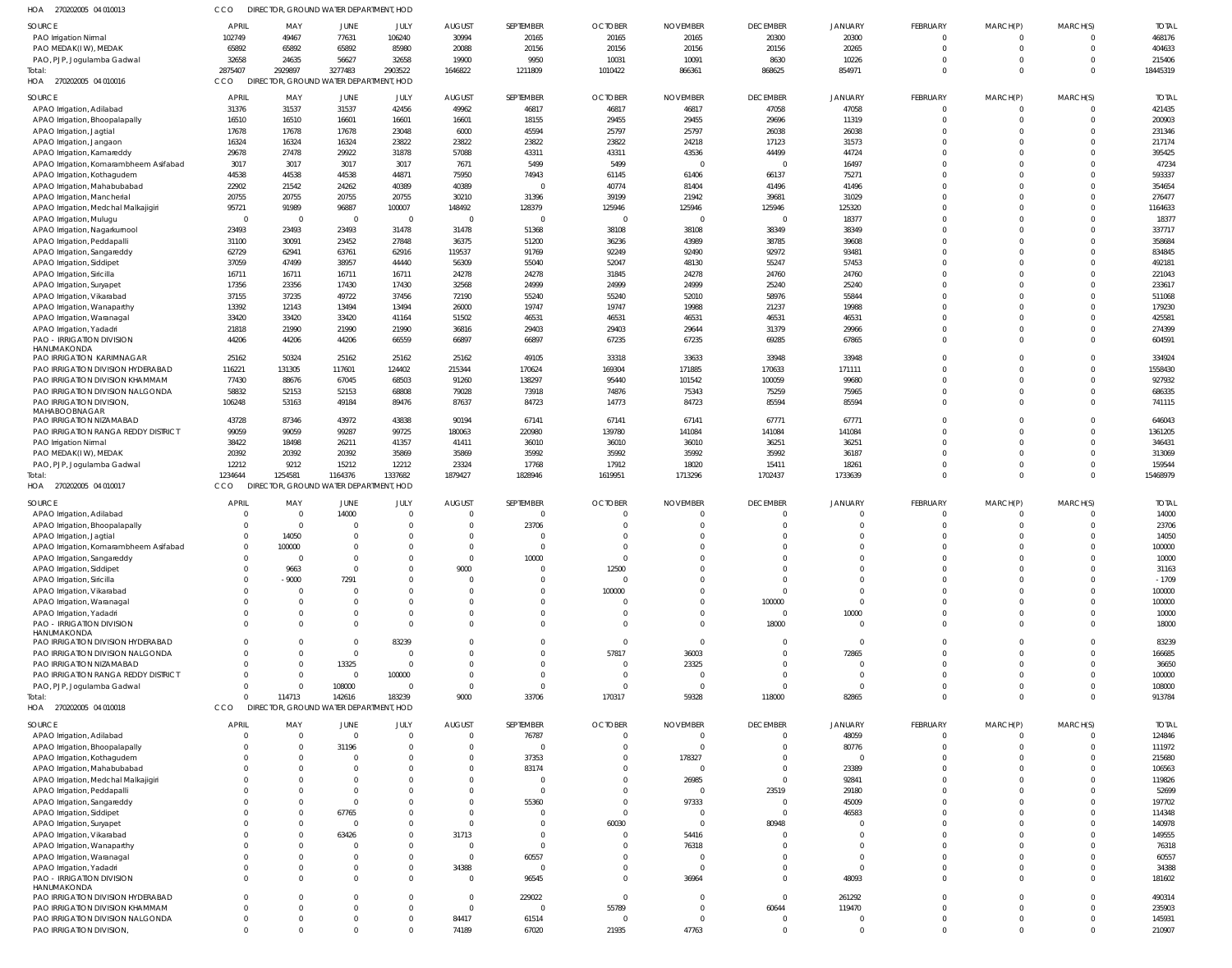HOA 270202005 04 010013 CCO DIRECTOR, GROUND WATER DEPARTMENT, HOD

| SOURCE | APRIL | MAY | JUNE | JULY | AUGUST | SEPTEMBER | OCTOBER | NOVEMBER | DECEMBER | JANUARY | FEBRUARY | MARCH(P) | MARCH(S) | TOTAL |
|---|---|---|---|---|---|---|---|---|---|---|---|---|---|---|
| PAO Irrigation Nirmal | 102749 | 49467 | 77631 | 106240 | 30994 | 20165 | 20165 | 20165 | 20300 | 20300 | 0 | 0 | 0 | 468176 |
| PAO MEDAK(IW), MEDAK | 65892 | 65892 | 65892 | 85980 | 20088 | 20156 | 20156 | 20156 | 20156 | 20265 | 0 | 0 | 0 | 404633 |
| PAO, PJP, Jogulamba Gadwal | 32658 | 24635 | 56627 | 32658 | 19900 | 9950 | 10031 | 10091 | 8630 | 10226 | 0 | 0 | 0 | 215406 |
| Total: | 2875407 | 2929897 | 3277483 | 2903522 | 1646822 | 1211809 | 1010422 | 866361 | 868625 | 854971 | 0 | 0 | 0 | 18445319 |

HOA 270202005 04 010016 CCO DIRECTOR, GROUND WATER DEPARTMENT, HOD

| SOURCE | APRIL | MAY | JUNE | JULY | AUGUST | SEPTEMBER | OCTOBER | NOVEMBER | DECEMBER | JANUARY | FEBRUARY | MARCH(P) | MARCH(S) | TOTAL |
|---|---|---|---|---|---|---|---|---|---|---|---|---|---|---|
| APAO Irrigation, Adilabad | 31376 | 31537 | 31537 | 42456 | 49962 | 46817 | 46817 | 46817 | 47058 | 47058 | 0 | 0 | 0 | 421435 |
| APAO Irrigation, Bhoopalapally | 16510 | 16510 | 16601 | 16601 | 16601 | 18155 | 29455 | 29455 | 29696 | 11319 | 0 | 0 | 0 | 200903 |
| APAO Irrigation, Jagtial | 17678 | 17678 | 17678 | 23048 | 6000 | 45594 | 25797 | 25797 | 26038 | 26038 | 0 | 0 | 0 | 231346 |
| APAO Irrigation, Jangaon | 16324 | 16324 | 16324 | 23822 | 23822 | 23822 | 23822 | 24218 | 17123 | 31573 | 0 | 0 | 0 | 217174 |
| APAO Irrigation, Kamareddy | 29678 | 27478 | 29922 | 31878 | 57088 | 43311 | 43311 | 43536 | 44499 | 44724 | 0 | 0 | 0 | 395425 |
| APAO Irrigation, Komarambheem Asifabad | 3017 | 3017 | 3017 | 3017 | 7671 | 5499 | 5499 | 0 | 0 | 16497 | 0 | 0 | 0 | 47234 |
| APAO Irrigation, Kothagudem | 44538 | 44538 | 44538 | 44871 | 75950 | 74943 | 61145 | 61406 | 66137 | 75271 | 0 | 0 | 0 | 593337 |
| APAO Irrigation, Mahabubabad | 22902 | 21542 | 24262 | 40389 | 40389 | 0 | 40774 | 81404 | 41496 | 41496 | 0 | 0 | 0 | 354654 |
| APAO Irrigation, Mancherial | 20755 | 20755 | 20755 | 20755 | 30210 | 31396 | 39199 | 21942 | 39681 | 31029 | 0 | 0 | 0 | 276477 |
| APAO Irrigation, Medchal Malkajigiri | 95721 | 91989 | 96887 | 100007 | 148492 | 128379 | 125946 | 125946 | 125946 | 125320 | 0 | 0 | 0 | 1164633 |
| APAO Irrigation, Mulugu | 0 | 0 | 0 | 0 | 0 | 0 | 0 | 0 | 0 | 18377 | 0 | 0 | 0 | 18377 |
| APAO Irrigation, Nagarkurnool | 23493 | 23493 | 23493 | 31478 | 31478 | 51368 | 38108 | 38108 | 38349 | 38349 | 0 | 0 | 0 | 337717 |
| APAO Irrigation, Peddapalli | 31100 | 30091 | 23452 | 27848 | 36375 | 51200 | 36236 | 43989 | 38785 | 39608 | 0 | 0 | 0 | 358684 |
| APAO Irrigation, Sangareddy | 62729 | 62941 | 63761 | 62916 | 119537 | 91769 | 92249 | 92490 | 92972 | 93481 | 0 | 0 | 0 | 834845 |
| APAO Irrigation, Siddipet | 37059 | 47499 | 38957 | 44440 | 56309 | 55040 | 52047 | 48130 | 55247 | 57453 | 0 | 0 | 0 | 492181 |
| APAO Irrigation, Siricilla | 16711 | 16711 | 16711 | 16711 | 24278 | 24278 | 31845 | 24278 | 24760 | 24760 | 0 | 0 | 0 | 221043 |
| APAO Irrigation, Suryapet | 17356 | 23356 | 17430 | 17430 | 32568 | 24999 | 24999 | 24999 | 25240 | 25240 | 0 | 0 | 0 | 233617 |
| APAO Irrigation, Vikarabad | 37155 | 37235 | 49722 | 37456 | 72190 | 55240 | 55240 | 52010 | 58976 | 55844 | 0 | 0 | 0 | 511068 |
| APAO Irrigation, Wanaparthy | 13392 | 12143 | 13494 | 13494 | 26000 | 19747 | 19747 | 19988 | 21237 | 19988 | 0 | 0 | 0 | 179230 |
| APAO Irrigation, Waranagal | 33420 | 33420 | 33420 | 41164 | 51502 | 46531 | 46531 | 46531 | 46531 | 46531 | 0 | 0 | 0 | 425581 |
| APAO Irrigation, Yadadri | 21818 | 21990 | 21990 | 21990 | 36816 | 29403 | 29403 | 29644 | 31379 | 29966 | 0 | 0 | 0 | 274399 |
| PAO - IRRIGATION DIVISION HANUMAKONDA | 44206 | 44206 | 44206 | 66559 | 66897 | 66897 | 67235 | 67235 | 69285 | 67865 | 0 | 0 | 0 | 604591 |
| PAO IRRIGATION KARIMNAGAR | 25162 | 50324 | 25162 | 25162 | 25162 | 49105 | 33318 | 33633 | 33948 | 33948 | 0 | 0 | 0 | 334924 |
| PAO IRRIGATION DIVISION HYDERABAD | 116221 | 131305 | 117601 | 124402 | 215344 | 170624 | 169304 | 171885 | 170633 | 171111 | 0 | 0 | 0 | 1558430 |
| PAO IRRIGATION DIVISION KHAMMAM | 77430 | 88676 | 67045 | 68503 | 91260 | 138297 | 95440 | 101542 | 100059 | 99680 | 0 | 0 | 0 | 927932 |
| PAO IRRIGATION DIVISION NALGONDA | 58832 | 52153 | 52153 | 68808 | 79028 | 73918 | 74876 | 75343 | 75259 | 75965 | 0 | 0 | 0 | 686335 |
| PAO IRRIGATION DIVISION, MAHABOOBNAGAR | 106248 | 53163 | 49184 | 89476 | 87637 | 84723 | 14773 | 84723 | 85594 | 85594 | 0 | 0 | 0 | 741115 |
| PAO IRRIGATION NIZAMABAD | 43728 | 87346 | 43972 | 43838 | 90194 | 67141 | 67141 | 67141 | 67771 | 67771 | 0 | 0 | 0 | 646043 |
| PAO IRRIGATION RANGA REDDY DISTRICT | 99059 | 99059 | 99287 | 99725 | 180063 | 220980 | 139780 | 141084 | 141084 | 141084 | 0 | 0 | 0 | 1361205 |
| PAO Irrigation Nirmal | 38422 | 18498 | 26211 | 41357 | 41411 | 36010 | 36010 | 36010 | 36251 | 36251 | 0 | 0 | 0 | 346431 |
| PAO MEDAK(IW), MEDAK | 20392 | 20392 | 20392 | 35869 | 35869 | 35992 | 35992 | 35992 | 35992 | 36187 | 0 | 0 | 0 | 313069 |
| PAO, PJP, Jogulamba Gadwal | 12212 | 9212 | 15212 | 12212 | 23324 | 17768 | 17912 | 18020 | 15411 | 18261 | 0 | 0 | 0 | 159544 |
| Total: | 1234644 | 1254581 | 1164376 | 1337682 | 1879427 | 1828946 | 1619951 | 1713296 | 1702437 | 1733639 | 0 | 0 | 0 | 15468979 |

HOA 270202005 04 010017 CCO DIRECTOR, GROUND WATER DEPARTMENT, HOD

| SOURCE | APRIL | MAY | JUNE | JULY | AUGUST | SEPTEMBER | OCTOBER | NOVEMBER | DECEMBER | JANUARY | FEBRUARY | MARCH(P) | MARCH(S) | TOTAL |
|---|---|---|---|---|---|---|---|---|---|---|---|---|---|---|
| APAO Irrigation, Adilabad | 0 | 0 | 14000 | 0 | 0 | 0 | 0 | 0 | 0 | 0 | 0 | 0 | 0 | 14000 |
| APAO Irrigation, Bhoopalapally | 0 | 0 | 0 | 0 | 0 | 23706 | 0 | 0 | 0 | 0 | 0 | 0 | 0 | 23706 |
| APAO Irrigation, Jagtial | 0 | 14050 | 0 | 0 | 0 | 0 | 0 | 0 | 0 | 0 | 0 | 0 | 0 | 14050 |
| APAO Irrigation, Komarambheem Asifabad | 0 | 100000 | 0 | 0 | 0 | 0 | 0 | 0 | 0 | 0 | 0 | 0 | 0 | 100000 |
| APAO Irrigation, Sangareddy | 0 | 0 | 0 | 0 | 0 | 10000 | 0 | 0 | 0 | 0 | 0 | 0 | 0 | 10000 |
| APAO Irrigation, Siddipet | 0 | 9663 | 0 | 0 | 9000 | 0 | 12500 | 0 | 0 | 0 | 0 | 0 | 0 | 31163 |
| APAO Irrigation, Siricilla | 0 | -9000 | 7291 | 0 | 0 | 0 | 0 | 0 | 0 | 0 | 0 | 0 | 0 | -1709 |
| APAO Irrigation, Vikarabad | 0 | 0 | 0 | 0 | 0 | 0 | 100000 | 0 | 0 | 0 | 0 | 0 | 0 | 100000 |
| APAO Irrigation, Waranagal | 0 | 0 | 0 | 0 | 0 | 0 | 0 | 0 | 100000 | 0 | 0 | 0 | 0 | 100000 |
| APAO Irrigation, Yadadri | 0 | 0 | 0 | 0 | 0 | 0 | 0 | 0 | 0 | 10000 | 0 | 0 | 0 | 10000 |
| PAO - IRRIGATION DIVISION HANUMAKONDA | 0 | 0 | 0 | 0 | 0 | 0 | 0 | 0 | 18000 | 0 | 0 | 0 | 0 | 18000 |
| PAO IRRIGATION DIVISION HYDERABAD | 0 | 0 | 0 | 83239 | 0 | 0 | 0 | 0 | 0 | 0 | 0 | 0 | 0 | 83239 |
| PAO IRRIGATION DIVISION NALGONDA | 0 | 0 | 0 | 0 | 0 | 0 | 57817 | 36003 | 0 | 72865 | 0 | 0 | 0 | 166685 |
| PAO IRRIGATION NIZAMABAD | 0 | 0 | 13325 | 0 | 0 | 0 | 0 | 23325 | 0 | 0 | 0 | 0 | 0 | 36650 |
| PAO IRRIGATION RANGA REDDY DISTRICT | 0 | 0 | 0 | 100000 | 0 | 0 | 0 | 0 | 0 | 0 | 0 | 0 | 0 | 100000 |
| PAO, PJP, Jogulamba Gadwal | 0 | 0 | 108000 | 0 | 0 | 0 | 0 | 0 | 0 | 0 | 0 | 0 | 0 | 108000 |
| Total: | 0 | 114713 | 142616 | 183239 | 9000 | 33706 | 170317 | 59328 | 118000 | 82865 | 0 | 0 | 0 | 913784 |

HOA 270202005 04 010018 CCO DIRECTOR, GROUND WATER DEPARTMENT, HOD

| SOURCE | APRIL | MAY | JUNE | JULY | AUGUST | SEPTEMBER | OCTOBER | NOVEMBER | DECEMBER | JANUARY | FEBRUARY | MARCH(P) | MARCH(S) | TOTAL |
|---|---|---|---|---|---|---|---|---|---|---|---|---|---|---|
| APAO Irrigation, Adilabad | 0 | 0 | 0 | 0 | 0 | 76787 | 0 | 0 | 0 | 48059 | 0 | 0 | 0 | 124846 |
| APAO Irrigation, Bhoopalapally | 0 | 0 | 31196 | 0 | 0 | 0 | 0 | 0 | 0 | 80776 | 0 | 0 | 0 | 111972 |
| APAO Irrigation, Kothagudem | 0 | 0 | 0 | 0 | 0 | 37353 | 0 | 178327 | 0 | 0 | 0 | 0 | 0 | 215680 |
| APAO Irrigation, Mahabubabad | 0 | 0 | 0 | 0 | 0 | 83174 | 0 | 0 | 0 | 23389 | 0 | 0 | 0 | 106563 |
| APAO Irrigation, Medchal Malkajigiri | 0 | 0 | 0 | 0 | 0 | 0 | 0 | 26985 | 0 | 92841 | 0 | 0 | 0 | 119826 |
| APAO Irrigation, Peddapalli | 0 | 0 | 0 | 0 | 0 | 0 | 0 | 0 | 23519 | 29180 | 0 | 0 | 0 | 52699 |
| APAO Irrigation, Sangareddy | 0 | 0 | 0 | 0 | 0 | 55360 | 0 | 97333 | 0 | 45009 | 0 | 0 | 0 | 197702 |
| APAO Irrigation, Siddipet | 0 | 0 | 67765 | 0 | 0 | 0 | 0 | 0 | 0 | 46583 | 0 | 0 | 0 | 114348 |
| APAO Irrigation, Suryapet | 0 | 0 | 0 | 0 | 0 | 0 | 60030 | 0 | 80948 | 0 | 0 | 0 | 0 | 140978 |
| APAO Irrigation, Vikarabad | 0 | 0 | 63426 | 0 | 31713 | 0 | 0 | 54416 | 0 | 0 | 0 | 0 | 0 | 149555 |
| APAO Irrigation, Wanaparthy | 0 | 0 | 0 | 0 | 0 | 0 | 0 | 76318 | 0 | 0 | 0 | 0 | 0 | 76318 |
| APAO Irrigation, Waranagal | 0 | 0 | 0 | 0 | 0 | 60557 | 0 | 0 | 0 | 0 | 0 | 0 | 0 | 60557 |
| APAO Irrigation, Yadadri | 0 | 0 | 0 | 0 | 34388 | 0 | 0 | 0 | 0 | 0 | 0 | 0 | 0 | 34388 |
| PAO - IRRIGATION DIVISION HANUMAKONDA | 0 | 0 | 0 | 0 | 0 | 96545 | 0 | 36964 | 0 | 48093 | 0 | 0 | 0 | 181602 |
| PAO IRRIGATION DIVISION HYDERABAD | 0 | 0 | 0 | 0 | 0 | 229022 | 0 | 0 | 0 | 261292 | 0 | 0 | 0 | 490314 |
| PAO IRRIGATION DIVISION KHAMMAM | 0 | 0 | 0 | 0 | 0 | 0 | 55789 | 0 | 60644 | 119470 | 0 | 0 | 0 | 235903 |
| PAO IRRIGATION DIVISION NALGONDA | 0 | 0 | 0 | 0 | 84417 | 61514 | 0 | 0 | 0 | 0 | 0 | 0 | 0 | 145931 |
| PAO IRRIGATION DIVISION, | 0 | 0 | 0 | 0 | 74189 | 67020 | 21935 | 47763 | 0 | 0 | 0 | 0 | 0 | 210907 |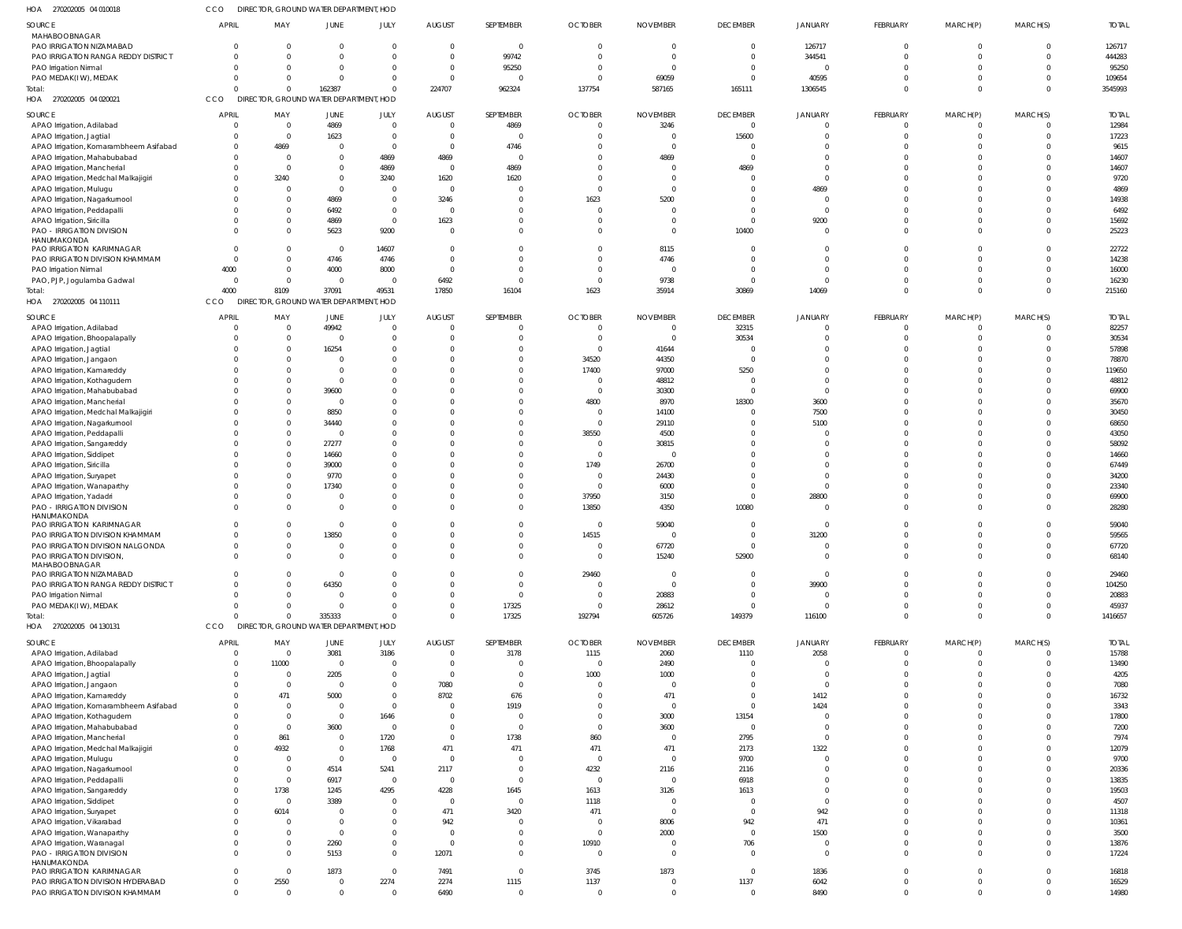HOA 270202005 04 010018 CCO DIRECTOR, GROUND WATER DEPARTMENT, HOD

| SOURCE | APRIL | MAY | JUNE | JULY | AUGUST | SEPTEMBER | OCTOBER | NOVEMBER | DECEMBER | JANUARY | FEBRUARY | MARCH(P) | MARCH(S) | TOTAL |
|---|---|---|---|---|---|---|---|---|---|---|---|---|---|---|
| MAHABOOBNAGAR | | | | | | | | | | | | | | |
| PAO IRRIGATION NIZAMABAD | 0 | 0 | 0 | 0 | 0 | 0 | 0 | 0 | 0 | 126717 | 0 | 0 | 0 | 126717 |
| PAO IRRIGATION RANGA REDDY DISTRICT | 0 | 0 | 0 | 0 | 0 | 99742 | 0 | 0 | 0 | 344541 | 0 | 0 | 0 | 444283 |
| PAO Irrigation Nirmal | 0 | 0 | 0 | 0 | 0 | 95250 | 0 | 0 | 0 | 0 | 0 | 0 | 0 | 95250 |
| PAO MEDAK(IW), MEDAK | 0 | 0 | 0 | 0 | 0 | 0 | 0 | 69059 | 0 | 40595 | 0 | 0 | 0 | 109654 |
| Total: | 0 | 0 | 162387 | 0 | 224707 | 962324 | 137754 | 587165 | 165111 | 1306545 | 0 | 0 | 0 | 3545993 |

HOA 270202005 04 020021 CCO DIRECTOR, GROUND WATER DEPARTMENT, HOD

| SOURCE | APRIL | MAY | JUNE | JULY | AUGUST | SEPTEMBER | OCTOBER | NOVEMBER | DECEMBER | JANUARY | FEBRUARY | MARCH(P) | MARCH(S) | TOTAL |
|---|---|---|---|---|---|---|---|---|---|---|---|---|---|---|
| APAO Irrigation, Adilabad | 0 | 0 | 4869 | 0 | 0 | 4869 | 0 | 3246 | 0 | 0 | 0 | 0 | 0 | 12984 |
| APAO Irrigation, Jagtial | 0 | 0 | 1623 | 0 | 0 | 0 | 0 | 0 | 15600 | 0 | 0 | 0 | 0 | 17223 |
| APAO Irrigation, Komarambheem Asifabad | 0 | 4869 | 0 | 0 | 0 | 4746 | 0 | 0 | 0 | 0 | 0 | 0 | 0 | 9615 |
| APAO Irrigation, Mahabubabad | 0 | 0 | 0 | 4869 | 4869 | 0 | 0 | 4869 | 0 | 0 | 0 | 0 | 0 | 14607 |
| APAO Irrigation, Mancherial | 0 | 0 | 0 | 4869 | 0 | 4869 | 0 | 0 | 4869 | 0 | 0 | 0 | 0 | 14607 |
| APAO Irrigation, Medchal Malkajigiri | 0 | 3240 | 0 | 3240 | 1620 | 1620 | 0 | 0 | 0 | 0 | 0 | 0 | 0 | 9720 |
| APAO Irrigation, Mulugu | 0 | 0 | 0 | 0 | 0 | 0 | 0 | 0 | 0 | 4869 | 0 | 0 | 0 | 4869 |
| APAO Irrigation, Nagarkurnool | 0 | 0 | 4869 | 0 | 3246 | 0 | 1623 | 5200 | 0 | 0 | 0 | 0 | 0 | 14938 |
| APAO Irrigation, Peddapalli | 0 | 0 | 6492 | 0 | 0 | 0 | 0 | 0 | 0 | 0 | 0 | 0 | 0 | 6492 |
| APAO Irrigation, Siricilla | 0 | 0 | 4869 | 0 | 1623 | 0 | 0 | 0 | 0 | 9200 | 0 | 0 | 0 | 15692 |
| PAO - IRRIGATION DIVISION HANUMAKONDA | 0 | 0 | 5623 | 9200 | 0 | 0 | 0 | 0 | 10400 | 0 | 0 | 0 | 0 | 25223 |
| PAO IRRIGATION KARIMNAGAR | 0 | 0 | 0 | 14607 | 0 | 0 | 0 | 8115 | 0 | 0 | 0 | 0 | 0 | 22722 |
| PAO IRRIGATION DIVISION KHAMMAM | 0 | 0 | 4746 | 4746 | 0 | 0 | 0 | 4746 | 0 | 0 | 0 | 0 | 0 | 14238 |
| PAO Irrigation Nirmal | 4000 | 0 | 4000 | 8000 | 0 | 0 | 0 | 0 | 0 | 0 | 0 | 0 | 0 | 16000 |
| PAO, PJP, Jogulamba Gadwal | 0 | 0 | 0 | 0 | 6492 | 0 | 0 | 9738 | 0 | 0 | 0 | 0 | 0 | 16230 |
| Total: | 4000 | 8109 | 37091 | 49531 | 17850 | 16104 | 1623 | 35914 | 30869 | 14069 | 0 | 0 | 0 | 215160 |

HOA 270202005 04 110111 CCO DIRECTOR, GROUND WATER DEPARTMENT, HOD

| SOURCE | APRIL | MAY | JUNE | JULY | AUGUST | SEPTEMBER | OCTOBER | NOVEMBER | DECEMBER | JANUARY | FEBRUARY | MARCH(P) | MARCH(S) | TOTAL |
|---|---|---|---|---|---|---|---|---|---|---|---|---|---|---|
| APAO Irrigation, Adilabad | 0 | 0 | 49942 | 0 | 0 | 0 | 0 | 0 | 32315 | 0 | 0 | 0 | 0 | 82257 |
| APAO Irrigation, Bhoopalapally | 0 | 0 | 0 | 0 | 0 | 0 | 0 | 0 | 30534 | 0 | 0 | 0 | 0 | 30534 |
| APAO Irrigation, Jagtial | 0 | 0 | 16254 | 0 | 0 | 0 | 0 | 41644 | 0 | 0 | 0 | 0 | 0 | 57898 |
| APAO Irrigation, Jangaon | 0 | 0 | 0 | 0 | 0 | 0 | 34520 | 44350 | 0 | 0 | 0 | 0 | 0 | 78870 |
| APAO Irrigation, Kamareddy | 0 | 0 | 0 | 0 | 0 | 0 | 17400 | 97000 | 5250 | 0 | 0 | 0 | 0 | 119650 |
| APAO Irrigation, Kothagudem | 0 | 0 | 0 | 0 | 0 | 0 | 0 | 48812 | 0 | 0 | 0 | 0 | 0 | 48812 |
| APAO Irrigation, Mahabubabad | 0 | 0 | 39600 | 0 | 0 | 0 | 0 | 30300 | 0 | 0 | 0 | 0 | 0 | 69900 |
| APAO Irrigation, Mancherial | 0 | 0 | 0 | 0 | 0 | 0 | 4800 | 8970 | 18300 | 3600 | 0 | 0 | 0 | 35670 |
| APAO Irrigation, Medchal Malkajigiri | 0 | 0 | 8850 | 0 | 0 | 0 | 0 | 14100 | 0 | 7500 | 0 | 0 | 0 | 30450 |
| APAO Irrigation, Nagarkurnool | 0 | 0 | 34440 | 0 | 0 | 0 | 0 | 29110 | 0 | 5100 | 0 | 0 | 0 | 68650 |
| APAO Irrigation, Peddapalli | 0 | 0 | 0 | 0 | 0 | 0 | 38550 | 4500 | 0 | 0 | 0 | 0 | 0 | 43050 |
| APAO Irrigation, Sangareddy | 0 | 0 | 27277 | 0 | 0 | 0 | 0 | 30815 | 0 | 0 | 0 | 0 | 0 | 58092 |
| APAO Irrigation, Siddipet | 0 | 0 | 14660 | 0 | 0 | 0 | 0 | 0 | 0 | 0 | 0 | 0 | 0 | 14660 |
| APAO Irrigation, Siricilla | 0 | 0 | 39000 | 0 | 0 | 0 | 1749 | 26700 | 0 | 0 | 0 | 0 | 0 | 67449 |
| APAO Irrigation, Suryapet | 0 | 0 | 9770 | 0 | 0 | 0 | 0 | 24430 | 0 | 0 | 0 | 0 | 0 | 34200 |
| APAO Irrigation, Wanaparthy | 0 | 0 | 17340 | 0 | 0 | 0 | 0 | 6000 | 0 | 0 | 0 | 0 | 0 | 23340 |
| APAO Irrigation, Yadadri | 0 | 0 | 0 | 0 | 0 | 0 | 37950 | 3150 | 0 | 28800 | 0 | 0 | 0 | 69900 |
| PAO - IRRIGATION DIVISION HANUMAKONDA | 0 | 0 | 0 | 0 | 0 | 0 | 13850 | 4350 | 10080 | 0 | 0 | 0 | 0 | 28280 |
| PAO IRRIGATION KARIMNAGAR | 0 | 0 | 0 | 0 | 0 | 0 | 0 | 59040 | 0 | 0 | 0 | 0 | 0 | 59040 |
| PAO IRRIGATION DIVISION KHAMMAM | 0 | 0 | 13850 | 0 | 0 | 0 | 14515 | 0 | 0 | 31200 | 0 | 0 | 0 | 59565 |
| PAO IRRIGATION DIVISION NALGONDA | 0 | 0 | 0 | 0 | 0 | 0 | 0 | 67720 | 0 | 0 | 0 | 0 | 0 | 67720 |
| PAO IRRIGATION DIVISION, MAHABOOBNAGAR | 0 | 0 | 0 | 0 | 0 | 0 | 0 | 15240 | 52900 | 0 | 0 | 0 | 0 | 68140 |
| PAO IRRIGATION NIZAMABAD | 0 | 0 | 0 | 0 | 0 | 0 | 29460 | 0 | 0 | 0 | 0 | 0 | 0 | 29460 |
| PAO IRRIGATION RANGA REDDY DISTRICT | 0 | 0 | 64350 | 0 | 0 | 0 | 0 | 0 | 0 | 39900 | 0 | 0 | 0 | 104250 |
| PAO Irrigation Nirmal | 0 | 0 | 0 | 0 | 0 | 0 | 0 | 20883 | 0 | 0 | 0 | 0 | 0 | 20883 |
| PAO MEDAK(IW), MEDAK | 0 | 0 | 0 | 0 | 0 | 17325 | 0 | 28612 | 0 | 0 | 0 | 0 | 0 | 45937 |
| Total: | 0 | 0 | 335333 | 0 | 0 | 17325 | 192794 | 605726 | 149379 | 116100 | 0 | 0 | 0 | 1416657 |

HOA 270202005 04 130131 CCO DIRECTOR, GROUND WATER DEPARTMENT, HOD

| SOURCE | APRIL | MAY | JUNE | JULY | AUGUST | SEPTEMBER | OCTOBER | NOVEMBER | DECEMBER | JANUARY | FEBRUARY | MARCH(P) | MARCH(S) | TOTAL |
|---|---|---|---|---|---|---|---|---|---|---|---|---|---|---|
| APAO Irrigation, Adilabad | 0 | 0 | 3081 | 3186 | 0 | 3178 | 1115 | 2060 | 1110 | 2058 | 0 | 0 | 0 | 15788 |
| APAO Irrigation, Bhoopalapally | 0 | 11000 | 0 | 0 | 0 | 0 | 0 | 2490 | 0 | 0 | 0 | 0 | 0 | 13490 |
| APAO Irrigation, Jagtial | 0 | 0 | 2205 | 0 | 0 | 0 | 1000 | 1000 | 0 | 0 | 0 | 0 | 0 | 4205 |
| APAO Irrigation, Jangaon | 0 | 0 | 0 | 0 | 7080 | 0 | 0 | 0 | 0 | 0 | 0 | 0 | 0 | 7080 |
| APAO Irrigation, Kamareddy | 0 | 471 | 5000 | 0 | 8702 | 676 | 0 | 471 | 0 | 1412 | 0 | 0 | 0 | 16732 |
| APAO Irrigation, Komarambheem Asifabad | 0 | 0 | 0 | 0 | 0 | 1919 | 0 | 0 | 0 | 1424 | 0 | 0 | 0 | 3343 |
| APAO Irrigation, Kothagudem | 0 | 0 | 0 | 1646 | 0 | 0 | 0 | 3000 | 13154 | 0 | 0 | 0 | 0 | 17800 |
| APAO Irrigation, Mahabubabad | 0 | 0 | 3600 | 0 | 0 | 0 | 0 | 3600 | 0 | 0 | 0 | 0 | 0 | 7200 |
| APAO Irrigation, Mancherial | 0 | 861 | 0 | 1720 | 0 | 1738 | 860 | 0 | 2795 | 0 | 0 | 0 | 0 | 7974 |
| APAO Irrigation, Medchal Malkajigiri | 0 | 4932 | 0 | 1768 | 471 | 471 | 471 | 471 | 2173 | 1322 | 0 | 0 | 0 | 12079 |
| APAO Irrigation, Mulugu | 0 | 0 | 0 | 0 | 0 | 0 | 0 | 0 | 9700 | 0 | 0 | 0 | 0 | 9700 |
| APAO Irrigation, Nagarkurnool | 0 | 0 | 4514 | 5241 | 2117 | 0 | 4232 | 2116 | 2116 | 0 | 0 | 0 | 0 | 20336 |
| APAO Irrigation, Peddapalli | 0 | 0 | 6917 | 0 | 0 | 0 | 0 | 0 | 6918 | 0 | 0 | 0 | 0 | 13835 |
| APAO Irrigation, Sangareddy | 0 | 1738 | 1245 | 4295 | 4228 | 1645 | 1613 | 3126 | 1613 | 0 | 0 | 0 | 0 | 19503 |
| APAO Irrigation, Siddipet | 0 | 0 | 3389 | 0 | 0 | 0 | 1118 | 0 | 0 | 0 | 0 | 0 | 0 | 4507 |
| APAO Irrigation, Suryapet | 0 | 6014 | 0 | 0 | 471 | 3420 | 471 | 0 | 0 | 942 | 0 | 0 | 0 | 11318 |
| APAO Irrigation, Vikarabad | 0 | 0 | 0 | 0 | 942 | 0 | 0 | 8006 | 942 | 471 | 0 | 0 | 0 | 10361 |
| APAO Irrigation, Wanaparthy | 0 | 0 | 0 | 0 | 0 | 0 | 0 | 2000 | 0 | 1500 | 0 | 0 | 0 | 3500 |
| APAO Irrigation, Waranagal | 0 | 0 | 2260 | 0 | 0 | 0 | 10910 | 0 | 706 | 0 | 0 | 0 | 0 | 13876 |
| PAO - IRRIGATION DIVISION HANUMAKONDA | 0 | 0 | 5153 | 0 | 12071 | 0 | 0 | 0 | 0 | 0 | 0 | 0 | 0 | 17224 |
| PAO IRRIGATION KARIMNAGAR | 0 | 0 | 1873 | 0 | 7491 | 0 | 3745 | 1873 | 0 | 1836 | 0 | 0 | 0 | 16818 |
| PAO IRRIGATION DIVISION HYDERABAD | 0 | 2550 | 0 | 2274 | 2274 | 1115 | 1137 | 0 | 1137 | 6042 | 0 | 0 | 0 | 16529 |
| PAO IRRIGATION DIVISION KHAMMAM | 0 | 0 | 0 | 0 | 6490 | 0 | 0 | 0 | 0 | 8490 | 0 | 0 | 0 | 14980 |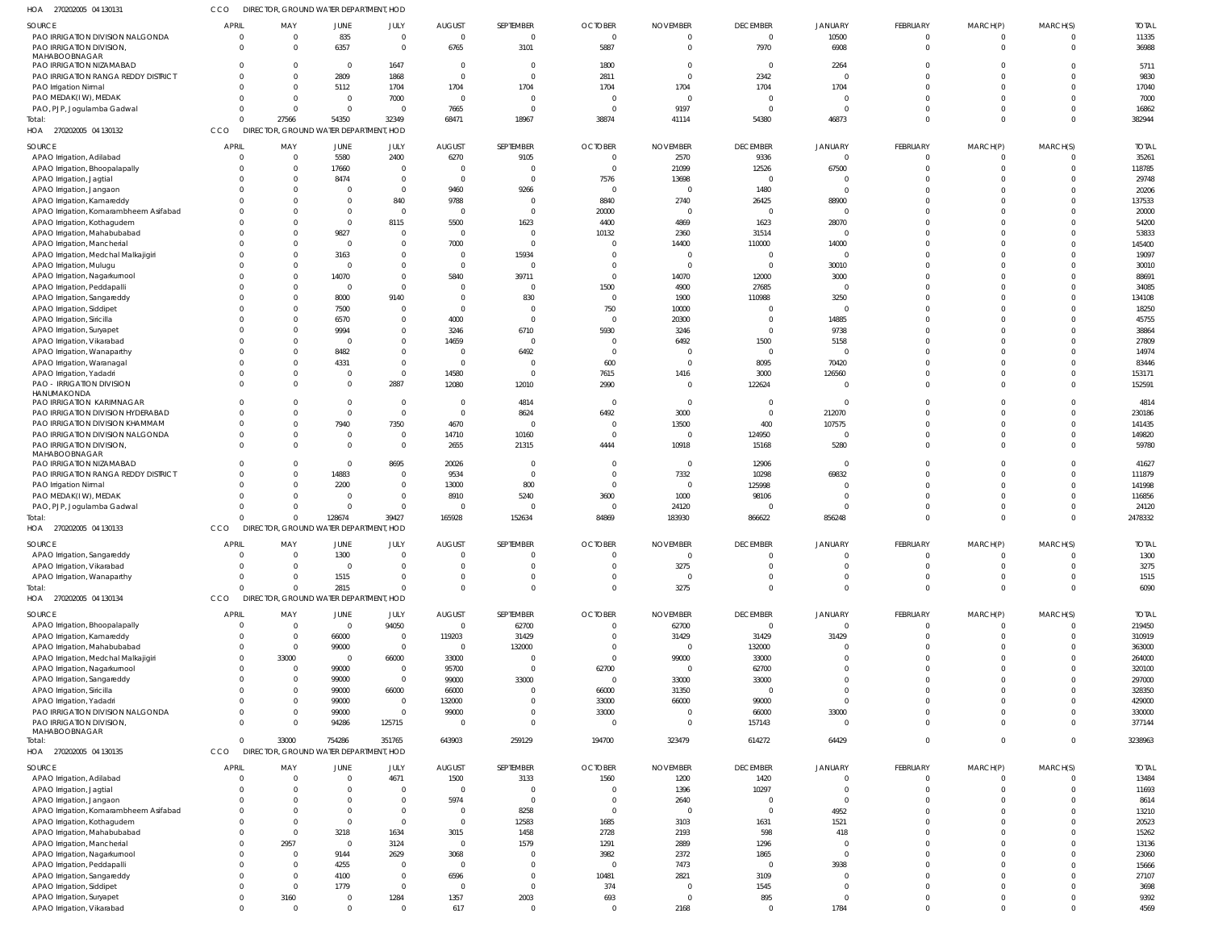HOA 270202005 04 130131 CCO DIRECTOR, GROUND WATER DEPARTMENT, HOD

| SOURCE | APRIL | MAY | JUNE | JULY | AUGUST | SEPTEMBER | OCTOBER | NOVEMBER | DECEMBER | JANUARY | FEBRUARY | MARCH(P) | MARCH(S) | TOTAL |
|---|---|---|---|---|---|---|---|---|---|---|---|---|---|---|
| PAO IRRIGATION DIVISION NALGONDA | 0 | 0 | 835 | 0 | 0 | 0 | 0 | 0 | 0 | 10500 | 0 | 0 | 0 | 11335 |
| PAO IRRIGATION DIVISION, MAHABOOBNAGAR | 0 | 0 | 6357 | 0 | 6765 | 3101 | 5887 | 0 | 7970 | 6908 | 0 | 0 | 0 | 36988 |
| PAO IRRIGATION NIZAMABAD | 0 | 0 | 0 | 1647 | 0 | 0 | 1800 | 0 | 0 | 2264 | 0 | 0 | 0 | 5711 |
| PAO IRRIGATION RANGA REDDY DISTRICT | 0 | 0 | 2809 | 1868 | 0 | 0 | 2811 | 0 | 2342 | 0 | 0 | 0 | 0 | 9830 |
| PAO Irrigation Nirmal | 0 | 0 | 5112 | 1704 | 1704 | 1704 | 1704 | 1704 | 1704 | 1704 | 0 | 0 | 0 | 17040 |
| PAO MEDAK(IW), MEDAK | 0 | 0 | 0 | 7000 | 0 | 0 | 0 | 0 | 0 | 0 | 0 | 0 | 0 | 7000 |
| PAO, PJP, Jogulamba Gadwal | 0 | 0 | 0 | 0 | 7665 | 0 | 0 | 9197 | 0 | 0 | 0 | 0 | 0 | 16862 |
| Total: | 0 | 27566 | 54350 | 32349 | 68471 | 18967 | 38874 | 41114 | 54380 | 46873 | 0 | 0 | 0 | 382944 |

HOA 270202005 04 130132 CCO DIRECTOR, GROUND WATER DEPARTMENT, HOD

| SOURCE | APRIL | MAY | JUNE | JULY | AUGUST | SEPTEMBER | OCTOBER | NOVEMBER | DECEMBER | JANUARY | FEBRUARY | MARCH(P) | MARCH(S) | TOTAL |
|---|---|---|---|---|---|---|---|---|---|---|---|---|---|---|
| APAO Irrigation, Adilabad | 0 | 0 | 5580 | 2400 | 6270 | 9105 | 0 | 2570 | 9336 | 0 | 0 | 0 | 0 | 35261 |
| APAO Irrigation, Bhoopalapally | 0 | 0 | 17660 | 0 | 0 | 0 | 0 | 21099 | 12526 | 67500 | 0 | 0 | 0 | 118785 |
| APAO Irrigation, Jagtial | 0 | 0 | 8474 | 0 | 0 | 0 | 7576 | 13698 | 0 | 0 | 0 | 0 | 0 | 29748 |
| APAO Irrigation, Jangaon | 0 | 0 | 0 | 0 | 9460 | 9266 | 0 | 0 | 1480 | 0 | 0 | 0 | 0 | 20206 |
| APAO Irrigation, Kamareddy | 0 | 0 | 0 | 840 | 9788 | 0 | 8840 | 2740 | 26425 | 88900 | 0 | 0 | 0 | 137533 |
| APAO Irrigation, Komarambheem Asifabad | 0 | 0 | 0 | 0 | 0 | 0 | 20000 | 0 | 0 | 0 | 0 | 0 | 0 | 20000 |
| APAO Irrigation, Kothagudem | 0 | 0 | 0 | 8115 | 5500 | 1623 | 4400 | 4869 | 1623 | 28070 | 0 | 0 | 0 | 54200 |
| APAO Irrigation, Mahabubabad | 0 | 0 | 9827 | 0 | 0 | 0 | 10132 | 2360 | 31514 | 0 | 0 | 0 | 0 | 53833 |
| APAO Irrigation, Mancherial | 0 | 0 | 0 | 0 | 7000 | 0 | 0 | 14400 | 110000 | 14000 | 0 | 0 | 0 | 145400 |
| APAO Irrigation, Medchal Malkajigiri | 0 | 0 | 3163 | 0 | 0 | 15934 | 0 | 0 | 0 | 0 | 0 | 0 | 0 | 19097 |
| APAO Irrigation, Mulugu | 0 | 0 | 0 | 0 | 0 | 0 | 0 | 0 | 0 | 30010 | 0 | 0 | 0 | 30010 |
| APAO Irrigation, Nagarkurnool | 0 | 0 | 14070 | 0 | 5840 | 39711 | 0 | 14070 | 12000 | 3000 | 0 | 0 | 0 | 88691 |
| APAO Irrigation, Peddapalli | 0 | 0 | 0 | 0 | 0 | 0 | 1500 | 4900 | 27685 | 0 | 0 | 0 | 0 | 34085 |
| APAO Irrigation, Sangareddy | 0 | 0 | 8000 | 9140 | 0 | 830 | 0 | 1900 | 110988 | 3250 | 0 | 0 | 0 | 134108 |
| APAO Irrigation, Siddipet | 0 | 0 | 7500 | 0 | 0 | 0 | 750 | 10000 | 0 | 0 | 0 | 0 | 0 | 18250 |
| APAO Irrigation, Siricilla | 0 | 0 | 6570 | 0 | 4000 | 0 | 0 | 20300 | 0 | 14885 | 0 | 0 | 0 | 45755 |
| APAO Irrigation, Suryapet | 0 | 0 | 9994 | 0 | 3246 | 6710 | 5930 | 3246 | 0 | 9738 | 0 | 0 | 0 | 38864 |
| APAO Irrigation, Vikarabad | 0 | 0 | 0 | 0 | 14659 | 0 | 0 | 6492 | 1500 | 5158 | 0 | 0 | 0 | 27809 |
| APAO Irrigation, Wanaparthy | 0 | 0 | 8482 | 0 | 0 | 6492 | 0 | 0 | 0 | 0 | 0 | 0 | 0 | 14974 |
| APAO Irrigation, Waranagal | 0 | 0 | 4331 | 0 | 0 | 0 | 600 | 0 | 8095 | 70420 | 0 | 0 | 0 | 83446 |
| APAO Irrigation, Yadadri | 0 | 0 | 0 | 0 | 14580 | 0 | 7615 | 1416 | 3000 | 126560 | 0 | 0 | 0 | 153171 |
| PAO - IRRIGATION DIVISION HANUMAKONDA | 0 | 0 | 0 | 2887 | 12080 | 12010 | 2990 | 0 | 122624 | 0 | 0 | 0 | 0 | 152591 |
| PAO IRRIGATION KARIMNAGAR | 0 | 0 | 0 | 0 | 0 | 4814 | 0 | 0 | 0 | 0 | 0 | 0 | 0 | 4814 |
| PAO IRRIGATION DIVISION HYDERABAD | 0 | 0 | 0 | 0 | 0 | 8624 | 6492 | 3000 | 0 | 212070 | 0 | 0 | 0 | 230186 |
| PAO IRRIGATION DIVISION KHAMMAM | 0 | 0 | 7940 | 7350 | 4670 | 0 | 0 | 13500 | 400 | 107575 | 0 | 0 | 0 | 141435 |
| PAO IRRIGATION DIVISION NALGONDA | 0 | 0 | 0 | 0 | 14710 | 10160 | 0 | 0 | 124950 | 0 | 0 | 0 | 0 | 149820 |
| PAO IRRIGATION DIVISION, MAHABOOBNAGAR | 0 | 0 | 0 | 0 | 2655 | 21315 | 4444 | 10918 | 15168 | 5280 | 0 | 0 | 0 | 59780 |
| PAO IRRIGATION NIZAMABAD | 0 | 0 | 0 | 8695 | 20026 | 0 | 0 | 0 | 12906 | 0 | 0 | 0 | 0 | 41627 |
| PAO IRRIGATION RANGA REDDY DISTRICT | 0 | 0 | 14883 | 0 | 9534 | 0 | 0 | 7332 | 10298 | 69832 | 0 | 0 | 0 | 111879 |
| PAO Irrigation Nirmal | 0 | 0 | 2200 | 0 | 13000 | 800 | 0 | 0 | 125998 | 0 | 0 | 0 | 0 | 141998 |
| PAO MEDAK(IW), MEDAK | 0 | 0 | 0 | 0 | 8910 | 5240 | 3600 | 1000 | 98106 | 0 | 0 | 0 | 0 | 116856 |
| PAO, PJP, Jogulamba Gadwal | 0 | 0 | 0 | 0 | 0 | 0 | 0 | 24120 | 0 | 0 | 0 | 0 | 0 | 24120 |
| Total: | 0 | 0 | 128674 | 39427 | 165928 | 152634 | 84869 | 183930 | 866622 | 856248 | 0 | 0 | 0 | 2478332 |

HOA 270202005 04 130133 CCO DIRECTOR, GROUND WATER DEPARTMENT, HOD

| SOURCE | APRIL | MAY | JUNE | JULY | AUGUST | SEPTEMBER | OCTOBER | NOVEMBER | DECEMBER | JANUARY | FEBRUARY | MARCH(P) | MARCH(S) | TOTAL |
|---|---|---|---|---|---|---|---|---|---|---|---|---|---|---|
| APAO Irrigation, Sangareddy | 0 | 0 | 1300 | 0 | 0 | 0 | 0 | 0 | 0 | 0 | 0 | 0 | 0 | 1300 |
| APAO Irrigation, Vikarabad | 0 | 0 | 0 | 0 | 0 | 0 | 0 | 3275 | 0 | 0 | 0 | 0 | 0 | 3275 |
| APAO Irrigation, Wanaparthy | 0 | 0 | 1515 | 0 | 0 | 0 | 0 | 0 | 0 | 0 | 0 | 0 | 0 | 1515 |
| Total: | 0 | 0 | 2815 | 0 | 0 | 0 | 0 | 3275 | 0 | 0 | 0 | 0 | 0 | 6090 |

HOA 270202005 04 130134 CCO DIRECTOR, GROUND WATER DEPARTMENT, HOD

| SOURCE | APRIL | MAY | JUNE | JULY | AUGUST | SEPTEMBER | OCTOBER | NOVEMBER | DECEMBER | JANUARY | FEBRUARY | MARCH(P) | MARCH(S) | TOTAL |
|---|---|---|---|---|---|---|---|---|---|---|---|---|---|---|
| APAO Irrigation, Bhoopalapally | 0 | 0 | 0 | 94050 | 0 | 62700 | 0 | 62700 | 0 | 0 | 0 | 0 | 0 | 219450 |
| APAO Irrigation, Kamareddy | 0 | 0 | 66000 | 0 | 119203 | 31429 | 0 | 31429 | 31429 | 31429 | 0 | 0 | 0 | 310919 |
| APAO Irrigation, Mahabubabad | 0 | 0 | 99000 | 0 | 0 | 132000 | 0 | 0 | 132000 | 0 | 0 | 0 | 0 | 363000 |
| APAO Irrigation, Medchal Malkajigiri | 0 | 33000 | 0 | 66000 | 33000 | 0 | 0 | 99000 | 33000 | 0 | 0 | 0 | 0 | 264000 |
| APAO Irrigation, Nagarkurnool | 0 | 0 | 99000 | 0 | 95700 | 0 | 62700 | 0 | 62700 | 0 | 0 | 0 | 0 | 320100 |
| APAO Irrigation, Sangareddy | 0 | 0 | 99000 | 0 | 99000 | 33000 | 0 | 33000 | 33000 | 0 | 0 | 0 | 0 | 297000 |
| APAO Irrigation, Siricilla | 0 | 0 | 99000 | 66000 | 66000 | 0 | 66000 | 31350 | 0 | 0 | 0 | 0 | 0 | 328350 |
| APAO Irrigation, Yadadri | 0 | 0 | 99000 | 0 | 132000 | 0 | 33000 | 66000 | 99000 | 0 | 0 | 0 | 0 | 429000 |
| PAO IRRIGATION DIVISION NALGONDA | 0 | 0 | 99000 | 0 | 99000 | 0 | 33000 | 0 | 66000 | 33000 | 0 | 0 | 0 | 330000 |
| PAO IRRIGATION DIVISION, MAHABOOBNAGAR | 0 | 0 | 94286 | 125715 | 0 | 0 | 0 | 0 | 157143 | 0 | 0 | 0 | 0 | 377144 |
| Total: | 0 | 33000 | 754286 | 351765 | 643903 | 259129 | 194700 | 323479 | 614272 | 64429 | 0 | 0 | 0 | 3238963 |

HOA 270202005 04 130135 CCO DIRECTOR, GROUND WATER DEPARTMENT, HOD

| SOURCE | APRIL | MAY | JUNE | JULY | AUGUST | SEPTEMBER | OCTOBER | NOVEMBER | DECEMBER | JANUARY | FEBRUARY | MARCH(P) | MARCH(S) | TOTAL |
|---|---|---|---|---|---|---|---|---|---|---|---|---|---|---|
| APAO Irrigation, Adilabad | 0 | 0 | 0 | 4671 | 1500 | 3133 | 1560 | 1200 | 1420 | 0 | 0 | 0 | 0 | 13484 |
| APAO Irrigation, Jagtial | 0 | 0 | 0 | 0 | 0 | 0 | 0 | 1396 | 10297 | 0 | 0 | 0 | 0 | 11693 |
| APAO Irrigation, Jangaon | 0 | 0 | 0 | 0 | 5974 | 0 | 0 | 2640 | 0 | 0 | 0 | 0 | 0 | 8614 |
| APAO Irrigation, Komarambheem Asifabad | 0 | 0 | 0 | 0 | 0 | 8258 | 0 | 0 | 0 | 4952 | 0 | 0 | 0 | 13210 |
| APAO Irrigation, Kothagudem | 0 | 0 | 0 | 0 | 0 | 12583 | 1685 | 3103 | 1631 | 1521 | 0 | 0 | 0 | 20523 |
| APAO Irrigation, Mahabubabad | 0 | 0 | 3218 | 1634 | 3015 | 1458 | 2728 | 2193 | 598 | 418 | 0 | 0 | 0 | 15262 |
| APAO Irrigation, Mancherial | 0 | 2957 | 0 | 3124 | 0 | 1579 | 1291 | 2889 | 1296 | 0 | 0 | 0 | 0 | 13136 |
| APAO Irrigation, Nagarkurnool | 0 | 0 | 9144 | 2629 | 3068 | 0 | 3982 | 2372 | 1865 | 0 | 0 | 0 | 0 | 23060 |
| APAO Irrigation, Peddapalli | 0 | 0 | 4255 | 0 | 0 | 0 | 0 | 7473 | 0 | 3938 | 0 | 0 | 0 | 15666 |
| APAO Irrigation, Sangareddy | 0 | 0 | 4100 | 0 | 6596 | 0 | 10481 | 2821 | 3109 | 0 | 0 | 0 | 0 | 27107 |
| APAO Irrigation, Siddipet | 0 | 0 | 1779 | 0 | 0 | 0 | 374 | 0 | 1545 | 0 | 0 | 0 | 0 | 3698 |
| APAO Irrigation, Suryapet | 0 | 3160 | 0 | 1284 | 1357 | 2003 | 693 | 0 | 895 | 0 | 0 | 0 | 0 | 9392 |
| APAO Irrigation, Vikarabad | 0 | 0 | 0 | 0 | 617 | 0 | 0 | 2168 | 0 | 1784 | 0 | 0 | 0 | 4569 |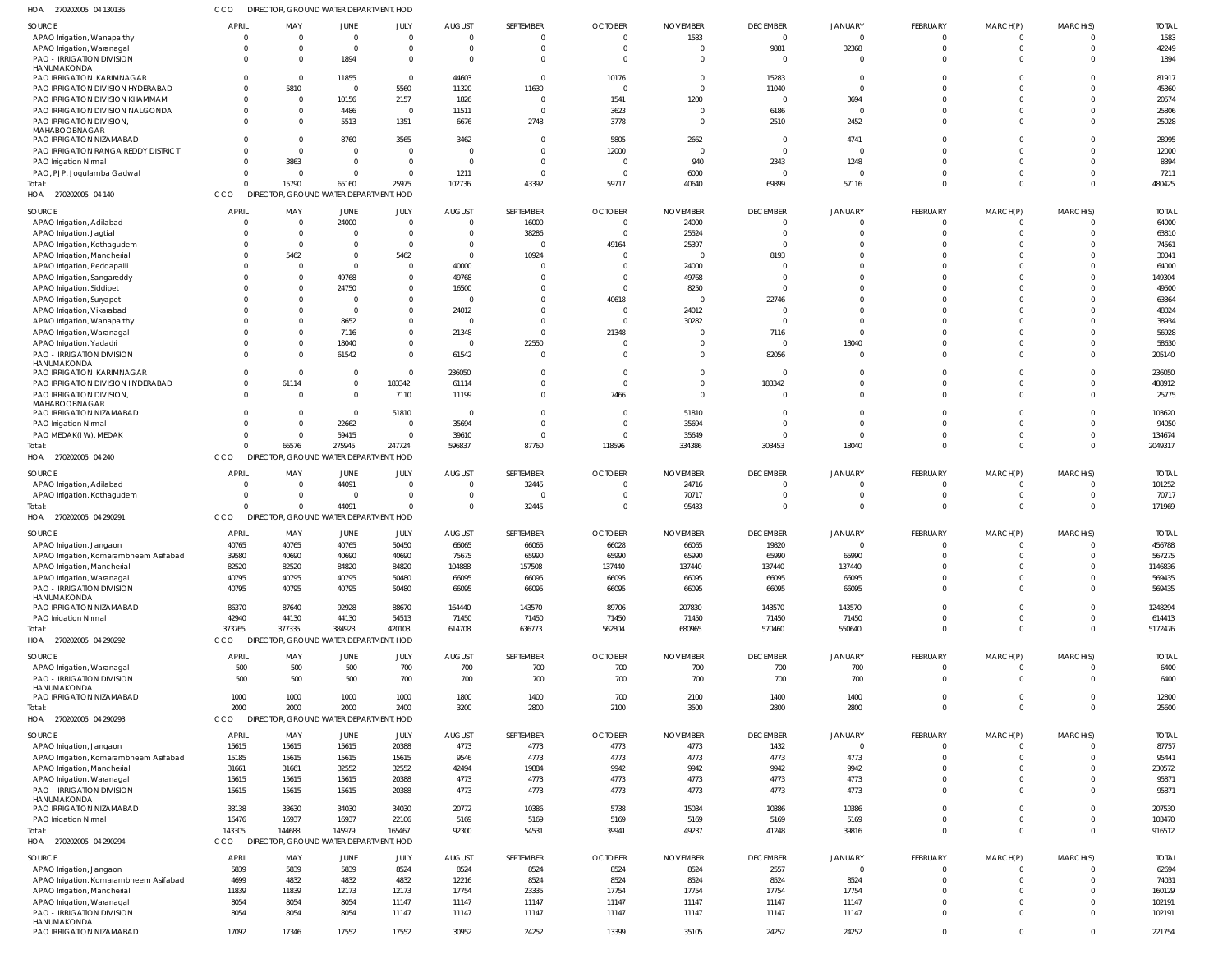HOA 270202005 04 130135 CCO DIRECTOR, GROUND WATER DEPARTMENT, HOD

| SOURCE | APRIL | MAY | JUNE | JULY | AUGUST | SEPTEMBER | OCTOBER | NOVEMBER | DECEMBER | JANUARY | FEBRUARY | MARCH(P) | MARCH(S) | TOTAL |
|---|---|---|---|---|---|---|---|---|---|---|---|---|---|---|
| APAO Irrigation, Wanaparthy | 0 | 0 | 0 | 0 | 0 | 0 | 0 | 1583 | 0 | 0 | 0 | 0 | 0 | 1583 |
| APAO Irrigation, Waranagal | 0 | 0 | 0 | 0 | 0 | 0 | 0 | 0 | 9881 | 32368 | 0 | 0 | 0 | 42249 |
| PAO - IRRIGATION DIVISION HANUMAKONDA | 0 | 0 | 1894 | 0 | 0 | 0 | 0 | 0 | 0 | 0 | 0 | 0 | 0 | 1894 |
| PAO IRRIGATION KARIMNAGAR | 0 | 0 | 11855 | 0 | 44603 | 0 | 10176 | 0 | 15283 | 0 | 0 | 0 | 0 | 81917 |
| PAO IRRIGATION DIVISION HYDERABAD | 0 | 5810 | 0 | 5560 | 11320 | 11630 | 0 | 0 | 11040 | 0 | 0 | 0 | 0 | 45360 |
| PAO IRRIGATION DIVISION KHAMMAM | 0 | 0 | 10156 | 2157 | 1826 | 0 | 1541 | 1200 | 0 | 3694 | 0 | 0 | 0 | 20574 |
| PAO IRRIGATION DIVISION NALGONDA | 0 | 0 | 4486 | 0 | 11511 | 0 | 3623 | 0 | 6186 | 0 | 0 | 0 | 0 | 25806 |
| PAO IRRIGATION DIVISION, MAHABOOBNAGAR | 0 | 0 | 5513 | 1351 | 6676 | 2748 | 3778 | 0 | 2510 | 2452 | 0 | 0 | 0 | 25028 |
| PAO IRRIGATION NIZAMABAD | 0 | 0 | 8760 | 3565 | 3462 | 0 | 5805 | 2662 | 0 | 4741 | 0 | 0 | 0 | 28995 |
| PAO IRRIGATION RANGA REDDY DISTRICT | 0 | 0 | 0 | 0 | 0 | 0 | 12000 | 0 | 0 | 0 | 0 | 0 | 0 | 12000 |
| PAO Irrigation Nirmal | 0 | 3863 | 0 | 0 | 0 | 0 | 0 | 940 | 2343 | 1248 | 0 | 0 | 0 | 8394 |
| PAO, PJP, Jogulamba Gadwal | 0 | 0 | 0 | 0 | 1211 | 0 | 0 | 6000 | 0 | 0 | 0 | 0 | 0 | 7211 |
| Total: | 0 | 15790 | 65160 | 25975 | 102736 | 43392 | 59717 | 40640 | 69899 | 57116 | 0 | 0 | 0 | 480425 |

HOA 270202005 04 140 CCO DIRECTOR, GROUND WATER DEPARTMENT, HOD

| SOURCE | APRIL | MAY | JUNE | JULY | AUGUST | SEPTEMBER | OCTOBER | NOVEMBER | DECEMBER | JANUARY | FEBRUARY | MARCH(P) | MARCH(S) | TOTAL |
|---|---|---|---|---|---|---|---|---|---|---|---|---|---|---|
| APAO Irrigation, Adilabad | 0 | 0 | 24000 | 0 | 0 | 16000 | 0 | 24000 | 0 | 0 | 0 | 0 | 0 | 64000 |
| APAO Irrigation, Jagtial | 0 | 0 | 0 | 0 | 0 | 38286 | 0 | 25524 | 0 | 0 | 0 | 0 | 0 | 63810 |
| APAO Irrigation, Kothagudem | 0 | 0 | 0 | 0 | 0 | 0 | 49164 | 25397 | 0 | 0 | 0 | 0 | 0 | 74561 |
| APAO Irrigation, Mancherial | 0 | 5462 | 0 | 5462 | 0 | 10924 | 0 | 0 | 8193 | 0 | 0 | 0 | 0 | 30041 |
| APAO Irrigation, Peddapalli | 0 | 0 | 0 | 0 | 40000 | 0 | 0 | 24000 | 0 | 0 | 0 | 0 | 0 | 64000 |
| APAO Irrigation, Sangareddy | 0 | 0 | 49768 | 0 | 49768 | 0 | 0 | 49768 | 0 | 0 | 0 | 0 | 0 | 149304 |
| APAO Irrigation, Siddipet | 0 | 0 | 24750 | 0 | 16500 | 0 | 0 | 8250 | 0 | 0 | 0 | 0 | 0 | 49500 |
| APAO Irrigation, Suryapet | 0 | 0 | 0 | 0 | 0 | 0 | 40618 | 0 | 22746 | 0 | 0 | 0 | 0 | 63364 |
| APAO Irrigation, Vikarabad | 0 | 0 | 0 | 0 | 24012 | 0 | 0 | 24012 | 0 | 0 | 0 | 0 | 0 | 48024 |
| APAO Irrigation, Wanaparthy | 0 | 0 | 8652 | 0 | 0 | 0 | 0 | 30282 | 0 | 0 | 0 | 0 | 0 | 38934 |
| APAO Irrigation, Waranagal | 0 | 0 | 7116 | 0 | 21348 | 0 | 21348 | 0 | 7116 | 0 | 0 | 0 | 0 | 56928 |
| APAO Irrigation, Yadadri | 0 | 0 | 18040 | 0 | 0 | 22550 | 0 | 0 | 0 | 18040 | 0 | 0 | 0 | 58630 |
| PAO - IRRIGATION DIVISION HANUMAKONDA | 0 | 0 | 61542 | 0 | 61542 | 0 | 0 | 0 | 82056 | 0 | 0 | 0 | 0 | 205140 |
| PAO IRRIGATION KARIMNAGAR | 0 | 0 | 0 | 0 | 236050 | 0 | 0 | 0 | 0 | 0 | 0 | 0 | 0 | 236050 |
| PAO IRRIGATION DIVISION HYDERABAD | 0 | 61114 | 0 | 183342 | 61114 | 0 | 0 | 0 | 183342 | 0 | 0 | 0 | 0 | 488912 |
| PAO IRRIGATION DIVISION, MAHABOOBNAGAR | 0 | 0 | 0 | 7110 | 11199 | 0 | 7466 | 0 | 0 | 0 | 0 | 0 | 0 | 25775 |
| PAO IRRIGATION NIZAMABAD | 0 | 0 | 0 | 51810 | 0 | 0 | 0 | 51810 | 0 | 0 | 0 | 0 | 0 | 103620 |
| PAO Irrigation Nirmal | 0 | 0 | 22662 | 0 | 35694 | 0 | 0 | 35694 | 0 | 0 | 0 | 0 | 0 | 94050 |
| PAO MEDAK(IW), MEDAK | 0 | 0 | 59415 | 0 | 39610 | 0 | 0 | 35649 | 0 | 0 | 0 | 0 | 0 | 134674 |
| Total: | 0 | 66576 | 275945 | 247724 | 596837 | 87760 | 118596 | 334386 | 303453 | 18040 | 0 | 0 | 0 | 2049317 |

HOA 270202005 04 240 CCO DIRECTOR, GROUND WATER DEPARTMENT, HOD

| SOURCE | APRIL | MAY | JUNE | JULY | AUGUST | SEPTEMBER | OCTOBER | NOVEMBER | DECEMBER | JANUARY | FEBRUARY | MARCH(P) | MARCH(S) | TOTAL |
|---|---|---|---|---|---|---|---|---|---|---|---|---|---|---|
| APAO Irrigation, Adilabad | 0 | 0 | 44091 | 0 | 0 | 32445 | 0 | 24716 | 0 | 0 | 0 | 0 | 0 | 101252 |
| APAO Irrigation, Kothagudem | 0 | 0 | 0 | 0 | 0 | 0 | 0 | 70717 | 0 | 0 | 0 | 0 | 0 | 70717 |
| Total: | 0 | 0 | 44091 | 0 | 0 | 32445 | 0 | 95433 | 0 | 0 | 0 | 0 | 0 | 171969 |

HOA 270202005 04 290291 CCO DIRECTOR, GROUND WATER DEPARTMENT, HOD

| SOURCE | APRIL | MAY | JUNE | JULY | AUGUST | SEPTEMBER | OCTOBER | NOVEMBER | DECEMBER | JANUARY | FEBRUARY | MARCH(P) | MARCH(S) | TOTAL |
|---|---|---|---|---|---|---|---|---|---|---|---|---|---|---|
| APAO Irrigation, Jangaon | 40765 | 40765 | 40765 | 50450 | 66065 | 66065 | 66028 | 66065 | 19820 | 0 | 0 | 0 | 0 | 456788 |
| APAO Irrigation, Komarambheem Asifabad | 39580 | 40690 | 40690 | 40690 | 75675 | 65990 | 65990 | 65990 | 65990 | 65990 | 0 | 0 | 0 | 567275 |
| APAO Irrigation, Mancherial | 82520 | 82520 | 84820 | 84820 | 104888 | 157508 | 137440 | 137440 | 137440 | 137440 | 0 | 0 | 0 | 1146836 |
| APAO Irrigation, Waranagal | 40795 | 40795 | 40795 | 50480 | 66095 | 66095 | 66095 | 66095 | 66095 | 66095 | 0 | 0 | 0 | 569435 |
| PAO - IRRIGATION DIVISION HANUMAKONDA | 40795 | 40795 | 40795 | 50480 | 66095 | 66095 | 66095 | 66095 | 66095 | 66095 | 0 | 0 | 0 | 569435 |
| PAO IRRIGATION NIZAMABAD | 86370 | 87640 | 92928 | 88670 | 164440 | 143570 | 89706 | 207830 | 143570 | 143570 | 0 | 0 | 0 | 1248294 |
| PAO Irrigation Nirmal | 42940 | 44130 | 44130 | 54513 | 71450 | 71450 | 71450 | 71450 | 71450 | 71450 | 0 | 0 | 0 | 614413 |
| Total: | 373765 | 377335 | 384923 | 420103 | 614708 | 636773 | 562804 | 680965 | 570460 | 550640 | 0 | 0 | 0 | 5172476 |

HOA 270202005 04 290292 CCO DIRECTOR, GROUND WATER DEPARTMENT, HOD

| SOURCE | APRIL | MAY | JUNE | JULY | AUGUST | SEPTEMBER | OCTOBER | NOVEMBER | DECEMBER | JANUARY | FEBRUARY | MARCH(P) | MARCH(S) | TOTAL |
|---|---|---|---|---|---|---|---|---|---|---|---|---|---|---|
| APAO Irrigation, Waranagal | 500 | 500 | 500 | 700 | 700 | 700 | 700 | 700 | 700 | 700 | 0 | 0 | 0 | 6400 |
| PAO - IRRIGATION DIVISION HANUMAKONDA | 500 | 500 | 500 | 700 | 700 | 700 | 700 | 700 | 700 | 700 | 0 | 0 | 0 | 6400 |
| PAO IRRIGATION NIZAMABAD | 1000 | 1000 | 1000 | 1000 | 1800 | 1400 | 700 | 2100 | 1400 | 1400 | 0 | 0 | 0 | 12800 |
| Total: | 2000 | 2000 | 2000 | 2400 | 3200 | 2800 | 2100 | 3500 | 2800 | 2800 | 0 | 0 | 0 | 25600 |

HOA 270202005 04 290293 CCO DIRECTOR, GROUND WATER DEPARTMENT, HOD

| SOURCE | APRIL | MAY | JUNE | JULY | AUGUST | SEPTEMBER | OCTOBER | NOVEMBER | DECEMBER | JANUARY | FEBRUARY | MARCH(P) | MARCH(S) | TOTAL |
|---|---|---|---|---|---|---|---|---|---|---|---|---|---|---|
| APAO Irrigation, Jangaon | 15615 | 15615 | 15615 | 20388 | 4773 | 4773 | 4773 | 4773 | 1432 | 0 | 0 | 0 | 0 | 87757 |
| APAO Irrigation, Komarambheem Asifabad | 15185 | 15615 | 15615 | 15615 | 9546 | 4773 | 4773 | 4773 | 4773 | 4773 | 0 | 0 | 0 | 95441 |
| APAO Irrigation, Mancherial | 31661 | 31661 | 32552 | 32552 | 42494 | 19884 | 9942 | 9942 | 9942 | 9942 | 0 | 0 | 0 | 230572 |
| APAO Irrigation, Waranagal | 15615 | 15615 | 15615 | 20388 | 4773 | 4773 | 4773 | 4773 | 4773 | 4773 | 0 | 0 | 0 | 95871 |
| PAO - IRRIGATION DIVISION HANUMAKONDA | 15615 | 15615 | 15615 | 20388 | 4773 | 4773 | 4773 | 4773 | 4773 | 4773 | 0 | 0 | 0 | 95871 |
| PAO IRRIGATION NIZAMABAD | 33138 | 33630 | 34030 | 34030 | 20772 | 10386 | 5738 | 15034 | 10386 | 10386 | 0 | 0 | 0 | 207530 |
| PAO Irrigation Nirmal | 16476 | 16937 | 16937 | 22106 | 5169 | 5169 | 5169 | 5169 | 5169 | 5169 | 0 | 0 | 0 | 103470 |
| Total: | 143305 | 144688 | 145979 | 165467 | 92300 | 54531 | 39941 | 49237 | 41248 | 39816 | 0 | 0 | 0 | 916512 |

HOA 270202005 04 290294 CCO DIRECTOR, GROUND WATER DEPARTMENT, HOD

| SOURCE | APRIL | MAY | JUNE | JULY | AUGUST | SEPTEMBER | OCTOBER | NOVEMBER | DECEMBER | JANUARY | FEBRUARY | MARCH(P) | MARCH(S) | TOTAL |
|---|---|---|---|---|---|---|---|---|---|---|---|---|---|---|
| APAO Irrigation, Jangaon | 5839 | 5839 | 5839 | 8524 | 8524 | 8524 | 8524 | 8524 | 2557 | 0 | 0 | 0 | 0 | 62694 |
| APAO Irrigation, Komarambheem Asifabad | 4699 | 4832 | 4832 | 4832 | 12216 | 8524 | 8524 | 8524 | 8524 | 8524 | 0 | 0 | 0 | 74031 |
| APAO Irrigation, Mancherial | 11839 | 11839 | 12173 | 12173 | 17754 | 23335 | 17754 | 17754 | 17754 | 17754 | 0 | 0 | 0 | 160129 |
| APAO Irrigation, Waranagal | 8054 | 8054 | 8054 | 11147 | 11147 | 11147 | 11147 | 11147 | 11147 | 11147 | 0 | 0 | 0 | 102191 |
| PAO - IRRIGATION DIVISION HANUMAKONDA | 8054 | 8054 | 8054 | 11147 | 11147 | 11147 | 11147 | 11147 | 11147 | 11147 | 0 | 0 | 0 | 102191 |
| PAO IRRIGATION NIZAMABAD | 17092 | 17346 | 17552 | 17552 | 30952 | 24252 | 13399 | 35105 | 24252 | 24252 | 0 | 0 | 0 | 221754 |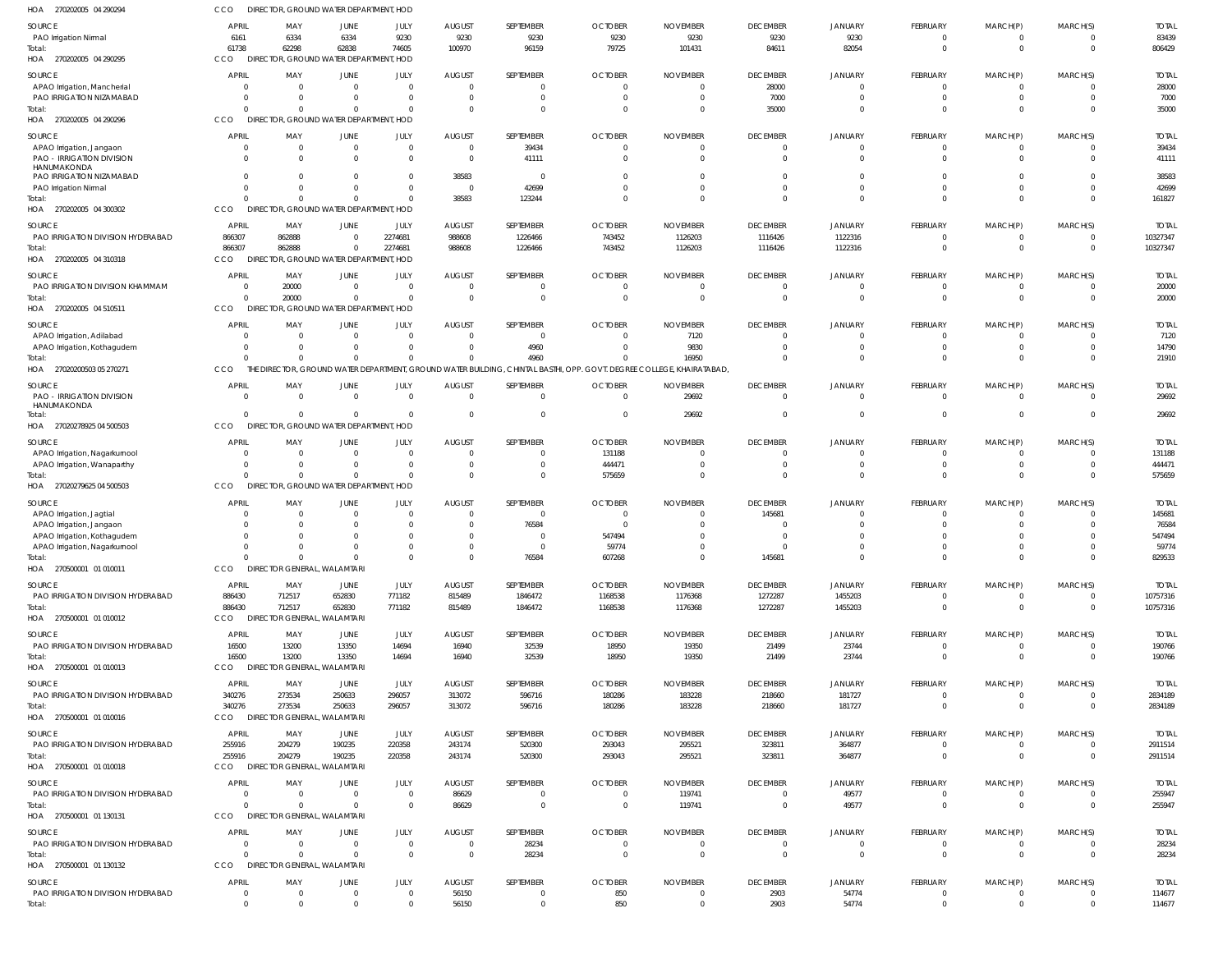HOA 270202005 04 290294 CCO DIRECTOR, GROUND WATER DEPARTMENT, HOD

| SOURCE | APRIL | MAY | JUNE | JULY | AUGUST | SEPTEMBER | OCTOBER | NOVEMBER | DECEMBER | JANUARY | FEBRUARY | MARCH(P) | MARCH(S) | TOTAL |
|---|---|---|---|---|---|---|---|---|---|---|---|---|---|---|
| PAO Irrigation Nirmal | 6161 | 6334 | 6334 | 9230 | 9230 | 9230 | 9230 | 9230 | 9230 | 9230 | 0 | 0 | 0 | 83439 |
| Total: | 61738 | 62298 | 62838 | 74605 | 100970 | 96159 | 79725 | 101431 | 84611 | 82054 | 0 | 0 | 0 | 806429 |

HOA 270202005 04 290295 CCO DIRECTOR, GROUND WATER DEPARTMENT, HOD

| SOURCE | APRIL | MAY | JUNE | JULY | AUGUST | SEPTEMBER | OCTOBER | NOVEMBER | DECEMBER | JANUARY | FEBRUARY | MARCH(P) | MARCH(S) | TOTAL |
|---|---|---|---|---|---|---|---|---|---|---|---|---|---|---|
| APAO Irrigation, Mancherial | 0 | 0 | 0 | 0 | 0 | 0 | 0 | 0 | 28000 | 0 | 0 | 0 | 0 | 28000 |
| PAO IRRIGATION NIZAMABAD | 0 | 0 | 0 | 0 | 0 | 0 | 0 | 0 | 7000 | 0 | 0 | 0 | 0 | 7000 |
| Total: | 0 | 0 | 0 | 0 | 0 | 0 | 0 | 0 | 35000 | 0 | 0 | 0 | 0 | 35000 |

HOA 270202005 04 290296 CCO DIRECTOR, GROUND WATER DEPARTMENT, HOD

| SOURCE | APRIL | MAY | JUNE | JULY | AUGUST | SEPTEMBER | OCTOBER | NOVEMBER | DECEMBER | JANUARY | FEBRUARY | MARCH(P) | MARCH(S) | TOTAL |
|---|---|---|---|---|---|---|---|---|---|---|---|---|---|---|
| APAO Irrigation, Jangaon | 0 | 0 | 0 | 0 | 0 | 39434 | 0 | 0 | 0 | 0 | 0 | 0 | 0 | 39434 |
| PAO - IRRIGATION DIVISION HANUMAKONDA | 0 | 0 | 0 | 0 | 0 | 41111 | 0 | 0 | 0 | 0 | 0 | 0 | 0 | 41111 |
| PAO IRRIGATION NIZAMABAD | 0 | 0 | 0 | 0 | 38583 | 0 | 0 | 0 | 0 | 0 | 0 | 0 | 0 | 38583 |
| PAO Irrigation Nirmal | 0 | 0 | 0 | 0 | 0 | 42699 | 0 | 0 | 0 | 0 | 0 | 0 | 0 | 42699 |
| Total: | 0 | 0 | 0 | 0 | 38583 | 123244 | 0 | 0 | 0 | 0 | 0 | 0 | 0 | 161827 |

HOA 270202005 04 300302 CCO DIRECTOR, GROUND WATER DEPARTMENT, HOD

| SOURCE | APRIL | MAY | JUNE | JULY | AUGUST | SEPTEMBER | OCTOBER | NOVEMBER | DECEMBER | JANUARY | FEBRUARY | MARCH(P) | MARCH(S) | TOTAL |
|---|---|---|---|---|---|---|---|---|---|---|---|---|---|---|
| PAO IRRIGATION DIVISION HYDERABAD | 866307 | 862888 | 0 | 2274681 | 988608 | 1226466 | 743452 | 1126203 | 1116426 | 1122316 | 0 | 0 | 0 | 10327347 |
| Total: | 866307 | 862888 | 0 | 2274681 | 988608 | 1226466 | 743452 | 1126203 | 1116426 | 1122316 | 0 | 0 | 0 | 10327347 |

HOA 270202005 04 310318 CCO DIRECTOR, GROUND WATER DEPARTMENT, HOD

| SOURCE | APRIL | MAY | JUNE | JULY | AUGUST | SEPTEMBER | OCTOBER | NOVEMBER | DECEMBER | JANUARY | FEBRUARY | MARCH(P) | MARCH(S) | TOTAL |
|---|---|---|---|---|---|---|---|---|---|---|---|---|---|---|
| PAO IRRIGATION DIVISION KHAMMAM | 0 | 20000 | 0 | 0 | 0 | 0 | 0 | 0 | 0 | 0 | 0 | 0 | 0 | 20000 |
| Total: | 0 | 20000 | 0 | 0 | 0 | 0 | 0 | 0 | 0 | 0 | 0 | 0 | 0 | 20000 |

HOA 270202005 04 510511 CCO DIRECTOR, GROUND WATER DEPARTMENT, HOD

| SOURCE | APRIL | MAY | JUNE | JULY | AUGUST | SEPTEMBER | OCTOBER | NOVEMBER | DECEMBER | JANUARY | FEBRUARY | MARCH(P) | MARCH(S) | TOTAL |
|---|---|---|---|---|---|---|---|---|---|---|---|---|---|---|
| APAO Irrigation, Adilabad | 0 | 0 | 0 | 0 | 0 | 0 | 0 | 7120 | 0 | 0 | 0 | 0 | 0 | 7120 |
| APAO Irrigation, Kothagudem | 0 | 0 | 0 | 0 | 0 | 4960 | 0 | 9830 | 0 | 0 | 0 | 0 | 0 | 14790 |
| Total: | 0 | 0 | 0 | 0 | 0 | 4960 | 0 | 16950 | 0 | 0 | 0 | 0 | 0 | 21910 |

HOA 27020200503 05 270271 CCO THE DIRECTOR, GROUND WATER DEPARTMENT, GROUND WATER BUILDING, CHINTAL BASTHI, OPP. GOVT. DEGREE COLLEGE, KHAIRATABAD,

| SOURCE | APRIL | MAY | JUNE | JULY | AUGUST | SEPTEMBER | OCTOBER | NOVEMBER | DECEMBER | JANUARY | FEBRUARY | MARCH(P) | MARCH(S) | TOTAL |
|---|---|---|---|---|---|---|---|---|---|---|---|---|---|---|
| PAO - IRRIGATION DIVISION HANUMAKONDA | 0 | 0 | 0 | 0 | 0 | 0 | 0 | 29692 | 0 | 0 | 0 | 0 | 0 | 29692 |
| Total: | 0 | 0 | 0 | 0 | 0 | 0 | 0 | 29692 | 0 | 0 | 0 | 0 | 0 | 29692 |

HOA 27020278925 04 500503 CCO DIRECTOR, GROUND WATER DEPARTMENT, HOD

| SOURCE | APRIL | MAY | JUNE | JULY | AUGUST | SEPTEMBER | OCTOBER | NOVEMBER | DECEMBER | JANUARY | FEBRUARY | MARCH(P) | MARCH(S) | TOTAL |
|---|---|---|---|---|---|---|---|---|---|---|---|---|---|---|
| APAO Irrigation, Nagarkurnool | 0 | 0 | 0 | 0 | 0 | 0 | 131188 | 0 | 0 | 0 | 0 | 0 | 0 | 131188 |
| APAO Irrigation, Wanaparthy | 0 | 0 | 0 | 0 | 0 | 0 | 444471 | 0 | 0 | 0 | 0 | 0 | 0 | 444471 |
| Total: | 0 | 0 | 0 | 0 | 0 | 0 | 575659 | 0 | 0 | 0 | 0 | 0 | 0 | 575659 |

HOA 27020279625 04 500503 CCO DIRECTOR, GROUND WATER DEPARTMENT, HOD

| SOURCE | APRIL | MAY | JUNE | JULY | AUGUST | SEPTEMBER | OCTOBER | NOVEMBER | DECEMBER | JANUARY | FEBRUARY | MARCH(P) | MARCH(S) | TOTAL |
|---|---|---|---|---|---|---|---|---|---|---|---|---|---|---|
| APAO Irrigation, Jagtial | 0 | 0 | 0 | 0 | 0 | 0 | 0 | 0 | 145681 | 0 | 0 | 0 | 0 | 145681 |
| APAO Irrigation, Jangaon | 0 | 0 | 0 | 0 | 0 | 76584 | 0 | 0 | 0 | 0 | 0 | 0 | 0 | 76584 |
| APAO Irrigation, Kothagudem | 0 | 0 | 0 | 0 | 0 | 0 | 547494 | 0 | 0 | 0 | 0 | 0 | 0 | 547494 |
| APAO Irrigation, Nagarkurnool | 0 | 0 | 0 | 0 | 0 | 0 | 59774 | 0 | 0 | 0 | 0 | 0 | 0 | 59774 |
| Total: | 0 | 0 | 0 | 0 | 0 | 76584 | 607268 | 0 | 145681 | 0 | 0 | 0 | 0 | 829533 |

HOA 270500001 01 010011 CCO DIRECTOR GENERAL, WALAMTARI

| SOURCE | APRIL | MAY | JUNE | JULY | AUGUST | SEPTEMBER | OCTOBER | NOVEMBER | DECEMBER | JANUARY | FEBRUARY | MARCH(P) | MARCH(S) | TOTAL |
|---|---|---|---|---|---|---|---|---|---|---|---|---|---|---|
| PAO IRRIGATION DIVISION HYDERABAD | 886430 | 712517 | 652830 | 771182 | 815489 | 1846472 | 1168538 | 1176368 | 1272287 | 1455203 | 0 | 0 | 0 | 10757316 |
| Total: | 886430 | 712517 | 652830 | 771182 | 815489 | 1846472 | 1168538 | 1176368 | 1272287 | 1455203 | 0 | 0 | 0 | 10757316 |

HOA 270500001 01 010012 CCO DIRECTOR GENERAL, WALAMTARI

| SOURCE | APRIL | MAY | JUNE | JULY | AUGUST | SEPTEMBER | OCTOBER | NOVEMBER | DECEMBER | JANUARY | FEBRUARY | MARCH(P) | MARCH(S) | TOTAL |
|---|---|---|---|---|---|---|---|---|---|---|---|---|---|---|
| PAO IRRIGATION DIVISION HYDERABAD | 16500 | 13200 | 13350 | 14694 | 16940 | 32539 | 18950 | 19350 | 21499 | 23744 | 0 | 0 | 0 | 190766 |
| Total: | 16500 | 13200 | 13350 | 14694 | 16940 | 32539 | 18950 | 19350 | 21499 | 23744 | 0 | 0 | 0 | 190766 |

HOA 270500001 01 010013 CCO DIRECTOR GENERAL, WALAMTARI

| SOURCE | APRIL | MAY | JUNE | JULY | AUGUST | SEPTEMBER | OCTOBER | NOVEMBER | DECEMBER | JANUARY | FEBRUARY | MARCH(P) | MARCH(S) | TOTAL |
|---|---|---|---|---|---|---|---|---|---|---|---|---|---|---|
| PAO IRRIGATION DIVISION HYDERABAD | 340276 | 273534 | 250633 | 296057 | 313072 | 596716 | 180286 | 183228 | 218660 | 181727 | 0 | 0 | 0 | 2834189 |
| Total: | 340276 | 273534 | 250633 | 296057 | 313072 | 596716 | 180286 | 183228 | 218660 | 181727 | 0 | 0 | 0 | 2834189 |

HOA 270500001 01 010016 CCO DIRECTOR GENERAL, WALAMTARI

| SOURCE | APRIL | MAY | JUNE | JULY | AUGUST | SEPTEMBER | OCTOBER | NOVEMBER | DECEMBER | JANUARY | FEBRUARY | MARCH(P) | MARCH(S) | TOTAL |
|---|---|---|---|---|---|---|---|---|---|---|---|---|---|---|
| PAO IRRIGATION DIVISION HYDERABAD | 255916 | 204279 | 190235 | 220358 | 243174 | 520300 | 293043 | 295521 | 323811 | 364877 | 0 | 0 | 0 | 2911514 |
| Total: | 255916 | 204279 | 190235 | 220358 | 243174 | 520300 | 293043 | 295521 | 323811 | 364877 | 0 | 0 | 0 | 2911514 |

HOA 270500001 01 010018 CCO DIRECTOR GENERAL, WALAMTARI

| SOURCE | APRIL | MAY | JUNE | JULY | AUGUST | SEPTEMBER | OCTOBER | NOVEMBER | DECEMBER | JANUARY | FEBRUARY | MARCH(P) | MARCH(S) | TOTAL |
|---|---|---|---|---|---|---|---|---|---|---|---|---|---|---|
| PAO IRRIGATION DIVISION HYDERABAD | 0 | 0 | 0 | 0 | 86629 | 0 | 0 | 119741 | 0 | 49577 | 0 | 0 | 0 | 255947 |
| Total: | 0 | 0 | 0 | 0 | 86629 | 0 | 0 | 119741 | 0 | 49577 | 0 | 0 | 0 | 255947 |

HOA 270500001 01 130131 CCO DIRECTOR GENERAL, WALAMTARI

| SOURCE | APRIL | MAY | JUNE | JULY | AUGUST | SEPTEMBER | OCTOBER | NOVEMBER | DECEMBER | JANUARY | FEBRUARY | MARCH(P) | MARCH(S) | TOTAL |
|---|---|---|---|---|---|---|---|---|---|---|---|---|---|---|
| PAO IRRIGATION DIVISION HYDERABAD | 0 | 0 | 0 | 0 | 0 | 28234 | 0 | 0 | 0 | 0 | 0 | 0 | 0 | 28234 |
| Total: | 0 | 0 | 0 | 0 | 0 | 28234 | 0 | 0 | 0 | 0 | 0 | 0 | 0 | 28234 |

HOA 270500001 01 130132 CCO DIRECTOR GENERAL, WALAMTARI

| SOURCE | APRIL | MAY | JUNE | JULY | AUGUST | SEPTEMBER | OCTOBER | NOVEMBER | DECEMBER | JANUARY | FEBRUARY | MARCH(P) | MARCH(S) | TOTAL |
|---|---|---|---|---|---|---|---|---|---|---|---|---|---|---|
| PAO IRRIGATION DIVISION HYDERABAD | 0 | 0 | 0 | 0 | 56150 | 0 | 850 | 0 | 2903 | 54774 | 0 | 0 | 0 | 114677 |
| Total: | 0 | 0 | 0 | 0 | 56150 | 0 | 850 | 0 | 2903 | 54774 | 0 | 0 | 0 | 114677 |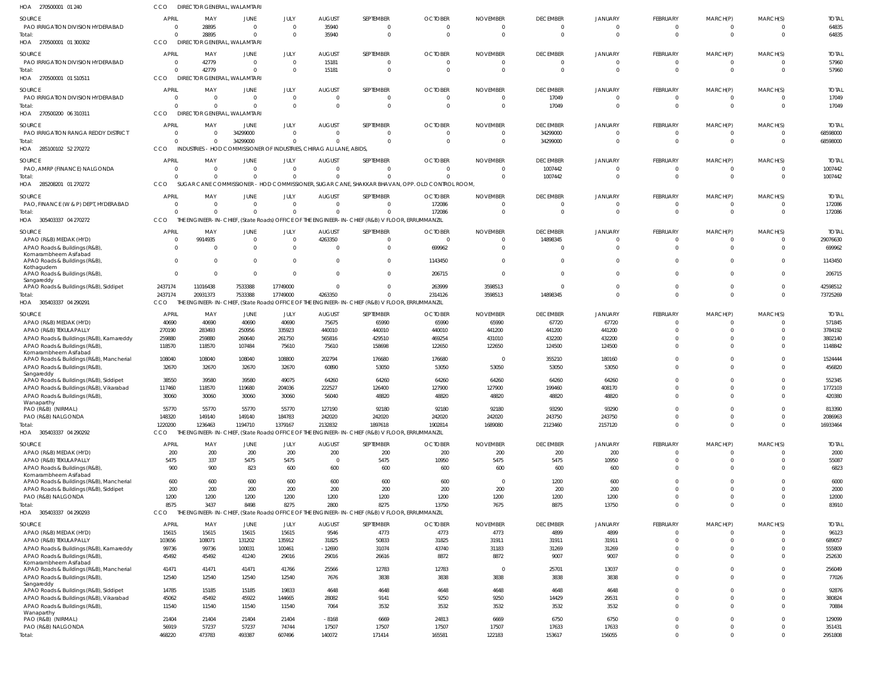HOA 270500001 01 240 CCO DIRECTOR GENERAL, WALAMTARI

| SOURCE | APRIL | MAY | JUNE | JULY | AUGUST | SEPTEMBER | OCTOBER | NOVEMBER | DECEMBER | JANUARY | FEBRUARY | MARCH(P) | MARCH(S) | TOTAL |
|---|---|---|---|---|---|---|---|---|---|---|---|---|---|---|
| PAO IRRIGATION DIVISION HYDERABAD | 0 | 28895 | 0 | 0 | 35940 | 0 | 0 | 0 | 0 | 0 | 0 | 0 | 0 | 64835 |
| Total: | 0 | 28895 | 0 | 0 | 35940 | 0 | 0 | 0 | 0 | 0 | 0 | 0 | 0 | 64835 |

HOA 270500001 01 300302 CCO DIRECTOR GENERAL, WALAMTARI

| SOURCE | APRIL | MAY | JUNE | JULY | AUGUST | SEPTEMBER | OCTOBER | NOVEMBER | DECEMBER | JANUARY | FEBRUARY | MARCH(P) | MARCH(S) | TOTAL |
|---|---|---|---|---|---|---|---|---|---|---|---|---|---|---|
| PAO IRRIGATION DIVISION HYDERABAD | 0 | 42779 | 0 | 0 | 15181 | 0 | 0 | 0 | 0 | 0 | 0 | 0 | 0 | 57960 |
| Total: | 0 | 42779 | 0 | 0 | 15181 | 0 | 0 | 0 | 0 | 0 | 0 | 0 | 0 | 57960 |

HOA 270500001 01 510511 CCO DIRECTOR GENERAL, WALAMTARI

| SOURCE | APRIL | MAY | JUNE | JULY | AUGUST | SEPTEMBER | OCTOBER | NOVEMBER | DECEMBER | JANUARY | FEBRUARY | MARCH(P) | MARCH(S) | TOTAL |
|---|---|---|---|---|---|---|---|---|---|---|---|---|---|---|
| PAO IRRIGATION DIVISION HYDERABAD | 0 | 0 | 0 | 0 | 0 | 0 | 0 | 0 | 17049 | 0 | 0 | 0 | 0 | 17049 |
| Total: | 0 | 0 | 0 | 0 | 0 | 0 | 0 | 0 | 17049 | 0 | 0 | 0 | 0 | 17049 |

HOA 270500200 06 310311 CCO DIRECTOR GENERAL, WALAMTARI

| SOURCE | APRIL | MAY | JUNE | JULY | AUGUST | SEPTEMBER | OCTOBER | NOVEMBER | DECEMBER | JANUARY | FEBRUARY | MARCH(P) | MARCH(S) | TOTAL |
|---|---|---|---|---|---|---|---|---|---|---|---|---|---|---|
| PAO IRRIGATION RANGA REDDY DISTRICT | 0 | 0 | 34299000 | 0 | 0 | 0 | 0 | 0 | 34299000 | 0 | 0 | 0 | 0 | 68598000 |
| Total: | 0 | 0 | 34299000 | 0 | 0 | 0 | 0 | 0 | 34299000 | 0 | 0 | 0 | 0 | 68598000 |

HOA 285100102 52 270272 CCO INDUSTRIES - HOD COMMISSIONER OF INDUSTRIES, CHIRAG ALI LANE, ABIDS,

| SOURCE | APRIL | MAY | JUNE | JULY | AUGUST | SEPTEMBER | OCTOBER | NOVEMBER | DECEMBER | JANUARY | FEBRUARY | MARCH(P) | MARCH(S) | TOTAL |
|---|---|---|---|---|---|---|---|---|---|---|---|---|---|---|
| PAO, AMRP (FINANCE) NALGONDA | 0 | 0 | 0 | 0 | 0 | 0 | 0 | 0 | 1007442 | 0 | 0 | 0 | 0 | 1007442 |
| Total: | 0 | 0 | 0 | 0 | 0 | 0 | 0 | 0 | 1007442 | 0 | 0 | 0 | 0 | 1007442 |

HOA 285208201 01 270272 CCO SUGAR CANE COMMISSIONER - HOD COMMISSIONER, SUGAR CANE, SHAKKAR BHAVAN, OPP. OLD CONTROL ROOM,

| SOURCE | APRIL | MAY | JUNE | JULY | AUGUST | SEPTEMBER | OCTOBER | NOVEMBER | DECEMBER | JANUARY | FEBRUARY | MARCH(P) | MARCH(S) | TOTAL |
|---|---|---|---|---|---|---|---|---|---|---|---|---|---|---|
| PAO, FINANCE (W & P) DEPT, HYDERABAD | 0 | 0 | 0 | 0 | 0 | 0 | 172086 | 0 | 0 | 0 | 0 | 0 | 0 | 172086 |
| Total: | 0 | 0 | 0 | 0 | 0 | 0 | 172086 | 0 | 0 | 0 | 0 | 0 | 0 | 172086 |

HOA 305403337 04 270272 CCO THE ENGINEER-IN-CHIEF, (State Roads) OFFICE OF THE ENGINEER-IN-CHIEF (R&B) V FLOOR, ERRUMMANZIL

| SOURCE | APRIL | MAY | JUNE | JULY | AUGUST | SEPTEMBER | OCTOBER | NOVEMBER | DECEMBER | JANUARY | FEBRUARY | MARCH(P) | MARCH(S) | TOTAL |
|---|---|---|---|---|---|---|---|---|---|---|---|---|---|---|
| APAO (R&B) MEDAK (HYD) | 0 | 9914935 | 0 | 0 | 4263350 | 0 | 0 | 0 | 14898345 | 0 | 0 | 0 | 0 | 29076630 |
| APAO Roads & Buildings (R&B), Komarambheem Asifabad | 0 | 0 | 0 | 0 | 0 | 0 | 699962 | 0 | 0 | 0 | 0 | 0 | 0 | 699962 |
| APAO Roads & Buildings (R&B), Kothagudem | 0 | 0 | 0 | 0 | 0 | 0 | 1143450 | 0 | 0 | 0 | 0 | 0 | 0 | 1143450 |
| APAO Roads & Buildings (R&B), Sangareddy | 0 | 0 | 0 | 0 | 0 | 0 | 206715 | 0 | 0 | 0 | 0 | 0 | 0 | 206715 |
| APAO Roads & Buildings (R&B), Siddipet | 2437174 | 11016438 | 7533388 | 17749000 | 0 | 0 | 263999 | 3598513 | 0 | 0 | 0 | 0 | 0 | 42598512 |
| Total: | 2437174 | 20931373 | 7533388 | 17749000 | 4263350 | 0 | 2314126 | 3598513 | 14898345 | 0 | 0 | 0 | 0 | 73725269 |

HOA 305403337 04 290291 CCO THE ENGINEER-IN-CHIEF, (State Roads) OFFICE OF THE ENGINEER-IN-CHIEF (R&B) V FLOOR, ERRUMMANZIL

| SOURCE | APRIL | MAY | JUNE | JULY | AUGUST | SEPTEMBER | OCTOBER | NOVEMBER | DECEMBER | JANUARY | FEBRUARY | MARCH(P) | MARCH(S) | TOTAL |
|---|---|---|---|---|---|---|---|---|---|---|---|---|---|---|
| APAO (R&B) MEDAK (HYD) | 40690 | 40690 | 40690 | 40690 | 75675 | 65990 | 65990 | 65990 | 67720 | 67720 | 0 | 0 | 0 | 571845 |
| APAO (R&B) TEKULAPALLY | 270190 | 283493 | 250956 | 335923 | 440010 | 440010 | 440010 | 441200 | 441200 | 441200 | 0 | 0 | 0 | 3784192 |
| APAO Roads & Buildings (R&B), Kamareddy | 259880 | 259880 | 260640 | 261750 | 565816 | 429510 | 469254 | 431010 | 432200 | 432200 | 0 | 0 | 0 | 3802140 |
| APAO Roads & Buildings (R&B), Komarambheem Asifabad | 118570 | 118570 | 107484 | 75610 | 75610 | 158698 | 122650 | 122650 | 124500 | 124500 | 0 | 0 | 0 | 1148842 |
| APAO Roads & Buildings (R&B), Mancherial | 108040 | 108040 | 108040 | 108800 | 202794 | 176680 | 176680 | 0 | 355210 | 180160 | 0 | 0 | 0 | 1524444 |
| APAO Roads & Buildings (R&B), Sangareddy | 32670 | 32670 | 32670 | 32670 | 60890 | 53050 | 53050 | 53050 | 53050 | 53050 | 0 | 0 | 0 | 456820 |
| APAO Roads & Buildings (R&B), Siddipet | 38550 | 39580 | 39580 | 49075 | 64260 | 64260 | 64260 | 64260 | 64260 | 64260 | 0 | 0 | 0 | 552345 |
| APAO Roads & Buildings (R&B), Vikarabad | 117460 | 118570 | 119680 | 204036 | 222527 | 126400 | 127900 | 127900 | 199460 | 408170 | 0 | 0 | 0 | 1772103 |
| APAO Roads & Buildings (R&B), Wanaparthy | 30060 | 30060 | 30060 | 30060 | 56040 | 48820 | 48820 | 48820 | 48820 | 48820 | 0 | 0 | 0 | 420380 |
| PAO (R&B) (NIRMAL) | 55770 | 55770 | 55770 | 55770 | 127190 | 92180 | 92180 | 92180 | 93290 | 93290 | 0 | 0 | 0 | 813390 |
| PAO (R&B) NALGONDA | 148320 | 149140 | 149140 | 184783 | 242020 | 242020 | 242020 | 242020 | 243750 | 243750 | 0 | 0 | 0 | 2086963 |
| Total: | 1220200 | 1236463 | 1194710 | 1379167 | 2132832 | 1897618 | 1902814 | 1689080 | 2123460 | 2157120 | 0 | 0 | 0 | 16933464 |

HOA 305403337 04 290292 CCO THE ENGINEER-IN-CHIEF, (State Roads) OFFICE OF THE ENGINEER-IN-CHIEF (R&B) V FLOOR, ERRUMMANZIL

| SOURCE | APRIL | MAY | JUNE | JULY | AUGUST | SEPTEMBER | OCTOBER | NOVEMBER | DECEMBER | JANUARY | FEBRUARY | MARCH(P) | MARCH(S) | TOTAL |
|---|---|---|---|---|---|---|---|---|---|---|---|---|---|---|
| APAO (R&B) MEDAK (HYD) | 200 | 200 | 200 | 200 | 200 | 200 | 200 | 200 | 200 | 200 | 0 | 0 | 0 | 2000 |
| APAO (R&B) TEKULAPALLY | 5475 | 337 | 5475 | 5475 | 0 | 5475 | 10950 | 5475 | 5475 | 10950 | 0 | 0 | 0 | 55087 |
| APAO Roads & Buildings (R&B), Komarambheem Asifabad | 900 | 900 | 823 | 600 | 600 | 600 | 600 | 600 | 600 | 600 | 0 | 0 | 0 | 6823 |
| APAO Roads & Buildings (R&B), Mancherial | 600 | 600 | 600 | 600 | 600 | 600 | 600 | 0 | 1200 | 600 | 0 | 0 | 0 | 6000 |
| APAO Roads & Buildings (R&B), Siddipet | 200 | 200 | 200 | 200 | 200 | 200 | 200 | 200 | 200 | 200 | 0 | 0 | 0 | 2000 |
| PAO (R&B) NALGONDA | 1200 | 1200 | 1200 | 1200 | 1200 | 1200 | 1200 | 1200 | 1200 | 1200 | 0 | 0 | 0 | 12000 |
| Total: | 8575 | 3437 | 8498 | 8275 | 2800 | 8275 | 13750 | 7675 | 8875 | 13750 | 0 | 0 | 0 | 83910 |

HOA 305403337 04 290293 CCO THE ENGINEER-IN-CHIEF, (State Roads) OFFICE OF THE ENGINEER-IN-CHIEF (R&B) V FLOOR, ERRUMMANZIL

| SOURCE | APRIL | MAY | JUNE | JULY | AUGUST | SEPTEMBER | OCTOBER | NOVEMBER | DECEMBER | JANUARY | FEBRUARY | MARCH(P) | MARCH(S) | TOTAL |
|---|---|---|---|---|---|---|---|---|---|---|---|---|---|---|
| APAO (R&B) MEDAK (HYD) | 15615 | 15615 | 15615 | 15615 | 9546 | 4773 | 4773 | 4773 | 4899 | 4899 | 0 | 0 | 0 | 96123 |
| APAO (R&B) TEKULAPALLY | 103656 | 108071 | 131202 | 135912 | 31825 | 50833 | 31825 | 31911 | 31911 | 31911 | 0 | 0 | 0 | 689057 |
| APAO Roads & Buildings (R&B), Kamareddy | 99736 | 99736 | 100031 | 100461 | -12690 | 31074 | 43740 | 31183 | 31269 | 31269 | 0 | 0 | 0 | 555809 |
| APAO Roads & Buildings (R&B), Komarambheem Asifabad | 45492 | 45492 | 41240 | 29016 | 29016 | 26616 | 8872 | 8872 | 9007 | 9007 | 0 | 0 | 0 | 252630 |
| APAO Roads & Buildings (R&B), Mancherial | 41471 | 41471 | 41471 | 41766 | 25566 | 12783 | 12783 | 0 | 25701 | 13037 | 0 | 0 | 0 | 256049 |
| APAO Roads & Buildings (R&B), Sangareddy | 12540 | 12540 | 12540 | 12540 | 7676 | 3838 | 3838 | 3838 | 3838 | 3838 | 0 | 0 | 0 | 77026 |
| APAO Roads & Buildings (R&B), Siddipet | 14785 | 15185 | 15185 | 19833 | 4648 | 4648 | 4648 | 4648 | 4648 | 4648 | 0 | 0 | 0 | 92876 |
| APAO Roads & Buildings (R&B), Vikarabad | 45062 | 45492 | 45922 | 144665 | 28082 | 9141 | 9250 | 9250 | 14429 | 29531 | 0 | 0 | 0 | 380824 |
| APAO Roads & Buildings (R&B), Wanaparthy | 11540 | 11540 | 11540 | 11540 | 7064 | 3532 | 3532 | 3532 | 3532 | 3532 | 0 | 0 | 0 | 70884 |
| PAO (R&B) (NIRMAL) | 21404 | 21404 | 21404 | 21404 | -8168 | 6669 | 24813 | 6669 | 6750 | 6750 | 0 | 0 | 0 | 129099 |
| PAO (R&B) NALGONDA | 56919 | 57237 | 57237 | 74744 | 17507 | 17507 | 17507 | 17507 | 17633 | 17633 | 0 | 0 | 0 | 351431 |
| Total: | 468220 | 473783 | 493387 | 607496 | 140072 | 171414 | 165581 | 122183 | 153617 | 156055 | 0 | 0 | 0 | 2951808 |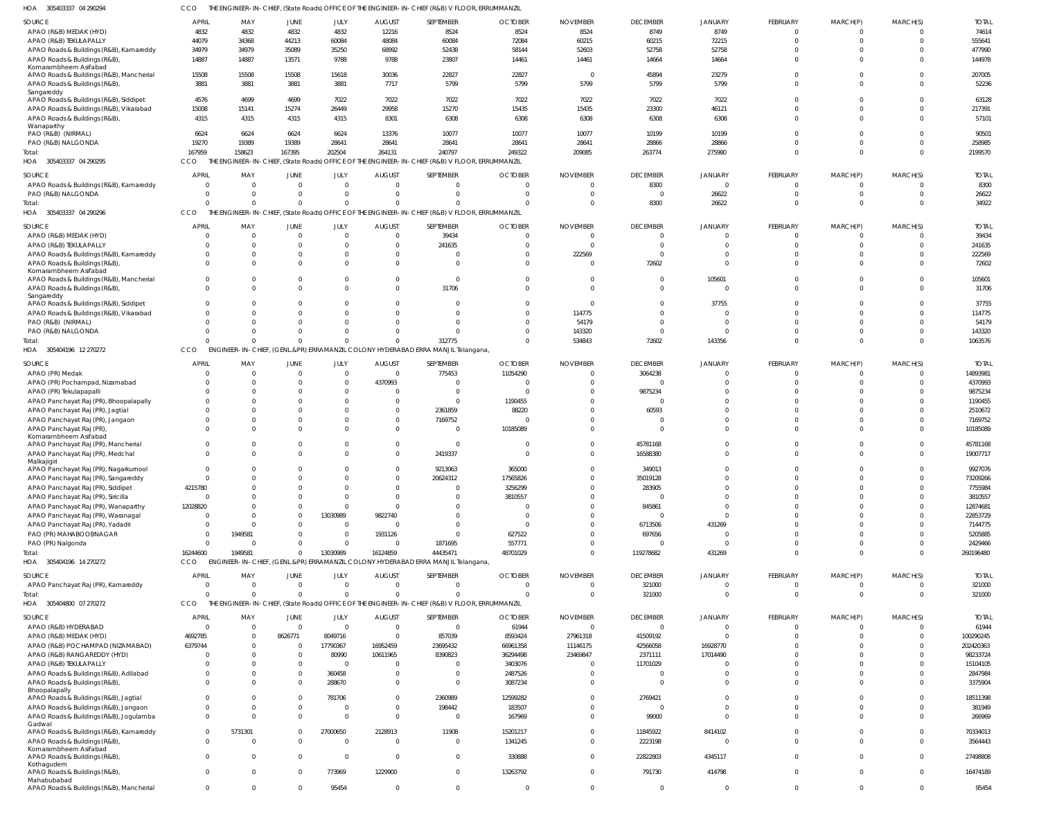HOA 305403337 04 290294 CCO THE ENGINEER-IN-CHIEF, (State Roads) OFFICE OF THE ENGINEER-IN-CHIEF (R&B) V FLOOR, ERRUMMANZIL

| SOURCE | APRIL | MAY | JUNE | JULY | AUGUST | SEPTEMBER | OCTOBER | NOVEMBER | DECEMBER | JANUARY | FEBRUARY | MARCH(P) | MARCH(S) | TOTAL |
|---|---|---|---|---|---|---|---|---|---|---|---|---|---|---|
| APAO (R&B) MEDAK (HYD) | 4832 | 4832 | 4832 | 4832 | 12216 | 8524 | 8524 | 8524 | 8749 | 8749 | 0 | 0 | 0 | 74614 |
| APAO (R&B) TEKULAPALLY | 44079 | 34368 | 44213 | 60084 | 48084 | 60084 | 72084 | 60215 | 60215 | 72215 | 0 | 0 | 0 | 555641 |
| APAO Roads & Buildings (R&B), Kamareddy | 34979 | 34979 | 35089 | 35250 | 68992 | 52438 | 58144 | 52603 | 52758 | 52758 | 0 | 0 | 0 | 477990 |
| APAO Roads & Buildings (R&B), Komarambheem Asifabad | 14887 | 14887 | 13571 | 9788 | 9788 | 23807 | 14461 | 14461 | 14664 | 14664 | 0 | 0 | 0 | 144978 |
| APAO Roads & Buildings (R&B), Mancherial | 15508 | 15508 | 15508 | 15618 | 30036 | 22827 | 22827 | 0 | 45894 | 23279 | 0 | 0 | 0 | 207005 |
| APAO Roads & Buildings (R&B), Sangareddy | 3881 | 3881 | 3881 | 3881 | 7717 | 5799 | 5799 | 5799 | 5799 | 5799 | 0 | 0 | 0 | 52236 |
| APAO Roads & Buildings (R&B), Siddipet | 4576 | 4699 | 4699 | 7022 | 7022 | 7022 | 7022 | 7022 | 7022 | 7022 | 0 | 0 | 0 | 63128 |
| APAO Roads & Buildings (R&B), Vikarabad | 15008 | 15141 | 15274 | 26449 | 29958 | 15270 | 15435 | 15435 | 23300 | 46121 | 0 | 0 | 0 | 217391 |
| APAO Roads & Buildings (R&B), Wanaparthy | 4315 | 4315 | 4315 | 4315 | 8301 | 6308 | 6308 | 6308 | 6308 | 6308 | 0 | 0 | 0 | 57101 |
| PAO (R&B) (NIRMAL) | 6624 | 6624 | 6624 | 6624 | 13376 | 10077 | 10077 | 10077 | 10199 | 10199 | 0 | 0 | 0 | 90501 |
| PAO (R&B) NALGONDA | 19270 | 19389 | 19389 | 28641 | 28641 | 28641 | 28641 | 28641 | 28866 | 28866 | 0 | 0 | 0 | 258985 |
| Total: | 167959 | 158623 | 167395 | 202504 | 264131 | 240797 | 249322 | 209085 | 263774 | 275980 | 0 | 0 | 0 | 2199570 |

HOA 305403337 04 290295 CCO THE ENGINEER-IN-CHIEF, (State Roads) OFFICE OF THE ENGINEER-IN-CHIEF (R&B) V FLOOR, ERRUMMANZIL

| SOURCE | APRIL | MAY | JUNE | JULY | AUGUST | SEPTEMBER | OCTOBER | NOVEMBER | DECEMBER | JANUARY | FEBRUARY | MARCH(P) | MARCH(S) | TOTAL |
|---|---|---|---|---|---|---|---|---|---|---|---|---|---|---|
| APAO Roads & Buildings (R&B), Kamareddy | 0 | 0 | 0 | 0 | 0 | 0 | 0 | 0 | 8300 | 0 | 0 | 0 | 0 | 8300 |
| PAO (R&B) NALGONDA | 0 | 0 | 0 | 0 | 0 | 0 | 0 | 0 | 0 | 26622 | 0 | 0 | 0 | 26622 |
| Total: | 0 | 0 | 0 | 0 | 0 | 0 | 0 | 0 | 8300 | 26622 | 0 | 0 | 0 | 34922 |

HOA 305403337 04 290296 CCO THE ENGINEER-IN-CHIEF, (State Roads) OFFICE OF THE ENGINEER-IN-CHIEF (R&B) V FLOOR, ERRUMMANZIL

| SOURCE | APRIL | MAY | JUNE | JULY | AUGUST | SEPTEMBER | OCTOBER | NOVEMBER | DECEMBER | JANUARY | FEBRUARY | MARCH(P) | MARCH(S) | TOTAL |
|---|---|---|---|---|---|---|---|---|---|---|---|---|---|---|
| APAO (R&B) MEDAK (HYD) | 0 | 0 | 0 | 0 | 0 | 39434 | 0 | 0 | 0 | 0 | 0 | 0 | 0 | 39434 |
| APAO (R&B) TEKULAPALLY | 0 | 0 | 0 | 0 | 0 | 241635 | 0 | 0 | 0 | 0 | 0 | 0 | 0 | 241635 |
| APAO Roads & Buildings (R&B), Kamareddy | 0 | 0 | 0 | 0 | 0 | 0 | 0 | 222569 | 0 | 0 | 0 | 0 | 0 | 222569 |
| APAO Roads & Buildings (R&B), Komarambheem Asifabad | 0 | 0 | 0 | 0 | 0 | 0 | 0 | 0 | 72602 | 0 | 0 | 0 | 0 | 72602 |
| APAO Roads & Buildings (R&B), Mancherial | 0 | 0 | 0 | 0 | 0 | 0 | 0 | 0 | 0 | 105601 | 0 | 0 | 0 | 105601 |
| APAO Roads & Buildings (R&B), Sangareddy | 0 | 0 | 0 | 0 | 0 | 31706 | 0 | 0 | 0 | 0 | 0 | 0 | 0 | 31706 |
| APAO Roads & Buildings (R&B), Siddipet | 0 | 0 | 0 | 0 | 0 | 0 | 0 | 0 | 0 | 37755 | 0 | 0 | 0 | 37755 |
| APAO Roads & Buildings (R&B), Vikarabad | 0 | 0 | 0 | 0 | 0 | 0 | 0 | 114775 | 0 | 0 | 0 | 0 | 0 | 114775 |
| PAO (R&B) (NIRMAL) | 0 | 0 | 0 | 0 | 0 | 0 | 0 | 54179 | 0 | 0 | 0 | 0 | 0 | 54179 |
| PAO (R&B) NALGONDA | 0 | 0 | 0 | 0 | 0 | 0 | 0 | 143320 | 0 | 0 | 0 | 0 | 0 | 143320 |
| Total: | 0 | 0 | 0 | 0 | 0 | 312775 | 0 | 534843 | 72602 | 143356 | 0 | 0 | 0 | 1063576 |

HOA 305404196 12 270272 CCO ENGINEER-IN-CHIEF, (GENL.&PR) ERRAMANZIL COLONY HYDERABAD ERRA MANJIL Telangana,

| SOURCE | APRIL | MAY | JUNE | JULY | AUGUST | SEPTEMBER | OCTOBER | NOVEMBER | DECEMBER | JANUARY | FEBRUARY | MARCH(P) | MARCH(S) | TOTAL |
|---|---|---|---|---|---|---|---|---|---|---|---|---|---|---|
| APAO (PR) Medak | 0 | 0 | 0 | 0 | 0 | 775453 | 11054290 | 0 | 3064238 | 0 | 0 | 0 | 0 | 14893981 |
| APAO (PR) Pochampad, Nizamabad | 0 | 0 | 0 | 0 | 4370993 | 0 | 0 | 0 | 0 | 0 | 0 | 0 | 0 | 4370993 |
| APAO (PR) Tekulapalli | 0 | 0 | 0 | 0 | 0 | 0 | 0 | 0 | 9875234 | 0 | 0 | 0 | 0 | 9875234 |
| APAO Panchayat Raj (PR), Bhoopalapally | 0 | 0 | 0 | 0 | 0 | 0 | 1190455 | 0 | 0 | 0 | 0 | 0 | 0 | 1190455 |
| APAO Panchayat Raj (PR), Jagtial | 0 | 0 | 0 | 0 | 0 | 2361859 | 88220 | 0 | 60593 | 0 | 0 | 0 | 0 | 2510672 |
| APAO Panchayat Raj (PR), Jangaon | 0 | 0 | 0 | 0 | 0 | 7169752 | 0 | 0 | 0 | 0 | 0 | 0 | 0 | 7169752 |
| APAO Panchayat Raj (PR), Komarambheem Asifabad | 0 | 0 | 0 | 0 | 0 | 0 | 10185089 | 0 | 0 | 0 | 0 | 0 | 0 | 10185089 |
| APAO Panchayat Raj (PR), Mancherial | 0 | 0 | 0 | 0 | 0 | 0 | 0 | 0 | 45781168 | 0 | 0 | 0 | 0 | 45781168 |
| APAO Panchayat Raj (PR), Medchal Malkajigiri | 0 | 0 | 0 | 0 | 0 | 2419337 | 0 | 0 | 16588380 | 0 | 0 | 0 | 0 | 19007717 |
| APAO Panchayat Raj (PR), Nagarkurnool | 0 | 0 | 0 | 0 | 0 | 9213063 | 365000 | 0 | 349013 | 0 | 0 | 0 | 0 | 9927076 |
| APAO Panchayat Raj (PR), Sangareddy | 0 | 0 | 0 | 0 | 0 | 20624312 | 17565826 | 0 | 35019128 | 0 | 0 | 0 | 0 | 73209266 |
| APAO Panchayat Raj (PR), Siddipet | 4215780 | 0 | 0 | 0 | 0 | 0 | 3256299 | 0 | 283905 | 0 | 0 | 0 | 0 | 7755984 |
| APAO Panchayat Raj (PR), Siricilla | 0 | 0 | 0 | 0 | 0 | 0 | 3810557 | 0 | 0 | 0 | 0 | 0 | 0 | 3810557 |
| APAO Panchayat Raj (PR), Wanaparthy | 12028820 | 0 | 0 | 0 | 0 | 0 | 0 | 0 | 845861 | 0 | 0 | 0 | 0 | 12874681 |
| APAO Panchayat Raj (PR), Waranagal | 0 | 0 | 0 | 13030989 | 9822740 | 0 | 0 | 0 | 0 | 0 | 0 | 0 | 0 | 22853729 |
| APAO Panchayat Raj (PR), Yadadri | 0 | 0 | 0 | 0 | 0 | 0 | 0 | 0 | 6713506 | 431269 | 0 | 0 | 0 | 7144775 |
| PAO (PR) MAHABOOBNAGAR | 0 | 1949581 | 0 | 0 | 1931126 | 0 | 627522 | 0 | 697656 | 0 | 0 | 0 | 0 | 5205885 |
| PAO (PR) Nalgonda | 0 | 0 | 0 | 0 | 0 | 1871695 | 557771 | 0 | 0 | 0 | 0 | 0 | 0 | 2429466 |
| Total: | 16244600 | 1949581 | 0 | 13030989 | 16124859 | 44435471 | 48701029 | 0 | 119278682 | 431269 | 0 | 0 | 0 | 260196480 |

HOA 305404196 14 270272 CCO ENGINEER-IN-CHIEF, (GENL.&PR) ERRAMANZIL COLONY HYDERABAD ERRA MANJIL Telangana,

| SOURCE | APRIL | MAY | JUNE | JULY | AUGUST | SEPTEMBER | OCTOBER | NOVEMBER | DECEMBER | JANUARY | FEBRUARY | MARCH(P) | MARCH(S) | TOTAL |
|---|---|---|---|---|---|---|---|---|---|---|---|---|---|---|
| APAO Panchayat Raj (PR), Kamareddy | 0 | 0 | 0 | 0 | 0 | 0 | 0 | 0 | 321000 | 0 | 0 | 0 | 0 | 321000 |
| Total: | 0 | 0 | 0 | 0 | 0 | 0 | 0 | 0 | 321000 | 0 | 0 | 0 | 0 | 321000 |

HOA 305404800 07 270272 CCO THE ENGINEER-IN-CHIEF, (State Roads) OFFICE OF THE ENGINEER-IN-CHIEF (R&B) V FLOOR, ERRUMMANZIL

| SOURCE | APRIL | MAY | JUNE | JULY | AUGUST | SEPTEMBER | OCTOBER | NOVEMBER | DECEMBER | JANUARY | FEBRUARY | MARCH(P) | MARCH(S) | TOTAL |
|---|---|---|---|---|---|---|---|---|---|---|---|---|---|---|
| APAO (R&B) HYDERABAD | 0 | 0 | 0 | 0 | 0 | 0 | 61944 | 0 | 0 | 0 | 0 | 0 | 0 | 61944 |
| APAO (R&B) MEDAK (HYD) | 4692785 | 0 | 8626771 | 8049716 | 0 | 857039 | 8593424 | 27961318 | 41509192 | 0 | 0 | 0 | 0 | 100290245 |
| APAO (R&B) POCHAMPAD (NIZAMABAD) | 6379744 | 0 | 0 | 17790367 | 16952459 | 23695432 | 66961358 | 11146175 | 42566058 | 16928770 | 0 | 0 | 0 | 202420363 |
| APAO (R&B) RANGAREDDY (HYD) | 0 | 0 | 0 | 80990 | 10611965 | 8390823 | 36294498 | 23469847 | 2371111 | 17014490 | 0 | 0 | 0 | 98233724 |
| APAO (R&B) TEKULAPALLY | 0 | 0 | 0 | 0 | 0 | 0 | 3403076 | 0 | 11701029 | 0 | 0 | 0 | 0 | 15104105 |
| APAO Roads & Buildings (R&B), Adilabad | 0 | 0 | 0 | 360458 | 0 | 0 | 2487526 | 0 | 0 | 0 | 0 | 0 | 0 | 2847984 |
| APAO Roads & Buildings (R&B), Bhoopalapally | 0 | 0 | 0 | 288670 | 0 | 0 | 3087234 | 0 | 0 | 0 | 0 | 0 | 0 | 3375904 |
| APAO Roads & Buildings (R&B), Jagtial | 0 | 0 | 0 | 781706 | 0 | 2360989 | 12599282 | 0 | 2769421 | 0 | 0 | 0 | 0 | 18511398 |
| APAO Roads & Buildings (R&B), Jangaon | 0 | 0 | 0 | 0 | 0 | 198442 | 183507 | 0 | 0 | 0 | 0 | 0 | 0 | 381949 |
| APAO Roads & Buildings (R&B), Jogulamba Gadwal | 0 | 0 | 0 | 0 | 0 | 0 | 167969 | 0 | 99000 | 0 | 0 | 0 | 0 | 266969 |
| APAO Roads & Buildings (R&B), Kamareddy | 0 | 5731301 | 0 | 27000650 | 2128913 | 11908 | 15201217 | 0 | 11845922 | 8414102 | 0 | 0 | 0 | 70334013 |
| APAO Roads & Buildings (R&B), Komarambheem Asifabad | 0 | 0 | 0 | 0 | 0 | 0 | 1341245 | 0 | 2223198 | 0 | 0 | 0 | 0 | 3564443 |
| APAO Roads & Buildings (R&B), Kothagudem | 0 | 0 | 0 | 0 | 0 | 0 | 330888 | 0 | 22822803 | 4345117 | 0 | 0 | 0 | 27498808 |
| APAO Roads & Buildings (R&B), Mahabubabad | 0 | 0 | 0 | 773969 | 1229900 | 0 | 13263792 | 0 | 791730 | 414798 | 0 | 0 | 0 | 16474189 |
| APAO Roads & Buildings (R&B), Mancherial | 0 | 0 | 0 | 95454 | 0 | 0 | 0 | 0 | 0 | 0 | 0 | 0 | 0 | 95454 |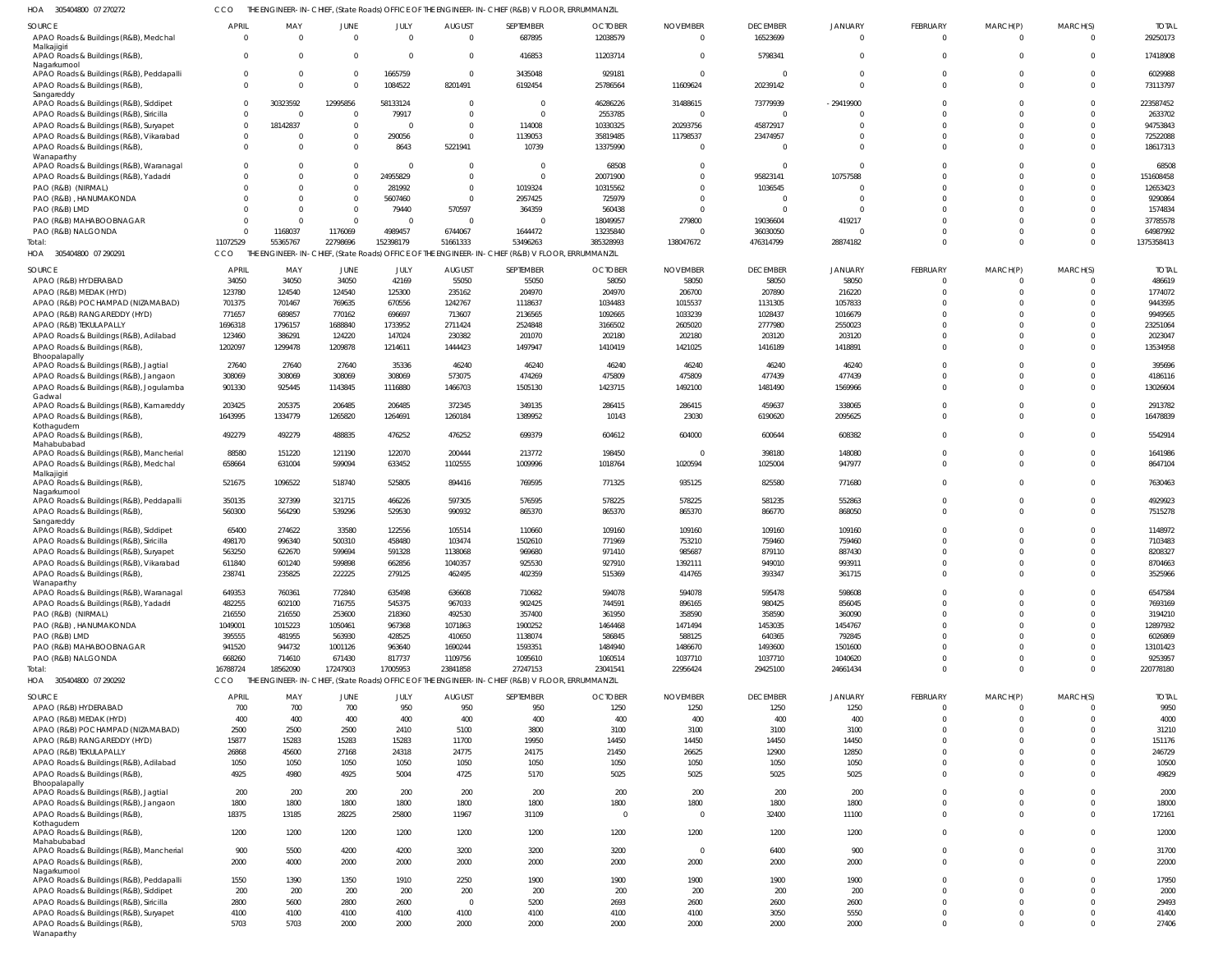HOA 305404800 07 270272 CCO THE ENGINEER-IN-CHIEF, (State Roads) OFFICE OF THE ENGINEER-IN-CHIEF (R&B) V FLOOR, ERRUMMANZIL

| SOURCE | APRIL | MAY | JUNE | JULY | AUGUST | SEPTEMBER | OCTOBER | NOVEMBER | DECEMBER | JANUARY | FEBRUARY | MARCH(P) | MARCH(S) | TOTAL |
|---|---|---|---|---|---|---|---|---|---|---|---|---|---|---|
| APAO Roads & Buildings (R&B), Medchal Malkajigiri | 0 | 0 | 0 | 0 | 0 | 687895 | 12038579 | 0 | 16523699 | 0 | 0 | 0 | 0 | 29250173 |
| APAO Roads & Buildings (R&B), Nagarkurnool | 0 | 0 | 0 | 0 | 0 | 416853 | 11203714 | 0 | 5798341 | 0 | 0 | 0 | 0 | 17418908 |
| APAO Roads & Buildings (R&B), Peddapalli | 0 | 0 | 0 | 1665759 | 0 | 3435048 | 929181 | 0 | 0 | 0 | 0 | 0 | 0 | 6029988 |
| APAO Roads & Buildings (R&B), Sangareddy | 0 | 0 | 0 | 1084522 | 8201491 | 6192454 | 25786564 | 11609624 | 20239142 | 0 | 0 | 0 | 0 | 73113797 |
| APAO Roads & Buildings (R&B), Siddipet | 0 | 30323592 | 12995856 | 58133124 | 0 | 0 | 46286226 | 31488615 | 73779939 | -29419900 | 0 | 0 | 0 | 223587452 |
| APAO Roads & Buildings (R&B), Siricilla | 0 | 0 | 0 | 79917 | 0 | 0 | 2553785 | 0 | 0 | 0 | 0 | 0 | 0 | 2633702 |
| APAO Roads & Buildings (R&B), Suryapet | 0 | 18142837 | 0 | 0 | 0 | 114008 | 10330325 | 20293756 | 45872917 | 0 | 0 | 0 | 0 | 94753843 |
| APAO Roads & Buildings (R&B), Vikarabad | 0 | 0 | 0 | 290056 | 0 | 1139053 | 35819485 | 11798537 | 23474957 | 0 | 0 | 0 | 0 | 72522088 |
| APAO Roads & Buildings (R&B), Wanaparthy | 0 | 0 | 0 | 8643 | 5221941 | 10739 | 13375990 | 0 | 0 | 0 | 0 | 0 | 0 | 18617313 |
| APAO Roads & Buildings (R&B), Waranagal | 0 | 0 | 0 | 0 | 0 | 0 | 68508 | 0 | 0 | 0 | 0 | 0 | 0 | 68508 |
| APAO Roads & Buildings (R&B), Yadadri | 0 | 0 | 0 | 24955829 | 0 | 0 | 20071900 | 0 | 95823141 | 10757588 | 0 | 0 | 0 | 151608458 |
| PAO (R&B) (NIRMAL) | 0 | 0 | 0 | 281992 | 0 | 1019324 | 10315562 | 0 | 1036545 | 0 | 0 | 0 | 0 | 12653423 |
| PAO (R&B), HANUMAKONDA | 0 | 0 | 0 | 5607460 | 0 | 2957425 | 725979 | 0 | 0 | 0 | 0 | 0 | 0 | 9290864 |
| PAO (R&B) LMD | 0 | 0 | 0 | 79440 | 570597 | 364359 | 560438 | 0 | 0 | 0 | 0 | 0 | 0 | 1574834 |
| PAO (R&B) MAHABOOBNAGAR | 0 | 0 | 0 | 0 | 0 | 0 | 18049957 | 279800 | 19036604 | 419217 | 0 | 0 | 0 | 37785578 |
| PAO (R&B) NALGONDA | 0 | 1168037 | 1176069 | 4989457 | 6744067 | 1644472 | 13235840 | 0 | 36030050 | 0 | 0 | 0 | 0 | 64987992 |
| Total: | 11072529 | 55365767 | 22798696 | 152398179 | 51661333 | 53496263 | 385328993 | 138047672 | 476314799 | 28874182 | 0 | 0 | 0 | 1375358413 |

HOA 305404800 07 290291 CCO THE ENGINEER-IN-CHIEF, (State Roads) OFFICE OF THE ENGINEER-IN-CHIEF (R&B) V FLOOR, ERRUMMANZIL

| SOURCE | APRIL | MAY | JUNE | JULY | AUGUST | SEPTEMBER | OCTOBER | NOVEMBER | DECEMBER | JANUARY | FEBRUARY | MARCH(P) | MARCH(S) | TOTAL |
|---|---|---|---|---|---|---|---|---|---|---|---|---|---|---|
| APAO (R&B) HYDERABAD | 34050 | 34050 | 34050 | 42169 | 55050 | 55050 | 58050 | 58050 | 58050 | 58050 | 0 | 0 | 0 | 486619 |
| APAO (R&B) MEDAK (HYD) | 123780 | 124540 | 124540 | 125300 | 235162 | 204970 | 204970 | 206700 | 207890 | 216220 | 0 | 0 | 0 | 1774072 |
| APAO (R&B) POCHAMPAD (NIZAMABAD) | 701375 | 701467 | 769635 | 670556 | 1242767 | 1118637 | 1034483 | 1015537 | 1131305 | 1057833 | 0 | 0 | 0 | 9443595 |
| APAO (R&B) RANGAREDDY (HYD) | 771657 | 689857 | 770162 | 696697 | 713607 | 2136565 | 1092665 | 1033239 | 1028437 | 1016679 | 0 | 0 | 0 | 9949565 |
| APAO (R&B) TEKULAPALLY | 1696318 | 1796157 | 1688840 | 1733952 | 2711424 | 2524848 | 3166502 | 2605020 | 2777980 | 2550023 | 0 | 0 | 0 | 23251064 |
| APAO Roads & Buildings (R&B), Adilabad | 123460 | 386291 | 124220 | 147024 | 230382 | 201070 | 202180 | 202180 | 203120 | 203120 | 0 | 0 | 0 | 2023047 |
| APAO Roads & Buildings (R&B), Bhoopalapally | 1202097 | 1299478 | 1209878 | 1214611 | 1444423 | 1497947 | 1410419 | 1421025 | 1416189 | 1418891 | 0 | 0 | 0 | 13534958 |
| APAO Roads & Buildings (R&B), Jagtial | 27640 | 27640 | 27640 | 35336 | 46240 | 46240 | 46240 | 46240 | 46240 | 46240 | 0 | 0 | 0 | 395696 |
| APAO Roads & Buildings (R&B), Jangaon | 308069 | 308069 | 308069 | 308069 | 573075 | 474269 | 475809 | 475809 | 477439 | 477439 | 0 | 0 | 0 | 4186116 |
| APAO Roads & Buildings (R&B), Jogulamba Gadwal | 901330 | 925445 | 1143845 | 1116880 | 1466703 | 1505130 | 1423715 | 1492100 | 1481490 | 1569966 | 0 | 0 | 0 | 13026604 |
| APAO Roads & Buildings (R&B), Kamareddy | 203425 | 205375 | 206485 | 206485 | 372345 | 349135 | 286415 | 286415 | 459637 | 338065 | 0 | 0 | 0 | 2913782 |
| APAO Roads & Buildings (R&B), Kothagudem | 1643995 | 1334779 | 1265820 | 1264691 | 1260184 | 1389952 | 10143 | 23030 | 6190620 | 2095625 | 0 | 0 | 0 | 16478839 |
| APAO Roads & Buildings (R&B), Mahabubabad | 492279 | 492279 | 488835 | 476252 | 476252 | 699379 | 604612 | 604000 | 600644 | 608382 | 0 | 0 | 0 | 5542914 |
| APAO Roads & Buildings (R&B), Mancherial | 88580 | 151220 | 121190 | 122070 | 200444 | 213772 | 198450 | 0 | 398180 | 148080 | 0 | 0 | 0 | 1641986 |
| APAO Roads & Buildings (R&B), Medchal Malkajigiri | 658664 | 631004 | 599094 | 633452 | 1102555 | 1009996 | 1018764 | 1020594 | 1025004 | 947977 | 0 | 0 | 0 | 8647104 |
| APAO Roads & Buildings (R&B), Nagarkurnool | 521675 | 1096522 | 518740 | 525805 | 894416 | 769595 | 771325 | 935125 | 825580 | 771680 | 0 | 0 | 0 | 7630463 |
| APAO Roads & Buildings (R&B), Peddapalli | 350135 | 327399 | 321715 | 466226 | 597305 | 576595 | 578225 | 578225 | 581235 | 552863 | 0 | 0 | 0 | 4929923 |
| APAO Roads & Buildings (R&B), Sangareddy | 560300 | 564290 | 539296 | 529530 | 990932 | 865370 | 865370 | 865370 | 866770 | 868050 | 0 | 0 | 0 | 7515278 |
| APAO Roads & Buildings (R&B), Siddipet | 65400 | 274622 | 33580 | 122556 | 105514 | 110660 | 109160 | 109160 | 109160 | 109160 | 0 | 0 | 0 | 1148972 |
| APAO Roads & Buildings (R&B), Siricilla | 498170 | 996340 | 500310 | 458480 | 103474 | 1502610 | 771969 | 753210 | 759460 | 759460 | 0 | 0 | 0 | 7103483 |
| APAO Roads & Buildings (R&B), Suryapet | 563250 | 622670 | 599694 | 591328 | 1138068 | 969680 | 971410 | 985687 | 879110 | 887430 | 0 | 0 | 0 | 8208327 |
| APAO Roads & Buildings (R&B), Vikarabad | 611840 | 601240 | 599898 | 662856 | 1040357 | 925530 | 927910 | 1392111 | 949010 | 993911 | 0 | 0 | 0 | 8704663 |
| APAO Roads & Buildings (R&B), Wanaparthy | 238741 | 235825 | 222225 | 279125 | 462495 | 402359 | 515369 | 414765 | 393347 | 361715 | 0 | 0 | 0 | 3525966 |
| APAO Roads & Buildings (R&B), Waranagal | 649353 | 760361 | 772840 | 635498 | 636608 | 710682 | 594078 | 594078 | 595478 | 598608 | 0 | 0 | 0 | 6547584 |
| APAO Roads & Buildings (R&B), Yadadri | 482255 | 602100 | 716755 | 545375 | 967033 | 902425 | 744591 | 896165 | 980425 | 856045 | 0 | 0 | 0 | 7693169 |
| PAO (R&B) (NIRMAL) | 216550 | 216550 | 253600 | 218360 | 492530 | 357400 | 361950 | 358590 | 358590 | 360090 | 0 | 0 | 0 | 3194210 |
| PAO (R&B), HANUMAKONDA | 1049001 | 1015223 | 1050461 | 967368 | 1071863 | 1900252 | 1464468 | 1471494 | 1453035 | 1454767 | 0 | 0 | 0 | 12897932 |
| PAO (R&B) LMD | 395555 | 481955 | 563930 | 428525 | 410650 | 1138074 | 586845 | 588125 | 640365 | 792845 | 0 | 0 | 0 | 6026869 |
| PAO (R&B) MAHABOOBNAGAR | 941520 | 944732 | 1001126 | 963640 | 1690244 | 1593351 | 1484940 | 1486670 | 1493600 | 1501600 | 0 | 0 | 0 | 13101423 |
| PAO (R&B) NALGONDA | 668260 | 714610 | 671430 | 817737 | 1109756 | 1095610 | 1060514 | 1037710 | 1037710 | 1040620 | 0 | 0 | 0 | 9253957 |
| Total: | 16788724 | 18562090 | 17247903 | 17005953 | 23841858 | 27247153 | 23041541 | 22956424 | 29425100 | 24661434 | 0 | 0 | 0 | 220778180 |

HOA 305404800 07 290292 CCO THE ENGINEER-IN-CHIEF, (State Roads) OFFICE OF THE ENGINEER-IN-CHIEF (R&B) V FLOOR, ERRUMMANZIL

| SOURCE | APRIL | MAY | JUNE | JULY | AUGUST | SEPTEMBER | OCTOBER | NOVEMBER | DECEMBER | JANUARY | FEBRUARY | MARCH(P) | MARCH(S) | TOTAL |
|---|---|---|---|---|---|---|---|---|---|---|---|---|---|---|
| APAO (R&B) HYDERABAD | 700 | 700 | 700 | 950 | 950 | 950 | 1250 | 1250 | 1250 | 1250 | 0 | 0 | 0 | 9950 |
| APAO (R&B) MEDAK (HYD) | 400 | 400 | 400 | 400 | 400 | 400 | 400 | 400 | 400 | 400 | 0 | 0 | 0 | 4000 |
| APAO (R&B) POCHAMPAD (NIZAMABAD) | 2500 | 2500 | 2500 | 2410 | 5100 | 3800 | 3100 | 3100 | 3100 | 3100 | 0 | 0 | 0 | 31210 |
| APAO (R&B) RANGAREDDY (HYD) | 15877 | 15283 | 15283 | 15283 | 11700 | 19950 | 14450 | 14450 | 14450 | 14450 | 0 | 0 | 0 | 151176 |
| APAO (R&B) TEKULAPALLY | 26868 | 45600 | 27168 | 24318 | 24775 | 24175 | 21450 | 26625 | 12900 | 12850 | 0 | 0 | 0 | 246729 |
| APAO Roads & Buildings (R&B), Adilabad | 1050 | 1050 | 1050 | 1050 | 1050 | 1050 | 1050 | 1050 | 1050 | 1050 | 0 | 0 | 0 | 10500 |
| APAO Roads & Buildings (R&B), Bhoopalapally | 4925 | 4980 | 4925 | 5004 | 4725 | 5170 | 5025 | 5025 | 5025 | 5025 | 0 | 0 | 0 | 49829 |
| APAO Roads & Buildings (R&B), Jagtial | 200 | 200 | 200 | 200 | 200 | 200 | 200 | 200 | 200 | 200 | 0 | 0 | 0 | 2000 |
| APAO Roads & Buildings (R&B), Jangaon | 1800 | 1800 | 1800 | 1800 | 1800 | 1800 | 1800 | 1800 | 1800 | 1800 | 0 | 0 | 0 | 18000 |
| APAO Roads & Buildings (R&B), Kothagudem | 18375 | 13185 | 28225 | 25800 | 11967 | 31109 | 0 | 0 | 32400 | 11100 | 0 | 0 | 0 | 172161 |
| APAO Roads & Buildings (R&B), Mahabubabad | 1200 | 1200 | 1200 | 1200 | 1200 | 1200 | 1200 | 1200 | 1200 | 1200 | 0 | 0 | 0 | 12000 |
| APAO Roads & Buildings (R&B), Mancherial | 900 | 5500 | 4200 | 4200 | 3200 | 3200 | 3200 | 0 | 6400 | 900 | 0 | 0 | 0 | 31700 |
| APAO Roads & Buildings (R&B), Nagarkurnool | 2000 | 4000 | 2000 | 2000 | 2000 | 2000 | 2000 | 2000 | 2000 | 2000 | 0 | 0 | 0 | 22000 |
| APAO Roads & Buildings (R&B), Peddapalli | 1550 | 1390 | 1350 | 1910 | 2250 | 1900 | 1900 | 1900 | 1900 | 1900 | 0 | 0 | 0 | 17950 |
| APAO Roads & Buildings (R&B), Siddipet | 200 | 200 | 200 | 200 | 200 | 200 | 200 | 200 | 200 | 200 | 0 | 0 | 0 | 2000 |
| APAO Roads & Buildings (R&B), Siricilla | 2800 | 5600 | 2800 | 2600 | 0 | 5200 | 2693 | 2600 | 2600 | 2600 | 0 | 0 | 0 | 29493 |
| APAO Roads & Buildings (R&B), Suryapet | 4100 | 4100 | 4100 | 4100 | 4100 | 4100 | 4100 | 4100 | 3050 | 5550 | 0 | 0 | 0 | 41400 |
| APAO Roads & Buildings (R&B), Wanaparthy | 5703 | 5703 | 2000 | 2000 | 2000 | 2000 | 2000 | 2000 | 2000 | 2000 | 0 | 0 | 0 | 27406 |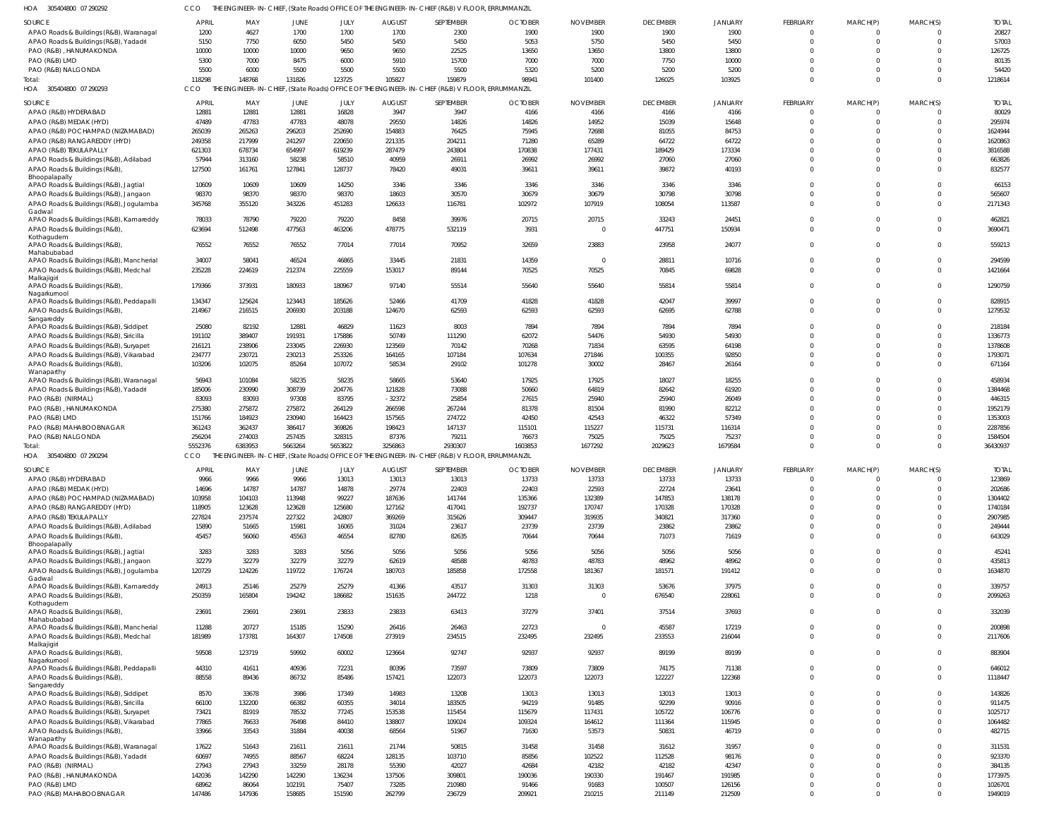HOA 305404800 07 290292 CCO THE ENGINEER-IN-CHIEF, (State Roads) OFFICE OF THE ENGINEER-IN-CHIEF (R&B) V FLOOR, ERRUMMANZIL

| SOURCE | APRIL | MAY | JUNE | JULY | AUGUST | SEPTEMBER | OCTOBER | NOVEMBER | DECEMBER | JANUARY | FEBRUARY | MARCH(P) | MARCH(S) | TOTAL |
|---|---|---|---|---|---|---|---|---|---|---|---|---|---|---|
| APAO Roads & Buildings (R&B), Waranagal | 1200 | 4627 | 1700 | 1700 | 1700 | 2300 | 1900 | 1900 | 1900 | 1900 | 0 | 0 | 0 | 20827 |
| APAO Roads & Buildings (R&B), Yadadri | 5150 | 7750 | 6050 | 5450 | 5450 | 5450 | 5053 | 5750 | 5450 | 5450 | 0 | 0 | 0 | 57003 |
| PAO (R&B) , HANUMAKONDA | 10000 | 10000 | 10000 | 9650 | 9650 | 22525 | 13650 | 13650 | 13800 | 13800 | 0 | 0 | 0 | 126725 |
| PAO (R&B) LMD | 5300 | 7000 | 8475 | 6000 | 5910 | 15700 | 7000 | 7000 | 7750 | 10000 | 0 | 0 | 0 | 80135 |
| PAO (R&B) NALGONDA | 5500 | 6000 | 5500 | 5500 | 5500 | 5500 | 5320 | 5200 | 5200 | 5200 | 0 | 0 | 0 | 54420 |
| Total: | 118298 | 148768 | 131826 | 123725 | 105827 | 159879 | 98941 | 101400 | 126025 | 103925 | 0 | 0 | 0 | 1218614 |

HOA 305404800 07 290293 CCO THE ENGINEER-IN-CHIEF, (State Roads) OFFICE OF THE ENGINEER-IN-CHIEF (R&B) V FLOOR, ERRUMMANZIL

| SOURCE | APRIL | MAY | JUNE | JULY | AUGUST | SEPTEMBER | OCTOBER | NOVEMBER | DECEMBER | JANUARY | FEBRUARY | MARCH(P) | MARCH(S) | TOTAL |
|---|---|---|---|---|---|---|---|---|---|---|---|---|---|---|
| APAO (R&B) HYDERABAD | 12881 | 12881 | 12881 | 16828 | 3947 | 3947 | 4166 | 4166 | 4166 | 4166 | 0 | 0 | 0 | 80029 |
| APAO (R&B) MEDAK (HYD) | 47489 | 47783 | 47783 | 48078 | 29550 | 14826 | 14826 | 14952 | 15039 | 15648 | 0 | 0 | 0 | 295974 |
| APAO (R&B) POCHAMPAD (NIZAMABAD) | 265039 | 265263 | 296203 | 252690 | 154883 | 76425 | 75945 | 72688 | 81055 | 84753 | 0 | 0 | 0 | 1624944 |
| APAO (R&B) RANGAREDDY (HYD) | 249358 | 217999 | 241297 | 220650 | 221335 | 204211 | 71280 | 65289 | 64722 | 64722 | 0 | 0 | 0 | 1620863 |
| APAO (R&B) TEKULAPALLY | 621303 | 678734 | 654997 | 619239 | 287479 | 243804 | 170838 | 177431 | 189429 | 173334 | 0 | 0 | 0 | 3816588 |
| APAO Roads & Buildings (R&B), Adilabad | 57944 | 313160 | 58238 | 58510 | 40959 | 26911 | 26992 | 26992 | 27060 | 27060 | 0 | 0 | 0 | 663826 |
| APAO Roads & Buildings (R&B), Bhoopalapally | 127500 | 161761 | 127841 | 128737 | 78420 | 49031 | 39611 | 39611 | 39872 | 40193 | 0 | 0 | 0 | 832577 |
| APAO Roads & Buildings (R&B), Jagtial | 10609 | 10609 | 10609 | 14250 | 3346 | 3346 | 3346 | 3346 | 3346 | 3346 | 0 | 0 | 0 | 66153 |
| APAO Roads & Buildings (R&B), Jangaon | 98370 | 98370 | 98370 | 98370 | 18603 | 30570 | 30679 | 30679 | 30798 | 30798 | 0 | 0 | 0 | 565607 |
| APAO Roads & Buildings (R&B), Jogulamba Gadwal | 345768 | 355120 | 343226 | 451283 | 126633 | 116781 | 102972 | 107919 | 108054 | 113587 | 0 | 0 | 0 | 2171343 |
| APAO Roads & Buildings (R&B), Kamareddy | 78033 | 78790 | 79220 | 79220 | 8458 | 39976 | 20715 | 20715 | 33243 | 24451 | 0 | 0 | 0 | 462821 |
| APAO Roads & Buildings (R&B), Kothagudem | 623694 | 512498 | 477563 | 463206 | 478775 | 532119 | 3931 | 0 | 447751 | 150934 | 0 | 0 | 0 | 3690471 |
| APAO Roads & Buildings (R&B), Mahabubabad | 76552 | 76552 | 76552 | 77014 | 77014 | 70952 | 32659 | 23883 | 23958 | 24077 | 0 | 0 | 0 | 559213 |
| APAO Roads & Buildings (R&B), Mancherial | 34007 | 58041 | 46524 | 46865 | 33445 | 21831 | 14359 | 0 | 28811 | 10716 | 0 | 0 | 0 | 294599 |
| APAO Roads & Buildings (R&B), Medchal Malkajigiri | 235228 | 224619 | 212374 | 225559 | 153017 | 89144 | 70525 | 70525 | 70845 | 69828 | 0 | 0 | 0 | 1421664 |
| APAO Roads & Buildings (R&B), Nagarkurnool | 179366 | 373931 | 180933 | 180967 | 97140 | 55514 | 55640 | 55640 | 55814 | 55814 | 0 | 0 | 0 | 1290759 |
| APAO Roads & Buildings (R&B), Peddapalli | 134347 | 125624 | 123443 | 185626 | 52466 | 41709 | 41828 | 41828 | 42047 | 39997 | 0 | 0 | 0 | 828915 |
| APAO Roads & Buildings (R&B), Sangareddy | 214967 | 216515 | 206930 | 203188 | 124670 | 62593 | 62593 | 62593 | 62695 | 62788 | 0 | 0 | 0 | 1279532 |
| APAO Roads & Buildings (R&B), Siddipet | 25080 | 82192 | 12881 | 46829 | 11623 | 8003 | 7894 | 7894 | 7894 | 7894 | 0 | 0 | 0 | 218184 |
| APAO Roads & Buildings (R&B), Siricilla | 191102 | 389407 | 191931 | 175886 | 50749 | 111290 | 62072 | 54476 | 54930 | 54930 | 0 | 0 | 0 | 1336773 |
| APAO Roads & Buildings (R&B), Suryapet | 216121 | 238906 | 233045 | 226930 | 123569 | 70142 | 70268 | 71834 | 63595 | 64198 | 0 | 0 | 0 | 1378608 |
| APAO Roads & Buildings (R&B), Vikarabad | 234777 | 230721 | 230213 | 253326 | 164165 | 107184 | 107634 | 271846 | 100355 | 92850 | 0 | 0 | 0 | 1793071 |
| APAO Roads & Buildings (R&B), Wanaparthy | 103206 | 102075 | 85264 | 107072 | 58534 | 29102 | 101278 | 30002 | 28467 | 26164 | 0 | 0 | 0 | 671164 |
| APAO Roads & Buildings (R&B), Waranagal | 56943 | 101084 | 58235 | 58235 | 58665 | 53640 | 17925 | 17925 | 18027 | 18255 | 0 | 0 | 0 | 458934 |
| APAO Roads & Buildings (R&B), Yadadri | 185006 | 230990 | 308739 | 204776 | 121828 | 73088 | 50660 | 64819 | 82642 | 61920 | 0 | 0 | 0 | 1384468 |
| PAO (R&B) (NIRMAL) | 83093 | 83093 | 97308 | 83795 | -32372 | 25854 | 27615 | 25940 | 25940 | 26049 | 0 | 0 | 0 | 446315 |
| PAO (R&B) , HANUMAKONDA | 275380 | 275872 | 275872 | 264129 | 266598 | 267244 | 81378 | 81504 | 81990 | 82212 | 0 | 0 | 0 | 1952179 |
| PAO (R&B) LMD | 151766 | 184923 | 230940 | 164423 | 157565 | 274722 | 42450 | 42543 | 46322 | 57349 | 0 | 0 | 0 | 1353003 |
| PAO (R&B) MAHABOOBNAGAR | 361243 | 362437 | 386417 | 369826 | 198423 | 147137 | 115101 | 115227 | 115731 | 116314 | 0 | 0 | 0 | 2287856 |
| PAO (R&B) NALGONDA | 256204 | 274003 | 257435 | 328315 | 87376 | 79211 | 76673 | 75025 | 75025 | 75237 | 0 | 0 | 0 | 1584504 |
| Total: | 5552376 | 6383953 | 5663264 | 5653822 | 3256863 | 2930307 | 1603853 | 1677292 | 2029623 | 1679584 | 0 | 0 | 0 | 36430937 |

HOA 305404800 07 290294 CCO THE ENGINEER-IN-CHIEF, (State Roads) OFFICE OF THE ENGINEER-IN-CHIEF (R&B) V FLOOR, ERRUMMANZIL

| SOURCE | APRIL | MAY | JUNE | JULY | AUGUST | SEPTEMBER | OCTOBER | NOVEMBER | DECEMBER | JANUARY | FEBRUARY | MARCH(P) | MARCH(S) | TOTAL |
|---|---|---|---|---|---|---|---|---|---|---|---|---|---|---|
| APAO (R&B) HYDERABAD | 9966 | 9966 | 9966 | 13013 | 13013 | 13013 | 13733 | 13733 | 13733 | 13733 | 0 | 0 | 0 | 123869 |
| APAO (R&B) MEDAK (HYD) | 14696 | 14787 | 14787 | 14878 | 29774 | 22403 | 22403 | 22593 | 22724 | 23641 | 0 | 0 | 0 | 202686 |
| APAO (R&B) POCHAMPAD (NIZAMABAD) | 103958 | 104103 | 113948 | 99227 | 187636 | 141744 | 135366 | 132389 | 147853 | 138178 | 0 | 0 | 0 | 1304402 |
| APAO (R&B) RANGAREDDY (HYD) | 118905 | 123628 | 123628 | 125680 | 127162 | 417041 | 192737 | 170747 | 170328 | 170328 | 0 | 0 | 0 | 1740184 |
| APAO (R&B) TEKULAPALLY | 227824 | 237574 | 227322 | 242807 | 369269 | 315626 | 309447 | 319935 | 340821 | 317360 | 0 | 0 | 0 | 2907985 |
| APAO Roads & Buildings (R&B), Adilabad | 15890 | 51665 | 15981 | 16065 | 31024 | 23617 | 23739 | 23739 | 23862 | 23862 | 0 | 0 | 0 | 249444 |
| APAO Roads & Buildings (R&B), Bhoopalapally | 45457 | 56060 | 45563 | 46554 | 82780 | 82635 | 70644 | 70644 | 71073 | 71619 | 0 | 0 | 0 | 643029 |
| APAO Roads & Buildings (R&B), Jagtial | 3283 | 3283 | 3283 | 5056 | 5056 | 5056 | 5056 | 5056 | 5056 | 5056 | 0 | 0 | 0 | 45241 |
| APAO Roads & Buildings (R&B), Jangaon | 32279 | 32279 | 32279 | 32279 | 62619 | 48588 | 48783 | 48783 | 48962 | 48962 | 0 | 0 | 0 | 435813 |
| APAO Roads & Buildings (R&B), Jogulamba Gadwal | 120729 | 124226 | 119722 | 176724 | 180703 | 185858 | 172558 | 181367 | 181571 | 191412 | 0 | 0 | 0 | 1634870 |
| APAO Roads & Buildings (R&B), Kamareddy | 24913 | 25146 | 25279 | 25279 | 41366 | 43517 | 31303 | 31303 | 53676 | 37975 | 0 | 0 | 0 | 339757 |
| APAO Roads & Buildings (R&B), Kothagudem | 250359 | 165804 | 194242 | 186682 | 151635 | 244722 | 1218 | 0 | 676540 | 228061 | 0 | 0 | 0 | 2099263 |
| APAO Roads & Buildings (R&B), Mahabubabad | 23691 | 23691 | 23691 | 23833 | 23833 | 63413 | 37279 | 37401 | 37514 | 37693 | 0 | 0 | 0 | 332039 |
| APAO Roads & Buildings (R&B), Mancherial | 11288 | 20727 | 15185 | 15290 | 26416 | 26463 | 22723 | 0 | 45587 | 17219 | 0 | 0 | 0 | 200898 |
| APAO Roads & Buildings (R&B), Medchal Malkajigiri | 181989 | 173781 | 164307 | 174508 | 273919 | 234515 | 232495 | 232495 | 233553 | 216044 | 0 | 0 | 0 | 2117606 |
| APAO Roads & Buildings (R&B), Nagarkurnool | 59508 | 123719 | 59992 | 60002 | 123664 | 92747 | 92937 | 92937 | 89199 | 89199 | 0 | 0 | 0 | 883904 |
| APAO Roads & Buildings (R&B), Peddapalli | 44310 | 41611 | 40936 | 72231 | 80396 | 73597 | 73809 | 73809 | 74175 | 71138 | 0 | 0 | 0 | 646012 |
| APAO Roads & Buildings (R&B), Sangareddy | 88558 | 89436 | 86732 | 85486 | 157421 | 122073 | 122073 | 122073 | 122227 | 122368 | 0 | 0 | 0 | 1118447 |
| APAO Roads & Buildings (R&B), Siddipet | 8570 | 33678 | 3986 | 17349 | 14983 | 13208 | 13013 | 13013 | 13013 | 13013 | 0 | 0 | 0 | 143826 |
| APAO Roads & Buildings (R&B), Siricilla | 66100 | 132200 | 66382 | 60355 | 34014 | 183505 | 94219 | 91485 | 92299 | 90916 | 0 | 0 | 0 | 911475 |
| APAO Roads & Buildings (R&B), Suryapet | 73421 | 81919 | 78532 | 77245 | 153538 | 115454 | 115679 | 117431 | 105722 | 106776 | 0 | 0 | 0 | 1025717 |
| APAO Roads & Buildings (R&B), Vikarabad | 77865 | 76633 | 76498 | 84410 | 138807 | 109024 | 109324 | 164612 | 111364 | 115945 | 0 | 0 | 0 | 1064482 |
| APAO Roads & Buildings (R&B), Wanaparthy | 33966 | 33543 | 31884 | 40038 | 68564 | 51967 | 71630 | 53573 | 50831 | 46719 | 0 | 0 | 0 | 482715 |
| APAO Roads & Buildings (R&B), Waranagal | 17622 | 51643 | 21611 | 21611 | 21744 | 50815 | 31458 | 31458 | 31612 | 31957 | 0 | 0 | 0 | 311531 |
| APAO Roads & Buildings (R&B), Yadadri | 60697 | 74955 | 88567 | 68224 | 128135 | 103710 | 85856 | 102522 | 112528 | 98176 | 0 | 0 | 0 | 923370 |
| PAO (R&B) (NIRMAL) | 27943 | 27943 | 33259 | 28178 | 55390 | 42027 | 42684 | 42182 | 42182 | 42347 | 0 | 0 | 0 | 384135 |
| PAO (R&B) , HANUMAKONDA | 142036 | 142290 | 142290 | 136234 | 137506 | 309801 | 190036 | 190330 | 191467 | 191985 | 0 | 0 | 0 | 1773975 |
| PAO (R&B) LMD | 68962 | 86064 | 102191 | 75407 | 73285 | 210980 | 91466 | 91683 | 100507 | 126156 | 0 | 0 | 0 | 1026701 |
| PAO (R&B) MAHABOOBNAGAR | 147486 | 147936 | 158685 | 151590 | 262799 | 236729 | 209921 | 210215 | 211149 | 212509 | 0 | 0 | 0 | 1949019 |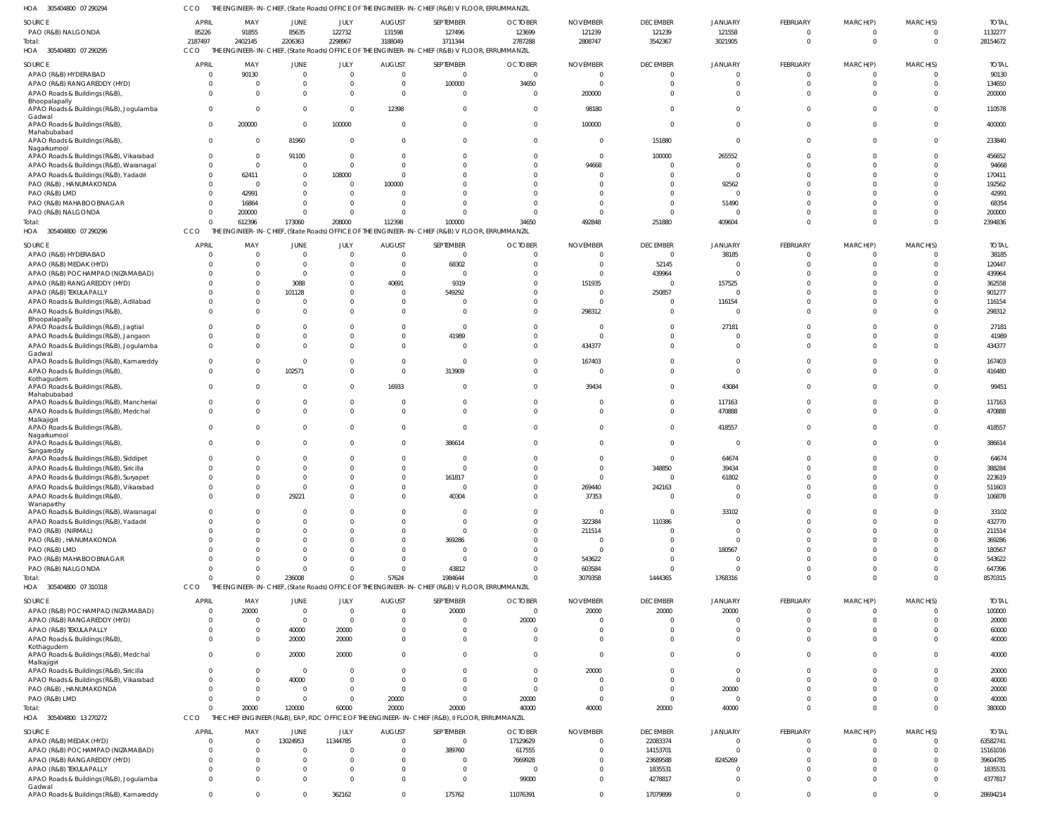HOA 305404800 07 290294 CCO THE ENGINEER-IN-CHIEF, (State Roads) OFFICE OF THE ENGINEER-IN-CHIEF (R&B) V FLOOR, ERRUMMANZIL

| SOURCE | APRIL | MAY | JUNE | JULY | AUGUST | SEPTEMBER | OCTOBER | NOVEMBER | DECEMBER | JANUARY | FEBRUARY | MARCH(P) | MARCH(S) | TOTAL |
|---|---|---|---|---|---|---|---|---|---|---|---|---|---|---|
| PAO (R&B) NALGONDA | 85226 | 91855 | 85635 | 122732 | 131598 | 127496 | 123699 | 121239 | 121239 | 121558 | 0 | 0 | 0 | 1132277 |
| Total: | 2187497 | 2402145 | 2206363 | 2298967 | 3188049 | 3711344 | 2787288 | 2808747 | 3542367 | 3021905 | 0 | 0 | 0 | 28154672 |

HOA 305404800 07 290295 CCO THE ENGINEER-IN-CHIEF, (State Roads) OFFICE OF THE ENGINEER-IN-CHIEF (R&B) V FLOOR, ERRUMMANZIL

| SOURCE | APRIL | MAY | JUNE | JULY | AUGUST | SEPTEMBER | OCTOBER | NOVEMBER | DECEMBER | JANUARY | FEBRUARY | MARCH(P) | MARCH(S) | TOTAL |
|---|---|---|---|---|---|---|---|---|---|---|---|---|---|---|
| APAO (R&B) HYDERABAD | 0 | 90130 | 0 | 0 | 0 | 0 | 0 | 0 | 0 | 0 | 0 | 0 | 0 | 90130 |
| APAO (R&B) RANGAREDDY (HYD) | 0 | 0 | 0 | 0 | 0 | 100000 | 34650 | 0 | 0 | 0 | 0 | 0 | 0 | 134650 |
| APAO Roads & Buildings (R&B), Bhoopalapally | 0 | 0 | 0 | 0 | 0 | 0 | 0 | 200000 | 0 | 0 | 0 | 0 | 0 | 200000 |
| APAO Roads & Buildings (R&B), Jogulamba Gadwal | 0 | 0 | 0 | 0 | 12398 | 0 | 0 | 98180 | 0 | 0 | 0 | 0 | 0 | 110578 |
| APAO Roads & Buildings (R&B), Mahabubabad | 0 | 200000 | 0 | 100000 | 0 | 0 | 0 | 100000 | 0 | 0 | 0 | 0 | 0 | 400000 |
| APAO Roads & Buildings (R&B), Nagarkurnool | 0 | 0 | 81960 | 0 | 0 | 0 | 0 | 0 | 151880 | 0 | 0 | 0 | 0 | 233840 |
| APAO Roads & Buildings (R&B), Vikarabad | 0 | 0 | 91100 | 0 | 0 | 0 | 0 | 0 | 100000 | 265552 | 0 | 0 | 0 | 456652 |
| APAO Roads & Buildings (R&B), Waranagal | 0 | 0 | 0 | 0 | 0 | 0 | 0 | 94668 | 0 | 0 | 0 | 0 | 0 | 94668 |
| APAO Roads & Buildings (R&B), Yadadri | 0 | 62411 | 0 | 108000 | 0 | 0 | 0 | 0 | 0 | 0 | 0 | 0 | 0 | 170411 |
| PAO (R&B) , HANUMAKONDA | 0 | 0 | 0 | 0 | 100000 | 0 | 0 | 0 | 0 | 92562 | 0 | 0 | 0 | 192562 |
| PAO (R&B) LMD | 0 | 42991 | 0 | 0 | 0 | 0 | 0 | 0 | 0 | 0 | 0 | 0 | 0 | 42991 |
| PAO (R&B) MAHABOOBNAGAR | 0 | 16864 | 0 | 0 | 0 | 0 | 0 | 0 | 0 | 51490 | 0 | 0 | 0 | 68354 |
| PAO (R&B) NALGONDA | 0 | 200000 | 0 | 0 | 0 | 0 | 0 | 0 | 0 | 0 | 0 | 0 | 0 | 200000 |
| Total: | 0 | 612396 | 173060 | 208000 | 112398 | 100000 | 34650 | 492848 | 251880 | 409604 | 0 | 0 | 0 | 2394836 |

HOA 305404800 07 290296 CCO THE ENGINEER-IN-CHIEF, (State Roads) OFFICE OF THE ENGINEER-IN-CHIEF (R&B) V FLOOR, ERRUMMANZIL

| SOURCE | APRIL | MAY | JUNE | JULY | AUGUST | SEPTEMBER | OCTOBER | NOVEMBER | DECEMBER | JANUARY | FEBRUARY | MARCH(P) | MARCH(S) | TOTAL |
|---|---|---|---|---|---|---|---|---|---|---|---|---|---|---|
| APAO (R&B) HYDERABAD | 0 | 0 | 0 | 0 | 0 | 0 | 0 | 0 | 0 | 38185 | 0 | 0 | 0 | 38185 |
| APAO (R&B) MEDAK (HYD) | 0 | 0 | 0 | 0 | 0 | 68302 | 0 | 0 | 52145 | 0 | 0 | 0 | 0 | 120447 |
| APAO (R&B) POCHAMPAD (NIZAMABAD) | 0 | 0 | 0 | 0 | 0 | 0 | 0 | 0 | 439964 | 0 | 0 | 0 | 0 | 439964 |
| APAO (R&B) RANGAREDDY (HYD) | 0 | 0 | 3088 | 0 | 40691 | 9319 | 0 | 151935 | 0 | 157525 | 0 | 0 | 0 | 362558 |
| APAO (R&B) TEKULAPALLY | 0 | 0 | 101128 | 0 | 0 | 549292 | 0 | 0 | 250857 | 0 | 0 | 0 | 0 | 901277 |
| APAO Roads & Buildings (R&B), Adilabad | 0 | 0 | 0 | 0 | 0 | 0 | 0 | 0 | 0 | 116154 | 0 | 0 | 0 | 116154 |
| APAO Roads & Buildings (R&B), Bhoopalapally | 0 | 0 | 0 | 0 | 0 | 0 | 0 | 298312 | 0 | 0 | 0 | 0 | 0 | 298312 |
| APAO Roads & Buildings (R&B), Jagtial | 0 | 0 | 0 | 0 | 0 | 0 | 0 | 0 | 0 | 27181 | 0 | 0 | 0 | 27181 |
| APAO Roads & Buildings (R&B), Jangaon | 0 | 0 | 0 | 0 | 0 | 41989 | 0 | 0 | 0 | 0 | 0 | 0 | 0 | 41989 |
| APAO Roads & Buildings (R&B), Jogulamba Gadwal | 0 | 0 | 0 | 0 | 0 | 0 | 0 | 434377 | 0 | 0 | 0 | 0 | 0 | 434377 |
| APAO Roads & Buildings (R&B), Kamareddy | 0 | 0 | 0 | 0 | 0 | 0 | 0 | 167403 | 0 | 0 | 0 | 0 | 0 | 167403 |
| APAO Roads & Buildings (R&B), Kothagudem | 0 | 0 | 102571 | 0 | 0 | 313909 | 0 | 0 | 0 | 0 | 0 | 0 | 0 | 416480 |
| APAO Roads & Buildings (R&B), Mahabubabad | 0 | 0 | 0 | 0 | 16933 | 0 | 0 | 39434 | 0 | 43084 | 0 | 0 | 0 | 99451 |
| APAO Roads & Buildings (R&B), Mancherial | 0 | 0 | 0 | 0 | 0 | 0 | 0 | 0 | 0 | 117163 | 0 | 0 | 0 | 117163 |
| APAO Roads & Buildings (R&B), Medchal Malkajigiri | 0 | 0 | 0 | 0 | 0 | 0 | 0 | 0 | 0 | 470888 | 0 | 0 | 0 | 470888 |
| APAO Roads & Buildings (R&B), Nagarkurnool | 0 | 0 | 0 | 0 | 0 | 0 | 0 | 0 | 0 | 418557 | 0 | 0 | 0 | 418557 |
| APAO Roads & Buildings (R&B), Sangareddy | 0 | 0 | 0 | 0 | 0 | 386614 | 0 | 0 | 0 | 0 | 0 | 0 | 0 | 386614 |
| APAO Roads & Buildings (R&B), Siddipet | 0 | 0 | 0 | 0 | 0 | 0 | 0 | 0 | 0 | 64674 | 0 | 0 | 0 | 64674 |
| APAO Roads & Buildings (R&B), Siricilla | 0 | 0 | 0 | 0 | 0 | 0 | 0 | 0 | 348850 | 39434 | 0 | 0 | 0 | 388284 |
| APAO Roads & Buildings (R&B), Suryapet | 0 | 0 | 0 | 0 | 0 | 161817 | 0 | 0 | 0 | 61802 | 0 | 0 | 0 | 223619 |
| APAO Roads & Buildings (R&B), Vikarabad | 0 | 0 | 0 | 0 | 0 | 0 | 0 | 269440 | 242163 | 0 | 0 | 0 | 0 | 511603 |
| APAO Roads & Buildings (R&B), Wanaparthy | 0 | 0 | 29221 | 0 | 0 | 40304 | 0 | 37353 | 0 | 0 | 0 | 0 | 0 | 106878 |
| APAO Roads & Buildings (R&B), Waranagal | 0 | 0 | 0 | 0 | 0 | 0 | 0 | 0 | 0 | 33102 | 0 | 0 | 0 | 33102 |
| APAO Roads & Buildings (R&B), Yadadri | 0 | 0 | 0 | 0 | 0 | 0 | 0 | 322384 | 110386 | 0 | 0 | 0 | 0 | 432770 |
| PAO (R&B) (NIRMAL) | 0 | 0 | 0 | 0 | 0 | 0 | 0 | 211514 | 0 | 0 | 0 | 0 | 0 | 211514 |
| PAO (R&B) , HANUMAKONDA | 0 | 0 | 0 | 0 | 0 | 369286 | 0 | 0 | 0 | 0 | 0 | 0 | 0 | 369286 |
| PAO (R&B) LMD | 0 | 0 | 0 | 0 | 0 | 0 | 0 | 0 | 0 | 180567 | 0 | 0 | 0 | 180567 |
| PAO (R&B) MAHABOOBNAGAR | 0 | 0 | 0 | 0 | 0 | 0 | 0 | 543622 | 0 | 0 | 0 | 0 | 0 | 543622 |
| PAO (R&B) NALGONDA | 0 | 0 | 0 | 0 | 0 | 43812 | 0 | 603584 | 0 | 0 | 0 | 0 | 0 | 647396 |
| Total: | 0 | 0 | 236008 | 0 | 57624 | 1984644 | 0 | 3079358 | 1444365 | 1768316 | 0 | 0 | 0 | 8570315 |

HOA 305404800 07 310318 CCO THE ENGINEER-IN-CHIEF, (State Roads) OFFICE OF THE ENGINEER-IN-CHIEF (R&B) V FLOOR, ERRUMMANZIL

| SOURCE | APRIL | MAY | JUNE | JULY | AUGUST | SEPTEMBER | OCTOBER | NOVEMBER | DECEMBER | JANUARY | FEBRUARY | MARCH(P) | MARCH(S) | TOTAL |
|---|---|---|---|---|---|---|---|---|---|---|---|---|---|---|
| APAO (R&B) POCHAMPAD (NIZAMABAD) | 0 | 20000 | 0 | 0 | 0 | 20000 | 0 | 20000 | 20000 | 20000 | 0 | 0 | 0 | 100000 |
| APAO (R&B) RANGAREDDY (HYD) | 0 | 0 | 0 | 0 | 0 | 0 | 20000 | 0 | 0 | 0 | 0 | 0 | 0 | 20000 |
| APAO (R&B) TEKULAPALLY | 0 | 0 | 40000 | 20000 | 0 | 0 | 0 | 0 | 0 | 0 | 0 | 0 | 0 | 60000 |
| APAO Roads & Buildings (R&B), Kothagudem | 0 | 0 | 20000 | 20000 | 0 | 0 | 0 | 0 | 0 | 0 | 0 | 0 | 0 | 40000 |
| APAO Roads & Buildings (R&B), Medchal Malkajigiri | 0 | 0 | 20000 | 20000 | 0 | 0 | 0 | 0 | 0 | 0 | 0 | 0 | 0 | 40000 |
| APAO Roads & Buildings (R&B), Siricilla | 0 | 0 | 0 | 0 | 0 | 0 | 0 | 20000 | 0 | 0 | 0 | 0 | 0 | 20000 |
| APAO Roads & Buildings (R&B), Vikarabad | 0 | 0 | 40000 | 0 | 0 | 0 | 0 | 0 | 0 | 0 | 0 | 0 | 0 | 40000 |
| PAO (R&B) , HANUMAKONDA | 0 | 0 | 0 | 0 | 0 | 0 | 0 | 0 | 0 | 20000 | 0 | 0 | 0 | 20000 |
| PAO (R&B) LMD | 0 | 0 | 0 | 0 | 20000 | 0 | 20000 | 0 | 0 | 0 | 0 | 0 | 0 | 40000 |
| Total: | 0 | 20000 | 120000 | 60000 | 20000 | 20000 | 40000 | 40000 | 20000 | 40000 | 0 | 0 | 0 | 380000 |

HOA 305404800 13 270272 CCO THE CHIEF ENGINEER (R&B), EAP, RDC OFFICE OF THE ENGINEER-IN-CHIEF (R&B), II FLOOR, ERRUMMANZIL

| SOURCE | APRIL | MAY | JUNE | JULY | AUGUST | SEPTEMBER | OCTOBER | NOVEMBER | DECEMBER | JANUARY | FEBRUARY | MARCH(P) | MARCH(S) | TOTAL |
|---|---|---|---|---|---|---|---|---|---|---|---|---|---|---|
| APAO (R&B) MEDAK (HYD) | 0 | 0 | 13024953 | 11344785 | 0 | 0 | 17129629 | 0 | 22083374 | 0 | 0 | 0 | 0 | 63582741 |
| APAO (R&B) POCHAMPAD (NIZAMABAD) | 0 | 0 | 0 | 0 | 0 | 389760 | 617555 | 0 | 14153701 | 0 | 0 | 0 | 0 | 15161016 |
| APAO (R&B) RANGAREDDY (HYD) | 0 | 0 | 0 | 0 | 0 | 0 | 7669928 | 0 | 23689588 | 8245269 | 0 | 0 | 0 | 39604785 |
| APAO (R&B) TEKULAPALLY | 0 | 0 | 0 | 0 | 0 | 0 | 0 | 0 | 1835531 | 0 | 0 | 0 | 0 | 1835531 |
| APAO Roads & Buildings (R&B), Jogulamba Gadwal | 0 | 0 | 0 | 0 | 0 | 0 | 99000 | 0 | 4278817 | 0 | 0 | 0 | 0 | 4377817 |
| APAO Roads & Buildings (R&B), Kamareddy | 0 | 0 | 0 | 362162 | 0 | 175762 | 11076391 | 0 | 17079899 | 0 | 0 | 0 | 0 | 28694214 |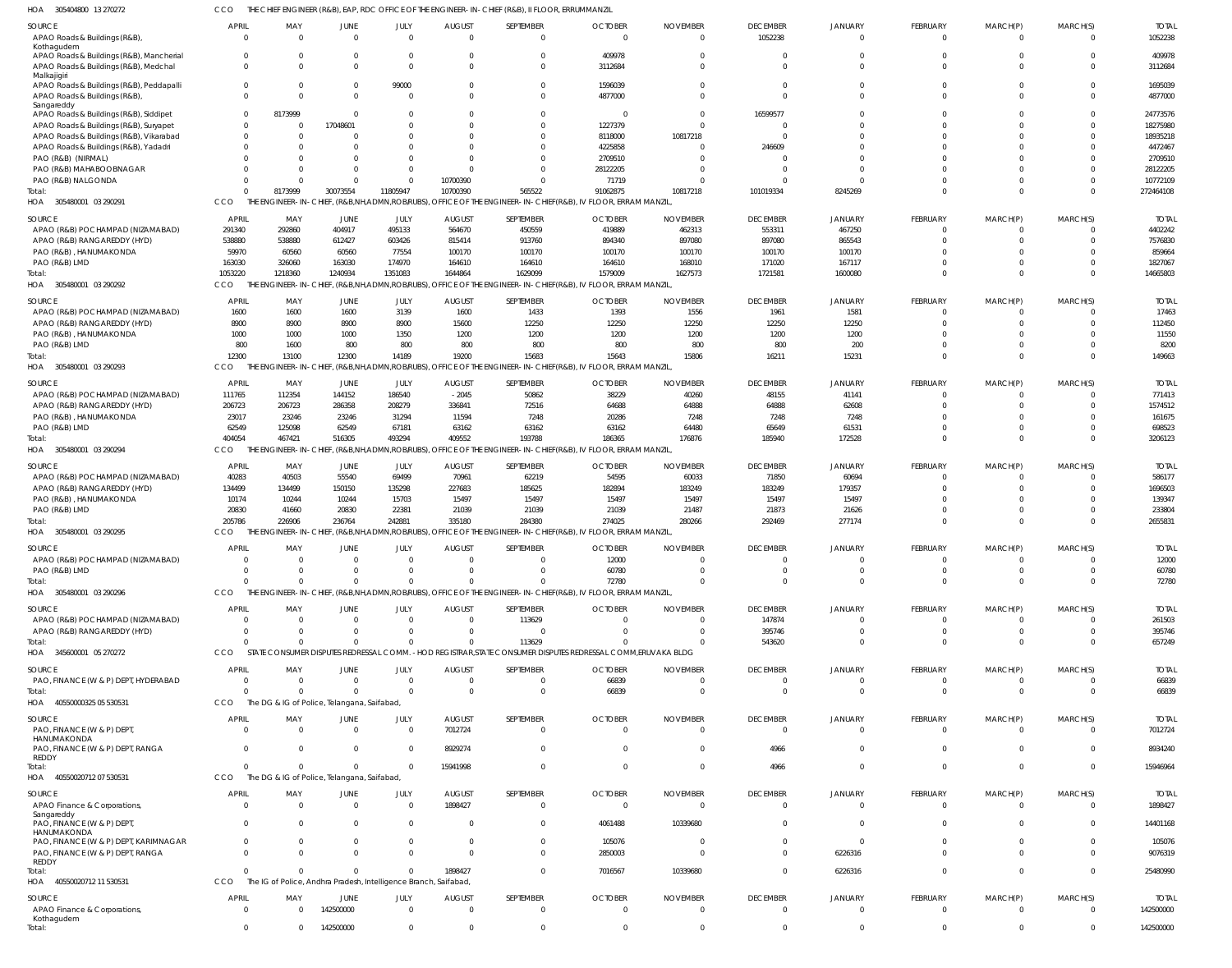HOA 305404800 13 270272 CCO THE CHIEF ENGINEER (R&B), EAP, RDC OFFICE OF THE ENGINEER- IN- CHIEF (R&B), II FLOOR, ERRUMMANZIL

| SOURCE | APRIL | MAY | JUNE | JULY | AUGUST | SEPTEMBER | OCTOBER | NOVEMBER | DECEMBER | JANUARY | FEBRUARY | MARCH(P) | MARCH(S) | TOTAL |
|---|---|---|---|---|---|---|---|---|---|---|---|---|---|---|
| APAO Roads & Buildings (R&B), Kothagudem | 0 | 0 | 0 | 0 | 0 | 0 | 0 | 0 | 1052238 | 0 | 0 | 0 | 0 | 1052238 |
| APAO Roads & Buildings (R&B), Mancherial | 0 | 0 | 0 | 0 | 0 | 0 | 409978 | 0 | 0 | 0 | 0 | 0 | 0 | 409978 |
| APAO Roads & Buildings (R&B), Medchal Malkajigiri | 0 | 0 | 0 | 0 | 0 | 0 | 3112684 | 0 | 0 | 0 | 0 | 0 | 0 | 3112684 |
| APAO Roads & Buildings (R&B), Peddapalli | 0 | 0 | 0 | 99000 | 0 | 0 | 1596039 | 0 | 0 | 0 | 0 | 0 | 0 | 1695039 |
| APAO Roads & Buildings (R&B), Sangareddy | 0 | 0 | 0 | 0 | 0 | 0 | 4877000 | 0 | 0 | 0 | 0 | 0 | 0 | 4877000 |
| APAO Roads & Buildings (R&B), Siddipet | 0 | 8173999 | 0 | 0 | 0 | 0 | 0 | 0 | 16599577 | 0 | 0 | 0 | 0 | 24773576 |
| APAO Roads & Buildings (R&B), Suryapet | 0 | 0 | 17048601 | 0 | 0 | 0 | 1227379 | 0 | 0 | 0 | 0 | 0 | 0 | 18275980 |
| APAO Roads & Buildings (R&B), Vikarabad | 0 | 0 | 0 | 0 | 0 | 0 | 8118000 | 10817218 | 0 | 0 | 0 | 0 | 0 | 18935218 |
| APAO Roads & Buildings (R&B), Yadadri | 0 | 0 | 0 | 0 | 0 | 0 | 4225858 | 0 | 246609 | 0 | 0 | 0 | 0 | 4472467 |
| PAO (R&B) (NIRMAL) | 0 | 0 | 0 | 0 | 0 | 0 | 2709510 | 0 | 0 | 0 | 0 | 0 | 0 | 2709510 |
| PAO (R&B) MAHABOOBNAGAR | 0 | 0 | 0 | 0 | 0 | 0 | 28122205 | 0 | 0 | 0 | 0 | 0 | 0 | 28122205 |
| PAO (R&B) NALGONDA | 0 | 0 | 0 | 0 | 10700390 | 0 | 71719 | 0 | 0 | 0 | 0 | 0 | 0 | 10772109 |
| Total: | 0 | 8173999 | 30073554 | 11805947 | 10700390 | 565522 | 91062875 | 10817218 | 101019334 | 8245269 | 0 | 0 | 0 | 272464108 |

HOA 305480001 03 290291 CCO THE ENGINEER- IN- CHIEF, (R&B,NH,ADMN,ROB,RUBS), OFFICE OF THE ENGINEER- IN- CHIEF(R&B), IV FLOOR, ERRAM MANZIL,

| SOURCE | APRIL | MAY | JUNE | JULY | AUGUST | SEPTEMBER | OCTOBER | NOVEMBER | DECEMBER | JANUARY | FEBRUARY | MARCH(P) | MARCH(S) | TOTAL |
|---|---|---|---|---|---|---|---|---|---|---|---|---|---|---|
| APAO (R&B) POCHAMPAD (NIZAMABAD) | 291340 | 292860 | 404917 | 495133 | 564670 | 450559 | 419889 | 462313 | 553311 | 467250 | 0 | 0 | 0 | 4402242 |
| APAO (R&B) RANGAREDDY (HYD) | 538880 | 538880 | 612427 | 603426 | 815414 | 913760 | 894340 | 897080 | 897080 | 865543 | 0 | 0 | 0 | 7576830 |
| PAO (R&B) , HANUMAKONDA | 59970 | 60560 | 60560 | 77554 | 100170 | 100170 | 100170 | 100170 | 100170 | 100170 | 0 | 0 | 0 | 859664 |
| PAO (R&B) LMD | 163030 | 326060 | 163030 | 174970 | 164610 | 164610 | 164610 | 168010 | 171020 | 167117 | 0 | 0 | 0 | 1827067 |
| Total: | 1053220 | 1218360 | 1240934 | 1351083 | 1644864 | 1629099 | 1579009 | 1627573 | 1721581 | 1600080 | 0 | 0 | 0 | 14665803 |

HOA 305480001 03 290292 CCO THE ENGINEER- IN- CHIEF, (R&B,NH,ADMN,ROB,RUBS), OFFICE OF THE ENGINEER- IN- CHIEF(R&B), IV FLOOR, ERRAM MANZIL,

| SOURCE | APRIL | MAY | JUNE | JULY | AUGUST | SEPTEMBER | OCTOBER | NOVEMBER | DECEMBER | JANUARY | FEBRUARY | MARCH(P) | MARCH(S) | TOTAL |
|---|---|---|---|---|---|---|---|---|---|---|---|---|---|---|
| APAO (R&B) POCHAMPAD (NIZAMABAD) | 1600 | 1600 | 1600 | 3139 | 1600 | 1433 | 1393 | 1556 | 1961 | 1581 | 0 | 0 | 0 | 17463 |
| APAO (R&B) RANGAREDDY (HYD) | 8900 | 8900 | 8900 | 8900 | 15600 | 12250 | 12250 | 12250 | 12250 | 12250 | 0 | 0 | 0 | 112450 |
| PAO (R&B) , HANUMAKONDA | 1000 | 1000 | 1000 | 1350 | 1200 | 1200 | 1200 | 1200 | 1200 | 1200 | 0 | 0 | 0 | 11550 |
| PAO (R&B) LMD | 800 | 1600 | 800 | 800 | 800 | 800 | 800 | 800 | 800 | 200 | 0 | 0 | 0 | 8200 |
| Total: | 12300 | 13100 | 12300 | 14189 | 19200 | 15683 | 15643 | 15806 | 16211 | 15231 | 0 | 0 | 0 | 149663 |

HOA 305480001 03 290293 CCO THE ENGINEER- IN- CHIEF, (R&B,NH,ADMN,ROB,RUBS), OFFICE OF THE ENGINEER- IN- CHIEF(R&B), IV FLOOR, ERRAM MANZIL,

| SOURCE | APRIL | MAY | JUNE | JULY | AUGUST | SEPTEMBER | OCTOBER | NOVEMBER | DECEMBER | JANUARY | FEBRUARY | MARCH(P) | MARCH(S) | TOTAL |
|---|---|---|---|---|---|---|---|---|---|---|---|---|---|---|
| APAO (R&B) POCHAMPAD (NIZAMABAD) | 111765 | 112354 | 144152 | 186540 | - 2045 | 50862 | 38229 | 40260 | 48155 | 41141 | 0 | 0 | 0 | 771413 |
| APAO (R&B) RANGAREDDY (HYD) | 206723 | 206723 | 286358 | 208279 | 336841 | 72516 | 64688 | 64888 | 64888 | 62608 | 0 | 0 | 0 | 1574512 |
| PAO (R&B) , HANUMAKONDA | 23017 | 23246 | 23246 | 31294 | 11594 | 7248 | 20286 | 7248 | 7248 | 7248 | 0 | 0 | 0 | 161675 |
| PAO (R&B) LMD | 62549 | 125098 | 62549 | 67181 | 63162 | 63162 | 63162 | 64480 | 65649 | 61531 | 0 | 0 | 0 | 698523 |
| Total: | 404054 | 467421 | 516305 | 493294 | 409552 | 193788 | 186365 | 176876 | 185940 | 172528 | 0 | 0 | 0 | 3206123 |

HOA 305480001 03 290294 CCO THE ENGINEER- IN- CHIEF, (R&B,NH,ADMN,ROB,RUBS), OFFICE OF THE ENGINEER- IN- CHIEF(R&B), IV FLOOR, ERRAM MANZIL,

| SOURCE | APRIL | MAY | JUNE | JULY | AUGUST | SEPTEMBER | OCTOBER | NOVEMBER | DECEMBER | JANUARY | FEBRUARY | MARCH(P) | MARCH(S) | TOTAL |
|---|---|---|---|---|---|---|---|---|---|---|---|---|---|---|
| APAO (R&B) POCHAMPAD (NIZAMABAD) | 40283 | 40503 | 55540 | 69499 | 70961 | 62219 | 54595 | 60033 | 71850 | 60694 | 0 | 0 | 0 | 586177 |
| APAO (R&B) RANGAREDDY (HYD) | 134499 | 134499 | 150150 | 135298 | 227683 | 185625 | 182894 | 183249 | 183249 | 179357 | 0 | 0 | 0 | 1696503 |
| PAO (R&B) , HANUMAKONDA | 10174 | 10244 | 10244 | 15703 | 15497 | 15497 | 15497 | 15497 | 15497 | 15497 | 0 | 0 | 0 | 139347 |
| PAO (R&B) LMD | 20830 | 41660 | 20830 | 22381 | 21039 | 21039 | 21039 | 21487 | 21873 | 21626 | 0 | 0 | 0 | 233804 |
| Total: | 205786 | 226906 | 236764 | 242881 | 335180 | 284380 | 274025 | 280266 | 292469 | 277174 | 0 | 0 | 0 | 2655831 |

HOA 305480001 03 290295 CCO THE ENGINEER- IN- CHIEF, (R&B,NH,ADMN,ROB,RUBS), OFFICE OF THE ENGINEER- IN- CHIEF(R&B), IV FLOOR, ERRAM MANZIL,

| SOURCE | APRIL | MAY | JUNE | JULY | AUGUST | SEPTEMBER | OCTOBER | NOVEMBER | DECEMBER | JANUARY | FEBRUARY | MARCH(P) | MARCH(S) | TOTAL |
|---|---|---|---|---|---|---|---|---|---|---|---|---|---|---|
| APAO (R&B) POCHAMPAD (NIZAMABAD) | 0 | 0 | 0 | 0 | 0 | 0 | 12000 | 0 | 0 | 0 | 0 | 0 | 0 | 12000 |
| PAO (R&B) LMD | 0 | 0 | 0 | 0 | 0 | 0 | 60780 | 0 | 0 | 0 | 0 | 0 | 0 | 60780 |
| Total: | 0 | 0 | 0 | 0 | 0 | 0 | 72780 | 0 | 0 | 0 | 0 | 0 | 0 | 72780 |

HOA 305480001 03 290296 CCO THE ENGINEER- IN- CHIEF, (R&B,NH,ADMN,ROB,RUBS), OFFICE OF THE ENGINEER- IN- CHIEF(R&B), IV FLOOR, ERRAM MANZIL,

| SOURCE | APRIL | MAY | JUNE | JULY | AUGUST | SEPTEMBER | OCTOBER | NOVEMBER | DECEMBER | JANUARY | FEBRUARY | MARCH(P) | MARCH(S) | TOTAL |
|---|---|---|---|---|---|---|---|---|---|---|---|---|---|---|
| APAO (R&B) POCHAMPAD (NIZAMABAD) | 0 | 0 | 0 | 0 | 0 | 113629 | 0 | 0 | 147874 | 0 | 0 | 0 | 0 | 261503 |
| APAO (R&B) RANGAREDDY (HYD) | 0 | 0 | 0 | 0 | 0 | 0 | 0 | 0 | 395746 | 0 | 0 | 0 | 0 | 395746 |
| Total: | 0 | 0 | 0 | 0 | 0 | 113629 | 0 | 0 | 543620 | 0 | 0 | 0 | 0 | 657249 |

HOA 345600001 05 270272 CCO STATE CONSUMER DISPUTES REDRESSAL COMM. - HOD REGISTRAR,STATE CONSUMER DISPUTES REDRESSAL COMM,ERUVAKA BLDG

| SOURCE | APRIL | MAY | JUNE | JULY | AUGUST | SEPTEMBER | OCTOBER | NOVEMBER | DECEMBER | JANUARY | FEBRUARY | MARCH(P) | MARCH(S) | TOTAL |
|---|---|---|---|---|---|---|---|---|---|---|---|---|---|---|
| PAO, FINANCE (W & P) DEPT, HYDERABAD | 0 | 0 | 0 | 0 | 0 | 0 | 66839 | 0 | 0 | 0 | 0 | 0 | 0 | 66839 |
| Total: | 0 | 0 | 0 | 0 | 0 | 0 | 66839 | 0 | 0 | 0 | 0 | 0 | 0 | 66839 |

HOA 40550000325 05 530531 CCO The DG & IG of Police, Telangana, Saifabad,

| SOURCE | APRIL | MAY | JUNE | JULY | AUGUST | SEPTEMBER | OCTOBER | NOVEMBER | DECEMBER | JANUARY | FEBRUARY | MARCH(P) | MARCH(S) | TOTAL |
|---|---|---|---|---|---|---|---|---|---|---|---|---|---|---|
| PAO, FINANCE (W & P) DEPT, HANUMAKONDA | 0 | 0 | 0 | 0 | 7012724 | 0 | 0 | 0 | 0 | 0 | 0 | 0 | 0 | 7012724 |
| PAO, FINANCE (W & P) DEPT, RANGA REDDY | 0 | 0 | 0 | 0 | 8929274 | 0 | 0 | 0 | 4966 | 0 | 0 | 0 | 0 | 8934240 |
| Total: | 0 | 0 | 0 | 0 | 15941998 | 0 | 0 | 0 | 4966 | 0 | 0 | 0 | 0 | 15946964 |

HOA 40550020712 07 530531 CCO The DG & IG of Police, Telangana, Saifabad,

| SOURCE | APRIL | MAY | JUNE | JULY | AUGUST | SEPTEMBER | OCTOBER | NOVEMBER | DECEMBER | JANUARY | FEBRUARY | MARCH(P) | MARCH(S) | TOTAL |
|---|---|---|---|---|---|---|---|---|---|---|---|---|---|---|
| APAO Finance & Corporations, Sangareddy | 0 | 0 | 0 | 0 | 1898427 | 0 | 0 | 0 | 0 | 0 | 0 | 0 | 0 | 1898427 |
| PAO, FINANCE (W & P) DEPT, HANUMAKONDA | 0 | 0 | 0 | 0 | 0 | 0 | 4061488 | 10339680 | 0 | 0 | 0 | 0 | 0 | 14401168 |
| PAO, FINANCE (W & P) DEPT, KARIMNAGAR | 0 | 0 | 0 | 0 | 0 | 0 | 105076 | 0 | 0 | 0 | 0 | 0 | 0 | 105076 |
| PAO, FINANCE (W & P) DEPT, RANGA REDDY | 0 | 0 | 0 | 0 | 0 | 0 | 2850003 | 0 | 0 | 6226316 | 0 | 0 | 0 | 9076319 |
| Total: | 0 | 0 | 0 | 0 | 1898427 | 0 | 7016567 | 10339680 | 0 | 6226316 | 0 | 0 | 0 | 25480990 |

HOA 40550020712 11 530531 CCO The IG of Police, Andhra Pradesh, Intelligence Branch, Saifabad,

| SOURCE | APRIL | MAY | JUNE | JULY | AUGUST | SEPTEMBER | OCTOBER | NOVEMBER | DECEMBER | JANUARY | FEBRUARY | MARCH(P) | MARCH(S) | TOTAL |
|---|---|---|---|---|---|---|---|---|---|---|---|---|---|---|
| APAO Finance & Corporations, Kothagudem | 0 | 0 | 142500000 | 0 | 0 | 0 | 0 | 0 | 0 | 0 | 0 | 0 | 0 | 142500000 |
| Total: | 0 | 0 | 142500000 | 0 | 0 | 0 | 0 | 0 | 0 | 0 | 0 | 0 | 0 | 142500000 |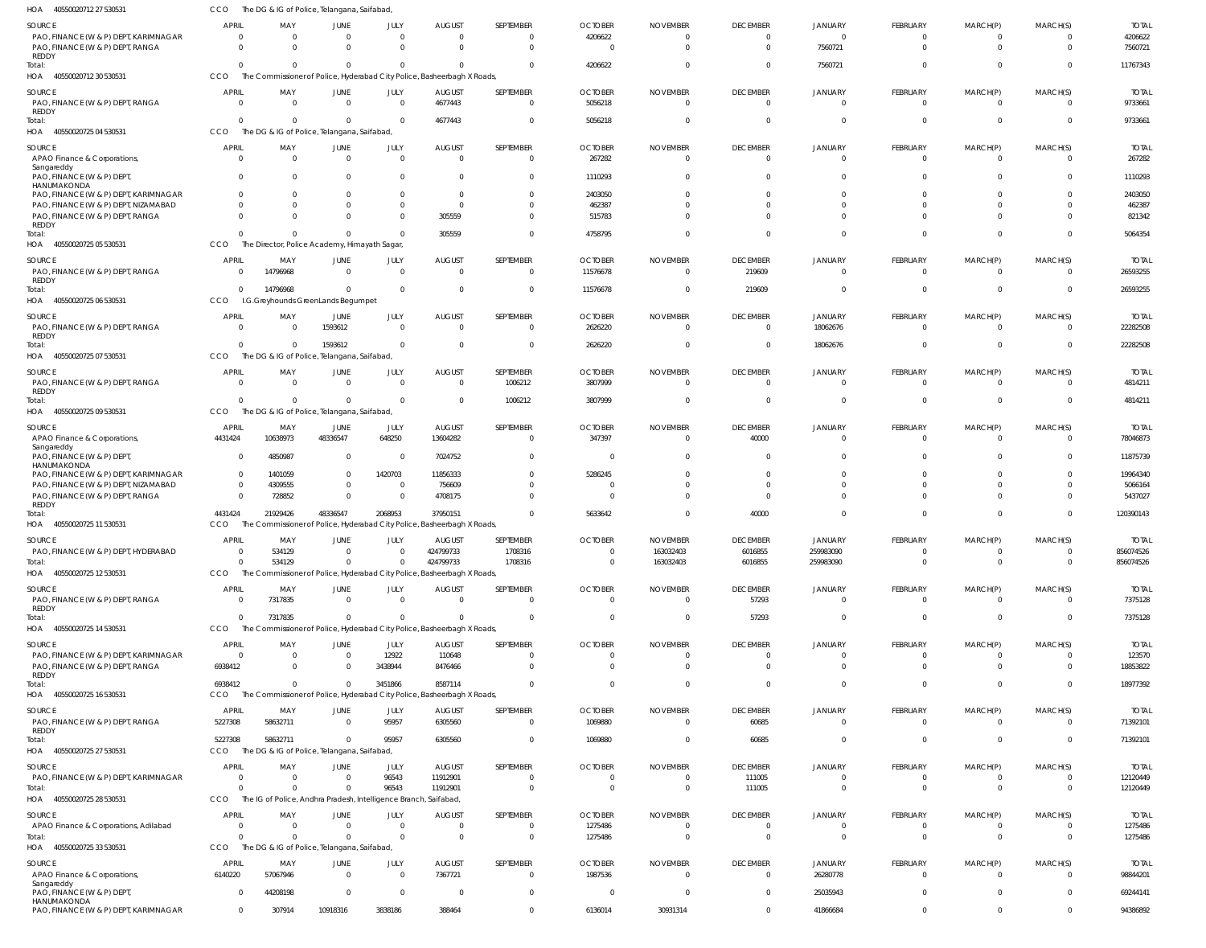HOA 40550020712 27 530531 CCO The DG & IG of Police, Telangana, Saifabad,

| SOURCE | APRIL | MAY | JUNE | JULY | AUGUST | SEPTEMBER | OCTOBER | NOVEMBER | DECEMBER | JANUARY | FEBRUARY | MARCH(P) | MARCH(S) | TOTAL |
|---|---|---|---|---|---|---|---|---|---|---|---|---|---|---|
| PAO, FINANCE (W & P) DEPT, KARIMNAGAR | 0 | 0 | 0 | 0 | 0 | 0 | 4206622 | 0 | 0 | 0 | 0 | 0 | 0 | 4206622 |
| PAO, FINANCE (W & P) DEPT, RANGA REDDY | 0 | 0 | 0 | 0 | 0 | 0 | 0 | 0 | 0 | 7560721 | 0 | 0 | 0 | 7560721 |
| Total: | 0 | 0 | 0 | 0 | 0 | 0 | 4206622 | 0 | 0 | 7560721 | 0 | 0 | 0 | 11767343 |

HOA 40550020712 30 530531 CCO The Commissioner of Police, Hyderabad City Police, Basheerbagh X Roads,

| SOURCE | APRIL | MAY | JUNE | JULY | AUGUST | SEPTEMBER | OCTOBER | NOVEMBER | DECEMBER | JANUARY | FEBRUARY | MARCH(P) | MARCH(S) | TOTAL |
|---|---|---|---|---|---|---|---|---|---|---|---|---|---|---|
| PAO, FINANCE (W & P) DEPT, RANGA REDDY | 0 | 0 | 0 | 0 | 4677443 | 0 | 5056218 | 0 | 0 | 0 | 0 | 0 | 0 | 9733661 |
| Total: | 0 | 0 | 0 | 0 | 4677443 | 0 | 5056218 | 0 | 0 | 0 | 0 | 0 | 0 | 9733661 |

HOA 40550020725 04 530531 CCO The DG & IG of Police, Telangana, Saifabad,

| SOURCE | APRIL | MAY | JUNE | JULY | AUGUST | SEPTEMBER | OCTOBER | NOVEMBER | DECEMBER | JANUARY | FEBRUARY | MARCH(P) | MARCH(S) | TOTAL |
|---|---|---|---|---|---|---|---|---|---|---|---|---|---|---|
| APAO Finance & Corporations, Sangareddy | 0 | 0 | 0 | 0 | 0 | 0 | 267282 | 0 | 0 | 0 | 0 | 0 | 0 | 267282 |
| PAO, FINANCE (W & P) DEPT, HANUMAKONDA | 0 | 0 | 0 | 0 | 0 | 0 | 1110293 | 0 | 0 | 0 | 0 | 0 | 0 | 1110293 |
| PAO, FINANCE (W & P) DEPT, KARIMNAGAR | 0 | 0 | 0 | 0 | 0 | 0 | 2403050 | 0 | 0 | 0 | 0 | 0 | 0 | 2403050 |
| PAO, FINANCE (W & P) DEPT, NIZAMABAD | 0 | 0 | 0 | 0 | 0 | 0 | 462387 | 0 | 0 | 0 | 0 | 0 | 0 | 462387 |
| PAO, FINANCE (W & P) DEPT, RANGA REDDY | 0 | 0 | 0 | 0 | 305559 | 0 | 515783 | 0 | 0 | 0 | 0 | 0 | 0 | 821342 |
| Total: | 0 | 0 | 0 | 0 | 305559 | 0 | 4758795 | 0 | 0 | 0 | 0 | 0 | 0 | 5064354 |

HOA 40550020725 05 530531 CCO The Director, Police Academy, Himayath Sagar,

| SOURCE | APRIL | MAY | JUNE | JULY | AUGUST | SEPTEMBER | OCTOBER | NOVEMBER | DECEMBER | JANUARY | FEBRUARY | MARCH(P) | MARCH(S) | TOTAL |
|---|---|---|---|---|---|---|---|---|---|---|---|---|---|---|
| PAO, FINANCE (W & P) DEPT, RANGA REDDY | 0 | 14796968 | 0 | 0 | 0 | 0 | 11576678 | 0 | 219609 | 0 | 0 | 0 | 0 | 26593255 |
| Total: | 0 | 14796968 | 0 | 0 | 0 | 0 | 11576678 | 0 | 219609 | 0 | 0 | 0 | 0 | 26593255 |

HOA 40550020725 06 530531 CCO I.G.Greyhounds GreenLands Begumpet

| SOURCE | APRIL | MAY | JUNE | JULY | AUGUST | SEPTEMBER | OCTOBER | NOVEMBER | DECEMBER | JANUARY | FEBRUARY | MARCH(P) | MARCH(S) | TOTAL |
|---|---|---|---|---|---|---|---|---|---|---|---|---|---|---|
| PAO, FINANCE (W & P) DEPT, RANGA REDDY | 0 | 0 | 1593612 | 0 | 0 | 0 | 2626220 | 0 | 0 | 18062676 | 0 | 0 | 0 | 22282508 |
| Total: | 0 | 0 | 1593612 | 0 | 0 | 0 | 2626220 | 0 | 0 | 18062676 | 0 | 0 | 0 | 22282508 |

HOA 40550020725 07 530531 CCO The DG & IG of Police, Telangana, Saifabad,

| SOURCE | APRIL | MAY | JUNE | JULY | AUGUST | SEPTEMBER | OCTOBER | NOVEMBER | DECEMBER | JANUARY | FEBRUARY | MARCH(P) | MARCH(S) | TOTAL |
|---|---|---|---|---|---|---|---|---|---|---|---|---|---|---|
| PAO, FINANCE (W & P) DEPT, RANGA REDDY | 0 | 0 | 0 | 0 | 0 | 1006212 | 3807999 | 0 | 0 | 0 | 0 | 0 | 0 | 4814211 |
| Total: | 0 | 0 | 0 | 0 | 0 | 1006212 | 3807999 | 0 | 0 | 0 | 0 | 0 | 0 | 4814211 |

HOA 40550020725 09 530531 CCO The DG & IG of Police, Telangana, Saifabad,

| SOURCE | APRIL | MAY | JUNE | JULY | AUGUST | SEPTEMBER | OCTOBER | NOVEMBER | DECEMBER | JANUARY | FEBRUARY | MARCH(P) | MARCH(S) | TOTAL |
|---|---|---|---|---|---|---|---|---|---|---|---|---|---|---|
| APAO Finance & Corporations, Sangareddy | 4431424 | 10638973 | 48336547 | 648250 | 13604282 | 0 | 347397 | 0 | 40000 | 0 | 0 | 0 | 0 | 78046873 |
| PAO, FINANCE (W & P) DEPT, HANUMAKONDA | 0 | 4850987 | 0 | 0 | 7024752 | 0 | 0 | 0 | 0 | 0 | 0 | 0 | 0 | 11875739 |
| PAO, FINANCE (W & P) DEPT, KARIMNAGAR | 0 | 1401059 | 0 | 1420703 | 11856333 | 0 | 5286245 | 0 | 0 | 0 | 0 | 0 | 0 | 19964340 |
| PAO, FINANCE (W & P) DEPT, NIZAMABAD | 0 | 4309555 | 0 | 0 | 756609 | 0 | 0 | 0 | 0 | 0 | 0 | 0 | 0 | 5066164 |
| PAO, FINANCE (W & P) DEPT, RANGA REDDY | 0 | 728852 | 0 | 0 | 4708175 | 0 | 0 | 0 | 0 | 0 | 0 | 0 | 0 | 5437027 |
| Total: | 4431424 | 21929426 | 48336547 | 2068953 | 37950151 | 0 | 5633642 | 0 | 40000 | 0 | 0 | 0 | 0 | 120390143 |

HOA 40550020725 11 530531 CCO The Commissioner of Police, Hyderabad City Police, Basheerbagh X Roads,

| SOURCE | APRIL | MAY | JUNE | JULY | AUGUST | SEPTEMBER | OCTOBER | NOVEMBER | DECEMBER | JANUARY | FEBRUARY | MARCH(P) | MARCH(S) | TOTAL |
|---|---|---|---|---|---|---|---|---|---|---|---|---|---|---|
| PAO, FINANCE (W & P) DEPT, HYDERABAD | 0 | 534129 | 0 | 0 | 424799733 | 1708316 | 0 | 163032403 | 6016855 | 259983090 | 0 | 0 | 0 | 856074526 |
| Total: | 0 | 534129 | 0 | 0 | 424799733 | 1708316 | 0 | 163032403 | 6016855 | 259983090 | 0 | 0 | 0 | 856074526 |

HOA 40550020725 12 530531 CCO The Commissioner of Police, Hyderabad City Police, Basheerbagh X Roads,

| SOURCE | APRIL | MAY | JUNE | JULY | AUGUST | SEPTEMBER | OCTOBER | NOVEMBER | DECEMBER | JANUARY | FEBRUARY | MARCH(P) | MARCH(S) | TOTAL |
|---|---|---|---|---|---|---|---|---|---|---|---|---|---|---|
| PAO, FINANCE (W & P) DEPT, RANGA REDDY | 0 | 7317835 | 0 | 0 | 0 | 0 | 0 | 0 | 57293 | 0 | 0 | 0 | 0 | 7375128 |
| Total: | 0 | 7317835 | 0 | 0 | 0 | 0 | 0 | 0 | 57293 | 0 | 0 | 0 | 0 | 7375128 |

HOA 40550020725 14 530531 CCO The Commissioner of Police, Hyderabad City Police, Basheerbagh X Roads,

| SOURCE | APRIL | MAY | JUNE | JULY | AUGUST | SEPTEMBER | OCTOBER | NOVEMBER | DECEMBER | JANUARY | FEBRUARY | MARCH(P) | MARCH(S) | TOTAL |
|---|---|---|---|---|---|---|---|---|---|---|---|---|---|---|
| PAO, FINANCE (W & P) DEPT, KARIMNAGAR | 0 | 0 | 0 | 12922 | 110648 | 0 | 0 | 0 | 0 | 0 | 0 | 0 | 0 | 123570 |
| PAO, FINANCE (W & P) DEPT, RANGA REDDY | 6938412 | 0 | 0 | 3438944 | 8476466 | 0 | 0 | 0 | 0 | 0 | 0 | 0 | 0 | 18853822 |
| Total: | 6938412 | 0 | 0 | 3451866 | 8587114 | 0 | 0 | 0 | 0 | 0 | 0 | 0 | 0 | 18977392 |

HOA 40550020725 16 530531 CCO The Commissioner of Police, Hyderabad City Police, Basheerbagh X Roads,

| SOURCE | APRIL | MAY | JUNE | JULY | AUGUST | SEPTEMBER | OCTOBER | NOVEMBER | DECEMBER | JANUARY | FEBRUARY | MARCH(P) | MARCH(S) | TOTAL |
|---|---|---|---|---|---|---|---|---|---|---|---|---|---|---|
| PAO, FINANCE (W & P) DEPT, RANGA REDDY | 5227308 | 58632711 | 0 | 95957 | 6305560 | 0 | 1069880 | 0 | 60685 | 0 | 0 | 0 | 0 | 71392101 |
| Total: | 5227308 | 58632711 | 0 | 95957 | 6305560 | 0 | 1069880 | 0 | 60685 | 0 | 0 | 0 | 0 | 71392101 |

HOA 40550020725 27 530531 CCO The DG & IG of Police, Telangana, Saifabad,

| SOURCE | APRIL | MAY | JUNE | JULY | AUGUST | SEPTEMBER | OCTOBER | NOVEMBER | DECEMBER | JANUARY | FEBRUARY | MARCH(P) | MARCH(S) | TOTAL |
|---|---|---|---|---|---|---|---|---|---|---|---|---|---|---|
| PAO, FINANCE (W & P) DEPT, KARIMNAGAR | 0 | 0 | 0 | 96543 | 11912901 | 0 | 0 | 0 | 111005 | 0 | 0 | 0 | 0 | 12120449 |
| Total: | 0 | 0 | 0 | 96543 | 11912901 | 0 | 0 | 0 | 111005 | 0 | 0 | 0 | 0 | 12120449 |

HOA 40550020725 28 530531 CCO The IG of Police, Andhra Pradesh, Intelligence Branch, Saifabad,

| SOURCE | APRIL | MAY | JUNE | JULY | AUGUST | SEPTEMBER | OCTOBER | NOVEMBER | DECEMBER | JANUARY | FEBRUARY | MARCH(P) | MARCH(S) | TOTAL |
|---|---|---|---|---|---|---|---|---|---|---|---|---|---|---|
| APAO Finance & Corporations, Adilabad | 0 | 0 | 0 | 0 | 0 | 0 | 1275486 | 0 | 0 | 0 | 0 | 0 | 0 | 1275486 |
| Total: | 0 | 0 | 0 | 0 | 0 | 0 | 1275486 | 0 | 0 | 0 | 0 | 0 | 0 | 1275486 |

HOA 40550020725 33 530531 CCO The DG & IG of Police, Telangana, Saifabad,

| SOURCE | APRIL | MAY | JUNE | JULY | AUGUST | SEPTEMBER | OCTOBER | NOVEMBER | DECEMBER | JANUARY | FEBRUARY | MARCH(P) | MARCH(S) | TOTAL |
|---|---|---|---|---|---|---|---|---|---|---|---|---|---|---|
| APAO Finance & Corporations, Sangareddy | 6140220 | 57067946 | 0 | 0 | 7367721 | 0 | 1987536 | 0 | 0 | 26280778 | 0 | 0 | 0 | 98844201 |
| PAO, FINANCE (W & P) DEPT, HANUMAKONDA | 0 | 44208198 | 0 | 0 | 0 | 0 | 0 | 0 | 0 | 25035943 | 0 | 0 | 0 | 69244141 |
| PAO, FINANCE (W & P) DEPT, KARIMNAGAR | 0 | 307914 | 10918316 | 3838186 | 388464 | 0 | 6136014 | 30931314 | 0 | 41866684 | 0 | 0 | 0 | 94386892 |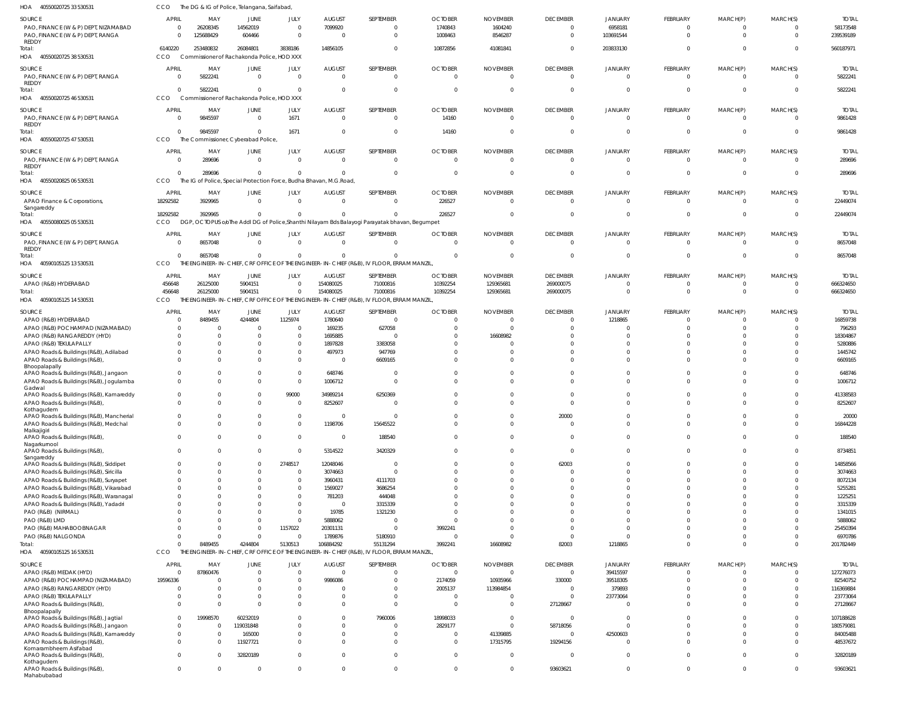HOA 40550020725 33 530531 CCO The DG & IG of Police, Telangana, Saifabad,

| SOURCE | APRIL | MAY | JUNE | JULY | AUGUST | SEPTEMBER | OCTOBER | NOVEMBER | DECEMBER | JANUARY | FEBRUARY | MARCH(P) | MARCH(S) | TOTAL |
|---|---|---|---|---|---|---|---|---|---|---|---|---|---|---|
| PAO, FINANCE (W & P) DEPT, NIZAMABAD | 0 | 26208345 | 14562019 | 0 | 7099920 | 0 | 1740843 | 1604240 | 0 | 6958181 | 0 | 0 | 0 | 58173548 |
| PAO, FINANCE (W & P) DEPT, RANGA REDDY | 0 | 125688429 | 604466 | 0 | 0 | 0 | 1008463 | 8546287 | 0 | 103691544 | 0 | 0 | 0 | 239539189 |
| Total: | 6140220 | 253480832 | 26084801 | 3838186 | 14856105 | 0 | 10872856 | 41081841 | 0 | 203833130 | 0 | 0 | 0 | 560187971 |

HOA 40550020725 38 530531 CCO Commissioner of Rachakonda Police, HOD XXX

| SOURCE | APRIL | MAY | JUNE | JULY | AUGUST | SEPTEMBER | OCTOBER | NOVEMBER | DECEMBER | JANUARY | FEBRUARY | MARCH(P) | MARCH(S) | TOTAL |
|---|---|---|---|---|---|---|---|---|---|---|---|---|---|---|
| PAO, FINANCE (W & P) DEPT, RANGA REDDY | 0 | 5822241 | 0 | 0 | 0 | 0 | 0 | 0 | 0 | 0 | 0 | 0 | 0 | 5822241 |
| Total: | 0 | 5822241 | 0 | 0 | 0 | 0 | 0 | 0 | 0 | 0 | 0 | 0 | 0 | 5822241 |

HOA 40550020725 46 530531 CCO Commissioner of Rachakonda Police, HOD XXX

| SOURCE | APRIL | MAY | JUNE | JULY | AUGUST | SEPTEMBER | OCTOBER | NOVEMBER | DECEMBER | JANUARY | FEBRUARY | MARCH(P) | MARCH(S) | TOTAL |
|---|---|---|---|---|---|---|---|---|---|---|---|---|---|---|
| PAO, FINANCE (W & P) DEPT, RANGA REDDY | 0 | 9845597 | 0 | 1671 | 0 | 0 | 14160 | 0 | 0 | 0 | 0 | 0 | 0 | 9861428 |
| Total: | 0 | 9845597 | 0 | 1671 | 0 | 0 | 14160 | 0 | 0 | 0 | 0 | 0 | 0 | 9861428 |

HOA 40550020725 47 530531 CCO The Commissioner, Cyberabad Police,

| SOURCE | APRIL | MAY | JUNE | JULY | AUGUST | SEPTEMBER | OCTOBER | NOVEMBER | DECEMBER | JANUARY | FEBRUARY | MARCH(P) | MARCH(S) | TOTAL |
|---|---|---|---|---|---|---|---|---|---|---|---|---|---|---|
| PAO, FINANCE (W & P) DEPT, RANGA REDDY | 0 | 289696 | 0 | 0 | 0 | 0 | 0 | 0 | 0 | 0 | 0 | 0 | 0 | 289696 |
| Total: | 0 | 289696 | 0 | 0 | 0 | 0 | 0 | 0 | 0 | 0 | 0 | 0 | 0 | 289696 |

HOA 40550020825 06 530531 CCO The IG of Police, Special Protection Force, Budha Bhavan, M.G.Road,

| SOURCE | APRIL | MAY | JUNE | JULY | AUGUST | SEPTEMBER | OCTOBER | NOVEMBER | DECEMBER | JANUARY | FEBRUARY | MARCH(P) | MARCH(S) | TOTAL |
|---|---|---|---|---|---|---|---|---|---|---|---|---|---|---|
| APAO Finance & Corporations, Sangareddy | 18292582 | 3929965 | 0 | 0 | 0 | 0 | 226527 | 0 | 0 | 0 | 0 | 0 | 0 | 22449074 |
| Total: | 18292582 | 3929965 | 0 | 0 | 0 | 0 | 226527 | 0 | 0 | 0 | 0 | 0 | 0 | 22449074 |

HOA 40550080025 05 530531 CCO DGP, OCTOPUS o/o The Addl DG of Police,Shanthi Nilayam Bds Balayogi Parayatak bhavan, Begumpet

| SOURCE | APRIL | MAY | JUNE | JULY | AUGUST | SEPTEMBER | OCTOBER | NOVEMBER | DECEMBER | JANUARY | FEBRUARY | MARCH(P) | MARCH(S) | TOTAL |
|---|---|---|---|---|---|---|---|---|---|---|---|---|---|---|
| PAO, FINANCE (W & P) DEPT, RANGA REDDY | 0 | 8657048 | 0 | 0 | 0 | 0 | 0 | 0 | 0 | 0 | 0 | 0 | 0 | 8657048 |
| Total: | 0 | 8657048 | 0 | 0 | 0 | 0 | 0 | 0 | 0 | 0 | 0 | 0 | 0 | 8657048 |

HOA 40590105125 13 530531 CCO THE ENGINEER-IN-CHIEF, CRF OFFICE OF THE ENGINEER-IN-CHIEF (R&B), IV FLOOR, ERRAM MANZIL,

| SOURCE | APRIL | MAY | JUNE | JULY | AUGUST | SEPTEMBER | OCTOBER | NOVEMBER | DECEMBER | JANUARY | FEBRUARY | MARCH(P) | MARCH(S) | TOTAL |
|---|---|---|---|---|---|---|---|---|---|---|---|---|---|---|
| APAO (R&B) HYDERABAD | 456648 | 26125000 | 5904151 | 0 | 154080025 | 71000816 | 10392254 | 129365681 | 269000075 | 0 | 0 | 0 | 0 | 666324650 |
| Total: | 456648 | 26125000 | 5904151 | 0 | 154080025 | 71000816 | 10392254 | 129365681 | 269000075 | 0 | 0 | 0 | 0 | 666324650 |

HOA 40590105125 14 530531 CCO THE ENGINEER-IN-CHIEF, CRF OFFICE OF THE ENGINEER-IN-CHIEF (R&B), IV FLOOR, ERRAM MANZIL,

| SOURCE | APRIL | MAY | JUNE | JULY | AUGUST | SEPTEMBER | OCTOBER | NOVEMBER | DECEMBER | JANUARY | FEBRUARY | MARCH(P) | MARCH(S) | TOTAL |
|---|---|---|---|---|---|---|---|---|---|---|---|---|---|---|
| APAO (R&B) HYDERABAD | 0 | 8489455 | 4244804 | 1125974 | 1780640 | 0 | 0 | 0 | 0 | 1218865 | 0 | 0 | 0 | 16859738 |
| APAO (R&B) POCHAMPAD (NIZAMABAD) | 0 | 0 | 0 | 0 | 169235 | 627058 | 0 | 0 | 0 | 0 | 0 | 0 | 0 | 796293 |
| APAO (R&B) RANGAREDDY (HYD) | 0 | 0 | 0 | 0 | 1695885 | 0 | 0 | 16608982 | 0 | 0 | 0 | 0 | 0 | 18304867 |
| APAO (R&B) TEKULAPALLY | 0 | 0 | 0 | 0 | 1897828 | 3383058 | 0 | 0 | 0 | 0 | 0 | 0 | 0 | 5280886 |
| APAO Roads & Buildings (R&B), Adilabad | 0 | 0 | 0 | 0 | 497973 | 947769 | 0 | 0 | 0 | 0 | 0 | 0 | 0 | 1445742 |
| APAO Roads & Buildings (R&B), Bhoopalapally | 0 | 0 | 0 | 0 | 0 | 6609165 | 0 | 0 | 0 | 0 | 0 | 0 | 0 | 6609165 |
| APAO Roads & Buildings (R&B), Jangaon | 0 | 0 | 0 | 0 | 648746 | 0 | 0 | 0 | 0 | 0 | 0 | 0 | 0 | 648746 |
| APAO Roads & Buildings (R&B), Jogulamba Gadwal | 0 | 0 | 0 | 0 | 1006712 | 0 | 0 | 0 | 0 | 0 | 0 | 0 | 0 | 1006712 |
| APAO Roads & Buildings (R&B), Kamareddy | 0 | 0 | 0 | 99000 | 34989214 | 6250369 | 0 | 0 | 0 | 0 | 0 | 0 | 0 | 41338583 |
| APAO Roads & Buildings (R&B), Kothagudem | 0 | 0 | 0 | 0 | 8252607 | 0 | 0 | 0 | 0 | 0 | 0 | 0 | 0 | 8252607 |
| APAO Roads & Buildings (R&B), Mancherial | 0 | 0 | 0 | 0 | 0 | 0 | 0 | 0 | 20000 | 0 | 0 | 0 | 0 | 20000 |
| APAO Roads & Buildings (R&B), Medchal Malkajigiri | 0 | 0 | 0 | 0 | 1198706 | 15645522 | 0 | 0 | 0 | 0 | 0 | 0 | 0 | 16844228 |
| APAO Roads & Buildings (R&B), Nagarkurnool | 0 | 0 | 0 | 0 | 0 | 188540 | 0 | 0 | 0 | 0 | 0 | 0 | 0 | 188540 |
| APAO Roads & Buildings (R&B), Sangareddy | 0 | 0 | 0 | 0 | 5314522 | 3420329 | 0 | 0 | 0 | 0 | 0 | 0 | 0 | 8734851 |
| APAO Roads & Buildings (R&B), Siddipet | 0 | 0 | 0 | 2748517 | 12048046 | 0 | 0 | 0 | 62003 | 0 | 0 | 0 | 0 | 14858566 |
| APAO Roads & Buildings (R&B), Siricilla | 0 | 0 | 0 | 0 | 3074663 | 0 | 0 | 0 | 0 | 0 | 0 | 0 | 0 | 3074663 |
| APAO Roads & Buildings (R&B), Suryapet | 0 | 0 | 0 | 0 | 3960431 | 4111703 | 0 | 0 | 0 | 0 | 0 | 0 | 0 | 8072134 |
| APAO Roads & Buildings (R&B), Vikarabad | 0 | 0 | 0 | 0 | 1569027 | 3686254 | 0 | 0 | 0 | 0 | 0 | 0 | 0 | 5255281 |
| APAO Roads & Buildings (R&B), Waranagal | 0 | 0 | 0 | 0 | 781203 | 444048 | 0 | 0 | 0 | 0 | 0 | 0 | 0 | 1225251 |
| APAO Roads & Buildings (R&B), Yadadri | 0 | 0 | 0 | 0 | 0 | 3315339 | 0 | 0 | 0 | 0 | 0 | 0 | 0 | 3315339 |
| PAO (R&B) (NIRMAL) | 0 | 0 | 0 | 0 | 19785 | 1321230 | 0 | 0 | 0 | 0 | 0 | 0 | 0 | 1341015 |
| PAO (R&B) LMD | 0 | 0 | 0 | 0 | 5888062 | 0 | 0 | 0 | 0 | 0 | 0 | 0 | 0 | 5888062 |
| PAO (R&B) MAHABOOBNAGAR | 0 | 0 | 0 | 1157022 | 20301131 | 0 | 3992241 | 0 | 0 | 0 | 0 | 0 | 0 | 25450394 |
| PAO (R&B) NALGONDA | 0 | 0 | 0 | 0 | 1789876 | 5180910 | 0 | 0 | 0 | 0 | 0 | 0 | 0 | 6970786 |
| Total: | 0 | 8489455 | 4244804 | 5130513 | 106884292 | 55131294 | 3992241 | 16608982 | 82003 | 1218865 | 0 | 0 | 0 | 201782449 |

HOA 40590105125 16 530531 CCO THE ENGINEER-IN-CHIEF, CRF OFFICE OF THE ENGINEER-IN-CHIEF (R&B), IV FLOOR, ERRAM MANZIL,

| SOURCE | APRIL | MAY | JUNE | JULY | AUGUST | SEPTEMBER | OCTOBER | NOVEMBER | DECEMBER | JANUARY | FEBRUARY | MARCH(P) | MARCH(S) | TOTAL |
|---|---|---|---|---|---|---|---|---|---|---|---|---|---|---|
| APAO (R&B) MEDAK (HYD) | 0 | 87860476 | 0 | 0 | 0 | 0 | 0 | 0 | 0 | 39415597 | 0 | 0 | 0 | 127276073 |
| APAO (R&B) POCHAMPAD (NIZAMABAD) | 19596336 | 0 | 0 | 0 | 9986086 | 0 | 2174059 | 10935966 | 330000 | 39518305 | 0 | 0 | 0 | 82540752 |
| APAO (R&B) RANGAREDDY (HYD) | 0 | 0 | 0 | 0 | 0 | 0 | 2005137 | 113984854 | 0 | 379893 | 0 | 0 | 0 | 116369884 |
| APAO (R&B) TEKULAPALLY | 0 | 0 | 0 | 0 | 0 | 0 | 0 | 0 | 0 | 23773064 | 0 | 0 | 0 | 23773064 |
| APAO Roads & Buildings (R&B), Bhoopalapally | 0 | 0 | 0 | 0 | 0 | 0 | 0 | 0 | 27128667 | 0 | 0 | 0 | 0 | 27128667 |
| APAO Roads & Buildings (R&B), Jagtial | 0 | 19998570 | 60232019 | 0 | 0 | 7960006 | 18998033 | 0 | 0 | 0 | 0 | 0 | 0 | 107188628 |
| APAO Roads & Buildings (R&B), Jangaon | 0 | 0 | 119031848 | 0 | 0 | 0 | 2829177 | 0 | 58718056 | 0 | 0 | 0 | 0 | 180579081 |
| APAO Roads & Buildings (R&B), Kamareddy | 0 | 0 | 165000 | 0 | 0 | 0 | 0 | 41339885 | 0 | 42500603 | 0 | 0 | 0 | 84005488 |
| APAO Roads & Buildings (R&B), Komarambheem Asifabad | 0 | 0 | 11927721 | 0 | 0 | 0 | 0 | 17315795 | 19294156 | 0 | 0 | 0 | 0 | 48537672 |
| APAO Roads & Buildings (R&B), Kothagudem | 0 | 0 | 32820189 | 0 | 0 | 0 | 0 | 0 | 0 | 0 | 0 | 0 | 0 | 32820189 |
| APAO Roads & Buildings (R&B), Mahabubabad | 0 | 0 | 0 | 0 | 0 | 0 | 0 | 0 | 93603621 | 0 | 0 | 0 | 0 | 93603621 |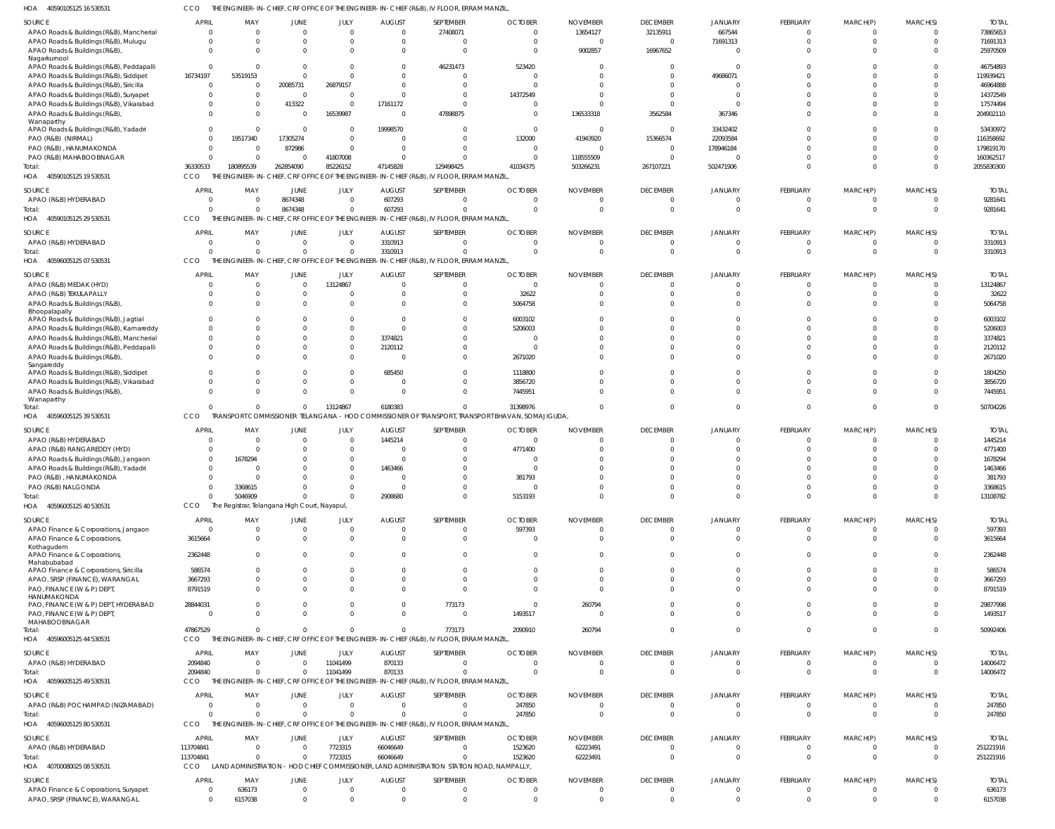HOA 40590105125 16 530531 CCO THE ENGINEER-IN-CHIEF, CRF OFFICE OF THE ENGINEER-IN-CHIEF (R&B), IV FLOOR, ERRAM MANZIL,

| SOURCE | APRIL | MAY | JUNE | JULY | AUGUST | SEPTEMBER | OCTOBER | NOVEMBER | DECEMBER | JANUARY | FEBRUARY | MARCH(P) | MARCH(S) | TOTAL |
|---|---|---|---|---|---|---|---|---|---|---|---|---|---|---|
| APAO Roads & Buildings (R&B), Mancherial | 0 | 0 | 0 | 0 | 0 | 27408071 | 0 | 13654127 | 32135911 | 667544 | 0 | 0 | 0 | 73865653 |
| APAO Roads & Buildings (R&B), Mulugu | 0 | 0 | 0 | 0 | 0 | 0 | 0 | 0 | 0 | 71691313 | 0 | 0 | 0 | 71691313 |
| APAO Roads & Buildings (R&B), Nagarkurnool | 0 | 0 | 0 | 0 | 0 | 0 | 0 | 9002857 | 16967652 | 0 | 0 | 0 | 0 | 25970509 |
| APAO Roads & Buildings (R&B), Peddapalli | 0 | 0 | 0 | 0 | 0 | 46231473 | 523420 | 0 | 0 | 0 | 0 | 0 | 0 | 46754893 |
| APAO Roads & Buildings (R&B), Siddipet | 16734197 | 53519153 | 0 | 0 | 0 | 0 | 0 | 0 | 0 | 49686071 | 0 | 0 | 0 | 119939421 |
| APAO Roads & Buildings (R&B), Siricilla | 0 | 0 | 20085731 | 26879157 | 0 | 0 | 0 | 0 | 0 | 0 | 0 | 0 | 0 | 46964888 |
| APAO Roads & Buildings (R&B), Suryapet | 0 | 0 | 0 | 0 | 0 | 0 | 14372549 | 0 | 0 | 0 | 0 | 0 | 0 | 14372549 |
| APAO Roads & Buildings (R&B), Vikarabad | 0 | 0 | 413322 | 0 | 17161172 | 0 | 0 | 0 | 0 | 0 | 0 | 0 | 0 | 17574494 |
| APAO Roads & Buildings (R&B), Wanaparthy | 0 | 0 | 0 | 16539987 | 0 | 47898875 | 0 | 136533318 | 3562584 | 367346 | 0 | 0 | 0 | 204902110 |
| APAO Roads & Buildings (R&B), Yadadri | 0 | 0 | 0 | 0 | 19998570 | 0 | 0 | 0 | 0 | 33432402 | 0 | 0 | 0 | 53430972 |
| PAO (R&B) (NIRMAL) | 0 | 19517340 | 17305274 | 0 | 0 | 0 | 132000 | 41943920 | 15366574 | 22093584 | 0 | 0 | 0 | 116358692 |
| PAO (R&B), HANUMAKONDA | 0 | 0 | 872986 | 0 | 0 | 0 | 0 | 0 | 0 | 178946184 | 0 | 0 | 0 | 179819170 |
| PAO (R&B) MAHABOOBNAGAR | 0 | 0 | 0 | 41807008 | 0 | 0 | 0 | 118555509 | 0 | 0 | 0 | 0 | 0 | 160362517 |
| Total: | 36330533 | 180895539 | 262854090 | 85226152 | 47145828 | 129498425 | 41034375 | 503266231 | 267107221 | 502471906 | 0 | 0 | 0 | 2055830300 |

HOA 40590105125 19 530531 CCO THE ENGINEER-IN-CHIEF, CRF OFFICE OF THE ENGINEER-IN-CHIEF (R&B), IV FLOOR, ERRAM MANZIL,

| SOURCE | APRIL | MAY | JUNE | JULY | AUGUST | SEPTEMBER | OCTOBER | NOVEMBER | DECEMBER | JANUARY | FEBRUARY | MARCH(P) | MARCH(S) | TOTAL |
|---|---|---|---|---|---|---|---|---|---|---|---|---|---|---|
| APAO (R&B) HYDERABAD | 0 | 0 | 8674348 | 0 | 607293 | 0 | 0 | 0 | 0 | 0 | 0 | 0 | 0 | 9281641 |
| Total: | 0 | 0 | 8674348 | 0 | 607293 | 0 | 0 | 0 | 0 | 0 | 0 | 0 | 0 | 9281641 |

HOA 40590105125 29 530531 CCO THE ENGINEER-IN-CHIEF, CRF OFFICE OF THE ENGINEER-IN-CHIEF (R&B), IV FLOOR, ERRAM MANZIL,

| SOURCE | APRIL | MAY | JUNE | JULY | AUGUST | SEPTEMBER | OCTOBER | NOVEMBER | DECEMBER | JANUARY | FEBRUARY | MARCH(P) | MARCH(S) | TOTAL |
|---|---|---|---|---|---|---|---|---|---|---|---|---|---|---|
| APAO (R&B) HYDERABAD | 0 | 0 | 0 | 0 | 3310913 | 0 | 0 | 0 | 0 | 0 | 0 | 0 | 0 | 3310913 |
| Total: | 0 | 0 | 0 | 0 | 3310913 | 0 | 0 | 0 | 0 | 0 | 0 | 0 | 0 | 3310913 |

HOA 40596005125 07 530531 CCO THE ENGINEER-IN-CHIEF, CRF OFFICE OF THE ENGINEER-IN-CHIEF (R&B), IV FLOOR, ERRAM MANZIL,

| SOURCE | APRIL | MAY | JUNE | JULY | AUGUST | SEPTEMBER | OCTOBER | NOVEMBER | DECEMBER | JANUARY | FEBRUARY | MARCH(P) | MARCH(S) | TOTAL |
|---|---|---|---|---|---|---|---|---|---|---|---|---|---|---|
| APAO (R&B) MEDAK (HYD) | 0 | 0 | 0 | 13124867 | 0 | 0 | 0 | 0 | 0 | 0 | 0 | 0 | 0 | 13124867 |
| APAO (R&B) TEKULAPALLY | 0 | 0 | 0 | 0 | 0 | 0 | 32622 | 0 | 0 | 0 | 0 | 0 | 0 | 32622 |
| APAO Roads & Buildings (R&B), Bhoopalapally | 0 | 0 | 0 | 0 | 0 | 0 | 5064758 | 0 | 0 | 0 | 0 | 0 | 0 | 5064758 |
| APAO Roads & Buildings (R&B), Jagtial | 0 | 0 | 0 | 0 | 0 | 0 | 6003102 | 0 | 0 | 0 | 0 | 0 | 0 | 6003102 |
| APAO Roads & Buildings (R&B), Kamareddy | 0 | 0 | 0 | 0 | 0 | 0 | 5206003 | 0 | 0 | 0 | 0 | 0 | 0 | 5206003 |
| APAO Roads & Buildings (R&B), Mancherial | 0 | 0 | 0 | 0 | 3374821 | 0 | 0 | 0 | 0 | 0 | 0 | 0 | 0 | 3374821 |
| APAO Roads & Buildings (R&B), Peddapalli | 0 | 0 | 0 | 0 | 2120112 | 0 | 0 | 0 | 0 | 0 | 0 | 0 | 0 | 2120112 |
| APAO Roads & Buildings (R&B), Sangareddy | 0 | 0 | 0 | 0 | 0 | 0 | 2671020 | 0 | 0 | 0 | 0 | 0 | 0 | 2671020 |
| APAO Roads & Buildings (R&B), Siddipet | 0 | 0 | 0 | 0 | 685450 | 0 | 1118800 | 0 | 0 | 0 | 0 | 0 | 0 | 1804250 |
| APAO Roads & Buildings (R&B), Vikarabad | 0 | 0 | 0 | 0 | 0 | 0 | 3856720 | 0 | 0 | 0 | 0 | 0 | 0 | 3856720 |
| APAO Roads & Buildings (R&B), Wanaparthy | 0 | 0 | 0 | 0 | 0 | 0 | 7445951 | 0 | 0 | 0 | 0 | 0 | 0 | 7445951 |
| Total: | 0 | 0 | 0 | 13124867 | 6180383 | 0 | 31398976 | 0 | 0 | 0 | 0 | 0 | 0 | 50704226 |

HOA 40596005125 39 530531 CCO TRANSPORT COMMISSIONER TELANGANA - HOD COMMISSIONER OF TRANSPORT, TRANSPORT BHAVAN, SOMAJIGUDA,

| SOURCE | APRIL | MAY | JUNE | JULY | AUGUST | SEPTEMBER | OCTOBER | NOVEMBER | DECEMBER | JANUARY | FEBRUARY | MARCH(P) | MARCH(S) | TOTAL |
|---|---|---|---|---|---|---|---|---|---|---|---|---|---|---|
| APAO (R&B) HYDERABAD | 0 | 0 | 0 | 0 | 1445214 | 0 | 0 | 0 | 0 | 0 | 0 | 0 | 0 | 1445214 |
| APAO (R&B) RANGAREDDY (HYD) | 0 | 0 | 0 | 0 | 0 | 0 | 4771400 | 0 | 0 | 0 | 0 | 0 | 0 | 4771400 |
| APAO Roads & Buildings (R&B), Jangaon | 0 | 1678294 | 0 | 0 | 0 | 0 | 0 | 0 | 0 | 0 | 0 | 0 | 0 | 1678294 |
| APAO Roads & Buildings (R&B), Yadadri | 0 | 0 | 0 | 0 | 1463466 | 0 | 0 | 0 | 0 | 0 | 0 | 0 | 0 | 1463466 |
| PAO (R&B), HANUMAKONDA | 0 | 0 | 0 | 0 | 0 | 0 | 381793 | 0 | 0 | 0 | 0 | 0 | 0 | 381793 |
| PAO (R&B) NALGONDA | 0 | 3368615 | 0 | 0 | 0 | 0 | 0 | 0 | 0 | 0 | 0 | 0 | 0 | 3368615 |
| Total: | 0 | 5046909 | 0 | 0 | 2908680 | 0 | 5153193 | 0 | 0 | 0 | 0 | 0 | 0 | 13108782 |

HOA 40596005125 40 530531 CCO The Registrar, Telangana High Court, Nayapul,

| SOURCE | APRIL | MAY | JUNE | JULY | AUGUST | SEPTEMBER | OCTOBER | NOVEMBER | DECEMBER | JANUARY | FEBRUARY | MARCH(P) | MARCH(S) | TOTAL |
|---|---|---|---|---|---|---|---|---|---|---|---|---|---|---|
| APAO Finance & Corporations, Jangaon | 0 | 0 | 0 | 0 | 0 | 0 | 597393 | 0 | 0 | 0 | 0 | 0 | 0 | 597393 |
| APAO Finance & Corporations, Kothagudem | 3615664 | 0 | 0 | 0 | 0 | 0 | 0 | 0 | 0 | 0 | 0 | 0 | 0 | 3615664 |
| APAO Finance & Corporations, Mahabubabad | 2362448 | 0 | 0 | 0 | 0 | 0 | 0 | 0 | 0 | 0 | 0 | 0 | 0 | 2362448 |
| APAO Finance & Corporations, Siricilla | 586574 | 0 | 0 | 0 | 0 | 0 | 0 | 0 | 0 | 0 | 0 | 0 | 0 | 586574 |
| APAO, SRSP (FINANCE), WARANGAL | 3667293 | 0 | 0 | 0 | 0 | 0 | 0 | 0 | 0 | 0 | 0 | 0 | 0 | 3667293 |
| PAO, FINANCE (W & P) DEPT, HANUMAKONDA | 8791519 | 0 | 0 | 0 | 0 | 0 | 0 | 0 | 0 | 0 | 0 | 0 | 0 | 8791519 |
| PAO, FINANCE (W & P) DEPT, HYDERABAD | 28844031 | 0 | 0 | 0 | 0 | 773173 | 0 | 260794 | 0 | 0 | 0 | 0 | 0 | 29877998 |
| PAO, FINANCE (W & P) DEPT, MAHABOOBNAGAR | 0 | 0 | 0 | 0 | 0 | 0 | 1493517 | 0 | 0 | 0 | 0 | 0 | 0 | 1493517 |
| Total: | 47867529 | 0 | 0 | 0 | 0 | 773173 | 2090910 | 260794 | 0 | 0 | 0 | 0 | 0 | 50992406 |

HOA 40596005125 44 530531 CCO THE ENGINEER-IN-CHIEF, CRF OFFICE OF THE ENGINEER-IN-CHIEF (R&B), IV FLOOR, ERRAM MANZIL,

| SOURCE | APRIL | MAY | JUNE | JULY | AUGUST | SEPTEMBER | OCTOBER | NOVEMBER | DECEMBER | JANUARY | FEBRUARY | MARCH(P) | MARCH(S) | TOTAL |
|---|---|---|---|---|---|---|---|---|---|---|---|---|---|---|
| APAO (R&B) HYDERABAD | 2094840 | 0 | 0 | 11041499 | 870133 | 0 | 0 | 0 | 0 | 0 | 0 | 0 | 0 | 14006472 |
| Total: | 2094840 | 0 | 0 | 11041499 | 870133 | 0 | 0 | 0 | 0 | 0 | 0 | 0 | 0 | 14006472 |

HOA 40596005125 49 530531 CCO THE ENGINEER-IN-CHIEF, CRF OFFICE OF THE ENGINEER-IN-CHIEF (R&B), IV FLOOR, ERRAM MANZIL,

| SOURCE | APRIL | MAY | JUNE | JULY | AUGUST | SEPTEMBER | OCTOBER | NOVEMBER | DECEMBER | JANUARY | FEBRUARY | MARCH(P) | MARCH(S) | TOTAL |
|---|---|---|---|---|---|---|---|---|---|---|---|---|---|---|
| APAO (R&B) POCHAMPAD (NIZAMABAD) | 0 | 0 | 0 | 0 | 0 | 0 | 247850 | 0 | 0 | 0 | 0 | 0 | 0 | 247850 |
| Total: | 0 | 0 | 0 | 0 | 0 | 0 | 247850 | 0 | 0 | 0 | 0 | 0 | 0 | 247850 |

HOA 40596005125 80 530531 CCO THE ENGINEER-IN-CHIEF, CRF OFFICE OF THE ENGINEER-IN-CHIEF (R&B), IV FLOOR, ERRAM MANZIL,

| SOURCE | APRIL | MAY | JUNE | JULY | AUGUST | SEPTEMBER | OCTOBER | NOVEMBER | DECEMBER | JANUARY | FEBRUARY | MARCH(P) | MARCH(S) | TOTAL |
|---|---|---|---|---|---|---|---|---|---|---|---|---|---|---|
| APAO (R&B) HYDERABAD | 113704841 | 0 | 0 | 7723315 | 66046649 | 0 | 1523620 | 62223491 | 0 | 0 | 0 | 0 | 0 | 251221916 |
| Total: | 113704841 | 0 | 0 | 7723315 | 66046649 | 0 | 1523620 | 62223491 | 0 | 0 | 0 | 0 | 0 | 251221916 |

HOA 40700080025 08 530531 CCO LAND ADMINISTRATION - HOD CHIEF COMMISSIONER, LAND ADMINISTRATION STATION ROAD, NAMPALLY,

| SOURCE | APRIL | MAY | JUNE | JULY | AUGUST | SEPTEMBER | OCTOBER | NOVEMBER | DECEMBER | JANUARY | FEBRUARY | MARCH(P) | MARCH(S) | TOTAL |
|---|---|---|---|---|---|---|---|---|---|---|---|---|---|---|
| APAO Finance & Corporations, Suryapet | 0 | 636173 | 0 | 0 | 0 | 0 | 0 | 0 | 0 | 0 | 0 | 0 | 0 | 636173 |
| APAO, SRSP (FINANCE), WARANGAL | 0 | 6157038 | 0 | 0 | 0 | 0 | 0 | 0 | 0 | 0 | 0 | 0 | 0 | 6157038 |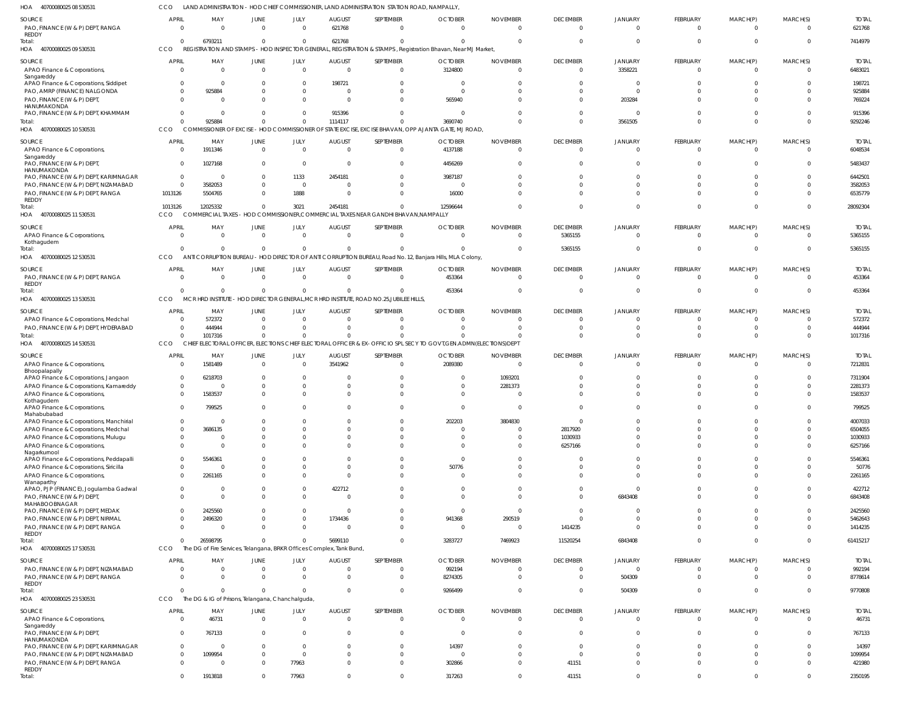HOA 40700080025 08 530531 CCO LAND ADMINISTRATION - HOD CHIEF COMMISSIONER, LAND ADMINISTRATION STATION ROAD, NAMPALLY,

| SOURCE | APRIL | MAY | JUNE | JULY | AUGUST | SEPTEMBER | OCTOBER | NOVEMBER | DECEMBER | JANUARY | FEBRUARY | MARCH(P) | MARCH(S) | TOTAL |
|---|---|---|---|---|---|---|---|---|---|---|---|---|---|---|
| PAO, FINANCE (W & P) DEPT, RANGA REDDY | 0 | 0 | 0 | 0 | 621768 | 0 | 0 | 0 | 0 | 0 | 0 | 0 | 0 | 621768 |
| Total: | 0 | 6793211 | 0 | 0 | 621768 | 0 | 0 | 0 | 0 | 0 | 0 | 0 | 0 | 7414979 |

HOA 40700080025 09 530531 CCO REGISTRATION AND STAMPS - HOD INSPECTOR GENERAL, REGISTRATION & STAMPS , Registration Bhavan, Near MJ Market,

| SOURCE | APRIL | MAY | JUNE | JULY | AUGUST | SEPTEMBER | OCTOBER | NOVEMBER | DECEMBER | JANUARY | FEBRUARY | MARCH(P) | MARCH(S) | TOTAL |
|---|---|---|---|---|---|---|---|---|---|---|---|---|---|---|
| APAO Finance & Corporations, Sangareddy | 0 | 0 | 0 | 0 | 0 | 0 | 3124800 | 0 | 0 | 3358221 | 0 | 0 | 0 | 6483021 |
| APAO Finance & Corporations, Siddipet | 0 | 0 | 0 | 0 | 198721 | 0 | 0 | 0 | 0 | 0 | 0 | 0 | 0 | 198721 |
| PAO, AMRP (FINANCE) NALGONDA | 0 | 925884 | 0 | 0 | 0 | 0 | 0 | 0 | 0 | 0 | 0 | 0 | 0 | 925884 |
| PAO, FINANCE (W & P) DEPT, HANUMAKONDA | 0 | 0 | 0 | 0 | 0 | 0 | 565940 | 0 | 0 | 203284 | 0 | 0 | 0 | 769224 |
| PAO, FINANCE (W & P) DEPT, KHAMMAM | 0 | 0 | 0 | 0 | 915396 | 0 | 0 | 0 | 0 | 0 | 0 | 0 | 0 | 915396 |
| Total: | 0 | 925884 | 0 | 0 | 1114117 | 0 | 3690740 | 0 | 0 | 3561505 | 0 | 0 | 0 | 9292246 |

HOA 40700080025 10 530531 CCO COMMISSIONER OF EXCISE - HOD COMMISSIONER OF STATE EXCISE, EXCISE BHAVAN, OPP AJANTA GATE, MJ ROAD,

| SOURCE | APRIL | MAY | JUNE | JULY | AUGUST | SEPTEMBER | OCTOBER | NOVEMBER | DECEMBER | JANUARY | FEBRUARY | MARCH(P) | MARCH(S) | TOTAL |
|---|---|---|---|---|---|---|---|---|---|---|---|---|---|---|
| APAO Finance & Corporations, Sangareddy | 0 | 1911346 | 0 | 0 | 0 | 0 | 4137188 | 0 | 0 | 0 | 0 | 0 | 0 | 6048534 |
| PAO, FINANCE (W & P) DEPT, HANUMAKONDA | 0 | 1027168 | 0 | 0 | 0 | 0 | 4456269 | 0 | 0 | 0 | 0 | 0 | 0 | 5483437 |
| PAO, FINANCE (W & P) DEPT, KARIMNAGAR | 0 | 0 | 0 | 1133 | 2454181 | 0 | 3987187 | 0 | 0 | 0 | 0 | 0 | 0 | 6442501 |
| PAO, FINANCE (W & P) DEPT, NIZAMABAD | 0 | 3582053 | 0 | 0 | 0 | 0 | 0 | 0 | 0 | 0 | 0 | 0 | 0 | 3582053 |
| PAO, FINANCE (W & P) DEPT, RANGA REDDY | 1013126 | 5504765 | 0 | 1888 | 0 | 0 | 16000 | 0 | 0 | 0 | 0 | 0 | 0 | 6535779 |
| Total: | 1013126 | 12025332 | 0 | 3021 | 2454181 | 0 | 12596644 | 0 | 0 | 0 | 0 | 0 | 0 | 28092304 |

HOA 40700080025 11 530531 CCO COMMERCIAL TAXES - HOD COMMISSIONER,COMMERCIAL TAXES NEAR GANDHI BHAVAN,NAMPALLY

| SOURCE | APRIL | MAY | JUNE | JULY | AUGUST | SEPTEMBER | OCTOBER | NOVEMBER | DECEMBER | JANUARY | FEBRUARY | MARCH(P) | MARCH(S) | TOTAL |
|---|---|---|---|---|---|---|---|---|---|---|---|---|---|---|
| APAO Finance & Corporations, Kothagudem | 0 | 0 | 0 | 0 | 0 | 0 | 0 | 0 | 5365155 | 0 | 0 | 0 | 0 | 5365155 |
| Total: | 0 | 0 | 0 | 0 | 0 | 0 | 0 | 0 | 5365155 | 0 | 0 | 0 | 0 | 5365155 |

HOA 40700080025 12 530531 CCO ANTI CORRUPTION BUREAU - HOD DIRECTOR OF ANTI CORRUPTION BUREAU, Road No. 12, Banjara Hills, MLA Colony,

| SOURCE | APRIL | MAY | JUNE | JULY | AUGUST | SEPTEMBER | OCTOBER | NOVEMBER | DECEMBER | JANUARY | FEBRUARY | MARCH(P) | MARCH(S) | TOTAL |
|---|---|---|---|---|---|---|---|---|---|---|---|---|---|---|
| PAO, FINANCE (W & P) DEPT, RANGA REDDY | 0 | 0 | 0 | 0 | 0 | 0 | 453364 | 0 | 0 | 0 | 0 | 0 | 0 | 453364 |
| Total: | 0 | 0 | 0 | 0 | 0 | 0 | 453364 | 0 | 0 | 0 | 0 | 0 | 0 | 453364 |

HOA 40700080025 13 530531 CCO MCR HRD INSTITUTE - HOD DIRECTOR GENERAL,MCR HRD INSTITUTE, ROAD NO.25,JUBILEE HILLS,

| SOURCE | APRIL | MAY | JUNE | JULY | AUGUST | SEPTEMBER | OCTOBER | NOVEMBER | DECEMBER | JANUARY | FEBRUARY | MARCH(P) | MARCH(S) | TOTAL |
|---|---|---|---|---|---|---|---|---|---|---|---|---|---|---|
| APAO Finance & Corporations, Medchal | 0 | 572372 | 0 | 0 | 0 | 0 | 0 | 0 | 0 | 0 | 0 | 0 | 0 | 572372 |
| PAO, FINANCE (W & P) DEPT, HYDERABAD | 0 | 444944 | 0 | 0 | 0 | 0 | 0 | 0 | 0 | 0 | 0 | 0 | 0 | 444944 |
| Total: | 0 | 1017316 | 0 | 0 | 0 | 0 | 0 | 0 | 0 | 0 | 0 | 0 | 0 | 1017316 |

HOA 40700080025 14 530531 CCO CHIEF ELECTORAL OFFICER, ELECTIONS CHIEF ELECTORAL OFFICER & EX-OFFICIO SPL SECY TO GOVT,GEN.ADMN(ELECTIONS)DEPT

| SOURCE | APRIL | MAY | JUNE | JULY | AUGUST | SEPTEMBER | OCTOBER | NOVEMBER | DECEMBER | JANUARY | FEBRUARY | MARCH(P) | MARCH(S) | TOTAL |
|---|---|---|---|---|---|---|---|---|---|---|---|---|---|---|
| APAO Finance & Corporations, Bhoopalapally | 0 | 1581489 | 0 | 0 | 3541962 | 0 | 2089380 | 0 | 0 | 0 | 0 | 0 | 0 | 7212831 |
| APAO Finance & Corporations, Jangaon | 0 | 6218703 | 0 | 0 | 0 | 0 | 0 | 1093201 | 0 | 0 | 0 | 0 | 0 | 7311904 |
| APAO Finance & Corporations, Kamareddy | 0 | 0 | 0 | 0 | 0 | 0 | 0 | 2281373 | 0 | 0 | 0 | 0 | 0 | 2281373 |
| APAO Finance & Corporations, Kothagudem | 0 | 1583537 | 0 | 0 | 0 | 0 | 0 | 0 | 0 | 0 | 0 | 0 | 0 | 1583537 |
| APAO Finance & Corporations, Mahabubabad | 0 | 799525 | 0 | 0 | 0 | 0 | 0 | 0 | 0 | 0 | 0 | 0 | 0 | 799525 |
| APAO Finance & Corporations, Manchirial | 0 | 0 | 0 | 0 | 0 | 0 | 202203 | 3804830 | 0 | 0 | 0 | 0 | 0 | 4007033 |
| APAO Finance & Corporations, Medchal | 0 | 3686135 | 0 | 0 | 0 | 0 | 0 | 0 | 2817920 | 0 | 0 | 0 | 0 | 6504055 |
| APAO Finance & Corporations, Mulugu | 0 | 0 | 0 | 0 | 0 | 0 | 0 | 0 | 1030933 | 0 | 0 | 0 | 0 | 1030933 |
| APAO Finance & Corporations, Nagarkurnool | 0 | 0 | 0 | 0 | 0 | 0 | 0 | 0 | 6257166 | 0 | 0 | 0 | 0 | 6257166 |
| APAO Finance & Corporations, Peddapalli | 0 | 5546361 | 0 | 0 | 0 | 0 | 0 | 0 | 0 | 0 | 0 | 0 | 0 | 5546361 |
| APAO Finance & Corporations, Siricilla | 0 | 0 | 0 | 0 | 0 | 0 | 50776 | 0 | 0 | 0 | 0 | 0 | 0 | 50776 |
| APAO Finance & Corporations, Wanaparthy | 0 | 2261165 | 0 | 0 | 0 | 0 | 0 | 0 | 0 | 0 | 0 | 0 | 0 | 2261165 |
| APAO, PJP (FINANCE), Jogulamba Gadwal | 0 | 0 | 0 | 0 | 422712 | 0 | 0 | 0 | 0 | 0 | 0 | 0 | 0 | 422712 |
| PAO, FINANCE (W & P) DEPT, MAHABOOBNAGAR | 0 | 0 | 0 | 0 | 0 | 0 | 0 | 0 | 0 | 6843408 | 0 | 0 | 0 | 6843408 |
| PAO, FINANCE (W & P) DEPT, MEDAK | 0 | 2425560 | 0 | 0 | 0 | 0 | 0 | 0 | 0 | 0 | 0 | 0 | 0 | 2425560 |
| PAO, FINANCE (W & P) DEPT, NIRMAL | 0 | 2496320 | 0 | 0 | 1734436 | 0 | 941368 | 290519 | 0 | 0 | 0 | 0 | 0 | 5462643 |
| PAO, FINANCE (W & P) DEPT, RANGA REDDY | 0 | 0 | 0 | 0 | 0 | 0 | 0 | 0 | 1414235 | 0 | 0 | 0 | 0 | 1414235 |
| Total: | 0 | 26598795 | 0 | 0 | 5699110 | 0 | 3283727 | 7469923 | 11520254 | 6843408 | 0 | 0 | 0 | 61415217 |

HOA 40700080025 17 530531 CCO The DG of Fire Services, Telangana, BRKR Offices Complex, Tank Bund,

| SOURCE | APRIL | MAY | JUNE | JULY | AUGUST | SEPTEMBER | OCTOBER | NOVEMBER | DECEMBER | JANUARY | FEBRUARY | MARCH(P) | MARCH(S) | TOTAL |
|---|---|---|---|---|---|---|---|---|---|---|---|---|---|---|
| PAO, FINANCE (W & P) DEPT, NIZAMABAD | 0 | 0 | 0 | 0 | 0 | 0 | 992194 | 0 | 0 | 0 | 0 | 0 | 0 | 992194 |
| PAO, FINANCE (W & P) DEPT, RANGA REDDY | 0 | 0 | 0 | 0 | 0 | 0 | 8274305 | 0 | 0 | 504309 | 0 | 0 | 0 | 8778614 |
| Total: | 0 | 0 | 0 | 0 | 0 | 0 | 9266499 | 0 | 0 | 504309 | 0 | 0 | 0 | 9770808 |

HOA 40700080025 23 530531 CCO The DG & IG of Prisons, Telangana, Chanchalguda,

| SOURCE | APRIL | MAY | JUNE | JULY | AUGUST | SEPTEMBER | OCTOBER | NOVEMBER | DECEMBER | JANUARY | FEBRUARY | MARCH(P) | MARCH(S) | TOTAL |
|---|---|---|---|---|---|---|---|---|---|---|---|---|---|---|
| APAO Finance & Corporations, Sangareddy | 0 | 46731 | 0 | 0 | 0 | 0 | 0 | 0 | 0 | 0 | 0 | 0 | 0 | 46731 |
| PAO, FINANCE (W & P) DEPT, HANUMAKONDA | 0 | 767133 | 0 | 0 | 0 | 0 | 0 | 0 | 0 | 0 | 0 | 0 | 0 | 767133 |
| PAO, FINANCE (W & P) DEPT, KARIMNAGAR | 0 | 0 | 0 | 0 | 0 | 0 | 14397 | 0 | 0 | 0 | 0 | 0 | 0 | 14397 |
| PAO, FINANCE (W & P) DEPT, NIZAMABAD | 0 | 1099954 | 0 | 0 | 0 | 0 | 0 | 0 | 0 | 0 | 0 | 0 | 0 | 1099954 |
| PAO, FINANCE (W & P) DEPT, RANGA REDDY | 0 | 0 | 0 | 77963 | 0 | 0 | 302866 | 0 | 41151 | 0 | 0 | 0 | 0 | 421980 |
| Total: | 0 | 1913818 | 0 | 77963 | 0 | 0 | 317263 | 0 | 41151 | 0 | 0 | 0 | 0 | 2350195 |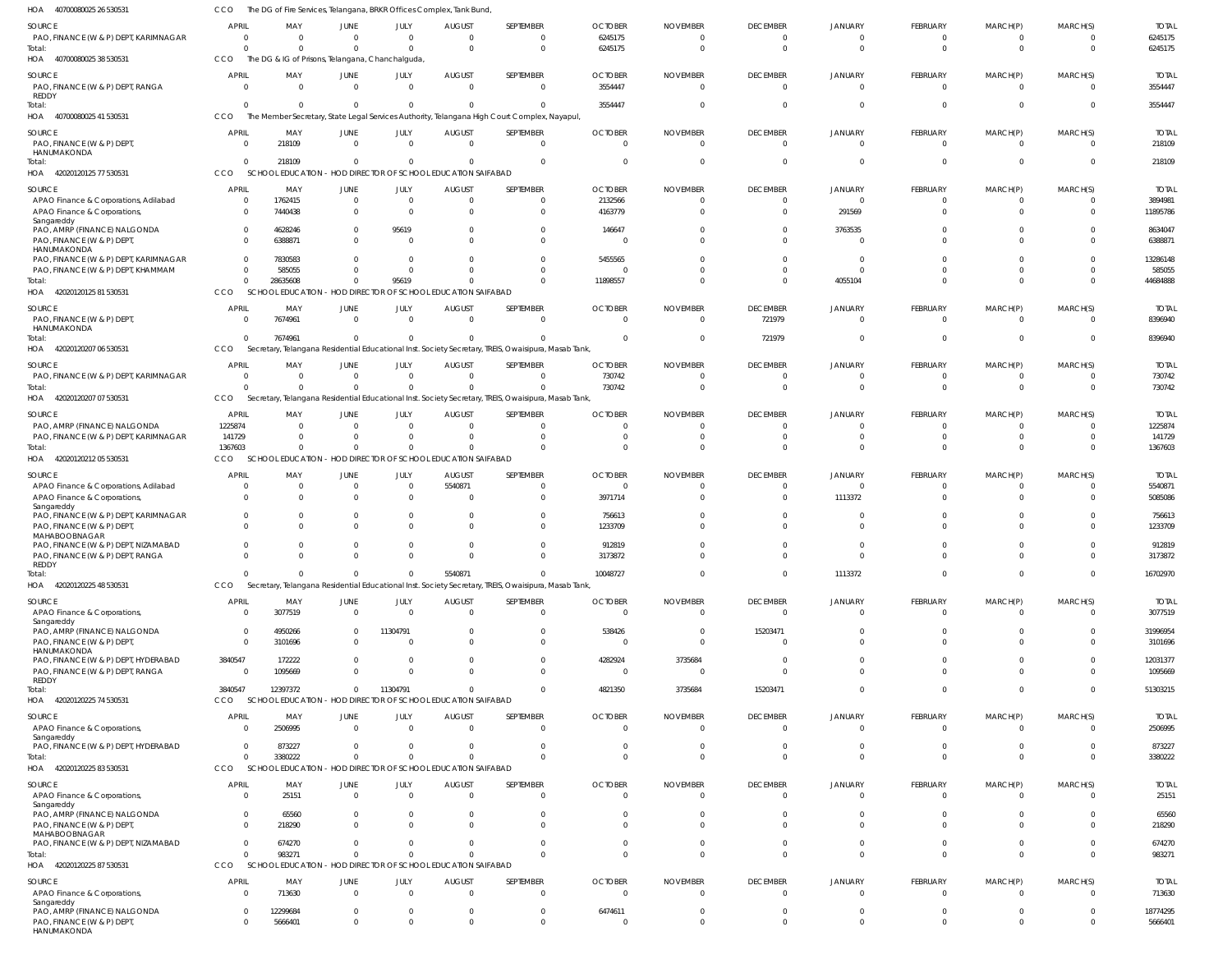HOA 40700080025 26 530531 CCO The DG of Fire Services, Telangana, BRKR Offices Complex, Tank Bund,

| SOURCE | APRIL | MAY | JUNE | JULY | AUGUST | SEPTEMBER | OCTOBER | NOVEMBER | DECEMBER | JANUARY | FEBRUARY | MARCH(P) | MARCH(S) | TOTAL |
|---|---|---|---|---|---|---|---|---|---|---|---|---|---|---|
| PAO, FINANCE (W & P) DEPT, KARIMNAGAR | 0 | 0 | 0 | 0 | 0 | 0 | 6245175 | 0 | 0 | 0 | 0 | 0 | 0 | 6245175 |
| Total: | 0 | 0 | 0 | 0 | 0 | 0 | 6245175 | 0 | 0 | 0 | 0 | 0 | 0 | 6245175 |

HOA 40700080025 38 530531 CCO The DG & IG of Prisons, Telangana, Chanchalguda,

| SOURCE | APRIL | MAY | JUNE | JULY | AUGUST | SEPTEMBER | OCTOBER | NOVEMBER | DECEMBER | JANUARY | FEBRUARY | MARCH(P) | MARCH(S) | TOTAL |
|---|---|---|---|---|---|---|---|---|---|---|---|---|---|---|
| PAO, FINANCE (W & P) DEPT, RANGA REDDY | 0 | 0 | 0 | 0 | 0 | 0 | 3554447 | 0 | 0 | 0 | 0 | 0 | 0 | 3554447 |
| Total: | 0 | 0 | 0 | 0 | 0 | 0 | 3554447 | 0 | 0 | 0 | 0 | 0 | 0 | 3554447 |

HOA 40700080025 41 530531 CCO The Member Secretary, State Legal Services Authority, Telangana High Court Complex, Nayapul,

| SOURCE | APRIL | MAY | JUNE | JULY | AUGUST | SEPTEMBER | OCTOBER | NOVEMBER | DECEMBER | JANUARY | FEBRUARY | MARCH(P) | MARCH(S) | TOTAL |
|---|---|---|---|---|---|---|---|---|---|---|---|---|---|---|
| PAO, FINANCE (W & P) DEPT, HANUMAKONDA | 0 | 218109 | 0 | 0 | 0 | 0 | 0 | 0 | 0 | 0 | 0 | 0 | 0 | 218109 |
| Total: | 0 | 218109 | 0 | 0 | 0 | 0 | 0 | 0 | 0 | 0 | 0 | 0 | 0 | 218109 |

HOA 42020120125 77 530531 CCO SCHOOL EDUCATION - HOD DIRECTOR OF SCHOOL EDUCATION SAIFABAD

| SOURCE | APRIL | MAY | JUNE | JULY | AUGUST | SEPTEMBER | OCTOBER | NOVEMBER | DECEMBER | JANUARY | FEBRUARY | MARCH(P) | MARCH(S) | TOTAL |
|---|---|---|---|---|---|---|---|---|---|---|---|---|---|---|
| APAO Finance & Corporations, Adilabad | 0 | 1762415 | 0 | 0 | 0 | 0 | 2132566 | 0 | 0 | 0 | 0 | 0 | 0 | 3894981 |
| APAO Finance & Corporations, Sangareddy | 0 | 7440438 | 0 | 0 | 0 | 0 | 4163779 | 0 | 0 | 291569 | 0 | 0 | 0 | 11895786 |
| PAO, AMRP (FINANCE) NALGONDA | 0 | 4628246 | 0 | 95619 | 0 | 0 | 146647 | 0 | 0 | 3763535 | 0 | 0 | 0 | 8634047 |
| PAO, FINANCE (W & P) DEPT, HANUMAKONDA | 0 | 6388871 | 0 | 0 | 0 | 0 | 0 | 0 | 0 | 0 | 0 | 0 | 0 | 6388871 |
| PAO, FINANCE (W & P) DEPT, KARIMNAGAR | 0 | 7830583 | 0 | 0 | 0 | 0 | 5455565 | 0 | 0 | 0 | 0 | 0 | 0 | 13286148 |
| PAO, FINANCE (W & P) DEPT, KHAMMAM | 0 | 585055 | 0 | 0 | 0 | 0 | 0 | 0 | 0 | 0 | 0 | 0 | 0 | 585055 |
| Total: | 0 | 28635608 | 0 | 95619 | 0 | 0 | 11898557 | 0 | 0 | 4055104 | 0 | 0 | 0 | 44684888 |

HOA 42020120125 81 530531 CCO SCHOOL EDUCATION - HOD DIRECTOR OF SCHOOL EDUCATION SAIFABAD

| SOURCE | APRIL | MAY | JUNE | JULY | AUGUST | SEPTEMBER | OCTOBER | NOVEMBER | DECEMBER | JANUARY | FEBRUARY | MARCH(P) | MARCH(S) | TOTAL |
|---|---|---|---|---|---|---|---|---|---|---|---|---|---|---|
| PAO, FINANCE (W & P) DEPT, HANUMAKONDA | 0 | 7674961 | 0 | 0 | 0 | 0 | 0 | 0 | 721979 | 0 | 0 | 0 | 0 | 8396940 |
| Total: | 0 | 7674961 | 0 | 0 | 0 | 0 | 0 | 0 | 721979 | 0 | 0 | 0 | 0 | 8396940 |

HOA 42020120207 06 530531 CCO Secretary, Telangana Residential Educational Inst. Society Secretary, TREIS, Owaisipura, Masab Tank,

| SOURCE | APRIL | MAY | JUNE | JULY | AUGUST | SEPTEMBER | OCTOBER | NOVEMBER | DECEMBER | JANUARY | FEBRUARY | MARCH(P) | MARCH(S) | TOTAL |
|---|---|---|---|---|---|---|---|---|---|---|---|---|---|---|
| PAO, FINANCE (W & P) DEPT, KARIMNAGAR | 0 | 0 | 0 | 0 | 0 | 0 | 730742 | 0 | 0 | 0 | 0 | 0 | 0 | 730742 |
| Total: | 0 | 0 | 0 | 0 | 0 | 0 | 730742 | 0 | 0 | 0 | 0 | 0 | 0 | 730742 |

HOA 42020120207 07 530531 CCO Secretary, Telangana Residential Educational Inst. Society Secretary, TREIS, Owaisipura, Masab Tank,

| SOURCE | APRIL | MAY | JUNE | JULY | AUGUST | SEPTEMBER | OCTOBER | NOVEMBER | DECEMBER | JANUARY | FEBRUARY | MARCH(P) | MARCH(S) | TOTAL |
|---|---|---|---|---|---|---|---|---|---|---|---|---|---|---|
| PAO, AMRP (FINANCE) NALGONDA | 1225874 | 0 | 0 | 0 | 0 | 0 | 0 | 0 | 0 | 0 | 0 | 0 | 0 | 1225874 |
| PAO, FINANCE (W & P) DEPT, KARIMNAGAR | 141729 | 0 | 0 | 0 | 0 | 0 | 0 | 0 | 0 | 0 | 0 | 0 | 0 | 141729 |
| Total: | 1367603 | 0 | 0 | 0 | 0 | 0 | 0 | 0 | 0 | 0 | 0 | 0 | 0 | 1367603 |

HOA 42020120212 05 530531 CCO SCHOOL EDUCATION - HOD DIRECTOR OF SCHOOL EDUCATION SAIFABAD

| SOURCE | APRIL | MAY | JUNE | JULY | AUGUST | SEPTEMBER | OCTOBER | NOVEMBER | DECEMBER | JANUARY | FEBRUARY | MARCH(P) | MARCH(S) | TOTAL |
|---|---|---|---|---|---|---|---|---|---|---|---|---|---|---|
| APAO Finance & Corporations, Adilabad | 0 | 0 | 0 | 0 | 5540871 | 0 | 0 | 0 | 0 | 0 | 0 | 0 | 0 | 5540871 |
| APAO Finance & Corporations, Sangareddy | 0 | 0 | 0 | 0 | 0 | 0 | 3971714 | 0 | 0 | 1113372 | 0 | 0 | 0 | 5085086 |
| PAO, FINANCE (W & P) DEPT, KARIMNAGAR | 0 | 0 | 0 | 0 | 0 | 0 | 756613 | 0 | 0 | 0 | 0 | 0 | 0 | 756613 |
| PAO, FINANCE (W & P) DEPT, MAHABOOBNAGAR | 0 | 0 | 0 | 0 | 0 | 0 | 1233709 | 0 | 0 | 0 | 0 | 0 | 0 | 1233709 |
| PAO, FINANCE (W & P) DEPT, NIZAMABAD | 0 | 0 | 0 | 0 | 0 | 0 | 912819 | 0 | 0 | 0 | 0 | 0 | 0 | 912819 |
| PAO, FINANCE (W & P) DEPT, RANGA REDDY | 0 | 0 | 0 | 0 | 0 | 0 | 3173872 | 0 | 0 | 0 | 0 | 0 | 0 | 3173872 |
| Total: | 0 | 0 | 0 | 0 | 5540871 | 0 | 10048727 | 0 | 0 | 1113372 | 0 | 0 | 0 | 16702970 |

HOA 42020120225 48 530531 CCO Secretary, Telangana Residential Educational Inst. Society Secretary, TREIS, Owaisipura, Masab Tank,

| SOURCE | APRIL | MAY | JUNE | JULY | AUGUST | SEPTEMBER | OCTOBER | NOVEMBER | DECEMBER | JANUARY | FEBRUARY | MARCH(P) | MARCH(S) | TOTAL |
|---|---|---|---|---|---|---|---|---|---|---|---|---|---|---|
| APAO Finance & Corporations, Sangareddy | 0 | 3077519 | 0 | 0 | 0 | 0 | 0 | 0 | 0 | 0 | 0 | 0 | 0 | 3077519 |
| PAO, AMRP (FINANCE) NALGONDA | 0 | 4950266 | 0 | 11304791 | 0 | 0 | 538426 | 0 | 15203471 | 0 | 0 | 0 | 0 | 31996954 |
| PAO, FINANCE (W & P) DEPT, HANUMAKONDA | 0 | 3101696 | 0 | 0 | 0 | 0 | 0 | 0 | 0 | 0 | 0 | 0 | 0 | 3101696 |
| PAO, FINANCE (W & P) DEPT, HYDERABAD | 3840547 | 172222 | 0 | 0 | 0 | 0 | 4282924 | 3735684 | 0 | 0 | 0 | 0 | 0 | 12031377 |
| PAO, FINANCE (W & P) DEPT, RANGA REDDY | 0 | 1095669 | 0 | 0 | 0 | 0 | 0 | 0 | 0 | 0 | 0 | 0 | 0 | 1095669 |
| Total: | 3840547 | 12397372 | 0 | 11304791 | 0 | 0 | 4821350 | 3735684 | 15203471 | 0 | 0 | 0 | 0 | 51303215 |

HOA 42020120225 74 530531 CCO SCHOOL EDUCATION - HOD DIRECTOR OF SCHOOL EDUCATION SAIFABAD

| SOURCE | APRIL | MAY | JUNE | JULY | AUGUST | SEPTEMBER | OCTOBER | NOVEMBER | DECEMBER | JANUARY | FEBRUARY | MARCH(P) | MARCH(S) | TOTAL |
|---|---|---|---|---|---|---|---|---|---|---|---|---|---|---|
| APAO Finance & Corporations, Sangareddy | 0 | 2506995 | 0 | 0 | 0 | 0 | 0 | 0 | 0 | 0 | 0 | 0 | 0 | 2506995 |
| PAO, FINANCE (W & P) DEPT, HYDERABAD | 0 | 873227 | 0 | 0 | 0 | 0 | 0 | 0 | 0 | 0 | 0 | 0 | 0 | 873227 |
| Total: | 0 | 3380222 | 0 | 0 | 0 | 0 | 0 | 0 | 0 | 0 | 0 | 0 | 0 | 3380222 |

HOA 42020120225 83 530531 CCO SCHOOL EDUCATION - HOD DIRECTOR OF SCHOOL EDUCATION SAIFABAD

| SOURCE | APRIL | MAY | JUNE | JULY | AUGUST | SEPTEMBER | OCTOBER | NOVEMBER | DECEMBER | JANUARY | FEBRUARY | MARCH(P) | MARCH(S) | TOTAL |
|---|---|---|---|---|---|---|---|---|---|---|---|---|---|---|
| APAO Finance & Corporations, Sangareddy | 0 | 25151 | 0 | 0 | 0 | 0 | 0 | 0 | 0 | 0 | 0 | 0 | 0 | 25151 |
| PAO, AMRP (FINANCE) NALGONDA | 0 | 65560 | 0 | 0 | 0 | 0 | 0 | 0 | 0 | 0 | 0 | 0 | 0 | 65560 |
| PAO, FINANCE (W & P) DEPT, MAHABOOBNAGAR | 0 | 218290 | 0 | 0 | 0 | 0 | 0 | 0 | 0 | 0 | 0 | 0 | 0 | 218290 |
| PAO, FINANCE (W & P) DEPT, NIZAMABAD | 0 | 674270 | 0 | 0 | 0 | 0 | 0 | 0 | 0 | 0 | 0 | 0 | 0 | 674270 |
| Total: | 0 | 983271 | 0 | 0 | 0 | 0 | 0 | 0 | 0 | 0 | 0 | 0 | 0 | 983271 |

HOA 42020120225 87 530531 CCO SCHOOL EDUCATION - HOD DIRECTOR OF SCHOOL EDUCATION SAIFABAD

| SOURCE | APRIL | MAY | JUNE | JULY | AUGUST | SEPTEMBER | OCTOBER | NOVEMBER | DECEMBER | JANUARY | FEBRUARY | MARCH(P) | MARCH(S) | TOTAL |
|---|---|---|---|---|---|---|---|---|---|---|---|---|---|---|
| APAO Finance & Corporations, Sangareddy | 0 | 713630 | 0 | 0 | 0 | 0 | 0 | 0 | 0 | 0 | 0 | 0 | 0 | 713630 |
| PAO, AMRP (FINANCE) NALGONDA | 0 | 12299684 | 0 | 0 | 0 | 0 | 6474611 | 0 | 0 | 0 | 0 | 0 | 0 | 18774295 |
| PAO, FINANCE (W & P) DEPT, HANUMAKONDA | 0 | 5666401 | 0 | 0 | 0 | 0 | 0 | 0 | 0 | 0 | 0 | 0 | 0 | 5666401 |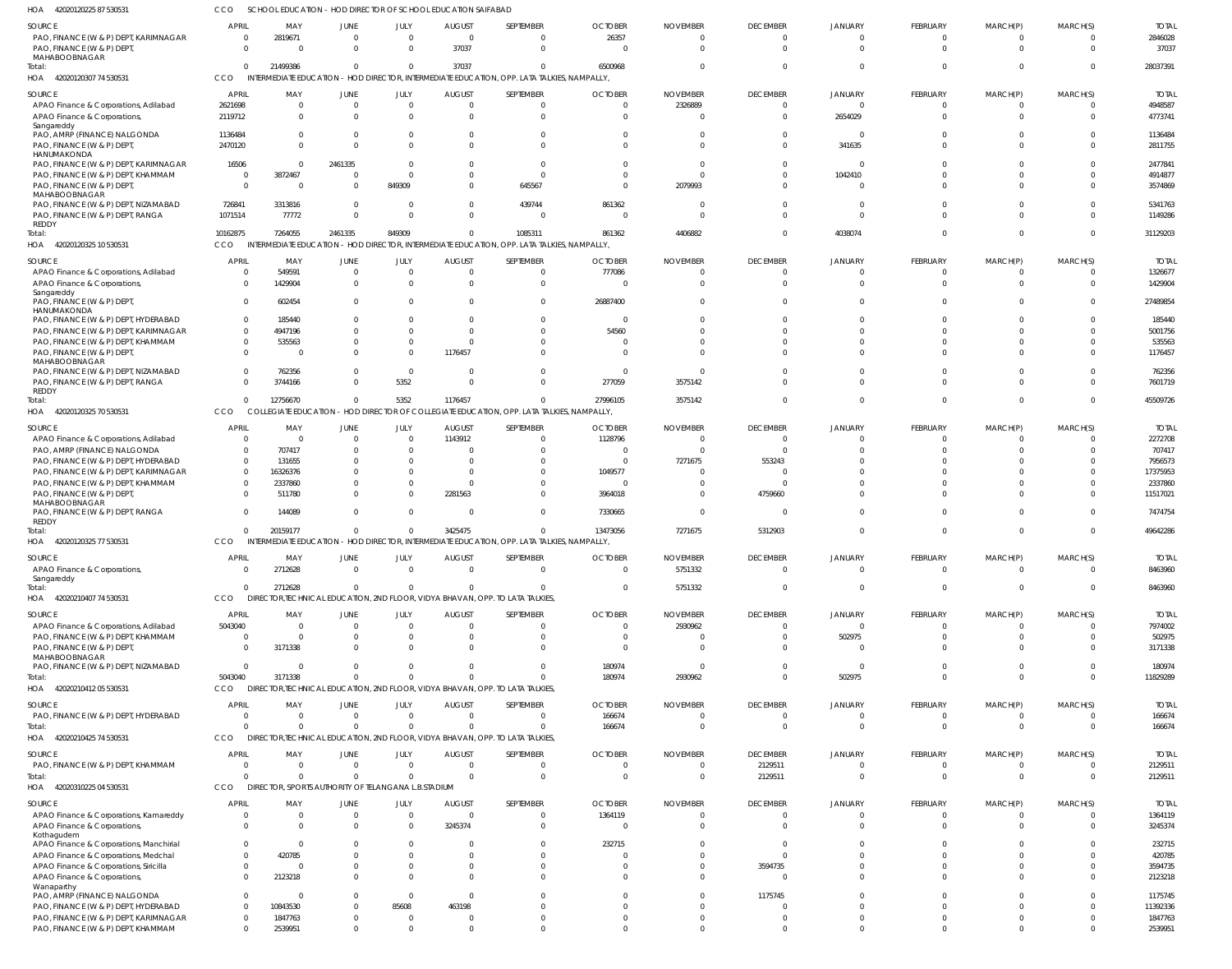HOA 42020120225 87 530531 CCO SCHOOL EDUCATION - HOD DIRECTOR OF SCHOOL EDUCATION SAIFABAD

| SOURCE | APRIL | MAY | JUNE | JULY | AUGUST | SEPTEMBER | OCTOBER | NOVEMBER | DECEMBER | JANUARY | FEBRUARY | MARCH(P) | MARCH(S) | TOTAL |
|---|---|---|---|---|---|---|---|---|---|---|---|---|---|---|
| PAO, FINANCE (W & P) DEPT, KARIMNAGAR | 0 | 2819671 | 0 | 0 | 0 | 0 | 26357 | 0 | 0 | 0 | 0 | 0 | 0 | 2846028 |
| PAO, FINANCE (W & P) DEPT, MAHABOOBNAGAR | 0 | 0 | 0 | 0 | 37037 | 0 | 0 | 0 | 0 | 0 | 0 | 0 | 0 | 37037 |
| Total: | 0 | 21499386 | 0 | 0 | 37037 | 0 | 6500968 | 0 | 0 | 0 | 0 | 0 | 0 | 28037391 |

HOA 42020120307 74 530531 CCO INTERMEDIATE EDUCATION - HOD DIRECTOR, INTERMEDIATE EDUCATION, OPP. LATA TALKIES, NAMPALLY,

| SOURCE | APRIL | MAY | JUNE | JULY | AUGUST | SEPTEMBER | OCTOBER | NOVEMBER | DECEMBER | JANUARY | FEBRUARY | MARCH(P) | MARCH(S) | TOTAL |
|---|---|---|---|---|---|---|---|---|---|---|---|---|---|---|
| APAO Finance & Corporations, Adilabad | 2621698 | 0 | 0 | 0 | 0 | 0 | 0 | 2326889 | 0 | 0 | 0 | 0 | 0 | 4948587 |
| APAO Finance & Corporations, Sangareddy | 2119712 | 0 | 0 | 0 | 0 | 0 | 0 | 0 | 0 | 2654029 | 0 | 0 | 0 | 4773741 |
| PAO, AMRP (FINANCE) NALGONDA | 1136484 | 0 | 0 | 0 | 0 | 0 | 0 | 0 | 0 | 0 | 0 | 0 | 0 | 1136484 |
| PAO, FINANCE (W & P) DEPT, HANUMAKONDA | 2470120 | 0 | 0 | 0 | 0 | 0 | 0 | 0 | 0 | 341635 | 0 | 0 | 0 | 2811755 |
| PAO, FINANCE (W & P) DEPT, KARIMNAGAR | 16506 | 0 | 2461335 | 0 | 0 | 0 | 0 | 0 | 0 | 0 | 0 | 0 | 0 | 2477841 |
| PAO, FINANCE (W & P) DEPT, KHAMMAM | 0 | 3872467 | 0 | 0 | 0 | 0 | 0 | 0 | 0 | 1042410 | 0 | 0 | 0 | 4914877 |
| PAO, FINANCE (W & P) DEPT, MAHABOOBNAGAR | 0 | 0 | 0 | 849309 | 0 | 645567 | 0 | 2079993 | 0 | 0 | 0 | 0 | 0 | 3574869 |
| PAO, FINANCE (W & P) DEPT, NIZAMABAD | 726841 | 3313816 | 0 | 0 | 0 | 439744 | 861362 | 0 | 0 | 0 | 0 | 0 | 0 | 5341763 |
| PAO, FINANCE (W & P) DEPT, RANGA REDDY | 1071514 | 77772 | 0 | 0 | 0 | 0 | 0 | 0 | 0 | 0 | 0 | 0 | 0 | 1149286 |
| Total: | 10162875 | 7264055 | 2461335 | 849309 | 0 | 1085311 | 861362 | 4406882 | 0 | 4038074 | 0 | 0 | 0 | 31129203 |

HOA 42020120325 10 530531 CCO INTERMEDIATE EDUCATION - HOD DIRECTOR, INTERMEDIATE EDUCATION, OPP. LATA TALKIES, NAMPALLY,

| SOURCE | APRIL | MAY | JUNE | JULY | AUGUST | SEPTEMBER | OCTOBER | NOVEMBER | DECEMBER | JANUARY | FEBRUARY | MARCH(P) | MARCH(S) | TOTAL |
|---|---|---|---|---|---|---|---|---|---|---|---|---|---|---|
| APAO Finance & Corporations, Adilabad | 0 | 549591 | 0 | 0 | 0 | 0 | 777086 | 0 | 0 | 0 | 0 | 0 | 0 | 1326677 |
| APAO Finance & Corporations, Sangareddy | 0 | 1429904 | 0 | 0 | 0 | 0 | 0 | 0 | 0 | 0 | 0 | 0 | 0 | 1429904 |
| PAO, FINANCE (W & P) DEPT, HANUMAKONDA | 0 | 602454 | 0 | 0 | 0 | 0 | 26887400 | 0 | 0 | 0 | 0 | 0 | 0 | 27489854 |
| PAO, FINANCE (W & P) DEPT, HYDERABAD | 0 | 185440 | 0 | 0 | 0 | 0 | 0 | 0 | 0 | 0 | 0 | 0 | 0 | 185440 |
| PAO, FINANCE (W & P) DEPT, KARIMNAGAR | 0 | 4947196 | 0 | 0 | 0 | 0 | 54560 | 0 | 0 | 0 | 0 | 0 | 0 | 5001756 |
| PAO, FINANCE (W & P) DEPT, KHAMMAM | 0 | 535563 | 0 | 0 | 0 | 0 | 0 | 0 | 0 | 0 | 0 | 0 | 0 | 535563 |
| PAO, FINANCE (W & P) DEPT, MAHABOOBNAGAR | 0 | 0 | 0 | 0 | 1176457 | 0 | 0 | 0 | 0 | 0 | 0 | 0 | 0 | 1176457 |
| PAO, FINANCE (W & P) DEPT, NIZAMABAD | 0 | 762356 | 0 | 0 | 0 | 0 | 0 | 0 | 0 | 0 | 0 | 0 | 0 | 762356 |
| PAO, FINANCE (W & P) DEPT, RANGA REDDY | 0 | 3744166 | 0 | 5352 | 0 | 0 | 277059 | 3575142 | 0 | 0 | 0 | 0 | 0 | 7601719 |
| Total: | 0 | 12756670 | 0 | 5352 | 1176457 | 0 | 27996105 | 3575142 | 0 | 0 | 0 | 0 | 0 | 45509726 |

HOA 42020120325 70 530531 CCO COLLEGIATE EDUCATION - HOD DIRECTOR OF COLLEGIATE EDUCATION, OPP. LATA TALKIES, NAMPALLY,

| SOURCE | APRIL | MAY | JUNE | JULY | AUGUST | SEPTEMBER | OCTOBER | NOVEMBER | DECEMBER | JANUARY | FEBRUARY | MARCH(P) | MARCH(S) | TOTAL |
|---|---|---|---|---|---|---|---|---|---|---|---|---|---|---|
| APAO Finance & Corporations, Adilabad | 0 | 0 | 0 | 0 | 1143912 | 0 | 1128796 | 0 | 0 | 0 | 0 | 0 | 0 | 2272708 |
| PAO, AMRP (FINANCE) NALGONDA | 0 | 707417 | 0 | 0 | 0 | 0 | 0 | 0 | 0 | 0 | 0 | 0 | 0 | 707417 |
| PAO, FINANCE (W & P) DEPT, HYDERABAD | 0 | 131655 | 0 | 0 | 0 | 0 | 0 | 7271675 | 553243 | 0 | 0 | 0 | 0 | 7956573 |
| PAO, FINANCE (W & P) DEPT, KARIMNAGAR | 0 | 16326376 | 0 | 0 | 0 | 0 | 1049577 | 0 | 0 | 0 | 0 | 0 | 0 | 17375953 |
| PAO, FINANCE (W & P) DEPT, KHAMMAM | 0 | 2337860 | 0 | 0 | 0 | 0 | 0 | 0 | 0 | 0 | 0 | 0 | 0 | 2337860 |
| PAO, FINANCE (W & P) DEPT, MAHABOOBNAGAR | 0 | 511780 | 0 | 0 | 2281563 | 0 | 3964018 | 0 | 4759660 | 0 | 0 | 0 | 0 | 11517021 |
| PAO, FINANCE (W & P) DEPT, RANGA REDDY | 0 | 144089 | 0 | 0 | 0 | 0 | 7330665 | 0 | 0 | 0 | 0 | 0 | 0 | 7474754 |
| Total: | 0 | 20159177 | 0 | 0 | 3425475 | 0 | 13473056 | 7271675 | 5312903 | 0 | 0 | 0 | 0 | 49642286 |

HOA 42020120325 77 530531 CCO INTERMEDIATE EDUCATION - HOD DIRECTOR, INTERMEDIATE EDUCATION, OPP. LATA TALKIES, NAMPALLY,

| SOURCE | APRIL | MAY | JUNE | JULY | AUGUST | SEPTEMBER | OCTOBER | NOVEMBER | DECEMBER | JANUARY | FEBRUARY | MARCH(P) | MARCH(S) | TOTAL |
|---|---|---|---|---|---|---|---|---|---|---|---|---|---|---|
| APAO Finance & Corporations, Sangareddy | 0 | 2712628 | 0 | 0 | 0 | 0 | 0 | 5751332 | 0 | 0 | 0 | 0 | 0 | 8463960 |
| Total: | 0 | 2712628 | 0 | 0 | 0 | 0 | 0 | 5751332 | 0 | 0 | 0 | 0 | 0 | 8463960 |

HOA 42020210407 74 530531 CCO DIRECTOR,TECHNICAL EDUCATION, 2ND FLOOR, VIDYA BHAVAN, OPP. TO LATA TALKIES,

| SOURCE | APRIL | MAY | JUNE | JULY | AUGUST | SEPTEMBER | OCTOBER | NOVEMBER | DECEMBER | JANUARY | FEBRUARY | MARCH(P) | MARCH(S) | TOTAL |
|---|---|---|---|---|---|---|---|---|---|---|---|---|---|---|
| APAO Finance & Corporations, Adilabad | 5043040 | 0 | 0 | 0 | 0 | 0 | 0 | 2930962 | 0 | 0 | 0 | 0 | 0 | 7974002 |
| PAO, FINANCE (W & P) DEPT, KHAMMAM | 0 | 0 | 0 | 0 | 0 | 0 | 0 | 0 | 0 | 502975 | 0 | 0 | 0 | 502975 |
| PAO, FINANCE (W & P) DEPT, MAHABOOBNAGAR | 0 | 3171338 | 0 | 0 | 0 | 0 | 0 | 0 | 0 | 0 | 0 | 0 | 0 | 3171338 |
| PAO, FINANCE (W & P) DEPT, NIZAMABAD | 0 | 0 | 0 | 0 | 0 | 0 | 180974 | 0 | 0 | 0 | 0 | 0 | 0 | 180974 |
| Total: | 5043040 | 3171338 | 0 | 0 | 0 | 0 | 180974 | 2930962 | 0 | 502975 | 0 | 0 | 0 | 11829289 |

HOA 42020210412 05 530531 CCO DIRECTOR,TECHNICAL EDUCATION, 2ND FLOOR, VIDYA BHAVAN, OPP. TO LATA TALKIES,

| SOURCE | APRIL | MAY | JUNE | JULY | AUGUST | SEPTEMBER | OCTOBER | NOVEMBER | DECEMBER | JANUARY | FEBRUARY | MARCH(P) | MARCH(S) | TOTAL |
|---|---|---|---|---|---|---|---|---|---|---|---|---|---|---|
| PAO, FINANCE (W & P) DEPT, HYDERABAD | 0 | 0 | 0 | 0 | 0 | 0 | 166674 | 0 | 0 | 0 | 0 | 0 | 0 | 166674 |
| Total: | 0 | 0 | 0 | 0 | 0 | 0 | 166674 | 0 | 0 | 0 | 0 | 0 | 0 | 166674 |

HOA 42020210425 74 530531 CCO DIRECTOR,TECHNICAL EDUCATION, 2ND FLOOR, VIDYA BHAVAN, OPP. TO LATA TALKIES,

| SOURCE | APRIL | MAY | JUNE | JULY | AUGUST | SEPTEMBER | OCTOBER | NOVEMBER | DECEMBER | JANUARY | FEBRUARY | MARCH(P) | MARCH(S) | TOTAL |
|---|---|---|---|---|---|---|---|---|---|---|---|---|---|---|
| PAO, FINANCE (W & P) DEPT, KHAMMAM | 0 | 0 | 0 | 0 | 0 | 0 | 0 | 0 | 2129511 | 0 | 0 | 0 | 0 | 2129511 |
| Total: | 0 | 0 | 0 | 0 | 0 | 0 | 0 | 0 | 2129511 | 0 | 0 | 0 | 0 | 2129511 |

HOA 42020310225 04 530531 CCO DIRECTOR, SPORTS AUTHORITY OF TELANGANA L.B.STADIUM

| SOURCE | APRIL | MAY | JUNE | JULY | AUGUST | SEPTEMBER | OCTOBER | NOVEMBER | DECEMBER | JANUARY | FEBRUARY | MARCH(P) | MARCH(S) | TOTAL |
|---|---|---|---|---|---|---|---|---|---|---|---|---|---|---|
| APAO Finance & Corporations, Kamareddy | 0 | 0 | 0 | 0 | 0 | 0 | 1364119 | 0 | 0 | 0 | 0 | 0 | 0 | 1364119 |
| APAO Finance & Corporations, Kothagudem | 0 | 0 | 0 | 0 | 3245374 | 0 | 0 | 0 | 0 | 0 | 0 | 0 | 0 | 3245374 |
| APAO Finance & Corporations, Manchirial | 0 | 0 | 0 | 0 | 0 | 0 | 232715 | 0 | 0 | 0 | 0 | 0 | 0 | 232715 |
| APAO Finance & Corporations, Medchal | 0 | 420785 | 0 | 0 | 0 | 0 | 0 | 0 | 0 | 0 | 0 | 0 | 0 | 420785 |
| APAO Finance & Corporations, Siricilla | 0 | 0 | 0 | 0 | 0 | 0 | 0 | 0 | 3594735 | 0 | 0 | 0 | 0 | 3594735 |
| APAO Finance & Corporations, Wanaparthy | 0 | 2123218 | 0 | 0 | 0 | 0 | 0 | 0 | 0 | 0 | 0 | 0 | 0 | 2123218 |
| PAO, AMRP (FINANCE) NALGONDA | 0 | 0 | 0 | 0 | 0 | 0 | 0 | 0 | 1175745 | 0 | 0 | 0 | 0 | 1175745 |
| PAO, FINANCE (W & P) DEPT, HYDERABAD | 0 | 10843530 | 0 | 85608 | 463198 | 0 | 0 | 0 | 0 | 0 | 0 | 0 | 0 | 11392336 |
| PAO, FINANCE (W & P) DEPT, KARIMNAGAR | 0 | 1847763 | 0 | 0 | 0 | 0 | 0 | 0 | 0 | 0 | 0 | 0 | 0 | 1847763 |
| PAO, FINANCE (W & P) DEPT, KHAMMAM | 0 | 2539951 | 0 | 0 | 0 | 0 | 0 | 0 | 0 | 0 | 0 | 0 | 0 | 2539951 |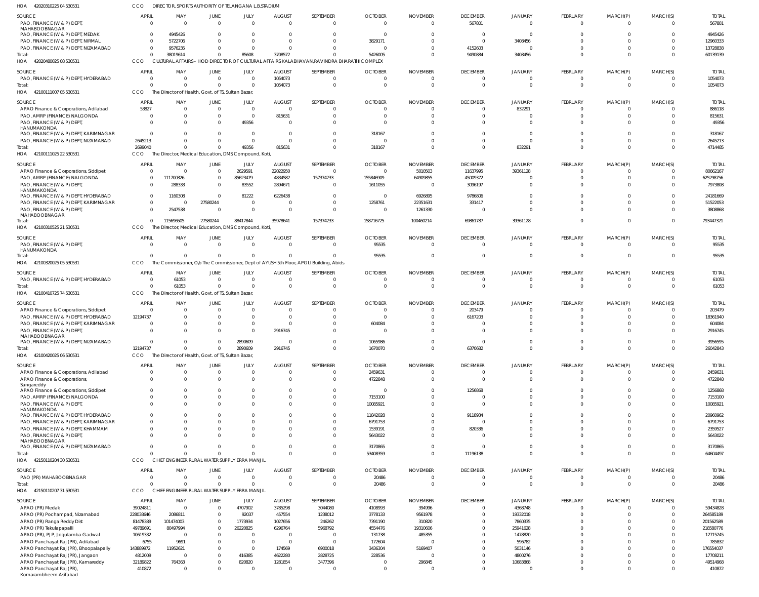HOA 42020310225 04 530531 CCO DIRECTOR, SPORTS AUTHORITY OF TELANGANA L.B.STADIUM

| SOURCE | APRIL | MAY | JUNE | JULY | AUGUST | SEPTEMBER | OCTOBER | NOVEMBER | DECEMBER | JANUARY | FEBRUARY | MARCH(P) | MARCH(S) | TOTAL |
|---|---|---|---|---|---|---|---|---|---|---|---|---|---|---|
| PAO, FINANCE (W & P) DEPT, MAHABOOBNAGAR | 0 | 0 | 0 | 0 | 0 | 0 | 0 | 0 | 567801 | 0 | 0 | 0 | 0 | 567801 |
| PAO, FINANCE (W & P) DEPT, MEDAK | 0 | 4945426 | 0 | 0 | 0 | 0 | 0 | 0 | 0 | 0 | 0 | 0 | 0 | 4945426 |
| PAO, FINANCE (W & P) DEPT, NIRMAL | 0 | 5722706 | 0 | 0 | 0 | 0 | 3829171 | 0 | 0 | 3408456 | 0 | 0 | 0 | 12960333 |
| PAO, FINANCE (W & P) DEPT, NIZAMABAD | 0 | 9576235 | 0 | 0 | 0 | 0 | 0 | 0 | 4152603 | 0 | 0 | 0 | 0 | 13728838 |
| Total: | 0 | 38019614 | 0 | 85608 | 3708572 | 0 | 5426005 | 0 | 9490884 | 3408456 | 0 | 0 | 0 | 60139139 |

HOA 42020480025 08 530531 CCO CULTURAL AFFAIRS - HOD DIRECTOR OF CULTURAL AFFAIRS KALABHAVAN,RAVINDRA BHARATHI COMPLEX

| SOURCE | APRIL | MAY | JUNE | JULY | AUGUST | SEPTEMBER | OCTOBER | NOVEMBER | DECEMBER | JANUARY | FEBRUARY | MARCH(P) | MARCH(S) | TOTAL |
|---|---|---|---|---|---|---|---|---|---|---|---|---|---|---|
| PAO, FINANCE (W & P) DEPT, HYDERABAD | 0 | 0 | 0 | 0 | 1054073 | 0 | 0 | 0 | 0 | 0 | 0 | 0 | 0 | 1054073 |
| Total: | 0 | 0 | 0 | 0 | 1054073 | 0 | 0 | 0 | 0 | 0 | 0 | 0 | 0 | 1054073 |

HOA 42100111007 05 530531 CCO The Director of Health, Govt. of TS, Sultan Bazar,

| SOURCE | APRIL | MAY | JUNE | JULY | AUGUST | SEPTEMBER | OCTOBER | NOVEMBER | DECEMBER | JANUARY | FEBRUARY | MARCH(P) | MARCH(S) | TOTAL |
|---|---|---|---|---|---|---|---|---|---|---|---|---|---|---|
| APAO Finance & Corporations, Adilabad | 53827 | 0 | 0 | 0 | 0 | 0 | 0 | 0 | 0 | 832291 | 0 | 0 | 0 | 886118 |
| PAO, AMRP (FINANCE) NALGONDA | 0 | 0 | 0 | 0 | 815631 | 0 | 0 | 0 | 0 | 0 | 0 | 0 | 0 | 815631 |
| PAO, FINANCE (W & P) DEPT, HANUMAKONDA | 0 | 0 | 0 | 49356 | 0 | 0 | 0 | 0 | 0 | 0 | 0 | 0 | 0 | 49356 |
| PAO, FINANCE (W & P) DEPT, KARIMNAGAR | 0 | 0 | 0 | 0 | 0 | 0 | 318167 | 0 | 0 | 0 | 0 | 0 | 0 | 318167 |
| PAO, FINANCE (W & P) DEPT, NIZAMABAD | 2645213 | 0 | 0 | 0 | 0 | 0 | 0 | 0 | 0 | 0 | 0 | 0 | 0 | 2645213 |
| Total: | 2699040 | 0 | 0 | 49356 | 815631 | 0 | 318167 | 0 | 0 | 832291 | 0 | 0 | 0 | 4714485 |

HOA 42100111025 22 530531 CCO The Director, Medical Education, DMS Compound, Koti,

| SOURCE | APRIL | MAY | JUNE | JULY | AUGUST | SEPTEMBER | OCTOBER | NOVEMBER | DECEMBER | JANUARY | FEBRUARY | MARCH(P) | MARCH(S) | TOTAL |
|---|---|---|---|---|---|---|---|---|---|---|---|---|---|---|
| APAO Finance & Corporations, Siddipet | 0 | 0 | 0 | 2629591 | 22022950 | 0 | 0 | 5010503 | 11637995 | 39361128 | 0 | 0 | 0 | 80662167 |
| PAO, AMRP (FINANCE) NALGONDA | 0 | 111700326 | 0 | 85623479 | 4834582 | 157374233 | 155846909 | 64909855 | 45009372 | 0 | 0 | 0 | 0 | 625298756 |
| PAO, FINANCE (W & P) DEPT, HANUMAKONDA | 0 | 288333 | 0 | 83552 | 2894671 | 0 | 1611055 | 0 | 3096197 | 0 | 0 | 0 | 0 | 7973808 |
| PAO, FINANCE (W & P) DEPT, HYDERABAD | 0 | 1160308 | 0 | 81222 | 6226438 | 0 | 0 | 6926895 | 9786806 | 0 | 0 | 0 | 0 | 24181669 |
| PAO, FINANCE (W & P) DEPT, KARIMNAGAR | 0 | 0 | 27580244 | 0 | 0 | 0 | 1258761 | 22351631 | 331417 | 0 | 0 | 0 | 0 | 51522053 |
| PAO, FINANCE (W & P) DEPT, MAHABOOBNAGAR | 0 | 2547538 | 0 | 0 | 0 | 0 | 0 | 1261330 | 0 | 0 | 0 | 0 | 0 | 3808868 |
| Total: | 0 | 115696505 | 27580244 | 88417844 | 35978641 | 157374233 | 158716725 | 100460214 | 69861787 | 39361128 | 0 | 0 | 0 | 793447321 |

HOA 42100310525 21 530531 CCO The Director, Medical Education, DMS Compound, Koti,

| SOURCE | APRIL | MAY | JUNE | JULY | AUGUST | SEPTEMBER | OCTOBER | NOVEMBER | DECEMBER | JANUARY | FEBRUARY | MARCH(P) | MARCH(S) | TOTAL |
|---|---|---|---|---|---|---|---|---|---|---|---|---|---|---|
| PAO, FINANCE (W & P) DEPT, HANUMAKONDA | 0 | 0 | 0 | 0 | 0 | 0 | 95535 | 0 | 0 | 0 | 0 | 0 | 0 | 95535 |
| Total: | 0 | 0 | 0 | 0 | 0 | 0 | 95535 | 0 | 0 | 0 | 0 | 0 | 0 | 95535 |

HOA 42100320025 05 530531 CCO The Commissioner, O/o The Commissioner, Dept of AYUSH 5th Floor, APGLI Building, Abids

| SOURCE | APRIL | MAY | JUNE | JULY | AUGUST | SEPTEMBER | OCTOBER | NOVEMBER | DECEMBER | JANUARY | FEBRUARY | MARCH(P) | MARCH(S) | TOTAL |
|---|---|---|---|---|---|---|---|---|---|---|---|---|---|---|
| PAO, FINANCE (W & P) DEPT, HYDERABAD | 0 | 61053 | 0 | 0 | 0 | 0 | 0 | 0 | 0 | 0 | 0 | 0 | 0 | 61053 |
| Total: | 0 | 61053 | 0 | 0 | 0 | 0 | 0 | 0 | 0 | 0 | 0 | 0 | 0 | 61053 |

HOA 42100410725 74 530531 CCO The Director of Health, Govt. of TS, Sultan Bazar,

| SOURCE | APRIL | MAY | JUNE | JULY | AUGUST | SEPTEMBER | OCTOBER | NOVEMBER | DECEMBER | JANUARY | FEBRUARY | MARCH(P) | MARCH(S) | TOTAL |
|---|---|---|---|---|---|---|---|---|---|---|---|---|---|---|
| APAO Finance & Corporations, Siddipet | 0 | 0 | 0 | 0 | 0 | 0 | 0 | 0 | 203479 | 0 | 0 | 0 | 0 | 203479 |
| PAO, FINANCE (W & P) DEPT, HYDERABAD | 12194737 | 0 | 0 | 0 | 0 | 0 | 0 | 0 | 6167203 | 0 | 0 | 0 | 0 | 18361940 |
| PAO, FINANCE (W & P) DEPT, KARIMNAGAR | 0 | 0 | 0 | 0 | 0 | 0 | 604084 | 0 | 0 | 0 | 0 | 0 | 0 | 604084 |
| PAO, FINANCE (W & P) DEPT, MAHABOOBNAGAR | 0 | 0 | 0 | 0 | 2916745 | 0 | 0 | 0 | 0 | 0 | 0 | 0 | 0 | 2916745 |
| PAO, FINANCE (W & P) DEPT, NIZAMABAD | 0 | 0 | 0 | 2890609 | 0 | 0 | 1065986 | 0 | 0 | 0 | 0 | 0 | 0 | 3956595 |
| Total: | 12194737 | 0 | 0 | 2890609 | 2916745 | 0 | 1670070 | 0 | 6370682 | 0 | 0 | 0 | 0 | 26042843 |

HOA 42100420025 06 530531 CCO The Director of Health, Govt. of TS, Sultan Bazar,

| SOURCE | APRIL | MAY | JUNE | JULY | AUGUST | SEPTEMBER | OCTOBER | NOVEMBER | DECEMBER | JANUARY | FEBRUARY | MARCH(P) | MARCH(S) | TOTAL |
|---|---|---|---|---|---|---|---|---|---|---|---|---|---|---|
| APAO Finance & Corporations, Adilabad | 0 | 0 | 0 | 0 | 0 | 0 | 2459631 | 0 | 0 | 0 | 0 | 0 | 0 | 2459631 |
| APAO Finance & Corporations, Sangareddy | 0 | 0 | 0 | 0 | 0 | 0 | 4722848 | 0 | 0 | 0 | 0 | 0 | 0 | 4722848 |
| APAO Finance & Corporations, Siddipet | 0 | 0 | 0 | 0 | 0 | 0 | 0 | 0 | 1256868 | 0 | 0 | 0 | 0 | 1256868 |
| PAO, AMRP (FINANCE) NALGONDA | 0 | 0 | 0 | 0 | 0 | 0 | 7153100 | 0 | 0 | 0 | 0 | 0 | 0 | 7153100 |
| PAO, FINANCE (W & P) DEPT, HANUMAKONDA | 0 | 0 | 0 | 0 | 0 | 0 | 10085921 | 0 | 0 | 0 | 0 | 0 | 0 | 10085921 |
| PAO, FINANCE (W & P) DEPT, HYDERABAD | 0 | 0 | 0 | 0 | 0 | 0 | 11842028 | 0 | 9118934 | 0 | 0 | 0 | 0 | 20960962 |
| PAO, FINANCE (W & P) DEPT, KARIMNAGAR | 0 | 0 | 0 | 0 | 0 | 0 | 6791753 | 0 | 0 | 0 | 0 | 0 | 0 | 6791753 |
| PAO, FINANCE (W & P) DEPT, KHAMMAM | 0 | 0 | 0 | 0 | 0 | 0 | 1539191 | 0 | 820336 | 0 | 0 | 0 | 0 | 2359527 |
| PAO, FINANCE (W & P) DEPT, MAHABOOBNAGAR | 0 | 0 | 0 | 0 | 0 | 0 | 5643022 | 0 | 0 | 0 | 0 | 0 | 0 | 5643022 |
| PAO, FINANCE (W & P) DEPT, NIZAMABAD | 0 | 0 | 0 | 0 | 0 | 0 | 3170865 | 0 | 0 | 0 | 0 | 0 | 0 | 3170865 |
| Total: | 0 | 0 | 0 | 0 | 0 | 0 | 53408359 | 0 | 11196138 | 0 | 0 | 0 | 0 | 64604497 |

HOA 42150110204 30 530531 CCO CHIEF ENGINEER RURAL WATER SUPPLY ERRA MANJIL

| SOURCE | APRIL | MAY | JUNE | JULY | AUGUST | SEPTEMBER | OCTOBER | NOVEMBER | DECEMBER | JANUARY | FEBRUARY | MARCH(P) | MARCH(S) | TOTAL |
|---|---|---|---|---|---|---|---|---|---|---|---|---|---|---|
| PAO (PR) MAHABOOBNAGAR | 0 | 0 | 0 | 0 | 0 | 0 | 20486 | 0 | 0 | 0 | 0 | 0 | 0 | 20486 |
| Total: | 0 | 0 | 0 | 0 | 0 | 0 | 20486 | 0 | 0 | 0 | 0 | 0 | 0 | 20486 |

HOA 42150110207 31 530531 CCO CHIEF ENGINEER RURAL WATER SUPPLY ERRA MANJIL

| SOURCE | APRIL | MAY | JUNE | JULY | AUGUST | SEPTEMBER | OCTOBER | NOVEMBER | DECEMBER | JANUARY | FEBRUARY | MARCH(P) | MARCH(S) | TOTAL |
|---|---|---|---|---|---|---|---|---|---|---|---|---|---|---|
| APAO (PR) Medak | 39024811 | 0 | 0 | 4707902 | 3785298 | 3044080 | 4108993 | 394996 | 0 | 4368748 | 0 | 0 | 0 | 59434828 |
| APAO (PR) Pochampad, Nizamabad | 228038646 | 2086811 | 0 | 92037 | 457554 | 1238012 | 3778133 | 9561978 | 0 | 19332018 | 0 | 0 | 0 | 264585189 |
| APAO (PR) Ranga Reddy Dist | 81478389 | 101474003 | 0 | 1773934 | 1027656 | 246262 | 7391190 | 310820 | 0 | 7860335 | 0 | 0 | 0 | 201562589 |
| APAO (PR) Tekulapapalli | 49789691 | 80497994 | 0 | 26220825 | 6296764 | 5968792 | 4554476 | 19310606 | 0 | 25941628 | 0 | 0 | 0 | 218580776 |
| APAO (PR), PJP, Jogulamba Gadwal | 10619332 | 0 | 0 | 0 | 0 | 0 | 131738 | 485355 | 0 | 1478820 | 0 | 0 | 0 | 12715245 |
| APAO Panchayat Raj (PR), Adilabad | 6755 | 9691 | 0 | 0 | 0 | 0 | 172604 | 0 | 0 | 596782 | 0 | 0 | 0 | 785832 |
| APAO Panchayat Raj (PR), Bhoopalapally | 143889972 | 11952621 | 0 | 0 | 174569 | 6900018 | 3436304 | 5169407 | 0 | 5031146 | 0 | 0 | 0 | 176554037 |
| APAO Panchayat Raj (PR), Jangaon | 4812009 | 0 | 0 | 416385 | 4622280 | 2828725 | 228536 | 0 | 0 | 4800276 | 0 | 0 | 0 | 17708211 |
| APAO Panchayat Raj (PR), Kamareddy | 32189822 | 764363 | 0 | 820820 | 1281854 | 3477396 | 0 | 296845 | 0 | 10683868 | 0 | 0 | 0 | 49514968 |
| APAO Panchayat Raj (PR), Komarambheem Asifabad | 410872 | 0 | 0 | 0 | 0 | 0 | 0 | 0 | 0 | 0 | 0 | 0 | 0 | 410872 |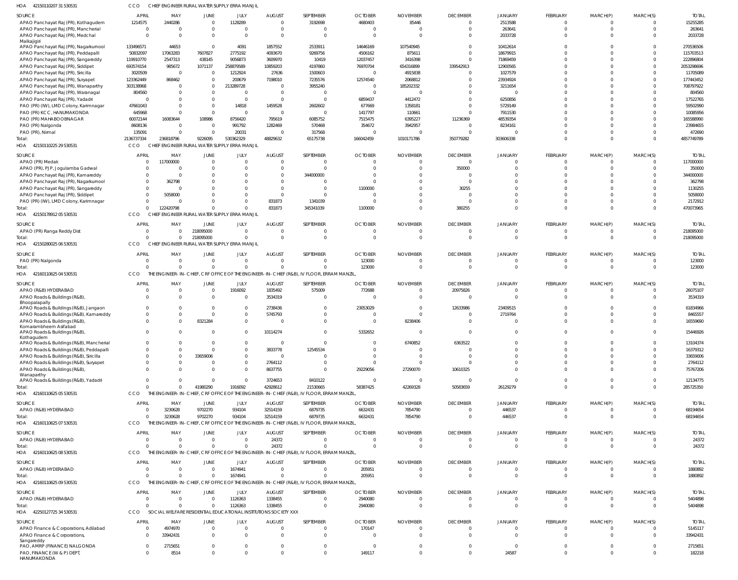HOA 42150110207 31 530531 CCO CHIEF ENGINEER RURAL WATER SUPPLY ERRA MANJIL

| SOURCE | APRIL | MAY | JUNE | JULY | AUGUST | SEPTEMBER | OCTOBER | NOVEMBER | DECEMBER | JANUARY | FEBRUARY | MARCH(P) | MARCH(S) | TOTAL |
|---|---|---|---|---|---|---|---|---|---|---|---|---|---|---|
| APAO Panchayat Raj (PR), Kothagudem | 1214575 | 2440286 | 0 | 1128289 | 0 | 3192698 | 4680403 | 85446 | 0 | 2513588 | 0 | 0 | 0 | 15255285 |
| APAO Panchayat Raj (PR), Mancherial | 0 | 0 | 0 | 0 | 0 | 0 | 0 | 0 | 0 | 263641 | 0 | 0 | 0 | 263641 |
| APAO Panchayat Raj (PR), Medchal Malkajigiri | 0 | 0 | 0 | 0 | 0 | 0 | 0 | 0 | 0 | 2033728 | 0 | 0 | 0 | 2033728 |
| APAO Panchayat Raj (PR), Nagarkurnool | 133496571 | 44653 | 0 | 4091 | 1857552 | 2533911 | 14646169 | 107540945 | 0 | 10412614 | 0 | 0 | 0 | 270536506 |
| APAO Panchayat Raj (PR), Peddapalli | 50832097 | 17063283 | 7607827 | 2775192 | 4093670 | 9269756 | 4506162 | 875611 | 0 | 18679915 | 0 | 0 | 0 | 115703513 |
| APAO Panchayat Raj (PR), Sangareddy | 119910770 | 2547313 | 438145 | 9056873 | 3609970 | 10419 | 12037457 | 3416398 | 0 | 71869459 | 0 | 0 | 0 | 222896804 |
| APAO Panchayat Raj (PR), Siddipet | 693574154 | 985672 | 1071137 | 258879589 | 10859203 | 4197860 | 76970704 | 654316899 | 339542913 | 12900565 | 0 | 0 | 0 | 2053298696 |
| APAO Panchayat Raj (PR), Siricilla | 3020509 | 0 | 0 | 1212924 | 27636 | 1500603 | 0 | 4915838 | 0 | 1027579 | 0 | 0 | 0 | 11705089 |
| APAO Panchayat Raj (PR), Suryapet | 123362449 | 868462 | 0 | 200679 | 7198010 | 7235576 | 12574540 | 2068812 | 0 | 23934924 | 0 | 0 | 0 | 177443452 |
| APAO Panchayat Raj (PR), Wanaparthy | 303138968 | 0 | 0 | 213289728 | 0 | 3955240 | 0 | 185202332 | 0 | 3211654 | 0 | 0 | 0 | 708797922 |
| APAO Panchayat Raj (PR), Waranagal | 804560 | 0 | 0 | 0 | 0 | 0 | 0 | 0 | 0 | 0 | 0 | 0 | 0 | 804560 |
| APAO Panchayat Raj (PR), Yadadri | 0 | 0 | 0 | 0 | 0 | 0 | 6859437 | 4412472 | 0 | 6250856 | 0 | 0 | 0 | 17522765 |
| PAO (PR) (IW), LMD Colony, Karimnagar | 47661043 | 0 | 0 | 14818 | 1459528 | 2602602 | 677669 | 1358181 | 0 | 5729149 | 0 | 0 | 0 | 59502990 |
| PAO (PR) KCC, HANUMAKONDA | 645968 | 0 | 0 | 0 | 0 | 0 | 1417797 | 110661 | 0 | 7911530 | 0 | 0 | 0 | 10085956 |
| PAO (PR) MAHABOOBNAGAR | 60072144 | 16083644 | 108986 | 8756420 | 795619 | 6085752 | 7515475 | 6395227 | 11236369 | 48539354 | 0 | 0 | 0 | 165588990 |
| PAO (PR) Nalgonda | 8608136 | 0 | 0 | 991792 | 1282469 | 570468 | 354672 | 3942957 | 0 | 8234161 | 0 | 0 | 0 | 23984655 |
| PAO (PR), Nirmal | 135091 | 0 | 0 | 20031 | 0 | 317568 | 0 | 0 | 0 | 0 | 0 | 0 | 0 | 472690 |
| Total: | 2136737334 | 236818796 | 9226095 | 530362329 | 48829632 | 65175738 | 166042459 | 1010171786 | 350779282 | 303606338 | 0 | 0 | 0 | 4857749789 |

HOA 42150110225 29 530531 CCO CHIEF ENGINEER RURAL WATER SUPPLY ERRA MANJIL

| SOURCE | APRIL | MAY | JUNE | JULY | AUGUST | SEPTEMBER | OCTOBER | NOVEMBER | DECEMBER | JANUARY | FEBRUARY | MARCH(P) | MARCH(S) | TOTAL |
|---|---|---|---|---|---|---|---|---|---|---|---|---|---|---|
| APAO (PR) Medak | 0 | 117000000 | 0 | 0 | 0 | 0 | 0 | 0 | 0 | 0 | 0 | 0 | 0 | 117000000 |
| APAO (PR), PJP, Jogulamba Gadwal | 0 | 0 | 0 | 0 | 0 | 0 | 0 | 0 | 350000 | 0 | 0 | 0 | 0 | 350000 |
| APAO Panchayat Raj (PR), Kamareddy | 0 | 0 | 0 | 0 | 0 | 344000000 | 0 | 0 | 0 | 0 | 0 | 0 | 0 | 344000000 |
| APAO Panchayat Raj (PR), Nagarkurnool | 0 | 362798 | 0 | 0 | 0 | 0 | 0 | 0 | 0 | 0 | 0 | 0 | 0 | 362798 |
| APAO Panchayat Raj (PR), Sangareddy | 0 | 0 | 0 | 0 | 0 | 0 | 1100000 | 0 | 30255 | 0 | 0 | 0 | 0 | 1130255 |
| APAO Panchayat Raj (PR), Siddipet | 0 | 5058000 | 0 | 0 | 0 | 0 | 0 | 0 | 0 | 0 | 0 | 0 | 0 | 5058000 |
| PAO (PR) (IW), LMD Colony, Karimnagar | 0 | 0 | 0 | 0 | 831873 | 1341039 | 0 | 0 | 0 | 0 | 0 | 0 | 0 | 2172912 |
| Total: | 0 | 122420798 | 0 | 0 | 831873 | 345341039 | 1100000 | 0 | 380255 | 0 | 0 | 0 | 0 | 470073965 |

HOA 42150178912 05 530531 CCO CHIEF ENGINEER RURAL WATER SUPPLY ERRA MANJIL

| SOURCE | APRIL | MAY | JUNE | JULY | AUGUST | SEPTEMBER | OCTOBER | NOVEMBER | DECEMBER | JANUARY | FEBRUARY | MARCH(P) | MARCH(S) | TOTAL |
|---|---|---|---|---|---|---|---|---|---|---|---|---|---|---|
| APAO (PR) Ranga Reddy Dist | 0 | 0 | 218095000 | 0 | 0 | 0 | 0 | 0 | 0 | 0 | 0 | 0 | 0 | 218095000 |
| Total: | 0 | 0 | 218095000 | 0 | 0 | 0 | 0 | 0 | 0 | 0 | 0 | 0 | 0 | 218095000 |

HOA 42150280025 06 530531 CCO CHIEF ENGINEER RURAL WATER SUPPLY ERRA MANJIL

| SOURCE | APRIL | MAY | JUNE | JULY | AUGUST | SEPTEMBER | OCTOBER | NOVEMBER | DECEMBER | JANUARY | FEBRUARY | MARCH(P) | MARCH(S) | TOTAL |
|---|---|---|---|---|---|---|---|---|---|---|---|---|---|---|
| PAO (PR) Nalgonda | 0 | 0 | 0 | 0 | 0 | 0 | 123000 | 0 | 0 | 0 | 0 | 0 | 0 | 123000 |
| Total: | 0 | 0 | 0 | 0 | 0 | 0 | 123000 | 0 | 0 | 0 | 0 | 0 | 0 | 123000 |

HOA 42160110625 04 530531 CCO THE ENGINEER-IN-CHIEF, CRF OFFICE OF THE ENGINEER-IN-CHIEF (R&B), IV FLOOR, ERRAM MANZIL,

| SOURCE | APRIL | MAY | JUNE | JULY | AUGUST | SEPTEMBER | OCTOBER | NOVEMBER | DECEMBER | JANUARY | FEBRUARY | MARCH(P) | MARCH(S) | TOTAL |
|---|---|---|---|---|---|---|---|---|---|---|---|---|---|---|
| APAO (R&B) HYDERABAD | 0 | 0 | 0 | 1916092 | 1835492 | 575009 | 772688 | 0 | 20975826 | 0 | 0 | 0 | 0 | 26075107 |
| APAO Roads & Buildings (R&B), Bhoopalapally | 0 | 0 | 0 | 0 | 3534319 | 0 | 0 | 0 | 0 | 0 | 0 | 0 | 0 | 3534319 |
| APAO Roads & Buildings (R&B), Jangaon | 0 | 0 | 0 | 0 | 2738436 | 0 | 23053029 | 0 | 12633986 | 23409515 | 0 | 0 | 0 | 61834966 |
| APAO Roads & Buildings (R&B), Kamareddy | 0 | 0 | 0 | 0 | 5745793 | 0 | 0 | 0 | 0 | 2719764 | 0 | 0 | 0 | 8465557 |
| APAO Roads & Buildings (R&B), Komarambheem Asifabad | 0 | 0 | 8321284 | 0 | 0 | 0 | 0 | 8238406 | 0 | 0 | 0 | 0 | 0 | 16559690 |
| APAO Roads & Buildings (R&B), Kothagudem | 0 | 0 | 0 | 0 | 10114274 | 0 | 5332652 | 0 | 0 | 0 | 0 | 0 | 0 | 15446926 |
| APAO Roads & Buildings (R&B), Mancherial | 0 | 0 | 0 | 0 | 0 | 0 | 0 | 6740852 | 6363522 | 0 | 0 | 0 | 0 | 13104374 |
| APAO Roads & Buildings (R&B), Peddapalli | 0 | 0 | 0 | 0 | 3833778 | 12545534 | 0 | 0 | 0 | 0 | 0 | 0 | 0 | 16379312 |
| APAO Roads & Buildings (R&B), Siricilla | 0 | 0 | 33659006 | 0 | 0 | 0 | 0 | 0 | 0 | 0 | 0 | 0 | 0 | 33659006 |
| APAO Roads & Buildings (R&B), Suryapet | 0 | 0 | 0 | 0 | 2764112 | 0 | 0 | 0 | 0 | 0 | 0 | 0 | 0 | 2764112 |
| APAO Roads & Buildings (R&B), Wanaparthy | 0 | 0 | 0 | 0 | 8637755 | 0 | 29229056 | 27290070 | 10610325 | 0 | 0 | 0 | 0 | 75767206 |
| APAO Roads & Buildings (R&B), Yadadri | 0 | 0 | 0 | 0 | 3724653 | 8410122 | 0 | 0 | 0 | 0 | 0 | 0 | 0 | 12134775 |
| Total: | 0 | 0 | 41980290 | 1916092 | 42928612 | 21530665 | 58387425 | 42269328 | 50583659 | 26129279 | 0 | 0 | 0 | 285725350 |

HOA 42160110625 05 530531 CCO THE ENGINEER-IN-CHIEF, CRF OFFICE OF THE ENGINEER-IN-CHIEF (R&B), IV FLOOR, ERRAM MANZIL,

| SOURCE | APRIL | MAY | JUNE | JULY | AUGUST | SEPTEMBER | OCTOBER | NOVEMBER | DECEMBER | JANUARY | FEBRUARY | MARCH(P) | MARCH(S) | TOTAL |
|---|---|---|---|---|---|---|---|---|---|---|---|---|---|---|
| APAO (R&B) HYDERABAD | 0 | 3230628 | 9702270 | 934104 | 32514159 | 6879735 | 6632431 | 7854790 | 0 | 446537 | 0 | 0 | 0 | 68194654 |
| Total: | 0 | 3230628 | 9702270 | 934104 | 32514159 | 6879735 | 6632431 | 7854790 | 0 | 446537 | 0 | 0 | 0 | 68194654 |

HOA 42160110625 07 530531 CCO THE ENGINEER-IN-CHIEF, CRF OFFICE OF THE ENGINEER-IN-CHIEF (R&B), IV FLOOR, ERRAM MANZIL,

| SOURCE | APRIL | MAY | JUNE | JULY | AUGUST | SEPTEMBER | OCTOBER | NOVEMBER | DECEMBER | JANUARY | FEBRUARY | MARCH(P) | MARCH(S) | TOTAL |
|---|---|---|---|---|---|---|---|---|---|---|---|---|---|---|
| APAO (R&B) HYDERABAD | 0 | 0 | 0 | 0 | 24372 | 0 | 0 | 0 | 0 | 0 | 0 | 0 | 0 | 24372 |
| Total: | 0 | 0 | 0 | 0 | 24372 | 0 | 0 | 0 | 0 | 0 | 0 | 0 | 0 | 24372 |

HOA 42160110625 08 530531 CCO THE ENGINEER-IN-CHIEF, CRF OFFICE OF THE ENGINEER-IN-CHIEF (R&B), IV FLOOR, ERRAM MANZIL,

| SOURCE | APRIL | MAY | JUNE | JULY | AUGUST | SEPTEMBER | OCTOBER | NOVEMBER | DECEMBER | JANUARY | FEBRUARY | MARCH(P) | MARCH(S) | TOTAL |
|---|---|---|---|---|---|---|---|---|---|---|---|---|---|---|
| APAO (R&B) HYDERABAD | 0 | 0 | 0 | 1674941 | 0 | 0 | 205951 | 0 | 0 | 0 | 0 | 0 | 0 | 1880892 |
| Total: | 0 | 0 | 0 | 1674941 | 0 | 0 | 205951 | 0 | 0 | 0 | 0 | 0 | 0 | 1880892 |

HOA 42160110625 09 530531 CCO THE ENGINEER-IN-CHIEF, CRF OFFICE OF THE ENGINEER-IN-CHIEF (R&B), IV FLOOR, ERRAM MANZIL,

| SOURCE | APRIL | MAY | JUNE | JULY | AUGUST | SEPTEMBER | OCTOBER | NOVEMBER | DECEMBER | JANUARY | FEBRUARY | MARCH(P) | MARCH(S) | TOTAL |
|---|---|---|---|---|---|---|---|---|---|---|---|---|---|---|
| APAO (R&B) HYDERABAD | 0 | 0 | 0 | 1126363 | 1338455 | 0 | 2940080 | 0 | 0 | 0 | 0 | 0 | 0 | 5404898 |
| Total: | 0 | 0 | 0 | 1126363 | 1338455 | 0 | 2940080 | 0 | 0 | 0 | 0 | 0 | 0 | 5404898 |

HOA 42250127725 34 530531 CCO SOCIAL WELFARE RESIDENTIAL EDUCATIONAL INSTITUTIONS SOCIETY XXX

| SOURCE | APRIL | MAY | JUNE | JULY | AUGUST | SEPTEMBER | OCTOBER | NOVEMBER | DECEMBER | JANUARY | FEBRUARY | MARCH(P) | MARCH(S) | TOTAL |
|---|---|---|---|---|---|---|---|---|---|---|---|---|---|---|
| APAO Finance & Corporations, Adilabad | 0 | 4974970 | 0 | 0 | 0 | 0 | 170147 | 0 | 0 | 0 | 0 | 0 | 0 | 5145117 |
| APAO Finance & Corporations, Sangareddy | 0 | 33942431 | 0 | 0 | 0 | 0 | 0 | 0 | 0 | 0 | 0 | 0 | 0 | 33942431 |
| PAO, AMRP (FINANCE) NALGONDA | 0 | 2715651 | 0 | 0 | 0 | 0 | 0 | 0 | 0 | 0 | 0 | 0 | 0 | 2715651 |
| PAO, FINANCE (W & P) DEPT, HANUMAKONDA | 0 | 8514 | 0 | 0 | 0 | 0 | 149117 | 0 | 0 | 24587 | 0 | 0 | 0 | 182218 |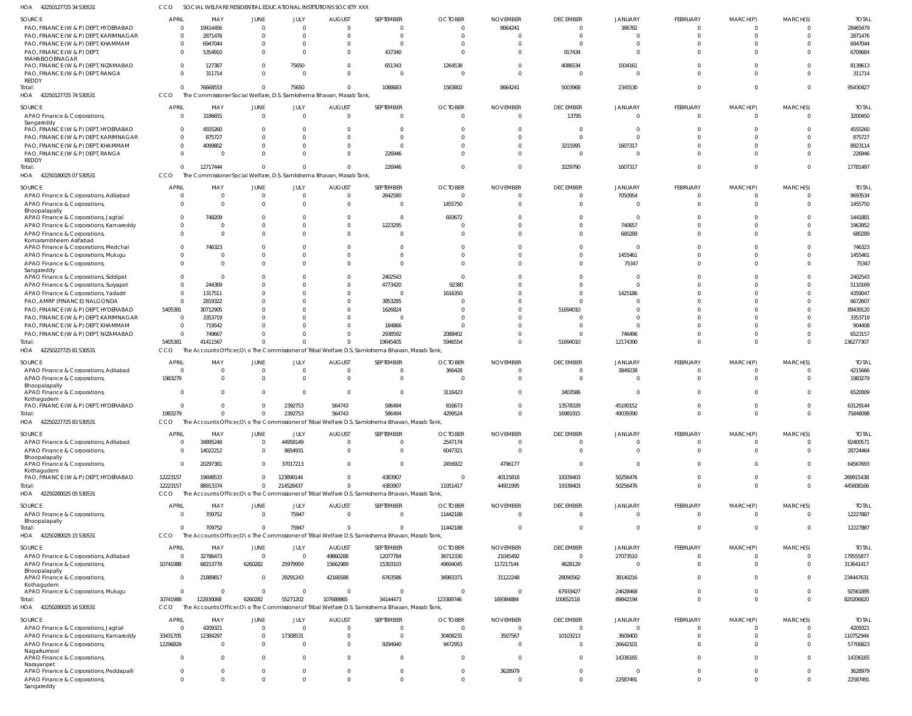HOA 42250127725 34 530531 CCO SOCIAL WELFARE RESIDENTIAL EDUCATIONAL INSTITUTIONS SOCIETY XXX

| SOURCE | APRIL | MAY | JUNE | JULY | AUGUST | SEPTEMBER | OCTOBER | NOVEMBER | DECEMBER | JANUARY | FEBRUARY | MARCH(P) | MARCH(S) | TOTAL |
|---|---|---|---|---|---|---|---|---|---|---|---|---|---|---|
| PAO, FINANCE (W & P) DEPT, HYDERABAD | 0 | 19414456 | 0 | 0 | 0 | 0 | 0 | 8664241 | 0 | 386782 | 0 | 0 | 0 | 28465479 |
| PAO, FINANCE (W & P) DEPT, KARIMNAGAR | 0 | 2871476 | 0 | 0 | 0 | 0 | 0 | 0 | 0 | 0 | 0 | 0 | 0 | 2871476 |
| PAO, FINANCE (W & P) DEPT, KHAMMAM | 0 | 6947044 | 0 | 0 | 0 | 0 | 0 | 0 | 0 | 0 | 0 | 0 | 0 | 6947044 |
| PAO, FINANCE (W & P) DEPT, MAHABOBNAGAR | 0 | 5354910 | 0 | 0 | 0 | 437340 | 0 | 0 | 917434 | 0 | 0 | 0 | 0 | 6709684 |
| PAO, FINANCE (W & P) DEPT, NIZAMABAD | 0 | 127387 | 0 | 75650 | 0 | 651343 | 1264538 | 0 | 4086534 | 1934161 | 0 | 0 | 0 | 8139613 |
| PAO, FINANCE (W & P) DEPT, RANGA REDDY | 0 | 311714 | 0 | 0 | 0 | 0 | 0 | 0 | 0 | 0 | 0 | 0 | 0 | 311714 |
| Total: | 0 | 76668553 | 0 | 75650 | 0 | 1088683 | 1583802 | 8664241 | 5003968 | 2345530 | 0 | 0 | 0 | 95430427 |

HOA 42250127725 74 530531 CCO The Commissioner Social Welfare, D.S. Samkshema Bhavan, Masab Tank,

| SOURCE | APRIL | MAY | JUNE | JULY | AUGUST | SEPTEMBER | OCTOBER | NOVEMBER | DECEMBER | JANUARY | FEBRUARY | MARCH(P) | MARCH(S) | TOTAL |
|---|---|---|---|---|---|---|---|---|---|---|---|---|---|---|
| APAO Finance & Corporations, Sangareddy | 0 | 3186655 | 0 | 0 | 0 | 0 | 0 | 0 | 13795 | 0 | 0 | 0 | 0 | 3200450 |
| PAO, FINANCE (W & P) DEPT, HYDERABAD | 0 | 4555260 | 0 | 0 | 0 | 0 | 0 | 0 | 0 | 0 | 0 | 0 | 0 | 4555260 |
| PAO, FINANCE (W & P) DEPT, KARIMNAGAR | 0 | 875727 | 0 | 0 | 0 | 0 | 0 | 0 | 0 | 0 | 0 | 0 | 0 | 875727 |
| PAO, FINANCE (W & P) DEPT, KHAMMAM | 0 | 4099802 | 0 | 0 | 0 | 0 | 0 | 0 | 3215995 | 1607317 | 0 | 0 | 0 | 8923114 |
| PAO, FINANCE (W & P) DEPT, RANGA REDDY | 0 | 0 | 0 | 0 | 0 | 226946 | 0 | 0 | 0 | 0 | 0 | 0 | 0 | 226946 |
| Total: | 0 | 12717444 | 0 | 0 | 0 | 226946 | 0 | 0 | 3229790 | 1607317 | 0 | 0 | 0 | 17781497 |

HOA 42250180025 07 530531 CCO The Commissioner Social Welfare, D.S. Samkshema Bhavan, Masab Tank,

| SOURCE | APRIL | MAY | JUNE | JULY | AUGUST | SEPTEMBER | OCTOBER | NOVEMBER | DECEMBER | JANUARY | FEBRUARY | MARCH(P) | MARCH(S) | TOTAL |
|---|---|---|---|---|---|---|---|---|---|---|---|---|---|---|
| APAO Finance & Corporations, Adilabad | 0 | 0 | 0 | 0 | 0 | 2642580 | 0 | 0 | 0 | 7050954 | 0 | 0 | 0 | 9693534 |
| APAO Finance & Corporations, Bhoopalapally | 0 | 0 | 0 | 0 | 0 | 0 | 1455750 | 0 | 0 | 0 | 0 | 0 | 0 | 1455750 |
| APAO Finance & Corporations, Jagtial | 0 | 748209 | 0 | 0 | 0 | 0 | 693672 | 0 | 0 | 0 | 0 | 0 | 0 | 1441881 |
| APAO Finance & Corporations, Kamareddy | 0 | 0 | 0 | 0 | 0 | 1223295 | 0 | 0 | 0 | 740657 | 0 | 0 | 0 | 1963952 |
| APAO Finance & Corporations, Komarambheem Asifabad | 0 | 0 | 0 | 0 | 0 | 0 | 0 | 0 | 0 | 680289 | 0 | 0 | 0 | 680289 |
| APAO Finance & Corporations, Medchal | 0 | 746323 | 0 | 0 | 0 | 0 | 0 | 0 | 0 | 0 | 0 | 0 | 0 | 746323 |
| APAO Finance & Corporations, Mulugu | 0 | 0 | 0 | 0 | 0 | 0 | 0 | 0 | 0 | 1455461 | 0 | 0 | 0 | 1455461 |
| APAO Finance & Corporations, Sangareddy | 0 | 0 | 0 | 0 | 0 | 0 | 0 | 0 | 0 | 75347 | 0 | 0 | 0 | 75347 |
| APAO Finance & Corporations, Siddipet | 0 | 0 | 0 | 0 | 0 | 2402543 | 0 | 0 | 0 | 0 | 0 | 0 | 0 | 2402543 |
| APAO Finance & Corporations, Suryapet | 0 | 244369 | 0 | 0 | 0 | 4773420 | 92380 | 0 | 0 | 0 | 0 | 0 | 0 | 5110169 |
| APAO Finance & Corporations, Yadadri | 0 | 1317511 | 0 | 0 | 0 | 0 | 1616350 | 0 | 0 | 1425186 | 0 | 0 | 0 | 4359047 |
| PAO, AMRP (FINANCE) NALGONDA | 0 | 2819322 | 0 | 0 | 0 | 3853285 | 0 | 0 | 0 | 0 | 0 | 0 | 0 | 6672607 |
| PAO, FINANCE (W & P) DEPT, HYDERABAD | 5405381 | 30712905 | 0 | 0 | 0 | 1626824 | 0 | 0 | 51694010 | 0 | 0 | 0 | 0 | 89439120 |
| PAO, FINANCE (W & P) DEPT, KARIMNAGAR | 0 | 3353719 | 0 | 0 | 0 | 0 | 0 | 0 | 0 | 0 | 0 | 0 | 0 | 3353719 |
| PAO, FINANCE (W & P) DEPT, KHAMMAM | 0 | 719542 | 0 | 0 | 0 | 184866 | 0 | 0 | 0 | 0 | 0 | 0 | 0 | 904408 |
| PAO, FINANCE (W & P) DEPT, NIZAMABAD | 0 | 749667 | 0 | 0 | 0 | 2938592 | 2088402 | 0 | 0 | 746496 | 0 | 0 | 0 | 6523157 |
| Total: | 5405381 | 41411567 | 0 | 0 | 0 | 19645405 | 5946554 | 0 | 51694010 | 12174390 | 0 | 0 | 0 | 136277307 |

HOA 42250227725 81 530531 CCO The Accounts Officer,O\o The Commissioner of Tribal Welfare D.S. Samkshema Bhavan, Masab Tank,

| SOURCE | APRIL | MAY | JUNE | JULY | AUGUST | SEPTEMBER | OCTOBER | NOVEMBER | DECEMBER | JANUARY | FEBRUARY | MARCH(P) | MARCH(S) | TOTAL |
|---|---|---|---|---|---|---|---|---|---|---|---|---|---|---|
| APAO Finance & Corporations, Adilabad | 0 | 0 | 0 | 0 | 0 | 0 | 366428 | 0 | 0 | 3849238 | 0 | 0 | 0 | 4215666 |
| APAO Finance & Corporations, Bhoopalapally | 1983279 | 0 | 0 | 0 | 0 | 0 | 0 | 0 | 0 | 0 | 0 | 0 | 0 | 1983279 |
| APAO Finance & Corporations, Kothagudem | 0 | 0 | 0 | 0 | 0 | 0 | 3116423 | 0 | 3403586 | 0 | 0 | 0 | 0 | 6520009 |
| PAO, FINANCE (W & P) DEPT, HYDERABAD | 0 | 0 | 0 | 2392753 | 564743 | 586494 | 816673 | 0 | 13578329 | 45190152 | 0 | 0 | 0 | 63129144 |
| Total: | 1983279 | 0 | 0 | 2392753 | 564743 | 586494 | 4299524 | 0 | 16981915 | 49039390 | 0 | 0 | 0 | 75848098 |

HOA 42250227725 83 530531 CCO The Accounts Officer,O\o The Commissioner of Tribal Welfare D.S. Samkshema Bhavan, Masab Tank,

| SOURCE | APRIL | MAY | JUNE | JULY | AUGUST | SEPTEMBER | OCTOBER | NOVEMBER | DECEMBER | JANUARY | FEBRUARY | MARCH(P) | MARCH(S) | TOTAL |
|---|---|---|---|---|---|---|---|---|---|---|---|---|---|---|
| APAO Finance & Corporations, Adilabad | 0 | 34895248 | 0 | 44958149 | 0 | 0 | 2547174 | 0 | 0 | 0 | 0 | 0 | 0 | 82400571 |
| APAO Finance & Corporations, Bhoopalapally | 0 | 14022212 | 0 | 8654931 | 0 | 0 | 6047321 | 0 | 0 | 0 | 0 | 0 | 0 | 28724464 |
| APAO Finance & Corporations, Kothagudem | 0 | 20297381 | 0 | 37017213 | 0 | 0 | 2456922 | 4796177 | 0 | 0 | 0 | 0 | 0 | 64567693 |
| PAO, FINANCE (W & P) DEPT, HYDERABAD | 12223157 | 19698533 | 0 | 123898144 | 0 | 4383907 | 0 | 40115818 | 19339403 | 50256476 | 0 | 0 | 0 | 269915438 |
| Total: | 12223157 | 88913374 | 0 | 214528437 | 0 | 4383907 | 11051417 | 44911995 | 19339403 | 50256476 | 0 | 0 | 0 | 445608166 |

HOA 42250280025 05 530531 CCO The Accounts Officer,O\o The Commissioner of Tribal Welfare D.S. Samkshema Bhavan, Masab Tank,

| SOURCE | APRIL | MAY | JUNE | JULY | AUGUST | SEPTEMBER | OCTOBER | NOVEMBER | DECEMBER | JANUARY | FEBRUARY | MARCH(P) | MARCH(S) | TOTAL |
|---|---|---|---|---|---|---|---|---|---|---|---|---|---|---|
| APAO Finance & Corporations, Bhoopalapally | 0 | 709752 | 0 | 75947 | 0 | 0 | 11442188 | 0 | 0 | 0 | 0 | 0 | 0 | 12227887 |
| Total: | 0 | 709752 | 0 | 75947 | 0 | 0 | 11442188 | 0 | 0 | 0 | 0 | 0 | 0 | 12227887 |

HOA 42250280025 15 530531 CCO The Accounts Officer,O\o The Commissioner of Tribal Welfare D.S. Samkshema Bhavan, Masab Tank,

| SOURCE | APRIL | MAY | JUNE | JULY | AUGUST | SEPTEMBER | OCTOBER | NOVEMBER | DECEMBER | JANUARY | FEBRUARY | MARCH(P) | MARCH(S) | TOTAL |
|---|---|---|---|---|---|---|---|---|---|---|---|---|---|---|
| APAO Finance & Corporations, Adilabad | 0 | 32786473 | 0 | 0 | 49860288 | 12077784 | 36712330 | 21045492 | 0 | 27073510 | 0 | 0 | 0 | 179555877 |
| APAO Finance & Corporations, Bhoopalapally | 10741988 | 68153778 | 6260282 | 25979959 | 15662989 | 15303103 | 49694045 | 117217144 | 4628129 | 0 | 0 | 0 | 0 | 313641417 |
| APAO Finance & Corporations, Kothagudem | 0 | 21889817 | 0 | 29291243 | 42166588 | 6763586 | 36983371 | 31122248 | 28090562 | 38140216 | 0 | 0 | 0 | 234447631 |
| APAO Finance & Corporations, Mulugu | 0 | 0 | 0 | 0 | 0 | 0 | 0 | 0 | 67933427 | 24628468 | 0 | 0 | 0 | 92561895 |
| Total: | 10741988 | 122830068 | 6260282 | 55271202 | 107689865 | 34144473 | 123389746 | 169384884 | 100652118 | 89842194 | 0 | 0 | 0 | 820206820 |

HOA 42250280025 16 530531 CCO The Accounts Officer,O\o The Commissioner of Tribal Welfare D.S. Samkshema Bhavan, Masab Tank,

| SOURCE | APRIL | MAY | JUNE | JULY | AUGUST | SEPTEMBER | OCTOBER | NOVEMBER | DECEMBER | JANUARY | FEBRUARY | MARCH(P) | MARCH(S) | TOTAL |
|---|---|---|---|---|---|---|---|---|---|---|---|---|---|---|
| APAO Finance & Corporations, Jagtial | 0 | 4209321 | 0 | 0 | 0 | 0 | 0 | 0 | 0 | 0 | 0 | 0 | 0 | 4209321 |
| APAO Finance & Corporations, Kamareddy | 33431705 | 12384297 | 0 | 17308531 | 0 | 0 | 30408231 | 3507567 | 10103213 | 3609400 | 0 | 0 | 0 | 110752944 |
| APAO Finance & Corporations, Nagarkurnool | 12296829 | 0 | 0 | 0 | 0 | 9294940 | 9472953 | 0 | 0 | 26642101 | 0 | 0 | 0 | 57706823 |
| APAO Finance & Corporations, Narayanpet | 0 | 0 | 0 | 0 | 0 | 0 | 0 | 0 | 0 | 14336165 | 0 | 0 | 0 | 14336165 |
| APAO Finance & Corporations, Peddapalli | 0 | 0 | 0 | 0 | 0 | 0 | 0 | 3628979 | 0 | 0 | 0 | 0 | 0 | 3628979 |
| APAO Finance & Corporations, Sangareddy | 0 | 0 | 0 | 0 | 0 | 0 | 0 | 0 | 0 | 22587491 | 0 | 0 | 0 | 22587491 |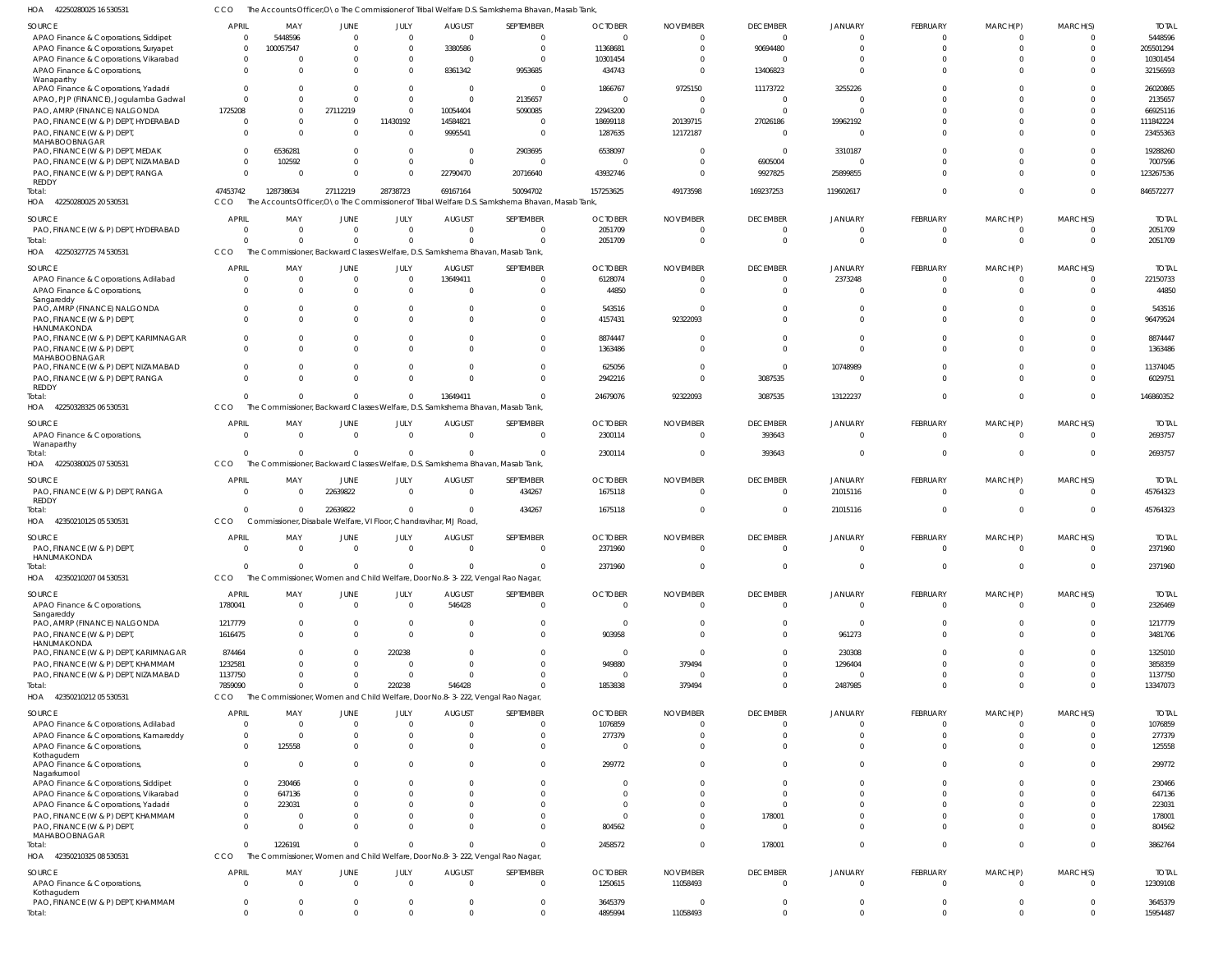HOA 42250280025 16 530531 CCO The Accounts Officer,O\o The Commissioner of Tribal Welfare D.S. Samkshema Bhavan, Masab Tank,

| SOURCE | APRIL | MAY | JUNE | JULY | AUGUST | SEPTEMBER | OCTOBER | NOVEMBER | DECEMBER | JANUARY | FEBRUARY | MARCH(P) | MARCH(S) | TOTAL |
|---|---|---|---|---|---|---|---|---|---|---|---|---|---|---|
| APAO Finance & Corporations, Siddipet | 0 | 5448596 | 0 | 0 | 0 | 0 | 0 | 0 | 0 | 0 | 0 | 0 | 0 | 5448596 |
| APAO Finance & Corporations, Suryapet | 0 | 100057547 | 0 | 0 | 3380586 | 0 | 11368681 | 0 | 90694480 | 0 | 0 | 0 | 0 | 205501294 |
| APAO Finance & Corporations, Vikarabad | 0 | 0 | 0 | 0 | 0 | 0 | 10301454 | 0 | 0 | 0 | 0 | 0 | 0 | 10301454 |
| APAO Finance & Corporations, Wanaparthy | 0 | 0 | 0 | 0 | 8361342 | 9953685 | 434743 | 0 | 13406823 | 0 | 0 | 0 | 0 | 32156593 |
| APAO Finance & Corporations, Yadadri | 0 | 0 | 0 | 0 | 0 | 0 | 1866767 | 9725150 | 11173722 | 3255226 | 0 | 0 | 0 | 26020865 |
| APAO, PJP (FINANCE), Jogulamba Gadwal | 0 | 0 | 0 | 0 | 0 | 2135657 | 0 | 0 | 0 | 0 | 0 | 0 | 0 | 2135657 |
| PAO, AMRP (FINANCE) NALGONDA | 1725208 | 0 | 27112219 | 0 | 10054404 | 5090085 | 22943200 | 0 | 0 | 0 | 0 | 0 | 0 | 66925116 |
| PAO, FINANCE (W & P) DEPT, HYDERABAD | 0 | 0 | 0 | 11430192 | 14584821 | 0 | 18699118 | 20139715 | 27026186 | 19962192 | 0 | 0 | 0 | 111842224 |
| PAO, FINANCE (W & P) DEPT, MAHABOOBNAGAR | 0 | 0 | 0 | 0 | 9995541 | 0 | 1287635 | 12172187 | 0 | 0 | 0 | 0 | 0 | 23455363 |
| PAO, FINANCE (W & P) DEPT, MEDAK | 0 | 6536281 | 0 | 0 | 0 | 2903695 | 6538097 | 0 | 0 | 3310187 | 0 | 0 | 0 | 19288260 |
| PAO, FINANCE (W & P) DEPT, NIZAMABAD | 0 | 102592 | 0 | 0 | 0 | 0 | 0 | 0 | 6905004 | 0 | 0 | 0 | 0 | 7007596 |
| PAO, FINANCE (W & P) DEPT, RANGA REDDY | 0 | 0 | 0 | 0 | 22790470 | 20716640 | 43932746 | 0 | 9927825 | 25899855 | 0 | 0 | 0 | 123267536 |
| Total: | 47453742 | 128738634 | 27112219 | 28738723 | 69167164 | 50094702 | 157253625 | 49173598 | 169237253 | 119602617 | 0 | 0 | 0 | 846572277 |

HOA 42250280025 20 530531 CCO The Accounts Officer,O\o The Commissioner of Tribal Welfare D.S. Samkshema Bhavan, Masab Tank,

| SOURCE | APRIL | MAY | JUNE | JULY | AUGUST | SEPTEMBER | OCTOBER | NOVEMBER | DECEMBER | JANUARY | FEBRUARY | MARCH(P) | MARCH(S) | TOTAL |
|---|---|---|---|---|---|---|---|---|---|---|---|---|---|---|
| PAO, FINANCE (W & P) DEPT, HYDERABAD | 0 | 0 | 0 | 0 | 0 | 0 | 2051709 | 0 | 0 | 0 | 0 | 0 | 0 | 2051709 |
| Total: | 0 | 0 | 0 | 0 | 0 | 0 | 2051709 | 0 | 0 | 0 | 0 | 0 | 0 | 2051709 |

HOA 42250327725 74 530531 CCO The Commissioner, Backward Classes Welfare, D.S. Samkshema Bhavan, Masab Tank,

| SOURCE | APRIL | MAY | JUNE | JULY | AUGUST | SEPTEMBER | OCTOBER | NOVEMBER | DECEMBER | JANUARY | FEBRUARY | MARCH(P) | MARCH(S) | TOTAL |
|---|---|---|---|---|---|---|---|---|---|---|---|---|---|---|
| APAO Finance & Corporations, Adilabad | 0 | 0 | 0 | 0 | 13649411 | 0 | 6128074 | 0 | 0 | 2373248 | 0 | 0 | 0 | 22150733 |
| APAO Finance & Corporations, Sangareddy | 0 | 0 | 0 | 0 | 0 | 0 | 44850 | 0 | 0 | 0 | 0 | 0 | 0 | 44850 |
| PAO, AMRP (FINANCE) NALGONDA | 0 | 0 | 0 | 0 | 0 | 0 | 543516 | 0 | 0 | 0 | 0 | 0 | 0 | 543516 |
| PAO, FINANCE (W & P) DEPT, HANUMAKONDA | 0 | 0 | 0 | 0 | 0 | 0 | 4157431 | 92322093 | 0 | 0 | 0 | 0 | 0 | 96479524 |
| PAO, FINANCE (W & P) DEPT, KARIMNAGAR | 0 | 0 | 0 | 0 | 0 | 0 | 8874447 | 0 | 0 | 0 | 0 | 0 | 0 | 8874447 |
| PAO, FINANCE (W & P) DEPT, MAHABOOBNAGAR | 0 | 0 | 0 | 0 | 0 | 0 | 1363486 | 0 | 0 | 0 | 0 | 0 | 0 | 1363486 |
| PAO, FINANCE (W & P) DEPT, NIZAMABAD | 0 | 0 | 0 | 0 | 0 | 0 | 625056 | 0 | 0 | 10748989 | 0 | 0 | 0 | 11374045 |
| PAO, FINANCE (W & P) DEPT, RANGA REDDY | 0 | 0 | 0 | 0 | 0 | 0 | 2942216 | 0 | 3087535 | 0 | 0 | 0 | 0 | 6029751 |
| Total: | 0 | 0 | 0 | 0 | 13649411 | 0 | 24679076 | 92322093 | 3087535 | 13122237 | 0 | 0 | 0 | 146860352 |

HOA 42250328325 06 530531 CCO The Commissioner, Backward Classes Welfare, D.S. Samkshema Bhavan, Masab Tank,

| SOURCE | APRIL | MAY | JUNE | JULY | AUGUST | SEPTEMBER | OCTOBER | NOVEMBER | DECEMBER | JANUARY | FEBRUARY | MARCH(P) | MARCH(S) | TOTAL |
|---|---|---|---|---|---|---|---|---|---|---|---|---|---|---|
| APAO Finance & Corporations, Wanaparthy | 0 | 0 | 0 | 0 | 0 | 0 | 2300114 | 0 | 393643 | 0 | 0 | 0 | 0 | 2693757 |
| Total: | 0 | 0 | 0 | 0 | 0 | 0 | 2300114 | 0 | 393643 | 0 | 0 | 0 | 0 | 2693757 |

HOA 42250380025 07 530531 CCO The Commissioner, Backward Classes Welfare, D.S. Samkshema Bhavan, Masab Tank,

| SOURCE | APRIL | MAY | JUNE | JULY | AUGUST | SEPTEMBER | OCTOBER | NOVEMBER | DECEMBER | JANUARY | FEBRUARY | MARCH(P) | MARCH(S) | TOTAL |
|---|---|---|---|---|---|---|---|---|---|---|---|---|---|---|
| PAO, FINANCE (W & P) DEPT, RANGA REDDY | 0 | 0 | 22639822 | 0 | 0 | 434267 | 1675118 | 0 | 0 | 21015116 | 0 | 0 | 0 | 45764323 |
| Total: | 0 | 0 | 22639822 | 0 | 0 | 434267 | 1675118 | 0 | 0 | 21015116 | 0 | 0 | 0 | 45764323 |

HOA 42350210125 05 530531 CCO Commissioner, Disabale Welfare, VI Floor, Chandravihar, MJ Road,

| SOURCE | APRIL | MAY | JUNE | JULY | AUGUST | SEPTEMBER | OCTOBER | NOVEMBER | DECEMBER | JANUARY | FEBRUARY | MARCH(P) | MARCH(S) | TOTAL |
|---|---|---|---|---|---|---|---|---|---|---|---|---|---|---|
| PAO, FINANCE (W & P) DEPT, HANUMAKONDA | 0 | 0 | 0 | 0 | 0 | 0 | 2371960 | 0 | 0 | 0 | 0 | 0 | 0 | 2371960 |
| Total: | 0 | 0 | 0 | 0 | 0 | 0 | 2371960 | 0 | 0 | 0 | 0 | 0 | 0 | 2371960 |

HOA 42350210207 04 530531 CCO The Commissioner, Women and Child Welfare, Door No.8-3-222, Vengal Rao Nagar,

| SOURCE | APRIL | MAY | JUNE | JULY | AUGUST | SEPTEMBER | OCTOBER | NOVEMBER | DECEMBER | JANUARY | FEBRUARY | MARCH(P) | MARCH(S) | TOTAL |
|---|---|---|---|---|---|---|---|---|---|---|---|---|---|---|
| APAO Finance & Corporations, Sangareddy | 1780041 | 0 | 0 | 0 | 546428 | 0 | 0 | 0 | 0 | 0 | 0 | 0 | 0 | 2326469 |
| PAO, AMRP (FINANCE) NALGONDA | 1217779 | 0 | 0 | 0 | 0 | 0 | 0 | 0 | 0 | 0 | 0 | 0 | 0 | 1217779 |
| PAO, FINANCE (W & P) DEPT, HANUMAKONDA | 1616475 | 0 | 0 | 0 | 0 | 0 | 903958 | 0 | 0 | 961273 | 0 | 0 | 0 | 3481706 |
| PAO, FINANCE (W & P) DEPT, KARIMNAGAR | 874464 | 0 | 0 | 220238 | 0 | 0 | 0 | 0 | 0 | 230308 | 0 | 0 | 0 | 1325010 |
| PAO, FINANCE (W & P) DEPT, KHAMMAM | 1232581 | 0 | 0 | 0 | 0 | 0 | 949880 | 379494 | 0 | 1296404 | 0 | 0 | 0 | 3858359 |
| PAO, FINANCE (W & P) DEPT, NIZAMABAD | 1137750 | 0 | 0 | 0 | 0 | 0 | 0 | 0 | 0 | 0 | 0 | 0 | 0 | 1137750 |
| Total: | 7859090 | 0 | 0 | 220238 | 546428 | 0 | 1853838 | 379494 | 0 | 2487985 | 0 | 0 | 0 | 13347073 |

HOA 42350210212 05 530531 CCO The Commissioner, Women and Child Welfare, Door No.8-3-222, Vengal Rao Nagar,

| SOURCE | APRIL | MAY | JUNE | JULY | AUGUST | SEPTEMBER | OCTOBER | NOVEMBER | DECEMBER | JANUARY | FEBRUARY | MARCH(P) | MARCH(S) | TOTAL |
|---|---|---|---|---|---|---|---|---|---|---|---|---|---|---|
| APAO Finance & Corporations, Adilabad | 0 | 0 | 0 | 0 | 0 | 0 | 1076859 | 0 | 0 | 0 | 0 | 0 | 0 | 1076859 |
| APAO Finance & Corporations, Kamareddy | 0 | 0 | 0 | 0 | 0 | 0 | 277379 | 0 | 0 | 0 | 0 | 0 | 0 | 277379 |
| APAO Finance & Corporations, Kothagudem | 0 | 125558 | 0 | 0 | 0 | 0 | 0 | 0 | 0 | 0 | 0 | 0 | 0 | 125558 |
| APAO Finance & Corporations, Nagarkurnool | 0 | 0 | 0 | 0 | 0 | 0 | 299772 | 0 | 0 | 0 | 0 | 0 | 0 | 299772 |
| APAO Finance & Corporations, Siddipet | 0 | 230466 | 0 | 0 | 0 | 0 | 0 | 0 | 0 | 0 | 0 | 0 | 0 | 230466 |
| APAO Finance & Corporations, Vikarabad | 0 | 647136 | 0 | 0 | 0 | 0 | 0 | 0 | 0 | 0 | 0 | 0 | 0 | 647136 |
| APAO Finance & Corporations, Yadadri | 0 | 223031 | 0 | 0 | 0 | 0 | 0 | 0 | 0 | 0 | 0 | 0 | 0 | 223031 |
| PAO, FINANCE (W & P) DEPT, KHAMMAM | 0 | 0 | 0 | 0 | 0 | 0 | 0 | 0 | 178001 | 0 | 0 | 0 | 0 | 178001 |
| PAO, FINANCE (W & P) DEPT, MAHABOOBNAGAR | 0 | 0 | 0 | 0 | 0 | 0 | 804562 | 0 | 0 | 0 | 0 | 0 | 0 | 804562 |
| Total: | 0 | 1226191 | 0 | 0 | 0 | 0 | 2458572 | 0 | 178001 | 0 | 0 | 0 | 0 | 3862764 |

HOA 42350210325 08 530531 CCO The Commissioner, Women and Child Welfare, Door No.8-3-222, Vengal Rao Nagar,

| SOURCE | APRIL | MAY | JUNE | JULY | AUGUST | SEPTEMBER | OCTOBER | NOVEMBER | DECEMBER | JANUARY | FEBRUARY | MARCH(P) | MARCH(S) | TOTAL |
|---|---|---|---|---|---|---|---|---|---|---|---|---|---|---|
| APAO Finance & Corporations, Kothagudem | 0 | 0 | 0 | 0 | 0 | 0 | 1250615 | 11058493 | 0 | 0 | 0 | 0 | 0 | 12309108 |
| PAO, FINANCE (W & P) DEPT, KHAMMAM | 0 | 0 | 0 | 0 | 0 | 0 | 3645379 | 0 | 0 | 0 | 0 | 0 | 0 | 3645379 |
| Total: | 0 | 0 | 0 | 0 | 0 | 0 | 4895994 | 11058493 | 0 | 0 | 0 | 0 | 0 | 15954487 |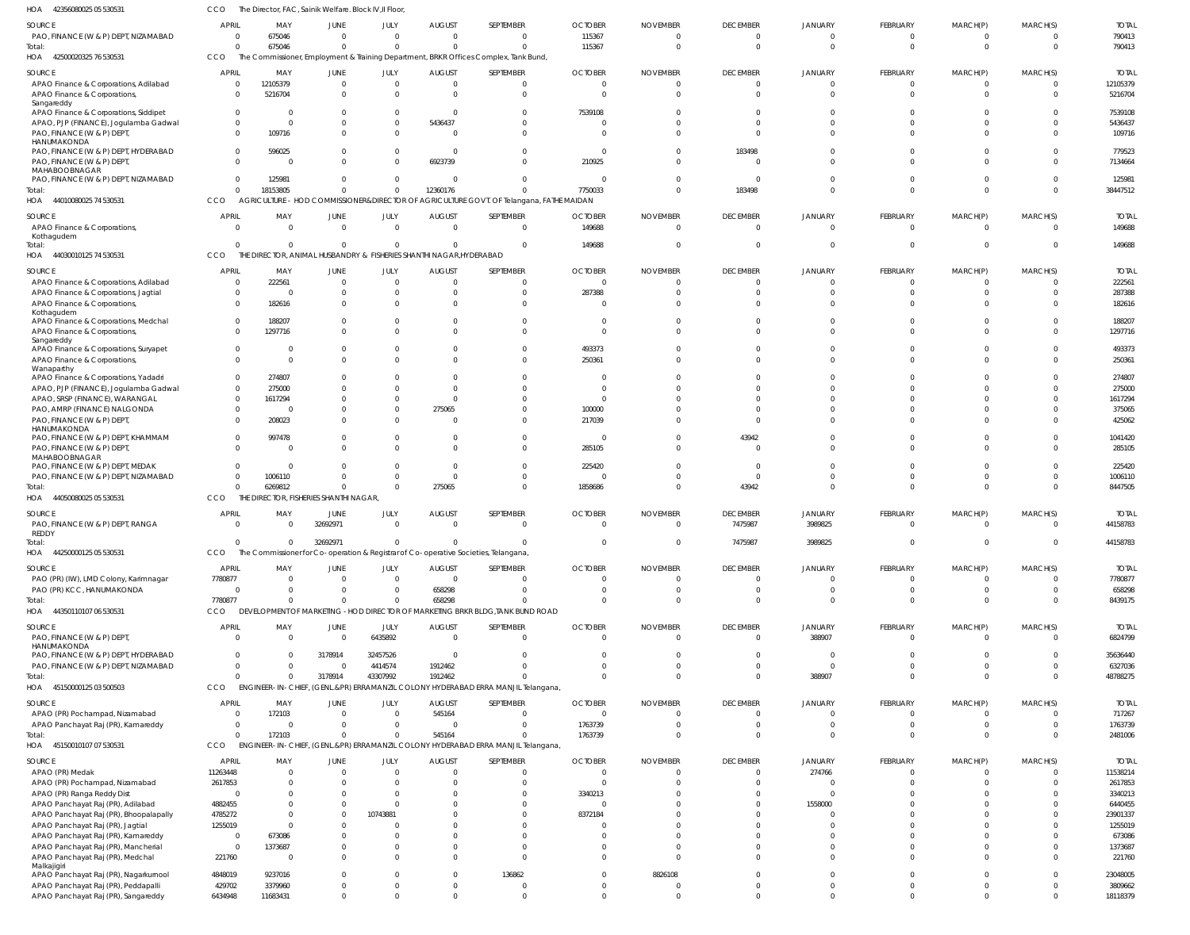HOA 42356080025 05 530531 CCO The Director, FAC, Sainik Welfare. Block IV,II Floor,

| SOURCE | APRIL | MAY | JUNE | JULY | AUGUST | SEPTEMBER | OCTOBER | NOVEMBER | DECEMBER | JANUARY | FEBRUARY | MARCH(P) | MARCH(S) | TOTAL |
|---|---|---|---|---|---|---|---|---|---|---|---|---|---|---|
| PAO, FINANCE (W & P) DEPT, NIZAMABAD | 0 | 675046 | 0 | 0 | 0 | 0 | 115367 | 0 | 0 | 0 | 0 | 0 | 0 | 790413 |
| Total: | 0 | 675046 | 0 | 0 | 0 | 0 | 115367 | 0 | 0 | 0 | 0 | 0 | 0 | 790413 |

HOA 42500020325 76 530531 CCO The Commissioner, Employment & Training Department, BRKR Offices Complex, Tank Bund,

| SOURCE | APRIL | MAY | JUNE | JULY | AUGUST | SEPTEMBER | OCTOBER | NOVEMBER | DECEMBER | JANUARY | FEBRUARY | MARCH(P) | MARCH(S) | TOTAL |
|---|---|---|---|---|---|---|---|---|---|---|---|---|---|---|
| APAO Finance & Corporations, Adilabad | 0 | 12105379 | 0 | 0 | 0 | 0 | 0 | 0 | 0 | 0 | 0 | 0 | 0 | 12105379 |
| APAO Finance & Corporations, Sangareddy | 0 | 5216704 | 0 | 0 | 0 | 0 | 0 | 0 | 0 | 0 | 0 | 0 | 0 | 5216704 |
| APAO Finance & Corporations, Siddipet | 0 | 0 | 0 | 0 | 0 | 0 | 7539108 | 0 | 0 | 0 | 0 | 0 | 0 | 7539108 |
| APAO, PJP (FINANCE), Jogulamba Gadwal | 0 | 0 | 0 | 0 | 5436437 | 0 | 0 | 0 | 0 | 0 | 0 | 0 | 0 | 5436437 |
| PAO, FINANCE (W & P) DEPT, HANUMAKONDA | 0 | 109716 | 0 | 0 | 0 | 0 | 0 | 0 | 0 | 0 | 0 | 0 | 0 | 109716 |
| PAO, FINANCE (W & P) DEPT, HYDERABAD | 0 | 596025 | 0 | 0 | 0 | 0 | 0 | 0 | 183498 | 0 | 0 | 0 | 0 | 779523 |
| PAO, FINANCE (W & P) DEPT, MAHABOOBNAGAR | 0 | 0 | 0 | 0 | 6923739 | 0 | 210925 | 0 | 0 | 0 | 0 | 0 | 0 | 7134664 |
| PAO, FINANCE (W & P) DEPT, NIZAMABAD | 0 | 125981 | 0 | 0 | 0 | 0 | 0 | 0 | 0 | 0 | 0 | 0 | 0 | 125981 |
| Total: | 0 | 18153805 | 0 | 0 | 12360176 | 0 | 7750033 | 0 | 183498 | 0 | 0 | 0 | 0 | 38447512 |

HOA 44010080025 74 530531 CCO AGRICULTURE - HOD COMMISSIONER&DIRECTOR OF AGRICULTURE GOVT. OF Telangana, FATHE MAIDAN

| SOURCE | APRIL | MAY | JUNE | JULY | AUGUST | SEPTEMBER | OCTOBER | NOVEMBER | DECEMBER | JANUARY | FEBRUARY | MARCH(P) | MARCH(S) | TOTAL |
|---|---|---|---|---|---|---|---|---|---|---|---|---|---|---|
| APAO Finance & Corporations, Kothagudem | 0 | 0 | 0 | 0 | 0 | 0 | 149688 | 0 | 0 | 0 | 0 | 0 | 0 | 149688 |
| Total: | 0 | 0 | 0 | 0 | 0 | 0 | 149688 | 0 | 0 | 0 | 0 | 0 | 0 | 149688 |

HOA 44030010125 74 530531 CCO THE DIRECTOR, ANIMAL HUSBANDRY & FISHERIES SHANTHI NAGAR,HYDERABAD

| SOURCE | APRIL | MAY | JUNE | JULY | AUGUST | SEPTEMBER | OCTOBER | NOVEMBER | DECEMBER | JANUARY | FEBRUARY | MARCH(P) | MARCH(S) | TOTAL |
|---|---|---|---|---|---|---|---|---|---|---|---|---|---|---|
| APAO Finance & Corporations, Adilabad | 0 | 222561 | 0 | 0 | 0 | 0 | 0 | 0 | 0 | 0 | 0 | 0 | 0 | 222561 |
| APAO Finance & Corporations, Jagtial | 0 | 0 | 0 | 0 | 0 | 0 | 287388 | 0 | 0 | 0 | 0 | 0 | 0 | 287388 |
| APAO Finance & Corporations, Kothagudem | 0 | 182616 | 0 | 0 | 0 | 0 | 0 | 0 | 0 | 0 | 0 | 0 | 0 | 182616 |
| APAO Finance & Corporations, Medchal | 0 | 188207 | 0 | 0 | 0 | 0 | 0 | 0 | 0 | 0 | 0 | 0 | 0 | 188207 |
| APAO Finance & Corporations, Sangareddy | 0 | 1297716 | 0 | 0 | 0 | 0 | 0 | 0 | 0 | 0 | 0 | 0 | 0 | 1297716 |
| APAO Finance & Corporations, Suryapet | 0 | 0 | 0 | 0 | 0 | 0 | 493373 | 0 | 0 | 0 | 0 | 0 | 0 | 493373 |
| APAO Finance & Corporations, Wanaparthy | 0 | 0 | 0 | 0 | 0 | 0 | 250361 | 0 | 0 | 0 | 0 | 0 | 0 | 250361 |
| APAO Finance & Corporations, Yadadri | 0 | 274807 | 0 | 0 | 0 | 0 | 0 | 0 | 0 | 0 | 0 | 0 | 0 | 274807 |
| APAO, PJP (FINANCE), Jogulamba Gadwal | 0 | 275000 | 0 | 0 | 0 | 0 | 0 | 0 | 0 | 0 | 0 | 0 | 0 | 275000 |
| APAO, SRSP (FINANCE), WARANGAL | 0 | 1617294 | 0 | 0 | 0 | 0 | 0 | 0 | 0 | 0 | 0 | 0 | 0 | 1617294 |
| PAO, AMRP (FINANCE) NALGONDA | 0 | 0 | 0 | 0 | 275065 | 0 | 100000 | 0 | 0 | 0 | 0 | 0 | 0 | 375065 |
| PAO, FINANCE (W & P) DEPT, HANUMAKONDA | 0 | 208023 | 0 | 0 | 0 | 0 | 217039 | 0 | 0 | 0 | 0 | 0 | 0 | 425062 |
| PAO, FINANCE (W & P) DEPT, KHAMMAM | 0 | 997478 | 0 | 0 | 0 | 0 | 0 | 0 | 43942 | 0 | 0 | 0 | 0 | 1041420 |
| PAO, FINANCE (W & P) DEPT, MAHABOOBNAGAR | 0 | 0 | 0 | 0 | 0 | 0 | 285105 | 0 | 0 | 0 | 0 | 0 | 0 | 285105 |
| PAO, FINANCE (W & P) DEPT, MEDAK | 0 | 0 | 0 | 0 | 0 | 0 | 225420 | 0 | 0 | 0 | 0 | 0 | 0 | 225420 |
| PAO, FINANCE (W & P) DEPT, NIZAMABAD | 0 | 1006110 | 0 | 0 | 0 | 0 | 0 | 0 | 0 | 0 | 0 | 0 | 0 | 1006110 |
| Total: | 0 | 6269812 | 0 | 0 | 275065 | 0 | 1858686 | 0 | 43942 | 0 | 0 | 0 | 0 | 8447505 |

HOA 44050080025 05 530531 CCO THE DIRECTOR, FISHERIES SHANTHI NAGAR,

| SOURCE | APRIL | MAY | JUNE | JULY | AUGUST | SEPTEMBER | OCTOBER | NOVEMBER | DECEMBER | JANUARY | FEBRUARY | MARCH(P) | MARCH(S) | TOTAL |
|---|---|---|---|---|---|---|---|---|---|---|---|---|---|---|
| PAO, FINANCE (W & P) DEPT, RANGA REDDY | 0 | 0 | 32692971 | 0 | 0 | 0 | 0 | 0 | 7475987 | 3989825 | 0 | 0 | 0 | 44158783 |
| Total: | 0 | 0 | 32692971 | 0 | 0 | 0 | 0 | 0 | 7475987 | 3989825 | 0 | 0 | 0 | 44158783 |

HOA 44250000125 05 530531 CCO The Commissioner for Co-operation & Registrar of Co-operative Societies, Telangana,

| SOURCE | APRIL | MAY | JUNE | JULY | AUGUST | SEPTEMBER | OCTOBER | NOVEMBER | DECEMBER | JANUARY | FEBRUARY | MARCH(P) | MARCH(S) | TOTAL |
|---|---|---|---|---|---|---|---|---|---|---|---|---|---|---|
| PAO (PR) (IW), LMD Colony, Karimnagar | 7780877 | 0 | 0 | 0 | 0 | 0 | 0 | 0 | 0 | 0 | 0 | 0 | 0 | 7780877 |
| PAO (PR) KCC, HANUMAKONDA | 0 | 0 | 0 | 0 | 658298 | 0 | 0 | 0 | 0 | 0 | 0 | 0 | 0 | 658298 |
| Total: | 7780877 | 0 | 0 | 0 | 658298 | 0 | 0 | 0 | 0 | 0 | 0 | 0 | 0 | 8439175 |

HOA 44350110107 06 530531 CCO DEVELOPMENT OF MARKETING - HOD DIRECTOR OF MARKETING BRKR BLDG, TANK BUND ROAD

| SOURCE | APRIL | MAY | JUNE | JULY | AUGUST | SEPTEMBER | OCTOBER | NOVEMBER | DECEMBER | JANUARY | FEBRUARY | MARCH(P) | MARCH(S) | TOTAL |
|---|---|---|---|---|---|---|---|---|---|---|---|---|---|---|
| PAO, FINANCE (W & P) DEPT, HANUMAKONDA | 0 | 0 | 0 | 6435892 | 0 | 0 | 0 | 0 | 0 | 388907 | 0 | 0 | 0 | 6824799 |
| PAO, FINANCE (W & P) DEPT, HYDERABAD | 0 | 0 | 3178914 | 32457526 | 0 | 0 | 0 | 0 | 0 | 0 | 0 | 0 | 0 | 35636440 |
| PAO, FINANCE (W & P) DEPT, NIZAMABAD | 0 | 0 | 0 | 4414574 | 1912462 | 0 | 0 | 0 | 0 | 0 | 0 | 0 | 0 | 6327036 |
| Total: | 0 | 0 | 3178914 | 43307992 | 1912462 | 0 | 0 | 0 | 0 | 388907 | 0 | 0 | 0 | 48788275 |

HOA 45150000125 03 500503 CCO ENGINEER-IN-CHIEF, (GENL.&PR) ERRAMANZIL COLONY HYDERABAD ERRA MANJIL Telangana,

| SOURCE | APRIL | MAY | JUNE | JULY | AUGUST | SEPTEMBER | OCTOBER | NOVEMBER | DECEMBER | JANUARY | FEBRUARY | MARCH(P) | MARCH(S) | TOTAL |
|---|---|---|---|---|---|---|---|---|---|---|---|---|---|---|
| APAO (PR) Pochampad, Nizamabad | 0 | 172103 | 0 | 0 | 545164 | 0 | 0 | 0 | 0 | 0 | 0 | 0 | 0 | 717267 |
| APAO Panchayat Raj (PR), Kamareddy | 0 | 0 | 0 | 0 | 0 | 0 | 1763739 | 0 | 0 | 0 | 0 | 0 | 0 | 1763739 |
| Total: | 0 | 172103 | 0 | 0 | 545164 | 0 | 1763739 | 0 | 0 | 0 | 0 | 0 | 0 | 2481006 |

HOA 45150010107 07 530531 CCO ENGINEER-IN-CHIEF, (GENL.&PR) ERRAMANZIL COLONY HYDERABAD ERRA MANJIL Telangana,

| SOURCE | APRIL | MAY | JUNE | JULY | AUGUST | SEPTEMBER | OCTOBER | NOVEMBER | DECEMBER | JANUARY | FEBRUARY | MARCH(P) | MARCH(S) | TOTAL |
|---|---|---|---|---|---|---|---|---|---|---|---|---|---|---|
| APAO (PR) Medak | 11263448 | 0 | 0 | 0 | 0 | 0 | 0 | 0 | 0 | 274766 | 0 | 0 | 0 | 11538214 |
| APAO (PR) Pochampad, Nizamabad | 2617853 | 0 | 0 | 0 | 0 | 0 | 0 | 0 | 0 | 0 | 0 | 0 | 0 | 2617853 |
| APAO (PR) Ranga Reddy Dist | 0 | 0 | 0 | 0 | 0 | 0 | 3340213 | 0 | 0 | 0 | 0 | 0 | 0 | 3340213 |
| APAO Panchayat Raj (PR), Adilabad | 4882455 | 0 | 0 | 0 | 0 | 0 | 0 | 0 | 0 | 1558000 | 0 | 0 | 0 | 6440455 |
| APAO Panchayat Raj (PR), Bhoopalapally | 4785272 | 0 | 0 | 10743881 | 0 | 0 | 8372184 | 0 | 0 | 0 | 0 | 0 | 0 | 23901337 |
| APAO Panchayat Raj (PR), Jagtial | 1255019 | 0 | 0 | 0 | 0 | 0 | 0 | 0 | 0 | 0 | 0 | 0 | 0 | 1255019 |
| APAO Panchayat Raj (PR), Kamareddy | 0 | 673086 | 0 | 0 | 0 | 0 | 0 | 0 | 0 | 0 | 0 | 0 | 0 | 673086 |
| APAO Panchayat Raj (PR), Mancherial | 0 | 1373687 | 0 | 0 | 0 | 0 | 0 | 0 | 0 | 0 | 0 | 0 | 0 | 1373687 |
| APAO Panchayat Raj (PR), Medchal Malkajigiri | 221760 | 0 | 0 | 0 | 0 | 0 | 0 | 0 | 0 | 0 | 0 | 0 | 0 | 221760 |
| APAO Panchayat Raj (PR), Nagarkurnool | 4848019 | 9237016 | 0 | 0 | 0 | 136862 | 0 | 8826108 | 0 | 0 | 0 | 0 | 0 | 23048005 |
| APAO Panchayat Raj (PR), Peddapalli | 429702 | 3379960 | 0 | 0 | 0 | 0 | 0 | 0 | 0 | 0 | 0 | 0 | 0 | 3809662 |
| APAO Panchayat Raj (PR), Sangareddy | 6434948 | 11683431 | 0 | 0 | 0 | 0 | 0 | 0 | 0 | 0 | 0 | 0 | 0 | 18118379 |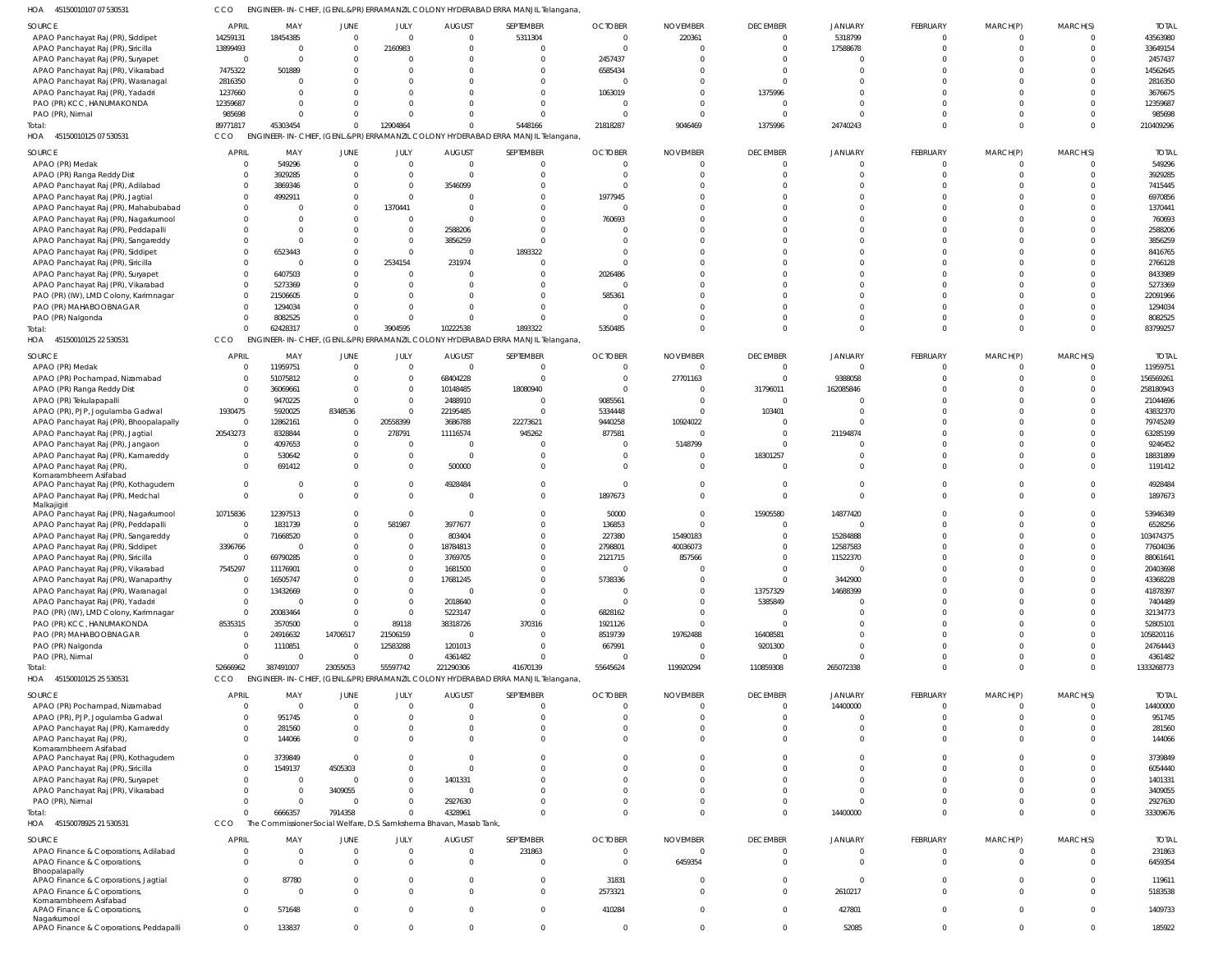HOA 451500101070 7530531 CCO ENGINEER-IN-CHIEF, (GENL.&PR) ERRAMANZIL COLONY HYDERABAD ERRA MANJIL Telangana,

| SOURCE | APRIL | MAY | JUNE | JULY | AUGUST | SEPTEMBER | OCTOBER | NOVEMBER | DECEMBER | JANUARY | FEBRUARY | MARCH(P) | MARCH(S) | TOTAL |
|---|---|---|---|---|---|---|---|---|---|---|---|---|---|---|
| APAO Panchayat Raj (PR), Siddipet | 14259131 | 18454385 | 0 | 0 | 0 | 5311304 | 0 | 220361 | 0 | 5318799 | 0 | 0 | 0 | 43563980 |
| APAO Panchayat Raj (PR), Siricilla | 13899493 | 0 | 0 | 2160983 | 0 | 0 | 0 | 0 | 0 | 17588678 | 0 | 0 | 0 | 33649154 |
| APAO Panchayat Raj (PR), Suryapet | 0 | 0 | 0 | 0 | 0 | 0 | 2457437 | 0 | 0 | 0 | 0 | 0 | 0 | 2457437 |
| APAO Panchayat Raj (PR), Vikarabad | 7475322 | 501889 | 0 | 0 | 0 | 0 | 6585434 | 0 | 0 | 0 | 0 | 0 | 0 | 14562645 |
| APAO Panchayat Raj (PR), Waranagal | 2816350 | 0 | 0 | 0 | 0 | 0 | 0 | 0 | 0 | 0 | 0 | 0 | 0 | 2816350 |
| APAO Panchayat Raj (PR), Yadadri | 1237660 | 0 | 0 | 0 | 0 | 0 | 1063019 | 0 | 1375996 | 0 | 0 | 0 | 0 | 3676675 |
| PAO (PR) KCC, HANUMAKONDA | 12359687 | 0 | 0 | 0 | 0 | 0 | 0 | 0 | 0 | 0 | 0 | 0 | 0 | 12359687 |
| PAO (PR), Nirmal | 985698 | 0 | 0 | 0 | 0 | 0 | 0 | 0 | 0 | 0 | 0 | 0 | 0 | 985698 |
| Total: | 89771817 | 45303454 | 0 | 12904864 | 0 | 5448166 | 21818287 | 9046469 | 1375996 | 24740243 | 0 | 0 | 0 | 210409296 |

HOA 451500101250 7530531 CCO ENGINEER-IN-CHIEF, (GENL.&PR) ERRAMANZIL COLONY HYDERABAD ERRA MANJIL Telangana,

| SOURCE | APRIL | MAY | JUNE | JULY | AUGUST | SEPTEMBER | OCTOBER | NOVEMBER | DECEMBER | JANUARY | FEBRUARY | MARCH(P) | MARCH(S) | TOTAL |
|---|---|---|---|---|---|---|---|---|---|---|---|---|---|---|
| APAO (PR) Medak | 0 | 549296 | 0 | 0 | 0 | 0 | 0 | 0 | 0 | 0 | 0 | 0 | 0 | 549296 |
| APAO (PR) Ranga Reddy Dist | 0 | 3929285 | 0 | 0 | 0 | 0 | 0 | 0 | 0 | 0 | 0 | 0 | 0 | 3929285 |
| APAO Panchayat Raj (PR), Adilabad | 0 | 3869346 | 0 | 0 | 3546099 | 0 | 0 | 0 | 0 | 0 | 0 | 0 | 0 | 7415445 |
| APAO Panchayat Raj (PR), Jagtial | 0 | 4992911 | 0 | 0 | 0 | 0 | 1977945 | 0 | 0 | 0 | 0 | 0 | 0 | 6970856 |
| APAO Panchayat Raj (PR), Mahabubabad | 0 | 0 | 0 | 1370441 | 0 | 0 | 0 | 0 | 0 | 0 | 0 | 0 | 0 | 1370441 |
| APAO Panchayat Raj (PR), Nagarkurnool | 0 | 0 | 0 | 0 | 0 | 0 | 760693 | 0 | 0 | 0 | 0 | 0 | 0 | 760693 |
| APAO Panchayat Raj (PR), Peddapalli | 0 | 0 | 0 | 0 | 2588206 | 0 | 0 | 0 | 0 | 0 | 0 | 0 | 0 | 2588206 |
| APAO Panchayat Raj (PR), Sangareddy | 0 | 0 | 0 | 0 | 3856259 | 0 | 0 | 0 | 0 | 0 | 0 | 0 | 0 | 3856259 |
| APAO Panchayat Raj (PR), Siddipet | 0 | 6523443 | 0 | 0 | 0 | 1893322 | 0 | 0 | 0 | 0 | 0 | 0 | 0 | 8416765 |
| APAO Panchayat Raj (PR), Siricilla | 0 | 0 | 0 | 2534154 | 231974 | 0 | 0 | 0 | 0 | 0 | 0 | 0 | 0 | 2766128 |
| APAO Panchayat Raj (PR), Suryapet | 0 | 6407503 | 0 | 0 | 0 | 0 | 2026486 | 0 | 0 | 0 | 0 | 0 | 0 | 8433989 |
| APAO Panchayat Raj (PR), Vikarabad | 0 | 5273369 | 0 | 0 | 0 | 0 | 0 | 0 | 0 | 0 | 0 | 0 | 0 | 5273369 |
| PAO (PR) (IW), LMD Colony, Karimnagar | 0 | 21506605 | 0 | 0 | 0 | 0 | 585361 | 0 | 0 | 0 | 0 | 0 | 0 | 22091966 |
| PAO (PR) MAHABOOBNAGAR | 0 | 1294034 | 0 | 0 | 0 | 0 | 0 | 0 | 0 | 0 | 0 | 0 | 0 | 1294034 |
| PAO (PR) Nalgonda | 0 | 8082525 | 0 | 0 | 0 | 0 | 0 | 0 | 0 | 0 | 0 | 0 | 0 | 8082525 |
| Total: | 0 | 62428317 | 0 | 3904595 | 10222538 | 1893322 | 5350485 | 0 | 0 | 0 | 0 | 0 | 0 | 83799257 |

HOA 451500101252 2530531 CCO ENGINEER-IN-CHIEF, (GENL.&PR) ERRAMANZIL COLONY HYDERABAD ERRA MANJIL Telangana,

| SOURCE | APRIL | MAY | JUNE | JULY | AUGUST | SEPTEMBER | OCTOBER | NOVEMBER | DECEMBER | JANUARY | FEBRUARY | MARCH(P) | MARCH(S) | TOTAL |
|---|---|---|---|---|---|---|---|---|---|---|---|---|---|---|
| APAO (PR) Medak | 0 | 11959751 | 0 | 0 | 0 | 0 | 0 | 0 | 0 | 0 | 0 | 0 | 0 | 11959751 |
| APAO (PR) Pochampad, Nizamabad | 0 | 51075812 | 0 | 0 | 68404228 | 0 | 0 | 27701163 | 0 | 9388058 | 0 | 0 | 0 | 156569261 |
| APAO (PR) Ranga Reddy Dist | 0 | 36069661 | 0 | 0 | 10148485 | 18080940 | 0 | 0 | 31796011 | 162085846 | 0 | 0 | 0 | 258180943 |
| APAO (PR) Tekulapapalli | 0 | 9470225 | 0 | 0 | 2488910 | 0 | 9085561 | 0 | 0 | 0 | 0 | 0 | 0 | 21044696 |
| APAO (PR), PJP, Jogulamba Gadwal | 1930475 | 5920025 | 8348536 | 0 | 22195485 | 0 | 5334448 | 0 | 103401 | 0 | 0 | 0 | 0 | 43832370 |
| APAO Panchayat Raj (PR), Bhoopalapally | 0 | 12862161 | 0 | 20558399 | 3686788 | 22273621 | 9440258 | 10924022 | 0 | 0 | 0 | 0 | 0 | 79745249 |
| APAO Panchayat Raj (PR), Jagtial | 20543273 | 8328844 | 0 | 278791 | 11116574 | 945262 | 877581 | 0 | 0 | 21194874 | 0 | 0 | 0 | 63285199 |
| APAO Panchayat Raj (PR), Jangaon | 0 | 4097653 | 0 | 0 | 0 | 0 | 0 | 5148799 | 0 | 0 | 0 | 0 | 0 | 9246452 |
| APAO Panchayat Raj (PR), Kamareddy | 0 | 530642 | 0 | 0 | 0 | 0 | 0 | 0 | 18301257 | 0 | 0 | 0 | 0 | 18831899 |
| APAO Panchayat Raj (PR), Komarambheem Asifabad | 0 | 691412 | 0 | 0 | 500000 | 0 | 0 | 0 | 0 | 0 | 0 | 0 | 0 | 1191412 |
| APAO Panchayat Raj (PR), Kothagudem | 0 | 0 | 0 | 0 | 4928484 | 0 | 0 | 0 | 0 | 0 | 0 | 0 | 0 | 4928484 |
| APAO Panchayat Raj (PR), Medchal Malkajigiri | 0 | 0 | 0 | 0 | 0 | 0 | 1897673 | 0 | 0 | 0 | 0 | 0 | 0 | 1897673 |
| APAO Panchayat Raj (PR), Nagarkurnool | 10715836 | 12397513 | 0 | 0 | 0 | 0 | 50000 | 0 | 15905580 | 14877420 | 0 | 0 | 0 | 53946349 |
| APAO Panchayat Raj (PR), Peddapalli | 0 | 1831739 | 0 | 581987 | 3977677 | 0 | 136853 | 0 | 0 | 0 | 0 | 0 | 0 | 6528256 |
| APAO Panchayat Raj (PR), Sangareddy | 0 | 71668520 | 0 | 0 | 803404 | 0 | 227380 | 15490183 | 0 | 15284888 | 0 | 0 | 0 | 103474375 |
| APAO Panchayat Raj (PR), Siddipet | 3396766 | 0 | 0 | 0 | 18784813 | 0 | 2798801 | 40036073 | 0 | 12587583 | 0 | 0 | 0 | 77604036 |
| APAO Panchayat Raj (PR), Siricilla | 0 | 69790285 | 0 | 0 | 3769705 | 0 | 2121715 | 857566 | 0 | 11522370 | 0 | 0 | 0 | 88061641 |
| APAO Panchayat Raj (PR), Vikarabad | 7545297 | 11176901 | 0 | 0 | 1681500 | 0 | 0 | 0 | 0 | 0 | 0 | 0 | 0 | 20403698 |
| APAO Panchayat Raj (PR), Wanaparthy | 0 | 16505747 | 0 | 0 | 17681245 | 0 | 5738336 | 0 | 0 | 3442900 | 0 | 0 | 0 | 43368228 |
| APAO Panchayat Raj (PR), Waranagal | 0 | 13432669 | 0 | 0 | 0 | 0 | 0 | 0 | 13757329 | 14688399 | 0 | 0 | 0 | 41878397 |
| APAO Panchayat Raj (PR), Yadadri | 0 | 0 | 0 | 0 | 2018640 | 0 | 0 | 0 | 5385849 | 0 | 0 | 0 | 0 | 7404489 |
| PAO (PR) (IW), LMD Colony, Karimnagar | 0 | 20083464 | 0 | 0 | 5223147 | 0 | 6828162 | 0 | 0 | 0 | 0 | 0 | 0 | 32134773 |
| PAO (PR) KCC, HANUMAKONDA | 8535315 | 3570500 | 0 | 89118 | 38318726 | 370316 | 1921126 | 0 | 0 | 0 | 0 | 0 | 0 | 52805101 |
| PAO (PR) MAHABOOBNAGAR | 0 | 24916632 | 14706517 | 21506159 | 0 | 0 | 8519739 | 19762488 | 16408581 | 0 | 0 | 0 | 0 | 105820116 |
| PAO (PR) Nalgonda | 0 | 1110851 | 0 | 12583288 | 1201013 | 0 | 667991 | 0 | 9201300 | 0 | 0 | 0 | 0 | 24764443 |
| PAO (PR), Nirmal | 0 | 0 | 0 | 0 | 4361482 | 0 | 0 | 0 | 0 | 0 | 0 | 0 | 0 | 4361482 |
| Total: | 52666962 | 387491007 | 23055053 | 55597742 | 221290306 | 41670139 | 55645624 | 119920294 | 110859308 | 265072338 | 0 | 0 | 0 | 1333268773 |

HOA 451500101252 5530531 CCO ENGINEER-IN-CHIEF, (GENL.&PR) ERRAMANZIL COLONY HYDERABAD ERRA MANJIL Telangana,

| SOURCE | APRIL | MAY | JUNE | JULY | AUGUST | SEPTEMBER | OCTOBER | NOVEMBER | DECEMBER | JANUARY | FEBRUARY | MARCH(P) | MARCH(S) | TOTAL |
|---|---|---|---|---|---|---|---|---|---|---|---|---|---|---|
| APAO (PR) Pochampad, Nizamabad | 0 | 0 | 0 | 0 | 0 | 0 | 0 | 0 | 0 | 14400000 | 0 | 0 | 0 | 14400000 |
| APAO (PR), PJP, Jogulamba Gadwal | 0 | 951745 | 0 | 0 | 0 | 0 | 0 | 0 | 0 | 0 | 0 | 0 | 0 | 951745 |
| APAO Panchayat Raj (PR), Kamareddy | 0 | 281560 | 0 | 0 | 0 | 0 | 0 | 0 | 0 | 0 | 0 | 0 | 0 | 281560 |
| APAO Panchayat Raj (PR), Komarambheem Asifabad | 0 | 144066 | 0 | 0 | 0 | 0 | 0 | 0 | 0 | 0 | 0 | 0 | 0 | 144066 |
| APAO Panchayat Raj (PR), Kothagudem | 0 | 3739849 | 0 | 0 | 0 | 0 | 0 | 0 | 0 | 0 | 0 | 0 | 0 | 3739849 |
| APAO Panchayat Raj (PR), Siricilla | 0 | 1549137 | 4505303 | 0 | 0 | 0 | 0 | 0 | 0 | 0 | 0 | 0 | 0 | 6054440 |
| APAO Panchayat Raj (PR), Suryapet | 0 | 0 | 0 | 0 | 1401331 | 0 | 0 | 0 | 0 | 0 | 0 | 0 | 0 | 1401331 |
| APAO Panchayat Raj (PR), Vikarabad | 0 | 0 | 3409055 | 0 | 0 | 0 | 0 | 0 | 0 | 0 | 0 | 0 | 0 | 3409055 |
| PAO (PR), Nirmal | 0 | 0 | 0 | 0 | 2927630 | 0 | 0 | 0 | 0 | 0 | 0 | 0 | 0 | 2927630 |
| Total: | 0 | 6666357 | 7914358 | 0 | 4328961 | 0 | 0 | 0 | 0 | 14400000 | 0 | 0 | 0 | 33309676 |

HOA 451500789252 1530531 CCO The Commissioner Social Welfare, D.S. Samkshema Bhavan, Masab Tank,

| SOURCE | APRIL | MAY | JUNE | JULY | AUGUST | SEPTEMBER | OCTOBER | NOVEMBER | DECEMBER | JANUARY | FEBRUARY | MARCH(P) | MARCH(S) | TOTAL |
|---|---|---|---|---|---|---|---|---|---|---|---|---|---|---|
| APAO Finance & Corporations, Adilabad | 0 | 0 | 0 | 0 | 0 | 231863 | 0 | 0 | 0 | 0 | 0 | 0 | 0 | 231863 |
| APAO Finance & Corporations, Bhoopalapally | 0 | 0 | 0 | 0 | 0 | 0 | 0 | 6459354 | 0 | 0 | 0 | 0 | 0 | 6459354 |
| APAO Finance & Corporations, Jagtial | 0 | 87780 | 0 | 0 | 0 | 0 | 31831 | 0 | 0 | 0 | 0 | 0 | 0 | 119611 |
| APAO Finance & Corporations, Komarambheem Asifabad | 0 | 0 | 0 | 0 | 0 | 0 | 2573321 | 0 | 0 | 2610217 | 0 | 0 | 0 | 5183538 |
| APAO Finance & Corporations, Nagarkurnool | 0 | 571648 | 0 | 0 | 0 | 0 | 410284 | 0 | 0 | 427801 | 0 | 0 | 0 | 1409733 |
| APAO Finance & Corporations, Peddapalli | 0 | 133837 | 0 | 0 | 0 | 0 | 0 | 0 | 0 | 52085 | 0 | 0 | 0 | 185922 |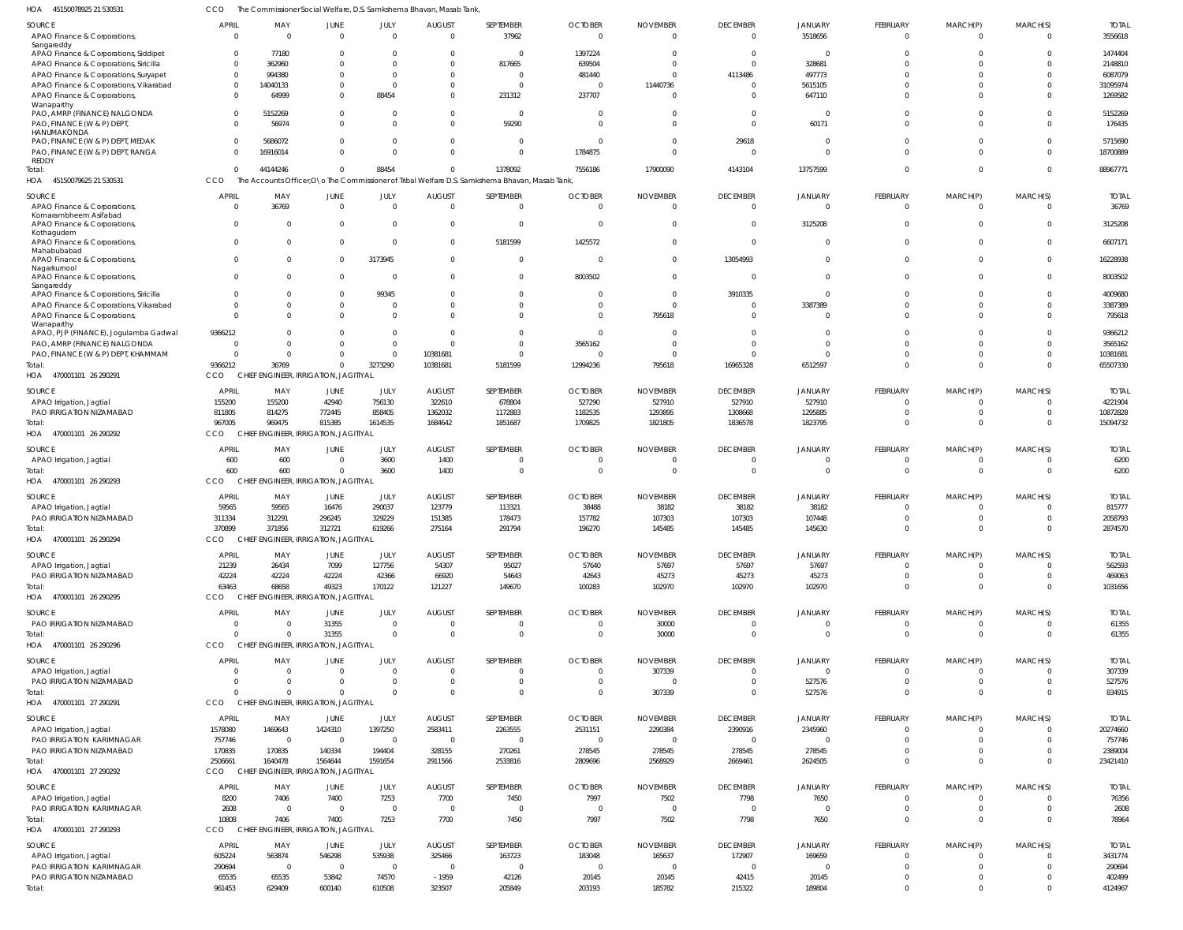HOA 45150078925 21 530531 CCO The Commissioner Social Welfare, D.S. Samkshema Bhavan, Masab Tank,

| SOURCE | APRIL | MAY | JUNE | JULY | AUGUST | SEPTEMBER | OCTOBER | NOVEMBER | DECEMBER | JANUARY | FEBRUARY | MARCH(P) | MARCH(S) | TOTAL |
|---|---|---|---|---|---|---|---|---|---|---|---|---|---|---|
| APAO Finance & Corporations, Sangareddy | 0 | 0 | 0 | 0 | 0 | 37962 | 0 | 0 | 0 | 3518656 | 0 | 0 | 0 | 3556618 |
| APAO Finance & Corporations, Siddipet | 0 | 77180 | 0 | 0 | 0 | 0 | 1397224 | 0 | 0 | 0 | 0 | 0 | 0 | 1474404 |
| APAO Finance & Corporations, Siricilla | 0 | 362960 | 0 | 0 | 0 | 817665 | 639504 | 0 | 0 | 328681 | 0 | 0 | 0 | 2148810 |
| APAO Finance & Corporations, Suryapet | 0 | 994380 | 0 | 0 | 0 | 0 | 481440 | 0 | 4113486 | 497773 | 0 | 0 | 0 | 6087079 |
| APAO Finance & Corporations, Vikarabad | 0 | 14040133 | 0 | 0 | 0 | 0 | 0 | 11440736 | 0 | 5615105 | 0 | 0 | 0 | 31095974 |
| APAO Finance & Corporations, Wanaparthy | 0 | 64999 | 0 | 88454 | 0 | 231312 | 237707 | 0 | 0 | 647110 | 0 | 0 | 0 | 1269582 |
| PAO, AMRP (FINANCE) NALGONDA | 0 | 5152269 | 0 | 0 | 0 | 0 | 0 | 0 | 0 | 0 | 0 | 0 | 0 | 5152269 |
| PAO, FINANCE (W & P) DEPT, HANUMAKONDA | 0 | 56974 | 0 | 0 | 0 | 59290 | 0 | 0 | 0 | 60171 | 0 | 0 | 0 | 176435 |
| PAO, FINANCE (W & P) DEPT, MEDAK | 0 | 5686072 | 0 | 0 | 0 | 0 | 0 | 0 | 29618 | 0 | 0 | 0 | 0 | 5715690 |
| PAO, FINANCE (W & P) DEPT, RANGA REDDY | 0 | 16916014 | 0 | 0 | 0 | 0 | 1784875 | 0 | 0 | 0 | 0 | 0 | 0 | 18700889 |
| Total: | 0 | 44144246 | 0 | 88454 | 0 | 1378092 | 7556186 | 17900090 | 4143104 | 13757599 | 0 | 0 | 0 | 88967771 |

HOA 45150079625 21 530531 CCO The Accounts Officer,O\o The Commissioner of Tribal Welfare D.S. Samkshema Bhavan, Masab Tank,

| SOURCE | APRIL | MAY | JUNE | JULY | AUGUST | SEPTEMBER | OCTOBER | NOVEMBER | DECEMBER | JANUARY | FEBRUARY | MARCH(P) | MARCH(S) | TOTAL |
|---|---|---|---|---|---|---|---|---|---|---|---|---|---|---|
| APAO Finance & Corporations, Komarambheem Asifabad | 0 | 36769 | 0 | 0 | 0 | 0 | 0 | 0 | 0 | 0 | 0 | 0 | 0 | 36769 |
| APAO Finance & Corporations, Kothagudem | 0 | 0 | 0 | 0 | 0 | 0 | 0 | 0 | 0 | 3125208 | 0 | 0 | 0 | 3125208 |
| APAO Finance & Corporations, Mahabubabad | 0 | 0 | 0 | 0 | 0 | 5181599 | 1425572 | 0 | 0 | 0 | 0 | 0 | 0 | 6607171 |
| APAO Finance & Corporations, Nagarkurnool | 0 | 0 | 0 | 3173945 | 0 | 0 | 0 | 0 | 13054993 | 0 | 0 | 0 | 0 | 16228938 |
| APAO Finance & Corporations, Sangareddy | 0 | 0 | 0 | 0 | 0 | 0 | 8003502 | 0 | 0 | 0 | 0 | 0 | 0 | 8003502 |
| APAO Finance & Corporations, Siricilla | 0 | 0 | 0 | 99345 | 0 | 0 | 0 | 0 | 3910335 | 0 | 0 | 0 | 0 | 4009680 |
| APAO Finance & Corporations, Vikarabad | 0 | 0 | 0 | 0 | 0 | 0 | 0 | 0 | 0 | 3387389 | 0 | 0 | 0 | 3387389 |
| APAO Finance & Corporations, Wanaparthy | 0 | 0 | 0 | 0 | 0 | 0 | 0 | 795618 | 0 | 0 | 0 | 0 | 0 | 795618 |
| APAO, PJP (FINANCE), Jogulamba Gadwal | 9366212 | 0 | 0 | 0 | 0 | 0 | 0 | 0 | 0 | 0 | 0 | 0 | 0 | 9366212 |
| PAO, AMRP (FINANCE) NALGONDA | 0 | 0 | 0 | 0 | 0 | 0 | 3565162 | 0 | 0 | 0 | 0 | 0 | 0 | 3565162 |
| PAO, FINANCE (W & P) DEPT, KHAMMAM | 0 | 0 | 0 | 0 | 10381681 | 0 | 0 | 0 | 0 | 0 | 0 | 0 | 0 | 10381681 |
| Total: | 9366212 | 36769 | 0 | 3273290 | 10381681 | 5181599 | 12994236 | 795618 | 16965328 | 6512597 | 0 | 0 | 0 | 65507330 |

HOA 470001101 26 290291 CCO CHIEF ENGINEER, IRRIGATION, JAGITIYAL

| SOURCE | APRIL | MAY | JUNE | JULY | AUGUST | SEPTEMBER | OCTOBER | NOVEMBER | DECEMBER | JANUARY | FEBRUARY | MARCH(P) | MARCH(S) | TOTAL |
|---|---|---|---|---|---|---|---|---|---|---|---|---|---|---|
| APAO Irrigation, Jagtial | 155200 | 155200 | 42940 | 756130 | 322610 | 678804 | 527290 | 527910 | 527910 | 527910 | 0 | 0 | 0 | 4221904 |
| PAO IRRIGATION NIZAMABAD | 811805 | 814275 | 772445 | 858405 | 1362032 | 1172883 | 1182535 | 1293895 | 1308668 | 1295885 | 0 | 0 | 0 | 10872828 |
| Total: | 967005 | 969475 | 815385 | 1614535 | 1684642 | 1851687 | 1709825 | 1821805 | 1836578 | 1823795 | 0 | 0 | 0 | 15094732 |

HOA 470001101 26 290292 CCO CHIEF ENGINEER, IRRIGATION, JAGITIYAL

| SOURCE | APRIL | MAY | JUNE | JULY | AUGUST | SEPTEMBER | OCTOBER | NOVEMBER | DECEMBER | JANUARY | FEBRUARY | MARCH(P) | MARCH(S) | TOTAL |
|---|---|---|---|---|---|---|---|---|---|---|---|---|---|---|
| APAO Irrigation, Jagtial | 600 | 600 | 0 | 3600 | 1400 | 0 | 0 | 0 | 0 | 0 | 0 | 0 | 0 | 6200 |
| Total: | 600 | 600 | 0 | 3600 | 1400 | 0 | 0 | 0 | 0 | 0 | 0 | 0 | 0 | 6200 |

HOA 470001101 26 290293 CCO CHIEF ENGINEER, IRRIGATION, JAGITIYAL

| SOURCE | APRIL | MAY | JUNE | JULY | AUGUST | SEPTEMBER | OCTOBER | NOVEMBER | DECEMBER | JANUARY | FEBRUARY | MARCH(P) | MARCH(S) | TOTAL |
|---|---|---|---|---|---|---|---|---|---|---|---|---|---|---|
| APAO Irrigation, Jagtial | 59565 | 59565 | 16476 | 290037 | 123779 | 113321 | 38488 | 38182 | 38182 | 38182 | 0 | 0 | 0 | 815777 |
| PAO IRRIGATION NIZAMABAD | 311334 | 312291 | 296245 | 329229 | 151385 | 178473 | 157782 | 107303 | 107303 | 107448 | 0 | 0 | 0 | 2058793 |
| Total: | 370899 | 371856 | 312721 | 619266 | 275164 | 291794 | 196270 | 145485 | 145485 | 145630 | 0 | 0 | 0 | 2874570 |

HOA 470001101 26 290294 CCO CHIEF ENGINEER, IRRIGATION, JAGITIYAL

| SOURCE | APRIL | MAY | JUNE | JULY | AUGUST | SEPTEMBER | OCTOBER | NOVEMBER | DECEMBER | JANUARY | FEBRUARY | MARCH(P) | MARCH(S) | TOTAL |
|---|---|---|---|---|---|---|---|---|---|---|---|---|---|---|
| APAO Irrigation, Jagtial | 21239 | 26434 | 7099 | 127756 | 54307 | 95027 | 57640 | 57697 | 57697 | 57697 | 0 | 0 | 0 | 562593 |
| PAO IRRIGATION NIZAMABAD | 42224 | 42224 | 42224 | 42366 | 66920 | 54643 | 42643 | 45273 | 45273 | 45273 | 0 | 0 | 0 | 469063 |
| Total: | 63463 | 68658 | 49323 | 170122 | 121227 | 149670 | 100283 | 102970 | 102970 | 102970 | 0 | 0 | 0 | 1031656 |

HOA 470001101 26 290295 CCO CHIEF ENGINEER, IRRIGATION, JAGITIYAL

| SOURCE | APRIL | MAY | JUNE | JULY | AUGUST | SEPTEMBER | OCTOBER | NOVEMBER | DECEMBER | JANUARY | FEBRUARY | MARCH(P) | MARCH(S) | TOTAL |
|---|---|---|---|---|---|---|---|---|---|---|---|---|---|---|
| PAO IRRIGATION NIZAMABAD | 0 | 0 | 31355 | 0 | 0 | 0 | 0 | 30000 | 0 | 0 | 0 | 0 | 0 | 61355 |
| Total: | 0 | 0 | 31355 | 0 | 0 | 0 | 0 | 30000 | 0 | 0 | 0 | 0 | 0 | 61355 |

HOA 470001101 26 290296 CCO CHIEF ENGINEER, IRRIGATION, JAGITIYAL

| SOURCE | APRIL | MAY | JUNE | JULY | AUGUST | SEPTEMBER | OCTOBER | NOVEMBER | DECEMBER | JANUARY | FEBRUARY | MARCH(P) | MARCH(S) | TOTAL |
|---|---|---|---|---|---|---|---|---|---|---|---|---|---|---|
| APAO Irrigation, Jagtial | 0 | 0 | 0 | 0 | 0 | 0 | 0 | 307339 | 0 | 0 | 0 | 0 | 0 | 307339 |
| PAO IRRIGATION NIZAMABAD | 0 | 0 | 0 | 0 | 0 | 0 | 0 | 0 | 0 | 527576 | 0 | 0 | 0 | 527576 |
| Total: | 0 | 0 | 0 | 0 | 0 | 0 | 0 | 307339 | 0 | 527576 | 0 | 0 | 0 | 834915 |

HOA 470001101 27 290291 CCO CHIEF ENGINEER, IRRIGATION, JAGITIYAL

| SOURCE | APRIL | MAY | JUNE | JULY | AUGUST | SEPTEMBER | OCTOBER | NOVEMBER | DECEMBER | JANUARY | FEBRUARY | MARCH(P) | MARCH(S) | TOTAL |
|---|---|---|---|---|---|---|---|---|---|---|---|---|---|---|
| APAO Irrigation, Jagtial | 1578080 | 1469643 | 1424310 | 1397250 | 2583411 | 2263555 | 2531151 | 2290384 | 2390916 | 2345960 | 0 | 0 | 0 | 20274660 |
| PAO IRRIGATION KARIMNAGAR | 757746 | 0 | 0 | 0 | 0 | 0 | 0 | 0 | 0 | 0 | 0 | 0 | 0 | 757746 |
| PAO IRRIGATION NIZAMABAD | 170835 | 170835 | 140334 | 194404 | 328155 | 270261 | 278545 | 278545 | 278545 | 278545 | 0 | 0 | 0 | 2389004 |
| Total: | 2506661 | 1640478 | 1564644 | 1591654 | 2911566 | 2533816 | 2809696 | 2568929 | 2669461 | 2624505 | 0 | 0 | 0 | 23421410 |

HOA 470001101 27 290292 CCO CHIEF ENGINEER, IRRIGATION, JAGITIYAL

| SOURCE | APRIL | MAY | JUNE | JULY | AUGUST | SEPTEMBER | OCTOBER | NOVEMBER | DECEMBER | JANUARY | FEBRUARY | MARCH(P) | MARCH(S) | TOTAL |
|---|---|---|---|---|---|---|---|---|---|---|---|---|---|---|
| APAO Irrigation, Jagtial | 8200 | 7406 | 7400 | 7253 | 7700 | 7450 | 7997 | 7502 | 7798 | 7650 | 0 | 0 | 0 | 76356 |
| PAO IRRIGATION KARIMNAGAR | 2608 | 0 | 0 | 0 | 0 | 0 | 0 | 0 | 0 | 0 | 0 | 0 | 0 | 2608 |
| Total: | 10808 | 7406 | 7400 | 7253 | 7700 | 7450 | 7997 | 7502 | 7798 | 7650 | 0 | 0 | 0 | 78964 |

HOA 470001101 27 290293 CCO CHIEF ENGINEER, IRRIGATION, JAGITIYAL

| SOURCE | APRIL | MAY | JUNE | JULY | AUGUST | SEPTEMBER | OCTOBER | NOVEMBER | DECEMBER | JANUARY | FEBRUARY | MARCH(P) | MARCH(S) | TOTAL |
|---|---|---|---|---|---|---|---|---|---|---|---|---|---|---|
| APAO Irrigation, Jagtial | 605224 | 563874 | 546298 | 535938 | 325466 | 163723 | 183048 | 165637 | 172907 | 169659 | 0 | 0 | 0 | 3431774 |
| PAO IRRIGATION KARIMNAGAR | 290694 | 0 | 0 | 0 | 0 | 0 | 0 | 0 | 0 | 0 | 0 | 0 | 0 | 290694 |
| PAO IRRIGATION NIZAMABAD | 65535 | 65535 | 53842 | 74570 | - 1959 | 42126 | 20145 | 20145 | 42415 | 20145 | 0 | 0 | 0 | 402499 |
| Total: | 961453 | 629409 | 600140 | 610508 | 323507 | 205849 | 203193 | 185782 | 215322 | 189804 | 0 | 0 | 0 | 4124967 |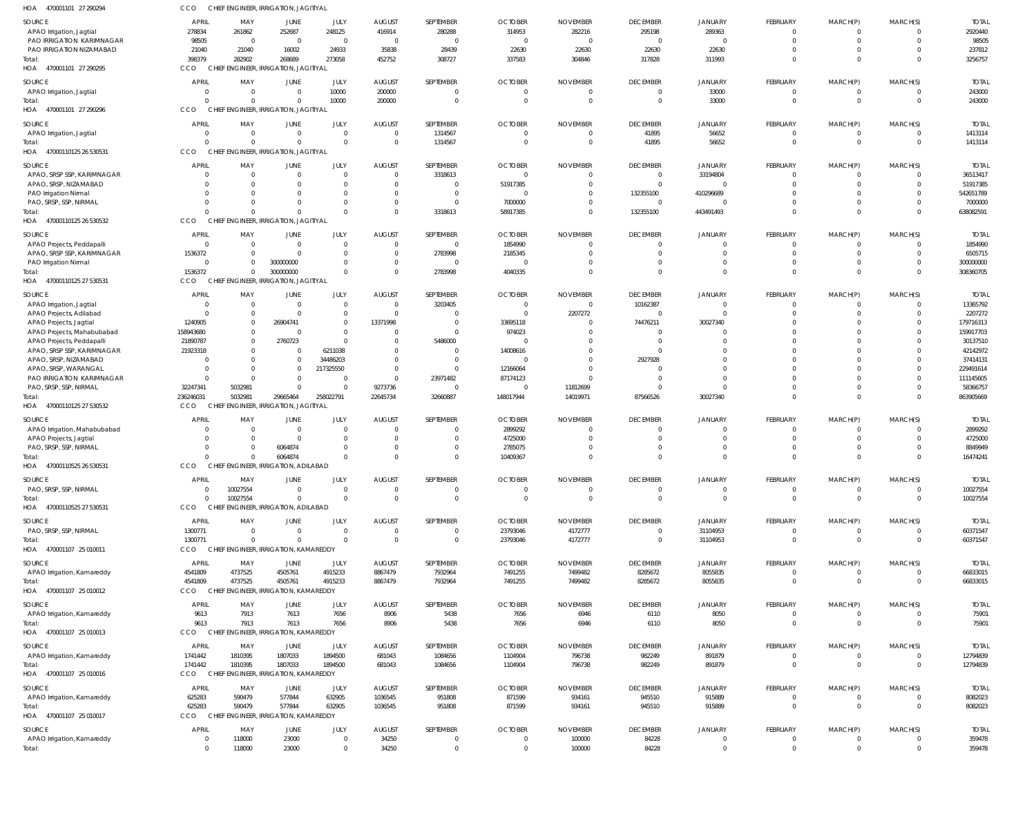HOA 470001101 27 290294 CCO CHIEF ENGINEER, IRRIGATION, JAGITIYAL

| SOURCE | APRIL | MAY | JUNE | JULY | AUGUST | SEPTEMBER | OCTOBER | NOVEMBER | DECEMBER | JANUARY | FEBRUARY | MARCH(P) | MARCH(S) | TOTAL |
|---|---|---|---|---|---|---|---|---|---|---|---|---|---|---|
| APAO Irrigation, Jagtial | 278834 | 261862 | 252687 | 248125 | 416914 | 280288 | 314953 | 282216 | 295198 | 289363 | 0 | 0 | 0 | 2920440 |
| PAO IRRIGATION KARIMNAGAR | 98505 | 0 | 0 | 0 | 0 | 0 | 0 | 0 | 0 | 0 | 0 | 0 | 0 | 98505 |
| PAO IRRIGATION NIZAMABAD | 21040 | 21040 | 16002 | 24933 | 35838 | 28439 | 22630 | 22630 | 22630 | 22630 | 0 | 0 | 0 | 237812 |
| Total: | 398379 | 282902 | 268689 | 273058 | 452752 | 308727 | 337583 | 304846 | 317828 | 311993 | 0 | 0 | 0 | 3256757 |

HOA 470001101 27 290295 CCO CHIEF ENGINEER, IRRIGATION, JAGITIYAL

| SOURCE | APRIL | MAY | JUNE | JULY | AUGUST | SEPTEMBER | OCTOBER | NOVEMBER | DECEMBER | JANUARY | FEBRUARY | MARCH(P) | MARCH(S) | TOTAL |
|---|---|---|---|---|---|---|---|---|---|---|---|---|---|---|
| APAO Irrigation, Jagtial | 0 | 0 | 0 | 10000 | 200000 | 0 | 0 | 0 | 0 | 33000 | 0 | 0 | 0 | 243000 |
| Total: | 0 | 0 | 0 | 10000 | 200000 | 0 | 0 | 0 | 0 | 33000 | 0 | 0 | 0 | 243000 |

HOA 470001101 27 290296 CCO CHIEF ENGINEER, IRRIGATION, JAGITIYAL

| SOURCE | APRIL | MAY | JUNE | JULY | AUGUST | SEPTEMBER | OCTOBER | NOVEMBER | DECEMBER | JANUARY | FEBRUARY | MARCH(P) | MARCH(S) | TOTAL |
|---|---|---|---|---|---|---|---|---|---|---|---|---|---|---|
| APAO Irrigation, Jagtial | 0 | 0 | 0 | 0 | 0 | 1314567 | 0 | 0 | 41895 | 56652 | 0 | 0 | 0 | 1413114 |
| Total: | 0 | 0 | 0 | 0 | 0 | 1314567 | 0 | 0 | 41895 | 56652 | 0 | 0 | 0 | 1413114 |

HOA 47000110125 26 530531 CCO CHIEF ENGINEER, IRRIGATION, JAGITIYAL

| SOURCE | APRIL | MAY | JUNE | JULY | AUGUST | SEPTEMBER | OCTOBER | NOVEMBER | DECEMBER | JANUARY | FEBRUARY | MARCH(P) | MARCH(S) | TOTAL |
|---|---|---|---|---|---|---|---|---|---|---|---|---|---|---|
| APAO, SRSP SSP, KARIMNAGAR | 0 | 0 | 0 | 0 | 0 | 3318613 | 0 | 0 | 0 | 33194804 | 0 | 0 | 0 | 36513417 |
| APAO, SRSP, NIZAMABAD | 0 | 0 | 0 | 0 | 0 | 0 | 51917385 | 0 | 0 | 0 | 0 | 0 | 0 | 51917385 |
| PAO Irrigation Nirmal | 0 | 0 | 0 | 0 | 0 | 0 | 0 | 0 | 132355100 | 410296689 | 0 | 0 | 0 | 542651789 |
| PAO, SRSP, SSP, NIRMAL | 0 | 0 | 0 | 0 | 0 | 0 | 7000000 | 0 | 0 | 0 | 0 | 0 | 0 | 7000000 |
| Total: | 0 | 0 | 0 | 0 | 0 | 3318613 | 58917385 | 0 | 132355100 | 443491493 | 0 | 0 | 0 | 638082591 |

HOA 47000110125 26 530532 CCO CHIEF ENGINEER, IRRIGATION, JAGITIYAL

| SOURCE | APRIL | MAY | JUNE | JULY | AUGUST | SEPTEMBER | OCTOBER | NOVEMBER | DECEMBER | JANUARY | FEBRUARY | MARCH(P) | MARCH(S) | TOTAL |
|---|---|---|---|---|---|---|---|---|---|---|---|---|---|---|
| APAO Projects, Peddapalli | 0 | 0 | 0 | 0 | 0 | 0 | 1854990 | 0 | 0 | 0 | 0 | 0 | 0 | 1854990 |
| APAO, SRSP SSP, KARIMNAGAR | 1536372 | 0 | 0 | 0 | 0 | 2783998 | 2185345 | 0 | 0 | 0 | 0 | 0 | 0 | 6505715 |
| PAO Irrigation Nirmal | 0 | 0 | 300000000 | 0 | 0 | 0 | 0 | 0 | 0 | 0 | 0 | 0 | 0 | 300000000 |
| Total: | 1536372 | 0 | 300000000 | 0 | 0 | 2783998 | 4040335 | 0 | 0 | 0 | 0 | 0 | 0 | 308360705 |

HOA 47000110125 27 530531 CCO CHIEF ENGINEER, IRRIGATION, JAGITIYAL

| SOURCE | APRIL | MAY | JUNE | JULY | AUGUST | SEPTEMBER | OCTOBER | NOVEMBER | DECEMBER | JANUARY | FEBRUARY | MARCH(P) | MARCH(S) | TOTAL |
|---|---|---|---|---|---|---|---|---|---|---|---|---|---|---|
| APAO Irrigation, Jagtial | 0 | 0 | 0 | 0 | 0 | 3203405 | 0 | 0 | 10162387 | 0 | 0 | 0 | 0 | 13365792 |
| APAO Projects, Adilabad | 0 | 0 | 0 | 0 | 0 | 0 | 0 | 2207272 | 0 | 0 | 0 | 0 | 0 | 2207272 |
| APAO Projects, Jagtial | 1240905 | 0 | 26904741 | 0 | 13371998 | 0 | 33695118 | 0 | 74476211 | 30027340 | 0 | 0 | 0 | 179716313 |
| APAO Projects, Mahabubabad | 158943680 | 0 | 0 | 0 | 0 | 0 | 974023 | 0 | 0 | 0 | 0 | 0 | 0 | 159917703 |
| APAO Projects, Peddapalli | 21890787 | 0 | 2760723 | 0 | 0 | 5486000 | 0 | 0 | 0 | 0 | 0 | 0 | 0 | 30137510 |
| APAO, SRSP SSP, KARIMNAGAR | 21923318 | 0 | 0 | 6211038 | 0 | 0 | 14008616 | 0 | 0 | 0 | 0 | 0 | 0 | 42142972 |
| APAO, SRSP, NIZAMABAD | 0 | 0 | 0 | 34486203 | 0 | 0 | 0 | 0 | 2927928 | 0 | 0 | 0 | 0 | 37414131 |
| APAO, SRSP, WARANGAL | 0 | 0 | 0 | 217325550 | 0 | 0 | 12166064 | 0 | 0 | 0 | 0 | 0 | 0 | 229491614 |
| PAO IRRIGATION KARIMNAGAR | 0 | 0 | 0 | 0 | 0 | 23971482 | 87174123 | 0 | 0 | 0 | 0 | 0 | 0 | 111145605 |
| PAO, SRSP, SSP, NIRMAL | 32247341 | 5032981 | 0 | 0 | 9273736 | 0 | 0 | 11812699 | 0 | 0 | 0 | 0 | 0 | 58366757 |
| Total: | 236246031 | 5032981 | 29665464 | 258022791 | 22645734 | 32660887 | 148017944 | 14019971 | 87566526 | 30027340 | 0 | 0 | 0 | 863905669 |

HOA 47000110125 27 530532 CCO CHIEF ENGINEER, IRRIGATION, JAGITIYAL

| SOURCE | APRIL | MAY | JUNE | JULY | AUGUST | SEPTEMBER | OCTOBER | NOVEMBER | DECEMBER | JANUARY | FEBRUARY | MARCH(P) | MARCH(S) | TOTAL |
|---|---|---|---|---|---|---|---|---|---|---|---|---|---|---|
| APAO Irrigation, Mahabubabad | 0 | 0 | 0 | 0 | 0 | 0 | 2899292 | 0 | 0 | 0 | 0 | 0 | 0 | 2899292 |
| APAO Projects, Jagtial | 0 | 0 | 0 | 0 | 0 | 0 | 4725000 | 0 | 0 | 0 | 0 | 0 | 0 | 4725000 |
| PAO, SRSP, SSP, NIRMAL | 0 | 0 | 6064874 | 0 | 0 | 0 | 2785075 | 0 | 0 | 0 | 0 | 0 | 0 | 8849949 |
| Total: | 0 | 0 | 6064874 | 0 | 0 | 0 | 10409367 | 0 | 0 | 0 | 0 | 0 | 0 | 16474241 |

HOA 47000110525 26 530531 CCO CHIEF ENGINEER, IRRIGATION, ADILABAD

| SOURCE | APRIL | MAY | JUNE | JULY | AUGUST | SEPTEMBER | OCTOBER | NOVEMBER | DECEMBER | JANUARY | FEBRUARY | MARCH(P) | MARCH(S) | TOTAL |
|---|---|---|---|---|---|---|---|---|---|---|---|---|---|---|
| PAO, SRSP, SSP, NIRMAL | 0 | 10027554 | 0 | 0 | 0 | 0 | 0 | 0 | 0 | 0 | 0 | 0 | 0 | 10027554 |
| Total: | 0 | 10027554 | 0 | 0 | 0 | 0 | 0 | 0 | 0 | 0 | 0 | 0 | 0 | 10027554 |

HOA 47000110525 27 530531 CCO CHIEF ENGINEER, IRRIGATION, ADILABAD

| SOURCE | APRIL | MAY | JUNE | JULY | AUGUST | SEPTEMBER | OCTOBER | NOVEMBER | DECEMBER | JANUARY | FEBRUARY | MARCH(P) | MARCH(S) | TOTAL |
|---|---|---|---|---|---|---|---|---|---|---|---|---|---|---|
| PAO, SRSP, SSP, NIRMAL | 1300771 | 0 | 0 | 0 | 0 | 0 | 23793046 | 4172777 | 0 | 31104953 | 0 | 0 | 0 | 60371547 |
| Total: | 1300771 | 0 | 0 | 0 | 0 | 0 | 23793046 | 4172777 | 0 | 31104953 | 0 | 0 | 0 | 60371547 |

HOA 470001107 25 010011 CCO CHIEF ENGINEER, IRRIGATION, KAMAREDDY

| SOURCE | APRIL | MAY | JUNE | JULY | AUGUST | SEPTEMBER | OCTOBER | NOVEMBER | DECEMBER | JANUARY | FEBRUARY | MARCH(P) | MARCH(S) | TOTAL |
|---|---|---|---|---|---|---|---|---|---|---|---|---|---|---|
| APAO Irrigation, Kamareddy | 4541809 | 4737525 | 4505761 | 4915233 | 8867479 | 7932964 | 7491255 | 7499482 | 8285672 | 8055835 | 0 | 0 | 0 | 66833015 |
| Total: | 4541809 | 4737525 | 4505761 | 4915233 | 8867479 | 7932964 | 7491255 | 7499482 | 8285672 | 8055835 | 0 | 0 | 0 | 66833015 |

HOA 470001107 25 010012 CCO CHIEF ENGINEER, IRRIGATION, KAMAREDDY

| SOURCE | APRIL | MAY | JUNE | JULY | AUGUST | SEPTEMBER | OCTOBER | NOVEMBER | DECEMBER | JANUARY | FEBRUARY | MARCH(P) | MARCH(S) | TOTAL |
|---|---|---|---|---|---|---|---|---|---|---|---|---|---|---|
| APAO Irrigation, Kamareddy | 9613 | 7913 | 7613 | 7656 | 8906 | 5438 | 7656 | 6946 | 6110 | 8050 | 0 | 0 | 0 | 75901 |
| Total: | 9613 | 7913 | 7613 | 7656 | 8906 | 5438 | 7656 | 6946 | 6110 | 8050 | 0 | 0 | 0 | 75901 |

HOA 470001107 25 010013 CCO CHIEF ENGINEER, IRRIGATION, KAMAREDDY

| SOURCE | APRIL | MAY | JUNE | JULY | AUGUST | SEPTEMBER | OCTOBER | NOVEMBER | DECEMBER | JANUARY | FEBRUARY | MARCH(P) | MARCH(S) | TOTAL |
|---|---|---|---|---|---|---|---|---|---|---|---|---|---|---|
| APAO Irrigation, Kamareddy | 1741442 | 1810395 | 1807033 | 1894500 | 681043 | 1084656 | 1104904 | 796738 | 982249 | 891879 | 0 | 0 | 0 | 12794839 |
| Total: | 1741442 | 1810395 | 1807033 | 1894500 | 681043 | 1084656 | 1104904 | 796738 | 982249 | 891879 | 0 | 0 | 0 | 12794839 |

HOA 470001107 25 010016 CCO CHIEF ENGINEER, IRRIGATION, KAMAREDDY

| SOURCE | APRIL | MAY | JUNE | JULY | AUGUST | SEPTEMBER | OCTOBER | NOVEMBER | DECEMBER | JANUARY | FEBRUARY | MARCH(P) | MARCH(S) | TOTAL |
|---|---|---|---|---|---|---|---|---|---|---|---|---|---|---|
| APAO Irrigation, Kamareddy | 625283 | 590479 | 577844 | 632905 | 1036545 | 951808 | 871599 | 934161 | 945510 | 915889 | 0 | 0 | 0 | 8082023 |
| Total: | 625283 | 590479 | 577844 | 632905 | 1036545 | 951808 | 871599 | 934161 | 945510 | 915889 | 0 | 0 | 0 | 8082023 |

HOA 470001107 25 010017 CCO CHIEF ENGINEER, IRRIGATION, KAMAREDDY

| SOURCE | APRIL | MAY | JUNE | JULY | AUGUST | SEPTEMBER | OCTOBER | NOVEMBER | DECEMBER | JANUARY | FEBRUARY | MARCH(P) | MARCH(S) | TOTAL |
|---|---|---|---|---|---|---|---|---|---|---|---|---|---|---|
| APAO Irrigation, Kamareddy | 0 | 118000 | 23000 | 0 | 34250 | 0 | 0 | 100000 | 84228 | 0 | 0 | 0 | 0 | 359478 |
| Total: | 0 | 118000 | 23000 | 0 | 34250 | 0 | 0 | 100000 | 84228 | 0 | 0 | 0 | 0 | 359478 |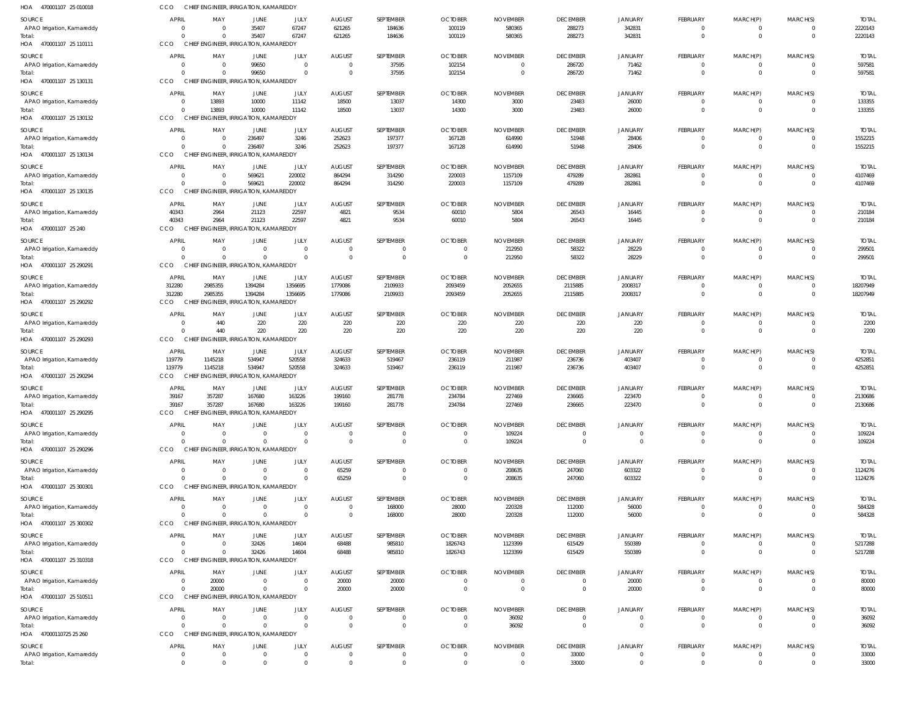HOA 470001107 25 010018 CCO CHIEF ENGINEER, IRRIGATION, KAMAREDDY

| SOURCE | APRIL | MAY | JUNE | JULY | AUGUST | SEPTEMBER | OCTOBER | NOVEMBER | DECEMBER | JANUARY | FEBRUARY | MARCH(P) | MARCH(S) | TOTAL |
|---|---|---|---|---|---|---|---|---|---|---|---|---|---|---|
| APAO Irrigation, Kamareddy | 0 | 0 | 35407 | 67247 | 621265 | 184636 | 100119 | 580365 | 288273 | 342831 | 0 | 0 | 0 | 2220143 |
| Total: | 0 | 0 | 35407 | 67247 | 621265 | 184636 | 100119 | 580365 | 288273 | 342831 | 0 | 0 | 0 | 2220143 |

HOA 470001107 25 110111 CCO CHIEF ENGINEER, IRRIGATION, KAMAREDDY

| SOURCE | APRIL | MAY | JUNE | JULY | AUGUST | SEPTEMBER | OCTOBER | NOVEMBER | DECEMBER | JANUARY | FEBRUARY | MARCH(P) | MARCH(S) | TOTAL |
|---|---|---|---|---|---|---|---|---|---|---|---|---|---|---|
| APAO Irrigation, Kamareddy | 0 | 0 | 99650 | 0 | 0 | 37595 | 102154 | 0 | 286720 | 71462 | 0 | 0 | 0 | 597581 |
| Total: | 0 | 0 | 99650 | 0 | 0 | 37595 | 102154 | 0 | 286720 | 71462 | 0 | 0 | 0 | 597581 |

HOA 470001107 25 130131 CCO CHIEF ENGINEER, IRRIGATION, KAMAREDDY

| SOURCE | APRIL | MAY | JUNE | JULY | AUGUST | SEPTEMBER | OCTOBER | NOVEMBER | DECEMBER | JANUARY | FEBRUARY | MARCH(P) | MARCH(S) | TOTAL |
|---|---|---|---|---|---|---|---|---|---|---|---|---|---|---|
| APAO Irrigation, Kamareddy | 0 | 13893 | 10000 | 11142 | 18500 | 13037 | 14300 | 3000 | 23483 | 26000 | 0 | 0 | 0 | 133355 |
| Total: | 0 | 13893 | 10000 | 11142 | 18500 | 13037 | 14300 | 3000 | 23483 | 26000 | 0 | 0 | 0 | 133355 |

HOA 470001107 25 130132 CCO CHIEF ENGINEER, IRRIGATION, KAMAREDDY

| SOURCE | APRIL | MAY | JUNE | JULY | AUGUST | SEPTEMBER | OCTOBER | NOVEMBER | DECEMBER | JANUARY | FEBRUARY | MARCH(P) | MARCH(S) | TOTAL |
|---|---|---|---|---|---|---|---|---|---|---|---|---|---|---|
| APAO Irrigation, Kamareddy | 0 | 0 | 236497 | 3246 | 252623 | 197377 | 167128 | 614990 | 51948 | 28406 | 0 | 0 | 0 | 1552215 |
| Total: | 0 | 0 | 236497 | 3246 | 252623 | 197377 | 167128 | 614990 | 51948 | 28406 | 0 | 0 | 0 | 1552215 |

HOA 470001107 25 130134 CCO CHIEF ENGINEER, IRRIGATION, KAMAREDDY

| SOURCE | APRIL | MAY | JUNE | JULY | AUGUST | SEPTEMBER | OCTOBER | NOVEMBER | DECEMBER | JANUARY | FEBRUARY | MARCH(P) | MARCH(S) | TOTAL |
|---|---|---|---|---|---|---|---|---|---|---|---|---|---|---|
| APAO Irrigation, Kamareddy | 0 | 0 | 569621 | 220002 | 864294 | 314290 | 220003 | 1157109 | 479289 | 282861 | 0 | 0 | 0 | 4107469 |
| Total: | 0 | 0 | 569621 | 220002 | 864294 | 314290 | 220003 | 1157109 | 479289 | 282861 | 0 | 0 | 0 | 4107469 |

HOA 470001107 25 130135 CCO CHIEF ENGINEER, IRRIGATION, KAMAREDDY

| SOURCE | APRIL | MAY | JUNE | JULY | AUGUST | SEPTEMBER | OCTOBER | NOVEMBER | DECEMBER | JANUARY | FEBRUARY | MARCH(P) | MARCH(S) | TOTAL |
|---|---|---|---|---|---|---|---|---|---|---|---|---|---|---|
| APAO Irrigation, Kamareddy | 40343 | 2964 | 21123 | 22597 | 4821 | 9534 | 60010 | 5804 | 26543 | 16445 | 0 | 0 | 0 | 210184 |
| Total: | 40343 | 2964 | 21123 | 22597 | 4821 | 9534 | 60010 | 5804 | 26543 | 16445 | 0 | 0 | 0 | 210184 |

HOA 470001107 25 240 CCO CHIEF ENGINEER, IRRIGATION, KAMAREDDY

| SOURCE | APRIL | MAY | JUNE | JULY | AUGUST | SEPTEMBER | OCTOBER | NOVEMBER | DECEMBER | JANUARY | FEBRUARY | MARCH(P) | MARCH(S) | TOTAL |
|---|---|---|---|---|---|---|---|---|---|---|---|---|---|---|
| APAO Irrigation, Kamareddy | 0 | 0 | 0 | 0 | 0 | 0 | 0 | 212950 | 58322 | 28229 | 0 | 0 | 0 | 299501 |
| Total: | 0 | 0 | 0 | 0 | 0 | 0 | 0 | 212950 | 58322 | 28229 | 0 | 0 | 0 | 299501 |

HOA 470001107 25 290291 CCO CHIEF ENGINEER, IRRIGATION, KAMAREDDY

| SOURCE | APRIL | MAY | JUNE | JULY | AUGUST | SEPTEMBER | OCTOBER | NOVEMBER | DECEMBER | JANUARY | FEBRUARY | MARCH(P) | MARCH(S) | TOTAL |
|---|---|---|---|---|---|---|---|---|---|---|---|---|---|---|
| APAO Irrigation, Kamareddy | 312280 | 2985355 | 1394284 | 1356695 | 1779086 | 2109933 | 2093459 | 2052655 | 2115885 | 2008317 | 0 | 0 | 0 | 18207949 |
| Total: | 312280 | 2985355 | 1394284 | 1356695 | 1779086 | 2109933 | 2093459 | 2052655 | 2115885 | 2008317 | 0 | 0 | 0 | 18207949 |

HOA 470001107 25 290292 CCO CHIEF ENGINEER, IRRIGATION, KAMAREDDY

| SOURCE | APRIL | MAY | JUNE | JULY | AUGUST | SEPTEMBER | OCTOBER | NOVEMBER | DECEMBER | JANUARY | FEBRUARY | MARCH(P) | MARCH(S) | TOTAL |
|---|---|---|---|---|---|---|---|---|---|---|---|---|---|---|
| APAO Irrigation, Kamareddy | 0 | 440 | 220 | 220 | 220 | 220 | 220 | 220 | 220 | 220 | 0 | 0 | 0 | 2200 |
| Total: | 0 | 440 | 220 | 220 | 220 | 220 | 220 | 220 | 220 | 220 | 0 | 0 | 0 | 2200 |

HOA 470001107 25 290293 CCO CHIEF ENGINEER, IRRIGATION, KAMAREDDY

| SOURCE | APRIL | MAY | JUNE | JULY | AUGUST | SEPTEMBER | OCTOBER | NOVEMBER | DECEMBER | JANUARY | FEBRUARY | MARCH(P) | MARCH(S) | TOTAL |
|---|---|---|---|---|---|---|---|---|---|---|---|---|---|---|
| APAO Irrigation, Kamareddy | 119779 | 1145218 | 534947 | 520558 | 324633 | 519467 | 236119 | 211987 | 236736 | 403407 | 0 | 0 | 0 | 4252851 |
| Total: | 119779 | 1145218 | 534947 | 520558 | 324633 | 519467 | 236119 | 211987 | 236736 | 403407 | 0 | 0 | 0 | 4252851 |

HOA 470001107 25 290294 CCO CHIEF ENGINEER, IRRIGATION, KAMAREDDY

| SOURCE | APRIL | MAY | JUNE | JULY | AUGUST | SEPTEMBER | OCTOBER | NOVEMBER | DECEMBER | JANUARY | FEBRUARY | MARCH(P) | MARCH(S) | TOTAL |
|---|---|---|---|---|---|---|---|---|---|---|---|---|---|---|
| APAO Irrigation, Kamareddy | 39167 | 357287 | 167680 | 163226 | 199160 | 281778 | 234784 | 227469 | 236665 | 223470 | 0 | 0 | 0 | 2130686 |
| Total: | 39167 | 357287 | 167680 | 163226 | 199160 | 281778 | 234784 | 227469 | 236665 | 223470 | 0 | 0 | 0 | 2130686 |

HOA 470001107 25 290295 CCO CHIEF ENGINEER, IRRIGATION, KAMAREDDY

| SOURCE | APRIL | MAY | JUNE | JULY | AUGUST | SEPTEMBER | OCTOBER | NOVEMBER | DECEMBER | JANUARY | FEBRUARY | MARCH(P) | MARCH(S) | TOTAL |
|---|---|---|---|---|---|---|---|---|---|---|---|---|---|---|
| APAO Irrigation, Kamareddy | 0 | 0 | 0 | 0 | 0 | 0 | 0 | 109224 | 0 | 0 | 0 | 0 | 0 | 109224 |
| Total: | 0 | 0 | 0 | 0 | 0 | 0 | 0 | 109224 | 0 | 0 | 0 | 0 | 0 | 109224 |

HOA 470001107 25 290296 CCO CHIEF ENGINEER, IRRIGATION, KAMAREDDY

| SOURCE | APRIL | MAY | JUNE | JULY | AUGUST | SEPTEMBER | OCTOBER | NOVEMBER | DECEMBER | JANUARY | FEBRUARY | MARCH(P) | MARCH(S) | TOTAL |
|---|---|---|---|---|---|---|---|---|---|---|---|---|---|---|
| APAO Irrigation, Kamareddy | 0 | 0 | 0 | 0 | 65259 | 0 | 0 | 208635 | 247060 | 603322 | 0 | 0 | 0 | 1124276 |
| Total: | 0 | 0 | 0 | 0 | 65259 | 0 | 0 | 208635 | 247060 | 603322 | 0 | 0 | 0 | 1124276 |

HOA 470001107 25 300301 CCO CHIEF ENGINEER, IRRIGATION, KAMAREDDY

| SOURCE | APRIL | MAY | JUNE | JULY | AUGUST | SEPTEMBER | OCTOBER | NOVEMBER | DECEMBER | JANUARY | FEBRUARY | MARCH(P) | MARCH(S) | TOTAL |
|---|---|---|---|---|---|---|---|---|---|---|---|---|---|---|
| APAO Irrigation, Kamareddy | 0 | 0 | 0 | 0 | 0 | 168000 | 28000 | 220328 | 112000 | 56000 | 0 | 0 | 0 | 584328 |
| Total: | 0 | 0 | 0 | 0 | 0 | 168000 | 28000 | 220328 | 112000 | 56000 | 0 | 0 | 0 | 584328 |

HOA 470001107 25 300302 CCO CHIEF ENGINEER, IRRIGATION, KAMAREDDY

| SOURCE | APRIL | MAY | JUNE | JULY | AUGUST | SEPTEMBER | OCTOBER | NOVEMBER | DECEMBER | JANUARY | FEBRUARY | MARCH(P) | MARCH(S) | TOTAL |
|---|---|---|---|---|---|---|---|---|---|---|---|---|---|---|
| APAO Irrigation, Kamareddy | 0 | 0 | 32426 | 14604 | 68488 | 985810 | 1826743 | 1123399 | 615429 | 550389 | 0 | 0 | 0 | 5217288 |
| Total: | 0 | 0 | 32426 | 14604 | 68488 | 985810 | 1826743 | 1123399 | 615429 | 550389 | 0 | 0 | 0 | 5217288 |

HOA 470001107 25 310318 CCO CHIEF ENGINEER, IRRIGATION, KAMAREDDY

| SOURCE | APRIL | MAY | JUNE | JULY | AUGUST | SEPTEMBER | OCTOBER | NOVEMBER | DECEMBER | JANUARY | FEBRUARY | MARCH(P) | MARCH(S) | TOTAL |
|---|---|---|---|---|---|---|---|---|---|---|---|---|---|---|
| APAO Irrigation, Kamareddy | 0 | 20000 | 0 | 0 | 20000 | 20000 | 0 | 0 | 0 | 20000 | 0 | 0 | 0 | 80000 |
| Total: | 0 | 20000 | 0 | 0 | 20000 | 20000 | 0 | 0 | 0 | 20000 | 0 | 0 | 0 | 80000 |

HOA 470001107 25 510511 CCO CHIEF ENGINEER, IRRIGATION, KAMAREDDY

| SOURCE | APRIL | MAY | JUNE | JULY | AUGUST | SEPTEMBER | OCTOBER | NOVEMBER | DECEMBER | JANUARY | FEBRUARY | MARCH(P) | MARCH(S) | TOTAL |
|---|---|---|---|---|---|---|---|---|---|---|---|---|---|---|
| APAO Irrigation, Kamareddy | 0 | 0 | 0 | 0 | 0 | 0 | 0 | 36092 | 0 | 0 | 0 | 0 | 0 | 36092 |
| Total: | 0 | 0 | 0 | 0 | 0 | 0 | 0 | 36092 | 0 | 0 | 0 | 0 | 0 | 36092 |

HOA 47000110725 25 260 CCO CHIEF ENGINEER, IRRIGATION, KAMAREDDY

| SOURCE | APRIL | MAY | JUNE | JULY | AUGUST | SEPTEMBER | OCTOBER | NOVEMBER | DECEMBER | JANUARY | FEBRUARY | MARCH(P) | MARCH(S) | TOTAL |
|---|---|---|---|---|---|---|---|---|---|---|---|---|---|---|
| APAO Irrigation, Kamareddy | 0 | 0 | 0 | 0 | 0 | 0 | 0 | 0 | 33000 | 0 | 0 | 0 | 0 | 33000 |
| Total: | 0 | 0 | 0 | 0 | 0 | 0 | 0 | 0 | 33000 | 0 | 0 | 0 | 0 | 33000 |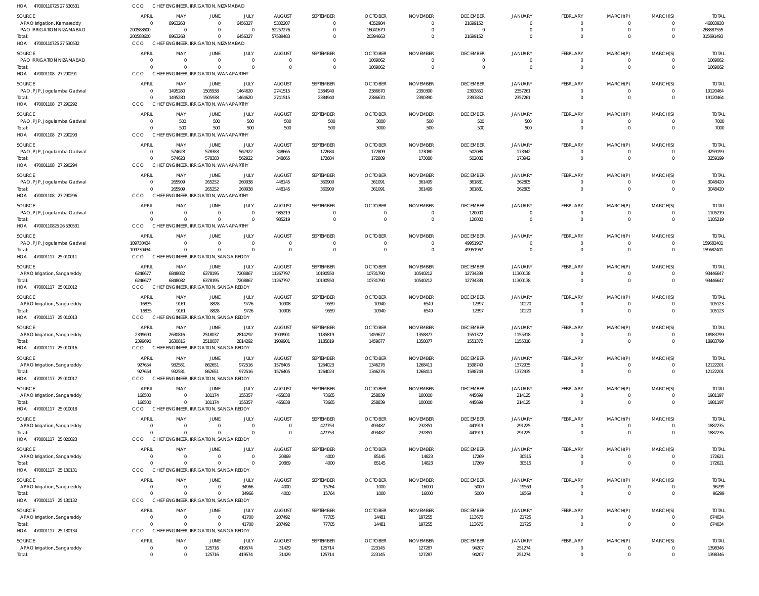HOA 470001107252753O531 CCO CHIEF ENGINEER, IRRIGATION, NIZAMABAD

| SOURCE | APRIL | MAY | JUNE | JULY | AUGUST | SEPTEMBER | OCTOBER | NOVEMBER | DECEMBER | JANUARY | FEBRUARY | MARCH(P) | MARCH(S) | TOTAL |
|---|---|---|---|---|---|---|---|---|---|---|---|---|---|---|
| APAO Irrigation, Kamareddy | 0 | 8963268 | 0 | 6456327 | 5332207 | 0 | 4352984 | 0 | 21699152 | 0 | 0 | 0 | 0 | 46803938 |
| PAO IRRIGATION NIZAMABAD | 200588600 | 0 | 0 | 0 | 52257276 | 0 | 16041679 | 0 | 0 | 0 | 0 | 0 | 0 | 268887555 |
| Total: | 200588600 | 8963268 | 0 | 6456327 | 57589483 | 0 | 20394663 | 0 | 21699152 | 0 | 0 | 0 | 0 | 315691493 |

HOA 470001107252753O532 CCO CHIEF ENGINEER, IRRIGATION, NIZAMABAD

| SOURCE | APRIL | MAY | JUNE | JULY | AUGUST | SEPTEMBER | OCTOBER | NOVEMBER | DECEMBER | JANUARY | FEBRUARY | MARCH(P) | MARCH(S) | TOTAL |
|---|---|---|---|---|---|---|---|---|---|---|---|---|---|---|
| PAO IRRIGATION NIZAMABAD | 0 | 0 | 0 | 0 | 0 | 0 | 1069062 | 0 | 0 | 0 | 0 | 0 | 0 | 1069062 |
| Total: | 0 | 0 | 0 | 0 | 0 | 0 | 1069062 | 0 | 0 | 0 | 0 | 0 | 0 | 1069062 |

HOA 470001108 27 290291 CCO CHIEF ENGINEER, IRRIGATION, WANAPARTHY

| SOURCE | APRIL | MAY | JUNE | JULY | AUGUST | SEPTEMBER | OCTOBER | NOVEMBER | DECEMBER | JANUARY | FEBRUARY | MARCH(P) | MARCH(S) | TOTAL |
|---|---|---|---|---|---|---|---|---|---|---|---|---|---|---|
| PAO, PJP, Jogulamba Gadwal | 0 | 1495280 | 1505938 | 1464620 | 2741515 | 2384940 | 2386670 | 2390390 | 2393850 | 2357261 | 0 | 0 | 0 | 19120464 |
| Total: | 0 | 1495280 | 1505938 | 1464620 | 2741515 | 2384940 | 2386670 | 2390390 | 2393850 | 2357261 | 0 | 0 | 0 | 19120464 |

HOA 470001108 27 290292 CCO CHIEF ENGINEER, IRRIGATION, WANAPARTHY

| SOURCE | APRIL | MAY | JUNE | JULY | AUGUST | SEPTEMBER | OCTOBER | NOVEMBER | DECEMBER | JANUARY | FEBRUARY | MARCH(P) | MARCH(S) | TOTAL |
|---|---|---|---|---|---|---|---|---|---|---|---|---|---|---|
| PAO, PJP, Jogulamba Gadwal | 0 | 500 | 500 | 500 | 500 | 500 | 3000 | 500 | 500 | 500 | 0 | 0 | 0 | 7000 |
| Total: | 0 | 500 | 500 | 500 | 500 | 500 | 3000 | 500 | 500 | 500 | 0 | 0 | 0 | 7000 |

HOA 470001108 27 290293 CCO CHIEF ENGINEER, IRRIGATION, WANAPARTHY

| SOURCE | APRIL | MAY | JUNE | JULY | AUGUST | SEPTEMBER | OCTOBER | NOVEMBER | DECEMBER | JANUARY | FEBRUARY | MARCH(P) | MARCH(S) | TOTAL |
|---|---|---|---|---|---|---|---|---|---|---|---|---|---|---|
| PAO, PJP, Jogulamba Gadwal | 0 | 574628 | 578383 | 562922 | 348665 | 172684 | 172809 | 173080 | 502086 | 173942 | 0 | 0 | 0 | 3259199 |
| Total: | 0 | 574628 | 578383 | 562922 | 348665 | 172684 | 172809 | 173080 | 502086 | 173942 | 0 | 0 | 0 | 3259199 |

HOA 470001108 27 290294 CCO CHIEF ENGINEER, IRRIGATION, WANAPARTHY

| SOURCE | APRIL | MAY | JUNE | JULY | AUGUST | SEPTEMBER | OCTOBER | NOVEMBER | DECEMBER | JANUARY | FEBRUARY | MARCH(P) | MARCH(S) | TOTAL |
|---|---|---|---|---|---|---|---|---|---|---|---|---|---|---|
| PAO, PJP, Jogulamba Gadwal | 0 | 265909 | 265252 | 260938 | 448145 | 360900 | 361091 | 361499 | 361881 | 362805 | 0 | 0 | 0 | 3048420 |
| Total: | 0 | 265909 | 265252 | 260938 | 448145 | 360900 | 361091 | 361499 | 361881 | 362805 | 0 | 0 | 0 | 3048420 |

HOA 470001108 27 290296 CCO CHIEF ENGINEER, IRRIGATION, WANAPARTHY

| SOURCE | APRIL | MAY | JUNE | JULY | AUGUST | SEPTEMBER | OCTOBER | NOVEMBER | DECEMBER | JANUARY | FEBRUARY | MARCH(P) | MARCH(S) | TOTAL |
|---|---|---|---|---|---|---|---|---|---|---|---|---|---|---|
| PAO, PJP, Jogulamba Gadwal | 0 | 0 | 0 | 0 | 985219 | 0 | 0 | 0 | 120000 | 0 | 0 | 0 | 0 | 1105219 |
| Total: | 0 | 0 | 0 | 0 | 985219 | 0 | 0 | 0 | 120000 | 0 | 0 | 0 | 0 | 1105219 |

HOA 470001108252653O531 CCO CHIEF ENGINEER, IRRIGATION, WANAPARTHY

| SOURCE | APRIL | MAY | JUNE | JULY | AUGUST | SEPTEMBER | OCTOBER | NOVEMBER | DECEMBER | JANUARY | FEBRUARY | MARCH(P) | MARCH(S) | TOTAL |
|---|---|---|---|---|---|---|---|---|---|---|---|---|---|---|
| PAO, PJP, Jogulamba Gadwal | 109730434 | 0 | 0 | 0 | 0 | 0 | 0 | 0 | 49951967 | 0 | 0 | 0 | 0 | 159682401 |
| Total: | 109730434 | 0 | 0 | 0 | 0 | 0 | 0 | 0 | 49951967 | 0 | 0 | 0 | 0 | 159682401 |

HOA 470001117 25 010011 CCO CHIEF ENGINEER, IRRIGATION, SANGA REDDY

| SOURCE | APRIL | MAY | JUNE | JULY | AUGUST | SEPTEMBER | OCTOBER | NOVEMBER | DECEMBER | JANUARY | FEBRUARY | MARCH(P) | MARCH(S) | TOTAL |
|---|---|---|---|---|---|---|---|---|---|---|---|---|---|---|
| APAO Irrigation, Sangareddy | 6246677 | 6848082 | 6378195 | 7208867 | 11267797 | 10190550 | 10731790 | 10540212 | 12734339 | 11300138 | 0 | 0 | 0 | 93446647 |
| Total: | 6246677 | 6848082 | 6378195 | 7208867 | 11267797 | 10190550 | 10731790 | 10540212 | 12734339 | 11300138 | 0 | 0 | 0 | 93446647 |

HOA 470001117 25 010012 CCO CHIEF ENGINEER, IRRIGATION, SANGA REDDY

| SOURCE | APRIL | MAY | JUNE | JULY | AUGUST | SEPTEMBER | OCTOBER | NOVEMBER | DECEMBER | JANUARY | FEBRUARY | MARCH(P) | MARCH(S) | TOTAL |
|---|---|---|---|---|---|---|---|---|---|---|---|---|---|---|
| APAO Irrigation, Sangareddy | 16835 | 9161 | 8828 | 9726 | 10908 | 9559 | 10940 | 6549 | 12397 | 10220 | 0 | 0 | 0 | 105123 |
| Total: | 16835 | 9161 | 8828 | 9726 | 10908 | 9559 | 10940 | 6549 | 12397 | 10220 | 0 | 0 | 0 | 105123 |

HOA 470001117 25 010013 CCO CHIEF ENGINEER, IRRIGATION, SANGA REDDY

| SOURCE | APRIL | MAY | JUNE | JULY | AUGUST | SEPTEMBER | OCTOBER | NOVEMBER | DECEMBER | JANUARY | FEBRUARY | MARCH(P) | MARCH(S) | TOTAL |
|---|---|---|---|---|---|---|---|---|---|---|---|---|---|---|
| APAO Irrigation, Sangareddy | 2399690 | 2630816 | 2518037 | 2814292 | 1909901 | 1185819 | 1459677 | 1358877 | 1551372 | 1155318 | 0 | 0 | 0 | 18983799 |
| Total: | 2399690 | 2630816 | 2518037 | 2814292 | 1909901 | 1185819 | 1459677 | 1358877 | 1551372 | 1155318 | 0 | 0 | 0 | 18983799 |

HOA 470001117 25 010016 CCO CHIEF ENGINEER, IRRIGATION, SANGA REDDY

| SOURCE | APRIL | MAY | JUNE | JULY | AUGUST | SEPTEMBER | OCTOBER | NOVEMBER | DECEMBER | JANUARY | FEBRUARY | MARCH(P) | MARCH(S) | TOTAL |
|---|---|---|---|---|---|---|---|---|---|---|---|---|---|---|
| APAO Irrigation, Sangareddy | 927654 | 932581 | 862651 | 972516 | 1576405 | 1264023 | 1346276 | 1268411 | 1598749 | 1372935 | 0 | 0 | 0 | 12122201 |
| Total: | 927654 | 932581 | 862651 | 972516 | 1576405 | 1264023 | 1346276 | 1268411 | 1598749 | 1372935 | 0 | 0 | 0 | 12122201 |

HOA 470001117 25 010017 CCO CHIEF ENGINEER, IRRIGATION, SANGA REDDY

| SOURCE | APRIL | MAY | JUNE | JULY | AUGUST | SEPTEMBER | OCTOBER | NOVEMBER | DECEMBER | JANUARY | FEBRUARY | MARCH(P) | MARCH(S) | TOTAL |
|---|---|---|---|---|---|---|---|---|---|---|---|---|---|---|
| APAO Irrigation, Sangareddy | 166500 | 0 | 101174 | 155357 | 465838 | 73665 | 258839 | 100000 | 445699 | 214125 | 0 | 0 | 0 | 1981197 |
| Total: | 166500 | 0 | 101174 | 155357 | 465838 | 73665 | 258839 | 100000 | 445699 | 214125 | 0 | 0 | 0 | 1981197 |

HOA 470001117 25 010018 CCO CHIEF ENGINEER, IRRIGATION, SANGA REDDY

| SOURCE | APRIL | MAY | JUNE | JULY | AUGUST | SEPTEMBER | OCTOBER | NOVEMBER | DECEMBER | JANUARY | FEBRUARY | MARCH(P) | MARCH(S) | TOTAL |
|---|---|---|---|---|---|---|---|---|---|---|---|---|---|---|
| APAO Irrigation, Sangareddy | 0 | 0 | 0 | 0 | 0 | 427753 | 493487 | 232851 | 441919 | 291225 | 0 | 0 | 0 | 1887235 |
| Total: | 0 | 0 | 0 | 0 | 0 | 427753 | 493487 | 232851 | 441919 | 291225 | 0 | 0 | 0 | 1887235 |

HOA 470001117 25 020023 CCO CHIEF ENGINEER, IRRIGATION, SANGA REDDY

| SOURCE | APRIL | MAY | JUNE | JULY | AUGUST | SEPTEMBER | OCTOBER | NOVEMBER | DECEMBER | JANUARY | FEBRUARY | MARCH(P) | MARCH(S) | TOTAL |
|---|---|---|---|---|---|---|---|---|---|---|---|---|---|---|
| APAO Irrigation, Sangareddy | 0 | 0 | 0 | 0 | 20869 | 4000 | 85145 | 14823 | 17269 | 30515 | 0 | 0 | 0 | 172621 |
| Total: | 0 | 0 | 0 | 0 | 20869 | 4000 | 85145 | 14823 | 17269 | 30515 | 0 | 0 | 0 | 172621 |

HOA 470001117 25 130131 CCO CHIEF ENGINEER, IRRIGATION, SANGA REDDY

| SOURCE | APRIL | MAY | JUNE | JULY | AUGUST | SEPTEMBER | OCTOBER | NOVEMBER | DECEMBER | JANUARY | FEBRUARY | MARCH(P) | MARCH(S) | TOTAL |
|---|---|---|---|---|---|---|---|---|---|---|---|---|---|---|
| APAO Irrigation, Sangareddy | 0 | 0 | 0 | 34966 | 4000 | 15764 | 1000 | 16000 | 5000 | 19569 | 0 | 0 | 0 | 96299 |
| Total: | 0 | 0 | 0 | 34966 | 4000 | 15764 | 1000 | 16000 | 5000 | 19569 | 0 | 0 | 0 | 96299 |

HOA 470001117 25 130132 CCO CHIEF ENGINEER, IRRIGATION, SANGA REDDY

| SOURCE | APRIL | MAY | JUNE | JULY | AUGUST | SEPTEMBER | OCTOBER | NOVEMBER | DECEMBER | JANUARY | FEBRUARY | MARCH(P) | MARCH(S) | TOTAL |
|---|---|---|---|---|---|---|---|---|---|---|---|---|---|---|
| APAO Irrigation, Sangareddy | 0 | 0 | 0 | 41700 | 207492 | 77705 | 14481 | 197255 | 113676 | 21725 | 0 | 0 | 0 | 674034 |
| Total: | 0 | 0 | 0 | 41700 | 207492 | 77705 | 14481 | 197255 | 113676 | 21725 | 0 | 0 | 0 | 674034 |

HOA 470001117 25 130134 CCO CHIEF ENGINEER, IRRIGATION, SANGA REDDY

| SOURCE | APRIL | MAY | JUNE | JULY | AUGUST | SEPTEMBER | OCTOBER | NOVEMBER | DECEMBER | JANUARY | FEBRUARY | MARCH(P) | MARCH(S) | TOTAL |
|---|---|---|---|---|---|---|---|---|---|---|---|---|---|---|
| APAO Irrigation, Sangareddy | 0 | 0 | 125716 | 419574 | 31429 | 125714 | 223145 | 127287 | 94207 | 251274 | 0 | 0 | 0 | 1398346 |
| Total: | 0 | 0 | 125716 | 419574 | 31429 | 125714 | 223145 | 127287 | 94207 | 251274 | 0 | 0 | 0 | 1398346 |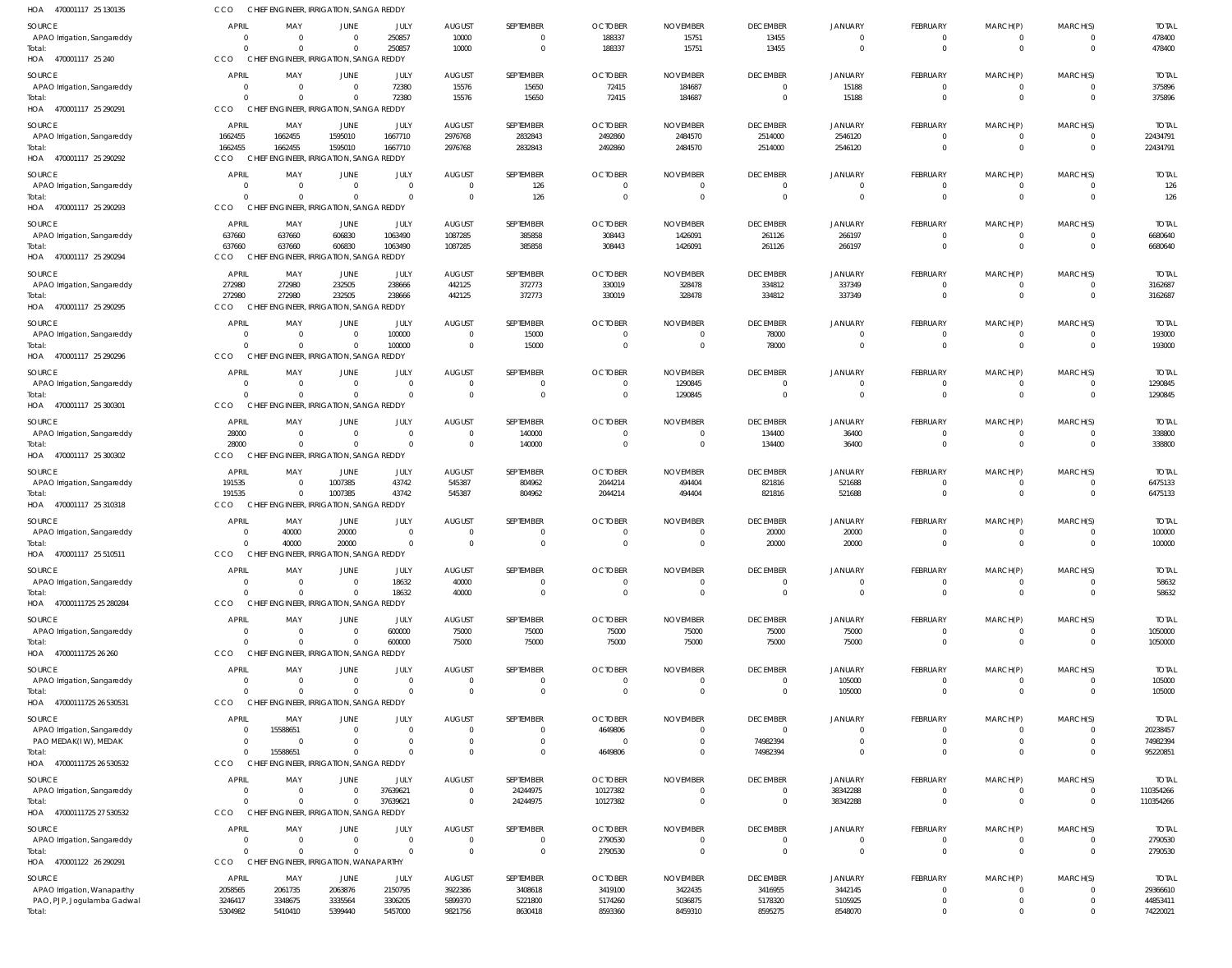HOA 470001117 25 130135 CCO CHIEF ENGINEER, IRRIGATION, SANGA REDDY

| SOURCE | APRIL | MAY | JUNE | JULY | AUGUST | SEPTEMBER | OCTOBER | NOVEMBER | DECEMBER | JANUARY | FEBRUARY | MARCH(P) | MARCH(S) | TOTAL |
|---|---|---|---|---|---|---|---|---|---|---|---|---|---|---|
| APAO Irrigation, Sangareddy | 0 | 0 | 0 | 250857 | 10000 | 0 | 188337 | 15751 | 13455 | 0 | 0 | 0 | 0 | 478400 |
| Total: | 0 | 0 | 0 | 250857 | 10000 | 0 | 188337 | 15751 | 13455 | 0 | 0 | 0 | 0 | 478400 |

HOA 470001117 25 240 CCO CHIEF ENGINEER, IRRIGATION, SANGA REDDY

| SOURCE | APRIL | MAY | JUNE | JULY | AUGUST | SEPTEMBER | OCTOBER | NOVEMBER | DECEMBER | JANUARY | FEBRUARY | MARCH(P) | MARCH(S) | TOTAL |
|---|---|---|---|---|---|---|---|---|---|---|---|---|---|---|
| APAO Irrigation, Sangareddy | 0 | 0 | 0 | 72380 | 15576 | 15650 | 72415 | 184687 | 0 | 15188 | 0 | 0 | 0 | 375896 |
| Total: | 0 | 0 | 0 | 72380 | 15576 | 15650 | 72415 | 184687 | 0 | 15188 | 0 | 0 | 0 | 375896 |

HOA 470001117 25 290291 CCO CHIEF ENGINEER, IRRIGATION, SANGA REDDY

| SOURCE | APRIL | MAY | JUNE | JULY | AUGUST | SEPTEMBER | OCTOBER | NOVEMBER | DECEMBER | JANUARY | FEBRUARY | MARCH(P) | MARCH(S) | TOTAL |
|---|---|---|---|---|---|---|---|---|---|---|---|---|---|---|
| APAO Irrigation, Sangareddy | 1662455 | 1662455 | 1595010 | 1667710 | 2976768 | 2832843 | 2492860 | 2484570 | 2514000 | 2546120 | 0 | 0 | 0 | 22434791 |
| Total: | 1662455 | 1662455 | 1595010 | 1667710 | 2976768 | 2832843 | 2492860 | 2484570 | 2514000 | 2546120 | 0 | 0 | 0 | 22434791 |

HOA 470001117 25 290292 CCO CHIEF ENGINEER, IRRIGATION, SANGA REDDY

| SOURCE | APRIL | MAY | JUNE | JULY | AUGUST | SEPTEMBER | OCTOBER | NOVEMBER | DECEMBER | JANUARY | FEBRUARY | MARCH(P) | MARCH(S) | TOTAL |
|---|---|---|---|---|---|---|---|---|---|---|---|---|---|---|
| APAO Irrigation, Sangareddy | 0 | 0 | 0 | 0 | 0 | 126 | 0 | 0 | 0 | 0 | 0 | 0 | 0 | 126 |
| Total: | 0 | 0 | 0 | 0 | 0 | 126 | 0 | 0 | 0 | 0 | 0 | 0 | 0 | 126 |

HOA 470001117 25 290293 CCO CHIEF ENGINEER, IRRIGATION, SANGA REDDY

| SOURCE | APRIL | MAY | JUNE | JULY | AUGUST | SEPTEMBER | OCTOBER | NOVEMBER | DECEMBER | JANUARY | FEBRUARY | MARCH(P) | MARCH(S) | TOTAL |
|---|---|---|---|---|---|---|---|---|---|---|---|---|---|---|
| APAO Irrigation, Sangareddy | 637660 | 637660 | 606830 | 1063490 | 1087285 | 385858 | 308443 | 1426091 | 261126 | 266197 | 0 | 0 | 0 | 6680640 |
| Total: | 637660 | 637660 | 606830 | 1063490 | 1087285 | 385858 | 308443 | 1426091 | 261126 | 266197 | 0 | 0 | 0 | 6680640 |

HOA 470001117 25 290294 CCO CHIEF ENGINEER, IRRIGATION, SANGA REDDY

| SOURCE | APRIL | MAY | JUNE | JULY | AUGUST | SEPTEMBER | OCTOBER | NOVEMBER | DECEMBER | JANUARY | FEBRUARY | MARCH(P) | MARCH(S) | TOTAL |
|---|---|---|---|---|---|---|---|---|---|---|---|---|---|---|
| APAO Irrigation, Sangareddy | 272980 | 272980 | 232505 | 238666 | 442125 | 372773 | 330019 | 328478 | 334812 | 337349 | 0 | 0 | 0 | 3162687 |
| Total: | 272980 | 272980 | 232505 | 238666 | 442125 | 372773 | 330019 | 328478 | 334812 | 337349 | 0 | 0 | 0 | 3162687 |

HOA 470001117 25 290295 CCO CHIEF ENGINEER, IRRIGATION, SANGA REDDY

| SOURCE | APRIL | MAY | JUNE | JULY | AUGUST | SEPTEMBER | OCTOBER | NOVEMBER | DECEMBER | JANUARY | FEBRUARY | MARCH(P) | MARCH(S) | TOTAL |
|---|---|---|---|---|---|---|---|---|---|---|---|---|---|---|
| APAO Irrigation, Sangareddy | 0 | 0 | 0 | 100000 | 0 | 15000 | 0 | 0 | 78000 | 0 | 0 | 0 | 0 | 193000 |
| Total: | 0 | 0 | 0 | 100000 | 0 | 15000 | 0 | 0 | 78000 | 0 | 0 | 0 | 0 | 193000 |

HOA 470001117 25 290296 CCO CHIEF ENGINEER, IRRIGATION, SANGA REDDY

| SOURCE | APRIL | MAY | JUNE | JULY | AUGUST | SEPTEMBER | OCTOBER | NOVEMBER | DECEMBER | JANUARY | FEBRUARY | MARCH(P) | MARCH(S) | TOTAL |
|---|---|---|---|---|---|---|---|---|---|---|---|---|---|---|
| APAO Irrigation, Sangareddy | 0 | 0 | 0 | 0 | 0 | 0 | 0 | 1290845 | 0 | 0 | 0 | 0 | 0 | 1290845 |
| Total: | 0 | 0 | 0 | 0 | 0 | 0 | 0 | 1290845 | 0 | 0 | 0 | 0 | 0 | 1290845 |

HOA 470001117 25 300301 CCO CHIEF ENGINEER, IRRIGATION, SANGA REDDY

| SOURCE | APRIL | MAY | JUNE | JULY | AUGUST | SEPTEMBER | OCTOBER | NOVEMBER | DECEMBER | JANUARY | FEBRUARY | MARCH(P) | MARCH(S) | TOTAL |
|---|---|---|---|---|---|---|---|---|---|---|---|---|---|---|
| APAO Irrigation, Sangareddy | 28000 | 0 | 0 | 0 | 0 | 140000 | 0 | 0 | 134400 | 36400 | 0 | 0 | 0 | 338800 |
| Total: | 28000 | 0 | 0 | 0 | 0 | 140000 | 0 | 0 | 134400 | 36400 | 0 | 0 | 0 | 338800 |

HOA 470001117 25 300302 CCO CHIEF ENGINEER, IRRIGATION, SANGA REDDY

| SOURCE | APRIL | MAY | JUNE | JULY | AUGUST | SEPTEMBER | OCTOBER | NOVEMBER | DECEMBER | JANUARY | FEBRUARY | MARCH(P) | MARCH(S) | TOTAL |
|---|---|---|---|---|---|---|---|---|---|---|---|---|---|---|
| APAO Irrigation, Sangareddy | 191535 | 0 | 1007385 | 43742 | 545387 | 804962 | 2044214 | 494404 | 821816 | 521688 | 0 | 0 | 0 | 6475133 |
| Total: | 191535 | 0 | 1007385 | 43742 | 545387 | 804962 | 2044214 | 494404 | 821816 | 521688 | 0 | 0 | 0 | 6475133 |

HOA 470001117 25 310318 CCO CHIEF ENGINEER, IRRIGATION, SANGA REDDY

| SOURCE | APRIL | MAY | JUNE | JULY | AUGUST | SEPTEMBER | OCTOBER | NOVEMBER | DECEMBER | JANUARY | FEBRUARY | MARCH(P) | MARCH(S) | TOTAL |
|---|---|---|---|---|---|---|---|---|---|---|---|---|---|---|
| APAO Irrigation, Sangareddy | 0 | 40000 | 20000 | 0 | 0 | 0 | 0 | 0 | 20000 | 20000 | 0 | 0 | 0 | 100000 |
| Total: | 0 | 40000 | 20000 | 0 | 0 | 0 | 0 | 0 | 20000 | 20000 | 0 | 0 | 0 | 100000 |

HOA 470001117 25 510511 CCO CHIEF ENGINEER, IRRIGATION, SANGA REDDY

| SOURCE | APRIL | MAY | JUNE | JULY | AUGUST | SEPTEMBER | OCTOBER | NOVEMBER | DECEMBER | JANUARY | FEBRUARY | MARCH(P) | MARCH(S) | TOTAL |
|---|---|---|---|---|---|---|---|---|---|---|---|---|---|---|
| APAO Irrigation, Sangareddy | 0 | 0 | 0 | 18632 | 40000 | 0 | 0 | 0 | 0 | 0 | 0 | 0 | 0 | 58632 |
| Total: | 0 | 0 | 0 | 18632 | 40000 | 0 | 0 | 0 | 0 | 0 | 0 | 0 | 0 | 58632 |

HOA 47000111725 25 280284 CCO CHIEF ENGINEER, IRRIGATION, SANGA REDDY

| SOURCE | APRIL | MAY | JUNE | JULY | AUGUST | SEPTEMBER | OCTOBER | NOVEMBER | DECEMBER | JANUARY | FEBRUARY | MARCH(P) | MARCH(S) | TOTAL |
|---|---|---|---|---|---|---|---|---|---|---|---|---|---|---|
| APAO Irrigation, Sangareddy | 0 | 0 | 0 | 600000 | 75000 | 75000 | 75000 | 75000 | 75000 | 75000 | 0 | 0 | 0 | 1050000 |
| Total: | 0 | 0 | 0 | 600000 | 75000 | 75000 | 75000 | 75000 | 75000 | 75000 | 0 | 0 | 0 | 1050000 |

HOA 47000111725 26 260 CCO CHIEF ENGINEER, IRRIGATION, SANGA REDDY

| SOURCE | APRIL | MAY | JUNE | JULY | AUGUST | SEPTEMBER | OCTOBER | NOVEMBER | DECEMBER | JANUARY | FEBRUARY | MARCH(P) | MARCH(S) | TOTAL |
|---|---|---|---|---|---|---|---|---|---|---|---|---|---|---|
| APAO Irrigation, Sangareddy | 0 | 0 | 0 | 0 | 0 | 0 | 0 | 0 | 0 | 105000 | 0 | 0 | 0 | 105000 |
| Total: | 0 | 0 | 0 | 0 | 0 | 0 | 0 | 0 | 0 | 105000 | 0 | 0 | 0 | 105000 |

HOA 47000111725 26 530531 CCO CHIEF ENGINEER, IRRIGATION, SANGA REDDY

| SOURCE | APRIL | MAY | JUNE | JULY | AUGUST | SEPTEMBER | OCTOBER | NOVEMBER | DECEMBER | JANUARY | FEBRUARY | MARCH(P) | MARCH(S) | TOTAL |
|---|---|---|---|---|---|---|---|---|---|---|---|---|---|---|
| APAO Irrigation, Sangareddy | 0 | 15588651 | 0 | 0 | 0 | 0 | 4649806 | 0 | 0 | 0 | 0 | 0 | 0 | 20238457 |
| PAO MEDAK(IW), MEDAK | 0 | 0 | 0 | 0 | 0 | 0 | 0 | 0 | 74982394 | 0 | 0 | 0 | 0 | 74982394 |
| Total: | 0 | 15588651 | 0 | 0 | 0 | 0 | 4649806 | 0 | 74982394 | 0 | 0 | 0 | 0 | 95220851 |

HOA 47000111725 26 530532 CCO CHIEF ENGINEER, IRRIGATION, SANGA REDDY

| SOURCE | APRIL | MAY | JUNE | JULY | AUGUST | SEPTEMBER | OCTOBER | NOVEMBER | DECEMBER | JANUARY | FEBRUARY | MARCH(P) | MARCH(S) | TOTAL |
|---|---|---|---|---|---|---|---|---|---|---|---|---|---|---|
| APAO Irrigation, Sangareddy | 0 | 0 | 0 | 37639621 | 0 | 24244975 | 10127382 | 0 | 0 | 38342288 | 0 | 0 | 0 | 110354266 |
| Total: | 0 | 0 | 0 | 37639621 | 0 | 24244975 | 10127382 | 0 | 0 | 38342288 | 0 | 0 | 0 | 110354266 |

HOA 47000111725 27 530532 CCO CHIEF ENGINEER, IRRIGATION, SANGA REDDY

| SOURCE | APRIL | MAY | JUNE | JULY | AUGUST | SEPTEMBER | OCTOBER | NOVEMBER | DECEMBER | JANUARY | FEBRUARY | MARCH(P) | MARCH(S) | TOTAL |
|---|---|---|---|---|---|---|---|---|---|---|---|---|---|---|
| APAO Irrigation, Sangareddy | 0 | 0 | 0 | 0 | 0 | 0 | 2790530 | 0 | 0 | 0 | 0 | 0 | 0 | 2790530 |
| Total: | 0 | 0 | 0 | 0 | 0 | 0 | 2790530 | 0 | 0 | 0 | 0 | 0 | 0 | 2790530 |

HOA 470001122 26 290291 CCO CHIEF ENGINEER, IRRIGATION, WANAPARTHY

| SOURCE | APRIL | MAY | JUNE | JULY | AUGUST | SEPTEMBER | OCTOBER | NOVEMBER | DECEMBER | JANUARY | FEBRUARY | MARCH(P) | MARCH(S) | TOTAL |
|---|---|---|---|---|---|---|---|---|---|---|---|---|---|---|
| APAO Irrigation, Wanaparthy | 2058565 | 2061735 | 2063876 | 2150795 | 3922386 | 3408618 | 3419100 | 3422435 | 3416955 | 3442145 | 0 | 0 | 0 | 29366610 |
| PAO, PJP, Jogulamba Gadwal | 3246417 | 3348675 | 3335564 | 3306205 | 5899370 | 5221800 | 5174260 | 5036875 | 5178320 | 5105925 | 0 | 0 | 0 | 44853411 |
| Total: | 5304982 | 5410410 | 5399440 | 5457000 | 9821756 | 8630418 | 8593360 | 8459310 | 8595275 | 8548070 | 0 | 0 | 0 | 74220021 |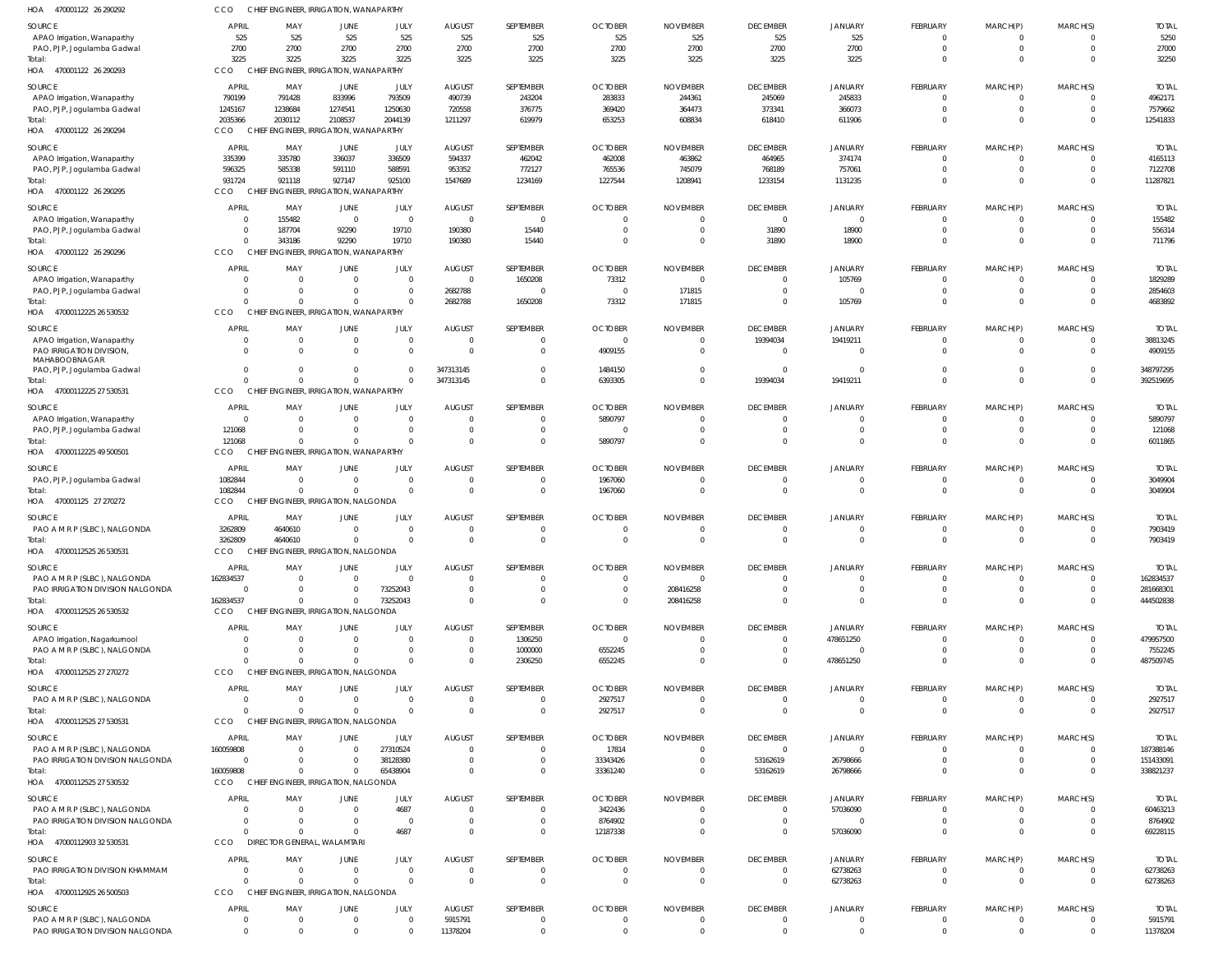HOA 470001122 26 290292 CCO CHIEF ENGINEER, IRRIGATION, WANAPARTHY

| SOURCE | APRIL | MAY | JUNE | JULY | AUGUST | SEPTEMBER | OCTOBER | NOVEMBER | DECEMBER | JANUARY | FEBRUARY | MARCH(P) | MARCH(S) | TOTAL |
|---|---|---|---|---|---|---|---|---|---|---|---|---|---|---|
| APAO Irrigation, Wanaparthy | 525 | 525 | 525 | 525 | 525 | 525 | 525 | 525 | 525 | 525 | 0 | 0 | 0 | 5250 |
| PAO, PJP, Jogulamba Gadwal | 2700 | 2700 | 2700 | 2700 | 2700 | 2700 | 2700 | 2700 | 2700 | 2700 | 0 | 0 | 0 | 27000 |
| Total: | 3225 | 3225 | 3225 | 3225 | 3225 | 3225 | 3225 | 3225 | 3225 | 3225 | 0 | 0 | 0 | 32250 |

HOA 470001122 26 290293 CCO CHIEF ENGINEER, IRRIGATION, WANAPARTHY

| SOURCE | APRIL | MAY | JUNE | JULY | AUGUST | SEPTEMBER | OCTOBER | NOVEMBER | DECEMBER | JANUARY | FEBRUARY | MARCH(P) | MARCH(S) | TOTAL |
|---|---|---|---|---|---|---|---|---|---|---|---|---|---|---|
| APAO Irrigation, Wanaparthy | 790199 | 791428 | 833996 | 793509 | 490739 | 243204 | 283833 | 244361 | 245069 | 245833 | 0 | 0 | 0 | 4962171 |
| PAO, PJP, Jogulamba Gadwal | 1245167 | 1238684 | 1274541 | 1250630 | 720558 | 376775 | 369420 | 364473 | 373341 | 366073 | 0 | 0 | 0 | 7579662 |
| Total: | 2035366 | 2030112 | 2108537 | 2044139 | 1211297 | 619979 | 653253 | 608834 | 618410 | 611906 | 0 | 0 | 0 | 12541833 |

HOA 470001122 26 290294 CCO CHIEF ENGINEER, IRRIGATION, WANAPARTHY

| SOURCE | APRIL | MAY | JUNE | JULY | AUGUST | SEPTEMBER | OCTOBER | NOVEMBER | DECEMBER | JANUARY | FEBRUARY | MARCH(P) | MARCH(S) | TOTAL |
|---|---|---|---|---|---|---|---|---|---|---|---|---|---|---|
| APAO Irrigation, Wanaparthy | 335399 | 335780 | 336037 | 336509 | 594337 | 462042 | 462008 | 463862 | 464965 | 374174 | 0 | 0 | 0 | 4165113 |
| PAO, PJP, Jogulamba Gadwal | 596325 | 585338 | 591110 | 588591 | 953352 | 772127 | 765536 | 745079 | 768189 | 757061 | 0 | 0 | 0 | 7122708 |
| Total: | 931724 | 921118 | 927147 | 925100 | 1547689 | 1234169 | 1227544 | 1208941 | 1233154 | 1131235 | 0 | 0 | 0 | 11287821 |

HOA 470001122 26 290295 CCO CHIEF ENGINEER, IRRIGATION, WANAPARTHY

| SOURCE | APRIL | MAY | JUNE | JULY | AUGUST | SEPTEMBER | OCTOBER | NOVEMBER | DECEMBER | JANUARY | FEBRUARY | MARCH(P) | MARCH(S) | TOTAL |
|---|---|---|---|---|---|---|---|---|---|---|---|---|---|---|
| APAO Irrigation, Wanaparthy | 0 | 155482 | 0 | 0 | 0 | 0 | 0 | 0 | 0 | 0 | 0 | 0 | 0 | 155482 |
| PAO, PJP, Jogulamba Gadwal | 0 | 187704 | 92290 | 19710 | 190380 | 15440 | 0 | 0 | 31890 | 18900 | 0 | 0 | 0 | 556314 |
| Total: | 0 | 343186 | 92290 | 19710 | 190380 | 15440 | 0 | 0 | 31890 | 18900 | 0 | 0 | 0 | 711796 |

HOA 470001122 26 290296 CCO CHIEF ENGINEER, IRRIGATION, WANAPARTHY

| SOURCE | APRIL | MAY | JUNE | JULY | AUGUST | SEPTEMBER | OCTOBER | NOVEMBER | DECEMBER | JANUARY | FEBRUARY | MARCH(P) | MARCH(S) | TOTAL |
|---|---|---|---|---|---|---|---|---|---|---|---|---|---|---|
| APAO Irrigation, Wanaparthy | 0 | 0 | 0 | 0 | 0 | 1650208 | 73312 | 0 | 0 | 105769 | 0 | 0 | 0 | 1829289 |
| PAO, PJP, Jogulamba Gadwal | 0 | 0 | 0 | 0 | 2682788 | 0 | 0 | 171815 | 0 | 0 | 0 | 0 | 0 | 2854603 |
| Total: | 0 | 0 | 0 | 0 | 2682788 | 1650208 | 73312 | 171815 | 0 | 105769 | 0 | 0 | 0 | 4683892 |

HOA 47000112225 26 530532 CCO CHIEF ENGINEER, IRRIGATION, WANAPARTHY

| SOURCE | APRIL | MAY | JUNE | JULY | AUGUST | SEPTEMBER | OCTOBER | NOVEMBER | DECEMBER | JANUARY | FEBRUARY | MARCH(P) | MARCH(S) | TOTAL |
|---|---|---|---|---|---|---|---|---|---|---|---|---|---|---|
| APAO Irrigation, Wanaparthy | 0 | 0 | 0 | 0 | 0 | 0 | 0 | 0 | 19394034 | 19419211 | 0 | 0 | 0 | 38813245 |
| PAO IRRIGATION DIVISION, MAHABOOBNAGAR | 0 | 0 | 0 | 0 | 0 | 0 | 4909155 | 0 | 0 | 0 | 0 | 0 | 0 | 4909155 |
| PAO, PJP, Jogulamba Gadwal | 0 | 0 | 0 | 0 | 347313145 | 0 | 1484150 | 0 | 0 | 0 | 0 | 0 | 0 | 348797295 |
| Total: | 0 | 0 | 0 | 0 | 347313145 | 0 | 6393305 | 0 | 19394034 | 19419211 | 0 | 0 | 0 | 392519695 |

HOA 47000112225 27 530531 CCO CHIEF ENGINEER, IRRIGATION, WANAPARTHY

| SOURCE | APRIL | MAY | JUNE | JULY | AUGUST | SEPTEMBER | OCTOBER | NOVEMBER | DECEMBER | JANUARY | FEBRUARY | MARCH(P) | MARCH(S) | TOTAL |
|---|---|---|---|---|---|---|---|---|---|---|---|---|---|---|
| APAO Irrigation, Wanaparthy | 0 | 0 | 0 | 0 | 0 | 0 | 5890797 | 0 | 0 | 0 | 0 | 0 | 0 | 5890797 |
| PAO, PJP, Jogulamba Gadwal | 121068 | 0 | 0 | 0 | 0 | 0 | 0 | 0 | 0 | 0 | 0 | 0 | 0 | 121068 |
| Total: | 121068 | 0 | 0 | 0 | 0 | 0 | 5890797 | 0 | 0 | 0 | 0 | 0 | 0 | 6011865 |

HOA 47000112225 49 500501 CCO CHIEF ENGINEER, IRRIGATION, WANAPARTHY

| SOURCE | APRIL | MAY | JUNE | JULY | AUGUST | SEPTEMBER | OCTOBER | NOVEMBER | DECEMBER | JANUARY | FEBRUARY | MARCH(P) | MARCH(S) | TOTAL |
|---|---|---|---|---|---|---|---|---|---|---|---|---|---|---|
| PAO, PJP, Jogulamba Gadwal | 1082844 | 0 | 0 | 0 | 0 | 0 | 1967060 | 0 | 0 | 0 | 0 | 0 | 0 | 3049904 |
| Total: | 1082844 | 0 | 0 | 0 | 0 | 0 | 1967060 | 0 | 0 | 0 | 0 | 0 | 0 | 3049904 |

HOA 470001125 27 270272 CCO CHIEF ENGINEER, IRRIGATION, NALGONDA

| SOURCE | APRIL | MAY | JUNE | JULY | AUGUST | SEPTEMBER | OCTOBER | NOVEMBER | DECEMBER | JANUARY | FEBRUARY | MARCH(P) | MARCH(S) | TOTAL |
|---|---|---|---|---|---|---|---|---|---|---|---|---|---|---|
| PAO A M R P (SLBC), NALGONDA | 3262809 | 4640610 | 0 | 0 | 0 | 0 | 0 | 0 | 0 | 0 | 0 | 0 | 0 | 7903419 |
| Total: | 3262809 | 4640610 | 0 | 0 | 0 | 0 | 0 | 0 | 0 | 0 | 0 | 0 | 0 | 7903419 |

HOA 47000112525 26 530531 CCO CHIEF ENGINEER, IRRIGATION, NALGONDA

| SOURCE | APRIL | MAY | JUNE | JULY | AUGUST | SEPTEMBER | OCTOBER | NOVEMBER | DECEMBER | JANUARY | FEBRUARY | MARCH(P) | MARCH(S) | TOTAL |
|---|---|---|---|---|---|---|---|---|---|---|---|---|---|---|
| PAO A M R P (SLBC), NALGONDA | 162834537 | 0 | 0 | 0 | 0 | 0 | 0 | 0 | 0 | 0 | 0 | 0 | 0 | 162834537 |
| PAO IRRIGATION DIVISION NALGONDA | 0 | 0 | 0 | 73252043 | 0 | 0 | 0 | 208416258 | 0 | 0 | 0 | 0 | 0 | 281668301 |
| Total: | 162834537 | 0 | 0 | 73252043 | 0 | 0 | 0 | 208416258 | 0 | 0 | 0 | 0 | 0 | 444502838 |

HOA 47000112525 26 530532 CCO CHIEF ENGINEER, IRRIGATION, NALGONDA

| SOURCE | APRIL | MAY | JUNE | JULY | AUGUST | SEPTEMBER | OCTOBER | NOVEMBER | DECEMBER | JANUARY | FEBRUARY | MARCH(P) | MARCH(S) | TOTAL |
|---|---|---|---|---|---|---|---|---|---|---|---|---|---|---|
| APAO Irrigation, Nagarkurnool | 0 | 0 | 0 | 0 | 0 | 1306250 | 0 | 0 | 0 | 478651250 | 0 | 0 | 0 | 479957500 |
| PAO A M R P (SLBC), NALGONDA | 0 | 0 | 0 | 0 | 0 | 1000000 | 6552245 | 0 | 0 | 0 | 0 | 0 | 0 | 7552245 |
| Total: | 0 | 0 | 0 | 0 | 0 | 2306250 | 6552245 | 0 | 0 | 478651250 | 0 | 0 | 0 | 487509745 |

HOA 47000112525 27 270272 CCO CHIEF ENGINEER, IRRIGATION, NALGONDA

| SOURCE | APRIL | MAY | JUNE | JULY | AUGUST | SEPTEMBER | OCTOBER | NOVEMBER | DECEMBER | JANUARY | FEBRUARY | MARCH(P) | MARCH(S) | TOTAL |
|---|---|---|---|---|---|---|---|---|---|---|---|---|---|---|
| PAO A M R P (SLBC), NALGONDA | 0 | 0 | 0 | 0 | 0 | 0 | 2927517 | 0 | 0 | 0 | 0 | 0 | 0 | 2927517 |
| Total: | 0 | 0 | 0 | 0 | 0 | 0 | 2927517 | 0 | 0 | 0 | 0 | 0 | 0 | 2927517 |

HOA 47000112525 27 530531 CCO CHIEF ENGINEER, IRRIGATION, NALGONDA

| SOURCE | APRIL | MAY | JUNE | JULY | AUGUST | SEPTEMBER | OCTOBER | NOVEMBER | DECEMBER | JANUARY | FEBRUARY | MARCH(P) | MARCH(S) | TOTAL |
|---|---|---|---|---|---|---|---|---|---|---|---|---|---|---|
| PAO A M R P (SLBC), NALGONDA | 160059808 | 0 | 0 | 27310524 | 0 | 0 | 17814 | 0 | 0 | 0 | 0 | 0 | 0 | 187388146 |
| PAO IRRIGATION DIVISION NALGONDA | 0 | 0 | 0 | 38128380 | 0 | 0 | 33343426 | 0 | 53162619 | 26798666 | 0 | 0 | 0 | 151433091 |
| Total: | 160059808 | 0 | 0 | 65438904 | 0 | 0 | 33361240 | 0 | 53162619 | 26798666 | 0 | 0 | 0 | 338821237 |

HOA 47000112525 27 530532 CCO CHIEF ENGINEER, IRRIGATION, NALGONDA

| SOURCE | APRIL | MAY | JUNE | JULY | AUGUST | SEPTEMBER | OCTOBER | NOVEMBER | DECEMBER | JANUARY | FEBRUARY | MARCH(P) | MARCH(S) | TOTAL |
|---|---|---|---|---|---|---|---|---|---|---|---|---|---|---|
| PAO A M R P (SLBC), NALGONDA | 0 | 0 | 0 | 4687 | 0 | 0 | 3422436 | 0 | 0 | 57036090 | 0 | 0 | 0 | 60463213 |
| PAO IRRIGATION DIVISION NALGONDA | 0 | 0 | 0 | 0 | 0 | 0 | 8764902 | 0 | 0 | 0 | 0 | 0 | 0 | 8764902 |
| Total: | 0 | 0 | 0 | 4687 | 0 | 0 | 12187338 | 0 | 0 | 57036090 | 0 | 0 | 0 | 69228115 |

HOA 47000112903 32 530531 CCO DIRECTOR GENERAL, WALAMTARI

| SOURCE | APRIL | MAY | JUNE | JULY | AUGUST | SEPTEMBER | OCTOBER | NOVEMBER | DECEMBER | JANUARY | FEBRUARY | MARCH(P) | MARCH(S) | TOTAL |
|---|---|---|---|---|---|---|---|---|---|---|---|---|---|---|
| PAO IRRIGATION DIVISION KHAMMAM | 0 | 0 | 0 | 0 | 0 | 0 | 0 | 0 | 0 | 62738263 | 0 | 0 | 0 | 62738263 |
| Total: | 0 | 0 | 0 | 0 | 0 | 0 | 0 | 0 | 0 | 62738263 | 0 | 0 | 0 | 62738263 |

HOA 47000112925 26 500503 CCO CHIEF ENGINEER, IRRIGATION, NALGONDA

| SOURCE | APRIL | MAY | JUNE | JULY | AUGUST | SEPTEMBER | OCTOBER | NOVEMBER | DECEMBER | JANUARY | FEBRUARY | MARCH(P) | MARCH(S) | TOTAL |
|---|---|---|---|---|---|---|---|---|---|---|---|---|---|---|
| PAO A M R P (SLBC), NALGONDA | 0 | 0 | 0 | 0 | 5915791 | 0 | 0 | 0 | 0 | 0 | 0 | 0 | 0 | 5915791 |
| PAO IRRIGATION DIVISION NALGONDA | 0 | 0 | 0 | 0 | 11378204 | 0 | 0 | 0 | 0 | 0 | 0 | 0 | 0 | 11378204 |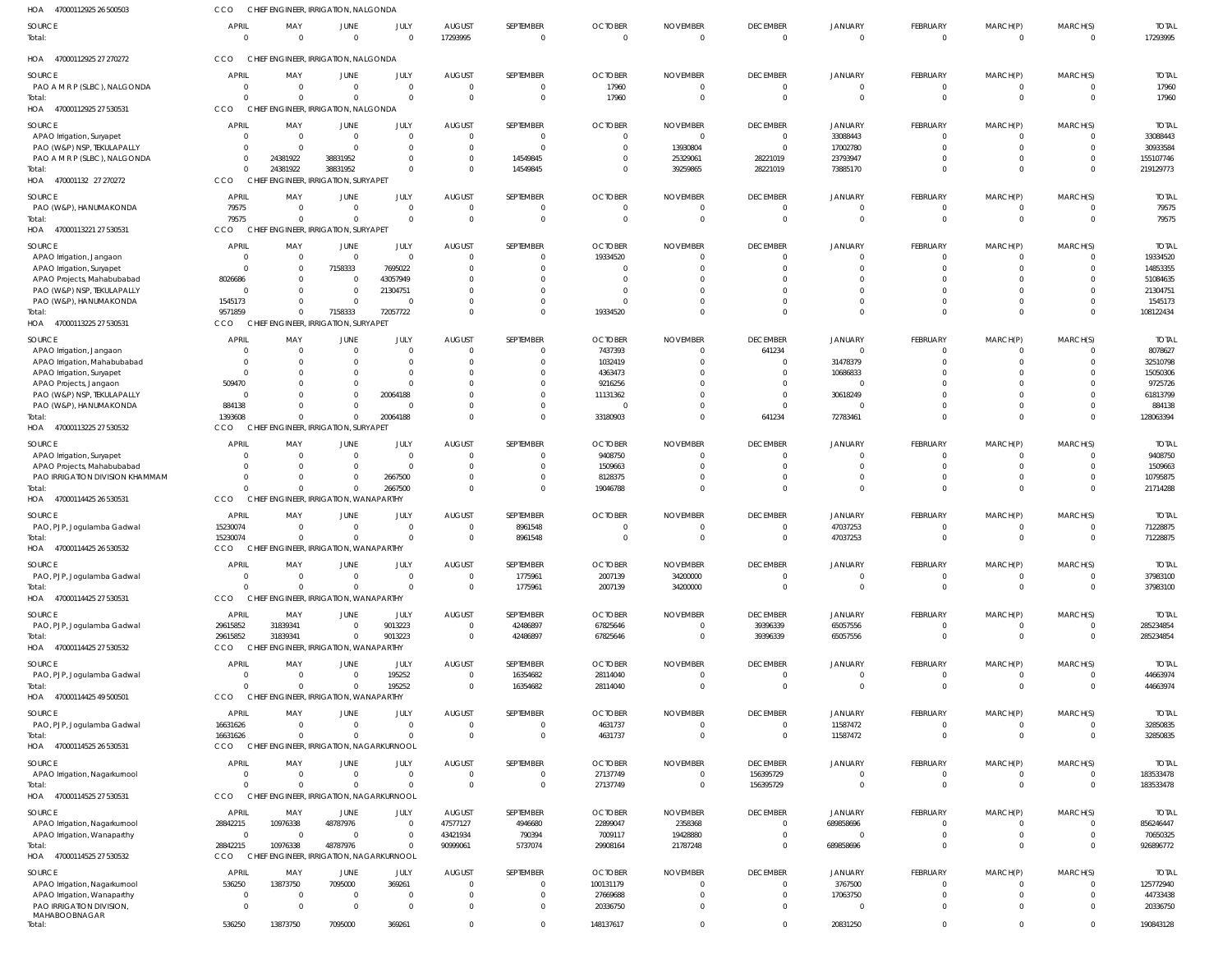HOA 470001129252650050​3 CCO CHIEF ENGINEER, IRRIGATION, NALGONDA

| SOURCE | APRIL | MAY | JUNE | JULY | AUGUST | SEPTEMBER | OCTOBER | NOVEMBER | DECEMBER | JANUARY | FEBRUARY | MARCH(P) | MARCH(S) | TOTAL |
|---|---|---|---|---|---|---|---|---|---|---|---|---|---|---|
| Total: | 0 | 0 | 0 | 0 | 17293995 | 0 | 0 | 0 | 0 | 0 | 0 | 0 | 0 | 17293995 |

HOA 470001129252727027​2 CCO CHIEF ENGINEER, IRRIGATION, NALGONDA

| SOURCE | APRIL | MAY | JUNE | JULY | AUGUST | SEPTEMBER | OCTOBER | NOVEMBER | DECEMBER | JANUARY | FEBRUARY | MARCH(P) | MARCH(S) | TOTAL |
|---|---|---|---|---|---|---|---|---|---|---|---|---|---|---|
| PAO A M R P (SLBC), NALGONDA | 0 | 0 | 0 | 0 | 0 | 0 | 17960 | 0 | 0 | 0 | 0 | 0 | 0 | 17960 |
| Total: | 0 | 0 | 0 | 0 | 0 | 0 | 17960 | 0 | 0 | 0 | 0 | 0 | 0 | 17960 |

HOA 470001129252753053​1 CCO CHIEF ENGINEER, IRRIGATION, NALGONDA

| SOURCE | APRIL | MAY | JUNE | JULY | AUGUST | SEPTEMBER | OCTOBER | NOVEMBER | DECEMBER | JANUARY | FEBRUARY | MARCH(P) | MARCH(S) | TOTAL |
|---|---|---|---|---|---|---|---|---|---|---|---|---|---|---|
| APAO Irrigation, Suryapet | 0 | 0 | 0 | 0 | 0 | 0 | 0 | 0 | 0 | 33088443 | 0 | 0 | 0 | 33088443 |
| PAO (W&P) NSP, TEKULAPALLY | 0 | 0 | 0 | 0 | 0 | 0 | 0 | 13930804 | 0 | 17002780 | 0 | 0 | 0 | 30933584 |
| PAO A M R P (SLBC), NALGONDA | 0 | 24381922 | 38831952 | 0 | 0 | 14549845 | 0 | 25329061 | 28221019 | 23793947 | 0 | 0 | 0 | 155107746 |
| Total: | 0 | 24381922 | 38831952 | 0 | 0 | 14549845 | 0 | 39259865 | 28221019 | 73885170 | 0 | 0 | 0 | 219129773 |

HOA 470001132 27 270272 CCO CHIEF ENGINEER, IRRIGATION, SURYAPET

| SOURCE | APRIL | MAY | JUNE | JULY | AUGUST | SEPTEMBER | OCTOBER | NOVEMBER | DECEMBER | JANUARY | FEBRUARY | MARCH(P) | MARCH(S) | TOTAL |
|---|---|---|---|---|---|---|---|---|---|---|---|---|---|---|
| PAO (W&P), HANUMAKONDA | 79575 | 0 | 0 | 0 | 0 | 0 | 0 | 0 | 0 | 0 | 0 | 0 | 0 | 79575 |
| Total: | 79575 | 0 | 0 | 0 | 0 | 0 | 0 | 0 | 0 | 0 | 0 | 0 | 0 | 79575 |

HOA 470001132212753053​1 CCO CHIEF ENGINEER, IRRIGATION, SURYAPET

| SOURCE | APRIL | MAY | JUNE | JULY | AUGUST | SEPTEMBER | OCTOBER | NOVEMBER | DECEMBER | JANUARY | FEBRUARY | MARCH(P) | MARCH(S) | TOTAL |
|---|---|---|---|---|---|---|---|---|---|---|---|---|---|---|
| APAO Irrigation, Jangaon | 0 | 0 | 0 | 0 | 0 | 0 | 19334520 | 0 | 0 | 0 | 0 | 0 | 0 | 19334520 |
| APAO Irrigation, Suryapet | 0 | 0 | 7158333 | 7695022 | 0 | 0 | 0 | 0 | 0 | 0 | 0 | 0 | 0 | 14853355 |
| APAO Projects, Mahabubabad | 8026686 | 0 | 0 | 43057949 | 0 | 0 | 0 | 0 | 0 | 0 | 0 | 0 | 0 | 51084635 |
| PAO (W&P) NSP, TEKULAPALLY | 0 | 0 | 0 | 21304751 | 0 | 0 | 0 | 0 | 0 | 0 | 0 | 0 | 0 | 21304751 |
| PAO (W&P), HANUMAKONDA | 1545173 | 0 | 0 | 0 | 0 | 0 | 0 | 0 | 0 | 0 | 0 | 0 | 0 | 1545173 |
| Total: | 9571859 | 0 | 7158333 | 72057722 | 0 | 0 | 19334520 | 0 | 0 | 0 | 0 | 0 | 0 | 108122434 |

HOA 470001132252753053​1 CCO CHIEF ENGINEER, IRRIGATION, SURYAPET

| SOURCE | APRIL | MAY | JUNE | JULY | AUGUST | SEPTEMBER | OCTOBER | NOVEMBER | DECEMBER | JANUARY | FEBRUARY | MARCH(P) | MARCH(S) | TOTAL |
|---|---|---|---|---|---|---|---|---|---|---|---|---|---|---|
| APAO Irrigation, Jangaon | 0 | 0 | 0 | 0 | 0 | 0 | 7437393 | 0 | 641234 | 0 | 0 | 0 | 0 | 8078627 |
| APAO Irrigation, Mahabubabad | 0 | 0 | 0 | 0 | 0 | 0 | 1032419 | 0 | 0 | 31478379 | 0 | 0 | 0 | 32510798 |
| APAO Irrigation, Suryapet | 0 | 0 | 0 | 0 | 0 | 0 | 4363473 | 0 | 0 | 10686833 | 0 | 0 | 0 | 15050306 |
| APAO Projects, Jangaon | 509470 | 0 | 0 | 0 | 0 | 0 | 9216256 | 0 | 0 | 0 | 0 | 0 | 0 | 9725726 |
| PAO (W&P) NSP, TEKULAPALLY | 0 | 0 | 0 | 20064188 | 0 | 0 | 11131362 | 0 | 0 | 30618249 | 0 | 0 | 0 | 61813799 |
| PAO (W&P), HANUMAKONDA | 884138 | 0 | 0 | 0 | 0 | 0 | 0 | 0 | 0 | 0 | 0 | 0 | 0 | 884138 |
| Total: | 1393608 | 0 | 0 | 20064188 | 0 | 0 | 33180903 | 0 | 641234 | 72783461 | 0 | 0 | 0 | 128063394 |

HOA 470001132252753053​2 CCO CHIEF ENGINEER, IRRIGATION, SURYAPET

| SOURCE | APRIL | MAY | JUNE | JULY | AUGUST | SEPTEMBER | OCTOBER | NOVEMBER | DECEMBER | JANUARY | FEBRUARY | MARCH(P) | MARCH(S) | TOTAL |
|---|---|---|---|---|---|---|---|---|---|---|---|---|---|---|
| APAO Irrigation, Suryapet | 0 | 0 | 0 | 0 | 0 | 0 | 9408750 | 0 | 0 | 0 | 0 | 0 | 0 | 9408750 |
| APAO Projects, Mahabubabad | 0 | 0 | 0 | 0 | 0 | 0 | 1509663 | 0 | 0 | 0 | 0 | 0 | 0 | 1509663 |
| PAO IRRIGATION DIVISION KHAMMAM | 0 | 0 | 0 | 2667500 | 0 | 0 | 8128375 | 0 | 0 | 0 | 0 | 0 | 0 | 10795875 |
| Total: | 0 | 0 | 0 | 2667500 | 0 | 0 | 19046788 | 0 | 0 | 0 | 0 | 0 | 0 | 21714288 |

HOA 470001144252653053​1 CCO CHIEF ENGINEER, IRRIGATION, WANAPARTHY

| SOURCE | APRIL | MAY | JUNE | JULY | AUGUST | SEPTEMBER | OCTOBER | NOVEMBER | DECEMBER | JANUARY | FEBRUARY | MARCH(P) | MARCH(S) | TOTAL |
|---|---|---|---|---|---|---|---|---|---|---|---|---|---|---|
| PAO, PJP, Jogulamba Gadwal | 15230074 | 0 | 0 | 0 | 0 | 8961548 | 0 | 0 | 0 | 47037253 | 0 | 0 | 0 | 71228875 |
| Total: | 15230074 | 0 | 0 | 0 | 0 | 8961548 | 0 | 0 | 0 | 47037253 | 0 | 0 | 0 | 71228875 |

HOA 470001144252653053​2 CCO CHIEF ENGINEER, IRRIGATION, WANAPARTHY

| SOURCE | APRIL | MAY | JUNE | JULY | AUGUST | SEPTEMBER | OCTOBER | NOVEMBER | DECEMBER | JANUARY | FEBRUARY | MARCH(P) | MARCH(S) | TOTAL |
|---|---|---|---|---|---|---|---|---|---|---|---|---|---|---|
| PAO, PJP, Jogulamba Gadwal | 0 | 0 | 0 | 0 | 0 | 1775961 | 2007139 | 34200000 | 0 | 0 | 0 | 0 | 0 | 37983100 |
| Total: | 0 | 0 | 0 | 0 | 0 | 1775961 | 2007139 | 34200000 | 0 | 0 | 0 | 0 | 0 | 37983100 |

HOA 470001144252753053​1 CCO CHIEF ENGINEER, IRRIGATION, WANAPARTHY

| SOURCE | APRIL | MAY | JUNE | JULY | AUGUST | SEPTEMBER | OCTOBER | NOVEMBER | DECEMBER | JANUARY | FEBRUARY | MARCH(P) | MARCH(S) | TOTAL |
|---|---|---|---|---|---|---|---|---|---|---|---|---|---|---|
| PAO, PJP, Jogulamba Gadwal | 29615852 | 31839341 | 0 | 9013223 | 0 | 42486897 | 67825646 | 0 | 39396339 | 65057556 | 0 | 0 | 0 | 285234854 |
| Total: | 29615852 | 31839341 | 0 | 9013223 | 0 | 42486897 | 67825646 | 0 | 39396339 | 65057556 | 0 | 0 | 0 | 285234854 |

HOA 470001144252753053​2 CCO CHIEF ENGINEER, IRRIGATION, WANAPARTHY

| SOURCE | APRIL | MAY | JUNE | JULY | AUGUST | SEPTEMBER | OCTOBER | NOVEMBER | DECEMBER | JANUARY | FEBRUARY | MARCH(P) | MARCH(S) | TOTAL |
|---|---|---|---|---|---|---|---|---|---|---|---|---|---|---|
| PAO, PJP, Jogulamba Gadwal | 0 | 0 | 0 | 195252 | 0 | 16354682 | 28114040 | 0 | 0 | 0 | 0 | 0 | 0 | 44663974 |
| Total: | 0 | 0 | 0 | 195252 | 0 | 16354682 | 28114040 | 0 | 0 | 0 | 0 | 0 | 0 | 44663974 |

HOA 470001144254950050​1 CCO CHIEF ENGINEER, IRRIGATION, WANAPARTHY

| SOURCE | APRIL | MAY | JUNE | JULY | AUGUST | SEPTEMBER | OCTOBER | NOVEMBER | DECEMBER | JANUARY | FEBRUARY | MARCH(P) | MARCH(S) | TOTAL |
|---|---|---|---|---|---|---|---|---|---|---|---|---|---|---|
| PAO, PJP, Jogulamba Gadwal | 16631626 | 0 | 0 | 0 | 0 | 0 | 4631737 | 0 | 0 | 11587472 | 0 | 0 | 0 | 32850835 |
| Total: | 16631626 | 0 | 0 | 0 | 0 | 0 | 4631737 | 0 | 0 | 11587472 | 0 | 0 | 0 | 32850835 |

HOA 470001145252653053​1 CCO CHIEF ENGINEER, IRRIGATION, NAGARKURNOOL

| SOURCE | APRIL | MAY | JUNE | JULY | AUGUST | SEPTEMBER | OCTOBER | NOVEMBER | DECEMBER | JANUARY | FEBRUARY | MARCH(P) | MARCH(S) | TOTAL |
|---|---|---|---|---|---|---|---|---|---|---|---|---|---|---|
| APAO Irrigation, Nagarkurnool | 0 | 0 | 0 | 0 | 0 | 0 | 27137749 | 0 | 156395729 | 0 | 0 | 0 | 0 | 183533478 |
| Total: | 0 | 0 | 0 | 0 | 0 | 0 | 27137749 | 0 | 156395729 | 0 | 0 | 0 | 0 | 183533478 |

HOA 470001145252753053​1 CCO CHIEF ENGINEER, IRRIGATION, NAGARKURNOOL

| SOURCE | APRIL | MAY | JUNE | JULY | AUGUST | SEPTEMBER | OCTOBER | NOVEMBER | DECEMBER | JANUARY | FEBRUARY | MARCH(P) | MARCH(S) | TOTAL |
|---|---|---|---|---|---|---|---|---|---|---|---|---|---|---|
| APAO Irrigation, Nagarkurnool | 28842215 | 10976338 | 48787976 | 0 | 47577127 | 4946680 | 22899047 | 2358368 | 0 | 689858696 | 0 | 0 | 0 | 856246447 |
| APAO Irrigation, Wanaparthy | 0 | 0 | 0 | 0 | 43421934 | 790394 | 7009117 | 19428880 | 0 | 0 | 0 | 0 | 0 | 70650325 |
| Total: | 28842215 | 10976338 | 48787976 | 0 | 90999061 | 5737074 | 29908164 | 21787248 | 0 | 689858696 | 0 | 0 | 0 | 926896772 |

HOA 470001145252753053​2 CCO CHIEF ENGINEER, IRRIGATION, NAGARKURNOOL

| SOURCE | APRIL | MAY | JUNE | JULY | AUGUST | SEPTEMBER | OCTOBER | NOVEMBER | DECEMBER | JANUARY | FEBRUARY | MARCH(P) | MARCH(S) | TOTAL |
|---|---|---|---|---|---|---|---|---|---|---|---|---|---|---|
| APAO Irrigation, Nagarkurnool | 536250 | 13873750 | 7095000 | 369261 | 0 | 0 | 100131179 | 0 | 0 | 3767500 | 0 | 0 | 0 | 125772940 |
| APAO Irrigation, Wanaparthy | 0 | 0 | 0 | 0 | 0 | 0 | 27669688 | 0 | 0 | 17063750 | 0 | 0 | 0 | 44733438 |
| PAO IRRIGATION DIVISION, MAHABOOBNAGAR | 0 | 0 | 0 | 0 | 0 | 0 | 20336750 | 0 | 0 | 0 | 0 | 0 | 0 | 20336750 |
| Total: | 536250 | 13873750 | 7095000 | 369261 | 0 | 0 | 148137617 | 0 | 0 | 20831250 | 0 | 0 | 0 | 190843128 |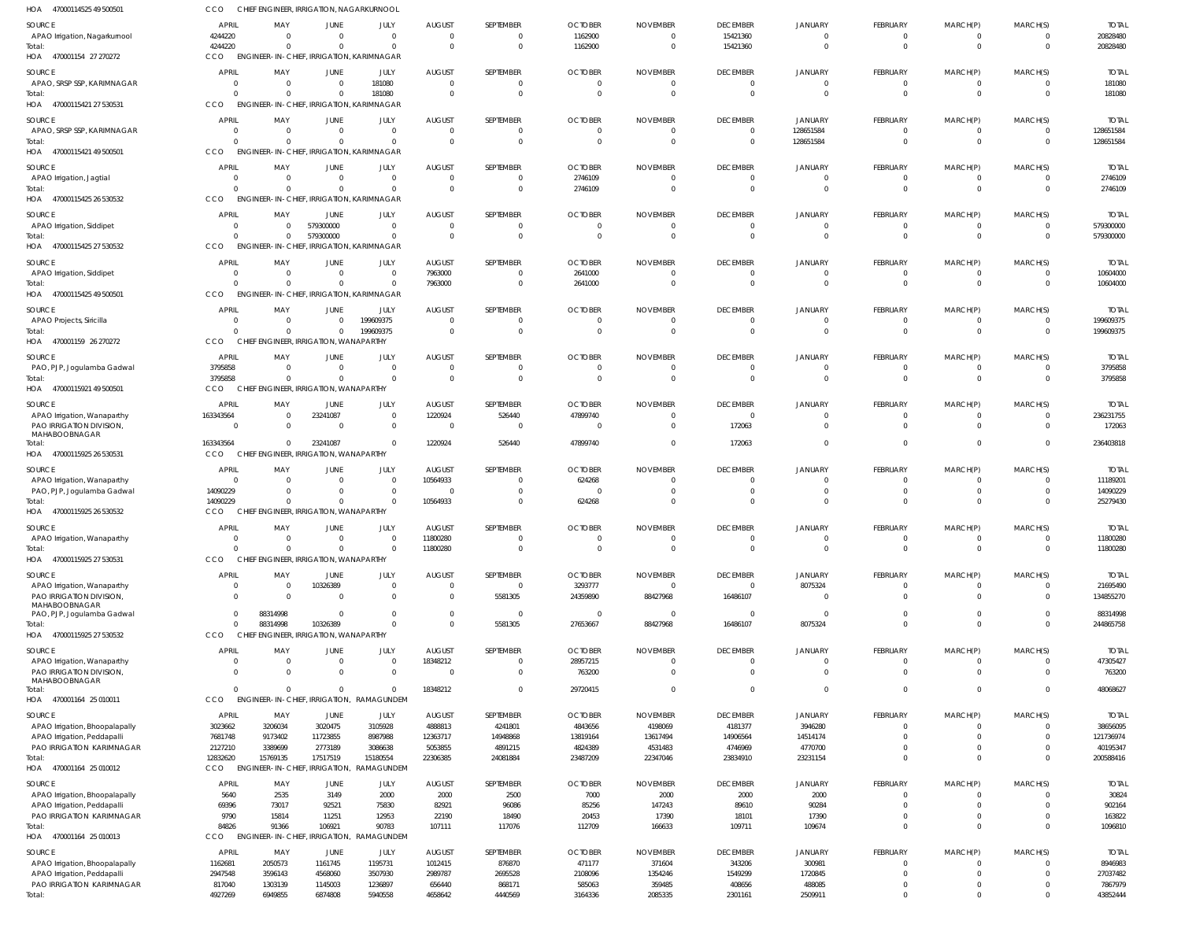HOA 47000114525 49 500501 CCO CHIEF ENGINEER, IRRIGATION, NAGARKURNOOL

| SOURCE | APRIL | MAY | JUNE | JULY | AUGUST | SEPTEMBER | OCTOBER | NOVEMBER | DECEMBER | JANUARY | FEBRUARY | MARCH(P) | MARCH(S) | TOTAL |
|---|---|---|---|---|---|---|---|---|---|---|---|---|---|---|
| APAO Irrigation, Nagarkurnool | 4244220 | 0 | 0 | 0 | 0 | 0 | 1162900 | 0 | 15421360 | 0 | 0 | 0 | 0 | 20828480 |
| Total: | 4244220 | 0 | 0 | 0 | 0 | 0 | 1162900 | 0 | 15421360 | 0 | 0 | 0 | 0 | 20828480 |

HOA 470001154 27 270272 CCO ENGINEER- IN- CHIEF, IRRIGATION, KARIMNAGAR

| SOURCE | APRIL | MAY | JUNE | JULY | AUGUST | SEPTEMBER | OCTOBER | NOVEMBER | DECEMBER | JANUARY | FEBRUARY | MARCH(P) | MARCH(S) | TOTAL |
|---|---|---|---|---|---|---|---|---|---|---|---|---|---|---|
| APAO, SRSP SSP, KARIMNAGAR | 0 | 0 | 0 | 181080 | 0 | 0 | 0 | 0 | 0 | 0 | 0 | 0 | 0 | 181080 |
| Total: | 0 | 0 | 0 | 181080 | 0 | 0 | 0 | 0 | 0 | 0 | 0 | 0 | 0 | 181080 |

HOA 47000115421 27 530531 CCO ENGINEER- IN- CHIEF, IRRIGATION, KARIMNAGAR

| SOURCE | APRIL | MAY | JUNE | JULY | AUGUST | SEPTEMBER | OCTOBER | NOVEMBER | DECEMBER | JANUARY | FEBRUARY | MARCH(P) | MARCH(S) | TOTAL |
|---|---|---|---|---|---|---|---|---|---|---|---|---|---|---|
| APAO, SRSP SSP, KARIMNAGAR | 0 | 0 | 0 | 0 | 0 | 0 | 0 | 0 | 0 | 128651584 | 0 | 0 | 0 | 128651584 |
| Total: | 0 | 0 | 0 | 0 | 0 | 0 | 0 | 0 | 0 | 128651584 | 0 | 0 | 0 | 128651584 |

HOA 47000115421 49 500501 CCO ENGINEER- IN- CHIEF, IRRIGATION, KARIMNAGAR

| SOURCE | APRIL | MAY | JUNE | JULY | AUGUST | SEPTEMBER | OCTOBER | NOVEMBER | DECEMBER | JANUARY | FEBRUARY | MARCH(P) | MARCH(S) | TOTAL |
|---|---|---|---|---|---|---|---|---|---|---|---|---|---|---|
| APAO Irrigation, Jagtial | 0 | 0 | 0 | 0 | 0 | 0 | 2746109 | 0 | 0 | 0 | 0 | 0 | 0 | 2746109 |
| Total: | 0 | 0 | 0 | 0 | 0 | 0 | 2746109 | 0 | 0 | 0 | 0 | 0 | 0 | 2746109 |

HOA 47000115425 26 530532 CCO ENGINEER- IN- CHIEF, IRRIGATION, KARIMNAGAR

| SOURCE | APRIL | MAY | JUNE | JULY | AUGUST | SEPTEMBER | OCTOBER | NOVEMBER | DECEMBER | JANUARY | FEBRUARY | MARCH(P) | MARCH(S) | TOTAL |
|---|---|---|---|---|---|---|---|---|---|---|---|---|---|---|
| APAO Irrigation, Siddipet | 0 | 0 | 579300000 | 0 | 0 | 0 | 0 | 0 | 0 | 0 | 0 | 0 | 0 | 579300000 |
| Total: | 0 | 0 | 579300000 | 0 | 0 | 0 | 0 | 0 | 0 | 0 | 0 | 0 | 0 | 579300000 |

HOA 47000115425 27 530532 CCO ENGINEER- IN- CHIEF, IRRIGATION, KARIMNAGAR

| SOURCE | APRIL | MAY | JUNE | JULY | AUGUST | SEPTEMBER | OCTOBER | NOVEMBER | DECEMBER | JANUARY | FEBRUARY | MARCH(P) | MARCH(S) | TOTAL |
|---|---|---|---|---|---|---|---|---|---|---|---|---|---|---|
| APAO Irrigation, Siddipet | 0 | 0 | 0 | 0 | 7963000 | 0 | 2641000 | 0 | 0 | 0 | 0 | 0 | 0 | 10604000 |
| Total: | 0 | 0 | 0 | 0 | 7963000 | 0 | 2641000 | 0 | 0 | 0 | 0 | 0 | 0 | 10604000 |

HOA 47000115425 49 500501 CCO ENGINEER- IN- CHIEF, IRRIGATION, KARIMNAGAR

| SOURCE | APRIL | MAY | JUNE | JULY | AUGUST | SEPTEMBER | OCTOBER | NOVEMBER | DECEMBER | JANUARY | FEBRUARY | MARCH(P) | MARCH(S) | TOTAL |
|---|---|---|---|---|---|---|---|---|---|---|---|---|---|---|
| APAO Projects, Siricilla | 0 | 0 | 0 | 199609375 | 0 | 0 | 0 | 0 | 0 | 0 | 0 | 0 | 0 | 199609375 |
| Total: | 0 | 0 | 0 | 199609375 | 0 | 0 | 0 | 0 | 0 | 0 | 0 | 0 | 0 | 199609375 |

HOA 470001159 26 270272 CCO CHIEF ENGINEER, IRRIGATION, WANAPARTHY

| SOURCE | APRIL | MAY | JUNE | JULY | AUGUST | SEPTEMBER | OCTOBER | NOVEMBER | DECEMBER | JANUARY | FEBRUARY | MARCH(P) | MARCH(S) | TOTAL |
|---|---|---|---|---|---|---|---|---|---|---|---|---|---|---|
| PAO, PJP, Jogulamba Gadwal | 3795858 | 0 | 0 | 0 | 0 | 0 | 0 | 0 | 0 | 0 | 0 | 0 | 0 | 3795858 |
| Total: | 3795858 | 0 | 0 | 0 | 0 | 0 | 0 | 0 | 0 | 0 | 0 | 0 | 0 | 3795858 |

HOA 47000115921 49 500501 CCO CHIEF ENGINEER, IRRIGATION, WANAPARTHY

| SOURCE | APRIL | MAY | JUNE | JULY | AUGUST | SEPTEMBER | OCTOBER | NOVEMBER | DECEMBER | JANUARY | FEBRUARY | MARCH(P) | MARCH(S) | TOTAL |
|---|---|---|---|---|---|---|---|---|---|---|---|---|---|---|
| APAO Irrigation, Wanaparthy | 163343564 | 0 | 23241087 | 0 | 1220924 | 526440 | 47899740 | 0 | 0 | 0 | 0 | 0 | 0 | 236231755 |
| PAO IRRIGATION DIVISION, MAHABOOBNAGAR | 0 | 0 | 0 | 0 | 0 | 0 | 0 | 0 | 172063 | 0 | 0 | 0 | 0 | 172063 |
| Total: | 163343564 | 0 | 23241087 | 0 | 1220924 | 526440 | 47899740 | 0 | 172063 | 0 | 0 | 0 | 0 | 236403818 |

HOA 47000115925 26 530531 CCO CHIEF ENGINEER, IRRIGATION, WANAPARTHY

| SOURCE | APRIL | MAY | JUNE | JULY | AUGUST | SEPTEMBER | OCTOBER | NOVEMBER | DECEMBER | JANUARY | FEBRUARY | MARCH(P) | MARCH(S) | TOTAL |
|---|---|---|---|---|---|---|---|---|---|---|---|---|---|---|
| APAO Irrigation, Wanaparthy | 0 | 0 | 0 | 0 | 10564933 | 0 | 624268 | 0 | 0 | 0 | 0 | 0 | 0 | 11189201 |
| PAO, PJP, Jogulamba Gadwal | 14090229 | 0 | 0 | 0 | 0 | 0 | 0 | 0 | 0 | 0 | 0 | 0 | 0 | 14090229 |
| Total: | 14090229 | 0 | 0 | 0 | 10564933 | 0 | 624268 | 0 | 0 | 0 | 0 | 0 | 0 | 25279430 |

HOA 47000115925 26 530532 CCO CHIEF ENGINEER, IRRIGATION, WANAPARTHY

| SOURCE | APRIL | MAY | JUNE | JULY | AUGUST | SEPTEMBER | OCTOBER | NOVEMBER | DECEMBER | JANUARY | FEBRUARY | MARCH(P) | MARCH(S) | TOTAL |
|---|---|---|---|---|---|---|---|---|---|---|---|---|---|---|
| APAO Irrigation, Wanaparthy | 0 | 0 | 0 | 0 | 11800280 | 0 | 0 | 0 | 0 | 0 | 0 | 0 | 0 | 11800280 |
| Total: | 0 | 0 | 0 | 0 | 11800280 | 0 | 0 | 0 | 0 | 0 | 0 | 0 | 0 | 11800280 |

HOA 47000115925 27 530531 CCO CHIEF ENGINEER, IRRIGATION, WANAPARTHY

| SOURCE | APRIL | MAY | JUNE | JULY | AUGUST | SEPTEMBER | OCTOBER | NOVEMBER | DECEMBER | JANUARY | FEBRUARY | MARCH(P) | MARCH(S) | TOTAL |
|---|---|---|---|---|---|---|---|---|---|---|---|---|---|---|
| APAO Irrigation, Wanaparthy | 0 | 0 | 10326389 | 0 | 0 | 0 | 3293777 | 0 | 0 | 8075324 | 0 | 0 | 0 | 21695490 |
| PAO IRRIGATION DIVISION, MAHABOOBNAGAR | 0 | 0 | 0 | 0 | 0 | 5581305 | 24359890 | 88427968 | 16486107 | 0 | 0 | 0 | 0 | 134855270 |
| PAO, PJP, Jogulamba Gadwal | 0 | 88314998 | 0 | 0 | 0 | 0 | 0 | 0 | 0 | 0 | 0 | 0 | 0 | 88314998 |
| Total: | 0 | 88314998 | 10326389 | 0 | 0 | 5581305 | 27653667 | 88427968 | 16486107 | 8075324 | 0 | 0 | 0 | 244865758 |

HOA 47000115925 27 530532 CCO CHIEF ENGINEER, IRRIGATION, WANAPARTHY

| SOURCE | APRIL | MAY | JUNE | JULY | AUGUST | SEPTEMBER | OCTOBER | NOVEMBER | DECEMBER | JANUARY | FEBRUARY | MARCH(P) | MARCH(S) | TOTAL |
|---|---|---|---|---|---|---|---|---|---|---|---|---|---|---|
| APAO Irrigation, Wanaparthy | 0 | 0 | 0 | 0 | 18348212 | 0 | 28957215 | 0 | 0 | 0 | 0 | 0 | 0 | 47305427 |
| PAO IRRIGATION DIVISION, MAHABOOBNAGAR | 0 | 0 | 0 | 0 | 0 | 0 | 763200 | 0 | 0 | 0 | 0 | 0 | 0 | 763200 |
| Total: | 0 | 0 | 0 | 0 | 18348212 | 0 | 29720415 | 0 | 0 | 0 | 0 | 0 | 0 | 48068627 |

HOA 470001164 25 010011 CCO ENGINEER- IN- CHIEF, IRRIGATION, RAMAGUNDEM

| SOURCE | APRIL | MAY | JUNE | JULY | AUGUST | SEPTEMBER | OCTOBER | NOVEMBER | DECEMBER | JANUARY | FEBRUARY | MARCH(P) | MARCH(S) | TOTAL |
|---|---|---|---|---|---|---|---|---|---|---|---|---|---|---|
| APAO Irrigation, Bhoopalapally | 3023662 | 3206034 | 3020475 | 3105928 | 4888813 | 4241801 | 4843656 | 4198069 | 4181377 | 3946280 | 0 | 0 | 0 | 38656095 |
| APAO Irrigation, Peddapalli | 7681748 | 9173402 | 11723855 | 8987988 | 12363717 | 14948868 | 13819164 | 13617494 | 14906564 | 14514174 | 0 | 0 | 0 | 121736974 |
| PAO IRRIGATION KARIMNAGAR | 2127210 | 3389699 | 2773189 | 3086638 | 5053855 | 4891215 | 4824389 | 4531483 | 4746969 | 4770700 | 0 | 0 | 0 | 40195347 |
| Total: | 12832620 | 15769135 | 17517519 | 15180554 | 22306385 | 24081884 | 23487209 | 22347046 | 23834910 | 23231154 | 0 | 0 | 0 | 200588416 |

HOA 470001164 25 010012 CCO ENGINEER- IN- CHIEF, IRRIGATION, RAMAGUNDEM

| SOURCE | APRIL | MAY | JUNE | JULY | AUGUST | SEPTEMBER | OCTOBER | NOVEMBER | DECEMBER | JANUARY | FEBRUARY | MARCH(P) | MARCH(S) | TOTAL |
|---|---|---|---|---|---|---|---|---|---|---|---|---|---|---|
| APAO Irrigation, Bhoopalapally | 5640 | 2535 | 3149 | 2000 | 2000 | 2500 | 7000 | 2000 | 2000 | 2000 | 0 | 0 | 0 | 30824 |
| APAO Irrigation, Peddapalli | 69396 | 73017 | 92521 | 75830 | 82921 | 96086 | 85256 | 147243 | 89610 | 90284 | 0 | 0 | 0 | 902164 |
| PAO IRRIGATION KARIMNAGAR | 9790 | 15814 | 11251 | 12953 | 22190 | 18490 | 20453 | 17390 | 18101 | 17390 | 0 | 0 | 0 | 163822 |
| Total: | 84826 | 91366 | 106921 | 90783 | 107111 | 117076 | 112709 | 166633 | 109711 | 109674 | 0 | 0 | 0 | 1096810 |

HOA 470001164 25 010013 CCO ENGINEER- IN- CHIEF, IRRIGATION, RAMAGUNDEM

| SOURCE | APRIL | MAY | JUNE | JULY | AUGUST | SEPTEMBER | OCTOBER | NOVEMBER | DECEMBER | JANUARY | FEBRUARY | MARCH(P) | MARCH(S) | TOTAL |
|---|---|---|---|---|---|---|---|---|---|---|---|---|---|---|
| APAO Irrigation, Bhoopalapally | 1162681 | 2050573 | 1161745 | 1195731 | 1012415 | 876870 | 471177 | 371604 | 343206 | 300981 | 0 | 0 | 0 | 8946983 |
| APAO Irrigation, Peddapalli | 2947548 | 3596143 | 4568060 | 3507930 | 2989787 | 2695528 | 2108096 | 1354246 | 1549299 | 1720845 | 0 | 0 | 0 | 27037482 |
| PAO IRRIGATION KARIMNAGAR | 817040 | 1303139 | 1145003 | 1236897 | 656440 | 868171 | 585063 | 359485 | 408656 | 488085 | 0 | 0 | 0 | 7867979 |
| Total: | 4927269 | 6949855 | 6874808 | 5940558 | 4658642 | 4440569 | 3164336 | 2085335 | 2301161 | 2509911 | 0 | 0 | 0 | 43852444 |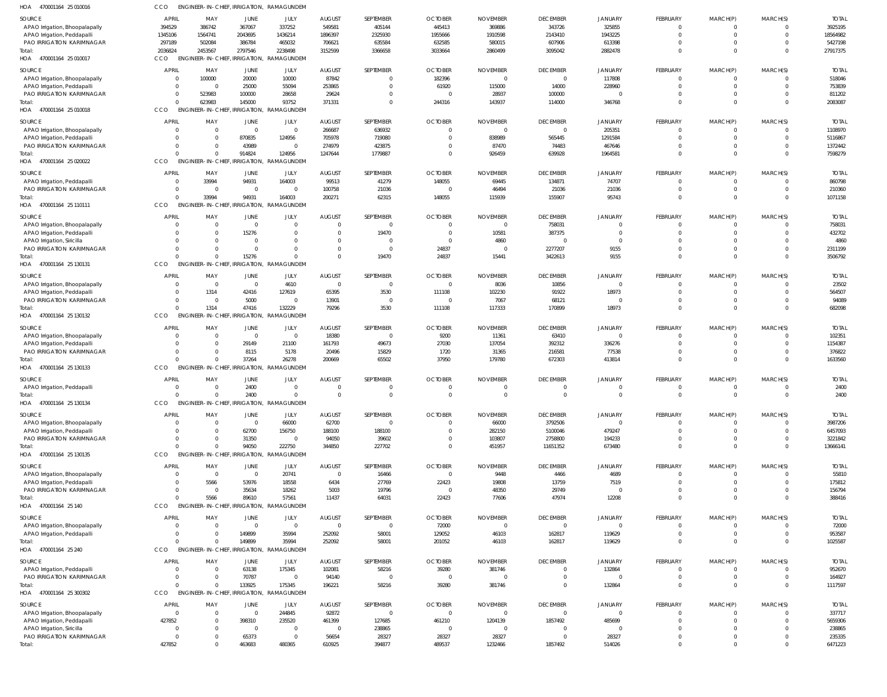HOA 470001164 25 010016 CCO ENGINEER-IN-CHIEF, IRRIGATION, RAMAGUNDEM

| SOURCE | APRIL | MAY | JUNE | JULY | AUGUST | SEPTEMBER | OCTOBER | NOVEMBER | DECEMBER | JANUARY | FEBRUARY | MARCH(P) | MARCH(S) | TOTAL |
|---|---|---|---|---|---|---|---|---|---|---|---|---|---|---|
| APAO Irrigation, Bhoopalapally | 394529 | 386742 | 367067 | 337252 | 549581 | 405144 | 445413 | 369886 | 343726 | 325855 | 0 | 0 | 0 | 3925195 |
| APAO Irrigation, Peddapalli | 1345106 | 1564741 | 2043695 | 1436214 | 1896397 | 2325930 | 1955666 | 1910598 | 2143410 | 1943225 | 0 | 0 | 0 | 18564982 |
| PAO IRRIGATION KARIMNAGAR | 297189 | 502084 | 386784 | 465032 | 706621 | 635584 | 632585 | 580015 | 607906 | 613398 | 0 | 0 | 0 | 5427198 |
| Total: | 2036824 | 2453567 | 2797546 | 2238498 | 3152599 | 3366658 | 3033664 | 2860499 | 3095042 | 2882478 | 0 | 0 | 0 | 27917375 |

HOA 470001164 25 010017 CCO ENGINEER-IN-CHIEF, IRRIGATION, RAMAGUNDEM

| SOURCE | APRIL | MAY | JUNE | JULY | AUGUST | SEPTEMBER | OCTOBER | NOVEMBER | DECEMBER | JANUARY | FEBRUARY | MARCH(P) | MARCH(S) | TOTAL |
|---|---|---|---|---|---|---|---|---|---|---|---|---|---|---|
| APAO Irrigation, Bhoopalapally | 0 | 100000 | 20000 | 10000 | 87842 | 0 | 182396 | 0 | 0 | 117808 | 0 | 0 | 0 | 518046 |
| APAO Irrigation, Peddapalli | 0 | 0 | 25000 | 55094 | 253865 | 0 | 61920 | 115000 | 14000 | 228960 | 0 | 0 | 0 | 753839 |
| PAO IRRIGATION KARIMNAGAR | 0 | 523983 | 100000 | 28658 | 29624 | 0 | 0 | 28937 | 100000 | 0 | 0 | 0 | 0 | 811202 |
| Total: | 0 | 623983 | 145000 | 93752 | 371331 | 0 | 244316 | 143937 | 114000 | 346768 | 0 | 0 | 0 | 2083087 |

HOA 470001164 25 010018 CCO ENGINEER-IN-CHIEF, IRRIGATION, RAMAGUNDEM

| SOURCE | APRIL | MAY | JUNE | JULY | AUGUST | SEPTEMBER | OCTOBER | NOVEMBER | DECEMBER | JANUARY | FEBRUARY | MARCH(P) | MARCH(S) | TOTAL |
|---|---|---|---|---|---|---|---|---|---|---|---|---|---|---|
| APAO Irrigation, Bhoopalapally | 0 | 0 | 0 | 0 | 266687 | 636932 | 0 | 0 | 0 | 205351 | 0 | 0 | 0 | 1108970 |
| APAO Irrigation, Peddapalli | 0 | 0 | 870835 | 124956 | 705978 | 719080 | 0 | 838989 | 565445 | 1291584 | 0 | 0 | 0 | 5116867 |
| PAO IRRIGATION KARIMNAGAR | 0 | 0 | 43989 | 0 | 274979 | 423875 | 0 | 87470 | 74483 | 467646 | 0 | 0 | 0 | 1372442 |
| Total: | 0 | 0 | 914824 | 124956 | 1247644 | 1779887 | 0 | 926459 | 639928 | 1964581 | 0 | 0 | 0 | 7598279 |

HOA 470001164 25 020022 CCO ENGINEER-IN-CHIEF, IRRIGATION, RAMAGUNDEM

| SOURCE | APRIL | MAY | JUNE | JULY | AUGUST | SEPTEMBER | OCTOBER | NOVEMBER | DECEMBER | JANUARY | FEBRUARY | MARCH(P) | MARCH(S) | TOTAL |
|---|---|---|---|---|---|---|---|---|---|---|---|---|---|---|
| APAO Irrigation, Peddapalli | 0 | 33994 | 94931 | 164003 | 99513 | 41279 | 148055 | 69445 | 134871 | 74707 | 0 | 0 | 0 | 860798 |
| PAO IRRIGATION KARIMNAGAR | 0 | 0 | 0 | 0 | 100758 | 21036 | 0 | 46494 | 21036 | 21036 | 0 | 0 | 0 | 210360 |
| Total: | 0 | 33994 | 94931 | 164003 | 200271 | 62315 | 148055 | 115939 | 155907 | 95743 | 0 | 0 | 0 | 1071158 |

HOA 470001164 25 110111 CCO ENGINEER-IN-CHIEF, IRRIGATION, RAMAGUNDEM

| SOURCE | APRIL | MAY | JUNE | JULY | AUGUST | SEPTEMBER | OCTOBER | NOVEMBER | DECEMBER | JANUARY | FEBRUARY | MARCH(P) | MARCH(S) | TOTAL |
|---|---|---|---|---|---|---|---|---|---|---|---|---|---|---|
| APAO Irrigation, Bhoopalapally | 0 | 0 | 0 | 0 | 0 | 0 | 0 | 0 | 758031 | 0 | 0 | 0 | 0 | 758031 |
| APAO Irrigation, Peddapalli | 0 | 0 | 15276 | 0 | 0 | 19470 | 0 | 10581 | 387375 | 0 | 0 | 0 | 0 | 432702 |
| APAO Irrigation, Siricilla | 0 | 0 | 0 | 0 | 0 | 0 | 0 | 4860 | 0 | 0 | 0 | 0 | 0 | 4860 |
| PAO IRRIGATION KARIMNAGAR | 0 | 0 | 0 | 0 | 0 | 0 | 24837 | 0 | 2277207 | 9155 | 0 | 0 | 0 | 2311199 |
| Total: | 0 | 0 | 15276 | 0 | 0 | 19470 | 24837 | 15441 | 3422613 | 9155 | 0 | 0 | 0 | 3506792 |

HOA 470001164 25 130131 CCO ENGINEER-IN-CHIEF, IRRIGATION, RAMAGUNDEM

| SOURCE | APRIL | MAY | JUNE | JULY | AUGUST | SEPTEMBER | OCTOBER | NOVEMBER | DECEMBER | JANUARY | FEBRUARY | MARCH(P) | MARCH(S) | TOTAL |
|---|---|---|---|---|---|---|---|---|---|---|---|---|---|---|
| APAO Irrigation, Bhoopalapally | 0 | 0 | 0 | 4610 | 0 | 0 | 0 | 8036 | 10856 | 0 | 0 | 0 | 0 | 23502 |
| APAO Irrigation, Peddapalli | 0 | 1314 | 42416 | 127619 | 65395 | 3530 | 111108 | 102230 | 91922 | 18973 | 0 | 0 | 0 | 564507 |
| PAO IRRIGATION KARIMNAGAR | 0 | 0 | 5000 | 0 | 13901 | 0 | 0 | 7067 | 68121 | 0 | 0 | 0 | 0 | 94089 |
| Total: | 0 | 1314 | 47416 | 132229 | 79296 | 3530 | 111108 | 117333 | 170899 | 18973 | 0 | 0 | 0 | 682098 |

HOA 470001164 25 130132 CCO ENGINEER-IN-CHIEF, IRRIGATION, RAMAGUNDEM

| SOURCE | APRIL | MAY | JUNE | JULY | AUGUST | SEPTEMBER | OCTOBER | NOVEMBER | DECEMBER | JANUARY | FEBRUARY | MARCH(P) | MARCH(S) | TOTAL |
|---|---|---|---|---|---|---|---|---|---|---|---|---|---|---|
| APAO Irrigation, Bhoopalapally | 0 | 0 | 0 | 0 | 18380 | 0 | 9200 | 11361 | 63410 | 0 | 0 | 0 | 0 | 102351 |
| APAO Irrigation, Peddapalli | 0 | 0 | 29149 | 21100 | 161793 | 49673 | 27030 | 137054 | 392312 | 336276 | 0 | 0 | 0 | 1154387 |
| PAO IRRIGATION KARIMNAGAR | 0 | 0 | 8115 | 5178 | 20496 | 15829 | 1720 | 31365 | 216581 | 77538 | 0 | 0 | 0 | 376822 |
| Total: | 0 | 0 | 37264 | 26278 | 200669 | 65502 | 37950 | 179780 | 672303 | 413814 | 0 | 0 | 0 | 1633560 |

HOA 470001164 25 130133 CCO ENGINEER-IN-CHIEF, IRRIGATION, RAMAGUNDEM

| SOURCE | APRIL | MAY | JUNE | JULY | AUGUST | SEPTEMBER | OCTOBER | NOVEMBER | DECEMBER | JANUARY | FEBRUARY | MARCH(P) | MARCH(S) | TOTAL |
|---|---|---|---|---|---|---|---|---|---|---|---|---|---|---|
| APAO Irrigation, Peddapalli | 0 | 0 | 2400 | 0 | 0 | 0 | 0 | 0 | 0 | 0 | 0 | 0 | 0 | 2400 |
| Total: | 0 | 0 | 2400 | 0 | 0 | 0 | 0 | 0 | 0 | 0 | 0 | 0 | 0 | 2400 |

HOA 470001164 25 130134 CCO ENGINEER-IN-CHIEF, IRRIGATION, RAMAGUNDEM

| SOURCE | APRIL | MAY | JUNE | JULY | AUGUST | SEPTEMBER | OCTOBER | NOVEMBER | DECEMBER | JANUARY | FEBRUARY | MARCH(P) | MARCH(S) | TOTAL |
|---|---|---|---|---|---|---|---|---|---|---|---|---|---|---|
| APAO Irrigation, Bhoopalapally | 0 | 0 | 0 | 66000 | 62700 | 0 | 0 | 66000 | 3792506 | 0 | 0 | 0 | 0 | 3987206 |
| APAO Irrigation, Peddapalli | 0 | 0 | 62700 | 156750 | 188100 | 188100 | 0 | 282150 | 5100046 | 479247 | 0 | 0 | 0 | 6457093 |
| PAO IRRIGATION KARIMNAGAR | 0 | 0 | 31350 | 0 | 94050 | 39602 | 0 | 103807 | 2758800 | 194233 | 0 | 0 | 0 | 3221842 |
| Total: | 0 | 0 | 94050 | 222750 | 344850 | 227702 | 0 | 451957 | 11651352 | 673480 | 0 | 0 | 0 | 13666141 |

HOA 470001164 25 130135 CCO ENGINEER-IN-CHIEF, IRRIGATION, RAMAGUNDEM

| SOURCE | APRIL | MAY | JUNE | JULY | AUGUST | SEPTEMBER | OCTOBER | NOVEMBER | DECEMBER | JANUARY | FEBRUARY | MARCH(P) | MARCH(S) | TOTAL |
|---|---|---|---|---|---|---|---|---|---|---|---|---|---|---|
| APAO Irrigation, Bhoopalapally | 0 | 0 | 0 | 20741 | 0 | 16466 | 0 | 9448 | 4466 | 4689 | 0 | 0 | 0 | 55810 |
| APAO Irrigation, Peddapalli | 0 | 5566 | 53976 | 18558 | 6434 | 27769 | 22423 | 19808 | 13759 | 7519 | 0 | 0 | 0 | 175812 |
| PAO IRRIGATION KARIMNAGAR | 0 | 0 | 35634 | 18262 | 5003 | 19796 | 0 | 48350 | 29749 | 0 | 0 | 0 | 0 | 156794 |
| Total: | 0 | 5566 | 89610 | 57561 | 11437 | 64031 | 22423 | 77606 | 47974 | 12208 | 0 | 0 | 0 | 388416 |

HOA 470001164 25 140 CCO ENGINEER-IN-CHIEF, IRRIGATION, RAMAGUNDEM

| SOURCE | APRIL | MAY | JUNE | JULY | AUGUST | SEPTEMBER | OCTOBER | NOVEMBER | DECEMBER | JANUARY | FEBRUARY | MARCH(P) | MARCH(S) | TOTAL |
|---|---|---|---|---|---|---|---|---|---|---|---|---|---|---|
| APAO Irrigation, Bhoopalapally | 0 | 0 | 0 | 0 | 0 | 0 | 72000 | 0 | 0 | 0 | 0 | 0 | 0 | 72000 |
| APAO Irrigation, Peddapalli | 0 | 0 | 149899 | 35994 | 252092 | 58001 | 129052 | 46103 | 162817 | 119629 | 0 | 0 | 0 | 953587 |
| Total: | 0 | 0 | 149899 | 35994 | 252092 | 58001 | 201052 | 46103 | 162817 | 119629 | 0 | 0 | 0 | 1025587 |

HOA 470001164 25 240 CCO ENGINEER-IN-CHIEF, IRRIGATION, RAMAGUNDEM

| SOURCE | APRIL | MAY | JUNE | JULY | AUGUST | SEPTEMBER | OCTOBER | NOVEMBER | DECEMBER | JANUARY | FEBRUARY | MARCH(P) | MARCH(S) | TOTAL |
|---|---|---|---|---|---|---|---|---|---|---|---|---|---|---|
| APAO Irrigation, Peddapalli | 0 | 0 | 63138 | 175345 | 102081 | 58216 | 39280 | 381746 | 0 | 132864 | 0 | 0 | 0 | 952670 |
| PAO IRRIGATION KARIMNAGAR | 0 | 0 | 70787 | 0 | 94140 | 0 | 0 | 0 | 0 | 0 | 0 | 0 | 0 | 164927 |
| Total: | 0 | 0 | 133925 | 175345 | 196221 | 58216 | 39280 | 381746 | 0 | 132864 | 0 | 0 | 0 | 1117597 |

HOA 470001164 25 300302 CCO ENGINEER-IN-CHIEF, IRRIGATION, RAMAGUNDEM

| SOURCE | APRIL | MAY | JUNE | JULY | AUGUST | SEPTEMBER | OCTOBER | NOVEMBER | DECEMBER | JANUARY | FEBRUARY | MARCH(P) | MARCH(S) | TOTAL |
|---|---|---|---|---|---|---|---|---|---|---|---|---|---|---|
| APAO Irrigation, Bhoopalapally | 0 | 0 | 0 | 244845 | 92872 | 0 | 0 | 0 | 0 | 0 | 0 | 0 | 0 | 337717 |
| APAO Irrigation, Peddapalli | 427852 | 0 | 398310 | 235520 | 461399 | 127685 | 461210 | 1204139 | 1857492 | 485699 | 0 | 0 | 0 | 5659306 |
| APAO Irrigation, Siricilla | 0 | 0 | 0 | 0 | 0 | 238865 | 0 | 0 | 0 | 0 | 0 | 0 | 0 | 238865 |
| PAO IRRIGATION KARIMNAGAR | 0 | 0 | 65373 | 0 | 56654 | 28327 | 28327 | 28327 | 0 | 28327 | 0 | 0 | 0 | 235335 |
| Total: | 427852 | 0 | 463683 | 480365 | 610925 | 394877 | 489537 | 1232466 | 1857492 | 514026 | 0 | 0 | 0 | 6471223 |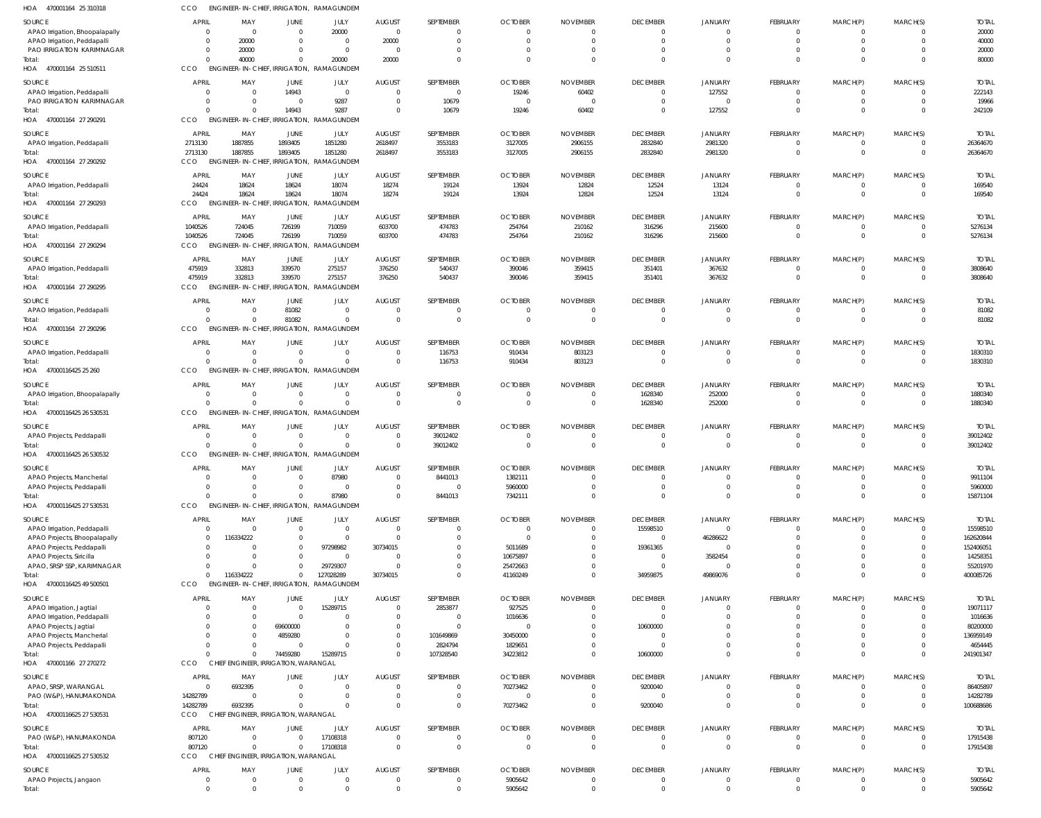HOA 470001164 25 310318 CCO ENGINEER-IN-CHIEF, IRRIGATION, RAMAGUNDEM

| SOURCE | APRIL | MAY | JUNE | JULY | AUGUST | SEPTEMBER | OCTOBER | NOVEMBER | DECEMBER | JANUARY | FEBRUARY | MARCH(P) | MARCH(S) | TOTAL |
|---|---|---|---|---|---|---|---|---|---|---|---|---|---|---|
| APAO Irrigation, Bhoopalapally | 0 | 0 | 0 | 20000 | 0 | 0 | 0 | 0 | 0 | 0 | 0 | 0 | 0 | 20000 |
| APAO Irrigation, Peddapalli | 0 | 20000 | 0 | 0 | 20000 | 0 | 0 | 0 | 0 | 0 | 0 | 0 | 0 | 40000 |
| PAO IRRIGATION KARIMNAGAR | 0 | 20000 | 0 | 0 | 0 | 0 | 0 | 0 | 0 | 0 | 0 | 0 | 0 | 20000 |
| Total: | 0 | 40000 | 0 | 20000 | 20000 | 0 | 0 | 0 | 0 | 0 | 0 | 0 | 0 | 80000 |

HOA 470001164 25 510511 CCO ENGINEER-IN-CHIEF, IRRIGATION, RAMAGUNDEM

| SOURCE | APRIL | MAY | JUNE | JULY | AUGUST | SEPTEMBER | OCTOBER | NOVEMBER | DECEMBER | JANUARY | FEBRUARY | MARCH(P) | MARCH(S) | TOTAL |
|---|---|---|---|---|---|---|---|---|---|---|---|---|---|---|
| APAO Irrigation, Peddapalli | 0 | 0 | 14943 | 0 | 0 | 0 | 19246 | 60402 | 0 | 127552 | 0 | 0 | 0 | 222143 |
| PAO IRRIGATION KARIMNAGAR | 0 | 0 | 0 | 9287 | 0 | 10679 | 0 | 0 | 0 | 0 | 0 | 0 | 0 | 19966 |
| Total: | 0 | 0 | 14943 | 9287 | 0 | 10679 | 19246 | 60402 | 0 | 127552 | 0 | 0 | 0 | 242109 |

HOA 470001164 27 290291 CCO ENGINEER-IN-CHIEF, IRRIGATION, RAMAGUNDEM

| SOURCE | APRIL | MAY | JUNE | JULY | AUGUST | SEPTEMBER | OCTOBER | NOVEMBER | DECEMBER | JANUARY | FEBRUARY | MARCH(P) | MARCH(S) | TOTAL |
|---|---|---|---|---|---|---|---|---|---|---|---|---|---|---|
| APAO Irrigation, Peddapalli | 2713130 | 1887855 | 1893405 | 1851280 | 2618497 | 3553183 | 3127005 | 2906155 | 2832840 | 2981320 | 0 | 0 | 0 | 26364670 |
| Total: | 2713130 | 1887855 | 1893405 | 1851280 | 2618497 | 3553183 | 3127005 | 2906155 | 2832840 | 2981320 | 0 | 0 | 0 | 26364670 |

HOA 470001164 27 290292 CCO ENGINEER-IN-CHIEF, IRRIGATION, RAMAGUNDEM

| SOURCE | APRIL | MAY | JUNE | JULY | AUGUST | SEPTEMBER | OCTOBER | NOVEMBER | DECEMBER | JANUARY | FEBRUARY | MARCH(P) | MARCH(S) | TOTAL |
|---|---|---|---|---|---|---|---|---|---|---|---|---|---|---|
| APAO Irrigation, Peddapalli | 24424 | 18624 | 18624 | 18074 | 18274 | 19124 | 13924 | 12824 | 12524 | 13124 | 0 | 0 | 0 | 169540 |
| Total: | 24424 | 18624 | 18624 | 18074 | 18274 | 19124 | 13924 | 12824 | 12524 | 13124 | 0 | 0 | 0 | 169540 |

HOA 470001164 27 290293 CCO ENGINEER-IN-CHIEF, IRRIGATION, RAMAGUNDEM

| SOURCE | APRIL | MAY | JUNE | JULY | AUGUST | SEPTEMBER | OCTOBER | NOVEMBER | DECEMBER | JANUARY | FEBRUARY | MARCH(P) | MARCH(S) | TOTAL |
|---|---|---|---|---|---|---|---|---|---|---|---|---|---|---|
| APAO Irrigation, Peddapalli | 1040526 | 724045 | 726199 | 710059 | 603700 | 474783 | 254764 | 210162 | 316296 | 215600 | 0 | 0 | 0 | 5276134 |
| Total: | 1040526 | 724045 | 726199 | 710059 | 603700 | 474783 | 254764 | 210162 | 316296 | 215600 | 0 | 0 | 0 | 5276134 |

HOA 470001164 27 290294 CCO ENGINEER-IN-CHIEF, IRRIGATION, RAMAGUNDEM

| SOURCE | APRIL | MAY | JUNE | JULY | AUGUST | SEPTEMBER | OCTOBER | NOVEMBER | DECEMBER | JANUARY | FEBRUARY | MARCH(P) | MARCH(S) | TOTAL |
|---|---|---|---|---|---|---|---|---|---|---|---|---|---|---|
| APAO Irrigation, Peddapalli | 475919 | 332813 | 339570 | 275157 | 376250 | 540437 | 390046 | 359415 | 351401 | 367632 | 0 | 0 | 0 | 3808640 |
| Total: | 475919 | 332813 | 339570 | 275157 | 376250 | 540437 | 390046 | 359415 | 351401 | 367632 | 0 | 0 | 0 | 3808640 |

HOA 470001164 27 290295 CCO ENGINEER-IN-CHIEF, IRRIGATION, RAMAGUNDEM

| SOURCE | APRIL | MAY | JUNE | JULY | AUGUST | SEPTEMBER | OCTOBER | NOVEMBER | DECEMBER | JANUARY | FEBRUARY | MARCH(P) | MARCH(S) | TOTAL |
|---|---|---|---|---|---|---|---|---|---|---|---|---|---|---|
| APAO Irrigation, Peddapalli | 0 | 0 | 81082 | 0 | 0 | 0 | 0 | 0 | 0 | 0 | 0 | 0 | 0 | 81082 |
| Total: | 0 | 0 | 81082 | 0 | 0 | 0 | 0 | 0 | 0 | 0 | 0 | 0 | 0 | 81082 |

HOA 470001164 27 290296 CCO ENGINEER-IN-CHIEF, IRRIGATION, RAMAGUNDEM

| SOURCE | APRIL | MAY | JUNE | JULY | AUGUST | SEPTEMBER | OCTOBER | NOVEMBER | DECEMBER | JANUARY | FEBRUARY | MARCH(P) | MARCH(S) | TOTAL |
|---|---|---|---|---|---|---|---|---|---|---|---|---|---|---|
| APAO Irrigation, Peddapalli | 0 | 0 | 0 | 0 | 0 | 116753 | 910434 | 803123 | 0 | 0 | 0 | 0 | 0 | 1830310 |
| Total: | 0 | 0 | 0 | 0 | 0 | 116753 | 910434 | 803123 | 0 | 0 | 0 | 0 | 0 | 1830310 |

HOA 47000116425 25 260 CCO ENGINEER-IN-CHIEF, IRRIGATION, RAMAGUNDEM

| SOURCE | APRIL | MAY | JUNE | JULY | AUGUST | SEPTEMBER | OCTOBER | NOVEMBER | DECEMBER | JANUARY | FEBRUARY | MARCH(P) | MARCH(S) | TOTAL |
|---|---|---|---|---|---|---|---|---|---|---|---|---|---|---|
| APAO Irrigation, Bhoopalapally | 0 | 0 | 0 | 0 | 0 | 0 | 0 | 0 | 1628340 | 252000 | 0 | 0 | 0 | 1880340 |
| Total: | 0 | 0 | 0 | 0 | 0 | 0 | 0 | 0 | 1628340 | 252000 | 0 | 0 | 0 | 1880340 |

HOA 47000116425 26 530531 CCO ENGINEER-IN-CHIEF, IRRIGATION, RAMAGUNDEM

| SOURCE | APRIL | MAY | JUNE | JULY | AUGUST | SEPTEMBER | OCTOBER | NOVEMBER | DECEMBER | JANUARY | FEBRUARY | MARCH(P) | MARCH(S) | TOTAL |
|---|---|---|---|---|---|---|---|---|---|---|---|---|---|---|
| APAO Projects, Peddapalli | 0 | 0 | 0 | 0 | 0 | 39012402 | 0 | 0 | 0 | 0 | 0 | 0 | 0 | 39012402 |
| Total: | 0 | 0 | 0 | 0 | 0 | 39012402 | 0 | 0 | 0 | 0 | 0 | 0 | 0 | 39012402 |

HOA 47000116425 26 530532 CCO ENGINEER-IN-CHIEF, IRRIGATION, RAMAGUNDEM

| SOURCE | APRIL | MAY | JUNE | JULY | AUGUST | SEPTEMBER | OCTOBER | NOVEMBER | DECEMBER | JANUARY | FEBRUARY | MARCH(P) | MARCH(S) | TOTAL |
|---|---|---|---|---|---|---|---|---|---|---|---|---|---|---|
| APAO Projects, Mancherial | 0 | 0 | 0 | 87980 | 0 | 8441013 | 1382111 | 0 | 0 | 0 | 0 | 0 | 0 | 9911104 |
| APAO Projects, Peddapalli | 0 | 0 | 0 | 0 | 0 | 0 | 5960000 | 0 | 0 | 0 | 0 | 0 | 0 | 5960000 |
| Total: | 0 | 0 | 0 | 87980 | 0 | 8441013 | 7342111 | 0 | 0 | 0 | 0 | 0 | 0 | 15871104 |

HOA 47000116425 27 530531 CCO ENGINEER-IN-CHIEF, IRRIGATION, RAMAGUNDEM

| SOURCE | APRIL | MAY | JUNE | JULY | AUGUST | SEPTEMBER | OCTOBER | NOVEMBER | DECEMBER | JANUARY | FEBRUARY | MARCH(P) | MARCH(S) | TOTAL |
|---|---|---|---|---|---|---|---|---|---|---|---|---|---|---|
| APAO Irrigation, Peddapalli | 0 | 0 | 0 | 0 | 0 | 0 | 0 | 0 | 15598510 | 0 | 0 | 0 | 0 | 15598510 |
| APAO Projects, Bhoopalapally | 0 | 116334222 | 0 | 0 | 0 | 0 | 0 | 0 | 0 | 46286622 | 0 | 0 | 0 | 162620844 |
| APAO Projects, Peddapalli | 0 | 0 | 0 | 97298982 | 30734015 | 0 | 5011689 | 0 | 19361365 | 0 | 0 | 0 | 0 | 152406051 |
| APAO Projects, Siricilla | 0 | 0 | 0 | 0 | 0 | 0 | 10675897 | 0 | 0 | 3582454 | 0 | 0 | 0 | 14258351 |
| APAO, SRSP SSP, KARIMNAGAR | 0 | 0 | 0 | 29729307 | 0 | 0 | 25472663 | 0 | 0 | 0 | 0 | 0 | 0 | 55201970 |
| Total: | 0 | 116334222 | 0 | 127028289 | 30734015 | 0 | 41160249 | 0 | 34959875 | 49869076 | 0 | 0 | 0 | 400085726 |

HOA 47000116425 49 500501 CCO ENGINEER-IN-CHIEF, IRRIGATION, RAMAGUNDEM

| SOURCE | APRIL | MAY | JUNE | JULY | AUGUST | SEPTEMBER | OCTOBER | NOVEMBER | DECEMBER | JANUARY | FEBRUARY | MARCH(P) | MARCH(S) | TOTAL |
|---|---|---|---|---|---|---|---|---|---|---|---|---|---|---|
| APAO Irrigation, Jagtial | 0 | 0 | 0 | 15289715 | 0 | 2853877 | 927525 | 0 | 0 | 0 | 0 | 0 | 0 | 19071117 |
| APAO Irrigation, Peddapalli | 0 | 0 | 0 | 0 | 0 | 0 | 1016636 | 0 | 0 | 0 | 0 | 0 | 0 | 1016636 |
| APAO Projects, Jagtial | 0 | 0 | 69600000 | 0 | 0 | 0 | 0 | 0 | 10600000 | 0 | 0 | 0 | 0 | 80200000 |
| APAO Projects, Mancherial | 0 | 0 | 4859280 | 0 | 0 | 101649869 | 30450000 | 0 | 0 | 0 | 0 | 0 | 0 | 136959149 |
| APAO Projects, Peddapalli | 0 | 0 | 0 | 0 | 0 | 2824794 | 1829651 | 0 | 0 | 0 | 0 | 0 | 0 | 4654445 |
| Total: | 0 | 0 | 74459280 | 15289715 | 0 | 107328540 | 34223812 | 0 | 10600000 | 0 | 0 | 0 | 0 | 241901347 |

HOA 470001166 27 270272 CCO CHIEF ENGINEER, IRRIGATION, WARANGAL

| SOURCE | APRIL | MAY | JUNE | JULY | AUGUST | SEPTEMBER | OCTOBER | NOVEMBER | DECEMBER | JANUARY | FEBRUARY | MARCH(P) | MARCH(S) | TOTAL |
|---|---|---|---|---|---|---|---|---|---|---|---|---|---|---|
| APAO, SRSP, WARANGAL | 0 | 6932395 | 0 | 0 | 0 | 0 | 70273462 | 0 | 9200040 | 0 | 0 | 0 | 0 | 86405897 |
| PAO (W&P), HANUMAKONDA | 14282789 | 0 | 0 | 0 | 0 | 0 | 0 | 0 | 0 | 0 | 0 | 0 | 0 | 14282789 |
| Total: | 14282789 | 6932395 | 0 | 0 | 0 | 0 | 70273462 | 0 | 9200040 | 0 | 0 | 0 | 0 | 100688686 |

HOA 47000116625 27 530531 CCO CHIEF ENGINEER, IRRIGATION, WARANGAL

| SOURCE | APRIL | MAY | JUNE | JULY | AUGUST | SEPTEMBER | OCTOBER | NOVEMBER | DECEMBER | JANUARY | FEBRUARY | MARCH(P) | MARCH(S) | TOTAL |
|---|---|---|---|---|---|---|---|---|---|---|---|---|---|---|
| PAO (W&P), HANUMAKONDA | 807120 | 0 | 0 | 17108318 | 0 | 0 | 0 | 0 | 0 | 0 | 0 | 0 | 0 | 17915438 |
| Total: | 807120 | 0 | 0 | 17108318 | 0 | 0 | 0 | 0 | 0 | 0 | 0 | 0 | 0 | 17915438 |

HOA 47000116625 27 530532 CCO CHIEF ENGINEER, IRRIGATION, WARANGAL

| SOURCE | APRIL | MAY | JUNE | JULY | AUGUST | SEPTEMBER | OCTOBER | NOVEMBER | DECEMBER | JANUARY | FEBRUARY | MARCH(P) | MARCH(S) | TOTAL |
|---|---|---|---|---|---|---|---|---|---|---|---|---|---|---|
| APAO Projects, Jangaon | 0 | 0 | 0 | 0 | 0 | 0 | 5905642 | 0 | 0 | 0 | 0 | 0 | 0 | 5905642 |
| Total: | 0 | 0 | 0 | 0 | 0 | 0 | 5905642 | 0 | 0 | 0 | 0 | 0 | 0 | 5905642 |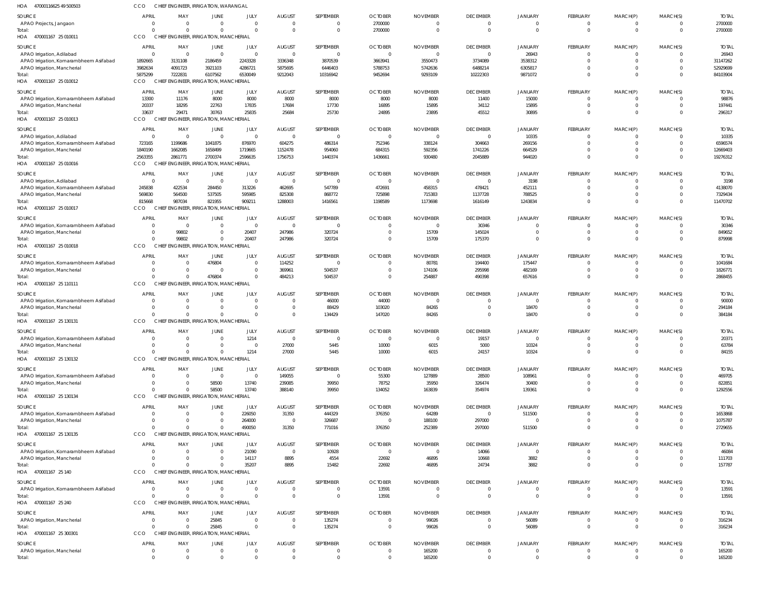HOA 470001166254950503 CCO CHIEF ENGINEER, IRRIGATION, WARANGAL

| SOURCE | APRIL | MAY | JUNE | JULY | AUGUST | SEPTEMBER | OCTOBER | NOVEMBER | DECEMBER | JANUARY | FEBRUARY | MARCH(P) | MARCH(S) | TOTAL |
|---|---|---|---|---|---|---|---|---|---|---|---|---|---|---|
| APAO Projects, Jangaon | 0 | 0 | 0 | 0 | 0 | 0 | 2700000 | 0 | 0 | 0 | 0 | 0 | 0 | 2700000 |
| Total: | 0 | 0 | 0 | 0 | 0 | 0 | 2700000 | 0 | 0 | 0 | 0 | 0 | 0 | 2700000 |

HOA 470001167 25 010011 CCO CHIEF ENGINEER, IRRIGATION, MANCHERIAL

| SOURCE | APRIL | MAY | JUNE | JULY | AUGUST | SEPTEMBER | OCTOBER | NOVEMBER | DECEMBER | JANUARY | FEBRUARY | MARCH(P) | MARCH(S) | TOTAL |
|---|---|---|---|---|---|---|---|---|---|---|---|---|---|---|
| APAO Irrigation, Adilabad | 0 | 0 | 0 | 0 | 0 | 0 | 0 | 0 | 0 | 26943 | 0 | 0 | 0 | 26943 |
| APAO Irrigation, Komarambheem Asifabad | 1892665 | 3131108 | 2186459 | 2243328 | 3336348 | 3870539 | 3663941 | 3550473 | 3734089 | 3538312 | 0 | 0 | 0 | 31147262 |
| APAO Irrigation, Mancherial | 3982634 | 4091723 | 3921103 | 4286721 | 5875695 | 6446403 | 5788753 | 5742636 | 6488214 | 6305817 | 0 | 0 | 0 | 52929699 |
| Total: | 5875299 | 7222831 | 6107562 | 6530049 | 9212043 | 10316942 | 9452694 | 9293109 | 10222303 | 9871072 | 0 | 0 | 0 | 84103904 |

HOA 470001167 25 010012 CCO CHIEF ENGINEER, IRRIGATION, MANCHERIAL

| SOURCE | APRIL | MAY | JUNE | JULY | AUGUST | SEPTEMBER | OCTOBER | NOVEMBER | DECEMBER | JANUARY | FEBRUARY | MARCH(P) | MARCH(S) | TOTAL |
|---|---|---|---|---|---|---|---|---|---|---|---|---|---|---|
| APAO Irrigation, Komarambheem Asifabad | 13300 | 11176 | 8000 | 8000 | 8000 | 8000 | 8000 | 8000 | 11400 | 15000 | 0 | 0 | 0 | 98876 |
| APAO Irrigation, Mancherial | 20337 | 18295 | 22763 | 17835 | 17684 | 17730 | 16895 | 15895 | 34112 | 15895 | 0 | 0 | 0 | 197441 |
| Total: | 33637 | 29471 | 30763 | 25835 | 25684 | 25730 | 24895 | 23895 | 45512 | 30895 | 0 | 0 | 0 | 296317 |

HOA 470001167 25 010013 CCO CHIEF ENGINEER, IRRIGATION, MANCHERIAL

| SOURCE | APRIL | MAY | JUNE | JULY | AUGUST | SEPTEMBER | OCTOBER | NOVEMBER | DECEMBER | JANUARY | FEBRUARY | MARCH(P) | MARCH(S) | TOTAL |
|---|---|---|---|---|---|---|---|---|---|---|---|---|---|---|
| APAO Irrigation, Adilabad | 0 | 0 | 0 | 0 | 0 | 0 | 0 | 0 | 0 | 10335 | 0 | 0 | 0 | 10335 |
| APAO Irrigation, Komarambheem Asifabad | 723165 | 1199686 | 1041875 | 876970 | 604275 | 486314 | 752346 | 338124 | 304663 | 269156 | 0 | 0 | 0 | 6596574 |
| APAO Irrigation, Mancherial | 1840190 | 1662085 | 1658499 | 1719665 | 1152478 | 954060 | 684315 | 592356 | 1741226 | 664529 | 0 | 0 | 0 | 12669403 |
| Total: | 2563355 | 2861771 | 2700374 | 2596635 | 1756753 | 1440374 | 1436661 | 930480 | 2045889 | 944020 | 0 | 0 | 0 | 19276312 |

HOA 470001167 25 010016 CCO CHIEF ENGINEER, IRRIGATION, MANCHERIAL

| SOURCE | APRIL | MAY | JUNE | JULY | AUGUST | SEPTEMBER | OCTOBER | NOVEMBER | DECEMBER | JANUARY | FEBRUARY | MARCH(P) | MARCH(S) | TOTAL |
|---|---|---|---|---|---|---|---|---|---|---|---|---|---|---|
| APAO Irrigation, Adilabad | 0 | 0 | 0 | 0 | 0 | 0 | 0 | 0 | 0 | 3198 | 0 | 0 | 0 | 3198 |
| APAO Irrigation, Komarambheem Asifabad | 245838 | 422534 | 284450 | 313226 | 462695 | 547789 | 472691 | 458315 | 478421 | 452111 | 0 | 0 | 0 | 4138070 |
| APAO Irrigation, Mancherial | 569830 | 564500 | 537505 | 595985 | 825308 | 868772 | 725898 | 715383 | 1137728 | 788525 | 0 | 0 | 0 | 7329434 |
| Total: | 815668 | 987034 | 821955 | 909211 | 1288003 | 1416561 | 1198589 | 1173698 | 1616149 | 1243834 | 0 | 0 | 0 | 11470702 |

HOA 470001167 25 010017 CCO CHIEF ENGINEER, IRRIGATION, MANCHERIAL

| SOURCE | APRIL | MAY | JUNE | JULY | AUGUST | SEPTEMBER | OCTOBER | NOVEMBER | DECEMBER | JANUARY | FEBRUARY | MARCH(P) | MARCH(S) | TOTAL |
|---|---|---|---|---|---|---|---|---|---|---|---|---|---|---|
| APAO Irrigation, Komarambheem Asifabad | 0 | 0 | 0 | 0 | 0 | 0 | 0 | 0 | 30346 | 0 | 0 | 0 | 0 | 30346 |
| APAO Irrigation, Mancherial | 0 | 99802 | 0 | 20407 | 247986 | 320724 | 0 | 15709 | 145024 | 0 | 0 | 0 | 0 | 849652 |
| Total: | 0 | 99802 | 0 | 20407 | 247986 | 320724 | 0 | 15709 | 175370 | 0 | 0 | 0 | 0 | 879998 |

HOA 470001167 25 010018 CCO CHIEF ENGINEER, IRRIGATION, MANCHERIAL

| SOURCE | APRIL | MAY | JUNE | JULY | AUGUST | SEPTEMBER | OCTOBER | NOVEMBER | DECEMBER | JANUARY | FEBRUARY | MARCH(P) | MARCH(S) | TOTAL |
|---|---|---|---|---|---|---|---|---|---|---|---|---|---|---|
| APAO Irrigation, Komarambheem Asifabad | 0 | 0 | 476804 | 0 | 114252 | 0 | 0 | 80781 | 194400 | 175447 | 0 | 0 | 0 | 1041684 |
| APAO Irrigation, Mancherial | 0 | 0 | 0 | 0 | 369961 | 504537 | 0 | 174106 | 295998 | 482169 | 0 | 0 | 0 | 1826771 |
| Total: | 0 | 0 | 476804 | 0 | 484213 | 504537 | 0 | 254887 | 490398 | 657616 | 0 | 0 | 0 | 2868455 |

HOA 470001167 25 110111 CCO CHIEF ENGINEER, IRRIGATION, MANCHERIAL

| SOURCE | APRIL | MAY | JUNE | JULY | AUGUST | SEPTEMBER | OCTOBER | NOVEMBER | DECEMBER | JANUARY | FEBRUARY | MARCH(P) | MARCH(S) | TOTAL |
|---|---|---|---|---|---|---|---|---|---|---|---|---|---|---|
| APAO Irrigation, Komarambheem Asifabad | 0 | 0 | 0 | 0 | 0 | 46000 | 44000 | 0 | 0 | 0 | 0 | 0 | 0 | 90000 |
| APAO Irrigation, Mancherial | 0 | 0 | 0 | 0 | 0 | 88429 | 103020 | 84265 | 0 | 18470 | 0 | 0 | 0 | 294184 |
| Total: | 0 | 0 | 0 | 0 | 0 | 134429 | 147020 | 84265 | 0 | 18470 | 0 | 0 | 0 | 384184 |

HOA 470001167 25 130131 CCO CHIEF ENGINEER, IRRIGATION, MANCHERIAL

| SOURCE | APRIL | MAY | JUNE | JULY | AUGUST | SEPTEMBER | OCTOBER | NOVEMBER | DECEMBER | JANUARY | FEBRUARY | MARCH(P) | MARCH(S) | TOTAL |
|---|---|---|---|---|---|---|---|---|---|---|---|---|---|---|
| APAO Irrigation, Komarambheem Asifabad | 0 | 0 | 0 | 1214 | 0 | 0 | 0 | 0 | 19157 | 0 | 0 | 0 | 0 | 20371 |
| APAO Irrigation, Mancherial | 0 | 0 | 0 | 0 | 27000 | 5445 | 10000 | 6015 | 5000 | 10324 | 0 | 0 | 0 | 63784 |
| Total: | 0 | 0 | 0 | 1214 | 27000 | 5445 | 10000 | 6015 | 24157 | 10324 | 0 | 0 | 0 | 84155 |

HOA 470001167 25 130132 CCO CHIEF ENGINEER, IRRIGATION, MANCHERIAL

| SOURCE | APRIL | MAY | JUNE | JULY | AUGUST | SEPTEMBER | OCTOBER | NOVEMBER | DECEMBER | JANUARY | FEBRUARY | MARCH(P) | MARCH(S) | TOTAL |
|---|---|---|---|---|---|---|---|---|---|---|---|---|---|---|
| APAO Irrigation, Komarambheem Asifabad | 0 | 0 | 0 | 0 | 149055 | 0 | 55300 | 127889 | 28500 | 108961 | 0 | 0 | 0 | 469705 |
| APAO Irrigation, Mancherial | 0 | 0 | 58500 | 13740 | 239085 | 39950 | 78752 | 35950 | 326474 | 30400 | 0 | 0 | 0 | 822851 |
| Total: | 0 | 0 | 58500 | 13740 | 388140 | 39950 | 134052 | 163839 | 354974 | 139361 | 0 | 0 | 0 | 1292556 |

HOA 470001167 25 130134 CCO CHIEF ENGINEER, IRRIGATION, MANCHERIAL

| SOURCE | APRIL | MAY | JUNE | JULY | AUGUST | SEPTEMBER | OCTOBER | NOVEMBER | DECEMBER | JANUARY | FEBRUARY | MARCH(P) | MARCH(S) | TOTAL |
|---|---|---|---|---|---|---|---|---|---|---|---|---|---|---|
| APAO Irrigation, Komarambheem Asifabad | 0 | 0 | 0 | 226050 | 31350 | 444329 | 376350 | 64289 | 0 | 511500 | 0 | 0 | 0 | 1653868 |
| APAO Irrigation, Mancherial | 0 | 0 | 0 | 264000 | 0 | 326687 | 0 | 188100 | 297000 | 0 | 0 | 0 | 0 | 1075787 |
| Total: | 0 | 0 | 0 | 490050 | 31350 | 771016 | 376350 | 252389 | 297000 | 511500 | 0 | 0 | 0 | 2729655 |

HOA 470001167 25 130135 CCO CHIEF ENGINEER, IRRIGATION, MANCHERIAL

| SOURCE | APRIL | MAY | JUNE | JULY | AUGUST | SEPTEMBER | OCTOBER | NOVEMBER | DECEMBER | JANUARY | FEBRUARY | MARCH(P) | MARCH(S) | TOTAL |
|---|---|---|---|---|---|---|---|---|---|---|---|---|---|---|
| APAO Irrigation, Komarambheem Asifabad | 0 | 0 | 0 | 21090 | 0 | 10928 | 0 | 0 | 14066 | 0 | 0 | 0 | 0 | 46084 |
| APAO Irrigation, Mancherial | 0 | 0 | 0 | 14117 | 8895 | 4554 | 22692 | 46895 | 10668 | 3882 | 0 | 0 | 0 | 111703 |
| Total: | 0 | 0 | 0 | 35207 | 8895 | 15482 | 22692 | 46895 | 24734 | 3882 | 0 | 0 | 0 | 157787 |

HOA 470001167 25 140 CCO CHIEF ENGINEER, IRRIGATION, MANCHERIAL

| SOURCE | APRIL | MAY | JUNE | JULY | AUGUST | SEPTEMBER | OCTOBER | NOVEMBER | DECEMBER | JANUARY | FEBRUARY | MARCH(P) | MARCH(S) | TOTAL |
|---|---|---|---|---|---|---|---|---|---|---|---|---|---|---|
| APAO Irrigation, Komarambheem Asifabad | 0 | 0 | 0 | 0 | 0 | 0 | 13591 | 0 | 0 | 0 | 0 | 0 | 0 | 13591 |
| Total: | 0 | 0 | 0 | 0 | 0 | 0 | 13591 | 0 | 0 | 0 | 0 | 0 | 0 | 13591 |

HOA 470001167 25 240 CCO CHIEF ENGINEER, IRRIGATION, MANCHERIAL

| SOURCE | APRIL | MAY | JUNE | JULY | AUGUST | SEPTEMBER | OCTOBER | NOVEMBER | DECEMBER | JANUARY | FEBRUARY | MARCH(P) | MARCH(S) | TOTAL |
|---|---|---|---|---|---|---|---|---|---|---|---|---|---|---|
| APAO Irrigation, Mancherial | 0 | 0 | 25845 | 0 | 0 | 135274 | 0 | 99026 | 0 | 56089 | 0 | 0 | 0 | 316234 |
| Total: | 0 | 0 | 25845 | 0 | 0 | 135274 | 0 | 99026 | 0 | 56089 | 0 | 0 | 0 | 316234 |

HOA 470001167 25 300301 CCO CHIEF ENGINEER, IRRIGATION, MANCHERIAL

| SOURCE | APRIL | MAY | JUNE | JULY | AUGUST | SEPTEMBER | OCTOBER | NOVEMBER | DECEMBER | JANUARY | FEBRUARY | MARCH(P) | MARCH(S) | TOTAL |
|---|---|---|---|---|---|---|---|---|---|---|---|---|---|---|
| APAO Irrigation, Mancherial | 0 | 0 | 0 | 0 | 0 | 0 | 0 | 165200 | 0 | 0 | 0 | 0 | 0 | 165200 |
| Total: | 0 | 0 | 0 | 0 | 0 | 0 | 0 | 165200 | 0 | 0 | 0 | 0 | 0 | 165200 |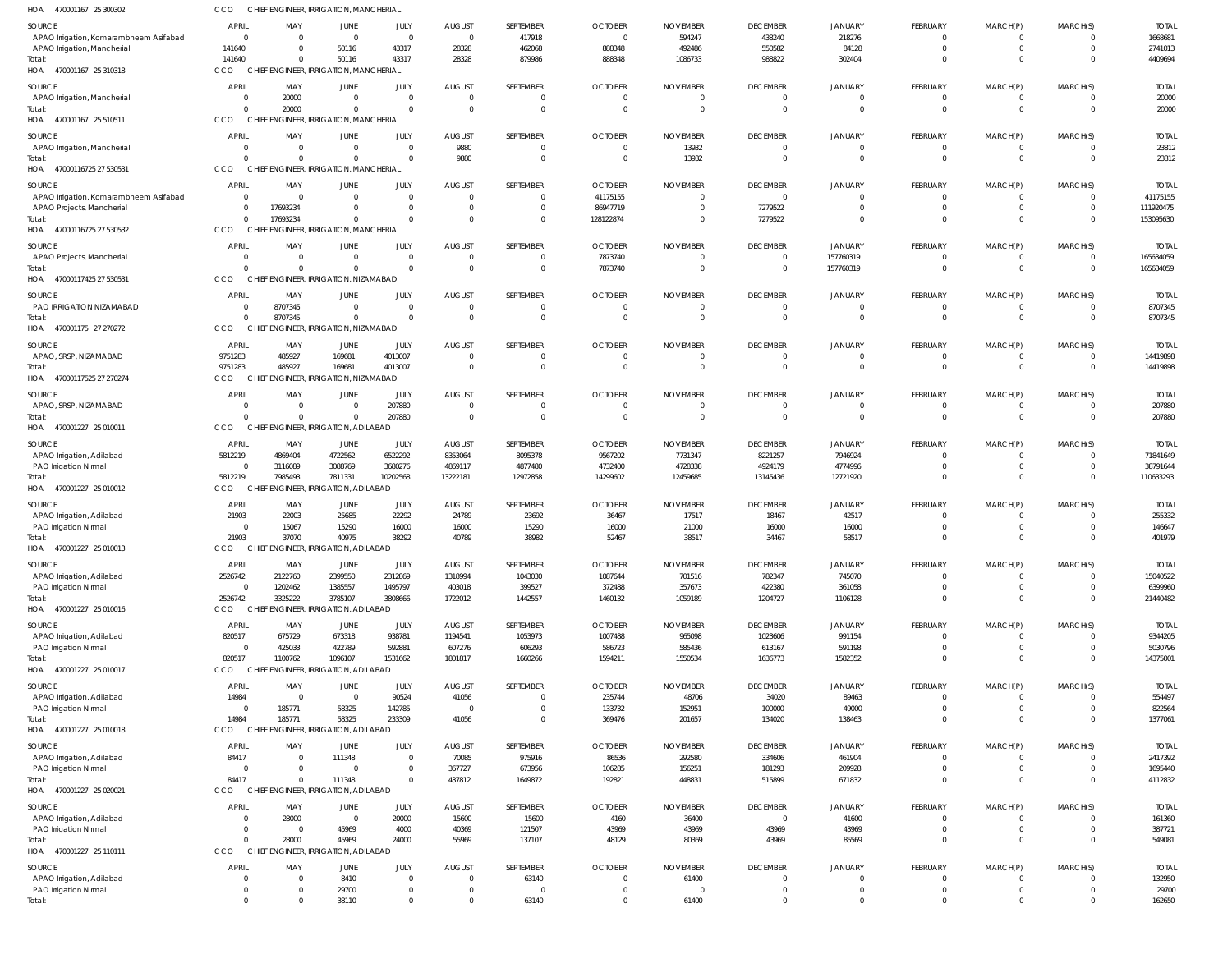HOA 470001167 25 300302 CCO CHIEF ENGINEER, IRRIGATION, MANCHERIAL

| SOURCE | APRIL | MAY | JUNE | JULY | AUGUST | SEPTEMBER | OCTOBER | NOVEMBER | DECEMBER | JANUARY | FEBRUARY | MARCH(P) | MARCH(S) | TOTAL |
|---|---|---|---|---|---|---|---|---|---|---|---|---|---|---|
| APAO Irrigation, Komarambheem Asifabad | 0 | 0 | 0 | 0 | 0 | 417918 | 0 | 594247 | 438240 | 218276 | 0 | 0 | 0 | 1668681 |
| APAO Irrigation, Mancherial | 141640 | 0 | 50116 | 43317 | 28328 | 462068 | 888348 | 492486 | 550582 | 84128 | 0 | 0 | 0 | 2741013 |
| Total: | 141640 | 0 | 50116 | 43317 | 28328 | 879986 | 888348 | 1086733 | 988822 | 302404 | 0 | 0 | 0 | 4409694 |

HOA 470001167 25 310318 CCO CHIEF ENGINEER, IRRIGATION, MANCHERIAL

| SOURCE | APRIL | MAY | JUNE | JULY | AUGUST | SEPTEMBER | OCTOBER | NOVEMBER | DECEMBER | JANUARY | FEBRUARY | MARCH(P) | MARCH(S) | TOTAL |
|---|---|---|---|---|---|---|---|---|---|---|---|---|---|---|
| APAO Irrigation, Mancherial | 0 | 20000 | 0 | 0 | 0 | 0 | 0 | 0 | 0 | 0 | 0 | 0 | 0 | 20000 |
| Total: | 0 | 20000 | 0 | 0 | 0 | 0 | 0 | 0 | 0 | 0 | 0 | 0 | 0 | 20000 |

HOA 470001167 25 510511 CCO CHIEF ENGINEER, IRRIGATION, MANCHERIAL

| SOURCE | APRIL | MAY | JUNE | JULY | AUGUST | SEPTEMBER | OCTOBER | NOVEMBER | DECEMBER | JANUARY | FEBRUARY | MARCH(P) | MARCH(S) | TOTAL |
|---|---|---|---|---|---|---|---|---|---|---|---|---|---|---|
| APAO Irrigation, Mancherial | 0 | 0 | 0 | 0 | 9880 | 0 | 0 | 13932 | 0 | 0 | 0 | 0 | 0 | 23812 |
| Total: | 0 | 0 | 0 | 0 | 9880 | 0 | 0 | 13932 | 0 | 0 | 0 | 0 | 0 | 23812 |

HOA 47000116725 27 530531 CCO CHIEF ENGINEER, IRRIGATION, MANCHERIAL

| SOURCE | APRIL | MAY | JUNE | JULY | AUGUST | SEPTEMBER | OCTOBER | NOVEMBER | DECEMBER | JANUARY | FEBRUARY | MARCH(P) | MARCH(S) | TOTAL |
|---|---|---|---|---|---|---|---|---|---|---|---|---|---|---|
| APAO Irrigation, Komarambheem Asifabad | 0 | 0 | 0 | 0 | 0 | 0 | 41175155 | 0 | 0 | 0 | 0 | 0 | 0 | 41175155 |
| APAO Projects, Mancherial | 0 | 17693234 | 0 | 0 | 0 | 0 | 86947719 | 0 | 7279522 | 0 | 0 | 0 | 0 | 111920475 |
| Total: | 0 | 17693234 | 0 | 0 | 0 | 0 | 128122874 | 0 | 7279522 | 0 | 0 | 0 | 0 | 153095630 |

HOA 47000116725 27 530532 CCO CHIEF ENGINEER, IRRIGATION, MANCHERIAL

| SOURCE | APRIL | MAY | JUNE | JULY | AUGUST | SEPTEMBER | OCTOBER | NOVEMBER | DECEMBER | JANUARY | FEBRUARY | MARCH(P) | MARCH(S) | TOTAL |
|---|---|---|---|---|---|---|---|---|---|---|---|---|---|---|
| APAO Projects, Mancherial | 0 | 0 | 0 | 0 | 0 | 0 | 7873740 | 0 | 0 | 157760319 | 0 | 0 | 0 | 165634059 |
| Total: | 0 | 0 | 0 | 0 | 0 | 0 | 7873740 | 0 | 0 | 157760319 | 0 | 0 | 0 | 165634059 |

HOA 47000117425 27 530531 CCO CHIEF ENGINEER, IRRIGATION, NIZAMABAD

| SOURCE | APRIL | MAY | JUNE | JULY | AUGUST | SEPTEMBER | OCTOBER | NOVEMBER | DECEMBER | JANUARY | FEBRUARY | MARCH(P) | MARCH(S) | TOTAL |
|---|---|---|---|---|---|---|---|---|---|---|---|---|---|---|
| PAO IRRIGATION NIZAMABAD | 0 | 8707345 | 0 | 0 | 0 | 0 | 0 | 0 | 0 | 0 | 0 | 0 | 0 | 8707345 |
| Total: | 0 | 8707345 | 0 | 0 | 0 | 0 | 0 | 0 | 0 | 0 | 0 | 0 | 0 | 8707345 |

HOA 470001175 27 270272 CCO CHIEF ENGINEER, IRRIGATION, NIZAMABAD

| SOURCE | APRIL | MAY | JUNE | JULY | AUGUST | SEPTEMBER | OCTOBER | NOVEMBER | DECEMBER | JANUARY | FEBRUARY | MARCH(P) | MARCH(S) | TOTAL |
|---|---|---|---|---|---|---|---|---|---|---|---|---|---|---|
| APAO, SRSP, NIZAMABAD | 9751283 | 485927 | 169681 | 4013007 | 0 | 0 | 0 | 0 | 0 | 0 | 0 | 0 | 0 | 14419898 |
| Total: | 9751283 | 485927 | 169681 | 4013007 | 0 | 0 | 0 | 0 | 0 | 0 | 0 | 0 | 0 | 14419898 |

HOA 47000117525 27 270274 CCO CHIEF ENGINEER, IRRIGATION, NIZAMABAD

| SOURCE | APRIL | MAY | JUNE | JULY | AUGUST | SEPTEMBER | OCTOBER | NOVEMBER | DECEMBER | JANUARY | FEBRUARY | MARCH(P) | MARCH(S) | TOTAL |
|---|---|---|---|---|---|---|---|---|---|---|---|---|---|---|
| APAO, SRSP, NIZAMABAD | 0 | 0 | 0 | 207880 | 0 | 0 | 0 | 0 | 0 | 0 | 0 | 0 | 0 | 207880 |
| Total: | 0 | 0 | 0 | 207880 | 0 | 0 | 0 | 0 | 0 | 0 | 0 | 0 | 0 | 207880 |

HOA 470001227 25 010011 CCO CHIEF ENGINEER, IRRIGATION, ADILABAD

| SOURCE | APRIL | MAY | JUNE | JULY | AUGUST | SEPTEMBER | OCTOBER | NOVEMBER | DECEMBER | JANUARY | FEBRUARY | MARCH(P) | MARCH(S) | TOTAL |
|---|---|---|---|---|---|---|---|---|---|---|---|---|---|---|
| APAO Irrigation, Adilabad | 5812219 | 4869404 | 4722562 | 6522292 | 8353064 | 8095378 | 9567202 | 7731347 | 8221257 | 7946924 | 0 | 0 | 0 | 71841649 |
| PAO Irrigation Nirmal | 0 | 3116089 | 3088769 | 3680276 | 4869117 | 4877480 | 4732400 | 4728338 | 4924179 | 4774996 | 0 | 0 | 0 | 38791644 |
| Total: | 5812219 | 7985493 | 7811331 | 10202568 | 13222181 | 12972858 | 14299602 | 12459685 | 13145436 | 12721920 | 0 | 0 | 0 | 110633293 |

HOA 470001227 25 010012 CCO CHIEF ENGINEER, IRRIGATION, ADILABAD

| SOURCE | APRIL | MAY | JUNE | JULY | AUGUST | SEPTEMBER | OCTOBER | NOVEMBER | DECEMBER | JANUARY | FEBRUARY | MARCH(P) | MARCH(S) | TOTAL |
|---|---|---|---|---|---|---|---|---|---|---|---|---|---|---|
| APAO Irrigation, Adilabad | 21903 | 22003 | 25685 | 22292 | 24789 | 23692 | 36467 | 17517 | 18467 | 42517 | 0 | 0 | 0 | 255332 |
| PAO Irrigation Nirmal | 0 | 15067 | 15290 | 16000 | 16000 | 15290 | 16000 | 21000 | 16000 | 16000 | 0 | 0 | 0 | 146647 |
| Total: | 21903 | 37070 | 40975 | 38292 | 40789 | 38982 | 52467 | 38517 | 34467 | 58517 | 0 | 0 | 0 | 401979 |

HOA 470001227 25 010013 CCO CHIEF ENGINEER, IRRIGATION, ADILABAD

| SOURCE | APRIL | MAY | JUNE | JULY | AUGUST | SEPTEMBER | OCTOBER | NOVEMBER | DECEMBER | JANUARY | FEBRUARY | MARCH(P) | MARCH(S) | TOTAL |
|---|---|---|---|---|---|---|---|---|---|---|---|---|---|---|
| APAO Irrigation, Adilabad | 2526742 | 2122760 | 2399550 | 2312869 | 1318994 | 1043030 | 1087644 | 701516 | 782347 | 745070 | 0 | 0 | 0 | 15040522 |
| PAO Irrigation Nirmal | 0 | 1202462 | 1385557 | 1495797 | 403018 | 399527 | 372488 | 357673 | 422380 | 361058 | 0 | 0 | 0 | 6399960 |
| Total: | 2526742 | 3325222 | 3785107 | 3808666 | 1722012 | 1442557 | 1460132 | 1059189 | 1204727 | 1106128 | 0 | 0 | 0 | 21440482 |

HOA 470001227 25 010016 CCO CHIEF ENGINEER, IRRIGATION, ADILABAD

| SOURCE | APRIL | MAY | JUNE | JULY | AUGUST | SEPTEMBER | OCTOBER | NOVEMBER | DECEMBER | JANUARY | FEBRUARY | MARCH(P) | MARCH(S) | TOTAL |
|---|---|---|---|---|---|---|---|---|---|---|---|---|---|---|
| APAO Irrigation, Adilabad | 820517 | 675729 | 673318 | 938781 | 1194541 | 1053973 | 1007488 | 965098 | 1023606 | 991154 | 0 | 0 | 0 | 9344205 |
| PAO Irrigation Nirmal | 0 | 425033 | 422789 | 592881 | 607276 | 606293 | 586723 | 585436 | 613167 | 591198 | 0 | 0 | 0 | 5030796 |
| Total: | 820517 | 1100762 | 1096107 | 1531662 | 1801817 | 1660266 | 1594211 | 1550534 | 1636773 | 1582352 | 0 | 0 | 0 | 14375001 |

HOA 470001227 25 010017 CCO CHIEF ENGINEER, IRRIGATION, ADILABAD

| SOURCE | APRIL | MAY | JUNE | JULY | AUGUST | SEPTEMBER | OCTOBER | NOVEMBER | DECEMBER | JANUARY | FEBRUARY | MARCH(P) | MARCH(S) | TOTAL |
|---|---|---|---|---|---|---|---|---|---|---|---|---|---|---|
| APAO Irrigation, Adilabad | 14984 | 0 | 0 | 90524 | 41056 | 0 | 235744 | 48706 | 34020 | 89463 | 0 | 0 | 0 | 554497 |
| PAO Irrigation Nirmal | 0 | 185771 | 58325 | 142785 | 0 | 0 | 133732 | 152951 | 100000 | 49000 | 0 | 0 | 0 | 822564 |
| Total: | 14984 | 185771 | 58325 | 233309 | 41056 | 0 | 369476 | 201657 | 134020 | 138463 | 0 | 0 | 0 | 1377061 |

HOA 470001227 25 010018 CCO CHIEF ENGINEER, IRRIGATION, ADILABAD

| SOURCE | APRIL | MAY | JUNE | JULY | AUGUST | SEPTEMBER | OCTOBER | NOVEMBER | DECEMBER | JANUARY | FEBRUARY | MARCH(P) | MARCH(S) | TOTAL |
|---|---|---|---|---|---|---|---|---|---|---|---|---|---|---|
| APAO Irrigation, Adilabad | 84417 | 0 | 111348 | 0 | 70085 | 975916 | 86536 | 292580 | 334606 | 461904 | 0 | 0 | 0 | 2417392 |
| PAO Irrigation Nirmal | 0 | 0 | 0 | 0 | 367727 | 673956 | 106285 | 156251 | 181293 | 209928 | 0 | 0 | 0 | 1695440 |
| Total: | 84417 | 0 | 111348 | 0 | 437812 | 1649872 | 192821 | 448831 | 515899 | 671832 | 0 | 0 | 0 | 4112832 |

HOA 470001227 25 020021 CCO CHIEF ENGINEER, IRRIGATION, ADILABAD

| SOURCE | APRIL | MAY | JUNE | JULY | AUGUST | SEPTEMBER | OCTOBER | NOVEMBER | DECEMBER | JANUARY | FEBRUARY | MARCH(P) | MARCH(S) | TOTAL |
|---|---|---|---|---|---|---|---|---|---|---|---|---|---|---|
| APAO Irrigation, Adilabad | 0 | 28000 | 0 | 20000 | 15600 | 15600 | 4160 | 36400 | 0 | 41600 | 0 | 0 | 0 | 161360 |
| PAO Irrigation Nirmal | 0 | 0 | 45969 | 4000 | 40369 | 121507 | 43969 | 43969 | 43969 | 43969 | 0 | 0 | 0 | 387721 |
| Total: | 0 | 28000 | 45969 | 24000 | 55969 | 137107 | 48129 | 80369 | 43969 | 85569 | 0 | 0 | 0 | 549081 |

HOA 470001227 25 110111 CCO CHIEF ENGINEER, IRRIGATION, ADILABAD

| SOURCE | APRIL | MAY | JUNE | JULY | AUGUST | SEPTEMBER | OCTOBER | NOVEMBER | DECEMBER | JANUARY | FEBRUARY | MARCH(P) | MARCH(S) | TOTAL |
|---|---|---|---|---|---|---|---|---|---|---|---|---|---|---|
| APAO Irrigation, Adilabad | 0 | 0 | 8410 | 0 | 0 | 63140 | 0 | 61400 | 0 | 0 | 0 | 0 | 0 | 132950 |
| PAO Irrigation Nirmal | 0 | 0 | 29700 | 0 | 0 | 0 | 0 | 0 | 0 | 0 | 0 | 0 | 0 | 29700 |
| Total: | 0 | 0 | 38110 | 0 | 0 | 63140 | 0 | 61400 | 0 | 0 | 0 | 0 | 0 | 162650 |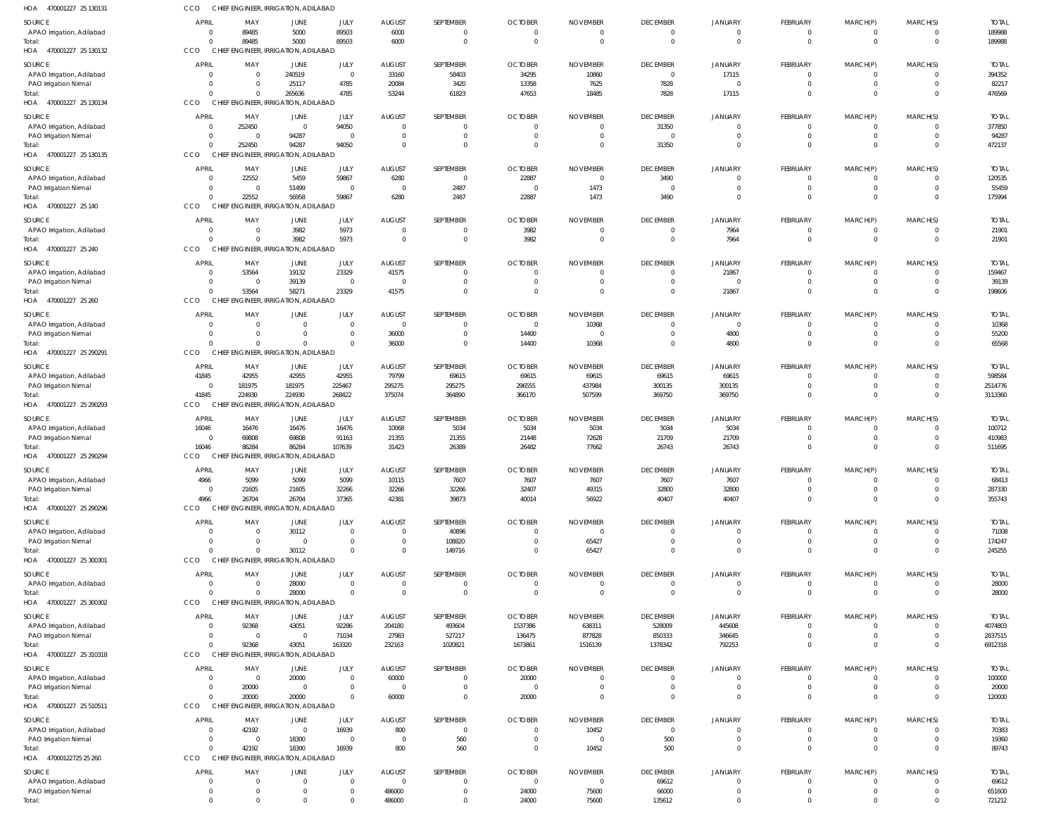HOA 470001227 25 130131 CCO CHIEF ENGINEER, IRRIGATION, ADILABAD

| SOURCE | APRIL | MAY | JUNE | JULY | AUGUST | SEPTEMBER | OCTOBER | NOVEMBER | DECEMBER | JANUARY | FEBRUARY | MARCH(P) | MARCH(S) | TOTAL |
|---|---|---|---|---|---|---|---|---|---|---|---|---|---|---|
| APAO Irrigation, Adilabad | 0 | 89485 | 5000 | 89503 | 6000 | 0 | 0 | 0 | 0 | 0 | 0 | 0 | 0 | 189988 |
| Total: | 0 | 89485 | 5000 | 89503 | 6000 | 0 | 0 | 0 | 0 | 0 | 0 | 0 | 0 | 189988 |

HOA 470001227 25 130132 CCO CHIEF ENGINEER, IRRIGATION, ADILABAD

| SOURCE | APRIL | MAY | JUNE | JULY | AUGUST | SEPTEMBER | OCTOBER | NOVEMBER | DECEMBER | JANUARY | FEBRUARY | MARCH(P) | MARCH(S) | TOTAL |
|---|---|---|---|---|---|---|---|---|---|---|---|---|---|---|
| APAO Irrigation, Adilabad | 0 | 0 | 240519 | 0 | 33160 | 58403 | 34295 | 10860 | 0 | 17115 | 0 | 0 | 0 | 394352 |
| PAO Irrigation Nirmal | 0 | 0 | 25117 | 4785 | 20084 | 3420 | 13358 | 7625 | 7828 | 0 | 0 | 0 | 0 | 82217 |
| Total: | 0 | 0 | 265636 | 4785 | 53244 | 61823 | 47653 | 18485 | 7828 | 17115 | 0 | 0 | 0 | 476569 |

HOA 470001227 25 130134 CCO CHIEF ENGINEER, IRRIGATION, ADILABAD

| SOURCE | APRIL | MAY | JUNE | JULY | AUGUST | SEPTEMBER | OCTOBER | NOVEMBER | DECEMBER | JANUARY | FEBRUARY | MARCH(P) | MARCH(S) | TOTAL |
|---|---|---|---|---|---|---|---|---|---|---|---|---|---|---|
| APAO Irrigation, Adilabad | 0 | 252450 | 0 | 94050 | 0 | 0 | 0 | 0 | 31350 | 0 | 0 | 0 | 0 | 377850 |
| PAO Irrigation Nirmal | 0 | 0 | 94287 | 0 | 0 | 0 | 0 | 0 | 0 | 0 | 0 | 0 | 0 | 94287 |
| Total: | 0 | 252450 | 94287 | 94050 | 0 | 0 | 0 | 0 | 31350 | 0 | 0 | 0 | 0 | 472137 |

HOA 470001227 25 130135 CCO CHIEF ENGINEER, IRRIGATION, ADILABAD

| SOURCE | APRIL | MAY | JUNE | JULY | AUGUST | SEPTEMBER | OCTOBER | NOVEMBER | DECEMBER | JANUARY | FEBRUARY | MARCH(P) | MARCH(S) | TOTAL |
|---|---|---|---|---|---|---|---|---|---|---|---|---|---|---|
| APAO Irrigation, Adilabad | 0 | 22552 | 5459 | 59867 | 6280 | 0 | 22887 | 0 | 3490 | 0 | 0 | 0 | 0 | 120535 |
| PAO Irrigation Nirmal | 0 | 0 | 51499 | 0 | 0 | 2487 | 0 | 1473 | 0 | 0 | 0 | 0 | 0 | 55459 |
| Total: | 0 | 22552 | 56958 | 59867 | 6280 | 2487 | 22887 | 1473 | 3490 | 0 | 0 | 0 | 0 | 175994 |

HOA 470001227 25 140 CCO CHIEF ENGINEER, IRRIGATION, ADILABAD

| SOURCE | APRIL | MAY | JUNE | JULY | AUGUST | SEPTEMBER | OCTOBER | NOVEMBER | DECEMBER | JANUARY | FEBRUARY | MARCH(P) | MARCH(S) | TOTAL |
|---|---|---|---|---|---|---|---|---|---|---|---|---|---|---|
| APAO Irrigation, Adilabad | 0 | 0 | 3982 | 5973 | 0 | 0 | 3982 | 0 | 0 | 7964 | 0 | 0 | 0 | 21901 |
| Total: | 0 | 0 | 3982 | 5973 | 0 | 0 | 3982 | 0 | 0 | 7964 | 0 | 0 | 0 | 21901 |

HOA 470001227 25 240 CCO CHIEF ENGINEER, IRRIGATION, ADILABAD

| SOURCE | APRIL | MAY | JUNE | JULY | AUGUST | SEPTEMBER | OCTOBER | NOVEMBER | DECEMBER | JANUARY | FEBRUARY | MARCH(P) | MARCH(S) | TOTAL |
|---|---|---|---|---|---|---|---|---|---|---|---|---|---|---|
| APAO Irrigation, Adilabad | 0 | 53564 | 19132 | 23329 | 41575 | 0 | 0 | 0 | 0 | 21867 | 0 | 0 | 0 | 159467 |
| PAO Irrigation Nirmal | 0 | 0 | 39139 | 0 | 0 | 0 | 0 | 0 | 0 | 0 | 0 | 0 | 0 | 39139 |
| Total: | 0 | 53564 | 58271 | 23329 | 41575 | 0 | 0 | 0 | 0 | 21867 | 0 | 0 | 0 | 198606 |

HOA 470001227 25 260 CCO CHIEF ENGINEER, IRRIGATION, ADILABAD

| SOURCE | APRIL | MAY | JUNE | JULY | AUGUST | SEPTEMBER | OCTOBER | NOVEMBER | DECEMBER | JANUARY | FEBRUARY | MARCH(P) | MARCH(S) | TOTAL |
|---|---|---|---|---|---|---|---|---|---|---|---|---|---|---|
| APAO Irrigation, Adilabad | 0 | 0 | 0 | 0 | 0 | 0 | 0 | 10368 | 0 | 0 | 0 | 0 | 0 | 10368 |
| PAO Irrigation Nirmal | 0 | 0 | 0 | 0 | 36000 | 0 | 14400 | 0 | 0 | 4800 | 0 | 0 | 0 | 55200 |
| Total: | 0 | 0 | 0 | 0 | 36000 | 0 | 14400 | 10368 | 0 | 4800 | 0 | 0 | 0 | 65568 |

HOA 470001227 25 290291 CCO CHIEF ENGINEER, IRRIGATION, ADILABAD

| SOURCE | APRIL | MAY | JUNE | JULY | AUGUST | SEPTEMBER | OCTOBER | NOVEMBER | DECEMBER | JANUARY | FEBRUARY | MARCH(P) | MARCH(S) | TOTAL |
|---|---|---|---|---|---|---|---|---|---|---|---|---|---|---|
| APAO Irrigation, Adilabad | 41845 | 42955 | 42955 | 42955 | 79799 | 69615 | 69615 | 69615 | 69615 | 69615 | 0 | 0 | 0 | 598584 |
| PAO Irrigation Nirmal | 0 | 181975 | 181975 | 225467 | 295275 | 295275 | 296555 | 437984 | 300135 | 300135 | 0 | 0 | 0 | 2514776 |
| Total: | 41845 | 224930 | 224930 | 268422 | 375074 | 364890 | 366170 | 507599 | 369750 | 369750 | 0 | 0 | 0 | 3113360 |

HOA 470001227 25 290293 CCO CHIEF ENGINEER, IRRIGATION, ADILABAD

| SOURCE | APRIL | MAY | JUNE | JULY | AUGUST | SEPTEMBER | OCTOBER | NOVEMBER | DECEMBER | JANUARY | FEBRUARY | MARCH(P) | MARCH(S) | TOTAL |
|---|---|---|---|---|---|---|---|---|---|---|---|---|---|---|
| APAO Irrigation, Adilabad | 16046 | 16476 | 16476 | 16476 | 10068 | 5034 | 5034 | 5034 | 5034 | 5034 | 0 | 0 | 0 | 100712 |
| PAO Irrigation Nirmal | 0 | 69808 | 69808 | 91163 | 21355 | 21355 | 21448 | 72628 | 21709 | 21709 | 0 | 0 | 0 | 410983 |
| Total: | 16046 | 86284 | 86284 | 107639 | 31423 | 26389 | 26482 | 77662 | 26743 | 26743 | 0 | 0 | 0 | 511695 |

HOA 470001227 25 290294 CCO CHIEF ENGINEER, IRRIGATION, ADILABAD

| SOURCE | APRIL | MAY | JUNE | JULY | AUGUST | SEPTEMBER | OCTOBER | NOVEMBER | DECEMBER | JANUARY | FEBRUARY | MARCH(P) | MARCH(S) | TOTAL |
|---|---|---|---|---|---|---|---|---|---|---|---|---|---|---|
| APAO Irrigation, Adilabad | 4966 | 5099 | 5099 | 5099 | 10115 | 7607 | 7607 | 7607 | 7607 | 7607 | 0 | 0 | 0 | 68413 |
| PAO Irrigation Nirmal | 0 | 21605 | 21605 | 32266 | 32266 | 32266 | 32407 | 49315 | 32800 | 32800 | 0 | 0 | 0 | 287330 |
| Total: | 4966 | 26704 | 26704 | 37365 | 42381 | 39873 | 40014 | 56922 | 40407 | 40407 | 0 | 0 | 0 | 355743 |

HOA 470001227 25 290296 CCO CHIEF ENGINEER, IRRIGATION, ADILABAD

| SOURCE | APRIL | MAY | JUNE | JULY | AUGUST | SEPTEMBER | OCTOBER | NOVEMBER | DECEMBER | JANUARY | FEBRUARY | MARCH(P) | MARCH(S) | TOTAL |
|---|---|---|---|---|---|---|---|---|---|---|---|---|---|---|
| APAO Irrigation, Adilabad | 0 | 0 | 30112 | 0 | 0 | 40896 | 0 | 0 | 0 | 0 | 0 | 0 | 0 | 71008 |
| PAO Irrigation Nirmal | 0 | 0 | 0 | 0 | 0 | 108820 | 0 | 65427 | 0 | 0 | 0 | 0 | 0 | 174247 |
| Total: | 0 | 0 | 30112 | 0 | 0 | 149716 | 0 | 65427 | 0 | 0 | 0 | 0 | 0 | 245255 |

HOA 470001227 25 300301 CCO CHIEF ENGINEER, IRRIGATION, ADILABAD

| SOURCE | APRIL | MAY | JUNE | JULY | AUGUST | SEPTEMBER | OCTOBER | NOVEMBER | DECEMBER | JANUARY | FEBRUARY | MARCH(P) | MARCH(S) | TOTAL |
|---|---|---|---|---|---|---|---|---|---|---|---|---|---|---|
| APAO Irrigation, Adilabad | 0 | 0 | 28000 | 0 | 0 | 0 | 0 | 0 | 0 | 0 | 0 | 0 | 0 | 28000 |
| Total: | 0 | 0 | 28000 | 0 | 0 | 0 | 0 | 0 | 0 | 0 | 0 | 0 | 0 | 28000 |

HOA 470001227 25 300302 CCO CHIEF ENGINEER, IRRIGATION, ADILABAD

| SOURCE | APRIL | MAY | JUNE | JULY | AUGUST | SEPTEMBER | OCTOBER | NOVEMBER | DECEMBER | JANUARY | FEBRUARY | MARCH(P) | MARCH(S) | TOTAL |
|---|---|---|---|---|---|---|---|---|---|---|---|---|---|---|
| APAO Irrigation, Adilabad | 0 | 92368 | 43051 | 92286 | 204180 | 493604 | 1537386 | 638311 | 528009 | 445608 | 0 | 0 | 0 | 4074803 |
| PAO Irrigation Nirmal | 0 | 0 | 0 | 71034 | 27983 | 527217 | 136475 | 877828 | 850333 | 346645 | 0 | 0 | 0 | 2837515 |
| Total: | 0 | 92368 | 43051 | 163320 | 232163 | 1020821 | 1673861 | 1516139 | 1378342 | 792253 | 0 | 0 | 0 | 6912318 |

HOA 470001227 25 310318 CCO CHIEF ENGINEER, IRRIGATION, ADILABAD

| SOURCE | APRIL | MAY | JUNE | JULY | AUGUST | SEPTEMBER | OCTOBER | NOVEMBER | DECEMBER | JANUARY | FEBRUARY | MARCH(P) | MARCH(S) | TOTAL |
|---|---|---|---|---|---|---|---|---|---|---|---|---|---|---|
| APAO Irrigation, Adilabad | 0 | 0 | 20000 | 0 | 60000 | 0 | 20000 | 0 | 0 | 0 | 0 | 0 | 0 | 100000 |
| PAO Irrigation Nirmal | 0 | 20000 | 0 | 0 | 0 | 0 | 0 | 0 | 0 | 0 | 0 | 0 | 0 | 20000 |
| Total: | 0 | 20000 | 20000 | 0 | 60000 | 0 | 20000 | 0 | 0 | 0 | 0 | 0 | 0 | 120000 |

HOA 470001227 25 510511 CCO CHIEF ENGINEER, IRRIGATION, ADILABAD

| SOURCE | APRIL | MAY | JUNE | JULY | AUGUST | SEPTEMBER | OCTOBER | NOVEMBER | DECEMBER | JANUARY | FEBRUARY | MARCH(P) | MARCH(S) | TOTAL |
|---|---|---|---|---|---|---|---|---|---|---|---|---|---|---|
| APAO Irrigation, Adilabad | 0 | 42192 | 0 | 16939 | 800 | 0 | 0 | 10452 | 0 | 0 | 0 | 0 | 0 | 70383 |
| PAO Irrigation Nirmal | 0 | 0 | 18300 | 0 | 0 | 560 | 0 | 0 | 500 | 0 | 0 | 0 | 0 | 19360 |
| Total: | 0 | 42192 | 18300 | 16939 | 800 | 560 | 0 | 10452 | 500 | 0 | 0 | 0 | 0 | 89743 |

HOA 47000122725 25 260 CCO CHIEF ENGINEER, IRRIGATION, ADILABAD

| SOURCE | APRIL | MAY | JUNE | JULY | AUGUST | SEPTEMBER | OCTOBER | NOVEMBER | DECEMBER | JANUARY | FEBRUARY | MARCH(P) | MARCH(S) | TOTAL |
|---|---|---|---|---|---|---|---|---|---|---|---|---|---|---|
| APAO Irrigation, Adilabad | 0 | 0 | 0 | 0 | 0 | 0 | 0 | 0 | 69612 | 0 | 0 | 0 | 0 | 69612 |
| PAO Irrigation Nirmal | 0 | 0 | 0 | 0 | 486000 | 0 | 24000 | 75600 | 66000 | 0 | 0 | 0 | 0 | 651600 |
| Total: | 0 | 0 | 0 | 0 | 486000 | 0 | 24000 | 75600 | 135612 | 0 | 0 | 0 | 0 | 721212 |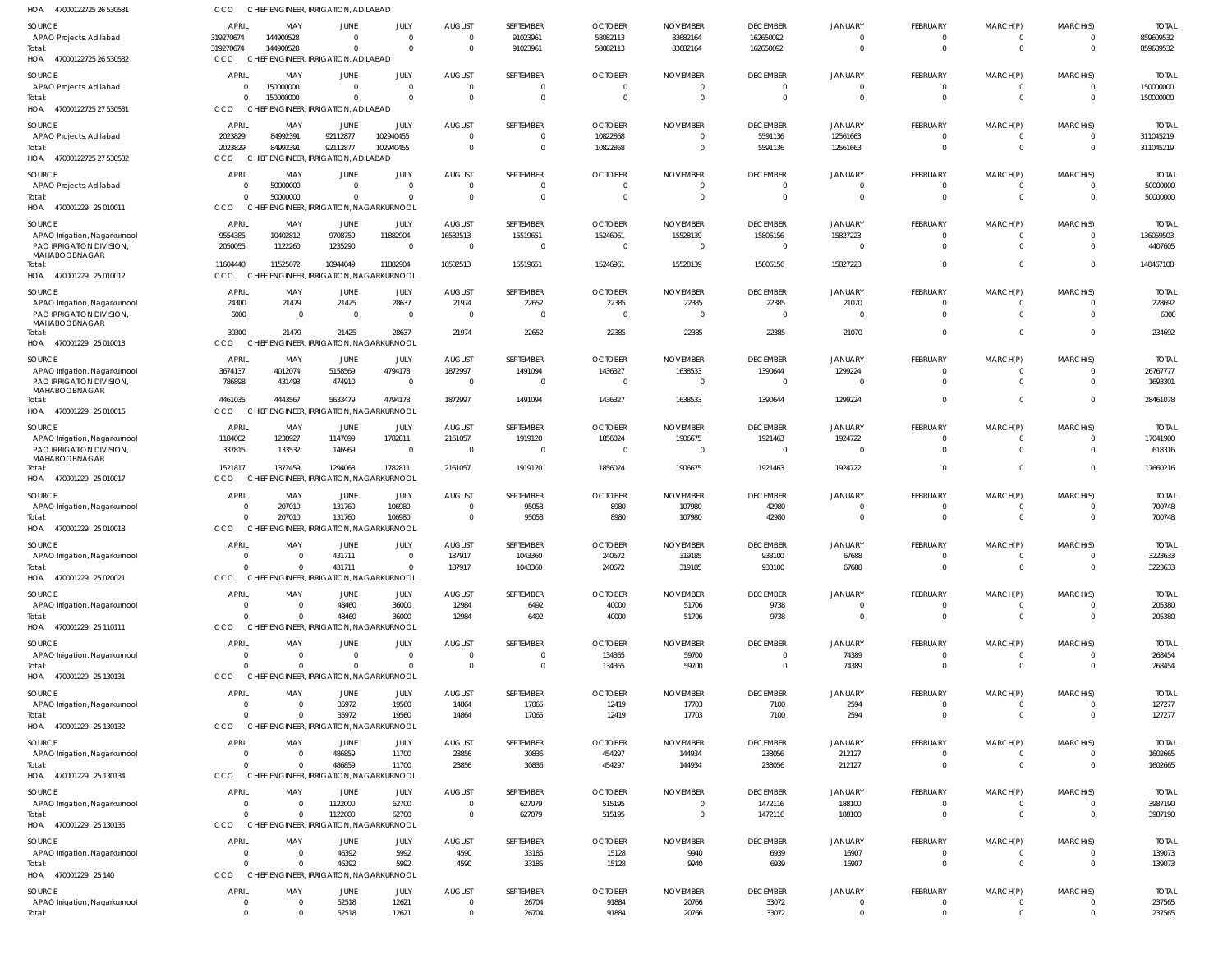HOA 47000122725 26 530531 CCO CHIEF ENGINEER, IRRIGATION, ADILABAD

| SOURCE | APRIL | MAY | JUNE | JULY | AUGUST | SEPTEMBER | OCTOBER | NOVEMBER | DECEMBER | JANUARY | FEBRUARY | MARCH(P) | MARCH(S) | TOTAL |
|---|---|---|---|---|---|---|---|---|---|---|---|---|---|---|
| APAO Projects, Adilabad | 319270674 | 144900528 | 0 | 0 | 0 | 91023961 | 58082113 | 83682164 | 162650092 | 0 | 0 | 0 | 0 | 859609532 |
| Total: | 319270674 | 144900528 | 0 | 0 | 0 | 91023961 | 58082113 | 83682164 | 162650092 | 0 | 0 | 0 | 0 | 859609532 |

HOA 47000122725 26 530532 CCO CHIEF ENGINEER, IRRIGATION, ADILABAD

| SOURCE | APRIL | MAY | JUNE | JULY | AUGUST | SEPTEMBER | OCTOBER | NOVEMBER | DECEMBER | JANUARY | FEBRUARY | MARCH(P) | MARCH(S) | TOTAL |
|---|---|---|---|---|---|---|---|---|---|---|---|---|---|---|
| APAO Projects, Adilabad | 0 | 150000000 | 0 | 0 | 0 | 0 | 0 | 0 | 0 | 0 | 0 | 0 | 0 | 150000000 |
| Total: | 0 | 150000000 | 0 | 0 | 0 | 0 | 0 | 0 | 0 | 0 | 0 | 0 | 0 | 150000000 |

HOA 47000122725 27 530531 CCO CHIEF ENGINEER, IRRIGATION, ADILABAD

| SOURCE | APRIL | MAY | JUNE | JULY | AUGUST | SEPTEMBER | OCTOBER | NOVEMBER | DECEMBER | JANUARY | FEBRUARY | MARCH(P) | MARCH(S) | TOTAL |
|---|---|---|---|---|---|---|---|---|---|---|---|---|---|---|
| APAO Projects, Adilabad | 2023829 | 84992391 | 92112877 | 102940455 | 0 | 0 | 10822868 | 0 | 5591136 | 12561663 | 0 | 0 | 0 | 311045219 |
| Total: | 2023829 | 84992391 | 92112877 | 102940455 | 0 | 0 | 10822868 | 0 | 5591136 | 12561663 | 0 | 0 | 0 | 311045219 |

HOA 47000122725 27 530532 CCO CHIEF ENGINEER, IRRIGATION, ADILABAD

| SOURCE | APRIL | MAY | JUNE | JULY | AUGUST | SEPTEMBER | OCTOBER | NOVEMBER | DECEMBER | JANUARY | FEBRUARY | MARCH(P) | MARCH(S) | TOTAL |
|---|---|---|---|---|---|---|---|---|---|---|---|---|---|---|
| APAO Projects, Adilabad | 0 | 50000000 | 0 | 0 | 0 | 0 | 0 | 0 | 0 | 0 | 0 | 0 | 0 | 50000000 |
| Total: | 0 | 50000000 | 0 | 0 | 0 | 0 | 0 | 0 | 0 | 0 | 0 | 0 | 0 | 50000000 |

HOA 470001229 25 010011 CCO CHIEF ENGINEER, IRRIGATION, NAGARKURNOOL

| SOURCE | APRIL | MAY | JUNE | JULY | AUGUST | SEPTEMBER | OCTOBER | NOVEMBER | DECEMBER | JANUARY | FEBRUARY | MARCH(P) | MARCH(S) | TOTAL |
|---|---|---|---|---|---|---|---|---|---|---|---|---|---|---|
| APAO Irrigation, Nagarkurnool | 9554385 | 10402812 | 9708759 | 11882904 | 16582513 | 15519651 | 15246961 | 15528139 | 15806156 | 15827223 | 0 | 0 | 0 | 136059503 |
| PAO IRRIGATION DIVISION, MAHABOOBNAGAR | 2050055 | 1122260 | 1235290 | 0 | 0 | 0 | 0 | 0 | 0 | 0 | 0 | 0 | 0 | 4407605 |
| Total: | 11604440 | 11525072 | 10944049 | 11882904 | 16582513 | 15519651 | 15246961 | 15528139 | 15806156 | 15827223 | 0 | 0 | 0 | 140467108 |

HOA 470001229 25 010012 CCO CHIEF ENGINEER, IRRIGATION, NAGARKURNOOL

| SOURCE | APRIL | MAY | JUNE | JULY | AUGUST | SEPTEMBER | OCTOBER | NOVEMBER | DECEMBER | JANUARY | FEBRUARY | MARCH(P) | MARCH(S) | TOTAL |
|---|---|---|---|---|---|---|---|---|---|---|---|---|---|---|
| APAO Irrigation, Nagarkurnool | 24300 | 21479 | 21425 | 28637 | 21974 | 22652 | 22385 | 22385 | 22385 | 21070 | 0 | 0 | 0 | 228692 |
| PAO IRRIGATION DIVISION, MAHABOOBNAGAR | 6000 | 0 | 0 | 0 | 0 | 0 | 0 | 0 | 0 | 0 | 0 | 0 | 0 | 6000 |
| Total: | 30300 | 21479 | 21425 | 28637 | 21974 | 22652 | 22385 | 22385 | 22385 | 21070 | 0 | 0 | 0 | 234692 |

HOA 470001229 25 010013 CCO CHIEF ENGINEER, IRRIGATION, NAGARKURNOOL

| SOURCE | APRIL | MAY | JUNE | JULY | AUGUST | SEPTEMBER | OCTOBER | NOVEMBER | DECEMBER | JANUARY | FEBRUARY | MARCH(P) | MARCH(S) | TOTAL |
|---|---|---|---|---|---|---|---|---|---|---|---|---|---|---|
| APAO Irrigation, Nagarkurnool | 3674137 | 4012074 | 5158569 | 4794178 | 1872997 | 1491094 | 1436327 | 1638533 | 1390644 | 1299224 | 0 | 0 | 0 | 26767777 |
| PAO IRRIGATION DIVISION, MAHABOOBNAGAR | 786898 | 431493 | 474910 | 0 | 0 | 0 | 0 | 0 | 0 | 0 | 0 | 0 | 0 | 1693301 |
| Total: | 4461035 | 4443567 | 5633479 | 4794178 | 1872997 | 1491094 | 1436327 | 1638533 | 1390644 | 1299224 | 0 | 0 | 0 | 28461078 |

HOA 470001229 25 010016 CCO CHIEF ENGINEER, IRRIGATION, NAGARKURNOOL

| SOURCE | APRIL | MAY | JUNE | JULY | AUGUST | SEPTEMBER | OCTOBER | NOVEMBER | DECEMBER | JANUARY | FEBRUARY | MARCH(P) | MARCH(S) | TOTAL |
|---|---|---|---|---|---|---|---|---|---|---|---|---|---|---|
| APAO Irrigation, Nagarkurnool | 1184002 | 1238927 | 1147099 | 1782811 | 2161057 | 1919120 | 1856024 | 1906675 | 1921463 | 1924722 | 0 | 0 | 0 | 17041900 |
| PAO IRRIGATION DIVISION, MAHABOOBNAGAR | 337815 | 133532 | 146969 | 0 | 0 | 0 | 0 | 0 | 0 | 0 | 0 | 0 | 0 | 618316 |
| Total: | 1521817 | 1372459 | 1294068 | 1782811 | 2161057 | 1919120 | 1856024 | 1906675 | 1921463 | 1924722 | 0 | 0 | 0 | 17660216 |

HOA 470001229 25 010017 CCO CHIEF ENGINEER, IRRIGATION, NAGARKURNOOL

| SOURCE | APRIL | MAY | JUNE | JULY | AUGUST | SEPTEMBER | OCTOBER | NOVEMBER | DECEMBER | JANUARY | FEBRUARY | MARCH(P) | MARCH(S) | TOTAL |
|---|---|---|---|---|---|---|---|---|---|---|---|---|---|---|
| APAO Irrigation, Nagarkurnool | 0 | 207010 | 131760 | 106980 | 0 | 95058 | 8980 | 107980 | 42980 | 0 | 0 | 0 | 0 | 700748 |
| Total: | 0 | 207010 | 131760 | 106980 | 0 | 95058 | 8980 | 107980 | 42980 | 0 | 0 | 0 | 0 | 700748 |

HOA 470001229 25 010018 CCO CHIEF ENGINEER, IRRIGATION, NAGARKURNOOL

| SOURCE | APRIL | MAY | JUNE | JULY | AUGUST | SEPTEMBER | OCTOBER | NOVEMBER | DECEMBER | JANUARY | FEBRUARY | MARCH(P) | MARCH(S) | TOTAL |
|---|---|---|---|---|---|---|---|---|---|---|---|---|---|---|
| APAO Irrigation, Nagarkurnool | 0 | 0 | 431711 | 0 | 187917 | 1043360 | 240672 | 319185 | 933100 | 67688 | 0 | 0 | 0 | 3223633 |
| Total: | 0 | 0 | 431711 | 0 | 187917 | 1043360 | 240672 | 319185 | 933100 | 67688 | 0 | 0 | 0 | 3223633 |

HOA 470001229 25 020021 CCO CHIEF ENGINEER, IRRIGATION, NAGARKURNOOL

| SOURCE | APRIL | MAY | JUNE | JULY | AUGUST | SEPTEMBER | OCTOBER | NOVEMBER | DECEMBER | JANUARY | FEBRUARY | MARCH(P) | MARCH(S) | TOTAL |
|---|---|---|---|---|---|---|---|---|---|---|---|---|---|---|
| APAO Irrigation, Nagarkurnool | 0 | 0 | 48460 | 36000 | 12984 | 6492 | 40000 | 51706 | 9738 | 0 | 0 | 0 | 0 | 205380 |
| Total: | 0 | 0 | 48460 | 36000 | 12984 | 6492 | 40000 | 51706 | 9738 | 0 | 0 | 0 | 0 | 205380 |

HOA 470001229 25 110111 CCO CHIEF ENGINEER, IRRIGATION, NAGARKURNOOL

| SOURCE | APRIL | MAY | JUNE | JULY | AUGUST | SEPTEMBER | OCTOBER | NOVEMBER | DECEMBER | JANUARY | FEBRUARY | MARCH(P) | MARCH(S) | TOTAL |
|---|---|---|---|---|---|---|---|---|---|---|---|---|---|---|
| APAO Irrigation, Nagarkurnool | 0 | 0 | 0 | 0 | 0 | 0 | 134365 | 59700 | 0 | 74389 | 0 | 0 | 0 | 268454 |
| Total: | 0 | 0 | 0 | 0 | 0 | 0 | 134365 | 59700 | 0 | 74389 | 0 | 0 | 0 | 268454 |

HOA 470001229 25 130131 CCO CHIEF ENGINEER, IRRIGATION, NAGARKURNOOL

| SOURCE | APRIL | MAY | JUNE | JULY | AUGUST | SEPTEMBER | OCTOBER | NOVEMBER | DECEMBER | JANUARY | FEBRUARY | MARCH(P) | MARCH(S) | TOTAL |
|---|---|---|---|---|---|---|---|---|---|---|---|---|---|---|
| APAO Irrigation, Nagarkurnool | 0 | 0 | 35972 | 19560 | 14864 | 17065 | 12419 | 17703 | 7100 | 2594 | 0 | 0 | 0 | 127277 |
| Total: | 0 | 0 | 35972 | 19560 | 14864 | 17065 | 12419 | 17703 | 7100 | 2594 | 0 | 0 | 0 | 127277 |

HOA 470001229 25 130132 CCO CHIEF ENGINEER, IRRIGATION, NAGARKURNOOL

| SOURCE | APRIL | MAY | JUNE | JULY | AUGUST | SEPTEMBER | OCTOBER | NOVEMBER | DECEMBER | JANUARY | FEBRUARY | MARCH(P) | MARCH(S) | TOTAL |
|---|---|---|---|---|---|---|---|---|---|---|---|---|---|---|
| APAO Irrigation, Nagarkurnool | 0 | 0 | 486859 | 11700 | 23856 | 30836 | 454297 | 144934 | 238056 | 212127 | 0 | 0 | 0 | 1602665 |
| Total: | 0 | 0 | 486859 | 11700 | 23856 | 30836 | 454297 | 144934 | 238056 | 212127 | 0 | 0 | 0 | 1602665 |

HOA 470001229 25 130134 CCO CHIEF ENGINEER, IRRIGATION, NAGARKURNOOL

| SOURCE | APRIL | MAY | JUNE | JULY | AUGUST | SEPTEMBER | OCTOBER | NOVEMBER | DECEMBER | JANUARY | FEBRUARY | MARCH(P) | MARCH(S) | TOTAL |
|---|---|---|---|---|---|---|---|---|---|---|---|---|---|---|
| APAO Irrigation, Nagarkurnool | 0 | 0 | 1122000 | 62700 | 0 | 627079 | 515195 | 0 | 1472116 | 188100 | 0 | 0 | 0 | 3987190 |
| Total: | 0 | 0 | 1122000 | 62700 | 0 | 627079 | 515195 | 0 | 1472116 | 188100 | 0 | 0 | 0 | 3987190 |

HOA 470001229 25 130135 CCO CHIEF ENGINEER, IRRIGATION, NAGARKURNOOL

| SOURCE | APRIL | MAY | JUNE | JULY | AUGUST | SEPTEMBER | OCTOBER | NOVEMBER | DECEMBER | JANUARY | FEBRUARY | MARCH(P) | MARCH(S) | TOTAL |
|---|---|---|---|---|---|---|---|---|---|---|---|---|---|---|
| APAO Irrigation, Nagarkurnool | 0 | 0 | 46392 | 5992 | 4590 | 33185 | 15128 | 9940 | 6939 | 16907 | 0 | 0 | 0 | 139073 |
| Total: | 0 | 0 | 46392 | 5992 | 4590 | 33185 | 15128 | 9940 | 6939 | 16907 | 0 | 0 | 0 | 139073 |

HOA 470001229 25 140 CCO CHIEF ENGINEER, IRRIGATION, NAGARKURNOOL

| SOURCE | APRIL | MAY | JUNE | JULY | AUGUST | SEPTEMBER | OCTOBER | NOVEMBER | DECEMBER | JANUARY | FEBRUARY | MARCH(P) | MARCH(S) | TOTAL |
|---|---|---|---|---|---|---|---|---|---|---|---|---|---|---|
| APAO Irrigation, Nagarkurnool | 0 | 0 | 52518 | 12621 | 0 | 26704 | 91884 | 20766 | 33072 | 0 | 0 | 0 | 0 | 237565 |
| Total: | 0 | 0 | 52518 | 12621 | 0 | 26704 | 91884 | 20766 | 33072 | 0 | 0 | 0 | 0 | 237565 |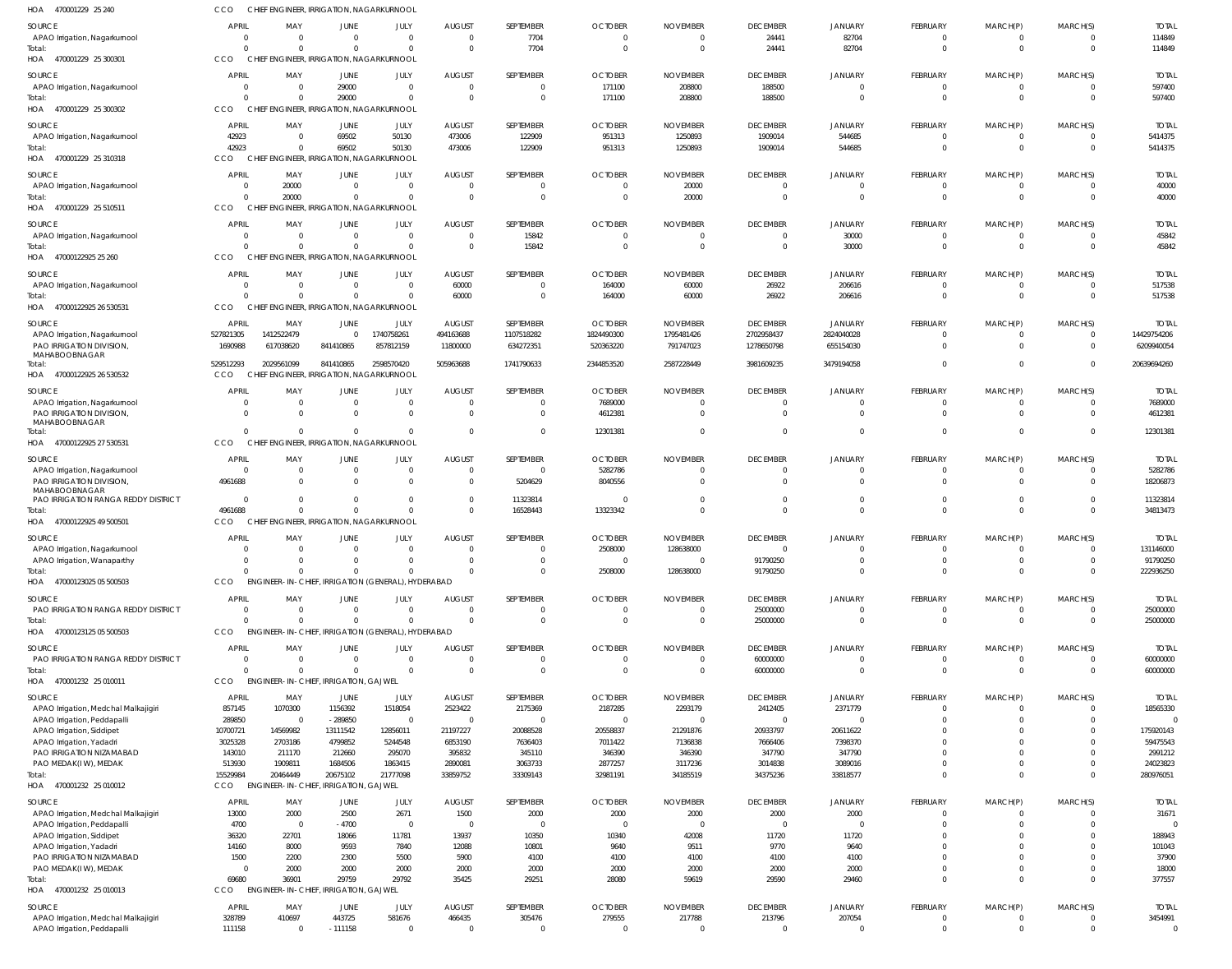HOA 470001229 25 240 CCO CHIEF ENGINEER, IRRIGATION, NAGARKURNOOL

| SOURCE | APRIL | MAY | JUNE | JULY | AUGUST | SEPTEMBER | OCTOBER | NOVEMBER | DECEMBER | JANUARY | FEBRUARY | MARCH(P) | MARCH(S) | TOTAL |
|---|---|---|---|---|---|---|---|---|---|---|---|---|---|---|
| APAO Irrigation, Nagarkurnool | 0 | 0 | 0 | 0 | 0 | 7704 | 0 | 0 | 24441 | 82704 | 0 | 0 | 0 | 114849 |
| Total: | 0 | 0 | 0 | 0 | 0 | 7704 | 0 | 0 | 24441 | 82704 | 0 | 0 | 0 | 114849 |

HOA 470001229 25 300301 CCO CHIEF ENGINEER, IRRIGATION, NAGARKURNOOL

| SOURCE | APRIL | MAY | JUNE | JULY | AUGUST | SEPTEMBER | OCTOBER | NOVEMBER | DECEMBER | JANUARY | FEBRUARY | MARCH(P) | MARCH(S) | TOTAL |
|---|---|---|---|---|---|---|---|---|---|---|---|---|---|---|
| APAO Irrigation, Nagarkurnool | 0 | 0 | 29000 | 0 | 0 | 0 | 171100 | 208800 | 188500 | 0 | 0 | 0 | 0 | 597400 |
| Total: | 0 | 0 | 29000 | 0 | 0 | 0 | 171100 | 208800 | 188500 | 0 | 0 | 0 | 0 | 597400 |

HOA 470001229 25 300302 CCO CHIEF ENGINEER, IRRIGATION, NAGARKURNOOL

| SOURCE | APRIL | MAY | JUNE | JULY | AUGUST | SEPTEMBER | OCTOBER | NOVEMBER | DECEMBER | JANUARY | FEBRUARY | MARCH(P) | MARCH(S) | TOTAL |
|---|---|---|---|---|---|---|---|---|---|---|---|---|---|---|
| APAO Irrigation, Nagarkurnool | 42923 | 0 | 69502 | 50130 | 473006 | 122909 | 951313 | 1250893 | 1909014 | 544685 | 0 | 0 | 0 | 5414375 |
| Total: | 42923 | 0 | 69502 | 50130 | 473006 | 122909 | 951313 | 1250893 | 1909014 | 544685 | 0 | 0 | 0 | 5414375 |

HOA 470001229 25 310318 CCO CHIEF ENGINEER, IRRIGATION, NAGARKURNOOL

| SOURCE | APRIL | MAY | JUNE | JULY | AUGUST | SEPTEMBER | OCTOBER | NOVEMBER | DECEMBER | JANUARY | FEBRUARY | MARCH(P) | MARCH(S) | TOTAL |
|---|---|---|---|---|---|---|---|---|---|---|---|---|---|---|
| APAO Irrigation, Nagarkurnool | 0 | 20000 | 0 | 0 | 0 | 0 | 0 | 20000 | 0 | 0 | 0 | 0 | 0 | 40000 |
| Total: | 0 | 20000 | 0 | 0 | 0 | 0 | 0 | 20000 | 0 | 0 | 0 | 0 | 0 | 40000 |

HOA 470001229 25 510511 CCO CHIEF ENGINEER, IRRIGATION, NAGARKURNOOL

| SOURCE | APRIL | MAY | JUNE | JULY | AUGUST | SEPTEMBER | OCTOBER | NOVEMBER | DECEMBER | JANUARY | FEBRUARY | MARCH(P) | MARCH(S) | TOTAL |
|---|---|---|---|---|---|---|---|---|---|---|---|---|---|---|
| APAO Irrigation, Nagarkurnool | 0 | 0 | 0 | 0 | 0 | 15842 | 0 | 0 | 0 | 30000 | 0 | 0 | 0 | 45842 |
| Total: | 0 | 0 | 0 | 0 | 0 | 15842 | 0 | 0 | 0 | 30000 | 0 | 0 | 0 | 45842 |

HOA 47000122925 25 260 CCO CHIEF ENGINEER, IRRIGATION, NAGARKURNOOL

| SOURCE | APRIL | MAY | JUNE | JULY | AUGUST | SEPTEMBER | OCTOBER | NOVEMBER | DECEMBER | JANUARY | FEBRUARY | MARCH(P) | MARCH(S) | TOTAL |
|---|---|---|---|---|---|---|---|---|---|---|---|---|---|---|
| APAO Irrigation, Nagarkurnool | 0 | 0 | 0 | 0 | 60000 | 0 | 164000 | 60000 | 26922 | 206616 | 0 | 0 | 0 | 517538 |
| Total: | 0 | 0 | 0 | 0 | 60000 | 0 | 164000 | 60000 | 26922 | 206616 | 0 | 0 | 0 | 517538 |

HOA 47000122925 26 530531 CCO CHIEF ENGINEER, IRRIGATION, NAGARKURNOOL

| SOURCE | APRIL | MAY | JUNE | JULY | AUGUST | SEPTEMBER | OCTOBER | NOVEMBER | DECEMBER | JANUARY | FEBRUARY | MARCH(P) | MARCH(S) | TOTAL |
|---|---|---|---|---|---|---|---|---|---|---|---|---|---|---|
| APAO Irrigation, Nagarkurnool | 527821305 | 1412522479 | 0 | 1740758261 | 494163688 | 1107518282 | 1824490300 | 1795481426 | 2702958437 | 2824040028 | 0 | 0 | 0 | 14429754206 |
| PAO IRRIGATION DIVISION, MAHABOOBNAGAR | 1690988 | 617038620 | 841410865 | 857812159 | 11800000 | 634272351 | 520363220 | 791747023 | 1278650798 | 655154030 | 0 | 0 | 0 | 6209940054 |
| Total: | 529512293 | 2029561099 | 841410865 | 2598570420 | 505963688 | 1741790633 | 2344853520 | 2587228449 | 3981609235 | 3479194058 | 0 | 0 | 0 | 20639694260 |

HOA 47000122925 26 530532 CCO CHIEF ENGINEER, IRRIGATION, NAGARKURNOOL

| SOURCE | APRIL | MAY | JUNE | JULY | AUGUST | SEPTEMBER | OCTOBER | NOVEMBER | DECEMBER | JANUARY | FEBRUARY | MARCH(P) | MARCH(S) | TOTAL |
|---|---|---|---|---|---|---|---|---|---|---|---|---|---|---|
| APAO Irrigation, Nagarkurnool | 0 | 0 | 0 | 0 | 0 | 0 | 7689000 | 0 | 0 | 0 | 0 | 0 | 0 | 7689000 |
| PAO IRRIGATION DIVISION, MAHABOOBNAGAR | 0 | 0 | 0 | 0 | 0 | 0 | 4612381 | 0 | 0 | 0 | 0 | 0 | 0 | 4612381 |
| Total: | 0 | 0 | 0 | 0 | 0 | 0 | 12301381 | 0 | 0 | 0 | 0 | 0 | 0 | 12301381 |

HOA 47000122925 27 530531 CCO CHIEF ENGINEER, IRRIGATION, NAGARKURNOOL

| SOURCE | APRIL | MAY | JUNE | JULY | AUGUST | SEPTEMBER | OCTOBER | NOVEMBER | DECEMBER | JANUARY | FEBRUARY | MARCH(P) | MARCH(S) | TOTAL |
|---|---|---|---|---|---|---|---|---|---|---|---|---|---|---|
| APAO Irrigation, Nagarkurnool | 0 | 0 | 0 | 0 | 0 | 0 | 5282786 | 0 | 0 | 0 | 0 | 0 | 0 | 5282786 |
| PAO IRRIGATION DIVISION, MAHABOOBNAGAR | 4961688 | 0 | 0 | 0 | 0 | 5204629 | 8040556 | 0 | 0 | 0 | 0 | 0 | 0 | 18206873 |
| PAO IRRIGATION RANGA REDDY DISTRICT | 0 | 0 | 0 | 0 | 0 | 11323814 | 0 | 0 | 0 | 0 | 0 | 0 | 0 | 11323814 |
| Total: | 4961688 | 0 | 0 | 0 | 0 | 16528443 | 13323342 | 0 | 0 | 0 | 0 | 0 | 0 | 34813473 |

HOA 47000122925 49 500501 CCO CHIEF ENGINEER, IRRIGATION, NAGARKURNOOL

| SOURCE | APRIL | MAY | JUNE | JULY | AUGUST | SEPTEMBER | OCTOBER | NOVEMBER | DECEMBER | JANUARY | FEBRUARY | MARCH(P) | MARCH(S) | TOTAL |
|---|---|---|---|---|---|---|---|---|---|---|---|---|---|---|
| APAO Irrigation, Nagarkurnool | 0 | 0 | 0 | 0 | 0 | 0 | 2508000 | 128638000 | 0 | 0 | 0 | 0 | 0 | 131146000 |
| APAO Irrigation, Wanaparthy | 0 | 0 | 0 | 0 | 0 | 0 | 0 | 0 | 91790250 | 0 | 0 | 0 | 0 | 91790250 |
| Total: | 0 | 0 | 0 | 0 | 0 | 0 | 2508000 | 128638000 | 91790250 | 0 | 0 | 0 | 0 | 222936250 |

HOA 47000123025 05 500503 CCO ENGINEER-IN-CHIEF, IRRIGATION (GENERAL), HYDERABAD

| SOURCE | APRIL | MAY | JUNE | JULY | AUGUST | SEPTEMBER | OCTOBER | NOVEMBER | DECEMBER | JANUARY | FEBRUARY | MARCH(P) | MARCH(S) | TOTAL |
|---|---|---|---|---|---|---|---|---|---|---|---|---|---|---|
| PAO IRRIGATION RANGA REDDY DISTRICT | 0 | 0 | 0 | 0 | 0 | 0 | 0 | 0 | 25000000 | 0 | 0 | 0 | 0 | 25000000 |
| Total: | 0 | 0 | 0 | 0 | 0 | 0 | 0 | 0 | 25000000 | 0 | 0 | 0 | 0 | 25000000 |

HOA 47000123125 05 500503 CCO ENGINEER-IN-CHIEF, IRRIGATION (GENERAL), HYDERABAD

| SOURCE | APRIL | MAY | JUNE | JULY | AUGUST | SEPTEMBER | OCTOBER | NOVEMBER | DECEMBER | JANUARY | FEBRUARY | MARCH(P) | MARCH(S) | TOTAL |
|---|---|---|---|---|---|---|---|---|---|---|---|---|---|---|
| PAO IRRIGATION RANGA REDDY DISTRICT | 0 | 0 | 0 | 0 | 0 | 0 | 0 | 0 | 60000000 | 0 | 0 | 0 | 0 | 60000000 |
| Total: | 0 | 0 | 0 | 0 | 0 | 0 | 0 | 0 | 60000000 | 0 | 0 | 0 | 0 | 60000000 |

HOA 470001232 25 010011 CCO ENGINEER-IN-CHIEF, IRRIGATION, GAJWEL

| SOURCE | APRIL | MAY | JUNE | JULY | AUGUST | SEPTEMBER | OCTOBER | NOVEMBER | DECEMBER | JANUARY | FEBRUARY | MARCH(P) | MARCH(S) | TOTAL |
|---|---|---|---|---|---|---|---|---|---|---|---|---|---|---|
| APAO Irrigation, Medchal Malkajigiri | 857145 | 1070300 | 1156392 | 1518054 | 2523422 | 2175369 | 2187285 | 2293179 | 2412405 | 2371779 | 0 | 0 | 0 | 18565330 |
| APAO Irrigation, Peddapalli | 289850 | 0 | -289850 | 0 | 0 | 0 | 0 | 0 | 0 | 0 | 0 | 0 | 0 | 0 |
| APAO Irrigation, Siddipet | 10700721 | 14569982 | 13111542 | 12856011 | 21197227 | 20088528 | 20558837 | 21291876 | 20933797 | 20611622 | 0 | 0 | 0 | 175920143 |
| APAO Irrigation, Yadadri | 3025328 | 2703186 | 4799852 | 5244548 | 6853190 | 7636403 | 7011422 | 7136838 | 7666406 | 7398370 | 0 | 0 | 0 | 59475543 |
| PAO IRRIGATION NIZAMABAD | 143010 | 211170 | 212660 | 295070 | 395832 | 345110 | 346390 | 346390 | 347790 | 347790 | 0 | 0 | 0 | 2991212 |
| PAO MEDAK(IW), MEDAK | 513930 | 1909811 | 1684506 | 1863415 | 2890081 | 3063733 | 2877257 | 3117236 | 3014838 | 3089016 | 0 | 0 | 0 | 24023823 |
| Total: | 15529984 | 20464449 | 20675102 | 21777098 | 33859752 | 33309143 | 32981191 | 34185519 | 34375236 | 33818577 | 0 | 0 | 0 | 280976051 |

HOA 470001232 25 010012 CCO ENGINEER-IN-CHIEF, IRRIGATION, GAJWEL

| SOURCE | APRIL | MAY | JUNE | JULY | AUGUST | SEPTEMBER | OCTOBER | NOVEMBER | DECEMBER | JANUARY | FEBRUARY | MARCH(P) | MARCH(S) | TOTAL |
|---|---|---|---|---|---|---|---|---|---|---|---|---|---|---|
| APAO Irrigation, Medchal Malkajigiri | 13000 | 2000 | 2500 | 2671 | 1500 | 2000 | 2000 | 2000 | 2000 | 2000 | 0 | 0 | 0 | 31671 |
| APAO Irrigation, Peddapalli | 4700 | 0 | -4700 | 0 | 0 | 0 | 0 | 0 | 0 | 0 | 0 | 0 | 0 | 0 |
| APAO Irrigation, Siddipet | 36320 | 22701 | 18066 | 11781 | 13937 | 10350 | 10340 | 42008 | 11720 | 11720 | 0 | 0 | 0 | 188943 |
| APAO Irrigation, Yadadri | 14160 | 8000 | 9593 | 7840 | 12088 | 10801 | 9640 | 9511 | 9770 | 9640 | 0 | 0 | 0 | 101043 |
| PAO IRRIGATION NIZAMABAD | 1500 | 2200 | 2300 | 5500 | 5900 | 4100 | 4100 | 4100 | 4100 | 4100 | 0 | 0 | 0 | 37900 |
| PAO MEDAK(IW), MEDAK | 0 | 2000 | 2000 | 2000 | 2000 | 2000 | 2000 | 2000 | 2000 | 2000 | 0 | 0 | 0 | 18000 |
| Total: | 69680 | 36901 | 29759 | 29792 | 35425 | 29251 | 28080 | 59619 | 29590 | 29460 | 0 | 0 | 0 | 377557 |

HOA 470001232 25 010013 CCO ENGINEER-IN-CHIEF, IRRIGATION, GAJWEL

| SOURCE | APRIL | MAY | JUNE | JULY | AUGUST | SEPTEMBER | OCTOBER | NOVEMBER | DECEMBER | JANUARY | FEBRUARY | MARCH(P) | MARCH(S) | TOTAL |
|---|---|---|---|---|---|---|---|---|---|---|---|---|---|---|
| APAO Irrigation, Medchal Malkajigiri | 328789 | 410697 | 443725 | 581676 | 466435 | 305476 | 279555 | 217788 | 213796 | 207054 | 0 | 0 | 0 | 3454991 |
| APAO Irrigation, Peddapalli | 111158 | 0 | -111158 | 0 | 0 | 0 | 0 | 0 | 0 | 0 | 0 | 0 | 0 | 0 |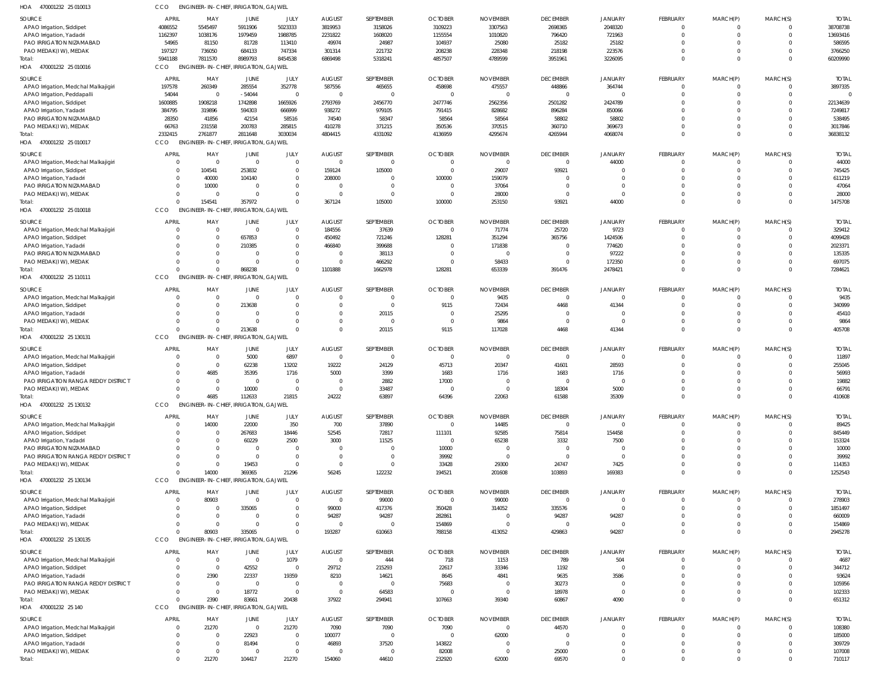HOA 470001232 25 010013 CCO ENGINEER-IN-CHIEF, IRRIGATION, GAJWEL

| SOURCE | APRIL | MAY | JUNE | JULY | AUGUST | SEPTEMBER | OCTOBER | NOVEMBER | DECEMBER | JANUARY | FEBRUARY | MARCH(P) | MARCH(S) | TOTAL |
|---|---|---|---|---|---|---|---|---|---|---|---|---|---|---|
| APAO Irrigation, Siddipet | 4086552 | 5545497 | 5911906 | 5023333 | 3819953 | 3158026 | 3109223 | 3307563 | 2698365 | 2048320 | 0 | 0 | 0 | 38708738 |
| APAO Irrigation, Yadadri | 1162397 | 1038176 | 1979459 | 1988785 | 2231822 | 1608020 | 1155554 | 1010820 | 796420 | 721963 | 0 | 0 | 0 | 13693416 |
| PAO IRRIGATION NIZAMABAD | 54965 | 81150 | 81728 | 113410 | 49974 | 24987 | 104937 | 25080 | 25182 | 25182 | 0 | 0 | 0 | 586595 |
| PAO MEDAK(IW), MEDAK | 197327 | 736050 | 684133 | 747334 | 301314 | 221732 | 208238 | 228348 | 218198 | 223576 | 0 | 0 | 0 | 3766250 |
| Total: | 5941188 | 7811570 | 8989793 | 8454538 | 6869498 | mathrm5318241 | 4857507 | 4789599 | 3951961 | 3226095 | 0 | 0 | 0 | 56209990 |

HOA 470001232 25 010016 CCO ENGINEER-IN-CHIEF, IRRIGATION, GAJWEL

| SOURCE | APRIL | MAY | JUNE | JULY | AUGUST | SEPTEMBER | OCTOBER | NOVEMBER | DECEMBER | JANUARY | FEBRUARY | MARCH(P) | MARCH(S) | TOTAL |
|---|---|---|---|---|---|---|---|---|---|---|---|---|---|---|
| APAO Irrigation, Medchal Malkajigiri | 197578 | 260349 | 285554 | 352778 | 587556 | 465655 | 458698 | 475557 | 448866 | 364744 | 0 | 0 | 0 | 3897335 |
| APAO Irrigation, Peddapalli | 54044 | 0 | -54044 | 0 | 0 | 0 | 0 | 0 | 0 | 0 | 0 | 0 | 0 | 0 |
| APAO Irrigation, Siddipet | 1600885 | 1908218 | 1742898 | 1665926 | 2793769 | 2456770 | 2477746 | 2562356 | 2501282 | 2424789 | 0 | 0 | 0 | 22134639 |
| APAO Irrigation, Yadadri | 384795 | 319896 | 594303 | 666999 | 938272 | 979105 | 791415 | 828682 | 896284 | 850066 | 0 | 0 | 0 | 7249817 |
| PAO IRRIGATION NIZAMABAD | 28350 | 41856 | 42154 | 58516 | 74540 | 58347 | 58564 | 58564 | 58802 | 58802 | 0 | 0 | 0 | 538495 |
| PAO MEDAK(IW), MEDAK | 66763 | 231558 | 200783 | 285815 | 410278 | 371215 | 350536 | 370515 | 360710 | 369673 | 0 | 0 | 0 | 3017846 |
| Total: | 2332415 | 2761877 | 2811648 | 3030034 | 4804415 | 4331092 | 4136959 | 4295674 | 4265944 | 4068074 | 0 | 0 | 0 | 36838132 |

HOA 470001232 25 010017 CCO ENGINEER-IN-CHIEF, IRRIGATION, GAJWEL

| SOURCE | APRIL | MAY | JUNE | JULY | AUGUST | SEPTEMBER | OCTOBER | NOVEMBER | DECEMBER | JANUARY | FEBRUARY | MARCH(P) | MARCH(S) | TOTAL |
|---|---|---|---|---|---|---|---|---|---|---|---|---|---|---|
| APAO Irrigation, Medchal Malkajigiri | 0 | 0 | 0 | 0 | 0 | 0 | 0 | 0 | 0 | 44000 | 0 | 0 | 0 | 44000 |
| APAO Irrigation, Siddipet | 0 | 104541 | 253832 | 0 | 159124 | 105000 | 0 | 29007 | 93921 | 0 | 0 | 0 | 0 | 745425 |
| APAO Irrigation, Yadadri | 0 | 40000 | 104140 | 0 | 208000 | 0 | 100000 | 159079 | 0 | 0 | 0 | 0 | 0 | 611219 |
| PAO IRRIGATION NIZAMABAD | 0 | 10000 | 0 | 0 | 0 | 0 | 0 | 37064 | 0 | 0 | 0 | 0 | 0 | 47064 |
| PAO MEDAK(IW), MEDAK | 0 | 0 | 0 | 0 | 0 | 0 | 0 | 28000 | 0 | 0 | 0 | 0 | 0 | 28000 |
| Total: | 0 | 154541 | 357972 | 0 | 367124 | 105000 | 100000 | 253150 | 93921 | 44000 | 0 | 0 | 0 | 1475708 |

HOA 470001232 25 010018 CCO ENGINEER-IN-CHIEF, IRRIGATION, GAJWEL

| SOURCE | APRIL | MAY | JUNE | JULY | AUGUST | SEPTEMBER | OCTOBER | NOVEMBER | DECEMBER | JANUARY | FEBRUARY | MARCH(P) | MARCH(S) | TOTAL |
|---|---|---|---|---|---|---|---|---|---|---|---|---|---|---|
| APAO Irrigation, Medchal Malkajigiri | 0 | 0 | 0 | 0 | 184556 | 37639 | 0 | 71774 | 25720 | 9723 | 0 | 0 | 0 | 329412 |
| APAO Irrigation, Siddipet | 0 | 0 | 657853 | 0 | 450492 | 721246 | 128281 | 351294 | 365756 | 1424506 | 0 | 0 | 0 | 4099428 |
| APAO Irrigation, Yadadri | 0 | 0 | 210385 | 0 | 466840 | 399688 | 0 | 171838 | 0 | 774620 | 0 | 0 | 0 | 2023371 |
| PAO IRRIGATION NIZAMABAD | 0 | 0 | 0 | 0 | 0 | 38113 | 0 | 0 | 0 | 97222 | 0 | 0 | 0 | 135335 |
| PAO MEDAK(IW), MEDAK | 0 | 0 | 0 | 0 | 0 | 466292 | 0 | 58433 | 0 | 172350 | 0 | 0 | 0 | 697075 |
| Total: | 0 | 0 | 868238 | 0 | 1101888 | 1662978 | 128281 | 653339 | 391476 | 2478421 | 0 | 0 | 0 | 7284621 |

HOA 470001232 25 110111 CCO ENGINEER-IN-CHIEF, IRRIGATION, GAJWEL

| SOURCE | APRIL | MAY | JUNE | JULY | AUGUST | SEPTEMBER | OCTOBER | NOVEMBER | DECEMBER | JANUARY | FEBRUARY | MARCH(P) | MARCH(S) | TOTAL |
|---|---|---|---|---|---|---|---|---|---|---|---|---|---|---|
| APAO Irrigation, Medchal Malkajigiri | 0 | 0 | 0 | 0 | 0 | 0 | 0 | 9435 | 0 | 0 | 0 | 0 | 0 | 9435 |
| APAO Irrigation, Siddipet | 0 | 0 | 213638 | 0 | 0 | 0 | 9115 | 72434 | 4468 | 41344 | 0 | 0 | 0 | 340999 |
| APAO Irrigation, Yadadri | 0 | 0 | 0 | 0 | 0 | 20115 | 0 | 25295 | 0 | 0 | 0 | 0 | 0 | 45410 |
| PAO MEDAK(IW), MEDAK | 0 | 0 | 0 | 0 | 0 | 0 | 0 | 9864 | 0 | 0 | 0 | 0 | 0 | 9864 |
| Total: | 0 | 0 | 213638 | 0 | 0 | 20115 | 9115 | 117028 | 4468 | 41344 | 0 | 0 | 0 | 405708 |

HOA 470001232 25 130131 CCO ENGINEER-IN-CHIEF, IRRIGATION, GAJWEL

| SOURCE | APRIL | MAY | JUNE | JULY | AUGUST | SEPTEMBER | OCTOBER | NOVEMBER | DECEMBER | JANUARY | FEBRUARY | MARCH(P) | MARCH(S) | TOTAL |
|---|---|---|---|---|---|---|---|---|---|---|---|---|---|---|
| APAO Irrigation, Medchal Malkajigiri | 0 | 0 | 5000 | 6897 | 0 | 0 | 0 | 0 | 0 | 0 | 0 | 0 | 0 | 11897 |
| APAO Irrigation, Siddipet | 0 | 0 | 62238 | 13202 | 19222 | 24129 | 45713 | 20347 | 41601 | 28593 | 0 | 0 | 0 | 255045 |
| APAO Irrigation, Yadadri | 0 | 4685 | 35395 | 1716 | 5000 | 3399 | 1683 | 1716 | 1683 | 1716 | 0 | 0 | 0 | 56993 |
| PAO IRRIGATION RANGA REDDY DISTRICT | 0 | 0 | 0 | 0 | 0 | 2882 | 17000 | 0 | 0 | 0 | 0 | 0 | 0 | 19882 |
| PAO MEDAK(IW), MEDAK | 0 | 0 | 10000 | 0 | 0 | 33487 | 0 | 0 | 18304 | 5000 | 0 | 0 | 0 | 66791 |
| Total: | 0 | 4685 | 112633 | 21815 | 24222 | 63897 | 64396 | 22063 | 61588 | 35309 | 0 | 0 | 0 | 410608 |

HOA 470001232 25 130132 CCO ENGINEER-IN-CHIEF, IRRIGATION, GAJWEL

| SOURCE | APRIL | MAY | JUNE | JULY | AUGUST | SEPTEMBER | OCTOBER | NOVEMBER | DECEMBER | JANUARY | FEBRUARY | MARCH(P) | MARCH(S) | TOTAL |
|---|---|---|---|---|---|---|---|---|---|---|---|---|---|---|
| APAO Irrigation, Medchal Malkajigiri | 0 | 14000 | 22000 | 350 | 700 | 37890 | 0 | 14485 | 0 | 0 | 0 | 0 | 0 | 89425 |
| APAO Irrigation, Siddipet | 0 | 0 | 267683 | 18446 | 52545 | 72817 | 111101 | 92585 | 75814 | 154458 | 0 | 0 | 0 | 845449 |
| APAO Irrigation, Yadadri | 0 | 0 | 60229 | 2500 | 3000 | 11525 | 0 | 65238 | 3332 | 7500 | 0 | 0 | 0 | 153324 |
| PAO IRRIGATION NIZAMABAD | 0 | 0 | 0 | 0 | 0 | 0 | 10000 | 0 | 0 | 0 | 0 | 0 | 0 | 10000 |
| PAO IRRIGATION RANGA REDDY DISTRICT | 0 | 0 | 0 | 0 | 0 | 0 | 39992 | 0 | 0 | 0 | 0 | 0 | 0 | 39992 |
| PAO MEDAK(IW), MEDAK | 0 | 0 | 19453 | 0 | 0 | 0 | 33428 | 29300 | 24747 | 7425 | 0 | 0 | 0 | 114353 |
| Total: | 0 | 14000 | 369365 | 21296 | 56245 | 122232 | 194521 | 201608 | 103893 | 169383 | 0 | 0 | 0 | 1252543 |

HOA 470001232 25 130134 CCO ENGINEER-IN-CHIEF, IRRIGATION, GAJWEL

| SOURCE | APRIL | MAY | JUNE | JULY | AUGUST | SEPTEMBER | OCTOBER | NOVEMBER | DECEMBER | JANUARY | FEBRUARY | MARCH(P) | MARCH(S) | TOTAL |
|---|---|---|---|---|---|---|---|---|---|---|---|---|---|---|
| APAO Irrigation, Medchal Malkajigiri | 0 | 80903 | 0 | 0 | 0 | 99000 | 0 | 99000 | 0 | 0 | 0 | 0 | 0 | 278903 |
| APAO Irrigation, Siddipet | 0 | 0 | 335065 | 0 | 99000 | 417376 | 350428 | 314052 | 335576 | 0 | 0 | 0 | 0 | 1851497 |
| APAO Irrigation, Yadadri | 0 | 0 | 0 | 0 | 94287 | 94287 | 282861 | 0 | 94287 | 94287 | 0 | 0 | 0 | 660009 |
| PAO MEDAK(IW), MEDAK | 0 | 0 | 0 | 0 | 0 | 0 | 154869 | 0 | 0 | 0 | 0 | 0 | 0 | 154869 |
| Total: | 0 | 80903 | 335065 | 0 | 193287 | 610663 | 788158 | 413052 | 429863 | 94287 | 0 | 0 | 0 | 2945278 |

HOA 470001232 25 130135 CCO ENGINEER-IN-CHIEF, IRRIGATION, GAJWEL

| SOURCE | APRIL | MAY | JUNE | JULY | AUGUST | SEPTEMBER | OCTOBER | NOVEMBER | DECEMBER | JANUARY | FEBRUARY | MARCH(P) | MARCH(S) | TOTAL |
|---|---|---|---|---|---|---|---|---|---|---|---|---|---|---|
| APAO Irrigation, Medchal Malkajigiri | 0 | 0 | 0 | 1079 | 0 | 444 | 718 | 1153 | 789 | 504 | 0 | 0 | 0 | 4687 |
| APAO Irrigation, Siddipet | 0 | 0 | 42552 | 0 | 29712 | 215293 | 22617 | 33346 | 1192 | 0 | 0 | 0 | 0 | 344712 |
| APAO Irrigation, Yadadri | 0 | 2390 | 22337 | 19359 | 8210 | 14621 | 8645 | 4841 | 9635 | 3586 | 0 | 0 | 0 | 93624 |
| PAO IRRIGATION RANGA REDDY DISTRICT | 0 | 0 | 0 | 0 | 0 | 0 | 75683 | 0 | 30273 | 0 | 0 | 0 | 0 | 105956 |
| PAO MEDAK(IW), MEDAK | 0 | 0 | 18772 | 0 | 0 | 64583 | 0 | 0 | 18978 | 0 | 0 | 0 | 0 | 102333 |
| Total: | 0 | 2390 | 83661 | 20438 | 37922 | 294941 | 107663 | 39340 | 60867 | 4090 | 0 | 0 | 0 | 651312 |

HOA 470001232 25 140 CCO ENGINEER-IN-CHIEF, IRRIGATION, GAJWEL

| SOURCE | APRIL | MAY | JUNE | JULY | AUGUST | SEPTEMBER | OCTOBER | NOVEMBER | DECEMBER | JANUARY | FEBRUARY | MARCH(P) | MARCH(S) | TOTAL |
|---|---|---|---|---|---|---|---|---|---|---|---|---|---|---|
| APAO Irrigation, Medchal Malkajigiri | 0 | 21270 | 0 | 21270 | 7090 | 7090 | 7090 | 0 | 44570 | 0 | 0 | 0 | 0 | 108380 |
| APAO Irrigation, Siddipet | 0 | 0 | 22923 | 0 | 100077 | 0 | 0 | 62000 | 0 | 0 | 0 | 0 | 0 | 185000 |
| APAO Irrigation, Yadadri | 0 | 0 | 81494 | 0 | 46893 | 37520 | 143822 | 0 | 0 | 0 | 0 | 0 | 0 | 309729 |
| PAO MEDAK(IW), MEDAK | 0 | 0 | 0 | 0 | 0 | 0 | 82008 | 0 | 25000 | 0 | 0 | 0 | 0 | 107008 |
| Total: | 0 | 21270 | 104417 | 21270 | 154060 | 44610 | 232920 | 62000 | 69570 | 0 | 0 | 0 | 0 | 710117 |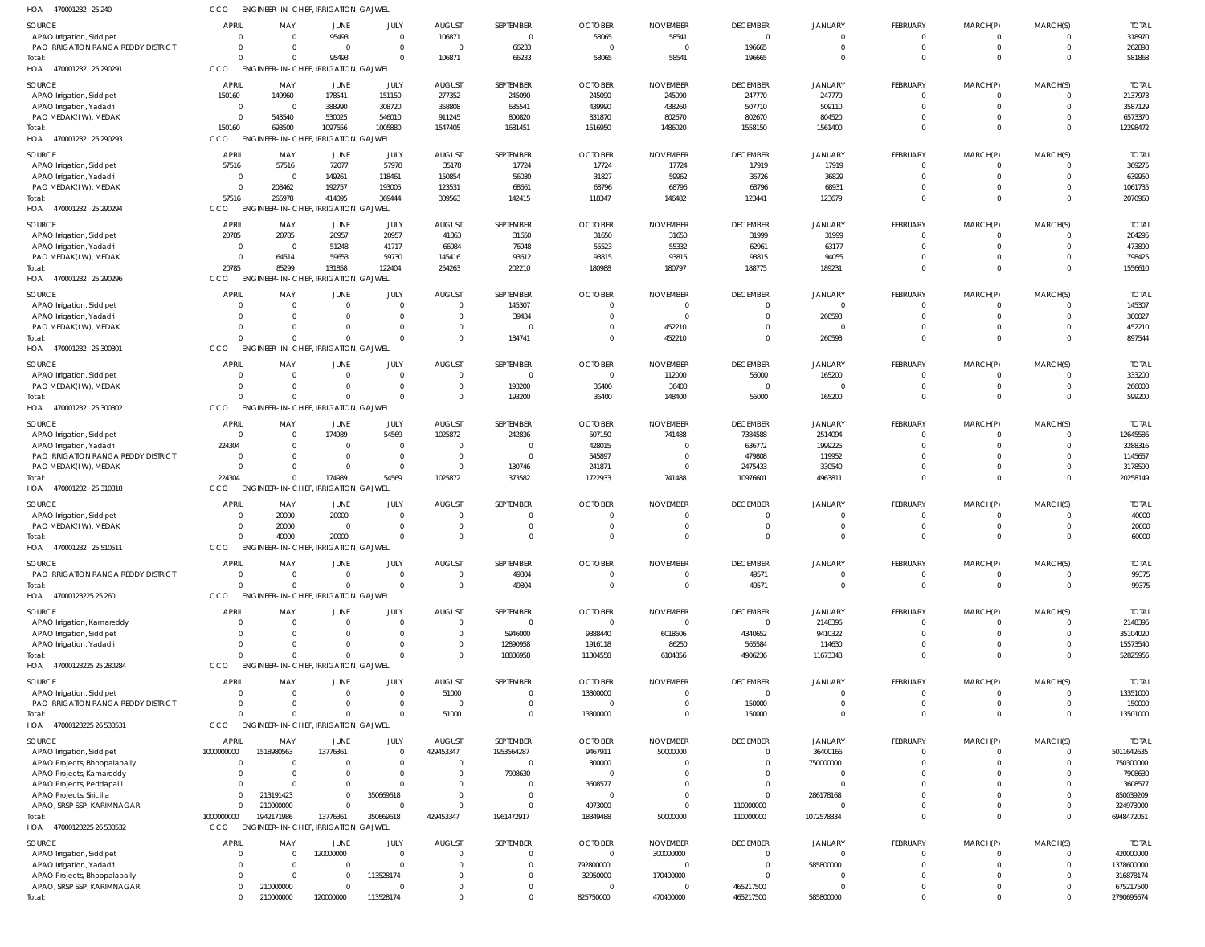HOA 470001232 25 240 CCO ENGINEER-IN-CHIEF, IRRIGATION, GAJWEL

| SOURCE | APRIL | MAY | JUNE | JULY | AUGUST | SEPTEMBER | OCTOBER | NOVEMBER | DECEMBER | JANUARY | FEBRUARY | MARCH(P) | MARCH(S) | TOTAL |
|---|---|---|---|---|---|---|---|---|---|---|---|---|---|---|
| APAO Irrigation, Siddipet | 0 | 0 | 95493 | 0 | 106871 | 0 | 58065 | 58541 | 0 | 0 | 0 | 0 | 0 | 318970 |
| PAO IRRIGATION RANGA REDDY DISTRICT | 0 | 0 | 0 | 0 | 0 | 66233 | 0 | 0 | 196665 | 0 | 0 | 0 | 0 | 262898 |
| Total: | 0 | 0 | 95493 | 0 | 106871 | 66233 | 58065 | 58541 | 196665 | 0 | 0 | 0 | 0 | 581868 |

HOA 470001232 25 290291 CCO ENGINEER-IN-CHIEF, IRRIGATION, GAJWEL

| SOURCE | APRIL | MAY | JUNE | JULY | AUGUST | SEPTEMBER | OCTOBER | NOVEMBER | DECEMBER | JANUARY | FEBRUARY | MARCH(P) | MARCH(S) | TOTAL |
|---|---|---|---|---|---|---|---|---|---|---|---|---|---|---|
| APAO Irrigation, Siddipet | 150160 | 149960 | 178541 | 151150 | 277352 | 245090 | 245090 | 245090 | 247770 | 247770 | 0 | 0 | 0 | 2137973 |
| APAO Irrigation, Yadadri | 0 | 0 | 388990 | 308720 | 358808 | 635541 | 439990 | 438260 | 507710 | 509110 | 0 | 0 | 0 | 3587129 |
| PAO MEDAK(IW), MEDAK | 0 | 543540 | 530025 | 546010 | 911245 | 800820 | 831870 | 802670 | 802670 | 804520 | 0 | 0 | 0 | 6573370 |
| Total: | 150160 | 693500 | 1097556 | 1005880 | 1547405 | 1681451 | 1516950 | 1486020 | 1558150 | 1561400 | 0 | 0 | 0 | 12298472 |

HOA 470001232 25 290293 CCO ENGINEER-IN-CHIEF, IRRIGATION, GAJWEL

| SOURCE | APRIL | MAY | JUNE | JULY | AUGUST | SEPTEMBER | OCTOBER | NOVEMBER | DECEMBER | JANUARY | FEBRUARY | MARCH(P) | MARCH(S) | TOTAL |
|---|---|---|---|---|---|---|---|---|---|---|---|---|---|---|
| APAO Irrigation, Siddipet | 57516 | 57516 | 72077 | 57978 | 35178 | 17724 | 17724 | 17724 | 17919 | 17919 | 0 | 0 | 0 | 369275 |
| APAO Irrigation, Yadadri | 0 | 0 | 149261 | 118461 | 150854 | 56030 | 31827 | 59962 | 36726 | 36829 | 0 | 0 | 0 | 639950 |
| PAO MEDAK(IW), MEDAK | 0 | 208462 | 192757 | 193005 | 123531 | 68661 | 68796 | 68796 | 68796 | 68931 | 0 | 0 | 0 | 1061735 |
| Total: | 57516 | 265978 | 414095 | 369444 | 309563 | 142415 | 118347 | 146482 | 123441 | 123679 | 0 | 0 | 0 | 2070960 |

HOA 470001232 25 290294 CCO ENGINEER-IN-CHIEF, IRRIGATION, GAJWEL

| SOURCE | APRIL | MAY | JUNE | JULY | AUGUST | SEPTEMBER | OCTOBER | NOVEMBER | DECEMBER | JANUARY | FEBRUARY | MARCH(P) | MARCH(S) | TOTAL |
|---|---|---|---|---|---|---|---|---|---|---|---|---|---|---|
| APAO Irrigation, Siddipet | 20785 | 20785 | 20957 | 20957 | 41863 | 31650 | 31650 | 31650 | 31999 | 31999 | 0 | 0 | 0 | 284295 |
| APAO Irrigation, Yadadri | 0 | 0 | 51248 | 41717 | 66984 | 76948 | 55523 | 55332 | 62961 | 63177 | 0 | 0 | 0 | 473890 |
| PAO MEDAK(IW), MEDAK | 0 | 64514 | 59653 | 59730 | 145416 | 93612 | 93815 | 93815 | 93815 | 94055 | 0 | 0 | 0 | 798425 |
| Total: | 20785 | 85299 | 131858 | 122404 | 254263 | 202210 | 180988 | 180797 | 188775 | 189231 | 0 | 0 | 0 | 1556610 |

HOA 470001232 25 290296 CCO ENGINEER-IN-CHIEF, IRRIGATION, GAJWEL

| SOURCE | APRIL | MAY | JUNE | JULY | AUGUST | SEPTEMBER | OCTOBER | NOVEMBER | DECEMBER | JANUARY | FEBRUARY | MARCH(P) | MARCH(S) | TOTAL |
|---|---|---|---|---|---|---|---|---|---|---|---|---|---|---|
| APAO Irrigation, Siddipet | 0 | 0 | 0 | 0 | 0 | 145307 | 0 | 0 | 0 | 0 | 0 | 0 | 0 | 145307 |
| APAO Irrigation, Yadadri | 0 | 0 | 0 | 0 | 0 | 39434 | 0 | 0 | 0 | 260593 | 0 | 0 | 0 | 300027 |
| PAO MEDAK(IW), MEDAK | 0 | 0 | 0 | 0 | 0 | 0 | 0 | 452210 | 0 | 0 | 0 | 0 | 0 | 452210 |
| Total: | 0 | 0 | 0 | 0 | 0 | 184741 | 0 | 452210 | 0 | 260593 | 0 | 0 | 0 | 897544 |

HOA 470001232 25 300301 CCO ENGINEER-IN-CHIEF, IRRIGATION, GAJWEL

| SOURCE | APRIL | MAY | JUNE | JULY | AUGUST | SEPTEMBER | OCTOBER | NOVEMBER | DECEMBER | JANUARY | FEBRUARY | MARCH(P) | MARCH(S) | TOTAL |
|---|---|---|---|---|---|---|---|---|---|---|---|---|---|---|
| APAO Irrigation, Siddipet | 0 | 0 | 0 | 0 | 0 | 0 | 0 | 112000 | 56000 | 165200 | 0 | 0 | 0 | 333200 |
| PAO MEDAK(IW), MEDAK | 0 | 0 | 0 | 0 | 0 | 193200 | 36400 | 36400 | 0 | 0 | 0 | 0 | 0 | 266000 |
| Total: | 0 | 0 | 0 | 0 | 0 | 193200 | 36400 | 148400 | 56000 | 165200 | 0 | 0 | 0 | 599200 |

HOA 470001232 25 300302 CCO ENGINEER-IN-CHIEF, IRRIGATION, GAJWEL

| SOURCE | APRIL | MAY | JUNE | JULY | AUGUST | SEPTEMBER | OCTOBER | NOVEMBER | DECEMBER | JANUARY | FEBRUARY | MARCH(P) | MARCH(S) | TOTAL |
|---|---|---|---|---|---|---|---|---|---|---|---|---|---|---|
| APAO Irrigation, Siddipet | 0 | 0 | 174989 | 54569 | 1025872 | 242836 | 507150 | 741488 | 7384588 | 2514094 | 0 | 0 | 0 | 12645586 |
| APAO Irrigation, Yadadri | 224304 | 0 | 0 | 0 | 0 | 0 | 428015 | 0 | 636772 | 1999225 | 0 | 0 | 0 | 3288316 |
| PAO IRRIGATION RANGA REDDY DISTRICT | 0 | 0 | 0 | 0 | 0 | 0 | 545897 | 0 | 479808 | 119952 | 0 | 0 | 0 | 1145657 |
| PAO MEDAK(IW), MEDAK | 0 | 0 | 0 | 0 | 0 | 130746 | 241871 | 0 | 2475433 | 330540 | 0 | 0 | 0 | 3178590 |
| Total: | 224304 | 0 | 174989 | 54569 | 1025872 | 373582 | 1722933 | 741488 | 10976601 | 4963811 | 0 | 0 | 0 | 20258149 |

HOA 470001232 25 310318 CCO ENGINEER-IN-CHIEF, IRRIGATION, GAJWEL

| SOURCE | APRIL | MAY | JUNE | JULY | AUGUST | SEPTEMBER | OCTOBER | NOVEMBER | DECEMBER | JANUARY | FEBRUARY | MARCH(P) | MARCH(S) | TOTAL |
|---|---|---|---|---|---|---|---|---|---|---|---|---|---|---|
| APAO Irrigation, Siddipet | 0 | 20000 | 20000 | 0 | 0 | 0 | 0 | 0 | 0 | 0 | 0 | 0 | 0 | 40000 |
| PAO MEDAK(IW), MEDAK | 0 | 20000 | 0 | 0 | 0 | 0 | 0 | 0 | 0 | 0 | 0 | 0 | 0 | 20000 |
| Total: | 0 | 40000 | 20000 | 0 | 0 | 0 | 0 | 0 | 0 | 0 | 0 | 0 | 0 | 60000 |

HOA 470001232 25 510511 CCO ENGINEER-IN-CHIEF, IRRIGATION, GAJWEL

| SOURCE | APRIL | MAY | JUNE | JULY | AUGUST | SEPTEMBER | OCTOBER | NOVEMBER | DECEMBER | JANUARY | FEBRUARY | MARCH(P) | MARCH(S) | TOTAL |
|---|---|---|---|---|---|---|---|---|---|---|---|---|---|---|
| PAO IRRIGATION RANGA REDDY DISTRICT | 0 | 0 | 0 | 0 | 0 | 49804 | 0 | 0 | 49571 | 0 | 0 | 0 | 0 | 99375 |
| Total: | 0 | 0 | 0 | 0 | 0 | 49804 | 0 | 0 | 49571 | 0 | 0 | 0 | 0 | 99375 |

HOA 47000123225 25 260 CCO ENGINEER-IN-CHIEF, IRRIGATION, GAJWEL

| SOURCE | APRIL | MAY | JUNE | JULY | AUGUST | SEPTEMBER | OCTOBER | NOVEMBER | DECEMBER | JANUARY | FEBRUARY | MARCH(P) | MARCH(S) | TOTAL |
|---|---|---|---|---|---|---|---|---|---|---|---|---|---|---|
| APAO Irrigation, Kamareddy | 0 | 0 | 0 | 0 | 0 | 0 | 0 | 0 | 0 | 2148396 | 0 | 0 | 0 | 2148396 |
| APAO Irrigation, Siddipet | 0 | 0 | 0 | 0 | 0 | 5946000 | 9388440 | 6018606 | 4340652 | 9410322 | 0 | 0 | 0 | 35104020 |
| APAO Irrigation, Yadadri | 0 | 0 | 0 | 0 | 0 | 12890958 | 1916118 | 86250 | 565584 | 114630 | 0 | 0 | 0 | 15573540 |
| Total: | 0 | 0 | 0 | 0 | 0 | 18836958 | 11304558 | 6104856 | 4906236 | 11673348 | 0 | 0 | 0 | 52825956 |

HOA 47000123225 25 280284 CCO ENGINEER-IN-CHIEF, IRRIGATION, GAJWEL

| SOURCE | APRIL | MAY | JUNE | JULY | AUGUST | SEPTEMBER | OCTOBER | NOVEMBER | DECEMBER | JANUARY | FEBRUARY | MARCH(P) | MARCH(S) | TOTAL |
|---|---|---|---|---|---|---|---|---|---|---|---|---|---|---|
| APAO Irrigation, Siddipet | 0 | 0 | 0 | 0 | 51000 | 0 | 13300000 | 0 | 0 | 0 | 0 | 0 | 0 | 13351000 |
| PAO IRRIGATION RANGA REDDY DISTRICT | 0 | 0 | 0 | 0 | 0 | 0 | 0 | 0 | 150000 | 0 | 0 | 0 | 0 | 150000 |
| Total: | 0 | 0 | 0 | 0 | 51000 | 0 | 13300000 | 0 | 150000 | 0 | 0 | 0 | 0 | 13501000 |

HOA 47000123225 26 530531 CCO ENGINEER-IN-CHIEF, IRRIGATION, GAJWEL

| SOURCE | APRIL | MAY | JUNE | JULY | AUGUST | SEPTEMBER | OCTOBER | NOVEMBER | DECEMBER | JANUARY | FEBRUARY | MARCH(P) | MARCH(S) | TOTAL |
|---|---|---|---|---|---|---|---|---|---|---|---|---|---|---|
| APAO Irrigation, Siddipet | 1000000000 | 1518980563 | 13776361 | 0 | 429453347 | 1953564287 | 9467911 | 50000000 | 0 | 36400166 | 0 | 0 | 0 | 5011642635 |
| APAO Projects, Bhoopalapally | 0 | 0 | 0 | 0 | 0 | 0 | 300000 | 0 | 0 | 750000000 | 0 | 0 | 0 | 750300000 |
| APAO Projects, Kamareddy | 0 | 0 | 0 | 0 | 0 | 7908630 | 0 | 0 | 0 | 0 | 0 | 0 | 0 | 7908630 |
| APAO Projects, Peddapalli | 0 | 0 | 0 | 0 | 0 | 0 | 3608577 | 0 | 0 | 0 | 0 | 0 | 0 | 3608577 |
| APAO Projects, Siricilla | 0 | 213191423 | 0 | 350669618 | 0 | 0 | 0 | 0 | 0 | 286178168 | 0 | 0 | 0 | 850039209 |
| APAO, SRSP SSP, KARIMNAGAR | 0 | 210000000 | 0 | 0 | 0 | 0 | 4973000 | 0 | 110000000 | 0 | 0 | 0 | 0 | 324973000 |
| Total: | 1000000000 | 1942171986 | 13776361 | 350669618 | 429453347 | 1961472917 | 18349488 | 50000000 | 110000000 | 1072578334 | 0 | 0 | 0 | 6948472051 |

HOA 47000123225 26 530532 CCO ENGINEER-IN-CHIEF, IRRIGATION, GAJWEL

| SOURCE | APRIL | MAY | JUNE | JULY | AUGUST | SEPTEMBER | OCTOBER | NOVEMBER | DECEMBER | JANUARY | FEBRUARY | MARCH(P) | MARCH(S) | TOTAL |
|---|---|---|---|---|---|---|---|---|---|---|---|---|---|---|
| APAO Irrigation, Siddipet | 0 | 0 | 120000000 | 0 | 0 | 0 | 0 | 300000000 | 0 | 0 | 0 | 0 | 0 | 420000000 |
| APAO Irrigation, Yadadri | 0 | 0 | 0 | 0 | 0 | 0 | 792800000 | 0 | 0 | 585800000 | 0 | 0 | 0 | 1378600000 |
| APAO Projects, Bhoopalapally | 0 | 0 | 0 | 113528174 | 0 | 0 | 32950000 | 170400000 | 0 | 0 | 0 | 0 | 0 | 316878174 |
| APAO, SRSP SSP, KARIMNAGAR | 0 | 210000000 | 0 | 0 | 0 | 0 | 0 | 0 | 465217500 | 0 | 0 | 0 | 0 | 675217500 |
| Total: | 0 | 210000000 | 120000000 | 113528174 | 0 | 0 | 825750000 | 470400000 | 465217500 | 585800000 | 0 | 0 | 0 | 2790695674 |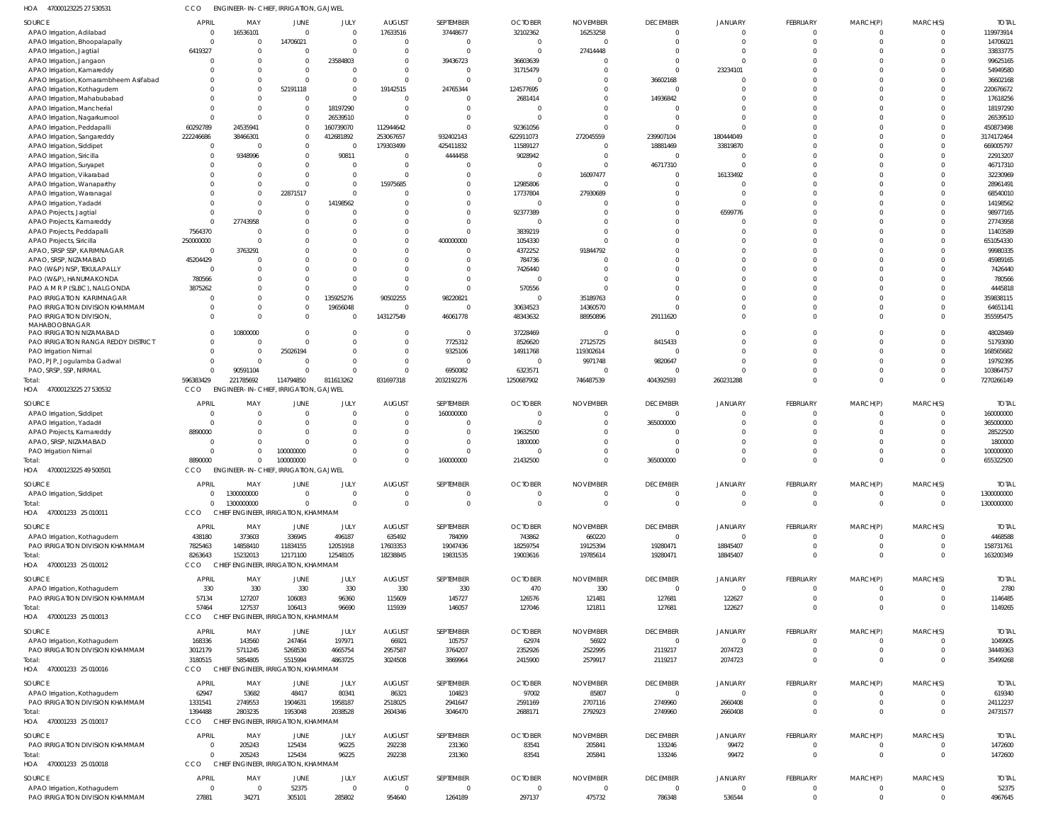HOA 470001232252753053 1 CCO ENGINEER- IN- CHIEF, IRRIGATION, GAJWEL

| SOURCE | APRIL | MAY | JUNE | JULY | AUGUST | SEPTEMBER | OCTOBER | NOVEMBER | DECEMBER | JANUARY | FEBRUARY | MARCH(P) | MARCH(S) | TOTAL |
|---|---|---|---|---|---|---|---|---|---|---|---|---|---|---|
| APAO Irrigation, Adilabad | 0 | 16536101 | 0 | 0 | 17633516 | 37448677 | 32102362 | 16253258 | 0 | 0 | 0 | 0 | 0 | 119973914 |
| APAO Irrigation, Bhoopalapally | 0 | 0 | 14706021 | 0 | 0 | 0 | 0 | 0 | 0 | 0 | 0 | 0 | 0 | 14706021 |
| APAO Irrigation, Jagtial | 6419327 | 0 | 0 | 0 | 0 | 0 | 0 | 27414448 | 0 | 0 | 0 | 0 | 0 | 33833775 |
| APAO Irrigation, Jangaon | 0 | 0 | 0 | 23584803 | 0 | 39436723 | 36603639 | 0 | 0 | 0 | 0 | 0 | 0 | 99625165 |
| APAO Irrigation, Kamareddy | 0 | 0 | 0 | 0 | 0 | 0 | 31715479 | 0 | 0 | 23234101 | 0 | 0 | 0 | 54949580 |
| APAO Irrigation, Komarambheem Asifabad | 0 | 0 | 0 | 0 | 0 | 0 | 0 | 0 | 36602168 | 0 | 0 | 0 | 0 | 36602168 |
| APAO Irrigation, Kothagudem | 0 | 0 | 52191118 | 0 | 19142515 | 24765344 | 124577695 | 0 | 0 | 0 | 0 | 0 | 0 | 220676672 |
| APAO Irrigation, Mahabubabad | 0 | 0 | 0 | 0 | 0 | 0 | 2681414 | 0 | 14936842 | 0 | 0 | 0 | 0 | 17618256 |
| APAO Irrigation, Mancherial | 0 | 0 | 0 | 18197290 | 0 | 0 | 0 | 0 | 0 | 0 | 0 | 0 | 0 | 18197290 |
| APAO Irrigation, Nagarkurnool | 0 | 0 | 0 | 26539510 | 0 | 0 | 0 | 0 | 0 | 0 | 0 | 0 | 0 | 26539510 |
| APAO Irrigation, Peddapalli | 60292789 | 24535941 | 0 | 160739070 | 112944642 | 0 | 92361056 | 0 | 0 | 0 | 0 | 0 | 0 | 450873498 |
| APAO Irrigation, Sangareddy | 222246686 | 38466301 | 0 | 412681892 | 253067657 | 932402143 | 622911073 | 272045559 | 239907104 | 180444049 | 0 | 0 | 0 | 3174172464 |
| APAO Irrigation, Siddipet | 0 | 0 | 0 | 0 | 179303499 | 425411832 | 11589127 | 0 | 18881469 | 33819870 | 0 | 0 | 0 | 669005797 |
| APAO Irrigation, Siricilla | 0 | 9348996 | 0 | 90811 | 0 | 4444458 | 9028942 | 0 | 0 | 0 | 0 | 0 | 0 | 22913207 |
| APAO Irrigation, Suryapet | 0 | 0 | 0 | 0 | 0 | 0 | 0 | 0 | 46717310 | 0 | 0 | 0 | 0 | 46717310 |
| APAO Irrigation, Vikarabad | 0 | 0 | 0 | 0 | 0 | 0 | 0 | 16097477 | 0 | 16133492 | 0 | 0 | 0 | 32230969 |
| APAO Irrigation, Wanaparthy | 0 | 0 | 0 | 0 | 15975685 | 0 | 12985806 | 0 | 0 | 0 | 0 | 0 | 0 | 28961491 |
| APAO Irrigation, Waranagal | 0 | 0 | 22871517 | 0 | 0 | 0 | 17737804 | 27930689 | 0 | 0 | 0 | 0 | 0 | 68540010 |
| APAO Irrigation, Yadadri | 0 | 0 | 0 | 14198562 | 0 | 0 | 0 | 0 | 0 | 0 | 0 | 0 | 0 | 14198562 |
| APAO Projects, Jagtial | 0 | 0 | 0 | 0 | 0 | 0 | 92377389 | 0 | 0 | 6599776 | 0 | 0 | 0 | 98977165 |
| APAO Projects, Kamareddy | 0 | 27743958 | 0 | 0 | 0 | 0 | 0 | 0 | 0 | 0 | 0 | 0 | 0 | 27743958 |
| APAO Projects, Peddapalli | 7564370 | 0 | 0 | 0 | 0 | 0 | 3839219 | 0 | 0 | 0 | 0 | 0 | 0 | 11403589 |
| APAO Projects, Siricilla | 250000000 | 0 | 0 | 0 | 0 | 400000000 | 1054330 | 0 | 0 | 0 | 0 | 0 | 0 | 651054330 |
| APAO, SRSP SSP, KARIMNAGAR | 0 | 3763291 | 0 | 0 | 0 | 0 | 4372252 | 91844792 | 0 | 0 | 0 | 0 | 0 | 99980335 |
| APAO, SRSP, NIZAMABAD | 45204429 | 0 | 0 | 0 | 0 | 0 | 784736 | 0 | 0 | 0 | 0 | 0 | 0 | 45989165 |
| PAO (W&P) NSP, TEKULAPALLY | 0 | 0 | 0 | 0 | 0 | 0 | 7426440 | 0 | 0 | 0 | 0 | 0 | 0 | 7426440 |
| PAO (W&P), HANUMAKONDA | 780566 | 0 | 0 | 0 | 0 | 0 | 0 | 0 | 0 | 0 | 0 | 0 | 0 | 780566 |
| PAO A M R P (SLBC), NALGONDA | 3875262 | 0 | 0 | 0 | 0 | 0 | 570556 | 0 | 0 | 0 | 0 | 0 | 0 | 4445818 |
| PAO IRRIGATION KARIMNAGAR | 0 | 0 | 0 | 135925276 | 90502255 | 98220821 | 0 | 35189763 | 0 | 0 | 0 | 0 | 0 | 359838115 |
| PAO IRRIGATION DIVISION KHAMMAM | 0 | 0 | 0 | 19656048 | 0 | 0 | 30634523 | 14360570 | 0 | 0 | 0 | 0 | 0 | 64651141 |
| PAO IRRIGATION DIVISION, MAHABOOBNAGAR | 0 | 0 | 0 | 0 | 143127549 | 46061778 | 48343632 | 88950896 | 29111620 | 0 | 0 | 0 | 0 | 355595475 |
| PAO IRRIGATION NIZAMABAD | 0 | 10800000 | 0 | 0 | 0 | 0 | 37228469 | 0 | 0 | 0 | 0 | 0 | 0 | 48028469 |
| PAO IRRIGATION RANGA REDDY DISTRICT | 0 | 0 | 0 | 0 | 0 | 7725312 | 8526620 | 27125725 | 8415433 | 0 | 0 | 0 | 0 | 51793090 |
| PAO Irrigation Nirmal | 0 | 0 | 25026194 | 0 | 0 | 9325106 | 14911768 | 119302614 | 0 | 0 | 0 | 0 | 0 | 168565682 |
| PAO, PJP, Jogulamba Gadwal | 0 | 0 | 0 | 0 | 0 | 0 | 0 | 9971748 | 9820647 | 0 | 0 | 0 | 0 | 19792395 |
| PAO, SRSP, SSP, NIRMAL | 0 | 90591104 | 0 | 0 | 0 | 6950082 | 6323571 | 0 | 0 | 0 | 0 | 0 | 0 | 103864757 |
| Total: | 596383429 | 221785692 | 114794850 | 811613262 | 831697318 | 2032192276 | 1250687902 | 746487539 | 404392593 | 260231288 | 0 | 0 | 0 | 7270266149 |

HOA 470001232252753053 2 CCO ENGINEER- IN- CHIEF, IRRIGATION, GAJWEL

| SOURCE | APRIL | MAY | JUNE | JULY | AUGUST | SEPTEMBER | OCTOBER | NOVEMBER | DECEMBER | JANUARY | FEBRUARY | MARCH(P) | MARCH(S) | TOTAL |
|---|---|---|---|---|---|---|---|---|---|---|---|---|---|---|
| APAO Irrigation, Siddipet | 0 | 0 | 0 | 0 | 0 | 160000000 | 0 | 0 | 0 | 0 | 0 | 0 | 0 | 160000000 |
| APAO Irrigation, Yadadri | 0 | 0 | 0 | 0 | 0 | 0 | 0 | 0 | 365000000 | 0 | 0 | 0 | 0 | 365000000 |
| APAO Projects, Kamareddy | 8890000 | 0 | 0 | 0 | 0 | 0 | 19632500 | 0 | 0 | 0 | 0 | 0 | 0 | 28522500 |
| APAO, SRSP, NIZAMABAD | 0 | 0 | 0 | 0 | 0 | 0 | 1800000 | 0 | 0 | 0 | 0 | 0 | 0 | 1800000 |
| PAO Irrigation Nirmal | 0 | 0 | 100000000 | 0 | 0 | 0 | 0 | 0 | 0 | 0 | 0 | 0 | 0 | 100000000 |
| Total: | 8890000 | 0 | 100000000 | 0 | 0 | 160000000 | 21432500 | 0 | 365000000 | 0 | 0 | 0 | 0 | 655322500 |

HOA 470001232254950050 1 CCO ENGINEER- IN- CHIEF, IRRIGATION, GAJWEL

| SOURCE | APRIL | MAY | JUNE | JULY | AUGUST | SEPTEMBER | OCTOBER | NOVEMBER | DECEMBER | JANUARY | FEBRUARY | MARCH(P) | MARCH(S) | TOTAL |
|---|---|---|---|---|---|---|---|---|---|---|---|---|---|---|
| APAO Irrigation, Siddipet | 0 | 1300000000 | 0 | 0 | 0 | 0 | 0 | 0 | 0 | 0 | 0 | 0 | 0 | 1300000000 |
| Total: | 0 | 1300000000 | 0 | 0 | 0 | 0 | 0 | 0 | 0 | 0 | 0 | 0 | 0 | 1300000000 |

HOA 470001233 25 010011 CCO CHIEF ENGINEER, IRRIGATION, KHAMMAM

| SOURCE | APRIL | MAY | JUNE | JULY | AUGUST | SEPTEMBER | OCTOBER | NOVEMBER | DECEMBER | JANUARY | FEBRUARY | MARCH(P) | MARCH(S) | TOTAL |
|---|---|---|---|---|---|---|---|---|---|---|---|---|---|---|
| APAO Irrigation, Kothagudem | 438180 | 373603 | 336945 | 496187 | 635492 | 784099 | 743862 | 660220 | 0 | 0 | 0 | 0 | 0 | 4468588 |
| PAO IRRIGATION DIVISION KHAMMAM | 7825463 | 14858410 | 11834155 | 12051918 | 17603353 | 19047436 | 18259754 | 19125394 | 19280471 | 18845407 | 0 | 0 | 0 | 158731761 |
| Total: | 8263643 | 15232013 | 12171100 | 12548105 | 18238845 | 19831535 | 19003616 | 19785614 | 19280471 | 18845407 | 0 | 0 | 0 | 163200349 |

HOA 470001233 25 010012 CCO CHIEF ENGINEER, IRRIGATION, KHAMMAM

| SOURCE | APRIL | MAY | JUNE | JULY | AUGUST | SEPTEMBER | OCTOBER | NOVEMBER | DECEMBER | JANUARY | FEBRUARY | MARCH(P) | MARCH(S) | TOTAL |
|---|---|---|---|---|---|---|---|---|---|---|---|---|---|---|
| APAO Irrigation, Kothagudem | 330 | 330 | 330 | 330 | 330 | 330 | 470 | 330 | 0 | 0 | 0 | 0 | 0 | 2780 |
| PAO IRRIGATION DIVISION KHAMMAM | 57134 | 127207 | 106083 | 96360 | 115609 | 145727 | 126576 | 121481 | 127681 | 122627 | 0 | 0 | 0 | 1146485 |
| Total: | 57464 | 127537 | 106413 | 96690 | 115939 | 146057 | 127046 | 121811 | 127681 | 122627 | 0 | 0 | 0 | 1149265 |

HOA 470001233 25 010013 CCO CHIEF ENGINEER, IRRIGATION, KHAMMAM

| SOURCE | APRIL | MAY | JUNE | JULY | AUGUST | SEPTEMBER | OCTOBER | NOVEMBER | DECEMBER | JANUARY | FEBRUARY | MARCH(P) | MARCH(S) | TOTAL |
|---|---|---|---|---|---|---|---|---|---|---|---|---|---|---|
| APAO Irrigation, Kothagudem | 168336 | 143560 | 247464 | 197971 | 66921 | 105757 | 62974 | 56922 | 0 | 0 | 0 | 0 | 0 | 1049905 |
| PAO IRRIGATION DIVISION KHAMMAM | 3012179 | 5711245 | 5268530 | 4665754 | 2957587 | 3764207 | 2352926 | 2522995 | 2119217 | 2074723 | 0 | 0 | 0 | 34449363 |
| Total: | 3180515 | 5854805 | 5515994 | 4863725 | 3024508 | 3869964 | 2415900 | 2579917 | 2119217 | 2074723 | 0 | 0 | 0 | 35499268 |

HOA 470001233 25 010016 CCO CHIEF ENGINEER, IRRIGATION, KHAMMAM

| SOURCE | APRIL | MAY | JUNE | JULY | AUGUST | SEPTEMBER | OCTOBER | NOVEMBER | DECEMBER | JANUARY | FEBRUARY | MARCH(P) | MARCH(S) | TOTAL |
|---|---|---|---|---|---|---|---|---|---|---|---|---|---|---|
| APAO Irrigation, Kothagudem | 62947 | 53682 | 48417 | 80341 | 86321 | 104823 | 97002 | 85807 | 0 | 0 | 0 | 0 | 0 | 619340 |
| PAO IRRIGATION DIVISION KHAMMAM | 1331541 | 2749553 | 1904631 | 1958187 | 2518025 | 2941647 | 2591169 | 2707116 | 2749960 | 2660408 | 0 | 0 | 0 | 24112237 |
| Total: | 1394488 | 2803235 | 1953048 | 2038528 | 2604346 | 3046470 | 2688171 | 2792923 | 2749960 | 2660408 | 0 | 0 | 0 | 24731577 |

HOA 470001233 25 010017 CCO CHIEF ENGINEER, IRRIGATION, KHAMMAM

| SOURCE | APRIL | MAY | JUNE | JULY | AUGUST | SEPTEMBER | OCTOBER | NOVEMBER | DECEMBER | JANUARY | FEBRUARY | MARCH(P) | MARCH(S) | TOTAL |
|---|---|---|---|---|---|---|---|---|---|---|---|---|---|---|
| PAO IRRIGATION DIVISION KHAMMAM | 0 | 205243 | 125434 | 96225 | 292238 | 231360 | 83541 | 205841 | 133246 | 99472 | 0 | 0 | 0 | 1472600 |
| Total: | 0 | 205243 | 125434 | 96225 | 292238 | 231360 | 83541 | 205841 | 133246 | 99472 | 0 | 0 | 0 | 1472600 |

HOA 470001233 25 010018 CCO CHIEF ENGINEER, IRRIGATION, KHAMMAM

| SOURCE | APRIL | MAY | JUNE | JULY | AUGUST | SEPTEMBER | OCTOBER | NOVEMBER | DECEMBER | JANUARY | FEBRUARY | MARCH(P) | MARCH(S) | TOTAL |
|---|---|---|---|---|---|---|---|---|---|---|---|---|---|---|
| APAO Irrigation, Kothagudem | 0 | 0 | 52375 | 0 | 0 | 0 | 0 | 0 | 0 | 0 | 0 | 0 | 0 | 52375 |
| PAO IRRIGATION DIVISION KHAMMAM | 27881 | 34271 | 305101 | 285802 | 954640 | 1264189 | 297137 | 475732 | 786348 | 536544 | 0 | 0 | 0 | 4967645 |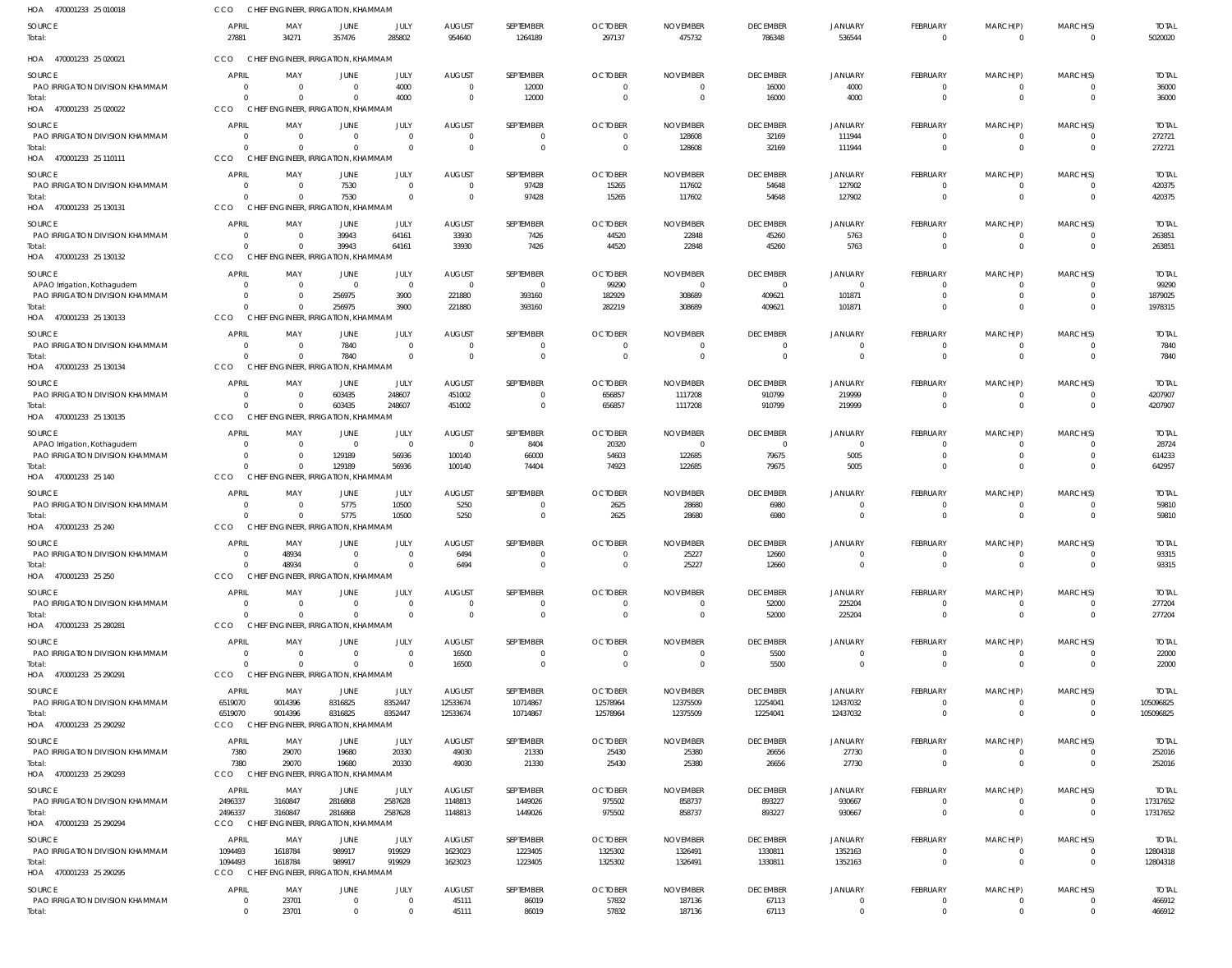HOA 470001233 25 010018 CCO CHIEF ENGINEER, IRRIGATION, KHAMMAM

| SOURCE | APRIL | MAY | JUNE | JULY | AUGUST | SEPTEMBER | OCTOBER | NOVEMBER | DECEMBER | JANUARY | FEBRUARY | MARCH(P) | MARCH(S) | TOTAL |
|---|---|---|---|---|---|---|---|---|---|---|---|---|---|---|
| Total: | 27881 | 34271 | 357476 | 285802 | 954640 | 1264189 | 297137 | 475732 | 786348 | 536544 | 0 | 0 | 0 | 5020020 |

HOA 470001233 25 020021 CCO CHIEF ENGINEER, IRRIGATION, KHAMMAM

| SOURCE | APRIL | MAY | JUNE | JULY | AUGUST | SEPTEMBER | OCTOBER | NOVEMBER | DECEMBER | JANUARY | FEBRUARY | MARCH(P) | MARCH(S) | TOTAL |
|---|---|---|---|---|---|---|---|---|---|---|---|---|---|---|
| PAO IRRIGATION DIVISION KHAMMAM | 0 | 0 | 0 | 4000 | 0 | 12000 | 0 | 0 | 16000 | 4000 | 0 | 0 | 0 | 36000 |
| Total: | 0 | 0 | 0 | 4000 | 0 | 12000 | 0 | 0 | 16000 | 4000 | 0 | 0 | 0 | 36000 |

HOA 470001233 25 020022 CCO CHIEF ENGINEER, IRRIGATION, KHAMMAM

| SOURCE | APRIL | MAY | JUNE | JULY | AUGUST | SEPTEMBER | OCTOBER | NOVEMBER | DECEMBER | JANUARY | FEBRUARY | MARCH(P) | MARCH(S) | TOTAL |
|---|---|---|---|---|---|---|---|---|---|---|---|---|---|---|
| PAO IRRIGATION DIVISION KHAMMAM | 0 | 0 | 0 | 0 | 0 | 0 | 0 | 128608 | 32169 | 111944 | 0 | 0 | 0 | 272721 |
| Total: | 0 | 0 | 0 | 0 | 0 | 0 | 0 | 128608 | 32169 | 111944 | 0 | 0 | 0 | 272721 |

HOA 470001233 25 110111 CCO CHIEF ENGINEER, IRRIGATION, KHAMMAM

| SOURCE | APRIL | MAY | JUNE | JULY | AUGUST | SEPTEMBER | OCTOBER | NOVEMBER | DECEMBER | JANUARY | FEBRUARY | MARCH(P) | MARCH(S) | TOTAL |
|---|---|---|---|---|---|---|---|---|---|---|---|---|---|---|
| PAO IRRIGATION DIVISION KHAMMAM | 0 | 0 | 7530 | 0 | 0 | 97428 | 15265 | 117602 | 54648 | 127902 | 0 | 0 | 0 | 420375 |
| Total: | 0 | 0 | 7530 | 0 | 0 | 97428 | 15265 | 117602 | 54648 | 127902 | 0 | 0 | 0 | 420375 |

HOA 470001233 25 130131 CCO CHIEF ENGINEER, IRRIGATION, KHAMMAM

| SOURCE | APRIL | MAY | JUNE | JULY | AUGUST | SEPTEMBER | OCTOBER | NOVEMBER | DECEMBER | JANUARY | FEBRUARY | MARCH(P) | MARCH(S) | TOTAL |
|---|---|---|---|---|---|---|---|---|---|---|---|---|---|---|
| PAO IRRIGATION DIVISION KHAMMAM | 0 | 0 | 39943 | 64161 | 33930 | 7426 | 44520 | 22848 | 45260 | 5763 | 0 | 0 | 0 | 263851 |
| Total: | 0 | 0 | 39943 | 64161 | 33930 | 7426 | 44520 | 22848 | 45260 | 5763 | 0 | 0 | 0 | 263851 |

HOA 470001233 25 130132 CCO CHIEF ENGINEER, IRRIGATION, KHAMMAM

| SOURCE | APRIL | MAY | JUNE | JULY | AUGUST | SEPTEMBER | OCTOBER | NOVEMBER | DECEMBER | JANUARY | FEBRUARY | MARCH(P) | MARCH(S) | TOTAL |
|---|---|---|---|---|---|---|---|---|---|---|---|---|---|---|
| APAO Irrigation, Kothagudem | 0 | 0 | 0 | 0 | 0 | 0 | 99290 | 0 | 0 | 0 | 0 | 0 | 0 | 99290 |
| PAO IRRIGATION DIVISION KHAMMAM | 0 | 0 | 256975 | 3900 | 221880 | 393160 | 182929 | 308689 | 409621 | 101871 | 0 | 0 | 0 | 1879025 |
| Total: | 0 | 0 | 256975 | 3900 | 221880 | 393160 | 282219 | 308689 | 409621 | 101871 | 0 | 0 | 0 | 1978315 |

HOA 470001233 25 130133 CCO CHIEF ENGINEER, IRRIGATION, KHAMMAM

| SOURCE | APRIL | MAY | JUNE | JULY | AUGUST | SEPTEMBER | OCTOBER | NOVEMBER | DECEMBER | JANUARY | FEBRUARY | MARCH(P) | MARCH(S) | TOTAL |
|---|---|---|---|---|---|---|---|---|---|---|---|---|---|---|
| PAO IRRIGATION DIVISION KHAMMAM | 0 | 0 | 7840 | 0 | 0 | 0 | 0 | 0 | 0 | 0 | 0 | 0 | 0 | 7840 |
| Total: | 0 | 0 | 7840 | 0 | 0 | 0 | 0 | 0 | 0 | 0 | 0 | 0 | 0 | 7840 |

HOA 470001233 25 130134 CCO CHIEF ENGINEER, IRRIGATION, KHAMMAM

| SOURCE | APRIL | MAY | JUNE | JULY | AUGUST | SEPTEMBER | OCTOBER | NOVEMBER | DECEMBER | JANUARY | FEBRUARY | MARCH(P) | MARCH(S) | TOTAL |
|---|---|---|---|---|---|---|---|---|---|---|---|---|---|---|
| PAO IRRIGATION DIVISION KHAMMAM | 0 | 0 | 603435 | 248607 | 451002 | 0 | 656857 | 1117208 | 910799 | 219999 | 0 | 0 | 0 | 4207907 |
| Total: | 0 | 0 | 603435 | 248607 | 451002 | 0 | 656857 | 1117208 | 910799 | 219999 | 0 | 0 | 0 | 4207907 |

HOA 470001233 25 130135 CCO CHIEF ENGINEER, IRRIGATION, KHAMMAM

| SOURCE | APRIL | MAY | JUNE | JULY | AUGUST | SEPTEMBER | OCTOBER | NOVEMBER | DECEMBER | JANUARY | FEBRUARY | MARCH(P) | MARCH(S) | TOTAL |
|---|---|---|---|---|---|---|---|---|---|---|---|---|---|---|
| APAO Irrigation, Kothagudem | 0 | 0 | 0 | 0 | 0 | 8404 | 20320 | 0 | 0 | 0 | 0 | 0 | 0 | 28724 |
| PAO IRRIGATION DIVISION KHAMMAM | 0 | 0 | 129189 | 56936 | 100140 | 66000 | 54603 | 122685 | 79675 | 5005 | 0 | 0 | 0 | 614233 |
| Total: | 0 | 0 | 129189 | 56936 | 100140 | 74404 | 74923 | 122685 | 79675 | 5005 | 0 | 0 | 0 | 642957 |

HOA 470001233 25 140 CCO CHIEF ENGINEER, IRRIGATION, KHAMMAM

| SOURCE | APRIL | MAY | JUNE | JULY | AUGUST | SEPTEMBER | OCTOBER | NOVEMBER | DECEMBER | JANUARY | FEBRUARY | MARCH(P) | MARCH(S) | TOTAL |
|---|---|---|---|---|---|---|---|---|---|---|---|---|---|---|
| PAO IRRIGATION DIVISION KHAMMAM | 0 | 0 | 5775 | 10500 | 5250 | 0 | 2625 | 28680 | 6980 | 0 | 0 | 0 | 0 | 59810 |
| Total: | 0 | 0 | 5775 | 10500 | 5250 | 0 | 2625 | 28680 | 6980 | 0 | 0 | 0 | 0 | 59810 |

HOA 470001233 25 240 CCO CHIEF ENGINEER, IRRIGATION, KHAMMAM

| SOURCE | APRIL | MAY | JUNE | JULY | AUGUST | SEPTEMBER | OCTOBER | NOVEMBER | DECEMBER | JANUARY | FEBRUARY | MARCH(P) | MARCH(S) | TOTAL |
|---|---|---|---|---|---|---|---|---|---|---|---|---|---|---|
| PAO IRRIGATION DIVISION KHAMMAM | 0 | 48934 | 0 | 0 | 6494 | 0 | 0 | 25227 | 12660 | 0 | 0 | 0 | 0 | 93315 |
| Total: | 0 | 48934 | 0 | 0 | 6494 | 0 | 0 | 25227 | 12660 | 0 | 0 | 0 | 0 | 93315 |

HOA 470001233 25 250 CCO CHIEF ENGINEER, IRRIGATION, KHAMMAM

| SOURCE | APRIL | MAY | JUNE | JULY | AUGUST | SEPTEMBER | OCTOBER | NOVEMBER | DECEMBER | JANUARY | FEBRUARY | MARCH(P) | MARCH(S) | TOTAL |
|---|---|---|---|---|---|---|---|---|---|---|---|---|---|---|
| PAO IRRIGATION DIVISION KHAMMAM | 0 | 0 | 0 | 0 | 0 | 0 | 0 | 0 | 52000 | 225204 | 0 | 0 | 0 | 277204 |
| Total: | 0 | 0 | 0 | 0 | 0 | 0 | 0 | 0 | 52000 | 225204 | 0 | 0 | 0 | 277204 |

HOA 470001233 25 280281 CCO CHIEF ENGINEER, IRRIGATION, KHAMMAM

| SOURCE | APRIL | MAY | JUNE | JULY | AUGUST | SEPTEMBER | OCTOBER | NOVEMBER | DECEMBER | JANUARY | FEBRUARY | MARCH(P) | MARCH(S) | TOTAL |
|---|---|---|---|---|---|---|---|---|---|---|---|---|---|---|
| PAO IRRIGATION DIVISION KHAMMAM | 0 | 0 | 0 | 0 | 16500 | 0 | 0 | 0 | 5500 | 0 | 0 | 0 | 0 | 22000 |
| Total: | 0 | 0 | 0 | 0 | 16500 | 0 | 0 | 0 | 5500 | 0 | 0 | 0 | 0 | 22000 |

HOA 470001233 25 290291 CCO CHIEF ENGINEER, IRRIGATION, KHAMMAM

| SOURCE | APRIL | MAY | JUNE | JULY | AUGUST | SEPTEMBER | OCTOBER | NOVEMBER | DECEMBER | JANUARY | FEBRUARY | MARCH(P) | MARCH(S) | TOTAL |
|---|---|---|---|---|---|---|---|---|---|---|---|---|---|---|
| PAO IRRIGATION DIVISION KHAMMAM | 6519070 | 9014396 | 8316825 | 8352447 | 12533674 | 10714867 | 12578964 | 12375509 | 12254041 | 12437032 | 0 | 0 | 0 | 105096825 |
| Total: | 6519070 | 9014396 | 8316825 | 8352447 | 12533674 | 10714867 | 12578964 | 12375509 | 12254041 | 12437032 | 0 | 0 | 0 | 105096825 |

HOA 470001233 25 290292 CCO CHIEF ENGINEER, IRRIGATION, KHAMMAM

| SOURCE | APRIL | MAY | JUNE | JULY | AUGUST | SEPTEMBER | OCTOBER | NOVEMBER | DECEMBER | JANUARY | FEBRUARY | MARCH(P) | MARCH(S) | TOTAL |
|---|---|---|---|---|---|---|---|---|---|---|---|---|---|---|
| PAO IRRIGATION DIVISION KHAMMAM | 7380 | 29070 | 19680 | 20330 | 49030 | 21330 | 25430 | 25380 | 26656 | 27730 | 0 | 0 | 0 | 252016 |
| Total: | 7380 | 29070 | 19680 | 20330 | 49030 | 21330 | 25430 | 25380 | 26656 | 27730 | 0 | 0 | 0 | 252016 |

HOA 470001233 25 290293 CCO CHIEF ENGINEER, IRRIGATION, KHAMMAM

| SOURCE | APRIL | MAY | JUNE | JULY | AUGUST | SEPTEMBER | OCTOBER | NOVEMBER | DECEMBER | JANUARY | FEBRUARY | MARCH(P) | MARCH(S) | TOTAL |
|---|---|---|---|---|---|---|---|---|---|---|---|---|---|---|
| PAO IRRIGATION DIVISION KHAMMAM | 2496337 | 3160847 | 2816868 | 2587628 | 1148813 | 1449026 | 975502 | 858737 | 893227 | 930667 | 0 | 0 | 0 | 17317652 |
| Total: | 2496337 | 3160847 | 2816868 | 2587628 | 1148813 | 1449026 | 975502 | 858737 | 893227 | 930667 | 0 | 0 | 0 | 17317652 |

HOA 470001233 25 290294 CCO CHIEF ENGINEER, IRRIGATION, KHAMMAM

| SOURCE | APRIL | MAY | JUNE | JULY | AUGUST | SEPTEMBER | OCTOBER | NOVEMBER | DECEMBER | JANUARY | FEBRUARY | MARCH(P) | MARCH(S) | TOTAL |
|---|---|---|---|---|---|---|---|---|---|---|---|---|---|---|
| PAO IRRIGATION DIVISION KHAMMAM | 1094493 | 1618784 | 989917 | 919929 | 1623023 | 1223405 | 1325302 | 1326491 | 1330811 | 1352163 | 0 | 0 | 0 | 12804318 |
| Total: | 1094493 | 1618784 | 989917 | 919929 | 1623023 | 1223405 | 1325302 | 1326491 | 1330811 | 1352163 | 0 | 0 | 0 | 12804318 |

HOA 470001233 25 290295 CCO CHIEF ENGINEER, IRRIGATION, KHAMMAM

| SOURCE | APRIL | MAY | JUNE | JULY | AUGUST | SEPTEMBER | OCTOBER | NOVEMBER | DECEMBER | JANUARY | FEBRUARY | MARCH(P) | MARCH(S) | TOTAL |
|---|---|---|---|---|---|---|---|---|---|---|---|---|---|---|
| PAO IRRIGATION DIVISION KHAMMAM | 0 | 23701 | 0 | 0 | 45111 | 86019 | 57832 | 187136 | 67113 | 0 | 0 | 0 | 0 | 466912 |
| Total: | 0 | 23701 | 0 | 0 | 45111 | 86019 | 57832 | 187136 | 67113 | 0 | 0 | 0 | 0 | 466912 |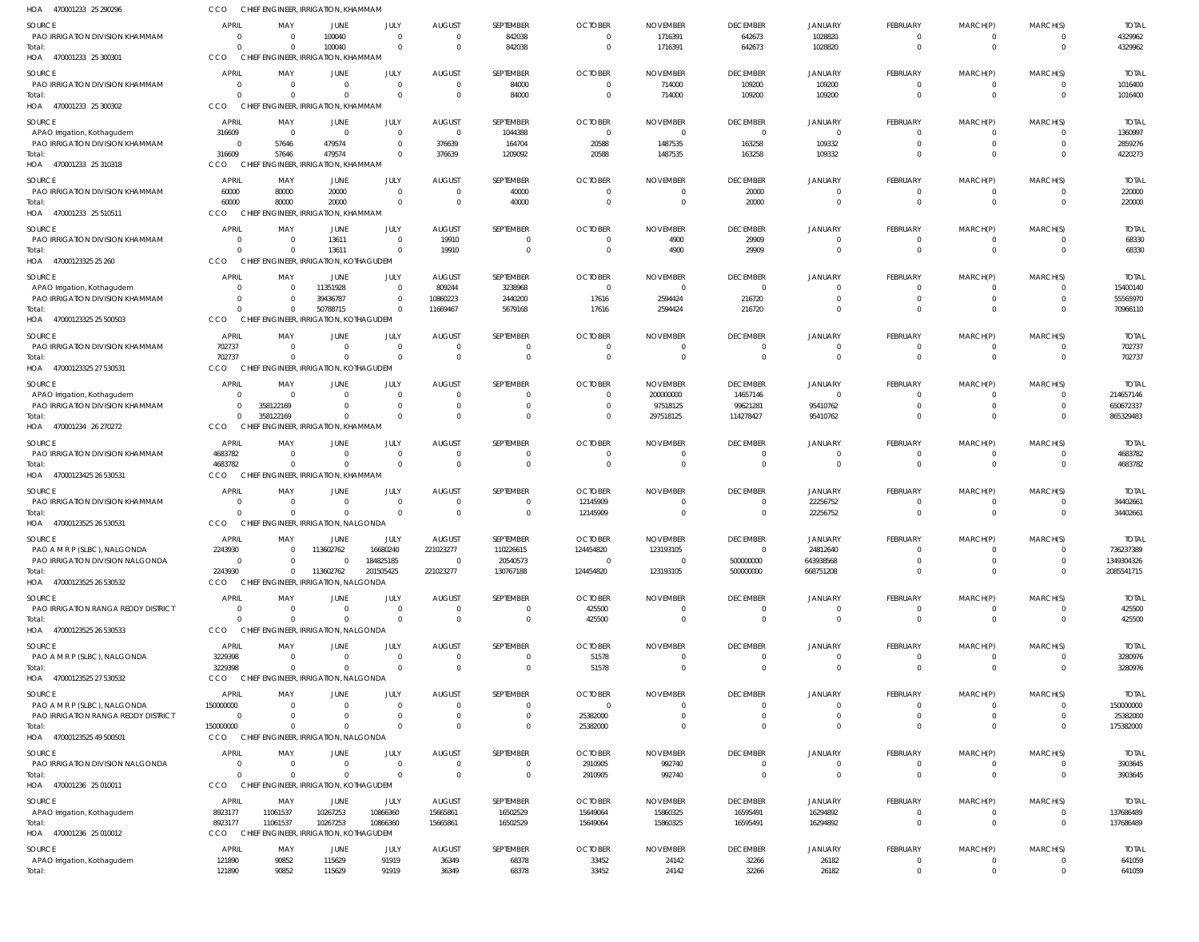HOA 470001233 25 290296 CCO CHIEF ENGINEER, IRRIGATION, KHAMMAM

| SOURCE | APRIL | MAY | JUNE | JULY | AUGUST | SEPTEMBER | OCTOBER | NOVEMBER | DECEMBER | JANUARY | FEBRUARY | MARCH(P) | MARCH(S) | TOTAL |
|---|---|---|---|---|---|---|---|---|---|---|---|---|---|---|
| PAO IRRIGATION DIVISION KHAMMAM | 0 | 0 | 100040 | 0 | 0 | 842038 | 0 | 1716391 | 642673 | 1028820 | 0 | 0 | 0 | 4329962 |
| Total: | 0 | 0 | 100040 | 0 | 0 | 842038 | 0 | 1716391 | 642673 | 1028820 | 0 | 0 | 0 | 4329962 |

HOA 470001233 25 300301 CCO CHIEF ENGINEER, IRRIGATION, KHAMMAM

| SOURCE | APRIL | MAY | JUNE | JULY | AUGUST | SEPTEMBER | OCTOBER | NOVEMBER | DECEMBER | JANUARY | FEBRUARY | MARCH(P) | MARCH(S) | TOTAL |
|---|---|---|---|---|---|---|---|---|---|---|---|---|---|---|
| PAO IRRIGATION DIVISION KHAMMAM | 0 | 0 | 0 | 0 | 0 | 84000 | 0 | 714000 | 109200 | 109200 | 0 | 0 | 0 | 1016400 |
| Total: | 0 | 0 | 0 | 0 | 0 | 84000 | 0 | 714000 | 109200 | 109200 | 0 | 0 | 0 | 1016400 |

HOA 470001233 25 300302 CCO CHIEF ENGINEER, IRRIGATION, KHAMMAM

| SOURCE | APRIL | MAY | JUNE | JULY | AUGUST | SEPTEMBER | OCTOBER | NOVEMBER | DECEMBER | JANUARY | FEBRUARY | MARCH(P) | MARCH(S) | TOTAL |
|---|---|---|---|---|---|---|---|---|---|---|---|---|---|---|
| APAO Irrigation, Kothagudem | 316609 | 0 | 0 | 0 | 0 | 1044388 | 0 | 0 | 0 | 0 | 0 | 0 | 0 | 1360997 |
| PAO IRRIGATION DIVISION KHAMMAM | 0 | 57646 | 479574 | 0 | 376639 | 164704 | 20588 | 1487535 | 163258 | 109332 | 0 | 0 | 0 | 2859276 |
| Total: | 316609 | 57646 | 479574 | 0 | 376639 | 1209092 | 20588 | 1487535 | 163258 | 109332 | 0 | 0 | 0 | 4220273 |

HOA 470001233 25 310318 CCO CHIEF ENGINEER, IRRIGATION, KHAMMAM

| SOURCE | APRIL | MAY | JUNE | JULY | AUGUST | SEPTEMBER | OCTOBER | NOVEMBER | DECEMBER | JANUARY | FEBRUARY | MARCH(P) | MARCH(S) | TOTAL |
|---|---|---|---|---|---|---|---|---|---|---|---|---|---|---|
| PAO IRRIGATION DIVISION KHAMMAM | 60000 | 80000 | 20000 | 0 | 0 | 40000 | 0 | 0 | 20000 | 0 | 0 | 0 | 0 | 220000 |
| Total: | 60000 | 80000 | 20000 | 0 | 0 | 40000 | 0 | 0 | 20000 | 0 | 0 | 0 | 0 | 220000 |

HOA 470001233 25 510511 CCO CHIEF ENGINEER, IRRIGATION, KHAMMAM

| SOURCE | APRIL | MAY | JUNE | JULY | AUGUST | SEPTEMBER | OCTOBER | NOVEMBER | DECEMBER | JANUARY | FEBRUARY | MARCH(P) | MARCH(S) | TOTAL |
|---|---|---|---|---|---|---|---|---|---|---|---|---|---|---|
| PAO IRRIGATION DIVISION KHAMMAM | 0 | 0 | 13611 | 0 | 19910 | 0 | 0 | 4900 | 29909 | 0 | 0 | 0 | 0 | 68330 |
| Total: | 0 | 0 | 13611 | 0 | 19910 | 0 | 0 | 4900 | 29909 | 0 | 0 | 0 | 0 | 68330 |

HOA 47000123325 25 260 CCO CHIEF ENGINEER, IRRIGATION, KOTHAGUDEM

| SOURCE | APRIL | MAY | JUNE | JULY | AUGUST | SEPTEMBER | OCTOBER | NOVEMBER | DECEMBER | JANUARY | FEBRUARY | MARCH(P) | MARCH(S) | TOTAL |
|---|---|---|---|---|---|---|---|---|---|---|---|---|---|---|
| APAO Irrigation, Kothagudem | 0 | 0 | 11351928 | 0 | 809244 | 3238968 | 0 | 0 | 0 | 0 | 0 | 0 | 0 | 15400140 |
| PAO IRRIGATION DIVISION KHAMMAM | 0 | 0 | 39436787 | 0 | 10860223 | 2440200 | 17616 | 2594424 | 216720 | 0 | 0 | 0 | 0 | 55565970 |
| Total: | 0 | 0 | 50788715 | 0 | 11669467 | 5679168 | 17616 | 2594424 | 216720 | 0 | 0 | 0 | 0 | 70966110 |

HOA 47000123325 25 500503 CCO CHIEF ENGINEER, IRRIGATION, KOTHAGUDEM

| SOURCE | APRIL | MAY | JUNE | JULY | AUGUST | SEPTEMBER | OCTOBER | NOVEMBER | DECEMBER | JANUARY | FEBRUARY | MARCH(P) | MARCH(S) | TOTAL |
|---|---|---|---|---|---|---|---|---|---|---|---|---|---|---|
| PAO IRRIGATION DIVISION KHAMMAM | 702737 | 0 | 0 | 0 | 0 | 0 | 0 | 0 | 0 | 0 | 0 | 0 | 0 | 702737 |
| Total: | 702737 | 0 | 0 | 0 | 0 | 0 | 0 | 0 | 0 | 0 | 0 | 0 | 0 | 702737 |

HOA 47000123325 27 530531 CCO CHIEF ENGINEER, IRRIGATION, KOTHAGUDEM

| SOURCE | APRIL | MAY | JUNE | JULY | AUGUST | SEPTEMBER | OCTOBER | NOVEMBER | DECEMBER | JANUARY | FEBRUARY | MARCH(P) | MARCH(S) | TOTAL |
|---|---|---|---|---|---|---|---|---|---|---|---|---|---|---|
| APAO Irrigation, Kothagudem | 0 | 0 | 0 | 0 | 0 | 0 | 0 | 200000000 | 14657146 | 0 | 0 | 0 | 0 | 214657146 |
| PAO IRRIGATION DIVISION KHAMMAM | 0 | 358122169 | 0 | 0 | 0 | 0 | 0 | 97518125 | 99621281 | 95410762 | 0 | 0 | 0 | 650672337 |
| Total: | 0 | 358122169 | 0 | 0 | 0 | 0 | 0 | 297518125 | 114278427 | 95410762 | 0 | 0 | 0 | 865329483 |

HOA 470001234 26 270272 CCO CHIEF ENGINEER, IRRIGATION, KHAMMAM

| SOURCE | APRIL | MAY | JUNE | JULY | AUGUST | SEPTEMBER | OCTOBER | NOVEMBER | DECEMBER | JANUARY | FEBRUARY | MARCH(P) | MARCH(S) | TOTAL |
|---|---|---|---|---|---|---|---|---|---|---|---|---|---|---|
| PAO IRRIGATION DIVISION KHAMMAM | 4683782 | 0 | 0 | 0 | 0 | 0 | 0 | 0 | 0 | 0 | 0 | 0 | 0 | 4683782 |
| Total: | 4683782 | 0 | 0 | 0 | 0 | 0 | 0 | 0 | 0 | 0 | 0 | 0 | 0 | 4683782 |

HOA 47000123425 26 530531 CCO CHIEF ENGINEER, IRRIGATION, KHAMMAM

| SOURCE | APRIL | MAY | JUNE | JULY | AUGUST | SEPTEMBER | OCTOBER | NOVEMBER | DECEMBER | JANUARY | FEBRUARY | MARCH(P) | MARCH(S) | TOTAL |
|---|---|---|---|---|---|---|---|---|---|---|---|---|---|---|
| PAO IRRIGATION DIVISION KHAMMAM | 0 | 0 | 0 | 0 | 0 | 0 | 12145909 | 0 | 0 | 22256752 | 0 | 0 | 0 | 34402661 |
| Total: | 0 | 0 | 0 | 0 | 0 | 0 | 12145909 | 0 | 0 | 22256752 | 0 | 0 | 0 | 34402661 |

HOA 47000123525 26 530531 CCO CHIEF ENGINEER, IRRIGATION, NALGONDA

| SOURCE | APRIL | MAY | JUNE | JULY | AUGUST | SEPTEMBER | OCTOBER | NOVEMBER | DECEMBER | JANUARY | FEBRUARY | MARCH(P) | MARCH(S) | TOTAL |
|---|---|---|---|---|---|---|---|---|---|---|---|---|---|---|
| PAO A M R P (SLBC), NALGONDA | 2243930 | 0 | 113602762 | 16680240 | 221023277 | 110226615 | 124454820 | 123193105 | 0 | 24812640 | 0 | 0 | 0 | 736237389 |
| PAO IRRIGATION DIVISION NALGONDA | 0 | 0 | 0 | 184825185 | 0 | 20540573 | 0 | 0 | 500000000 | 643938568 | 0 | 0 | 0 | 1349304326 |
| Total: | 2243930 | 0 | 113602762 | 201505425 | 221023277 | 130767188 | 124454820 | 123193105 | 500000000 | 668751208 | 0 | 0 | 0 | 2085541715 |

HOA 47000123525 26 530532 CCO CHIEF ENGINEER, IRRIGATION, NALGONDA

| SOURCE | APRIL | MAY | JUNE | JULY | AUGUST | SEPTEMBER | OCTOBER | NOVEMBER | DECEMBER | JANUARY | FEBRUARY | MARCH(P) | MARCH(S) | TOTAL |
|---|---|---|---|---|---|---|---|---|---|---|---|---|---|---|
| PAO IRRIGATION RANGA REDDY DISTRICT | 0 | 0 | 0 | 0 | 0 | 0 | 425500 | 0 | 0 | 0 | 0 | 0 | 0 | 425500 |
| Total: | 0 | 0 | 0 | 0 | 0 | 0 | 425500 | 0 | 0 | 0 | 0 | 0 | 0 | 425500 |

HOA 47000123525 26 530533 CCO CHIEF ENGINEER, IRRIGATION, NALGONDA

| SOURCE | APRIL | MAY | JUNE | JULY | AUGUST | SEPTEMBER | OCTOBER | NOVEMBER | DECEMBER | JANUARY | FEBRUARY | MARCH(P) | MARCH(S) | TOTAL |
|---|---|---|---|---|---|---|---|---|---|---|---|---|---|---|
| PAO A M R P (SLBC), NALGONDA | 3229398 | 0 | 0 | 0 | 0 | 0 | 51578 | 0 | 0 | 0 | 0 | 0 | 0 | 3280976 |
| Total: | 3229398 | 0 | 0 | 0 | 0 | 0 | 51578 | 0 | 0 | 0 | 0 | 0 | 0 | 3280976 |

HOA 47000123525 27 530532 CCO CHIEF ENGINEER, IRRIGATION, NALGONDA

| SOURCE | APRIL | MAY | JUNE | JULY | AUGUST | SEPTEMBER | OCTOBER | NOVEMBER | DECEMBER | JANUARY | FEBRUARY | MARCH(P) | MARCH(S) | TOTAL |
|---|---|---|---|---|---|---|---|---|---|---|---|---|---|---|
| PAO A M R P (SLBC), NALGONDA | 150000000 | 0 | 0 | 0 | 0 | 0 | 0 | 0 | 0 | 0 | 0 | 0 | 0 | 150000000 |
| PAO IRRIGATION RANGA REDDY DISTRICT | 0 | 0 | 0 | 0 | 0 | 0 | 25382000 | 0 | 0 | 0 | 0 | 0 | 0 | 25382000 |
| Total: | 150000000 | 0 | 0 | 0 | 0 | 0 | 25382000 | 0 | 0 | 0 | 0 | 0 | 0 | 175382000 |

HOA 47000123525 49 500501 CCO CHIEF ENGINEER, IRRIGATION, NALGONDA

| SOURCE | APRIL | MAY | JUNE | JULY | AUGUST | SEPTEMBER | OCTOBER | NOVEMBER | DECEMBER | JANUARY | FEBRUARY | MARCH(P) | MARCH(S) | TOTAL |
|---|---|---|---|---|---|---|---|---|---|---|---|---|---|---|
| PAO IRRIGATION DIVISION NALGONDA | 0 | 0 | 0 | 0 | 0 | 0 | 2910905 | 992740 | 0 | 0 | 0 | 0 | 0 | 3903645 |
| Total: | 0 | 0 | 0 | 0 | 0 | 0 | 2910905 | 992740 | 0 | 0 | 0 | 0 | 0 | 3903645 |

HOA 470001236 25 010011 CCO CHIEF ENGINEER, IRRIGATION, KOTHAGUDEM

| SOURCE | APRIL | MAY | JUNE | JULY | AUGUST | SEPTEMBER | OCTOBER | NOVEMBER | DECEMBER | JANUARY | FEBRUARY | MARCH(P) | MARCH(S) | TOTAL |
|---|---|---|---|---|---|---|---|---|---|---|---|---|---|---|
| APAO Irrigation, Kothagudem | 8923177 | 11061537 | 10267253 | 10866360 | 15665861 | 16502529 | 15649064 | 15860325 | 16595491 | 16294892 | 0 | 0 | 0 | 137686489 |
| Total: | 8923177 | 11061537 | 10267253 | 10866360 | 15665861 | 16502529 | 15649064 | 15860325 | 16595491 | 16294892 | 0 | 0 | 0 | 137686489 |

HOA 470001236 25 010012 CCO CHIEF ENGINEER, IRRIGATION, KOTHAGUDEM

| SOURCE | APRIL | MAY | JUNE | JULY | AUGUST | SEPTEMBER | OCTOBER | NOVEMBER | DECEMBER | JANUARY | FEBRUARY | MARCH(P) | MARCH(S) | TOTAL |
|---|---|---|---|---|---|---|---|---|---|---|---|---|---|---|
| APAO Irrigation, Kothagudem | 121890 | 90852 | 115629 | 91919 | 36349 | 68378 | 33452 | 24142 | 32266 | 26182 | 0 | 0 | 0 | 641059 |
| Total: | 121890 | 90852 | 115629 | 91919 | 36349 | 68378 | 33452 | 24142 | 32266 | 26182 | 0 | 0 | 0 | 641059 |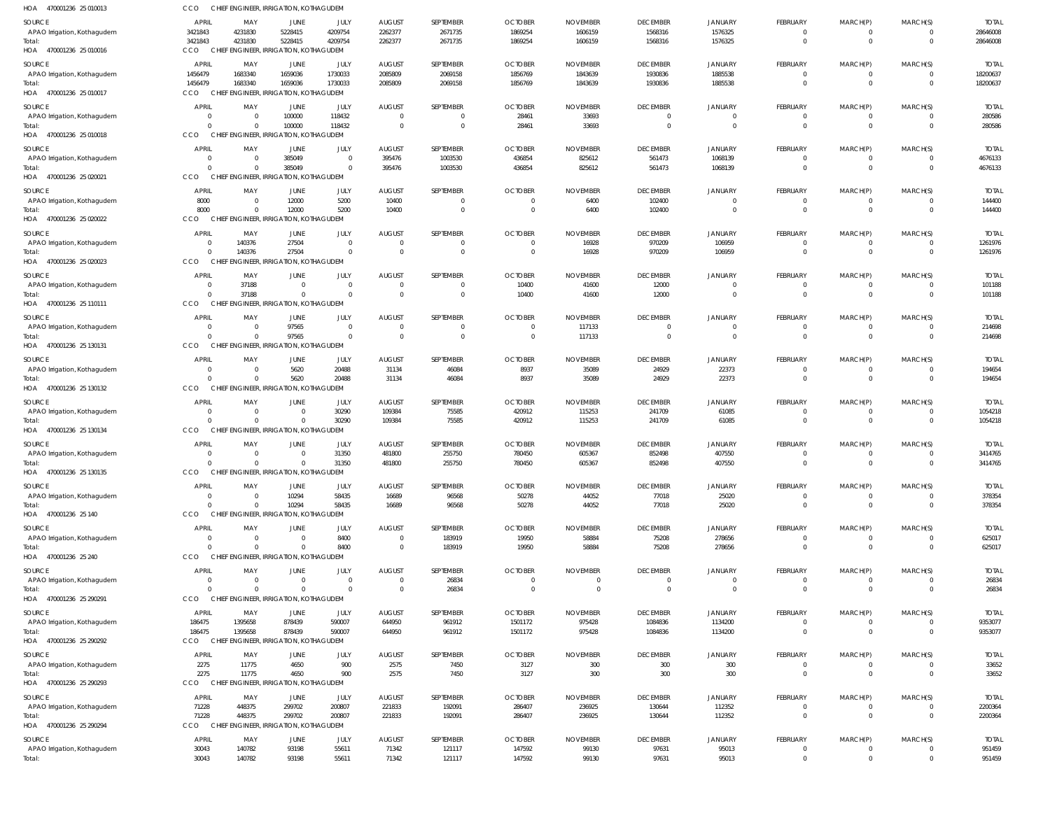HOA 470001236 25 010013 CCO CHIEF ENGINEER, IRRIGATION, KOTHAGUDEM

| SOURCE | APRIL | MAY | JUNE | JULY | AUGUST | SEPTEMBER | OCTOBER | NOVEMBER | DECEMBER | JANUARY | FEBRUARY | MARCH(P) | MARCH(S) | TOTAL |
|---|---|---|---|---|---|---|---|---|---|---|---|---|---|---|
| APAO Irrigation, Kothagudem | 3421843 | 4231830 | 5228415 | 4209754 | 2262377 | 2671735 | 1869254 | 1606159 | 1568316 | 1576325 | 0 | 0 | 0 | 28646008 |
| Total: | 3421843 | 4231830 | 5228415 | 4209754 | 2262377 | 2671735 | 1869254 | 1606159 | 1568316 | 1576325 | 0 | 0 | 0 | 28646008 |

HOA 470001236 25 010016 CCO CHIEF ENGINEER, IRRIGATION, KOTHAGUDEM

| SOURCE | APRIL | MAY | JUNE | JULY | AUGUST | SEPTEMBER | OCTOBER | NOVEMBER | DECEMBER | JANUARY | FEBRUARY | MARCH(P) | MARCH(S) | TOTAL |
|---|---|---|---|---|---|---|---|---|---|---|---|---|---|---|
| APAO Irrigation, Kothagudem | 1456479 | 1683340 | 1659036 | 1730033 | 2085809 | 2069158 | 1856769 | 1843639 | 1930836 | 1885538 | 0 | 0 | 0 | 18200637 |
| Total: | 1456479 | 1683340 | 1659036 | 1730033 | 2085809 | 2069158 | 1856769 | 1843639 | 1930836 | 1885538 | 0 | 0 | 0 | 18200637 |

HOA 470001236 25 010017 CCO CHIEF ENGINEER, IRRIGATION, KOTHAGUDEM

| SOURCE | APRIL | MAY | JUNE | JULY | AUGUST | SEPTEMBER | OCTOBER | NOVEMBER | DECEMBER | JANUARY | FEBRUARY | MARCH(P) | MARCH(S) | TOTAL |
|---|---|---|---|---|---|---|---|---|---|---|---|---|---|---|
| APAO Irrigation, Kothagudem | 0 | 0 | 100000 | 118432 | 0 | 0 | 28461 | 33693 | 0 | 0 | 0 | 0 | 0 | 280586 |
| Total: | 0 | 0 | 100000 | 118432 | 0 | 0 | 28461 | 33693 | 0 | 0 | 0 | 0 | 0 | 280586 |

HOA 470001236 25 010018 CCO CHIEF ENGINEER, IRRIGATION, KOTHAGUDEM

| SOURCE | APRIL | MAY | JUNE | JULY | AUGUST | SEPTEMBER | OCTOBER | NOVEMBER | DECEMBER | JANUARY | FEBRUARY | MARCH(P) | MARCH(S) | TOTAL |
|---|---|---|---|---|---|---|---|---|---|---|---|---|---|---|
| APAO Irrigation, Kothagudem | 0 | 0 | 385049 | 0 | 395476 | 1003530 | 436854 | 825612 | 561473 | 1068139 | 0 | 0 | 0 | 4676133 |
| Total: | 0 | 0 | 385049 | 0 | 395476 | 1003530 | 436854 | 825612 | 561473 | 1068139 | 0 | 0 | 0 | 4676133 |

HOA 470001236 25 020021 CCO CHIEF ENGINEER, IRRIGATION, KOTHAGUDEM

| SOURCE | APRIL | MAY | JUNE | JULY | AUGUST | SEPTEMBER | OCTOBER | NOVEMBER | DECEMBER | JANUARY | FEBRUARY | MARCH(P) | MARCH(S) | TOTAL |
|---|---|---|---|---|---|---|---|---|---|---|---|---|---|---|
| APAO Irrigation, Kothagudem | 8000 | 0 | 12000 | 5200 | 10400 | 0 | 0 | 6400 | 102400 | 0 | 0 | 0 | 0 | 144400 |
| Total: | 8000 | 0 | 12000 | 5200 | 10400 | 0 | 0 | 6400 | 102400 | 0 | 0 | 0 | 0 | 144400 |

HOA 470001236 25 020022 CCO CHIEF ENGINEER, IRRIGATION, KOTHAGUDEM

| SOURCE | APRIL | MAY | JUNE | JULY | AUGUST | SEPTEMBER | OCTOBER | NOVEMBER | DECEMBER | JANUARY | FEBRUARY | MARCH(P) | MARCH(S) | TOTAL |
|---|---|---|---|---|---|---|---|---|---|---|---|---|---|---|
| APAO Irrigation, Kothagudem | 0 | 140376 | 27504 | 0 | 0 | 0 | 0 | 16928 | 970209 | 106959 | 0 | 0 | 0 | 1261976 |
| Total: | 0 | 140376 | 27504 | 0 | 0 | 0 | 0 | 16928 | 970209 | 106959 | 0 | 0 | 0 | 1261976 |

HOA 470001236 25 020023 CCO CHIEF ENGINEER, IRRIGATION, KOTHAGUDEM

| SOURCE | APRIL | MAY | JUNE | JULY | AUGUST | SEPTEMBER | OCTOBER | NOVEMBER | DECEMBER | JANUARY | FEBRUARY | MARCH(P) | MARCH(S) | TOTAL |
|---|---|---|---|---|---|---|---|---|---|---|---|---|---|---|
| APAO Irrigation, Kothagudem | 0 | 37188 | 0 | 0 | 0 | 0 | 10400 | 41600 | 12000 | 0 | 0 | 0 | 0 | 101188 |
| Total: | 0 | 37188 | 0 | 0 | 0 | 0 | 10400 | 41600 | 12000 | 0 | 0 | 0 | 0 | 101188 |

HOA 470001236 25 110111 CCO CHIEF ENGINEER, IRRIGATION, KOTHAGUDEM

| SOURCE | APRIL | MAY | JUNE | JULY | AUGUST | SEPTEMBER | OCTOBER | NOVEMBER | DECEMBER | JANUARY | FEBRUARY | MARCH(P) | MARCH(S) | TOTAL |
|---|---|---|---|---|---|---|---|---|---|---|---|---|---|---|
| APAO Irrigation, Kothagudem | 0 | 0 | 97565 | 0 | 0 | 0 | 0 | 117133 | 0 | 0 | 0 | 0 | 0 | 214698 |
| Total: | 0 | 0 | 97565 | 0 | 0 | 0 | 0 | 117133 | 0 | 0 | 0 | 0 | 0 | 214698 |

HOA 470001236 25 130131 CCO CHIEF ENGINEER, IRRIGATION, KOTHAGUDEM

| SOURCE | APRIL | MAY | JUNE | JULY | AUGUST | SEPTEMBER | OCTOBER | NOVEMBER | DECEMBER | JANUARY | FEBRUARY | MARCH(P) | MARCH(S) | TOTAL |
|---|---|---|---|---|---|---|---|---|---|---|---|---|---|---|
| APAO Irrigation, Kothagudem | 0 | 0 | 5620 | 20488 | 31134 | 46084 | 8937 | 35089 | 24929 | 22373 | 0 | 0 | 0 | 194654 |
| Total: | 0 | 0 | 5620 | 20488 | 31134 | 46084 | 8937 | 35089 | 24929 | 22373 | 0 | 0 | 0 | 194654 |

HOA 470001236 25 130132 CCO CHIEF ENGINEER, IRRIGATION, KOTHAGUDEM

| SOURCE | APRIL | MAY | JUNE | JULY | AUGUST | SEPTEMBER | OCTOBER | NOVEMBER | DECEMBER | JANUARY | FEBRUARY | MARCH(P) | MARCH(S) | TOTAL |
|---|---|---|---|---|---|---|---|---|---|---|---|---|---|---|
| APAO Irrigation, Kothagudem | 0 | 0 | 0 | 30290 | 109384 | 75585 | 420912 | 115253 | 241709 | 61085 | 0 | 0 | 0 | 1054218 |
| Total: | 0 | 0 | 0 | 30290 | 109384 | 75585 | 420912 | 115253 | 241709 | 61085 | 0 | 0 | 0 | 1054218 |

HOA 470001236 25 130134 CCO CHIEF ENGINEER, IRRIGATION, KOTHAGUDEM

| SOURCE | APRIL | MAY | JUNE | JULY | AUGUST | SEPTEMBER | OCTOBER | NOVEMBER | DECEMBER | JANUARY | FEBRUARY | MARCH(P) | MARCH(S) | TOTAL |
|---|---|---|---|---|---|---|---|---|---|---|---|---|---|---|
| APAO Irrigation, Kothagudem | 0 | 0 | 0 | 31350 | 481800 | 255750 | 780450 | 605367 | 852498 | 407550 | 0 | 0 | 0 | 3414765 |
| Total: | 0 | 0 | 0 | 31350 | 481800 | 255750 | 780450 | 605367 | 852498 | 407550 | 0 | 0 | 0 | 3414765 |

HOA 470001236 25 130135 CCO CHIEF ENGINEER, IRRIGATION, KOTHAGUDEM

| SOURCE | APRIL | MAY | JUNE | JULY | AUGUST | SEPTEMBER | OCTOBER | NOVEMBER | DECEMBER | JANUARY | FEBRUARY | MARCH(P) | MARCH(S) | TOTAL |
|---|---|---|---|---|---|---|---|---|---|---|---|---|---|---|
| APAO Irrigation, Kothagudem | 0 | 0 | 10294 | 58435 | 16689 | 96568 | 50278 | 44052 | 77018 | 25020 | 0 | 0 | 0 | 378354 |
| Total: | 0 | 0 | 10294 | 58435 | 16689 | 96568 | 50278 | 44052 | 77018 | 25020 | 0 | 0 | 0 | 378354 |

HOA 470001236 25 140 CCO CHIEF ENGINEER, IRRIGATION, KOTHAGUDEM

| SOURCE | APRIL | MAY | JUNE | JULY | AUGUST | SEPTEMBER | OCTOBER | NOVEMBER | DECEMBER | JANUARY | FEBRUARY | MARCH(P) | MARCH(S) | TOTAL |
|---|---|---|---|---|---|---|---|---|---|---|---|---|---|---|
| APAO Irrigation, Kothagudem | 0 | 0 | 0 | 8400 | 0 | 183919 | 19950 | 58884 | 75208 | 278656 | 0 | 0 | 0 | 625017 |
| Total: | 0 | 0 | 0 | 8400 | 0 | 183919 | 19950 | 58884 | 75208 | 278656 | 0 | 0 | 0 | 625017 |

HOA 470001236 25 240 CCO CHIEF ENGINEER, IRRIGATION, KOTHAGUDEM

| SOURCE | APRIL | MAY | JUNE | JULY | AUGUST | SEPTEMBER | OCTOBER | NOVEMBER | DECEMBER | JANUARY | FEBRUARY | MARCH(P) | MARCH(S) | TOTAL |
|---|---|---|---|---|---|---|---|---|---|---|---|---|---|---|
| APAO Irrigation, Kothagudem | 0 | 0 | 0 | 0 | 0 | 26834 | 0 | 0 | 0 | 0 | 0 | 0 | 0 | 26834 |
| Total: | 0 | 0 | 0 | 0 | 0 | 26834 | 0 | 0 | 0 | 0 | 0 | 0 | 0 | 26834 |

HOA 470001236 25 290291 CCO CHIEF ENGINEER, IRRIGATION, KOTHAGUDEM

| SOURCE | APRIL | MAY | JUNE | JULY | AUGUST | SEPTEMBER | OCTOBER | NOVEMBER | DECEMBER | JANUARY | FEBRUARY | MARCH(P) | MARCH(S) | TOTAL |
|---|---|---|---|---|---|---|---|---|---|---|---|---|---|---|
| APAO Irrigation, Kothagudem | 186475 | 1395658 | 878439 | 590007 | 644950 | 961912 | 1501172 | 975428 | 1084836 | 1134200 | 0 | 0 | 0 | 9353077 |
| Total: | 186475 | 1395658 | 878439 | 590007 | 644950 | 961912 | 1501172 | 975428 | 1084836 | 1134200 | 0 | 0 | 0 | 9353077 |

HOA 470001236 25 290292 CCO CHIEF ENGINEER, IRRIGATION, KOTHAGUDEM

| SOURCE | APRIL | MAY | JUNE | JULY | AUGUST | SEPTEMBER | OCTOBER | NOVEMBER | DECEMBER | JANUARY | FEBRUARY | MARCH(P) | MARCH(S) | TOTAL |
|---|---|---|---|---|---|---|---|---|---|---|---|---|---|---|
| APAO Irrigation, Kothagudem | 2275 | 11775 | 4650 | 900 | 2575 | 7450 | 3127 | 300 | 300 | 300 | 0 | 0 | 0 | 33652 |
| Total: | 2275 | 11775 | 4650 | 900 | 2575 | 7450 | 3127 | 300 | 300 | 300 | 0 | 0 | 0 | 33652 |

HOA 470001236 25 290293 CCO CHIEF ENGINEER, IRRIGATION, KOTHAGUDEM

| SOURCE | APRIL | MAY | JUNE | JULY | AUGUST | SEPTEMBER | OCTOBER | NOVEMBER | DECEMBER | JANUARY | FEBRUARY | MARCH(P) | MARCH(S) | TOTAL |
|---|---|---|---|---|---|---|---|---|---|---|---|---|---|---|
| APAO Irrigation, Kothagudem | 71228 | 448375 | 299702 | 200807 | 221833 | 192091 | 286407 | 236925 | 130644 | 112352 | 0 | 0 | 0 | 2200364 |
| Total: | 71228 | 448375 | 299702 | 200807 | 221833 | 192091 | 286407 | 236925 | 130644 | 112352 | 0 | 0 | 0 | 2200364 |

HOA 470001236 25 290294 CCO CHIEF ENGINEER, IRRIGATION, KOTHAGUDEM

| SOURCE | APRIL | MAY | JUNE | JULY | AUGUST | SEPTEMBER | OCTOBER | NOVEMBER | DECEMBER | JANUARY | FEBRUARY | MARCH(P) | MARCH(S) | TOTAL |
|---|---|---|---|---|---|---|---|---|---|---|---|---|---|---|
| APAO Irrigation, Kothagudem | 30043 | 140782 | 93198 | 55611 | 71342 | 121117 | 147592 | 99130 | 97631 | 95013 | 0 | 0 | 0 | 951459 |
| Total: | 30043 | 140782 | 93198 | 55611 | 71342 | 121117 | 147592 | 99130 | 97631 | 95013 | 0 | 0 | 0 | 951459 |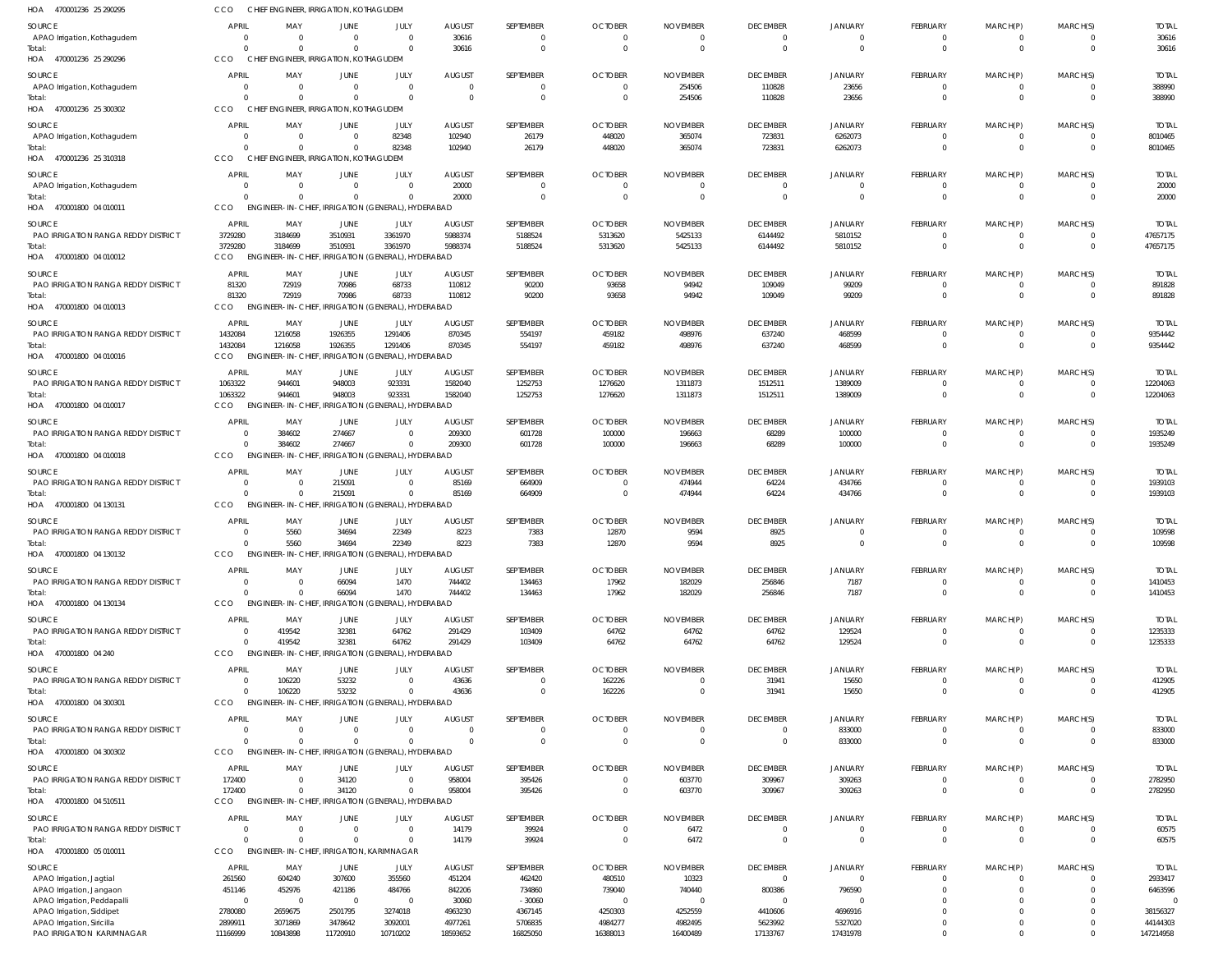HOA 470001236 25 290295 CCO CHIEF ENGINEER, IRRIGATION, KOTHAGUDEM

| SOURCE | APRIL | MAY | JUNE | JULY | AUGUST | SEPTEMBER | OCTOBER | NOVEMBER | DECEMBER | JANUARY | FEBRUARY | MARCH(P) | MARCH(S) | TOTAL |
|---|---|---|---|---|---|---|---|---|---|---|---|---|---|---|
| APAO Irrigation, Kothagudem | 0 | 0 | 0 | 0 | 30616 | 0 | 0 | 0 | 0 | 0 | 0 | 0 | 0 | 30616 |
| Total: | 0 | 0 | 0 | 0 | 30616 | 0 | 0 | 0 | 0 | 0 | 0 | 0 | 0 | 30616 |

HOA 470001236 25 290296 CCO CHIEF ENGINEER, IRRIGATION, KOTHAGUDEM

| SOURCE | APRIL | MAY | JUNE | JULY | AUGUST | SEPTEMBER | OCTOBER | NOVEMBER | DECEMBER | JANUARY | FEBRUARY | MARCH(P) | MARCH(S) | TOTAL |
|---|---|---|---|---|---|---|---|---|---|---|---|---|---|---|
| APAO Irrigation, Kothagudem | 0 | 0 | 0 | 0 | 0 | 0 | 0 | 254506 | 110828 | 23656 | 0 | 0 | 0 | 388990 |
| Total: | 0 | 0 | 0 | 0 | 0 | 0 | 0 | 254506 | 110828 | 23656 | 0 | 0 | 0 | 388990 |

HOA 470001236 25 300302 CCO CHIEF ENGINEER, IRRIGATION, KOTHAGUDEM

| SOURCE | APRIL | MAY | JUNE | JULY | AUGUST | SEPTEMBER | OCTOBER | NOVEMBER | DECEMBER | JANUARY | FEBRUARY | MARCH(P) | MARCH(S) | TOTAL |
|---|---|---|---|---|---|---|---|---|---|---|---|---|---|---|
| APAO Irrigation, Kothagudem | 0 | 0 | 0 | 82348 | 102940 | 26179 | 448020 | 365074 | 723831 | 6262073 | 0 | 0 | 0 | 8010465 |
| Total: | 0 | 0 | 0 | 82348 | 102940 | 26179 | 448020 | 365074 | 723831 | 6262073 | 0 | 0 | 0 | 8010465 |

HOA 470001236 25 310318 CCO CHIEF ENGINEER, IRRIGATION, KOTHAGUDEM

| SOURCE | APRIL | MAY | JUNE | JULY | AUGUST | SEPTEMBER | OCTOBER | NOVEMBER | DECEMBER | JANUARY | FEBRUARY | MARCH(P) | MARCH(S) | TOTAL |
|---|---|---|---|---|---|---|---|---|---|---|---|---|---|---|
| APAO Irrigation, Kothagudem | 0 | 0 | 0 | 0 | 20000 | 0 | 0 | 0 | 0 | 0 | 0 | 0 | 0 | 20000 |
| Total: | 0 | 0 | 0 | 0 | 20000 | 0 | 0 | 0 | 0 | 0 | 0 | 0 | 0 | 20000 |

HOA 470001800 04 010011 CCO ENGINEER-IN-CHIEF, IRRIGATION (GENERAL), HYDERABAD

| SOURCE | APRIL | MAY | JUNE | JULY | AUGUST | SEPTEMBER | OCTOBER | NOVEMBER | DECEMBER | JANUARY | FEBRUARY | MARCH(P) | MARCH(S) | TOTAL |
|---|---|---|---|---|---|---|---|---|---|---|---|---|---|---|
| PAO IRRIGATION RANGA REDDY DISTRICT | 3729280 | 3184699 | 3510931 | 3361970 | 5988374 | 5188524 | 5313620 | 5425133 | 6144492 | 5810152 | 0 | 0 | 0 | 47657175 |
| Total: | 3729280 | 3184699 | 3510931 | 3361970 | 5988374 | 5188524 | 5313620 | 5425133 | 6144492 | 5810152 | 0 | 0 | 0 | 47657175 |

HOA 470001800 04 010012 CCO ENGINEER-IN-CHIEF, IRRIGATION (GENERAL), HYDERABAD

| SOURCE | APRIL | MAY | JUNE | JULY | AUGUST | SEPTEMBER | OCTOBER | NOVEMBER | DECEMBER | JANUARY | FEBRUARY | MARCH(P) | MARCH(S) | TOTAL |
|---|---|---|---|---|---|---|---|---|---|---|---|---|---|---|
| PAO IRRIGATION RANGA REDDY DISTRICT | 81320 | 72919 | 70986 | 68733 | 110812 | 90200 | 93658 | 94942 | 109049 | 99209 | 0 | 0 | 0 | 891828 |
| Total: | 81320 | 72919 | 70986 | 68733 | 110812 | 90200 | 93658 | 94942 | 109049 | 99209 | 0 | 0 | 0 | 891828 |

HOA 470001800 04 010013 CCO ENGINEER-IN-CHIEF, IRRIGATION (GENERAL), HYDERABAD

| SOURCE | APRIL | MAY | JUNE | JULY | AUGUST | SEPTEMBER | OCTOBER | NOVEMBER | DECEMBER | JANUARY | FEBRUARY | MARCH(P) | MARCH(S) | TOTAL |
|---|---|---|---|---|---|---|---|---|---|---|---|---|---|---|
| PAO IRRIGATION RANGA REDDY DISTRICT | 1432084 | 1216058 | 1926355 | 1291406 | 870345 | 554197 | 459182 | 498976 | 637240 | 468599 | 0 | 0 | 0 | 9354442 |
| Total: | 1432084 | 1216058 | 1926355 | 1291406 | 870345 | 554197 | 459182 | 498976 | 637240 | 468599 | 0 | 0 | 0 | 9354442 |

HOA 470001800 04 010016 CCO ENGINEER-IN-CHIEF, IRRIGATION (GENERAL), HYDERABAD

| SOURCE | APRIL | MAY | JUNE | JULY | AUGUST | SEPTEMBER | OCTOBER | NOVEMBER | DECEMBER | JANUARY | FEBRUARY | MARCH(P) | MARCH(S) | TOTAL |
|---|---|---|---|---|---|---|---|---|---|---|---|---|---|---|
| PAO IRRIGATION RANGA REDDY DISTRICT | 1063322 | 944601 | 948003 | 923331 | 1582040 | 1252753 | 1276620 | 1311873 | 1512511 | 1389009 | 0 | 0 | 0 | 12204063 |
| Total: | 1063322 | 944601 | 948003 | 923331 | 1582040 | 1252753 | 1276620 | 1311873 | 1512511 | 1389009 | 0 | 0 | 0 | 12204063 |

HOA 470001800 04 010017 CCO ENGINEER-IN-CHIEF, IRRIGATION (GENERAL), HYDERABAD

| SOURCE | APRIL | MAY | JUNE | JULY | AUGUST | SEPTEMBER | OCTOBER | NOVEMBER | DECEMBER | JANUARY | FEBRUARY | MARCH(P) | MARCH(S) | TOTAL |
|---|---|---|---|---|---|---|---|---|---|---|---|---|---|---|
| PAO IRRIGATION RANGA REDDY DISTRICT | 0 | 384602 | 274667 | 0 | 209300 | 601728 | 100000 | 196663 | 68289 | 100000 | 0 | 0 | 0 | 1935249 |
| Total: | 0 | 384602 | 274667 | 0 | 209300 | 601728 | 100000 | 196663 | 68289 | 100000 | 0 | 0 | 0 | 1935249 |

HOA 470001800 04 010018 CCO ENGINEER-IN-CHIEF, IRRIGATION (GENERAL), HYDERABAD

| SOURCE | APRIL | MAY | JUNE | JULY | AUGUST | SEPTEMBER | OCTOBER | NOVEMBER | DECEMBER | JANUARY | FEBRUARY | MARCH(P) | MARCH(S) | TOTAL |
|---|---|---|---|---|---|---|---|---|---|---|---|---|---|---|
| PAO IRRIGATION RANGA REDDY DISTRICT | 0 | 0 | 215091 | 0 | 85169 | 664909 | 0 | 474944 | 64224 | 434766 | 0 | 0 | 0 | 1939103 |
| Total: | 0 | 0 | 215091 | 0 | 85169 | 664909 | 0 | 474944 | 64224 | 434766 | 0 | 0 | 0 | 1939103 |

HOA 470001800 04 130131 CCO ENGINEER-IN-CHIEF, IRRIGATION (GENERAL), HYDERABAD

| SOURCE | APRIL | MAY | JUNE | JULY | AUGUST | SEPTEMBER | OCTOBER | NOVEMBER | DECEMBER | JANUARY | FEBRUARY | MARCH(P) | MARCH(S) | TOTAL |
|---|---|---|---|---|---|---|---|---|---|---|---|---|---|---|
| PAO IRRIGATION RANGA REDDY DISTRICT | 0 | 5560 | 34694 | 22349 | 8223 | 7383 | 12870 | 9594 | 8925 | 0 | 0 | 0 | 0 | 109598 |
| Total: | 0 | 5560 | 34694 | 22349 | 8223 | 7383 | 12870 | 9594 | 8925 | 0 | 0 | 0 | 0 | 109598 |

HOA 470001800 04 130132 CCO ENGINEER-IN-CHIEF, IRRIGATION (GENERAL), HYDERABAD

| SOURCE | APRIL | MAY | JUNE | JULY | AUGUST | SEPTEMBER | OCTOBER | NOVEMBER | DECEMBER | JANUARY | FEBRUARY | MARCH(P) | MARCH(S) | TOTAL |
|---|---|---|---|---|---|---|---|---|---|---|---|---|---|---|
| PAO IRRIGATION RANGA REDDY DISTRICT | 0 | 0 | 66094 | 1470 | 744402 | 134463 | 17962 | 182029 | 256846 | 7187 | 0 | 0 | 0 | 1410453 |
| Total: | 0 | 0 | 66094 | 1470 | 744402 | 134463 | 17962 | 182029 | 256846 | 7187 | 0 | 0 | 0 | 1410453 |

HOA 470001800 04 130134 CCO ENGINEER-IN-CHIEF, IRRIGATION (GENERAL), HYDERABAD

| SOURCE | APRIL | MAY | JUNE | JULY | AUGUST | SEPTEMBER | OCTOBER | NOVEMBER | DECEMBER | JANUARY | FEBRUARY | MARCH(P) | MARCH(S) | TOTAL |
|---|---|---|---|---|---|---|---|---|---|---|---|---|---|---|
| PAO IRRIGATION RANGA REDDY DISTRICT | 0 | 419542 | 32381 | 64762 | 291429 | 103409 | 64762 | 64762 | 64762 | 129524 | 0 | 0 | 0 | 1235333 |
| Total: | 0 | 419542 | 32381 | 64762 | 291429 | 103409 | 64762 | 64762 | 64762 | 129524 | 0 | 0 | 0 | 1235333 |

HOA 470001800 04 240 CCO ENGINEER-IN-CHIEF, IRRIGATION (GENERAL), HYDERABAD

| SOURCE | APRIL | MAY | JUNE | JULY | AUGUST | SEPTEMBER | OCTOBER | NOVEMBER | DECEMBER | JANUARY | FEBRUARY | MARCH(P) | MARCH(S) | TOTAL |
|---|---|---|---|---|---|---|---|---|---|---|---|---|---|---|
| PAO IRRIGATION RANGA REDDY DISTRICT | 0 | 106220 | 53232 | 0 | 43636 | 0 | 162226 | 0 | 31941 | 15650 | 0 | 0 | 0 | 412905 |
| Total: | 0 | 106220 | 53232 | 0 | 43636 | 0 | 162226 | 0 | 31941 | 15650 | 0 | 0 | 0 | 412905 |

HOA 470001800 04 300301 CCO ENGINEER-IN-CHIEF, IRRIGATION (GENERAL), HYDERABAD

| SOURCE | APRIL | MAY | JUNE | JULY | AUGUST | SEPTEMBER | OCTOBER | NOVEMBER | DECEMBER | JANUARY | FEBRUARY | MARCH(P) | MARCH(S) | TOTAL |
|---|---|---|---|---|---|---|---|---|---|---|---|---|---|---|
| PAO IRRIGATION RANGA REDDY DISTRICT | 0 | 0 | 0 | 0 | 0 | 0 | 0 | 0 | 0 | 833000 | 0 | 0 | 0 | 833000 |
| Total: | 0 | 0 | 0 | 0 | 0 | 0 | 0 | 0 | 0 | 833000 | 0 | 0 | 0 | 833000 |

HOA 470001800 04 300302 CCO ENGINEER-IN-CHIEF, IRRIGATION (GENERAL), HYDERABAD

| SOURCE | APRIL | MAY | JUNE | JULY | AUGUST | SEPTEMBER | OCTOBER | NOVEMBER | DECEMBER | JANUARY | FEBRUARY | MARCH(P) | MARCH(S) | TOTAL |
|---|---|---|---|---|---|---|---|---|---|---|---|---|---|---|
| PAO IRRIGATION RANGA REDDY DISTRICT | 172400 | 0 | 34120 | 0 | 958004 | 395426 | 0 | 603770 | 309967 | 309263 | 0 | 0 | 0 | 2782950 |
| Total: | 172400 | 0 | 34120 | 0 | 958004 | 395426 | 0 | 603770 | 309967 | 309263 | 0 | 0 | 0 | 2782950 |

HOA 470001800 04 510511 CCO ENGINEER-IN-CHIEF, IRRIGATION (GENERAL), HYDERABAD

| SOURCE | APRIL | MAY | JUNE | JULY | AUGUST | SEPTEMBER | OCTOBER | NOVEMBER | DECEMBER | JANUARY | FEBRUARY | MARCH(P) | MARCH(S) | TOTAL |
|---|---|---|---|---|---|---|---|---|---|---|---|---|---|---|
| PAO IRRIGATION RANGA REDDY DISTRICT | 0 | 0 | 0 | 0 | 14179 | 39924 | 0 | 6472 | 0 | 0 | 0 | 0 | 0 | 60575 |
| Total: | 0 | 0 | 0 | 0 | 14179 | 39924 | 0 | 6472 | 0 | 0 | 0 | 0 | 0 | 60575 |

HOA 470001800 05 010011 CCO ENGINEER-IN-CHIEF, IRRIGATION, KARIMNAGAR

| SOURCE | APRIL | MAY | JUNE | JULY | AUGUST | SEPTEMBER | OCTOBER | NOVEMBER | DECEMBER | JANUARY | FEBRUARY | MARCH(P) | MARCH(S) | TOTAL |
|---|---|---|---|---|---|---|---|---|---|---|---|---|---|---|
| APAO Irrigation, Jagtial | 261560 | 604240 | 307600 | 355560 | 451204 | 462420 | 480510 | 10323 | 0 | 0 | 0 | 0 | 0 | 2933417 |
| APAO Irrigation, Jangaon | 451146 | 452976 | 421186 | 484766 | 842206 | 734860 | 739040 | 740440 | 800386 | 796590 | 0 | 0 | 0 | 6463596 |
| APAO Irrigation, Peddapalli | 0 | 0 | 0 | 0 | 30060 | -30060 | 0 | 0 | 0 | 0 | 0 | 0 | 0 | 0 |
| APAO Irrigation, Siddipet | 2780080 | 2659675 | 2501795 | 3274018 | 4963230 | 4367145 | 4250303 | 4252559 | 4410606 | 4696916 | 0 | 0 | 0 | 38156327 |
| APAO Irrigation, Siricilla | 2899911 | 3071869 | 3478642 | 3092001 | 4977261 | 5706835 | 4984277 | 4982495 | 5623992 | 5327020 | 0 | 0 | 0 | 44144303 |
| PAO IRRIGATION KARIMNAGAR | 11166999 | 10843898 | 11720910 | 10710202 | 18593652 | 16825050 | 16388013 | 16400489 | 17133767 | 17431978 | 0 | 0 | 0 | 147214958 |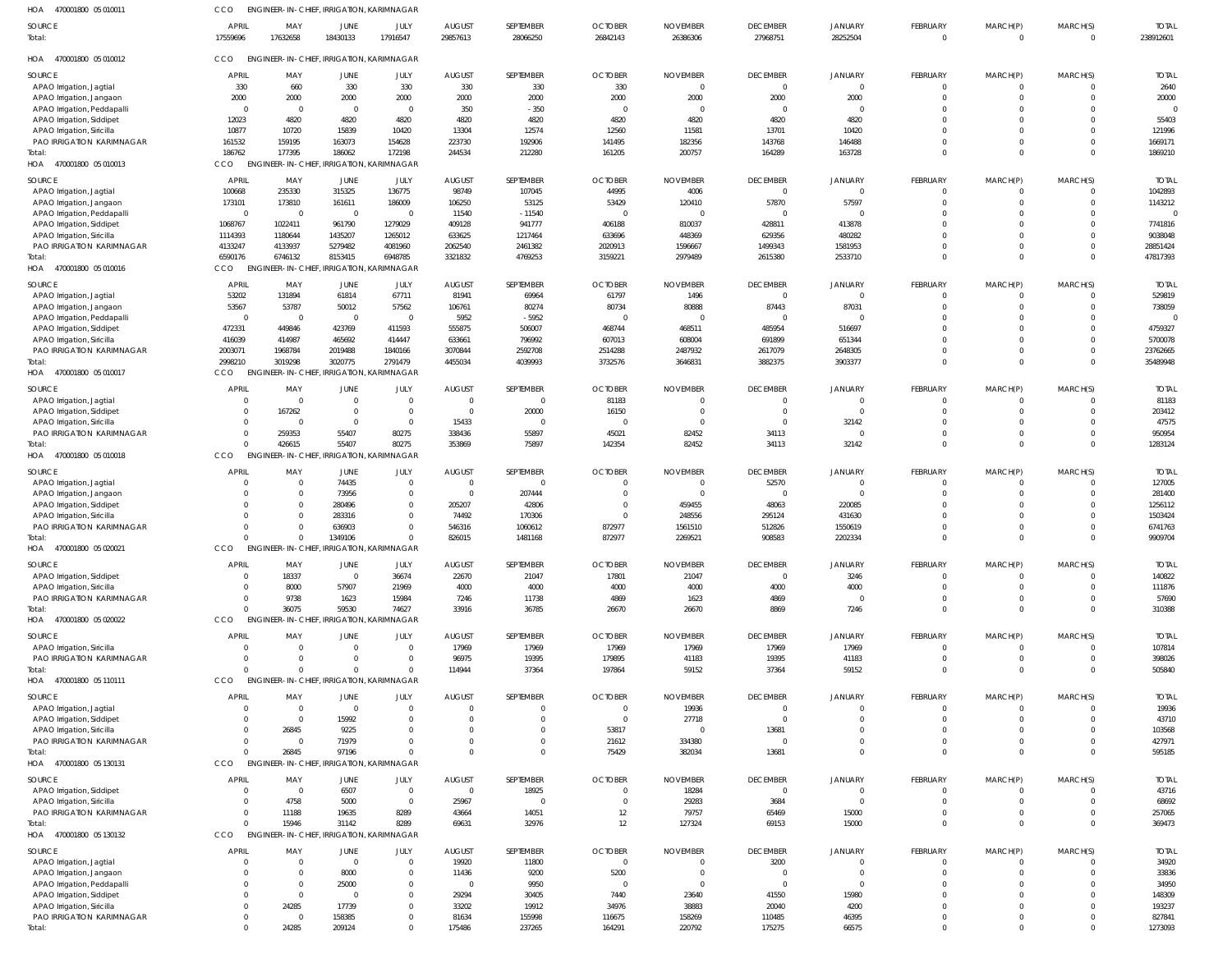HOA 470001800 05 010011 CCO ENGINEER-IN-CHIEF, IRRIGATION, KARIMNAGAR

| SOURCE | APRIL | MAY | JUNE | JULY | AUGUST | SEPTEMBER | OCTOBER | NOVEMBER | DECEMBER | JANUARY | FEBRUARY | MARCH(P) | MARCH(S) | TOTAL |
|---|---|---|---|---|---|---|---|---|---|---|---|---|---|---|
| Total: | 17559696 | 17632658 | 18430133 | 17916547 | 29857613 | 28066250 | 26842143 | 26386306 | 27968751 | 28252504 | 0 | 0 | 0 | 238912601 |

HOA 470001800 05 010012 CCO ENGINEER-IN-CHIEF, IRRIGATION, KARIMNAGAR

| SOURCE | APRIL | MAY | JUNE | JULY | AUGUST | SEPTEMBER | OCTOBER | NOVEMBER | DECEMBER | JANUARY | FEBRUARY | MARCH(P) | MARCH(S) | TOTAL |
|---|---|---|---|---|---|---|---|---|---|---|---|---|---|---|
| APAO Irrigation, Jagtial | 330 | 660 | 330 | 330 | 330 | 330 | 330 | 0 | 0 | 0 | 0 | 0 | 0 | 2640 |
| APAO Irrigation, Jangaon | 2000 | 2000 | 2000 | 2000 | 2000 | 2000 | 2000 | 2000 | 2000 | 2000 | 0 | 0 | 0 | 20000 |
| APAO Irrigation, Peddapalli | 0 | 0 | 0 | 0 | 350 | -350 | 0 | 0 | 0 | 0 | 0 | 0 | 0 | 0 |
| APAO Irrigation, Siddipet | 12023 | 4820 | 4820 | 4820 | 4820 | 4820 | 4820 | 4820 | 4820 | 4820 | 0 | 0 | 0 | 55403 |
| APAO Irrigation, Siricilla | 10877 | 10720 | 15839 | 10420 | 13304 | 12574 | 12560 | 11581 | 13701 | 10420 | 0 | 0 | 0 | 121996 |
| PAO IRRIGATION KARIMNAGAR | 161532 | 159195 | 163073 | 154628 | 223730 | 192906 | 141495 | 182356 | 143768 | 146488 | 0 | 0 | 0 | 1669171 |
| Total: | 186762 | 177395 | 186062 | 172198 | 244534 | 212280 | 161205 | 200757 | 164289 | 163728 | 0 | 0 | 0 | 1869210 |

HOA 470001800 05 010013 CCO ENGINEER-IN-CHIEF, IRRIGATION, KARIMNAGAR

| SOURCE | APRIL | MAY | JUNE | JULY | AUGUST | SEPTEMBER | OCTOBER | NOVEMBER | DECEMBER | JANUARY | FEBRUARY | MARCH(P) | MARCH(S) | TOTAL |
|---|---|---|---|---|---|---|---|---|---|---|---|---|---|---|
| APAO Irrigation, Jagtial | 100668 | 235330 | 315325 | 136775 | 98749 | 107045 | 44995 | 4006 | 0 | 0 | 0 | 0 | 0 | 1042893 |
| APAO Irrigation, Jangaon | 173101 | 173810 | 161611 | 186009 | 106250 | 53125 | 53429 | 120410 | 57870 | 57597 | 0 | 0 | 0 | 1143212 |
| APAO Irrigation, Peddapalli | 0 | 0 | 0 | 0 | 11540 | -11540 | 0 | 0 | 0 | 0 | 0 | 0 | 0 | 0 |
| APAO Irrigation, Siddipet | 1068767 | 1022411 | 961790 | 1279029 | 409128 | 941777 | 406188 | 810037 | 428811 | 413878 | 0 | 0 | 0 | 7741816 |
| APAO Irrigation, Siricilla | 1114393 | 1180644 | 1435207 | 1265012 | 633625 | 1217464 | 633696 | 448369 | 629356 | 480282 | 0 | 0 | 0 | 9038048 |
| PAO IRRIGATION KARIMNAGAR | 4133247 | 4133937 | 5279482 | 4081960 | 2062540 | 2461382 | 2020913 | 1596667 | 1499343 | 1581953 | 0 | 0 | 0 | 28851424 |
| Total: | 6590176 | 6746132 | 8153415 | 6948785 | 3321832 | 4769253 | 3159221 | 2979489 | 2615380 | 2533710 | 0 | 0 | 0 | 47817393 |

HOA 470001800 05 010016 CCO ENGINEER-IN-CHIEF, IRRIGATION, KARIMNAGAR

| SOURCE | APRIL | MAY | JUNE | JULY | AUGUST | SEPTEMBER | OCTOBER | NOVEMBER | DECEMBER | JANUARY | FEBRUARY | MARCH(P) | MARCH(S) | TOTAL |
|---|---|---|---|---|---|---|---|---|---|---|---|---|---|---|
| APAO Irrigation, Jagtial | 53202 | 131894 | 61814 | 67711 | 81941 | 69964 | 61797 | 1496 | 0 | 0 | 0 | 0 | 0 | 529819 |
| APAO Irrigation, Jangaon | 53567 | 53787 | 50012 | 57562 | 106761 | 80274 | 80734 | 80888 | 87443 | 87031 | 0 | 0 | 0 | 738059 |
| APAO Irrigation, Peddapalli | 0 | 0 | 0 | 0 | 5952 | -5952 | 0 | 0 | 0 | 0 | 0 | 0 | 0 | 0 |
| APAO Irrigation, Siddipet | 472331 | 449846 | 423769 | 411593 | 555875 | 506007 | 468744 | 468511 | 485954 | 516697 | 0 | 0 | 0 | 4759327 |
| APAO Irrigation, Siricilla | 416039 | 414987 | 465692 | 414447 | 633661 | 796992 | 607013 | 608004 | 691899 | 651344 | 0 | 0 | 0 | 5700078 |
| PAO IRRIGATION KARIMNAGAR | 2003071 | 1968784 | 2019488 | 1840166 | 3070844 | 2592708 | 2514288 | 2487932 | 2617079 | 2648305 | 0 | 0 | 0 | 23762665 |
| Total: | 2998210 | 3019298 | 3020775 | 2791479 | 4455034 | 4039993 | 3732576 | 3646831 | 3882375 | 3903377 | 0 | 0 | 0 | 35489948 |

HOA 470001800 05 010017 CCO ENGINEER-IN-CHIEF, IRRIGATION, KARIMNAGAR

| SOURCE | APRIL | MAY | JUNE | JULY | AUGUST | SEPTEMBER | OCTOBER | NOVEMBER | DECEMBER | JANUARY | FEBRUARY | MARCH(P) | MARCH(S) | TOTAL |
|---|---|---|---|---|---|---|---|---|---|---|---|---|---|---|
| APAO Irrigation, Jagtial | 0 | 0 | 0 | 0 | 0 | 0 | 81183 | 0 | 0 | 0 | 0 | 0 | 0 | 81183 |
| APAO Irrigation, Siddipet | 0 | 167262 | 0 | 0 | 0 | 20000 | 16150 | 0 | 0 | 0 | 0 | 0 | 0 | 203412 |
| APAO Irrigation, Siricilla | 0 | 0 | 0 | 0 | 15433 | 0 | 0 | 0 | 0 | 32142 | 0 | 0 | 0 | 47575 |
| PAO IRRIGATION KARIMNAGAR | 0 | 259353 | 55407 | 80275 | 338436 | 55897 | 45021 | 82452 | 34113 | 0 | 0 | 0 | 0 | 950954 |
| Total: | 0 | 426615 | 55407 | 80275 | 353869 | 75897 | 142354 | 82452 | 34113 | 32142 | 0 | 0 | 0 | 1283124 |

HOA 470001800 05 010018 CCO ENGINEER-IN-CHIEF, IRRIGATION, KARIMNAGAR

| SOURCE | APRIL | MAY | JUNE | JULY | AUGUST | SEPTEMBER | OCTOBER | NOVEMBER | DECEMBER | JANUARY | FEBRUARY | MARCH(P) | MARCH(S) | TOTAL |
|---|---|---|---|---|---|---|---|---|---|---|---|---|---|---|
| APAO Irrigation, Jagtial | 0 | 0 | 74435 | 0 | 0 | 0 | 0 | 0 | 52570 | 0 | 0 | 0 | 0 | 127005 |
| APAO Irrigation, Jangaon | 0 | 0 | 73956 | 0 | 0 | 207444 | 0 | 0 | 0 | 0 | 0 | 0 | 0 | 281400 |
| APAO Irrigation, Siddipet | 0 | 0 | 280496 | 0 | 205207 | 42806 | 0 | 459455 | 48063 | 220085 | 0 | 0 | 0 | 1256112 |
| APAO Irrigation, Siricilla | 0 | 0 | 283316 | 0 | 74492 | 170306 | 0 | 248556 | 295124 | 431630 | 0 | 0 | 0 | 1503424 |
| PAO IRRIGATION KARIMNAGAR | 0 | 0 | 636903 | 0 | 546316 | 1060612 | 872977 | 1561510 | 512826 | 1550619 | 0 | 0 | 0 | 6741763 |
| Total: | 0 | 0 | 1349106 | 0 | 826015 | 1481168 | 872977 | 2269521 | 908583 | 2202334 | 0 | 0 | 0 | 9909704 |

HOA 470001800 05 020021 CCO ENGINEER-IN-CHIEF, IRRIGATION, KARIMNAGAR

| SOURCE | APRIL | MAY | JUNE | JULY | AUGUST | SEPTEMBER | OCTOBER | NOVEMBER | DECEMBER | JANUARY | FEBRUARY | MARCH(P) | MARCH(S) | TOTAL |
|---|---|---|---|---|---|---|---|---|---|---|---|---|---|---|
| APAO Irrigation, Siddipet | 0 | 18337 | 0 | 36674 | 22670 | 21047 | 17801 | 21047 | 0 | 3246 | 0 | 0 | 0 | 140822 |
| APAO Irrigation, Siricilla | 0 | 8000 | 57907 | 21969 | 4000 | 4000 | 4000 | 4000 | 4000 | 4000 | 0 | 0 | 0 | 111876 |
| PAO IRRIGATION KARIMNAGAR | 0 | 9738 | 1623 | 15984 | 7246 | 11738 | 4869 | 1623 | 4869 | 0 | 0 | 0 | 0 | 57690 |
| Total: | 0 | 36075 | 59530 | 74627 | 33916 | 36785 | 26670 | 26670 | 8869 | 7246 | 0 | 0 | 0 | 310388 |

HOA 470001800 05 020022 CCO ENGINEER-IN-CHIEF, IRRIGATION, KARIMNAGAR

| SOURCE | APRIL | MAY | JUNE | JULY | AUGUST | SEPTEMBER | OCTOBER | NOVEMBER | DECEMBER | JANUARY | FEBRUARY | MARCH(P) | MARCH(S) | TOTAL |
|---|---|---|---|---|---|---|---|---|---|---|---|---|---|---|
| APAO Irrigation, Siricilla | 0 | 0 | 0 | 0 | 17969 | 17969 | 17969 | 17969 | 17969 | 17969 | 0 | 0 | 0 | 107814 |
| PAO IRRIGATION KARIMNAGAR | 0 | 0 | 0 | 0 | 96975 | 19395 | 179895 | 41183 | 19395 | 41183 | 0 | 0 | 0 | 398026 |
| Total: | 0 | 0 | 0 | 0 | 114944 | 37364 | 197864 | 59152 | 37364 | 59152 | 0 | 0 | 0 | 505840 |

HOA 470001800 05 110111 CCO ENGINEER-IN-CHIEF, IRRIGATION, KARIMNAGAR

| SOURCE | APRIL | MAY | JUNE | JULY | AUGUST | SEPTEMBER | OCTOBER | NOVEMBER | DECEMBER | JANUARY | FEBRUARY | MARCH(P) | MARCH(S) | TOTAL |
|---|---|---|---|---|---|---|---|---|---|---|---|---|---|---|
| APAO Irrigation, Jagtial | 0 | 0 | 0 | 0 | 0 | 0 | 0 | 19936 | 0 | 0 | 0 | 0 | 0 | 19936 |
| APAO Irrigation, Siddipet | 0 | 0 | 15992 | 0 | 0 | 0 | 0 | 27718 | 0 | 0 | 0 | 0 | 0 | 43710 |
| APAO Irrigation, Siricilla | 0 | 26845 | 9225 | 0 | 0 | 0 | 53817 | 0 | 13681 | 0 | 0 | 0 | 0 | 103568 |
| PAO IRRIGATION KARIMNAGAR | 0 | 0 | 71979 | 0 | 0 | 0 | 21612 | 334380 | 0 | 0 | 0 | 0 | 0 | 427971 |
| Total: | 0 | 26845 | 97196 | 0 | 0 | 0 | 75429 | 382034 | 13681 | 0 | 0 | 0 | 0 | 595185 |

HOA 470001800 05 130131 CCO ENGINEER-IN-CHIEF, IRRIGATION, KARIMNAGAR

| SOURCE | APRIL | MAY | JUNE | JULY | AUGUST | SEPTEMBER | OCTOBER | NOVEMBER | DECEMBER | JANUARY | FEBRUARY | MARCH(P) | MARCH(S) | TOTAL |
|---|---|---|---|---|---|---|---|---|---|---|---|---|---|---|
| APAO Irrigation, Siddipet | 0 | 0 | 6507 | 0 | 0 | 18925 | 0 | 18284 | 0 | 0 | 0 | 0 | 0 | 43716 |
| APAO Irrigation, Siricilla | 0 | 4758 | 5000 | 0 | 25967 | 0 | 0 | 29283 | 3684 | 0 | 0 | 0 | 0 | 68692 |
| PAO IRRIGATION KARIMNAGAR | 0 | 11188 | 19635 | 8289 | 43664 | 14051 | 12 | 79757 | 65469 | 15000 | 0 | 0 | 0 | 257065 |
| Total: | 0 | 15946 | 31142 | 8289 | 69631 | 32976 | 12 | 127324 | 69153 | 15000 | 0 | 0 | 0 | 369473 |

HOA 470001800 05 130132 CCO ENGINEER-IN-CHIEF, IRRIGATION, KARIMNAGAR

| SOURCE | APRIL | MAY | JUNE | JULY | AUGUST | SEPTEMBER | OCTOBER | NOVEMBER | DECEMBER | JANUARY | FEBRUARY | MARCH(P) | MARCH(S) | TOTAL |
|---|---|---|---|---|---|---|---|---|---|---|---|---|---|---|
| APAO Irrigation, Jagtial | 0 | 0 | 0 | 0 | 19920 | 11800 | 0 | 0 | 3200 | 0 | 0 | 0 | 0 | 34920 |
| APAO Irrigation, Jangaon | 0 | 0 | 8000 | 0 | 11436 | 9200 | 5200 | 0 | 0 | 0 | 0 | 0 | 0 | 33836 |
| APAO Irrigation, Peddapalli | 0 | 0 | 25000 | 0 | 0 | 9950 | 0 | 0 | 0 | 0 | 0 | 0 | 0 | 34950 |
| APAO Irrigation, Siddipet | 0 | 0 | 0 | 0 | 29294 | 30405 | 7440 | 23640 | 41550 | 15980 | 0 | 0 | 0 | 148309 |
| APAO Irrigation, Siricilla | 0 | 24285 | 17739 | 0 | 33202 | 19912 | 34976 | 38883 | 20040 | 4200 | 0 | 0 | 0 | 193237 |
| PAO IRRIGATION KARIMNAGAR | 0 | 0 | 158385 | 0 | 81634 | 155998 | 116675 | 158269 | 110485 | 46395 | 0 | 0 | 0 | 827841 |
| Total: | 0 | 24285 | 209124 | 0 | 175486 | 237265 | 164291 | 220792 | 175275 | 66575 | 0 | 0 | 0 | 1273093 |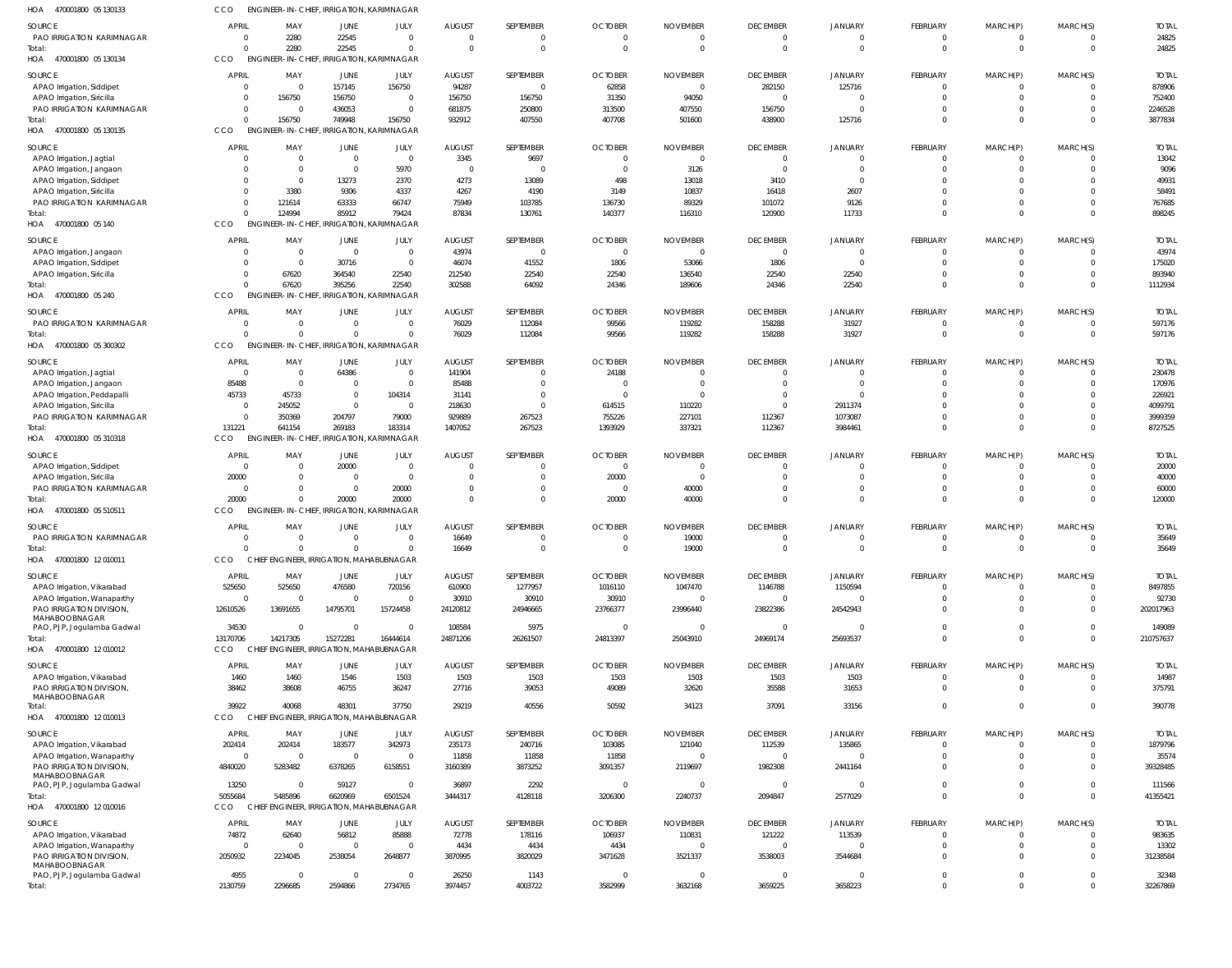HOA 470001800 05 130133 CCO ENGINEER-IN-CHIEF, IRRIGATION, KARIMNAGAR

| SOURCE | APRIL | MAY | JUNE | JULY | AUGUST | SEPTEMBER | OCTOBER | NOVEMBER | DECEMBER | JANUARY | FEBRUARY | MARCH(P) | MARCH(S) | TOTAL |
|---|---|---|---|---|---|---|---|---|---|---|---|---|---|---|
| PAO IRRIGATION KARIMNAGAR | 0 | 2280 | 22545 | 0 | 0 | 0 | 0 | 0 | 0 | 0 | 0 | 0 | 0 | 24825 |
| Total: | 0 | 2280 | 22545 | 0 | 0 | 0 | 0 | 0 | 0 | 0 | 0 | 0 | 0 | 24825 |

HOA 470001800 05 130134 CCO ENGINEER-IN-CHIEF, IRRIGATION, KARIMNAGAR

| SOURCE | APRIL | MAY | JUNE | JULY | AUGUST | SEPTEMBER | OCTOBER | NOVEMBER | DECEMBER | JANUARY | FEBRUARY | MARCH(P) | MARCH(S) | TOTAL |
|---|---|---|---|---|---|---|---|---|---|---|---|---|---|---|
| APAO Irrigation, Siddipet | 0 | 0 | 157145 | 156750 | 94287 | 0 | 62858 | 0 | 282150 | 125716 | 0 | 0 | 0 | 878906 |
| APAO Irrigation, Siricilla | 0 | 156750 | 156750 | 0 | 156750 | 156750 | 31350 | 94050 | 0 | 0 | 0 | 0 | 0 | 752400 |
| PAO IRRIGATION KARIMNAGAR | 0 | 0 | 436053 | 0 | 681875 | 250800 | 313500 | 407550 | 156750 | 0 | 0 | 0 | 0 | 2246528 |
| Total: | 0 | 156750 | 749948 | 156750 | 932912 | 407550 | 407708 | 501600 | 438900 | 125716 | 0 | 0 | 0 | 3877834 |

HOA 470001800 05 130135 CCO ENGINEER-IN-CHIEF, IRRIGATION, KARIMNAGAR

| SOURCE | APRIL | MAY | JUNE | JULY | AUGUST | SEPTEMBER | OCTOBER | NOVEMBER | DECEMBER | JANUARY | FEBRUARY | MARCH(P) | MARCH(S) | TOTAL |
|---|---|---|---|---|---|---|---|---|---|---|---|---|---|---|
| APAO Irrigation, Jagtial | 0 | 0 | 0 | 0 | 3345 | 9697 | 0 | 0 | 0 | 0 | 0 | 0 | 0 | 13042 |
| APAO Irrigation, Jangaon | 0 | 0 | 0 | 5970 | 0 | 0 | 0 | 3126 | 0 | 0 | 0 | 0 | 0 | 9096 |
| APAO Irrigation, Siddipet | 0 | 0 | 13273 | 2370 | 4273 | 13089 | 498 | 13018 | 3410 | 0 | 0 | 0 | 0 | 49931 |
| APAO Irrigation, Siricilla | 0 | 3380 | 9306 | 4337 | 4267 | 4190 | 3149 | 10837 | 16418 | 2607 | 0 | 0 | 0 | 58491 |
| PAO IRRIGATION KARIMNAGAR | 0 | 121614 | 63333 | 66747 | 75949 | 103785 | 136730 | 89329 | 101072 | 9126 | 0 | 0 | 0 | 767685 |
| Total: | 0 | 124994 | 85912 | 79424 | 87834 | 130761 | 140377 | 116310 | 120900 | 11733 | 0 | 0 | 0 | 898245 |

HOA 470001800 05 140 CCO ENGINEER-IN-CHIEF, IRRIGATION, KARIMNAGAR

| SOURCE | APRIL | MAY | JUNE | JULY | AUGUST | SEPTEMBER | OCTOBER | NOVEMBER | DECEMBER | JANUARY | FEBRUARY | MARCH(P) | MARCH(S) | TOTAL |
|---|---|---|---|---|---|---|---|---|---|---|---|---|---|---|
| APAO Irrigation, Jangaon | 0 | 0 | 0 | 0 | 43974 | 0 | 0 | 0 | 0 | 0 | 0 | 0 | 0 | 43974 |
| APAO Irrigation, Siddipet | 0 | 0 | 30716 | 0 | 46074 | 41552 | 1806 | 53066 | 1806 | 0 | 0 | 0 | 0 | 175020 |
| APAO Irrigation, Siricilla | 0 | 67620 | 364540 | 22540 | 212540 | 22540 | 22540 | 136540 | 22540 | 22540 | 0 | 0 | 0 | 893940 |
| Total: | 0 | 67620 | 395256 | 22540 | 302588 | 64092 | 24346 | 189606 | 24346 | 22540 | 0 | 0 | 0 | 1112934 |

HOA 470001800 05 240 CCO ENGINEER-IN-CHIEF, IRRIGATION, KARIMNAGAR

| SOURCE | APRIL | MAY | JUNE | JULY | AUGUST | SEPTEMBER | OCTOBER | NOVEMBER | DECEMBER | JANUARY | FEBRUARY | MARCH(P) | MARCH(S) | TOTAL |
|---|---|---|---|---|---|---|---|---|---|---|---|---|---|---|
| PAO IRRIGATION KARIMNAGAR | 0 | 0 | 0 | 0 | 76029 | 112084 | 99566 | 119282 | 158288 | 31927 | 0 | 0 | 0 | 597176 |
| Total: | 0 | 0 | 0 | 0 | 76029 | 112084 | 99566 | 119282 | 158288 | 31927 | 0 | 0 | 0 | 597176 |

HOA 470001800 05 300302 CCO ENGINEER-IN-CHIEF, IRRIGATION, KARIMNAGAR

| SOURCE | APRIL | MAY | JUNE | JULY | AUGUST | SEPTEMBER | OCTOBER | NOVEMBER | DECEMBER | JANUARY | FEBRUARY | MARCH(P) | MARCH(S) | TOTAL |
|---|---|---|---|---|---|---|---|---|---|---|---|---|---|---|
| APAO Irrigation, Jagtial | 0 | 0 | 64386 | 0 | 141904 | 0 | 24188 | 0 | 0 | 0 | 0 | 0 | 0 | 230478 |
| APAO Irrigation, Jangaon | 85488 | 0 | 0 | 0 | 85488 | 0 | 0 | 0 | 0 | 0 | 0 | 0 | 0 | 170976 |
| APAO Irrigation, Peddapalli | 45733 | 45733 | 0 | 104314 | 31141 | 0 | 0 | 0 | 0 | 0 | 0 | 0 | 0 | 226921 |
| APAO Irrigation, Siricilla | 0 | 245052 | 0 | 0 | 218630 | 0 | 614515 | 110220 | 0 | 2911374 | 0 | 0 | 0 | 4099791 |
| PAO IRRIGATION KARIMNAGAR | 0 | 350369 | 204797 | 79000 | 929889 | 267523 | 755226 | 227101 | 112367 | 1073087 | 0 | 0 | 0 | 3999359 |
| Total: | 131221 | 641154 | 269183 | 183314 | 1407052 | 267523 | 1393929 | 337321 | 112367 | 3984461 | 0 | 0 | 0 | 8727525 |

HOA 470001800 05 310318 CCO ENGINEER-IN-CHIEF, IRRIGATION, KARIMNAGAR

| SOURCE | APRIL | MAY | JUNE | JULY | AUGUST | SEPTEMBER | OCTOBER | NOVEMBER | DECEMBER | JANUARY | FEBRUARY | MARCH(P) | MARCH(S) | TOTAL |
|---|---|---|---|---|---|---|---|---|---|---|---|---|---|---|
| APAO Irrigation, Siddipet | 0 | 0 | 20000 | 0 | 0 | 0 | 0 | 0 | 0 | 0 | 0 | 0 | 0 | 20000 |
| APAO Irrigation, Siricilla | 20000 | 0 | 0 | 0 | 0 | 0 | 20000 | 0 | 0 | 0 | 0 | 0 | 0 | 40000 |
| PAO IRRIGATION KARIMNAGAR | 0 | 0 | 0 | 20000 | 0 | 0 | 0 | 40000 | 0 | 0 | 0 | 0 | 0 | 60000 |
| Total: | 20000 | 0 | 20000 | 20000 | 0 | 0 | 20000 | 40000 | 0 | 0 | 0 | 0 | 0 | 120000 |

HOA 470001800 05 510511 CCO ENGINEER-IN-CHIEF, IRRIGATION, KARIMNAGAR

| SOURCE | APRIL | MAY | JUNE | JULY | AUGUST | SEPTEMBER | OCTOBER | NOVEMBER | DECEMBER | JANUARY | FEBRUARY | MARCH(P) | MARCH(S) | TOTAL |
|---|---|---|---|---|---|---|---|---|---|---|---|---|---|---|
| PAO IRRIGATION KARIMNAGAR | 0 | 0 | 0 | 0 | 16649 | 0 | 0 | 19000 | 0 | 0 | 0 | 0 | 0 | 35649 |
| Total: | 0 | 0 | 0 | 0 | 16649 | 0 | 0 | 19000 | 0 | 0 | 0 | 0 | 0 | 35649 |

HOA 470001800 12 010011 CCO CHIEF ENGINEER, IRRIGATION, MAHABUBNAGAR

| SOURCE | APRIL | MAY | JUNE | JULY | AUGUST | SEPTEMBER | OCTOBER | NOVEMBER | DECEMBER | JANUARY | FEBRUARY | MARCH(P) | MARCH(S) | TOTAL |
|---|---|---|---|---|---|---|---|---|---|---|---|---|---|---|
| APAO Irrigation, Vikarabad | 525650 | 525650 | 476580 | 720156 | 610900 | 1277957 | 1016110 | 1047470 | 1146788 | 1150594 | 0 | 0 | 0 | 8497855 |
| APAO Irrigation, Wanaparthy | 0 | 0 | 0 | 0 | 30910 | 30910 | 30910 | 0 | 0 | 0 | 0 | 0 | 0 | 92730 |
| PAO IRRIGATION DIVISION, MAHABOOBNAGAR | 12610526 | 13691655 | 14795701 | 15724458 | 24120812 | 24946665 | 23766377 | 23996440 | 23822386 | 24542943 | 0 | 0 | 0 | 202017963 |
| PAO, PJP, Jogulamba Gadwal | 34530 | 0 | 0 | 0 | 108584 | 5975 | 0 | 0 | 0 | 0 | 0 | 0 | 0 | 149089 |
| Total: | 13170706 | 14217305 | 15272281 | 16444614 | 24871206 | 26261507 | 24813397 | 25043910 | 24969174 | 25693537 | 0 | 0 | 0 | 210757637 |

HOA 470001800 12 010012 CCO CHIEF ENGINEER, IRRIGATION, MAHABUBNAGAR

| SOURCE | APRIL | MAY | JUNE | JULY | AUGUST | SEPTEMBER | OCTOBER | NOVEMBER | DECEMBER | JANUARY | FEBRUARY | MARCH(P) | MARCH(S) | TOTAL |
|---|---|---|---|---|---|---|---|---|---|---|---|---|---|---|
| APAO Irrigation, Vikarabad | 1460 | 1460 | 1546 | 1503 | 1503 | 1503 | 1503 | 1503 | 1503 | 1503 | 0 | 0 | 0 | 14987 |
| PAO IRRIGATION DIVISION, MAHABOOBNAGAR | 38462 | 38608 | 46755 | 36247 | 27716 | 39053 | 49089 | 32620 | 35588 | 31653 | 0 | 0 | 0 | 375791 |
| Total: | 39922 | 40068 | 48301 | 37750 | 29219 | 40556 | 50592 | 34123 | 37091 | 33156 | 0 | 0 | 0 | 390778 |

HOA 470001800 12 010013 CCO CHIEF ENGINEER, IRRIGATION, MAHABUBNAGAR

| SOURCE | APRIL | MAY | JUNE | JULY | AUGUST | SEPTEMBER | OCTOBER | NOVEMBER | DECEMBER | JANUARY | FEBRUARY | MARCH(P) | MARCH(S) | TOTAL |
|---|---|---|---|---|---|---|---|---|---|---|---|---|---|---|
| APAO Irrigation, Vikarabad | 202414 | 202414 | 183577 | 342973 | 235173 | 240716 | 103085 | 121040 | 112539 | 135865 | 0 | 0 | 0 | 1879796 |
| APAO Irrigation, Wanaparthy | 0 | 0 | 0 | 0 | 11858 | 11858 | 11858 | 0 | 0 | 0 | 0 | 0 | 0 | 35574 |
| PAO IRRIGATION DIVISION, MAHABOOBNAGAR | 4840020 | 5283482 | 6378265 | 6158551 | 3160389 | 3873252 | 3091357 | 2119697 | 1982308 | 2441164 | 0 | 0 | 0 | 39328485 |
| PAO, PJP, Jogulamba Gadwal | 13250 | 0 | 59127 | 0 | 36897 | 2292 | 0 | 0 | 0 | 0 | 0 | 0 | 0 | 111566 |
| Total: | 5055684 | 5485896 | 6620969 | 6501524 | 3444317 | 4128118 | 3206300 | 2240737 | 2094847 | 2577029 | 0 | 0 | 0 | 41355421 |

HOA 470001800 12 010016 CCO CHIEF ENGINEER, IRRIGATION, MAHABUBNAGAR

| SOURCE | APRIL | MAY | JUNE | JULY | AUGUST | SEPTEMBER | OCTOBER | NOVEMBER | DECEMBER | JANUARY | FEBRUARY | MARCH(P) | MARCH(S) | TOTAL |
|---|---|---|---|---|---|---|---|---|---|---|---|---|---|---|
| APAO Irrigation, Vikarabad | 74872 | 62640 | 56812 | 85888 | 72778 | 178116 | 106937 | 110831 | 121222 | 113539 | 0 | 0 | 0 | 983635 |
| APAO Irrigation, Wanaparthy | 0 | 0 | 0 | 0 | 4434 | 4434 | 4434 | 0 | 0 | 0 | 0 | 0 | 0 | 13302 |
| PAO IRRIGATION DIVISION, MAHABOOBNAGAR | 2050932 | 2234045 | 2538054 | 2648877 | 3870995 | 3820029 | 3471628 | 3521337 | 3538003 | 3544684 | 0 | 0 | 0 | 31238584 |
| PAO, PJP, Jogulamba Gadwal | 4955 | 0 | 0 | 0 | 26250 | 1143 | 0 | 0 | 0 | 0 | 0 | 0 | 0 | 32348 |
| Total: | 2130759 | 2296685 | 2594866 | 2734765 | 3974457 | 4003722 | 3582999 | 3632168 | 3659225 | 3658223 | 0 | 0 | 0 | 32267869 |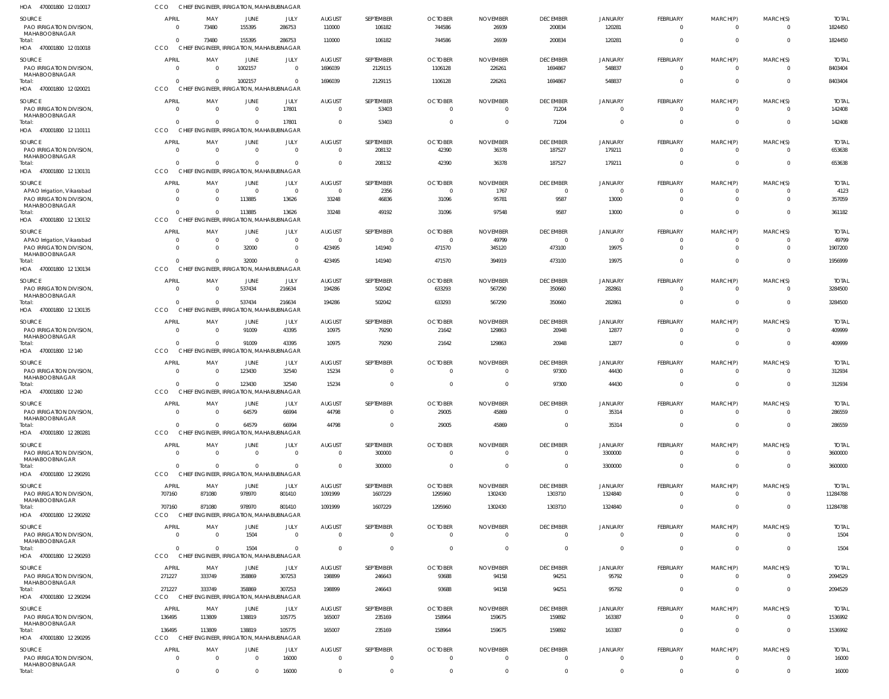HOA 470001800 12 010017 CCO CHIEF ENGINEER, IRRIGATION, MAHABUBNAGAR

| SOURCE | APRIL | MAY | JUNE | JULY | AUGUST | SEPTEMBER | OCTOBER | NOVEMBER | DECEMBER | JANUARY | FEBRUARY | MARCH(P) | MARCH(S) | TOTAL |
|---|---|---|---|---|---|---|---|---|---|---|---|---|---|---|
| PAO IRRIGATION DIVISION, MAHABOOBNAGAR | 0 | 73480 | 155395 | 286753 | 110000 | 106182 | 744586 | 26939 | 200834 | 120281 | 0 | 0 | 0 | 1824450 |
| Total: | 0 | 73480 | 155395 | 286753 | 110000 | 106182 | 744586 | 26939 | 200834 | 120281 | 0 | 0 | 0 | 1824450 |

HOA 470001800 12 010018 CCO CHIEF ENGINEER, IRRIGATION, MAHABUBNAGAR

| SOURCE | APRIL | MAY | JUNE | JULY | AUGUST | SEPTEMBER | OCTOBER | NOVEMBER | DECEMBER | JANUARY | FEBRUARY | MARCH(P) | MARCH(S) | TOTAL |
|---|---|---|---|---|---|---|---|---|---|---|---|---|---|---|
| PAO IRRIGATION DIVISION, MAHABOOBNAGAR | 0 | 0 | 1002157 | 0 | 1696039 | 2129115 | 1106128 | 226261 | 1694867 | 548837 | 0 | 0 | 0 | 8403404 |
| Total: | 0 | 0 | 1002157 | 0 | 1696039 | 2129115 | 1106128 | 226261 | 1694867 | 548837 | 0 | 0 | 0 | 8403404 |

HOA 470001800 12 020021 CCO CHIEF ENGINEER, IRRIGATION, MAHABUBNAGAR

| SOURCE | APRIL | MAY | JUNE | JULY | AUGUST | SEPTEMBER | OCTOBER | NOVEMBER | DECEMBER | JANUARY | FEBRUARY | MARCH(P) | MARCH(S) | TOTAL |
|---|---|---|---|---|---|---|---|---|---|---|---|---|---|---|
| PAO IRRIGATION DIVISION, MAHABOOBNAGAR | 0 | 0 | 0 | 17801 | 0 | 53403 | 0 | 0 | 71204 | 0 | 0 | 0 | 0 | 142408 |
| Total: | 0 | 0 | 0 | 17801 | 0 | 53403 | 0 | 0 | 71204 | 0 | 0 | 0 | 0 | 142408 |

HOA 470001800 12 110111 CCO CHIEF ENGINEER, IRRIGATION, MAHABUBNAGAR

| SOURCE | APRIL | MAY | JUNE | JULY | AUGUST | SEPTEMBER | OCTOBER | NOVEMBER | DECEMBER | JANUARY | FEBRUARY | MARCH(P) | MARCH(S) | TOTAL |
|---|---|---|---|---|---|---|---|---|---|---|---|---|---|---|
| PAO IRRIGATION DIVISION, MAHABOOBNAGAR | 0 | 0 | 0 | 0 | 0 | 208132 | 42390 | 36378 | 187527 | 179211 | 0 | 0 | 0 | 653638 |
| Total: | 0 | 0 | 0 | 0 | 0 | 208132 | 42390 | 36378 | 187527 | 179211 | 0 | 0 | 0 | 653638 |

HOA 470001800 12 130131 CCO CHIEF ENGINEER, IRRIGATION, MAHABUBNAGAR

| SOURCE | APRIL | MAY | JUNE | JULY | AUGUST | SEPTEMBER | OCTOBER | NOVEMBER | DECEMBER | JANUARY | FEBRUARY | MARCH(P) | MARCH(S) | TOTAL |
|---|---|---|---|---|---|---|---|---|---|---|---|---|---|---|
| APAO Irrigation, Vikarabad | 0 | 0 | 0 | 0 | 0 | 2356 | 0 | 1767 | 0 | 0 | 0 | 0 | 0 | 4123 |
| PAO IRRIGATION DIVISION, MAHABOOBNAGAR | 0 | 0 | 113885 | 13626 | 33248 | 46836 | 31096 | 95781 | 9587 | 13000 | 0 | 0 | 0 | 357059 |
| Total: | 0 | 0 | 113885 | 13626 | 33248 | 49192 | 31096 | 97548 | 9587 | 13000 | 0 | 0 | 0 | 361182 |

HOA 470001800 12 130132 CCO CHIEF ENGINEER, IRRIGATION, MAHABUBNAGAR

| SOURCE | APRIL | MAY | JUNE | JULY | AUGUST | SEPTEMBER | OCTOBER | NOVEMBER | DECEMBER | JANUARY | FEBRUARY | MARCH(P) | MARCH(S) | TOTAL |
|---|---|---|---|---|---|---|---|---|---|---|---|---|---|---|
| APAO Irrigation, Vikarabad | 0 | 0 | 0 | 0 | 0 | 0 | 0 | 49799 | 0 | 0 | 0 | 0 | 0 | 49799 |
| PAO IRRIGATION DIVISION, MAHABOOBNAGAR | 0 | 0 | 32000 | 0 | 423495 | 141940 | 471570 | 345120 | 473100 | 19975 | 0 | 0 | 0 | 1907200 |
| Total: | 0 | 0 | 32000 | 0 | 423495 | 141940 | 471570 | 394919 | 473100 | 19975 | 0 | 0 | 0 | 1956999 |

HOA 470001800 12 130134 CCO CHIEF ENGINEER, IRRIGATION, MAHABUBNAGAR

| SOURCE | APRIL | MAY | JUNE | JULY | AUGUST | SEPTEMBER | OCTOBER | NOVEMBER | DECEMBER | JANUARY | FEBRUARY | MARCH(P) | MARCH(S) | TOTAL |
|---|---|---|---|---|---|---|---|---|---|---|---|---|---|---|
| PAO IRRIGATION DIVISION, MAHABOOBNAGAR | 0 | 0 | 537434 | 216634 | 194286 | 502042 | 633293 | 567290 | 350660 | 282861 | 0 | 0 | 0 | 3284500 |
| Total: | 0 | 0 | 537434 | 216634 | 194286 | 502042 | 633293 | 567290 | 350660 | 282861 | 0 | 0 | 0 | 3284500 |

HOA 470001800 12 130135 CCO CHIEF ENGINEER, IRRIGATION, MAHABUBNAGAR

| SOURCE | APRIL | MAY | JUNE | JULY | AUGUST | SEPTEMBER | OCTOBER | NOVEMBER | DECEMBER | JANUARY | FEBRUARY | MARCH(P) | MARCH(S) | TOTAL |
|---|---|---|---|---|---|---|---|---|---|---|---|---|---|---|
| PAO IRRIGATION DIVISION, MAHABOOBNAGAR | 0 | 0 | 91009 | 43395 | 10975 | 79290 | 21642 | 129863 | 20948 | 12877 | 0 | 0 | 0 | 409999 |
| Total: | 0 | 0 | 91009 | 43395 | 10975 | 79290 | 21642 | 129863 | 20948 | 12877 | 0 | 0 | 0 | 409999 |

HOA 470001800 12 140 CCO CHIEF ENGINEER, IRRIGATION, MAHABUBNAGAR

| SOURCE | APRIL | MAY | JUNE | JULY | AUGUST | SEPTEMBER | OCTOBER | NOVEMBER | DECEMBER | JANUARY | FEBRUARY | MARCH(P) | MARCH(S) | TOTAL |
|---|---|---|---|---|---|---|---|---|---|---|---|---|---|---|
| PAO IRRIGATION DIVISION, MAHABOOBNAGAR | 0 | 0 | 123430 | 32540 | 15234 | 0 | 0 | 0 | 97300 | 44430 | 0 | 0 | 0 | 312934 |
| Total: | 0 | 0 | 123430 | 32540 | 15234 | 0 | 0 | 0 | 97300 | 44430 | 0 | 0 | 0 | 312934 |

HOA 470001800 12 240 CCO CHIEF ENGINEER, IRRIGATION, MAHABUBNAGAR

| SOURCE | APRIL | MAY | JUNE | JULY | AUGUST | SEPTEMBER | OCTOBER | NOVEMBER | DECEMBER | JANUARY | FEBRUARY | MARCH(P) | MARCH(S) | TOTAL |
|---|---|---|---|---|---|---|---|---|---|---|---|---|---|---|
| PAO IRRIGATION DIVISION, MAHABOOBNAGAR | 0 | 0 | 64579 | 66994 | 44798 | 0 | 29005 | 45869 | 0 | 35314 | 0 | 0 | 0 | 286559 |
| Total: | 0 | 0 | 64579 | 66994 | 44798 | 0 | 29005 | 45869 | 0 | 35314 | 0 | 0 | 0 | 286559 |

HOA 470001800 12 280281 CCO CHIEF ENGINEER, IRRIGATION, MAHABUBNAGAR

| SOURCE | APRIL | MAY | JUNE | JULY | AUGUST | SEPTEMBER | OCTOBER | NOVEMBER | DECEMBER | JANUARY | FEBRUARY | MARCH(P) | MARCH(S) | TOTAL |
|---|---|---|---|---|---|---|---|---|---|---|---|---|---|---|
| PAO IRRIGATION DIVISION, MAHABOOBNAGAR | 0 | 0 | 0 | 0 | 0 | 300000 | 0 | 0 | 0 | 3300000 | 0 | 0 | 0 | 3600000 |
| Total: | 0 | 0 | 0 | 0 | 0 | 300000 | 0 | 0 | 0 | 3300000 | 0 | 0 | 0 | 3600000 |

HOA 470001800 12 290291 CCO CHIEF ENGINEER, IRRIGATION, MAHABUBNAGAR

| SOURCE | APRIL | MAY | JUNE | JULY | AUGUST | SEPTEMBER | OCTOBER | NOVEMBER | DECEMBER | JANUARY | FEBRUARY | MARCH(P) | MARCH(S) | TOTAL |
|---|---|---|---|---|---|---|---|---|---|---|---|---|---|---|
| PAO IRRIGATION DIVISION, MAHABOOBNAGAR | 707160 | 871080 | 978970 | 801410 | 1091999 | 1607229 | 1295960 | 1302430 | 1303710 | 1324840 | 0 | 0 | 0 | 11284788 |
| Total: | 707160 | 871080 | 978970 | 801410 | 1091999 | 1607229 | 1295960 | 1302430 | 1303710 | 1324840 | 0 | 0 | 0 | 11284788 |

HOA 470001800 12 290292 CCO CHIEF ENGINEER, IRRIGATION, MAHABUBNAGAR

| SOURCE | APRIL | MAY | JUNE | JULY | AUGUST | SEPTEMBER | OCTOBER | NOVEMBER | DECEMBER | JANUARY | FEBRUARY | MARCH(P) | MARCH(S) | TOTAL |
|---|---|---|---|---|---|---|---|---|---|---|---|---|---|---|
| PAO IRRIGATION DIVISION, MAHABOOBNAGAR | 0 | 0 | 1504 | 0 | 0 | 0 | 0 | 0 | 0 | 0 | 0 | 0 | 0 | 1504 |
| Total: | 0 | 0 | 1504 | 0 | 0 | 0 | 0 | 0 | 0 | 0 | 0 | 0 | 0 | 1504 |

HOA 470001800 12 290293 CCO CHIEF ENGINEER, IRRIGATION, MAHABUBNAGAR

| SOURCE | APRIL | MAY | JUNE | JULY | AUGUST | SEPTEMBER | OCTOBER | NOVEMBER | DECEMBER | JANUARY | FEBRUARY | MARCH(P) | MARCH(S) | TOTAL |
|---|---|---|---|---|---|---|---|---|---|---|---|---|---|---|
| PAO IRRIGATION DIVISION, MAHABOOBNAGAR | 271227 | 333749 | 358869 | 307253 | 198899 | 246643 | 93688 | 94158 | 94251 | 95792 | 0 | 0 | 0 | 2094529 |
| Total: | 271227 | 333749 | 358869 | 307253 | 198899 | 246643 | 93688 | 94158 | 94251 | 95792 | 0 | 0 | 0 | 2094529 |

HOA 470001800 12 290294 CCO CHIEF ENGINEER, IRRIGATION, MAHABUBNAGAR

| SOURCE | APRIL | MAY | JUNE | JULY | AUGUST | SEPTEMBER | OCTOBER | NOVEMBER | DECEMBER | JANUARY | FEBRUARY | MARCH(P) | MARCH(S) | TOTAL |
|---|---|---|---|---|---|---|---|---|---|---|---|---|---|---|
| PAO IRRIGATION DIVISION, MAHABOOBNAGAR | 136495 | 113809 | 138819 | 105775 | 165007 | 235169 | 158964 | 159675 | 159892 | 163387 | 0 | 0 | 0 | 1536992 |
| Total: | 136495 | 113809 | 138819 | 105775 | 165007 | 235169 | 158964 | 159675 | 159892 | 163387 | 0 | 0 | 0 | 1536992 |

HOA 470001800 12 290295 CCO CHIEF ENGINEER, IRRIGATION, MAHABUBNAGAR

| SOURCE | APRIL | MAY | JUNE | JULY | AUGUST | SEPTEMBER | OCTOBER | NOVEMBER | DECEMBER | JANUARY | FEBRUARY | MARCH(P) | MARCH(S) | TOTAL |
|---|---|---|---|---|---|---|---|---|---|---|---|---|---|---|
| PAO IRRIGATION DIVISION, MAHABOOBNAGAR | 0 | 0 | 0 | 16000 | 0 | 0 | 0 | 0 | 0 | 0 | 0 | 0 | 0 | 16000 |
| Total: | 0 | 0 | 0 | 16000 | 0 | 0 | 0 | 0 | 0 | 0 | 0 | 0 | 0 | 16000 |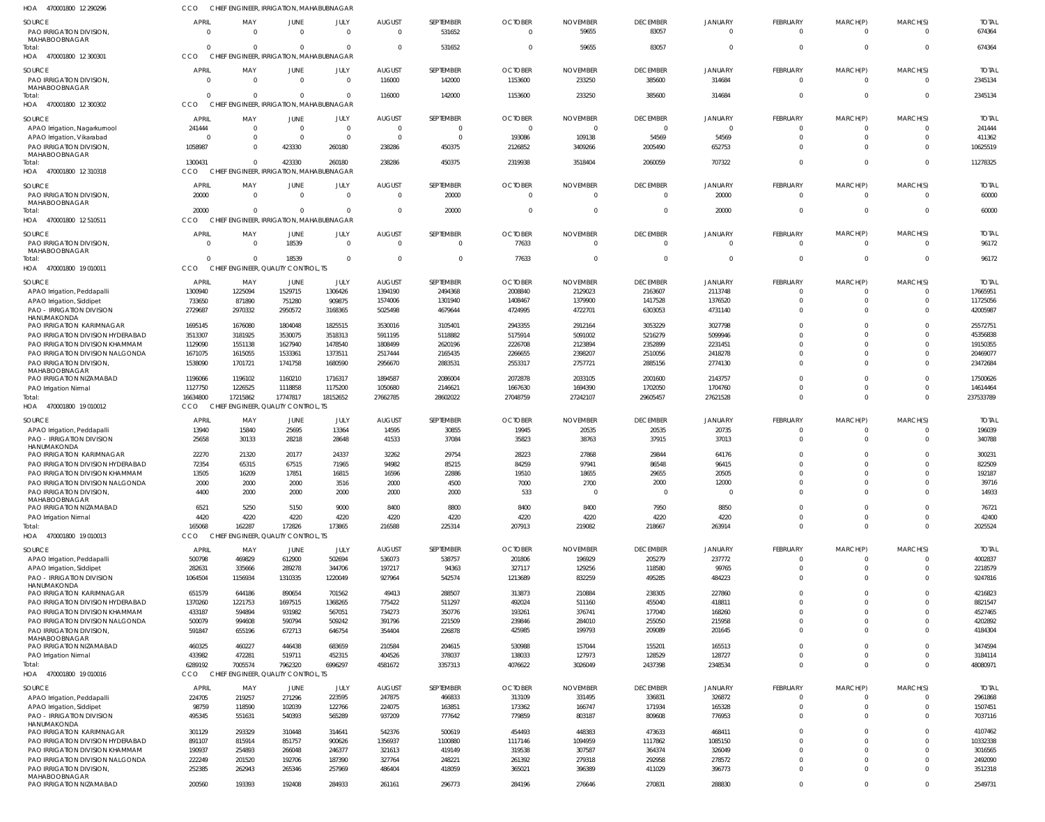HOA 470001800 12 290296 CCO CHIEF ENGINEER, IRRIGATION, MAHABUBNAGAR

| SOURCE | APRIL | MAY | JUNE | JULY | AUGUST | SEPTEMBER | OCTOBER | NOVEMBER | DECEMBER | JANUARY | FEBRUARY | MARCH(P) | MARCH(S) | TOTAL |
|---|---|---|---|---|---|---|---|---|---|---|---|---|---|---|
| PAO IRRIGATION DIVISION, MAHABOOBNAGAR | 0 | 0 | 0 | 0 | 0 | 531652 | 0 | 59655 | 83057 | 0 | 0 | 0 | 0 | 674364 |
| Total: | 0 | 0 | 0 | 0 | 0 | 531652 | 0 | 59655 | 83057 | 0 | 0 | 0 | 0 | 674364 |

HOA 470001800 12 300301 CCO CHIEF ENGINEER, IRRIGATION, MAHABUBNAGAR

| SOURCE | APRIL | MAY | JUNE | JULY | AUGUST | SEPTEMBER | OCTOBER | NOVEMBER | DECEMBER | JANUARY | FEBRUARY | MARCH(P) | MARCH(S) | TOTAL |
|---|---|---|---|---|---|---|---|---|---|---|---|---|---|---|
| PAO IRRIGATION DIVISION, MAHABOOBNAGAR | 0 | 0 | 0 | 0 | 116000 | 142000 | 1153600 | 233250 | 385600 | 314684 | 0 | 0 | 0 | 2345134 |
| Total: | 0 | 0 | 0 | 0 | 116000 | 142000 | 1153600 | 233250 | 385600 | 314684 | 0 | 0 | 0 | 2345134 |

HOA 470001800 12 300302 CCO CHIEF ENGINEER, IRRIGATION, MAHABUBNAGAR

| SOURCE | APRIL | MAY | JUNE | JULY | AUGUST | SEPTEMBER | OCTOBER | NOVEMBER | DECEMBER | JANUARY | FEBRUARY | MARCH(P) | MARCH(S) | TOTAL |
|---|---|---|---|---|---|---|---|---|---|---|---|---|---|---|
| APAO Irrigation, Nagarkurnool | 241444 | 0 | 0 | 0 | 0 | 0 | 0 | 0 | 0 | 0 | 0 | 0 | 0 | 241444 |
| APAO Irrigation, Vikarabad | 0 | 0 | 0 | 0 | 0 | 0 | 193086 | 109138 | 54569 | 54569 | 0 | 0 | 0 | 411362 |
| PAO IRRIGATION DIVISION, MAHABOOBNAGAR | 1058987 | 0 | 423330 | 260180 | 238286 | 450375 | 2126852 | 3409266 | 2005490 | 652753 | 0 | 0 | 0 | 10625519 |
| Total: | 1300431 | 0 | 423330 | 260180 | 238286 | 450375 | 2319938 | 3518404 | 2060059 | 707322 | 0 | 0 | 0 | 11278325 |

HOA 470001800 12 310318 CCO CHIEF ENGINEER, IRRIGATION, MAHABUBNAGAR

| SOURCE | APRIL | MAY | JUNE | JULY | AUGUST | SEPTEMBER | OCTOBER | NOVEMBER | DECEMBER | JANUARY | FEBRUARY | MARCH(P) | MARCH(S) | TOTAL |
|---|---|---|---|---|---|---|---|---|---|---|---|---|---|---|
| PAO IRRIGATION DIVISION, MAHABOOBNAGAR | 20000 | 0 | 0 | 0 | 0 | 20000 | 0 | 0 | 0 | 20000 | 0 | 0 | 0 | 60000 |
| Total: | 20000 | 0 | 0 | 0 | 0 | 20000 | 0 | 0 | 0 | 20000 | 0 | 0 | 0 | 60000 |

HOA 470001800 12 510511 CCO CHIEF ENGINEER, IRRIGATION, MAHABUBNAGAR

| SOURCE | APRIL | MAY | JUNE | JULY | AUGUST | SEPTEMBER | OCTOBER | NOVEMBER | DECEMBER | JANUARY | FEBRUARY | MARCH(P) | MARCH(S) | TOTAL |
|---|---|---|---|---|---|---|---|---|---|---|---|---|---|---|
| PAO IRRIGATION DIVISION, MAHABOOBNAGAR | 0 | 0 | 18539 | 0 | 0 | 0 | 77633 | 0 | 0 | 0 | 0 | 0 | 0 | 96172 |
| Total: | 0 | 0 | 18539 | 0 | 0 | 0 | 77633 | 0 | 0 | 0 | 0 | 0 | 0 | 96172 |

HOA 470001800 19 010011 CCO CHIEF ENGINEER, QUALITY CONTROL, TS

| SOURCE | APRIL | MAY | JUNE | JULY | AUGUST | SEPTEMBER | OCTOBER | NOVEMBER | DECEMBER | JANUARY | FEBRUARY | MARCH(P) | MARCH(S) | TOTAL |
|---|---|---|---|---|---|---|---|---|---|---|---|---|---|---|
| APAO Irrigation, Peddapalli | 1300940 | 1225094 | 1529715 | 1306426 | 1394190 | 2494368 | 2008840 | 2129023 | 2163607 | 2113748 | 0 | 0 | 0 | 17665951 |
| APAO Irrigation, Siddipet | 733650 | 871890 | 751280 | 909875 | 1574006 | 1301940 | 1408467 | 1379900 | 1417528 | 1376520 | 0 | 0 | 0 | 11725056 |
| PAO - IRRIGATION DIVISION HANUMAKONDA | 2729687 | 2970332 | 2950572 | 3168365 | 5025498 | 4679644 | 4724995 | 4722701 | 6303053 | 4731140 | 0 | 0 | 0 | 42005987 |
| PAO IRRIGATION KARIMNAGAR | 1695145 | 1676080 | 1804048 | 1825515 | 3530016 | 3105401 | 2943355 | 2912164 | 3053229 | 3027798 | 0 | 0 | 0 | 25572751 |
| PAO IRRIGATION DIVISION HYDERABAD | 3513307 | 3181925 | 3530075 | 3518313 | 5911195 | 5118882 | 5175914 | 5091002 | 5216279 | 5099946 | 0 | 0 | 0 | 45356838 |
| PAO IRRIGATION DIVISION KHAMMAM | 1129090 | 1551138 | 1627940 | 1478540 | 1808499 | 2620196 | 2226708 | 2123894 | 2352899 | 2231451 | 0 | 0 | 0 | 19150355 |
| PAO IRRIGATION DIVISION NALGONDA | 1671075 | 1615055 | 1533361 | 1373511 | 2517444 | 2165435 | 2266655 | 2398207 | 2510056 | 2418278 | 0 | 0 | 0 | 20469077 |
| PAO IRRIGATION DIVISION, MAHABOOBNAGAR | 1538090 | 1701721 | 1741758 | 1680590 | 2956670 | 2883531 | 2553317 | 2757721 | 2885156 | 2774130 | 0 | 0 | 0 | 23472684 |
| PAO IRRIGATION NIZAMABAD | 1196066 | 1196102 | 1160210 | 1716317 | 1894587 | 2086004 | 2072878 | 2033105 | 2001600 | 2143757 | 0 | 0 | 0 | 17500626 |
| PAO Irrigation Nirmal | 1127750 | 1226525 | 1118858 | 1175200 | 1050680 | 2146621 | 1667630 | 1694390 | 1702050 | 1704760 | 0 | 0 | 0 | 14614464 |
| Total: | 16634800 | 17215862 | 17747817 | 18152652 | 27662785 | 28602022 | 27048759 | 27242107 | 29605457 | 27621528 | 0 | 0 | 0 | 237533789 |

HOA 470001800 19 010012 CCO CHIEF ENGINEER, QUALITY CONTROL, TS

| SOURCE | APRIL | MAY | JUNE | JULY | AUGUST | SEPTEMBER | OCTOBER | NOVEMBER | DECEMBER | JANUARY | FEBRUARY | MARCH(P) | MARCH(S) | TOTAL |
|---|---|---|---|---|---|---|---|---|---|---|---|---|---|---|
| APAO Irrigation, Peddapalli | 13940 | 15840 | 25695 | 13364 | 14595 | 30855 | 19945 | 20535 | 20535 | 20735 | 0 | 0 | 0 | 196039 |
| PAO - IRRIGATION DIVISION HANUMAKONDA | 25658 | 30133 | 28218 | 28648 | 41533 | 37084 | 35823 | 38763 | 37915 | 37013 | 0 | 0 | 0 | 340788 |
| PAO IRRIGATION KARIMNAGAR | 22270 | 21320 | 20177 | 24337 | 32262 | 29754 | 28223 | 27868 | 29844 | 64176 | 0 | 0 | 0 | 300231 |
| PAO IRRIGATION DIVISION HYDERABAD | 72354 | 65315 | 67515 | 71965 | 94982 | 85215 | 84259 | 97941 | 86548 | 96415 | 0 | 0 | 0 | 822509 |
| PAO IRRIGATION DIVISION KHAMMAM | 13505 | 16209 | 17851 | 16815 | 16596 | 22886 | 19510 | 18655 | 29655 | 20505 | 0 | 0 | 0 | 192187 |
| PAO IRRIGATION DIVISION NALGONDA | 2000 | 2000 | 2000 | 3516 | 2000 | 4500 | 7000 | 2700 | 2000 | 12000 | 0 | 0 | 0 | 39716 |
| PAO IRRIGATION DIVISION, MAHABOOBNAGAR | 4400 | 2000 | 2000 | 2000 | 2000 | 2000 | 533 | 0 | 0 | 0 | 0 | 0 | 0 | 14933 |
| PAO IRRIGATION NIZAMABAD | 6521 | 5250 | 5150 | 9000 | 8400 | 8800 | 8400 | 8400 | 7950 | 8850 | 0 | 0 | 0 | 76721 |
| PAO Irrigation Nirmal | 4420 | 4220 | 4220 | 4220 | 4220 | 4220 | 4220 | 4220 | 4220 | 4220 | 0 | 0 | 0 | 42400 |
| Total: | 165068 | 162287 | 172826 | 173865 | 216588 | 225314 | 207913 | 219082 | 218667 | 263914 | 0 | 0 | 0 | 2025524 |

HOA 470001800 19 010013 CCO CHIEF ENGINEER, QUALITY CONTROL, TS

| SOURCE | APRIL | MAY | JUNE | JULY | AUGUST | SEPTEMBER | OCTOBER | NOVEMBER | DECEMBER | JANUARY | FEBRUARY | MARCH(P) | MARCH(S) | TOTAL |
|---|---|---|---|---|---|---|---|---|---|---|---|---|---|---|
| APAO Irrigation, Peddapalli | 500798 | 469829 | 612900 | 502694 | 536073 | 538757 | 201806 | 196929 | 205279 | 237772 | 0 | 0 | 0 | 4002837 |
| APAO Irrigation, Siddipet | 282631 | 335666 | 289278 | 344706 | 197217 | 94363 | 327117 | 129256 | 118580 | 99765 | 0 | 0 | 0 | 2218579 |
| PAO - IRRIGATION DIVISION HANUMAKONDA | 1064504 | 1156934 | 1310335 | 1220049 | 927964 | 542574 | 1213689 | 832259 | 495285 | 484223 | 0 | 0 | 0 | 9247816 |
| PAO IRRIGATION KARIMNAGAR | 651579 | 644186 | 890654 | 701562 | 49413 | 288507 | 313873 | 210884 | 238305 | 227860 | 0 | 0 | 0 | 4216823 |
| PAO IRRIGATION DIVISION HYDERABAD | 1370260 | 1221753 | 1697515 | 1368265 | 775422 | 511297 | 492024 | 511160 | 455040 | 418811 | 0 | 0 | 0 | 8821547 |
| PAO IRRIGATION DIVISION KHAMMAM | 433187 | 594894 | 931982 | 567051 | 734273 | 350776 | 193261 | 376741 | 177040 | 168260 | 0 | 0 | 0 | 4527465 |
| PAO IRRIGATION DIVISION NALGONDA | 500079 | 994608 | 590794 | 509242 | 391796 | 221509 | 239846 | 284010 | 255050 | 215958 | 0 | 0 | 0 | 4202892 |
| PAO IRRIGATION DIVISION, MAHABOOBNAGAR | 591847 | 655196 | 672713 | 646754 | 354404 | 226878 | 425985 | 199793 | 209089 | 201645 | 0 | 0 | 0 | 4184304 |
| PAO IRRIGATION NIZAMABAD | 460325 | 460227 | 446438 | 683659 | 210584 | 204615 | 530988 | 157044 | 155201 | 165513 | 0 | 0 | 0 | 3474594 |
| PAO Irrigation Nirmal | 433982 | 472281 | 519711 | 452315 | 404526 | 378037 | 138033 | 127973 | 128529 | 128727 | 0 | 0 | 0 | 3184114 |
| Total: | 6289192 | 7005574 | 7962320 | 6996297 | 4581672 | 3357313 | 4076622 | 3026049 | 2437398 | 2348534 | 0 | 0 | 0 | 48080971 |

HOA 470001800 19 010016 CCO CHIEF ENGINEER, QUALITY CONTROL, TS

| SOURCE | APRIL | MAY | JUNE | JULY | AUGUST | SEPTEMBER | OCTOBER | NOVEMBER | DECEMBER | JANUARY | FEBRUARY | MARCH(P) | MARCH(S) | TOTAL |
|---|---|---|---|---|---|---|---|---|---|---|---|---|---|---|
| APAO Irrigation, Peddapalli | 224705 | 219257 | 271296 | 223595 | 247875 | 466833 | 313109 | 331495 | 336831 | 326872 | 0 | 0 | 0 | 2961868 |
| APAO Irrigation, Siddipet | 98759 | 118590 | 102039 | 122766 | 224075 | 163851 | 173362 | 166747 | 171934 | 165328 | 0 | 0 | 0 | 1507451 |
| PAO - IRRIGATION DIVISION HANUMAKONDA | 495345 | 551631 | 540393 | 565289 | 937209 | 777642 | 779859 | 803187 | 809608 | 776953 | 0 | 0 | 0 | 7037116 |
| PAO IRRIGATION KARIMNAGAR | 301129 | 293329 | 310448 | 314641 | 542376 | 500619 | 454493 | 448383 | 473633 | 468411 | 0 | 0 | 0 | 4107462 |
| PAO IRRIGATION DIVISION HYDERABAD | 891107 | 815914 | 851757 | 900626 | 1356937 | 1100880 | 1117146 | 1094959 | 1117862 | 1085150 | 0 | 0 | 0 | 10332338 |
| PAO IRRIGATION DIVISION KHAMMAM | 190937 | 254893 | 266048 | 246377 | 321613 | 419149 | 319538 | 307587 | 364374 | 326049 | 0 | 0 | 0 | 3016565 |
| PAO IRRIGATION DIVISION NALGONDA | 222249 | 201520 | 192706 | 187390 | 327764 | 248221 | 261392 | 279318 | 292958 | 278572 | 0 | 0 | 0 | 2492090 |
| PAO IRRIGATION DIVISION, MAHABOOBNAGAR | 252385 | 262943 | 265346 | 257969 | 486404 | 418059 | 365021 | 396389 | 411029 | 396773 | 0 | 0 | 0 | 3512318 |
| PAO IRRIGATION NIZAMABAD | 200560 | 193393 | 192408 | 284933 | 261161 | 296773 | 284196 | 276646 | 270831 | 288830 | 0 | 0 | 0 | 2549731 |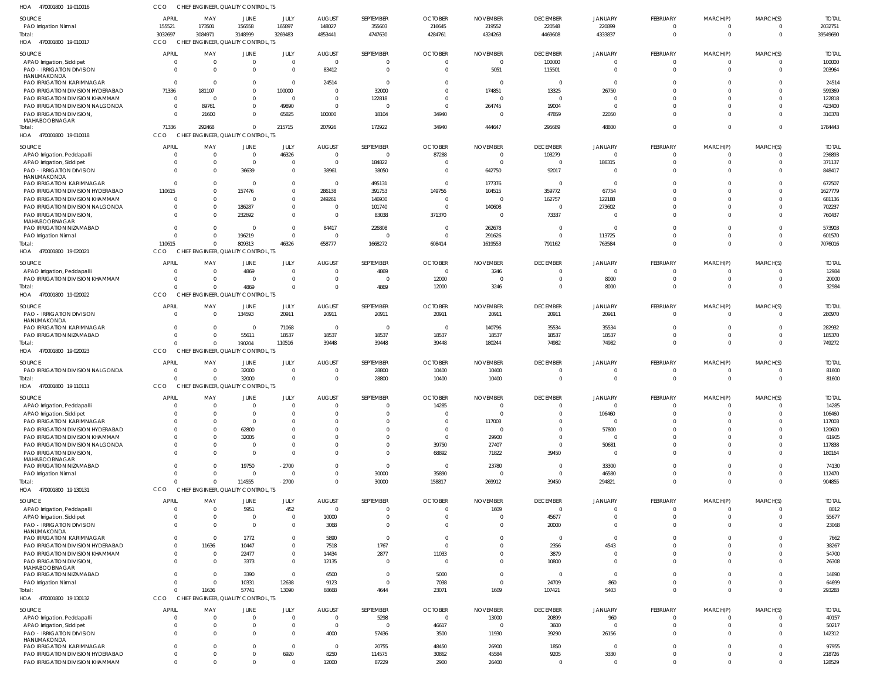HOA 470001800 19 010016 CCO CHIEF ENGINEER, QUALITY CONTROL, TS

| SOURCE | APRIL | MAY | JUNE | JULY | AUGUST | SEPTEMBER | OCTOBER | NOVEMBER | DECEMBER | JANUARY | FEBRUARY | MARCH(P) | MARCH(S) | TOTAL |
|---|---|---|---|---|---|---|---|---|---|---|---|---|---|---|
| PAO Irrigation Nirmal | 155521 | 173501 | 156558 | 165897 | 148027 | 355603 | 216645 | 219552 | 220548 | 220899 | 0 | 0 | 0 | 2032751 |
| Total: | 3032697 | 3084971 | 3148999 | 3269483 | 4853441 | 4747630 | 4284761 | 4324263 | 4469608 | 4333837 | 0 | 0 | 0 | 39549690 |

HOA 470001800 19 010017 CCO CHIEF ENGINEER, QUALITY CONTROL, TS

| SOURCE | APRIL | MAY | JUNE | JULY | AUGUST | SEPTEMBER | OCTOBER | NOVEMBER | DECEMBER | JANUARY | FEBRUARY | MARCH(P) | MARCH(S) | TOTAL |
|---|---|---|---|---|---|---|---|---|---|---|---|---|---|---|
| APAO Irrigation, Siddipet | 0 | 0 | 0 | 0 | 0 | 0 | 0 | 0 | 100000 | 0 | 0 | 0 | 0 | 100000 |
| PAO - IRRIGATION DIVISION HANUMAKONDA | 0 | 0 | 0 | 0 | 83412 | 0 | 0 | 5051 | 115501 | 0 | 0 | 0 | 0 | 203964 |
| PAO IRRIGATION KARIMNAGAR | 0 | 0 | 0 | 0 | 24514 | 0 | 0 | 0 | 0 | 0 | 0 | 0 | 0 | 24514 |
| PAO IRRIGATION DIVISION HYDERABAD | 71336 | 181107 | 0 | 100000 | 0 | 32000 | 0 | 174851 | 13325 | 26750 | 0 | 0 | 0 | 599369 |
| PAO IRRIGATION DIVISION KHAMMAM | 0 | 0 | 0 | 0 | 0 | 122818 | 0 | 0 | 0 | 0 | 0 | 0 | 0 | 122818 |
| PAO IRRIGATION DIVISION NALGONDA | 0 | 89761 | 0 | 49890 | 0 | 0 | 0 | 264745 | 19004 | 0 | 0 | 0 | 0 | 423400 |
| PAO IRRIGATION DIVISION, MAHABOOBNAGAR | 0 | 21600 | 0 | 65825 | 100000 | 18104 | 34940 | 0 | 47859 | 22050 | 0 | 0 | 0 | 310378 |
| Total: | 71336 | 292468 | 0 | 215715 | 207926 | 172922 | 34940 | 444647 | 295689 | 48800 | 0 | 0 | 0 | 1784443 |

HOA 470001800 19 010018 CCO CHIEF ENGINEER, QUALITY CONTROL, TS

| SOURCE | APRIL | MAY | JUNE | JULY | AUGUST | SEPTEMBER | OCTOBER | NOVEMBER | DECEMBER | JANUARY | FEBRUARY | MARCH(P) | MARCH(S) | TOTAL |
|---|---|---|---|---|---|---|---|---|---|---|---|---|---|---|
| APAO Irrigation, Peddapalli | 0 | 0 | 0 | 46326 | 0 | 0 | 87288 | 0 | 103279 | 0 | 0 | 0 | 0 | 236893 |
| APAO Irrigation, Siddipet | 0 | 0 | 0 | 0 | 0 | 184822 | 0 | 0 | 0 | 186315 | 0 | 0 | 0 | 371137 |
| PAO - IRRIGATION DIVISION HANUMAKONDA | 0 | 0 | 36639 | 0 | 38961 | 38050 | 0 | 642750 | 92017 | 0 | 0 | 0 | 0 | 848417 |
| PAO IRRIGATION KARIMNAGAR | 0 | 0 | 0 | 0 | 0 | 495131 | 0 | 177376 | 0 | 0 | 0 | 0 | 0 | 672507 |
| PAO IRRIGATION DIVISION HYDERABAD | 110615 | 0 | 157476 | 0 | 286138 | 391753 | 149756 | 104515 | 359772 | 67754 | 0 | 0 | 0 | 1627779 |
| PAO IRRIGATION DIVISION KHAMMAM | 0 | 0 | 0 | 0 | 249261 | 146930 | 0 | 0 | 162757 | 122188 | 0 | 0 | 0 | 681136 |
| PAO IRRIGATION DIVISION NALGONDA | 0 | 0 | 186287 | 0 | 0 | 101740 | 0 | 140608 | 0 | 273602 | 0 | 0 | 0 | 702237 |
| PAO IRRIGATION DIVISION, MAHABOOBNAGAR | 0 | 0 | 232692 | 0 | 0 | 83038 | 371370 | 0 | 73337 | 0 | 0 | 0 | 0 | 760437 |
| PAO IRRIGATION NIZAMABAD | 0 | 0 | 0 | 0 | 84417 | 226808 | 0 | 262678 | 0 | 0 | 0 | 0 | 0 | 573903 |
| PAO Irrigation Nirmal | 0 | 0 | 196219 | 0 | 0 | 0 | 0 | 291626 | 0 | 113725 | 0 | 0 | 0 | 601570 |
| Total: | 110615 | 0 | 809313 | 46326 | 658777 | 1668272 | 608414 | 1619553 | 791162 | 763584 | 0 | 0 | 0 | 7076016 |

HOA 470001800 19 020021 CCO CHIEF ENGINEER, QUALITY CONTROL, TS

| SOURCE | APRIL | MAY | JUNE | JULY | AUGUST | SEPTEMBER | OCTOBER | NOVEMBER | DECEMBER | JANUARY | FEBRUARY | MARCH(P) | MARCH(S) | TOTAL |
|---|---|---|---|---|---|---|---|---|---|---|---|---|---|---|
| APAO Irrigation, Peddapalli | 0 | 0 | 4869 | 0 | 0 | 4869 | 0 | 3246 | 0 | 0 | 0 | 0 | 0 | 12984 |
| PAO IRRIGATION DIVISION KHAMMAM | 0 | 0 | 0 | 0 | 0 | 0 | 12000 | 0 | 0 | 8000 | 0 | 0 | 0 | 20000 |
| Total: | 0 | 0 | 4869 | 0 | 0 | 4869 | 12000 | 3246 | 0 | 8000 | 0 | 0 | 0 | 32984 |

HOA 470001800 19 020022 CCO CHIEF ENGINEER, QUALITY CONTROL, TS

| SOURCE | APRIL | MAY | JUNE | JULY | AUGUST | SEPTEMBER | OCTOBER | NOVEMBER | DECEMBER | JANUARY | FEBRUARY | MARCH(P) | MARCH(S) | TOTAL |
|---|---|---|---|---|---|---|---|---|---|---|---|---|---|---|
| PAO - IRRIGATION DIVISION HANUMAKONDA | 0 | 0 | 134593 | 20911 | 20911 | 20911 | 20911 | 20911 | 20911 | 20911 | 0 | 0 | 0 | 280970 |
| PAO IRRIGATION KARIMNAGAR | 0 | 0 | 0 | 71068 | 0 | 0 | 0 | 140796 | 35534 | 35534 | 0 | 0 | 0 | 282932 |
| PAO IRRIGATION NIZAMABAD | 0 | 0 | 55611 | 18537 | 18537 | 18537 | 18537 | 18537 | 18537 | 18537 | 0 | 0 | 0 | 185370 |
| Total: | 0 | 0 | 190204 | 110516 | 39448 | 39448 | 39448 | 180244 | 74982 | 74982 | 0 | 0 | 0 | 749272 |

HOA 470001800 19 020023 CCO CHIEF ENGINEER, QUALITY CONTROL, TS

| SOURCE | APRIL | MAY | JUNE | JULY | AUGUST | SEPTEMBER | OCTOBER | NOVEMBER | DECEMBER | JANUARY | FEBRUARY | MARCH(P) | MARCH(S) | TOTAL |
|---|---|---|---|---|---|---|---|---|---|---|---|---|---|---|
| PAO IRRIGATION DIVISION NALGONDA | 0 | 0 | 32000 | 0 | 0 | 28800 | 10400 | 10400 | 0 | 0 | 0 | 0 | 0 | 81600 |
| Total: | 0 | 0 | 32000 | 0 | 0 | 28800 | 10400 | 10400 | 0 | 0 | 0 | 0 | 0 | 81600 |

HOA 470001800 19 110111 CCO CHIEF ENGINEER, QUALITY CONTROL, TS

| SOURCE | APRIL | MAY | JUNE | JULY | AUGUST | SEPTEMBER | OCTOBER | NOVEMBER | DECEMBER | JANUARY | FEBRUARY | MARCH(P) | MARCH(S) | TOTAL |
|---|---|---|---|---|---|---|---|---|---|---|---|---|---|---|
| APAO Irrigation, Peddapalli | 0 | 0 | 0 | 0 | 0 | 0 | 14285 | 0 | 0 | 0 | 0 | 0 | 0 | 14285 |
| APAO Irrigation, Siddipet | 0 | 0 | 0 | 0 | 0 | 0 | 0 | 0 | 0 | 106460 | 0 | 0 | 0 | 106460 |
| PAO IRRIGATION KARIMNAGAR | 0 | 0 | 0 | 0 | 0 | 0 | 0 | 117003 | 0 | 0 | 0 | 0 | 0 | 117003 |
| PAO IRRIGATION DIVISION HYDERABAD | 0 | 0 | 62800 | 0 | 0 | 0 | 0 | 0 | 0 | 57800 | 0 | 0 | 0 | 120600 |
| PAO IRRIGATION DIVISION KHAMMAM | 0 | 0 | 32005 | 0 | 0 | 0 | 0 | 29900 | 0 | 0 | 0 | 0 | 0 | 61905 |
| PAO IRRIGATION DIVISION NALGONDA | 0 | 0 | 0 | 0 | 0 | 0 | 39750 | 27407 | 0 | 50681 | 0 | 0 | 0 | 117838 |
| PAO IRRIGATION DIVISION, MAHABOOBNAGAR | 0 | 0 | 0 | 0 | 0 | 0 | 68892 | 71822 | 39450 | 0 | 0 | 0 | 0 | 180164 |
| PAO IRRIGATION NIZAMABAD | 0 | 0 | 19750 | -2700 | 0 | 0 | 0 | 23780 | 0 | 33300 | 0 | 0 | 0 | 74130 |
| PAO Irrigation Nirmal | 0 | 0 | 0 | 0 | 0 | 30000 | 35890 | 0 | 0 | 46580 | 0 | 0 | 0 | 112470 |
| Total: | 0 | 0 | 114555 | -2700 | 0 | 30000 | 158817 | 269912 | 39450 | 294821 | 0 | 0 | 0 | 904855 |

HOA 470001800 19 130131 CCO CHIEF ENGINEER, QUALITY CONTROL, TS

| SOURCE | APRIL | MAY | JUNE | JULY | AUGUST | SEPTEMBER | OCTOBER | NOVEMBER | DECEMBER | JANUARY | FEBRUARY | MARCH(P) | MARCH(S) | TOTAL |
|---|---|---|---|---|---|---|---|---|---|---|---|---|---|---|
| APAO Irrigation, Peddapalli | 0 | 0 | 5951 | 452 | 0 | 0 | 0 | 1609 | 0 | 0 | 0 | 0 | 0 | 8012 |
| APAO Irrigation, Siddipet | 0 | 0 | 0 | 0 | 10000 | 0 | 0 | 0 | 45677 | 0 | 0 | 0 | 0 | 55677 |
| PAO - IRRIGATION DIVISION HANUMAKONDA | 0 | 0 | 0 | 0 | 3068 | 0 | 0 | 0 | 20000 | 0 | 0 | 0 | 0 | 23068 |
| PAO IRRIGATION KARIMNAGAR | 0 | 0 | 1772 | 0 | 5890 | 0 | 0 | 0 | 0 | 0 | 0 | 0 | 0 | 7662 |
| PAO IRRIGATION DIVISION HYDERABAD | 0 | 11636 | 10447 | 0 | 7518 | 1767 | 0 | 0 | 2356 | 4543 | 0 | 0 | 0 | 38267 |
| PAO IRRIGATION DIVISION KHAMMAM | 0 | 0 | 22477 | 0 | 14434 | 2877 | 11033 | 0 | 3879 | 0 | 0 | 0 | 0 | 54700 |
| PAO IRRIGATION DIVISION, MAHABOOBNAGAR | 0 | 0 | 3373 | 0 | 12135 | 0 | 0 | 0 | 10800 | 0 | 0 | 0 | 0 | 26308 |
| PAO IRRIGATION NIZAMABAD | 0 | 0 | 3390 | 0 | 6500 | 0 | 5000 | 0 | 0 | 0 | 0 | 0 | 0 | 14890 |
| PAO Irrigation Nirmal | 0 | 0 | 10331 | 12638 | 9123 | 0 | 7038 | 0 | 24709 | 860 | 0 | 0 | 0 | 64699 |
| Total: | 0 | 11636 | 57741 | 13090 | 68668 | 4644 | 23071 | 1609 | 107421 | 5403 | 0 | 0 | 0 | 293283 |

HOA 470001800 19 130132 CCO CHIEF ENGINEER, QUALITY CONTROL, TS

| SOURCE | APRIL | MAY | JUNE | JULY | AUGUST | SEPTEMBER | OCTOBER | NOVEMBER | DECEMBER | JANUARY | FEBRUARY | MARCH(P) | MARCH(S) | TOTAL |
|---|---|---|---|---|---|---|---|---|---|---|---|---|---|---|
| APAO Irrigation, Peddapalli | 0 | 0 | 0 | 0 | 0 | 5298 | 0 | 13000 | 20899 | 960 | 0 | 0 | 0 | 40157 |
| APAO Irrigation, Siddipet | 0 | 0 | 0 | 0 | 0 | 0 | 46617 | 0 | 3600 | 0 | 0 | 0 | 0 | 50217 |
| PAO - IRRIGATION DIVISION HANUMAKONDA | 0 | 0 | 0 | 0 | 4000 | 57436 | 3500 | 11930 | 39290 | 26156 | 0 | 0 | 0 | 142312 |
| PAO IRRIGATION KARIMNAGAR | 0 | 0 | 0 | 0 | 0 | 20755 | 48450 | 26900 | 1850 | 0 | 0 | 0 | 0 | 97955 |
| PAO IRRIGATION DIVISION HYDERABAD | 0 | 0 | 0 | 6920 | 8250 | 114575 | 30862 | 45584 | 9205 | 3330 | 0 | 0 | 0 | 218726 |
| PAO IRRIGATION DIVISION KHAMMAM | 0 | 0 | 0 | 0 | 12000 | 87229 | 2900 | 26400 | 0 | 0 | 0 | 0 | 0 | 128529 |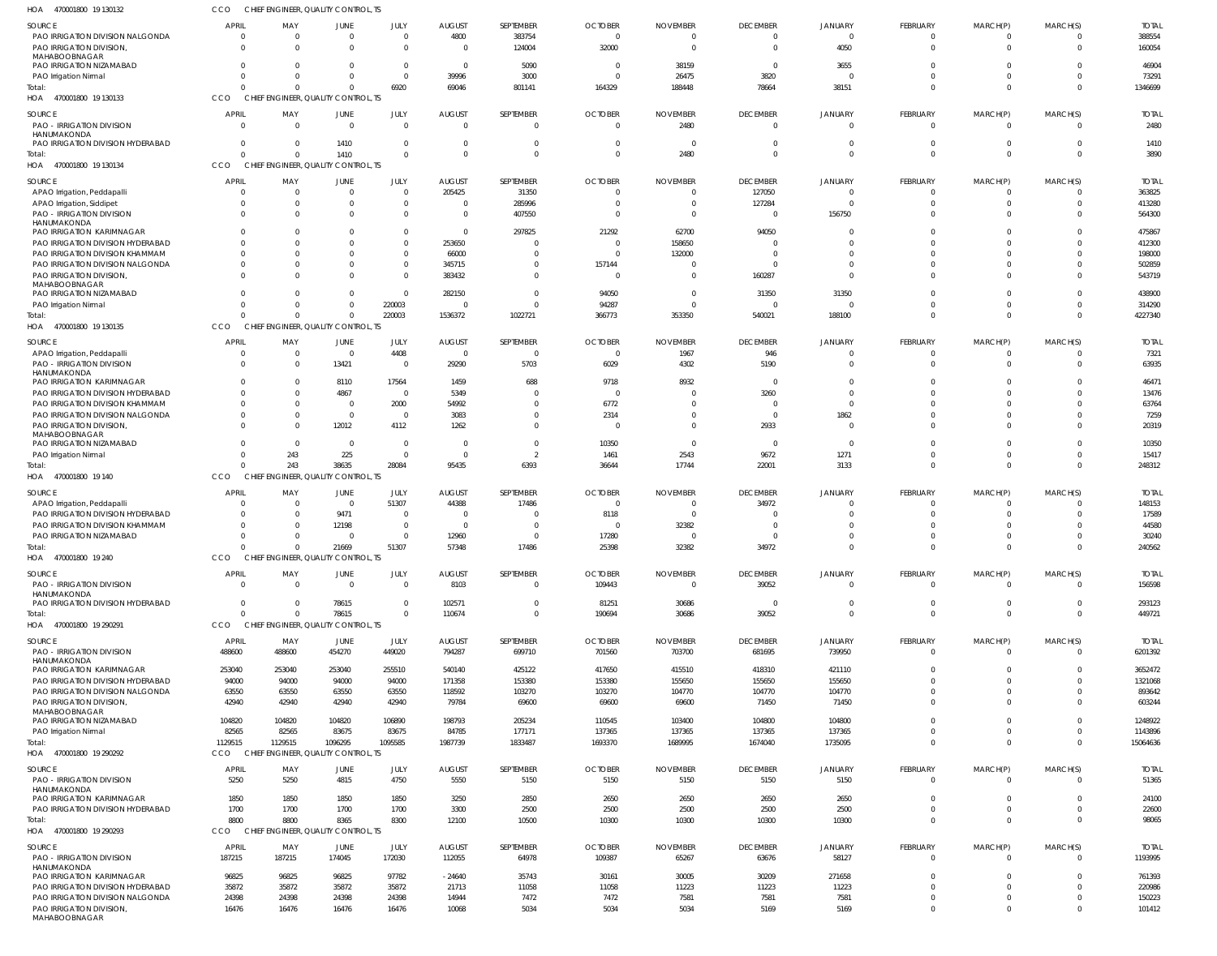HOA 470001800 19 130132 CCO CHIEF ENGINEER, QUALITY CONTROL, TS

| SOURCE | APRIL | MAY | JUNE | JULY | AUGUST | SEPTEMBER | OCTOBER | NOVEMBER | DECEMBER | JANUARY | FEBRUARY | MARCH(P) | MARCH(S) | TOTAL |
|---|---|---|---|---|---|---|---|---|---|---|---|---|---|---|
| PAO IRRIGATION DIVISION NALGONDA | 0 | 0 | 0 | 0 | 4800 | 383754 | 0 | 0 | 0 | 0 | 0 | 0 | 0 | 388554 |
| PAO IRRIGATION DIVISION, MAHABOOBNAGAR | 0 | 0 | 0 | 0 | 0 | 124004 | 32000 | 0 | 0 | 4050 | 0 | 0 | 0 | 160054 |
| PAO IRRIGATION NIZAMABAD | 0 | 0 | 0 | 0 | 0 | 5090 | 0 | 38159 | 0 | 3655 | 0 | 0 | 0 | 46904 |
| PAO Irrigation Nirmal | 0 | 0 | 0 | 0 | 39996 | 3000 | 0 | 26475 | 3820 | 0 | 0 | 0 | 0 | 73291 |
| Total: | 0 | 0 | 0 | 6920 | 69046 | 801141 | 164329 | 188448 | 78664 | 38151 | 0 | 0 | 0 | 1346699 |

HOA 470001800 19 130133 CCO CHIEF ENGINEER, QUALITY CONTROL, TS

| SOURCE | APRIL | MAY | JUNE | JULY | AUGUST | SEPTEMBER | OCTOBER | NOVEMBER | DECEMBER | JANUARY | FEBRUARY | MARCH(P) | MARCH(S) | TOTAL |
|---|---|---|---|---|---|---|---|---|---|---|---|---|---|---|
| PAO - IRRIGATION DIVISION HANUMAKONDA | 0 | 0 | 0 | 0 | 0 | 0 | 0 | 2480 | 0 | 0 | 0 | 0 | 0 | 2480 |
| PAO IRRIGATION DIVISION HYDERABAD | 0 | 0 | 1410 | 0 | 0 | 0 | 0 | 0 | 0 | 0 | 0 | 0 | 0 | 1410 |
| Total: | 0 | 0 | 1410 | 0 | 0 | 0 | 0 | 2480 | 0 | 0 | 0 | 0 | 0 | 3890 |

HOA 470001800 19 130134 CCO CHIEF ENGINEER, QUALITY CONTROL, TS

| SOURCE | APRIL | MAY | JUNE | JULY | AUGUST | SEPTEMBER | OCTOBER | NOVEMBER | DECEMBER | JANUARY | FEBRUARY | MARCH(P) | MARCH(S) | TOTAL |
|---|---|---|---|---|---|---|---|---|---|---|---|---|---|---|
| APAO Irrigation, Peddapalli | 0 | 0 | 0 | 0 | 205425 | 31350 | 0 | 0 | 127050 | 0 | 0 | 0 | 0 | 363825 |
| APAO Irrigation, Siddipet | 0 | 0 | 0 | 0 | 0 | 285996 | 0 | 0 | 127284 | 0 | 0 | 0 | 0 | 413280 |
| PAO - IRRIGATION DIVISION HANUMAKONDA | 0 | 0 | 0 | 0 | 0 | 407550 | 0 | 0 | 0 | 156750 | 0 | 0 | 0 | 564300 |
| PAO IRRIGATION KARIMNAGAR | 0 | 0 | 0 | 0 | 0 | 297825 | 21292 | 62700 | 94050 | 0 | 0 | 0 | 0 | 475867 |
| PAO IRRIGATION DIVISION HYDERABAD | 0 | 0 | 0 | 0 | 253650 | 0 | 0 | 158650 | 0 | 0 | 0 | 0 | 0 | 412300 |
| PAO IRRIGATION DIVISION KHAMMAM | 0 | 0 | 0 | 0 | 66000 | 0 | 0 | 132000 | 0 | 0 | 0 | 0 | 0 | 198000 |
| PAO IRRIGATION DIVISION NALGONDA | 0 | 0 | 0 | 0 | 345715 | 0 | 157144 | 0 | 0 | 0 | 0 | 0 | 0 | 502859 |
| PAO IRRIGATION DIVISION, MAHABOOBNAGAR | 0 | 0 | 0 | 0 | 383432 | 0 | 0 | 0 | 160287 | 0 | 0 | 0 | 0 | 543719 |
| PAO IRRIGATION NIZAMABAD | 0 | 0 | 0 | 0 | 282150 | 0 | 94050 | 0 | 31350 | 31350 | 0 | 0 | 0 | 438900 |
| PAO Irrigation Nirmal | 0 | 0 | 0 | 220003 | 0 | 0 | 94287 | 0 | 0 | 0 | 0 | 0 | 0 | 314290 |
| Total: | 0 | 0 | 0 | 220003 | 1536372 | 1022721 | 366773 | 353350 | 540021 | 188100 | 0 | 0 | 0 | 4227340 |

HOA 470001800 19 130135 CCO CHIEF ENGINEER, QUALITY CONTROL, TS

| SOURCE | APRIL | MAY | JUNE | JULY | AUGUST | SEPTEMBER | OCTOBER | NOVEMBER | DECEMBER | JANUARY | FEBRUARY | MARCH(P) | MARCH(S) | TOTAL |
|---|---|---|---|---|---|---|---|---|---|---|---|---|---|---|
| APAO Irrigation, Peddapalli | 0 | 0 | 0 | 4408 | 0 | 0 | 0 | 1967 | 946 | 0 | 0 | 0 | 0 | 7321 |
| PAO - IRRIGATION DIVISION HANUMAKONDA | 0 | 0 | 13421 | 0 | 29290 | 5703 | 6029 | 4302 | 5190 | 0 | 0 | 0 | 0 | 63935 |
| PAO IRRIGATION KARIMNAGAR | 0 | 0 | 8110 | 17564 | 1459 | 688 | 9718 | 8932 | 0 | 0 | 0 | 0 | 0 | 46471 |
| PAO IRRIGATION DIVISION HYDERABAD | 0 | 0 | 4867 | 0 | 5349 | 0 | 0 | 0 | 3260 | 0 | 0 | 0 | 0 | 13476 |
| PAO IRRIGATION DIVISION KHAMMAM | 0 | 0 | 0 | 2000 | 54992 | 0 | 6772 | 0 | 0 | 0 | 0 | 0 | 0 | 63764 |
| PAO IRRIGATION DIVISION NALGONDA | 0 | 0 | 0 | 0 | 3083 | 0 | 2314 | 0 | 0 | 1862 | 0 | 0 | 0 | 7259 |
| PAO IRRIGATION DIVISION, MAHABOOBNAGAR | 0 | 0 | 12012 | 4112 | 1262 | 0 | 0 | 0 | 2933 | 0 | 0 | 0 | 0 | 20319 |
| PAO IRRIGATION NIZAMABAD | 0 | 0 | 0 | 0 | 0 | 0 | 10350 | 0 | 0 | 0 | 0 | 0 | 0 | 10350 |
| PAO Irrigation Nirmal | 0 | 243 | 225 | 0 | 0 | 2 | 1461 | 2543 | 9672 | 1271 | 0 | 0 | 0 | 15417 |
| Total: | 0 | 243 | 38635 | 28084 | 95435 | 6393 | 36644 | 17744 | 22001 | 3133 | 0 | 0 | 0 | 248312 |

HOA 470001800 19 140 CCO CHIEF ENGINEER, QUALITY CONTROL, TS

| SOURCE | APRIL | MAY | JUNE | JULY | AUGUST | SEPTEMBER | OCTOBER | NOVEMBER | DECEMBER | JANUARY | FEBRUARY | MARCH(P) | MARCH(S) | TOTAL |
|---|---|---|---|---|---|---|---|---|---|---|---|---|---|---|
| APAO Irrigation, Peddapalli | 0 | 0 | 0 | 51307 | 44388 | 17486 | 0 | 0 | 34972 | 0 | 0 | 0 | 0 | 148153 |
| PAO IRRIGATION DIVISION HYDERABAD | 0 | 0 | 9471 | 0 | 0 | 0 | 8118 | 0 | 0 | 0 | 0 | 0 | 0 | 17589 |
| PAO IRRIGATION DIVISION KHAMMAM | 0 | 0 | 12198 | 0 | 0 | 0 | 0 | 32382 | 0 | 0 | 0 | 0 | 0 | 44580 |
| PAO IRRIGATION NIZAMABAD | 0 | 0 | 0 | 0 | 12960 | 0 | 17280 | 0 | 0 | 0 | 0 | 0 | 0 | 30240 |
| Total: | 0 | 0 | 21669 | 51307 | 57348 | 17486 | 25398 | 32382 | 34972 | 0 | 0 | 0 | 0 | 240562 |

HOA 470001800 19 240 CCO CHIEF ENGINEER, QUALITY CONTROL, TS

| SOURCE | APRIL | MAY | JUNE | JULY | AUGUST | SEPTEMBER | OCTOBER | NOVEMBER | DECEMBER | JANUARY | FEBRUARY | MARCH(P) | MARCH(S) | TOTAL |
|---|---|---|---|---|---|---|---|---|---|---|---|---|---|---|
| PAO - IRRIGATION DIVISION HANUMAKONDA | 0 | 0 | 0 | 0 | 8103 | 0 | 109443 | 0 | 39052 | 0 | 0 | 0 | 0 | 156598 |
| PAO IRRIGATION DIVISION HYDERABAD | 0 | 0 | 78615 | 0 | 102571 | 0 | 81251 | 30686 | 0 | 0 | 0 | 0 | 0 | 293123 |
| Total: | 0 | 0 | 78615 | 0 | 110674 | 0 | 190694 | 30686 | 39052 | 0 | 0 | 0 | 0 | 449721 |

HOA 470001800 19 290291 CCO CHIEF ENGINEER, QUALITY CONTROL, TS

| SOURCE | APRIL | MAY | JUNE | JULY | AUGUST | SEPTEMBER | OCTOBER | NOVEMBER | DECEMBER | JANUARY | FEBRUARY | MARCH(P) | MARCH(S) | TOTAL |
|---|---|---|---|---|---|---|---|---|---|---|---|---|---|---|
| PAO - IRRIGATION DIVISION HANUMAKONDA | 488600 | 488600 | 454270 | 449020 | 794287 | 699710 | 701560 | 703700 | 681695 | 739950 | 0 | 0 | 0 | 6201392 |
| PAO IRRIGATION KARIMNAGAR | 253040 | 253040 | 253040 | 255510 | 540140 | 425122 | 417650 | 415510 | 418310 | 421110 | 0 | 0 | 0 | 3652472 |
| PAO IRRIGATION DIVISION HYDERABAD | 94000 | 94000 | 94000 | 94000 | 171358 | 153380 | 153380 | 155650 | 155650 | 155650 | 0 | 0 | 0 | 1321068 |
| PAO IRRIGATION DIVISION NALGONDA | 63550 | 63550 | 63550 | 63550 | 118592 | 103270 | 103270 | 104770 | 104770 | 104770 | 0 | 0 | 0 | 893642 |
| PAO IRRIGATION DIVISION, MAHABOOBNAGAR | 42940 | 42940 | 42940 | 42940 | 79784 | 69600 | 69600 | 69600 | 71450 | 71450 | 0 | 0 | 0 | 603244 |
| PAO IRRIGATION NIZAMABAD | 104820 | 104820 | 104820 | 106890 | 198793 | 205234 | 110545 | 103400 | 104800 | 104800 | 0 | 0 | 0 | 1248922 |
| PAO Irrigation Nirmal | 82565 | 82565 | 83675 | 83675 | 84785 | 177171 | 137365 | 137365 | 137365 | 137365 | 0 | 0 | 0 | 1143896 |
| Total: | 1129515 | 1129515 | 1096295 | 1095585 | 1987739 | 1833487 | 1693370 | 1689995 | 1674040 | 1735095 | 0 | 0 | 0 | 15064636 |

HOA 470001800 19 290292 CCO CHIEF ENGINEER, QUALITY CONTROL, TS

| SOURCE | APRIL | MAY | JUNE | JULY | AUGUST | SEPTEMBER | OCTOBER | NOVEMBER | DECEMBER | JANUARY | FEBRUARY | MARCH(P) | MARCH(S) | TOTAL |
|---|---|---|---|---|---|---|---|---|---|---|---|---|---|---|
| PAO - IRRIGATION DIVISION HANUMAKONDA | 5250 | 5250 | 4815 | 4750 | 5550 | 5150 | 5150 | 5150 | 5150 | 5150 | 0 | 0 | 0 | 51365 |
| PAO IRRIGATION KARIMNAGAR | 1850 | 1850 | 1850 | 1850 | 3250 | 2850 | 2650 | 2650 | 2650 | 2650 | 0 | 0 | 0 | 24100 |
| PAO IRRIGATION DIVISION HYDERABAD | 1700 | 1700 | 1700 | 1700 | 3300 | 2500 | 2500 | 2500 | 2500 | 2500 | 0 | 0 | 0 | 22600 |
| Total: | 8800 | 8800 | 8365 | 8300 | 12100 | 10500 | 10300 | 10300 | 10300 | 10300 | 0 | 0 | 0 | 98065 |

HOA 470001800 19 290293 CCO CHIEF ENGINEER, QUALITY CONTROL, TS

| SOURCE | APRIL | MAY | JUNE | JULY | AUGUST | SEPTEMBER | OCTOBER | NOVEMBER | DECEMBER | JANUARY | FEBRUARY | MARCH(P) | MARCH(S) | TOTAL |
|---|---|---|---|---|---|---|---|---|---|---|---|---|---|---|
| PAO - IRRIGATION DIVISION HANUMAKONDA | 187215 | 187215 | 174045 | 172030 | 112055 | 64978 | 109387 | 65267 | 63676 | 58127 | 0 | 0 | 0 | 1193995 |
| PAO IRRIGATION KARIMNAGAR | 96825 | 96825 | 96825 | 97782 | -24640 | 35743 | 30161 | 30005 | 30209 | 271658 | 0 | 0 | 0 | 761393 |
| PAO IRRIGATION DIVISION HYDERABAD | 35872 | 35872 | 35872 | 35872 | 21713 | 11058 | 11058 | 11223 | 11223 | 11223 | 0 | 0 | 0 | 220986 |
| PAO IRRIGATION DIVISION NALGONDA | 24398 | 24398 | 24398 | 24398 | 14944 | 7472 | 7472 | 7581 | 7581 | 7581 | 0 | 0 | 0 | 150223 |
| PAO IRRIGATION DIVISION, MAHABOOBNAGAR | 16476 | 16476 | 16476 | 16476 | 10068 | 5034 | 5034 | 5034 | 5169 | 5169 | 0 | 0 | 0 | 101412 |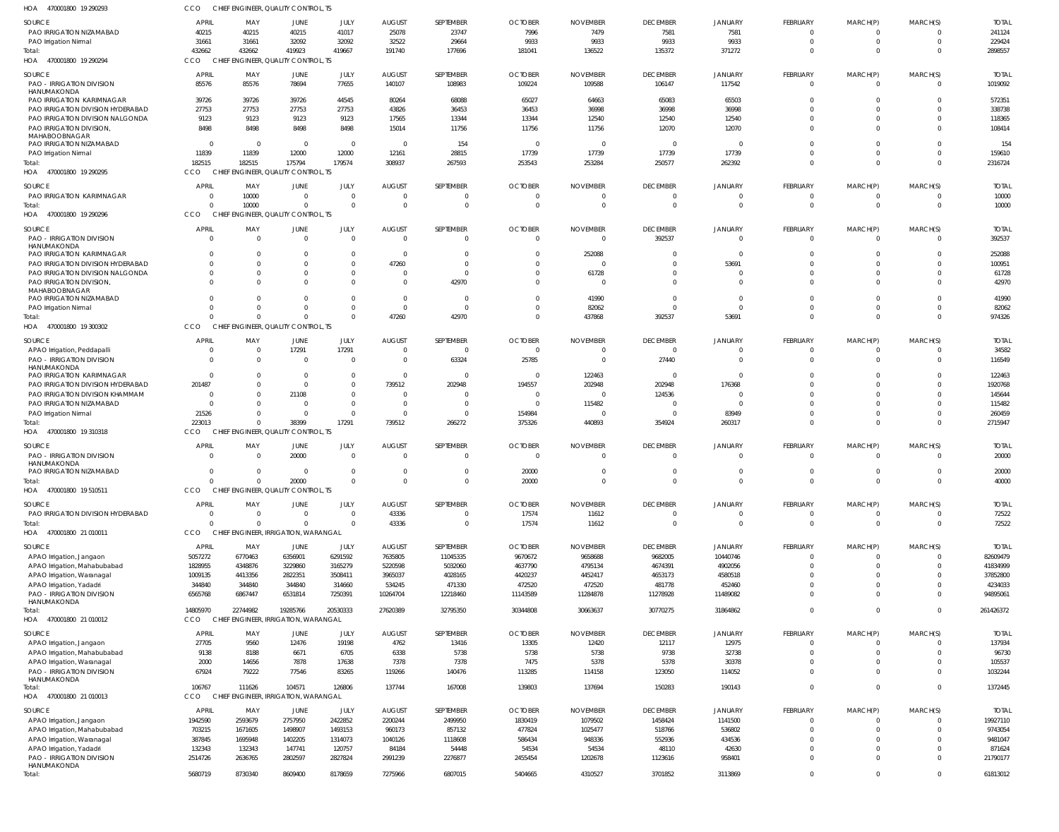HOA 470001800 19 290293 CCO CHIEF ENGINEER, QUALITY CONTROL, TS

| SOURCE | APRIL | MAY | JUNE | JULY | AUGUST | SEPTEMBER | OCTOBER | NOVEMBER | DECEMBER | JANUARY | FEBRUARY | MARCH(P) | MARCH(S) | TOTAL |
|---|---|---|---|---|---|---|---|---|---|---|---|---|---|---|
| PAO IRRIGATION NIZAMABAD | 40215 | 40215 | 40215 | 41017 | 25078 | 23747 | 7996 | 7479 | 7581 | 7581 | 0 | 0 | 0 | 241124 |
| PAO Irrigation Nirmal | 31661 | 31661 | 32092 | 32092 | 32522 | 29664 | 9933 | 9933 | 9933 | 9933 | 0 | 0 | 0 | 229424 |
| Total: | 432662 | 432662 | 419923 | 419667 | 191740 | 177696 | 181041 | 136522 | 135372 | 371272 | 0 | 0 | 0 | 2898557 |

HOA 470001800 19 290294 CCO CHIEF ENGINEER, QUALITY CONTROL, TS

| SOURCE | APRIL | MAY | JUNE | JULY | AUGUST | SEPTEMBER | OCTOBER | NOVEMBER | DECEMBER | JANUARY | FEBRUARY | MARCH(P) | MARCH(S) | TOTAL |
|---|---|---|---|---|---|---|---|---|---|---|---|---|---|---|
| PAO - IRRIGATION DIVISION HANUMAKONDA | 85576 | 85576 | 78694 | 77655 | 140107 | 108983 | 109224 | 109588 | 106147 | 117542 | 0 | 0 | 0 | 1019092 |
| PAO IRRIGATION KARIMNAGAR | 39726 | 39726 | 39726 | 44545 | 80264 | 68088 | 65027 | 64663 | 65083 | 65503 | 0 | 0 | 0 | 572351 |
| PAO IRRIGATION DIVISION HYDERABAD | 27753 | 27753 | 27753 | 27753 | 43826 | 36453 | 36453 | 36998 | 36998 | 36998 | 0 | 0 | 0 | 338738 |
| PAO IRRIGATION DIVISION NALGONDA | 9123 | 9123 | 9123 | 9123 | 17565 | 13344 | 13344 | 12540 | 12540 | 12540 | 0 | 0 | 0 | 118365 |
| PAO IRRIGATION DIVISION, MAHABOOBNAGAR | 8498 | 8498 | 8498 | 8498 | 15014 | 11756 | 11756 | 11756 | 12070 | 12070 | 0 | 0 | 0 | 108414 |
| PAO IRRIGATION NIZAMABAD | 0 | 0 | 0 | 0 | 0 | 154 | 0 | 0 | 0 | 0 | 0 | 0 | 0 | 154 |
| PAO Irrigation Nirmal | 11839 | 11839 | 12000 | 12000 | 12161 | 28815 | 17739 | 17739 | 17739 | 17739 | 0 | 0 | 0 | 159610 |
| Total: | 182515 | 182515 | 175794 | 179574 | 308937 | 267593 | 253543 | 253284 | 250577 | 262392 | 0 | 0 | 0 | 2316724 |

HOA 470001800 19 290295 CCO CHIEF ENGINEER, QUALITY CONTROL, TS

| SOURCE | APRIL | MAY | JUNE | JULY | AUGUST | SEPTEMBER | OCTOBER | NOVEMBER | DECEMBER | JANUARY | FEBRUARY | MARCH(P) | MARCH(S) | TOTAL |
|---|---|---|---|---|---|---|---|---|---|---|---|---|---|---|
| PAO IRRIGATION KARIMNAGAR | 0 | 10000 | 0 | 0 | 0 | 0 | 0 | 0 | 0 | 0 | 0 | 0 | 0 | 10000 |
| Total: | 0 | 10000 | 0 | 0 | 0 | 0 | 0 | 0 | 0 | 0 | 0 | 0 | 0 | 10000 |

HOA 470001800 19 290296 CCO CHIEF ENGINEER, QUALITY CONTROL, TS

| SOURCE | APRIL | MAY | JUNE | JULY | AUGUST | SEPTEMBER | OCTOBER | NOVEMBER | DECEMBER | JANUARY | FEBRUARY | MARCH(P) | MARCH(S) | TOTAL |
|---|---|---|---|---|---|---|---|---|---|---|---|---|---|---|
| PAO - IRRIGATION DIVISION HANUMAKONDA | 0 | 0 | 0 | 0 | 0 | 0 | 0 | 0 | 392537 | 0 | 0 | 0 | 0 | 392537 |
| PAO IRRIGATION KARIMNAGAR | 0 | 0 | 0 | 0 | 0 | 0 | 0 | 252088 | 0 | 0 | 0 | 0 | 0 | 252088 |
| PAO IRRIGATION DIVISION HYDERABAD | 0 | 0 | 0 | 0 | 47260 | 0 | 0 | 0 | 0 | 53691 | 0 | 0 | 0 | 100951 |
| PAO IRRIGATION DIVISION NALGONDA | 0 | 0 | 0 | 0 | 0 | 0 | 0 | 61728 | 0 | 0 | 0 | 0 | 0 | 61728 |
| PAO IRRIGATION DIVISION, MAHABOOBNAGAR | 0 | 0 | 0 | 0 | 0 | 42970 | 0 | 0 | 0 | 0 | 0 | 0 | 0 | 42970 |
| PAO IRRIGATION NIZAMABAD | 0 | 0 | 0 | 0 | 0 | 0 | 0 | 41990 | 0 | 0 | 0 | 0 | 0 | 41990 |
| PAO Irrigation Nirmal | 0 | 0 | 0 | 0 | 0 | 0 | 0 | 82062 | 0 | 0 | 0 | 0 | 0 | 82062 |
| Total: | 0 | 0 | 0 | 0 | 47260 | 42970 | 0 | 437868 | 392537 | 53691 | 0 | 0 | 0 | 974326 |

HOA 470001800 19 300302 CCO CHIEF ENGINEER, QUALITY CONTROL, TS

| SOURCE | APRIL | MAY | JUNE | JULY | AUGUST | SEPTEMBER | OCTOBER | NOVEMBER | DECEMBER | JANUARY | FEBRUARY | MARCH(P) | MARCH(S) | TOTAL |
|---|---|---|---|---|---|---|---|---|---|---|---|---|---|---|
| APAO Irrigation, Peddapalli | 0 | 0 | 17291 | 17291 | 0 | 0 | 0 | 0 | 0 | 0 | 0 | 0 | 0 | 34582 |
| PAO - IRRIGATION DIVISION HANUMAKONDA | 0 | 0 | 0 | 0 | 0 | 63324 | 25785 | 0 | 27440 | 0 | 0 | 0 | 0 | 116549 |
| PAO IRRIGATION KARIMNAGAR | 0 | 0 | 0 | 0 | 0 | 0 | 0 | 122463 | 0 | 0 | 0 | 0 | 0 | 122463 |
| PAO IRRIGATION DIVISION HYDERABAD | 201487 | 0 | 0 | 0 | 739512 | 202948 | 194557 | 202948 | 202948 | 176368 | 0 | 0 | 0 | 1920768 |
| PAO IRRIGATION DIVISION KHAMMAM | 0 | 0 | 21108 | 0 | 0 | 0 | 0 | 0 | 124536 | 0 | 0 | 0 | 0 | 145644 |
| PAO IRRIGATION NIZAMABAD | 0 | 0 | 0 | 0 | 0 | 0 | 0 | 115482 | 0 | 0 | 0 | 0 | 0 | 115482 |
| PAO Irrigation Nirmal | 21526 | 0 | 0 | 0 | 0 | 0 | 154984 | 0 | 0 | 83949 | 0 | 0 | 0 | 260459 |
| Total: | 223013 | 0 | 38399 | 17291 | 739512 | 266272 | 375326 | 440893 | 354924 | 260317 | 0 | 0 | 0 | 2715947 |

HOA 470001800 19 310318 CCO CHIEF ENGINEER, QUALITY CONTROL, TS

| SOURCE | APRIL | MAY | JUNE | JULY | AUGUST | SEPTEMBER | OCTOBER | NOVEMBER | DECEMBER | JANUARY | FEBRUARY | MARCH(P) | MARCH(S) | TOTAL |
|---|---|---|---|---|---|---|---|---|---|---|---|---|---|---|
| PAO - IRRIGATION DIVISION HANUMAKONDA | 0 | 0 | 20000 | 0 | 0 | 0 | 0 | 0 | 0 | 0 | 0 | 0 | 0 | 20000 |
| PAO IRRIGATION NIZAMABAD | 0 | 0 | 0 | 0 | 0 | 0 | 20000 | 0 | 0 | 0 | 0 | 0 | 0 | 20000 |
| Total: | 0 | 0 | 20000 | 0 | 0 | 0 | 20000 | 0 | 0 | 0 | 0 | 0 | 0 | 40000 |

HOA 470001800 19 510511 CCO CHIEF ENGINEER, QUALITY CONTROL, TS

| SOURCE | APRIL | MAY | JUNE | JULY | AUGUST | SEPTEMBER | OCTOBER | NOVEMBER | DECEMBER | JANUARY | FEBRUARY | MARCH(P) | MARCH(S) | TOTAL |
|---|---|---|---|---|---|---|---|---|---|---|---|---|---|---|
| PAO IRRIGATION DIVISION HYDERABAD | 0 | 0 | 0 | 0 | 43336 | 0 | 17574 | 11612 | 0 | 0 | 0 | 0 | 0 | 72522 |
| Total: | 0 | 0 | 0 | 0 | 43336 | 0 | 17574 | 11612 | 0 | 0 | 0 | 0 | 0 | 72522 |

HOA 470001800 21 010011 CCO CHIEF ENGINEER, IRRIGATION, WARANGAL

| SOURCE | APRIL | MAY | JUNE | JULY | AUGUST | SEPTEMBER | OCTOBER | NOVEMBER | DECEMBER | JANUARY | FEBRUARY | MARCH(P) | MARCH(S) | TOTAL |
|---|---|---|---|---|---|---|---|---|---|---|---|---|---|---|
| APAO Irrigation, Jangaon | 5057272 | 6770463 | 6356901 | 6291592 | 7635805 | 11045335 | 9670672 | 9658688 | 9682005 | 10440746 | 0 | 0 | 0 | 82609479 |
| APAO Irrigation, Mahabubabad | 1828955 | 4348876 | 3229860 | 3165279 | 5220598 | 5032060 | 4637790 | 4795134 | 4674391 | 4902056 | 0 | 0 | 0 | 41834999 |
| APAO Irrigation, Waranagal | 1009135 | 4413356 | 2822351 | 3508411 | 3965037 | 4028165 | 4420237 | 4452417 | 4653173 | 4580518 | 0 | 0 | 0 | 37852800 |
| APAO Irrigation, Yadadri | 344840 | 344840 | 344840 | 314660 | 534245 | 471330 | 472520 | 472520 | 481778 | 452460 | 0 | 0 | 0 | 4234033 |
| PAO - IRRIGATION DIVISION HANUMAKONDA | 6565768 | 6867447 | 6531814 | 7250391 | 10264704 | 12218460 | 11143589 | 11284878 | 11278928 | 11489082 | 0 | 0 | 0 | 94895061 |
| Total: | 14805970 | 22744982 | 19285766 | 20530333 | 27620389 | 32795350 | 30344808 | 30663637 | 30770275 | 31864862 | 0 | 0 | 0 | 261426372 |

HOA 470001800 21 010012 CCO CHIEF ENGINEER, IRRIGATION, WARANGAL

| SOURCE | APRIL | MAY | JUNE | JULY | AUGUST | SEPTEMBER | OCTOBER | NOVEMBER | DECEMBER | JANUARY | FEBRUARY | MARCH(P) | MARCH(S) | TOTAL |
|---|---|---|---|---|---|---|---|---|---|---|---|---|---|---|
| APAO Irrigation, Jangaon | 27705 | 9560 | 12476 | 19198 | 4762 | 13416 | 13305 | 12420 | 12117 | 12975 | 0 | 0 | 0 | 137934 |
| APAO Irrigation, Mahabubabad | 9138 | 8188 | 6671 | 6705 | 6338 | 5738 | 5738 | 5738 | 9738 | 32738 | 0 | 0 | 0 | 96730 |
| APAO Irrigation, Waranagal | 2000 | 14656 | 7878 | 17638 | 7378 | 7378 | 7475 | 5378 | 5378 | 30378 | 0 | 0 | 0 | 105537 |
| PAO - IRRIGATION DIVISION HANUMAKONDA | 67924 | 79222 | 77546 | 83265 | 119266 | 140476 | 113285 | 114158 | 123050 | 114052 | 0 | 0 | 0 | 1032244 |
| Total: | 106767 | 111626 | 104571 | 126806 | 137744 | 167008 | 139803 | 137694 | 150283 | 190143 | 0 | 0 | 0 | 1372445 |

HOA 470001800 21 010013 CCO CHIEF ENGINEER, IRRIGATION, WARANGAL

| SOURCE | APRIL | MAY | JUNE | JULY | AUGUST | SEPTEMBER | OCTOBER | NOVEMBER | DECEMBER | JANUARY | FEBRUARY | MARCH(P) | MARCH(S) | TOTAL |
|---|---|---|---|---|---|---|---|---|---|---|---|---|---|---|
| APAO Irrigation, Jangaon | 1942590 | 2593679 | 2757950 | 2422852 | 2200244 | 2499950 | 1830419 | 1079502 | 1458424 | 1141500 | 0 | 0 | 0 | 19927110 |
| APAO Irrigation, Mahabubabad | 703215 | 1671605 | 1498907 | 1493153 | 960173 | 857132 | 477824 | 1025477 | 518766 | 536802 | 0 | 0 | 0 | 9743054 |
| APAO Irrigation, Waranagal | 387845 | 1695948 | 1402205 | 1314073 | 1040126 | 1118608 | 586434 | 948336 | 552936 | 434536 | 0 | 0 | 0 | 9481047 |
| APAO Irrigation, Yadadri | 132343 | 132343 | 147741 | 120757 | 84184 | 54448 | 54534 | 54534 | 48110 | 42630 | 0 | 0 | 0 | 871624 |
| PAO - IRRIGATION DIVISION HANUMAKONDA | 2514726 | 2636765 | 2802597 | 2827824 | 2991239 | 2276877 | 2455454 | 1202678 | 1123616 | 958401 | 0 | 0 | 0 | 21790177 |
| Total: | 5680719 | 8730340 | 8609400 | 8178659 | 7275966 | 6807015 | 5404665 | 4310527 | 3701852 | 3113869 | 0 | 0 | 0 | 61813012 |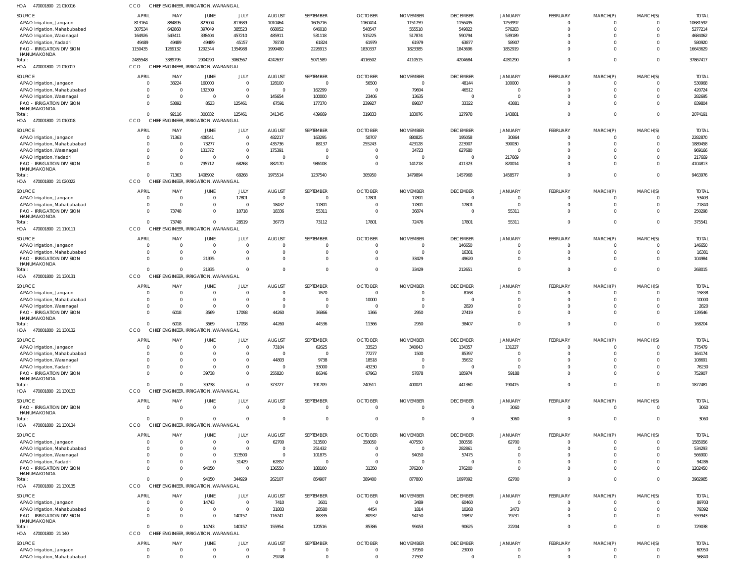HOA 470001800 21 010016 CCO CHIEF ENGINEER, IRRIGATION, WARANGAL

| SOURCE | APRIL | MAY | JUNE | JULY | AUGUST | SEPTEMBER | OCTOBER | NOVEMBER | DECEMBER | JANUARY | FEBRUARY | MARCH(P) | MARCH(S) | TOTAL |
|---|---|---|---|---|---|---|---|---|---|---|---|---|---|---|
| APAO Irrigation, Jangaon | 813164 | 884895 | 827004 | 817689 | 1010464 | 1605716 | 1160414 | 1151759 | 1156495 | 1253992 | 0 | 0 | 0 | 10681592 |
| APAO Irrigation, Mahabubabad | 307534 | 642868 | 397049 | 385523 | 668052 | 646018 | 548547 | 555518 | 549822 | 576283 | 0 | 0 | 0 | 5277214 |
| APAO Irrigation, Waranagal | 164926 | 543411 | 338404 | 457210 | 485911 | 531118 | 515225 | 517874 | 590794 | 539189 | 0 | 0 | 0 | 4684062 |
| APAO Irrigation, Yadadri | 49489 | 49489 | 49489 | 45157 | 78730 | 61824 | 61979 | 61979 | 63877 | 58907 | 0 | 0 | 0 | 580920 |
| PAO - IRRIGATION DIVISION HANUMAKONDA | 1150435 | 1269132 | 1292344 | 1354988 | 1999480 | 2226913 | 1830337 | 1823385 | 1843696 | 1852919 | 0 | 0 | 0 | 16643629 |
| Total: | 2485548 | 3389795 | 2904290 | 3060567 | 4242637 | 5071589 | 4116502 | 4110515 | 4204684 | 4281290 | 0 | 0 | 0 | 37867417 |

HOA 470001800 21 010017 CCO CHIEF ENGINEER, IRRIGATION, WARANGAL

| SOURCE | APRIL | MAY | JUNE | JULY | AUGUST | SEPTEMBER | OCTOBER | NOVEMBER | DECEMBER | JANUARY | FEBRUARY | MARCH(P) | MARCH(S) | TOTAL |
|---|---|---|---|---|---|---|---|---|---|---|---|---|---|---|
| APAO Irrigation, Jangaon | 0 | 38224 | 160000 | 0 | 128100 | 0 | 56500 | 0 | 48144 | 100000 | 0 | 0 | 0 | 530968 |
| APAO Irrigation, Mahabubabad | 0 | 0 | 132309 | 0 | 0 | 162299 | 0 | 79604 | 46512 | 0 | 0 | 0 | 0 | 420724 |
| APAO Irrigation, Waranagal | 0 | 0 | 0 | 0 | 145654 | 100000 | 23406 | 13635 | 0 | 0 | 0 | 0 | 0 | 282695 |
| PAO - IRRIGATION DIVISION HANUMAKONDA | 0 | 53892 | 8523 | 125461 | 67591 | 177370 | 239927 | 89837 | 33322 | 43881 | 0 | 0 | 0 | 839804 |
| Total: | 0 | 92116 | 300832 | 125461 | 341345 | 439669 | 319833 | 183076 | 127978 | 143881 | 0 | 0 | 0 | 2074191 |

HOA 470001800 21 010018 CCO CHIEF ENGINEER, IRRIGATION, WARANGAL

| SOURCE | APRIL | MAY | JUNE | JULY | AUGUST | SEPTEMBER | OCTOBER | NOVEMBER | DECEMBER | JANUARY | FEBRUARY | MARCH(P) | MARCH(S) | TOTAL |
|---|---|---|---|---|---|---|---|---|---|---|---|---|---|---|
| APAO Irrigation, Jangaon | 0 | 71363 | 408541 | 0 | 482217 | 163295 | 50707 | 880825 | 195058 | 30864 | 0 | 0 | 0 | 2282870 |
| APAO Irrigation, Mahabubabad | 0 | 0 | 73277 | 0 | 435736 | 88137 | 255243 | 423128 | 223907 | 390030 | 0 | 0 | 0 | 1889458 |
| APAO Irrigation, Waranagal | 0 | 0 | 131372 | 0 | 175391 | 0 | 0 | 34723 | 627680 | 0 | 0 | 0 | 0 | 969166 |
| APAO Irrigation, Yadadri | 0 | 0 | 0 | 0 | 0 | 0 | 0 | 0 | 0 | 217669 | 0 | 0 | 0 | 217669 |
| PAO - IRRIGATION DIVISION HANUMAKONDA | 0 | 0 | 795712 | 68268 | 882170 | 986108 | 0 | 141218 | 411323 | 820014 | 0 | 0 | 0 | 4104813 |
| Total: | 0 | 71363 | 1408902 | 68268 | 1975514 | 1237540 | 305950 | 1479894 | 1457968 | 1458577 | 0 | 0 | 0 | 9463976 |

HOA 470001800 21 020022 CCO CHIEF ENGINEER, IRRIGATION, WARANGAL

| SOURCE | APRIL | MAY | JUNE | JULY | AUGUST | SEPTEMBER | OCTOBER | NOVEMBER | DECEMBER | JANUARY | FEBRUARY | MARCH(P) | MARCH(S) | TOTAL |
|---|---|---|---|---|---|---|---|---|---|---|---|---|---|---|
| APAO Irrigation, Jangaon | 0 | 0 | 0 | 17801 | 0 | 0 | 17801 | 17801 | 0 | 0 | 0 | 0 | 0 | 53403 |
| APAO Irrigation, Mahabubabad | 0 | 0 | 0 | 0 | 18437 | 17801 | 0 | 17801 | 17801 | 0 | 0 | 0 | 0 | 71840 |
| PAO - IRRIGATION DIVISION HANUMAKONDA | 0 | 73748 | 0 | 10718 | 18336 | 55311 | 0 | 36874 | 0 | 55311 | 0 | 0 | 0 | 250298 |
| Total: | 0 | 73748 | 0 | 28519 | 36773 | 73112 | 17801 | 72476 | 17801 | 55311 | 0 | 0 | 0 | 375541 |

HOA 470001800 21 110111 CCO CHIEF ENGINEER, IRRIGATION, WARANGAL

| SOURCE | APRIL | MAY | JUNE | JULY | AUGUST | SEPTEMBER | OCTOBER | NOVEMBER | DECEMBER | JANUARY | FEBRUARY | MARCH(P) | MARCH(S) | TOTAL |
|---|---|---|---|---|---|---|---|---|---|---|---|---|---|---|
| APAO Irrigation, Jangaon | 0 | 0 | 0 | 0 | 0 | 0 | 0 | 0 | 146650 | 0 | 0 | 0 | 0 | 146650 |
| APAO Irrigation, Mahabubabad | 0 | 0 | 0 | 0 | 0 | 0 | 0 | 0 | 16381 | 0 | 0 | 0 | 0 | 16381 |
| PAO - IRRIGATION DIVISION HANUMAKONDA | 0 | 0 | 21935 | 0 | 0 | 0 | 0 | 33429 | 49620 | 0 | 0 | 0 | 0 | 104984 |
| Total: | 0 | 0 | 21935 | 0 | 0 | 0 | 0 | 33429 | 212651 | 0 | 0 | 0 | 0 | 268015 |

HOA 470001800 21 130131 CCO CHIEF ENGINEER, IRRIGATION, WARANGAL

| SOURCE | APRIL | MAY | JUNE | JULY | AUGUST | SEPTEMBER | OCTOBER | NOVEMBER | DECEMBER | JANUARY | FEBRUARY | MARCH(P) | MARCH(S) | TOTAL |
|---|---|---|---|---|---|---|---|---|---|---|---|---|---|---|
| APAO Irrigation, Jangaon | 0 | 0 | 0 | 0 | 0 | 7670 | 0 | 0 | 8168 | 0 | 0 | 0 | 0 | 15838 |
| APAO Irrigation, Mahabubabad | 0 | 0 | 0 | 0 | 0 | 0 | 10000 | 0 | 0 | 0 | 0 | 0 | 0 | 10000 |
| APAO Irrigation, Waranagal | 0 | 0 | 0 | 0 | 0 | 0 | 0 | 0 | 2820 | 0 | 0 | 0 | 0 | 2820 |
| PAO - IRRIGATION DIVISION HANUMAKONDA | 0 | 6018 | 3569 | 17098 | 44260 | 36866 | 1366 | 2950 | 27419 | 0 | 0 | 0 | 0 | 139546 |
| Total: | 0 | 6018 | 3569 | 17098 | 44260 | 44536 | 11366 | 2950 | 38407 | 0 | 0 | 0 | 0 | 168204 |

HOA 470001800 21 130132 CCO CHIEF ENGINEER, IRRIGATION, WARANGAL

| SOURCE | APRIL | MAY | JUNE | JULY | AUGUST | SEPTEMBER | OCTOBER | NOVEMBER | DECEMBER | JANUARY | FEBRUARY | MARCH(P) | MARCH(S) | TOTAL |
|---|---|---|---|---|---|---|---|---|---|---|---|---|---|---|
| APAO Irrigation, Jangaon | 0 | 0 | 0 | 0 | 73104 | 62625 | 33523 | 340643 | 134357 | 131227 | 0 | 0 | 0 | 775479 |
| APAO Irrigation, Mahabubabad | 0 | 0 | 0 | 0 | 0 | 0 | 77277 | 1500 | 85397 | 0 | 0 | 0 | 0 | 164174 |
| APAO Irrigation, Waranagal | 0 | 0 | 0 | 0 | 44803 | 9738 | 18518 | 0 | 35632 | 0 | 0 | 0 | 0 | 108691 |
| APAO Irrigation, Yadadri | 0 | 0 | 0 | 0 | 0 | 33000 | 43230 | 0 | 0 | 0 | 0 | 0 | 0 | 76230 |
| PAO - IRRIGATION DIVISION HANUMAKONDA | 0 | 0 | 39738 | 0 | 255820 | 86346 | 67963 | 57878 | 185974 | 59188 | 0 | 0 | 0 | 752907 |
| Total: | 0 | 0 | 39738 | 0 | 373727 | 191709 | 240511 | 400021 | 441360 | 190415 | 0 | 0 | 0 | 1877481 |

HOA 470001800 21 130133 CCO CHIEF ENGINEER, IRRIGATION, WARANGAL

| SOURCE | APRIL | MAY | JUNE | JULY | AUGUST | SEPTEMBER | OCTOBER | NOVEMBER | DECEMBER | JANUARY | FEBRUARY | MARCH(P) | MARCH(S) | TOTAL |
|---|---|---|---|---|---|---|---|---|---|---|---|---|---|---|
| PAO - IRRIGATION DIVISION HANUMAKONDA | 0 | 0 | 0 | 0 | 0 | 0 | 0 | 0 | 0 | 3060 | 0 | 0 | 0 | 3060 |
| Total: | 0 | 0 | 0 | 0 | 0 | 0 | 0 | 0 | 0 | 3060 | 0 | 0 | 0 | 3060 |

HOA 470001800 21 130134 CCO CHIEF ENGINEER, IRRIGATION, WARANGAL

| SOURCE | APRIL | MAY | JUNE | JULY | AUGUST | SEPTEMBER | OCTOBER | NOVEMBER | DECEMBER | JANUARY | FEBRUARY | MARCH(P) | MARCH(S) | TOTAL |
|---|---|---|---|---|---|---|---|---|---|---|---|---|---|---|
| APAO Irrigation, Jangaon | 0 | 0 | 0 | 0 | 62700 | 313500 | 358050 | 407550 | 380556 | 62700 | 0 | 0 | 0 | 1585056 |
| APAO Irrigation, Mahabubabad | 0 | 0 | 0 | 0 | 0 | 251432 | 0 | 0 | 282861 | 0 | 0 | 0 | 0 | 534293 |
| APAO Irrigation, Waranagal | 0 | 0 | 0 | 313500 | 0 | 101875 | 0 | 94050 | 57475 | 0 | 0 | 0 | 0 | 566900 |
| APAO Irrigation, Yadadri | 0 | 0 | 0 | 31429 | 62857 | 0 | 0 | 0 | 0 | 0 | 0 | 0 | 0 | 94286 |
| PAO - IRRIGATION DIVISION HANUMAKONDA | 0 | 0 | 94050 | 0 | 136550 | 188100 | 31350 | 376200 | 376200 | 0 | 0 | 0 | 0 | 1202450 |
| Total: | 0 | 0 | 94050 | 344929 | 262107 | 854907 | 389400 | 877800 | 1097092 | 62700 | 0 | 0 | 0 | 3982985 |

HOA 470001800 21 130135 CCO CHIEF ENGINEER, IRRIGATION, WARANGAL

| SOURCE | APRIL | MAY | JUNE | JULY | AUGUST | SEPTEMBER | OCTOBER | NOVEMBER | DECEMBER | JANUARY | FEBRUARY | MARCH(P) | MARCH(S) | TOTAL |
|---|---|---|---|---|---|---|---|---|---|---|---|---|---|---|
| APAO Irrigation, Jangaon | 0 | 0 | 14743 | 0 | 7410 | 3601 | 0 | 3489 | 60460 | 0 | 0 | 0 | 0 | 89703 |
| APAO Irrigation, Mahabubabad | 0 | 0 | 0 | 0 | 31803 | 28580 | 4454 | 1814 | 10268 | 2473 | 0 | 0 | 0 | 79392 |
| PAO - IRRIGATION DIVISION HANUMAKONDA | 0 | 0 | 0 | 140157 | 116741 | 88335 | 80932 | 94150 | 19897 | 19731 | 0 | 0 | 0 | 559943 |
| Total: | 0 | 0 | 14743 | 140157 | 155954 | 120516 | 85386 | 99453 | 90625 | 22204 | 0 | 0 | 0 | 729038 |

HOA 470001800 21 140 CCO CHIEF ENGINEER, IRRIGATION, WARANGAL

| SOURCE | APRIL | MAY | JUNE | JULY | AUGUST | SEPTEMBER | OCTOBER | NOVEMBER | DECEMBER | JANUARY | FEBRUARY | MARCH(P) | MARCH(S) | TOTAL |
|---|---|---|---|---|---|---|---|---|---|---|---|---|---|---|
| APAO Irrigation, Jangaon | 0 | 0 | 0 | 0 | 0 | 0 | 0 | 37950 | 23000 | 0 | 0 | 0 | 0 | 60950 |
| APAO Irrigation, Mahabubabad | 0 | 0 | 0 | 0 | 29248 | 0 | 0 | 27592 | 0 | 0 | 0 | 0 | 0 | 56840 |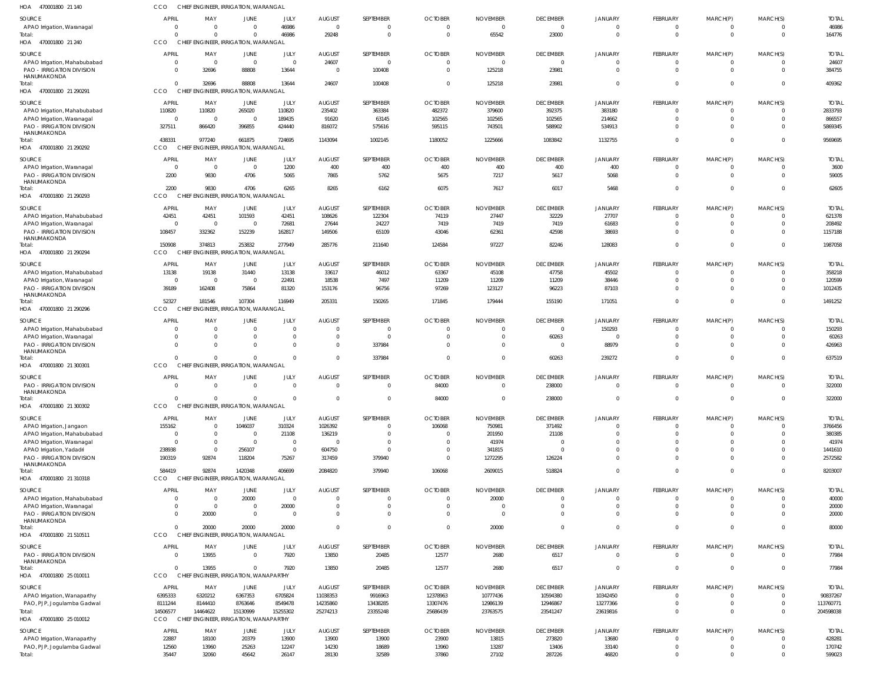HOA 470001800 21 140 CCO CHIEF ENGINEER, IRRIGATION, WARANGAL

| SOURCE | APRIL | MAY | JUNE | JULY | AUGUST | SEPTEMBER | OCTOBER | NOVEMBER | DECEMBER | JANUARY | FEBRUARY | MARCH(P) | MARCH(S) | TOTAL |
|---|---|---|---|---|---|---|---|---|---|---|---|---|---|---|
| APAO Irrigation, Waranagal | 0 | 0 | 0 | 46986 | 0 | 0 | 0 | 0 | 0 | 0 | 0 | 0 | 0 | 46986 |
| Total: | 0 | 0 | 0 | 46986 | 29248 | 0 | 0 | 65542 | 23000 | 0 | 0 | 0 | 0 | 164776 |

HOA 470001800 21 240 CCO CHIEF ENGINEER, IRRIGATION, WARANGAL

| SOURCE | APRIL | MAY | JUNE | JULY | AUGUST | SEPTEMBER | OCTOBER | NOVEMBER | DECEMBER | JANUARY | FEBRUARY | MARCH(P) | MARCH(S) | TOTAL |
|---|---|---|---|---|---|---|---|---|---|---|---|---|---|---|
| APAO Irrigation, Mahabubabad | 0 | 0 | 0 | 0 | 24607 | 0 | 0 | 0 | 0 | 0 | 0 | 0 | 0 | 24607 |
| PAO - IRRIGATION DIVISION HANUMAKONDA | 0 | 32696 | 88808 | 13644 | 0 | 100408 | 0 | 125218 | 23981 | 0 | 0 | 0 | 0 | 384755 |
| Total: | 0 | 32696 | 88808 | 13644 | 24607 | 100408 | 0 | 125218 | 23981 | 0 | 0 | 0 | 0 | 409362 |

HOA 470001800 21 290291 CCO CHIEF ENGINEER, IRRIGATION, WARANGAL

| SOURCE | APRIL | MAY | JUNE | JULY | AUGUST | SEPTEMBER | OCTOBER | NOVEMBER | DECEMBER | JANUARY | FEBRUARY | MARCH(P) | MARCH(S) | TOTAL |
|---|---|---|---|---|---|---|---|---|---|---|---|---|---|---|
| APAO Irrigation, Mahabubabad | 110820 | 110820 | 265020 | 110820 | 235402 | 363384 | 482372 | 379600 | 392375 | 383180 | 0 | 0 | 0 | 2833793 |
| APAO Irrigation, Waranagal | 0 | 0 | 0 | 189435 | 91620 | 63145 | 102565 | 102565 | 102565 | 214662 | 0 | 0 | 0 | 866557 |
| PAO - IRRIGATION DIVISION HANUMAKONDA | 327511 | 866420 | 396855 | 424440 | 816072 | 575616 | 595115 | 743501 | 588902 | 534913 | 0 | 0 | 0 | 5869345 |
| Total: | 438331 | 977240 | 661875 | 724695 | 1143094 | 1002145 | 1180052 | 1225666 | 1083842 | 1132755 | 0 | 0 | 0 | 9569695 |

HOA 470001800 21 290292 CCO CHIEF ENGINEER, IRRIGATION, WARANGAL

| SOURCE | APRIL | MAY | JUNE | JULY | AUGUST | SEPTEMBER | OCTOBER | NOVEMBER | DECEMBER | JANUARY | FEBRUARY | MARCH(P) | MARCH(S) | TOTAL |
|---|---|---|---|---|---|---|---|---|---|---|---|---|---|---|
| APAO Irrigation, Waranagal | 0 | 0 | 0 | 1200 | 400 | 400 | 400 | 400 | 400 | 400 | 0 | 0 | 0 | 3600 |
| PAO - IRRIGATION DIVISION HANUMAKONDA | 2200 | 9830 | 4706 | 5065 | 7865 | 5762 | 5675 | 7217 | 5617 | 5068 | 0 | 0 | 0 | 59005 |
| Total: | 2200 | 9830 | 4706 | 6265 | 8265 | 6162 | 6075 | 7617 | 6017 | 5468 | 0 | 0 | 0 | 62605 |

HOA 470001800 21 290293 CCO CHIEF ENGINEER, IRRIGATION, WARANGAL

| SOURCE | APRIL | MAY | JUNE | JULY | AUGUST | SEPTEMBER | OCTOBER | NOVEMBER | DECEMBER | JANUARY | FEBRUARY | MARCH(P) | MARCH(S) | TOTAL |
|---|---|---|---|---|---|---|---|---|---|---|---|---|---|---|
| APAO Irrigation, Mahabubabad | 42451 | 42451 | 101593 | 42451 | 108626 | 122304 | 74119 | 27447 | 32229 | 27707 | 0 | 0 | 0 | 621378 |
| APAO Irrigation, Waranagal | 0 | 0 | 0 | 72681 | 27644 | 24227 | 7419 | 7419 | 7419 | 61683 | 0 | 0 | 0 | 208492 |
| PAO - IRRIGATION DIVISION HANUMAKONDA | 108457 | 332362 | 152239 | 162817 | 149506 | 65109 | 43046 | 62361 | 42598 | 38693 | 0 | 0 | 0 | 1157188 |
| Total: | 150908 | 374813 | 253832 | 277949 | 285776 | 211640 | 124584 | 97227 | 82246 | 128083 | 0 | 0 | 0 | 1987058 |

HOA 470001800 21 290294 CCO CHIEF ENGINEER, IRRIGATION, WARANGAL

| SOURCE | APRIL | MAY | JUNE | JULY | AUGUST | SEPTEMBER | OCTOBER | NOVEMBER | DECEMBER | JANUARY | FEBRUARY | MARCH(P) | MARCH(S) | TOTAL |
|---|---|---|---|---|---|---|---|---|---|---|---|---|---|---|
| APAO Irrigation, Mahabubabad | 13138 | 19138 | 31440 | 13138 | 33617 | 46012 | 63367 | 45108 | 47758 | 45502 | 0 | 0 | 0 | 358218 |
| APAO Irrigation, Waranagal | 0 | 0 | 0 | 22491 | 18538 | 7497 | 11209 | 11209 | 11209 | 38446 | 0 | 0 | 0 | 120599 |
| PAO - IRRIGATION DIVISION HANUMAKONDA | 39189 | 162408 | 75864 | 81320 | 153176 | 96756 | 97269 | 123127 | 96223 | 87103 | 0 | 0 | 0 | 1012435 |
| Total: | 52327 | 181546 | 107304 | 116949 | 205331 | 150265 | 171845 | 179444 | 155190 | 171051 | 0 | 0 | 0 | 1491252 |

HOA 470001800 21 290296 CCO CHIEF ENGINEER, IRRIGATION, WARANGAL

| SOURCE | APRIL | MAY | JUNE | JULY | AUGUST | SEPTEMBER | OCTOBER | NOVEMBER | DECEMBER | JANUARY | FEBRUARY | MARCH(P) | MARCH(S) | TOTAL |
|---|---|---|---|---|---|---|---|---|---|---|---|---|---|---|
| APAO Irrigation, Mahabubabad | 0 | 0 | 0 | 0 | 0 | 0 | 0 | 0 | 0 | 150293 | 0 | 0 | 0 | 150293 |
| APAO Irrigation, Waranagal | 0 | 0 | 0 | 0 | 0 | 0 | 0 | 0 | 60263 | 0 | 0 | 0 | 0 | 60263 |
| PAO - IRRIGATION DIVISION HANUMAKONDA | 0 | 0 | 0 | 0 | 0 | 337984 | 0 | 0 | 0 | 88979 | 0 | 0 | 0 | 426963 |
| Total: | 0 | 0 | 0 | 0 | 0 | 337984 | 0 | 0 | 60263 | 239272 | 0 | 0 | 0 | 637519 |

HOA 470001800 21 300301 CCO CHIEF ENGINEER, IRRIGATION, WARANGAL

| SOURCE | APRIL | MAY | JUNE | JULY | AUGUST | SEPTEMBER | OCTOBER | NOVEMBER | DECEMBER | JANUARY | FEBRUARY | MARCH(P) | MARCH(S) | TOTAL |
|---|---|---|---|---|---|---|---|---|---|---|---|---|---|---|
| PAO - IRRIGATION DIVISION HANUMAKONDA | 0 | 0 | 0 | 0 | 0 | 0 | 84000 | 0 | 238000 | 0 | 0 | 0 | 0 | 322000 |
| Total: | 0 | 0 | 0 | 0 | 0 | 0 | 84000 | 0 | 238000 | 0 | 0 | 0 | 0 | 322000 |

HOA 470001800 21 300302 CCO CHIEF ENGINEER, IRRIGATION, WARANGAL

| SOURCE | APRIL | MAY | JUNE | JULY | AUGUST | SEPTEMBER | OCTOBER | NOVEMBER | DECEMBER | JANUARY | FEBRUARY | MARCH(P) | MARCH(S) | TOTAL |
|---|---|---|---|---|---|---|---|---|---|---|---|---|---|---|
| APAO Irrigation, Jangaon | 155162 | 0 | 1046037 | 310324 | 1026392 | 0 | 106068 | 750981 | 371492 | 0 | 0 | 0 | 0 | 3766456 |
| APAO Irrigation, Mahabubabad | 0 | 0 | 0 | 21108 | 136219 | 0 | 0 | 201950 | 21108 | 0 | 0 | 0 | 0 | 380385 |
| APAO Irrigation, Waranagal | 0 | 0 | 0 | 0 | 0 | 0 | 0 | 41974 | 0 | 0 | 0 | 0 | 0 | 41974 |
| APAO Irrigation, Yadadri | 238938 | 0 | 256107 | 0 | 604750 | 0 | 0 | 341815 | 0 | 0 | 0 | 0 | 0 | 1441610 |
| PAO - IRRIGATION DIVISION HANUMAKONDA | 190319 | 92874 | 118204 | 75267 | 317459 | 379940 | 0 | 1272295 | 126224 | 0 | 0 | 0 | 0 | 2572582 |
| Total: | 584419 | 92874 | 1420348 | 406699 | 2084820 | 379940 | 106068 | 2609015 | 518824 | 0 | 0 | 0 | 0 | 8203007 |

HOA 470001800 21 310318 CCO CHIEF ENGINEER, IRRIGATION, WARANGAL

| SOURCE | APRIL | MAY | JUNE | JULY | AUGUST | SEPTEMBER | OCTOBER | NOVEMBER | DECEMBER | JANUARY | FEBRUARY | MARCH(P) | MARCH(S) | TOTAL |
|---|---|---|---|---|---|---|---|---|---|---|---|---|---|---|
| APAO Irrigation, Mahabubabad | 0 | 0 | 20000 | 0 | 0 | 0 | 0 | 20000 | 0 | 0 | 0 | 0 | 0 | 40000 |
| APAO Irrigation, Waranagal | 0 | 0 | 0 | 20000 | 0 | 0 | 0 | 0 | 0 | 0 | 0 | 0 | 0 | 20000 |
| PAO - IRRIGATION DIVISION HANUMAKONDA | 0 | 20000 | 0 | 0 | 0 | 0 | 0 | 0 | 0 | 0 | 0 | 0 | 0 | 20000 |
| Total: | 0 | 20000 | 20000 | 20000 | 0 | 0 | 0 | 20000 | 0 | 0 | 0 | 0 | 0 | 80000 |

HOA 470001800 21 510511 CCO CHIEF ENGINEER, IRRIGATION, WARANGAL

| SOURCE | APRIL | MAY | JUNE | JULY | AUGUST | SEPTEMBER | OCTOBER | NOVEMBER | DECEMBER | JANUARY | FEBRUARY | MARCH(P) | MARCH(S) | TOTAL |
|---|---|---|---|---|---|---|---|---|---|---|---|---|---|---|
| PAO - IRRIGATION DIVISION HANUMAKONDA | 0 | 13955 | 0 | 7920 | 13850 | 20485 | 12577 | 2680 | 6517 | 0 | 0 | 0 | 0 | 77984 |
| Total: | 0 | 13955 | 0 | 7920 | 13850 | 20485 | 12577 | 2680 | 6517 | 0 | 0 | 0 | 0 | 77984 |

HOA 470001800 25 010011 CCO CHIEF ENGINEER, IRRIGATION, WANAPARTHY

| SOURCE | APRIL | MAY | JUNE | JULY | AUGUST | SEPTEMBER | OCTOBER | NOVEMBER | DECEMBER | JANUARY | FEBRUARY | MARCH(P) | MARCH(S) | TOTAL |
|---|---|---|---|---|---|---|---|---|---|---|---|---|---|---|
| APAO Irrigation, Wanaparthy | 6395333 | 6320212 | 6367353 | 6705824 | 11038353 | 9916963 | 12378963 | 10777436 | 10594380 | 10342450 | 0 | 0 | 0 | 90837267 |
| PAO, PJP, Jogulamba Gadwal | 8111244 | 8144410 | 8763646 | 8549478 | 14235860 | 13438285 | 13307476 | 12986139 | 12946867 | 13277366 | 0 | 0 | 0 | 113760771 |
| Total: | 14506577 | 14464622 | 15130999 | 15255302 | 25274213 | 23355248 | 25686439 | 23763575 | 23541247 | 23619816 | 0 | 0 | 0 | 204598038 |

HOA 470001800 25 010012 CCO CHIEF ENGINEER, IRRIGATION, WANAPARTHY

| SOURCE | APRIL | MAY | JUNE | JULY | AUGUST | SEPTEMBER | OCTOBER | NOVEMBER | DECEMBER | JANUARY | FEBRUARY | MARCH(P) | MARCH(S) | TOTAL |
|---|---|---|---|---|---|---|---|---|---|---|---|---|---|---|
| APAO Irrigation, Wanaparthy | 22887 | 18100 | 20379 | 13900 | 13900 | 13900 | 23900 | 13815 | 273820 | 13680 | 0 | 0 | 0 | 428281 |
| PAO, PJP, Jogulamba Gadwal | 12560 | 13960 | 25263 | 12247 | 14230 | 18689 | 13960 | 13287 | 13406 | 33140 | 0 | 0 | 0 | 170742 |
| Total: | 35447 | 32060 | 45642 | 26147 | 28130 | 32589 | 37860 | 27102 | 287226 | 46820 | 0 | 0 | 0 | 599023 |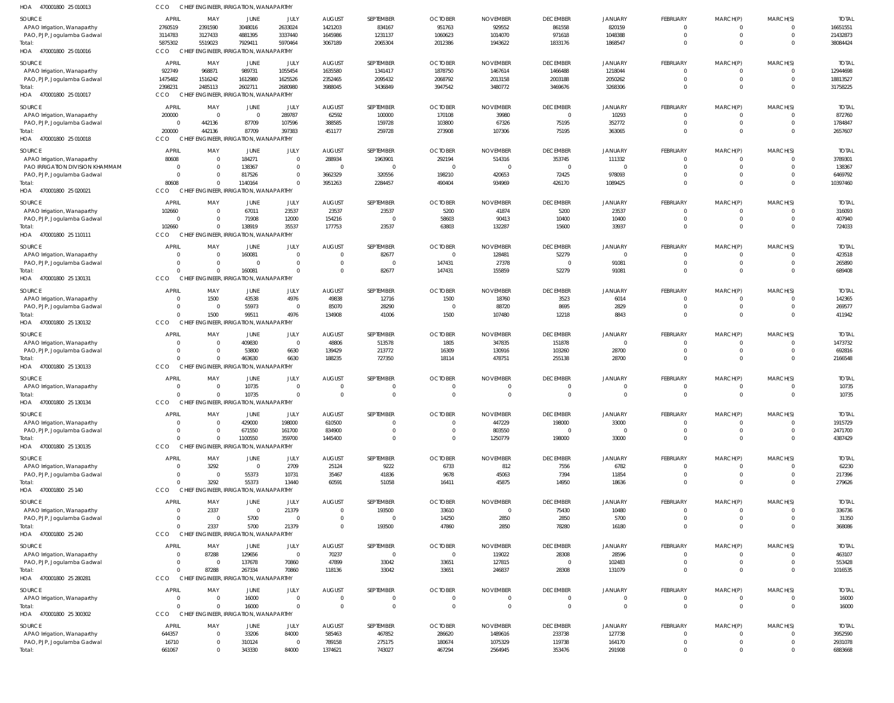HOA 470001800 25 010013 CCO CHIEF ENGINEER, IRRIGATION, WANAPARTHY

| SOURCE | APRIL | MAY | JUNE | JULY | AUGUST | SEPTEMBER | OCTOBER | NOVEMBER | DECEMBER | JANUARY | FEBRUARY | MARCH(P) | MARCH(S) | TOTAL |
|---|---|---|---|---|---|---|---|---|---|---|---|---|---|---|
| APAO Irrigation, Wanaparthy | 2760519 | 2391590 | 3048016 | 2633024 | 1421203 | 834167 | 951763 | 929552 | 861558 | 820159 | 0 | 0 | 0 | 16651551 |
| PAO, PJP, Jogulamba Gadwal | 3114783 | 3127433 | 4881395 | 3337440 | 1645986 | 1231137 | 1060623 | 1014070 | 971618 | 1048388 | 0 | 0 | 0 | 21432873 |
| Total: | 5875302 | 5519023 | 7929411 | 5970464 | 3067189 | 2065304 | 2012386 | 1943622 | 1833176 | 1868547 | 0 | 0 | 0 | 38084424 |

HOA 470001800 25 010016 CCO CHIEF ENGINEER, IRRIGATION, WANAPARTHY

| SOURCE | APRIL | MAY | JUNE | JULY | AUGUST | SEPTEMBER | OCTOBER | NOVEMBER | DECEMBER | JANUARY | FEBRUARY | MARCH(P) | MARCH(S) | TOTAL |
|---|---|---|---|---|---|---|---|---|---|---|---|---|---|---|
| APAO Irrigation, Wanaparthy | 922749 | 968871 | 989731 | 1055454 | 1635580 | 1341417 | 1878750 | 1467614 | 1466488 | 1218044 | 0 | 0 | 0 | 12944698 |
| PAO, PJP, Jogulamba Gadwal | 1475482 | 1516242 | 1612980 | 1625526 | 2352465 | 2095432 | 2068792 | 2013158 | 2003188 | 2050262 | 0 | 0 | 0 | 18813527 |
| Total: | 2398231 | 2485113 | 2602711 | 2680980 | 3988045 | 3436849 | 3947542 | 3480772 | 3469676 | 3268306 | 0 | 0 | 0 | 31758225 |

HOA 470001800 25 010017 CCO CHIEF ENGINEER, IRRIGATION, WANAPARTHY

| SOURCE | APRIL | MAY | JUNE | JULY | AUGUST | SEPTEMBER | OCTOBER | NOVEMBER | DECEMBER | JANUARY | FEBRUARY | MARCH(P) | MARCH(S) | TOTAL |
|---|---|---|---|---|---|---|---|---|---|---|---|---|---|---|
| APAO Irrigation, Wanaparthy | 200000 | 0 | 0 | 289787 | 62592 | 100000 | 170108 | 39980 | 0 | 10293 | 0 | 0 | 0 | 872760 |
| PAO, PJP, Jogulamba Gadwal | 0 | 442136 | 87709 | 107596 | 388585 | 159728 | 103800 | 67326 | 75195 | 352772 | 0 | 0 | 0 | 1784847 |
| Total: | 200000 | 442136 | 87709 | 397383 | 451177 | 259728 | 273908 | 107306 | 75195 | 363065 | 0 | 0 | 0 | 2657607 |

HOA 470001800 25 010018 CCO CHIEF ENGINEER, IRRIGATION, WANAPARTHY

| SOURCE | APRIL | MAY | JUNE | JULY | AUGUST | SEPTEMBER | OCTOBER | NOVEMBER | DECEMBER | JANUARY | FEBRUARY | MARCH(P) | MARCH(S) | TOTAL |
|---|---|---|---|---|---|---|---|---|---|---|---|---|---|---|
| APAO Irrigation, Wanaparthy | 80608 | 0 | 184271 | 0 | 288934 | 1963901 | 292194 | 514316 | 353745 | 111332 | 0 | 0 | 0 | 3789301 |
| PAO IRRIGATION DIVISION KHAMMAM | 0 | 0 | 138367 | 0 | 0 | 0 | 0 | 0 | 0 | 0 | 0 | 0 | 0 | 138367 |
| PAO, PJP, Jogulamba Gadwal | 0 | 0 | 817526 | 0 | 3662329 | 320556 | 198210 | 420653 | 72425 | 978093 | 0 | 0 | 0 | 6469792 |
| Total: | 80608 | 0 | 1140164 | 0 | 3951263 | 2284457 | 490404 | 934969 | 426170 | 1089425 | 0 | 0 | 0 | 10397460 |

HOA 470001800 25 020021 CCO CHIEF ENGINEER, IRRIGATION, WANAPARTHY

| SOURCE | APRIL | MAY | JUNE | JULY | AUGUST | SEPTEMBER | OCTOBER | NOVEMBER | DECEMBER | JANUARY | FEBRUARY | MARCH(P) | MARCH(S) | TOTAL |
|---|---|---|---|---|---|---|---|---|---|---|---|---|---|---|
| APAO Irrigation, Wanaparthy | 102660 | 0 | 67011 | 23537 | 23537 | 23537 | 5200 | 41874 | 5200 | 23537 | 0 | 0 | 0 | 316093 |
| PAO, PJP, Jogulamba Gadwal | 0 | 0 | 71908 | 12000 | 154216 | 0 | 58603 | 90413 | 10400 | 10400 | 0 | 0 | 0 | 407940 |
| Total: | 102660 | 0 | 138919 | 35537 | 177753 | 23537 | 63803 | 132287 | 15600 | 33937 | 0 | 0 | 0 | 724033 |

HOA 470001800 25 110111 CCO CHIEF ENGINEER, IRRIGATION, WANAPARTHY

| SOURCE | APRIL | MAY | JUNE | JULY | AUGUST | SEPTEMBER | OCTOBER | NOVEMBER | DECEMBER | JANUARY | FEBRUARY | MARCH(P) | MARCH(S) | TOTAL |
|---|---|---|---|---|---|---|---|---|---|---|---|---|---|---|
| APAO Irrigation, Wanaparthy | 0 | 0 | 160081 | 0 | 0 | 82677 | 0 | 128481 | 52279 | 0 | 0 | 0 | 0 | 423518 |
| PAO, PJP, Jogulamba Gadwal | 0 | 0 | 0 | 0 | 0 | 0 | 147431 | 27378 | 0 | 91081 | 0 | 0 | 0 | 265890 |
| Total: | 0 | 0 | 160081 | 0 | 0 | 82677 | 147431 | 155859 | 52279 | 91081 | 0 | 0 | 0 | 689408 |

HOA 470001800 25 130131 CCO CHIEF ENGINEER, IRRIGATION, WANAPARTHY

| SOURCE | APRIL | MAY | JUNE | JULY | AUGUST | SEPTEMBER | OCTOBER | NOVEMBER | DECEMBER | JANUARY | FEBRUARY | MARCH(P) | MARCH(S) | TOTAL |
|---|---|---|---|---|---|---|---|---|---|---|---|---|---|---|
| APAO Irrigation, Wanaparthy | 0 | 1500 | 43538 | 4976 | 49838 | 12716 | 1500 | 18760 | 3523 | 6014 | 0 | 0 | 0 | 142365 |
| PAO, PJP, Jogulamba Gadwal | 0 | 0 | 55973 | 0 | 85070 | 28290 | 0 | 88720 | 8695 | 2829 | 0 | 0 | 0 | 269577 |
| Total: | 0 | 1500 | 99511 | 4976 | 134908 | 41006 | 1500 | 107480 | 12218 | 8843 | 0 | 0 | 0 | 411942 |

HOA 470001800 25 130132 CCO CHIEF ENGINEER, IRRIGATION, WANAPARTHY

| SOURCE | APRIL | MAY | JUNE | JULY | AUGUST | SEPTEMBER | OCTOBER | NOVEMBER | DECEMBER | JANUARY | FEBRUARY | MARCH(P) | MARCH(S) | TOTAL |
|---|---|---|---|---|---|---|---|---|---|---|---|---|---|---|
| APAO Irrigation, Wanaparthy | 0 | 0 | 409830 | 0 | 48806 | 513578 | 1805 | 347835 | 151878 | 0 | 0 | 0 | 0 | 1473732 |
| PAO, PJP, Jogulamba Gadwal | 0 | 0 | 53800 | 6630 | 139429 | 213772 | 16309 | 130916 | 103260 | 28700 | 0 | 0 | 0 | 692816 |
| Total: | 0 | 0 | 463630 | 6630 | 188235 | 727350 | 18114 | 478751 | 255138 | 28700 | 0 | 0 | 0 | 2166548 |

HOA 470001800 25 130133 CCO CHIEF ENGINEER, IRRIGATION, WANAPARTHY

| SOURCE | APRIL | MAY | JUNE | JULY | AUGUST | SEPTEMBER | OCTOBER | NOVEMBER | DECEMBER | JANUARY | FEBRUARY | MARCH(P) | MARCH(S) | TOTAL |
|---|---|---|---|---|---|---|---|---|---|---|---|---|---|---|
| APAO Irrigation, Wanaparthy | 0 | 0 | 10735 | 0 | 0 | 0 | 0 | 0 | 0 | 0 | 0 | 0 | 0 | 10735 |
| Total: | 0 | 0 | 10735 | 0 | 0 | 0 | 0 | 0 | 0 | 0 | 0 | 0 | 0 | 10735 |

HOA 470001800 25 130134 CCO CHIEF ENGINEER, IRRIGATION, WANAPARTHY

| SOURCE | APRIL | MAY | JUNE | JULY | AUGUST | SEPTEMBER | OCTOBER | NOVEMBER | DECEMBER | JANUARY | FEBRUARY | MARCH(P) | MARCH(S) | TOTAL |
|---|---|---|---|---|---|---|---|---|---|---|---|---|---|---|
| APAO Irrigation, Wanaparthy | 0 | 0 | 429000 | 198000 | 610500 | 0 | 0 | 447229 | 198000 | 33000 | 0 | 0 | 0 | 1915729 |
| PAO, PJP, Jogulamba Gadwal | 0 | 0 | 671550 | 161700 | 834900 | 0 | 0 | 803550 | 0 | 0 | 0 | 0 | 0 | 2471700 |
| Total: | 0 | 0 | 1100550 | 359700 | 1445400 | 0 | 0 | 1250779 | 198000 | 33000 | 0 | 0 | 0 | 4387429 |

HOA 470001800 25 130135 CCO CHIEF ENGINEER, IRRIGATION, WANAPARTHY

| SOURCE | APRIL | MAY | JUNE | JULY | AUGUST | SEPTEMBER | OCTOBER | NOVEMBER | DECEMBER | JANUARY | FEBRUARY | MARCH(P) | MARCH(S) | TOTAL |
|---|---|---|---|---|---|---|---|---|---|---|---|---|---|---|
| APAO Irrigation, Wanaparthy | 0 | 3292 | 0 | 2709 | 25124 | 9222 | 6733 | 812 | 7556 | 6782 | 0 | 0 | 0 | 62230 |
| PAO, PJP, Jogulamba Gadwal | 0 | 0 | 55373 | 10731 | 35467 | 41836 | 9678 | 45063 | 7394 | 11854 | 0 | 0 | 0 | 217396 |
| Total: | 0 | 3292 | 55373 | 13440 | 60591 | 51058 | 16411 | 45875 | 14950 | 18636 | 0 | 0 | 0 | 279626 |

HOA 470001800 25 140 CCO CHIEF ENGINEER, IRRIGATION, WANAPARTHY

| SOURCE | APRIL | MAY | JUNE | JULY | AUGUST | SEPTEMBER | OCTOBER | NOVEMBER | DECEMBER | JANUARY | FEBRUARY | MARCH(P) | MARCH(S) | TOTAL |
|---|---|---|---|---|---|---|---|---|---|---|---|---|---|---|
| APAO Irrigation, Wanaparthy | 0 | 2337 | 0 | 21379 | 0 | 193500 | 33610 | 0 | 75430 | 10480 | 0 | 0 | 0 | 336736 |
| PAO, PJP, Jogulamba Gadwal | 0 | 0 | 5700 | 0 | 0 | 0 | 14250 | 2850 | 2850 | 5700 | 0 | 0 | 0 | 31350 |
| Total: | 0 | 2337 | 5700 | 21379 | 0 | 193500 | 47860 | 2850 | 78280 | 16180 | 0 | 0 | 0 | 368086 |

HOA 470001800 25 240 CCO CHIEF ENGINEER, IRRIGATION, WANAPARTHY

| SOURCE | APRIL | MAY | JUNE | JULY | AUGUST | SEPTEMBER | OCTOBER | NOVEMBER | DECEMBER | JANUARY | FEBRUARY | MARCH(P) | MARCH(S) | TOTAL |
|---|---|---|---|---|---|---|---|---|---|---|---|---|---|---|
| APAO Irrigation, Wanaparthy | 0 | 87288 | 129656 | 0 | 70237 | 0 | 0 | 119022 | 28308 | 28596 | 0 | 0 | 0 | 463107 |
| PAO, PJP, Jogulamba Gadwal | 0 | 0 | 137678 | 70860 | 47899 | 33042 | 33651 | 127815 | 0 | 102483 | 0 | 0 | 0 | 553428 |
| Total: | 0 | 87288 | 267334 | 70860 | 118136 | 33042 | 33651 | 246837 | 28308 | 131079 | 0 | 0 | 0 | 1016535 |

HOA 470001800 25 280281 CCO CHIEF ENGINEER, IRRIGATION, WANAPARTHY

| SOURCE | APRIL | MAY | JUNE | JULY | AUGUST | SEPTEMBER | OCTOBER | NOVEMBER | DECEMBER | JANUARY | FEBRUARY | MARCH(P) | MARCH(S) | TOTAL |
|---|---|---|---|---|---|---|---|---|---|---|---|---|---|---|
| APAO Irrigation, Wanaparthy | 0 | 0 | 16000 | 0 | 0 | 0 | 0 | 0 | 0 | 0 | 0 | 0 | 0 | 16000 |
| Total: | 0 | 0 | 16000 | 0 | 0 | 0 | 0 | 0 | 0 | 0 | 0 | 0 | 0 | 16000 |

HOA 470001800 25 300302 CCO CHIEF ENGINEER, IRRIGATION, WANAPARTHY

| SOURCE | APRIL | MAY | JUNE | JULY | AUGUST | SEPTEMBER | OCTOBER | NOVEMBER | DECEMBER | JANUARY | FEBRUARY | MARCH(P) | MARCH(S) | TOTAL |
|---|---|---|---|---|---|---|---|---|---|---|---|---|---|---|
| APAO Irrigation, Wanaparthy | 644357 | 0 | 33206 | 84000 | 585463 | 467852 | 286620 | 1489616 | 233738 | 127738 | 0 | 0 | 0 | 3952590 |
| PAO, PJP, Jogulamba Gadwal | 16710 | 0 | 310124 | 0 | 789158 | 275175 | 180674 | 1075329 | 119738 | 164170 | 0 | 0 | 0 | 2931078 |
| Total: | 661067 | 0 | 343330 | 84000 | 1374621 | 743027 | 467294 | 2564945 | 353476 | 291908 | 0 | 0 | 0 | 6883668 |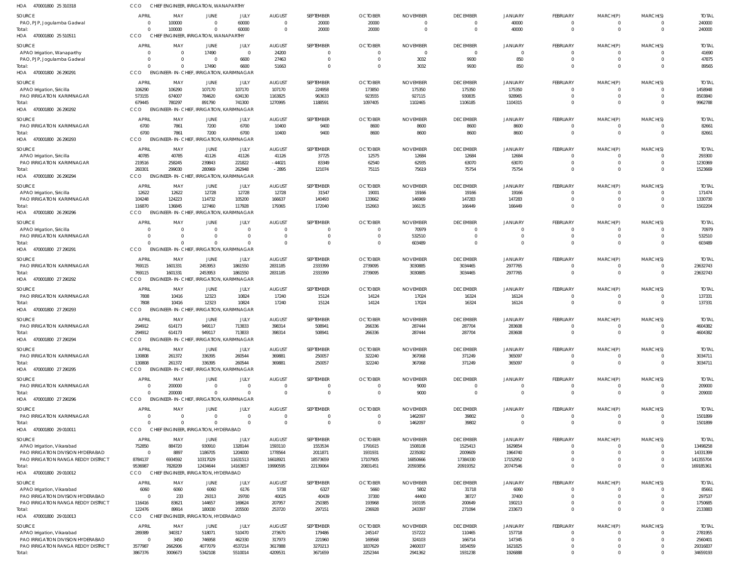HOA 470001800 25 310318 CCO CHIEF ENGINEER, IRRIGATION, WANAPARTHY

| SOURCE | APRIL | MAY | JUNE | JULY | AUGUST | SEPTEMBER | OCTOBER | NOVEMBER | DECEMBER | JANUARY | FEBRUARY | MARCH(P) | MARCH(S) | TOTAL |
|---|---|---|---|---|---|---|---|---|---|---|---|---|---|---|
| PAO, PJP, Jogulamba Gadwal | 0 | 100000 | 0 | 60000 | 0 | 20000 | 20000 | 0 | 0 | 40000 | 0 | 0 | 0 | 240000 |
| Total: | 0 | 100000 | 0 | 60000 | 0 | 20000 | 20000 | 0 | 0 | 40000 | 0 | 0 | 0 | 240000 |

HOA 470001800 25 510511 CCO CHIEF ENGINEER, IRRIGATION, WANAPARTHY

| SOURCE | APRIL | MAY | JUNE | JULY | AUGUST | SEPTEMBER | OCTOBER | NOVEMBER | DECEMBER | JANUARY | FEBRUARY | MARCH(P) | MARCH(S) | TOTAL |
|---|---|---|---|---|---|---|---|---|---|---|---|---|---|---|
| APAO Irrigation, Wanaparthy | 0 | 0 | 17490 | 0 | 24200 | 0 | 0 | 0 | 0 | 0 | 0 | 0 | 0 | 41690 |
| PAO, PJP, Jogulamba Gadwal | 0 | 0 | 0 | 6600 | 27463 | 0 | 0 | 3032 | 9930 | 850 | 0 | 0 | 0 | 47875 |
| Total: | 0 | 0 | 17490 | 6600 | 51663 | 0 | 0 | 3032 | 9930 | 850 | 0 | 0 | 0 | 89565 |

HOA 470001800 26 290291 CCO ENGINEER- IN- CHIEF, IRRIGATION, KARIMNAGAR

| SOURCE | APRIL | MAY | JUNE | JULY | AUGUST | SEPTEMBER | OCTOBER | NOVEMBER | DECEMBER | JANUARY | FEBRUARY | MARCH(P) | MARCH(S) | TOTAL |
|---|---|---|---|---|---|---|---|---|---|---|---|---|---|---|
| APAO Irrigation, Siricilla | 106290 | 106290 | 107170 | 107170 | 107170 | 224958 | 173850 | 175350 | 175350 | 175350 | 0 | 0 | 0 | 1458948 |
| PAO IRRIGATION KARIMNAGAR | 573155 | 674007 | 784620 | 634130 | 1163825 | 963633 | 923555 | 927115 | 930835 | 928965 | 0 | 0 | 0 | 8503840 |
| Total: | 679445 | 780297 | 891790 | 741300 | 1270995 | 1188591 | 1097405 | 1102465 | 1106185 | 1104315 | 0 | 0 | 0 | 9962788 |

HOA 470001800 26 290292 CCO ENGINEER- IN- CHIEF, IRRIGATION, KARIMNAGAR

| SOURCE | APRIL | MAY | JUNE | JULY | AUGUST | SEPTEMBER | OCTOBER | NOVEMBER | DECEMBER | JANUARY | FEBRUARY | MARCH(P) | MARCH(S) | TOTAL |
|---|---|---|---|---|---|---|---|---|---|---|---|---|---|---|
| PAO IRRIGATION KARIMNAGAR | 6700 | 7861 | 7200 | 6700 | 10400 | 9400 | 8600 | 8600 | 8600 | 8600 | 0 | 0 | 0 | 82661 |
| Total: | 6700 | 7861 | 7200 | 6700 | 10400 | 9400 | 8600 | 8600 | 8600 | 8600 | 0 | 0 | 0 | 82661 |

HOA 470001800 26 290293 CCO ENGINEER- IN- CHIEF, IRRIGATION, KARIMNAGAR

| SOURCE | APRIL | MAY | JUNE | JULY | AUGUST | SEPTEMBER | OCTOBER | NOVEMBER | DECEMBER | JANUARY | FEBRUARY | MARCH(P) | MARCH(S) | TOTAL |
|---|---|---|---|---|---|---|---|---|---|---|---|---|---|---|
| APAO Irrigation, Siricilla | 40785 | 40785 | 41126 | 41126 | 41126 | 37725 | 12575 | 12684 | 12684 | 12684 | 0 | 0 | 0 | 293300 |
| PAO IRRIGATION KARIMNAGAR | 219516 | 258245 | 239843 | 221822 | -44021 | 83349 | 62540 | 62935 | 63070 | 63070 | 0 | 0 | 0 | 1230369 |
| Total: | 260301 | 299030 | 280969 | 262948 | -2895 | 121074 | 75115 | 75619 | 75754 | 75754 | 0 | 0 | 0 | 1523669 |

HOA 470001800 26 290294 CCO ENGINEER- IN- CHIEF, IRRIGATION, KARIMNAGAR

| SOURCE | APRIL | MAY | JUNE | JULY | AUGUST | SEPTEMBER | OCTOBER | NOVEMBER | DECEMBER | JANUARY | FEBRUARY | MARCH(P) | MARCH(S) | TOTAL |
|---|---|---|---|---|---|---|---|---|---|---|---|---|---|---|
| APAO Irrigation, Siricilla | 12622 | 12622 | 12728 | 12728 | 12728 | 31547 | 19001 | 19166 | 19166 | 19166 | 0 | 0 | 0 | 171474 |
| PAO IRRIGATION KARIMNAGAR | 104248 | 124223 | 114732 | 105200 | 166637 | 140493 | 133662 | 146969 | 147283 | 147283 | 0 | 0 | 0 | 1330730 |
| Total: | 116870 | 136845 | 127460 | 117928 | 179365 | 172040 | 152663 | 166135 | 166449 | 166449 | 0 | 0 | 0 | 1502204 |

HOA 470001800 26 290296 CCO ENGINEER- IN- CHIEF, IRRIGATION, KARIMNAGAR

| SOURCE | APRIL | MAY | JUNE | JULY | AUGUST | SEPTEMBER | OCTOBER | NOVEMBER | DECEMBER | JANUARY | FEBRUARY | MARCH(P) | MARCH(S) | TOTAL |
|---|---|---|---|---|---|---|---|---|---|---|---|---|---|---|
| APAO Irrigation, Siricilla | 0 | 0 | 0 | 0 | 0 | 0 | 0 | 70979 | 0 | 0 | 0 | 0 | 0 | 70979 |
| PAO IRRIGATION KARIMNAGAR | 0 | 0 | 0 | 0 | 0 | 0 | 0 | 532510 | 0 | 0 | 0 | 0 | 0 | 532510 |
| Total: | 0 | 0 | 0 | 0 | 0 | 0 | 0 | 603489 | 0 | 0 | 0 | 0 | 0 | 603489 |

HOA 470001800 27 290291 CCO ENGINEER- IN- CHIEF, IRRIGATION, KARIMNAGAR

| SOURCE | APRIL | MAY | JUNE | JULY | AUGUST | SEPTEMBER | OCTOBER | NOVEMBER | DECEMBER | JANUARY | FEBRUARY | MARCH(P) | MARCH(S) | TOTAL |
|---|---|---|---|---|---|---|---|---|---|---|---|---|---|---|
| PAO IRRIGATION KARIMNAGAR | 769115 | 1601331 | 2453953 | 1861550 | 2831185 | 2333399 | 2739095 | 3030885 | 3034465 | 2977765 | 0 | 0 | 0 | 23632743 |
| Total: | 769115 | 1601331 | 2453953 | 1861550 | 2831185 | 2333399 | 2739095 | 3030885 | 3034465 | 2977765 | 0 | 0 | 0 | 23632743 |

HOA 470001800 27 290292 CCO ENGINEER- IN- CHIEF, IRRIGATION, KARIMNAGAR

| SOURCE | APRIL | MAY | JUNE | JULY | AUGUST | SEPTEMBER | OCTOBER | NOVEMBER | DECEMBER | JANUARY | FEBRUARY | MARCH(P) | MARCH(S) | TOTAL |
|---|---|---|---|---|---|---|---|---|---|---|---|---|---|---|
| PAO IRRIGATION KARIMNAGAR | 7808 | 10416 | 12323 | 10824 | 17240 | 15124 | 14124 | 17024 | 16324 | 16124 | 0 | 0 | 0 | 137331 |
| Total: | 7808 | 10416 | 12323 | 10824 | 17240 | 15124 | 14124 | 17024 | 16324 | 16124 | 0 | 0 | 0 | 137331 |

HOA 470001800 27 290293 CCO ENGINEER- IN- CHIEF, IRRIGATION, KARIMNAGAR

| SOURCE | APRIL | MAY | JUNE | JULY | AUGUST | SEPTEMBER | OCTOBER | NOVEMBER | DECEMBER | JANUARY | FEBRUARY | MARCH(P) | MARCH(S) | TOTAL |
|---|---|---|---|---|---|---|---|---|---|---|---|---|---|---|
| PAO IRRIGATION KARIMNAGAR | 294912 | 614173 | 949117 | 713833 | 398314 | 508941 | 266336 | 287444 | 287704 | 283608 | 0 | 0 | 0 | 4604382 |
| Total: | 294912 | 614173 | 949117 | 713833 | 398314 | 508941 | 266336 | 287444 | 287704 | 283608 | 0 | 0 | 0 | 4604382 |

HOA 470001800 27 290294 CCO ENGINEER- IN- CHIEF, IRRIGATION, KARIMNAGAR

| SOURCE | APRIL | MAY | JUNE | JULY | AUGUST | SEPTEMBER | OCTOBER | NOVEMBER | DECEMBER | JANUARY | FEBRUARY | MARCH(P) | MARCH(S) | TOTAL |
|---|---|---|---|---|---|---|---|---|---|---|---|---|---|---|
| PAO IRRIGATION KARIMNAGAR | 130808 | 261372 | 336395 | 260544 | 369881 | 250057 | 322240 | 367068 | 371249 | 365097 | 0 | 0 | 0 | 3034711 |
| Total: | 130808 | 261372 | 336395 | 260544 | 369881 | 250057 | 322240 | 367068 | 371249 | 365097 | 0 | 0 | 0 | 3034711 |

HOA 470001800 27 290295 CCO ENGINEER- IN- CHIEF, IRRIGATION, KARIMNAGAR

| SOURCE | APRIL | MAY | JUNE | JULY | AUGUST | SEPTEMBER | OCTOBER | NOVEMBER | DECEMBER | JANUARY | FEBRUARY | MARCH(P) | MARCH(S) | TOTAL |
|---|---|---|---|---|---|---|---|---|---|---|---|---|---|---|
| PAO IRRIGATION KARIMNAGAR | 0 | 200000 | 0 | 0 | 0 | 0 | 0 | 9000 | 0 | 0 | 0 | 0 | 0 | 209000 |
| Total: | 0 | 200000 | 0 | 0 | 0 | 0 | 0 | 9000 | 0 | 0 | 0 | 0 | 0 | 209000 |

HOA 470001800 27 290296 CCO ENGINEER- IN- CHIEF, IRRIGATION, KARIMNAGAR

| SOURCE | APRIL | MAY | JUNE | JULY | AUGUST | SEPTEMBER | OCTOBER | NOVEMBER | DECEMBER | JANUARY | FEBRUARY | MARCH(P) | MARCH(S) | TOTAL |
|---|---|---|---|---|---|---|---|---|---|---|---|---|---|---|
| PAO IRRIGATION KARIMNAGAR | 0 | 0 | 0 | 0 | 0 | 0 | 0 | 1462097 | 39802 | 0 | 0 | 0 | 0 | 1501899 |
| Total: | 0 | 0 | 0 | 0 | 0 | 0 | 0 | 1462097 | 39802 | 0 | 0 | 0 | 0 | 1501899 |

HOA 470001800 29 010011 CCO CHIEF ENGINEER, IRRIGATION, HYDERABAD

| SOURCE | APRIL | MAY | JUNE | JULY | AUGUST | SEPTEMBER | OCTOBER | NOVEMBER | DECEMBER | JANUARY | FEBRUARY | MARCH(P) | MARCH(S) | TOTAL |
|---|---|---|---|---|---|---|---|---|---|---|---|---|---|---|
| APAO Irrigation, Vikarabad | 752850 | 884720 | 930910 | 1328144 | 1593110 | 1553534 | 1791615 | 1508108 | 1525413 | 1629854 | 0 | 0 | 0 | 13498258 |
| PAO IRRIGATION DIVISION HYDERABAD | 0 | 8897 | 1186705 | 1204000 | 1778564 | 2011871 | 1931931 | 2235082 | 2009609 | 1964740 | 0 | 0 | 0 | 14331399 |
| PAO IRRIGATION RANGA REDDY DISTRICT | 8784137 | 6934592 | 10317029 | 11631513 | 16618921 | 18573659 | 17107905 | 16850666 | 17384330 | 17152952 | 0 | 0 | 0 | 141355704 |
| Total: | 9536987 | 7828209 | 12434644 | 14163657 | 19990595 | 22139064 | 20831451 | 20593856 | 20919352 | 20747546 | 0 | 0 | 0 | 169185361 |

HOA 470001800 29 010012 CCO CHIEF ENGINEER, IRRIGATION, HYDERABAD

| SOURCE | APRIL | MAY | JUNE | JULY | AUGUST | SEPTEMBER | OCTOBER | NOVEMBER | DECEMBER | JANUARY | FEBRUARY | MARCH(P) | MARCH(S) | TOTAL |
|---|---|---|---|---|---|---|---|---|---|---|---|---|---|---|
| APAO Irrigation, Vikarabad | 6060 | 6060 | 6060 | 6176 | 5738 | 6327 | 5660 | 5802 | 31718 | 6060 | 0 | 0 | 0 | 85661 |
| PAO IRRIGATION DIVISION HYDERABAD | 0 | 233 | 29313 | 29700 | 40025 | 40439 | 37300 | 44400 | 38727 | 37400 | 0 | 0 | 0 | 297537 |
| PAO IRRIGATION RANGA REDDY DISTRICT | 116416 | 83621 | 144657 | 169624 | 207957 | 250385 | 193968 | 193195 | 200649 | 190213 | 0 | 0 | 0 | 1750685 |
| Total: | 122476 | 89914 | 180030 | 205500 | 253720 | 297151 | 236928 | 243397 | 271094 | 233673 | 0 | 0 | 0 | 2133883 |

HOA 470001800 29 010013 CCO CHIEF ENGINEER, IRRIGATION, HYDERABAD

| SOURCE | APRIL | MAY | JUNE | JULY | AUGUST | SEPTEMBER | OCTOBER | NOVEMBER | DECEMBER | JANUARY | FEBRUARY | MARCH(P) | MARCH(S) | TOTAL |
|---|---|---|---|---|---|---|---|---|---|---|---|---|---|---|
| APAO Irrigation, Vikarabad | 289389 | 340317 | 518071 | 510470 | 273670 | 179486 | 245147 | 157222 | 110465 | 157718 | 0 | 0 | 0 | 2781955 |
| PAO IRRIGATION DIVISION HYDERABAD | 0 | 3450 | 746958 | 462330 | 317973 | 221960 | 169568 | 324103 | 166714 | 147345 | 0 | 0 | 0 | 2560401 |
| PAO IRRIGATION RANGA REDDY DISTRICT | 3577987 | 2662906 | 4077079 | 4537214 | 3617888 | 3270213 | 1837629 | 2460037 | 1654059 | 1621825 | 0 | 0 | 0 | 29316837 |
| Total: | 3867376 | 3006673 | 5342108 | 5510014 | 4209531 | 3671659 | 2252344 | 2941362 | 1931238 | 1926888 | 0 | 0 | 0 | 34659193 |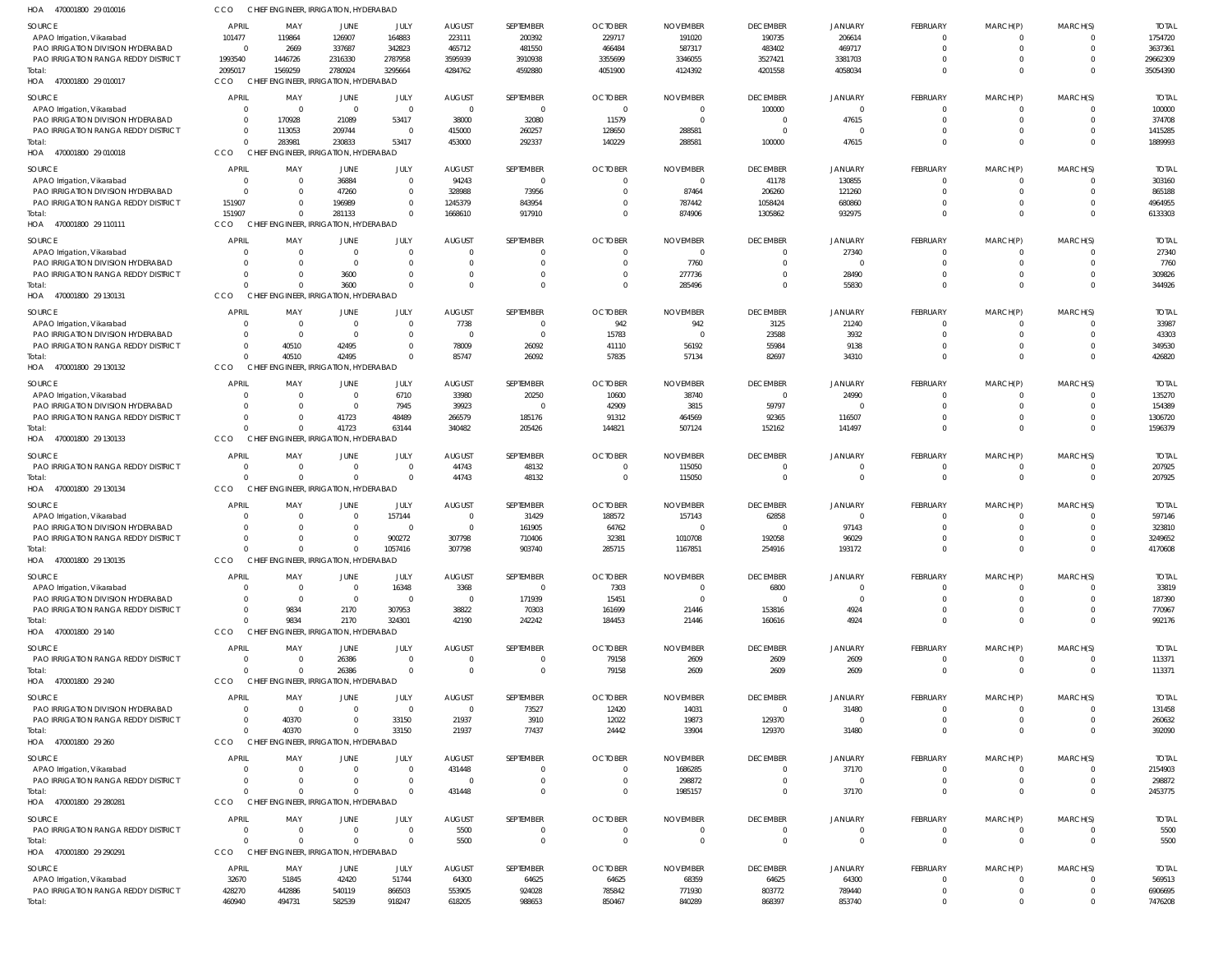HOA 470001800 29 010016 CCO CHIEF ENGINEER, IRRIGATION, HYDERABAD

| SOURCE | APRIL | MAY | JUNE | JULY | AUGUST | SEPTEMBER | OCTOBER | NOVEMBER | DECEMBER | JANUARY | FEBRUARY | MARCH(P) | MARCH(S) | TOTAL |
|---|---|---|---|---|---|---|---|---|---|---|---|---|---|---|
| APAO Irrigation, Vikarabad | 101477 | 119864 | 126907 | 164883 | 223111 | 200392 | 229717 | 191020 | 190735 | 206614 | 0 | 0 | 0 | 1754720 |
| PAO IRRIGATION DIVISION HYDERABAD | 0 | 2669 | 337687 | 342823 | 465712 | 481550 | 466484 | 587317 | 483402 | 469717 | 0 | 0 | 0 | 3637361 |
| PAO IRRIGATION RANGA REDDY DISTRICT | 1993540 | 1446726 | 2316330 | 2787958 | 3595939 | 3910938 | 3355699 | 3346055 | 3527421 | 3381703 | 0 | 0 | 0 | 29662309 |
| Total: | 2095017 | 1569259 | 2780924 | 3295664 | 4284762 | 4592880 | 4051900 | 4124392 | 4201558 | 4058034 | 0 | 0 | 0 | 35054390 |

HOA 470001800 29 010017 CCO CHIEF ENGINEER, IRRIGATION, HYDERABAD

| SOURCE | APRIL | MAY | JUNE | JULY | AUGUST | SEPTEMBER | OCTOBER | NOVEMBER | DECEMBER | JANUARY | FEBRUARY | MARCH(P) | MARCH(S) | TOTAL |
|---|---|---|---|---|---|---|---|---|---|---|---|---|---|---|
| APAO Irrigation, Vikarabad | 0 | 0 | 0 | 0 | 0 | 0 | 0 | 0 | 100000 | 0 | 0 | 0 | 0 | 100000 |
| PAO IRRIGATION DIVISION HYDERABAD | 0 | 170928 | 21089 | 53417 | 38000 | 32080 | 11579 | 0 | 0 | 47615 | 0 | 0 | 0 | 374708 |
| PAO IRRIGATION RANGA REDDY DISTRICT | 0 | 113053 | 209744 | 0 | 415000 | 260257 | 128650 | 288581 | 0 | 0 | 0 | 0 | 0 | 1415285 |
| Total: | 0 | 283981 | 230833 | 53417 | 453000 | 292337 | 140229 | 288581 | 100000 | 47615 | 0 | 0 | 0 | 1889993 |

HOA 470001800 29 010018 CCO CHIEF ENGINEER, IRRIGATION, HYDERABAD

| SOURCE | APRIL | MAY | JUNE | JULY | AUGUST | SEPTEMBER | OCTOBER | NOVEMBER | DECEMBER | JANUARY | FEBRUARY | MARCH(P) | MARCH(S) | TOTAL |
|---|---|---|---|---|---|---|---|---|---|---|---|---|---|---|
| APAO Irrigation, Vikarabad | 0 | 0 | 36884 | 0 | 94243 | 0 | 0 | 0 | 41178 | 130855 | 0 | 0 | 0 | 303160 |
| PAO IRRIGATION DIVISION HYDERABAD | 0 | 0 | 47260 | 0 | 328988 | 73956 | 0 | 87464 | 206260 | 121260 | 0 | 0 | 0 | 865188 |
| PAO IRRIGATION RANGA REDDY DISTRICT | 151907 | 0 | 196989 | 0 | 1245379 | 843954 | 0 | 787442 | 1058424 | 680860 | 0 | 0 | 0 | 4964955 |
| Total: | 151907 | 0 | 281133 | 0 | 1668610 | 917910 | 0 | 874906 | 1305862 | 932975 | 0 | 0 | 0 | 6133303 |

HOA 470001800 29 110111 CCO CHIEF ENGINEER, IRRIGATION, HYDERABAD

| SOURCE | APRIL | MAY | JUNE | JULY | AUGUST | SEPTEMBER | OCTOBER | NOVEMBER | DECEMBER | JANUARY | FEBRUARY | MARCH(P) | MARCH(S) | TOTAL |
|---|---|---|---|---|---|---|---|---|---|---|---|---|---|---|
| APAO Irrigation, Vikarabad | 0 | 0 | 0 | 0 | 0 | 0 | 0 | 0 | 0 | 27340 | 0 | 0 | 0 | 27340 |
| PAO IRRIGATION DIVISION HYDERABAD | 0 | 0 | 0 | 0 | 0 | 0 | 0 | 7760 | 0 | 0 | 0 | 0 | 0 | 7760 |
| PAO IRRIGATION RANGA REDDY DISTRICT | 0 | 0 | 3600 | 0 | 0 | 0 | 0 | 277736 | 0 | 28490 | 0 | 0 | 0 | 309826 |
| Total: | 0 | 0 | 3600 | 0 | 0 | 0 | 0 | 285496 | 0 | 55830 | 0 | 0 | 0 | 344926 |

HOA 470001800 29 130131 CCO CHIEF ENGINEER, IRRIGATION, HYDERABAD

| SOURCE | APRIL | MAY | JUNE | JULY | AUGUST | SEPTEMBER | OCTOBER | NOVEMBER | DECEMBER | JANUARY | FEBRUARY | MARCH(P) | MARCH(S) | TOTAL |
|---|---|---|---|---|---|---|---|---|---|---|---|---|---|---|
| APAO Irrigation, Vikarabad | 0 | 0 | 0 | 0 | 7738 | 0 | 942 | 942 | 3125 | 21240 | 0 | 0 | 0 | 33987 |
| PAO IRRIGATION DIVISION HYDERABAD | 0 | 0 | 0 | 0 | 0 | 0 | 15783 | 0 | 23588 | 3932 | 0 | 0 | 0 | 43303 |
| PAO IRRIGATION RANGA REDDY DISTRICT | 0 | 40510 | 42495 | 0 | 78009 | 26092 | 41110 | 56192 | 55984 | 9138 | 0 | 0 | 0 | 349530 |
| Total: | 0 | 40510 | 42495 | 0 | 85747 | 26092 | 57835 | 57134 | 82697 | 34310 | 0 | 0 | 0 | 426820 |

HOA 470001800 29 130132 CCO CHIEF ENGINEER, IRRIGATION, HYDERABAD

| SOURCE | APRIL | MAY | JUNE | JULY | AUGUST | SEPTEMBER | OCTOBER | NOVEMBER | DECEMBER | JANUARY | FEBRUARY | MARCH(P) | MARCH(S) | TOTAL |
|---|---|---|---|---|---|---|---|---|---|---|---|---|---|---|
| APAO Irrigation, Vikarabad | 0 | 0 | 0 | 6710 | 33980 | 20250 | 10600 | 38740 | 0 | 24990 | 0 | 0 | 0 | 135270 |
| PAO IRRIGATION DIVISION HYDERABAD | 0 | 0 | 0 | 7945 | 39923 | 0 | 42909 | 3815 | 59797 | 0 | 0 | 0 | 0 | 154389 |
| PAO IRRIGATION RANGA REDDY DISTRICT | 0 | 0 | 41723 | 48489 | 266579 | 185176 | 91312 | 464569 | 92365 | 116507 | 0 | 0 | 0 | 1306720 |
| Total: | 0 | 0 | 41723 | 63144 | 340482 | 205426 | 144821 | 507124 | 152162 | 141497 | 0 | 0 | 0 | 1596379 |

HOA 470001800 29 130133 CCO CHIEF ENGINEER, IRRIGATION, HYDERABAD

| SOURCE | APRIL | MAY | JUNE | JULY | AUGUST | SEPTEMBER | OCTOBER | NOVEMBER | DECEMBER | JANUARY | FEBRUARY | MARCH(P) | MARCH(S) | TOTAL |
|---|---|---|---|---|---|---|---|---|---|---|---|---|---|---|
| PAO IRRIGATION RANGA REDDY DISTRICT | 0 | 0 | 0 | 0 | 44743 | 48132 | 0 | 115050 | 0 | 0 | 0 | 0 | 0 | 207925 |
| Total: | 0 | 0 | 0 | 0 | 44743 | 48132 | 0 | 115050 | 0 | 0 | 0 | 0 | 0 | 207925 |

HOA 470001800 29 130134 CCO CHIEF ENGINEER, IRRIGATION, HYDERABAD

| SOURCE | APRIL | MAY | JUNE | JULY | AUGUST | SEPTEMBER | OCTOBER | NOVEMBER | DECEMBER | JANUARY | FEBRUARY | MARCH(P) | MARCH(S) | TOTAL |
|---|---|---|---|---|---|---|---|---|---|---|---|---|---|---|
| APAO Irrigation, Vikarabad | 0 | 0 | 0 | 157144 | 0 | 31429 | 188572 | 157143 | 62858 | 0 | 0 | 0 | 0 | 597146 |
| PAO IRRIGATION DIVISION HYDERABAD | 0 | 0 | 0 | 0 | 0 | 161905 | 64762 | 0 | 0 | 97143 | 0 | 0 | 0 | 323810 |
| PAO IRRIGATION RANGA REDDY DISTRICT | 0 | 0 | 0 | 900272 | 307798 | 710406 | 32381 | 1010708 | 192058 | 96029 | 0 | 0 | 0 | 3249652 |
| Total: | 0 | 0 | 0 | 1057416 | 307798 | 903740 | 285715 | 1167851 | 254916 | 193172 | 0 | 0 | 0 | 4170608 |

HOA 470001800 29 130135 CCO CHIEF ENGINEER, IRRIGATION, HYDERABAD

| SOURCE | APRIL | MAY | JUNE | JULY | AUGUST | SEPTEMBER | OCTOBER | NOVEMBER | DECEMBER | JANUARY | FEBRUARY | MARCH(P) | MARCH(S) | TOTAL |
|---|---|---|---|---|---|---|---|---|---|---|---|---|---|---|
| APAO Irrigation, Vikarabad | 0 | 0 | 0 | 16348 | 3368 | 0 | 7303 | 0 | 6800 | 0 | 0 | 0 | 0 | 33819 |
| PAO IRRIGATION DIVISION HYDERABAD | 0 | 0 | 0 | 0 | 0 | 171939 | 15451 | 0 | 0 | 0 | 0 | 0 | 0 | 187390 |
| PAO IRRIGATION RANGA REDDY DISTRICT | 0 | 9834 | 2170 | 307953 | 38822 | 70303 | 161699 | 21446 | 153816 | 4924 | 0 | 0 | 0 | 770967 |
| Total: | 0 | 9834 | 2170 | 324301 | 42190 | 242242 | 184453 | 21446 | 160616 | 4924 | 0 | 0 | 0 | 992176 |

HOA 470001800 29 140 CCO CHIEF ENGINEER, IRRIGATION, HYDERABAD

| SOURCE | APRIL | MAY | JUNE | JULY | AUGUST | SEPTEMBER | OCTOBER | NOVEMBER | DECEMBER | JANUARY | FEBRUARY | MARCH(P) | MARCH(S) | TOTAL |
|---|---|---|---|---|---|---|---|---|---|---|---|---|---|---|
| PAO IRRIGATION RANGA REDDY DISTRICT | 0 | 0 | 26386 | 0 | 0 | 0 | 79158 | 2609 | 2609 | 2609 | 0 | 0 | 0 | 113371 |
| Total: | 0 | 0 | 26386 | 0 | 0 | 0 | 79158 | 2609 | 2609 | 2609 | 0 | 0 | 0 | 113371 |

HOA 470001800 29 240 CCO CHIEF ENGINEER, IRRIGATION, HYDERABAD

| SOURCE | APRIL | MAY | JUNE | JULY | AUGUST | SEPTEMBER | OCTOBER | NOVEMBER | DECEMBER | JANUARY | FEBRUARY | MARCH(P) | MARCH(S) | TOTAL |
|---|---|---|---|---|---|---|---|---|---|---|---|---|---|---|
| PAO IRRIGATION DIVISION HYDERABAD | 0 | 0 | 0 | 0 | 0 | 73527 | 12420 | 14031 | 0 | 31480 | 0 | 0 | 0 | 131458 |
| PAO IRRIGATION RANGA REDDY DISTRICT | 0 | 40370 | 0 | 33150 | 21937 | 3910 | 12022 | 19873 | 129370 | 0 | 0 | 0 | 0 | 260632 |
| Total: | 0 | 40370 | 0 | 33150 | 21937 | 77437 | 24442 | 33904 | 129370 | 31480 | 0 | 0 | 0 | 392090 |

HOA 470001800 29 260 CCO CHIEF ENGINEER, IRRIGATION, HYDERABAD

| SOURCE | APRIL | MAY | JUNE | JULY | AUGUST | SEPTEMBER | OCTOBER | NOVEMBER | DECEMBER | JANUARY | FEBRUARY | MARCH(P) | MARCH(S) | TOTAL |
|---|---|---|---|---|---|---|---|---|---|---|---|---|---|---|
| APAO Irrigation, Vikarabad | 0 | 0 | 0 | 0 | 431448 | 0 | 0 | 1686285 | 0 | 37170 | 0 | 0 | 0 | 2154903 |
| PAO IRRIGATION RANGA REDDY DISTRICT | 0 | 0 | 0 | 0 | 0 | 0 | 0 | 298872 | 0 | 0 | 0 | 0 | 0 | 298872 |
| Total: | 0 | 0 | 0 | 0 | 431448 | 0 | 0 | 1985157 | 0 | 37170 | 0 | 0 | 0 | 2453775 |

HOA 470001800 29 280281 CCO CHIEF ENGINEER, IRRIGATION, HYDERABAD

| SOURCE | APRIL | MAY | JUNE | JULY | AUGUST | SEPTEMBER | OCTOBER | NOVEMBER | DECEMBER | JANUARY | FEBRUARY | MARCH(P) | MARCH(S) | TOTAL |
|---|---|---|---|---|---|---|---|---|---|---|---|---|---|---|
| PAO IRRIGATION RANGA REDDY DISTRICT | 0 | 0 | 0 | 0 | 5500 | 0 | 0 | 0 | 0 | 0 | 0 | 0 | 0 | 5500 |
| Total: | 0 | 0 | 0 | 0 | 5500 | 0 | 0 | 0 | 0 | 0 | 0 | 0 | 0 | 5500 |

HOA 470001800 29 290291 CCO CHIEF ENGINEER, IRRIGATION, HYDERABAD

| SOURCE | APRIL | MAY | JUNE | JULY | AUGUST | SEPTEMBER | OCTOBER | NOVEMBER | DECEMBER | JANUARY | FEBRUARY | MARCH(P) | MARCH(S) | TOTAL |
|---|---|---|---|---|---|---|---|---|---|---|---|---|---|---|
| APAO Irrigation, Vikarabad | 32670 | 51845 | 42420 | 51744 | 64300 | 64625 | 64625 | 68359 | 64625 | 64300 | 0 | 0 | 0 | 569513 |
| PAO IRRIGATION RANGA REDDY DISTRICT | 428270 | 442886 | 540119 | 866503 | 553905 | 924028 | 785842 | 771930 | 803772 | 789440 | 0 | 0 | 0 | 6906695 |
| Total: | 460940 | 494731 | 582539 | 918247 | 618205 | 988653 | 850467 | 840289 | 868397 | 853740 | 0 | 0 | 0 | 7476208 |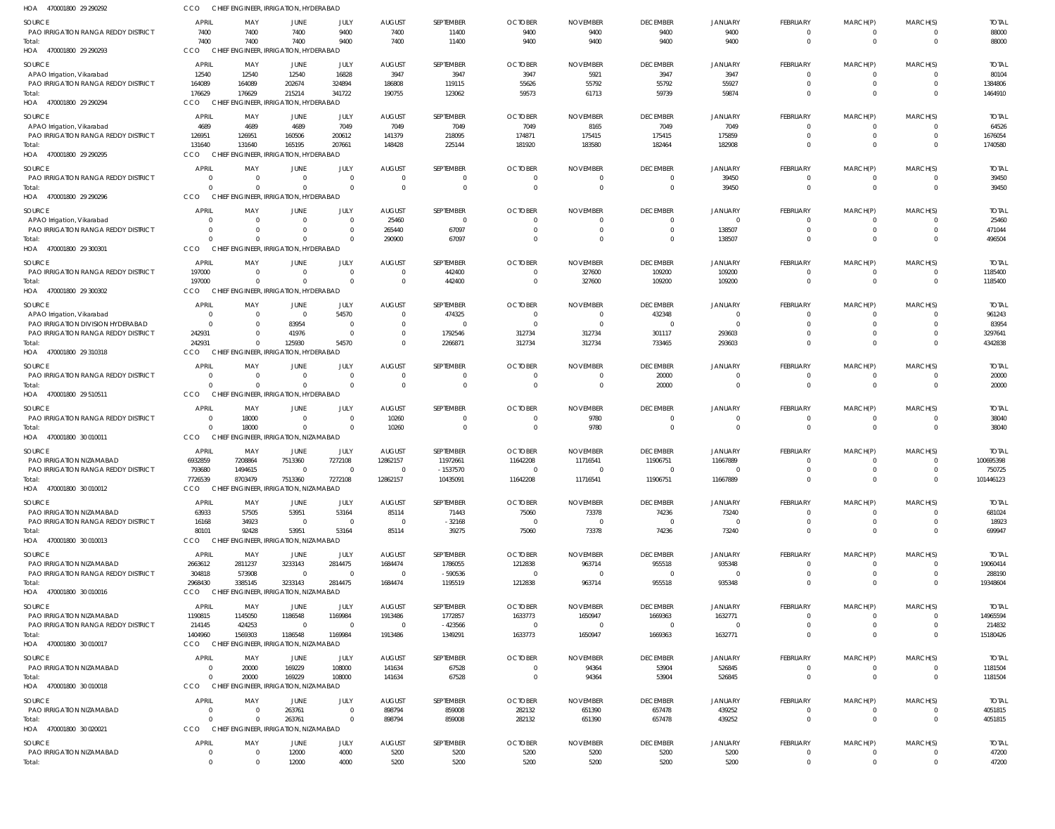HOA 470001800 29 290292 CCO CHIEF ENGINEER, IRRIGATION, HYDERABAD

| SOURCE | APRIL | MAY | JUNE | JULY | AUGUST | SEPTEMBER | OCTOBER | NOVEMBER | DECEMBER | JANUARY | FEBRUARY | MARCH(P) | MARCH(S) | TOTAL |
|---|---|---|---|---|---|---|---|---|---|---|---|---|---|---|
| PAO IRRIGATION RANGA REDDY DISTRICT | 7400 | 7400 | 7400 | 9400 | 7400 | 11400 | 9400 | 9400 | 9400 | 9400 | 0 | 0 | 0 | 88000 |
| Total: | 7400 | 7400 | 7400 | 9400 | 7400 | 11400 | 9400 | 9400 | 9400 | 9400 | 0 | 0 | 0 | 88000 |

HOA 470001800 29 290293 CCO CHIEF ENGINEER, IRRIGATION, HYDERABAD

| SOURCE | APRIL | MAY | JUNE | JULY | AUGUST | SEPTEMBER | OCTOBER | NOVEMBER | DECEMBER | JANUARY | FEBRUARY | MARCH(P) | MARCH(S) | TOTAL |
|---|---|---|---|---|---|---|---|---|---|---|---|---|---|---|
| APAO Irrigation, Vikarabad | 12540 | 12540 | 12540 | 16828 | 3947 | 3947 | 3947 | 5921 | 3947 | 3947 | 0 | 0 | 0 | 80104 |
| PAO IRRIGATION RANGA REDDY DISTRICT | 164089 | 164089 | 202674 | 324894 | 186808 | 119115 | 55626 | 55792 | 55792 | 55927 | 0 | 0 | 0 | 1384806 |
| Total: | 176629 | 176629 | 215214 | 341722 | 190755 | 123062 | 59573 | 61713 | 59739 | 59874 | 0 | 0 | 0 | 1464910 |

HOA 470001800 29 290294 CCO CHIEF ENGINEER, IRRIGATION, HYDERABAD

| SOURCE | APRIL | MAY | JUNE | JULY | AUGUST | SEPTEMBER | OCTOBER | NOVEMBER | DECEMBER | JANUARY | FEBRUARY | MARCH(P) | MARCH(S) | TOTAL |
|---|---|---|---|---|---|---|---|---|---|---|---|---|---|---|
| APAO Irrigation, Vikarabad | 4689 | 4689 | 4689 | 7049 | 7049 | 7049 | 7049 | 8165 | 7049 | 7049 | 0 | 0 | 0 | 64526 |
| PAO IRRIGATION RANGA REDDY DISTRICT | 126951 | 126951 | 160506 | 200612 | 141379 | 218095 | 174871 | 175415 | 175415 | 175859 | 0 | 0 | 0 | 1676054 |
| Total: | 131640 | 131640 | 165195 | 207661 | 148428 | 225144 | 181920 | 183580 | 182464 | 182908 | 0 | 0 | 0 | 1740580 |

HOA 470001800 29 290295 CCO CHIEF ENGINEER, IRRIGATION, HYDERABAD

| SOURCE | APRIL | MAY | JUNE | JULY | AUGUST | SEPTEMBER | OCTOBER | NOVEMBER | DECEMBER | JANUARY | FEBRUARY | MARCH(P) | MARCH(S) | TOTAL |
|---|---|---|---|---|---|---|---|---|---|---|---|---|---|---|
| PAO IRRIGATION RANGA REDDY DISTRICT | 0 | 0 | 0 | 0 | 0 | 0 | 0 | 0 | 0 | 39450 | 0 | 0 | 0 | 39450 |
| Total: | 0 | 0 | 0 | 0 | 0 | 0 | 0 | 0 | 0 | 39450 | 0 | 0 | 0 | 39450 |

HOA 470001800 29 290296 CCO CHIEF ENGINEER, IRRIGATION, HYDERABAD

| SOURCE | APRIL | MAY | JUNE | JULY | AUGUST | SEPTEMBER | OCTOBER | NOVEMBER | DECEMBER | JANUARY | FEBRUARY | MARCH(P) | MARCH(S) | TOTAL |
|---|---|---|---|---|---|---|---|---|---|---|---|---|---|---|
| APAO Irrigation, Vikarabad | 0 | 0 | 0 | 0 | 25460 | 0 | 0 | 0 | 0 | 0 | 0 | 0 | 0 | 25460 |
| PAO IRRIGATION RANGA REDDY DISTRICT | 0 | 0 | 0 | 0 | 265440 | 67097 | 0 | 0 | 0 | 138507 | 0 | 0 | 0 | 471044 |
| Total: | 0 | 0 | 0 | 0 | 290900 | 67097 | 0 | 0 | 0 | 138507 | 0 | 0 | 0 | 496504 |

HOA 470001800 29 300301 CCO CHIEF ENGINEER, IRRIGATION, HYDERABAD

| SOURCE | APRIL | MAY | JUNE | JULY | AUGUST | SEPTEMBER | OCTOBER | NOVEMBER | DECEMBER | JANUARY | FEBRUARY | MARCH(P) | MARCH(S) | TOTAL |
|---|---|---|---|---|---|---|---|---|---|---|---|---|---|---|
| PAO IRRIGATION RANGA REDDY DISTRICT | 197000 | 0 | 0 | 0 | 0 | 442400 | 0 | 327600 | 109200 | 109200 | 0 | 0 | 0 | 1185400 |
| Total: | 197000 | 0 | 0 | 0 | 0 | 442400 | 0 | 327600 | 109200 | 109200 | 0 | 0 | 0 | 1185400 |

HOA 470001800 29 300302 CCO CHIEF ENGINEER, IRRIGATION, HYDERABAD

| SOURCE | APRIL | MAY | JUNE | JULY | AUGUST | SEPTEMBER | OCTOBER | NOVEMBER | DECEMBER | JANUARY | FEBRUARY | MARCH(P) | MARCH(S) | TOTAL |
|---|---|---|---|---|---|---|---|---|---|---|---|---|---|---|
| APAO Irrigation, Vikarabad | 0 | 0 | 0 | 54570 | 0 | 474325 | 0 | 0 | 432348 | 0 | 0 | 0 | 0 | 961243 |
| PAO IRRIGATION DIVISION HYDERABAD | 0 | 0 | 83954 | 0 | 0 | 0 | 0 | 0 | 0 | 0 | 0 | 0 | 0 | 83954 |
| PAO IRRIGATION RANGA REDDY DISTRICT | 242931 | 0 | 41976 | 0 | 0 | 1792546 | 312734 | 312734 | 301117 | 293603 | 0 | 0 | 0 | 3297641 |
| Total: | 242931 | 0 | 125930 | 54570 | 0 | 2266871 | 312734 | 312734 | 733465 | 293603 | 0 | 0 | 0 | 4342838 |

HOA 470001800 29 310318 CCO CHIEF ENGINEER, IRRIGATION, HYDERABAD

| SOURCE | APRIL | MAY | JUNE | JULY | AUGUST | SEPTEMBER | OCTOBER | NOVEMBER | DECEMBER | JANUARY | FEBRUARY | MARCH(P) | MARCH(S) | TOTAL |
|---|---|---|---|---|---|---|---|---|---|---|---|---|---|---|
| PAO IRRIGATION RANGA REDDY DISTRICT | 0 | 0 | 0 | 0 | 0 | 0 | 0 | 0 | 20000 | 0 | 0 | 0 | 0 | 20000 |
| Total: | 0 | 0 | 0 | 0 | 0 | 0 | 0 | 0 | 20000 | 0 | 0 | 0 | 0 | 20000 |

HOA 470001800 29 510511 CCO CHIEF ENGINEER, IRRIGATION, HYDERABAD

| SOURCE | APRIL | MAY | JUNE | JULY | AUGUST | SEPTEMBER | OCTOBER | NOVEMBER | DECEMBER | JANUARY | FEBRUARY | MARCH(P) | MARCH(S) | TOTAL |
|---|---|---|---|---|---|---|---|---|---|---|---|---|---|---|
| PAO IRRIGATION RANGA REDDY DISTRICT | 0 | 18000 | 0 | 0 | 10260 | 0 | 0 | 9780 | 0 | 0 | 0 | 0 | 0 | 38040 |
| Total: | 0 | 18000 | 0 | 0 | 10260 | 0 | 0 | 9780 | 0 | 0 | 0 | 0 | 0 | 38040 |

HOA 470001800 30 010011 CCO CHIEF ENGINEER, IRRIGATION, NIZAMABAD

| SOURCE | APRIL | MAY | JUNE | JULY | AUGUST | SEPTEMBER | OCTOBER | NOVEMBER | DECEMBER | JANUARY | FEBRUARY | MARCH(P) | MARCH(S) | TOTAL |
|---|---|---|---|---|---|---|---|---|---|---|---|---|---|---|
| PAO IRRIGATION NIZAMABAD | 6932859 | 7208864 | 7513360 | 7272108 | 12862157 | 11972661 | 11642208 | 11716541 | 11906751 | 11667889 | 0 | 0 | 0 | 100695398 |
| PAO IRRIGATION RANGA REDDY DISTRICT | 793680 | 1494615 | 0 | 0 | 0 | -1537570 | 0 | 0 | 0 | 0 | 0 | 0 | 0 | 750725 |
| Total: | 7726539 | 8703479 | 7513360 | 7272108 | 12862157 | 10435091 | 11642208 | 11716541 | 11906751 | 11667889 | 0 | 0 | 0 | 101446123 |

HOA 470001800 30 010012 CCO CHIEF ENGINEER, IRRIGATION, NIZAMABAD

| SOURCE | APRIL | MAY | JUNE | JULY | AUGUST | SEPTEMBER | OCTOBER | NOVEMBER | DECEMBER | JANUARY | FEBRUARY | MARCH(P) | MARCH(S) | TOTAL |
|---|---|---|---|---|---|---|---|---|---|---|---|---|---|---|
| PAO IRRIGATION NIZAMABAD | 63933 | 57505 | 53951 | 53164 | 85114 | 71443 | 75060 | 73378 | 74236 | 73240 | 0 | 0 | 0 | 681024 |
| PAO IRRIGATION RANGA REDDY DISTRICT | 16168 | 34923 | 0 | 0 | 0 | -32168 | 0 | 0 | 0 | 0 | 0 | 0 | 0 | 18923 |
| Total: | 80101 | 92428 | 53951 | 53164 | 85114 | 39275 | 75060 | 73378 | 74236 | 73240 | 0 | 0 | 0 | 699947 |

HOA 470001800 30 010013 CCO CHIEF ENGINEER, IRRIGATION, NIZAMABAD

| SOURCE | APRIL | MAY | JUNE | JULY | AUGUST | SEPTEMBER | OCTOBER | NOVEMBER | DECEMBER | JANUARY | FEBRUARY | MARCH(P) | MARCH(S) | TOTAL |
|---|---|---|---|---|---|---|---|---|---|---|---|---|---|---|
| PAO IRRIGATION NIZAMABAD | 2663612 | 2811237 | 3233143 | 2814475 | 1684474 | 1786055 | 1212838 | 963714 | 955518 | 935348 | 0 | 0 | 0 | 19060414 |
| PAO IRRIGATION RANGA REDDY DISTRICT | 304818 | 573908 | 0 | 0 | 0 | -590536 | 0 | 0 | 0 | 0 | 0 | 0 | 0 | 288190 |
| Total: | 2968430 | 3385145 | 3233143 | 2814475 | 1684474 | 1195519 | 1212838 | 963714 | 955518 | 935348 | 0 | 0 | 0 | 19348604 |

HOA 470001800 30 010016 CCO CHIEF ENGINEER, IRRIGATION, NIZAMABAD

| SOURCE | APRIL | MAY | JUNE | JULY | AUGUST | SEPTEMBER | OCTOBER | NOVEMBER | DECEMBER | JANUARY | FEBRUARY | MARCH(P) | MARCH(S) | TOTAL |
|---|---|---|---|---|---|---|---|---|---|---|---|---|---|---|
| PAO IRRIGATION NIZAMABAD | 1190815 | 1145050 | 1186548 | 1169984 | 1913486 | 1772857 | 1633773 | 1650947 | 1669363 | 1632771 | 0 | 0 | 0 | 14965594 |
| PAO IRRIGATION RANGA REDDY DISTRICT | 214145 | 424253 | 0 | 0 | 0 | -423566 | 0 | 0 | 0 | 0 | 0 | 0 | 0 | 214832 |
| Total: | 1404960 | 1569303 | 1186548 | 1169984 | 1913486 | 1349291 | 1633773 | 1650947 | 1669363 | 1632771 | 0 | 0 | 0 | 15180426 |

HOA 470001800 30 010017 CCO CHIEF ENGINEER, IRRIGATION, NIZAMABAD

| SOURCE | APRIL | MAY | JUNE | JULY | AUGUST | SEPTEMBER | OCTOBER | NOVEMBER | DECEMBER | JANUARY | FEBRUARY | MARCH(P) | MARCH(S) | TOTAL |
|---|---|---|---|---|---|---|---|---|---|---|---|---|---|---|
| PAO IRRIGATION NIZAMABAD | 0 | 20000 | 169229 | 108000 | 141634 | 67528 | 0 | 94364 | 53904 | 526845 | 0 | 0 | 0 | 1181504 |
| Total: | 0 | 20000 | 169229 | 108000 | 141634 | 67528 | 0 | 94364 | 53904 | 526845 | 0 | 0 | 0 | 1181504 |

HOA 470001800 30 010018 CCO CHIEF ENGINEER, IRRIGATION, NIZAMABAD

| SOURCE | APRIL | MAY | JUNE | JULY | AUGUST | SEPTEMBER | OCTOBER | NOVEMBER | DECEMBER | JANUARY | FEBRUARY | MARCH(P) | MARCH(S) | TOTAL |
|---|---|---|---|---|---|---|---|---|---|---|---|---|---|---|
| PAO IRRIGATION NIZAMABAD | 0 | 0 | 263761 | 0 | 898794 | 859008 | 282132 | 651390 | 657478 | 439252 | 0 | 0 | 0 | 4051815 |
| Total: | 0 | 0 | 263761 | 0 | 898794 | 859008 | 282132 | 651390 | 657478 | 439252 | 0 | 0 | 0 | 4051815 |

HOA 470001800 30 020021 CCO CHIEF ENGINEER, IRRIGATION, NIZAMABAD

| SOURCE | APRIL | MAY | JUNE | JULY | AUGUST | SEPTEMBER | OCTOBER | NOVEMBER | DECEMBER | JANUARY | FEBRUARY | MARCH(P) | MARCH(S) | TOTAL |
|---|---|---|---|---|---|---|---|---|---|---|---|---|---|---|
| PAO IRRIGATION NIZAMABAD | 0 | 0 | 12000 | 4000 | 5200 | 5200 | 5200 | 5200 | 5200 | 5200 | 0 | 0 | 0 | 47200 |
| Total: | 0 | 0 | 12000 | 4000 | 5200 | 5200 | 5200 | 5200 | 5200 | 5200 | 0 | 0 | 0 | 47200 |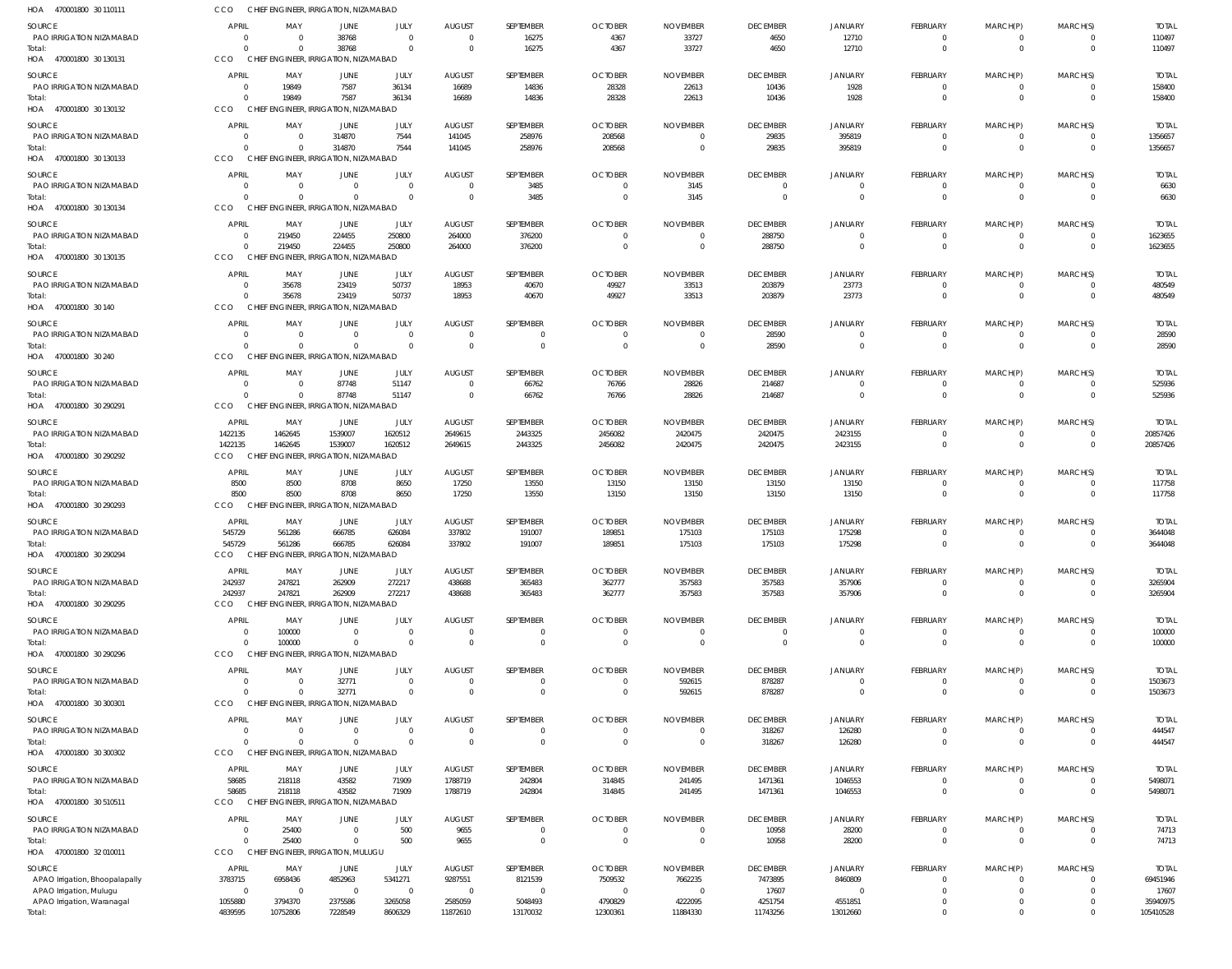HOA 470001800 30 110111 CCO CHIEF ENGINEER, IRRIGATION, NIZAMABAD

| SOURCE | APRIL | MAY | JUNE | JULY | AUGUST | SEPTEMBER | OCTOBER | NOVEMBER | DECEMBER | JANUARY | FEBRUARY | MARCH(P) | MARCH(S) | TOTAL |
|---|---|---|---|---|---|---|---|---|---|---|---|---|---|---|
| PAO IRRIGATION NIZAMABAD | 0 | 0 | 38768 | 0 | 0 | 16275 | 4367 | 33727 | 4650 | 12710 | 0 | 0 | 0 | 110497 |
| Total: | 0 | 0 | 38768 | 0 | 0 | 16275 | 4367 | 33727 | 4650 | 12710 | 0 | 0 | 0 | 110497 |

HOA 470001800 30 130131 CCO CHIEF ENGINEER, IRRIGATION, NIZAMABAD

| SOURCE | APRIL | MAY | JUNE | JULY | AUGUST | SEPTEMBER | OCTOBER | NOVEMBER | DECEMBER | JANUARY | FEBRUARY | MARCH(P) | MARCH(S) | TOTAL |
|---|---|---|---|---|---|---|---|---|---|---|---|---|---|---|
| PAO IRRIGATION NIZAMABAD | 0 | 19849 | 7587 | 36134 | 16689 | 14836 | 28328 | 22613 | 10436 | 1928 | 0 | 0 | 0 | 158400 |
| Total: | 0 | 19849 | 7587 | 36134 | 16689 | 14836 | 28328 | 22613 | 10436 | 1928 | 0 | 0 | 0 | 158400 |

HOA 470001800 30 130132 CCO CHIEF ENGINEER, IRRIGATION, NIZAMABAD

| SOURCE | APRIL | MAY | JUNE | JULY | AUGUST | SEPTEMBER | OCTOBER | NOVEMBER | DECEMBER | JANUARY | FEBRUARY | MARCH(P) | MARCH(S) | TOTAL |
|---|---|---|---|---|---|---|---|---|---|---|---|---|---|---|
| PAO IRRIGATION NIZAMABAD | 0 | 0 | 314870 | 7544 | 141045 | 258976 | 208568 | 0 | 29835 | 395819 | 0 | 0 | 0 | 1356657 |
| Total: | 0 | 0 | 314870 | 7544 | 141045 | 258976 | 208568 | 0 | 29835 | 395819 | 0 | 0 | 0 | 1356657 |

HOA 470001800 30 130133 CCO CHIEF ENGINEER, IRRIGATION, NIZAMABAD

| SOURCE | APRIL | MAY | JUNE | JULY | AUGUST | SEPTEMBER | OCTOBER | NOVEMBER | DECEMBER | JANUARY | FEBRUARY | MARCH(P) | MARCH(S) | TOTAL |
|---|---|---|---|---|---|---|---|---|---|---|---|---|---|---|
| PAO IRRIGATION NIZAMABAD | 0 | 0 | 0 | 0 | 0 | 3485 | 0 | 3145 | 0 | 0 | 0 | 0 | 0 | 6630 |
| Total: | 0 | 0 | 0 | 0 | 0 | 3485 | 0 | 3145 | 0 | 0 | 0 | 0 | 0 | 6630 |

HOA 470001800 30 130134 CCO CHIEF ENGINEER, IRRIGATION, NIZAMABAD

| SOURCE | APRIL | MAY | JUNE | JULY | AUGUST | SEPTEMBER | OCTOBER | NOVEMBER | DECEMBER | JANUARY | FEBRUARY | MARCH(P) | MARCH(S) | TOTAL |
|---|---|---|---|---|---|---|---|---|---|---|---|---|---|---|
| PAO IRRIGATION NIZAMABAD | 0 | 219450 | 224455 | 250800 | 264000 | 376200 | 0 | 0 | 288750 | 0 | 0 | 0 | 0 | 1623655 |
| Total: | 0 | 219450 | 224455 | 250800 | 264000 | 376200 | 0 | 0 | 288750 | 0 | 0 | 0 | 0 | 1623655 |

HOA 470001800 30 130135 CCO CHIEF ENGINEER, IRRIGATION, NIZAMABAD

| SOURCE | APRIL | MAY | JUNE | JULY | AUGUST | SEPTEMBER | OCTOBER | NOVEMBER | DECEMBER | JANUARY | FEBRUARY | MARCH(P) | MARCH(S) | TOTAL |
|---|---|---|---|---|---|---|---|---|---|---|---|---|---|---|
| PAO IRRIGATION NIZAMABAD | 0 | 35678 | 23419 | 50737 | 18953 | 40670 | 49927 | 33513 | 203879 | 23773 | 0 | 0 | 0 | 480549 |
| Total: | 0 | 35678 | 23419 | 50737 | 18953 | 40670 | 49927 | 33513 | 203879 | 23773 | 0 | 0 | 0 | 480549 |

HOA 470001800 30 140 CCO CHIEF ENGINEER, IRRIGATION, NIZAMABAD

| SOURCE | APRIL | MAY | JUNE | JULY | AUGUST | SEPTEMBER | OCTOBER | NOVEMBER | DECEMBER | JANUARY | FEBRUARY | MARCH(P) | MARCH(S) | TOTAL |
|---|---|---|---|---|---|---|---|---|---|---|---|---|---|---|
| PAO IRRIGATION NIZAMABAD | 0 | 0 | 0 | 0 | 0 | 0 | 0 | 0 | 28590 | 0 | 0 | 0 | 0 | 28590 |
| Total: | 0 | 0 | 0 | 0 | 0 | 0 | 0 | 0 | 28590 | 0 | 0 | 0 | 0 | 28590 |

HOA 470001800 30 240 CCO CHIEF ENGINEER, IRRIGATION, NIZAMABAD

| SOURCE | APRIL | MAY | JUNE | JULY | AUGUST | SEPTEMBER | OCTOBER | NOVEMBER | DECEMBER | JANUARY | FEBRUARY | MARCH(P) | MARCH(S) | TOTAL |
|---|---|---|---|---|---|---|---|---|---|---|---|---|---|---|
| PAO IRRIGATION NIZAMABAD | 0 | 0 | 87748 | 51147 | 0 | 66762 | 76766 | 28826 | 214687 | 0 | 0 | 0 | 0 | 525936 |
| Total: | 0 | 0 | 87748 | 51147 | 0 | 66762 | 76766 | 28826 | 214687 | 0 | 0 | 0 | 0 | 525936 |

HOA 470001800 30 290291 CCO CHIEF ENGINEER, IRRIGATION, NIZAMABAD

| SOURCE | APRIL | MAY | JUNE | JULY | AUGUST | SEPTEMBER | OCTOBER | NOVEMBER | DECEMBER | JANUARY | FEBRUARY | MARCH(P) | MARCH(S) | TOTAL |
|---|---|---|---|---|---|---|---|---|---|---|---|---|---|---|
| PAO IRRIGATION NIZAMABAD | 1422135 | 1462645 | 1539007 | 1620512 | 2649615 | 2443325 | 2456082 | 2420475 | 2420475 | 2423155 | 0 | 0 | 0 | 20857426 |
| Total: | 1422135 | 1462645 | 1539007 | 1620512 | 2649615 | 2443325 | 2456082 | 2420475 | 2420475 | 2423155 | 0 | 0 | 0 | 20857426 |

HOA 470001800 30 290292 CCO CHIEF ENGINEER, IRRIGATION, NIZAMABAD

| SOURCE | APRIL | MAY | JUNE | JULY | AUGUST | SEPTEMBER | OCTOBER | NOVEMBER | DECEMBER | JANUARY | FEBRUARY | MARCH(P) | MARCH(S) | TOTAL |
|---|---|---|---|---|---|---|---|---|---|---|---|---|---|---|
| PAO IRRIGATION NIZAMABAD | 8500 | 8500 | 8708 | 8650 | 17250 | 13550 | 13150 | 13150 | 13150 | 13150 | 0 | 0 | 0 | 117758 |
| Total: | 8500 | 8500 | 8708 | 8650 | 17250 | 13550 | 13150 | 13150 | 13150 | 13150 | 0 | 0 | 0 | 117758 |

HOA 470001800 30 290293 CCO CHIEF ENGINEER, IRRIGATION, NIZAMABAD

| SOURCE | APRIL | MAY | JUNE | JULY | AUGUST | SEPTEMBER | OCTOBER | NOVEMBER | DECEMBER | JANUARY | FEBRUARY | MARCH(P) | MARCH(S) | TOTAL |
|---|---|---|---|---|---|---|---|---|---|---|---|---|---|---|
| PAO IRRIGATION NIZAMABAD | 545729 | 561286 | 666785 | 626084 | 337802 | 191007 | 189851 | 175103 | 175103 | 175298 | 0 | 0 | 0 | 3644048 |
| Total: | 545729 | 561286 | 666785 | 626084 | 337802 | 191007 | 189851 | 175103 | 175103 | 175298 | 0 | 0 | 0 | 3644048 |

HOA 470001800 30 290294 CCO CHIEF ENGINEER, IRRIGATION, NIZAMABAD

| SOURCE | APRIL | MAY | JUNE | JULY | AUGUST | SEPTEMBER | OCTOBER | NOVEMBER | DECEMBER | JANUARY | FEBRUARY | MARCH(P) | MARCH(S) | TOTAL |
|---|---|---|---|---|---|---|---|---|---|---|---|---|---|---|
| PAO IRRIGATION NIZAMABAD | 242937 | 247821 | 262909 | 272217 | 438688 | 365483 | 362777 | 357583 | 357583 | 357906 | 0 | 0 | 0 | 3265904 |
| Total: | 242937 | 247821 | 262909 | 272217 | 438688 | 365483 | 362777 | 357583 | 357583 | 357906 | 0 | 0 | 0 | 3265904 |

HOA 470001800 30 290295 CCO CHIEF ENGINEER, IRRIGATION, NIZAMABAD

| SOURCE | APRIL | MAY | JUNE | JULY | AUGUST | SEPTEMBER | OCTOBER | NOVEMBER | DECEMBER | JANUARY | FEBRUARY | MARCH(P) | MARCH(S) | TOTAL |
|---|---|---|---|---|---|---|---|---|---|---|---|---|---|---|
| PAO IRRIGATION NIZAMABAD | 0 | 100000 | 0 | 0 | 0 | 0 | 0 | 0 | 0 | 0 | 0 | 0 | 0 | 100000 |
| Total: | 0 | 100000 | 0 | 0 | 0 | 0 | 0 | 0 | 0 | 0 | 0 | 0 | 0 | 100000 |

HOA 470001800 30 290296 CCO CHIEF ENGINEER, IRRIGATION, NIZAMABAD

| SOURCE | APRIL | MAY | JUNE | JULY | AUGUST | SEPTEMBER | OCTOBER | NOVEMBER | DECEMBER | JANUARY | FEBRUARY | MARCH(P) | MARCH(S) | TOTAL |
|---|---|---|---|---|---|---|---|---|---|---|---|---|---|---|
| PAO IRRIGATION NIZAMABAD | 0 | 0 | 32771 | 0 | 0 | 0 | 0 | 592615 | 878287 | 0 | 0 | 0 | 0 | 1503673 |
| Total: | 0 | 0 | 32771 | 0 | 0 | 0 | 0 | 592615 | 878287 | 0 | 0 | 0 | 0 | 1503673 |

HOA 470001800 30 300301 CCO CHIEF ENGINEER, IRRIGATION, NIZAMABAD

| SOURCE | APRIL | MAY | JUNE | JULY | AUGUST | SEPTEMBER | OCTOBER | NOVEMBER | DECEMBER | JANUARY | FEBRUARY | MARCH(P) | MARCH(S) | TOTAL |
|---|---|---|---|---|---|---|---|---|---|---|---|---|---|---|
| PAO IRRIGATION NIZAMABAD | 0 | 0 | 0 | 0 | 0 | 0 | 0 | 0 | 318267 | 126280 | 0 | 0 | 0 | 444547 |
| Total: | 0 | 0 | 0 | 0 | 0 | 0 | 0 | 0 | 318267 | 126280 | 0 | 0 | 0 | 444547 |

HOA 470001800 30 300302 CCO CHIEF ENGINEER, IRRIGATION, NIZAMABAD

| SOURCE | APRIL | MAY | JUNE | JULY | AUGUST | SEPTEMBER | OCTOBER | NOVEMBER | DECEMBER | JANUARY | FEBRUARY | MARCH(P) | MARCH(S) | TOTAL |
|---|---|---|---|---|---|---|---|---|---|---|---|---|---|---|
| PAO IRRIGATION NIZAMABAD | 58685 | 218118 | 43582 | 71909 | 1788719 | 242804 | 314845 | 241495 | 1471361 | 1046553 | 0 | 0 | 0 | 5498071 |
| Total: | 58685 | 218118 | 43582 | 71909 | 1788719 | 242804 | 314845 | 241495 | 1471361 | 1046553 | 0 | 0 | 0 | 5498071 |

HOA 470001800 30 510511 CCO CHIEF ENGINEER, IRRIGATION, NIZAMABAD

| SOURCE | APRIL | MAY | JUNE | JULY | AUGUST | SEPTEMBER | OCTOBER | NOVEMBER | DECEMBER | JANUARY | FEBRUARY | MARCH(P) | MARCH(S) | TOTAL |
|---|---|---|---|---|---|---|---|---|---|---|---|---|---|---|
| PAO IRRIGATION NIZAMABAD | 0 | 25400 | 0 | 500 | 9655 | 0 | 0 | 0 | 10958 | 28200 | 0 | 0 | 0 | 74713 |
| Total: | 0 | 25400 | 0 | 500 | 9655 | 0 | 0 | 0 | 10958 | 28200 | 0 | 0 | 0 | 74713 |

HOA 470001800 32 010011 CCO CHIEF ENGINEER, IRRIGATION, MULUGU

| SOURCE | APRIL | MAY | JUNE | JULY | AUGUST | SEPTEMBER | OCTOBER | NOVEMBER | DECEMBER | JANUARY | FEBRUARY | MARCH(P) | MARCH(S) | TOTAL |
|---|---|---|---|---|---|---|---|---|---|---|---|---|---|---|
| APAO Irrigation, Bhoopalapally | 3783715 | 6958436 | 4852963 | 5341271 | 9287551 | 8121539 | 7509532 | 7662235 | 7473895 | 8460809 | 0 | 0 | 0 | 69451946 |
| APAO Irrigation, Mulugu | 0 | 0 | 0 | 0 | 0 | 0 | 0 | 0 | 17607 | 0 | 0 | 0 | 0 | 17607 |
| APAO Irrigation, Waranagal | 1055880 | 3794370 | 2375586 | 3265058 | 2585059 | 5048493 | 4790829 | 4222095 | 4251754 | 4551851 | 0 | 0 | 0 | 35940975 |
| Total: | 4839595 | 10752806 | 7228549 | 8606329 | 11872610 | 13170032 | 12300361 | 11884330 | 11743256 | 13012660 | 0 | 0 | 0 | 105410528 |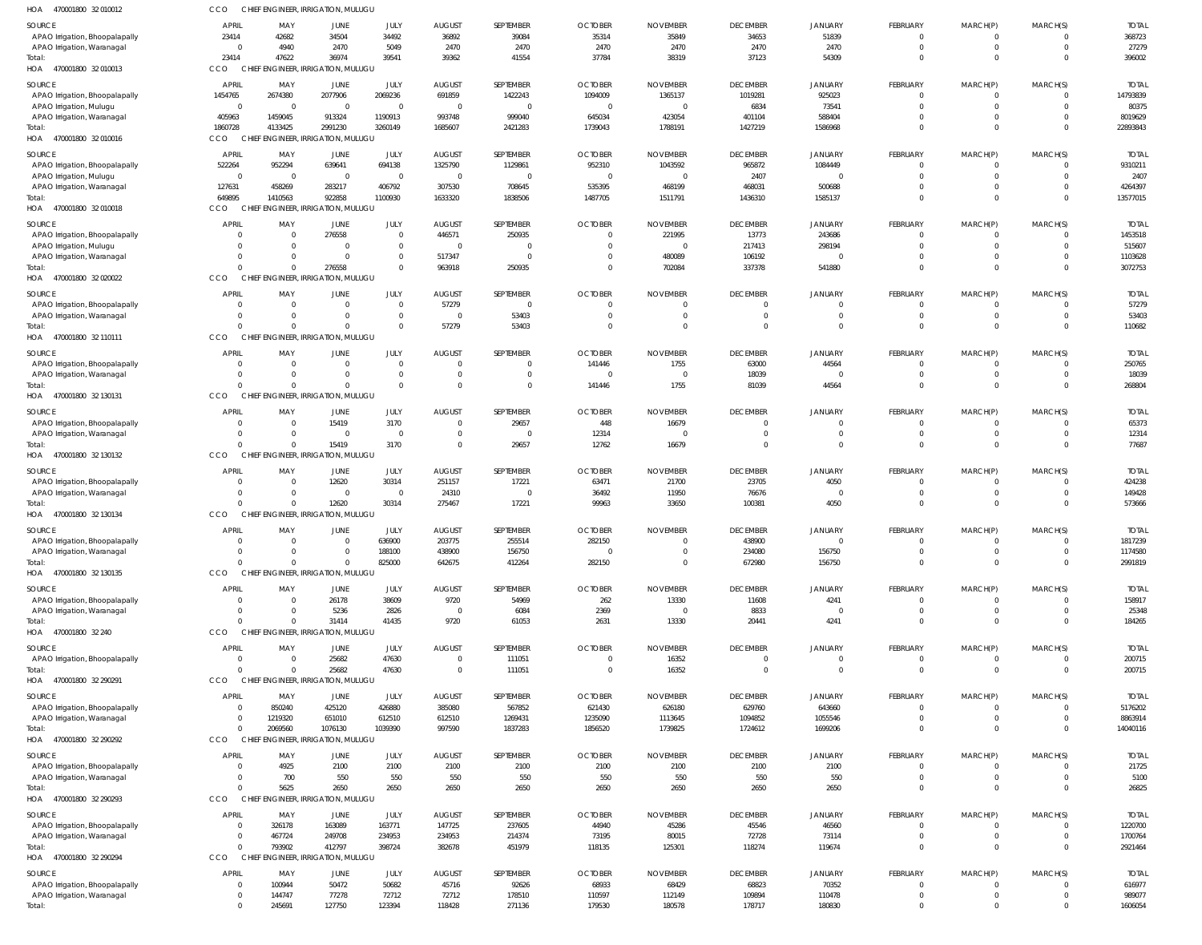HOA 470001800 32 010012 CCO CHIEF ENGINEER, IRRIGATION, MULUGU

| SOURCE | APRIL | MAY | JUNE | JULY | AUGUST | SEPTEMBER | OCTOBER | NOVEMBER | DECEMBER | JANUARY | FEBRUARY | MARCH(P) | MARCH(S) | TOTAL |
|---|---|---|---|---|---|---|---|---|---|---|---|---|---|---|
| APAO Irrigation, Bhoopalapally | 23414 | 42682 | 34504 | 34492 | 36892 | 39084 | 35314 | 35849 | 34653 | 51839 | 0 | 0 | 0 | 368723 |
| APAO Irrigation, Waranagal | 0 | 4940 | 2470 | 5049 | 2470 | 2470 | 2470 | 2470 | 2470 | 2470 | 0 | 0 | 0 | 27279 |
| Total: | 23414 | 47622 | 36974 | 39541 | 39362 | 41554 | 37784 | 38319 | 37123 | 54309 | 0 | 0 | 0 | 396002 |

HOA 470001800 32 010013 CCO CHIEF ENGINEER, IRRIGATION, MULUGU

| SOURCE | APRIL | MAY | JUNE | JULY | AUGUST | SEPTEMBER | OCTOBER | NOVEMBER | DECEMBER | JANUARY | FEBRUARY | MARCH(P) | MARCH(S) | TOTAL |
|---|---|---|---|---|---|---|---|---|---|---|---|---|---|---|
| APAO Irrigation, Bhoopalapally | 1454765 | 2674380 | 2077906 | 2069236 | 691859 | 1422243 | 1094009 | 1365137 | 1019281 | 925023 | 0 | 0 | 0 | 14793839 |
| APAO Irrigation, Mulugu | 0 | 0 | 0 | 0 | 0 | 0 | 0 | 0 | 6834 | 73541 | 0 | 0 | 0 | 80375 |
| APAO Irrigation, Waranagal | 405963 | 1459045 | 913324 | 1190913 | 993748 | 999040 | 645034 | 423054 | 401104 | 588404 | 0 | 0 | 0 | 8019629 |
| Total: | 1860728 | 4133425 | 2991230 | 3260149 | 1685607 | 2421283 | 1739043 | 1788191 | 1427219 | 1586968 | 0 | 0 | 0 | 22893843 |

HOA 470001800 32 010016 CCO CHIEF ENGINEER, IRRIGATION, MULUGU

| SOURCE | APRIL | MAY | JUNE | JULY | AUGUST | SEPTEMBER | OCTOBER | NOVEMBER | DECEMBER | JANUARY | FEBRUARY | MARCH(P) | MARCH(S) | TOTAL |
|---|---|---|---|---|---|---|---|---|---|---|---|---|---|---|
| APAO Irrigation, Bhoopalapally | 522264 | 952294 | 639641 | 694138 | 1325790 | 1129861 | 952310 | 1043592 | 965872 | 1084449 | 0 | 0 | 0 | 9310211 |
| APAO Irrigation, Mulugu | 0 | 0 | 0 | 0 | 0 | 0 | 0 | 0 | 2407 | 0 | 0 | 0 | 0 | 2407 |
| APAO Irrigation, Waranagal | 127631 | 458269 | 283217 | 406792 | 307530 | 708645 | 535395 | 468199 | 468031 | 500688 | 0 | 0 | 0 | 4264397 |
| Total: | 649895 | 1410563 | 922858 | 1100930 | 1633320 | 1838506 | 1487705 | 1511791 | 1436310 | 1585137 | 0 | 0 | 0 | 13577015 |

HOA 470001800 32 010018 CCO CHIEF ENGINEER, IRRIGATION, MULUGU

| SOURCE | APRIL | MAY | JUNE | JULY | AUGUST | SEPTEMBER | OCTOBER | NOVEMBER | DECEMBER | JANUARY | FEBRUARY | MARCH(P) | MARCH(S) | TOTAL |
|---|---|---|---|---|---|---|---|---|---|---|---|---|---|---|
| APAO Irrigation, Bhoopalapally | 0 | 0 | 276558 | 0 | 446571 | 250935 | 0 | 221995 | 13773 | 243686 | 0 | 0 | 0 | 1453518 |
| APAO Irrigation, Mulugu | 0 | 0 | 0 | 0 | 0 | 0 | 0 | 0 | 217413 | 298194 | 0 | 0 | 0 | 515607 |
| APAO Irrigation, Waranagal | 0 | 0 | 0 | 0 | 517347 | 0 | 0 | 480089 | 106192 | 0 | 0 | 0 | 0 | 1103628 |
| Total: | 0 | 0 | 276558 | 0 | 963918 | 250935 | 0 | 702084 | 337378 | 541880 | 0 | 0 | 0 | 3072753 |

HOA 470001800 32 020022 CCO CHIEF ENGINEER, IRRIGATION, MULUGU

| SOURCE | APRIL | MAY | JUNE | JULY | AUGUST | SEPTEMBER | OCTOBER | NOVEMBER | DECEMBER | JANUARY | FEBRUARY | MARCH(P) | MARCH(S) | TOTAL |
|---|---|---|---|---|---|---|---|---|---|---|---|---|---|---|
| APAO Irrigation, Bhoopalapally | 0 | 0 | 0 | 0 | 57279 | 0 | 0 | 0 | 0 | 0 | 0 | 0 | 0 | 57279 |
| APAO Irrigation, Waranagal | 0 | 0 | 0 | 0 | 0 | 53403 | 0 | 0 | 0 | 0 | 0 | 0 | 0 | 53403 |
| Total: | 0 | 0 | 0 | 0 | 57279 | 53403 | 0 | 0 | 0 | 0 | 0 | 0 | 0 | 110682 |

HOA 470001800 32 110111 CCO CHIEF ENGINEER, IRRIGATION, MULUGU

| SOURCE | APRIL | MAY | JUNE | JULY | AUGUST | SEPTEMBER | OCTOBER | NOVEMBER | DECEMBER | JANUARY | FEBRUARY | MARCH(P) | MARCH(S) | TOTAL |
|---|---|---|---|---|---|---|---|---|---|---|---|---|---|---|
| APAO Irrigation, Bhoopalapally | 0 | 0 | 0 | 0 | 0 | 0 | 141446 | 1755 | 63000 | 44564 | 0 | 0 | 0 | 250765 |
| APAO Irrigation, Waranagal | 0 | 0 | 0 | 0 | 0 | 0 | 0 | 0 | 18039 | 0 | 0 | 0 | 0 | 18039 |
| Total: | 0 | 0 | 0 | 0 | 0 | 0 | 141446 | 1755 | 81039 | 44564 | 0 | 0 | 0 | 268804 |

HOA 470001800 32 130131 CCO CHIEF ENGINEER, IRRIGATION, MULUGU

| SOURCE | APRIL | MAY | JUNE | JULY | AUGUST | SEPTEMBER | OCTOBER | NOVEMBER | DECEMBER | JANUARY | FEBRUARY | MARCH(P) | MARCH(S) | TOTAL |
|---|---|---|---|---|---|---|---|---|---|---|---|---|---|---|
| APAO Irrigation, Bhoopalapally | 0 | 0 | 15419 | 3170 | 0 | 29657 | 448 | 16679 | 0 | 0 | 0 | 0 | 0 | 65373 |
| APAO Irrigation, Waranagal | 0 | 0 | 0 | 0 | 0 | 0 | 12314 | 0 | 0 | 0 | 0 | 0 | 0 | 12314 |
| Total: | 0 | 0 | 15419 | 3170 | 0 | 29657 | 12762 | 16679 | 0 | 0 | 0 | 0 | 0 | 77687 |

HOA 470001800 32 130132 CCO CHIEF ENGINEER, IRRIGATION, MULUGU

| SOURCE | APRIL | MAY | JUNE | JULY | AUGUST | SEPTEMBER | OCTOBER | NOVEMBER | DECEMBER | JANUARY | FEBRUARY | MARCH(P) | MARCH(S) | TOTAL |
|---|---|---|---|---|---|---|---|---|---|---|---|---|---|---|
| APAO Irrigation, Bhoopalapally | 0 | 0 | 12620 | 30314 | 251157 | 17221 | 63471 | 21700 | 23705 | 4050 | 0 | 0 | 0 | 424238 |
| APAO Irrigation, Waranagal | 0 | 0 | 0 | 0 | 24310 | 0 | 36492 | 11950 | 76676 | 0 | 0 | 0 | 0 | 149428 |
| Total: | 0 | 0 | 12620 | 30314 | 275467 | 17221 | 99963 | 33650 | 100381 | 4050 | 0 | 0 | 0 | 573666 |

HOA 470001800 32 130134 CCO CHIEF ENGINEER, IRRIGATION, MULUGU

| SOURCE | APRIL | MAY | JUNE | JULY | AUGUST | SEPTEMBER | OCTOBER | NOVEMBER | DECEMBER | JANUARY | FEBRUARY | MARCH(P) | MARCH(S) | TOTAL |
|---|---|---|---|---|---|---|---|---|---|---|---|---|---|---|
| APAO Irrigation, Bhoopalapally | 0 | 0 | 0 | 636900 | 203775 | 255514 | 282150 | 0 | 438900 | 0 | 0 | 0 | 0 | 1817239 |
| APAO Irrigation, Waranagal | 0 | 0 | 0 | 188100 | 438900 | 156750 | 0 | 0 | 234080 | 156750 | 0 | 0 | 0 | 1174580 |
| Total: | 0 | 0 | 0 | 825000 | 642675 | 412264 | 282150 | 0 | 672980 | 156750 | 0 | 0 | 0 | 2991819 |

HOA 470001800 32 130135 CCO CHIEF ENGINEER, IRRIGATION, MULUGU

| SOURCE | APRIL | MAY | JUNE | JULY | AUGUST | SEPTEMBER | OCTOBER | NOVEMBER | DECEMBER | JANUARY | FEBRUARY | MARCH(P) | MARCH(S) | TOTAL |
|---|---|---|---|---|---|---|---|---|---|---|---|---|---|---|
| APAO Irrigation, Bhoopalapally | 0 | 0 | 26178 | 38609 | 9720 | 54969 | 262 | 13330 | 11608 | 4241 | 0 | 0 | 0 | 158917 |
| APAO Irrigation, Waranagal | 0 | 0 | 5236 | 2826 | 0 | 6084 | 2369 | 0 | 8833 | 0 | 0 | 0 | 0 | 25348 |
| Total: | 0 | 0 | 31414 | 41435 | 9720 | 61053 | 2631 | 13330 | 20441 | 4241 | 0 | 0 | 0 | 184265 |

HOA 470001800 32 240 CCO CHIEF ENGINEER, IRRIGATION, MULUGU

| SOURCE | APRIL | MAY | JUNE | JULY | AUGUST | SEPTEMBER | OCTOBER | NOVEMBER | DECEMBER | JANUARY | FEBRUARY | MARCH(P) | MARCH(S) | TOTAL |
|---|---|---|---|---|---|---|---|---|---|---|---|---|---|---|
| APAO Irrigation, Bhoopalapally | 0 | 0 | 25682 | 47630 | 0 | 111051 | 0 | 16352 | 0 | 0 | 0 | 0 | 0 | 200715 |
| Total: | 0 | 0 | 25682 | 47630 | 0 | 111051 | 0 | 16352 | 0 | 0 | 0 | 0 | 0 | 200715 |

HOA 470001800 32 290291 CCO CHIEF ENGINEER, IRRIGATION, MULUGU

| SOURCE | APRIL | MAY | JUNE | JULY | AUGUST | SEPTEMBER | OCTOBER | NOVEMBER | DECEMBER | JANUARY | FEBRUARY | MARCH(P) | MARCH(S) | TOTAL |
|---|---|---|---|---|---|---|---|---|---|---|---|---|---|---|
| APAO Irrigation, Bhoopalapally | 0 | 850240 | 425120 | 426880 | 385080 | 567852 | 621430 | 626180 | 629760 | 643660 | 0 | 0 | 0 | 5176202 |
| APAO Irrigation, Waranagal | 0 | 1219320 | 651010 | 612510 | 612510 | 1269431 | 1235090 | 1113645 | 1094852 | 1055546 | 0 | 0 | 0 | 8863914 |
| Total: | 0 | 2069560 | 1076130 | 1039390 | 997590 | 1837283 | 1856520 | 1739825 | 1724612 | 1699206 | 0 | 0 | 0 | 14040116 |

HOA 470001800 32 290292 CCO CHIEF ENGINEER, IRRIGATION, MULUGU

| SOURCE | APRIL | MAY | JUNE | JULY | AUGUST | SEPTEMBER | OCTOBER | NOVEMBER | DECEMBER | JANUARY | FEBRUARY | MARCH(P) | MARCH(S) | TOTAL |
|---|---|---|---|---|---|---|---|---|---|---|---|---|---|---|
| APAO Irrigation, Bhoopalapally | 0 | 4925 | 2100 | 2100 | 2100 | 2100 | 2100 | 2100 | 2100 | 2100 | 0 | 0 | 0 | 21725 |
| APAO Irrigation, Waranagal | 0 | 700 | 550 | 550 | 550 | 550 | 550 | 550 | 550 | 550 | 0 | 0 | 0 | 5100 |
| Total: | 0 | 5625 | 2650 | 2650 | 2650 | 2650 | 2650 | 2650 | 2650 | 2650 | 0 | 0 | 0 | 26825 |

HOA 470001800 32 290293 CCO CHIEF ENGINEER, IRRIGATION, MULUGU

| SOURCE | APRIL | MAY | JUNE | JULY | AUGUST | SEPTEMBER | OCTOBER | NOVEMBER | DECEMBER | JANUARY | FEBRUARY | MARCH(P) | MARCH(S) | TOTAL |
|---|---|---|---|---|---|---|---|---|---|---|---|---|---|---|
| APAO Irrigation, Bhoopalapally | 0 | 326178 | 163089 | 163771 | 147725 | 237605 | 44940 | 45286 | 45546 | 46560 | 0 | 0 | 0 | 1220700 |
| APAO Irrigation, Waranagal | 0 | 467724 | 249708 | 234953 | 234953 | 214374 | 73195 | 80015 | 72728 | 73114 | 0 | 0 | 0 | 1700764 |
| Total: | 0 | 793902 | 412797 | 398724 | 382678 | 451979 | 118135 | 125301 | 118274 | 119674 | 0 | 0 | 0 | 2921464 |

HOA 470001800 32 290294 CCO CHIEF ENGINEER, IRRIGATION, MULUGU

| SOURCE | APRIL | MAY | JUNE | JULY | AUGUST | SEPTEMBER | OCTOBER | NOVEMBER | DECEMBER | JANUARY | FEBRUARY | MARCH(P) | MARCH(S) | TOTAL |
|---|---|---|---|---|---|---|---|---|---|---|---|---|---|---|
| APAO Irrigation, Bhoopalapally | 0 | 100944 | 50472 | 50682 | 45716 | 92626 | 68933 | 68429 | 68823 | 70352 | 0 | 0 | 0 | 616977 |
| APAO Irrigation, Waranagal | 0 | 144747 | 77278 | 72712 | 72712 | 178510 | 110597 | 112149 | 109894 | 110478 | 0 | 0 | 0 | 989077 |
| Total: | 0 | 245691 | 127750 | 123394 | 118428 | 271136 | 179530 | 180578 | 178717 | 180830 | 0 | 0 | 0 | 1606054 |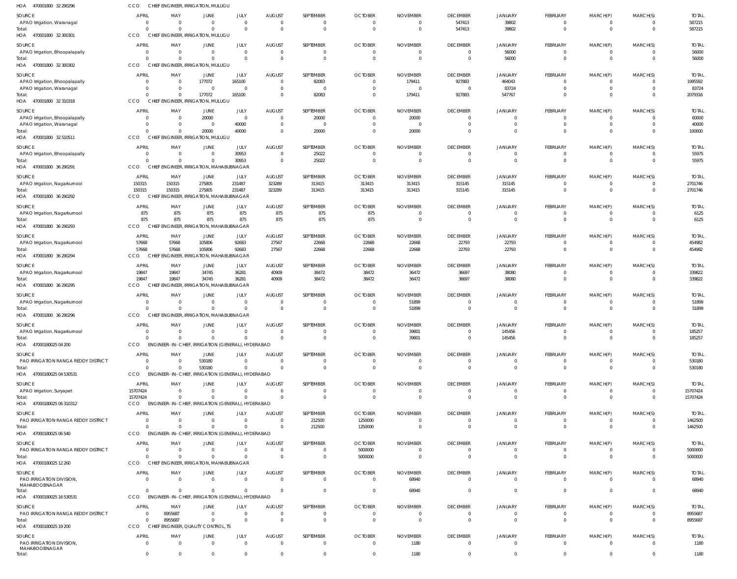HOA 470001800 32 290296 CCO CHIEF ENGINEER, IRRIGATION, MULUGU

| SOURCE | APRIL | MAY | JUNE | JULY | AUGUST | SEPTEMBER | OCTOBER | NOVEMBER | DECEMBER | JANUARY | FEBRUARY | MARCH(P) | MARCH(S) | TOTAL |
|---|---|---|---|---|---|---|---|---|---|---|---|---|---|---|
| APAO Irrigation, Waranagal | 0 | 0 | 0 | 0 | 0 | 0 | 0 | 0 | 547413 | 39802 | 0 | 0 | 0 | 587215 |
| Total: | 0 | 0 | 0 | 0 | 0 | 0 | 0 | 0 | 547413 | 39802 | 0 | 0 | 0 | 587215 |

HOA 470001800 32 300301 CCO CHIEF ENGINEER, IRRIGATION, MULUGU

| SOURCE | APRIL | MAY | JUNE | JULY | AUGUST | SEPTEMBER | OCTOBER | NOVEMBER | DECEMBER | JANUARY | FEBRUARY | MARCH(P) | MARCH(S) | TOTAL |
|---|---|---|---|---|---|---|---|---|---|---|---|---|---|---|
| APAO Irrigation, Bhoopalapally | 0 | 0 | 0 | 0 | 0 | 0 | 0 | 0 | 0 | 56000 | 0 | 0 | 0 | 56000 |
| Total: | 0 | 0 | 0 | 0 | 0 | 0 | 0 | 0 | 0 | 56000 | 0 | 0 | 0 | 56000 |

HOA 470001800 32 300302 CCO CHIEF ENGINEER, IRRIGATION, MULUGU

| SOURCE | APRIL | MAY | JUNE | JULY | AUGUST | SEPTEMBER | OCTOBER | NOVEMBER | DECEMBER | JANUARY | FEBRUARY | MARCH(P) | MARCH(S) | TOTAL |
|---|---|---|---|---|---|---|---|---|---|---|---|---|---|---|
| APAO Irrigation, Bhoopalapally | 0 | 0 | 177072 | 165100 | 0 | 82083 | 0 | 179411 | 927883 | 464043 | 0 | 0 | 0 | 1995592 |
| APAO Irrigation, Waranagal | 0 | 0 | 0 | 0 | 0 | 0 | 0 | 0 | 0 | 83724 | 0 | 0 | 0 | 83724 |
| Total: | 0 | 0 | 177072 | 165100 | 0 | 82083 | 0 | 179411 | 927883 | 547767 | 0 | 0 | 0 | 2079316 |

HOA 470001800 32 310318 CCO CHIEF ENGINEER, IRRIGATION, MULUGU

| SOURCE | APRIL | MAY | JUNE | JULY | AUGUST | SEPTEMBER | OCTOBER | NOVEMBER | DECEMBER | JANUARY | FEBRUARY | MARCH(P) | MARCH(S) | TOTAL |
|---|---|---|---|---|---|---|---|---|---|---|---|---|---|---|
| APAO Irrigation, Bhoopalapally | 0 | 0 | 20000 | 0 | 0 | 20000 | 0 | 20000 | 0 | 0 | 0 | 0 | 0 | 60000 |
| APAO Irrigation, Waranagal | 0 | 0 | 0 | 40000 | 0 | 0 | 0 | 0 | 0 | 0 | 0 | 0 | 0 | 40000 |
| Total: | 0 | 0 | 20000 | 40000 | 0 | 20000 | 0 | 20000 | 0 | 0 | 0 | 0 | 0 | 100000 |

HOA 470001800 32 510511 CCO CHIEF ENGINEER, IRRIGATION, MULUGU

| SOURCE | APRIL | MAY | JUNE | JULY | AUGUST | SEPTEMBER | OCTOBER | NOVEMBER | DECEMBER | JANUARY | FEBRUARY | MARCH(P) | MARCH(S) | TOTAL |
|---|---|---|---|---|---|---|---|---|---|---|---|---|---|---|
| APAO Irrigation, Bhoopalapally | 0 | 0 | 0 | 30953 | 0 | 25022 | 0 | 0 | 0 | 0 | 0 | 0 | 0 | 55975 |
| Total: | 0 | 0 | 0 | 30953 | 0 | 25022 | 0 | 0 | 0 | 0 | 0 | 0 | 0 | 55975 |

HOA 470001800 36 290291 CCO CHIEF ENGINEER, IRRIGATION, MAHABUBNAGAR

| SOURCE | APRIL | MAY | JUNE | JULY | AUGUST | SEPTEMBER | OCTOBER | NOVEMBER | DECEMBER | JANUARY | FEBRUARY | MARCH(P) | MARCH(S) | TOTAL |
|---|---|---|---|---|---|---|---|---|---|---|---|---|---|---|
| APAO Irrigation, Nagarkurnool | 150315 | 150315 | 275805 | 231487 | 323289 | 313415 | 313415 | 313415 | 315145 | 315145 | 0 | 0 | 0 | 2701746 |
| Total: | 150315 | 150315 | 275805 | 231487 | 323289 | 313415 | 313415 | 313415 | 315145 | 315145 | 0 | 0 | 0 | 2701746 |

HOA 470001800 36 290292 CCO CHIEF ENGINEER, IRRIGATION, MAHABUBNAGAR

| SOURCE | APRIL | MAY | JUNE | JULY | AUGUST | SEPTEMBER | OCTOBER | NOVEMBER | DECEMBER | JANUARY | FEBRUARY | MARCH(P) | MARCH(S) | TOTAL |
|---|---|---|---|---|---|---|---|---|---|---|---|---|---|---|
| APAO Irrigation, Nagarkurnool | 875 | 875 | 875 | 875 | 875 | 875 | 875 | 0 | 0 | 0 | 0 | 0 | 0 | 6125 |
| Total: | 875 | 875 | 875 | 875 | 875 | 875 | 875 | 0 | 0 | 0 | 0 | 0 | 0 | 6125 |

HOA 470001800 36 290293 CCO CHIEF ENGINEER, IRRIGATION, MAHABUBNAGAR

| SOURCE | APRIL | MAY | JUNE | JULY | AUGUST | SEPTEMBER | OCTOBER | NOVEMBER | DECEMBER | JANUARY | FEBRUARY | MARCH(P) | MARCH(S) | TOTAL |
|---|---|---|---|---|---|---|---|---|---|---|---|---|---|---|
| APAO Irrigation, Nagarkurnool | 57668 | 57668 | 105806 | 92683 | 27567 | 22668 | 22668 | 22668 | 22793 | 22793 | 0 | 0 | 0 | 454982 |
| Total: | 57668 | 57668 | 105806 | 92683 | 27567 | 22668 | 22668 | 22668 | 22793 | 22793 | 0 | 0 | 0 | 454982 |

HOA 470001800 36 290294 CCO CHIEF ENGINEER, IRRIGATION, MAHABUBNAGAR

| SOURCE | APRIL | MAY | JUNE | JULY | AUGUST | SEPTEMBER | OCTOBER | NOVEMBER | DECEMBER | JANUARY | FEBRUARY | MARCH(P) | MARCH(S) | TOTAL |
|---|---|---|---|---|---|---|---|---|---|---|---|---|---|---|
| APAO Irrigation, Nagarkurnool | 19847 | 19847 | 34745 | 36281 | 40909 | 38472 | 38472 | 36472 | 36697 | 38080 | 0 | 0 | 0 | 339822 |
| Total: | 19847 | 19847 | 34745 | 36281 | 40909 | 38472 | 38472 | 36472 | 36697 | 38080 | 0 | 0 | 0 | 339822 |

HOA 470001800 36 290295 CCO CHIEF ENGINEER, IRRIGATION, MAHABUBNAGAR

| SOURCE | APRIL | MAY | JUNE | JULY | AUGUST | SEPTEMBER | OCTOBER | NOVEMBER | DECEMBER | JANUARY | FEBRUARY | MARCH(P) | MARCH(S) | TOTAL |
|---|---|---|---|---|---|---|---|---|---|---|---|---|---|---|
| APAO Irrigation, Nagarkurnool | 0 | 0 | 0 | 0 | 0 | 0 | 0 | 51899 | 0 | 0 | 0 | 0 | 0 | 51899 |
| Total: | 0 | 0 | 0 | 0 | 0 | 0 | 0 | 51899 | 0 | 0 | 0 | 0 | 0 | 51899 |

HOA 470001800 36 290296 CCO CHIEF ENGINEER, IRRIGATION, MAHABUBNAGAR

| SOURCE | APRIL | MAY | JUNE | JULY | AUGUST | SEPTEMBER | OCTOBER | NOVEMBER | DECEMBER | JANUARY | FEBRUARY | MARCH(P) | MARCH(S) | TOTAL |
|---|---|---|---|---|---|---|---|---|---|---|---|---|---|---|
| APAO Irrigation, Nagarkurnool | 0 | 0 | 0 | 0 | 0 | 0 | 0 | 39801 | 0 | 145456 | 0 | 0 | 0 | 185257 |
| Total: | 0 | 0 | 0 | 0 | 0 | 0 | 0 | 39801 | 0 | 145456 | 0 | 0 | 0 | 185257 |

HOA 47000180025 04 200 CCO ENGINEER-IN-CHIEF, IRRIGATION (GENERAL), HYDERABAD

| SOURCE | APRIL | MAY | JUNE | JULY | AUGUST | SEPTEMBER | OCTOBER | NOVEMBER | DECEMBER | JANUARY | FEBRUARY | MARCH(P) | MARCH(S) | TOTAL |
|---|---|---|---|---|---|---|---|---|---|---|---|---|---|---|
| PAO IRRIGATION RANGA REDDY DISTRICT | 0 | 0 | 530180 | 0 | 0 | 0 | 0 | 0 | 0 | 0 | 0 | 0 | 0 | 530180 |
| Total: | 0 | 0 | 530180 | 0 | 0 | 0 | 0 | 0 | 0 | 0 | 0 | 0 | 0 | 530180 |

HOA 47000180025 04 530531 CCO ENGINEER-IN-CHIEF, IRRIGATION (GENERAL), HYDERABAD

| SOURCE | APRIL | MAY | JUNE | JULY | AUGUST | SEPTEMBER | OCTOBER | NOVEMBER | DECEMBER | JANUARY | FEBRUARY | MARCH(P) | MARCH(S) | TOTAL |
|---|---|---|---|---|---|---|---|---|---|---|---|---|---|---|
| APAO Irrigation, Suryapet | 15707424 | 0 | 0 | 0 | 0 | 0 | 0 | 0 | 0 | 0 | 0 | 0 | 0 | 15707424 |
| Total: | 15707424 | 0 | 0 | 0 | 0 | 0 | 0 | 0 | 0 | 0 | 0 | 0 | 0 | 15707424 |

HOA 47000180025 06 310312 CCO ENGINEER-IN-CHIEF, IRRIGATION (GENERAL), HYDERABAD

| SOURCE | APRIL | MAY | JUNE | JULY | AUGUST | SEPTEMBER | OCTOBER | NOVEMBER | DECEMBER | JANUARY | FEBRUARY | MARCH(P) | MARCH(S) | TOTAL |
|---|---|---|---|---|---|---|---|---|---|---|---|---|---|---|
| PAO IRRIGATION RANGA REDDY DISTRICT | 0 | 0 | 0 | 0 | 0 | 212500 | 1250000 | 0 | 0 | 0 | 0 | 0 | 0 | 1462500 |
| Total: | 0 | 0 | 0 | 0 | 0 | 212500 | 1250000 | 0 | 0 | 0 | 0 | 0 | 0 | 1462500 |

HOA 47000180025 06 540 CCO ENGINEER-IN-CHIEF, IRRIGATION (GENERAL), HYDERABAD

| SOURCE | APRIL | MAY | JUNE | JULY | AUGUST | SEPTEMBER | OCTOBER | NOVEMBER | DECEMBER | JANUARY | FEBRUARY | MARCH(P) | MARCH(S) | TOTAL |
|---|---|---|---|---|---|---|---|---|---|---|---|---|---|---|
| PAO IRRIGATION RANGA REDDY DISTRICT | 0 | 0 | 0 | 0 | 0 | 0 | 5000000 | 0 | 0 | 0 | 0 | 0 | 0 | 5000000 |
| Total: | 0 | 0 | 0 | 0 | 0 | 0 | 5000000 | 0 | 0 | 0 | 0 | 0 | 0 | 5000000 |

HOA 47000180025 12 260 CCO CHIEF ENGINEER, IRRIGATION, MAHABUBNAGAR

| SOURCE | APRIL | MAY | JUNE | JULY | AUGUST | SEPTEMBER | OCTOBER | NOVEMBER | DECEMBER | JANUARY | FEBRUARY | MARCH(P) | MARCH(S) | TOTAL |
|---|---|---|---|---|---|---|---|---|---|---|---|---|---|---|
| PAO IRRIGATION DIVISION, MAHABOOBNAGAR | 0 | 0 | 0 | 0 | 0 | 0 | 0 | 68940 | 0 | 0 | 0 | 0 | 0 | 68940 |
| Total: | 0 | 0 | 0 | 0 | 0 | 0 | 0 | 68940 | 0 | 0 | 0 | 0 | 0 | 68940 |

HOA 47000180025 16 530531 CCO ENGINEER-IN-CHIEF, IRRIGATION (GENERAL), HYDERABAD

| SOURCE | APRIL | MAY | JUNE | JULY | AUGUST | SEPTEMBER | OCTOBER | NOVEMBER | DECEMBER | JANUARY | FEBRUARY | MARCH(P) | MARCH(S) | TOTAL |
|---|---|---|---|---|---|---|---|---|---|---|---|---|---|---|
| PAO IRRIGATION RANGA REDDY DISTRICT | 0 | 8955687 | 0 | 0 | 0 | 0 | 0 | 0 | 0 | 0 | 0 | 0 | 0 | 8955687 |
| Total: | 0 | 8955687 | 0 | 0 | 0 | 0 | 0 | 0 | 0 | 0 | 0 | 0 | 0 | 8955687 |

HOA 47000180025 19 200 CCO CHIEF ENGINEER, QUALITY CONTROL, TS

| SOURCE | APRIL | MAY | JUNE | JULY | AUGUST | SEPTEMBER | OCTOBER | NOVEMBER | DECEMBER | JANUARY | FEBRUARY | MARCH(P) | MARCH(S) | TOTAL |
|---|---|---|---|---|---|---|---|---|---|---|---|---|---|---|
| PAO IRRIGATION DIVISION, MAHABOOBNAGAR | 0 | 0 | 0 | 0 | 0 | 0 | 0 | 1180 | 0 | 0 | 0 | 0 | 0 | 1180 |
| Total: | 0 | 0 | 0 | 0 | 0 | 0 | 0 | 1180 | 0 | 0 | 0 | 0 | 0 | 1180 |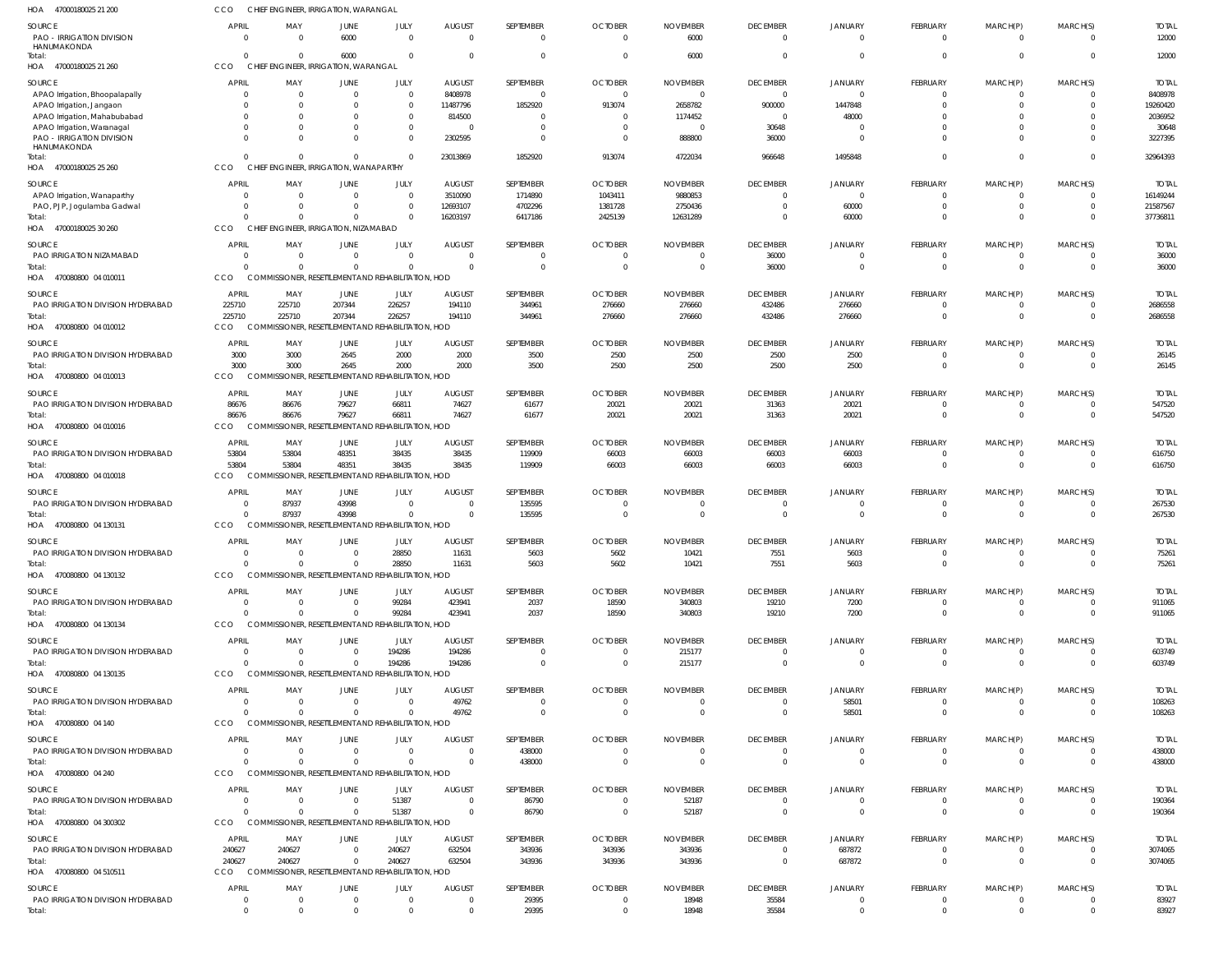HOA 47000180025 21 200 CCO CHIEF ENGINEER, IRRIGATION, WARANGAL

| SOURCE | APRIL | MAY | JUNE | JULY | AUGUST | SEPTEMBER | OCTOBER | NOVEMBER | DECEMBER | JANUARY | FEBRUARY | MARCH(P) | MARCH(S) | TOTAL |
|---|---|---|---|---|---|---|---|---|---|---|---|---|---|---|
| PAO - IRRIGATION DIVISION HANUMAKONDA | 0 | 0 | 6000 | 0 | 0 | 0 | 0 | 6000 | 0 | 0 | 0 | 0 | 0 | 12000 |
| Total: | 0 | 0 | 6000 | 0 | 0 | 0 | 0 | 6000 | 0 | 0 | 0 | 0 | 0 | 12000 |

HOA 47000180025 21 260 CCO CHIEF ENGINEER, IRRIGATION, WARANGAL

| SOURCE | APRIL | MAY | JUNE | JULY | AUGUST | SEPTEMBER | OCTOBER | NOVEMBER | DECEMBER | JANUARY | FEBRUARY | MARCH(P) | MARCH(S) | TOTAL |
|---|---|---|---|---|---|---|---|---|---|---|---|---|---|---|
| APAO Irrigation, Bhoopalapally | 0 | 0 | 0 | 0 | 8408978 | 0 | 0 | 0 | 0 | 0 | 0 | 0 | 0 | 8408978 |
| APAO Irrigation, Jangaon | 0 | 0 | 0 | 0 | 11487796 | 1852920 | 913074 | 2658782 | 900000 | 1447848 | 0 | 0 | 0 | 19260420 |
| APAO Irrigation, Mahabubabad | 0 | 0 | 0 | 0 | 814500 | 0 | 0 | 1174452 | 0 | 48000 | 0 | 0 | 0 | 2036952 |
| APAO Irrigation, Waranagal | 0 | 0 | 0 | 0 | 0 | 0 | 0 | 0 | 30648 | 0 | 0 | 0 | 0 | 30648 |
| PAO - IRRIGATION DIVISION HANUMAKONDA | 0 | 0 | 0 | 0 | 2302595 | 0 | 0 | 888800 | 36000 | 0 | 0 | 0 | 0 | 3227395 |
| Total: | 0 | 0 | 0 | 0 | 23013869 | 1852920 | 913074 | 4722034 | 966648 | 1495848 | 0 | 0 | 0 | 32964393 |

HOA 47000180025 25 260 CCO CHIEF ENGINEER, IRRIGATION, WANAPARTHY

| SOURCE | APRIL | MAY | JUNE | JULY | AUGUST | SEPTEMBER | OCTOBER | NOVEMBER | DECEMBER | JANUARY | FEBRUARY | MARCH(P) | MARCH(S) | TOTAL |
|---|---|---|---|---|---|---|---|---|---|---|---|---|---|---|
| APAO Irrigation, Wanaparthy | 0 | 0 | 0 | 0 | 3510090 | 1714890 | 1043411 | 9880853 | 0 | 0 | 0 | 0 | 0 | 16149244 |
| PAO, PJP, Jogulamba Gadwal | 0 | 0 | 0 | 0 | 12693107 | 4702296 | 1381728 | 2750436 | 0 | 60000 | 0 | 0 | 0 | 21587567 |
| Total: | 0 | 0 | 0 | 0 | 16203197 | 6417186 | 2425139 | 12631289 | 0 | 60000 | 0 | 0 | 0 | 37736811 |

HOA 47000180025 30 260 CCO CHIEF ENGINEER, IRRIGATION, NIZAMABAD

| SOURCE | APRIL | MAY | JUNE | JULY | AUGUST | SEPTEMBER | OCTOBER | NOVEMBER | DECEMBER | JANUARY | FEBRUARY | MARCH(P) | MARCH(S) | TOTAL |
|---|---|---|---|---|---|---|---|---|---|---|---|---|---|---|
| PAO IRRIGATION NIZAMABAD | 0 | 0 | 0 | 0 | 0 | 0 | 0 | 0 | 36000 | 0 | 0 | 0 | 0 | 36000 |
| Total: | 0 | 0 | 0 | 0 | 0 | 0 | 0 | 0 | 36000 | 0 | 0 | 0 | 0 | 36000 |

HOA 470080800 04 010011 CCO COMMISSIONER, RESETTLEMENT AND REHABILITATION, HOD

| SOURCE | APRIL | MAY | JUNE | JULY | AUGUST | SEPTEMBER | OCTOBER | NOVEMBER | DECEMBER | JANUARY | FEBRUARY | MARCH(P) | MARCH(S) | TOTAL |
|---|---|---|---|---|---|---|---|---|---|---|---|---|---|---|
| PAO IRRIGATION DIVISION HYDERABAD | 225710 | 225710 | 207344 | 226257 | 194110 | 344961 | 276660 | 276660 | 432486 | 276660 | 0 | 0 | 0 | 2686558 |
| Total: | 225710 | 225710 | 207344 | 226257 | 194110 | 344961 | 276660 | 276660 | 432486 | 276660 | 0 | 0 | 0 | 2686558 |

HOA 470080800 04 010012 CCO COMMISSIONER, RESETTLEMENT AND REHABILITATION, HOD

| SOURCE | APRIL | MAY | JUNE | JULY | AUGUST | SEPTEMBER | OCTOBER | NOVEMBER | DECEMBER | JANUARY | FEBRUARY | MARCH(P) | MARCH(S) | TOTAL |
|---|---|---|---|---|---|---|---|---|---|---|---|---|---|---|
| PAO IRRIGATION DIVISION HYDERABAD | 3000 | 3000 | 2645 | 2000 | 2000 | 3500 | 2500 | 2500 | 2500 | 2500 | 0 | 0 | 0 | 26145 |
| Total: | 3000 | 3000 | 2645 | 2000 | 2000 | 3500 | 2500 | 2500 | 2500 | 2500 | 0 | 0 | 0 | 26145 |

HOA 470080800 04 010013 CCO COMMISSIONER, RESETTLEMENT AND REHABILITATION, HOD

| SOURCE | APRIL | MAY | JUNE | JULY | AUGUST | SEPTEMBER | OCTOBER | NOVEMBER | DECEMBER | JANUARY | FEBRUARY | MARCH(P) | MARCH(S) | TOTAL |
|---|---|---|---|---|---|---|---|---|---|---|---|---|---|---|
| PAO IRRIGATION DIVISION HYDERABAD | 86676 | 86676 | 79627 | 66811 | 74627 | 61677 | 20021 | 20021 | 31363 | 20021 | 0 | 0 | 0 | 547520 |
| Total: | 86676 | 86676 | 79627 | 66811 | 74627 | 61677 | 20021 | 20021 | 31363 | 20021 | 0 | 0 | 0 | 547520 |

HOA 470080800 04 010016 CCO COMMISSIONER, RESETTLEMENT AND REHABILITATION, HOD

| SOURCE | APRIL | MAY | JUNE | JULY | AUGUST | SEPTEMBER | OCTOBER | NOVEMBER | DECEMBER | JANUARY | FEBRUARY | MARCH(P) | MARCH(S) | TOTAL |
|---|---|---|---|---|---|---|---|---|---|---|---|---|---|---|
| PAO IRRIGATION DIVISION HYDERABAD | 53804 | 53804 | 48351 | 38435 | 38435 | 119909 | 66003 | 66003 | 66003 | 66003 | 0 | 0 | 0 | 616750 |
| Total: | 53804 | 53804 | 48351 | 38435 | 38435 | 119909 | 66003 | 66003 | 66003 | 66003 | 0 | 0 | 0 | 616750 |

HOA 470080800 04 010018 CCO COMMISSIONER, RESETTLEMENT AND REHABILITATION, HOD

| SOURCE | APRIL | MAY | JUNE | JULY | AUGUST | SEPTEMBER | OCTOBER | NOVEMBER | DECEMBER | JANUARY | FEBRUARY | MARCH(P) | MARCH(S) | TOTAL |
|---|---|---|---|---|---|---|---|---|---|---|---|---|---|---|
| PAO IRRIGATION DIVISION HYDERABAD | 0 | 87937 | 43998 | 0 | 0 | 135595 | 0 | 0 | 0 | 0 | 0 | 0 | 0 | 267530 |
| Total: | 0 | 87937 | 43998 | 0 | 0 | 135595 | 0 | 0 | 0 | 0 | 0 | 0 | 0 | 267530 |

HOA 470080800 04 130131 CCO COMMISSIONER, RESETTLEMENT AND REHABILITATION, HOD

| SOURCE | APRIL | MAY | JUNE | JULY | AUGUST | SEPTEMBER | OCTOBER | NOVEMBER | DECEMBER | JANUARY | FEBRUARY | MARCH(P) | MARCH(S) | TOTAL |
|---|---|---|---|---|---|---|---|---|---|---|---|---|---|---|
| PAO IRRIGATION DIVISION HYDERABAD | 0 | 0 | 0 | 28850 | 11631 | 5603 | 5602 | 10421 | 7551 | 5603 | 0 | 0 | 0 | 75261 |
| Total: | 0 | 0 | 0 | 28850 | 11631 | 5603 | 5602 | 10421 | 7551 | 5603 | 0 | 0 | 0 | 75261 |

HOA 470080800 04 130132 CCO COMMISSIONER, RESETTLEMENT AND REHABILITATION, HOD

| SOURCE | APRIL | MAY | JUNE | JULY | AUGUST | SEPTEMBER | OCTOBER | NOVEMBER | DECEMBER | JANUARY | FEBRUARY | MARCH(P) | MARCH(S) | TOTAL |
|---|---|---|---|---|---|---|---|---|---|---|---|---|---|---|
| PAO IRRIGATION DIVISION HYDERABAD | 0 | 0 | 0 | 99284 | 423941 | 2037 | 18590 | 340803 | 19210 | 7200 | 0 | 0 | 0 | 911065 |
| Total: | 0 | 0 | 0 | 99284 | 423941 | 2037 | 18590 | 340803 | 19210 | 7200 | 0 | 0 | 0 | 911065 |

HOA 470080800 04 130134 CCO COMMISSIONER, RESETTLEMENT AND REHABILITATION, HOD

| SOURCE | APRIL | MAY | JUNE | JULY | AUGUST | SEPTEMBER | OCTOBER | NOVEMBER | DECEMBER | JANUARY | FEBRUARY | MARCH(P) | MARCH(S) | TOTAL |
|---|---|---|---|---|---|---|---|---|---|---|---|---|---|---|
| PAO IRRIGATION DIVISION HYDERABAD | 0 | 0 | 0 | 194286 | 194286 | 0 | 0 | 215177 | 0 | 0 | 0 | 0 | 0 | 603749 |
| Total: | 0 | 0 | 0 | 194286 | 194286 | 0 | 0 | 215177 | 0 | 0 | 0 | 0 | 0 | 603749 |

HOA 470080800 04 130135 CCO COMMISSIONER, RESETTLEMENT AND REHABILITATION, HOD

| SOURCE | APRIL | MAY | JUNE | JULY | AUGUST | SEPTEMBER | OCTOBER | NOVEMBER | DECEMBER | JANUARY | FEBRUARY | MARCH(P) | MARCH(S) | TOTAL |
|---|---|---|---|---|---|---|---|---|---|---|---|---|---|---|
| PAO IRRIGATION DIVISION HYDERABAD | 0 | 0 | 0 | 0 | 49762 | 0 | 0 | 0 | 0 | 58501 | 0 | 0 | 0 | 108263 |
| Total: | 0 | 0 | 0 | 0 | 49762 | 0 | 0 | 0 | 0 | 58501 | 0 | 0 | 0 | 108263 |

HOA 470080800 04 140 CCO COMMISSIONER, RESETTLEMENT AND REHABILITATION, HOD

| SOURCE | APRIL | MAY | JUNE | JULY | AUGUST | SEPTEMBER | OCTOBER | NOVEMBER | DECEMBER | JANUARY | FEBRUARY | MARCH(P) | MARCH(S) | TOTAL |
|---|---|---|---|---|---|---|---|---|---|---|---|---|---|---|
| PAO IRRIGATION DIVISION HYDERABAD | 0 | 0 | 0 | 0 | 0 | 438000 | 0 | 0 | 0 | 0 | 0 | 0 | 0 | 438000 |
| Total: | 0 | 0 | 0 | 0 | 0 | 438000 | 0 | 0 | 0 | 0 | 0 | 0 | 0 | 438000 |

HOA 470080800 04 240 CCO COMMISSIONER, RESETTLEMENT AND REHABILITATION, HOD

| SOURCE | APRIL | MAY | JUNE | JULY | AUGUST | SEPTEMBER | OCTOBER | NOVEMBER | DECEMBER | JANUARY | FEBRUARY | MARCH(P) | MARCH(S) | TOTAL |
|---|---|---|---|---|---|---|---|---|---|---|---|---|---|---|
| PAO IRRIGATION DIVISION HYDERABAD | 0 | 0 | 0 | 51387 | 0 | 86790 | 0 | 52187 | 0 | 0 | 0 | 0 | 0 | 190364 |
| Total: | 0 | 0 | 0 | 51387 | 0 | 86790 | 0 | 52187 | 0 | 0 | 0 | 0 | 0 | 190364 |

HOA 470080800 04 300302 CCO COMMISSIONER, RESETTLEMENT AND REHABILITATION, HOD

| SOURCE | APRIL | MAY | JUNE | JULY | AUGUST | SEPTEMBER | OCTOBER | NOVEMBER | DECEMBER | JANUARY | FEBRUARY | MARCH(P) | MARCH(S) | TOTAL |
|---|---|---|---|---|---|---|---|---|---|---|---|---|---|---|
| PAO IRRIGATION DIVISION HYDERABAD | 240627 | 240627 | 0 | 240627 | 632504 | 343936 | 343936 | 343936 | 0 | 687872 | 0 | 0 | 0 | 3074065 |
| Total: | 240627 | 240627 | 0 | 240627 | 632504 | 343936 | 343936 | 343936 | 0 | 687872 | 0 | 0 | 0 | 3074065 |

HOA 470080800 04 510511 CCO COMMISSIONER, RESETTLEMENT AND REHABILITATION, HOD

| SOURCE | APRIL | MAY | JUNE | JULY | AUGUST | SEPTEMBER | OCTOBER | NOVEMBER | DECEMBER | JANUARY | FEBRUARY | MARCH(P) | MARCH(S) | TOTAL |
|---|---|---|---|---|---|---|---|---|---|---|---|---|---|---|
| PAO IRRIGATION DIVISION HYDERABAD | 0 | 0 | 0 | 0 | 0 | 29395 | 0 | 18948 | 35584 | 0 | 0 | 0 | 0 | 83927 |
| Total: | 0 | 0 | 0 | 0 | 0 | 29395 | 0 | 18948 | 35584 | 0 | 0 | 0 | 0 | 83927 |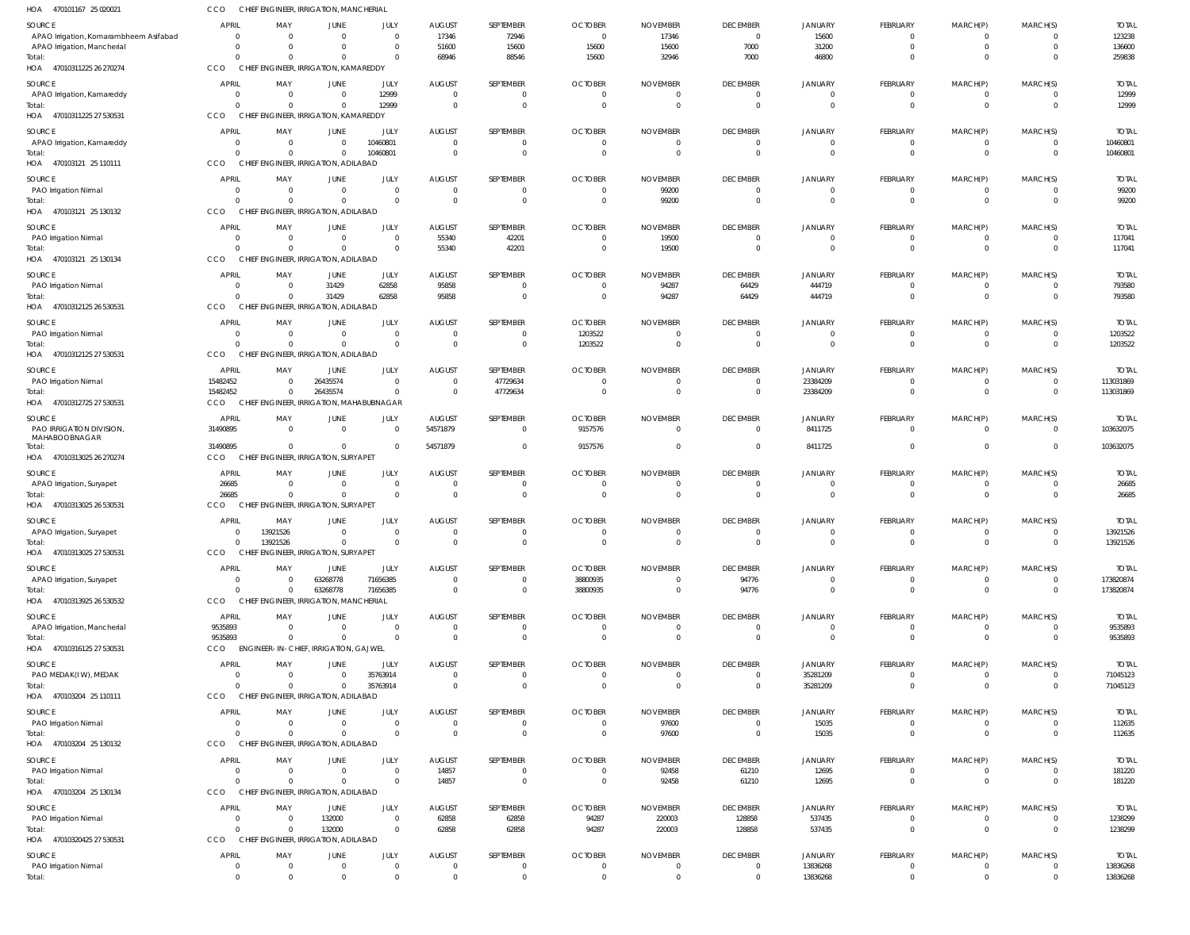HOA 470101167 25 020021 CCO CHIEF ENGINEER, IRRIGATION, MANCHERIAL

| SOURCE | APRIL | MAY | JUNE | JULY | AUGUST | SEPTEMBER | OCTOBER | NOVEMBER | DECEMBER | JANUARY | FEBRUARY | MARCH(P) | MARCH(S) | TOTAL |
|---|---|---|---|---|---|---|---|---|---|---|---|---|---|---|
| APAO Irrigation, Komarambheem Asifabad | 0 | 0 | 0 | 0 | 17346 | 72946 | 0 | 17346 | 0 | 15600 | 0 | 0 | 0 | 123238 |
| APAO Irrigation, Mancherial | 0 | 0 | 0 | 0 | 51600 | 15600 | 15600 | 15600 | 7000 | 31200 | 0 | 0 | 0 | 136600 |
| Total: | 0 | 0 | 0 | 0 | 68946 | 88546 | 15600 | 32946 | 7000 | 46800 | 0 | 0 | 0 | 259838 |

HOA 47010311225 26 270274 CCO CHIEF ENGINEER, IRRIGATION, KAMAREDDY

| SOURCE | APRIL | MAY | JUNE | JULY | AUGUST | SEPTEMBER | OCTOBER | NOVEMBER | DECEMBER | JANUARY | FEBRUARY | MARCH(P) | MARCH(S) | TOTAL |
|---|---|---|---|---|---|---|---|---|---|---|---|---|---|---|
| APAO Irrigation, Kamareddy | 0 | 0 | 0 | 12999 | 0 | 0 | 0 | 0 | 0 | 0 | 0 | 0 | 0 | 12999 |
| Total: | 0 | 0 | 0 | 12999 | 0 | 0 | 0 | 0 | 0 | 0 | 0 | 0 | 0 | 12999 |

HOA 47010311225 27 530531 CCO CHIEF ENGINEER, IRRIGATION, KAMAREDDY

| SOURCE | APRIL | MAY | JUNE | JULY | AUGUST | SEPTEMBER | OCTOBER | NOVEMBER | DECEMBER | JANUARY | FEBRUARY | MARCH(P) | MARCH(S) | TOTAL |
|---|---|---|---|---|---|---|---|---|---|---|---|---|---|---|
| APAO Irrigation, Kamareddy | 0 | 0 | 0 | 10460801 | 0 | 0 | 0 | 0 | 0 | 0 | 0 | 0 | 0 | 10460801 |
| Total: | 0 | 0 | 0 | 10460801 | 0 | 0 | 0 | 0 | 0 | 0 | 0 | 0 | 0 | 10460801 |

HOA 470103121 25 110111 CCO CHIEF ENGINEER, IRRIGATION, ADILABAD

| SOURCE | APRIL | MAY | JUNE | JULY | AUGUST | SEPTEMBER | OCTOBER | NOVEMBER | DECEMBER | JANUARY | FEBRUARY | MARCH(P) | MARCH(S) | TOTAL |
|---|---|---|---|---|---|---|---|---|---|---|---|---|---|---|
| PAO Irrigation Nirmal | 0 | 0 | 0 | 0 | 0 | 0 | 0 | 99200 | 0 | 0 | 0 | 0 | 0 | 99200 |
| Total: | 0 | 0 | 0 | 0 | 0 | 0 | 0 | 99200 | 0 | 0 | 0 | 0 | 0 | 99200 |

HOA 470103121 25 130132 CCO CHIEF ENGINEER, IRRIGATION, ADILABAD

| SOURCE | APRIL | MAY | JUNE | JULY | AUGUST | SEPTEMBER | OCTOBER | NOVEMBER | DECEMBER | JANUARY | FEBRUARY | MARCH(P) | MARCH(S) | TOTAL |
|---|---|---|---|---|---|---|---|---|---|---|---|---|---|---|
| PAO Irrigation Nirmal | 0 | 0 | 0 | 0 | 55340 | 42201 | 0 | 19500 | 0 | 0 | 0 | 0 | 0 | 117041 |
| Total: | 0 | 0 | 0 | 0 | 55340 | 42201 | 0 | 19500 | 0 | 0 | 0 | 0 | 0 | 117041 |

HOA 470103121 25 130134 CCO CHIEF ENGINEER, IRRIGATION, ADILABAD

| SOURCE | APRIL | MAY | JUNE | JULY | AUGUST | SEPTEMBER | OCTOBER | NOVEMBER | DECEMBER | JANUARY | FEBRUARY | MARCH(P) | MARCH(S) | TOTAL |
|---|---|---|---|---|---|---|---|---|---|---|---|---|---|---|
| PAO Irrigation Nirmal | 0 | 0 | 31429 | 62858 | 95858 | 0 | 0 | 94287 | 64429 | 444719 | 0 | 0 | 0 | 793580 |
| Total: | 0 | 0 | 31429 | 62858 | 95858 | 0 | 0 | 94287 | 64429 | 444719 | 0 | 0 | 0 | 793580 |

HOA 47010312125 26 530531 CCO CHIEF ENGINEER, IRRIGATION, ADILABAD

| SOURCE | APRIL | MAY | JUNE | JULY | AUGUST | SEPTEMBER | OCTOBER | NOVEMBER | DECEMBER | JANUARY | FEBRUARY | MARCH(P) | MARCH(S) | TOTAL |
|---|---|---|---|---|---|---|---|---|---|---|---|---|---|---|
| PAO Irrigation Nirmal | 0 | 0 | 0 | 0 | 0 | 0 | 1203522 | 0 | 0 | 0 | 0 | 0 | 0 | 1203522 |
| Total: | 0 | 0 | 0 | 0 | 0 | 0 | 1203522 | 0 | 0 | 0 | 0 | 0 | 0 | 1203522 |

HOA 47010312125 27 530531 CCO CHIEF ENGINEER, IRRIGATION, ADILABAD

| SOURCE | APRIL | MAY | JUNE | JULY | AUGUST | SEPTEMBER | OCTOBER | NOVEMBER | DECEMBER | JANUARY | FEBRUARY | MARCH(P) | MARCH(S) | TOTAL |
|---|---|---|---|---|---|---|---|---|---|---|---|---|---|---|
| PAO Irrigation Nirmal | 15482452 | 0 | 26435574 | 0 | 0 | 47729634 | 0 | 0 | 0 | 23384209 | 0 | 0 | 0 | 113031869 |
| Total: | 15482452 | 0 | 26435574 | 0 | 0 | 47729634 | 0 | 0 | 0 | 23384209 | 0 | 0 | 0 | 113031869 |

HOA 47010312725 27 530531 CCO CHIEF ENGINEER, IRRIGATION, MAHABUBNAGAR

| SOURCE | APRIL | MAY | JUNE | JULY | AUGUST | SEPTEMBER | OCTOBER | NOVEMBER | DECEMBER | JANUARY | FEBRUARY | MARCH(P) | MARCH(S) | TOTAL |
|---|---|---|---|---|---|---|---|---|---|---|---|---|---|---|
| PAO IRRIGATION DIVISION, MAHABOOBNAGAR | 31490895 | 0 | 0 | 0 | 54571879 | 0 | 9157576 | 0 | 0 | 8411725 | 0 | 0 | 0 | 103632075 |
| Total: | 31490895 | 0 | 0 | 0 | 54571879 | 0 | 9157576 | 0 | 0 | 8411725 | 0 | 0 | 0 | 103632075 |

HOA 47010313025 26 270274 CCO CHIEF ENGINEER, IRRIGATION, SURYAPET

| SOURCE | APRIL | MAY | JUNE | JULY | AUGUST | SEPTEMBER | OCTOBER | NOVEMBER | DECEMBER | JANUARY | FEBRUARY | MARCH(P) | MARCH(S) | TOTAL |
|---|---|---|---|---|---|---|---|---|---|---|---|---|---|---|
| APAO Irrigation, Suryapet | 26685 | 0 | 0 | 0 | 0 | 0 | 0 | 0 | 0 | 0 | 0 | 0 | 0 | 26685 |
| Total: | 26685 | 0 | 0 | 0 | 0 | 0 | 0 | 0 | 0 | 0 | 0 | 0 | 0 | 26685 |

HOA 47010313025 26 530531 CCO CHIEF ENGINEER, IRRIGATION, SURYAPET

| SOURCE | APRIL | MAY | JUNE | JULY | AUGUST | SEPTEMBER | OCTOBER | NOVEMBER | DECEMBER | JANUARY | FEBRUARY | MARCH(P) | MARCH(S) | TOTAL |
|---|---|---|---|---|---|---|---|---|---|---|---|---|---|---|
| APAO Irrigation, Suryapet | 0 | 13921526 | 0 | 0 | 0 | 0 | 0 | 0 | 0 | 0 | 0 | 0 | 0 | 13921526 |
| Total: | 0 | 13921526 | 0 | 0 | 0 | 0 | 0 | 0 | 0 | 0 | 0 | 0 | 0 | 13921526 |

HOA 47010313025 27 530531 CCO CHIEF ENGINEER, IRRIGATION, SURYAPET

| SOURCE | APRIL | MAY | JUNE | JULY | AUGUST | SEPTEMBER | OCTOBER | NOVEMBER | DECEMBER | JANUARY | FEBRUARY | MARCH(P) | MARCH(S) | TOTAL |
|---|---|---|---|---|---|---|---|---|---|---|---|---|---|---|
| APAO Irrigation, Suryapet | 0 | 0 | 63268778 | 71656385 | 0 | 0 | 38800935 | 0 | 94776 | 0 | 0 | 0 | 0 | 173820874 |
| Total: | 0 | 0 | 63268778 | 71656385 | 0 | 0 | 38800935 | 0 | 94776 | 0 | 0 | 0 | 0 | 173820874 |

HOA 47010313925 26 530532 CCO CHIEF ENGINEER, IRRIGATION, MANCHERIAL

| SOURCE | APRIL | MAY | JUNE | JULY | AUGUST | SEPTEMBER | OCTOBER | NOVEMBER | DECEMBER | JANUARY | FEBRUARY | MARCH(P) | MARCH(S) | TOTAL |
|---|---|---|---|---|---|---|---|---|---|---|---|---|---|---|
| APAO Irrigation, Mancherial | 9535893 | 0 | 0 | 0 | 0 | 0 | 0 | 0 | 0 | 0 | 0 | 0 | 0 | 9535893 |
| Total: | 9535893 | 0 | 0 | 0 | 0 | 0 | 0 | 0 | 0 | 0 | 0 | 0 | 0 | 9535893 |

HOA 47010316125 27 530531 CCO ENGINEER- IN- CHIEF, IRRIGATION, GAJWEL

| SOURCE | APRIL | MAY | JUNE | JULY | AUGUST | SEPTEMBER | OCTOBER | NOVEMBER | DECEMBER | JANUARY | FEBRUARY | MARCH(P) | MARCH(S) | TOTAL |
|---|---|---|---|---|---|---|---|---|---|---|---|---|---|---|
| PAO MEDAK(IW), MEDAK | 0 | 0 | 0 | 35763914 | 0 | 0 | 0 | 0 | 0 | 35281209 | 0 | 0 | 0 | 71045123 |
| Total: | 0 | 0 | 0 | 35763914 | 0 | 0 | 0 | 0 | 0 | 35281209 | 0 | 0 | 0 | 71045123 |

HOA 470103204 25 110111 CCO CHIEF ENGINEER, IRRIGATION, ADILABAD

| SOURCE | APRIL | MAY | JUNE | JULY | AUGUST | SEPTEMBER | OCTOBER | NOVEMBER | DECEMBER | JANUARY | FEBRUARY | MARCH(P) | MARCH(S) | TOTAL |
|---|---|---|---|---|---|---|---|---|---|---|---|---|---|---|
| PAO Irrigation Nirmal | 0 | 0 | 0 | 0 | 0 | 0 | 0 | 97600 | 0 | 15035 | 0 | 0 | 0 | 112635 |
| Total: | 0 | 0 | 0 | 0 | 0 | 0 | 0 | 97600 | 0 | 15035 | 0 | 0 | 0 | 112635 |

HOA 470103204 25 130132 CCO CHIEF ENGINEER, IRRIGATION, ADILABAD

| SOURCE | APRIL | MAY | JUNE | JULY | AUGUST | SEPTEMBER | OCTOBER | NOVEMBER | DECEMBER | JANUARY | FEBRUARY | MARCH(P) | MARCH(S) | TOTAL |
|---|---|---|---|---|---|---|---|---|---|---|---|---|---|---|
| PAO Irrigation Nirmal | 0 | 0 | 0 | 0 | 14857 | 0 | 0 | 92458 | 61210 | 12695 | 0 | 0 | 0 | 181220 |
| Total: | 0 | 0 | 0 | 0 | 14857 | 0 | 0 | 92458 | 61210 | 12695 | 0 | 0 | 0 | 181220 |

HOA 470103204 25 130134 CCO CHIEF ENGINEER, IRRIGATION, ADILABAD

| SOURCE | APRIL | MAY | JUNE | JULY | AUGUST | SEPTEMBER | OCTOBER | NOVEMBER | DECEMBER | JANUARY | FEBRUARY | MARCH(P) | MARCH(S) | TOTAL |
|---|---|---|---|---|---|---|---|---|---|---|---|---|---|---|
| PAO Irrigation Nirmal | 0 | 0 | 132000 | 0 | 62858 | 62858 | 94287 | 220003 | 128858 | 537435 | 0 | 0 | 0 | 1238299 |
| Total: | 0 | 0 | 132000 | 0 | 62858 | 62858 | 94287 | 220003 | 128858 | 537435 | 0 | 0 | 0 | 1238299 |

HOA 47010320425 27 530531 CCO CHIEF ENGINEER, IRRIGATION, ADILABAD

| SOURCE | APRIL | MAY | JUNE | JULY | AUGUST | SEPTEMBER | OCTOBER | NOVEMBER | DECEMBER | JANUARY | FEBRUARY | MARCH(P) | MARCH(S) | TOTAL |
|---|---|---|---|---|---|---|---|---|---|---|---|---|---|---|
| PAO Irrigation Nirmal | 0 | 0 | 0 | 0 | 0 | 0 | 0 | 0 | 0 | 13836268 | 0 | 0 | 0 | 13836268 |
| Total: | 0 | 0 | 0 | 0 | 0 | 0 | 0 | 0 | 0 | 13836268 | 0 | 0 | 0 | 13836268 |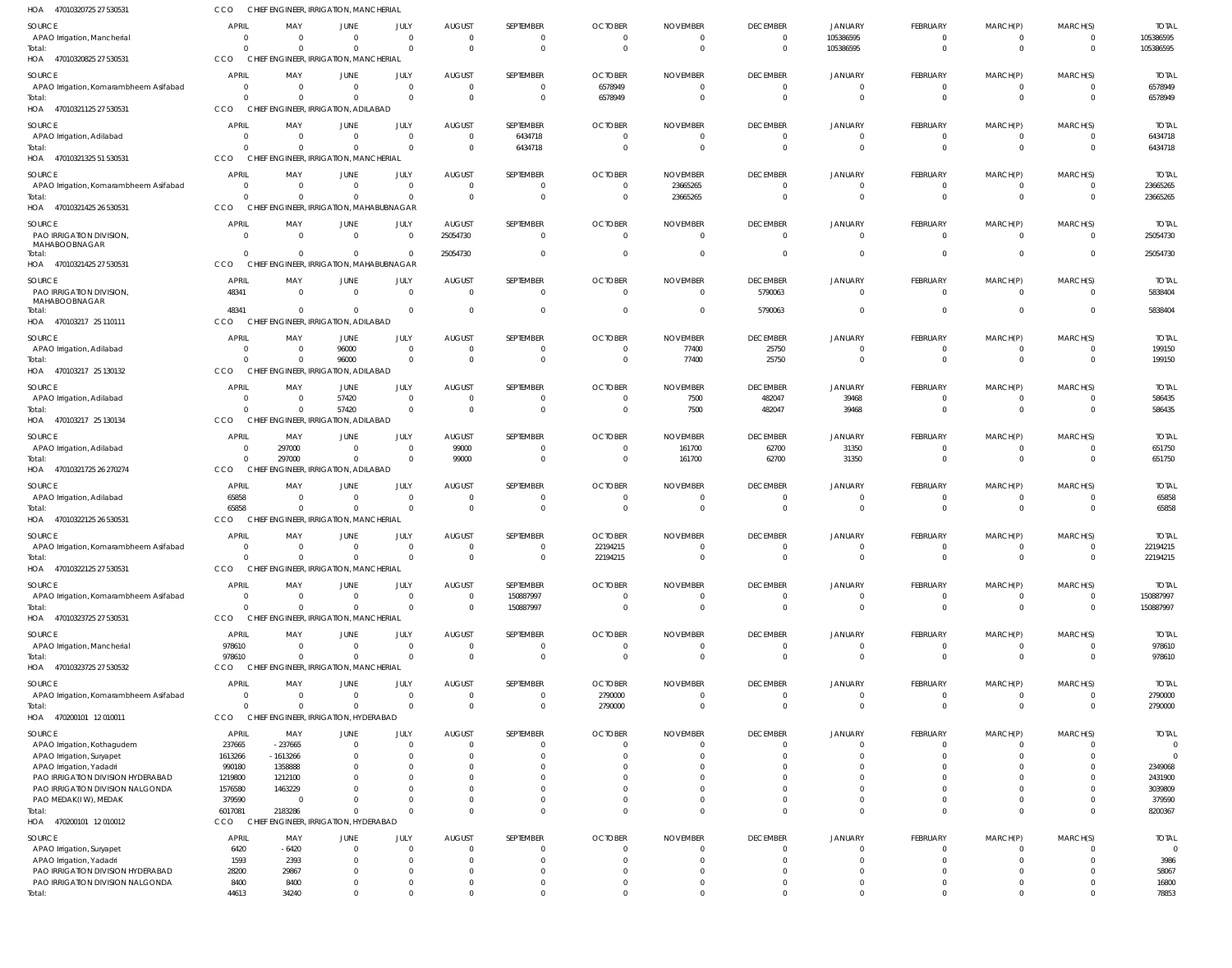HOA 47010320725 27 530531 CCO CHIEF ENGINEER, IRRIGATION, MANCHERIAL

| SOURCE | APRIL | MAY | JUNE | JULY | AUGUST | SEPTEMBER | OCTOBER | NOVEMBER | DECEMBER | JANUARY | FEBRUARY | MARCH(P) | MARCH(S) | TOTAL |
|---|---|---|---|---|---|---|---|---|---|---|---|---|---|---|
| APAO Irrigation, Mancherial | 0 | 0 | 0 | 0 | 0 | 0 | 0 | 0 | 0 | 105386595 | 0 | 0 | 0 | 105386595 |
| Total: | 0 | 0 | 0 | 0 | 0 | 0 | 0 | 0 | 0 | 105386595 | 0 | 0 | 0 | 105386595 |

HOA 47010320825 27 530531 CCO CHIEF ENGINEER, IRRIGATION, MANCHERIAL

| SOURCE | APRIL | MAY | JUNE | JULY | AUGUST | SEPTEMBER | OCTOBER | NOVEMBER | DECEMBER | JANUARY | FEBRUARY | MARCH(P) | MARCH(S) | TOTAL |
|---|---|---|---|---|---|---|---|---|---|---|---|---|---|---|
| APAO Irrigation, Komarambheem Asifabad | 0 | 0 | 0 | 0 | 0 | 0 | 6578949 | 0 | 0 | 0 | 0 | 0 | 0 | 6578949 |
| Total: | 0 | 0 | 0 | 0 | 0 | 0 | 6578949 | 0 | 0 | 0 | 0 | 0 | 0 | 6578949 |

HOA 47010321125 27 530531 CCO CHIEF ENGINEER, IRRIGATION, ADILABAD

| SOURCE | APRIL | MAY | JUNE | JULY | AUGUST | SEPTEMBER | OCTOBER | NOVEMBER | DECEMBER | JANUARY | FEBRUARY | MARCH(P) | MARCH(S) | TOTAL |
|---|---|---|---|---|---|---|---|---|---|---|---|---|---|---|
| APAO Irrigation, Adilabad | 0 | 0 | 0 | 0 | 0 | 6434718 | 0 | 0 | 0 | 0 | 0 | 0 | 0 | 6434718 |
| Total: | 0 | 0 | 0 | 0 | 0 | 6434718 | 0 | 0 | 0 | 0 | 0 | 0 | 0 | 6434718 |

HOA 47010321325 51 530531 CCO CHIEF ENGINEER, IRRIGATION, MANCHERIAL

| SOURCE | APRIL | MAY | JUNE | JULY | AUGUST | SEPTEMBER | OCTOBER | NOVEMBER | DECEMBER | JANUARY | FEBRUARY | MARCH(P) | MARCH(S) | TOTAL |
|---|---|---|---|---|---|---|---|---|---|---|---|---|---|---|
| APAO Irrigation, Komarambheem Asifabad | 0 | 0 | 0 | 0 | 0 | 0 | 0 | 23665265 | 0 | 0 | 0 | 0 | 0 | 23665265 |
| Total: | 0 | 0 | 0 | 0 | 0 | 0 | 0 | 23665265 | 0 | 0 | 0 | 0 | 0 | 23665265 |

HOA 47010321425 26 530531 CCO CHIEF ENGINEER, IRRIGATION, MAHABUBNAGAR

| SOURCE | APRIL | MAY | JUNE | JULY | AUGUST | SEPTEMBER | OCTOBER | NOVEMBER | DECEMBER | JANUARY | FEBRUARY | MARCH(P) | MARCH(S) | TOTAL |
|---|---|---|---|---|---|---|---|---|---|---|---|---|---|---|
| PAO IRRIGATION DIVISION, MAHABOOBNAGAR | 0 | 0 | 0 | 0 | 25054730 | 0 | 0 | 0 | 0 | 0 | 0 | 0 | 0 | 25054730 |
| Total: | 0 | 0 | 0 | 0 | 25054730 | 0 | 0 | 0 | 0 | 0 | 0 | 0 | 0 | 25054730 |

HOA 47010321425 27 530531 CCO CHIEF ENGINEER, IRRIGATION, MAHABUBNAGAR

| SOURCE | APRIL | MAY | JUNE | JULY | AUGUST | SEPTEMBER | OCTOBER | NOVEMBER | DECEMBER | JANUARY | FEBRUARY | MARCH(P) | MARCH(S) | TOTAL |
|---|---|---|---|---|---|---|---|---|---|---|---|---|---|---|
| PAO IRRIGATION DIVISION, MAHABOOBNAGAR | 48341 | 0 | 0 | 0 | 0 | 0 | 0 | 0 | 5790063 | 0 | 0 | 0 | 0 | 5838404 |
| Total: | 48341 | 0 | 0 | 0 | 0 | 0 | 0 | 0 | 5790063 | 0 | 0 | 0 | 0 | 5838404 |

HOA 470103217 25 110111 CCO CHIEF ENGINEER, IRRIGATION, ADILABAD

| SOURCE | APRIL | MAY | JUNE | JULY | AUGUST | SEPTEMBER | OCTOBER | NOVEMBER | DECEMBER | JANUARY | FEBRUARY | MARCH(P) | MARCH(S) | TOTAL |
|---|---|---|---|---|---|---|---|---|---|---|---|---|---|---|
| APAO Irrigation, Adilabad | 0 | 0 | 96000 | 0 | 0 | 0 | 0 | 77400 | 25750 | 0 | 0 | 0 | 0 | 199150 |
| Total: | 0 | 0 | 96000 | 0 | 0 | 0 | 0 | 77400 | 25750 | 0 | 0 | 0 | 0 | 199150 |

HOA 470103217 25 130132 CCO CHIEF ENGINEER, IRRIGATION, ADILABAD

| SOURCE | APRIL | MAY | JUNE | JULY | AUGUST | SEPTEMBER | OCTOBER | NOVEMBER | DECEMBER | JANUARY | FEBRUARY | MARCH(P) | MARCH(S) | TOTAL |
|---|---|---|---|---|---|---|---|---|---|---|---|---|---|---|
| APAO Irrigation, Adilabad | 0 | 0 | 57420 | 0 | 0 | 0 | 0 | 7500 | 482047 | 39468 | 0 | 0 | 0 | 586435 |
| Total: | 0 | 0 | 57420 | 0 | 0 | 0 | 0 | 7500 | 482047 | 39468 | 0 | 0 | 0 | 586435 |

HOA 470103217 25 130134 CCO CHIEF ENGINEER, IRRIGATION, ADILABAD

| SOURCE | APRIL | MAY | JUNE | JULY | AUGUST | SEPTEMBER | OCTOBER | NOVEMBER | DECEMBER | JANUARY | FEBRUARY | MARCH(P) | MARCH(S) | TOTAL |
|---|---|---|---|---|---|---|---|---|---|---|---|---|---|---|
| APAO Irrigation, Adilabad | 0 | 297000 | 0 | 0 | 99000 | 0 | 0 | 161700 | 62700 | 31350 | 0 | 0 | 0 | 651750 |
| Total: | 0 | 297000 | 0 | 0 | 99000 | 0 | 0 | 161700 | 62700 | 31350 | 0 | 0 | 0 | 651750 |

HOA 47010321725 26 270274 CCO CHIEF ENGINEER, IRRIGATION, ADILABAD

| SOURCE | APRIL | MAY | JUNE | JULY | AUGUST | SEPTEMBER | OCTOBER | NOVEMBER | DECEMBER | JANUARY | FEBRUARY | MARCH(P) | MARCH(S) | TOTAL |
|---|---|---|---|---|---|---|---|---|---|---|---|---|---|---|
| APAO Irrigation, Adilabad | 65858 | 0 | 0 | 0 | 0 | 0 | 0 | 0 | 0 | 0 | 0 | 0 | 0 | 65858 |
| Total: | 65858 | 0 | 0 | 0 | 0 | 0 | 0 | 0 | 0 | 0 | 0 | 0 | 0 | 65858 |

HOA 47010322125 26 530531 CCO CHIEF ENGINEER, IRRIGATION, MANCHERIAL

| SOURCE | APRIL | MAY | JUNE | JULY | AUGUST | SEPTEMBER | OCTOBER | NOVEMBER | DECEMBER | JANUARY | FEBRUARY | MARCH(P) | MARCH(S) | TOTAL |
|---|---|---|---|---|---|---|---|---|---|---|---|---|---|---|
| APAO Irrigation, Komarambheem Asifabad | 0 | 0 | 0 | 0 | 0 | 0 | 22194215 | 0 | 0 | 0 | 0 | 0 | 0 | 22194215 |
| Total: | 0 | 0 | 0 | 0 | 0 | 0 | 22194215 | 0 | 0 | 0 | 0 | 0 | 0 | 22194215 |

HOA 47010322125 27 530531 CCO CHIEF ENGINEER, IRRIGATION, MANCHERIAL

| SOURCE | APRIL | MAY | JUNE | JULY | AUGUST | SEPTEMBER | OCTOBER | NOVEMBER | DECEMBER | JANUARY | FEBRUARY | MARCH(P) | MARCH(S) | TOTAL |
|---|---|---|---|---|---|---|---|---|---|---|---|---|---|---|
| APAO Irrigation, Komarambheem Asifabad | 0 | 0 | 0 | 0 | 0 | 150887997 | 0 | 0 | 0 | 0 | 0 | 0 | 0 | 150887997 |
| Total: | 0 | 0 | 0 | 0 | 0 | 150887997 | 0 | 0 | 0 | 0 | 0 | 0 | 0 | 150887997 |

HOA 47010323725 27 530531 CCO CHIEF ENGINEER, IRRIGATION, MANCHERIAL

| SOURCE | APRIL | MAY | JUNE | JULY | AUGUST | SEPTEMBER | OCTOBER | NOVEMBER | DECEMBER | JANUARY | FEBRUARY | MARCH(P) | MARCH(S) | TOTAL |
|---|---|---|---|---|---|---|---|---|---|---|---|---|---|---|
| APAO Irrigation, Mancherial | 978610 | 0 | 0 | 0 | 0 | 0 | 0 | 0 | 0 | 0 | 0 | 0 | 0 | 978610 |
| Total: | 978610 | 0 | 0 | 0 | 0 | 0 | 0 | 0 | 0 | 0 | 0 | 0 | 0 | 978610 |

HOA 47010323725 27 530532 CCO CHIEF ENGINEER, IRRIGATION, MANCHERIAL

| SOURCE | APRIL | MAY | JUNE | JULY | AUGUST | SEPTEMBER | OCTOBER | NOVEMBER | DECEMBER | JANUARY | FEBRUARY | MARCH(P) | MARCH(S) | TOTAL |
|---|---|---|---|---|---|---|---|---|---|---|---|---|---|---|
| APAO Irrigation, Komarambheem Asifabad | 0 | 0 | 0 | 0 | 0 | 0 | 2790000 | 0 | 0 | 0 | 0 | 0 | 0 | 2790000 |
| Total: | 0 | 0 | 0 | 0 | 0 | 0 | 2790000 | 0 | 0 | 0 | 0 | 0 | 0 | 2790000 |

HOA 470200101 12 010011 CCO CHIEF ENGINEER, IRRIGATION, HYDERABAD

| SOURCE | APRIL | MAY | JUNE | JULY | AUGUST | SEPTEMBER | OCTOBER | NOVEMBER | DECEMBER | JANUARY | FEBRUARY | MARCH(P) | MARCH(S) | TOTAL |
|---|---|---|---|---|---|---|---|---|---|---|---|---|---|---|
| APAO Irrigation, Kothagudem | 237665 | -237665 | 0 | 0 | 0 | 0 | 0 | 0 | 0 | 0 | 0 | 0 | 0 | 0 |
| APAO Irrigation, Suryapet | 1613266 | -1613266 | 0 | 0 | 0 | 0 | 0 | 0 | 0 | 0 | 0 | 0 | 0 | 0 |
| APAO Irrigation, Yadadri | 990180 | 1358888 | 0 | 0 | 0 | 0 | 0 | 0 | 0 | 0 | 0 | 0 | 0 | 2349068 |
| PAO IRRIGATION DIVISION HYDERABAD | 1219800 | 1212100 | 0 | 0 | 0 | 0 | 0 | 0 | 0 | 0 | 0 | 0 | 0 | 2431900 |
| PAO IRRIGATION DIVISION NALGONDA | 1576580 | 1463229 | 0 | 0 | 0 | 0 | 0 | 0 | 0 | 0 | 0 | 0 | 0 | 3039809 |
| PAO MEDAK(IW), MEDAK | 379590 | 0 | 0 | 0 | 0 | 0 | 0 | 0 | 0 | 0 | 0 | 0 | 0 | 379590 |
| Total: | 6017081 | 2183286 | 0 | 0 | 0 | 0 | 0 | 0 | 0 | 0 | 0 | 0 | 0 | 8200367 |

HOA 470200101 12 010012 CCO CHIEF ENGINEER, IRRIGATION, HYDERABAD

| SOURCE | APRIL | MAY | JUNE | JULY | AUGUST | SEPTEMBER | OCTOBER | NOVEMBER | DECEMBER | JANUARY | FEBRUARY | MARCH(P) | MARCH(S) | TOTAL |
|---|---|---|---|---|---|---|---|---|---|---|---|---|---|---|
| APAO Irrigation, Suryapet | 6420 | -6420 | 0 | 0 | 0 | 0 | 0 | 0 | 0 | 0 | 0 | 0 | 0 | 0 |
| APAO Irrigation, Yadadri | 1593 | 2393 | 0 | 0 | 0 | 0 | 0 | 0 | 0 | 0 | 0 | 0 | 0 | 3986 |
| PAO IRRIGATION DIVISION HYDERABAD | 28200 | 29867 | 0 | 0 | 0 | 0 | 0 | 0 | 0 | 0 | 0 | 0 | 0 | 58067 |
| PAO IRRIGATION DIVISION NALGONDA | 8400 | 8400 | 0 | 0 | 0 | 0 | 0 | 0 | 0 | 0 | 0 | 0 | 0 | 16800 |
| Total: | 44613 | 34240 | 0 | 0 | 0 | 0 | 0 | 0 | 0 | 0 | 0 | 0 | 0 | 78853 |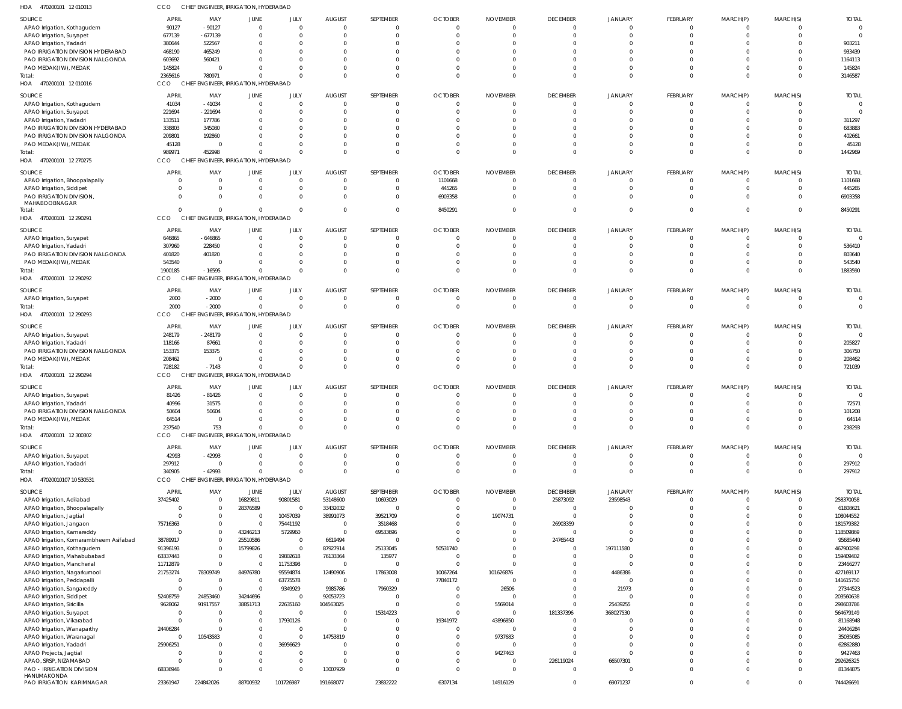HOA 470200101 12 010013 CCO CHIEF ENGINEER, IRRIGATION, HYDERABAD

| SOURCE | APRIL | MAY | JUNE | JULY | AUGUST | SEPTEMBER | OCTOBER | NOVEMBER | DECEMBER | JANUARY | FEBRUARY | MARCH(P) | MARCH(S) | TOTAL |
|---|---|---|---|---|---|---|---|---|---|---|---|---|---|---|
| APAO Irrigation, Kothagudem | 90127 | -90127 | 0 | 0 | 0 | 0 | 0 | 0 | 0 | 0 | 0 | 0 | 0 | 0 |
| APAO Irrigation, Suryapet | 677139 | -677139 | 0 | 0 | 0 | 0 | 0 | 0 | 0 | 0 | 0 | 0 | 0 | 0 |
| APAO Irrigation, Yadadri | 380644 | 522567 | 0 | 0 | 0 | 0 | 0 | 0 | 0 | 0 | 0 | 0 | 0 | 903211 |
| PAO IRRIGATION DIVISION HYDERABAD | 468190 | 465249 | 0 | 0 | 0 | 0 | 0 | 0 | 0 | 0 | 0 | 0 | 0 | 933439 |
| PAO IRRIGATION DIVISION NALGONDA | 603692 | 560421 | 0 | 0 | 0 | 0 | 0 | 0 | 0 | 0 | 0 | 0 | 0 | 1164113 |
| PAO MEDAK(IW), MEDAK | 145824 | 0 | 0 | 0 | 0 | 0 | 0 | 0 | 0 | 0 | 0 | 0 | 0 | 145824 |
| Total: | 2365616 | 780971 | 0 | 0 | 0 | 0 | 0 | 0 | 0 | 0 | 0 | 0 | 0 | 3146587 |

HOA 470200101 12 010016 CCO CHIEF ENGINEER, IRRIGATION, HYDERABAD

| SOURCE | APRIL | MAY | JUNE | JULY | AUGUST | SEPTEMBER | OCTOBER | NOVEMBER | DECEMBER | JANUARY | FEBRUARY | MARCH(P) | MARCH(S) | TOTAL |
|---|---|---|---|---|---|---|---|---|---|---|---|---|---|---|
| APAO Irrigation, Kothagudem | 41034 | -41034 | 0 | 0 | 0 | 0 | 0 | 0 | 0 | 0 | 0 | 0 | 0 | 0 |
| APAO Irrigation, Suryapet | 221694 | -221694 | 0 | 0 | 0 | 0 | 0 | 0 | 0 | 0 | 0 | 0 | 0 | 0 |
| APAO Irrigation, Yadadri | 133511 | 177786 | 0 | 0 | 0 | 0 | 0 | 0 | 0 | 0 | 0 | 0 | 0 | 311297 |
| PAO IRRIGATION DIVISION HYDERABAD | 338803 | 345080 | 0 | 0 | 0 | 0 | 0 | 0 | 0 | 0 | 0 | 0 | 0 | 683883 |
| PAO IRRIGATION DIVISION NALGONDA | 209801 | 192860 | 0 | 0 | 0 | 0 | 0 | 0 | 0 | 0 | 0 | 0 | 0 | 402661 |
| PAO MEDAK(IW), MEDAK | 45128 | 0 | 0 | 0 | 0 | 0 | 0 | 0 | 0 | 0 | 0 | 0 | 0 | 45128 |
| Total: | 989971 | 452998 | 0 | 0 | 0 | 0 | 0 | 0 | 0 | 0 | 0 | 0 | 0 | 1442969 |

HOA 470200101 12 270275 CCO CHIEF ENGINEER, IRRIGATION, HYDERABAD

| SOURCE | APRIL | MAY | JUNE | JULY | AUGUST | SEPTEMBER | OCTOBER | NOVEMBER | DECEMBER | JANUARY | FEBRUARY | MARCH(P) | MARCH(S) | TOTAL |
|---|---|---|---|---|---|---|---|---|---|---|---|---|---|---|
| APAO Irrigation, Bhoopalapally | 0 | 0 | 0 | 0 | 0 | 0 | 1101668 | 0 | 0 | 0 | 0 | 0 | 0 | 1101668 |
| APAO Irrigation, Siddipet | 0 | 0 | 0 | 0 | 0 | 0 | 445265 | 0 | 0 | 0 | 0 | 0 | 0 | 445265 |
| PAO IRRIGATION DIVISION, MAHABOOBNAGAR | 0 | 0 | 0 | 0 | 0 | 0 | 6903358 | 0 | 0 | 0 | 0 | 0 | 0 | 6903358 |
| Total: | 0 | 0 | 0 | 0 | 0 | 0 | 8450291 | 0 | 0 | 0 | 0 | 0 | 0 | 8450291 |

HOA 470200101 12 290291 CCO CHIEF ENGINEER, IRRIGATION, HYDERABAD

| SOURCE | APRIL | MAY | JUNE | JULY | AUGUST | SEPTEMBER | OCTOBER | NOVEMBER | DECEMBER | JANUARY | FEBRUARY | MARCH(P) | MARCH(S) | TOTAL |
|---|---|---|---|---|---|---|---|---|---|---|---|---|---|---|
| APAO Irrigation, Suryapet | 646865 | -646865 | 0 | 0 | 0 | 0 | 0 | 0 | 0 | 0 | 0 | 0 | 0 | 0 |
| APAO Irrigation, Yadadri | 307960 | 228450 | 0 | 0 | 0 | 0 | 0 | 0 | 0 | 0 | 0 | 0 | 0 | 536410 |
| PAO IRRIGATION DIVISION NALGONDA | 401820 | 401820 | 0 | 0 | 0 | 0 | 0 | 0 | 0 | 0 | 0 | 0 | 0 | 803640 |
| PAO MEDAK(IW), MEDAK | 543540 | 0 | 0 | 0 | 0 | 0 | 0 | 0 | 0 | 0 | 0 | 0 | 0 | 543540 |
| Total: | 1900185 | -16595 | 0 | 0 | 0 | 0 | 0 | 0 | 0 | 0 | 0 | 0 | 0 | 1883590 |

HOA 470200101 12 290292 CCO CHIEF ENGINEER, IRRIGATION, HYDERABAD

| SOURCE | APRIL | MAY | JUNE | JULY | AUGUST | SEPTEMBER | OCTOBER | NOVEMBER | DECEMBER | JANUARY | FEBRUARY | MARCH(P) | MARCH(S) | TOTAL |
|---|---|---|---|---|---|---|---|---|---|---|---|---|---|---|
| APAO Irrigation, Suryapet | 2000 | -2000 | 0 | 0 | 0 | 0 | 0 | 0 | 0 | 0 | 0 | 0 | 0 | 0 |
| Total: | 2000 | -2000 | 0 | 0 | 0 | 0 | 0 | 0 | 0 | 0 | 0 | 0 | 0 | 0 |

HOA 470200101 12 290293 CCO CHIEF ENGINEER, IRRIGATION, HYDERABAD

| SOURCE | APRIL | MAY | JUNE | JULY | AUGUST | SEPTEMBER | OCTOBER | NOVEMBER | DECEMBER | JANUARY | FEBRUARY | MARCH(P) | MARCH(S) | TOTAL |
|---|---|---|---|---|---|---|---|---|---|---|---|---|---|---|
| APAO Irrigation, Suryapet | 248179 | -248179 | 0 | 0 | 0 | 0 | 0 | 0 | 0 | 0 | 0 | 0 | 0 | 0 |
| APAO Irrigation, Yadadri | 118166 | 87661 | 0 | 0 | 0 | 0 | 0 | 0 | 0 | 0 | 0 | 0 | 0 | 205827 |
| PAO IRRIGATION DIVISION NALGONDA | 153375 | 153375 | 0 | 0 | 0 | 0 | 0 | 0 | 0 | 0 | 0 | 0 | 0 | 306750 |
| PAO MEDAK(IW), MEDAK | 208462 | 0 | 0 | 0 | 0 | 0 | 0 | 0 | 0 | 0 | 0 | 0 | 0 | 208462 |
| Total: | 728182 | -7143 | 0 | 0 | 0 | 0 | 0 | 0 | 0 | 0 | 0 | 0 | 0 | 721039 |

HOA 470200101 12 290294 CCO CHIEF ENGINEER, IRRIGATION, HYDERABAD

| SOURCE | APRIL | MAY | JUNE | JULY | AUGUST | SEPTEMBER | OCTOBER | NOVEMBER | DECEMBER | JANUARY | FEBRUARY | MARCH(P) | MARCH(S) | TOTAL |
|---|---|---|---|---|---|---|---|---|---|---|---|---|---|---|
| APAO Irrigation, Suryapet | 81426 | -81426 | 0 | 0 | 0 | 0 | 0 | 0 | 0 | 0 | 0 | 0 | 0 | 0 |
| APAO Irrigation, Yadadri | 40996 | 31575 | 0 | 0 | 0 | 0 | 0 | 0 | 0 | 0 | 0 | 0 | 0 | 72571 |
| PAO IRRIGATION DIVISION NALGONDA | 50604 | 50604 | 0 | 0 | 0 | 0 | 0 | 0 | 0 | 0 | 0 | 0 | 0 | 101208 |
| PAO MEDAK(IW), MEDAK | 64514 | 0 | 0 | 0 | 0 | 0 | 0 | 0 | 0 | 0 | 0 | 0 | 0 | 64514 |
| Total: | 237540 | 753 | 0 | 0 | 0 | 0 | 0 | 0 | 0 | 0 | 0 | 0 | 0 | 238293 |

HOA 470200101 12 300302 CCO CHIEF ENGINEER, IRRIGATION, HYDERABAD

| SOURCE | APRIL | MAY | JUNE | JULY | AUGUST | SEPTEMBER | OCTOBER | NOVEMBER | DECEMBER | JANUARY | FEBRUARY | MARCH(P) | MARCH(S) | TOTAL |
|---|---|---|---|---|---|---|---|---|---|---|---|---|---|---|
| APAO Irrigation, Suryapet | 42993 | -42993 | 0 | 0 | 0 | 0 | 0 | 0 | 0 | 0 | 0 | 0 | 0 | 0 |
| APAO Irrigation, Yadadri | 297912 | 0 | 0 | 0 | 0 | 0 | 0 | 0 | 0 | 0 | 0 | 0 | 0 | 297912 |
| Total: | 340905 | -42993 | 0 | 0 | 0 | 0 | 0 | 0 | 0 | 0 | 0 | 0 | 0 | 297912 |

HOA 47020010107 10 530531 CCO CHIEF ENGINEER, IRRIGATION, HYDERABAD

| SOURCE | APRIL | MAY | JUNE | JULY | AUGUST | SEPTEMBER | OCTOBER | NOVEMBER | DECEMBER | JANUARY | FEBRUARY | MARCH(P) | MARCH(S) | TOTAL |
|---|---|---|---|---|---|---|---|---|---|---|---|---|---|---|
| APAO Irrigation, Adilabad | 37425402 | 0 | 16829811 | 90801581 | 53148600 | 10693029 | 0 | 0 | 25873092 | 23598543 | 0 | 0 | 0 | 258370058 |
| APAO Irrigation, Bhoopalapally | 0 | 0 | 28376589 | 0 | 33432032 | 0 | 0 | 0 | 0 | 0 | 0 | 0 | 0 | 61808621 |
| APAO Irrigation, Jagtial | 0 | 0 | 0 | 10457039 | 38991073 | 39521709 | 0 | 19074731 | 0 | 0 | 0 | 0 | 0 | 108044552 |
| APAO Irrigation, Jangaon | 75716363 | 0 | 0 | 75441192 | 0 | 3518468 | 0 | 0 | 26903359 | 0 | 0 | 0 | 0 | 181579382 |
| APAO Irrigation, Kamareddy | 0 | 0 | 43246213 | 5729960 | 0 | 69533696 | 0 | 0 | 0 | 0 | 0 | 0 | 0 | 118509869 |
| APAO Irrigation, Komarambheem Asifabad | 38789917 | 0 | 25510586 | 0 | 6619494 | 0 | 0 | 0 | 24765443 | 0 | 0 | 0 | 0 | 95685440 |
| APAO Irrigation, Kothagudem | 91396193 | 0 | 15799826 | 0 | 87927914 | 25133045 | 50531740 | 0 | 0 | 197111580 | 0 | 0 | 0 | 467900298 |
| APAO Irrigation, Mahabubabad | 63337443 | 0 | 0 | 19802618 | 76133364 | 135977 | 0 | 0 | 0 | 0 | 0 | 0 | 0 | 159409402 |
| APAO Irrigation, Mancherial | 11712879 | 0 | 0 | 11753398 | 0 | 0 | 0 | 0 | 0 | 0 | 0 | 0 | 0 | 23466277 |
| APAO Irrigation, Nagarkurnool | 21753274 | 78309749 | 84976780 | 95594874 | 12490906 | 17863008 | 10067264 | 101626876 | 0 | 4486386 | 0 | 0 | 0 | 427169117 |
| APAO Irrigation, Peddapalli | 0 | 0 | 0 | 63775578 | 0 | 0 | 77840172 | 0 | 0 | 0 | 0 | 0 | 0 | 141615750 |
| APAO Irrigation, Sangareddy | 0 | 0 | 0 | 9349929 | 9985786 | 7960329 | 0 | 26506 | 0 | 21973 | 0 | 0 | 0 | 27344523 |
| APAO Irrigation, Siddipet | 52408759 | 24853460 | 34244696 | 0 | 92053723 | 0 | 0 | 0 | 0 | 0 | 0 | 0 | 0 | 203560638 |
| APAO Irrigation, Siricilla | 9628062 | 91917557 | 38851713 | 22635160 | 104563025 | 0 | 0 | 5569014 | 0 | 25439255 | 0 | 0 | 0 | 298603786 |
| APAO Irrigation, Suryapet | 0 | 0 | 0 | 0 | 0 | 15314223 | 0 | 0 | 181337396 | 368027530 | 0 | 0 | 0 | 564679149 |
| APAO Irrigation, Vikarabad | 0 | 0 | 0 | 17930126 | 0 | 0 | 19341972 | 43896850 | 0 | 0 | 0 | 0 | 0 | 81168948 |
| APAO Irrigation, Wanaparthy | 24406284 | 0 | 0 | 0 | 0 | 0 | 0 | 0 | 0 | 0 | 0 | 0 | 0 | 24406284 |
| APAO Irrigation, Waranagal | 0 | 10543583 | 0 | 0 | 14753819 | 0 | 0 | 9737683 | 0 | 0 | 0 | 0 | 0 | 35035085 |
| APAO Irrigation, Yadadri | 25906251 | 0 | 0 | 36956629 | 0 | 0 | 0 | 0 | 0 | 0 | 0 | 0 | 0 | 62862880 |
| APAO Projects, Jagtial | 0 | 0 | 0 | 0 | 0 | 0 | 0 | 9427463 | 0 | 0 | 0 | 0 | 0 | 9427463 |
| APAO, SRSP, NIZAMABAD | 0 | 0 | 0 | 0 | 0 | 0 | 0 | 0 | 226119024 | 66507301 | 0 | 0 | 0 | 292626325 |
| PAO - IRRIGATION DIVISION HANUMAKONDA | 68336946 | 0 | 0 | 0 | 13007929 | 0 | 0 | 0 | 0 | 0 | 0 | 0 | 0 | 81344875 |
| PAO IRRIGATION KARIMNAGAR | 23361947 | 224842026 | 88770932 | 101726987 | 191668077 | 23832222 | 6307134 | 14916129 | 0 | 69071237 | 0 | 0 | 0 | 744426691 |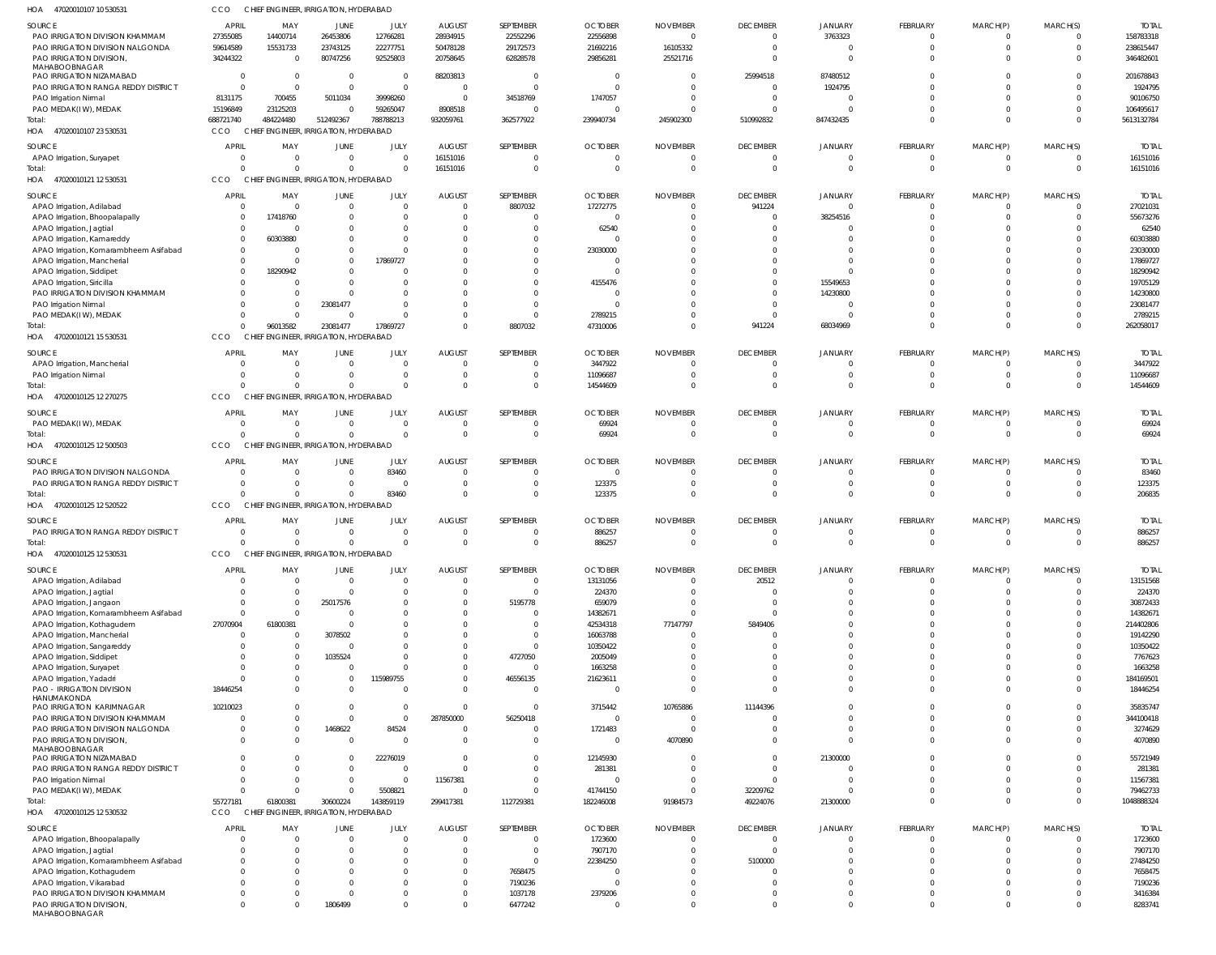HOA 470200101 07 10 530531 CCO CHIEF ENGINEER, IRRIGATION, HYDERABAD

| SOURCE | APRIL | MAY | JUNE | JULY | AUGUST | SEPTEMBER | OCTOBER | NOVEMBER | DECEMBER | JANUARY | FEBRUARY | MARCH(P) | MARCH(S) | TOTAL |
|---|---|---|---|---|---|---|---|---|---|---|---|---|---|---|
| PAO IRRIGATION DIVISION KHAMMAM | 27355085 | 14400714 | 26453806 | 12766281 | 28934915 | 22552296 | 22556898 | 0 | 0 | 3763323 | 0 | 0 | 0 | 158783318 |
| PAO IRRIGATION DIVISION NALGONDA | 59614589 | 15531733 | 23743125 | 22277751 | 50478128 | 29172573 | 21692216 | 16105332 | 0 | 0 | 0 | 0 | 0 | 238615447 |
| PAO IRRIGATION DIVISION, MAHABOOBNAGAR | 34244322 | 0 | 80747256 | 92525803 | 20758645 | 62828578 | 29856281 | 25521716 | 0 | 0 | 0 | 0 | 0 | 346482601 |
| PAO IRRIGATION NIZAMABAD | 0 | 0 | 0 | 0 | 88203813 | 0 | 0 | 0 | 25994518 | 87480512 | 0 | 0 | 0 | 201678843 |
| PAO IRRIGATION RANGA REDDY DISTRICT | 0 | 0 | 0 | 0 | 0 | 0 | 0 | 0 | 0 | 1924795 | 0 | 0 | 0 | 1924795 |
| PAO Irrigation Nirmal | 8131175 | 700455 | 5011034 | 39998260 | 0 | 34518769 | 1747057 | 0 | 0 | 0 | 0 | 0 | 0 | 90106750 |
| PAO MEDAK(IW), MEDAK | 15196849 | 23125203 | 0 | 59265047 | 8908518 | 0 | 0 | 0 | 0 | 0 | 0 | 0 | 0 | 106495617 |
| Total: | 688721740 | 484224480 | 512492367 | 788788213 | 932059761 | 362577922 | 239940734 | 245902300 | 510992832 | 847432435 | 0 | 0 | 0 | 5613132784 |

HOA 470200101 07 23 530531 CCO CHIEF ENGINEER, IRRIGATION, HYDERABAD

| SOURCE | APRIL | MAY | JUNE | JULY | AUGUST | SEPTEMBER | OCTOBER | NOVEMBER | DECEMBER | JANUARY | FEBRUARY | MARCH(P) | MARCH(S) | TOTAL |
|---|---|---|---|---|---|---|---|---|---|---|---|---|---|---|
| APAO Irrigation, Suryapet | 0 | 0 | 0 | 0 | 16151016 | 0 | 0 | 0 | 0 | 0 | 0 | 0 | 0 | 16151016 |
| Total: | 0 | 0 | 0 | 0 | 16151016 | 0 | 0 | 0 | 0 | 0 | 0 | 0 | 0 | 16151016 |

HOA 470200101 21 12 530531 CCO CHIEF ENGINEER, IRRIGATION, HYDERABAD

| SOURCE | APRIL | MAY | JUNE | JULY | AUGUST | SEPTEMBER | OCTOBER | NOVEMBER | DECEMBER | JANUARY | FEBRUARY | MARCH(P) | MARCH(S) | TOTAL |
|---|---|---|---|---|---|---|---|---|---|---|---|---|---|---|
| APAO Irrigation, Adilabad | 0 | 0 | 0 | 0 | 0 | 8807032 | 17272775 | 0 | 941224 | 0 | 0 | 0 | 0 | 27021031 |
| APAO Irrigation, Bhoopalapally | 0 | 17418760 | 0 | 0 | 0 | 0 | 0 | 0 | 0 | 38254516 | 0 | 0 | 0 | 55673276 |
| APAO Irrigation, Jagtial | 0 | 0 | 0 | 0 | 0 | 0 | 62540 | 0 | 0 | 0 | 0 | 0 | 0 | 62540 |
| APAO Irrigation, Kamareddy | 0 | 60303880 | 0 | 0 | 0 | 0 | 0 | 0 | 0 | 0 | 0 | 0 | 0 | 60303880 |
| APAO Irrigation, Komarambheem Asifabad | 0 | 0 | 0 | 0 | 0 | 0 | 23030000 | 0 | 0 | 0 | 0 | 0 | 0 | 23030000 |
| APAO Irrigation, Mancherial | 0 | 0 | 0 | 17869727 | 0 | 0 | 0 | 0 | 0 | 0 | 0 | 0 | 0 | 17869727 |
| APAO Irrigation, Siddipet | 0 | 18290942 | 0 | 0 | 0 | 0 | 0 | 0 | 0 | 0 | 0 | 0 | 0 | 18290942 |
| APAO Irrigation, Siricilla | 0 | 0 | 0 | 0 | 0 | 0 | 4155476 | 0 | 0 | 15549653 | 0 | 0 | 0 | 19705129 |
| PAO IRRIGATION DIVISION KHAMMAM | 0 | 0 | 0 | 0 | 0 | 0 | 0 | 0 | 0 | 14230800 | 0 | 0 | 0 | 14230800 |
| PAO Irrigation Nirmal | 0 | 0 | 23081477 | 0 | 0 | 0 | 0 | 0 | 0 | 0 | 0 | 0 | 0 | 23081477 |
| PAO MEDAK(IW), MEDAK | 0 | 0 | 0 | 0 | 0 | 0 | 2789215 | 0 | 0 | 0 | 0 | 0 | 0 | 2789215 |
| Total: | 0 | 96013582 | 23081477 | 17869727 | 0 | 8807032 | 47310006 | 0 | 941224 | 68034969 | 0 | 0 | 0 | 262058017 |

HOA 470200101 21 15 530531 CCO CHIEF ENGINEER, IRRIGATION, HYDERABAD

| SOURCE | APRIL | MAY | JUNE | JULY | AUGUST | SEPTEMBER | OCTOBER | NOVEMBER | DECEMBER | JANUARY | FEBRUARY | MARCH(P) | MARCH(S) | TOTAL |
|---|---|---|---|---|---|---|---|---|---|---|---|---|---|---|
| APAO Irrigation, Mancherial | 0 | 0 | 0 | 0 | 0 | 0 | 3447922 | 0 | 0 | 0 | 0 | 0 | 0 | 3447922 |
| PAO Irrigation Nirmal | 0 | 0 | 0 | 0 | 0 | 0 | 11096687 | 0 | 0 | 0 | 0 | 0 | 0 | 11096687 |
| Total: | 0 | 0 | 0 | 0 | 0 | 0 | 14544609 | 0 | 0 | 0 | 0 | 0 | 0 | 14544609 |

HOA 470200101 25 12 270275 CCO CHIEF ENGINEER, IRRIGATION, HYDERABAD

| SOURCE | APRIL | MAY | JUNE | JULY | AUGUST | SEPTEMBER | OCTOBER | NOVEMBER | DECEMBER | JANUARY | FEBRUARY | MARCH(P) | MARCH(S) | TOTAL |
|---|---|---|---|---|---|---|---|---|---|---|---|---|---|---|
| PAO MEDAK(IW), MEDAK | 0 | 0 | 0 | 0 | 0 | 0 | 69924 | 0 | 0 | 0 | 0 | 0 | 0 | 69924 |
| Total: | 0 | 0 | 0 | 0 | 0 | 0 | 69924 | 0 | 0 | 0 | 0 | 0 | 0 | 69924 |

HOA 470200101 25 12 500503 CCO CHIEF ENGINEER, IRRIGATION, HYDERABAD

| SOURCE | APRIL | MAY | JUNE | JULY | AUGUST | SEPTEMBER | OCTOBER | NOVEMBER | DECEMBER | JANUARY | FEBRUARY | MARCH(P) | MARCH(S) | TOTAL |
|---|---|---|---|---|---|---|---|---|---|---|---|---|---|---|
| PAO IRRIGATION DIVISION NALGONDA | 0 | 0 | 0 | 83460 | 0 | 0 | 0 | 0 | 0 | 0 | 0 | 0 | 0 | 83460 |
| PAO IRRIGATION RANGA REDDY DISTRICT | 0 | 0 | 0 | 0 | 0 | 0 | 123375 | 0 | 0 | 0 | 0 | 0 | 0 | 123375 |
| Total: | 0 | 0 | 0 | 83460 | 0 | 0 | 123375 | 0 | 0 | 0 | 0 | 0 | 0 | 206835 |

HOA 470200101 25 12 520522 CCO CHIEF ENGINEER, IRRIGATION, HYDERABAD

| SOURCE | APRIL | MAY | JUNE | JULY | AUGUST | SEPTEMBER | OCTOBER | NOVEMBER | DECEMBER | JANUARY | FEBRUARY | MARCH(P) | MARCH(S) | TOTAL |
|---|---|---|---|---|---|---|---|---|---|---|---|---|---|---|
| PAO IRRIGATION RANGA REDDY DISTRICT | 0 | 0 | 0 | 0 | 0 | 0 | 886257 | 0 | 0 | 0 | 0 | 0 | 0 | 886257 |
| Total: | 0 | 0 | 0 | 0 | 0 | 0 | 886257 | 0 | 0 | 0 | 0 | 0 | 0 | 886257 |

HOA 470200101 25 12 530531 CCO CHIEF ENGINEER, IRRIGATION, HYDERABAD

| SOURCE | APRIL | MAY | JUNE | JULY | AUGUST | SEPTEMBER | OCTOBER | NOVEMBER | DECEMBER | JANUARY | FEBRUARY | MARCH(P) | MARCH(S) | TOTAL |
|---|---|---|---|---|---|---|---|---|---|---|---|---|---|---|
| APAO Irrigation, Adilabad | 0 | 0 | 0 | 0 | 0 | 0 | 13131056 | 0 | 20512 | 0 | 0 | 0 | 0 | 13151568 |
| APAO Irrigation, Jagtial | 0 | 0 | 0 | 0 | 0 | 0 | 224370 | 0 | 0 | 0 | 0 | 0 | 0 | 224370 |
| APAO Irrigation, Jangaon | 0 | 0 | 25017576 | 0 | 0 | 5195778 | 659079 | 0 | 0 | 0 | 0 | 0 | 0 | 30872433 |
| APAO Irrigation, Komarambheem Asifabad | 0 | 0 | 0 | 0 | 0 | 0 | 14382671 | 0 | 0 | 0 | 0 | 0 | 0 | 14382671 |
| APAO Irrigation, Kothagudem | 27070904 | 61800381 | 0 | 0 | 0 | 0 | 42534318 | 77147797 | 5849406 | 0 | 0 | 0 | 0 | 214402806 |
| APAO Irrigation, Mancherial | 0 | 0 | 3078502 | 0 | 0 | 0 | 16063788 | 0 | 0 | 0 | 0 | 0 | 0 | 19142290 |
| APAO Irrigation, Sangareddy | 0 | 0 | 0 | 0 | 0 | 0 | 10350422 | 0 | 0 | 0 | 0 | 0 | 0 | 10350422 |
| APAO Irrigation, Siddipet | 0 | 0 | 1035524 | 0 | 0 | 4727050 | 2005049 | 0 | 0 | 0 | 0 | 0 | 0 | 7767623 |
| APAO Irrigation, Suryapet | 0 | 0 | 0 | 0 | 0 | 0 | 1663258 | 0 | 0 | 0 | 0 | 0 | 0 | 1663258 |
| APAO Irrigation, Yadadri | 0 | 0 | 0 | 115989755 | 0 | 46556135 | 21623611 | 0 | 0 | 0 | 0 | 0 | 0 | 184169501 |
| PAO - IRRIGATION DIVISION HANUMAKONDA | 18446254 | 0 | 0 | 0 | 0 | 0 | 0 | 0 | 0 | 0 | 0 | 0 | 0 | 18446254 |
| PAO IRRIGATION KARIMNAGAR | 10210023 | 0 | 0 | 0 | 0 | 0 | 3715442 | 10765886 | 11144396 | 0 | 0 | 0 | 0 | 35835747 |
| PAO IRRIGATION DIVISION KHAMMAM | 0 | 0 | 0 | 0 | 287850000 | 56250418 | 0 | 0 | 0 | 0 | 0 | 0 | 0 | 344100418 |
| PAO IRRIGATION DIVISION NALGONDA | 0 | 0 | 1468622 | 84524 | 0 | 0 | 1721483 | 0 | 0 | 0 | 0 | 0 | 0 | 3274629 |
| PAO IRRIGATION DIVISION, MAHABOOBNAGAR | 0 | 0 | 0 | 0 | 0 | 0 | 0 | 4070890 | 0 | 0 | 0 | 0 | 0 | 4070890 |
| PAO IRRIGATION NIZAMABAD | 0 | 0 | 0 | 22276019 | 0 | 0 | 12145930 | 0 | 0 | 21300000 | 0 | 0 | 0 | 55721949 |
| PAO IRRIGATION RANGA REDDY DISTRICT | 0 | 0 | 0 | 0 | 0 | 0 | 281381 | 0 | 0 | 0 | 0 | 0 | 0 | 281381 |
| PAO Irrigation Nirmal | 0 | 0 | 0 | 0 | 11567381 | 0 | 0 | 0 | 0 | 0 | 0 | 0 | 0 | 11567381 |
| PAO MEDAK(IW), MEDAK | 0 | 0 | 0 | 5508821 | 0 | 0 | 41744150 | 0 | 32209762 | 0 | 0 | 0 | 0 | 79462733 |
| Total: | 55727181 | 61800381 | 30600224 | 143859119 | 299417381 | 112729381 | 182246008 | 91984573 | 49224076 | 21300000 | 0 | 0 | 0 | 1048888324 |

HOA 470200101 25 12 530532 CCO CHIEF ENGINEER, IRRIGATION, HYDERABAD

| SOURCE | APRIL | MAY | JUNE | JULY | AUGUST | SEPTEMBER | OCTOBER | NOVEMBER | DECEMBER | JANUARY | FEBRUARY | MARCH(P) | MARCH(S) | TOTAL |
|---|---|---|---|---|---|---|---|---|---|---|---|---|---|---|
| APAO Irrigation, Bhoopalapally | 0 | 0 | 0 | 0 | 0 | 0 | 1723600 | 0 | 0 | 0 | 0 | 0 | 0 | 1723600 |
| APAO Irrigation, Jagtial | 0 | 0 | 0 | 0 | 0 | 0 | 7907170 | 0 | 0 | 0 | 0 | 0 | 0 | 7907170 |
| APAO Irrigation, Komarambheem Asifabad | 0 | 0 | 0 | 0 | 0 | 0 | 22384250 | 0 | 5100000 | 0 | 0 | 0 | 0 | 27484250 |
| APAO Irrigation, Kothagudem | 0 | 0 | 0 | 0 | 0 | 7658475 | 0 | 0 | 0 | 0 | 0 | 0 | 0 | 7658475 |
| APAO Irrigation, Vikarabad | 0 | 0 | 0 | 0 | 0 | 7190236 | 0 | 0 | 0 | 0 | 0 | 0 | 0 | 7190236 |
| PAO IRRIGATION DIVISION KHAMMAM | 0 | 0 | 0 | 0 | 0 | 1037178 | 2379206 | 0 | 0 | 0 | 0 | 0 | 0 | 3416384 |
| PAO IRRIGATION DIVISION, MAHABOOBNAGAR | 0 | 0 | 1806499 | 0 | 0 | 6477242 | 0 | 0 | 0 | 0 | 0 | 0 | 0 | 8283741 |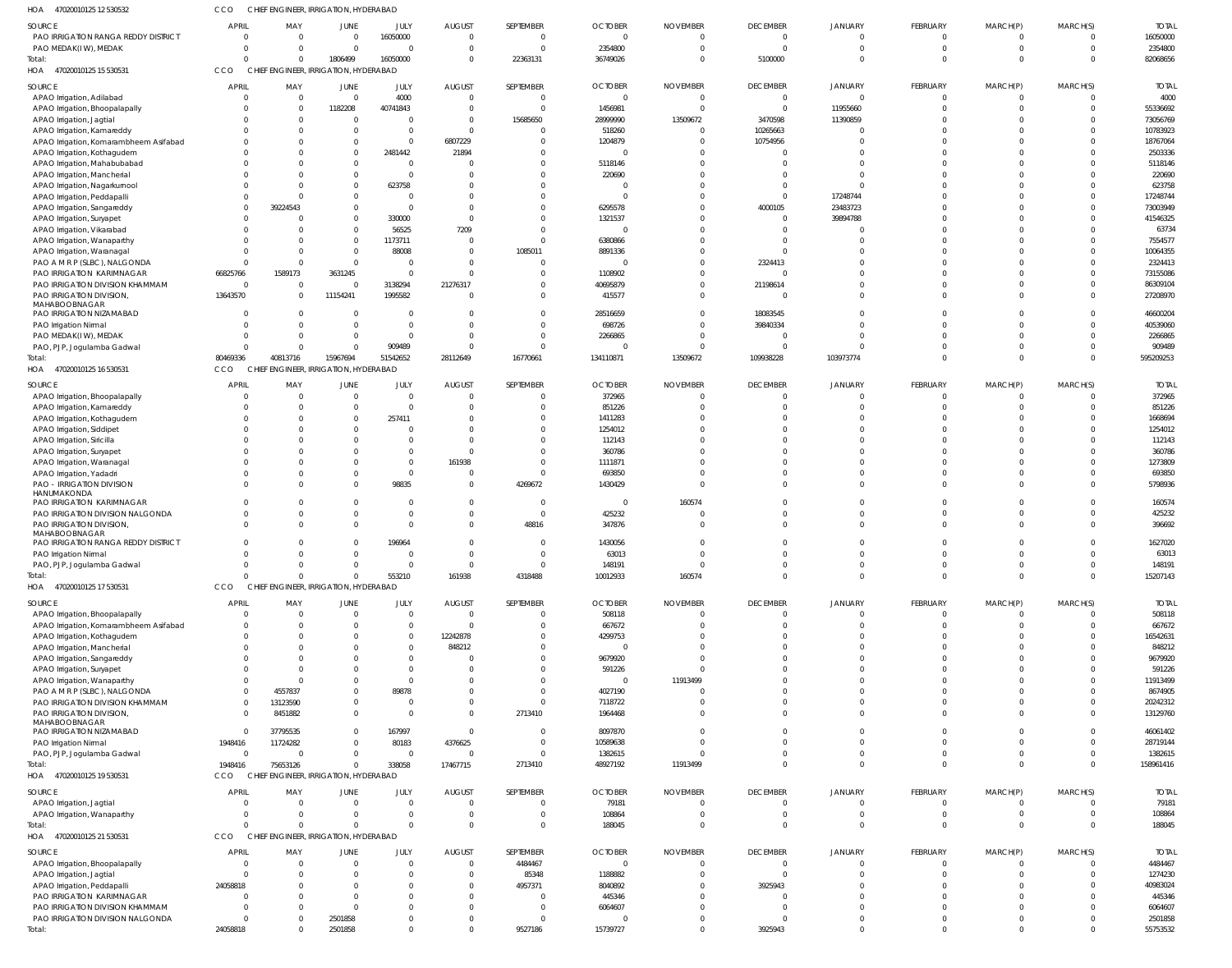HOA 470200101251 2 530532 CCO CHIEF ENGINEER, IRRIGATION, HYDERABAD

| SOURCE | APRIL | MAY | JUNE | JULY | AUGUST | SEPTEMBER | OCTOBER | NOVEMBER | DECEMBER | JANUARY | FEBRUARY | MARCH(P) | MARCH(S) | TOTAL |
|---|---|---|---|---|---|---|---|---|---|---|---|---|---|---|
| PAO IRRIGATION RANGA REDDY DISTRICT | 0 | 0 | 0 | 16050000 | 0 | 0 | 0 | 0 | 0 | 0 | 0 | 0 | 0 | 16050000 |
| PAO MEDAK(IW), MEDAK | 0 | 0 | 0 | 0 | 0 | 0 | 2354800 | 0 | 0 | 0 | 0 | 0 | 0 | 2354800 |
| Total: | 0 | 0 | 1806499 | 16050000 | 0 | 22363131 | 36749026 | 0 | 5100000 | 0 | 0 | 0 | 0 | 82068656 |

HOA 470200101251 5 530531 CCO CHIEF ENGINEER, IRRIGATION, HYDERABAD

| SOURCE | APRIL | MAY | JUNE | JULY | AUGUST | SEPTEMBER | OCTOBER | NOVEMBER | DECEMBER | JANUARY | FEBRUARY | MARCH(P) | MARCH(S) | TOTAL |
|---|---|---|---|---|---|---|---|---|---|---|---|---|---|---|
| APAO Irrigation, Adilabad | 0 | 0 | 0 | 4000 | 0 | 0 | 0 | 0 | 0 | 0 | 0 | 0 | 0 | 4000 |
| APAO Irrigation, Bhoopalapally | 0 | 0 | 1182208 | 40741843 | 0 | 0 | 1456981 | 0 | 0 | 11955660 | 0 | 0 | 0 | 55336692 |
| APAO Irrigation, Jagtial | 0 | 0 | 0 | 0 | 0 | 15685650 | 28999990 | 13509672 | 3470598 | 11390859 | 0 | 0 | 0 | 73056769 |
| APAO Irrigation, Kamareddy | 0 | 0 | 0 | 0 | 0 | 0 | 518260 | 0 | 10265663 | 0 | 0 | 0 | 0 | 10783923 |
| APAO Irrigation, Komarambheem Asifabad | 0 | 0 | 0 | 0 | 6807229 | 0 | 1204879 | 0 | 10754956 | 0 | 0 | 0 | 0 | 18767064 |
| APAO Irrigation, Kothagudem | 0 | 0 | 0 | 2481442 | 21894 | 0 | 0 | 0 | 0 | 0 | 0 | 0 | 0 | 2503336 |
| APAO Irrigation, Mahabubabad | 0 | 0 | 0 | 0 | 0 | 0 | 5118146 | 0 | 0 | 0 | 0 | 0 | 0 | 5118146 |
| APAO Irrigation, Mancherial | 0 | 0 | 0 | 0 | 0 | 0 | 220690 | 0 | 0 | 0 | 0 | 0 | 0 | 220690 |
| APAO Irrigation, Nagarkurnool | 0 | 0 | 0 | 623758 | 0 | 0 | 0 | 0 | 0 | 0 | 0 | 0 | 0 | 623758 |
| APAO Irrigation, Peddapalli | 0 | 0 | 0 | 0 | 0 | 0 | 0 | 0 | 0 | 17248744 | 0 | 0 | 0 | 17248744 |
| APAO Irrigation, Sangareddy | 0 | 39224543 | 0 | 0 | 0 | 0 | 6295578 | 0 | 4000105 | 23483723 | 0 | 0 | 0 | 73003949 |
| APAO Irrigation, Suryapet | 0 | 0 | 0 | 330000 | 0 | 0 | 1321537 | 0 | 0 | 39894788 | 0 | 0 | 0 | 41546325 |
| APAO Irrigation, Vikarabad | 0 | 0 | 0 | 56525 | 7209 | 0 | 0 | 0 | 0 | 0 | 0 | 0 | 0 | 63734 |
| APAO Irrigation, Wanaparthy | 0 | 0 | 0 | 1173711 | 0 | 0 | 6380866 | 0 | 0 | 0 | 0 | 0 | 0 | 7554577 |
| APAO Irrigation, Waranagal | 0 | 0 | 0 | 88008 | 0 | 1085011 | 8891336 | 0 | 0 | 0 | 0 | 0 | 0 | 10064355 |
| PAO A M R P (SLBC), NALGONDA | 0 | 0 | 0 | 0 | 0 | 0 | 0 | 0 | 2324413 | 0 | 0 | 0 | 0 | 2324413 |
| PAO IRRIGATION KARIMNAGAR | 66825766 | 1589173 | 3631245 | 0 | 0 | 0 | 1108902 | 0 | 0 | 0 | 0 | 0 | 0 | 73155086 |
| PAO IRRIGATION DIVISION KHAMMAM | 0 | 0 | 0 | 3138294 | 21276317 | 0 | 40695879 | 0 | 21198614 | 0 | 0 | 0 | 0 | 86309104 |
| PAO IRRIGATION DIVISION, MAHABOOBNAGAR | 13643570 | 0 | 11154241 | 1995582 | 0 | 0 | 415577 | 0 | 0 | 0 | 0 | 0 | 0 | 27208970 |
| PAO IRRIGATION NIZAMABAD | 0 | 0 | 0 | 0 | 0 | 0 | 28516659 | 0 | 18083545 | 0 | 0 | 0 | 0 | 46600204 |
| PAO Irrigation Nirmal | 0 | 0 | 0 | 0 | 0 | 0 | 698726 | 0 | 39840334 | 0 | 0 | 0 | 0 | 40539060 |
| PAO MEDAK(IW), MEDAK | 0 | 0 | 0 | 0 | 0 | 0 | 2266865 | 0 | 0 | 0 | 0 | 0 | 0 | 2266865 |
| PAO, PJP, Jogulamba Gadwal | 0 | 0 | 0 | 909489 | 0 | 0 | 0 | 0 | 0 | 0 | 0 | 0 | 0 | 909489 |
| Total: | 80469336 | 40813716 | 15967694 | 51542652 | 28112649 | 16770661 | 134110871 | 13509672 | 109938228 | 103973774 | 0 | 0 | 0 | 595209253 |

HOA 470200101251 6 530531 CCO CHIEF ENGINEER, IRRIGATION, HYDERABAD

| SOURCE | APRIL | MAY | JUNE | JULY | AUGUST | SEPTEMBER | OCTOBER | NOVEMBER | DECEMBER | JANUARY | FEBRUARY | MARCH(P) | MARCH(S) | TOTAL |
|---|---|---|---|---|---|---|---|---|---|---|---|---|---|---|
| APAO Irrigation, Bhoopalapally | 0 | 0 | 0 | 0 | 0 | 0 | 372965 | 0 | 0 | 0 | 0 | 0 | 0 | 372965 |
| APAO Irrigation, Kamareddy | 0 | 0 | 0 | 0 | 0 | 0 | 851226 | 0 | 0 | 0 | 0 | 0 | 0 | 851226 |
| APAO Irrigation, Kothagudem | 0 | 0 | 0 | 257411 | 0 | 0 | 1411283 | 0 | 0 | 0 | 0 | 0 | 0 | 1668694 |
| APAO Irrigation, Siddipet | 0 | 0 | 0 | 0 | 0 | 0 | 1254012 | 0 | 0 | 0 | 0 | 0 | 0 | 1254012 |
| APAO Irrigation, Siricilla | 0 | 0 | 0 | 0 | 0 | 0 | 112143 | 0 | 0 | 0 | 0 | 0 | 0 | 112143 |
| APAO Irrigation, Suryapet | 0 | 0 | 0 | 0 | 0 | 0 | 360786 | 0 | 0 | 0 | 0 | 0 | 0 | 360786 |
| APAO Irrigation, Waranagal | 0 | 0 | 0 | 0 | 161938 | 0 | 1111871 | 0 | 0 | 0 | 0 | 0 | 0 | 1273809 |
| APAO Irrigation, Yadadri | 0 | 0 | 0 | 0 | 0 | 0 | 693850 | 0 | 0 | 0 | 0 | 0 | 0 | 693850 |
| PAO - IRRIGATION DIVISION HANUMAKONDA | 0 | 0 | 0 | 98835 | 0 | 4269672 | 1430429 | 0 | 0 | 0 | 0 | 0 | 0 | 5798936 |
| PAO IRRIGATION KARIMNAGAR | 0 | 0 | 0 | 0 | 0 | 0 | 0 | 160574 | 0 | 0 | 0 | 0 | 0 | 160574 |
| PAO IRRIGATION DIVISION NALGONDA | 0 | 0 | 0 | 0 | 0 | 0 | 425232 | 0 | 0 | 0 | 0 | 0 | 0 | 425232 |
| PAO IRRIGATION DIVISION, MAHABOOBNAGAR | 0 | 0 | 0 | 0 | 0 | 48816 | 347876 | 0 | 0 | 0 | 0 | 0 | 0 | 396692 |
| PAO IRRIGATION RANGA REDDY DISTRICT | 0 | 0 | 0 | 196964 | 0 | 0 | 1430056 | 0 | 0 | 0 | 0 | 0 | 0 | 1627020 |
| PAO Irrigation Nirmal | 0 | 0 | 0 | 0 | 0 | 0 | 63013 | 0 | 0 | 0 | 0 | 0 | 0 | 63013 |
| PAO, PJP, Jogulamba Gadwal | 0 | 0 | 0 | 0 | 0 | 0 | 148191 | 0 | 0 | 0 | 0 | 0 | 0 | 148191 |
| Total: | 0 | 0 | 0 | 553210 | 161938 | 4318488 | 10012933 | 160574 | 0 | 0 | 0 | 0 | 0 | 15207143 |

HOA 470200101251 7 530531 CCO CHIEF ENGINEER, IRRIGATION, HYDERABAD

| SOURCE | APRIL | MAY | JUNE | JULY | AUGUST | SEPTEMBER | OCTOBER | NOVEMBER | DECEMBER | JANUARY | FEBRUARY | MARCH(P) | MARCH(S) | TOTAL |
|---|---|---|---|---|---|---|---|---|---|---|---|---|---|---|
| APAO Irrigation, Bhoopalapally | 0 | 0 | 0 | 0 | 0 | 0 | 508118 | 0 | 0 | 0 | 0 | 0 | 0 | 508118 |
| APAO Irrigation, Komarambheem Asifabad | 0 | 0 | 0 | 0 | 0 | 0 | 667672 | 0 | 0 | 0 | 0 | 0 | 0 | 667672 |
| APAO Irrigation, Kothagudem | 0 | 0 | 0 | 0 | 12242878 | 0 | 4299753 | 0 | 0 | 0 | 0 | 0 | 0 | 16542631 |
| APAO Irrigation, Mancherial | 0 | 0 | 0 | 0 | 848212 | 0 | 0 | 0 | 0 | 0 | 0 | 0 | 0 | 848212 |
| APAO Irrigation, Sangareddy | 0 | 0 | 0 | 0 | 0 | 0 | 9679920 | 0 | 0 | 0 | 0 | 0 | 0 | 9679920 |
| APAO Irrigation, Suryapet | 0 | 0 | 0 | 0 | 0 | 0 | 591226 | 0 | 0 | 0 | 0 | 0 | 0 | 591226 |
| APAO Irrigation, Wanaparthy | 0 | 0 | 0 | 0 | 0 | 0 | 0 | 11913499 | 0 | 0 | 0 | 0 | 0 | 11913499 |
| PAO A M R P (SLBC), NALGONDA | 0 | 4557837 | 0 | 89878 | 0 | 0 | 4027190 | 0 | 0 | 0 | 0 | 0 | 0 | 8674905 |
| PAO IRRIGATION DIVISION KHAMMAM | 0 | 13123590 | 0 | 0 | 0 | 0 | 7118722 | 0 | 0 | 0 | 0 | 0 | 0 | 20242312 |
| PAO IRRIGATION DIVISION, MAHABOOBNAGAR | 0 | 8451882 | 0 | 0 | 0 | 2713410 | 1964468 | 0 | 0 | 0 | 0 | 0 | 0 | 13129760 |
| PAO IRRIGATION NIZAMABAD | 0 | 37795535 | 0 | 167997 | 0 | 0 | 8097870 | 0 | 0 | 0 | 0 | 0 | 0 | 46061402 |
| PAO Irrigation Nirmal | 1948416 | 11724282 | 0 | 80183 | 4376625 | 0 | 10589638 | 0 | 0 | 0 | 0 | 0 | 0 | 28719144 |
| PAO, PJP, Jogulamba Gadwal | 0 | 0 | 0 | 0 | 0 | 0 | 1382615 | 0 | 0 | 0 | 0 | 0 | 0 | 1382615 |
| Total: | 1948416 | 75653126 | 0 | 338058 | 17467715 | 2713410 | 48927192 | 11913499 | 0 | 0 | 0 | 0 | 0 | 158961416 |

HOA 470200101251 9 530531 CCO CHIEF ENGINEER, IRRIGATION, HYDERABAD

| SOURCE | APRIL | MAY | JUNE | JULY | AUGUST | SEPTEMBER | OCTOBER | NOVEMBER | DECEMBER | JANUARY | FEBRUARY | MARCH(P) | MARCH(S) | TOTAL |
|---|---|---|---|---|---|---|---|---|---|---|---|---|---|---|
| APAO Irrigation, Jagtial | 0 | 0 | 0 | 0 | 0 | 0 | 79181 | 0 | 0 | 0 | 0 | 0 | 0 | 79181 |
| APAO Irrigation, Wanaparthy | 0 | 0 | 0 | 0 | 0 | 0 | 108864 | 0 | 0 | 0 | 0 | 0 | 0 | 108864 |
| Total: | 0 | 0 | 0 | 0 | 0 | 0 | 188045 | 0 | 0 | 0 | 0 | 0 | 0 | 188045 |

HOA 470200101252 1 530531 CCO CHIEF ENGINEER, IRRIGATION, HYDERABAD

| SOURCE | APRIL | MAY | JUNE | JULY | AUGUST | SEPTEMBER | OCTOBER | NOVEMBER | DECEMBER | JANUARY | FEBRUARY | MARCH(P) | MARCH(S) | TOTAL |
|---|---|---|---|---|---|---|---|---|---|---|---|---|---|---|
| APAO Irrigation, Bhoopalapally | 0 | 0 | 0 | 0 | 0 | 4484467 | 0 | 0 | 0 | 0 | 0 | 0 | 0 | 4484467 |
| APAO Irrigation, Jagtial | 0 | 0 | 0 | 0 | 0 | 85348 | 1188882 | 0 | 0 | 0 | 0 | 0 | 0 | 1274230 |
| APAO Irrigation, Peddapalli | 24058818 | 0 | 0 | 0 | 0 | 4957371 | 8040892 | 0 | 3925943 | 0 | 0 | 0 | 0 | 40983024 |
| PAO IRRIGATION KARIMNAGAR | 0 | 0 | 0 | 0 | 0 | 0 | 445346 | 0 | 0 | 0 | 0 | 0 | 0 | 445346 |
| PAO IRRIGATION DIVISION KHAMMAM | 0 | 0 | 0 | 0 | 0 | 0 | 6064607 | 0 | 0 | 0 | 0 | 0 | 0 | 6064607 |
| PAO IRRIGATION DIVISION NALGONDA | 0 | 0 | 2501858 | 0 | 0 | 0 | 0 | 0 | 0 | 0 | 0 | 0 | 0 | 2501858 |
| Total: | 24058818 | 0 | 2501858 | 0 | 0 | 9527186 | 15739727 | 0 | 3925943 | 0 | 0 | 0 | 0 | 55753532 |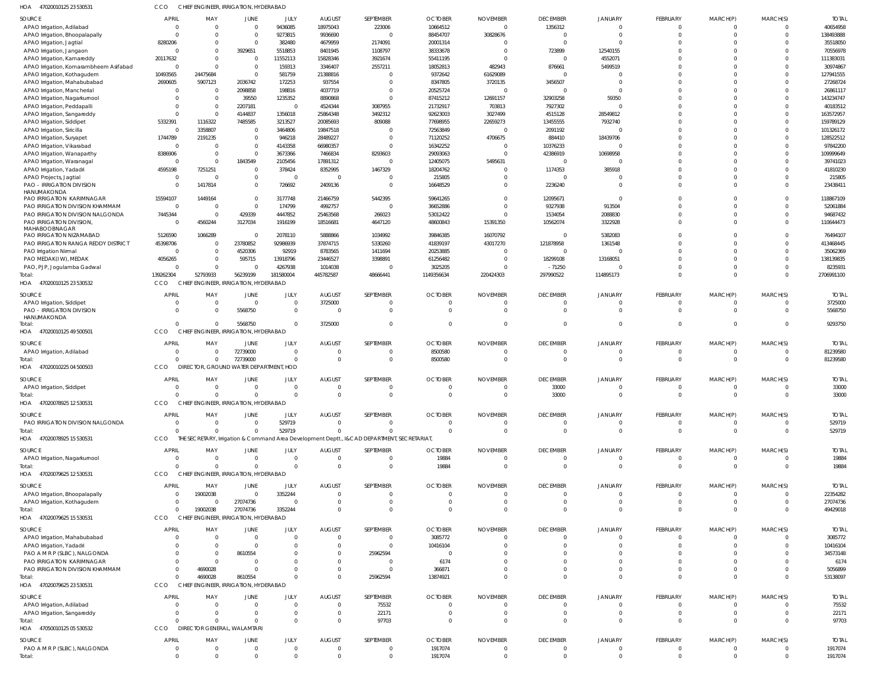HOA 470200101252 3 530531 CCO CHIEF ENGINEER, IRRIGATION, HYDERABAD

| SOURCE | APRIL | MAY | JUNE | JULY | AUGUST | SEPTEMBER | OCTOBER | NOVEMBER | DECEMBER | JANUARY | FEBRUARY | MARCH(P) | MARCH(S) | TOTAL |
|---|---|---|---|---|---|---|---|---|---|---|---|---|---|---|
| APAO Irrigation, Adilabad | 0 | 0 | 0 | 9436085 | 18975043 | 223006 | 10664512 | 0 | 1356312 | 0 | 0 | 0 | 0 | 40654958 |
| APAO Irrigation, Bhoopalapally | 0 | 0 | 0 | 9273815 | 9936690 | 0 | 88454707 | 30828676 | 0 | 0 | 0 | 0 | 0 | 138493888 |
| APAO Irrigation, Jagtial | 8280206 | 0 | 0 | 382480 | 4679959 | 2174091 | 20001314 | 0 | 0 | 0 | 0 | 0 | 0 | 35518050 |
| APAO Irrigation, Jangaon | 0 | 0 | 3929651 | 5518853 | 8401945 | 1108797 | 38333678 | 0 | 723899 | 12540155 | 0 | 0 | 0 | 70556978 |
| APAO Irrigation, Kamareddy | 20117632 | 0 | 0 | 11552113 | 15828346 | 3921674 | 55411195 | 0 | 0 | 4552071 | 0 | 0 | 0 | 111383031 |
| APAO Irrigation, Komarambheem Asifabad | 0 | 0 | 0 | 159313 | 3346407 | 2557211 | 18052813 | 482943 | 876661 | 5499519 | 0 | 0 | 0 | 30974867 |
| APAO Irrigation, Kothagudem | 10493565 | 24475684 | 0 | 581759 | 21388816 | 0 | 9372642 | 61629089 | 0 | 0 | 0 | 0 | 0 | 127941555 |
| APAO Irrigation, Mahabubabad | 2690605 | 5907123 | 2036742 | 172253 | 937554 | 0 | 8347805 | 3720135 | 3456507 | 0 | 0 | 0 | 0 | 27268724 |
| APAO Irrigation, Mancherial | 0 | 0 | 2098858 | 198816 | 4037719 | 0 | 20525724 | 0 | 0 | 0 | 0 | 0 | 0 | 26861117 |
| APAO Irrigation, Nagarkurnool | 0 | 0 | 39550 | 1235352 | 8890868 | 0 | 87415212 | 12691157 | 32903258 | 59350 | 0 | 0 | 0 | 143234747 |
| APAO Irrigation, Peddapalli | 0 | 0 | 2207181 | 0 | 4524344 | 3087955 | 21732917 | 703813 | 7927302 | 0 | 0 | 0 | 0 | 40183512 |
| APAO Irrigation, Sangareddy | 0 | 0 | 4144837 | 1356018 | 25864348 | 3492312 | 92623003 | 3027499 | 4515128 | 28549812 | 0 | 0 | 0 | 163572957 |
| APAO Irrigation, Siddipet | 5332391 | 1116322 | 7485585 | 3213527 | 20085693 | 809088 | 77698955 | 22659273 | 13455555 | 7932740 | 0 | 0 | 0 | 159789129 |
| APAO Irrigation, Siricilla | 0 | 3358807 | 0 | 3464806 | 19847518 | 0 | 72563849 | 0 | 2091192 | 0 | 0 | 0 | 0 | 101326172 |
| APAO Irrigation, Suryapet | 1744789 | 2191235 | 0 | 946218 | 28489227 | 0 | 71120252 | 4706675 | 884410 | 18439706 | 0 | 0 | 0 | 128522512 |
| APAO Irrigation, Vikarabad | 0 | 0 | 0 | 4143358 | 66980357 | 0 | 16342252 | 0 | 10376233 | 0 | 0 | 0 | 0 | 97842200 |
| APAO Irrigation, Wanaparthy | 8386906 | 0 | 0 | 3673366 | 7466834 | 8293603 | 29093063 | 0 | 42386919 | 10698958 | 0 | 0 | 0 | 109999649 |
| APAO Irrigation, Waranagal | 0 | 0 | 1843549 | 2105456 | 17891312 | 0 | 12405075 | 5495631 | 0 | 0 | 0 | 0 | 0 | 39741023 |
| APAO Irrigation, Yadadri | 4595198 | 7251251 | 0 | 378424 | 8352995 | 1467329 | 18204762 | 0 | 1174353 | 385918 | 0 | 0 | 0 | 41810230 |
| APAO Projects, Jagtial | 0 | 0 | 0 | 0 | 0 | 0 | 215805 | 0 | 0 | 0 | 0 | 0 | 0 | 215805 |
| PAO - IRRIGATION DIVISION HANUMAKONDA | 0 | 1417814 | 0 | 726692 | 2409136 | 0 | 16648529 | 0 | 2236240 | 0 | 0 | 0 | 0 | 23438411 |
| PAO IRRIGATION KARIMNAGAR | 15594107 | 1449164 | 0 | 3177748 | 21466759 | 5442395 | 59641265 | 0 | 12095671 | 0 | 0 | 0 | 0 | 118867109 |
| PAO IRRIGATION DIVISION KHAMMAM | 0 | 0 | 0 | 174799 | 4992757 | 0 | 36652886 | 0 | 9327938 | 913504 | 0 | 0 | 0 | 52061884 |
| PAO IRRIGATION DIVISION NALGONDA | 7445344 | 0 | 429339 | 4447852 | 25463568 | 266023 | 53012422 | 0 | 1534054 | 2088830 | 0 | 0 | 0 | 94687432 |
| PAO IRRIGATION DIVISION, MAHABOOBNAGAR | 0 | 4560244 | 3127034 | 1916199 | 18516681 | 4647120 | 48600843 | 15391350 | 10562074 | 3322928 | 0 | 0 | 0 | 110644473 |
| PAO IRRIGATION NIZAMABAD | 5126590 | 1066289 | 0 | 2078110 | 5888866 | 1034992 | 39846385 | 16070792 | 0 | 5382083 | 0 | 0 | 0 | 76494107 |
| PAO IRRIGATION RANGA REDDY DISTRICT | 45398706 | 0 | 23780852 | 92986939 | 37874715 | 5330260 | 41839197 | 43017270 | 121878958 | 1361548 | 0 | 0 | 0 | 413468445 |
| PAO Irrigation Nirmal | 0 | 0 | 4520306 | 92919 | 8783565 | 1411694 | 20253885 | 0 | 0 | 0 | 0 | 0 | 0 | 35062369 |
| PAO MEDAK(IW), MEDAK | 4056265 | 0 | 595715 | 13918796 | 23446527 | 3398891 | 61256482 | 0 | 18299108 | 13168051 | 0 | 0 | 0 | 138139835 |
| PAO, PJP, Jogulamba Gadwal | 0 | 0 | 0 | 4267938 | 1014038 | 0 | 3025205 | 0 | -71250 | 0 | 0 | 0 | 0 | 8235931 |
| Total: | 139262304 | 52793933 | 56239199 | 181580004 | 445782587 | 48666441 | 1149356634 | 220424303 | 297990522 | 114895173 | 0 | 0 | 0 | 2706991100 |

HOA 470200101252 3 530532 CCO CHIEF ENGINEER, IRRIGATION, HYDERABAD

| SOURCE | APRIL | MAY | JUNE | JULY | AUGUST | SEPTEMBER | OCTOBER | NOVEMBER | DECEMBER | JANUARY | FEBRUARY | MARCH(P) | MARCH(S) | TOTAL |
|---|---|---|---|---|---|---|---|---|---|---|---|---|---|---|
| APAO Irrigation, Siddipet | 0 | 0 | 0 | 0 | 3725000 | 0 | 0 | 0 | 0 | 0 | 0 | 0 | 0 | 3725000 |
| PAO - IRRIGATION DIVISION HANUMAKONDA | 0 | 0 | 5568750 | 0 | 0 | 0 | 0 | 0 | 0 | 0 | 0 | 0 | 0 | 5568750 |
| Total: | 0 | 0 | 5568750 | 0 | 3725000 | 0 | 0 | 0 | 0 | 0 | 0 | 0 | 0 | 9293750 |

HOA 470200101254 9 500501 CCO CHIEF ENGINEER, IRRIGATION, HYDERABAD

| SOURCE | APRIL | MAY | JUNE | JULY | AUGUST | SEPTEMBER | OCTOBER | NOVEMBER | DECEMBER | JANUARY | FEBRUARY | MARCH(P) | MARCH(S) | TOTAL |
|---|---|---|---|---|---|---|---|---|---|---|---|---|---|---|
| APAO Irrigation, Adilabad | 0 | 0 | 72739000 | 0 | 0 | 0 | 8500580 | 0 | 0 | 0 | 0 | 0 | 0 | 81239580 |
| Total: | 0 | 0 | 72739000 | 0 | 0 | 0 | 8500580 | 0 | 0 | 0 | 0 | 0 | 0 | 81239580 |

HOA 470200102250 4 500503 CCO DIRECTOR, GROUND WATER DEPARTMENT, HOD

| SOURCE | APRIL | MAY | JUNE | JULY | AUGUST | SEPTEMBER | OCTOBER | NOVEMBER | DECEMBER | JANUARY | FEBRUARY | MARCH(P) | MARCH(S) | TOTAL |
|---|---|---|---|---|---|---|---|---|---|---|---|---|---|---|
| APAO Irrigation, Siddipet | 0 | 0 | 0 | 0 | 0 | 0 | 0 | 0 | 33000 | 0 | 0 | 0 | 0 | 33000 |
| Total: | 0 | 0 | 0 | 0 | 0 | 0 | 0 | 0 | 33000 | 0 | 0 | 0 | 0 | 33000 |

HOA 470200789251 2 530531 CCO CHIEF ENGINEER, IRRIGATION, HYDERABAD

| SOURCE | APRIL | MAY | JUNE | JULY | AUGUST | SEPTEMBER | OCTOBER | NOVEMBER | DECEMBER | JANUARY | FEBRUARY | MARCH(P) | MARCH(S) | TOTAL |
|---|---|---|---|---|---|---|---|---|---|---|---|---|---|---|
| PAO IRRIGATION DIVISION NALGONDA | 0 | 0 | 0 | 529719 | 0 | 0 | 0 | 0 | 0 | 0 | 0 | 0 | 0 | 529719 |
| Total: | 0 | 0 | 0 | 529719 | 0 | 0 | 0 | 0 | 0 | 0 | 0 | 0 | 0 | 529719 |

HOA 470200789251 5 530531 CCO THE SECRETARY, Irrigation & Command Area Development Deptt., I&CAD DEPARTMENT, SECRETARIAT,

| SOURCE | APRIL | MAY | JUNE | JULY | AUGUST | SEPTEMBER | OCTOBER | NOVEMBER | DECEMBER | JANUARY | FEBRUARY | MARCH(P) | MARCH(S) | TOTAL |
|---|---|---|---|---|---|---|---|---|---|---|---|---|---|---|
| APAO Irrigation, Nagarkurnool | 0 | 0 | 0 | 0 | 0 | 0 | 19884 | 0 | 0 | 0 | 0 | 0 | 0 | 19884 |
| Total: | 0 | 0 | 0 | 0 | 0 | 0 | 19884 | 0 | 0 | 0 | 0 | 0 | 0 | 19884 |

HOA 470200796251 2 530531 CCO CHIEF ENGINEER, IRRIGATION, HYDERABAD

| SOURCE | APRIL | MAY | JUNE | JULY | AUGUST | SEPTEMBER | OCTOBER | NOVEMBER | DECEMBER | JANUARY | FEBRUARY | MARCH(P) | MARCH(S) | TOTAL |
|---|---|---|---|---|---|---|---|---|---|---|---|---|---|---|
| APAO Irrigation, Bhoopalapally | 0 | 19002038 | 0 | 3352244 | 0 | 0 | 0 | 0 | 0 | 0 | 0 | 0 | 0 | 22354282 |
| APAO Irrigation, Kothagudem | 0 | 0 | 27074736 | 0 | 0 | 0 | 0 | 0 | 0 | 0 | 0 | 0 | 0 | 27074736 |
| Total: | 0 | 19002038 | 27074736 | 3352244 | 0 | 0 | 0 | 0 | 0 | 0 | 0 | 0 | 0 | 49429018 |

HOA 470200796251 5 530531 CCO CHIEF ENGINEER, IRRIGATION, HYDERABAD

| SOURCE | APRIL | MAY | JUNE | JULY | AUGUST | SEPTEMBER | OCTOBER | NOVEMBER | DECEMBER | JANUARY | FEBRUARY | MARCH(P) | MARCH(S) | TOTAL |
|---|---|---|---|---|---|---|---|---|---|---|---|---|---|---|
| APAO Irrigation, Mahabubabad | 0 | 0 | 0 | 0 | 0 | 0 | 3085772 | 0 | 0 | 0 | 0 | 0 | 0 | 3085772 |
| APAO Irrigation, Yadadri | 0 | 0 | 0 | 0 | 0 | 0 | 10416104 | 0 | 0 | 0 | 0 | 0 | 0 | 10416104 |
| PAO A M R P (SLBC), NALGONDA | 0 | 0 | 8610554 | 0 | 0 | 25962594 | 0 | 0 | 0 | 0 | 0 | 0 | 0 | 34573148 |
| PAO IRRIGATION KARIMNAGAR | 0 | 0 | 0 | 0 | 0 | 0 | 6174 | 0 | 0 | 0 | 0 | 0 | 0 | 6174 |
| PAO IRRIGATION DIVISION KHAMMAM | 0 | 4690028 | 0 | 0 | 0 | 0 | 366871 | 0 | 0 | 0 | 0 | 0 | 0 | 5056899 |
| Total: | 0 | 4690028 | 8610554 | 0 | 0 | 25962594 | 13874921 | 0 | 0 | 0 | 0 | 0 | 0 | 53138097 |

HOA 470200796252 3 530531 CCO CHIEF ENGINEER, IRRIGATION, HYDERABAD

| SOURCE | APRIL | MAY | JUNE | JULY | AUGUST | SEPTEMBER | OCTOBER | NOVEMBER | DECEMBER | JANUARY | FEBRUARY | MARCH(P) | MARCH(S) | TOTAL |
|---|---|---|---|---|---|---|---|---|---|---|---|---|---|---|
| APAO Irrigation, Adilabad | 0 | 0 | 0 | 0 | 0 | 75532 | 0 | 0 | 0 | 0 | 0 | 0 | 0 | 75532 |
| APAO Irrigation, Sangareddy | 0 | 0 | 0 | 0 | 0 | 22171 | 0 | 0 | 0 | 0 | 0 | 0 | 0 | 22171 |
| Total: | 0 | 0 | 0 | 0 | 0 | 97703 | 0 | 0 | 0 | 0 | 0 | 0 | 0 | 97703 |

HOA 470500101250 5 530532 CCO DIRECTOR GENERAL, WALAMTARI

| SOURCE | APRIL | MAY | JUNE | JULY | AUGUST | SEPTEMBER | OCTOBER | NOVEMBER | DECEMBER | JANUARY | FEBRUARY | MARCH(P) | MARCH(S) | TOTAL |
|---|---|---|---|---|---|---|---|---|---|---|---|---|---|---|
| PAO A M R P (SLBC), NALGONDA | 0 | 0 | 0 | 0 | 0 | 0 | 1917074 | 0 | 0 | 0 | 0 | 0 | 0 | 1917074 |
| Total: | 0 | 0 | 0 | 0 | 0 | 0 | 1917074 | 0 | 0 | 0 | 0 | 0 | 0 | 1917074 |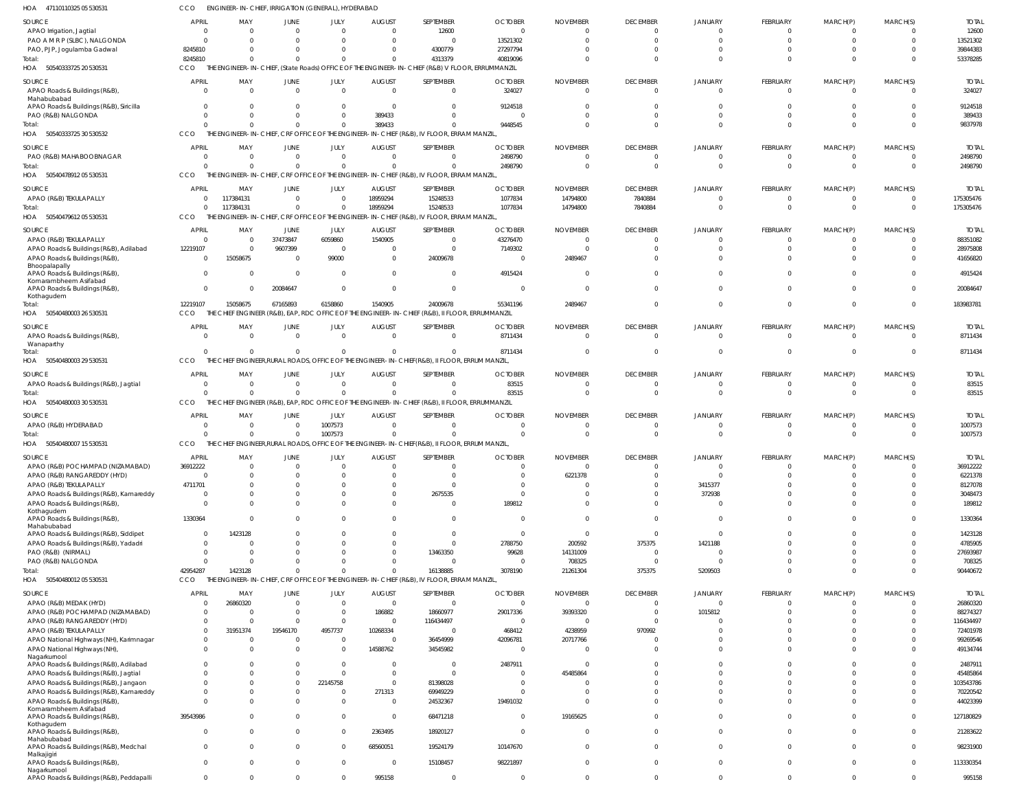HOA 47110110325 05 530531 CCO ENGINEER-IN-CHIEF, IRRIGATION (GENERAL), HYDERABAD

| SOURCE | APRIL | MAY | JUNE | JULY | AUGUST | SEPTEMBER | OCTOBER | NOVEMBER | DECEMBER | JANUARY | FEBRUARY | MARCH(P) | MARCH(S) | TOTAL |
|---|---|---|---|---|---|---|---|---|---|---|---|---|---|---|
| APAO Irrigation, Jagtial | 0 | 0 | 0 | 0 | 0 | 12600 | 0 | 0 | 0 | 0 | 0 | 0 | 0 | 12600 |
| PAO A M R P (SLBC), NALGONDA | 0 | 0 | 0 | 0 | 0 | 0 | 13521302 | 0 | 0 | 0 | 0 | 0 | 0 | 13521302 |
| PAO, PJP, Jogulamba Gadwal | 8245810 | 0 | 0 | 0 | 0 | 4300779 | 27297794 | 0 | 0 | 0 | 0 | 0 | 0 | 39844383 |
| Total: | 8245810 | 0 | 0 | 0 | 0 | 4313379 | 40819096 | 0 | 0 | 0 | 0 | 0 | 0 | 53378285 |

HOA 50540333725 20 530531 CCO THE ENGINEER-IN-CHIEF, (State Roads) OFFICE OF THE ENGINEER-IN-CHIEF (R&B) V FLOOR, ERRUMMANZIL

| SOURCE | APRIL | MAY | JUNE | JULY | AUGUST | SEPTEMBER | OCTOBER | NOVEMBER | DECEMBER | JANUARY | FEBRUARY | MARCH(P) | MARCH(S) | TOTAL |
|---|---|---|---|---|---|---|---|---|---|---|---|---|---|---|
| APAO Roads & Buildings (R&B), Mahabubabad | 0 | 0 | 0 | 0 | 0 | 0 | 324027 | 0 | 0 | 0 | 0 | 0 | 0 | 324027 |
| APAO Roads & Buildings (R&B), Siricilla | 0 | 0 | 0 | 0 | 0 | 0 | 9124518 | 0 | 0 | 0 | 0 | 0 | 0 | 9124518 |
| PAO (R&B) NALGONDA | 0 | 0 | 0 | 0 | 389433 | 0 | 0 | 0 | 0 | 0 | 0 | 0 | 0 | 389433 |
| Total: | 0 | 0 | 0 | 0 | 389433 | 0 | 9448545 | 0 | 0 | 0 | 0 | 0 | 0 | 9837978 |

HOA 50540333725 30 530532 CCO THE ENGINEER-IN-CHIEF, CRF OFFICE OF THE ENGINEER-IN-CHIEF (R&B), IV FLOOR, ERRAM MANZIL,

| SOURCE | APRIL | MAY | JUNE | JULY | AUGUST | SEPTEMBER | OCTOBER | NOVEMBER | DECEMBER | JANUARY | FEBRUARY | MARCH(P) | MARCH(S) | TOTAL |
|---|---|---|---|---|---|---|---|---|---|---|---|---|---|---|
| PAO (R&B) MAHABOOBNAGAR | 0 | 0 | 0 | 0 | 0 | 0 | 2498790 | 0 | 0 | 0 | 0 | 0 | 0 | 2498790 |
| Total: | 0 | 0 | 0 | 0 | 0 | 0 | 2498790 | 0 | 0 | 0 | 0 | 0 | 0 | 2498790 |

HOA 50540478912 05 530531 CCO THE ENGINEER-IN-CHIEF, CRF OFFICE OF THE ENGINEER-IN-CHIEF (R&B), IV FLOOR, ERRAM MANZIL,

| SOURCE | APRIL | MAY | JUNE | JULY | AUGUST | SEPTEMBER | OCTOBER | NOVEMBER | DECEMBER | JANUARY | FEBRUARY | MARCH(P) | MARCH(S) | TOTAL |
|---|---|---|---|---|---|---|---|---|---|---|---|---|---|---|
| APAO (R&B) TEKULAPALLY | 0 | 117384131 | 0 | 0 | 18959294 | 15248533 | 1077834 | 14794800 | 7840884 | 0 | 0 | 0 | 0 | 175305476 |
| Total: | 0 | 117384131 | 0 | 0 | 18959294 | 15248533 | 1077834 | 14794800 | 7840884 | 0 | 0 | 0 | 0 | 175305476 |

HOA 50540479612 05 530531 CCO THE ENGINEER-IN-CHIEF, CRF OFFICE OF THE ENGINEER-IN-CHIEF (R&B), IV FLOOR, ERRAM MANZIL,

| SOURCE | APRIL | MAY | JUNE | JULY | AUGUST | SEPTEMBER | OCTOBER | NOVEMBER | DECEMBER | JANUARY | FEBRUARY | MARCH(P) | MARCH(S) | TOTAL |
|---|---|---|---|---|---|---|---|---|---|---|---|---|---|---|
| APAO (R&B) TEKULAPALLY | 0 | 0 | 37473847 | 6059860 | 1540905 | 0 | 43276470 | 0 | 0 | 0 | 0 | 0 | 0 | 88351082 |
| APAO Roads & Buildings (R&B), Adilabad | 12219107 | 0 | 9607399 | 0 | 0 | 0 | 7149302 | 0 | 0 | 0 | 0 | 0 | 0 | 28975808 |
| APAO Roads & Buildings (R&B), Bhoopalapally | 0 | 15058675 | 0 | 99000 | 0 | 24009678 | 0 | 2489467 | 0 | 0 | 0 | 0 | 0 | 41656820 |
| APAO Roads & Buildings (R&B), Komarambheem Asifabad | 0 | 0 | 0 | 0 | 0 | 0 | 4915424 | 0 | 0 | 0 | 0 | 0 | 0 | 4915424 |
| APAO Roads & Buildings (R&B), Kothagudem | 0 | 0 | 20084647 | 0 | 0 | 0 | 0 | 0 | 0 | 0 | 0 | 0 | 0 | 20084647 |
| Total: | 12219107 | 15058675 | 67165893 | 6158860 | 1540905 | 24009678 | 55341196 | 2489467 | 0 | 0 | 0 | 0 | 0 | 183983781 |

HOA 50540480003 26 530531 CCO THE CHIEF ENGINEER (R&B), EAP, RDC OFFICE OF THE ENGINEER-IN-CHIEF (R&B), II FLOOR, ERRUMMANZIL

| SOURCE | APRIL | MAY | JUNE | JULY | AUGUST | SEPTEMBER | OCTOBER | NOVEMBER | DECEMBER | JANUARY | FEBRUARY | MARCH(P) | MARCH(S) | TOTAL |
|---|---|---|---|---|---|---|---|---|---|---|---|---|---|---|
| APAO Roads & Buildings (R&B), Wanaparthy | 0 | 0 | 0 | 0 | 0 | 0 | 8711434 | 0 | 0 | 0 | 0 | 0 | 0 | 8711434 |
| Total: | 0 | 0 | 0 | 0 | 0 | 0 | 8711434 | 0 | 0 | 0 | 0 | 0 | 0 | 8711434 |

HOA 50540480003 29 530531 CCO THE CHIEF ENGINEER,RURAL ROADS, OFFICE OF THE ENGINEER-IN-CHIEF(R&B), II FLOOR, ERRUM MANZIL,

| SOURCE | APRIL | MAY | JUNE | JULY | AUGUST | SEPTEMBER | OCTOBER | NOVEMBER | DECEMBER | JANUARY | FEBRUARY | MARCH(P) | MARCH(S) | TOTAL |
|---|---|---|---|---|---|---|---|---|---|---|---|---|---|---|
| APAO Roads & Buildings (R&B), Jagtial | 0 | 0 | 0 | 0 | 0 | 0 | 83515 | 0 | 0 | 0 | 0 | 0 | 0 | 83515 |
| Total: | 0 | 0 | 0 | 0 | 0 | 0 | 83515 | 0 | 0 | 0 | 0 | 0 | 0 | 83515 |

HOA 50540480003 30 530531 CCO THE CHIEF ENGINEER (R&B), EAP, RDC OFFICE OF THE ENGINEER-IN-CHIEF (R&B), II FLOOR, ERRUMMANZIL

| SOURCE | APRIL | MAY | JUNE | JULY | AUGUST | SEPTEMBER | OCTOBER | NOVEMBER | DECEMBER | JANUARY | FEBRUARY | MARCH(P) | MARCH(S) | TOTAL |
|---|---|---|---|---|---|---|---|---|---|---|---|---|---|---|
| APAO (R&B) HYDERABAD | 0 | 0 | 0 | 1007573 | 0 | 0 | 0 | 0 | 0 | 0 | 0 | 0 | 0 | 1007573 |
| Total: | 0 | 0 | 0 | 1007573 | 0 | 0 | 0 | 0 | 0 | 0 | 0 | 0 | 0 | 1007573 |

HOA 50540480007 15 530531 CCO THE CHIEF ENGINEER,RURAL ROADS, OFFICE OF THE ENGINEER-IN-CHIEF(R&B), II FLOOR, ERRUM MANZIL,

| SOURCE | APRIL | MAY | JUNE | JULY | AUGUST | SEPTEMBER | OCTOBER | NOVEMBER | DECEMBER | JANUARY | FEBRUARY | MARCH(P) | MARCH(S) | TOTAL |
|---|---|---|---|---|---|---|---|---|---|---|---|---|---|---|
| APAO (R&B) POCHAMPAD (NIZAMABAD) | 36912222 | 0 | 0 | 0 | 0 | 0 | 0 | 0 | 0 | 0 | 0 | 0 | 0 | 36912222 |
| APAO (R&B) RANGAREDDY (HYD) | 0 | 0 | 0 | 0 | 0 | 0 | 0 | 6221378 | 0 | 0 | 0 | 0 | 0 | 6221378 |
| APAO (R&B) TEKULAPALLY | 4711701 | 0 | 0 | 0 | 0 | 0 | 0 | 0 | 0 | 3415377 | 0 | 0 | 0 | 8127078 |
| APAO Roads & Buildings (R&B), Kamareddy | 0 | 0 | 0 | 0 | 0 | 2675535 | 0 | 0 | 0 | 372938 | 0 | 0 | 0 | 3048473 |
| APAO Roads & Buildings (R&B), Kothagudem | 0 | 0 | 0 | 0 | 0 | 0 | 189812 | 0 | 0 | 0 | 0 | 0 | 0 | 189812 |
| APAO Roads & Buildings (R&B), Mahabubabad | 1330364 | 0 | 0 | 0 | 0 | 0 | 0 | 0 | 0 | 0 | 0 | 0 | 0 | 1330364 |
| APAO Roads & Buildings (R&B), Siddipet | 0 | 1423128 | 0 | 0 | 0 | 0 | 0 | 0 | 0 | 0 | 0 | 0 | 0 | 1423128 |
| APAO Roads & Buildings (R&B), Yadadri | 0 | 0 | 0 | 0 | 0 | 0 | 2788750 | 200592 | 375375 | 1421188 | 0 | 0 | 0 | 4785905 |
| PAO (R&B) (NIRMAL) | 0 | 0 | 0 | 0 | 0 | 13463350 | 99628 | 14131009 | 0 | 0 | 0 | 0 | 0 | 27693987 |
| PAO (R&B) NALGONDA | 0 | 0 | 0 | 0 | 0 | 0 | 0 | 708325 | 0 | 0 | 0 | 0 | 0 | 708325 |
| Total: | 42954287 | 1423128 | 0 | 0 | 0 | 16138885 | 3078190 | 21261304 | 375375 | 5209503 | 0 | 0 | 0 | 90440672 |

HOA 50540480012 05 530531 CCO THE ENGINEER-IN-CHIEF, CRF OFFICE OF THE ENGINEER-IN-CHIEF (R&B), IV FLOOR, ERRAM MANZIL,

| SOURCE | APRIL | MAY | JUNE | JULY | AUGUST | SEPTEMBER | OCTOBER | NOVEMBER | DECEMBER | JANUARY | FEBRUARY | MARCH(P) | MARCH(S) | TOTAL |
|---|---|---|---|---|---|---|---|---|---|---|---|---|---|---|
| APAO (R&B) MEDAK (HYD) | 0 | 26860320 | 0 | 0 | 0 | 0 | 0 | 0 | 0 | 0 | 0 | 0 | 0 | 26860320 |
| APAO (R&B) POCHAMPAD (NIZAMABAD) | 0 | 0 | 0 | 0 | 186882 | 18660977 | 29017336 | 39393320 | 0 | 1015812 | 0 | 0 | 0 | 88274327 |
| APAO (R&B) RANGAREDDY (HYD) | 0 | 0 | 0 | 0 | 0 | 116434497 | 0 | 0 | 0 | 0 | 0 | 0 | 0 | 116434497 |
| APAO (R&B) TEKULAPALLY | 0 | 31951374 | 19546170 | 4957737 | 10268334 | 0 | 468412 | 4238959 | 970992 | 0 | 0 | 0 | 0 | 72401978 |
| APAO National Highways (NH), Karimnagar | 0 | 0 | 0 | 0 | 0 | 36454999 | 42096781 | 20717766 | 0 | 0 | 0 | 0 | 0 | 99269546 |
| APAO National Highways (NH), Nagarkurnool | 0 | 0 | 0 | 0 | 14588762 | 34545982 | 0 | 0 | 0 | 0 | 0 | 0 | 0 | 49134744 |
| APAO Roads & Buildings (R&B), Adilabad | 0 | 0 | 0 | 0 | 0 | 0 | 2487911 | 0 | 0 | 0 | 0 | 0 | 0 | 2487911 |
| APAO Roads & Buildings (R&B), Jagtial | 0 | 0 | 0 | 0 | 0 | 0 | 0 | 45485864 | 0 | 0 | 0 | 0 | 0 | 45485864 |
| APAO Roads & Buildings (R&B), Jangaon | 0 | 0 | 0 | 22145758 | 0 | 81398028 | 0 | 0 | 0 | 0 | 0 | 0 | 0 | 103543786 |
| APAO Roads & Buildings (R&B), Kamareddy | 0 | 0 | 0 | 0 | 271313 | 69949229 | 0 | 0 | 0 | 0 | 0 | 0 | 0 | 70220542 |
| APAO Roads & Buildings (R&B), Komarambheem Asifabad | 0 | 0 | 0 | 0 | 0 | 24532367 | 19491032 | 0 | 0 | 0 | 0 | 0 | 0 | 44023399 |
| APAO Roads & Buildings (R&B), Kothagudem | 39543986 | 0 | 0 | 0 | 0 | 68471218 | 0 | 19165625 | 0 | 0 | 0 | 0 | 0 | 127180829 |
| APAO Roads & Buildings (R&B), Mahabubabad | 0 | 0 | 0 | 0 | 2363495 | 18920127 | 0 | 0 | 0 | 0 | 0 | 0 | 0 | 21283622 |
| APAO Roads & Buildings (R&B), Medchal Malkajigiri | 0 | 0 | 0 | 0 | 68560051 | 19524179 | 10147670 | 0 | 0 | 0 | 0 | 0 | 0 | 98231900 |
| APAO Roads & Buildings (R&B), Nagarkurnool | 0 | 0 | 0 | 0 | 0 | 15108457 | 98221897 | 0 | 0 | 0 | 0 | 0 | 0 | 113330354 |
| APAO Roads & Buildings (R&B), Peddapalli | 0 | 0 | 0 | 0 | 995158 | 0 | 0 | 0 | 0 | 0 | 0 | 0 | 0 | 995158 |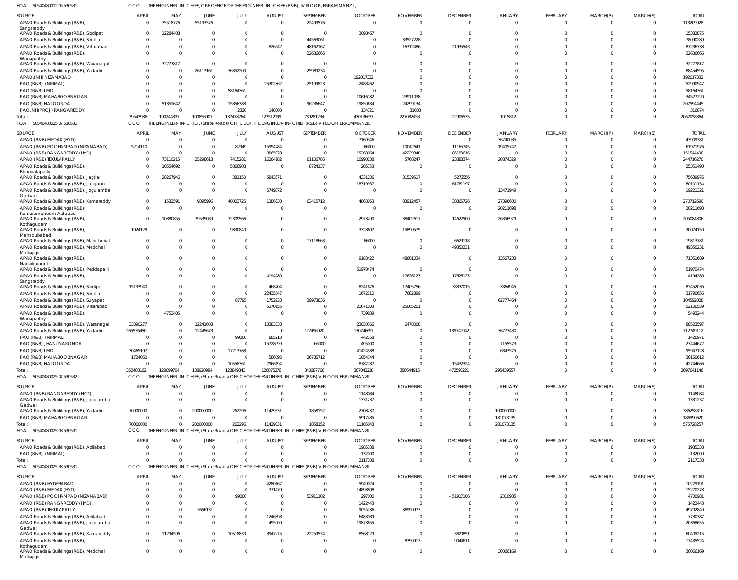HOA 50540480012 05 530531 CCO THE ENGINEER-IN-CHIEF, CRF OFFICE OF THE ENGINEER-IN-CHIEF (R&B), IV FLOOR, ERRAM MANZIL,

| SOURCE | APRIL | MAY | JUNE | JULY | AUGUST | SEPTEMBER | OCTOBER | NOVEMBER | DECEMBER | JANUARY | FEBRUARY | MARCH(P) | MARCH(S) | TOTAL |
|---|---|---|---|---|---|---|---|---|---|---|---|---|---|---|
| APAO Roads & Buildings (R&B), Sangareddy | 0 | 35518776 | 55197576 | 0 | 0 | 22493576 | 0 | 0 | 0 | 0 | 0 | 0 | 0 | 113209928 |
| APAO Roads & Buildings (R&B), Siddipet | 0 | 12284408 | 0 | 0 | 0 | 0 | 3098467 | 0 | 0 | 0 | 0 | 0 | 0 | 15382875 |
| APAO Roads & Buildings (R&B), Siricilla | 0 | 0 | 0 | 0 | 0 | 44563061 | 0 | 33527228 | 0 | 0 | 0 | 0 | 0 | 78090289 |
| APAO Roads & Buildings (R&B), Vikarabad | 0 | 0 | 0 | 0 | 826542 | 48162167 | 0 | 16312486 | 21935543 | 0 | 0 | 0 | 0 | 87236738 |
| APAO Roads & Buildings (R&B), Wanaparthy | 0 | 0 | 0 | 0 | 0 | 22636666 | 0 | 0 | 0 | 0 | 0 | 0 | 0 | 22636666 |
| APAO Roads & Buildings (R&B), Waranagal | 0 | 32277817 | 0 | 0 | 0 | 0 | 0 | 0 | 0 | 0 | 0 | 0 | 0 | 32277817 |
| APAO Roads & Buildings (R&B), Yadadri | 0 | 0 | 26113161 | 36352200 | 0 | 25989234 | 0 | 0 | 0 | 0 | 0 | 0 | 0 | 88454595 |
| APAO,(NH) NIZAMABAD | 0 | 0 | 0 | 0 | 0 | 0 | 192017332 | 0 | 0 | 0 | 0 | 0 | 0 | 192017332 |
| PAO (R&B) (NIRMAL) | 0 | 0 | 0 | 0 | 25302862 | 25199823 | 2488262 | 0 | 0 | 0 | 0 | 0 | 0 | 52990947 |
| PAO (R&B) LMD | 0 | 0 | 0 | 58164361 | 0 | 0 | 0 | 0 | 0 | 0 | 0 | 0 | 0 | 58164361 |
| PAO (R&B) MAHABOOBNAGAR | 0 | 0 | 0 | 0 | 0 | 0 | 10616182 | 23911038 | 0 | 0 | 0 | 0 | 0 | 34527220 |
| PAO (R&B) NALGONDA | 0 | 51351642 | 0 | 15856388 | 0 | 96236647 | 19850634 | 24299134 | 0 | 0 | 0 | 0 | 0 | 207594445 |
| PAO, NH(PROJ) RANGAREDDY | 0 | 0 | 0 | 2320 | 148800 | 0 | 134721 | 31033 | 0 | 0 | 0 | 0 | 0 | 316874 |
| Total: | 39543986 | 190244337 | 100856907 | 137478764 | 123512199 | 789281234 | 430136637 | 227082453 | 22906535 | 1015812 | 0 | 0 | 0 | 2062058864 |

HOA 50540480025 07 530531 CCO THE ENGINEER-IN-CHIEF, (State Roads) OFFICE OF THE ENGINEER-IN-CHIEF (R&B) V FLOOR, ERRUMMANZIL

| SOURCE | APRIL | MAY | JUNE | JULY | AUGUST | SEPTEMBER | OCTOBER | NOVEMBER | DECEMBER | JANUARY | FEBRUARY | MARCH(P) | MARCH(S) | TOTAL |
|---|---|---|---|---|---|---|---|---|---|---|---|---|---|---|
| APAO (R&B) MEDAK (HYD) | 0 | 0 | 0 | 0 | 0 | 0 | 7169346 | 0 | 0 | 36740035 | 0 | 0 | 0 | 43909381 |
| APAO (R&B) POCHAMPAD (NIZAMABAD) | 5214110 | 0 | 0 | 82949 | 15994784 | 0 | 66000 | 10042641 | 11165745 | 19405747 | 0 | 0 | 0 | 61971976 |
| APAO (R&B) RANGAREDDY (HYD) | 0 | 0 | 0 | 0 | 8865978 | 0 | 15268064 | 42229840 | 85180616 | 0 | 0 | 0 | 0 | 151544498 |
| APAO (R&B) TEKULAPALLY | 0 | 73110215 | 25298618 | 7415281 | 16264182 | 61106786 | 10990238 | 5768247 | 23888374 | 20874329 | 0 | 0 | 0 | 244716270 |
| APAO Roads & Buildings (R&B), Bhoopalapally | 0 | 10554692 | 0 | 5866908 | 0 | 8724137 | 205753 | 0 | 0 | 0 | 0 | 0 | 0 | 25351490 |
| APAO Roads & Buildings (R&B), Jagtial | 0 | 28267946 | 0 | 381150 | 5843571 | 0 | 4331236 | 31539517 | 5276556 | 0 | 0 | 0 | 0 | 75639976 |
| APAO Roads & Buildings (R&B), Jangaon | 0 | 0 | 0 | 0 | 0 | 0 | 18319957 | 0 | 61781197 | 0 | 0 | 0 | 0 | 80101154 |
| APAO Roads & Buildings (R&B), Jogulamba Gadwal | 0 | 0 | 0 | 0 | 5749372 | 0 | 0 | 0 | 0 | 13471949 | 0 | 0 | 0 | 19221321 |
| APAO Roads & Buildings (R&B), Kamareddy | 0 | 1532591 | 9395996 | 40003725 | 1386830 | 63415712 | 4863053 | 83912457 | 38805726 | 27396600 | 0 | 0 | 0 | 270712690 |
| APAO Roads & Buildings (R&B), Komarambheem Asifabad | 0 | 0 | 0 | 0 | 0 | 0 | 0 | 0 | 0 | 20211698 | 0 | 0 | 0 | 20211698 |
| APAO Roads & Buildings (R&B), Kothagudem | 0 | 10880855 | 79539089 | 32309566 | 0 | 0 | 2973200 | 38402617 | 14622500 | 26356979 | 0 | 0 | 0 | 205084806 |
| APAO Roads & Buildings (R&B), Mahabubabad | 1024128 | 0 | 0 | 9830840 | 0 | 0 | 3328607 | 15890575 | 0 | 0 | 0 | 0 | 0 | 30074150 |
| APAO Roads & Buildings (R&B), Mancherial | 0 | 0 | 0 | 0 | 0 | 13118663 | 66000 | 0 | 6629118 | 0 | 0 | 0 | 0 | 19813781 |
| APAO Roads & Buildings (R&B), Medchal Malkajigiri | 0 | 0 | 0 | 0 | 0 | 0 | 0 | 0 | 49350231 | 0 | 0 | 0 | 0 | 49350231 |
| APAO Roads & Buildings (R&B), Nagarkurnool | 0 | 0 | 0 | 0 | 0 | 0 | 9183422 | 48601034 | 0 | 13567233 | 0 | 0 | 0 | 71351689 |
| APAO Roads & Buildings (R&B), Peddapalli | 0 | 0 | 0 | 0 | 0 | 0 | 51970474 | 0 | 0 | 0 | 0 | 0 | 0 | 51970474 |
| APAO Roads & Buildings (R&B), Sangareddy | 0 | 0 | 0 | 0 | 4194280 | 0 | 0 | 17626123 | -17626123 | 0 | 0 | 0 | 0 | 4194280 |
| APAO Roads & Buildings (R&B), Siddipet | 15133940 | 0 | 0 | 0 | 468704 | 0 | 8241676 | 17405756 | 38337015 | 3864945 | 0 | 0 | 0 | 83452036 |
| APAO Roads & Buildings (R&B), Siricilla | 0 | 0 | 0 | 0 | 22435547 | 0 | 1672210 | 7682899 | 0 | 0 | 0 | 0 | 0 | 31790656 |
| APAO Roads & Buildings (R&B), Suryapet | 0 | 0 | 0 | 87795 | 1752933 | 39973836 | 0 | 0 | 0 | 62777464 | 0 | 0 | 0 | 104592028 |
| APAO Roads & Buildings (R&B), Vikarabad | 0 | 0 | 0 | 0 | 5370155 | 0 | 21671203 | 25065201 | 0 | 0 | 0 | 0 | 0 | 52106559 |
| APAO Roads & Buildings (R&B), Wanaparthy | 0 | 4753405 | 0 | 0 | 0 | 0 | 739839 | 0 | 0 | 0 | 0 | 0 | 0 | 5493244 |
| APAO Roads & Buildings (R&B), Waranagal | 33390277 | 0 | 12241608 | 0 | 13383338 | 0 | 23030366 | 6478008 | 0 | 0 | 0 | 0 | 0 | 88523597 |
| APAO Roads & Buildings (R&B), Yadadri | 265536450 | 0 | 12445673 | 0 | 0 | 127496920 | 130746697 | 0 | 139749942 | 36773430 | 0 | 0 | 0 | 712749112 |
| PAO (R&B) (NIRMAL) | 0 | 0 | 0 | 99000 | 885213 | 0 | 442758 | 0 | 0 | 0 | 0 | 0 | 0 | 1426971 |
| PAO (R&B), HANUMAKONDA | 0 | 0 | 0 | 0 | 15728099 | 66000 | 495000 | 0 | 0 | 7155573 | 0 | 0 | 0 | 23444672 |
| PAO (R&B) LMD | 30465197 | 0 | 0 | 17213768 | 0 | 0 | 41424588 | 0 | 0 | 6843575 | 0 | 0 | 0 | 95947128 |
| PAO (R&B) MAHABOOBNAGAR | 1724060 | 0 | 0 | 0 | 586096 | 26785712 | 1054744 | 0 | 0 | 0 | 0 | 0 | 0 | 30150612 |
| PAO (R&B) NALGONDA | 0 | 0 | 0 | 10558361 | 7966194 | 0 | 8787787 | 0 | 15432324 | 0 | 0 | 0 | 0 | 42744666 |
| Total: | 352488162 | 129099704 | 138920984 | 123849343 | 126875276 | 340687766 | 367042218 | 350644915 | 472593221 | 295439557 | 0 | 0 | 0 | 2697641146 |

HOA 50540480025 07 530532 CCO THE ENGINEER-IN-CHIEF, (State Roads) OFFICE OF THE ENGINEER-IN-CHIEF (R&B) V FLOOR, ERRUMMANZIL

| SOURCE | APRIL | MAY | JUNE | JULY | AUGUST | SEPTEMBER | OCTOBER | NOVEMBER | DECEMBER | JANUARY | FEBRUARY | MARCH(P) | MARCH(S) | TOTAL |
|---|---|---|---|---|---|---|---|---|---|---|---|---|---|---|
| APAO (R&B) RANGAREDDY (HYD) | 0 | 0 | 0 | 0 | 0 | 0 | 1148084 | 0 | 0 | 0 | 0 | 0 | 0 | 1148084 |
| APAO Roads & Buildings (R&B), Jogulamba Gadwal | 0 | 0 | 0 | 0 | 0 | 0 | 1331237 | 0 | 0 | 0 | 0 | 0 | 0 | 1331237 |
| APAO Roads & Buildings (R&B), Yadadri | 70000000 | 0 | 200000000 | 262296 | 11429631 | 1858152 | 2708237 | 0 | 0 | 100000000 | 0 | 0 | 0 | 386258316 |
| PAO (R&B) MAHABOOBNAGAR | 0 | 0 | 0 | 0 | 0 | 0 | 5917485 | 0 | 0 | 181073135 | 0 | 0 | 0 | 186990620 |
| Total: | 70000000 | 0 | 200000000 | 262296 | 11429631 | 1858152 | 11105043 | 0 | 0 | 281073135 | 0 | 0 | 0 | 575728257 |

HOA 50540480025 08 530531 CCO THE ENGINEER-IN-CHIEF, (State Roads) OFFICE OF THE ENGINEER-IN-CHIEF (R&B) V FLOOR, ERRUMMANZIL

| SOURCE | APRIL | MAY | JUNE | JULY | AUGUST | SEPTEMBER | OCTOBER | NOVEMBER | DECEMBER | JANUARY | FEBRUARY | MARCH(P) | MARCH(S) | TOTAL |
|---|---|---|---|---|---|---|---|---|---|---|---|---|---|---|
| APAO Roads & Buildings (R&B), Adilabad | 0 | 0 | 0 | 0 | 0 | 0 | 1985338 | 0 | 0 | 0 | 0 | 0 | 0 | 1985338 |
| PAO (R&B) (NIRMAL) | 0 | 0 | 0 | 0 | 0 | 0 | 132000 | 0 | 0 | 0 | 0 | 0 | 0 | 132000 |
| Total: | 0 | 0 | 0 | 0 | 0 | 0 | 2117338 | 0 | 0 | 0 | 0 | 0 | 0 | 2117338 |

HOA 50540480025 33 530531 CCO THE ENGINEER-IN-CHIEF, (State Roads) OFFICE OF THE ENGINEER-IN-CHIEF (R&B) V FLOOR, ERRUMMANZIL

| SOURCE | APRIL | MAY | JUNE | JULY | AUGUST | SEPTEMBER | OCTOBER | NOVEMBER | DECEMBER | JANUARY | FEBRUARY | MARCH(P) | MARCH(S) | TOTAL |
|---|---|---|---|---|---|---|---|---|---|---|---|---|---|---|
| APAO (R&B) HYDERABAD | 0 | 0 | 0 | 0 | 4280167 | 0 | 5949024 | 0 | 0 | 0 | 0 | 0 | 0 | 10229191 |
| APAO (R&B) MEDAK (HYD) | 0 | 0 | 0 | 0 | 371470 | 0 | 14898808 | 0 | 0 | 0 | 0 | 0 | 0 | 15270278 |
| APAO (R&B) POCHAMPAD (NIZAMABAD) | 0 | 0 | 0 | 99000 | 0 | 53911102 | 297000 | 0 | -51917106 | 2310985 | 0 | 0 | 0 | 4700981 |
| APAO (R&B) RANGAREDDY (HYD) | 0 | 0 | 0 | 0 | 0 | 0 | 1422443 | 0 | 0 | 0 | 0 | 0 | 0 | 1422443 |
| APAO (R&B) TEKULAPALLY | 0 | 0 | 3656131 | 0 | 0 | 0 | 9055736 | 36990973 | 0 | 0 | 0 | 0 | 0 | 49702840 |
| APAO Roads & Buildings (R&B), Adilabad | 0 | 0 | 0 | 0 | 1246398 | 0 | 6483989 | 0 | 0 | 0 | 0 | 0 | 0 | 7730387 |
| APAO Roads & Buildings (R&B), Jogulamba Gadwal | 0 | 0 | 0 | 0 | 495000 | 0 | 19873655 | 0 | 0 | 0 | 0 | 0 | 0 | 20368655 |
| APAO Roads & Buildings (R&B), Kamareddy | 0 | 11294596 | 0 | 10518830 | 3947275 | 22259534 | 8568129 | 0 | 3820851 | 0 | 0 | 0 | 0 | 60409215 |
| APAO Roads & Buildings (R&B), Kothagudem | 0 | 0 | 0 | 0 | 0 | 0 | 0 | 8390913 | 9044611 | 0 | 0 | 0 | 0 | 17435524 |
| APAO Roads & Buildings (R&B), Medchal Malkajigiri | 0 | 0 | 0 | 0 | 0 | 0 | 0 | 0 | 0 | 30066169 | 0 | 0 | 0 | 30066169 |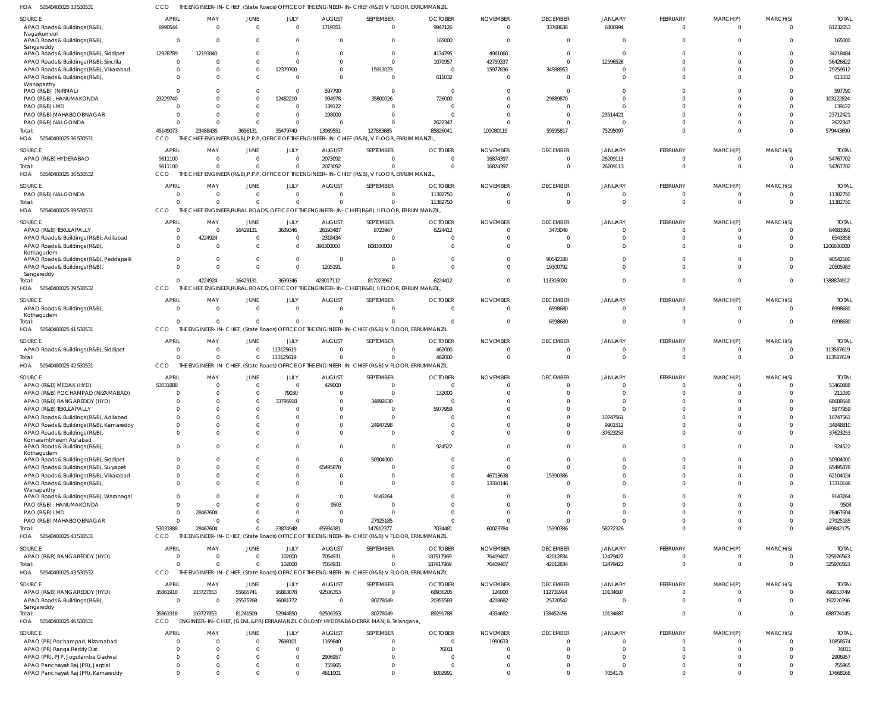HOA 50540480025 33 530531 CCO THE ENGINEER-IN-CHIEF, (State Roads) OFFICE OF THE ENGINEER-IN-CHIEF (R&B) V FLOOR, ERRUMMANZIL

| SOURCE | APRIL | MAY | JUNE | JULY | AUGUST | SEPTEMBER | OCTOBER | NOVEMBER | DECEMBER | JANUARY | FEBRUARY | MARCH(P) | MARCH(S) | TOTAL |
|---|---|---|---|---|---|---|---|---|---|---|---|---|---|---|
| APAO Roads & Buildings (R&B), Nagarkurnool | 8990544 | 0 | 0 | 0 | 1719351 | 0 | 9947126 | 0 | 33768638 | 6806994 | 0 | 0 | 0 | 61232653 |
| APAO Roads & Buildings (R&B), Sangareddy | 0 | 0 | 0 | 0 | 0 | 0 | 165000 | 0 | 0 | 0 | 0 | 0 | 0 | 165000 |
| APAO Roads & Buildings (R&B), Siddipet | 12928789 | 12193840 | 0 | 0 | 0 | 0 | 4134795 | 4961060 | 0 | 0 | 0 | 0 | 0 | 34218484 |
| APAO Roads & Buildings (R&B), Siricilla | 0 | 0 | 0 | 0 | 0 | 0 | 1070957 | 42759337 | 0 | 12596528 | 0 | 0 | 0 | 56426822 |
| APAO Roads & Buildings (R&B), Vikarabad | 0 | 0 | 0 | 12379700 | 0 | 15913023 | 0 | 15977836 | 34988953 | 0 | 0 | 0 | 0 | 79259512 |
| APAO Roads & Buildings (R&B), Wanaparthy | 0 | 0 | 0 | 0 | 0 | 0 | 611032 | 0 | 0 | 0 | 0 | 0 | 0 | 611032 |
| PAO (R&B) (NIRMAL) | 0 | 0 | 0 | 0 | 597790 | 0 | 0 | 0 | 0 | 0 | 0 | 0 | 0 | 597790 |
| PAO (R&B), HANUMAKONDA | 23229740 | 0 | 0 | 12482210 | 994978 | 35800026 | 726000 | 0 | 29889870 | 0 | 0 | 0 | 0 | 103122824 |
| PAO (R&B) LMD | 0 | 0 | 0 | 0 | 139122 | 0 | 0 | 0 | 0 | 0 | 0 | 0 | 0 | 139122 |
| PAO (R&B) MAHABOOBNAGAR | 0 | 0 | 0 | 0 | 198000 | 0 | 0 | 0 | 0 | 23514421 | 0 | 0 | 0 | 23712421 |
| PAO (R&B) NALGONDA | 0 | 0 | 0 | 0 | 0 | 0 | 2622347 | 0 | 0 | 0 | 0 | 0 | 0 | 2622347 |
| Total: | 45149073 | 23488436 | 3656131 | 35479740 | 13989551 | 127883685 | 85826041 | 109080119 | 59595817 | 75295097 | 0 | 0 | 0 | 579443690 |

HOA 50540480025 36 530531 CCO THE CHIEF ENGINEER (R&B),P.P.P, OFFICE OF THE ENGINEER-IN-CHIEF (R&B), V FLOOR, ERRUM MANZIL,

| SOURCE | APRIL | MAY | JUNE | JULY | AUGUST | SEPTEMBER | OCTOBER | NOVEMBER | DECEMBER | JANUARY | FEBRUARY | MARCH(P) | MARCH(S) | TOTAL |
|---|---|---|---|---|---|---|---|---|---|---|---|---|---|---|
| APAO (R&B) HYDERABAD | 9611100 | 0 | 0 | 0 | 2073092 | 0 | 0 | 16874397 | 0 | 26209113 | 0 | 0 | 0 | 54767702 |
| Total: | 9611100 | 0 | 0 | 0 | 2073092 | 0 | 0 | 16874397 | 0 | 26209113 | 0 | 0 | 0 | 54767702 |

HOA 50540480025 36 530532 CCO THE CHIEF ENGINEER (R&B),P.P.P, OFFICE OF THE ENGINEER-IN-CHIEF (R&B), V FLOOR, ERRUM MANZIL,

| SOURCE | APRIL | MAY | JUNE | JULY | AUGUST | SEPTEMBER | OCTOBER | NOVEMBER | DECEMBER | JANUARY | FEBRUARY | MARCH(P) | MARCH(S) | TOTAL |
|---|---|---|---|---|---|---|---|---|---|---|---|---|---|---|
| PAO (R&B) NALGONDA | 0 | 0 | 0 | 0 | 0 | 0 | 11382750 | 0 | 0 | 0 | 0 | 0 | 0 | 11382750 |
| Total: | 0 | 0 | 0 | 0 | 0 | 0 | 11382750 | 0 | 0 | 0 | 0 | 0 | 0 | 11382750 |

HOA 50540480025 39 530531 CCO THE CHIEF ENGINEER,RURAL ROADS, OFFICE OF THE ENGINEER-IN-CHIEF(R&B), II FLOOR, ERRUM MANZIL,

| SOURCE | APRIL | MAY | JUNE | JULY | AUGUST | SEPTEMBER | OCTOBER | NOVEMBER | DECEMBER | JANUARY | FEBRUARY | MARCH(P) | MARCH(S) | TOTAL |
|---|---|---|---|---|---|---|---|---|---|---|---|---|---|---|
| APAO (R&B) TEKULAPALLY | 0 | 0 | 16429131 | 3639346 | 26193487 | 8723967 | 6224412 | 0 | 3473048 | 0 | 0 | 0 | 0 | 64683391 |
| APAO Roads & Buildings (R&B), Adilabad | 0 | 4224924 | 0 | 0 | 2318434 | 0 | 0 | 0 | 0 | 0 | 0 | 0 | 0 | 6543358 |
| APAO Roads & Buildings (R&B), Kothagudem | 0 | 0 | 0 | 0 | 398300000 | 808300000 | 0 | 0 | 0 | 0 | 0 | 0 | 0 | 1206600000 |
| APAO Roads & Buildings (R&B), Peddapalli | 0 | 0 | 0 | 0 | 0 | 0 | 0 | 0 | 90542180 | 0 | 0 | 0 | 0 | 90542180 |
| APAO Roads & Buildings (R&B), Sangareddy | 0 | 0 | 0 | 0 | 1205191 | 0 | 0 | 0 | 19300792 | 0 | 0 | 0 | 0 | 20505983 |
| Total: | 0 | 4224924 | 16429131 | 3639346 | 428017112 | 817023967 | 6224412 | 0 | 113316020 | 0 | 0 | 0 | 0 | 1388874912 |

HOA 50540480025 39 530532 CCO THE CHIEF ENGINEER,RURAL ROADS, OFFICE OF THE ENGINEER-IN-CHIEF(R&B), II FLOOR, ERRUM MANZIL,

| SOURCE | APRIL | MAY | JUNE | JULY | AUGUST | SEPTEMBER | OCTOBER | NOVEMBER | DECEMBER | JANUARY | FEBRUARY | MARCH(P) | MARCH(S) | TOTAL |
|---|---|---|---|---|---|---|---|---|---|---|---|---|---|---|
| APAO Roads & Buildings (R&B), Kothagudem | 0 | 0 | 0 | 0 | 0 | 0 | 0 | 0 | 6998680 | 0 | 0 | 0 | 0 | 6998680 |
| Total: | 0 | 0 | 0 | 0 | 0 | 0 | 0 | 0 | 6998680 | 0 | 0 | 0 | 0 | 6998680 |

HOA 50540480025 41 530531 CCO THE ENGINEER-IN-CHIEF, (State Roads) OFFICE OF THE ENGINEER-IN-CHIEF (R&B) V FLOOR, ERRUMMANZIL

| SOURCE | APRIL | MAY | JUNE | JULY | AUGUST | SEPTEMBER | OCTOBER | NOVEMBER | DECEMBER | JANUARY | FEBRUARY | MARCH(P) | MARCH(S) | TOTAL |
|---|---|---|---|---|---|---|---|---|---|---|---|---|---|---|
| APAO Roads & Buildings (R&B), Siddipet | 0 | 0 | 0 | 113125619 | 0 | 0 | 462000 | 0 | 0 | 0 | 0 | 0 | 0 | 113587619 |
| Total: | 0 | 0 | 0 | 113125619 | 0 | 0 | 462000 | 0 | 0 | 0 | 0 | 0 | 0 | 113587619 |

HOA 50540480025 42 530531 CCO THE ENGINEER-IN-CHIEF, (State Roads) OFFICE OF THE ENGINEER-IN-CHIEF (R&B) V FLOOR, ERRUMMANZIL

| SOURCE | APRIL | MAY | JUNE | JULY | AUGUST | SEPTEMBER | OCTOBER | NOVEMBER | DECEMBER | JANUARY | FEBRUARY | MARCH(P) | MARCH(S) | TOTAL |
|---|---|---|---|---|---|---|---|---|---|---|---|---|---|---|
| APAO (R&B) MEDAK (HYD) | 53031888 | 0 | 0 | 0 | 429000 | 0 | 0 | 0 | 0 | 0 | 0 | 0 | 0 | 53460888 |
| APAO (R&B) POCHAMPAD (NIZAMABAD) | 0 | 0 | 0 | 79030 | 0 | 0 | 132000 | 0 | 0 | 0 | 0 | 0 | 0 | 211030 |
| APAO (R&B) RANGAREDDY (HYD) | 0 | 0 | 0 | 33795918 | 0 | 34892630 | 0 | 0 | 0 | 0 | 0 | 0 | 0 | 68688548 |
| APAO (R&B) TEKULAPALLY | 0 | 0 | 0 | 0 | 0 | 0 | 5977959 | 0 | 0 | 0 | 0 | 0 | 0 | 5977959 |
| APAO Roads & Buildings (R&B), Adilabad | 0 | 0 | 0 | 0 | 0 | 0 | 0 | 0 | 0 | 10747561 | 0 | 0 | 0 | 10747561 |
| APAO Roads & Buildings (R&B), Kamareddy | 0 | 0 | 0 | 0 | 0 | 24947298 | 0 | 0 | 0 | 9901512 | 0 | 0 | 0 | 34848810 |
| APAO Roads & Buildings (R&B), Komarambheem Asifabad | 0 | 0 | 0 | 0 | 0 | 0 | 0 | 0 | 0 | 37623253 | 0 | 0 | 0 | 37623253 |
| APAO Roads & Buildings (R&B), Kothagudem | 0 | 0 | 0 | 0 | 0 | 0 | 924522 | 0 | 0 | 0 | 0 | 0 | 0 | 924522 |
| APAO Roads & Buildings (R&B), Siddipet | 0 | 0 | 0 | 0 | 0 | 50904000 | 0 | 0 | 0 | 0 | 0 | 0 | 0 | 50904000 |
| APAO Roads & Buildings (R&B), Suryapet | 0 | 0 | 0 | 0 | 65495878 | 0 | 0 | 0 | 0 | 0 | 0 | 0 | 0 | 65495878 |
| APAO Roads & Buildings (R&B), Vikarabad | 0 | 0 | 0 | 0 | 0 | 0 | 0 | 46713638 | 15390386 | 0 | 0 | 0 | 0 | 62104024 |
| APAO Roads & Buildings (R&B), Wanaparthy | 0 | 0 | 0 | 0 | 0 | 0 | 0 | 13310146 | 0 | 0 | 0 | 0 | 0 | 13310146 |
| APAO Roads & Buildings (R&B), Waranagal | 0 | 0 | 0 | 0 | 0 | 9143264 | 0 | 0 | 0 | 0 | 0 | 0 | 0 | 9143264 |
| PAO (R&B), HANUMAKONDA | 0 | 0 | 0 | 0 | 9503 | 0 | 0 | 0 | 0 | 0 | 0 | 0 | 0 | 9503 |
| PAO (R&B) LMD | 0 | 28467604 | 0 | 0 | 0 | 0 | 0 | 0 | 0 | 0 | 0 | 0 | 0 | 28467604 |
| PAO (R&B) MAHABOOBNAGAR | 0 | 0 | 0 | 0 | 0 | 27925185 | 0 | 0 | 0 | 0 | 0 | 0 | 0 | 27925185 |
| Total: | 53031888 | 28467604 | 0 | 33874948 | 65934381 | 147812377 | 7034481 | 60023784 | 15390386 | 58272326 | 0 | 0 | 0 | 469842175 |

HOA 50540480025 43 530531 CCO THE ENGINEER-IN-CHIEF, (State Roads) OFFICE OF THE ENGINEER-IN-CHIEF (R&B) V FLOOR, ERRUMMANZIL

| SOURCE | APRIL | MAY | JUNE | JULY | AUGUST | SEPTEMBER | OCTOBER | NOVEMBER | DECEMBER | JANUARY | FEBRUARY | MARCH(P) | MARCH(S) | TOTAL |
|---|---|---|---|---|---|---|---|---|---|---|---|---|---|---|
| APAO (R&B) RANGAREDDY (HYD) | 0 | 0 | 0 | 102000 | 7054931 | 0 | 187917969 | 76409407 | 42012834 | 12479422 | 0 | 0 | 0 | 325976563 |
| Total: | 0 | 0 | 0 | 102000 | 7054931 | 0 | 187917969 | 76409407 | 42012834 | 12479422 | 0 | 0 | 0 | 325976563 |

HOA 50540480025 43 530532 CCO THE ENGINEER-IN-CHIEF, (State Roads) OFFICE OF THE ENGINEER-IN-CHIEF (R&B) V FLOOR, ERRUMMANZIL

| SOURCE | APRIL | MAY | JUNE | JULY | AUGUST | SEPTEMBER | OCTOBER | NOVEMBER | DECEMBER | JANUARY | FEBRUARY | MARCH(P) | MARCH(S) | TOTAL |
|---|---|---|---|---|---|---|---|---|---|---|---|---|---|---|
| APAO (R&B) RANGAREDDY (HYD) | 35861918 | 103727853 | 55665741 | 16863078 | 92506353 | 0 | 68936205 | 126000 | 112731914 | 10134687 | 0 | 0 | 0 | 496553749 |
| APAO Roads & Buildings (R&B), Sangareddy | 0 | 0 | 25575768 | 36081772 | 0 | 80278049 | 20355583 | 4208682 | 25720542 | 0 | 0 | 0 | 0 | 192220396 |
| Total: | 35861918 | 103727853 | 81241509 | 52944850 | 92506353 | 80278049 | 89291788 | 4334682 | 138452456 | 10134687 | 0 | 0 | 0 | 688774145 |

HOA 50540480025 46 530531 CCO ENGINEER-IN-CHIEF, (GENL.&PR) ERRAMANZIL COLONY HYDERABAD ERRA MANJIL Telangana,

| SOURCE | APRIL | MAY | JUNE | JULY | AUGUST | SEPTEMBER | OCTOBER | NOVEMBER | DECEMBER | JANUARY | FEBRUARY | MARCH(P) | MARCH(S) | TOTAL |
|---|---|---|---|---|---|---|---|---|---|---|---|---|---|---|
| APAO (PR) Pochampad, Nizamabad | 0 | 0 | 0 | 7698101 | 1169840 | 0 | 0 | 1990633 | 0 | 0 | 0 | 0 | 0 | 10858574 |
| APAO (PR) Ranga Reddy Dist | 0 | 0 | 0 | 0 | 0 | 0 | 76011 | 0 | 0 | 0 | 0 | 0 | 0 | 76011 |
| APAO (PR), PJP, Jogulamba Gadwal | 0 | 0 | 0 | 0 | 2906957 | 0 | 0 | 0 | 0 | 0 | 0 | 0 | 0 | 2906957 |
| APAO Panchayat Raj (PR), Jagtial | 0 | 0 | 0 | 0 | 755965 | 0 | 0 | 0 | 0 | 0 | 0 | 0 | 0 | 755965 |
| APAO Panchayat Raj (PR), Kamareddy | 0 | 0 | 0 | 0 | 4611001 | 0 | 6002991 | 0 | 0 | 7054176 | 0 | 0 | 0 | 17668168 |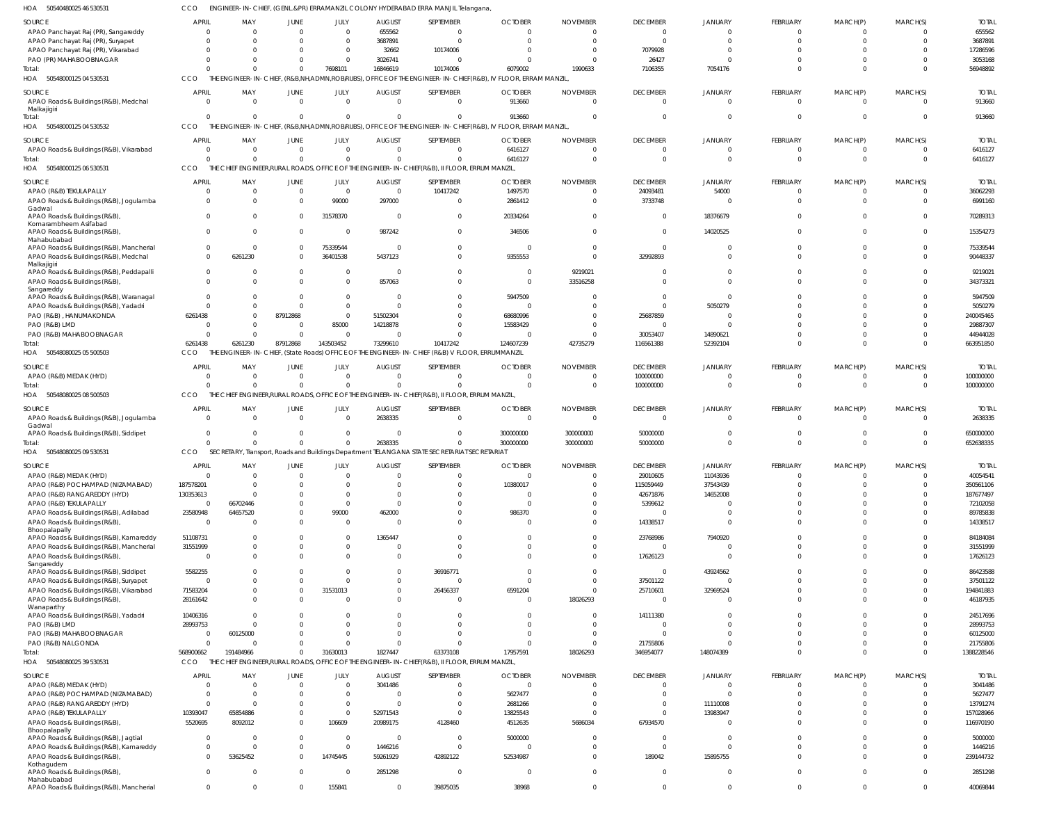HOA 50540480025 46 530531 CCO ENGINEER- IN- CHIEF, (GENL.&PR) ERRAMANZIL COLONY HYDERABAD ERRA MANJIL Telangana,

| SOURCE | APRIL | MAY | JUNE | JULY | AUGUST | SEPTEMBER | OCTOBER | NOVEMBER | DECEMBER | JANUARY | FEBRUARY | MARCH(P) | MARCH(S) | TOTAL |
|---|---|---|---|---|---|---|---|---|---|---|---|---|---|---|
| APAO Panchayat Raj (PR), Sangareddy | 0 | 0 | 0 | 0 | 655562 | 0 | 0 | 0 | 0 | 0 | 0 | 0 | 0 | 655562 |
| APAO Panchayat Raj (PR), Suryapet | 0 | 0 | 0 | 0 | 3687891 | 0 | 0 | 0 | 0 | 0 | 0 | 0 | 0 | 3687891 |
| APAO Panchayat Raj (PR), Vikarabad | 0 | 0 | 0 | 0 | 32662 | 10174006 | 0 | 0 | 7079928 | 0 | 0 | 0 | 0 | 17286596 |
| PAO (PR) MAHABOOBNAGAR | 0 | 0 | 0 | 0 | 3026741 | 0 | 0 | 0 | 26427 | 0 | 0 | 0 | 0 | 3053168 |
| Total: | 0 | 0 | 0 | 7698101 | 16846619 | 10174006 | 6079002 | 1990633 | 7106355 | 7054176 | 0 | 0 | 0 | 56948892 |

HOA 50548000125 04 530531 CCO THE ENGINEER- IN- CHIEF, (R&B,NH,ADMN,ROB/RUBS), OFFICE OF THE ENGINEER- IN- CHIEF(R&B), IV FLOOR, ERRAM MANZIL,

| SOURCE | APRIL | MAY | JUNE | JULY | AUGUST | SEPTEMBER | OCTOBER | NOVEMBER | DECEMBER | JANUARY | FEBRUARY | MARCH(P) | MARCH(S) | TOTAL |
|---|---|---|---|---|---|---|---|---|---|---|---|---|---|---|
| APAO Roads & Buildings (R&B), Medchal Malkajigiri | 0 | 0 | 0 | 0 | 0 | 0 | 913660 | 0 | 0 | 0 | 0 | 0 | 0 | 913660 |
| Total: | 0 | 0 | 0 | 0 | 0 | 0 | 913660 | 0 | 0 | 0 | 0 | 0 | 0 | 913660 |

HOA 50548000125 04 530532 CCO THE ENGINEER- IN- CHIEF, (R&B,NH,ADMN,ROB/RUBS), OFFICE OF THE ENGINEER- IN- CHIEF(R&B), IV FLOOR, ERRAM MANZIL,

| SOURCE | APRIL | MAY | JUNE | JULY | AUGUST | SEPTEMBER | OCTOBER | NOVEMBER | DECEMBER | JANUARY | FEBRUARY | MARCH(P) | MARCH(S) | TOTAL |
|---|---|---|---|---|---|---|---|---|---|---|---|---|---|---|
| APAO Roads & Buildings (R&B), Vikarabad | 0 | 0 | 0 | 0 | 0 | 0 | 6416127 | 0 | 0 | 0 | 0 | 0 | 0 | 6416127 |
| Total: | 0 | 0 | 0 | 0 | 0 | 0 | 6416127 | 0 | 0 | 0 | 0 | 0 | 0 | 6416127 |

HOA 50548000125 06 530531 CCO THE CHIEF ENGINEER,RURAL ROADS, OFFICE OF THE ENGINEER- IN- CHIEF(R&B), II FLOOR, ERRUM MANZIL,

| SOURCE | APRIL | MAY | JUNE | JULY | AUGUST | SEPTEMBER | OCTOBER | NOVEMBER | DECEMBER | JANUARY | FEBRUARY | MARCH(P) | MARCH(S) | TOTAL |
|---|---|---|---|---|---|---|---|---|---|---|---|---|---|---|
| APAO (R&B) TEKULAPALLY | 0 | 0 | 0 | 0 | 0 | 10417242 | 1497570 | 0 | 24093481 | 54000 | 0 | 0 | 0 | 36062293 |
| APAO Roads & Buildings (R&B), Jogulamba Gadwal | 0 | 0 | 0 | 99000 | 297000 | 0 | 2861412 | 0 | 3733748 | 0 | 0 | 0 | 0 | 6991160 |
| APAO Roads & Buildings (R&B), Komarambheem Asifabad | 0 | 0 | 0 | 31578370 | 0 | 0 | 20334264 | 0 | 0 | 18376679 | 0 | 0 | 0 | 70289313 |
| APAO Roads & Buildings (R&B), Mahabubabad | 0 | 0 | 0 | 0 | 987242 | 0 | 346506 | 0 | 0 | 14020525 | 0 | 0 | 0 | 15354273 |
| APAO Roads & Buildings (R&B), Mancherial | 0 | 0 | 0 | 75339544 | 0 | 0 | 0 | 0 | 0 | 0 | 0 | 0 | 0 | 75339544 |
| APAO Roads & Buildings (R&B), Medchal Malkajigiri | 0 | 6261230 | 0 | 36401538 | 5437123 | 0 | 9355553 | 0 | 32992893 | 0 | 0 | 0 | 0 | 90448337 |
| APAO Roads & Buildings (R&B), Peddapalli | 0 | 0 | 0 | 0 | 0 | 0 | 0 | 9219021 | 0 | 0 | 0 | 0 | 0 | 9219021 |
| APAO Roads & Buildings (R&B), Sangareddy | 0 | 0 | 0 | 0 | 857063 | 0 | 0 | 33516258 | 0 | 0 | 0 | 0 | 0 | 34373321 |
| APAO Roads & Buildings (R&B), Waranagal | 0 | 0 | 0 | 0 | 0 | 0 | 5947509 | 0 | 0 | 0 | 0 | 0 | 0 | 5947509 |
| APAO Roads & Buildings (R&B), Yadadri | 0 | 0 | 0 | 0 | 0 | 0 | 0 | 0 | 0 | 5050279 | 0 | 0 | 0 | 5050279 |
| PAO (R&B) , HANUMAKONDA | 6261438 | 0 | 87912868 | 0 | 51502304 | 0 | 68680996 | 0 | 25687859 | 0 | 0 | 0 | 0 | 240045465 |
| PAO (R&B) LMD | 0 | 0 | 0 | 85000 | 14218878 | 0 | 15583429 | 0 | 0 | 0 | 0 | 0 | 0 | 29887307 |
| PAO (R&B) MAHABOOBNAGAR | 0 | 0 | 0 | 0 | 0 | 0 | 0 | 0 | 30053407 | 14890621 | 0 | 0 | 0 | 44944028 |
| Total: | 6261438 | 6261230 | 87912868 | 143503452 | 73299610 | 10417242 | 124607239 | 42735279 | 116561388 | 52392104 | 0 | 0 | 0 | 663951850 |

HOA 50548080025 05 500503 CCO THE ENGINEER- IN- CHIEF, (State Roads) OFFICE OF THE ENGINEER- IN- CHIEF (R&B) V FLOOR, ERRUMMANZIL

| SOURCE | APRIL | MAY | JUNE | JULY | AUGUST | SEPTEMBER | OCTOBER | NOVEMBER | DECEMBER | JANUARY | FEBRUARY | MARCH(P) | MARCH(S) | TOTAL |
|---|---|---|---|---|---|---|---|---|---|---|---|---|---|---|
| APAO (R&B) MEDAK (HYD) | 0 | 0 | 0 | 0 | 0 | 0 | 0 | 0 | 100000000 | 0 | 0 | 0 | 0 | 100000000 |
| Total: | 0 | 0 | 0 | 0 | 0 | 0 | 0 | 0 | 100000000 | 0 | 0 | 0 | 0 | 100000000 |

HOA 50548080025 08 500503 CCO THE CHIEF ENGINEER,RURAL ROADS, OFFICE OF THE ENGINEER- IN- CHIEF(R&B), II FLOOR, ERRUM MANZIL,

| SOURCE | APRIL | MAY | JUNE | JULY | AUGUST | SEPTEMBER | OCTOBER | NOVEMBER | DECEMBER | JANUARY | FEBRUARY | MARCH(P) | MARCH(S) | TOTAL |
|---|---|---|---|---|---|---|---|---|---|---|---|---|---|---|
| APAO Roads & Buildings (R&B), Jogulamba Gadwal | 0 | 0 | 0 | 0 | 2638335 | 0 | 0 | 0 | 0 | 0 | 0 | 0 | 0 | 2638335 |
| APAO Roads & Buildings (R&B), Siddipet | 0 | 0 | 0 | 0 | 0 | 0 | 300000000 | 300000000 | 50000000 | 0 | 0 | 0 | 0 | 650000000 |
| Total: | 0 | 0 | 0 | 0 | 2638335 | 0 | 300000000 | 300000000 | 50000000 | 0 | 0 | 0 | 0 | 652638335 |

HOA 50548080025 09 530531 CCO SECRETARY, Transport, Roads and Buildings Department TELANGANA STATE SECRETARIAT SECRETARIAT

| SOURCE | APRIL | MAY | JUNE | JULY | AUGUST | SEPTEMBER | OCTOBER | NOVEMBER | DECEMBER | JANUARY | FEBRUARY | MARCH(P) | MARCH(S) | TOTAL |
|---|---|---|---|---|---|---|---|---|---|---|---|---|---|---|
| APAO (R&B) MEDAK (HYD) | 0 | 0 | 0 | 0 | 0 | 0 | 0 | 0 | 29010605 | 11043936 | 0 | 0 | 0 | 40054541 |
| APAO (R&B) POCHAMPAD (NIZAMABAD) | 187578201 | 0 | 0 | 0 | 0 | 0 | 10380017 | 0 | 115059449 | 37543439 | 0 | 0 | 0 | 350561106 |
| APAO (R&B) RANGAREDDY (HYD) | 130353613 | 0 | 0 | 0 | 0 | 0 | 0 | 0 | 42671876 | 14652008 | 0 | 0 | 0 | 187677497 |
| APAO (R&B) TEKULAPALLY | 0 | 66702446 | 0 | 0 | 0 | 0 | 0 | 0 | 5399612 | 0 | 0 | 0 | 0 | 72102058 |
| APAO Roads & Buildings (R&B), Adilabad | 23580948 | 64657520 | 0 | 99000 | 462000 | 0 | 986370 | 0 | 0 | 0 | 0 | 0 | 0 | 89785838 |
| APAO Roads & Buildings (R&B), Bhoopalapally | 0 | 0 | 0 | 0 | 0 | 0 | 0 | 0 | 14338517 | 0 | 0 | 0 | 0 | 14338517 |
| APAO Roads & Buildings (R&B), Kamareddy | 51108731 | 0 | 0 | 0 | 1365447 | 0 | 0 | 0 | 23768986 | 7940920 | 0 | 0 | 0 | 84184084 |
| APAO Roads & Buildings (R&B), Mancherial | 31551999 | 0 | 0 | 0 | 0 | 0 | 0 | 0 | 0 | 0 | 0 | 0 | 0 | 31551999 |
| APAO Roads & Buildings (R&B), Sangareddy | 0 | 0 | 0 | 0 | 0 | 0 | 0 | 0 | 17626123 | 0 | 0 | 0 | 0 | 17626123 |
| APAO Roads & Buildings (R&B), Siddipet | 5582255 | 0 | 0 | 0 | 0 | 36916771 | 0 | 0 | 0 | 43924562 | 0 | 0 | 0 | 86423588 |
| APAO Roads & Buildings (R&B), Suryapet | 0 | 0 | 0 | 0 | 0 | 0 | 0 | 0 | 37501122 | 0 | 0 | 0 | 0 | 37501122 |
| APAO Roads & Buildings (R&B), Vikarabad | 71583204 | 0 | 0 | 31531013 | 0 | 26456337 | 6591204 | 0 | 25710601 | 32969524 | 0 | 0 | 0 | 194841883 |
| APAO Roads & Buildings (R&B), Wanaparthy | 28161642 | 0 | 0 | 0 | 0 | 0 | 0 | 18026293 | 0 | 0 | 0 | 0 | 0 | 46187935 |
| APAO Roads & Buildings (R&B), Yadadri | 10406316 | 0 | 0 | 0 | 0 | 0 | 0 | 0 | 14111380 | 0 | 0 | 0 | 0 | 24517696 |
| PAO (R&B) LMD | 28993753 | 0 | 0 | 0 | 0 | 0 | 0 | 0 | 0 | 0 | 0 | 0 | 0 | 28993753 |
| PAO (R&B) MAHABOOBNAGAR | 0 | 60125000 | 0 | 0 | 0 | 0 | 0 | 0 | 0 | 0 | 0 | 0 | 0 | 60125000 |
| PAO (R&B) NALGONDA | 0 | 0 | 0 | 0 | 0 | 0 | 0 | 0 | 21755806 | 0 | 0 | 0 | 0 | 21755806 |
| Total: | 568900662 | 191484966 | 0 | 31630013 | 1827447 | 63373108 | 17957591 | 18026293 | 346954077 | 148074389 | 0 | 0 | 0 | 1388228546 |

HOA 50548080025 39 530531 CCO THE CHIEF ENGINEER,RURAL ROADS, OFFICE OF THE ENGINEER- IN- CHIEF(R&B), II FLOOR, ERRUM MANZIL,

| SOURCE | APRIL | MAY | JUNE | JULY | AUGUST | SEPTEMBER | OCTOBER | NOVEMBER | DECEMBER | JANUARY | FEBRUARY | MARCH(P) | MARCH(S) | TOTAL |
|---|---|---|---|---|---|---|---|---|---|---|---|---|---|---|
| APAO (R&B) MEDAK (HYD) | 0 | 0 | 0 | 0 | 3041486 | 0 | 0 | 0 | 0 | 0 | 0 | 0 | 0 | 3041486 |
| APAO (R&B) POCHAMPAD (NIZAMABAD) | 0 | 0 | 0 | 0 | 0 | 0 | 5627477 | 0 | 0 | 0 | 0 | 0 | 0 | 5627477 |
| APAO (R&B) RANGAREDDY (HYD) | 0 | 0 | 0 | 0 | 0 | 0 | 2681266 | 0 | 0 | 11110008 | 0 | 0 | 0 | 13791274 |
| APAO (R&B) TEKULAPALLY | 10393047 | 65854886 | 0 | 0 | 52971543 | 0 | 13825543 | 0 | 0 | 13983947 | 0 | 0 | 0 | 157028966 |
| APAO Roads & Buildings (R&B), Bhoopalapally | 5520695 | 8092012 | 0 | 106609 | 20989175 | 4128460 | 4512635 | 5686034 | 67934570 | 0 | 0 | 0 | 0 | 116970190 |
| APAO Roads & Buildings (R&B), Jagtial | 0 | 0 | 0 | 0 | 0 | 0 | 5000000 | 0 | 0 | 0 | 0 | 0 | 0 | 5000000 |
| APAO Roads & Buildings (R&B), Kamareddy | 0 | 0 | 0 | 0 | 1446216 | 0 | 0 | 0 | 0 | 0 | 0 | 0 | 0 | 1446216 |
| APAO Roads & Buildings (R&B), Kothagudem | 0 | 53625452 | 0 | 14745445 | 59261929 | 42892122 | 52534987 | 0 | 189042 | 15895755 | 0 | 0 | 0 | 239144732 |
| APAO Roads & Buildings (R&B), Mahabubabad | 0 | 0 | 0 | 0 | 2851298 | 0 | 0 | 0 | 0 | 0 | 0 | 0 | 0 | 2851298 |
| APAO Roads & Buildings (R&B), Mancherial | 0 | 0 | 0 | 155841 | 0 | 39875035 | 38968 | 0 | 0 | 0 | 0 | 0 | 0 | 40069844 |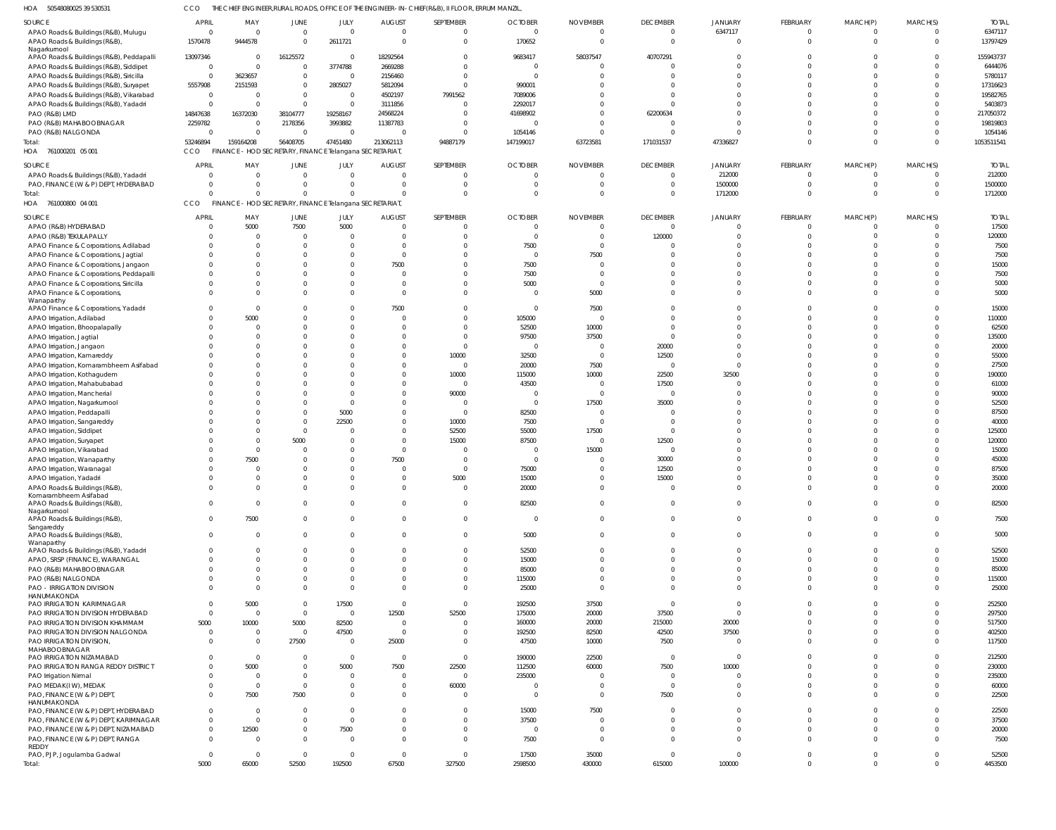HOA 50548080025 39 530531 CCO THE CHIEF ENGINEER,RURAL ROADS, OFFICE OF THE ENGINEER- IN- CHIEF(R&B), II FLOOR, ERRUM MANZIL,

| SOURCE | APRIL | MAY | JUNE | JULY | AUGUST | SEPTEMBER | OCTOBER | NOVEMBER | DECEMBER | JANUARY | FEBRUARY | MARCH(P) | MARCH(S) | TOTAL |
|---|---|---|---|---|---|---|---|---|---|---|---|---|---|---|
| APAO Roads & Buildings (R&B), Mulugu | 0 | 0 | 0 | 0 | 0 | 0 | 0 | 0 | 0 | 6347117 | 0 | 0 | 0 | 6347117 |
| APAO Roads & Buildings (R&B), Nagarkurnool | 1570478 | 9444578 | 0 | 2611721 | 0 | 0 | 170652 | 0 | 0 | 0 | 0 | 0 | 0 | 13797429 |
| APAO Roads & Buildings (R&B), Peddapalli | 13097346 | 0 | 16125572 | 0 | 18292564 | 0 | 9683417 | 58037547 | 40707291 | 0 | 0 | 0 | 0 | 155943737 |
| APAO Roads & Buildings (R&B), Siddipet | 0 | 0 | 0 | 3774788 | 2669288 | 0 | 0 | 0 | 0 | 0 | 0 | 0 | 0 | 6444076 |
| APAO Roads & Buildings (R&B), Siricilla | 0 | 3623657 | 0 | 0 | 2156460 | 0 | 0 | 0 | 0 | 0 | 0 | 0 | 0 | 5780117 |
| APAO Roads & Buildings (R&B), Suryapet | 5557908 | 2151593 | 0 | 2805027 | 5812094 | 0 | 990001 | 0 | 0 | 0 | 0 | 0 | 0 | 17316623 |
| APAO Roads & Buildings (R&B), Vikarabad | 0 | 0 | 0 | 0 | 4502197 | 7991562 | 7089006 | 0 | 0 | 0 | 0 | 0 | 0 | 19582765 |
| APAO Roads & Buildings (R&B), Yadadri | 0 | 0 | 0 | 0 | 3111856 | 0 | 2292017 | 0 | 0 | 0 | 0 | 0 | 0 | 5403873 |
| PAO (R&B) LMD | 14847638 | 16372030 | 38104777 | 19258167 | 24568224 | 0 | 41698902 | 0 | 62200634 | 0 | 0 | 0 | 0 | 217050372 |
| PAO (R&B) MAHABOOBNAGAR | 2259782 | 0 | 2178356 | 3993882 | 11387783 | 0 | 0 | 0 | 0 | 0 | 0 | 0 | 0 | 19819803 |
| PAO (R&B) NALGONDA | 0 | 0 | 0 | 0 | 0 | 0 | 1054146 | 0 | 0 | 0 | 0 | 0 | 0 | 1054146 |
| Total: | 53246894 | 159164208 | 56408705 | 47451480 | 213062113 | 94887179 | 147199017 | 63723581 | 171031537 | 47336827 | 0 | 0 | 0 | 1053511541 |

HOA 761000201 05 001 CCO FINANCE - HOD SECRETARY, FINANCE Telangana SECRETARIAT,

| SOURCE | APRIL | MAY | JUNE | JULY | AUGUST | SEPTEMBER | OCTOBER | NOVEMBER | DECEMBER | JANUARY | FEBRUARY | MARCH(P) | MARCH(S) | TOTAL |
|---|---|---|---|---|---|---|---|---|---|---|---|---|---|---|
| APAO Roads & Buildings (R&B), Yadadri | 0 | 0 | 0 | 0 | 0 | 0 | 0 | 0 | 0 | 212000 | 0 | 0 | 0 | 212000 |
| PAO, FINANCE (W & P) DEPT, HYDERABAD | 0 | 0 | 0 | 0 | 0 | 0 | 0 | 0 | 0 | 1500000 | 0 | 0 | 0 | 1500000 |
| Total: | 0 | 0 | 0 | 0 | 0 | 0 | 0 | 0 | 0 | 1712000 | 0 | 0 | 0 | 1712000 |

HOA 761000800 04 001 CCO FINANCE - HOD SECRETARY, FINANCE Telangana SECRETARIAT,

| SOURCE | APRIL | MAY | JUNE | JULY | AUGUST | SEPTEMBER | OCTOBER | NOVEMBER | DECEMBER | JANUARY | FEBRUARY | MARCH(P) | MARCH(S) | TOTAL |
|---|---|---|---|---|---|---|---|---|---|---|---|---|---|---|
| APAO (R&B) HYDERABAD | 0 | 5000 | 7500 | 5000 | 0 | 0 | 0 | 0 | 0 | 0 | 0 | 0 | 0 | 17500 |
| APAO (R&B) TEKULAPALLY | 0 | 0 | 0 | 0 | 0 | 0 | 0 | 0 | 120000 | 0 | 0 | 0 | 0 | 120000 |
| APAO Finance & Corporations, Adilabad | 0 | 0 | 0 | 0 | 0 | 0 | 7500 | 0 | 0 | 0 | 0 | 0 | 0 | 7500 |
| APAO Finance & Corporations, Jagtial | 0 | 0 | 0 | 0 | 0 | 0 | 0 | 7500 | 0 | 0 | 0 | 0 | 0 | 7500 |
| APAO Finance & Corporations, Jangaon | 0 | 0 | 0 | 0 | 7500 | 0 | 7500 | 0 | 0 | 0 | 0 | 0 | 0 | 15000 |
| APAO Finance & Corporations, Peddapalli | 0 | 0 | 0 | 0 | 0 | 0 | 7500 | 0 | 0 | 0 | 0 | 0 | 0 | 7500 |
| APAO Finance & Corporations, Siricilla | 0 | 0 | 0 | 0 | 0 | 0 | 5000 | 0 | 0 | 0 | 0 | 0 | 0 | 5000 |
| APAO Finance & Corporations, Wanaparthy | 0 | 0 | 0 | 0 | 0 | 0 | 0 | 5000 | 0 | 0 | 0 | 0 | 0 | 5000 |
| APAO Finance & Corporations, Yadadri | 0 | 0 | 0 | 0 | 7500 | 0 | 0 | 7500 | 0 | 0 | 0 | 0 | 0 | 15000 |
| APAO Irrigation, Adilabad | 0 | 5000 | 0 | 0 | 0 | 0 | 105000 | 0 | 0 | 0 | 0 | 0 | 0 | 110000 |
| APAO Irrigation, Bhoopalapally | 0 | 0 | 0 | 0 | 0 | 0 | 52500 | 10000 | 0 | 0 | 0 | 0 | 0 | 62500 |
| APAO Irrigation, Jagtial | 0 | 0 | 0 | 0 | 0 | 0 | 97500 | 37500 | 0 | 0 | 0 | 0 | 0 | 135000 |
| APAO Irrigation, Jangaon | 0 | 0 | 0 | 0 | 0 | 0 | 0 | 0 | 20000 | 0 | 0 | 0 | 0 | 20000 |
| APAO Irrigation, Kamareddy | 0 | 0 | 0 | 0 | 0 | 10000 | 32500 | 0 | 12500 | 0 | 0 | 0 | 0 | 55000 |
| APAO Irrigation, Komarambheem Asifabad | 0 | 0 | 0 | 0 | 0 | 0 | 20000 | 7500 | 0 | 0 | 0 | 0 | 0 | 27500 |
| APAO Irrigation, Kothagudem | 0 | 0 | 0 | 0 | 0 | 10000 | 115000 | 10000 | 22500 | 32500 | 0 | 0 | 0 | 190000 |
| APAO Irrigation, Mahabubabad | 0 | 0 | 0 | 0 | 0 | 0 | 43500 | 0 | 17500 | 0 | 0 | 0 | 0 | 61000 |
| APAO Irrigation, Mancherial | 0 | 0 | 0 | 0 | 0 | 90000 | 0 | 0 | 0 | 0 | 0 | 0 | 0 | 90000 |
| APAO Irrigation, Nagarkurnool | 0 | 0 | 0 | 0 | 0 | 0 | 0 | 17500 | 35000 | 0 | 0 | 0 | 0 | 52500 |
| APAO Irrigation, Peddapalli | 0 | 0 | 0 | 5000 | 0 | 0 | 82500 | 0 | 0 | 0 | 0 | 0 | 0 | 87500 |
| APAO Irrigation, Sangareddy | 0 | 0 | 0 | 22500 | 0 | 10000 | 7500 | 0 | 0 | 0 | 0 | 0 | 0 | 40000 |
| APAO Irrigation, Siddipet | 0 | 0 | 0 | 0 | 0 | 52500 | 55000 | 17500 | 0 | 0 | 0 | 0 | 0 | 125000 |
| APAO Irrigation, Suryapet | 0 | 0 | 5000 | 0 | 0 | 15000 | 87500 | 0 | 12500 | 0 | 0 | 0 | 0 | 120000 |
| APAO Irrigation, Vikarabad | 0 | 0 | 0 | 0 | 0 | 0 | 0 | 15000 | 0 | 0 | 0 | 0 | 0 | 15000 |
| APAO Irrigation, Wanaparthy | 0 | 7500 | 0 | 0 | 7500 | 0 | 0 | 0 | 30000 | 0 | 0 | 0 | 0 | 45000 |
| APAO Irrigation, Waranagal | 0 | 0 | 0 | 0 | 0 | 0 | 75000 | 0 | 12500 | 0 | 0 | 0 | 0 | 87500 |
| APAO Irrigation, Yadadri | 0 | 0 | 0 | 0 | 0 | 5000 | 15000 | 0 | 15000 | 0 | 0 | 0 | 0 | 35000 |
| APAO Roads & Buildings (R&B), Komarambheem Asifabad | 0 | 0 | 0 | 0 | 0 | 0 | 20000 | 0 | 0 | 0 | 0 | 0 | 0 | 20000 |
| APAO Roads & Buildings (R&B), Nagarkurnool | 0 | 0 | 0 | 0 | 0 | 0 | 82500 | 0 | 0 | 0 | 0 | 0 | 0 | 82500 |
| APAO Roads & Buildings (R&B), Sangareddy | 0 | 7500 | 0 | 0 | 0 | 0 | 0 | 0 | 0 | 0 | 0 | 0 | 0 | 7500 |
| APAO Roads & Buildings (R&B), Wanaparthy | 0 | 0 | 0 | 0 | 0 | 0 | 5000 | 0 | 0 | 0 | 0 | 0 | 0 | 5000 |
| APAO Roads & Buildings (R&B), Yadadri | 0 | 0 | 0 | 0 | 0 | 0 | 52500 | 0 | 0 | 0 | 0 | 0 | 0 | 52500 |
| APAO, SRSP (FINANCE), WARANGAL | 0 | 0 | 0 | 0 | 0 | 0 | 15000 | 0 | 0 | 0 | 0 | 0 | 0 | 15000 |
| PAO (R&B) MAHABOOBNAGAR | 0 | 0 | 0 | 0 | 0 | 0 | 85000 | 0 | 0 | 0 | 0 | 0 | 0 | 85000 |
| PAO (R&B) NALGONDA | 0 | 0 | 0 | 0 | 0 | 0 | 115000 | 0 | 0 | 0 | 0 | 0 | 0 | 115000 |
| PAO - IRRIGATION DIVISION HANUMAKONDA | 0 | 0 | 0 | 0 | 0 | 0 | 25000 | 0 | 0 | 0 | 0 | 0 | 0 | 25000 |
| PAO IRRIGATION KARIMNAGAR | 0 | 5000 | 0 | 17500 | 0 | 0 | 192500 | 37500 | 0 | 0 | 0 | 0 | 0 | 252500 |
| PAO IRRIGATION DIVISION HYDERABAD | 0 | 0 | 0 | 0 | 12500 | 52500 | 175000 | 20000 | 37500 | 0 | 0 | 0 | 0 | 297500 |
| PAO IRRIGATION DIVISION KHAMMAM | 5000 | 10000 | 5000 | 82500 | 0 | 0 | 160000 | 20000 | 215000 | 20000 | 0 | 0 | 0 | 517500 |
| PAO IRRIGATION DIVISION NALGONDA | 0 | 0 | 0 | 47500 | 0 | 0 | 192500 | 82500 | 42500 | 37500 | 0 | 0 | 0 | 402500 |
| PAO IRRIGATION DIVISION, MAHABOOBNAGAR | 0 | 0 | 27500 | 0 | 25000 | 0 | 47500 | 10000 | 7500 | 0 | 0 | 0 | 0 | 117500 |
| PAO IRRIGATION NIZAMABAD | 0 | 0 | 0 | 0 | 0 | 0 | 190000 | 22500 | 0 | 0 | 0 | 0 | 0 | 212500 |
| PAO IRRIGATION RANGA REDDY DISTRICT | 0 | 5000 | 0 | 5000 | 7500 | 22500 | 112500 | 60000 | 7500 | 10000 | 0 | 0 | 0 | 230000 |
| PAO Irrigation Nirmal | 0 | 0 | 0 | 0 | 0 | 0 | 235000 | 0 | 0 | 0 | 0 | 0 | 0 | 235000 |
| PAO MEDAK(IW), MEDAK | 0 | 0 | 0 | 0 | 0 | 60000 | 0 | 0 | 0 | 0 | 0 | 0 | 0 | 60000 |
| PAO, FINANCE (W & P) DEPT, HANUMAKONDA | 0 | 7500 | 7500 | 0 | 0 | 0 | 0 | 0 | 7500 | 0 | 0 | 0 | 0 | 22500 |
| PAO, FINANCE (W & P) DEPT, HYDERABAD | 0 | 0 | 0 | 0 | 0 | 0 | 15000 | 7500 | 0 | 0 | 0 | 0 | 0 | 22500 |
| PAO, FINANCE (W & P) DEPT, KARIMNAGAR | 0 | 0 | 0 | 0 | 0 | 0 | 37500 | 0 | 0 | 0 | 0 | 0 | 0 | 37500 |
| PAO, FINANCE (W & P) DEPT, NIZAMABAD | 0 | 12500 | 0 | 7500 | 0 | 0 | 0 | 0 | 0 | 0 | 0 | 0 | 0 | 20000 |
| PAO, FINANCE (W & P) DEPT, RANGA REDDY | 0 | 0 | 0 | 0 | 0 | 0 | 7500 | 0 | 0 | 0 | 0 | 0 | 0 | 7500 |
| PAO, PJP, Jogulamba Gadwal | 0 | 0 | 0 | 0 | 0 | 0 | 17500 | 35000 | 0 | 0 | 0 | 0 | 0 | 52500 |
| Total: | 5000 | 65000 | 52500 | 192500 | 67500 | 327500 | 2598500 | 430000 | 615000 | 100000 | 0 | 0 | 0 | 4453500 |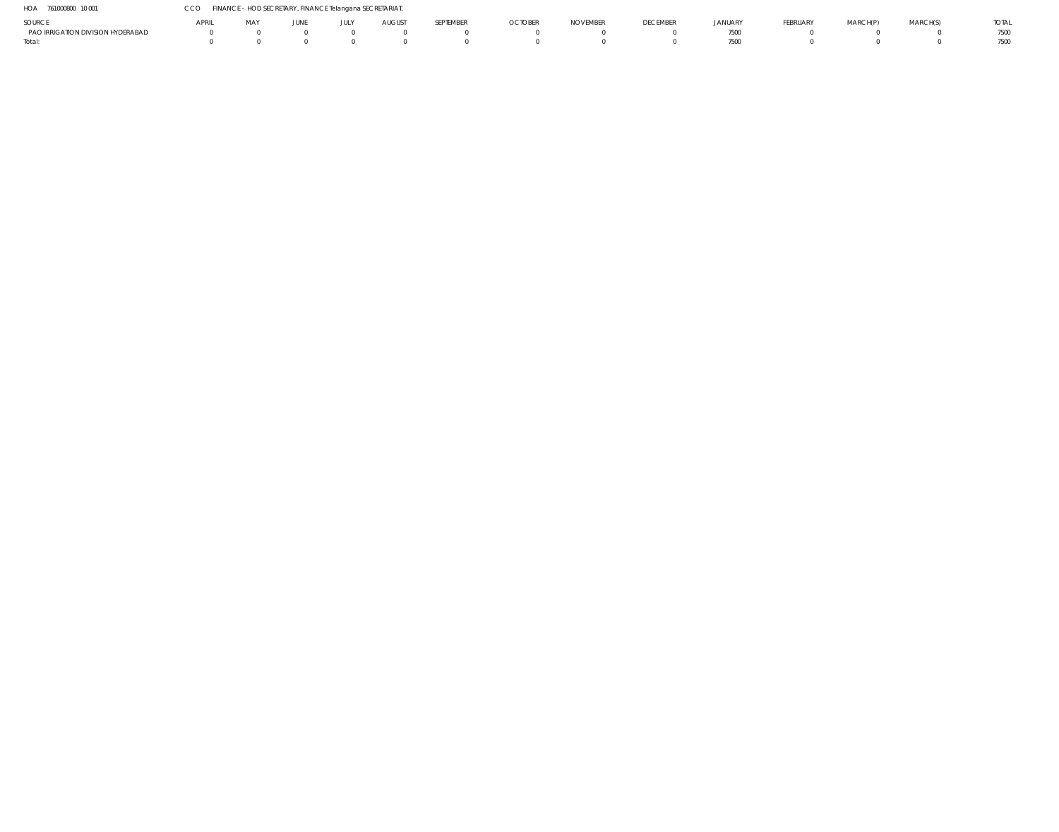HOA 761000800 10 001 CCO FINANCE - HOD SECRETARY, FINANCE Telangana SECRETARIAT,

| SOURCE | APRIL | MAY | JUNE | JULY | AUGUST | SEPTEMBER | OCTOBER | NOVEMBER | DECEMBER | JANUARY | FEBRUARY | MARCH(P) | MARCH(S) | TOTAL |
|---|---|---|---|---|---|---|---|---|---|---|---|---|---|---|
| PAO IRRIGATION DIVISION HYDERABAD | 0 | 0 | 0 | 0 | 0 | 0 | 0 | 0 | 0 | 7500 | 0 | 0 | 0 | 7500 |
| Total: | 0 | 0 | 0 | 0 | 0 | 0 | 0 | 0 | 0 | 7500 | 0 | 0 | 0 | 7500 |